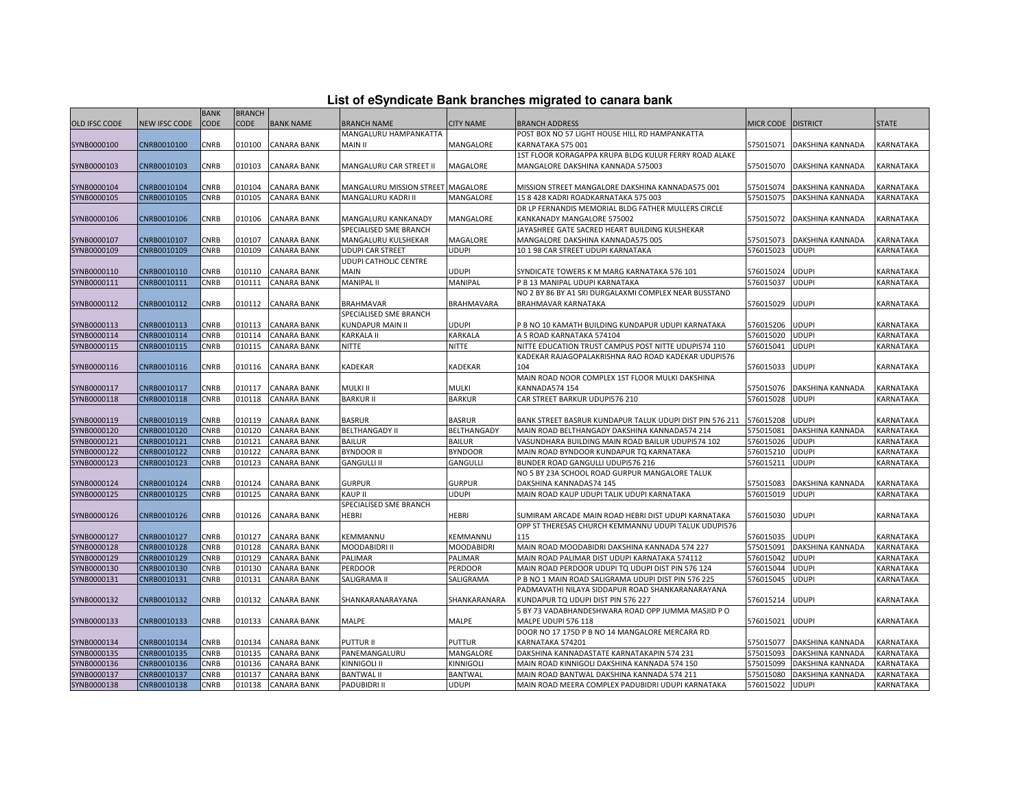# List of eSyndicate Bank branches migrated to canara bank

| OLD IFSC CODE | NEW IFSC CODE | BANK CODE | BRANCH CODE | BANK NAME | BRANCH NAME | CITY NAME | BRANCH ADDRESS | MICR CODE | DISTRICT | STATE |
|---|---|---|---|---|---|---|---|---|---|---|
| SYNB0000100 | CNRB0010100 | CNRB | 010100 | CANARA BANK | MANGALURU HAMPANKATTA MAIN II | MANGALORE | POST BOX NO 57 LIGHT HOUSE HILL RD HAMPANKATTA KARNATAKA 575 001 | 575015071 | DAKSHINA KANNADA | KARNATAKA |
| SYNB0000103 | CNRB0010103 | CNRB | 010103 | CANARA BANK | MANGALURU CAR STREET II | MAGALORE | 1ST FLOOR KORAGAPPA KRUPA BLDG KULUR FERRY ROAD ALAKE MANGALORE DAKSHINA KANNADA 575003 | 575015070 | DAKSHINA KANNADA | KARNATAKA |
| SYNB0000104 | CNRB0010104 | CNRB | 010104 | CANARA BANK | MANGALURU MISSION STREET | MAGALORE | MISSION STREET MANGALORE DAKSHINA KANNADA575 001 | 575015074 | DAKSHINA KANNADA | KARNATAKA |
| SYNB0000105 | CNRB0010105 | CNRB | 010105 | CANARA BANK | MANGALURU KADRI II | MANGALORE | 15 8 428 KADRI ROADKARNATAKA 575 003 | 575015075 | DAKSHINA KANNADA | KARNATAKA |
| SYNB0000106 | CNRB0010106 | CNRB | 010106 | CANARA BANK | MANGALURU KANKANADY | MANGALORE | DR LP FERNANDIS MEMORIAL BLDG FATHER MULLERS CIRCLE KANKANADY MANGALORE 575002 | 575015072 | DAKSHINA KANNADA | KARNATAKA |
| SYNB0000107 | CNRB0010107 | CNRB | 010107 | CANARA BANK | SPECIALISED SME BRANCH MANGALURU KULSHEKAR | MAGALORE | JAYASHREE GATE SACRED HEART BUILDING KULSHEKAR MANGALORE DAKSHINA KANNADA575 005 | 575015073 | DAKSHINA KANNADA | KARNATAKA |
| SYNB0000109 | CNRB0010109 | CNRB | 010109 | CANARA BANK | UDUPI CAR STREET | UDUPI | 10 1 98 CAR STREET UDUPI KARNATAKA | 576015023 | UDUPI | KARNATAKA |
| SYNB0000110 | CNRB0010110 | CNRB | 010110 | CANARA BANK | UDUPI CATHOLIC CENTRE MAIN | UDUPI | SYNDICATE TOWERS K M MARG KARNATAKA 576 101 | 576015024 | UDUPI | KARNATAKA |
| SYNB0000111 | CNRB0010111 | CNRB | 010111 | CANARA BANK | MANIPAL II | MANIPAL | P B 13 MANIPAL UDUPI KARNATAKA | 576015037 | UDUPI | KARNATAKA |
| SYNB0000112 | CNRB0010112 | CNRB | 010112 | CANARA BANK | BRAHMAVAR | BRAHMAVARA | NO 2 BY 86 BY A1 SRI DURGALAXMI COMPLEX NEAR BUSSTAND BRAHMAVAR KARNATAKA | 576015029 | UDUPI | KARNATAKA |
| SYNB0000113 | CNRB0010113 | CNRB | 010113 | CANARA BANK | SPECIALISED SME BRANCH KUNDAPUR MAIN II | UDUPI | P B NO 10 KAMATH BUILDING KUNDAPUR UDUPI KARNATAKA | 576015206 | UDUPI | KARNATAKA |
| SYNB0000114 | CNRB0010114 | CNRB | 010114 | CANARA BANK | KARKALA II | KARKALA | A S ROAD KARNATAKA 574104 | 576015020 | UDUPI | KARNATAKA |
| SYNB0000115 | CNRB0010115 | CNRB | 010115 | CANARA BANK | NITTE | NITTE | NITTE EDUCATION TRUST CAMPUS POST NITTE UDUPI574 110 | 576015041 | UDUPI | KARNATAKA |
| SYNB0000116 | CNRB0010116 | CNRB | 010116 | CANARA BANK | KADEKAR | KADEKAR | KADEKAR RAJAGOPALAKRISHNA RAO ROAD KADEKAR UDUPI576 104 | 576015033 | UDUPI | KARNATAKA |
| SYNB0000117 | CNRB0010117 | CNRB | 010117 | CANARA BANK | MULKI II | MULKI | MAIN ROAD NOOR COMPLEX 1ST FLOOR MULKI DAKSHINA KANNADA574 154 | 575015076 | DAKSHINA KANNADA | KARNATAKA |
| SYNB0000118 | CNRB0010118 | CNRB | 010118 | CANARA BANK | BARKUR II | BARKUR | CAR STREET BARKUR UDUPI576 210 | 576015028 | UDUPI | KARNATAKA |
| SYNB0000119 | CNRB0010119 | CNRB | 010119 | CANARA BANK | BASRUR | BASRUR | BANK STREET BASRUR KUNDAPUR TALUK UDUPI DIST PIN 576 211 | 576015208 | UDUPI | KARNATAKA |
| SYNB0000120 | CNRB0010120 | CNRB | 010120 | CANARA BANK | BELTHANGADY II | BELTHANGADY | MAIN ROAD BELTHANGADY DAKSHINA KANNADA574 214 | 575015081 | DAKSHINA KANNADA | KARNATAKA |
| SYNB0000121 | CNRB0010121 | CNRB | 010121 | CANARA BANK | BAILUR | BAILUR | VASUNDHARA BUILDING MAIN ROAD BAILUR UDUPI574 102 | 576015026 | UDUPI | KARNATAKA |
| SYNB0000122 | CNRB0010122 | CNRB | 010122 | CANARA BANK | BYNDOOR II | BYNDOOR | MAIN ROAD BYNDOOR KUNDAPUR TQ KARNATAKA | 576015210 | UDUPI | KARNATAKA |
| SYNB0000123 | CNRB0010123 | CNRB | 010123 | CANARA BANK | GANGULLI II | GANGULLI | BUNDER ROAD GANGULLI UDUPI576 216 | 576015211 | UDUPI | KARNATAKA |
| SYNB0000124 | CNRB0010124 | CNRB | 010124 | CANARA BANK | GURPUR | GURPUR | NO 5 BY 23A SCHOOL ROAD GURPUR MANGALORE TALUK DAKSHINA KANNADA574 145 | 575015083 | DAKSHINA KANNADA | KARNATAKA |
| SYNB0000125 | CNRB0010125 | CNRB | 010125 | CANARA BANK | KAUP II | UDUPI | MAIN ROAD KAUP UDUPI TALIK UDUPI KARNATAKA | 576015019 | UDUPI | KARNATAKA |
| SYNB0000126 | CNRB0010126 | CNRB | 010126 | CANARA BANK | SPECIALISED SME BRANCH HEBRI | HEBRI | SUMIRAM ARCADE MAIN ROAD HEBRI DIST UDUPI KARNATAKA | 576015030 | UDUPI | KARNATAKA |
| SYNB0000127 | CNRB0010127 | CNRB | 010127 | CANARA BANK | KEMMANNU | KEMMANNU | OPP ST THERESAS CHURCH KEMMANNU UDUPI TALUK UDUPI576 115 | 576015035 | UDUPI | KARNATAKA |
| SYNB0000128 | CNRB0010128 | CNRB | 010128 | CANARA BANK | MOODABIDRI II | MOODABIDRI | MAIN ROAD MOODABIDRI DAKSHINA KANNADA 574 227 | 575015091 | DAKSHINA KANNADA | KARNATAKA |
| SYNB0000129 | CNRB0010129 | CNRB | 010129 | CANARA BANK | PALIMAR | PALIMAR | MAIN ROAD PALIMAR DIST UDUPI KARNATAKA 574112 | 576015042 | UDUPI | KARNATAKA |
| SYNB0000130 | CNRB0010130 | CNRB | 010130 | CANARA BANK | PERDOOR | PERDOOR | MAIN ROAD PERDOOR UDUPI TQ UDUPI DIST PIN 576 124 | 576015044 | UDUPI | KARNATAKA |
| SYNB0000131 | CNRB0010131 | CNRB | 010131 | CANARA BANK | SALIGRAMA II | SALIGRAMA | P B NO 1 MAIN ROAD SALIGRAMA UDUPI DIST PIN 576 225 | 576015045 | UDUPI | KARNATAKA |
| SYNB0000132 | CNRB0010132 | CNRB | 010132 | CANARA BANK | SHANKARANARAYANA | SHANKARANARA | PADMAVATHI NILAYA SIDDAPUR ROAD SHANKARANARAYANA KUNDAPUR TQ UDUPI DIST PIN 576 227 | 576015214 | UDUPI | KARNATAKA |
| SYNB0000133 | CNRB0010133 | CNRB | 010133 | CANARA BANK | MALPE | MALPE | 5 BY 73 VADABHANDESHWARA ROAD OPP JUMMA MASJID P O MALPE UDUPI 576 118 | 576015021 | UDUPI | KARNATAKA |
| SYNB0000134 | CNRB0010134 | CNRB | 010134 | CANARA BANK | PUTTUR II | PUTTUR | DOOR NO 17 175D P B NO 14 MANGALORE MERCARA RD KARNATAKA 574201 | 575015077 | DAKSHINA KANNADA | KARNATAKA |
| SYNB0000135 | CNRB0010135 | CNRB | 010135 | CANARA BANK | PANEMANGALURU | MANGALORE | DAKSHINA KANNADASTATE KARNATAKAPIN 574 231 | 575015093 | DAKSHINA KANNADA | KARNATAKA |
| SYNB0000136 | CNRB0010136 | CNRB | 010136 | CANARA BANK | KINNIGOLI II | KINNIGOLI | MAIN ROAD KINNIGOLI DAKSHINA KANNADA 574 150 | 575015099 | DAKSHINA KANNADA | KARNATAKA |
| SYNB0000137 | CNRB0010137 | CNRB | 010137 | CANARA BANK | BANTWAL II | BANTWAL | MAIN ROAD BANTWAL DAKSHINA KANNADA 574 211 | 575015080 | DAKSHINA KANNADA | KARNATAKA |
| SYNB0000138 | CNRB0010138 | CNRB | 010138 | CANARA BANK | PADUBIDRI II | UDUPI | MAIN ROAD MEERA COMPLEX PADUBIDRI UDUPI KARNATAKA | 576015022 | UDUPI | KARNATAKA |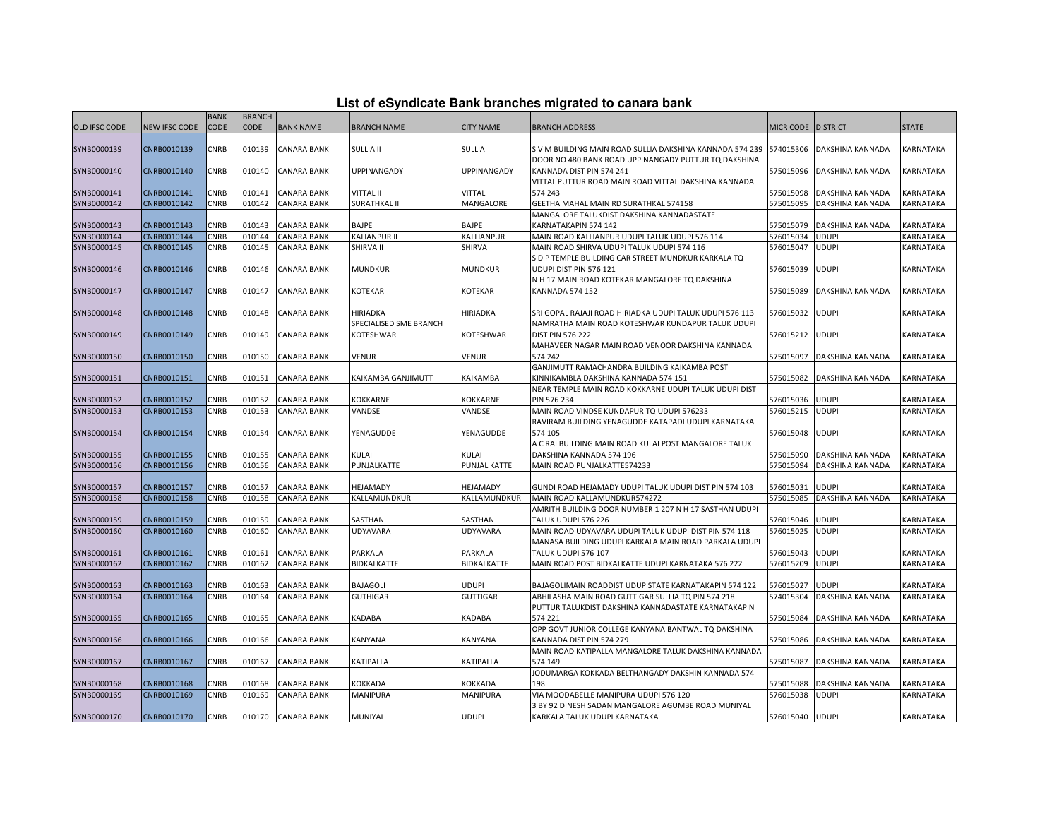# List of eSyndicate Bank branches migrated to canara bank

| OLD IFSC CODE | NEW IFSC CODE | BANK CODE | BRANCH CODE | BANK NAME | BRANCH NAME | CITY NAME | BRANCH ADDRESS | MICR CODE | DISTRICT | STATE |
|---|---|---|---|---|---|---|---|---|---|---|
| SYNB0000139 | CNRB0010139 | CNRB | 010139 | CANARA BANK | SULLIA II | SULLIA | S V M BUILDING MAIN ROAD SULLIA DAKSHINA KANNADA 574 239 | 574015306 | DAKSHINA KANNADA | KARNATAKA |
| SYNB0000140 | CNRB0010140 | CNRB | 010140 | CANARA BANK | UPPINANGADY | UPPINANGADY | DOOR NO 480 BANK ROAD UPPINANGADY PUTTUR TQ DAKSHINA KANNADA DIST PIN 574 241 | 575015096 | DAKSHINA KANNADA | KARNATAKA |
| SYNB0000141 | CNRB0010141 | CNRB | 010141 | CANARA BANK | VITTAL II | VITTAL | VITTAL PUTTUR ROAD MAIN ROAD VITTAL DAKSHINA KANNADA 574 243 | 575015098 | DAKSHINA KANNADA | KARNATAKA |
| SYNB0000142 | CNRB0010142 | CNRB | 010142 | CANARA BANK | SURATHKAL II | MANGALORE | GEETHA MAHAL MAIN RD SURATHKAL 574158 | 575015095 | DAKSHINA KANNADA | KARNATAKA |
| SYNB0000143 | CNRB0010143 | CNRB | 010143 | CANARA BANK | BAJPE | BAJPE | MANGALORE TALUKDIST DAKSHINA KANNADASTATE KARNATAKAPIN 574 142 | 575015079 | DAKSHINA KANNADA | KARNATAKA |
| SYNB0000144 | CNRB0010144 | CNRB | 010144 | CANARA BANK | KALIANPUR II | KALLIANPUR | MAIN ROAD KALLIANPUR UDUPI TALUK UDUPI 576 114 | 576015034 | UDUPI | KARNATAKA |
| SYNB0000145 | CNRB0010145 | CNRB | 010145 | CANARA BANK | SHIRVA II | SHIRVA | MAIN ROAD SHIRVA UDUPI TALUK UDUPI 574 116 | 576015047 | UDUPI | KARNATAKA |
| SYNB0000146 | CNRB0010146 | CNRB | 010146 | CANARA BANK | MUNDKUR | MUNDKUR | S D P TEMPLE BUILDING CAR STREET MUNDKUR KARKALA TQ UDUPI DIST PIN 576 121 | 576015039 | UDUPI | KARNATAKA |
| SYNB0000147 | CNRB0010147 | CNRB | 010147 | CANARA BANK | KOTEKAR | KOTEKAR | N H 17 MAIN ROAD KOTEKAR MANGALORE TQ DAKSHINA KANNADA 574 152 | 575015089 | DAKSHINA KANNADA | KARNATAKA |
| SYNB0000148 | CNRB0010148 | CNRB | 010148 | CANARA BANK | HIRIADKA | HIRIADKA | SRI GOPAL RAJAJI ROAD HIRIADKA UDUPI TALUK UDUPI 576 113 | 576015032 | UDUPI | KARNATAKA |
| SYNB0000149 | CNRB0010149 | CNRB | 010149 | CANARA BANK | SPECIALISED SME BRANCH KOTESHWAR | KOTESHWAR | NAMRATHA MAIN ROAD KOTESHWAR KUNDAPUR TALUK UDUPI DIST PIN 576 222 | 576015212 | UDUPI | KARNATAKA |
| SYNB0000150 | CNRB0010150 | CNRB | 010150 | CANARA BANK | VENUR | VENUR | MAHAVEER NAGAR MAIN ROAD VENOOR DAKSHINA KANNADA 574 242 | 575015097 | DAKSHINA KANNADA | KARNATAKA |
| SYNB0000151 | CNRB0010151 | CNRB | 010151 | CANARA BANK | KAIKAMBA GANJIMUTT | KAIKAMBA | GANJIMUTT RAMACHANDRA BUILDING KAIKAMBA POST KINNIKAMBLA DAKSHINA KANNADA 574 151 | 575015082 | DAKSHINA KANNADA | KARNATAKA |
| SYNB0000152 | CNRB0010152 | CNRB | 010152 | CANARA BANK | KOKKARNE | KOKKARNE | NEAR TEMPLE MAIN ROAD KOKKARNE UDUPI TALUK UDUPI DIST PIN 576 234 | 576015036 | UDUPI | KARNATAKA |
| SYNB0000153 | CNRB0010153 | CNRB | 010153 | CANARA BANK | VANDSE | VANDSE | MAIN ROAD VINDSE KUNDAPUR TQ UDUPI 576233 | 576015215 | UDUPI | KARNATAKA |
| SYNB0000154 | CNRB0010154 | CNRB | 010154 | CANARA BANK | YENAGUDDE | YENAGUDDE | RAVIRAM BUILDING YENAGUDDE KATAPADI UDUPI KARNATAKA 574 105 | 576015048 | UDUPI | KARNATAKA |
| SYNB0000155 | CNRB0010155 | CNRB | 010155 | CANARA BANK | KULAI | KULAI | A C RAI BUILDING MAIN ROAD KULAI POST MANGALORE TALUK DAKSHINA KANNADA 574 196 | 575015090 | DAKSHINA KANNADA | KARNATAKA |
| SYNB0000156 | CNRB0010156 | CNRB | 010156 | CANARA BANK | PUNJALKATTE | PUNJAL KATTE | MAIN ROAD PUNJALKATTE574233 | 575015094 | DAKSHINA KANNADA | KARNATAKA |
| SYNB0000157 | CNRB0010157 | CNRB | 010157 | CANARA BANK | HEJAMADY | HEJAMADY | GUNDI ROAD HEJAMADY UDUPI TALUK UDUPI DIST PIN 574 103 | 576015031 | UDUPI | KARNATAKA |
| SYNB0000158 | CNRB0010158 | CNRB | 010158 | CANARA BANK | KALLAMUNDKUR | KALLAMUNDKUR | MAIN ROAD KALLAMUNDKUR574272 | 575015085 | DAKSHINA KANNADA | KARNATAKA |
| SYNB0000159 | CNRB0010159 | CNRB | 010159 | CANARA BANK | SASTHAN | SASTHAN | AMRITH BUILDING DOOR NUMBER 1 207 N H 17 SASTHAN UDUPI TALUK UDUPI 576 226 | 576015046 | UDUPI | KARNATAKA |
| SYNB0000160 | CNRB0010160 | CNRB | 010160 | CANARA BANK | UDYAVARA | UDYAVARA | MAIN ROAD UDYAVARA UDUPI TALUK UDUPI DIST PIN 574 118 | 576015025 | UDUPI | KARNATAKA |
| SYNB0000161 | CNRB0010161 | CNRB | 010161 | CANARA BANK | PARKALA | PARKALA | MANASA BUILDING UDUPI KARKALA MAIN ROAD PARKALA UDUPI TALUK UDUPI 576 107 | 576015043 | UDUPI | KARNATAKA |
| SYNB0000162 | CNRB0010162 | CNRB | 010162 | CANARA BANK | BIDKALKATTE | BIDKALKATTE | MAIN ROAD POST BIDKALKATTE UDUPI KARNATAKA 576 222 | 576015209 | UDUPI | KARNATAKA |
| SYNB0000163 | CNRB0010163 | CNRB | 010163 | CANARA BANK | BAJAGOLI | UDUPI | BAJAGOLIMAIN ROADDIST UDUPISTATE KARNATAKAPIN 574 122 | 576015027 | UDUPI | KARNATAKA |
| SYNB0000164 | CNRB0010164 | CNRB | 010164 | CANARA BANK | GUTHIGAR | GUTTIGAR | ABHILASHA MAIN ROAD GUTTIGAR SULLIA TQ PIN 574 218 | 574015304 | DAKSHINA KANNADA | KARNATAKA |
| SYNB0000165 | CNRB0010165 | CNRB | 010165 | CANARA BANK | KADABA | KADABA | PUTTUR TALUKDIST DAKSHINA KANNADASTATE KARNATAKAPIN 574 221 | 575015084 | DAKSHINA KANNADA | KARNATAKA |
| SYNB0000166 | CNRB0010166 | CNRB | 010166 | CANARA BANK | KANYANA | KANYANA | OPP GOVT JUNIOR COLLEGE KANYANA BANTWAL TQ DAKSHINA KANNADA DIST PIN 574 279 | 575015086 | DAKSHINA KANNADA | KARNATAKA |
| SYNB0000167 | CNRB0010167 | CNRB | 010167 | CANARA BANK | KATIPALLA | KATIPALLA | MAIN ROAD KATIPALLA MANGALORE TALUK DAKSHINA KANNADA 574 149 | 575015087 | DAKSHINA KANNADA | KARNATAKA |
| SYNB0000168 | CNRB0010168 | CNRB | 010168 | CANARA BANK | KOKKADA | KOKKADA | JODUMARGA KOKKADA BELTHANGADY DAKSHIN KANNADA 574 198 | 575015088 | DAKSHINA KANNADA | KARNATAKA |
| SYNB0000169 | CNRB0010169 | CNRB | 010169 | CANARA BANK | MANIPURA | MANIPURA | VIA MOODABELLE MANIPURA UDUPI 576 120 | 576015038 | UDUPI | KARNATAKA |
| SYNB0000170 | CNRB0010170 | CNRB | 010170 | CANARA BANK | MUNIYAL | UDUPI | 3 BY 92 DINESH SADAN MANGALORE AGUMBE ROAD MUNIYAL KARKALA TALUK UDUPI KARNATAKA | 576015040 | UDUPI | KARNATAKA |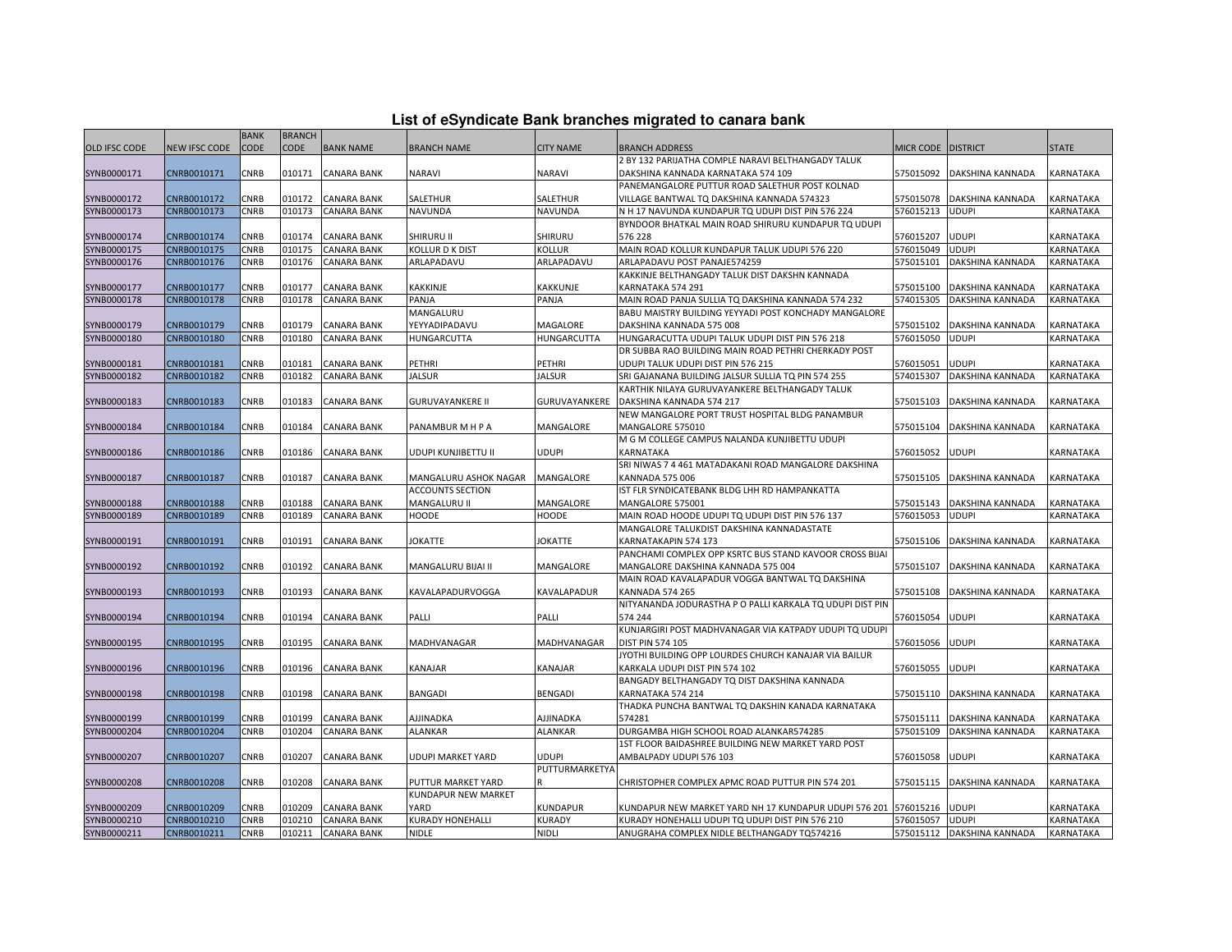# List of eSyndicate Bank branches migrated to canara bank

| OLD IFSC CODE | NEW IFSC CODE | BANK CODE | BRANCH CODE | BANK NAME | BRANCH NAME | CITY NAME | BRANCH ADDRESS | MICR CODE | DISTRICT | STATE |
|---|---|---|---|---|---|---|---|---|---|---|
| SYNB0000171 | CNRB0010171 | CNRB | 010171 | CANARA BANK | NARAVI | NARAVI | 2 BY 132 PARIJATHA COMPLE NARAVI BELTHANGADY TALUK DAKSHINA KANNADA KARNATAKA 574 109 | 575015092 | DAKSHINA KANNADA | KARNATAKA |
| SYNB0000172 | CNRB0010172 | CNRB | 010172 | CANARA BANK | SALETHUR | SALETHUR | PANEMANGALORE PUTTUR ROAD SALETHUR POST KOLNAD VILLAGE BANTWAL TQ DAKSHINA KANNADA 574323 | 575015078 | DAKSHINA KANNADA | KARNATAKA |
| SYNB0000173 | CNRB0010173 | CNRB | 010173 | CANARA BANK | NAVUNDA | NAVUNDA | N H 17 NAVUNDA KUNDAPUR TQ UDUPI DIST PIN 576 224 | 576015213 | UDUPI | KARNATAKA |
| SYNB0000174 | CNRB0010174 | CNRB | 010174 | CANARA BANK | SHIRURU II | SHIRURU | BYNDOOR BHATKAL MAIN ROAD SHIRURU KUNDAPUR TQ UDUPI 576 228 | 576015207 | UDUPI | KARNATAKA |
| SYNB0000175 | CNRB0010175 | CNRB | 010175 | CANARA BANK | KOLLUR D K DIST | KOLLUR | MAIN ROAD KOLLUR KUNDAPUR TALUK UDUPI 576 220 | 576015049 | UDUPI | KARNATAKA |
| SYNB0000176 | CNRB0010176 | CNRB | 010176 | CANARA BANK | ARLAPADAVU | ARLAPADAVU | ARLAPADAVU POST PANAJE574259 | 575015101 | DAKSHINA KANNADA | KARNATAKA |
| SYNB0000177 | CNRB0010177 | CNRB | 010177 | CANARA BANK | KAKKINJE | KAKKUNJE | KAKKINJE BELTHANGADY TALUK DIST DAKSHN KANNADA KARNATAKA 574 291 | 575015100 | DAKSHINA KANNADA | KARNATAKA |
| SYNB0000178 | CNRB0010178 | CNRB | 010178 | CANARA BANK | PANJA | PANJA | MAIN ROAD PANJA SULLIA TQ DAKSHINA KANNADA 574 232 | 574015305 | DAKSHINA KANNADA | KARNATAKA |
| SYNB0000179 | CNRB0010179 | CNRB | 010179 | CANARA BANK | MANGALURU YEYYADIPADAVU | MAGALORE | BABU MAISTRY BUILDING YEYYADI POST KONCHADY MANGALORE DAKSHINA KANNADA 575 008 | 575015102 | DAKSHINA KANNADA | KARNATAKA |
| SYNB0000180 | CNRB0010180 | CNRB | 010180 | CANARA BANK | HUNGARCUTTA | HUNGARCUTTA | HUNGARACUTTA UDUPI TALUK UDUPI DIST PIN 576 218 | 576015050 | UDUPI | KARNATAKA |
| SYNB0000181 | CNRB0010181 | CNRB | 010181 | CANARA BANK | PETHRI | PETHRI | DR SUBBA RAO BUILDING MAIN ROAD PETHRI CHERKADY POST UDUPI TALUK UDUPI DIST PIN 576 215 | 576015051 | UDUPI | KARNATAKA |
| SYNB0000182 | CNRB0010182 | CNRB | 010182 | CANARA BANK | JALSUR | JALSUR | SRI GAJANANA BUILDING JALSUR SULLIA TQ PIN 574 255 | 574015307 | DAKSHINA KANNADA | KARNATAKA |
| SYNB0000183 | CNRB0010183 | CNRB | 010183 | CANARA BANK | GURUVAYANKERE II | GURUVAYANKERE | KARTHIK NILAYA GURUVAYANKERE BELTHANGADY TALUK DAKSHINA KANNADA 574 217 | 575015103 | DAKSHINA KANNADA | KARNATAKA |
| SYNB0000184 | CNRB0010184 | CNRB | 010184 | CANARA BANK | PANAMBUR M H P A | MANGALORE | NEW MANGALORE PORT TRUST HOSPITAL BLDG PANAMBUR MANGALORE 575010 | 575015104 | DAKSHINA KANNADA | KARNATAKA |
| SYNB0000186 | CNRB0010186 | CNRB | 010186 | CANARA BANK | UDUPI KUNJIBETTU II | UDUPI | M G M COLLEGE CAMPUS NALANDA KUNJIBETTU UDUPI KARNATAKA | 576015052 | UDUPI | KARNATAKA |
| SYNB0000187 | CNRB0010187 | CNRB | 010187 | CANARA BANK | MANGALURU ASHOK NAGAR | MANGALORE | SRI NIWAS 7 4 461 MATADAKANI ROAD MANGALORE DAKSHINA KANNADA 575 006 | 575015105 | DAKSHINA KANNADA | KARNATAKA |
| SYNB0000188 | CNRB0010188 | CNRB | 010188 | CANARA BANK | ACCOUNTS SECTION MANGALURU II | MANGALORE | IST FLR SYNDICATEBANK BLDG LHH RD HAMPANKATTA MANGALORE 575001 | 575015143 | DAKSHINA KANNADA | KARNATAKA |
| SYNB0000189 | CNRB0010189 | CNRB | 010189 | CANARA BANK | HOODE | HOODE | MAIN ROAD HOODE UDUPI TQ UDUPI DIST PIN 576 137 | 576015053 | UDUPI | KARNATAKA |
| SYNB0000191 | CNRB0010191 | CNRB | 010191 | CANARA BANK | JOKATTE | JOKATTE | MANGALORE TALUKDIST DAKSHINA KANNADASTATE KARNATAKAPIN 574 173 | 575015106 | DAKSHINA KANNADA | KARNATAKA |
| SYNB0000192 | CNRB0010192 | CNRB | 010192 | CANARA BANK | MANGALURU BIJAI II | MANGALORE | PANCHAMI COMPLEX OPP KSRTC BUS STAND KAVOOR CROSS BIJAI MANGALORE DAKSHINA KANNADA 575 004 | 575015107 | DAKSHINA KANNADA | KARNATAKA |
| SYNB0000193 | CNRB0010193 | CNRB | 010193 | CANARA BANK | KAVALAPADURVOGGA | KAVALAPADUR | MAIN ROAD KAVALAPADUR VOGGA BANTWAL TQ DAKSHINA KANNADA 574 265 | 575015108 | DAKSHINA KANNADA | KARNATAKA |
| SYNB0000194 | CNRB0010194 | CNRB | 010194 | CANARA BANK | PALLI | PALLI | NITYANANDA JODURASTHA P O PALLI KARKALA TQ UDUPI DIST PIN 574 244 | 576015054 | UDUPI | KARNATAKA |
| SYNB0000195 | CNRB0010195 | CNRB | 010195 | CANARA BANK | MADHVANAGAR | MADHVANAGAR | KUNJARGIRI POST MADHVANAGAR VIA KATPADY UDUPI TQ UDUPI DIST PIN 574 105 | 576015056 | UDUPI | KARNATAKA |
| SYNB0000196 | CNRB0010196 | CNRB | 010196 | CANARA BANK | KANAJAR | KANAJAR | JYOTHI BUILDING OPP LOURDES CHURCH KANAJAR VIA BAILUR KARKALA UDUPI DIST PIN 574 102 | 576015055 | UDUPI | KARNATAKA |
| SYNB0000198 | CNRB0010198 | CNRB | 010198 | CANARA BANK | BANGADI | BENGADI | BANGADY BELTHANGADY TQ DIST DAKSHINA KANNADA KARNATAKA 574 214 | 575015110 | DAKSHINA KANNADA | KARNATAKA |
| SYNB0000199 | CNRB0010199 | CNRB | 010199 | CANARA BANK | AJJINADKA | AJJINADKA | THADKA PUNCHA BANTWAL TQ DAKSHIN KANADA KARNATAKA 574281 | 575015111 | DAKSHINA KANNADA | KARNATAKA |
| SYNB0000204 | CNRB0010204 | CNRB | 010204 | CANARA BANK | ALANKAR | ALANKAR | DURGAMBA HIGH SCHOOL ROAD ALANKAR574285 | 575015109 | DAKSHINA KANNADA | KARNATAKA |
| SYNB0000207 | CNRB0010207 | CNRB | 010207 | CANARA BANK | UDUPI MARKET YARD | UDUPI | 1ST FLOOR BAIDASHREE BUILDING NEW MARKET YARD POST AMBALPADY UDUPI 576 103 | 576015058 | UDUPI | KARNATAKA |
| SYNB0000208 | CNRB0010208 | CNRB | 010208 | CANARA BANK | PUTTUR MARKET YARD | PUTTURMARKETYAR | CHRISTOPHER COMPLEX OPP APMC ROAD PUTTUR PIN 574 201 | 575015115 | DAKSHINA KANNADA | KARNATAKA |
| SYNB0000209 | CNRB0010209 | CNRB | 010209 | CANARA BANK | KUNDAPUR NEW MARKET YARD | KUNDAPUR | KUNDAPUR NEW MARKET YARD NH 17 KUNDAPUR UDUPI 576 201 | 576015216 | UDUPI | KARNATAKA |
| SYNB0000210 | CNRB0010210 | CNRB | 010210 | CANARA BANK | KURADY HONEHALLI | KURADY | KURADY HONEHALLI UDUPI TQ UDUPI DIST PIN 576 210 | 576015057 | UDUPI | KARNATAKA |
| SYNB0000211 | CNRB0010211 | CNRB | 010211 | CANARA BANK | NIDLE | NIDLI | ANUGRAHA COMPLEX NIDLE BELTHANGADY TQ574216 | 575015112 | DAKSHINA KANNADA | KARNATAKA |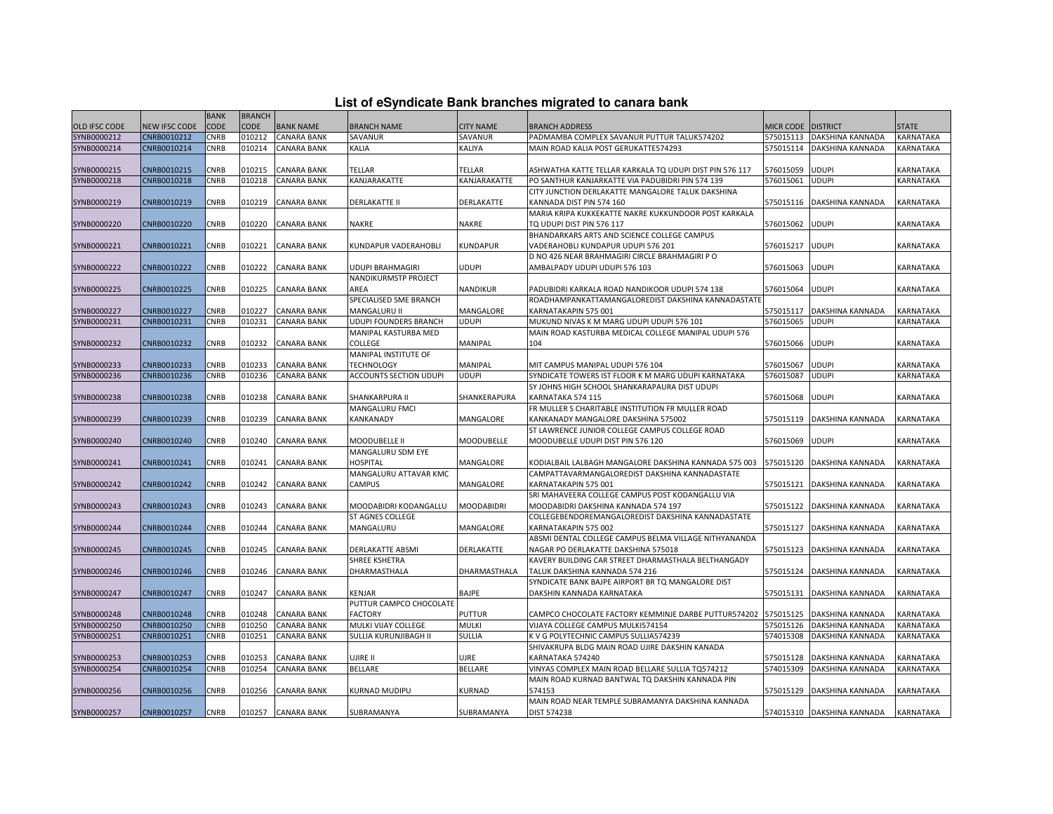# List of eSyndicate Bank branches migrated to canara bank

| OLD IFSC CODE | NEW IFSC CODE | BANK CODE | BRANCH CODE | BANK NAME | BRANCH NAME | CITY NAME | BRANCH ADDRESS | MICR CODE | DISTRICT | STATE |
|---|---|---|---|---|---|---|---|---|---|---|
| SYNB0000212 | CNRB0010212 | CNRB | 010212 | CANARA BANK | SAVANUR | SAVANUR | PADMAMBA COMPLEX SAVANUR PUTTUR TALUK574202 | 575015113 | DAKSHINA KANNADA | KARNATAKA |
| SYNB0000214 | CNRB0010214 | CNRB | 010214 | CANARA BANK | KALIA | KALIYA | MAIN ROAD KALIA POST GERUKATTE574293 | 575015114 | DAKSHINA KANNADA | KARNATAKA |
| SYNB0000215 | CNRB0010215 | CNRB | 010215 | CANARA BANK | TELLAR | TELLAR | ASHWATHA KATTE TELLAR KARKALA TQ UDUPI DIST PIN 576 117 | 576015059 | UDUPI | KARNATAKA |
| SYNB0000218 | CNRB0010218 | CNRB | 010218 | CANARA BANK | KANJARAKATTE | KANJARAKATTE | PO SANTHUR KANJARKATTE VIA PADUBIDRI PIN 574 139 | 576015061 | UDUPI | KARNATAKA |
| SYNB0000219 | CNRB0010219 | CNRB | 010219 | CANARA BANK | DERLAKATTE II | DERLAKATTE | CITY JUNCTION DERLAKATTE MANGALORE TALUK DAKSHINA KANNADA DIST PIN 574 160 | 575015116 | DAKSHINA KANNADA | KARNATAKA |
| SYNB0000220 | CNRB0010220 | CNRB | 010220 | CANARA BANK | NAKRE | NAKRE | MARIA KRIPA KUKKEKATTE NAKRE KUKKUNDOOR POST KARKALA TQ UDUPI DIST PIN 576 117 | 576015062 | UDUPI | KARNATAKA |
| SYNB0000221 | CNRB0010221 | CNRB | 010221 | CANARA BANK | KUNDAPUR VADERAHOBLI | KUNDAPUR | BHANDARKARS ARTS AND SCIENCE COLLEGE CAMPUS VADERAHOBLI KUNDAPUR UDUPI 576 201 | 576015217 | UDUPI | KARNATAKA |
| SYNB0000222 | CNRB0010222 | CNRB | 010222 | CANARA BANK | UDUPI BRAHMAGIRI | UDUPI | D NO 426 NEAR BRAHMAGIRI CIRCLE BRAHMAGIRI P O AMBALPADY UDUPI UDUPI 576 103 | 576015063 | UDUPI | KARNATAKA |
| SYNB0000225 | CNRB0010225 | CNRB | 010225 | CANARA BANK | NANDIKURMSTP PROJECT AREA | NANDIKUR | PADUBIDRI KARKALA ROAD NANDIKOOR UDUPI 574 138 | 576015064 | UDUPI | KARNATAKA |
| SYNB0000227 | CNRB0010227 | CNRB | 010227 | CANARA BANK | SPECIALISED SME BRANCH MANGALURU II | MANGALORE | ROADHAMPANKATTAMANGALOREDIST DAKSHINA KANNADASTATE KARNATAKAPIN 575 001 | 575015117 | DAKSHINA KANNADA | KARNATAKA |
| SYNB0000231 | CNRB0010231 | CNRB | 010231 | CANARA BANK | UDUPI FOUNDERS BRANCH | UDUPI | MUKUND NIVAS K M MARG UDUPI UDUPI 576 101 | 576015065 | UDUPI | KARNATAKA |
| SYNB0000232 | CNRB0010232 | CNRB | 010232 | CANARA BANK | MANIPAL KASTURBA MED COLLEGE | MANIPAL | MAIN ROAD KASTURBA MEDICAL COLLEGE MANIPAL UDUPI 576 104 | 576015066 | UDUPI | KARNATAKA |
| SYNB0000233 | CNRB0010233 | CNRB | 010233 | CANARA BANK | MANIPAL INSTITUTE OF TECHNOLOGY | MANIPAL | MIT CAMPUS MANIPAL UDUPI 576 104 | 576015067 | UDUPI | KARNATAKA |
| SYNB0000236 | CNRB0010236 | CNRB | 010236 | CANARA BANK | ACCOUNTS SECTION UDUPI | UDUPI | SYNDICATE TOWERS IST FLOOR K M MARG UDUPI KARNATAKA | 576015087 | UDUPI | KARNATAKA |
| SYNB0000238 | CNRB0010238 | CNRB | 010238 | CANARA BANK | SHANKARPURA II | SHANKERAPURA | SY JOHNS HIGH SCHOOL SHANKARAPAURA DIST UDUPI KARNATAKA 574 115 | 576015068 | UDUPI | KARNATAKA |
| SYNB0000239 | CNRB0010239 | CNRB | 010239 | CANARA BANK | MANGALURU FMCI KANKANADY | MANGALORE | FR MULLER S CHARITABLE INSTITUTION FR MULLER ROAD KANKANADY MANGALORE DAKSHINA 575002 | 575015119 | DAKSHINA KANNADA | KARNATAKA |
| SYNB0000240 | CNRB0010240 | CNRB | 010240 | CANARA BANK | MOODUBELLE II | MOODUBELLE | ST LAWRENCE JUNIOR COLLEGE CAMPUS COLLEGE ROAD MOODUBELLE UDUPI DIST PIN 576 120 | 576015069 | UDUPI | KARNATAKA |
| SYNB0000241 | CNRB0010241 | CNRB | 010241 | CANARA BANK | MANGALURU SDM EYE HOSPITAL | MANGALORE | KODIALBAIL LALBAGH MANGALORE DAKSHINA KANNADA 575 003 | 575015120 | DAKSHINA KANNADA | KARNATAKA |
| SYNB0000242 | CNRB0010242 | CNRB | 010242 | CANARA BANK | MANGALURU ATTAVAR KMC CAMPUS | MANGALORE | CAMPATTAVARMANGALOREDIST DAKSHINA KANNADASTATE KARNATAKAPIN 575 001 | 575015121 | DAKSHINA KANNADA | KARNATAKA |
| SYNB0000243 | CNRB0010243 | CNRB | 010243 | CANARA BANK | MOODABIDRI KODANGALLU | MOODABIDRI | SRI MAHAVEERA COLLEGE CAMPUS POST KODANGALLU VIA MOODABIDRI DAKSHINA KANNADA 574 197 | 575015122 | DAKSHINA KANNADA | KARNATAKA |
| SYNB0000244 | CNRB0010244 | CNRB | 010244 | CANARA BANK | ST AGNES COLLEGE MANGALURU | MANGALORE | COLLEGEBENDOREMANGALOREDIST DAKSHINA KANNADASTATE KARNATAKAPIN 575 002 | 575015127 | DAKSHINA KANNADA | KARNATAKA |
| SYNB0000245 | CNRB0010245 | CNRB | 010245 | CANARA BANK | DERLAKATTE ABSMI | DERLAKATTE | ABSMI DENTAL COLLEGE CAMPUS BELMA VILLAGE NITHYANANDA NAGAR PO DERLAKATTE DAKSHINA 575018 | 575015123 | DAKSHINA KANNADA | KARNATAKA |
| SYNB0000246 | CNRB0010246 | CNRB | 010246 | CANARA BANK | SHREE KSHETRA DHARMASTHALA | DHARMASTHALA | KAVERY BUILDING CAR STREET DHARMASTHALA BELTHANGADY TALUK DAKSHINA KANNADA 574 216 | 575015124 | DAKSHINA KANNADA | KARNATAKA |
| SYNB0000247 | CNRB0010247 | CNRB | 010247 | CANARA BANK | KENJAR | BAJPE | SYNDICATE BANK BAJPE AIRPORT BR TQ MANGALORE DIST DAKSHIN KANNADA KARNATAKA | 575015131 | DAKSHINA KANNADA | KARNATAKA |
| SYNB0000248 | CNRB0010248 | CNRB | 010248 | CANARA BANK | PUTTUR CAMPCO CHOCOLATE FACTORY | PUTTUR | CAMPCO CHOCOLATE FACTORY KEMMINJE DARBE PUTTUR574202 | 575015125 | DAKSHINA KANNADA | KARNATAKA |
| SYNB0000250 | CNRB0010250 | CNRB | 010250 | CANARA BANK | MULKI VIJAY COLLEGE | MULKI | VIJAYA COLLEGE CAMPUS MULKI574154 | 575015126 | DAKSHINA KANNADA | KARNATAKA |
| SYNB0000251 | CNRB0010251 | CNRB | 010251 | CANARA BANK | SULLIA KURUNJIBAGH II | SULLIA | K V G POLYTECHNIC CAMPUS SULLIA574239 | 574015308 | DAKSHINA KANNADA | KARNATAKA |
| SYNB0000253 | CNRB0010253 | CNRB | 010253 | CANARA BANK | UJIRE II | UJRE | SHIVAKRUPA BLDG MAIN ROAD UJIRE DAKSHIN KANADA KARNATAKA 574240 | 575015128 | DAKSHINA KANNADA | KARNATAKA |
| SYNB0000254 | CNRB0010254 | CNRB | 010254 | CANARA BANK | BELLARE | BELLARE | VINYAS COMPLEX MAIN ROAD BELLARE SULLIA TQ574212 | 574015309 | DAKSHINA KANNADA | KARNATAKA |
| SYNB0000256 | CNRB0010256 | CNRB | 010256 | CANARA BANK | KURNAD MUDIPU | KURNAD | MAIN ROAD KURNAD BANTWAL TQ DAKSHIN KANNADA PIN 574153 | 575015129 | DAKSHINA KANNADA | KARNATAKA |
| SYNB0000257 | CNRB0010257 | CNRB | 010257 | CANARA BANK | SUBRAMANYA | SUBRAMANYA | MAIN ROAD NEAR TEMPLE SUBRAMANYA DAKSHINA KANNADA DIST 574238 | 574015310 | DAKSHINA KANNADA | KARNATAKA |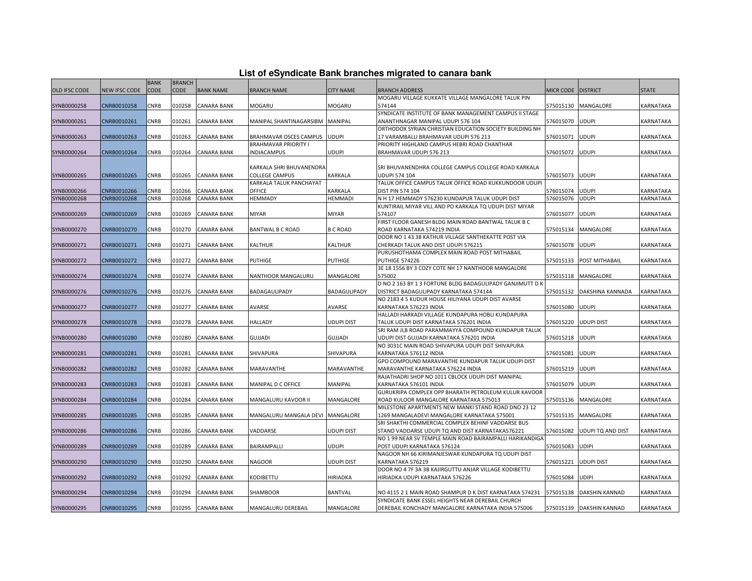# List of eSyndicate Bank branches migrated to canara bank

| OLD IFSC CODE | NEW IFSC CODE | BANK CODE | BRANCH CODE | BANK NAME | BRANCH NAME | CITY NAME | BRANCH ADDRESS | MICR CODE | DISTRICT | STATE |
|---|---|---|---|---|---|---|---|---|---|---|
| SYNB0000258 | CNRB0010258 | CNRB | 010258 | CANARA BANK | MOGARU | MOGARU | MOGARU VILLAGE KUKKATE VILLAGE MANGALORE TALUK PIN 574144 | 575015130 | MANGALORE | KARNATAKA |
| SYNB0000261 | CNRB0010261 | CNRB | 010261 | CANARA BANK | MANIPAL SHANTINAGARSIBM | MANIPAL | SYNDICATE INSTITUTE OF BANK MANAGEMENT CAMPUS II STAGE ANANTHNAGAR MANIPAL UDUPI 576 104 | 576015070 | UDUPI | KARNATAKA |
| SYNB0000263 | CNRB0010263 | CNRB | 010263 | CANARA BANK | BRAHMAVAR OSCES CAMPUS | UDUPI | ORTHODOX SYRIAN CHRISTIAN EDUCATION SOCIETY BUILDING NH 17 VARAMBALLI BRAHMAVAR UDUPI 576 213 | 576015071 | UDUPI | KARNATAKA |
| SYNB0000264 | CNRB0010264 | CNRB | 010264 | CANARA BANK | BRAHMAVAR PRIORITY I INDIACAMPUS | UDUPI | PRIORITY HIGHLAND CAMPUS HEBRI ROAD CHANTHAR BRAHMAVAR UDUPI 576 213 | 576015072 | UDUPI | KARNATAKA |
| SYNB0000265 | CNRB0010265 | CNRB | 010265 | CANARA BANK | KARKALA SHRI BHUVANENDRA COLLEGE CAMPUS | KARKALA | SRI BHUVANENDHRA COLLEGE CAMPUS COLLEGE ROAD KARKALA UDUPI 574 104 | 576015073 | UDUPI | KARNATAKA |
| SYNB0000266 | CNRB0010266 | CNRB | 010266 | CANARA BANK | KARKALA TALUK PANCHAYAT OFFICE | KARKALA | TALUK OFFICE CAMPUS TALUK OFFICE ROAD KUKKUNDOOR UDUPI DIST PIN 574 104 | 576015074 | UDUPI | KARNATAKA |
| SYNB0000268 | CNRB0010268 | CNRB | 010268 | CANARA BANK | HEMMADY | HEMMADI | N H 17 HEMMADY 576230 KUNDAPUR TALUK UDUPI DIST | 576015076 | UDUPI | KARNATAKA |
| SYNB0000269 | CNRB0010269 | CNRB | 010269 | CANARA BANK | MIYAR | MIYAR | KUNTIRAIL MIYAR VILL AND PO KARKALA TQ UDUPI DIST MIYAR 574107 | 576015077 | UDUPI | KARNATAKA |
| SYNB0000270 | CNRB0010270 | CNRB | 010270 | CANARA BANK | BANTWAL B C ROAD | B C ROAD | FIRST FLOOR GANESH BLDG MAIN ROAD BANTWAL TALUK B C ROAD KARNATAKA 574219 INDIA | 575015134 | MANGALORE | KARNATAKA |
| SYNB0000271 | CNRB0010271 | CNRB | 010271 | CANARA BANK | KALTHUR | KALTHUR | DOOR NO 1 43 38 KATHUR VILLAGE SANTHEKATTE POST VIA CHERKADI TALUK AND DIST UDUPI 576215 | 576015078 | UDUPI | KARNATAKA |
| SYNB0000272 | CNRB0010272 | CNRB | 010272 | CANARA BANK | PUTHIGE | PUTHIGE | PURUSHOTHAMA COMPLEX MAIN ROAD POST MITHABAIL PUTHIGE 574226 | 575015133 | POST MITHABAIL | KARNATAKA |
| SYNB0000274 | CNRB0010274 | CNRB | 010274 | CANARA BANK | NANTHOOR MANGALURU | MANGALORE | 3E 18 1556 BY 3 COZY COTE NH 17 NANTHOOR MANGALORE 575002 | 575015118 | MANGALORE | KARNATAKA |
| SYNB0000276 | CNRB0010276 | CNRB | 010276 | CANARA BANK | BADAGAULIPADY | BADAGULIPADY | D NO 2 163 BY 1 3 FORTUNE BLDG BADAGULIPADY GANJIMUTT D K DISTRICT BADAGULIPADY KARNATAKA 574144 | 575015132 | DAKSHINA KANNADA | KARNATAKA |
| SYNB0000277 | CNRB0010277 | CNRB | 010277 | CANARA BANK | AVARSE | AVARSE | NO 2183 4 5 KUDUR HOUSE HILIYANA UDUPI DIST AVARSE KARNATAKA 576223 INDIA | 576015080 | UDUPI | KARNATAKA |
| SYNB0000278 | CNRB0010278 | CNRB | 010278 | CANARA BANK | HALLADY | UDUPI DIST | HALLADI HARKADI VILLAGE KUNDAPURA HOBLI KUNDAPURA TALUK UDUPI DIST KARNATAKA 576201 INDIA | 576015220 | UDUPI DIST | KARNATAKA |
| SYNB0000280 | CNRB0010280 | CNRB | 010280 | CANARA BANK | GUJJADI | GUJJADI | SRI RAM JLB ROAD PARAMMAYYA COMPOUND KUNDAPUR TALUK UDUPI DIST GUJJADI KARNATAKA 576201 INDIA | 576015218 | UDUPI | KARNATAKA |
| SYNB0000281 | CNRB0010281 | CNRB | 010281 | CANARA BANK | SHIVAPURA | SHIVAPURA | NO 3031C MAIN ROAD SHIVAPURA UDUPI DIST SHIVAPURA KARNATAKA 576112 INDIA | 576015081 | UDUPI | KARNATAKA |
| SYNB0000282 | CNRB0010282 | CNRB | 010282 | CANARA BANK | MARAVANTHE | MARAVANTHE | GPO COMPOUND MARAVANTHE KUNDAPUR TALUK UDUPI DIST MARAVANTHE KARNATAKA 576224 INDIA | 576015219 | UDUPI | KARNATAKA |
| SYNB0000283 | CNRB0010283 | CNRB | 010283 | CANARA BANK | MANIPAL D C OFFICE | MANIPAL | RAJATHADRI SHOP NO 1011 CBLOCK UDUPI DIST MANIPAL KARNATAKA 576101 INDIA | 576015079 | UDUPI | KARNATAKA |
| SYNB0000284 | CNRB0010284 | CNRB | 010284 | CANARA BANK | MANGALURU KAVOOR II | MANGALORE | GURUKRIPA COMPLEX OPP BHARATH PETROLEUM KULUR KAVOOR ROAD KULOOR MANGALORE KARNATAKA 575013 | 575015136 | MANGALORE | KARNATAKA |
| SYNB0000285 | CNRB0010285 | CNRB | 010285 | CANARA BANK | MANGALURU MANGALA DEVI | MANGALORE | MILESTONE APARTMENTS NEW MANKI STAND ROAD DNO 23 12 1269 MANGALADEVI MANGALORE KARNATAKA 575001 | 575015135 | MANGALORE | KARNATAKA |
| SYNB0000286 | CNRB0010286 | CNRB | 010286 | CANARA BANK | VADDARSE | UDUPI DIST | SRI SHAKTHI COMMERCIAL COMPLEX BEHINF VADDARSE BUS STAND VADDARSE UDUPI TQ AND DIST KARNATAKA576221 | 576015082 | UDUPI TQ AND DIST | KARNATAKA |
| SYNB0000289 | CNRB0010289 | CNRB | 010289 | CANARA BANK | BAIRAMPALLI | UDUPI | NO 1 99 NEAR SV TEMPLE MAIN ROAD BAIRAMPALLI HARIKANDIGA POST UDUPI KARNATAKA 576124 | 576015083 | UDIPI | KARNATAKA |
| SYNB0000290 | CNRB0010290 | CNRB | 010290 | CANARA BANK | NAGOOR | UDUPI DIST | NAGOOR NH 66 KIRIMANJESWAR KUNDAPURA TQ UDUPI DIST KARNATAKA 576219 | 576015221 | UDUPI DIST | KARNATAKA |
| SYNB0000292 | CNRB0010292 | CNRB | 010292 | CANARA BANK | KODIBETTU | HIRIADKA | DOOR NO 4 7F 3A 3B KAJIRGUTTU ANJAR VILLAGE KODIBETTU HIRIADKA UDUPI KARNATAKA 576226 | 576015084 | UDIPI | KARNATAKA |
| SYNB0000294 | CNRB0010294 | CNRB | 010294 | CANARA BANK | SHAMBOOR | BANTVAL | NO 4115 2 1 MAIN ROAD SHAMPUR D K DIST KARNATAKA 574231 | 575015138 | DAKSHIN KANNAD | KARNATAKA |
| SYNB0000295 | CNRB0010295 | CNRB | 010295 | CANARA BANK | MANGALURU DEREBAIL | MANGALORE | SYNDICATE BANK ESSEL HEIGHTS NEAR DEREBAIL CHURCH DEREBAIL KONCHADY MANGALORE KARNATAKA INDIA 575006 | 575015139 | DAKSHIN KANNAD | KARNATAKA |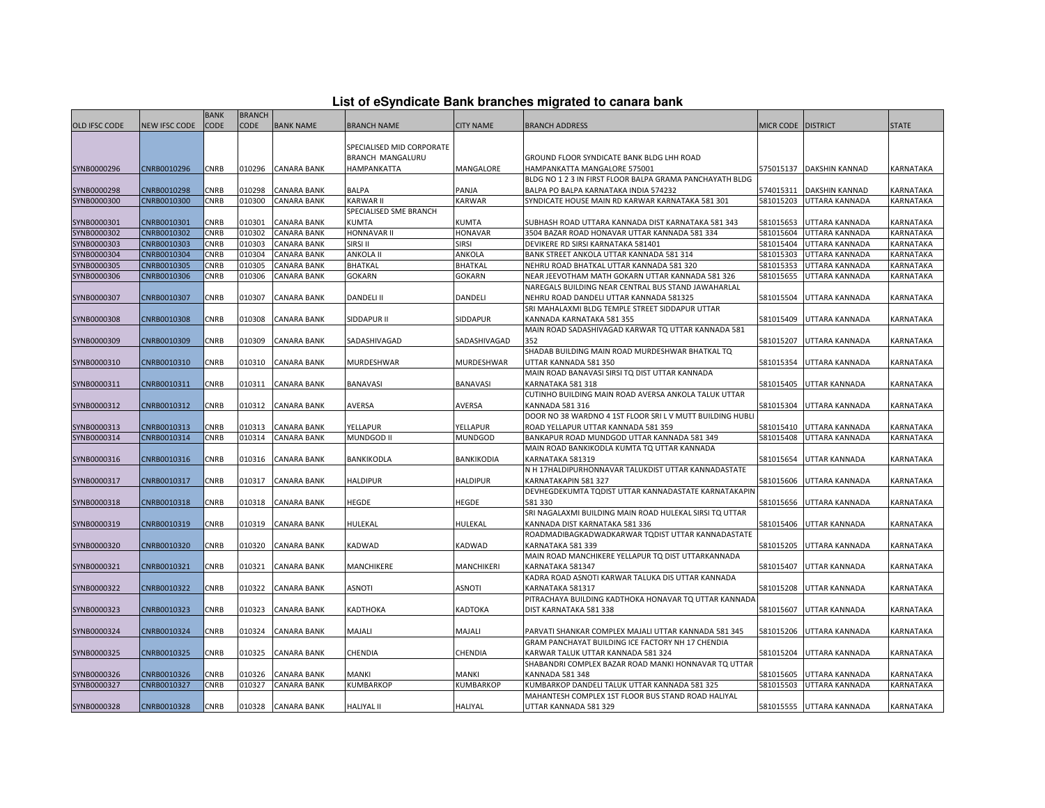# List of eSyndicate Bank branches migrated to canara bank

| OLD IFSC CODE | NEW IFSC CODE | BANK CODE | BRANCH CODE | BANK NAME | BRANCH NAME | CITY NAME | BRANCH ADDRESS | MICR CODE | DISTRICT | STATE |
|---|---|---|---|---|---|---|---|---|---|---|
| SYNB0000296 | CNRB0010296 | CNRB | 010296 | CANARA BANK | SPECIALISED MID CORPORATE BRANCH MANGALURU HAMPANKATTA | MANGALORE | GROUND FLOOR SYNDICATE BANK BLDG LHH ROAD HAMPANKATTA MANGALORE 575001 | 575015137 | DAKSHIN KANNAD | KARNATAKA |
| SYNB0000298 | CNRB0010298 | CNRB | 010298 | CANARA BANK | BALPA | PANJA | BLDG NO 1 2 3 IN FIRST FLOOR BALPA GRAMA PANCHAYATH BLDG BALPA PO BALPA KARNATAKA INDIA 574232 | 574015311 | DAKSHIN KANNAD | KARNATAKA |
| SYNB0000300 | CNRB0010300 | CNRB | 010300 | CANARA BANK | KARWAR II | KARWAR | SYNDICATE HOUSE MAIN RD KARWAR KARNATAKA 581 301 | 581015203 | UTTARA KANNADA | KARNATAKA |
| SYNB0000301 | CNRB0010301 | CNRB | 010301 | CANARA BANK | SPECIALISED SME BRANCH KUMTA | KUMTA | SUBHASH ROAD UTTARA KANNADA DIST KARNATAKA 581 343 | 581015653 | UTTARA KANNADA | KARNATAKA |
| SYNB0000302 | CNRB0010302 | CNRB | 010302 | CANARA BANK | HONNAVAR II | HONAVAR | 3504 BAZAR ROAD HONAVAR UTTAR KANNADA 581 334 | 581015604 | UTTARA KANNADA | KARNATAKA |
| SYNB0000303 | CNRB0010303 | CNRB | 010303 | CANARA BANK | SIRSI II | SIRSI | DEVIKERE RD SIRSI KARNATAKA 581401 | 581015404 | UTTARA KANNADA | KARNATAKA |
| SYNB0000304 | CNRB0010304 | CNRB | 010304 | CANARA BANK | ANKOLA II | ANKOLA | BANK STREET ANKOLA UTTAR KANNADA 581 314 | 581015303 | UTTARA KANNADA | KARNATAKA |
| SYNB0000305 | CNRB0010305 | CNRB | 010305 | CANARA BANK | BHATKAL | BHATKAL | NEHRU ROAD BHATKAL UTTAR KANNADA 581 320 | 581015353 | UTTARA KANNADA | KARNATAKA |
| SYNB0000306 | CNRB0010306 | CNRB | 010306 | CANARA BANK | GOKARN | GOKARN | NEAR JEEVOTHAM MATH GOKARN UTTAR KANNADA 581 326 | 581015655 | UTTARA KANNADA | KARNATAKA |
| SYNB0000307 | CNRB0010307 | CNRB | 010307 | CANARA BANK | DANDELI II | DANDELI | NAREGALS BUILDING NEAR CENTRAL BUS STAND JAWAHARLAL NEHRU ROAD DANDELI UTTAR KANNADA 581325 | 581015504 | UTTARA KANNADA | KARNATAKA |
| SYNB0000308 | CNRB0010308 | CNRB | 010308 | CANARA BANK | SIDDAPUR II | SIDDAPUR | SRI MAHALAXMI BLDG TEMPLE STREET SIDDAPUR UTTAR KANNADA KARNATAKA 581 355 | 581015409 | UTTARA KANNADA | KARNATAKA |
| SYNB0000309 | CNRB0010309 | CNRB | 010309 | CANARA BANK | SADASHIVAGAD | SADASHIVAGAD | MAIN ROAD SADASHIVAGAD KARWAR TQ UTTAR KANNADA 581 352 | 581015207 | UTTARA KANNADA | KARNATAKA |
| SYNB0000310 | CNRB0010310 | CNRB | 010310 | CANARA BANK | MURDESHWAR | MURDESHWAR | SHADAB BUILDING MAIN ROAD MURDESHWAR BHATKAL TQ UTTAR KANNADA 581 350 | 581015354 | UTTARA KANNADA | KARNATAKA |
| SYNB0000311 | CNRB0010311 | CNRB | 010311 | CANARA BANK | BANAVASI | BANAVASI | MAIN ROAD BANAVASI SIRSI TQ DIST UTTAR KANNADA KARNATAKA 581 318 | 581015405 | UTTAR KANNADA | KARNATAKA |
| SYNB0000312 | CNRB0010312 | CNRB | 010312 | CANARA BANK | AVERSA | AVERSA | CUTINHO BUILDING MAIN ROAD AVERSA ANKOLA TALUK UTTAR KANNADA 581 316 | 581015304 | UTTARA KANNADA | KARNATAKA |
| SYNB0000313 | CNRB0010313 | CNRB | 010313 | CANARA BANK | YELLAPUR | YELLAPUR | DOOR NO 38 WARDNO 4 1ST FLOOR SRI L V MUTT BUILDING HUBLI ROAD YELLAPUR UTTAR KANNADA 581 359 | 581015410 | UTTARA KANNADA | KARNATAKA |
| SYNB0000314 | CNRB0010314 | CNRB | 010314 | CANARA BANK | MUNDGOD II | MUNDGOD | BANKAPUR ROAD MUNDGOD UTTAR KANNADA 581 349 | 581015408 | UTTARA KANNADA | KARNATAKA |
| SYNB0000316 | CNRB0010316 | CNRB | 010316 | CANARA BANK | BANKIKODLA | BANKIKODIA | MAIN ROAD BANKIKODLA KUMTA TQ UTTAR KANNADA KARNATAKA 581319 | 581015654 | UTTAR KANNADA | KARNATAKA |
| SYNB0000317 | CNRB0010317 | CNRB | 010317 | CANARA BANK | HALDIPUR | HALDIPUR | N H 17HALDIPURHONNAVAR TALUKDIST UTTAR KANNADASTATE KARNATAKAPIN 581 327 | 581015606 | UTTARA KANNADA | KARNATAKA |
| SYNB0000318 | CNRB0010318 | CNRB | 010318 | CANARA BANK | HEGDE | HEGDE | DEVHEGDEKUMTA TQDIST UTTAR KANNADASTATE KARNATAKAPIN 581 330 | 581015656 | UTTARA KANNADA | KARNATAKA |
| SYNB0000319 | CNRB0010319 | CNRB | 010319 | CANARA BANK | HULEKAL | HULEKAL | SRI NAGALAXMI BUILDING MAIN ROAD HULEKAL SIRSI TQ UTTAR KANNADA DIST KARNATAKA 581 336 | 581015406 | UTTAR KANNADA | KARNATAKA |
| SYNB0000320 | CNRB0010320 | CNRB | 010320 | CANARA BANK | KADWAD | KADWAD | ROADMADIBAGKADWADKARWAR TQDIST UTTAR KANNADASTATE KARNATAKA 581 339 | 581015205 | UTTARA KANNADA | KARNATAKA |
| SYNB0000321 | CNRB0010321 | CNRB | 010321 | CANARA BANK | MANCHIKERE | MANCHIKERI | MAIN ROAD MANCHIKERE YELLAPUR TQ DIST UTTARKANNADA KARNATAKA 581347 | 581015407 | UTTAR KANNADA | KARNATAKA |
| SYNB0000322 | CNRB0010322 | CNRB | 010322 | CANARA BANK | ASNOTI | ASNOTI | KADRA ROAD ASNOTI KARWAR TALUKA DIS UTTAR KANNADA KARNATAKA 581317 | 581015208 | UTTAR KANNADA | KARNATAKA |
| SYNB0000323 | CNRB0010323 | CNRB | 010323 | CANARA BANK | KADTHOKA | KADTOKA | PITRACHAYA BUILDING KADTHOKA HONAVAR TQ UTTAR KANNADA DIST KARNATAKA 581 338 | 581015607 | UTTAR KANNADA | KARNATAKA |
| SYNB0000324 | CNRB0010324 | CNRB | 010324 | CANARA BANK | MAJALI | MAJALI | PARVATI SHANKAR COMPLEX MAJALI UTTAR KANNADA 581 345 | 581015206 | UTTARA KANNADA | KARNATAKA |
| SYNB0000325 | CNRB0010325 | CNRB | 010325 | CANARA BANK | CHENDIA | CHENDIA | GRAM PANCHAYAT BUILDING ICE FACTORY NH 17 CHENDIA KARWAR TALUK UTTAR KANNADA 581 324 | 581015204 | UTTARA KANNADA | KARNATAKA |
| SYNB0000326 | CNRB0010326 | CNRB | 010326 | CANARA BANK | MANKI | MANKI | SHABANDRI COMPLEX BAZAR ROAD MANKI HONNAVAR TQ UTTAR KANNADA 581 348 | 581015605 | UTTARA KANNADA | KARNATAKA |
| SYNB0000327 | CNRB0010327 | CNRB | 010327 | CANARA BANK | KUMBARKOP | KUMBARKOP | KUMBARKOP DANDELI TALUK UTTAR KANNADA 581 325 | 581015503 | UTTARA KANNADA | KARNATAKA |
| SYNB0000328 | CNRB0010328 | CNRB | 010328 | CANARA BANK | HALIYAL II | HALIYAL | MAHANTESH COMPLEX 1ST FLOOR BUS STAND ROAD HALIYAL UTTAR KANNADA 581 329 | 581015555 | UTTARA KANNADA | KARNATAKA |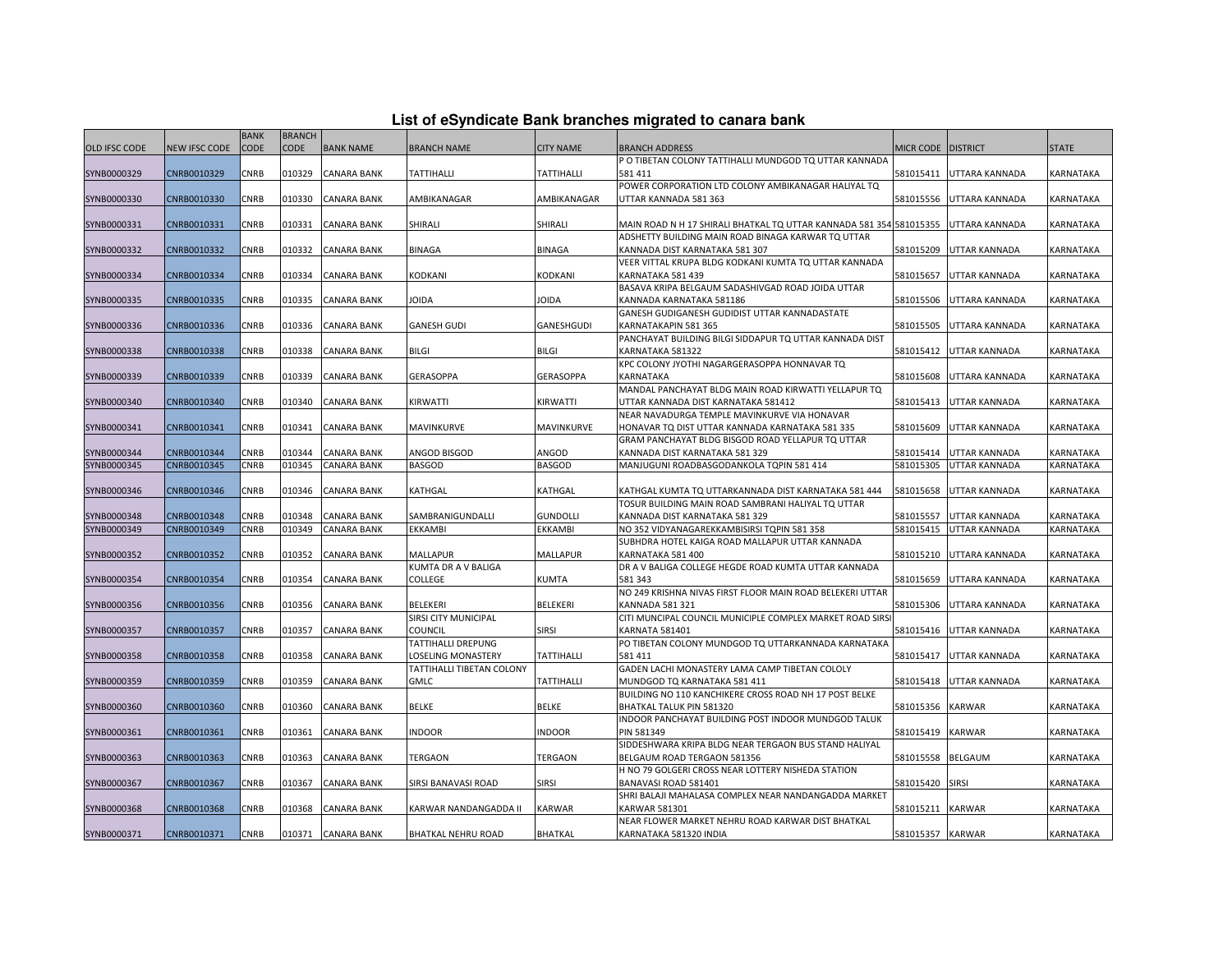# List of eSyndicate Bank branches migrated to canara bank

| OLD IFSC CODE | NEW IFSC CODE | BANK CODE | BRANCH CODE | BANK NAME | BRANCH NAME | CITY NAME | BRANCH ADDRESS | MICR CODE | DISTRICT | STATE |
|---|---|---|---|---|---|---|---|---|---|---|
| SYNB0000329 | CNRB0010329 | CNRB | 010329 | CANARA BANK | TATTIHALLI | TATTIHALLI | P O TIBETAN COLONY TATTIHALLI MUNDGOD TQ UTTAR KANNADA 581 411 | 581015411 | UTTARA KANNADA | KARNATAKA |
| SYNB0000330 | CNRB0010330 | CNRB | 010330 | CANARA BANK | AMBIKANAGAR | AMBIKANAGAR | POWER CORPORATION LTD COLONY AMBIKANAGAR HALIYAL TQ UTTAR KANNADA 581 363 | 581015556 | UTTARA KANNADA | KARNATAKA |
| SYNB0000331 | CNRB0010331 | CNRB | 010331 | CANARA BANK | SHIRALI | SHIRALI | MAIN ROAD N H 17 SHIRALI BHATKAL TQ UTTAR KANNADA 581 354 | 581015355 | UTTARA KANNADA | KARNATAKA |
| SYNB0000332 | CNRB0010332 | CNRB | 010332 | CANARA BANK | BINAGA | BINAGA | ADSHETTY BUILDING MAIN ROAD BINAGA KARWAR TQ UTTAR KANNADA DIST KARNATAKA 581 307 | 581015209 | UTTAR KANNADA | KARNATAKA |
| SYNB0000334 | CNRB0010334 | CNRB | 010334 | CANARA BANK | KODKANI | KODKANI | VEER VITTAL KRUPA BLDG KODKANI KUMTA TQ UTTAR KANNADA KARNATAKA 581 439 | 581015657 | UTTAR KANNADA | KARNATAKA |
| SYNB0000335 | CNRB0010335 | CNRB | 010335 | CANARA BANK | JOIDA | JOIDA | BASAVA KRIPA BELGAUM SADASHIVGAD ROAD JOIDA UTTAR KANNADA KARNATAKA 581186 | 581015506 | UTTARA KANNADA | KARNATAKA |
| SYNB0000336 | CNRB0010336 | CNRB | 010336 | CANARA BANK | GANESH GUDI | GANESHGUDI | GANESH GUDIGANESH GUDIDIST UTTAR KANNADASTATE KARNATAKAPIN 581 365 | 581015505 | UTTARA KANNADA | KARNATAKA |
| SYNB0000338 | CNRB0010338 | CNRB | 010338 | CANARA BANK | BILGI | BILGI | PANCHAYAT BUILDING BILGI SIDDAPUR TQ UTTAR KANNADA DIST KARNATAKA 581322 | 581015412 | UTTAR KANNADA | KARNATAKA |
| SYNB0000339 | CNRB0010339 | CNRB | 010339 | CANARA BANK | GERASOPPA | GERASOPPA | KPC COLONY JYOTHI NAGARGERASOPPA HONNAVAR TQ KARNATAKA | 581015608 | UTTARA KANNADA | KARNATAKA |
| SYNB0000340 | CNRB0010340 | CNRB | 010340 | CANARA BANK | KIRWATTI | KIRWATTI | MANDAL PANCHAYAT BLDG MAIN ROAD KIRWATTI YELLAPUR TQ UTTAR KANNADA DIST KARNATAKA 581412 | 581015413 | UTTAR KANNADA | KARNATAKA |
| SYNB0000341 | CNRB0010341 | CNRB | 010341 | CANARA BANK | MAVINKURVE | MAVINKURVE | NEAR NAVADURGA TEMPLE MAVINKURVE VIA HONAVAR HONAVAR TQ DIST UTTAR KANNADA KARNATAKA 581 335 | 581015609 | UTTAR KANNADA | KARNATAKA |
| SYNB0000344 | CNRB0010344 | CNRB | 010344 | CANARA BANK | ANGOD BISGOD | ANGOD | GRAM PANCHAYAT BLDG BISGOD ROAD YELLAPUR TQ UTTAR KANNADA DIST KARNATAKA 581 329 | 581015414 | UTTAR KANNADA | KARNATAKA |
| SYNB0000345 | CNRB0010345 | CNRB | 010345 | CANARA BANK | BASGOD | BASGOD | MANJUGUNI ROADBASGODANKOLA TQPIN 581 414 | 581015305 | UTTAR KANNADA | KARNATAKA |
| SYNB0000346 | CNRB0010346 | CNRB | 010346 | CANARA BANK | KATHGAL | KATHGAL | KATHGAL KUMTA TQ UTTARKANNADA DIST KARNATAKA 581 444 | 581015658 | UTTAR KANNADA | KARNATAKA |
| SYNB0000348 | CNRB0010348 | CNRB | 010348 | CANARA BANK | SAMBRANIGUNDALLI | GUNDOLLI | TOSUR BUILDING MAIN ROAD SAMBRANI HALIYAL TQ UTTAR KANNADA DIST KARNATAKA 581 329 | 581015557 | UTTAR KANNADA | KARNATAKA |
| SYNB0000349 | CNRB0010349 | CNRB | 010349 | CANARA BANK | EKKAMBI | EKKAMBI | NO 352 VIDYANAGAREKKAMBISIRSI TQPIN 581 358 | 581015415 | UTTAR KANNADA | KARNATAKA |
| SYNB0000352 | CNRB0010352 | CNRB | 010352 | CANARA BANK | MALLAPUR | MALLAPUR | SUBHDRA HOTEL KAIGA ROAD MALLAPUR UTTAR KANNADA KARNATAKA 581 400 | 581015210 | UTTARA KANNADA | KARNATAKA |
| SYNB0000354 | CNRB0010354 | CNRB | 010354 | CANARA BANK | KUMTA DR A V BALIGA COLLEGE | KUMTA | DR A V BALIGA COLLEGE HEGDE ROAD KUMTA UTTAR KANNADA 581 343 | 581015659 | UTTARA KANNADA | KARNATAKA |
| SYNB0000356 | CNRB0010356 | CNRB | 010356 | CANARA BANK | BELEKERI | BELEKERI | NO 249 KRISHNA NIVAS FIRST FLOOR MAIN ROAD BELEKERI UTTAR KANNADA 581 321 | 581015306 | UTTARA KANNADA | KARNATAKA |
| SYNB0000357 | CNRB0010357 | CNRB | 010357 | CANARA BANK | SIRSI CITY MUNICIPAL COUNCIL | SIRSI | CITI MUNCIPAL COUNCIL MUNICIPLE COMPLEX MARKET ROAD SIRSI KARNATA 581401 | 581015416 | UTTAR KANNADA | KARNATAKA |
| SYNB0000358 | CNRB0010358 | CNRB | 010358 | CANARA BANK | TATTIHALLI DREPUNG LOSELING MONASTERY | TATTIHALLI | PO TIBETAN COLONY MUNDGOD TQ UTTARKANNADA KARNATAKA 581 411 | 581015417 | UTTAR KANNADA | KARNATAKA |
| SYNB0000359 | CNRB0010359 | CNRB | 010359 | CANARA BANK | TATTIHALLI TIBETAN COLONY GMLC | TATTIHALLI | GADEN LACHI MONASTERY LAMA CAMP TIBETAN COLOLY MUNDGOD TQ KARNATAKA 581 411 | 581015418 | UTTAR KANNADA | KARNATAKA |
| SYNB0000360 | CNRB0010360 | CNRB | 010360 | CANARA BANK | BELKE | BELKE | BUILDING NO 110 KANCHIKERE CROSS ROAD NH 17 POST BELKE BHATKAL TALUK PIN 581320 | 581015356 | KARWAR | KARNATAKA |
| SYNB0000361 | CNRB0010361 | CNRB | 010361 | CANARA BANK | INDOOR | INDOOR | INDOOR PANCHAYAT BUILDING POST INDOOR MUNDGOD TALUK PIN 581349 | 581015419 | KARWAR | KARNATAKA |
| SYNB0000363 | CNRB0010363 | CNRB | 010363 | CANARA BANK | TERGAON | TERGAON | SIDDESHWARA KRIPA BLDG NEAR TERGAON BUS STAND HALIYAL BELGAUM ROAD TERGAON 581356 | 581015558 | BELGAUM | KARNATAKA |
| SYNB0000367 | CNRB0010367 | CNRB | 010367 | CANARA BANK | SIRSI BANAVASI ROAD | SIRSI | H NO 79 GOLGERI CROSS NEAR LOTTERY NISHEDA STATION BANAVASI ROAD 581401 | 581015420 | SIRSI | KARNATAKA |
| SYNB0000368 | CNRB0010368 | CNRB | 010368 | CANARA BANK | KARWAR NANDANGADDA II | KARWAR | SHRI BALAJI MAHALASA COMPLEX NEAR NANDANGADDA MARKET KARWAR 581301 | 581015211 | KARWAR | KARNATAKA |
| SYNB0000371 | CNRB0010371 | CNRB | 010371 | CANARA BANK | BHATKAL NEHRU ROAD | BHATKAL | NEAR FLOWER MARKET NEHRU ROAD KARWAR DIST BHATKAL KARNATAKA 581320 INDIA | 581015357 | KARWAR | KARNATAKA |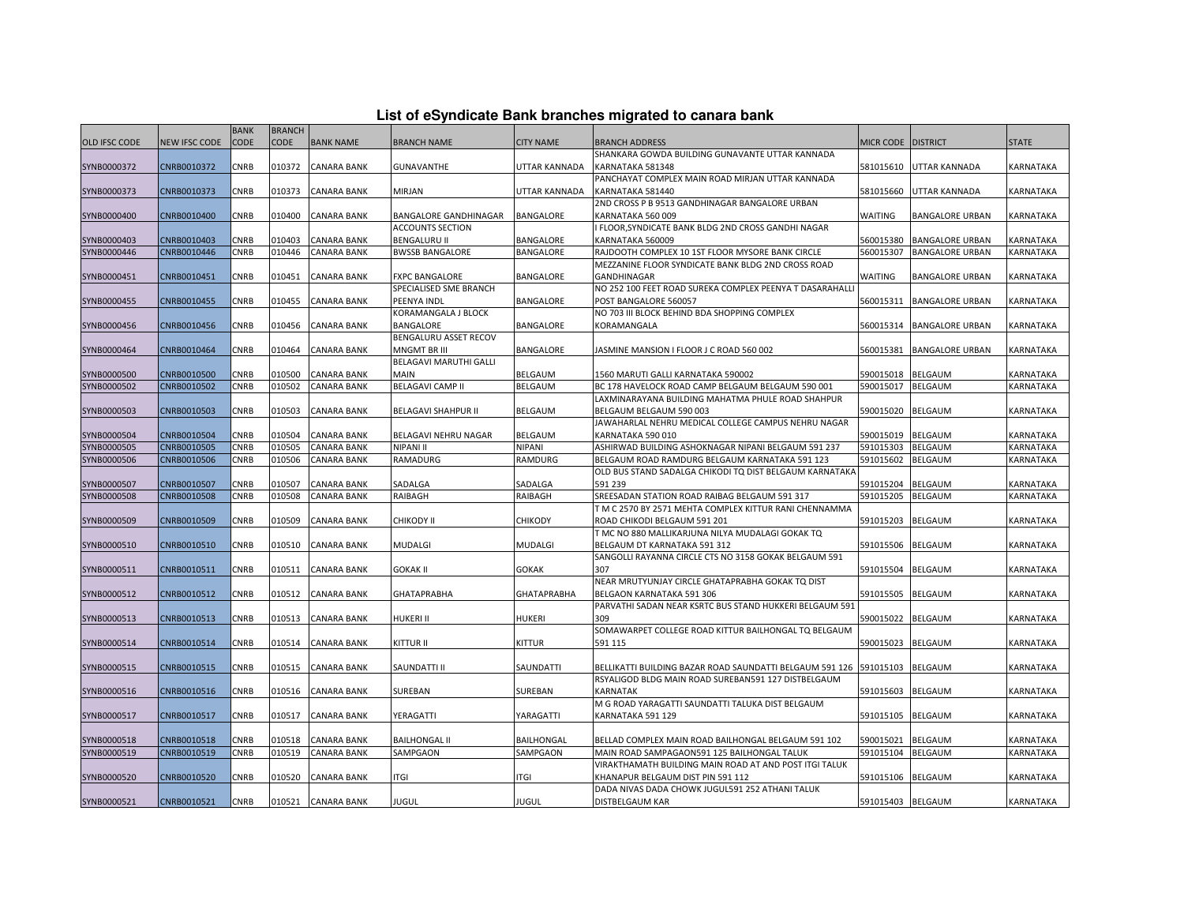# List of eSyndicate Bank branches migrated to canara bank

| OLD IFSC CODE | NEW IFSC CODE | BANK CODE | BRANCH CODE | BANK NAME | BRANCH NAME | CITY NAME | BRANCH ADDRESS | MICR CODE | DISTRICT | STATE |
|---|---|---|---|---|---|---|---|---|---|---|
| SYNB0000372 | CNRB0010372 | CNRB | 010372 | CANARA BANK | GUNAVANTHE | UTTAR KANNADA | SHANKARA GOWDA BUILDING GUNAVANTE UTTAR KANNADA KARNATAKA 581348 | 581015610 | UTTAR KANNADA | KARNATAKA |
| SYNB0000373 | CNRB0010373 | CNRB | 010373 | CANARA BANK | MIRJAN | UTTAR KANNADA | PANCHAYAT COMPLEX MAIN ROAD MIRJAN UTTAR KANNADA KARNATAKA 581440 | 581015660 | UTTAR KANNADA | KARNATAKA |
| SYNB0000400 | CNRB0010400 | CNRB | 010400 | CANARA BANK | BANGALORE GANDHINAGAR | BANGALORE | 2ND CROSS P B 9513 GANDHINAGAR BANGALORE URBAN KARNATAKA 560 009 | WAITING | BANGALORE URBAN | KARNATAKA |
| SYNB0000403 | CNRB0010403 | CNRB | 010403 | CANARA BANK | ACCOUNTS SECTION BENGALURU II | BANGALORE | I FLOOR,SYNDICATE BANK BLDG 2ND CROSS GANDHI NAGAR KARNATAKA 560009 | 560015380 | BANGALORE URBAN | KARNATAKA |
| SYNB0000446 | CNRB0010446 | CNRB | 010446 | CANARA BANK | BWSSB BANGALORE | BANGALORE | RAJDOOTH COMPLEX 10 1ST FLOOR MYSORE BANK CIRCLE | 560015307 | BANGALORE URBAN | KARNATAKA |
| SYNB0000451 | CNRB0010451 | CNRB | 010451 | CANARA BANK | FXPC BANGALORE | BANGALORE | MEZZANINE FLOOR SYNDICATE BANK BLDG 2ND CROSS ROAD GANDHINAGAR | WAITING | BANGALORE URBAN | KARNATAKA |
| SYNB0000455 | CNRB0010455 | CNRB | 010455 | CANARA BANK | SPECIALISED SME BRANCH PEENYA INDL | BANGALORE | NO 252 100 FEET ROAD SUREKA COMPLEX PEENYA T DASARAHALLI POST BANGALORE 560057 | 560015311 | BANGALORE URBAN | KARNATAKA |
| SYNB0000456 | CNRB0010456 | CNRB | 010456 | CANARA BANK | KORAMANGALA J BLOCK BANGALORE | BANGALORE | NO 703 III BLOCK BEHIND BDA SHOPPING COMPLEX KORAMANGALA | 560015314 | BANGALORE URBAN | KARNATAKA |
| SYNB0000464 | CNRB0010464 | CNRB | 010464 | CANARA BANK | BENGALURU ASSET RECOV MNGMT BR III | BANGALORE | JASMINE MANSION I FLOOR J C ROAD 560 002 | 560015381 | BANGALORE URBAN | KARNATAKA |
| SYNB0000500 | CNRB0010500 | CNRB | 010500 | CANARA BANK | BELAGAVI MARUTHI GALLI MAIN | BELGAUM | 1560 MARUTI GALLI KARNATAKA 590002 | 590015018 | BELGAUM | KARNATAKA |
| SYNB0000502 | CNRB0010502 | CNRB | 010502 | CANARA BANK | BELAGAVI CAMP II | BELGAUM | BC 178 HAVELOCK ROAD CAMP BELGAUM BELGAUM 590 001 | 590015017 | BELGAUM | KARNATAKA |
| SYNB0000503 | CNRB0010503 | CNRB | 010503 | CANARA BANK | BELAGAVI SHAHPUR II | BELGAUM | LAXMINARAYANA BUILDING MAHATMA PHULE ROAD SHAHPUR BELGAUM BELGAUM 590 003 | 590015020 | BELGAUM | KARNATAKA |
| SYNB0000504 | CNRB0010504 | CNRB | 010504 | CANARA BANK | BELAGAVI NEHRU NAGAR | BELGAUM | JAWAHARLAL NEHRU MEDICAL COLLEGE CAMPUS NEHRU NAGAR KARNATAKA 590 010 | 590015019 | BELGAUM | KARNATAKA |
| SYNB0000505 | CNRB0010505 | CNRB | 010505 | CANARA BANK | NIPANI II | NIPANI | ASHIRWAD BUILDING ASHOKNAGAR NIPANI BELGAUM 591 237 | 591015303 | BELGAUM | KARNATAKA |
| SYNB0000506 | CNRB0010506 | CNRB | 010506 | CANARA BANK | RAMADURG | RAMDURG | BELGAUM ROAD RAMDURG BELGAUM KARNATAKA 591 123 | 591015602 | BELGAUM | KARNATAKA |
| SYNB0000507 | CNRB0010507 | CNRB | 010507 | CANARA BANK | SADALGA | SADALGA | OLD BUS STAND SADALGA CHIKODI TQ DIST BELGAUM KARNATAKA 591 239 | 591015204 | BELGAUM | KARNATAKA |
| SYNB0000508 | CNRB0010508 | CNRB | 010508 | CANARA BANK | RAIBAGH | RAIBAGH | SREESADAN STATION ROAD RAIBAG BELGAUM 591 317 | 591015205 | BELGAUM | KARNATAKA |
| SYNB0000509 | CNRB0010509 | CNRB | 010509 | CANARA BANK | CHIKODY II | CHIKODY | T M C 2570 BY 2571 MEHTA COMPLEX KITTUR RANI CHENNAMMA ROAD CHIKODI BELGAUM 591 201 | 591015203 | BELGAUM | KARNATAKA |
| SYNB0000510 | CNRB0010510 | CNRB | 010510 | CANARA BANK | MUDALGI | MUDALGI | T MC NO 880 MALLIKARJUNA NILYA MUDALAGI GOKAK TQ BELGAUM DT KARNATAKA 591 312 | 591015506 | BELGAUM | KARNATAKA |
| SYNB0000511 | CNRB0010511 | CNRB | 010511 | CANARA BANK | GOKAK II | GOKAK | SANGOLLI RAYANNA CIRCLE CTS NO 3158 GOKAK BELGAUM 591 307 | 591015504 | BELGAUM | KARNATAKA |
| SYNB0000512 | CNRB0010512 | CNRB | 010512 | CANARA BANK | GHATAPRABHA | GHATAPRABHA | NEAR MRUTYUNJAY CIRCLE GHATAPRABHA GOKAK TQ DIST BELGAON KARNATAKA 591 306 | 591015505 | BELGAUM | KARNATAKA |
| SYNB0000513 | CNRB0010513 | CNRB | 010513 | CANARA BANK | HUKERI II | HUKERI | PARVATHI SADAN NEAR KSRTC BUS STAND HUKKERI BELGAUM 591 309 | 590015022 | BELGAUM | KARNATAKA |
| SYNB0000514 | CNRB0010514 | CNRB | 010514 | CANARA BANK | KITTUR II | KITTUR | SOMAWARPET COLLEGE ROAD KITTUR BAILHONGAL TQ BELGAUM 591 115 | 590015023 | BELGAUM | KARNATAKA |
| SYNB0000515 | CNRB0010515 | CNRB | 010515 | CANARA BANK | SAUNDATTI II | SAUNDATTI | BELLIKATTI BUILDING BAZAR ROAD SAUNDATTI BELGAUM 591 126 | 591015103 | BELGAUM | KARNATAKA |
| SYNB0000516 | CNRB0010516 | CNRB | 010516 | CANARA BANK | SUREBAN | SUREBAN | RSYALIGOD BLDG MAIN ROAD SUREBAN591 127 DISTBELGAUM KARNATAK | 591015603 | BELGAUM | KARNATAKA |
| SYNB0000517 | CNRB0010517 | CNRB | 010517 | CANARA BANK | YERAGATTI | YARAGATTI | M G ROAD YARAGATTI SAUNDATTI TALUKA DIST BELGAUM KARNATAKA 591 129 | 591015105 | BELGAUM | KARNATAKA |
| SYNB0000518 | CNRB0010518 | CNRB | 010518 | CANARA BANK | BAILHONGAL II | BAILHONGAL | BELLAD COMPLEX MAIN ROAD BAILHONGAL BELGAUM 591 102 | 590015021 | BELGAUM | KARNATAKA |
| SYNB0000519 | CNRB0010519 | CNRB | 010519 | CANARA BANK | SAMPGAON | SAMPGAON | MAIN ROAD SAMPGAON591 125 BAILHONGAL TALUK | 591015104 | BELGAUM | KARNATAKA |
| SYNB0000520 | CNRB0010520 | CNRB | 010520 | CANARA BANK | ITGI | ITGI | VIRAKTHAMATH BUILDING MAIN ROAD AT AND POST ITGI TALUK KHANAPUR BELGAUM DIST PIN 591 112 | 591015106 | BELGAUM | KARNATAKA |
| SYNB0000521 | CNRB0010521 | CNRB | 010521 | CANARA BANK | JUGUL | JUGUL | DADA NIVAS DADA CHOWK JUGUL591 252 ATHANI TALUK DISTBELGAUM KAR | 591015403 | BELGAUM | KARNATAKA |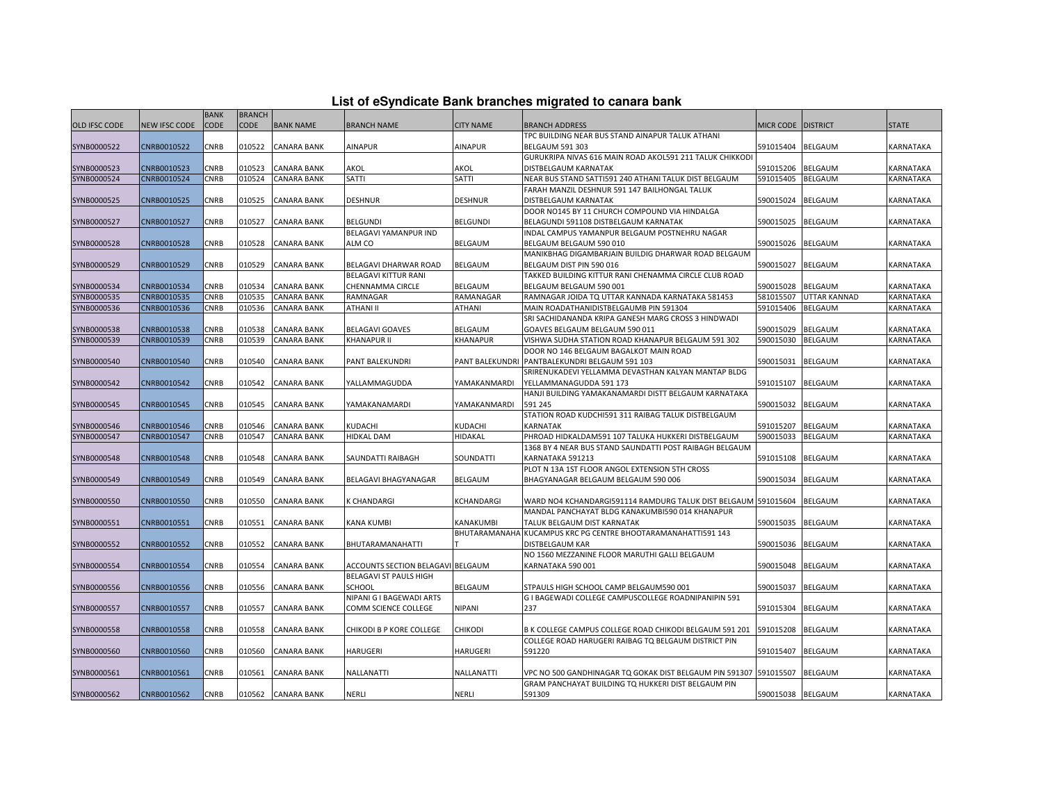## List of eSyndicate Bank branches migrated to canara bank

| OLD IFSC CODE | NEW IFSC CODE | BANK CODE | BRANCH CODE | BANK NAME | BRANCH NAME | CITY NAME | BRANCH ADDRESS | MICR CODE | DISTRICT | STATE |
|---|---|---|---|---|---|---|---|---|---|---|
| SYNB0000522 | CNRB0010522 | CNRB | 010522 | CANARA BANK | AINAPUR | AINAPUR | TPC BUILDING NEAR BUS STAND AINAPUR TALUK ATHANI BELGAUM 591 303 | 591015404 | BELGAUM | KARNATAKA |
| SYNB0000523 | CNRB0010523 | CNRB | 010523 | CANARA BANK | AKOL | AKOL | GURUKRIPA NIVAS 616 MAIN ROAD AKOL591 211 TALUK CHIKKODI DISTBELGAUM KARNATAK | 591015206 | BELGAUM | KARNATAKA |
| SYNB0000524 | CNRB0010524 | CNRB | 010524 | CANARA BANK | SATTI | SATTI | NEAR BUS STAND SATTI591 240 ATHANI TALUK DIST BELGAUM | 591015405 | BELGAUM | KARNATAKA |
| SYNB0000525 | CNRB0010525 | CNRB | 010525 | CANARA BANK | DESHNUR | DESHNUR | FARAH MANZIL DESHNUR 591 147 BAILHONGAL TALUK DISTBELGAUM KARNATAK | 590015024 | BELGAUM | KARNATAKA |
| SYNB0000527 | CNRB0010527 | CNRB | 010527 | CANARA BANK | BELGUNDI | BELGUNDI | DOOR NO145 BY 11 CHURCH COMPOUND VIA HINDALGA BELAGUNDI 591108 DISTBELGAUM KARNATAK | 590015025 | BELGAUM | KARNATAKA |
| SYNB0000528 | CNRB0010528 | CNRB | 010528 | CANARA BANK | BELAGAVI YAMANPUR IND ALM CO | BELGAUM | INDAL CAMPUS YAMANPUR BELGAUM POSTNEHRU NAGAR BELGAUM BELGAUM 590 010 | 590015026 | BELGAUM | KARNATAKA |
| SYNB0000529 | CNRB0010529 | CNRB | 010529 | CANARA BANK | BELAGAVI DHARWAR ROAD | BELGAUM | MANIKBHAG DIGAMBARJAIN BUILDIG DHARWAR ROAD BELGAUM BELGAUM DIST PIN 590 016 | 590015027 | BELGAUM | KARNATAKA |
| SYNB0000534 | CNRB0010534 | CNRB | 010534 | CANARA BANK | BELAGAVI KITTUR RANI CHENNAMMA CIRCLE | BELGAUM | TAKKED BUILDING KITTUR RANI CHENAMMA CIRCLE CLUB ROAD BELGAUM BELGAUM 590 001 | 590015028 | BELGAUM | KARNATAKA |
| SYNB0000535 | CNRB0010535 | CNRB | 010535 | CANARA BANK | RAMNAGAR | RAMANAGAR | RAMNAGAR JOIDA TQ UTTAR KANNADA KARNATAKA 581453 | 581015507 | UTTAR KANNAD | KARNATAKA |
| SYNB0000536 | CNRB0010536 | CNRB | 010536 | CANARA BANK | ATHANI II | ATHANI | MAIN ROADATHANIDISTBELGAUMB PIN 591304 | 591015406 | BELGAUM | KARNATAKA |
| SYNB0000538 | CNRB0010538 | CNRB | 010538 | CANARA BANK | BELAGAVI GOAVES | BELGAUM | SRI SACHIDANANDA KRIPA GANESH MARG CROSS 3 HINDWADI GOAVES BELGAUM BELGAUM 590 011 | 590015029 | BELGAUM | KARNATAKA |
| SYNB0000539 | CNRB0010539 | CNRB | 010539 | CANARA BANK | KHANAPUR II | KHANAPUR | VISHWA SUDHA STATION ROAD KHANAPUR BELGAUM 591 302 | 590015030 | BELGAUM | KARNATAKA |
| SYNB0000540 | CNRB0010540 | CNRB | 010540 | CANARA BANK | PANT BALEKUNDRI | PANT BALEKUNDRI | DOOR NO 146 BELGAUM BAGALKOT MAIN ROAD PANTBALEKUNDRI BELGAUM 591 103 | 590015031 | BELGAUM | KARNATAKA |
| SYNB0000542 | CNRB0010542 | CNRB | 010542 | CANARA BANK | YALLAMMAGUDDA | YAMAKANMARDI | SRIRENUKADEVI YELLAMMA DEVASTHAN KALYAN MANTAP BLDG YELLAMMANAGUDDA 591 173 | 591015107 | BELGAUM | KARNATAKA |
| SYNB0000545 | CNRB0010545 | CNRB | 010545 | CANARA BANK | YAMAKANAMARDI | YAMAKANMARDI | HANJI BUILDING YAMAKANAMARDI DISTT BELGAUM KARNATAKA 591 245 | 590015032 | BELGAUM | KARNATAKA |
| SYNB0000546 | CNRB0010546 | CNRB | 010546 | CANARA BANK | KUDACHI | KUDACHI | STATION ROAD KUDCHI591 311 RAIBAG TALUK DISTBELGAUM KARNATAK | 591015207 | BELGAUM | KARNATAKA |
| SYNB0000547 | CNRB0010547 | CNRB | 010547 | CANARA BANK | HIDKAL DAM | HIDAKAL | PHROAD HIDKALDAM591 107 TALUKA HUKKERI DISTBELGAUM | 590015033 | BELGAUM | KARNATAKA |
| SYNB0000548 | CNRB0010548 | CNRB | 010548 | CANARA BANK | SAUNDATTI RAIBAGH | SOUNDATTI | 1368 BY 4 NEAR BUS STAND SAUNDATTI POST RAIBAGH BELGAUM KARNATAKA 591213 | 591015108 | BELGAUM | KARNATAKA |
| SYNB0000549 | CNRB0010549 | CNRB | 010549 | CANARA BANK | BELAGAVI BHAGYANAGAR | BELGAUM | PLOT N 13A 1ST FLOOR ANGOL EXTENSION 5TH CROSS BHAGYANAGAR BELGAUM BELGAUM 590 006 | 590015034 | BELGAUM | KARNATAKA |
| SYNB0000550 | CNRB0010550 | CNRB | 010550 | CANARA BANK | K CHANDARGI | KCHANDARGI | WARD NO4 KCHANDARGI591114 RAMDURG TALUK DIST BELGAUM | 591015604 | BELGAUM | KARNATAKA |
| SYNB0000551 | CNRB0010551 | CNRB | 010551 | CANARA BANK | KANA KUMBI | KANAKUMBI | MANDAL PANCHAYAT BLDG KANAKUMBI590 014 KHANAPUR TALUK BELGAUM DIST KARNATAK | 590015035 | BELGAUM | KARNATAKA |
| SYNB0000552 | CNRB0010552 | CNRB | 010552 | CANARA BANK | BHUTARAMANAHATTI | BHUTARAMANAHAT | KUCAMPUS KRC PG CENTRE BHOOTARAMANAHATTI591 143 DISTBELGAUM KAR | 590015036 | BELGAUM | KARNATAKA |
| SYNB0000554 | CNRB0010554 | CNRB | 010554 | CANARA BANK | ACCOUNTS SECTION BELAGAVI | BELGAUM | NO 1560 MEZZANINE FLOOR MARUTHI GALLI BELGAUM KARNATAKA 590 001 | 590015048 | BELGAUM | KARNATAKA |
| SYNB0000556 | CNRB0010556 | CNRB | 010556 | CANARA BANK | BELAGAVI ST PAULS HIGH SCHOOL | BELGAUM | STPAULS HIGH SCHOOL CAMP BELGAUM590 001 | 590015037 | BELGAUM | KARNATAKA |
| SYNB0000557 | CNRB0010557 | CNRB | 010557 | CANARA BANK | NIPANI G I BAGEWADI ARTS COMM SCIENCE COLLEGE | NIPANI | G I BAGEWADI COLLEGE CAMPUSCOLLEGE ROADNIPANIPIN 591 237 | 591015304 | BELGAUM | KARNATAKA |
| SYNB0000558 | CNRB0010558 | CNRB | 010558 | CANARA BANK | CHIKODI B P KORE COLLEGE | CHIKODI | B K COLLEGE CAMPUS COLLEGE ROAD CHIKODI BELGAUM 591 201 | 591015208 | BELGAUM | KARNATAKA |
| SYNB0000560 | CNRB0010560 | CNRB | 010560 | CANARA BANK | HARUGERI | HARUGERI | COLLEGE ROAD HARUGERI RAIBAG TQ BELGAUM DISTRICT PIN 591220 | 591015407 | BELGAUM | KARNATAKA |
| SYNB0000561 | CNRB0010561 | CNRB | 010561 | CANARA BANK | NALLANATTI | NALLANATTI | VPC NO 500 GANDHINAGAR TQ GOKAK DIST BELGAUM PIN 591307 | 591015507 | BELGAUM | KARNATAKA |
| SYNB0000562 | CNRB0010562 | CNRB | 010562 | CANARA BANK | NERLI | NERLI | GRAM PANCHAYAT BUILDING TQ HUKKERI DIST BELGAUM PIN 591309 | 590015038 | BELGAUM | KARNATAKA |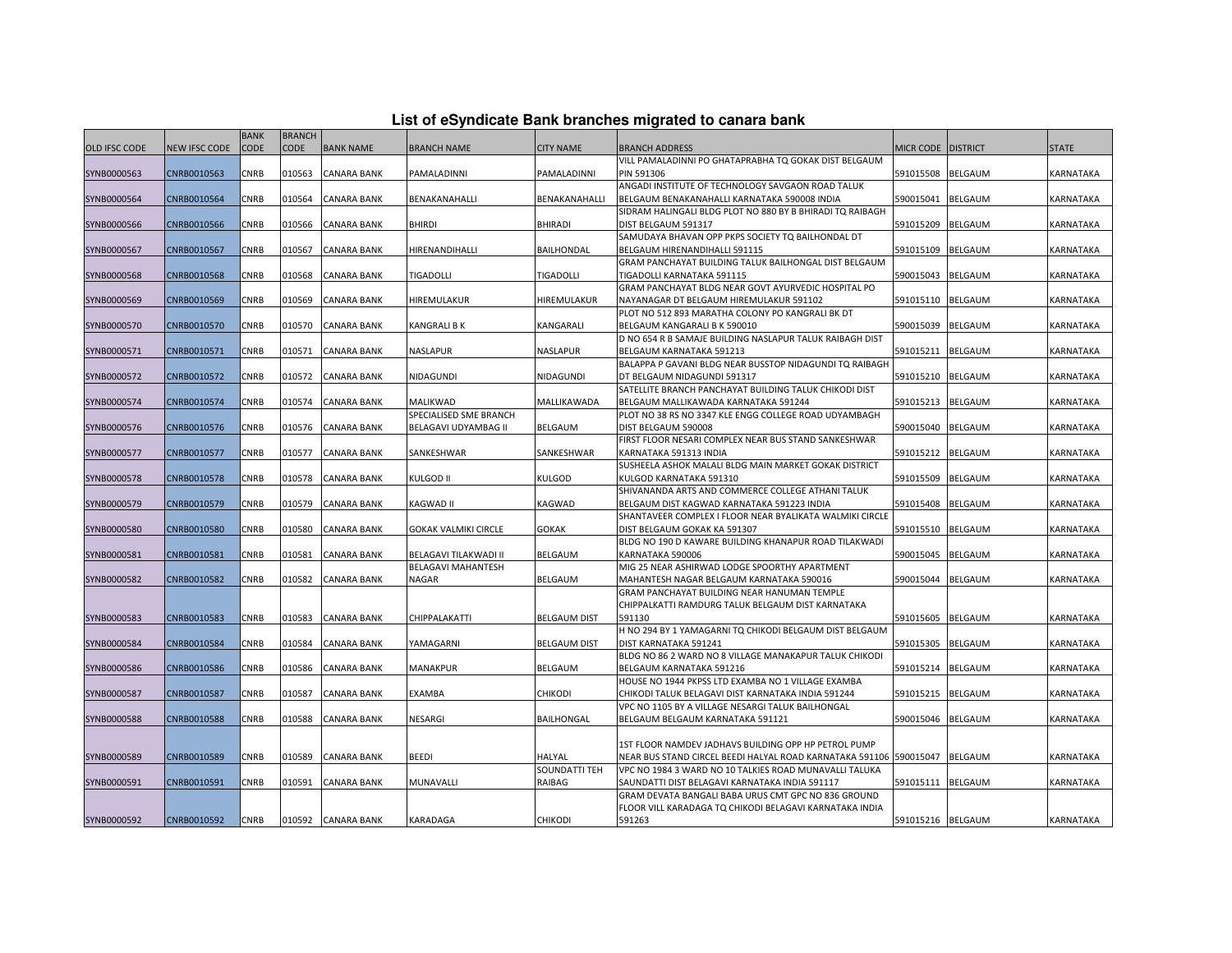# List of eSyndicate Bank branches migrated to canara bank

| OLD IFSC CODE | NEW IFSC CODE | BANK CODE | BRANCH CODE | BANK NAME | BRANCH NAME | CITY NAME | BRANCH ADDRESS | MICR CODE | DISTRICT | STATE |
|---|---|---|---|---|---|---|---|---|---|---|
| SYNB0000563 | CNRB0010563 | CNRB | 010563 | CANARA BANK | PAMALADINNI | PAMALADINNI | VILL PAMALADINNI PO GHATAPRABHA TQ GOKAK DIST BELGAUM PIN 591306 | 591015508 | BELGAUM | KARNATAKA |
| SYNB0000564 | CNRB0010564 | CNRB | 010564 | CANARA BANK | BENAKANAHALLI | BENAKANAHALLI | ANGADI INSTITUTE OF TECHNOLOGY SAVGAON ROAD TALUK BELGAUM BENAKANAHALLI KARNATAKA 590008 INDIA | 590015041 | BELGAUM | KARNATAKA |
| SYNB0000566 | CNRB0010566 | CNRB | 010566 | CANARA BANK | BHIRDI | BHIRADI | SIDRAM HALINGALI BLDG PLOT NO 880 BY B BHIRADI TQ RAIBAGH DIST BELGAUM 591317 | 591015209 | BELGAUM | KARNATAKA |
| SYNB0000567 | CNRB0010567 | CNRB | 010567 | CANARA BANK | HIRENANDIHALLI | BAILHONDAL | SAMUDAYA BHAVAN OPP PKPS SOCIETY TQ BAILHONDAL DT BELGAUM HIRENANDIHALLI 591115 | 591015109 | BELGAUM | KARNATAKA |
| SYNB0000568 | CNRB0010568 | CNRB | 010568 | CANARA BANK | TIGADOLLI | TIGADOLLI | GRAM PANCHAYAT BUILDING TALUK BAILHONGAL DIST BELGAUM TIGADOLLI KARNATAKA 591115 | 590015043 | BELGAUM | KARNATAKA |
| SYNB0000569 | CNRB0010569 | CNRB | 010569 | CANARA BANK | HIREMULAKUR | HIREMULAKUR | GRAM PANCHAYAT BLDG NEAR GOVT AYURVEDIC HOSPITAL PO NAYANAGAR DT BELGAUM HIREMULAKUR 591102 | 591015110 | BELGAUM | KARNATAKA |
| SYNB0000570 | CNRB0010570 | CNRB | 010570 | CANARA BANK | KANGRALI B K | KANGARALI | PLOT NO 512 893 MARATHA COLONY PO KANGRALI BK DT BELGAUM KANGARALI B K 590010 | 590015039 | BELGAUM | KARNATAKA |
| SYNB0000571 | CNRB0010571 | CNRB | 010571 | CANARA BANK | NASLAPUR | NASLAPUR | D NO 654 R B SAMAJE BUILDING NASLAPUR TALUK RAIBAGH DIST BELGAUM KARNATAKA 591213 | 591015211 | BELGAUM | KARNATAKA |
| SYNB0000572 | CNRB0010572 | CNRB | 010572 | CANARA BANK | NIDAGUNDI | NIDAGUNDI | BALAPPA P GAVANI BLDG NEAR BUSSTOP NIDAGUNDI TQ RAIBAGH DT BELGAUM NIDAGUNDI 591317 | 591015210 | BELGAUM | KARNATAKA |
| SYNB0000574 | CNRB0010574 | CNRB | 010574 | CANARA BANK | MALIKWAD | MALLIKAWADA | SATELLITE BRANCH PANCHAYAT BUILDING TALUK CHIKODI DIST BELGAUM MALLIKAWADA KARNATAKA 591244 | 591015213 | BELGAUM | KARNATAKA |
| SYNB0000576 | CNRB0010576 | CNRB | 010576 | CANARA BANK | SPECIALISED SME BRANCH BELAGAVI UDYAMBAG II | BELGAUM | PLOT NO 38 RS NO 3347 KLE ENGG COLLEGE ROAD UDYAMBAGH DIST BELGAUM 590008 | 590015040 | BELGAUM | KARNATAKA |
| SYNB0000577 | CNRB0010577 | CNRB | 010577 | CANARA BANK | SANKESHWAR | SANKESHWAR | FIRST FLOOR NESARI COMPLEX NEAR BUS STAND SANKESHWAR KARNATAKA 591313 INDIA | 591015212 | BELGAUM | KARNATAKA |
| SYNB0000578 | CNRB0010578 | CNRB | 010578 | CANARA BANK | KULGOD II | KULGOD | SUSHEELA ASHOK MALALI BLDG MAIN MARKET GOKAK DISTRICT KULGOD KARNATAKA 591310 | 591015509 | BELGAUM | KARNATAKA |
| SYNB0000579 | CNRB0010579 | CNRB | 010579 | CANARA BANK | KAGWAD II | KAGWAD | SHIVANANDA ARTS AND COMMERCE COLLEGE ATHANI TALUK BELGAUM DIST KAGWAD KARNATAKA 591223 INDIA | 591015408 | BELGAUM | KARNATAKA |
| SYNB0000580 | CNRB0010580 | CNRB | 010580 | CANARA BANK | GOKAK VALMIKI CIRCLE | GOKAK | SHANTAVEER COMPLEX I FLOOR NEAR BYALIKATA WALMIKI CIRCLE DIST BELGAUM GOKAK KA 591307 | 591015510 | BELGAUM | KARNATAKA |
| SYNB0000581 | CNRB0010581 | CNRB | 010581 | CANARA BANK | BELAGAVI TILAKWADI II | BELGAUM | BLDG NO 190 D KAWARE BUILDING KHANAPUR ROAD TILAKWADI KARNATAKA 590006 | 590015045 | BELGAUM | KARNATAKA |
| SYNB0000582 | CNRB0010582 | CNRB | 010582 | CANARA BANK | BELAGAVI MAHANTESH NAGAR | BELGAUM | MIG 25 NEAR ASHIRWAD LODGE SPOORTHY APARTMENT MAHANTESH NAGAR BELGAUM KARNATAKA 590016 | 590015044 | BELGAUM | KARNATAKA |
| SYNB0000583 | CNRB0010583 | CNRB | 010583 | CANARA BANK | CHIPPALAKATTI | BELGAUM DIST | GRAM PANCHAYAT BUILDING NEAR HANUMAN TEMPLE CHIPPALKATTI RAMDURG TALUK BELGAUM DIST KARNATAKA 591130 | 591015605 | BELGAUM | KARNATAKA |
| SYNB0000584 | CNRB0010584 | CNRB | 010584 | CANARA BANK | YAMAGARNI | BELGAUM DIST | H NO 294 BY 1 YAMAGARNI TQ CHIKODI BELGAUM DIST BELGAUM DIST KARNATAKA 591241 | 591015305 | BELGAUM | KARNATAKA |
| SYNB0000586 | CNRB0010586 | CNRB | 010586 | CANARA BANK | MANAKPUR | BELGAUM | BLDG NO 86 2 WARD NO 8 VILLAGE MANAKAPUR TALUK CHIKODI BELGAUM KARNATAKA 591216 | 591015214 | BELGAUM | KARNATAKA |
| SYNB0000587 | CNRB0010587 | CNRB | 010587 | CANARA BANK | EXAMBA | CHIKODI | HOUSE NO 1944 PKPSS LTD EXAMBA NO 1 VILLAGE EXAMBA CHIKODI TALUK BELAGAVI DIST KARNATAKA INDIA 591244 | 591015215 | BELGAUM | KARNATAKA |
| SYNB0000588 | CNRB0010588 | CNRB | 010588 | CANARA BANK | NESARGI | BAILHONGAL | VPC NO 1105 BY A VILLAGE NESARGI TALUK BAILHONGAL BELGAUM BELGAUM KARNATAKA 591121 | 590015046 | BELGAUM | KARNATAKA |
| SYNB0000589 | CNRB0010589 | CNRB | 010589 | CANARA BANK | BEEDI | HALYAL | 1ST FLOOR NAMDEV JADHAVS BUILDING OPP HP PETROL PUMP NEAR BUS STAND CIRCEL BEEDI HALYAL ROAD KARNATAKA 591106 | 590015047 | BELGAUM | KARNATAKA |
| SYNB0000591 | CNRB0010591 | CNRB | 010591 | CANARA BANK | MUNAVALLI | SOUNDATTI TEH RAIBAG | VPC NO 1984 3 WARD NO 10 TALKIES ROAD MUNAVALLI TALUKA SAUNDATTI DIST BELAGAVI KARNATAKA INDIA 591117 | 591015111 | BELGAUM | KARNATAKA |
| SYNB0000592 | CNRB0010592 | CNRB | 010592 | CANARA BANK | KARADAGA | CHIKODI | GRAM DEVATA BANGALI BABA URUS CMT GPC NO 836 GROUND FLOOR VILL KARADAGA TQ CHIKODI BELAGAVI KARNATAKA INDIA 591263 | 591015216 | BELGAUM | KARNATAKA |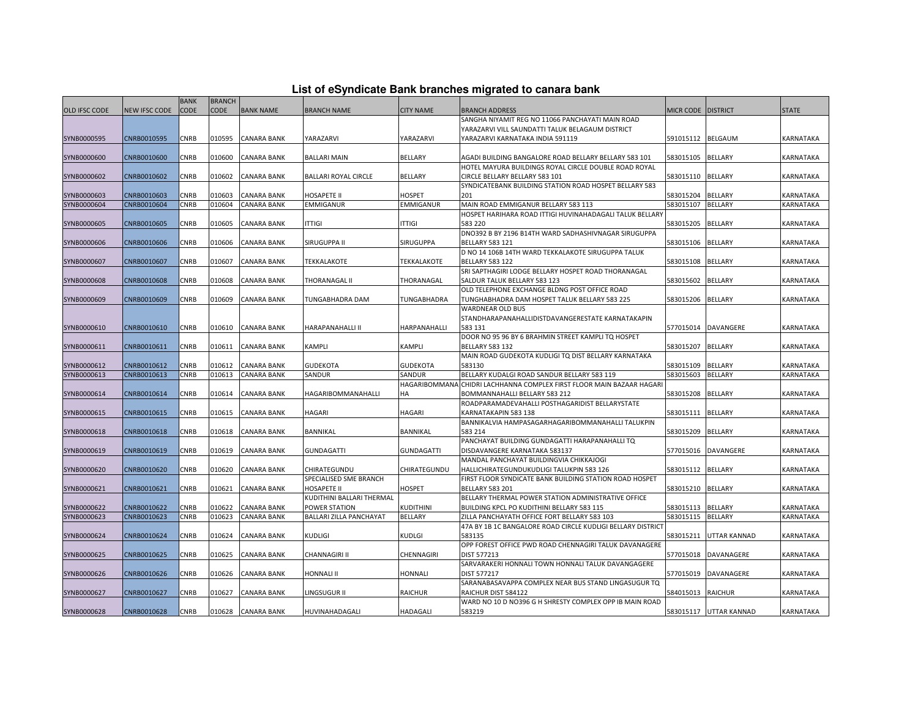# List of eSyndicate Bank branches migrated to canara bank

| OLD IFSC CODE | NEW IFSC CODE | BANK CODE | BRANCH CODE | BANK NAME | BRANCH NAME | CITY NAME | BRANCH ADDRESS | MICR CODE | DISTRICT | STATE |
|---|---|---|---|---|---|---|---|---|---|---|
| SYNB0000595 | CNRB0010595 | CNRB | 010595 | CANARA BANK | YARAZARVI | YARAZARVI | SANGHA NIYAMIT REG NO 11066 PANCHAYATI MAIN ROAD YARAZARVI VILL SAUNDATTI TALUK BELAGAUM DISTRICT YARAZARVI KARNATAKA INDIA 591119 | 591015112 | BELGAUM | KARNATAKA |
| SYNB0000600 | CNRB0010600 | CNRB | 010600 | CANARA BANK | BALLARI MAIN | BELLARY | AGADI BUILDING BANGALORE ROAD BELLARY BELLARY 583 101 | 583015105 | BELLARY | KARNATAKA |
| SYNB0000602 | CNRB0010602 | CNRB | 010602 | CANARA BANK | BALLARI ROYAL CIRCLE | BELLARY | HOTEL MAYURA BUILDINGS ROYAL CIRCLE DOUBLE ROAD ROYAL CIRCLE BELLARY BELLARY 583 101 | 583015110 | BELLARY | KARNATAKA |
| SYNB0000603 | CNRB0010603 | CNRB | 010603 | CANARA BANK | HOSAPETE II | HOSPET | SYNDICATEBANK BUILDING STATION ROAD HOSPET BELLARY 583 201 | 583015204 | BELLARY | KARNATAKA |
| SYNB0000604 | CNRB0010604 | CNRB | 010604 | CANARA BANK | EMMIGANUR | EMMIGANUR | MAIN ROAD EMMIGANUR BELLARY 583 113 | 583015107 | BELLARY | KARNATAKA |
| SYNB0000605 | CNRB0010605 | CNRB | 010605 | CANARA BANK | ITTIGI | ITTIGI | HOSPET HARIHARA ROAD ITTIGI HUVINAHADAGALI TALUK BELLARY 583 220 | 583015205 | BELLARY | KARNATAKA |
| SYNB0000606 | CNRB0010606 | CNRB | 010606 | CANARA BANK | SIRUGUPPA II | SIRUGUPPA | DNO392 B BY 2196 B14TH WARD SADHASHIVNAGAR SIRUGUPPA BELLARY 583 121 | 583015106 | BELLARY | KARNATAKA |
| SYNB0000607 | CNRB0010607 | CNRB | 010607 | CANARA BANK | TEKKALAKOTE | TEKKALAKOTE | D NO 14 106B 14TH WARD TEKKALAKOTE SIRUGUPPA TALUK BELLARY 583 122 | 583015108 | BELLARY | KARNATAKA |
| SYNB0000608 | CNRB0010608 | CNRB | 010608 | CANARA BANK | THORANAGAL II | THORANAGAL | SRI SAPTHAGIRI LODGE BELLARY HOSPET ROAD THORANAGAL SALDUR TALUK BELLARY 583 123 | 583015602 | BELLARY | KARNATAKA |
| SYNB0000609 | CNRB0010609 | CNRB | 010609 | CANARA BANK | TUNGABHADRA DAM | TUNGABHADRA | OLD TELEPHONE EXCHANGE BLDNG POST OFFICE ROAD TUNGHABHADRA DAM HOSPET TALUK BELLARY 583 225 | 583015206 | BELLARY | KARNATAKA |
| SYNB0000610 | CNRB0010610 | CNRB | 010610 | CANARA BANK | HARAPANAHALLI II | HARPANAHALLI | WARDNEAR OLD BUS STANDHARAPANAHALLIDISTDAVANGERESTATE KARNATAKAPIN 583 131 | 577015014 | DAVANGERE | KARNATAKA |
| SYNB0000611 | CNRB0010611 | CNRB | 010611 | CANARA BANK | KAMPLI | KAMPLI | DOOR NO 95 96 BY 6 BRAHMIN STREET KAMPLI TQ HOSPET BELLARY 583 132 | 583015207 | BELLARY | KARNATAKA |
| SYNB0000612 | CNRB0010612 | CNRB | 010612 | CANARA BANK | GUDEKOTA | GUDEKOTA | MAIN ROAD GUDEKOTA KUDLIGI TQ DIST BELLARY KARNATAKA 583130 | 583015109 | BELLARY | KARNATAKA |
| SYNB0000613 | CNRB0010613 | CNRB | 010613 | CANARA BANK | SANDUR | SANDUR | BELLARY KUDALGI ROAD SANDUR BELLARY 583 119 | 583015603 | BELLARY | KARNATAKA |
| SYNB0000614 | CNRB0010614 | CNRB | 010614 | CANARA BANK | HAGARIBOMMANAHALLI | HAGARIBOMMANAHA | CHIDRI LACHHANNA COMPLEX FIRST FLOOR MAIN BAZAAR HAGARI BOMMANNAHALLI BELLARY 583 212 | 583015208 | BELLARY | KARNATAKA |
| SYNB0000615 | CNRB0010615 | CNRB | 010615 | CANARA BANK | HAGARI | HAGARI | ROADPARAMADEVAHALLI POSTHAGARIDIST BELLARYSTATE KARNATAKAPIN 583 138 | 583015111 | BELLARY | KARNATAKA |
| SYNB0000618 | CNRB0010618 | CNRB | 010618 | CANARA BANK | BANNIKAL | BANNIKAL | BANNIKALVIA HAMPASAGARHAGARIBOMMANAHALLI TALUKPIN 583 214 | 583015209 | BELLARY | KARNATAKA |
| SYNB0000619 | CNRB0010619 | CNRB | 010619 | CANARA BANK | GUNDAGATTI | GUNDAGATTI | PANCHAYAT BUILDING GUNDAGATTI HARAPANAHALLI TQ DISDAVANGERE KARNATAKA 583137 | 577015016 | DAVANGERE | KARNATAKA |
| SYNB0000620 | CNRB0010620 | CNRB | 010620 | CANARA BANK | CHIRATEGUNDU | CHIRATEGUNDU | MANDAL PANCHAYAT BUILDINGVIA CHIKKAJOGI HALLICHIRATEGUNDUKUDLIGI TALUKPIN 583 126 | 583015112 | BELLARY | KARNATAKA |
| SYNB0000621 | CNRB0010621 | CNRB | 010621 | CANARA BANK | SPECIALISED SME BRANCH HOSAPETE II | HOSPET | FIRST FLOOR SYNDICATE BANK BUILDING STATION ROAD HOSPET BELLARY 583 201 | 583015210 | BELLARY | KARNATAKA |
| SYNB0000622 | CNRB0010622 | CNRB | 010622 | CANARA BANK | KUDITHINI BALLARI THERMAL POWER STATION | KUDITHINI | BELLARY THERMAL POWER STATION ADMINISTRATIVE OFFICE BUILDING KPCL PO KUDITHINI BELLARY 583 115 | 583015113 | BELLARY | KARNATAKA |
| SYNB0000623 | CNRB0010623 | CNRB | 010623 | CANARA BANK | BALLARI ZILLA PANCHAYAT | BELLARY | ZILLA PANCHAYATH OFFICE FORT BELLARY 583 103 | 583015115 | BELLARY | KARNATAKA |
| SYNB0000624 | CNRB0010624 | CNRB | 010624 | CANARA BANK | KUDLIGI | KUDLGI | 47A BY 1B 1C BANGALORE ROAD CIRCLE KUDLIGI BELLARY DISTRICT 583135 | 583015211 | UTTAR KANNAD | KARNATAKA |
| SYNB0000625 | CNRB0010625 | CNRB | 010625 | CANARA BANK | CHANNAGIRI II | CHENNAGIRI | OPP FOREST OFFICE PWD ROAD CHENNAGIRI TALUK DAVANAGERE DIST 577213 | 577015018 | DAVANAGERE | KARNATAKA |
| SYNB0000626 | CNRB0010626 | CNRB | 010626 | CANARA BANK | HONNALI II | HONNALI | SARVARAKERI HONNALI TOWN HONNALI TALUK DAVANGAGERE DIST 577217 | 577015019 | DAVANAGERE | KARNATAKA |
| SYNB0000627 | CNRB0010627 | CNRB | 010627 | CANARA BANK | LINGSUGUR II | RAICHUR | SARANABASAVAPPA COMPLEX NEAR BUS STAND LINGASUGUR TQ RAICHUR DIST 584122 | 584015013 | RAICHUR | KARNATAKA |
| SYNB0000628 | CNRB0010628 | CNRB | 010628 | CANARA BANK | HUVINAHADAGALI | HADAGALI | WARD NO 10 D NO396 G H SHRESTY COMPLEX OPP IB MAIN ROAD 583219 | 583015117 | UTTAR KANNAD | KARNATAKA |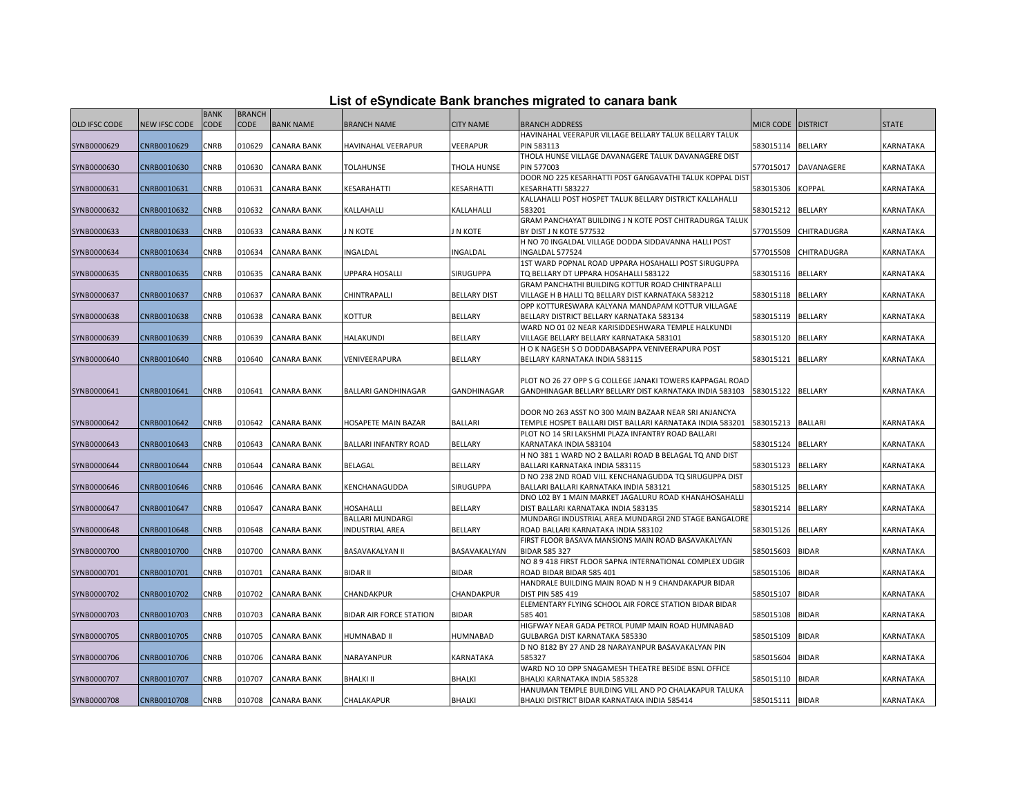## List of eSyndicate Bank branches migrated to canara bank

| OLD IFSC CODE | NEW IFSC CODE | BANK CODE | BRANCH CODE | BANK NAME | BRANCH NAME | CITY NAME | BRANCH ADDRESS | MICR CODE | DISTRICT | STATE |
|---|---|---|---|---|---|---|---|---|---|---|
| SYNB0000629 | CNRB0010629 | CNRB | 010629 | CANARA BANK | HAVINAHAL VEERAPUR | VEERAPUR | HAVINAHAL VEERAPUR VILLAGE BELLARY TALUK BELLARY TALUK PIN 583113 | 583015114 | BELLARY | KARNATAKA |
| SYNB0000630 | CNRB0010630 | CNRB | 010630 | CANARA BANK | TOLAHUNSE | THOLA HUNSE | THOLA HUNSE VILLAGE DAVANAGERE TALUK DAVANAGERE DIST PIN 577003 | 577015017 | DAVANAGERE | KARNATAKA |
| SYNB0000631 | CNRB0010631 | CNRB | 010631 | CANARA BANK | KESARAHATTI | KESARHATTI | DOOR NO 225 KESARHATTI POST GANGAVATHI TALUK KOPPAL DIST KESARHATTI 583227 | 583015306 | KOPPAL | KARNATAKA |
| SYNB0000632 | CNRB0010632 | CNRB | 010632 | CANARA BANK | KALLAHALLI | KALLAHALLI | KALLAHALLI POST HOSPET TALUK BELLARY DISTRICT KALLAHALLI 583201 | 583015212 | BELLARY | KARNATAKA |
| SYNB0000633 | CNRB0010633 | CNRB | 010633 | CANARA BANK | J N KOTE | J N KOTE | GRAM PANCHAYAT BUILDING J N KOTE POST CHITRADURGA TALUK BY DIST J N KOTE 577532 | 577015509 | CHITRADUGRA | KARNATAKA |
| SYNB0000634 | CNRB0010634 | CNRB | 010634 | CANARA BANK | INGALDAL | INGALDAL | H NO 70 INGALDAL VILLAGE DODDA SIDDAVANNA HALLI POST INGALDAL 577524 | 577015508 | CHITRADUGRA | KARNATAKA |
| SYNB0000635 | CNRB0010635 | CNRB | 010635 | CANARA BANK | UPPARA HOSALLI | SIRUGUPPA | 1ST WARD POPNAL ROAD UPPARA HOSAHALLI POST SIRUGUPPA TQ BELLARY DT UPPARA HOSAHALLI 583122 | 583015116 | BELLARY | KARNATAKA |
| SYNB0000637 | CNRB0010637 | CNRB | 010637 | CANARA BANK | CHINTRAPALLI | BELLARY DIST | GRAM PANCHATHI BUILDING KOTTUR ROAD CHINTRAPALLI VILLAGE H B HALLI TQ BELLARY DIST KARNATAKA 583212 | 583015118 | BELLARY | KARNATAKA |
| SYNB0000638 | CNRB0010638 | CNRB | 010638 | CANARA BANK | KOTTUR | BELLARY | OPP KOTTURESWARA KALYANA MANDAPAM KOTTUR VILLAGAE BELLARY DISTRICT BELLARY KARNATAKA 583134 | 583015119 | BELLARY | KARNATAKA |
| SYNB0000639 | CNRB0010639 | CNRB | 010639 | CANARA BANK | HALAKUNDI | BELLARY | WARD NO 01 02 NEAR KARISIDDESHWARA TEMPLE HALKUNDI VILLAGE BELLARY BELLARY KARNATAKA 583101 | 583015120 | BELLARY | KARNATAKA |
| SYNB0000640 | CNRB0010640 | CNRB | 010640 | CANARA BANK | VENIVEERAPURA | BELLARY | H O K NAGESH S O DODDABASAPPA VENIVEERAPURA POST BELLARY KARNATAKA INDIA 583115 | 583015121 | BELLARY | KARNATAKA |
| SYNB0000641 | CNRB0010641 | CNRB | 010641 | CANARA BANK | BALLARI GANDHINAGAR | GANDHINAGAR | PLOT NO 26 27 OPP S G COLLEGE JANAKI TOWERS KAPPAGAL ROAD GANDHINAGAR BELLARY BELLARY DIST KARNATAKA INDIA 583103 | 583015122 | BELLARY | KARNATAKA |
| SYNB0000642 | CNRB0010642 | CNRB | 010642 | CANARA BANK | HOSAPETE MAIN BAZAR | BALLARI | DOOR NO 263 ASST NO 300 MAIN BAZAAR NEAR SRI ANJANCYA TEMPLE HOSPET BALLARI DIST BALLARI KARNATAKA INDIA 583201 | 583015213 | BALLARI | KARNATAKA |
| SYNB0000643 | CNRB0010643 | CNRB | 010643 | CANARA BANK | BALLARI INFANTRY ROAD | BELLARY | PLOT NO 14 SRI LAKSHMI PLAZA INFANTRY ROAD BALLARI KARNATAKA INDIA 583104 | 583015124 | BELLARY | KARNATAKA |
| SYNB0000644 | CNRB0010644 | CNRB | 010644 | CANARA BANK | BELAGAL | BELLARY | H NO 381 1 WARD NO 2 BALLARI ROAD B BELAGAL TQ AND DIST BALLARI KARNATAKA INDIA 583115 | 583015123 | BELLARY | KARNATAKA |
| SYNB0000646 | CNRB0010646 | CNRB | 010646 | CANARA BANK | KENCHANAGUDDA | SIRUGUPPA | D NO 238 2ND ROAD VILL KENCHANAGUDDA TQ SIRUGUPPA DIST BALLARI BALLARI KARNATAKA INDIA 583121 | 583015125 | BELLARY | KARNATAKA |
| SYNB0000647 | CNRB0010647 | CNRB | 010647 | CANARA BANK | HOSAHALLI | BELLARY | DNO L02 BY 1 MAIN MARKET JAGALURU ROAD KHANAHOSAHALLI DIST BALLARI KARNATAKA INDIA 583135 | 583015214 | BELLARY | KARNATAKA |
| SYNB0000648 | CNRB0010648 | CNRB | 010648 | CANARA BANK | BALLARI MUNDARGI INDUSTRIAL AREA | BELLARY | MUNDARGI INDUSTRIAL AREA MUNDARGI 2ND STAGE BANGALORE ROAD BALLARI KARNATAKA INDIA 583102 | 583015126 | BELLARY | KARNATAKA |
| SYNB0000700 | CNRB0010700 | CNRB | 010700 | CANARA BANK | BASAVAKALYAN II | BASAVAKALYAN | FIRST FLOOR BASAVA MANSIONS MAIN ROAD BASAVAKALYAN BIDAR 585 327 | 585015603 | BIDAR | KARNATAKA |
| SYNB0000701 | CNRB0010701 | CNRB | 010701 | CANARA BANK | BIDAR II | BIDAR | NO 8 9 418 FIRST FLOOR SAPNA INTERNATIONAL COMPLEX UDGIR ROAD BIDAR BIDAR 585 401 | 585015106 | BIDAR | KARNATAKA |
| SYNB0000702 | CNRB0010702 | CNRB | 010702 | CANARA BANK | CHANDAKPUR | CHANDAKPUR | HANDRALE BUILDING MAIN ROAD N H 9 CHANDAKAPUR BIDAR DIST PIN 585 419 | 585015107 | BIDAR | KARNATAKA |
| SYNB0000703 | CNRB0010703 | CNRB | 010703 | CANARA BANK | BIDAR AIR FORCE STATION | BIDAR | ELEMENTARY FLYING SCHOOL AIR FORCE STATION BIDAR BIDAR 585 401 | 585015108 | BIDAR | KARNATAKA |
| SYNB0000705 | CNRB0010705 | CNRB | 010705 | CANARA BANK | HUMNABAD II | HUMNABAD | HIGFWAY NEAR GADA PETROL PUMP MAIN ROAD HUMNABAD GULBARGA DIST KARNATAKA 585330 | 585015109 | BIDAR | KARNATAKA |
| SYNB0000706 | CNRB0010706 | CNRB | 010706 | CANARA BANK | NARAYANPUR | KARNATAKA | D NO 8182 BY 27 AND 28 NARAYANPUR BASAVAKALYAN PIN 585327 | 585015604 | BIDAR | KARNATAKA |
| SYNB0000707 | CNRB0010707 | CNRB | 010707 | CANARA BANK | BHALKI II | BHALKI | WARD NO 10 OPP SNAGAMESH THEATRE BESIDE BSNL OFFICE BHALKI KARNATAKA INDIA 585328 | 585015110 | BIDAR | KARNATAKA |
| SYNB0000708 | CNRB0010708 | CNRB | 010708 | CANARA BANK | CHALAKAPUR | BHALKI | HANUMAN TEMPLE BUILDING VILL AND PO CHALAKAPUR TALUKA BHALKI DISTRICT BIDAR KARNATAKA INDIA 585414 | 585015111 | BIDAR | KARNATAKA |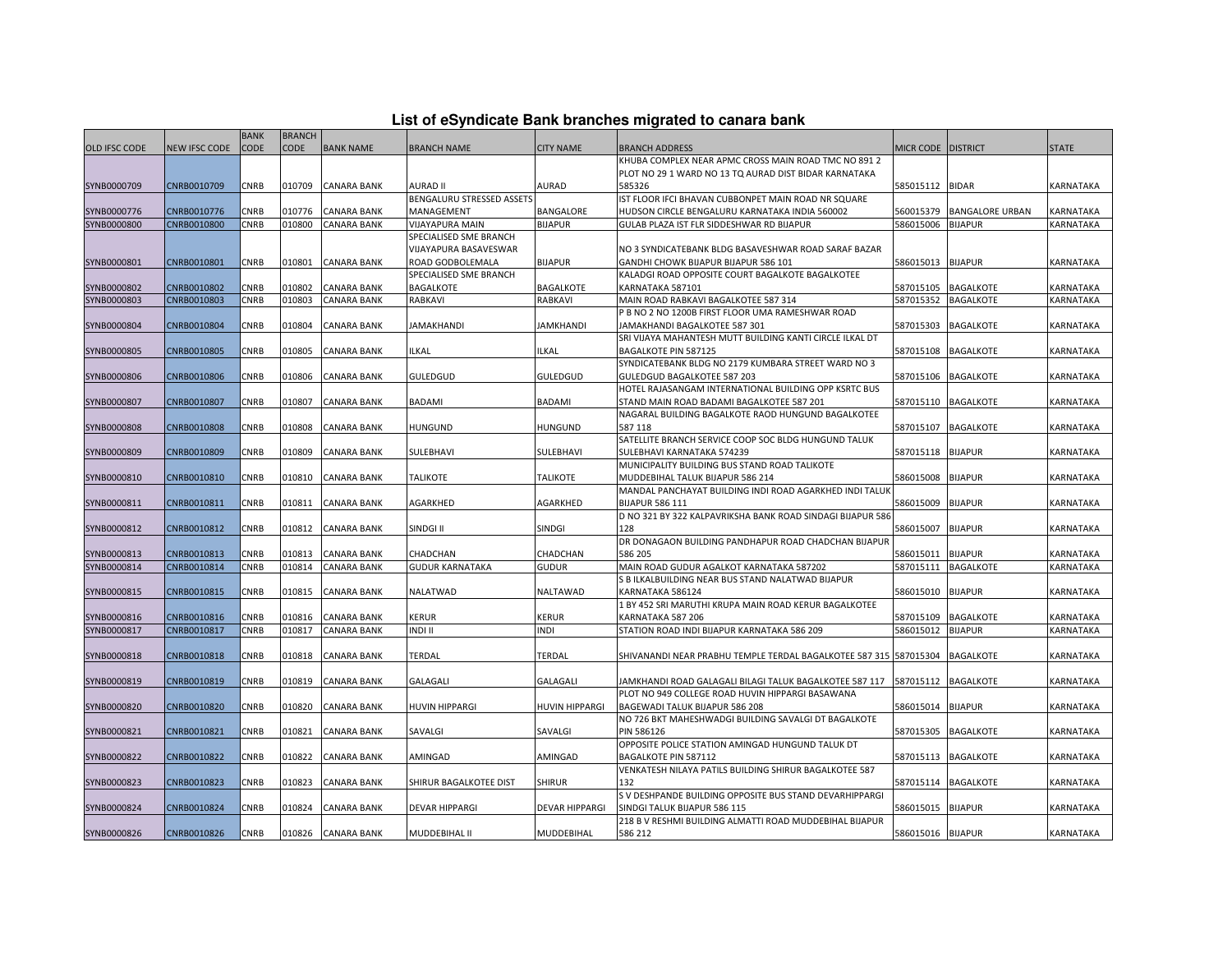# List of eSyndicate Bank branches migrated to canara bank

| OLD IFSC CODE | NEW IFSC CODE | BANK CODE | BRANCH CODE | BANK NAME | BRANCH NAME | CITY NAME | BRANCH ADDRESS | MICR CODE | DISTRICT | STATE |
|---|---|---|---|---|---|---|---|---|---|---|
| SYNB0000709 | CNRB0010709 | CNRB | 010709 | CANARA BANK | AURAD II | AURAD | KHUBA COMPLEX NEAR APMC CROSS MAIN ROAD TMC NO 891 2 PLOT NO 29 1 WARD NO 13 TQ AURAD DIST BIDAR KARNATAKA 585326 | 585015112 | BIDAR | KARNATAKA |
| SYNB0000776 | CNRB0010776 | CNRB | 010776 | CANARA BANK | BENGALURU STRESSED ASSETS MANAGEMENT | BANGALORE | IST FLOOR IFCI BHAVAN CUBBONPET MAIN ROAD NR SQUARE HUDSON CIRCLE BENGALURU KARNATAKA INDIA 560002 | 560015379 | BANGALORE URBAN | KARNATAKA |
| SYNB0000800 | CNRB0010800 | CNRB | 010800 | CANARA BANK | VIJAYAPURA MAIN | BIJAPUR | GULAB PLAZA IST FLR SIDDESHWAR RD BIJAPUR | 586015006 | BIJAPUR | KARNATAKA |
| SYNB0000801 | CNRB0010801 | CNRB | 010801 | CANARA BANK | SPECIALISED SME BRANCH VIJAYAPURA BASAVESWAR ROAD GODBOLEMALA | BIJAPUR | NO 3 SYNDICATEBANK BLDG BASAVESHWAR ROAD SARAF BAZAR GANDHI CHOWK BIJAPUR BIJAPUR 586 101 | 586015013 | BIJAPUR | KARNATAKA |
| SYNB0000802 | CNRB0010802 | CNRB | 010802 | CANARA BANK | SPECIALISED SME BRANCH BAGALKOTE | BAGALKOTE | KALADGI ROAD OPPOSITE COURT BAGALKOTE BAGALKOTEE KARNATAKA 587101 | 587015105 | BAGALKOTE | KARNATAKA |
| SYNB0000803 | CNRB0010803 | CNRB | 010803 | CANARA BANK | RABKAVI | RABKAVI | MAIN ROAD RABKAVI BAGALKOTEE 587 314 | 587015352 | BAGALKOTE | KARNATAKA |
| SYNB0000804 | CNRB0010804 | CNRB | 010804 | CANARA BANK | JAMAKHANDI | JAMKHANDI | P B NO 2 NO 1200B FIRST FLOOR UMA RAMESHWAR ROAD JAMAKHANDI BAGALKOTEE 587 301 | 587015303 | BAGALKOTE | KARNATAKA |
| SYNB0000805 | CNRB0010805 | CNRB | 010805 | CANARA BANK | ILKAL | ILKAL | SRI VIJAYA MAHANTESH MUTT BUILDING KANTI CIRCLE ILKAL DT BAGALKOTE PIN 587125 | 587015108 | BAGALKOTE | KARNATAKA |
| SYNB0000806 | CNRB0010806 | CNRB | 010806 | CANARA BANK | GULEDGUD | GULEDGUD | SYNDICATEBANK BLDG NO 2179 KUMBARA STREET WARD NO 3 GULEDGUD BAGALKOTEE 587 203 | 587015106 | BAGALKOTE | KARNATAKA |
| SYNB0000807 | CNRB0010807 | CNRB | 010807 | CANARA BANK | BADAMI | BADAMI | HOTEL RAJASANGAM INTERNATIONAL BUILDING OPP KSRTC BUS STAND MAIN ROAD BADAMI BAGALKOTEE 587 201 | 587015110 | BAGALKOTE | KARNATAKA |
| SYNB0000808 | CNRB0010808 | CNRB | 010808 | CANARA BANK | HUNGUND | HUNGUND | NAGARAL BUILDING BAGALKOTE RAOD HUNGUND BAGALKOTEE 587 118 | 587015107 | BAGALKOTE | KARNATAKA |
| SYNB0000809 | CNRB0010809 | CNRB | 010809 | CANARA BANK | SULEBHAVI | SULEBHAVI | SATELLITE BRANCH SERVICE COOP SOC BLDG HUNGUND TALUK SULEBHAVI KARNATAKA 574239 | 587015118 | BIJAPUR | KARNATAKA |
| SYNB0000810 | CNRB0010810 | CNRB | 010810 | CANARA BANK | TALIKOTE | TALIKOTE | MUNICIPALITY BUILDING BUS STAND ROAD TALIKOTE MUDDEBIHAL TALUK BIJAPUR 586 214 | 586015008 | BIJAPUR | KARNATAKA |
| SYNB0000811 | CNRB0010811 | CNRB | 010811 | CANARA BANK | AGARKHED | AGARKHED | MANDAL PANCHAYAT BUILDING INDI ROAD AGARKHED INDI TALUK BIJAPUR 586 111 | 586015009 | BIJAPUR | KARNATAKA |
| SYNB0000812 | CNRB0010812 | CNRB | 010812 | CANARA BANK | SINDGI II | SINDGI | D NO 321 BY 322 KALPAVRIKSHA BANK ROAD SINDAGI BIJAPUR 586 128 | 586015007 | BIJAPUR | KARNATAKA |
| SYNB0000813 | CNRB0010813 | CNRB | 010813 | CANARA BANK | CHADCHAN | CHADCHAN | DR DONAGAON BUILDING PANDHAPUR ROAD CHADCHAN BIJAPUR 586 205 | 586015011 | BIJAPUR | KARNATAKA |
| SYNB0000814 | CNRB0010814 | CNRB | 010814 | CANARA BANK | GUDUR KARNATAKA | GUDUR | MAIN ROAD GUDUR AGALKOT KARNATAKA 587202 | 587015111 | BAGALKOTE | KARNATAKA |
| SYNB0000815 | CNRB0010815 | CNRB | 010815 | CANARA BANK | NALATWAD | NALTAWAD | S B ILKALBUILDING NEAR BUS STAND NALATWAD BIJAPUR KARNATAKA 586124 | 586015010 | BIJAPUR | KARNATAKA |
| SYNB0000816 | CNRB0010816 | CNRB | 010816 | CANARA BANK | KERUR | KERUR | 1 BY 452 SRI MARUTHI KRUPA MAIN ROAD KERUR BAGALKOTEE KARNATAKA 587 206 | 587015109 | BAGALKOTE | KARNATAKA |
| SYNB0000817 | CNRB0010817 | CNRB | 010817 | CANARA BANK | INDI II | INDI | STATION ROAD INDI BIJAPUR KARNATAKA 586 209 | 586015012 | BIJAPUR | KARNATAKA |
| SYNB0000818 | CNRB0010818 | CNRB | 010818 | CANARA BANK | TERDAL | TERDAL | SHIVANANDI NEAR PRABHU TEMPLE TERDAL BAGALKOTEE 587 315 | 587015304 | BAGALKOTE | KARNATAKA |
| SYNB0000819 | CNRB0010819 | CNRB | 010819 | CANARA BANK | GALAGALI | GALAGALI | JAMKHANDI ROAD GALAGALI BILAGI TALUK BAGALKOTEE 587 117 | 587015112 | BAGALKOTE | KARNATAKA |
| SYNB0000820 | CNRB0010820 | CNRB | 010820 | CANARA BANK | HUVIN HIPPARGI | HUVIN HIPPARGI | PLOT NO 949 COLLEGE ROAD HUVIN HIPPARGI BASAWANA BAGEWADI TALUK BIJAPUR 586 208 | 586015014 | BIJAPUR | KARNATAKA |
| SYNB0000821 | CNRB0010821 | CNRB | 010821 | CANARA BANK | SAVALGI | SAVALGI | NO 726 BKT MAHESHWADGI BUILDING SAVALGI DT BAGALKOTE PIN 586126 | 587015305 | BAGALKOTE | KARNATAKA |
| SYNB0000822 | CNRB0010822 | CNRB | 010822 | CANARA BANK | AMINGAD | AMINGAD | OPPOSITE POLICE STATION AMINGAD HUNGUND TALUK DT BAGALKOTE PIN 587112 | 587015113 | BAGALKOTE | KARNATAKA |
| SYNB0000823 | CNRB0010823 | CNRB | 010823 | CANARA BANK | SHIRUR BAGALKOTEE DIST | SHIRUR | VENKATESH NILAYA PATILS BUILDING SHIRUR BAGALKOTEE 587 132 | 587015114 | BAGALKOTE | KARNATAKA |
| SYNB0000824 | CNRB0010824 | CNRB | 010824 | CANARA BANK | DEVAR HIPPARGI | DEVAR HIPPARGI | S V DESHPANDE BUILDING OPPOSITE BUS STAND DEVARHIPPARGI SINDGI TALUK BIJAPUR 586 115 | 586015015 | BIJAPUR | KARNATAKA |
| SYNB0000826 | CNRB0010826 | CNRB | 010826 | CANARA BANK | MUDDEBIHAL II | MUDDEBIHAL | 218 B V RESHMI BUILDING ALMATTI ROAD MUDDEBIHAL BIJAPUR 586 212 | 586015016 | BIJAPUR | KARNATAKA |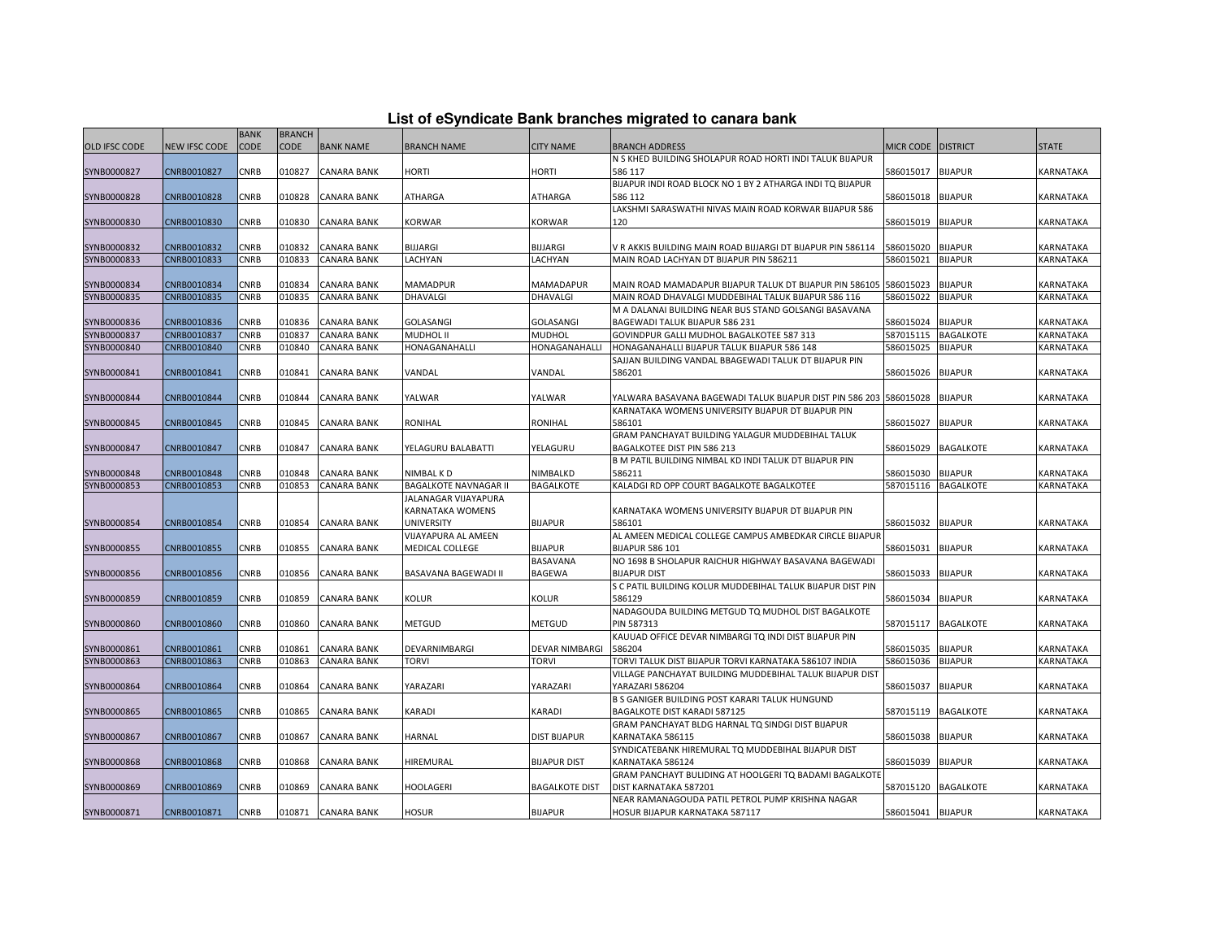## List of eSyndicate Bank branches migrated to canara bank

| OLD IFSC CODE | NEW IFSC CODE | BANK CODE | BRANCH CODE | BANK NAME | BRANCH NAME | CITY NAME | BRANCH ADDRESS | MICR CODE | DISTRICT | STATE |
|---|---|---|---|---|---|---|---|---|---|---|
| SYNB0000827 | CNRB0010827 | CNRB | 010827 | CANARA BANK | HORTI | HORTI | N S KHED BUILDING SHOLAPUR ROAD HORTI INDI TALUK BIJAPUR 586 117 | 586015017 | BIJAPUR | KARNATAKA |
| SYNB0000828 | CNRB0010828 | CNRB | 010828 | CANARA BANK | ATHARGA | ATHARGA | BIJAPUR INDI ROAD BLOCK NO 1 BY 2 ATHARGA INDI TQ BIJAPUR 586 112 | 586015018 | BIJAPUR | KARNATAKA |
| SYNB0000830 | CNRB0010830 | CNRB | 010830 | CANARA BANK | KORWAR | KORWAR | LAKSHMI SARASWATHI NIVAS MAIN ROAD KORWAR BIJAPUR 586 120 | 586015019 | BIJAPUR | KARNATAKA |
| SYNB0000832 | CNRB0010832 | CNRB | 010832 | CANARA BANK | BIJJARGI | BIJJARGI | V R AKKIS BUILDING MAIN ROAD BIJJARGI DT BIJAPUR PIN 586114 | 586015020 | BIJAPUR | KARNATAKA |
| SYNB0000833 | CNRB0010833 | CNRB | 010833 | CANARA BANK | LACHYAN | LACHYAN | MAIN ROAD LACHYAN DT BIJAPUR PIN 586211 | 586015021 | BIJAPUR | KARNATAKA |
| SYNB0000834 | CNRB0010834 | CNRB | 010834 | CANARA BANK | MAMADPUR | MAMADAPUR | MAIN ROAD MAMADAPUR BIJAPUR TALUK DT BIJAPUR PIN 586105 | 586015023 | BIJAPUR | KARNATAKA |
| SYNB0000835 | CNRB0010835 | CNRB | 010835 | CANARA BANK | DHAVALGI | DHAVALGI | MAIN ROAD DHAVALGI MUDDEBIHAL TALUK BIJAPUR 586 116 | 586015022 | BIJAPUR | KARNATAKA |
| SYNB0000836 | CNRB0010836 | CNRB | 010836 | CANARA BANK | GOLASANGI | GOLASANGI | M A DALANAI BUILDING NEAR BUS STAND GOLSANGI BASAVANA BAGEWADI TALUK BIJAPUR 586 231 | 586015024 | BIJAPUR | KARNATAKA |
| SYNB0000837 | CNRB0010837 | CNRB | 010837 | CANARA BANK | MUDHOL II | MUDHOL | GOVINDPUR GALLI MUDHOL BAGALKOTEE 587 313 | 587015115 | BAGALKOTE | KARNATAKA |
| SYNB0000840 | CNRB0010840 | CNRB | 010840 | CANARA BANK | HONAGANAHALLI | HONAGANAHALLI | HONAGANAHALLI BIJAPUR TALUK BIJAPUR 586 148 | 586015025 | BIJAPUR | KARNATAKA |
| SYNB0000841 | CNRB0010841 | CNRB | 010841 | CANARA BANK | VANDAL | VANDAL | SAJJAN BUILDING VANDAL BBAGEWADI TALUK DT BIJAPUR PIN 586201 | 586015026 | BIJAPUR | KARNATAKA |
| SYNB0000844 | CNRB0010844 | CNRB | 010844 | CANARA BANK | YALWAR | YALWAR | YALWARA BASAVANA BAGEWADI TALUK BIJAPUR DIST PIN 586 203 | 586015028 | BIJAPUR | KARNATAKA |
| SYNB0000845 | CNRB0010845 | CNRB | 010845 | CANARA BANK | RONIHAL | RONIHAL | KARNATAKA WOMENS UNIVERSITY BIJAPUR DT BIJAPUR PIN 586101 | 586015027 | BIJAPUR | KARNATAKA |
| SYNB0000847 | CNRB0010847 | CNRB | 010847 | CANARA BANK | YELAGURU BALABATTI | YELAGURU | GRAM PANCHAYAT BUILDING YALAGUR MUDDEBIHAL TALUK BAGALKOTEE DIST PIN 586 213 | 586015029 | BAGALKOTE | KARNATAKA |
| SYNB0000848 | CNRB0010848 | CNRB | 010848 | CANARA BANK | NIMBAL K D | NIMBALKD | B M PATIL BUILDING NIMBAL KD INDI TALUK DT BIJAPUR PIN 586211 | 586015030 | BIJAPUR | KARNATAKA |
| SYNB0000853 | CNRB0010853 | CNRB | 010853 | CANARA BANK | BAGALKOTE NAVNAGAR II | BAGALKOTE | KALADGI RD OPP COURT BAGALKOTE BAGALKOTEE | 587015116 | BAGALKOTE | KARNATAKA |
| SYNB0000854 | CNRB0010854 | CNRB | 010854 | CANARA BANK | JALANAGAR VIJAYAPURA KARNATAKA WOMENS UNIVERSITY | BIJAPUR | KARNATAKA WOMENS UNIVERSITY BIJAPUR DT BIJAPUR PIN 586101 | 586015032 | BIJAPUR | KARNATAKA |
| SYNB0000855 | CNRB0010855 | CNRB | 010855 | CANARA BANK | VIJAYAPURA AL AMEEN MEDICAL COLLEGE | BIJAPUR | AL AMEEN MEDICAL COLLEGE CAMPUS AMBEDKAR CIRCLE BIJAPUR BIJAPUR 586 101 | 586015031 | BIJAPUR | KARNATAKA |
| SYNB0000856 | CNRB0010856 | CNRB | 010856 | CANARA BANK | BASAVANA BAGEWADI II | BASAVANA BAGEWA | NO 1698 B SHOLAPUR RAICHUR HIGHWAY BASAVANA BAGEWADI BIJAPUR DIST | 586015033 | BIJAPUR | KARNATAKA |
| SYNB0000859 | CNRB0010859 | CNRB | 010859 | CANARA BANK | KOLUR | KOLUR | S C PATIL BUILDING KOLUR MUDDEBIHAL TALUK BIJAPUR DIST PIN 586129 | 586015034 | BIJAPUR | KARNATAKA |
| SYNB0000860 | CNRB0010860 | CNRB | 010860 | CANARA BANK | METGUD | METGUD | NADAGOUDA BUILDING METGUD TQ MUDHOL DIST BAGALKOTE PIN 587313 | 587015117 | BAGALKOTE | KARNATAKA |
| SYNB0000861 | CNRB0010861 | CNRB | 010861 | CANARA BANK | DEVARNIMBARGI | DEVAR NIMBARGI | KAUUAD OFFICE DEVAR NIMBARGI TQ INDI DIST BIJAPUR PIN 586204 | 586015035 | BIJAPUR | KARNATAKA |
| SYNB0000863 | CNRB0010863 | CNRB | 010863 | CANARA BANK | TORVI | TORVI | TORVI TALUK DIST BIJAPUR TORVI KARNATAKA 586107 INDIA | 586015036 | BIJAPUR | KARNATAKA |
| SYNB0000864 | CNRB0010864 | CNRB | 010864 | CANARA BANK | YARAZARI | YARAZARI | VILLAGE PANCHAYAT BUILDING MUDDEBIHAL TALUK BIJAPUR DIST YARAZARI 586204 | 586015037 | BIJAPUR | KARNATAKA |
| SYNB0000865 | CNRB0010865 | CNRB | 010865 | CANARA BANK | KARADI | KARADI | B S GANIGER BUILDING POST KARARI TALUK HUNGUND BAGALKOTE DIST KARADI 587125 | 587015119 | BAGALKOTE | KARNATAKA |
| SYNB0000867 | CNRB0010867 | CNRB | 010867 | CANARA BANK | HARNAL | DIST BIJAPUR | GRAM PANCHAYAT BLDG HARNAL TQ SINDGI DIST BIJAPUR KARNATAKA 586115 | 586015038 | BIJAPUR | KARNATAKA |
| SYNB0000868 | CNRB0010868 | CNRB | 010868 | CANARA BANK | HIREMURAL | BIJAPUR DIST | SYNDICATEBANK HIREMURAL TQ MUDDEBIHAL BIJAPUR DIST KARNATAKA 586124 | 586015039 | BIJAPUR | KARNATAKA |
| SYNB0000869 | CNRB0010869 | CNRB | 010869 | CANARA BANK | HOOLAGERI | BAGALKOTE DIST | GRAM PANCHAYT BULIDING AT HOOLGERI TQ BADAMI BAGALKOTE DIST KARNATAKA 587201 | 587015120 | BAGALKOTE | KARNATAKA |
| SYNB0000871 | CNRB0010871 | CNRB | 010871 | CANARA BANK | HOSUR | BIJAPUR | NEAR RAMANAGOUDA PATIL PETROL PUMP KRISHNA NAGAR HOSUR BIJAPUR KARNATAKA 587117 | 586015041 | BIJAPUR | KARNATAKA |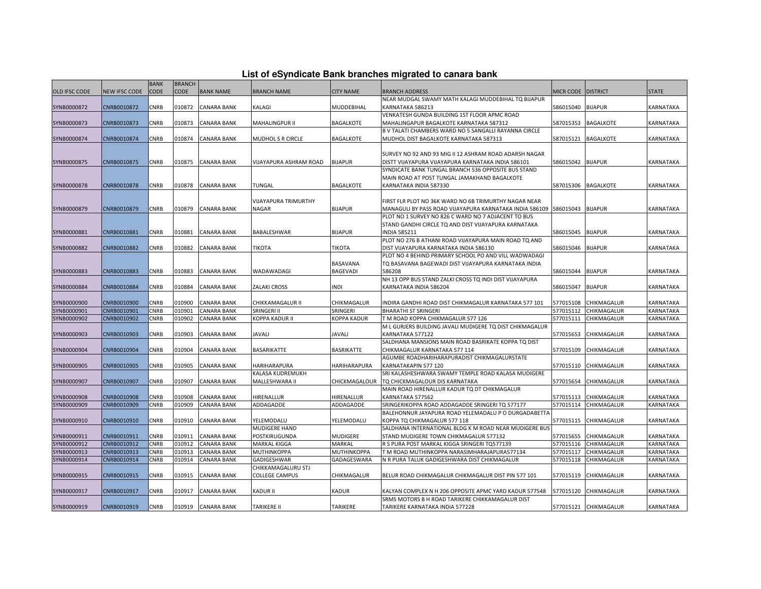# List of eSyndicate Bank branches migrated to canara bank

| OLD IFSC CODE | NEW IFSC CODE | BANK CODE | BRANCH CODE | BANK NAME | BRANCH NAME | CITY NAME | BRANCH ADDRESS | MICR CODE | DISTRICT | STATE |
|---|---|---|---|---|---|---|---|---|---|---|
| SYNB0000872 | CNRB0010872 | CNRB | 010872 | CANARA BANK | KALAGI | MUDDEBIHAL | NEAR MUDGAL SWAMY MATH KALAGI MUDDEBIHAL TQ BIJAPUR KARNATAKA 586213 | 586015040 | BIJAPUR | KARNATAKA |
| SYNB0000873 | CNRB0010873 | CNRB | 010873 | CANARA BANK | MAHALINGPUR II | BAGALKOTE | VENKATESH GUNDA BUILDING 1ST FLOOR APMC ROAD MAHALINGAPUR BAGALKOTE KARNATAKA 587312 | 587015353 | BAGALKOTE | KARNATAKA |
| SYNB0000874 | CNRB0010874 | CNRB | 010874 | CANARA BANK | MUDHOL S R CIRCLE | BAGALKOTE | B V TALATI CHAMBERS WARD NO 5 SANGALLI RAYANNA CIRCLE MUDHOL DIST BAGALKOTE KARNATAKA 587313 | 587015121 | BAGALKOTE | KARNATAKA |
| SYNB0000875 | CNRB0010875 | CNRB | 010875 | CANARA BANK | VIJAYAPURA ASHRAM ROAD | BIJAPUR | SURVEY NO 92 AND 93 MIG II 12 ASHRAM ROAD ADARSH NAGAR DISTT VIJAYAPURA VIJAYAPURA KARNATAKA INDIA 586101 | 586015042 | BIJAPUR | KARNATAKA |
| SYNB0000878 | CNRB0010878 | CNRB | 010878 | CANARA BANK | TUNGAL | BAGALKOTE | SYNDICATE BANK TUNGAL BRANCH 536 OPPOSITE BUS STAND MAIN ROAD AT POST TUNGAL JAMAKHAND BAGALKOTE KARNATAKA INDIA 587330 | 587015306 | BAGALKOTE | KARNATAKA |
| SYNB0000879 | CNRB0010879 | CNRB | 010879 | CANARA BANK | VIJAYAPURA TRIMURTHY NAGAR | BIJAPUR | FIRST FLR PLOT NO 36K WARD NO 6B TRIMURTHY NAGAR NEAR MANAGULI BY PASS ROAD VIJAYAPURA KARNATAKA INDIA 586109 | 586015043 | BIJAPUR | KARNATAKA |
| SYNB0000881 | CNRB0010881 | CNRB | 010881 | CANARA BANK | BABALESHWAR | BIJAPUR | PLOT NO 1 SURVEY NO 826 C WARD NO 7 ADJACENT TO BUS STAND GANDHI CIRCLE TQ AND DIST VIJAYAPURA KARNATAKA INDIA 585211 | 586015045 | BIJAPUR | KARNATAKA |
| SYNB0000882 | CNRB0010882 | CNRB | 010882 | CANARA BANK | TIKOTA | TIKOTA | PLOT NO 276 B ATHANI ROAD VIJAYAPURA MAIN ROAD TQ AND DIST VIJAYAPURA KARNATAKA INDIA 586130 | 586015046 | BIJAPUR | KARNATAKA |
| SYNB0000883 | CNRB0010883 | CNRB | 010883 | CANARA BANK | WADAWADAGI | BASAVANA BAGEVADI | PLOT NO 4 BEHIND PRIMARY SCHOOL PO AND VILL WADWADAGI TQ BASAVANA BAGEWADI DIST VIJAYAPURA KARNATAKA INDIA 586208 | 586015044 | BIJAPUR | KARNATAKA |
| SYNB0000884 | CNRB0010884 | CNRB | 010884 | CANARA BANK | ZALAKI CROSS | INDI | NH 13 OPP BUS STAND ZALKI CROSS TQ INDI DIST VIJAYAPURA KARNATAKA INDIA 586204 | 586015047 | BIJAPUR | KARNATAKA |
| SYNB0000900 | CNRB0010900 | CNRB | 010900 | CANARA BANK | CHIKKAMAGALUR II | CHIKMAGALUR | INDIRA GANDHI ROAD DIST CHIKMAGALUR KARNATAKA 577 101 | 577015108 | CHIKMAGALUR | KARNATAKA |
| SYNB0000901 | CNRB0010901 | CNRB | 010901 | CANARA BANK | SRINGERI II | SRINGERI | BHARATHI ST SRINGERI | 577015112 | CHIKMAGALUR | KARNATAKA |
| SYNB0000902 | CNRB0010902 | CNRB | 010902 | CANARA BANK | KOPPA KADUR II | KOPPA KADUR | T M ROAD KOPPA CHIKMAGALUR 577 126 | 577015111 | CHIKMAGALUR | KARNATAKA |
| SYNB0000903 | CNRB0010903 | CNRB | 010903 | CANARA BANK | JAVALI | JAVALI | M L GURJERS BUILDING JAVALI MUDIGERE TQ DIST CHIKMAGALUR KARNATAKA 577122 | 577015653 | CHIKMAGALUR | KARNATAKA |
| SYNB0000904 | CNRB0010904 | CNRB | 010904 | CANARA BANK | BASARIKATTE | BASRIKATTE | SALDHANA MANSIONS MAIN ROAD BASRIKATE KOPPA TQ DIST CHIKMAGALUR KARNATAKA 577 114 | 577015109 | CHIKMAGALUR | KARNATAKA |
| SYNB0000905 | CNRB0010905 | CNRB | 010905 | CANARA BANK | HARIHARAPURA | HARIHARAPURA | AGUMBE ROADHARIHARAPURADIST CHIKMAGALURSTATE KARNATAKAPIN 577 120 | 577015110 | CHIKMAGALUR | KARNATAKA |
| SYNB0000907 | CNRB0010907 | CNRB | 010907 | CANARA BANK | KALASA KUDREMUKH MALLESHWARA II | CHICKMAGALOUR | SRI KALASHESHWARA SWAMY TEMPLE ROAD KALASA MUDIGERE TQ CHICKMAGALOUR DIS KARNATAKA | 577015654 | CHIKMAGALUR | KARNATAKA |
| SYNB0000908 | CNRB0010908 | CNRB | 010908 | CANARA BANK | HIRENALLUR | HIRENALLUR | MAIN ROAD HIRENALLUR KADUR TQ DT CHIKMAGALUR KARNATAKA 577562 | 577015113 | CHIKMAGALUR | KARNATAKA |
| SYNB0000909 | CNRB0010909 | CNRB | 010909 | CANARA BANK | ADDAGADDE | ADDAGADDE | SRINGERIKOPPA ROAD ADDAGADDE SRINGERI TQ 577177 | 577015114 | CHIKMAGALUR | KARNATAKA |
| SYNB0000910 | CNRB0010910 | CNRB | 010910 | CANARA BANK | YELEMODALU | YELEMODALU | BALEHONNUR JAYAPURA ROAD YELEMADALU P O DURGADABETTA KOPPA TQ CHIKMAGALUR 577 118 | 577015115 | CHIKMAGALUR | KARNATAKA |
| SYNB0000911 | CNRB0010911 | CNRB | 010911 | CANARA BANK | MUDIGERE HAND POSTKIRUGUNDA | MUDIGERE | SALDHANA INTERNATIONAL BLDG K M ROAD NEAR MUDIGERE BUS STAND MUDIGERE TOWN CHIKMAGALUR 577132 | 577015655 | CHIKMAGALUR | KARNATAKA |
| SYNB0000912 | CNRB0010912 | CNRB | 010912 | CANARA BANK | MARKAL KIGGA | MARKAL | R S PURA POST MARKAL KIGGA SRINGERI TQ577139 | 577015116 | CHIKMAGALUR | KARNATAKA |
| SYNB0000913 | CNRB0010913 | CNRB | 010913 | CANARA BANK | MUTHINKOPPA | MUTHINKOPPA | T M ROAD MUTHINKOPPA NARASIMHARAJAPURA577134 | 577015117 | CHIKMAGALUR | KARNATAKA |
| SYNB0000914 | CNRB0010914 | CNRB | 010914 | CANARA BANK | GADIGESHWAR | GADAGESWARA | N R PURA TALUK GADIGESHWARA DIST CHIKMAGALUR | 577015118 | CHIKMAGALUR | KARNATAKA |
| SYNB0000915 | CNRB0010915 | CNRB | 010915 | CANARA BANK | CHIKKAMAGALURU STJ COLLEGE CAMPUS | CHIKMAGALUR | BELUR ROAD CHIKMAGALUR CHIKMAGALUR DIST PIN 577 101 | 577015119 | CHIKMAGALUR | KARNATAKA |
| SYNB0000917 | CNRB0010917 | CNRB | 010917 | CANARA BANK | KADUR II | KADUR | KALYAN COMPLEX N H 206 OPPOSITE APMC YARD KADUR 577548 | 577015120 | CHIKMAGALUR | KARNATAKA |
| SYNB0000919 | CNRB0010919 | CNRB | 010919 | CANARA BANK | TARIKERE II | TARIKERE | SRMS MOTORS B H ROAD TARIKERE CHIKKAMAGALUR DIST TARIKERE KARNATAKA INDIA 577228 | 577015121 | CHIKMAGALUR | KARNATAKA |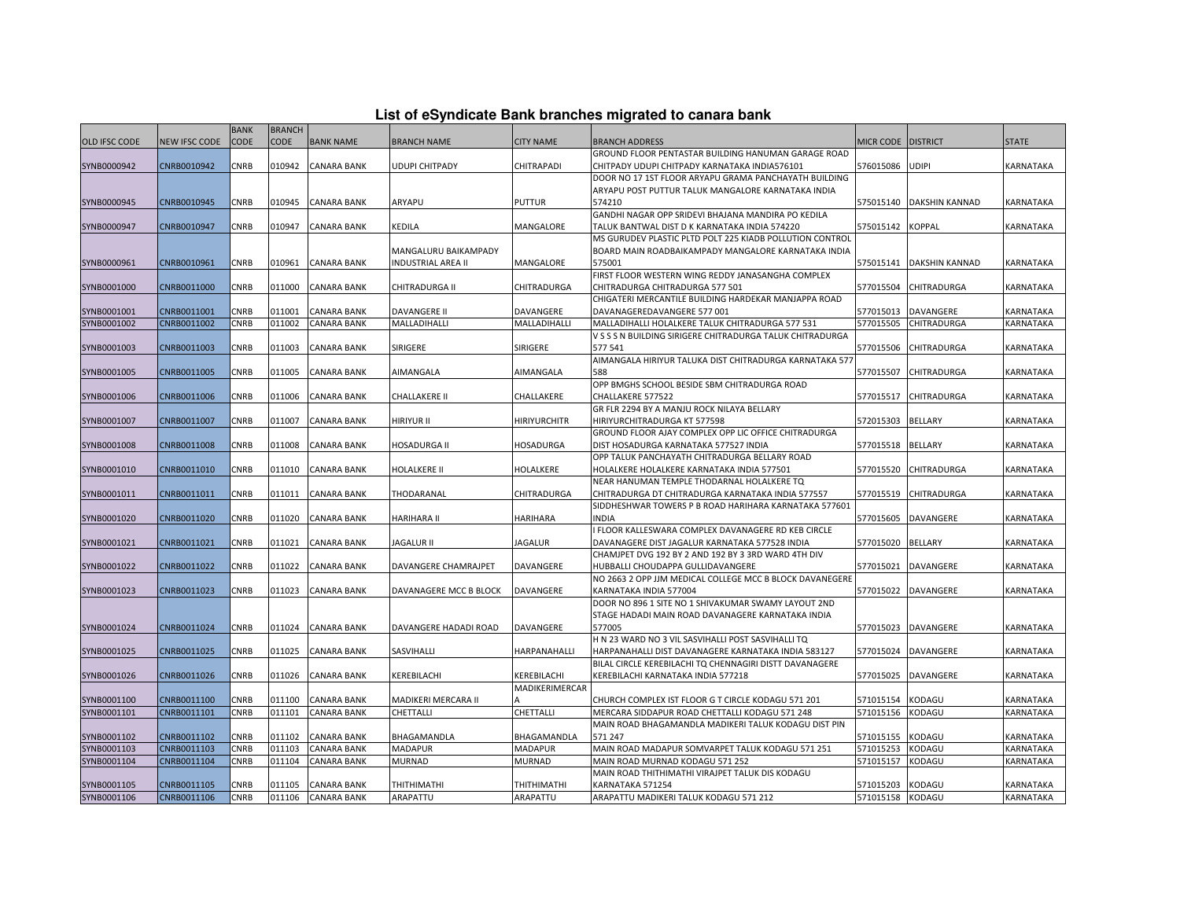# List of eSyndicate Bank branches migrated to canara bank

| OLD IFSC CODE | NEW IFSC CODE | BANK CODE | BRANCH CODE | BANK NAME | BRANCH NAME | CITY NAME | BRANCH ADDRESS | MICR CODE | DISTRICT | STATE |
|---|---|---|---|---|---|---|---|---|---|---|
| SYNB0000942 | CNRB0010942 | CNRB | 010942 | CANARA BANK | UDUPI CHITPADY | CHITRAPADI | GROUND FLOOR PENTASTAR BUILDING HANUMAN GARAGE ROAD CHITPADY UDUPI CHITPADY KARNATAKA INDIA576101 | 576015086 | UDIPI | KARNATAKA |
| SYNB0000945 | CNRB0010945 | CNRB | 010945 | CANARA BANK | ARYAPU | PUTTUR | DOOR NO 17 1ST FLOOR ARYAPU GRAMA PANCHAYATH BUILDING ARYAPU POST PUTTUR TALUK MANGALORE KARNATAKA INDIA 574210 | 575015140 | DAKSHIN KANNAD | KARNATAKA |
| SYNB0000947 | CNRB0010947 | CNRB | 010947 | CANARA BANK | KEDILA | MANGALORE | GANDHI NAGAR OPP SRIDEVI BHAJANA MANDIRA PO KEDILA TALUK BANTWAL DIST D K KARNATAKA INDIA 574220 | 575015142 | KOPPAL | KARNATAKA |
| SYNB0000961 | CNRB0010961 | CNRB | 010961 | CANARA BANK | MANGALURU BAIKAMPADY INDUSTRIAL AREA II | MANGALORE | MS GURUDEV PLASTIC PLTD POLT 225 KIADB POLLUTION CONTROL BOARD MAIN ROADBAIKAMPADY MANGALORE KARNATAKA INDIA 575001 | 575015141 | DAKSHIN KANNAD | KARNATAKA |
| SYNB0001000 | CNRB0011000 | CNRB | 011000 | CANARA BANK | CHITRADURGA II | CHITRADURGA | FIRST FLOOR WESTERN WING REDDY JANASANGHA COMPLEX CHITRADURGA CHITRADURGA 577 501 | 577015504 | CHITRADURGA | KARNATAKA |
| SYNB0001001 | CNRB0011001 | CNRB | 011001 | CANARA BANK | DAVANGERE II | DAVANGERE | CHIGATERI MERCANTILE BUILDING HARDEKAR MANJAPPA ROAD DAVANAGEREDAVANGERE 577 001 | 577015013 | DAVANGERE | KARNATAKA |
| SYNB0001002 | CNRB0011002 | CNRB | 011002 | CANARA BANK | MALLADIHALLI | MALLADIHALLI | MALLADIHALLI HOLALKERE TALUK CHITRADURGA 577 531 | 577015505 | CHITRADURGA | KARNATAKA |
| SYNB0001003 | CNRB0011003 | CNRB | 011003 | CANARA BANK | SIRIGERE | SIRIGERE | V S S S N BUILDING SIRIGERE CHITRADURGA TALUK CHITRADURGA 577 541 | 577015506 | CHITRADURGA | KARNATAKA |
| SYNB0001005 | CNRB0011005 | CNRB | 011005 | CANARA BANK | AIMANGALA | AIMANGALA | AIMANGALA HIRIYUR TALUKA DIST CHITRADURGA KARNATAKA 577 588 | 577015507 | CHITRADURGA | KARNATAKA |
| SYNB0001006 | CNRB0011006 | CNRB | 011006 | CANARA BANK | CHALLAKERE II | CHALLAKERE | OPP BMGHS SCHOOL BESIDE SBM CHITRADURGA ROAD CHALLAKERE 577522 | 577015517 | CHITRADURGA | KARNATAKA |
| SYNB0001007 | CNRB0011007 | CNRB | 011007 | CANARA BANK | HIRIYUR II | HIRIYURCHITR | GR FLR 2294 BY A MANJU ROCK NILAYA BELLARY HIRIYURCHITRADURGA KT 577598 | 572015303 | BELLARY | KARNATAKA |
| SYNB0001008 | CNRB0011008 | CNRB | 011008 | CANARA BANK | HOSADURGA II | HOSADURGA | GROUND FLOOR AJAY COMPLEX OPP LIC OFFICE CHITRADURGA DIST HOSADURGA KARNATAKA 577527 INDIA | 577015518 | BELLARY | KARNATAKA |
| SYNB0001010 | CNRB0011010 | CNRB | 011010 | CANARA BANK | HOLALKERE II | HOLALKERE | OPP TALUK PANCHAYATH CHITRADURGA BELLARY ROAD HOLALKERE HOLALKERE KARNATAKA INDIA 577501 | 577015520 | CHITRADURGA | KARNATAKA |
| SYNB0001011 | CNRB0011011 | CNRB | 011011 | CANARA BANK | THODARANAL | CHITRADURGA | NEAR HANUMAN TEMPLE THODARNAL HOLALKERE TQ CHITRADURGA DT CHITRADURGA KARNATAKA INDIA 577557 | 577015519 | CHITRADURGA | KARNATAKA |
| SYNB0001020 | CNRB0011020 | CNRB | 011020 | CANARA BANK | HARIHARA II | HARIHARA | SIDDHESHWAR TOWERS P B ROAD HARIHARA KARNATAKA 577601 INDIA | 577015605 | DAVANGERE | KARNATAKA |
| SYNB0001021 | CNRB0011021 | CNRB | 011021 | CANARA BANK | JAGALUR II | JAGALUR | I FLOOR KALLESWARA COMPLEX DAVANAGERE RD KEB CIRCLE DAVANAGERE DIST JAGALUR KARNATAKA 577528 INDIA | 577015020 | BELLARY | KARNATAKA |
| SYNB0001022 | CNRB0011022 | CNRB | 011022 | CANARA BANK | DAVANGERE CHAMRAJPET | DAVANGERE | CHAMJPET DVG 192 BY 2 AND 192 BY 3 3RD WARD 4TH DIV HUBBALLI CHOUDAPPA GULLIDAVANGERE | 577015021 | DAVANGERE | KARNATAKA |
| SYNB0001023 | CNRB0011023 | CNRB | 011023 | CANARA BANK | DAVANAGERE MCC B BLOCK | DAVANGERE | NO 2663 2 OPP JJM MEDICAL COLLEGE MCC B BLOCK DAVANEGERE KARNATAKA INDIA 577004 | 577015022 | DAVANGERE | KARNATAKA |
| SYNB0001024 | CNRB0011024 | CNRB | 011024 | CANARA BANK | DAVANGERE HADADI ROAD | DAVANGERE | DOOR NO 896 1 SITE NO 1 SHIVAKUMAR SWAMY LAYOUT 2ND STAGE HADADI MAIN ROAD DAVANGERE KARNATAKA INDIA 577005 | 577015023 | DAVANGERE | KARNATAKA |
| SYNB0001025 | CNRB0011025 | CNRB | 011025 | CANARA BANK | SASVIHALLI | HARPANAHALLI | H N 23 WARD NO 3 VIL SASVIHALLI POST SASVIHALLI TQ HARPANAHALLI DIST DAVANAGERE KARNATAKA INDIA 583127 | 577015024 | DAVANGERE | KARNATAKA |
| SYNB0001026 | CNRB0011026 | CNRB | 011026 | CANARA BANK | KEREBILACHI | KEREBILACHI | BILAL CIRCLE KEREBILACHI TQ CHENNAGIRI DISTT DAVANAGERE KEREBILACHI KARNATAKA INDIA 577218 | 577015025 | DAVANGERE | KARNATAKA |
| SYNB0001100 | CNRB0011100 | CNRB | 011100 | CANARA BANK | MADIKERI MERCARA II | MADIKERIMERCARA | CHURCH COMPLEX IST FLOOR G T CIRCLE KODAGU 571 201 | 571015154 | KODAGU | KARNATAKA |
| SYNB0001101 | CNRB0011101 | CNRB | 011101 | CANARA BANK | CHETTALLI | CHETTALLI | MERCARA SIDDAPUR ROAD CHETTALLI KODAGU 571 248 | 571015156 | KODAGU | KARNATAKA |
| SYNB0001102 | CNRB0011102 | CNRB | 011102 | CANARA BANK | BHAGAMANDLA | BHAGAMANDLA | MAIN ROAD BHAGAMANDLA MADIKERI TALUK KODAGU DIST PIN 571 247 | 571015155 | KODAGU | KARNATAKA |
| SYNB0001103 | CNRB0011103 | CNRB | 011103 | CANARA BANK | MADAPUR | MADAPUR | MAIN ROAD MADAPUR SOMVARPET TALUK KODAGU 571 251 | 571015253 | KODAGU | KARNATAKA |
| SYNB0001104 | CNRB0011104 | CNRB | 011104 | CANARA BANK | MURNAD | MURNAD | MAIN ROAD MURNAD KODAGU 571 252 | 571015157 | KODAGU | KARNATAKA |
| SYNB0001105 | CNRB0011105 | CNRB | 011105 | CANARA BANK | THITHIMATHI | THITHIMATHI | MAIN ROAD THITHIMATHI VIRAJPET TALUK DIS KODAGU KARNATAKA 571254 | 571015203 | KODAGU | KARNATAKA |
| SYNB0001106 | CNRB0011106 | CNRB | 011106 | CANARA BANK | ARAPATTU | ARAPATTU | ARAPATTU MADIKERI TALUK KODAGU 571 212 | 571015158 | KODAGU | KARNATAKA |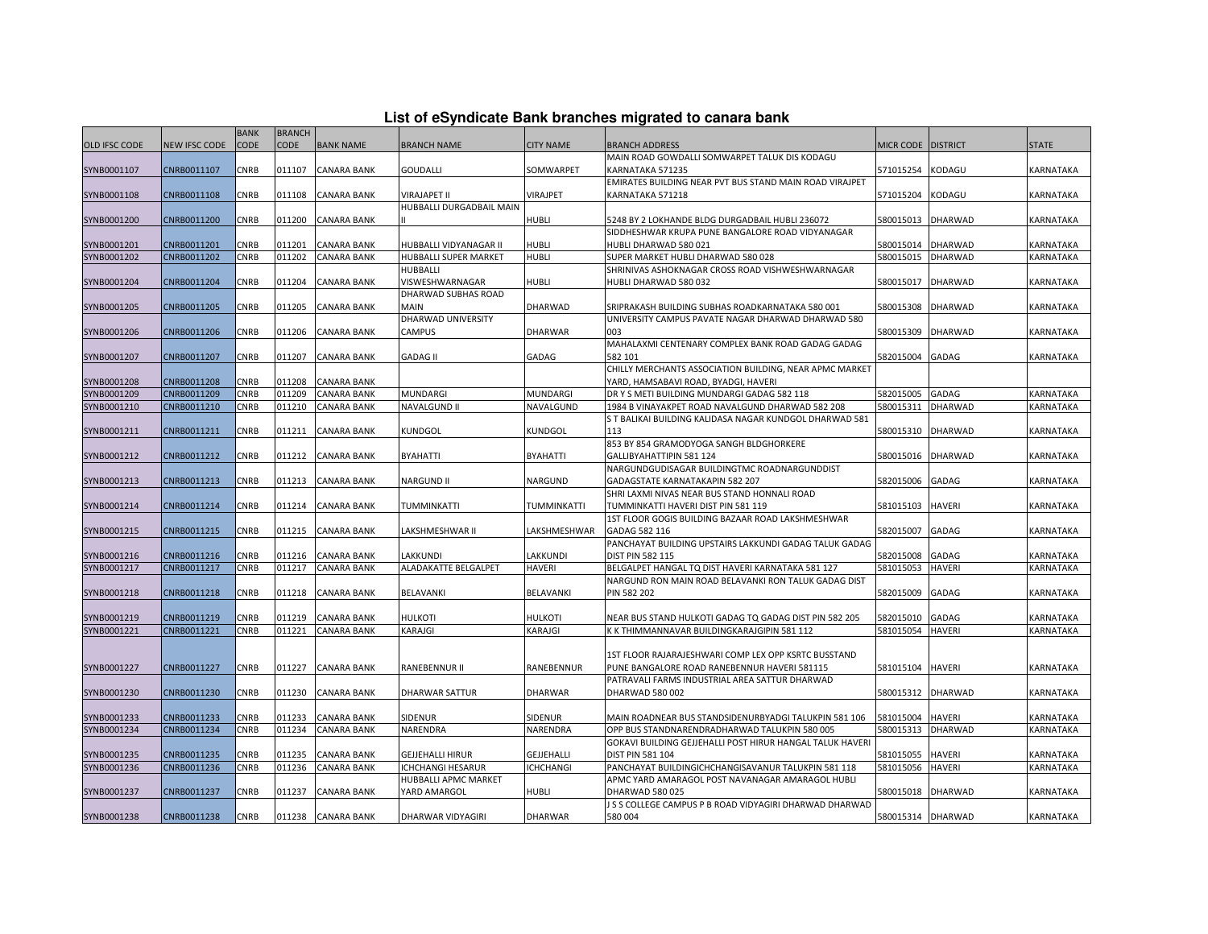# List of eSyndicate Bank branches migrated to canara bank

| OLD IFSC CODE | NEW IFSC CODE | BANK CODE | BRANCH CODE | BANK NAME | BRANCH NAME | CITY NAME | BRANCH ADDRESS | MICR CODE | DISTRICT | STATE |
|---|---|---|---|---|---|---|---|---|---|---|
| SYNB0001107 | CNRB0011107 | CNRB | 011107 | CANARA BANK | GOUDALLI | SOMWARPET | MAIN ROAD GOWDALLI SOMWARPET TALUK DIS KODAGU KARNATAKA 571235 | 571015254 | KODAGU | KARNATAKA |
| SYNB0001108 | CNRB0011108 | CNRB | 011108 | CANARA BANK | VIRAJAPET II | VIRAJPET | EMIRATES BUILDING NEAR PVT BUS STAND MAIN ROAD VIRAJPET KARNATAKA 571218 | 571015204 | KODAGU | KARNATAKA |
| SYNB0001200 | CNRB0011200 | CNRB | 011200 | CANARA BANK | HUBBALLI DURGADBAIL MAIN II | HUBLI | 5248 BY 2 LOKHANDE BLDG DURGADBAIL HUBLI 236072 | 580015013 | DHARWAD | KARNATAKA |
| SYNB0001201 | CNRB0011201 | CNRB | 011201 | CANARA BANK | HUBBALLI VIDYANAGAR II | HUBLI | SIDDHESHWAR KRUPA PUNE BANGALORE ROAD VIDYANAGAR HUBLI DHARWAD 580 021 | 580015014 | DHARWAD | KARNATAKA |
| SYNB0001202 | CNRB0011202 | CNRB | 011202 | CANARA BANK | HUBBALLI SUPER MARKET | HUBLI | SUPER MARKET HUBLI DHARWAD 580 028 | 580015015 | DHARWAD | KARNATAKA |
| SYNB0001204 | CNRB0011204 | CNRB | 011204 | CANARA BANK | HUBBALLI VISWESHWARNAGAR | HUBLI | SHRINIVAS ASHOKNAGAR CROSS ROAD VISHWESHWARNAGAR HUBLI DHARWAD 580 032 | 580015017 | DHARWAD | KARNATAKA |
| SYNB0001205 | CNRB0011205 | CNRB | 011205 | CANARA BANK | DHARWAD SUBHAS ROAD MAIN | DHARWAD | SRIPRAKASH BUILDING SUBHAS ROADKARNATAKA 580 001 | 580015308 | DHARWAD | KARNATAKA |
| SYNB0001206 | CNRB0011206 | CNRB | 011206 | CANARA BANK | DHARWAD UNIVERSITY CAMPUS | DHARWAR | UNIVERSITY CAMPUS PAVATE NAGAR DHARWAD DHARWAD 580 003 | 580015309 | DHARWAD | KARNATAKA |
| SYNB0001207 | CNRB0011207 | CNRB | 011207 | CANARA BANK | GADAG II | GADAG | MAHALAXMI CENTENARY COMPLEX BANK ROAD GADAG GADAG 582 101 | 582015004 | GADAG | KARNATAKA |
| SYNB0001208 | CNRB0011208 | CNRB | 011208 | CANARA BANK | | | CHILLY MERCHANTS ASSOCIATION BUILDING, NEAR APMC MARKET YARD, HAMSABAVI ROAD, BYADGI, HAVERI | | | |
| SYNB0001209 | CNRB0011209 | CNRB | 011209 | CANARA BANK | MUNDARGI | MUNDARGI | DR Y S METI BUILDING MUNDARGI GADAG 582 118 | 582015005 | GADAG | KARNATAKA |
| SYNB0001210 | CNRB0011210 | CNRB | 011210 | CANARA BANK | NAVALGUND II | NAVALGUND | 1984 B VINAYAKPET ROAD NAVALGUND DHARWAD 582 208 | 580015311 | DHARWAD | KARNATAKA |
| SYNB0001211 | CNRB0011211 | CNRB | 011211 | CANARA BANK | KUNDGOL | KUNDGOL | S T BALIKAI BUILDING KALIDASA NAGAR KUNDGOL DHARWAD 581 113 | 580015310 | DHARWAD | KARNATAKA |
| SYNB0001212 | CNRB0011212 | CNRB | 011212 | CANARA BANK | BYAHATTI | BYAHATTI | 853 BY 854 GRAMODYOGA SANGH BLDGHORKERE GALLIBYAHATTIPIN 581 124 | 580015016 | DHARWAD | KARNATAKA |
| SYNB0001213 | CNRB0011213 | CNRB | 011213 | CANARA BANK | NARGUND II | NARGUND | NARGUNDGUDISAGAR BUILDINGTMC ROADNARGUNDDIST GADAGSTATE KARNATAKAPIN 582 207 | 582015006 | GADAG | KARNATAKA |
| SYNB0001214 | CNRB0011214 | CNRB | 011214 | CANARA BANK | TUMMINKATTI | TUMMINKATTI | SHRI LAXMI NIVAS NEAR BUS STAND HONNALI ROAD TUMMINKATTI HAVERI DIST PIN 581 119 | 581015103 | HAVERI | KARNATAKA |
| SYNB0001215 | CNRB0011215 | CNRB | 011215 | CANARA BANK | LAKSHMESHWAR II | LAKSHMESHWAR | 1ST FLOOR GOGIS BUILDING BAZAAR ROAD LAKSHMESHWAR GADAG 582 116 | 582015007 | GADAG | KARNATAKA |
| SYNB0001216 | CNRB0011216 | CNRB | 011216 | CANARA BANK | LAKKUNDI | LAKKUNDI | PANCHAYAT BUILDING UPSTAIRS LAKKUNDI GADAG TALUK GADAG DIST PIN 582 115 | 582015008 | GADAG | KARNATAKA |
| SYNB0001217 | CNRB0011217 | CNRB | 011217 | CANARA BANK | ALADAKATTE BELGALPET | HAVERI | BELGALPET HANGAL TQ DIST HAVERI KARNATAKA 581 127 | 581015053 | HAVERI | KARNATAKA |
| SYNB0001218 | CNRB0011218 | CNRB | 011218 | CANARA BANK | BELAVANKI | BELAVANKI | NARGUND RON MAIN ROAD BELAVANKI RON TALUK GADAG DIST PIN 582 202 | 582015009 | GADAG | KARNATAKA |
| SYNB0001219 | CNRB0011219 | CNRB | 011219 | CANARA BANK | HULKOTI | HULKOTI | NEAR BUS STAND HULKOTI GADAG TQ GADAG DIST PIN 582 205 | 582015010 | GADAG | KARNATAKA |
| SYNB0001221 | CNRB0011221 | CNRB | 011221 | CANARA BANK | KARAJGI | KARAJGI | K K THIMMANNAVAR BUILDINGKARAJGIPIN 581 112 | 581015054 | HAVERI | KARNATAKA |
| SYNB0001227 | CNRB0011227 | CNRB | 011227 | CANARA BANK | RANEBENNUR II | RANEBENNUR | 1ST FLOOR RAJARAJESHWARI COMP LEX OPP KSRTC BUSSTAND PUNE BANGALORE ROAD RANEBENNUR HAVERI 581115 | 581015104 | HAVERI | KARNATAKA |
| SYNB0001230 | CNRB0011230 | CNRB | 011230 | CANARA BANK | DHARWAR SATTUR | DHARWAR | PATRAVALI FARMS INDUSTRIAL AREA SATTUR DHARWAD DHARWAD 580 002 | 580015312 | DHARWAD | KARNATAKA |
| SYNB0001233 | CNRB0011233 | CNRB | 011233 | CANARA BANK | SIDENUR | SIDENUR | MAIN ROADNEAR BUS STANDSIDENURBYADGI TALUKPIN 581 106 | 581015004 | HAVERI | KARNATAKA |
| SYNB0001234 | CNRB0011234 | CNRB | 011234 | CANARA BANK | NARENDRA | NARENDRA | OPP BUS STANDNARENDRADHARWAD TALUKPIN 580 005 | 580015313 | DHARWAD | KARNATAKA |
| SYNB0001235 | CNRB0011235 | CNRB | 011235 | CANARA BANK | GEJJEHALLI HIRUR | GEJJEHALLI | GOKAVI BUILDING GEJJEHALLI POST HIRUR HANGAL TALUK HAVERI DIST PIN 581 104 | 581015055 | HAVERI | KARNATAKA |
| SYNB0001236 | CNRB0011236 | CNRB | 011236 | CANARA BANK | ICHCHANGI HESARUR | ICHCHANGI | PANCHAYAT BUILDINGICHCHANGISAVANUR TALUKPIN 581 118 | 581015056 | HAVERI | KARNATAKA |
| SYNB0001237 | CNRB0011237 | CNRB | 011237 | CANARA BANK | HUBBALLI APMC MARKET YARD AMARGOL | HUBLI | APMC YARD AMARAGOL POST NAVANAGAR AMARAGOL HUBLI DHARWAD 580 025 | 580015018 | DHARWAD | KARNATAKA |
| SYNB0001238 | CNRB0011238 | CNRB | 011238 | CANARA BANK | DHARWAR VIDYAGIRI | DHARWAR | J S S COLLEGE CAMPUS P B ROAD VIDYAGIRI DHARWAD DHARWAD 580 004 | 580015314 | DHARWAD | KARNATAKA |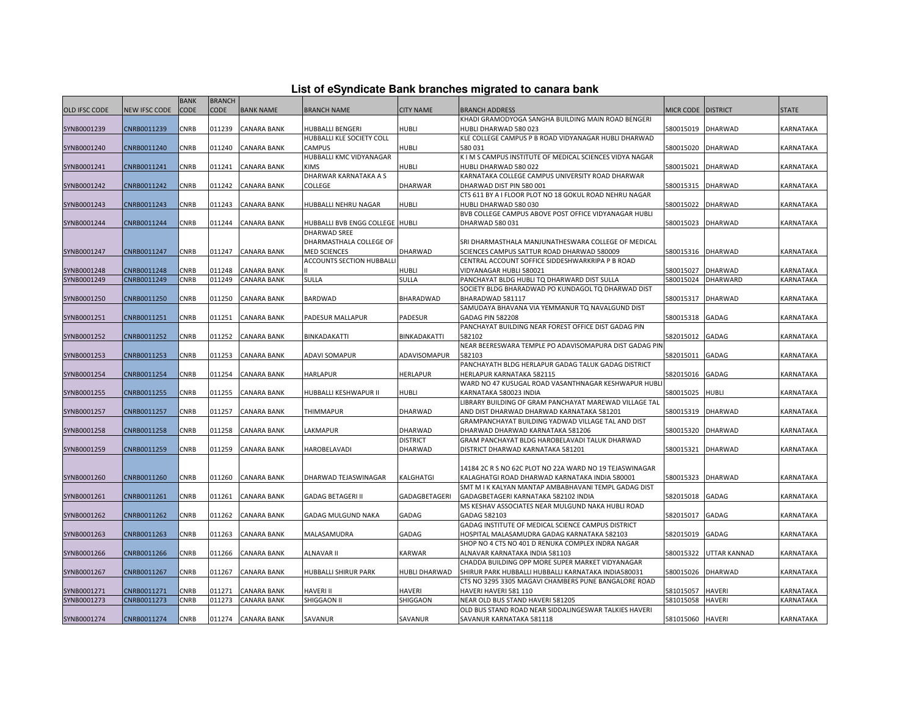# List of eSyndicate Bank branches migrated to canara bank

| OLD IFSC CODE | NEW IFSC CODE | BANK CODE | BRANCH CODE | BANK NAME | BRANCH NAME | CITY NAME | BRANCH ADDRESS | MICR CODE | DISTRICT | STATE |
|---|---|---|---|---|---|---|---|---|---|---|
| SYNB0001239 | CNRB0011239 | CNRB | 011239 | CANARA BANK | HUBBALLI BENGERI | HUBLI | KHADI GRAMODYOGA SANGHA BUILDING MAIN ROAD BENGERI HUBLI DHARWAD 580 023 | 580015019 | DHARWAD | KARNATAKA |
| SYNB0001240 | CNRB0011240 | CNRB | 011240 | CANARA BANK | HUBBALLI KLE SOCIETY COLL CAMPUS | HUBLI | KLE COLLEGE CAMPUS P B ROAD VIDYANAGAR HUBLI DHARWAD 580 031 | 580015020 | DHARWAD | KARNATAKA |
| SYNB0001241 | CNRB0011241 | CNRB | 011241 | CANARA BANK | HUBBALLI KMC VIDYANAGAR KIMS | HUBLI | K I M S CAMPUS INSTITUTE OF MEDICAL SCIENCES VIDYA NAGAR HUBLI DHARWAD 580 022 | 580015021 | DHARWAD | KARNATAKA |
| SYNB0001242 | CNRB0011242 | CNRB | 011242 | CANARA BANK | DHARWAR KARNATAKA A S COLLEGE | DHARWAR | KARNATAKA COLLEGE CAMPUS UNIVERSITY ROAD DHARWAR DHARWAD DIST PIN 580 001 | 580015315 | DHARWAD | KARNATAKA |
| SYNB0001243 | CNRB0011243 | CNRB | 011243 | CANARA BANK | HUBBALLI NEHRU NAGAR | HUBLI | CTS 611 BY A I FLOOR PLOT NO 18 GOKUL ROAD NEHRU NAGAR HUBLI DHARWAD 580 030 | 580015022 | DHARWAD | KARNATAKA |
| SYNB0001244 | CNRB0011244 | CNRB | 011244 | CANARA BANK | HUBBALLI BVB ENGG COLLEGE | HUBLI | BVB COLLEGE CAMPUS ABOVE POST OFFICE VIDYANAGAR HUBLI DHARWAD 580 031 | 580015023 | DHARWAD | KARNATAKA |
| SYNB0001247 | CNRB0011247 | CNRB | 011247 | CANARA BANK | DHARWAD SREE DHARMASTHALA COLLEGE OF MED SCIENCES | DHARWAD | SRI DHARMASTHALA MANJUNATHESWARA COLLEGE OF MEDICAL SCIENCES CAMPUS SATTUR ROAD DHARWAD 580009 | 580015316 | DHARWAD | KARNATAKA |
| SYNB0001248 | CNRB0011248 | CNRB | 011248 | CANARA BANK | ACCOUNTS SECTION HUBBALLI II | HUBLI | CENTRAL ACCOUNT SOFFICE SIDDESHWARKRIPA P B ROAD VIDYANAGAR HUBLI 580021 | 580015027 | DHARWAD | KARNATAKA |
| SYNB0001249 | CNRB0011249 | CNRB | 011249 | CANARA BANK | SULLA | SULLA | PANCHAYAT BLDG HUBLI TQ DHARWARD DIST SULLA | 580015024 | DHARWARD | KARNATAKA |
| SYNB0001250 | CNRB0011250 | CNRB | 011250 | CANARA BANK | BARDWAD | BHARADWAD | SOCIETY BLDG BHARADWAD PO KUNDAGOL TQ DHARWAD DIST BHARADWAD 581117 | 580015317 | DHARWAD | KARNATAKA |
| SYNB0001251 | CNRB0011251 | CNRB | 011251 | CANARA BANK | PADESUR MALLAPUR | PADESUR | SAMUDAYA BHAVANA VIA YEMMANUR TQ NAVALGUND DIST GADAG PIN 582208 | 580015318 | GADAG | KARNATAKA |
| SYNB0001252 | CNRB0011252 | CNRB | 011252 | CANARA BANK | BINKADAKATTI | BINKADAKATTI | PANCHAYAT BUILDING NEAR FOREST OFFICE DIST GADAG PIN 582102 | 582015012 | GADAG | KARNATAKA |
| SYNB0001253 | CNRB0011253 | CNRB | 011253 | CANARA BANK | ADAVI SOMAPUR | ADAVISOMAPUR | NEAR BEERESWARA TEMPLE PO ADAVISOMAPURA DIST GADAG PIN 582103 | 582015011 | GADAG | KARNATAKA |
| SYNB0001254 | CNRB0011254 | CNRB | 011254 | CANARA BANK | HARLAPUR | HERLAPUR | PANCHAYATH BLDG HERLAPUR GADAG TALUK GADAG DISTRICT HERLAPUR KARNATAKA 582115 | 582015016 | GADAG | KARNATAKA |
| SYNB0001255 | CNRB0011255 | CNRB | 011255 | CANARA BANK | HUBBALLI KESHWAPUR II | HUBLI | WARD NO 47 KUSUGAL ROAD VASANTHNAGAR KESHWAPUR HUBLI KARNATAKA 580023 INDIA | 580015025 | HUBLI | KARNATAKA |
| SYNB0001257 | CNRB0011257 | CNRB | 011257 | CANARA BANK | THIMMAPUR | DHARWAD | LIBRARY BUILDING OF GRAM PANCHAYAT MAREWAD VILLAGE TAL AND DIST DHARWAD DHARWAD KARNATAKA 581201 | 580015319 | DHARWAD | KARNATAKA |
| SYNB0001258 | CNRB0011258 | CNRB | 011258 | CANARA BANK | LAKMAPUR | DHARWAD | GRAMPANCHAYAT BUILDING YADWAD VILLAGE TAL AND DIST DHARWAD DHARWAD KARNATAKA 581206 | 580015320 | DHARWAD | KARNATAKA |
| SYNB0001259 | CNRB0011259 | CNRB | 011259 | CANARA BANK | HAROBELAVADI | DISTRICT DHARWAD | GRAM PANCHAYAT BLDG HAROBELAVADI TALUK DHARWAD DISTRICT DHARWAD KARNATAKA 581201 | 580015321 | DHARWAD | KARNATAKA |
| SYNB0001260 | CNRB0011260 | CNRB | 011260 | CANARA BANK | DHARWAD TEJASWINAGAR | KALGHATGI | 14184 2C R S NO 62C PLOT NO 22A WARD NO 19 TEJASWINAGAR KALAGHATGI ROAD DHARWAD KARNATAKA INDIA 580001 | 580015323 | DHARWAD | KARNATAKA |
| SYNB0001261 | CNRB0011261 | CNRB | 011261 | CANARA BANK | GADAG BETAGERI II | GADAGBETAGERI | SMT M I K KALYAN MANTAP AMBABHAVANI TEMPL GADAG DIST GADAGBETAGERI KARNATAKA 582102 INDIA | 582015018 | GADAG | KARNATAKA |
| SYNB0001262 | CNRB0011262 | CNRB | 011262 | CANARA BANK | GADAG MULGUND NAKA | GADAG | MS KESHAV ASSOCIATES NEAR MULGUND NAKA HUBLI ROAD GADAG 582103 | 582015017 | GADAG | KARNATAKA |
| SYNB0001263 | CNRB0011263 | CNRB | 011263 | CANARA BANK | MALASAMUDRA | GADAG | GADAG INSTITUTE OF MEDICAL SCIENCE CAMPUS DISTRICT HOSPITAL MALASAMUDRA GADAG KARNATAKA 582103 | 582015019 | GADAG | KARNATAKA |
| SYNB0001266 | CNRB0011266 | CNRB | 011266 | CANARA BANK | ALNAVAR II | KARWAR | SHOP NO 4 CTS NO 401 D RENUKA COMPLEX INDRA NAGAR ALNAVAR KARNATAKA INDIA 581103 | 580015322 | UTTAR KANNAD | KARNATAKA |
| SYNB0001267 | CNRB0011267 | CNRB | 011267 | CANARA BANK | HUBBALLI SHIRUR PARK | HUBLI DHARWAD | CHADDA BUILDING OPP MORE SUPER MARKET VIDYANAGAR SHIRUR PARK HUBBALLI HUBBALLI KARNATAKA INDIA580031 | 580015026 | DHARWAD | KARNATAKA |
| SYNB0001271 | CNRB0011271 | CNRB | 011271 | CANARA BANK | HAVERI II | HAVERI | CTS NO 3295 3305 MAGAVI CHAMBERS PUNE BANGALORE ROAD HAVERI HAVERI 581 110 | 581015057 | HAVERI | KARNATAKA |
| SYNB0001273 | CNRB0011273 | CNRB | 011273 | CANARA BANK | SHIGGAON II | SHIGGAON | NEAR OLD BUS STAND HAVERI 581205 | 581015058 | HAVERI | KARNATAKA |
| SYNB0001274 | CNRB0011274 | CNRB | 011274 | CANARA BANK | SAVANUR | SAVANUR | OLD BUS STAND ROAD NEAR SIDDALINGESWAR TALKIES HAVERI SAVANUR KARNATAKA 581118 | 581015060 | HAVERI | KARNATAKA |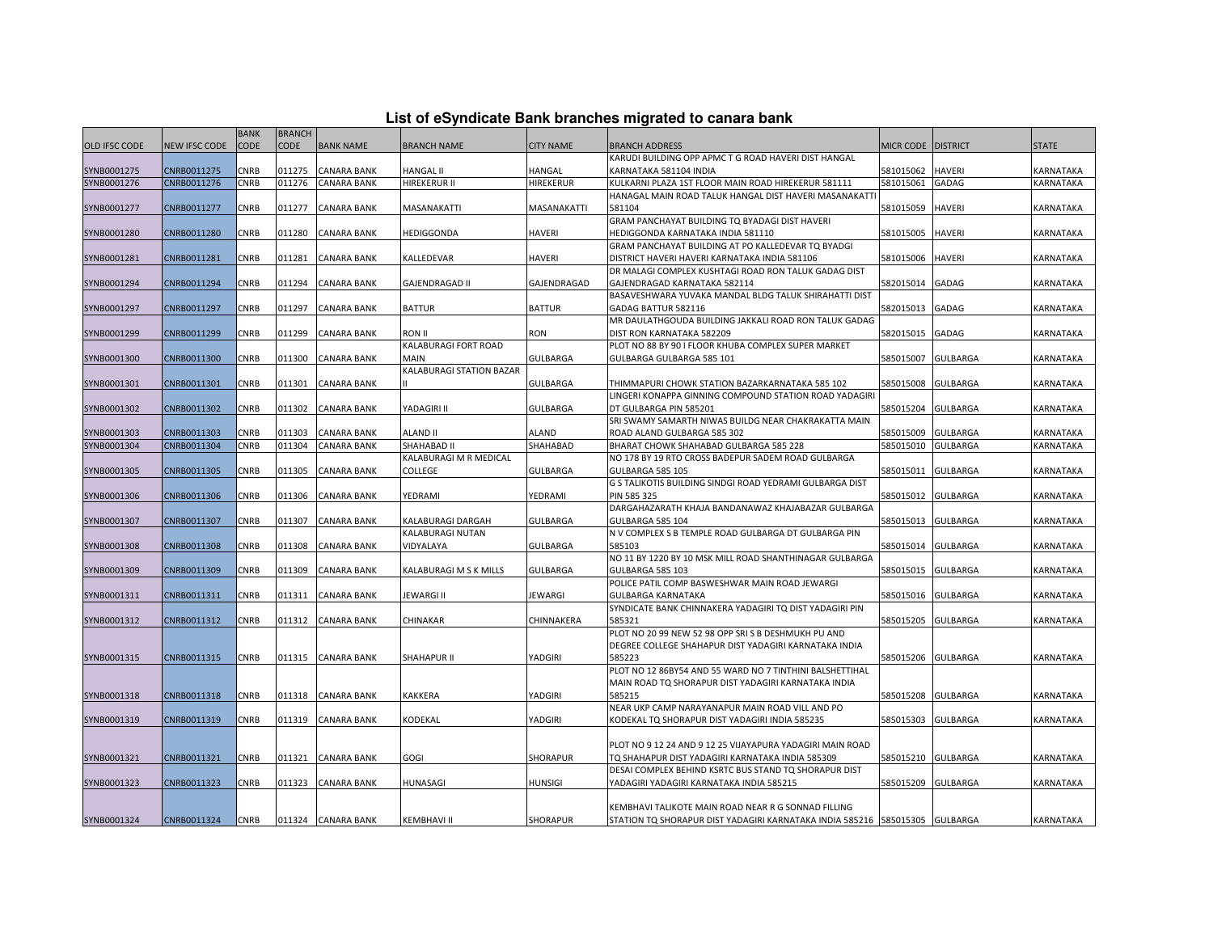# List of eSyndicate Bank branches migrated to canara bank

| OLD IFSC CODE | NEW IFSC CODE | BANK CODE | BRANCH CODE | BANK NAME | BRANCH NAME | CITY NAME | BRANCH ADDRESS | MICR CODE | DISTRICT | STATE |
|---|---|---|---|---|---|---|---|---|---|---|
| SYNB0001275 | CNRB0011275 | CNRB | 011275 | CANARA BANK | HANGAL II | HANGAL | KARUDI BUILDING OPP APMC T G ROAD HAVERI DIST HANGAL KARNATAKA 581104 INDIA | 581015062 | HAVERI | KARNATAKA |
| SYNB0001276 | CNRB0011276 | CNRB | 011276 | CANARA BANK | HIREKERUR II | HIREKERUR | KULKARNI PLAZA 1ST FLOOR MAIN ROAD HIREKERUR 581111 | 581015061 | GADAG | KARNATAKA |
| SYNB0001277 | CNRB0011277 | CNRB | 011277 | CANARA BANK | MASANAKATTI | MASANAKATTI | HANAGAL MAIN ROAD TALUK HANGAL DIST HAVERI MASANAKATTI 581104 | 581015059 | HAVERI | KARNATAKA |
| SYNB0001280 | CNRB0011280 | CNRB | 011280 | CANARA BANK | HEDIGGONDA | HAVERI | GRAM PANCHAYAT BUILDING TQ BYADAGI DIST HAVERI HEDIGGONDA KARNATAKA INDIA 581110 | 581015005 | HAVERI | KARNATAKA |
| SYNB0001281 | CNRB0011281 | CNRB | 011281 | CANARA BANK | KALLEDEVAR | HAVERI | GRAM PANCHAYAT BUILDING AT PO KALLEDEVAR TQ BYADGI DISTRICT HAVERI HAVERI KARNATAKA INDIA 581106 | 581015006 | HAVERI | KARNATAKA |
| SYNB0001294 | CNRB0011294 | CNRB | 011294 | CANARA BANK | GAJENDRAGAD II | GAJENDRAGAD | DR MALAGI COMPLEX KUSHTAGI ROAD RON TALUK GADAG DIST GAJENDRAGAD KARNATAKA 582114 | 582015014 | GADAG | KARNATAKA |
| SYNB0001297 | CNRB0011297 | CNRB | 011297 | CANARA BANK | BATTUR | BATTUR | BASAVESHWARA YUVAKA MANDAL BLDG TALUK SHIRAHATTI DIST GADAG BATTUR 582116 | 582015013 | GADAG | KARNATAKA |
| SYNB0001299 | CNRB0011299 | CNRB | 011299 | CANARA BANK | RON II | RON | MR DAULATHGOUDA BUILDING JAKKALI ROAD RON TALUK GADAG DIST RON KARNATAKA 582209 | 582015015 | GADAG | KARNATAKA |
| SYNB0001300 | CNRB0011300 | CNRB | 011300 | CANARA BANK | KALABURAGI FORT ROAD MAIN | GULBARGA | PLOT NO 88 BY 90 I FLOOR KHUBA COMPLEX SUPER MARKET GULBARGA GULBARGA 585 101 | 585015007 | GULBARGA | KARNATAKA |
| SYNB0001301 | CNRB0011301 | CNRB | 011301 | CANARA BANK | KALABURAGI STATION BAZAR II | GULBARGA | THIMMAPURI CHOWK STATION BAZARKARNATAKA 585 102 | 585015008 | GULBARGA | KARNATAKA |
| SYNB0001302 | CNRB0011302 | CNRB | 011302 | CANARA BANK | YADAGIRI II | GULBARGA | LINGERI KONAPPA GINNING COMPOUND STATION ROAD YADAGIRI DT GULBARGA PIN 585201 | 585015204 | GULBARGA | KARNATAKA |
| SYNB0001303 | CNRB0011303 | CNRB | 011303 | CANARA BANK | ALAND II | ALAND | SRI SWAMY SAMARTH NIWAS BUILDG NEAR CHAKRAKATTA MAIN ROAD ALAND GULBARGA 585 302 | 585015009 | GULBARGA | KARNATAKA |
| SYNB0001304 | CNRB0011304 | CNRB | 011304 | CANARA BANK | SHAHABAD II | SHAHABAD | BHARAT CHOWK SHAHABAD GULBARGA 585 228 | 585015010 | GULBARGA | KARNATAKA |
| SYNB0001305 | CNRB0011305 | CNRB | 011305 | CANARA BANK | KALABURAGI M R MEDICAL COLLEGE | GULBARGA | NO 178 BY 19 RTO CROSS BADEPUR SADEM ROAD GULBARGA GULBARGA 585 105 | 585015011 | GULBARGA | KARNATAKA |
| SYNB0001306 | CNRB0011306 | CNRB | 011306 | CANARA BANK | YEDRAMI | YEDRAMI | G S TALIKOTIS BUILDING SINDGI ROAD YEDRAMI GULBARGA DIST PIN 585 325 | 585015012 | GULBARGA | KARNATAKA |
| SYNB0001307 | CNRB0011307 | CNRB | 011307 | CANARA BANK | KALABURAGI DARGAH | GULBARGA | DARGAHAZARATH KHAJA BANDANAWAZ KHAJABAZAR GULBARGA GULBARGA 585 104 | 585015013 | GULBARGA | KARNATAKA |
| SYNB0001308 | CNRB0011308 | CNRB | 011308 | CANARA BANK | KALABURAGI NUTAN VIDYALAYA | GULBARGA | N V COMPLEX S B TEMPLE ROAD GULBARGA DT GULBARGA PIN 585103 | 585015014 | GULBARGA | KARNATAKA |
| SYNB0001309 | CNRB0011309 | CNRB | 011309 | CANARA BANK | KALABURAGI M S K MILLS | GULBARGA | NO 11 BY 1220 BY 10 MSK MILL ROAD SHANTHINAGAR GULBARGA GULBARGA 585 103 | 585015015 | GULBARGA | KARNATAKA |
| SYNB0001311 | CNRB0011311 | CNRB | 011311 | CANARA BANK | JEWARGI II | JEWARGI | POLICE PATIL COMP BASWESHWAR MAIN ROAD JEWARGI GULBARGA KARNATAKA | 585015016 | GULBARGA | KARNATAKA |
| SYNB0001312 | CNRB0011312 | CNRB | 011312 | CANARA BANK | CHINAKAR | CHINNAKERA | SYNDICATE BANK CHINNAKERA YADAGIRI TQ DIST YADAGIRI PIN 585321 | 585015205 | GULBARGA | KARNATAKA |
| SYNB0001315 | CNRB0011315 | CNRB | 011315 | CANARA BANK | SHAHAPUR II | YADGIRI | PLOT NO 20 99 NEW 52 98 OPP SRI S B DESHMUKH PU AND DEGREE COLLEGE SHAHAPUR DIST YADAGIRI KARNATAKA INDIA 585223 | 585015206 | GULBARGA | KARNATAKA |
| SYNB0001318 | CNRB0011318 | CNRB | 011318 | CANARA BANK | KAKKERA | YADGIRI | PLOT NO 12 86BY54 AND 55 WARD NO 7 TINTHINI BALSHETTIHAL MAIN ROAD TQ SHORAPUR DIST YADAGIRI KARNATAKA INDIA 585215 | 585015208 | GULBARGA | KARNATAKA |
| SYNB0001319 | CNRB0011319 | CNRB | 011319 | CANARA BANK | KODEKAL | YADGIRI | NEAR UKP CAMP NARAYANAPUR MAIN ROAD VILL AND PO KODEKAL TQ SHORAPUR DIST YADAGIRI INDIA 585235 | 585015303 | GULBARGA | KARNATAKA |
| SYNB0001321 | CNRB0011321 | CNRB | 011321 | CANARA BANK | GOGI | SHORAPUR | PLOT NO 9 12 24 AND 9 12 25 VIJAYAPURA YADAGIRI MAIN ROAD TQ SHAHAPUR DIST YADAGIRI KARNATAKA INDIA 585309 | 585015210 | GULBARGA | KARNATAKA |
| SYNB0001323 | CNRB0011323 | CNRB | 011323 | CANARA BANK | HUNASAGI | HUNSIGI | DESAI COMPLEX BEHIND KSRTC BUS STAND TQ SHORAPUR DIST YADAGIRI YADAGIRI KARNATAKA INDIA 585215 | 585015209 | GULBARGA | KARNATAKA |
| SYNB0001324 | CNRB0011324 | CNRB | 011324 | CANARA BANK | KEMBHAVI II | SHORAPUR | KEMBHAVI TALIKOTE MAIN ROAD NEAR R G SONNAD FILLING STATION TQ SHORAPUR DIST YADAGIRI KARNATAKA INDIA 585216 | 585015305 | GULBARGA | KARNATAKA |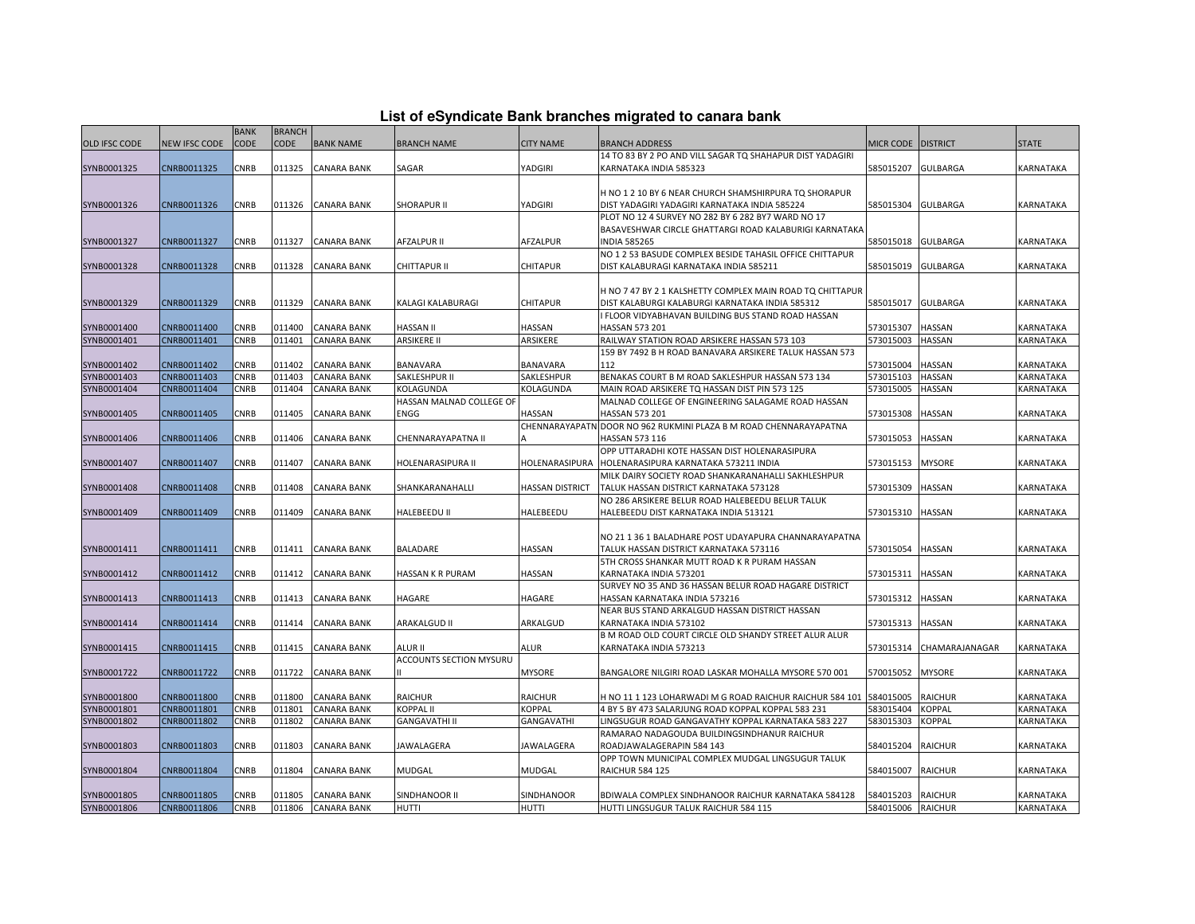## List of eSyndicate Bank branches migrated to canara bank

| OLD IFSC CODE | NEW IFSC CODE | BANK CODE | BRANCH CODE | BANK NAME | BRANCH NAME | CITY NAME | BRANCH ADDRESS | MICR CODE | DISTRICT | STATE |
|---|---|---|---|---|---|---|---|---|---|---|
| SYNB0001325 | CNRB0011325 | CNRB | 011325 | CANARA BANK | SAGAR | YADGIRI | 14 TO 83 BY 2 PO AND VILL SAGAR TQ SHAHAPUR DIST YADAGIRI KARNATAKA INDIA 585323 | 585015207 | GULBARGA | KARNATAKA |
| SYNB0001326 | CNRB0011326 | CNRB | 011326 | CANARA BANK | SHORAPUR II | YADGIRI | H NO 1 2 10 BY 6 NEAR CHURCH SHAMSHIRPURA TQ SHORAPUR DIST YADAGIRI YADAGIRI KARNATAKA INDIA 585224 | 585015304 | GULBARGA | KARNATAKA |
| SYNB0001327 | CNRB0011327 | CNRB | 011327 | CANARA BANK | AFZALPUR II | AFZALPUR | PLOT NO 12 4 SURVEY NO 282 BY 6 282 BY7 WARD NO 17 BASAVESHWAR CIRCLE GHATTARGI ROAD KALABURIGI KARNATAKA INDIA 585265 | 585015018 | GULBARGA | KARNATAKA |
| SYNB0001328 | CNRB0011328 | CNRB | 011328 | CANARA BANK | CHITTAPUR II | CHITAPUR | NO 1 2 53 BASUDE COMPLEX BESIDE TAHASIL OFFICE CHITTAPUR DIST KALABURAGI KARNATAKA INDIA 585211 | 585015019 | GULBARGA | KARNATAKA |
| SYNB0001329 | CNRB0011329 | CNRB | 011329 | CANARA BANK | KALAGI KALABURAGI | CHITAPUR | H NO 7 47 BY 2 1 KALSHETTY COMPLEX MAIN ROAD TQ CHITTAPUR DIST KALABURGI KALABURGI KARNATAKA INDIA 585312 | 585015017 | GULBARGA | KARNATAKA |
| SYNB0001400 | CNRB0011400 | CNRB | 011400 | CANARA BANK | HASSAN II | HASSAN | I FLOOR VIDYABHAVAN BUILDING BUS STAND ROAD HASSAN HASSAN 573 201 | 573015307 | HASSAN | KARNATAKA |
| SYNB0001401 | CNRB0011401 | CNRB | 011401 | CANARA BANK | ARSIKERE II | ARSIKERE | RAILWAY STATION ROAD ARSIKERE HASSAN 573 103 | 573015003 | HASSAN | KARNATAKA |
| SYNB0001402 | CNRB0011402 | CNRB | 011402 | CANARA BANK | BANAVARA | BANAVARA | 159 BY 7492 B H ROAD BANAVARA ARSIKERE TALUK HASSAN 573 112 | 573015004 | HASSAN | KARNATAKA |
| SYNB0001403 | CNRB0011403 | CNRB | 011403 | CANARA BANK | SAKLESHPUR II | SAKLESHPUR | BENAKAS COURT B M ROAD SAKLESHPUR HASSAN 573 134 | 573015103 | HASSAN | KARNATAKA |
| SYNB0001404 | CNRB0011404 | CNRB | 011404 | CANARA BANK | KOLAGUNDA | KOLAGUNDA | MAIN ROAD ARSIKERE TQ HASSAN DIST PIN 573 125 | 573015005 | HASSAN | KARNATAKA |
| SYNB0001405 | CNRB0011405 | CNRB | 011405 | CANARA BANK | HASSAN MALNAD COLLEGE OF ENGG | HASSAN | MALNAD COLLEGE OF ENGINEERING SALAGAME ROAD HASSAN HASSAN 573 201 | 573015308 | HASSAN | KARNATAKA |
| SYNB0001406 | CNRB0011406 | CNRB | 011406 | CANARA BANK | CHENNARAYAPATNA II | CHENNARAYAPATNA | DOOR NO 962 RUKMINI PLAZA B M ROAD CHENNARAYAPATNA HASSAN 573 116 | 573015053 | HASSAN | KARNATAKA |
| SYNB0001407 | CNRB0011407 | CNRB | 011407 | CANARA BANK | HOLENARASIPURA II | HOLENARASIPURA | OPP UTTARADHI KOTE HASSAN DIST HOLENARASIPURA HOLENARASIPURA KARNATAKA 573211 INDIA | 573015153 | MYSORE | KARNATAKA |
| SYNB0001408 | CNRB0011408 | CNRB | 011408 | CANARA BANK | SHANKARANAHALLI | HASSAN DISTRICT | MILK DAIRY SOCIETY ROAD SHANKARANAHALLI SAKHLESHPUR TALUK HASSAN DISTRICT KARNATAKA 573128 | 573015309 | HASSAN | KARNATAKA |
| SYNB0001409 | CNRB0011409 | CNRB | 011409 | CANARA BANK | HALEBEEDU II | HALEBEEDU | NO 286 ARSIKERE BELUR ROAD HALEBEEDU BELUR TALUK HALEBEEDU DIST KARNATAKA INDIA 513121 | 573015310 | HASSAN | KARNATAKA |
| SYNB0001411 | CNRB0011411 | CNRB | 011411 | CANARA BANK | BALADARE | HASSAN | NO 21 1 36 1 BALADHARE POST UDAYAPURA CHANNARAYAPATNA TALUK HASSAN DISTRICT KARNATAKA 573116 | 573015054 | HASSAN | KARNATAKA |
| SYNB0001412 | CNRB0011412 | CNRB | 011412 | CANARA BANK | HASSAN K R PURAM | HASSAN | 5TH CROSS SHANKAR MUTT ROAD K R PURAM HASSAN KARNATAKA INDIA 573201 | 573015311 | HASSAN | KARNATAKA |
| SYNB0001413 | CNRB0011413 | CNRB | 011413 | CANARA BANK | HAGARE | HAGARE | SURVEY NO 35 AND 36 HASSAN BELUR ROAD HAGARE DISTRICT HASSAN KARNATAKA INDIA 573216 | 573015312 | HASSAN | KARNATAKA |
| SYNB0001414 | CNRB0011414 | CNRB | 011414 | CANARA BANK | ARAKALGUD II | ARKALGUD | NEAR BUS STAND ARKALGUD HASSAN DISTRICT HASSAN KARNATAKA INDIA 573102 | 573015313 | HASSAN | KARNATAKA |
| SYNB0001415 | CNRB0011415 | CNRB | 011415 | CANARA BANK | ALUR II | ALUR | B M ROAD OLD COURT CIRCLE OLD SHANDY STREET ALUR ALUR KARNATAKA INDIA 573213 | 573015314 | CHAMARAJANAGAR | KARNATAKA |
| SYNB0001722 | CNRB0011722 | CNRB | 011722 | CANARA BANK | ACCOUNTS SECTION MYSURU II | MYSORE | BANGALORE NILGIRI ROAD LASKAR MOHALLA MYSORE 570 001 | 570015052 | MYSORE | KARNATAKA |
| SYNB0001800 | CNRB0011800 | CNRB | 011800 | CANARA BANK | RAICHUR | RAICHUR | H NO 11 1 123 LOHARWADI M G ROAD RAICHUR RAICHUR 584 101 | 584015005 | RAICHUR | KARNATAKA |
| SYNB0001801 | CNRB0011801 | CNRB | 011801 | CANARA BANK | KOPPAL II | KOPPAL | 4 BY 5 BY 473 SALARJUNG ROAD KOPPAL KOPPAL 583 231 | 583015404 | KOPPAL | KARNATAKA |
| SYNB0001802 | CNRB0011802 | CNRB | 011802 | CANARA BANK | GANGAVATHI II | GANGAVATHI | LINGSUGUR ROAD GANGAVATHY KOPPAL KARNATAKA 583 227 | 583015303 | KOPPAL | KARNATAKA |
| SYNB0001803 | CNRB0011803 | CNRB | 011803 | CANARA BANK | JAWALAGERA | JAWALAGERA | RAMARAO NADAGOUDA BUILDINGSINDHANUR RAICHUR ROADJAWALAGERAPIN 584 143 | 584015204 | RAICHUR | KARNATAKA |
| SYNB0001804 | CNRB0011804 | CNRB | 011804 | CANARA BANK | MUDGAL | MUDGAL | OPP TOWN MUNICIPAL COMPLEX MUDGAL LINGSUGUR TALUK RAICHUR 584 125 | 584015007 | RAICHUR | KARNATAKA |
| SYNB0001805 | CNRB0011805 | CNRB | 011805 | CANARA BANK | SINDHANOOR II | SINDHANOOR | BDIWALA COMPLEX SINDHANOOR RAICHUR KARNATAKA 584128 | 584015203 | RAICHUR | KARNATAKA |
| SYNB0001806 | CNRB0011806 | CNRB | 011806 | CANARA BANK | HUTTI | HUTTI | HUTTI LINGSUGUR TALUK RAICHUR 584 115 | 584015006 | RAICHUR | KARNATAKA |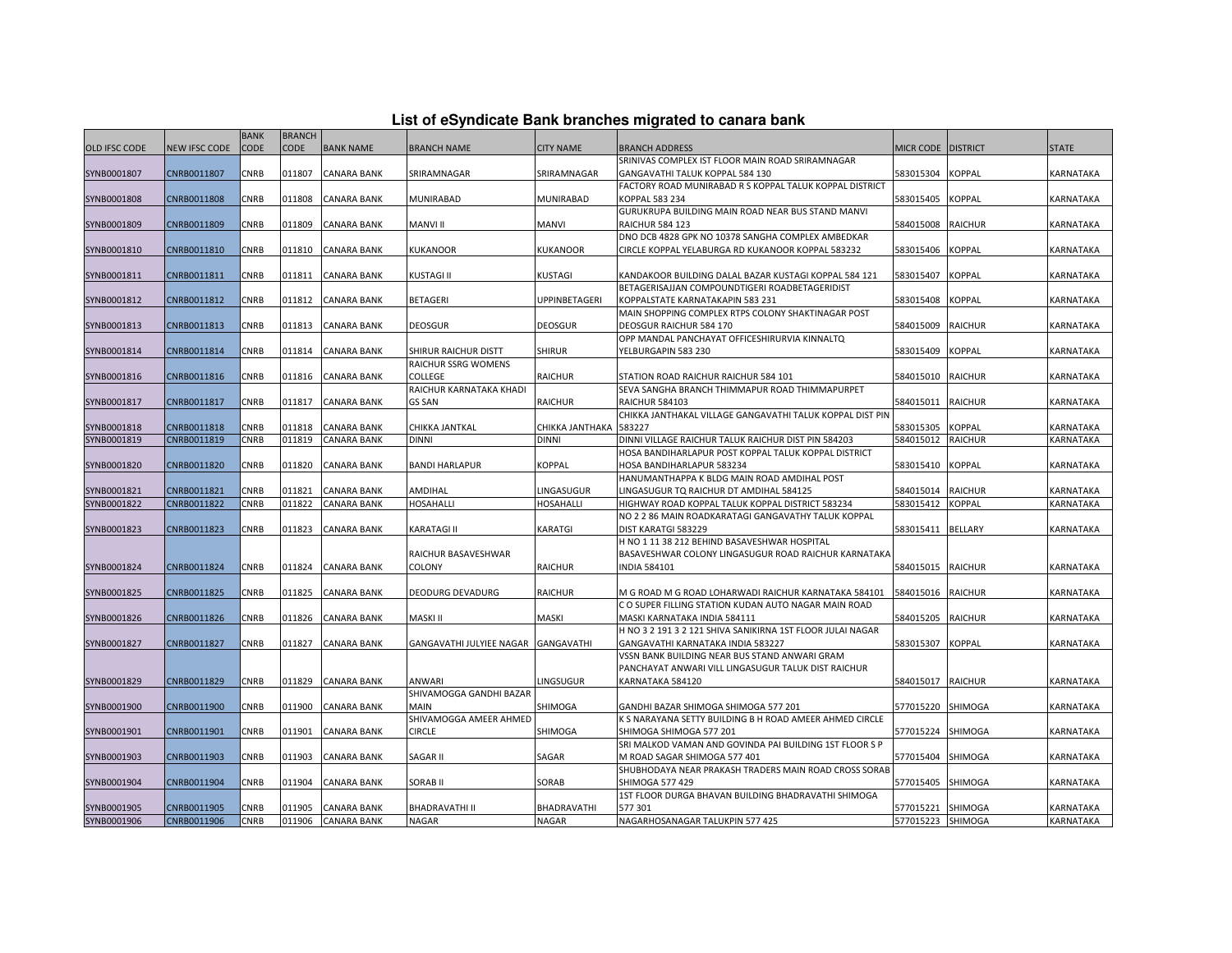# List of eSyndicate Bank branches migrated to canara bank

| OLD IFSC CODE | NEW IFSC CODE | BANK CODE | BRANCH CODE | BANK NAME | BRANCH NAME | CITY NAME | BRANCH ADDRESS | MICR CODE | DISTRICT | STATE |
|---|---|---|---|---|---|---|---|---|---|---|
| SYNB0001807 | CNRB0011807 | CNRB | 011807 | CANARA BANK | SRIRAMNAGAR | SRIRAMNAGAR | SRINIVAS COMPLEX IST FLOOR MAIN ROAD SRIRAMNAGAR GANGAVATHI TALUK KOPPAL 584 130 | 583015304 | KOPPAL | KARNATAKA |
| SYNB0001808 | CNRB0011808 | CNRB | 011808 | CANARA BANK | MUNIRABAD | MUNIRABAD | FACTORY ROAD MUNIRABAD R S KOPPAL TALUK KOPPAL DISTRICT KOPPAL 583 234 | 583015405 | KOPPAL | KARNATAKA |
| SYNB0001809 | CNRB0011809 | CNRB | 011809 | CANARA BANK | MANVI II | MANVI | GURUKRUPA BUILDING MAIN ROAD NEAR BUS STAND MANVI RAICHUR 584 123 | 584015008 | RAICHUR | KARNATAKA |
| SYNB0001810 | CNRB0011810 | CNRB | 011810 | CANARA BANK | KUKANOOR | KUKANOOR | DNO DCB 4828 GPK NO 10378 SANGHA COMPLEX AMBEDKAR CIRCLE KOPPAL YELABURGA RD KUKANOOR KOPPAL 583232 | 583015406 | KOPPAL | KARNATAKA |
| SYNB0001811 | CNRB0011811 | CNRB | 011811 | CANARA BANK | KUSTAGI II | KUSTAGI | KANDAKOOR BUILDING DALAL BAZAR KUSTAGI KOPPAL 584 121 | 583015407 | KOPPAL | KARNATAKA |
| SYNB0001812 | CNRB0011812 | CNRB | 011812 | CANARA BANK | BETAGERI | UPPINBETAGERI | BETAGERISAJJAN COMPOUNDTIGERI ROADBETAGERIDIST KOPPALSTATE KARNATAKAPIN 583 231 | 583015408 | KOPPAL | KARNATAKA |
| SYNB0001813 | CNRB0011813 | CNRB | 011813 | CANARA BANK | DEOSGUR | DEOSGUR | MAIN SHOPPING COMPLEX RTPS COLONY SHAKTINAGAR POST DEOSGUR RAICHUR 584 170 | 584015009 | RAICHUR | KARNATAKA |
| SYNB0001814 | CNRB0011814 | CNRB | 011814 | CANARA BANK | SHIRUR RAICHUR DISTT | SHIRUR | OPP MANDAL PANCHAYAT OFFICESHIRURVIA KINNALTQ YELBURGAPIN 583 230 | 583015409 | KOPPAL | KARNATAKA |
| SYNB0001816 | CNRB0011816 | CNRB | 011816 | CANARA BANK | RAICHUR SSRG WOMENS COLLEGE | RAICHUR | STATION ROAD RAICHUR RAICHUR 584 101 | 584015010 | RAICHUR | KARNATAKA |
| SYNB0001817 | CNRB0011817 | CNRB | 011817 | CANARA BANK | RAICHUR KARNATAKA KHADI GS SAN | RAICHUR | SEVA SANGHA BRANCH THIMMAPUR ROAD THIMMAPURPET RAICHUR 584103 | 584015011 | RAICHUR | KARNATAKA |
| SYNB0001818 | CNRB0011818 | CNRB | 011818 | CANARA BANK | CHIKKA JANTKAL | CHIKKA JANTHAKA | CHIKKA JANTHAKAL VILLAGE GANGAVATHI TALUK KOPPAL DIST PIN 583227 | 583015305 | KOPPAL | KARNATAKA |
| SYNB0001819 | CNRB0011819 | CNRB | 011819 | CANARA BANK | DINNI | DINNI | DINNI VILLAGE RAICHUR TALUK RAICHUR DIST PIN 584203 | 584015012 | RAICHUR | KARNATAKA |
| SYNB0001820 | CNRB0011820 | CNRB | 011820 | CANARA BANK | BANDI HARLAPUR | KOPPAL | HOSA BANDIHARLAPUR POST KOPPAL TALUK KOPPAL DISTRICT HOSA BANDIHARLAPUR 583234 | 583015410 | KOPPAL | KARNATAKA |
| SYNB0001821 | CNRB0011821 | CNRB | 011821 | CANARA BANK | AMDIHAL | LINGASUGUR | HANUMANTHAPPA K BLDG MAIN ROAD AMDIHAL POST LINGASUGUR TQ RAICHUR DT AMDIHAL 584125 | 584015014 | RAICHUR | KARNATAKA |
| SYNB0001822 | CNRB0011822 | CNRB | 011822 | CANARA BANK | HOSAHALLI | HOSAHALLI | HIGHWAY ROAD KOPPAL TALUK KOPPAL DISTRICT 583234 | 583015412 | KOPPAL | KARNATAKA |
| SYNB0001823 | CNRB0011823 | CNRB | 011823 | CANARA BANK | KARATAGI II | KARATGI | NO 2 2 86 MAIN ROADKARATAGI GANGAVATHY TALUK KOPPAL DIST KARATGI 583229 | 583015411 | BELLARY | KARNATAKA |
| SYNB0001824 | CNRB0011824 | CNRB | 011824 | CANARA BANK | RAICHUR BASAVESHWAR COLONY | RAICHUR | H NO 1 11 38 212 BEHIND BASAVESHWAR HOSPITAL BASAVESHWAR COLONY LINGASUGUR ROAD RAICHUR KARNATAKA INDIA 584101 | 584015015 | RAICHUR | KARNATAKA |
| SYNB0001825 | CNRB0011825 | CNRB | 011825 | CANARA BANK | DEODURG DEVADURG | RAICHUR | M G ROAD M G ROAD LOHARWADI RAICHUR KARNATAKA 584101 | 584015016 | RAICHUR | KARNATAKA |
| SYNB0001826 | CNRB0011826 | CNRB | 011826 | CANARA BANK | MASKI II | MASKI | C O SUPER FILLING STATION KUDAN AUTO NAGAR MAIN ROAD MASKI KARNATAKA INDIA 584111 | 584015205 | RAICHUR | KARNATAKA |
| SYNB0001827 | CNRB0011827 | CNRB | 011827 | CANARA BANK | GANGAVATHI JULYIEE NAGAR | GANGAVATHI | H NO 3 2 191 3 2 121 SHIVA SANIKIRNA 1ST FLOOR JULAI NAGAR GANGAVATHI KARNATAKA INDIA 583227 | 583015307 | KOPPAL | KARNATAKA |
| SYNB0001829 | CNRB0011829 | CNRB | 011829 | CANARA BANK | ANWARI | LINGSUGUR | VSSN BANK BUILDING NEAR BUS STAND ANWARI GRAM PANCHAYAT ANWARI VILL LINGASUGUR TALUK DIST RAICHUR KARNATAKA 584120 | 584015017 | RAICHUR | KARNATAKA |
| SYNB0001900 | CNRB0011900 | CNRB | 011900 | CANARA BANK | SHIVAMOGGA GANDHI BAZAR MAIN | SHIMOGA | GANDHI BAZAR SHIMOGA SHIMOGA 577 201 | 577015220 | SHIMOGA | KARNATAKA |
| SYNB0001901 | CNRB0011901 | CNRB | 011901 | CANARA BANK | SHIVAMOGGA AMEER AHMED CIRCLE | SHIMOGA | K S NARAYANA SETTY BUILDING B H ROAD AMEER AHMED CIRCLE SHIMOGA SHIMOGA 577 201 | 577015224 | SHIMOGA | KARNATAKA |
| SYNB0001903 | CNRB0011903 | CNRB | 011903 | CANARA BANK | SAGAR II | SAGAR | SRI MALKOD VAMAN AND GOVINDA PAI BUILDING 1ST FLOOR S P M ROAD SAGAR SHIMOGA 577 401 | 577015404 | SHIMOGA | KARNATAKA |
| SYNB0001904 | CNRB0011904 | CNRB | 011904 | CANARA BANK | SORAB II | SORAB | SHUBHODAYA NEAR PRAKASH TRADERS MAIN ROAD CROSS SORAB SHIMOGA 577 429 | 577015405 | SHIMOGA | KARNATAKA |
| SYNB0001905 | CNRB0011905 | CNRB | 011905 | CANARA BANK | BHADRAVATHI II | BHADRAVATHI | 1ST FLOOR DURGA BHAVAN BUILDING BHADRAVATHI SHIMOGA 577 301 | 577015221 | SHIMOGA | KARNATAKA |
| SYNB0001906 | CNRB0011906 | CNRB | 011906 | CANARA BANK | NAGAR | NAGAR | NAGARHOSANAGAR TALUKPIN 577 425 | 577015223 | SHIMOGA | KARNATAKA |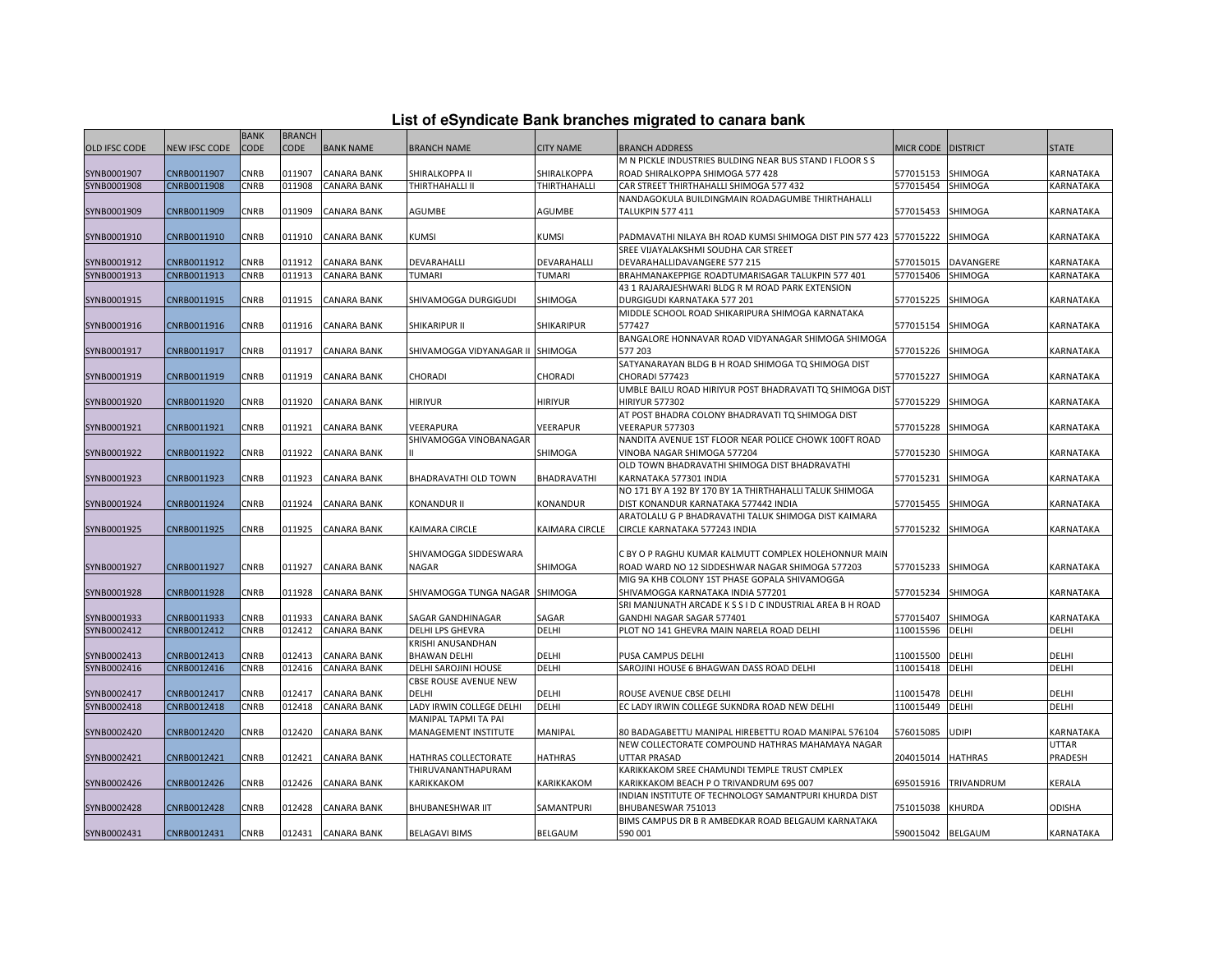# List of eSyndicate Bank branches migrated to canara bank

| OLD IFSC CODE | NEW IFSC CODE | BANK CODE | BRANCH CODE | BANK NAME | BRANCH NAME | CITY NAME | BRANCH ADDRESS | MICR CODE | DISTRICT | STATE |
|---|---|---|---|---|---|---|---|---|---|---|
| SYNB0001907 | CNRB0011907 | CNRB | 011907 | CANARA BANK | SHIRALKOPPA II | SHIRALKOPPA | M N PICKLE INDUSTRIES BULDING NEAR BUS STAND I FLOOR S S ROAD SHIRALKOPPA SHIMOGA 577 428 | 577015153 | SHIMOGA | KARNATAKA |
| SYNB0001908 | CNRB0011908 | CNRB | 011908 | CANARA BANK | THIRTHAHALLI II | THIRTHAHALLI | CAR STREET THIRTHAHALLI SHIMOGA 577 432 | 577015454 | SHIMOGA | KARNATAKA |
| SYNB0001909 | CNRB0011909 | CNRB | 011909 | CANARA BANK | AGUMBE | AGUMBE | NANDAGOKULA BUILDINGMAIN ROADAGUMBE THIRTHAHALLI TALUKPIN 577 411 | 577015453 | SHIMOGA | KARNATAKA |
| SYNB0001910 | CNRB0011910 | CNRB | 011910 | CANARA BANK | KUMSI | KUMSI | PADMAVATHI NILAYA BH ROAD KUMSI SHIMOGA DIST PIN 577 423 | 577015222 | SHIMOGA | KARNATAKA |
| SYNB0001912 | CNRB0011912 | CNRB | 011912 | CANARA BANK | DEVARAHALLI | DEVARAHALLI | SREE VIJAYALAKSHMI SOUDHA CAR STREET DEVARAHALLIDAVANGERE 577 215 | 577015015 | DAVANGERE | KARNATAKA |
| SYNB0001913 | CNRB0011913 | CNRB | 011913 | CANARA BANK | TUMARI | TUMARI | BRAHMANAKEPPIGE ROADTUMARISAGAR TALUKPIN 577 401 | 577015406 | SHIMOGA | KARNATAKA |
| SYNB0001915 | CNRB0011915 | CNRB | 011915 | CANARA BANK | SHIVAMOGGA DURGIGUDI | SHIMOGA | 43 1 RAJARAJESHWARI BLDG R M ROAD PARK EXTENSION DURGIGUDI KARNATAKA 577 201 | 577015225 | SHIMOGA | KARNATAKA |
| SYNB0001916 | CNRB0011916 | CNRB | 011916 | CANARA BANK | SHIKARIPUR II | SHIKARIPUR | MIDDLE SCHOOL ROAD SHIKARIPURA SHIMOGA KARNATAKA 577427 | 577015154 | SHIMOGA | KARNATAKA |
| SYNB0001917 | CNRB0011917 | CNRB | 011917 | CANARA BANK | SHIVAMOGGA VIDYANAGAR II | SHIMOGA | BANGALORE HONNAVAR ROAD VIDYANAGAR SHIMOGA SHIMOGA 577 203 | 577015226 | SHIMOGA | KARNATAKA |
| SYNB0001919 | CNRB0011919 | CNRB | 011919 | CANARA BANK | CHORADI | CHORADI | SATYANARAYAN BLDG B H ROAD SHIMOGA TQ SHIMOGA DIST CHORADI 577423 | 577015227 | SHIMOGA | KARNATAKA |
| SYNB0001920 | CNRB0011920 | CNRB | 011920 | CANARA BANK | HIRIYUR | HIRIYUR | UMBLE BAILU ROAD HIRIYUR POST BHADRAVATI TQ SHIMOGA DIST HIRIYUR 577302 | 577015229 | SHIMOGA | KARNATAKA |
| SYNB0001921 | CNRB0011921 | CNRB | 011921 | CANARA BANK | VEERAPURA | VEERAPUR | AT POST BHADRA COLONY BHADRAVATI TQ SHIMOGA DIST VEERAPUR 577303 | 577015228 | SHIMOGA | KARNATAKA |
| SYNB0001922 | CNRB0011922 | CNRB | 011922 | CANARA BANK | SHIVAMOGGA VINOBANAGAR II | SHIMOGA | NANDITA AVENUE 1ST FLOOR NEAR POLICE CHOWK 100FT ROAD VINOBA NAGAR SHIMOGA 577204 | 577015230 | SHIMOGA | KARNATAKA |
| SYNB0001923 | CNRB0011923 | CNRB | 011923 | CANARA BANK | BHADRAVATHI OLD TOWN | BHADRAVATHI | OLD TOWN BHADRAVATHI SHIMOGA DIST BHADRAVATHI KARNATAKA 577301 INDIA | 577015231 | SHIMOGA | KARNATAKA |
| SYNB0001924 | CNRB0011924 | CNRB | 011924 | CANARA BANK | KONANDUR II | KONANDUR | NO 171 BY A 192 BY 170 BY 1A THIRTHAHALLI TALUK SHIMOGA DIST KONANDUR KARNATAKA 577442 INDIA | 577015455 | SHIMOGA | KARNATAKA |
| SYNB0001925 | CNRB0011925 | CNRB | 011925 | CANARA BANK | KAIMARA CIRCLE | KAIMARA CIRCLE | ARATOLALU G P BHADRAVATHI TALUK SHIMOGA DIST KAIMARA CIRCLE KARNATAKA 577243 INDIA | 577015232 | SHIMOGA | KARNATAKA |
| SYNB0001927 | CNRB0011927 | CNRB | 011927 | CANARA BANK | SHIVAMOGGA SIDDESWARA NAGAR | SHIMOGA | C BY O P RAGHU KUMAR KALMUTT COMPLEX HOLEHONNUR MAIN ROAD WARD NO 12 SIDDESHWAR NAGAR SHIMOGA 577203 | 577015233 | SHIMOGA | KARNATAKA |
| SYNB0001928 | CNRB0011928 | CNRB | 011928 | CANARA BANK | SHIVAMOGGA TUNGA NAGAR | SHIMOGA | MIG 9A KHB COLONY 1ST PHASE GOPALA SHIVAMOGGA SHIVAMOGGA KARNATAKA INDIA 577201 | 577015234 | SHIMOGA | KARNATAKA |
| SYNB0001933 | CNRB0011933 | CNRB | 011933 | CANARA BANK | SAGAR GANDHINAGAR | SAGAR | SRI MANJUNATH ARCADE K S S I D C INDUSTRIAL AREA B H ROAD GANDHI NAGAR SAGAR 577401 | 577015407 | SHIMOGA | KARNATAKA |
| SYNB0002412 | CNRB0012412 | CNRB | 012412 | CANARA BANK | DELHI LPS GHEVRA | DELHI | PLOT NO 141 GHEVRA MAIN NARELA ROAD DELHI | 110015596 | DELHI | DELHI |
| SYNB0002413 | CNRB0012413 | CNRB | 012413 | CANARA BANK | KRISHI ANUSANDHAN BHAWAN DELHI | DELHI | PUSA CAMPUS DELHI | 110015500 | DELHI | DELHI |
| SYNB0002416 | CNRB0012416 | CNRB | 012416 | CANARA BANK | DELHI SAROJINI HOUSE | DELHI | SAROJINI HOUSE 6 BHAGWAN DASS ROAD DELHI | 110015418 | DELHI | DELHI |
| SYNB0002417 | CNRB0012417 | CNRB | 012417 | CANARA BANK | CBSE ROUSE AVENUE NEW DELHI | DELHI | ROUSE AVENUE CBSE DELHI | 110015478 | DELHI | DELHI |
| SYNB0002418 | CNRB0012418 | CNRB | 012418 | CANARA BANK | LADY IRWIN COLLEGE DELHI | DELHI | EC LADY IRWIN COLLEGE SUKNDRA ROAD NEW DELHI | 110015449 | DELHI | DELHI |
| SYNB0002420 | CNRB0012420 | CNRB | 012420 | CANARA BANK | MANIPAL TAPMI TA PAI MANAGEMENT INSTITUTE | MANIPAL | 80 BADAGABETTU MANIPAL HIREBETTU ROAD MANIPAL 576104 | 576015085 | UDIPI | KARNATAKA |
| SYNB0002421 | CNRB0012421 | CNRB | 012421 | CANARA BANK | HATHRAS COLLECTORATE | HATHRAS | NEW COLLECTORATE COMPOUND HATHRAS MAHAMAYA NAGAR UTTAR PRASAD | 204015014 | HATHRAS | UTTAR PRADESH |
| SYNB0002426 | CNRB0012426 | CNRB | 012426 | CANARA BANK | THIRUVANANTHAPURAM KARIKKAKOM | KARIKKAKOM | KARIKKAKOM SREE CHAMUNDI TEMPLE TRUST CMPLEX KARIKKAKOM BEACH P O TRIVANDRUM 695 007 | 695015916 | TRIVANDRUM | KERALA |
| SYNB0002428 | CNRB0012428 | CNRB | 012428 | CANARA BANK | BHUBANESHWAR IIT | SAMANTPURI | INDIAN INSTITUTE OF TECHNOLOGY SAMANTPURI KHURDA DIST BHUBANESWAR 751013 | 751015038 | KHURDA | ODISHA |
| SYNB0002431 | CNRB0012431 | CNRB | 012431 | CANARA BANK | BELAGAVI BIMS | BELGAUM | BIMS CAMPUS DR B R AMBEDKAR ROAD BELGAUM KARNATAKA 590 001 | 590015042 | BELGAUM | KARNATAKA |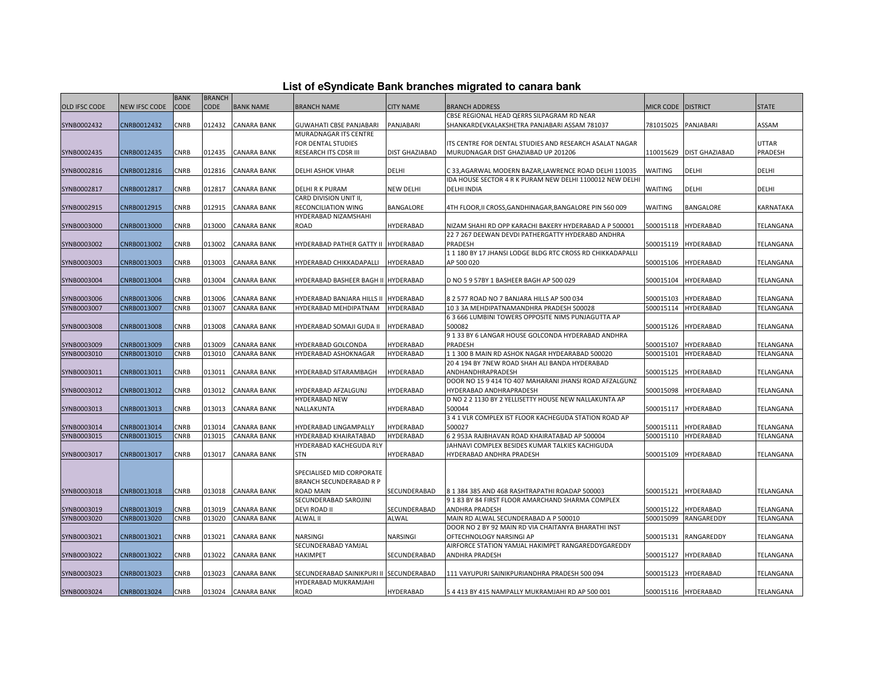# List of eSyndicate Bank branches migrated to canara bank

| OLD IFSC CODE | NEW IFSC CODE | BANK CODE | BRANCH CODE | BANK NAME | BRANCH NAME | CITY NAME | BRANCH ADDRESS | MICR CODE | DISTRICT | STATE |
|---|---|---|---|---|---|---|---|---|---|---|
| SYNB0002432 | CNRB0012432 | CNRB | 012432 | CANARA BANK | GUWAHATI CBSE PANJABARI | PANJABARI | CBSE REGIONAL HEAD QERRS SILPAGRAM RD NEAR SHANKARDEVKALAKSHETRA PANJABARI ASSAM 781037 | 781015025 | PANJABARI | ASSAM |
| SYNB0002435 | CNRB0012435 | CNRB | 012435 | CANARA BANK | MURADNAGAR ITS CENTRE FOR DENTAL STUDIES RESEARCH ITS CDSR III | DIST GHAZIABAD | ITS CENTRE FOR DENTAL STUDIES AND RESEARCH ASALAT NAGAR MURUDNAGAR DIST GHAZIABAD UP 201206 | 110015629 | DIST GHAZIABAD | UTTAR PRADESH |
| SYNB0002816 | CNRB0012816 | CNRB | 012816 | CANARA BANK | DELHI ASHOK VIHAR | DELHI | C 33,AGARWAL MODERN BAZAR,LAWRENCE ROAD DELHI 110035 | WAITING | DELHI | DELHI |
| SYNB0002817 | CNRB0012817 | CNRB | 012817 | CANARA BANK | DELHI R K PURAM | NEW DELHI | IDA HOUSE SECTOR 4 R K PURAM NEW DELHI 1100012 NEW DELHI DELHI INDIA | WAITING | DELHI | DELHI |
| SYNB0002915 | CNRB0012915 | CNRB | 012915 | CANARA BANK | CARD DIVISION UNIT II, RECONCILIATION WING | BANGALORE | 4TH FLOOR,II CROSS,GANDHINAGAR,BANGALORE PIN 560 009 | WAITING | BANGALORE | KARNATAKA |
| SYNB0003000 | CNRB0013000 | CNRB | 013000 | CANARA BANK | HYDERABAD NIZAMSHAHI ROAD | HYDERABAD | NIZAM SHAHI RD OPP KARACHI BAKERY HYDERABAD A P 500001 | 500015118 | HYDERABAD | TELANGANA |
| SYNB0003002 | CNRB0013002 | CNRB | 013002 | CANARA BANK | HYDERABAD PATHER GATTY II | HYDERABAD | 22 7 267 DEEWAN DEVDI PATHERGATTY HYDERABD ANDHRA PRADESH | 500015119 | HYDERABAD | TELANGANA |
| SYNB0003003 | CNRB0013003 | CNRB | 013003 | CANARA BANK | HYDERABAD CHIKKADAPALLI | HYDERABAD | 1 1 180 BY 17 JHANSI LODGE BLDG RTC CROSS RD CHIKKADAPALLI AP 500 020 | 500015106 | HYDERABAD | TELANGANA |
| SYNB0003004 | CNRB0013004 | CNRB | 013004 | CANARA BANK | HYDERABAD BASHEER BAGH II | HYDERABAD | D NO 5 9 57BY 1 BASHEER BAGH AP 500 029 | 500015104 | HYDERABAD | TELANGANA |
| SYNB0003006 | CNRB0013006 | CNRB | 013006 | CANARA BANK | HYDERABAD BANJARA HILLS II | HYDERABAD | 8 2 577 ROAD NO 7 BANJARA HILLS AP 500 034 | 500015103 | HYDERABAD | TELANGANA |
| SYNB0003007 | CNRB0013007 | CNRB | 013007 | CANARA BANK | HYDERABAD MEHDIPATNAM | HYDERABAD | 10 3 3A MEHDIPATNAMANDHRA PRADESH 500028 | 500015114 | HYDERABAD | TELANGANA |
| SYNB0003008 | CNRB0013008 | CNRB | 013008 | CANARA BANK | HYDERABAD SOMAJI GUDA II | HYDERABAD | 6 3 666 LUMBINI TOWERS OPPOSITE NIMS PUNJAGUTTA AP 500082 | 500015126 | HYDERABAD | TELANGANA |
| SYNB0003009 | CNRB0013009 | CNRB | 013009 | CANARA BANK | HYDERABAD GOLCONDA | HYDERABAD | 9 1 33 BY 6 LANGAR HOUSE GOLCONDA HYDERABAD ANDHRA PRADESH | 500015107 | HYDERABAD | TELANGANA |
| SYNB0003010 | CNRB0013010 | CNRB | 013010 | CANARA BANK | HYDERABAD ASHOKNAGAR | HYDERABAD | 1 1 300 B MAIN RD ASHOK NAGAR HYDEARABAD 500020 | 500015101 | HYDERABAD | TELANGANA |
| SYNB0003011 | CNRB0013011 | CNRB | 013011 | CANARA BANK | HYDERABAD SITARAMBAGH | HYDERABAD | 20 4 194 BY 7NEW ROAD SHAH ALI BANDA HYDERABAD ANDHANDHRAPRADESH | 500015125 | HYDERABAD | TELANGANA |
| SYNB0003012 | CNRB0013012 | CNRB | 013012 | CANARA BANK | HYDERABAD AFZALGUNJ | HYDERABAD | DOOR NO 15 9 414 TO 407 MAHARANI JHANSI ROAD AFZALGUNZ HYDERABAD ANDHRAPRADESH | 500015098 | HYDERABAD | TELANGANA |
| SYNB0003013 | CNRB0013013 | CNRB | 013013 | CANARA BANK | HYDERABAD NEW NALLAKUNTA | HYDERABAD | D NO 2 2 1130 BY 2 YELLISETTY HOUSE NEW NALLAKUNTA AP 500044 | 500015117 | HYDERABAD | TELANGANA |
| SYNB0003014 | CNRB0013014 | CNRB | 013014 | CANARA BANK | HYDERABAD LINGAMPALLY | HYDERABAD | 3 4 1 VLR COMPLEX IST FLOOR KACHEGUDA STATION ROAD AP 500027 | 500015111 | HYDERABAD | TELANGANA |
| SYNB0003015 | CNRB0013015 | CNRB | 013015 | CANARA BANK | HYDERABAD KHAIRATABAD | HYDERABAD | 6 2 953A RAJBHAVAN ROAD KHAIRATABAD AP 500004 | 500015110 | HYDERABAD | TELANGANA |
| SYNB0003017 | CNRB0013017 | CNRB | 013017 | CANARA BANK | HYDERABAD KACHEGUDA RLY STN | HYDERABAD | JAHNAVI COMPLEX BESIDES KUMAR TALKIES KACHIGUDA HYDERABAD ANDHRA PRADESH | 500015109 | HYDERABAD | TELANGANA |
| SYNB0003018 | CNRB0013018 | CNRB | 013018 | CANARA BANK | SPECIALISED MID CORPORATE BRANCH SECUNDERABAD R P ROAD MAIN | SECUNDERABAD | 8 1 384 385 AND 468 RASHTRAPATHI ROADAP 500003 | 500015121 | HYDERABAD | TELANGANA |
| SYNB0003019 | CNRB0013019 | CNRB | 013019 | CANARA BANK | SECUNDERABAD SAROJINI DEVI ROAD II | SECUNDERABAD | 9 1 83 BY 84 FIRST FLOOR AMARCHAND SHARMA COMPLEX ANDHRA PRADESH | 500015122 | HYDERABAD | TELANGANA |
| SYNB0003020 | CNRB0013020 | CNRB | 013020 | CANARA BANK | ALWAL II | ALWAL | MAIN RD ALWAL SECUNDERABAD A P 500010 | 500015099 | RANGAREDDY | TELANGANA |
| SYNB0003021 | CNRB0013021 | CNRB | 013021 | CANARA BANK | NARSINGI | NARSINGI | DOOR NO 2 BY 92 MAIN RD VIA CHAITANYA BHARATHI INST OFTECHNOLOGY NARSINGI AP | 500015131 | RANGAREDDY | TELANGANA |
| SYNB0003022 | CNRB0013022 | CNRB | 013022 | CANARA BANK | SECUNDERABAD YAMJAL HAKIMPET | SECUNDERABAD | AIRFORCE STATION YAMJAL HAKIMPET RANGAREDDYGAREDDY ANDHRA PRADESH | 500015127 | HYDERABAD | TELANGANA |
| SYNB0003023 | CNRB0013023 | CNRB | 013023 | CANARA BANK | SECUNDERABAD SAINIKPURI II | SECUNDERABAD | 111 VAYUPURI SAINIKPURIANDHRA PRADESH 500 094 | 500015123 | HYDERABAD | TELANGANA |
| SYNB0003024 | CNRB0013024 | CNRB | 013024 | CANARA BANK | HYDERABAD MUKRAMJAHI ROAD | HYDERABAD | 5 4 413 BY 415 NAMPALLY MUKRAMJAHI RD AP 500 001 | 500015116 | HYDERABAD | TELANGANA |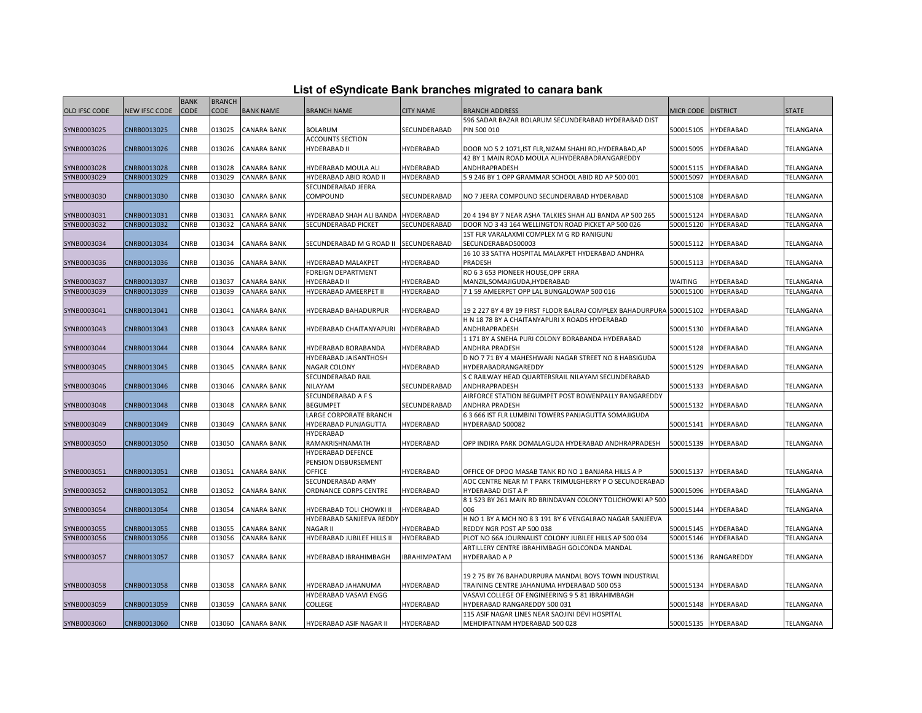# List of eSyndicate Bank branches migrated to canara bank

| OLD IFSC CODE | NEW IFSC CODE | BANK CODE | BRANCH CODE | BANK NAME | BRANCH NAME | CITY NAME | BRANCH ADDRESS | MICR CODE | DISTRICT | STATE |
|---|---|---|---|---|---|---|---|---|---|---|
| SYNB0003025 | CNRB0013025 | CNRB | 013025 | CANARA BANK | BOLARUM | SECUNDERABAD | 596 SADAR BAZAR BOLARUM SECUNDERABAD HYDERABAD DIST PIN 500 010 | 500015105 | HYDERABAD | TELANGANA |
| SYNB0003026 | CNRB0013026 | CNRB | 013026 | CANARA BANK | ACCOUNTS SECTION HYDERABAD II | HYDERABAD | DOOR NO 5 2 1071,IST FLR,NIZAM SHAHI RD,HYDERABAD,AP | 500015095 | HYDERABAD | TELANGANA |
| SYNB0003028 | CNRB0013028 | CNRB | 013028 | CANARA BANK | HYDERABAD MOULA ALI | HYDERABAD | 42 BY 1 MAIN ROAD MOULA ALIHYDERABADRANGAREDDY ANDHRAPRADESH | 500015115 | HYDERABAD | TELANGANA |
| SYNB0003029 | CNRB0013029 | CNRB | 013029 | CANARA BANK | HYDERABAD ABID ROAD II | HYDERABAD | 5 9 246 BY 1 OPP GRAMMAR SCHOOL ABID RD AP 500 001 | 500015097 | HYDERABAD | TELANGANA |
| SYNB0003030 | CNRB0013030 | CNRB | 013030 | CANARA BANK | SECUNDERABAD JEERA COMPOUND | SECUNDERABAD | NO 7 JEERA COMPOUND SECUNDERABAD HYDERABAD | 500015108 | HYDERABAD | TELANGANA |
| SYNB0003031 | CNRB0013031 | CNRB | 013031 | CANARA BANK | HYDERABAD SHAH ALI BANDA | HYDERABAD | 20 4 194 BY 7 NEAR ASHA TALKIES SHAH ALI BANDA AP 500 265 | 500015124 | HYDERABAD | TELANGANA |
| SYNB0003032 | CNRB0013032 | CNRB | 013032 | CANARA BANK | SECUNDERABAD PICKET | SECUNDERABAD | DOOR NO 3 43 164 WELLINGTON ROAD PICKET AP 500 026 | 500015120 | HYDERABAD | TELANGANA |
| SYNB0003034 | CNRB0013034 | CNRB | 013034 | CANARA BANK | SECUNDERABAD M G ROAD II | SECUNDERABAD | 1ST FLR VARALAXMI COMPLEX M G RD RANIGUNJ SECUNDERABAD500003 | 500015112 | HYDERABAD | TELANGANA |
| SYNB0003036 | CNRB0013036 | CNRB | 013036 | CANARA BANK | HYDERABAD MALAKPET | HYDERABAD | 16 10 33 SATYA HOSPITAL MALAKPET HYDERABAD ANDHRA PRADESH | 500015113 | HYDERABAD | TELANGANA |
| SYNB0003037 | CNRB0013037 | CNRB | 013037 | CANARA BANK | FOREIGN DEPARTMENT HYDERABAD II | HYDERABAD | RO 6 3 653 PIONEER HOUSE,OPP ERRA MANZIL,SOMAJIGUDA,HYDERABAD | WAITING | HYDERABAD | TELANGANA |
| SYNB0003039 | CNRB0013039 | CNRB | 013039 | CANARA BANK | HYDERABAD AMEERPET II | HYDERABAD | 7 1 59 AMEERPET OPP LAL BUNGALOWAP 500 016 | 500015100 | HYDERABAD | TELANGANA |
| SYNB0003041 | CNRB0013041 | CNRB | 013041 | CANARA BANK | HYDERABAD BAHADURPUR | HYDERABAD | 19 2 227 BY 4 BY 19 FIRST FLOOR BALRAJ COMPLEX BAHADURPURA | 500015102 | HYDERABAD | TELANGANA |
| SYNB0003043 | CNRB0013043 | CNRB | 013043 | CANARA BANK | HYDERABAD CHAITANYAPURI | HYDERABAD | H N 18 78 BY A CHAITANYAPURI X ROADS HYDERABAD ANDHRAPRADESH | 500015130 | HYDERABAD | TELANGANA |
| SYNB0003044 | CNRB0013044 | CNRB | 013044 | CANARA BANK | HYDERABAD BORABANDA | HYDERABAD | 1 171 BY A SNEHA PURI COLONY BORABANDA HYDERABAD ANDHRA PRADESH | 500015128 | HYDERABAD | TELANGANA |
| SYNB0003045 | CNRB0013045 | CNRB | 013045 | CANARA BANK | HYDERABAD JAISANTHOSH NAGAR COLONY | HYDERABAD | D NO 7 71 BY 4 MAHESHWARI NAGAR STREET NO 8 HABSIGUDA HYDERABADRANGAREDDY | 500015129 | HYDERABAD | TELANGANA |
| SYNB0003046 | CNRB0013046 | CNRB | 013046 | CANARA BANK | SECUNDERABAD RAIL NILAYAM | SECUNDERABAD | S C RAILWAY HEAD QUARTERSRAIL NILAYAM SECUNDERABAD ANDHRAPRADESH | 500015133 | HYDERABAD | TELANGANA |
| SYNB0003048 | CNRB0013048 | CNRB | 013048 | CANARA BANK | SECUNDERABAD A F S BEGUMPET | SECUNDERABAD | AIRFORCE STATION BEGUMPET POST BOWENPALLY RANGAREDDY ANDHRA PRADESH | 500015132 | HYDERABAD | TELANGANA |
| SYNB0003049 | CNRB0013049 | CNRB | 013049 | CANARA BANK | LARGE CORPORATE BRANCH HYDERABAD PUNJAGUTTA | HYDERABAD | 6 3 666 IST FLR LUMBINI TOWERS PANJAGUTTA SOMAJIGUDA HYDERABAD 500082 | 500015141 | HYDERABAD | TELANGANA |
| SYNB0003050 | CNRB0013050 | CNRB | 013050 | CANARA BANK | HYDERABAD RAMAKRISHNAMATH | HYDERABAD | OPP INDIRA PARK DOMALAGUDA HYDERABAD ANDHRAPRADESH | 500015139 | HYDERABAD | TELANGANA |
| SYNB0003051 | CNRB0013051 | CNRB | 013051 | CANARA BANK | HYDERABAD DEFENCE PENSION DISBURSEMENT OFFICE | HYDERABAD | OFFICE OF DPDO MASAB TANK RD NO 1 BANJARA HILLS A P | 500015137 | HYDERABAD | TELANGANA |
| SYNB0003052 | CNRB0013052 | CNRB | 013052 | CANARA BANK | SECUNDERABAD ARMY ORDNANCE CORPS CENTRE | HYDERABAD | AOC CENTRE NEAR M T PARK TRIMULGHERRY P O SECUNDERABAD HYDERABAD DIST A P | 500015096 | HYDERABAD | TELANGANA |
| SYNB0003054 | CNRB0013054 | CNRB | 013054 | CANARA BANK | HYDERABAD TOLI CHOWKI II | HYDERABAD | 8 1 523 BY 261 MAIN RD BRINDAVAN COLONY TOLICHOWKI AP 500 006 | 500015144 | HYDERABAD | TELANGANA |
| SYNB0003055 | CNRB0013055 | CNRB | 013055 | CANARA BANK | HYDERABAD SANJEEVA REDDY NAGAR II | HYDERABAD | H NO 1 BY A MCH NO 8 3 191 BY 6 VENGALRAO NAGAR SANJEEVA REDDY NGR POST AP 500 038 | 500015145 | HYDERABAD | TELANGANA |
| SYNB0003056 | CNRB0013056 | CNRB | 013056 | CANARA BANK | HYDERABAD JUBILEE HILLS II | HYDERABAD | PLOT NO 66A JOURNALIST COLONY JUBILEE HILLS AP 500 034 | 500015146 | HYDERABAD | TELANGANA |
| SYNB0003057 | CNRB0013057 | CNRB | 013057 | CANARA BANK | HYDERABAD IBRAHIMBAGH | IBRAHIMPATAM | ARTILLERY CENTRE IBRAHIMBAGH GOLCONDA MANDAL HYDERABAD A P | 500015136 | RANGAREDDY | TELANGANA |
| SYNB0003058 | CNRB0013058 | CNRB | 013058 | CANARA BANK | HYDERABAD JAHANUMA | HYDERABAD | 19 2 75 BY 76 BAHADURPURA MANDAL BOYS TOWN INDUSTRIAL TRAINING CENTRE JAHANUMA HYDERABAD 500 053 | 500015134 | HYDERABAD | TELANGANA |
| SYNB0003059 | CNRB0013059 | CNRB | 013059 | CANARA BANK | HYDERABAD VASAVI ENGG COLLEGE | HYDERABAD | VASAVI COLLEGE OF ENGINEERING 9 5 81 IBRAHIMBAGH HYDERABAD RANGAREDDY 500 031 | 500015148 | HYDERABAD | TELANGANA |
| SYNB0003060 | CNRB0013060 | CNRB | 013060 | CANARA BANK | HYDERABAD ASIF NAGAR II | HYDERABAD | 115 ASIF NAGAR LINES NEAR SAOJINI DEVI HOSPITAL MEHDIPATNAM HYDERABAD 500 028 | 500015135 | HYDERABAD | TELANGANA |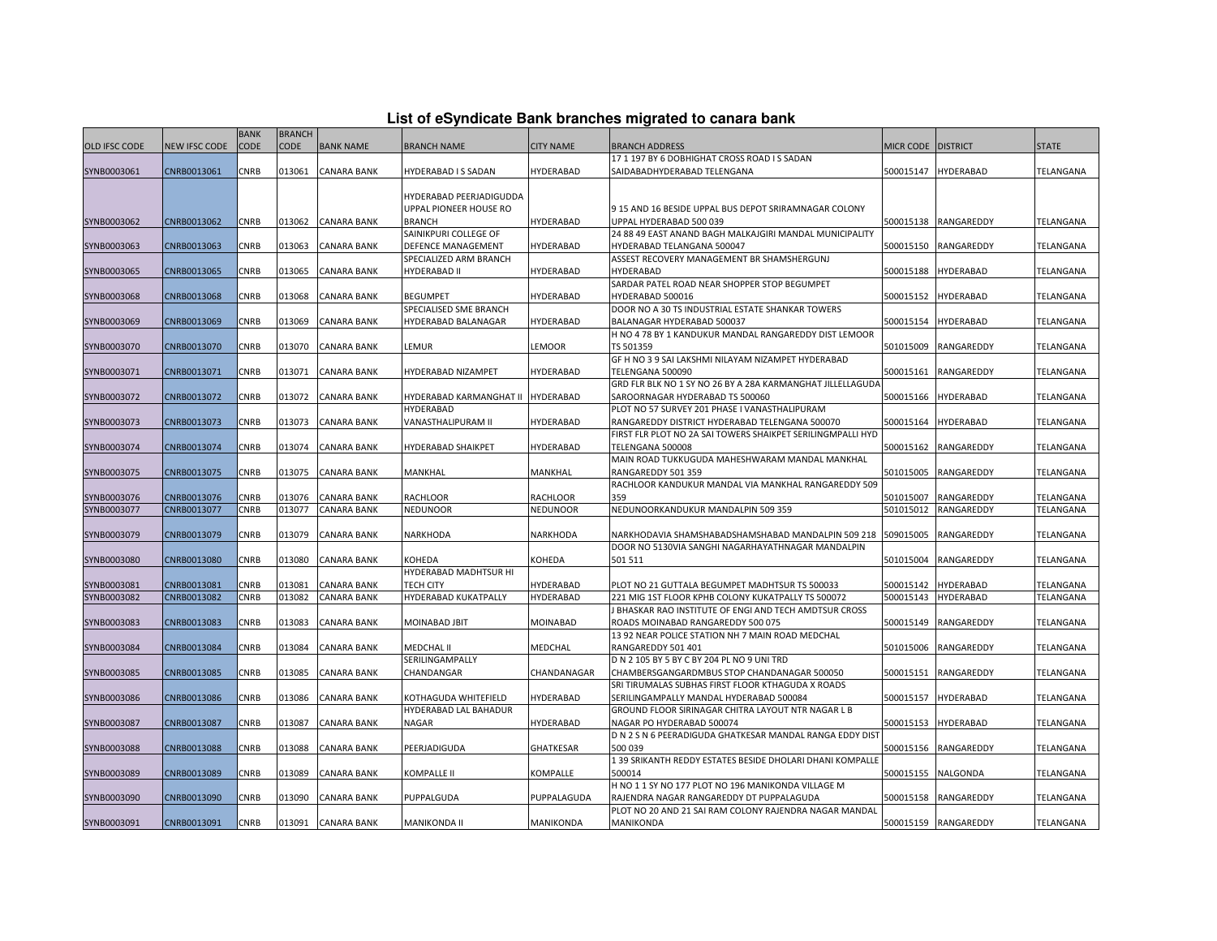# List of eSyndicate Bank branches migrated to canara bank

| OLD IFSC CODE | NEW IFSC CODE | BANK CODE | BRANCH CODE | BANK NAME | BRANCH NAME | CITY NAME | BRANCH ADDRESS | MICR CODE | DISTRICT | STATE |
|---|---|---|---|---|---|---|---|---|---|---|
| SYNB0003061 | CNRB0013061 | CNRB | 013061 | CANARA BANK | HYDERABAD I S SADAN | HYDERABAD | 17 1 197 BY 6 DOBHIGHAT CROSS ROAD I S SADAN SAIDABADHYDERABAD TELENGANA | 500015147 | HYDERABAD | TELANGANA |
| SYNB0003062 | CNRB0013062 | CNRB | 013062 | CANARA BANK | HYDERABAD PEERJADIGUDDA UPPAL PIONEER HOUSE RO BRANCH | HYDERABAD | 9 15 AND 16 BESIDE UPPAL BUS DEPOT SRIRAMNAGAR COLONY UPPAL HYDERABAD 500 039 | 500015138 | RANGAREDDY | TELANGANA |
| SYNB0003063 | CNRB0013063 | CNRB | 013063 | CANARA BANK | SAINIKPURI COLLEGE OF DEFENCE MANAGEMENT | HYDERABAD | 24 88 49 EAST ANAND BAGH MALKAJGIRI MANDAL MUNICIPALITY HYDERABAD TELANGANA 500047 | 500015150 | RANGAREDDY | TELANGANA |
| SYNB0003065 | CNRB0013065 | CNRB | 013065 | CANARA BANK | SPECIALIZED ARM BRANCH HYDERABAD II | HYDERABAD | ASSEST RECOVERY MANAGEMENT BR SHAMSHERGUNJ HYDERABAD | 500015188 | HYDERABAD | TELANGANA |
| SYNB0003068 | CNRB0013068 | CNRB | 013068 | CANARA BANK | BEGUMPET | HYDERABAD | SARDAR PATEL ROAD NEAR SHOPPER STOP BEGUMPET HYDERABAD 500016 | 500015152 | HYDERABAD | TELANGANA |
| SYNB0003069 | CNRB0013069 | CNRB | 013069 | CANARA BANK | SPECIALISED SME BRANCH HYDERABAD BALANAGAR | HYDERABAD | DOOR NO A 30 TS INDUSTRIAL ESTATE SHANKAR TOWERS BALANAGAR HYDERABAD 500037 | 500015154 | HYDERABAD | TELANGANA |
| SYNB0003070 | CNRB0013070 | CNRB | 013070 | CANARA BANK | LEMUR | LEMOOR | H NO 4 78 BY 1 KANDUKUR MANDAL RANGAREDDY DIST LEMOOR TS 501359 | 501015009 | RANGAREDDY | TELANGANA |
| SYNB0003071 | CNRB0013071 | CNRB | 013071 | CANARA BANK | HYDERABAD NIZAMPET | HYDERABAD | GF H NO 3 9 SAI LAKSHMI NILAYAM NIZAMPET HYDERABAD TELENGANA 500090 | 500015161 | RANGAREDDY | TELANGANA |
| SYNB0003072 | CNRB0013072 | CNRB | 013072 | CANARA BANK | HYDERABAD KARMANGHAT II | HYDERABAD | GRD FLR BLK NO 1 SY NO 26 BY A 28A KARMANGHAT JILLELLAGUDA SAROORNAGAR HYDERABAD TS 500060 | 500015166 | HYDERABAD | TELANGANA |
| SYNB0003073 | CNRB0013073 | CNRB | 013073 | CANARA BANK | HYDERABAD VANASTHALIPURAM II | HYDERABAD | PLOT NO 57 SURVEY 201 PHASE I VANASTHALIPURAM RANGAREDDY DISTRICT HYDERABAD TELENGANA 500070 | 500015164 | HYDERABAD | TELANGANA |
| SYNB0003074 | CNRB0013074 | CNRB | 013074 | CANARA BANK | HYDERABAD SHAIKPET | HYDERABAD | FIRST FLR PLOT NO 2A SAI TOWERS SHAIKPET SERILINGMPALLI HYD TELENGANA 500008 | 500015162 | RANGAREDDY | TELANGANA |
| SYNB0003075 | CNRB0013075 | CNRB | 013075 | CANARA BANK | MANKHAL | MANKHAL | MAIN ROAD TUKKUGUDA MAHESHWARAM MANDAL MANKHAL RANGAREDDY 501 359 | 501015005 | RANGAREDDY | TELANGANA |
| SYNB0003076 | CNRB0013076 | CNRB | 013076 | CANARA BANK | RACHLOOR | RACHLOOR | RACHLOOR KANDUKUR MANDAL VIA MANKHAL RANGAREDDY 509 359 | 501015007 | RANGAREDDY | TELANGANA |
| SYNB0003077 | CNRB0013077 | CNRB | 013077 | CANARA BANK | NEDUNOOR | NEDUNOOR | NEDUNOORKANDUKUR MANDALPIN 509 359 | 501015012 | RANGAREDDY | TELANGANA |
| SYNB0003079 | CNRB0013079 | CNRB | 013079 | CANARA BANK | NARKHODA | NARKHODA | NARKHODAVIA SHAMSHABADSHAMSHABAD MANDALPIN 509 218 | 509015005 | RANGAREDDY | TELANGANA |
| SYNB0003080 | CNRB0013080 | CNRB | 013080 | CANARA BANK | KOHEDA | KOHEDA | DOOR NO 5130VIA SANGHI NAGARHAYATHNAGAR MANDALPIN 501 511 | 501015004 | RANGAREDDY | TELANGANA |
| SYNB0003081 | CNRB0013081 | CNRB | 013081 | CANARA BANK | HYDERABAD MADHTSUR HI TECH CITY | HYDERABAD | PLOT NO 21 GUTTALA BEGUMPET MADHTSUR TS 500033 | 500015142 | HYDERABAD | TELANGANA |
| SYNB0003082 | CNRB0013082 | CNRB | 013082 | CANARA BANK | HYDERABAD KUKATPALLY | HYDERABAD | 221 MIG 1ST FLOOR KPHB COLONY KUKATPALLY TS 500072 | 500015143 | HYDERABAD | TELANGANA |
| SYNB0003083 | CNRB0013083 | CNRB | 013083 | CANARA BANK | MOINABAD JBIT | MOINABAD | J BHASKAR RAO INSTITUTE OF ENGI AND TECH AMDTSUR CROSS ROADS MOINABAD RANGAREDDY 500 075 | 500015149 | RANGAREDDY | TELANGANA |
| SYNB0003084 | CNRB0013084 | CNRB | 013084 | CANARA BANK | MEDCHAL II | MEDCHAL | 13 92 NEAR POLICE STATION NH 7 MAIN ROAD MEDCHAL RANGAREDDY 501 401 | 501015006 | RANGAREDDY | TELANGANA |
| SYNB0003085 | CNRB0013085 | CNRB | 013085 | CANARA BANK | SERILINGAMPALLY CHANDANGAR | CHANDANAGAR | D N 2 105 BY 5 BY C BY 204 PL NO 9 UNI TRD CHAMBERSGANGARDMBUS STOP CHANDANAGAR 500050 | 500015151 | RANGAREDDY | TELANGANA |
| SYNB0003086 | CNRB0013086 | CNRB | 013086 | CANARA BANK | KOTHAGUDA WHITEFIELD | HYDERABAD | SRI TIRUMALAS SUBHAS FIRST FLOOR KTHAGUDA X ROADS SERILINGAMPALLY MANDAL HYDERABAD 500084 | 500015157 | HYDERABAD | TELANGANA |
| SYNB0003087 | CNRB0013087 | CNRB | 013087 | CANARA BANK | HYDERABAD LAL BAHADUR NAGAR | HYDERABAD | GROUND FLOOR SIRINAGAR CHITRA LAYOUT NTR NAGAR L B NAGAR PO HYDERABAD 500074 | 500015153 | HYDERABAD | TELANGANA |
| SYNB0003088 | CNRB0013088 | CNRB | 013088 | CANARA BANK | PEERJADIGUDA | GHATKESAR | D N 2 S N 6 PEERADIGUDA GHATKESAR MANDAL RANGA EDDY DIST 500 039 | 500015156 | RANGAREDDY | TELANGANA |
| SYNB0003089 | CNRB0013089 | CNRB | 013089 | CANARA BANK | KOMPALLE II | KOMPALLE | 1 39 SRIKANTH REDDY ESTATES BESIDE DHOLARI DHANI KOMPALLE 500014 | 500015155 | NALGONDA | TELANGANA |
| SYNB0003090 | CNRB0013090 | CNRB | 013090 | CANARA BANK | PUPPALGUDA | PUPPALAGUDA | H NO 1 1 SY NO 177 PLOT NO 196 MANIKONDA VILLAGE M RAJENDRA NAGAR RANGAREDDY DT PUPPALAGUDA | 500015158 | RANGAREDDY | TELANGANA |
| SYNB0003091 | CNRB0013091 | CNRB | 013091 | CANARA BANK | MANIKONDA II | MANIKONDA | PLOT NO 20 AND 21 SAI RAM COLONY RAJENDRA NAGAR MANDAL MANIKONDA | 500015159 | RANGAREDDY | TELANGANA |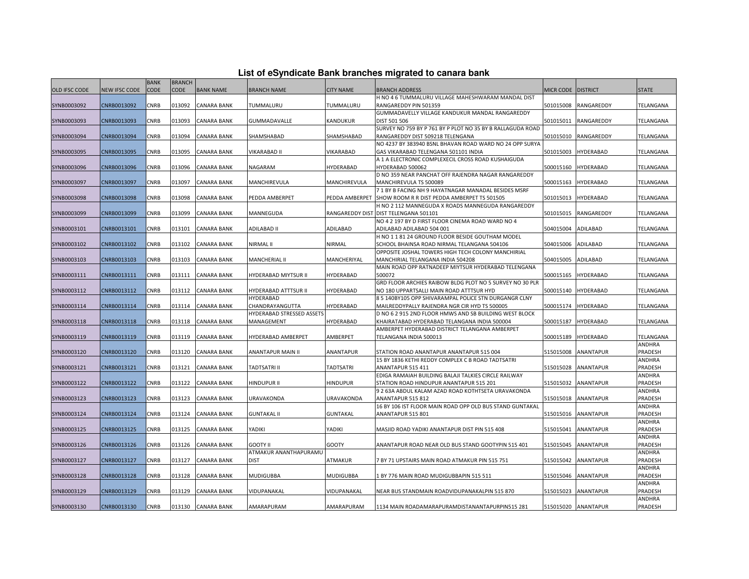# List of eSyndicate Bank branches migrated to canara bank

| OLD IFSC CODE | NEW IFSC CODE | BANK CODE | BRANCH CODE | BANK NAME | BRANCH NAME | CITY NAME | BRANCH ADDRESS | MICR CODE | DISTRICT | STATE |
|---|---|---|---|---|---|---|---|---|---|---|
| SYNB0003092 | CNRB0013092 | CNRB | 013092 | CANARA BANK | TUMMALURU | TUMMALURU | H NO 4 6 TUMMALURU VILLAGE MAHESHWARAM MANDAL DIST RANGAREDDY PIN 501359 | 501015008 | RANGAREDDY | TELANGANA |
| SYNB0003093 | CNRB0013093 | CNRB | 013093 | CANARA BANK | GUMMADAVALLE | KANDUKUR | GUMMADAVELLY VILLAGE KANDUKUR MANDAL RANGAREDDY DIST 501 506 | 501015011 | RANGAREDDY | TELANGANA |
| SYNB0003094 | CNRB0013094 | CNRB | 013094 | CANARA BANK | SHAMSHABAD | SHAMSHABAD | SURVEY NO 759 BY P 761 BY P PLOT NO 35 BY B RALLAGUDA ROAD RANGAREDDY DIST 509218 TELENGANA | 501015010 | RANGAREDDY | TELANGANA |
| SYNB0003095 | CNRB0013095 | CNRB | 013095 | CANARA BANK | VIKARABAD II | VIKARABAD | NO 4237 BY 383940 BSNL BHAVAN ROAD WARD NO 24 OPP SURYA GAS VIKARABAD TELENGANA 501101 INDIA | 501015003 | HYDERABAD | TELANGANA |
| SYNB0003096 | CNRB0013096 | CNRB | 013096 | CANARA BANK | NAGARAM | HYDERABAD | A 1 A ELECTRONIC COMPLEXECIL CROSS ROAD KUSHAIGUDA HYDERABAD 500062 | 500015160 | HYDERABAD | TELANGANA |
| SYNB0003097 | CNRB0013097 | CNRB | 013097 | CANARA BANK | MANCHIREVULA | MANCHIREVULA | D NO 359 NEAR PANCHAT OFF RAJENDRA NAGAR RANGAREDDY MANCHIREVULA TS 500089 | 500015163 | HYDERABAD | TELANGANA |
| SYNB0003098 | CNRB0013098 | CNRB | 013098 | CANARA BANK | PEDDA AMBERPET | PEDDA AMBERPET | 7 1 BY B FACING NH 9 HAYATNAGAR MANADAL BESIDES MSRF SHOW ROOM R R DIST PEDDA AMBERPET TS 501505 | 501015013 | HYDERABAD | TELANGANA |
| SYNB0003099 | CNRB0013099 | CNRB | 013099 | CANARA BANK | MANNEGUDA | RANGAREDDY DIST | H NO 2 112 MANNEGUDA X ROADS MANNEGUDA RANGAREDDY DIST TELENGANA 501101 | 501015015 | RANGAREDDY | TELANGANA |
| SYNB0003101 | CNRB0013101 | CNRB | 013101 | CANARA BANK | ADILABAD II | ADILABAD | NO 4 2 197 BY D FIRST FLOOR CINEMA ROAD WARD NO 4 ADILABAD ADILABAD 504 001 | 504015004 | ADILABAD | TELANGANA |
| SYNB0003102 | CNRB0013102 | CNRB | 013102 | CANARA BANK | NIRMAL II | NIRMAL | H NO 1 1 81 24 GROUND FLOOR BESIDE GOUTHAM MODEL SCHOOL BHAINSA ROAD NIRMAL TELANGANA 504106 | 504015006 | ADILABAD | TELANGANA |
| SYNB0003103 | CNRB0013103 | CNRB | 013103 | CANARA BANK | MANCHERIAL II | MANCHERIYAL | OPPOSITE JOSHAL TOWERS HIGH TECH COLONY MANCHIRIAL MANCHIRIAL TELANGANA INDIA 504208 | 504015005 | ADILABAD | TELANGANA |
| SYNB0003111 | CNRB0013111 | CNRB | 013111 | CANARA BANK | HYDERABAD MIYTSUR II | HYDERABAD | MAIN ROAD OPP RATNADEEP MIYTSUR HYDERABAD TELENGANA 500072 | 500015165 | HYDERABAD | TELANGANA |
| SYNB0003112 | CNRB0013112 | CNRB | 013112 | CANARA BANK | HYDERABAD ATTTSUR II | HYDERABAD | GRD FLOOR ARCHIES RAIBOW BLDG PLOT NO 5 SURVEY NO 30 PLR NO 180 UPPARTSALLI MAIN ROAD ATTTSUR HYD | 500015140 | HYDERABAD | TELANGANA |
| SYNB0003114 | CNRB0013114 | CNRB | 013114 | CANARA BANK | HYDERABAD CHANDRAYANGUTTA | HYDERABAD | 8 5 140BY105 OPP SHIVARAMPAL POLICE STN DURGANGR CLNY MAILREDDYPALLY RAJENDRA NGR CIR HYD TS 500005 | 500015174 | HYDERABAD | TELANGANA |
| SYNB0003118 | CNRB0013118 | CNRB | 013118 | CANARA BANK | HYDERABAD STRESSED ASSETS MANAGEMENT | HYDERABAD | D NO 6 2 915 2ND FLOOR HMWS AND SB BUILDING WEST BLOCK KHAIRATABAD HYDERABAD TELANGANA INDIA 500004 | 500015187 | HYDERABAD | TELANGANA |
| SYNB0003119 | CNRB0013119 | CNRB | 013119 | CANARA BANK | HYDERABAD AMBERPET | AMBERPET | AMBERPET HYDERABAD DISTRICT TELANGANA AMBERPET TELANGANA INDIA 500013 | 500015189 | HYDERABAD | TELANGANA |
| SYNB0003120 | CNRB0013120 | CNRB | 013120 | CANARA BANK | ANANTAPUR MAIN II | ANANTAPUR | STATION ROAD ANANTAPUR ANANTAPUR 515 004 | 515015008 | ANANTAPUR | ANDHRA PRADESH |
| SYNB0003121 | CNRB0013121 | CNRB | 013121 | CANARA BANK | TADTSATRI II | TADTSATRI | 15 BY 1836 KETHI REDDY COMPLEX C B ROAD TADTSATRI ANANTAPUR 515 411 | 515015028 | ANANTAPUR | ANDHRA PRADESH |
| SYNB0003122 | CNRB0013122 | CNRB | 013122 | CANARA BANK | HINDUPUR II | HINDUPUR | EDIGA RAMAIAH BUILDING BALAJI TALKIES CIRCLE RAILWAY STATION ROAD HINDUPUR ANANTAPUR 515 201 | 515015032 | ANANTAPUR | ANDHRA PRADESH |
| SYNB0003123 | CNRB0013123 | CNRB | 013123 | CANARA BANK | URAVAKONDA | URAVAKONDA | 9 2 63A ABDUL KALAM AZAD ROAD KOTHTSETA URAVAKONDA ANANTAPUR 515 812 | 515015018 | ANANTAPUR | ANDHRA PRADESH |
| SYNB0003124 | CNRB0013124 | CNRB | 013124 | CANARA BANK | GUNTAKAL II | GUNTAKAL | 16 BY 106 IST FLOOR MAIN ROAD OPP OLD BUS STAND GUNTAKAL ANANTAPUR 515 801 | 515015016 | ANANTAPUR | ANDHRA PRADESH |
| SYNB0003125 | CNRB0013125 | CNRB | 013125 | CANARA BANK | YADIKI | YADIKI | MASJID ROAD YADIKI ANANTAPUR DIST PIN 515 408 | 515015041 | ANANTAPUR | ANDHRA PRADESH |
| SYNB0003126 | CNRB0013126 | CNRB | 013126 | CANARA BANK | GOOTY II | GOOTY | ANANTAPUR ROAD NEAR OLD BUS STAND GOOTYPIN 515 401 | 515015045 | ANANTAPUR | ANDHRA PRADESH |
| SYNB0003127 | CNRB0013127 | CNRB | 013127 | CANARA BANK | ATMAKUR ANANTHAPURAMU DIST | ATMAKUR | 7 BY 71 UPSTAIRS MAIN ROAD ATMAKUR PIN 515 751 | 515015042 | ANANTAPUR | ANDHRA PRADESH |
| SYNB0003128 | CNRB0013128 | CNRB | 013128 | CANARA BANK | MUDIGUBBA | MUDIGUBBA | 1 BY 776 MAIN ROAD MUDIGUBBAPIN 515 511 | 515015046 | ANANTAPUR | ANDHRA PRADESH |
| SYNB0003129 | CNRB0013129 | CNRB | 013129 | CANARA BANK | VIDUPANAKAL | VIDUPANAKAL | NEAR BUS STANDMAIN ROADVIDUPANAKALPIN 515 870 | 515015023 | ANANTAPUR | ANDHRA PRADESH |
| SYNB0003130 | CNRB0013130 | CNRB | 013130 | CANARA BANK | AMARAPURAM | AMARAPURAM | 1134 MAIN ROADAMARAPURAMDISTANANTAPURPIN515 281 | 515015020 | ANANTAPUR | ANDHRA PRADESH |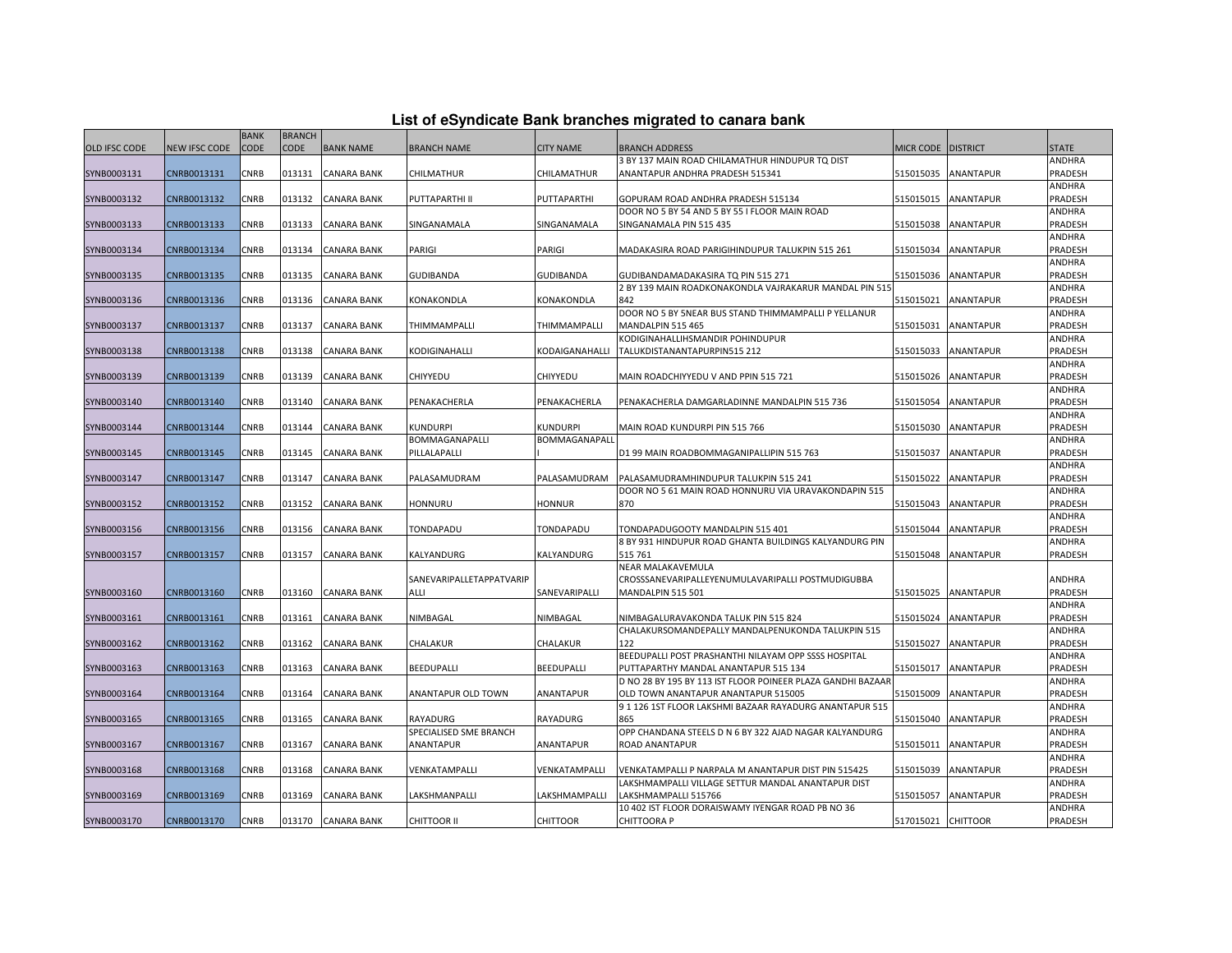# List of eSyndicate Bank branches migrated to canara bank

| OLD IFSC CODE | NEW IFSC CODE | BANK CODE | BRANCH CODE | BANK NAME | BRANCH NAME | CITY NAME | BRANCH ADDRESS | MICR CODE | DISTRICT | STATE |
|---|---|---|---|---|---|---|---|---|---|---|
| SYNB0003131 | CNRB0013131 | CNRB | 013131 | CANARA BANK | CHILMATHUR | CHILAMATHUR | 3 BY 137 MAIN ROAD CHILAMATHUR HINDUPUR TQ DIST ANANTAPUR ANDHRA PRADESH 515341 | 515015035 | ANANTAPUR | ANDHRA PRADESH |
| SYNB0003132 | CNRB0013132 | CNRB | 013132 | CANARA BANK | PUTTAPARTHI II | PUTTAPARTHI | GOPURAM ROAD ANDHRA PRADESH 515134 | 515015015 | ANANTAPUR | ANDHRA PRADESH |
| SYNB0003133 | CNRB0013133 | CNRB | 013133 | CANARA BANK | SINGANAMALA | SINGANAMALA | DOOR NO 5 BY 54 AND 5 BY 55 I FLOOR MAIN ROAD SINGANAMALA PIN 515 435 | 515015038 | ANANTAPUR | ANDHRA PRADESH |
| SYNB0003134 | CNRB0013134 | CNRB | 013134 | CANARA BANK | PARIGI | PARIGI | MADAKASIRA ROAD PARIGIHINDUPUR TALUKPIN 515 261 | 515015034 | ANANTAPUR | ANDHRA PRADESH |
| SYNB0003135 | CNRB0013135 | CNRB | 013135 | CANARA BANK | GUDIBANDA | GUDIBANDA | GUDIBANDAMADAKASIRA TQ PIN 515 271 | 515015036 | ANANTAPUR | ANDHRA PRADESH |
| SYNB0003136 | CNRB0013136 | CNRB | 013136 | CANARA BANK | KONAKONDLA | KONAKONDLA | 2 BY 139 MAIN ROADKONAKONDLA VAJRAKARUR MANDAL PIN 515 842 | 515015021 | ANANTAPUR | ANDHRA PRADESH |
| SYNB0003137 | CNRB0013137 | CNRB | 013137 | CANARA BANK | THIMMAMPALLI | THIMMAMPALLI | DOOR NO 5 BY 5NEAR BUS STAND THIMMAMPALLI P YELLANUR MANDALPIN 515 465 | 515015031 | ANANTAPUR | ANDHRA PRADESH |
| SYNB0003138 | CNRB0013138 | CNRB | 013138 | CANARA BANK | KODIGINAHALLI | KODAIGANAHALLI | KODIGINAHALLIHSMANDIR POHINDUPUR TALUKDISTANANTAPURPIN515 212 | 515015033 | ANANTAPUR | ANDHRA PRADESH |
| SYNB0003139 | CNRB0013139 | CNRB | 013139 | CANARA BANK | CHIYYEDU | CHIYYEDU | MAIN ROADCHIYYEDU V AND PPIN 515 721 | 515015026 | ANANTAPUR | ANDHRA PRADESH |
| SYNB0003140 | CNRB0013140 | CNRB | 013140 | CANARA BANK | PENAKACHERLA | PENAKACHERLA | PENAKACHERLA DAMGARLADINNE MANDALPIN 515 736 | 515015054 | ANANTAPUR | ANDHRA PRADESH |
| SYNB0003144 | CNRB0013144 | CNRB | 013144 | CANARA BANK | KUNDURPI | KUNDURPI | MAIN ROAD KUNDURPI PIN 515 766 | 515015030 | ANANTAPUR | ANDHRA PRADESH |
| SYNB0003145 | CNRB0013145 | CNRB | 013145 | CANARA BANK | BOMMAGANAPALLI PILLALAPALLI | BOMMAGANAPALLI | D1 99 MAIN ROADBOMMAGANIPALLIPIN 515 763 | 515015037 | ANANTAPUR | ANDHRA PRADESH |
| SYNB0003147 | CNRB0013147 | CNRB | 013147 | CANARA BANK | PALASAMUDRAM | PALASAMUDRAM | PALASAMUDRAMHINDUPUR TALUKPIN 515 241 | 515015022 | ANANTAPUR | ANDHRA PRADESH |
| SYNB0003152 | CNRB0013152 | CNRB | 013152 | CANARA BANK | HONNURU | HONNUR | DOOR NO 5 61 MAIN ROAD HONNURU VIA URAVAKONDAPIN 515 870 | 515015043 | ANANTAPUR | ANDHRA PRADESH |
| SYNB0003156 | CNRB0013156 | CNRB | 013156 | CANARA BANK | TONDAPADU | TONDAPADU | TONDAPADUGOOTY MANDALPIN 515 401 | 515015044 | ANANTAPUR | ANDHRA PRADESH |
| SYNB0003157 | CNRB0013157 | CNRB | 013157 | CANARA BANK | KALYANDURG | KALYANDURG | 8 BY 931 HINDUPUR ROAD GHANTA BUILDINGS KALYANDURG PIN 515 761 | 515015048 | ANANTAPUR | ANDHRA PRADESH |
| SYNB0003160 | CNRB0013160 | CNRB | 013160 | CANARA BANK | SANEVARIPALLETAPPATVARIPALLI | SANEVARIPALLI | NEAR MALAKAVEMULA CROSSSANEVARIPALLEYENUMULAVARIPALLI POSTMUDIGUBBA MANDALPIN 515 501 | 515015025 | ANANTAPUR | ANDHRA PRADESH |
| SYNB0003161 | CNRB0013161 | CNRB | 013161 | CANARA BANK | NIMBAGAL | NIMBAGAL | NIMBAGALURAVAKONDA TALUK PIN 515 824 | 515015024 | ANANTAPUR | ANDHRA PRADESH |
| SYNB0003162 | CNRB0013162 | CNRB | 013162 | CANARA BANK | CHALAKUR | CHALAKUR | CHALAKURSOMANDEPALLY MANDALPENUKONDA TALUKPIN 515 122 | 515015027 | ANANTAPUR | ANDHRA PRADESH |
| SYNB0003163 | CNRB0013163 | CNRB | 013163 | CANARA BANK | BEEDUPALLI | BEEDUPALLI | BEEDUPALLI POST PRASHANTHI NILAYAM OPP SSSS HOSPITAL PUTTAPARTHY MANDAL ANANTAPUR 515 134 | 515015017 | ANANTAPUR | ANDHRA PRADESH |
| SYNB0003164 | CNRB0013164 | CNRB | 013164 | CANARA BANK | ANANTAPUR OLD TOWN | ANANTAPUR | D NO 28 BY 195 BY 113 IST FLOOR POINEER PLAZA GANDHI BAZAAR OLD TOWN ANANTAPUR ANANTAPUR 515005 | 515015009 | ANANTAPUR | ANDHRA PRADESH |
| SYNB0003165 | CNRB0013165 | CNRB | 013165 | CANARA BANK | RAYADURG | RAYADURG | 9 1 126 1ST FLOOR LAKSHMI BAZAAR RAYADURG ANANTAPUR 515 865 | 515015040 | ANANTAPUR | ANDHRA PRADESH |
| SYNB0003167 | CNRB0013167 | CNRB | 013167 | CANARA BANK | SPECIALISED SME BRANCH ANANTAPUR | ANANTAPUR | OPP CHANDANA STEELS D N 6 BY 322 AJAD NAGAR KALYANDURG ROAD ANANTAPUR | 515015011 | ANANTAPUR | ANDHRA PRADESH |
| SYNB0003168 | CNRB0013168 | CNRB | 013168 | CANARA BANK | VENKATAMPALLI | VENKATAMPALLI | VENKATAMPALLI P NARPALA M ANANTAPUR DIST PIN 515425 | 515015039 | ANANTAPUR | ANDHRA PRADESH |
| SYNB0003169 | CNRB0013169 | CNRB | 013169 | CANARA BANK | LAKSHMANPALLI | LAKSHMAMPALLI | LAKSHMAMPALLI VILLAGE SETTUR MANDAL ANANTAPUR DIST LAKSHMAMPALLI 515766 | 515015057 | ANANTAPUR | ANDHRA PRADESH |
| SYNB0003170 | CNRB0013170 | CNRB | 013170 | CANARA BANK | CHITTOOR II | CHITTOOR | 10 402 IST FLOOR DORAISWAMY IYENGAR ROAD PB NO 36 CHITTOORA P | 517015021 | CHITTOOR | ANDHRA PRADESH |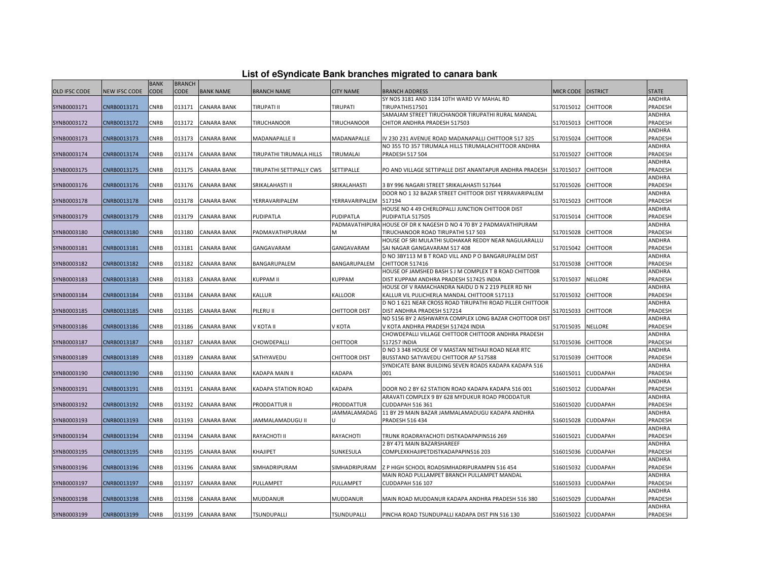# List of eSyndicate Bank branches migrated to canara bank

| OLD IFSC CODE | NEW IFSC CODE | BANK CODE | BRANCH CODE | BANK NAME | BRANCH NAME | CITY NAME | BRANCH ADDRESS | MICR CODE | DISTRICT | STATE |
|---|---|---|---|---|---|---|---|---|---|---|
| SYNB0003171 | CNRB0013171 | CNRB | 013171 | CANARA BANK | TIRUPATI II | TIRUPATI | SY NOS 3181 AND 3184 10TH WARD VV MAHAL RD TIRUPATHI517501 | 517015012 | CHITTOOR | ANDHRA PRADESH |
| SYNB0003172 | CNRB0013172 | CNRB | 013172 | CANARA BANK | TIRUCHANOOR | TIRUCHANOOR | SAMAJAM STREET TIRUCHANOOR TIRUPATHI RURAL MANDAL CHITOR ANDHRA PRADESH 517503 | 517015013 | CHITTOOR | ANDHRA PRADESH |
| SYNB0003173 | CNRB0013173 | CNRB | 013173 | CANARA BANK | MADANAPALLE II | MADANAPALLE | IV 230 231 AVENUE ROAD MADANAPALLI CHITTOOR 517 325 | 517015024 | CHITTOOR | ANDHRA PRADESH |
| SYNB0003174 | CNRB0013174 | CNRB | 013174 | CANARA BANK | TIRUPATHI TIRUMALA HILLS | TIRUMALAI | NO 355 TO 357 TIRUMALA HILLS TIRUMALACHITTOOR ANDHRA PRADESH 517 504 | 517015027 | CHITTOOR | ANDHRA PRADESH |
| SYNB0003175 | CNRB0013175 | CNRB | 013175 | CANARA BANK | TIRUPATHI SETTIPALLY CWS | SETTIPALLE | PO AND VILLAGE SETTIPALLE DIST ANANTAPUR ANDHRA PRADESH | 517015017 | CHITTOOR | ANDHRA PRADESH |
| SYNB0003176 | CNRB0013176 | CNRB | 013176 | CANARA BANK | SRIKALAHASTI II | SRIKALAHASTI | 3 BY 996 NAGARI STREET SRIKALAHASTI 517644 | 517015026 | CHITTOOR | ANDHRA PRADESH |
| SYNB0003178 | CNRB0013178 | CNRB | 013178 | CANARA BANK | YERRAVARIPALEM | YERRAVARIPALEM | DOOR NO 1 32 BAZAR STREET CHITTOOR DIST YERRAVARIPALEM 517194 | 517015023 | CHITTOOR | ANDHRA PRADESH |
| SYNB0003179 | CNRB0013179 | CNRB | 013179 | CANARA BANK | PUDIPATLA | PUDIPATLA | HOUSE NO 4 49 CHERLOPALLI JUNCTION CHITTOOR DIST PUDIPATLA 517505 | 517015014 | CHITTOOR | ANDHRA PRADESH |
| SYNB0003180 | CNRB0013180 | CNRB | 013180 | CANARA BANK | PADMAVATHIPURAM | PADMAVATHIPURAM | HOUSE OF DR K NAGESH D NO 4 70 BY 2 PADMAVATHIPURAM TIRUCHANOOR ROAD TIRUPATHI 517 503 | 517015028 | CHITTOOR | ANDHRA PRADESH |
| SYNB0003181 | CNRB0013181 | CNRB | 013181 | CANARA BANK | GANGAVARAM | GANGAVARAM | HOUSE OF SRI MULATHI SUDHAKAR REDDY NEAR NAGULARALLU SAI NAGAR GANGAVARAM 517 408 | 517015042 | CHITTOOR | ANDHRA PRADESH |
| SYNB0003182 | CNRB0013182 | CNRB | 013182 | CANARA BANK | BANGARUPALEM | BANGARUPALEM | D NO 3BY113 M B T ROAD VILL AND P O BANGARUPALEM DIST CHITTOOR 517416 | 517015038 | CHITTOOR | ANDHRA PRADESH |
| SYNB0003183 | CNRB0013183 | CNRB | 013183 | CANARA BANK | KUPPAM II | KUPPAM | HOUSE OF JAMSHED BASH S J M COMPLEX T B ROAD CHITTOOR DIST KUPPAM ANDHRA PRADESH 517425 INDIA | 517015037 | NELLORE | ANDHRA PRADESH |
| SYNB0003184 | CNRB0013184 | CNRB | 013184 | CANARA BANK | KALLUR | KALLOOR | HOUSE OF V RAMACHANDRA NAIDU D N 2 219 PILER RD NH KALLUR VIL PULICHERLA MANDAL CHITTOOR 517113 | 517015032 | CHITTOOR | ANDHRA PRADESH |
| SYNB0003185 | CNRB0013185 | CNRB | 013185 | CANARA BANK | PILERU II | CHITTOOR DIST | D NO 1 621 NEAR CROSS ROAD TIRUPATHI ROAD PILLER CHITTOOR DIST ANDHRA PRADESH 517214 | 517015033 | CHITTOOR | ANDHRA PRADESH |
| SYNB0003186 | CNRB0013186 | CNRB | 013186 | CANARA BANK | V KOTA II | V KOTA | NO 5156 BY 2 AISHWARYA COMPLEX LONG BAZAR CHOTTOOR DIST V KOTA ANDHRA PRADESH 517424 INDIA | 517015035 | NELLORE | ANDHRA PRADESH |
| SYNB0003187 | CNRB0013187 | CNRB | 013187 | CANARA BANK | CHOWDEPALLI | CHITTOOR | CHOWDEPALLI VILLAGE CHITTOOR CHITTOOR ANDHRA PRADESH 517257 INDIA | 517015036 | CHITTOOR | ANDHRA PRADESH |
| SYNB0003189 | CNRB0013189 | CNRB | 013189 | CANARA BANK | SATHYAVEDU | CHITTOOR DIST | D NO 3 348 HOUSE OF V MASTAN NETHAJI ROAD NEAR RTC BUSSTAND SATYAVEDU CHITTOOR AP 517588 | 517015039 | CHITTOOR | ANDHRA PRADESH |
| SYNB0003190 | CNRB0013190 | CNRB | 013190 | CANARA BANK | KADAPA MAIN II | KADAPA | SYNDICATE BANK BUILDING SEVEN ROADS KADAPA KADAPA 516 001 | 516015011 | CUDDAPAH | ANDHRA PRADESH |
| SYNB0003191 | CNRB0013191 | CNRB | 013191 | CANARA BANK | KADAPA STATION ROAD | KADAPA | DOOR NO 2 BY 62 STATION ROAD KADAPA KADAPA 516 001 | 516015012 | CUDDAPAH | ANDHRA PRADESH |
| SYNB0003192 | CNRB0013192 | CNRB | 013192 | CANARA BANK | PRODDATTUR II | PRODDATTUR | ARAVATI COMPLEX 9 BY 628 MYDUKUR ROAD PRODDATUR CUDDAPAH 516 361 | 516015020 | CUDDAPAH | ANDHRA PRADESH |
| SYNB0003193 | CNRB0013193 | CNRB | 013193 | CANARA BANK | JAMMALAMADUGU II | JAMMALAMADAGU | 11 BY 29 MAIN BAZAR JAMMALAMADUGU KADAPA ANDHRA PRADESH 516 434 | 516015028 | CUDDAPAH | ANDHRA PRADESH |
| SYNB0003194 | CNRB0013194 | CNRB | 013194 | CANARA BANK | RAYACHOTI II | RAYACHOTI | TRUNK ROADRAYACHOTI DISTKADAPAPIN516 269 | 516015021 | CUDDAPAH | ANDHRA PRADESH |
| SYNB0003195 | CNRB0013195 | CNRB | 013195 | CANARA BANK | KHAJIPET | SUNKESULA | 2 BY 471 MAIN BAZARSHAREEF COMPLEXKHAJIPETDISTKADAPAPIN516 203 | 516015036 | CUDDAPAH | ANDHRA PRADESH |
| SYNB0003196 | CNRB0013196 | CNRB | 013196 | CANARA BANK | SIMHADRIPURAM | SIMHADRIPURAM | Z P HIGH SCHOOL ROADSIMHADRIPURAMPIN 516 454 | 516015032 | CUDDAPAH | ANDHRA PRADESH |
| SYNB0003197 | CNRB0013197 | CNRB | 013197 | CANARA BANK | PULLAMPET | PULLAMPET | MAIN ROAD PULLAMPET BRANCH PULLAMPET MANDAL CUDDAPAH 516 107 | 516015033 | CUDDAPAH | ANDHRA PRADESH |
| SYNB0003198 | CNRB0013198 | CNRB | 013198 | CANARA BANK | MUDDANUR | MUDDANUR | MAIN ROAD MUDDANUR KADAPA ANDHRA PRADESH 516 380 | 516015029 | CUDDAPAH | ANDHRA PRADESH |
| SYNB0003199 | CNRB0013199 | CNRB | 013199 | CANARA BANK | TSUNDUPALLI | TSUNDUPALLI | PINCHA ROAD TSUNDUPALLI KADAPA DIST PIN 516 130 | 516015022 | CUDDAPAH | ANDHRA PRADESH |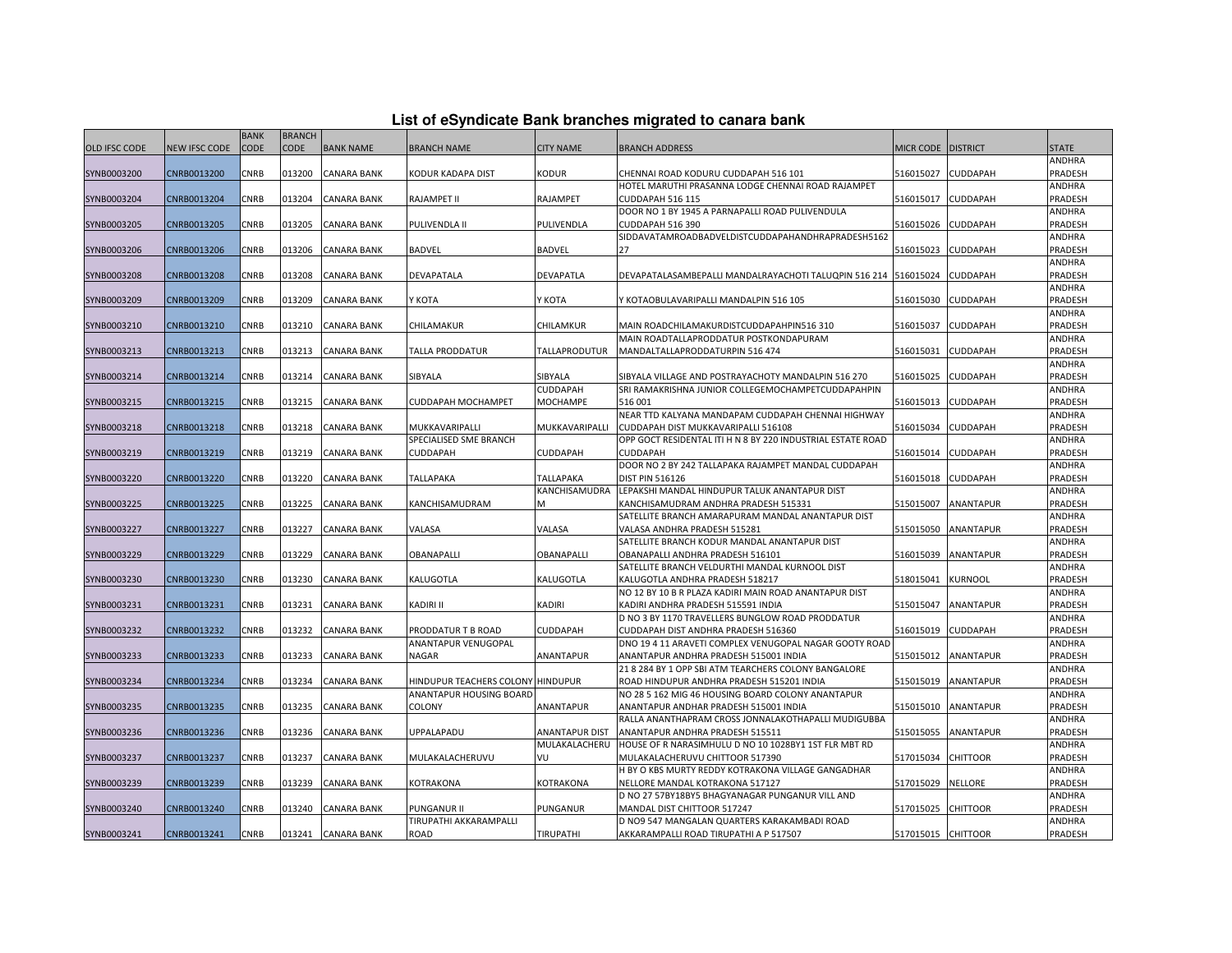# List of eSyndicate Bank branches migrated to canara bank

| OLD IFSC CODE | NEW IFSC CODE | BANK CODE | BRANCH CODE | BANK NAME | BRANCH NAME | CITY NAME | BRANCH ADDRESS | MICR CODE | DISTRICT | STATE |
|---|---|---|---|---|---|---|---|---|---|---|
| SYNB0003200 | CNRB0013200 | CNRB | 013200 | CANARA BANK | KODUR KADAPA DIST | KODUR | CHENNAI ROAD KODURU CUDDAPAH 516 101 | 516015027 | CUDDAPAH | ANDHRA PRADESH |
| SYNB0003204 | CNRB0013204 | CNRB | 013204 | CANARA BANK | RAJAMPET II | RAJAMPET | HOTEL MARUTHI PRASANNA LODGE CHENNAI ROAD RAJAMPET CUDDAPAH 516 115 | 516015017 | CUDDAPAH | ANDHRA PRADESH |
| SYNB0003205 | CNRB0013205 | CNRB | 013205 | CANARA BANK | PULIVENDLA II | PULIVENDLA | DOOR NO 1 BY 1945 A PARNAPALLI ROAD PULIVENDULA CUDDAPAH 516 390 | 516015026 | CUDDAPAH | ANDHRA PRADESH |
| SYNB0003206 | CNRB0013206 | CNRB | 013206 | CANARA BANK | BADVEL | BADVEL | SIDDAVATAMROADBADVELDISTCUDDAPAHANDHRAPRADESH516227 | 516015023 | CUDDAPAH | ANDHRA PRADESH |
| SYNB0003208 | CNRB0013208 | CNRB | 013208 | CANARA BANK | DEVAPATALA | DEVAPATLA | DEVAPATALASAMBEPALLI MANDALRAYACHOTI TALUQPIN 516 214 | 516015024 | CUDDAPAH | ANDHRA PRADESH |
| SYNB0003209 | CNRB0013209 | CNRB | 013209 | CANARA BANK | Y KOTA | Y KOTA | Y KOTAOBULAVARIPALLI MANDALPIN 516 105 | 516015030 | CUDDAPAH | ANDHRA PRADESH |
| SYNB0003210 | CNRB0013210 | CNRB | 013210 | CANARA BANK | CHILAMAKUR | CHILAMKUR | MAIN ROADCHILAMAKURDISTCUDDAPAHPIN516 310 | 516015037 | CUDDAPAH | ANDHRA PRADESH |
| SYNB0003213 | CNRB0013213 | CNRB | 013213 | CANARA BANK | TALLA PRODDATUR | TALLAPRODUTUR | MAIN ROADTALLAPRODDATUR POSTKONDAPURAM MANDALTALLAPRODDATURPIN 516 474 | 516015031 | CUDDAPAH | ANDHRA PRADESH |
| SYNB0003214 | CNRB0013214 | CNRB | 013214 | CANARA BANK | SIBYALA | SIBYALA | SIBYALA VILLAGE AND POSTRAYACHOTY MANDALPIN 516 270 | 516015025 | CUDDAPAH | ANDHRA PRADESH |
| SYNB0003215 | CNRB0013215 | CNRB | 013215 | CANARA BANK | CUDDAPAH MOCHAMPET | CUDDAPAH MOCHAMPE | SRI RAMAKRISHNA JUNIOR COLLEGEMOCHAMPETCUDDAPAHPIN 516 001 | 516015013 | CUDDAPAH | ANDHRA PRADESH |
| SYNB0003218 | CNRB0013218 | CNRB | 013218 | CANARA BANK | MUKKAVARIPALLI | MUKKAVARIPALLI | NEAR TTD KALYANA MANDAPAM CUDDAPAH CHENNAI HIGHWAY CUDDAPAH DIST MUKKAVARIPALLI 516108 | 516015034 | CUDDAPAH | ANDHRA PRADESH |
| SYNB0003219 | CNRB0013219 | CNRB | 013219 | CANARA BANK | SPECIALISED SME BRANCH CUDDAPAH | CUDDAPAH | OPP GOCT RESIDENTAL ITI H N 8 BY 220 INDUSTRIAL ESTATE ROAD CUDDAPAH | 516015014 | CUDDAPAH | ANDHRA PRADESH |
| SYNB0003220 | CNRB0013220 | CNRB | 013220 | CANARA BANK | TALLAPAKA | TALLAPAKA | DOOR NO 2 BY 242 TALLAPAKA RAJAMPET MANDAL CUDDAPAH DIST PIN 516126 | 516015018 | CUDDAPAH | ANDHRA PRADESH |
| SYNB0003225 | CNRB0013225 | CNRB | 013225 | CANARA BANK | KANCHISAMUDRAM | KANCHISAMUDRAM | LEPAKSHI MANDAL HINDUPUR TALUK ANANTAPUR DIST KANCHISAMUDRAM ANDHRA PRADESH 515331 | 515015007 | ANANTAPUR | ANDHRA PRADESH |
| SYNB0003227 | CNRB0013227 | CNRB | 013227 | CANARA BANK | VALASA | VALASA | SATELLITE BRANCH AMARAPURAM MANDAL ANANTAPUR DIST VALASA ANDHRA PRADESH 515281 | 515015050 | ANANTAPUR | ANDHRA PRADESH |
| SYNB0003229 | CNRB0013229 | CNRB | 013229 | CANARA BANK | OBANAPALLI | OBANAPALLI | SATELLITE BRANCH KODUR MANDAL ANANTAPUR DIST OBANAPALLI ANDHRA PRADESH 516101 | 516015039 | ANANTAPUR | ANDHRA PRADESH |
| SYNB0003230 | CNRB0013230 | CNRB | 013230 | CANARA BANK | KALUGOTLA | KALUGOTLA | SATELLITE BRANCH VELDURTHI MANDAL KURNOOL DIST KALUGOTLA ANDHRA PRADESH 518217 | 518015041 | KURNOOL | ANDHRA PRADESH |
| SYNB0003231 | CNRB0013231 | CNRB | 013231 | CANARA BANK | KADIRI II | KADIRI | NO 12 BY 10 B R PLAZA KADIRI MAIN ROAD ANANTAPUR DIST KADIRI ANDHRA PRADESH 515591 INDIA | 515015047 | ANANTAPUR | ANDHRA PRADESH |
| SYNB0003232 | CNRB0013232 | CNRB | 013232 | CANARA BANK | PRODDATUR T B ROAD | CUDDAPAH | D NO 3 BY 1170 TRAVELLERS BUNGLOW ROAD PRODDATUR CUDDAPAH DIST ANDHRA PRADESH 516360 | 516015019 | CUDDAPAH | ANDHRA PRADESH |
| SYNB0003233 | CNRB0013233 | CNRB | 013233 | CANARA BANK | ANANTAPUR VENUGOPAL NAGAR | ANANTAPUR | DNO 19 4 11 ARAVETI COMPLEX VENUGOPAL NAGAR GOOTY ROAD ANANTAPUR ANDHRA PRADESH 515001 INDIA | 515015012 | ANANTAPUR | ANDHRA PRADESH |
| SYNB0003234 | CNRB0013234 | CNRB | 013234 | CANARA BANK | HINDUPUR TEACHERS COLONY | HINDUPUR | 21 8 284 BY 1 OPP SBI ATM TEARCHERS COLONY BANGALORE ROAD HINDUPUR ANDHRA PRADESH 515201 INDIA | 515015019 | ANANTAPUR | ANDHRA PRADESH |
| SYNB0003235 | CNRB0013235 | CNRB | 013235 | CANARA BANK | ANANTAPUR HOUSING BOARD COLONY | ANANTAPUR | NO 28 5 162 MIG 46 HOUSING BOARD COLONY ANANTAPUR ANANTAPUR ANDHAR PRADESH 515001 INDIA | 515015010 | ANANTAPUR | ANDHRA PRADESH |
| SYNB0003236 | CNRB0013236 | CNRB | 013236 | CANARA BANK | UPPALAPADU | ANANTAPUR DIST | RALLA ANANTHAPRAM CROSS JONNALAKOTHAPALLI MUDIGUBBA ANANTAPUR ANDHRA PRADESH 515511 | 515015055 | ANANTAPUR | ANDHRA PRADESH |
| SYNB0003237 | CNRB0013237 | CNRB | 013237 | CANARA BANK | MULAKALACHERUVU | MULAKALACHERUVU | HOUSE OF R NARASIMHULU D NO 10 1028BY1 1ST FLR MBT RD MULAKALACHERUVU CHITTOOR 517390 | 517015034 | CHITTOOR | ANDHRA PRADESH |
| SYNB0003239 | CNRB0013239 | CNRB | 013239 | CANARA BANK | KOTRAKONA | KOTRAKONA | H BY O KBS MURTY REDDY KOTRAKONA VILLAGE GANGADHAR NELLORE MANDAL KOTRAKONA 517127 | 517015029 | NELLORE | ANDHRA PRADESH |
| SYNB0003240 | CNRB0013240 | CNRB | 013240 | CANARA BANK | PUNGANUR II | PUNGANUR | D NO 27 57BY18BY5 BHAGYANAGAR PUNGANUR VILL AND MANDAL DIST CHITTOOR 517247 | 517015025 | CHITTOOR | ANDHRA PRADESH |
| SYNB0003241 | CNRB0013241 | CNRB | 013241 | CANARA BANK | TIRUPATHI AKKARAMPALLI ROAD | TIRUPATHI | D NO9 547 MANGALAN QUARTERS KARAKAMBADI ROAD AKKARAMPALLI ROAD TIRUPATHI A P 517507 | 517015015 | CHITTOOR | ANDHRA PRADESH |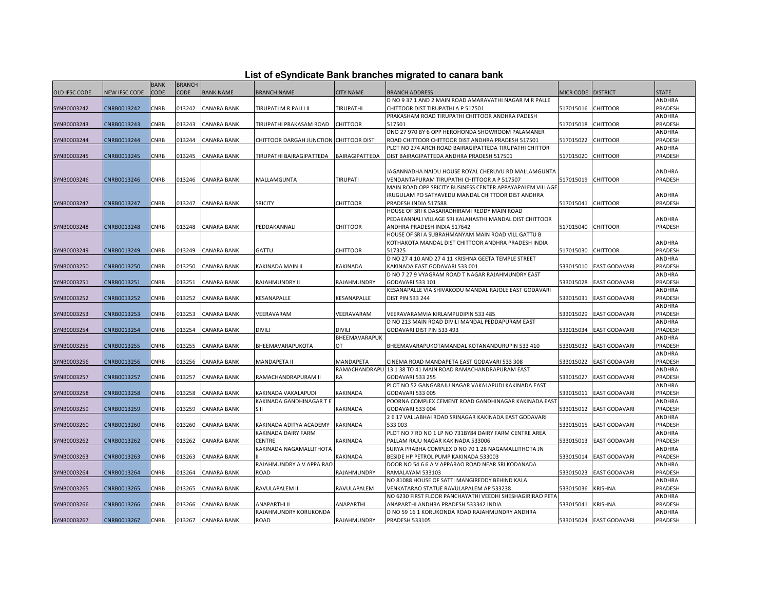# List of eSyndicate Bank branches migrated to canara bank

| OLD IFSC CODE | NEW IFSC CODE | BANK CODE | BRANCH CODE | BANK NAME | BRANCH NAME | CITY NAME | BRANCH ADDRESS | MICR CODE | DISTRICT | STATE |
|---|---|---|---|---|---|---|---|---|---|---|
| SYNB0003242 | CNRB0013242 | CNRB | 013242 | CANARA BANK | TIRUPATI M R PALLI II | TIRUPATHI | D NO 9 37 1 AND 2 MAIN ROAD AMARAVATHI NAGAR M R PALLE CHITTOOR DIST TIRUPATHI A P 517501 | 517015016 | CHITTOOR | ANDHRA PRADESH |
| SYNB0003243 | CNRB0013243 | CNRB | 013243 | CANARA BANK | TIRUPATHI PRAKASAM ROAD | CHITTOOR | PRAKASHAM ROAD TIRUPATHI CHITTOOR ANDHRA PADESH 517501 | 517015018 | CHITTOOR | ANDHRA PRADESH |
| SYNB0003244 | CNRB0013244 | CNRB | 013244 | CANARA BANK | CHITTOOR DARGAH JUNCTION | CHITTOOR DIST | DNO 27 970 BY 6 OPP HEROHONDA SHOWROOM PALAMANER ROAD CHITTOOR CHITTOOR DIST ANDHRA PRADESH 517501 | 517015022 | CHITTOOR | ANDHRA PRADESH |
| SYNB0003245 | CNRB0013245 | CNRB | 013245 | CANARA BANK | TIRUPATHI BAIRAGIPATTEDA | BAIRAGIPATTEDA | PLOT NO 274 ARCH ROAD BAIRAGIPATTEDA TIRUPATHI CHITTOR DIST BAIRAGIPATTEDA ANDHRA PRADESH 517501 | 517015020 | CHITTOOR | ANDHRA PRADESH |
| SYNB0003246 | CNRB0013246 | CNRB | 013246 | CANARA BANK | MALLAMGUNTA | TIRUPATI | JAGANNADHA NAIDU HOUSE ROYAL CHERUVU RD MALLAMGUNTA VENDANTAPURAM TIRUPATHI CHITTOOR A P 517507 | 517015019 | CHITTOOR | ANDHRA PRADESH |
| SYNB0003247 | CNRB0013247 | CNRB | 013247 | CANARA BANK | SRICITY | CHITTOOR | MAIN ROAD OPP SRICITY BUSINESS CENTER APPAYAPALEM VILLAGE IRUGULAM PO SATYAVEDU MANDAL CHITTOOR DIST ANDHRA PRADESH INDIA 517588 | 517015041 | CHITTOOR | ANDHRA PRADESH |
| SYNB0003248 | CNRB0013248 | CNRB | 013248 | CANARA BANK | PEDDAKANNALI | CHITTOOR | HOUSE OF SRI K DASARADHIRAMI REDDY MAIN ROAD PEDAKANNALI VILLAGE SRI KALAHASTHI MANDAL DIST CHITTOOR ANDHRA PRADESH INDIA 517642 | 517015040 | CHITTOOR | ANDHRA PRADESH |
| SYNB0003249 | CNRB0013249 | CNRB | 013249 | CANARA BANK | GATTU | CHITTOOR | HOUSE OF SRI A SUBRAHMANYAM MAIN ROAD VILL GATTU B KOTHAKOTA MANDAL DIST CHITTOOR ANDHRA PRADESH INDIA 517325 | 517015030 | CHITTOOR | ANDHRA PRADESH |
| SYNB0003250 | CNRB0013250 | CNRB | 013250 | CANARA BANK | KAKINADA MAIN II | KAKINADA | D NO 27 4 10 AND 27 4 11 KRISHNA GEETA TEMPLE STREET KAKINADA EAST GODAVARI 533 001 | 533015010 | EAST GODAVARI | ANDHRA PRADESH |
| SYNB0003251 | CNRB0013251 | CNRB | 013251 | CANARA BANK | RAJAHMUNDRY II | RAJAHMUNDRY | D NO 7 27 9 VYAGRAM ROAD T NAGAR RAJAHMUNDRY EAST GODAVARI 533 101 | 533015028 | EAST GODAVARI | ANDHRA PRADESH |
| SYNB0003252 | CNRB0013252 | CNRB | 013252 | CANARA BANK | KESANAPALLE | KESANAPALLE | KESANAPALLE VIA SHIVAKODU MANDAL RAJOLE EAST GODAVARI DIST PIN 533 244 | 533015031 | EAST GODAVARI | ANDHRA PRADESH |
| SYNB0003253 | CNRB0013253 | CNRB | 013253 | CANARA BANK | VEERAVARAM | VEERAVARAM | VEERAVARAMVIA KIRLAMPUDIPIN 533 485 | 533015029 | EAST GODAVARI | ANDHRA PRADESH |
| SYNB0003254 | CNRB0013254 | CNRB | 013254 | CANARA BANK | DIVILI | DIVILI | D NO 213 MAIN ROAD DIVILI MANDAL PEDDAPURAM EAST GODAVARI DIST PIN 533 493 | 533015034 | EAST GODAVARI | ANDHRA PRADESH |
| SYNB0003255 | CNRB0013255 | CNRB | 013255 | CANARA BANK | BHEEMAVARAPUKOTA | BHEEMAVARAPUKOT | BHEEMAVARAPUKOTAMANDAL KOTANANDURUPIN 533 410 | 533015032 | EAST GODAVARI | ANDHRA PRADESH |
| SYNB0003256 | CNRB0013256 | CNRB | 013256 | CANARA BANK | MANDAPETA II | MANDAPETA | CINEMA ROAD MANDAPETA EAST GODAVARI 533 308 | 533015022 | EAST GODAVARI | ANDHRA PRADESH |
| SYNB0003257 | CNRB0013257 | CNRB | 013257 | CANARA BANK | RAMACHANDRAPURAM II | RAMACHANDRAPURA | 13 1 38 TO 41 MAIN ROAD RAMACHANDRAPURAM EAST GODAVARI 533 255 | 533015027 | EAST GODAVARI | ANDHRA PRADESH |
| SYNB0003258 | CNRB0013258 | CNRB | 013258 | CANARA BANK | KAKINADA VAKALAPUDI | KAKINADA | PLOT NO 52 GANGARAJU NAGAR VAKALAPUDI KAKINADA EAST GODAVARI 533 005 | 533015011 | EAST GODAVARI | ANDHRA PRADESH |
| SYNB0003259 | CNRB0013259 | CNRB | 013259 | CANARA BANK | KAKINADA GANDHINAGAR T E S II | KAKINADA | POORNA COMPLEX CEMENT ROAD GANDHINAGAR KAKINADA EAST GODAVARI 533 004 | 533015012 | EAST GODAVARI | ANDHRA PRADESH |
| SYNB0003260 | CNRB0013260 | CNRB | 013260 | CANARA BANK | KAKINADA ADITYA ACADEMY | KAKINADA | 2 6 17 VALLABHAI ROAD SRINAGAR KAKINADA EAST GODAVARI 533 003 | 533015015 | EAST GODAVARI | ANDHRA PRADESH |
| SYNB0003262 | CNRB0013262 | CNRB | 013262 | CANARA BANK | KAKINADA DAIRY FARM CENTRE | KAKINADA | PLOT NO 7 RD NO 1 LP NO 731BY84 DAIRY FARM CENTRE AREA PALLAM RAJU NAGAR KAKINADA 533006 | 533015013 | EAST GODAVARI | ANDHRA PRADESH |
| SYNB0003263 | CNRB0013263 | CNRB | 013263 | CANARA BANK | KAKINADA NAGAMALLITHOTA II | KAKINADA | SURYA PRABHA COMPLEX D NO 70 1 28 NAGAMALLITHOTA JN BESIDE HP PETROL PUMP KAKINADA 533003 | 533015014 | EAST GODAVARI | ANDHRA PRADESH |
| SYNB0003264 | CNRB0013264 | CNRB | 013264 | CANARA BANK | RAJAHMUNDRY A V APPA RAO ROAD | RAJAHMUNDRY | DOOR NO 54 6 6 A V APPARAO ROAD NEAR SRI KODANADA RAMALAYAM 533103 | 533015023 | EAST GODAVARI | ANDHRA PRADESH |
| SYNB0003265 | CNRB0013265 | CNRB | 013265 | CANARA BANK | RAVULAPALEM II | RAVULAPALEM | NO 81088 HOUSE OF SATTI MANGIREDDY BEHIND KALA VENKATARAO STATUE RAVULAPALEM AP 533238 | 533015036 | KRISHNA | ANDHRA PRADESH |
| SYNB0003266 | CNRB0013266 | CNRB | 013266 | CANARA BANK | ANAPARTHI II | ANAPARTHI | NO 6230 FIRST FLOOR PANCHAYATHI VEEDHI SHESHAGIRIRAO PETA ANAPARTHI ANDHRA PRADESH 533342 INDIA | 533015041 | KRISHNA | ANDHRA PRADESH |
| SYNB0003267 | CNRB0013267 | CNRB | 013267 | CANARA BANK | RAJAHMUNDRY KORUKONDA ROAD | RAJAHMUNDRY | D NO 59 16 1 KORUKONDA ROAD RAJAHMUNDRY ANDHRA PRADESH 533105 | 533015024 | EAST GODAVARI | ANDHRA PRADESH |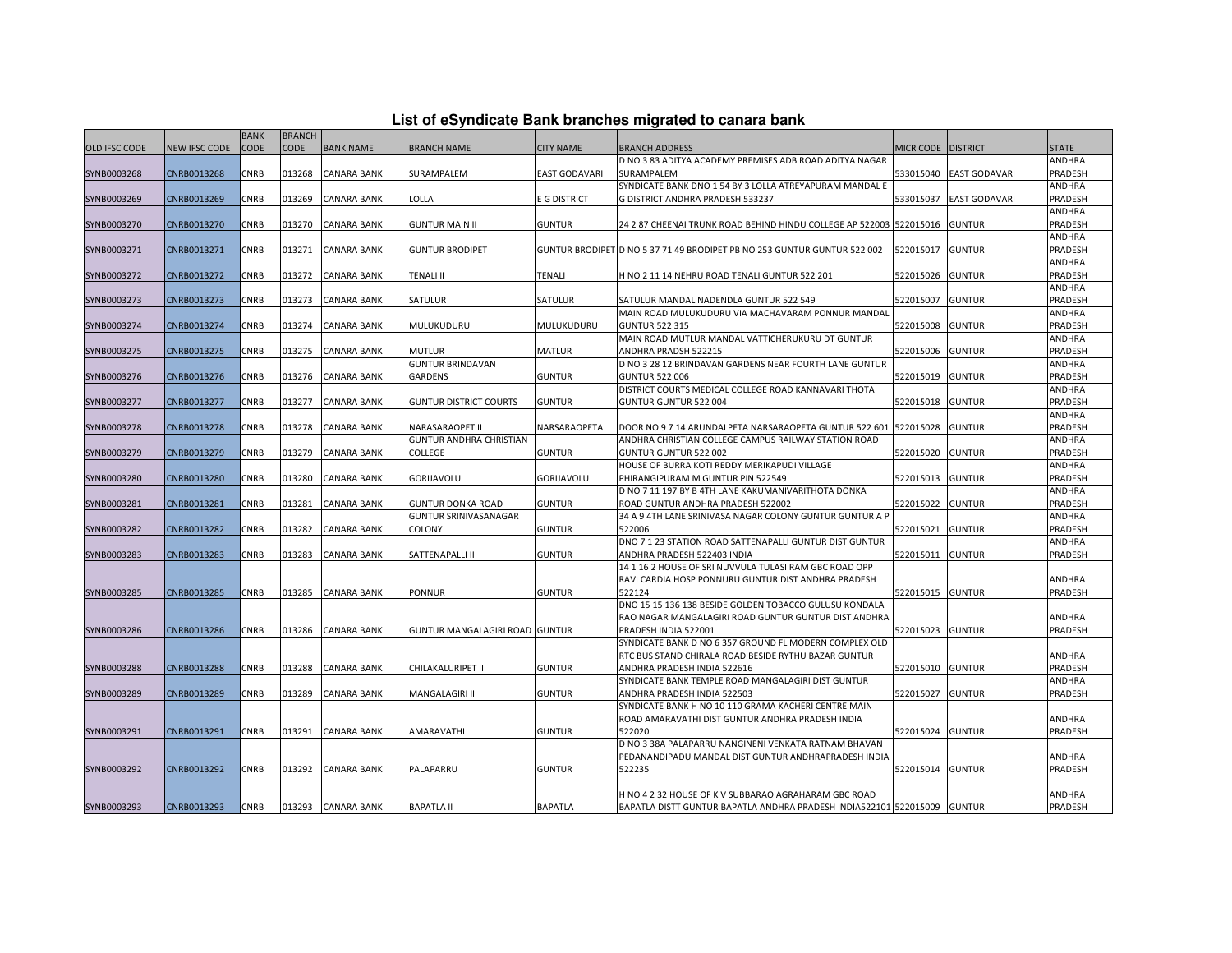# List of eSyndicate Bank branches migrated to canara bank

| OLD IFSC CODE | NEW IFSC CODE | BANK CODE | BRANCH CODE | BANK NAME | BRANCH NAME | CITY NAME | BRANCH ADDRESS | MICR CODE | DISTRICT | STATE |
|---|---|---|---|---|---|---|---|---|---|---|
| SYNB0003268 | CNRB0013268 | CNRB | 013268 | CANARA BANK | SURAMPALEM | EAST GODAVARI | D NO 3 83 ADITYA ACADEMY PREMISES ADB ROAD ADITYA NAGAR SURAMPALEM | 533015040 | EAST GODAVARI | ANDHRA PRADESH |
| SYNB0003269 | CNRB0013269 | CNRB | 013269 | CANARA BANK | LOLLA | E G DISTRICT | SYNDICATE BANK DNO 1 54 BY 3 LOLLA ATREYAPURAM MANDAL E G DISTRICT ANDHRA PRADESH 533237 | 533015037 | EAST GODAVARI | ANDHRA PRADESH |
| SYNB0003270 | CNRB0013270 | CNRB | 013270 | CANARA BANK | GUNTUR MAIN II | GUNTUR | 24 2 87 CHEENAI TRUNK ROAD BEHIND HINDU COLLEGE AP 522003 | 522015016 | GUNTUR | ANDHRA PRADESH |
| SYNB0003271 | CNRB0013271 | CNRB | 013271 | CANARA BANK | GUNTUR BRODIPET | GUNTUR BRODIPET | D NO 5 37 71 49 BRODIPET PB NO 253 GUNTUR GUNTUR 522 002 | 522015017 | GUNTUR | ANDHRA PRADESH |
| SYNB0003272 | CNRB0013272 | CNRB | 013272 | CANARA BANK | TENALI II | TENALI | H NO 2 11 14 NEHRU ROAD TENALI GUNTUR 522 201 | 522015026 | GUNTUR | ANDHRA PRADESH |
| SYNB0003273 | CNRB0013273 | CNRB | 013273 | CANARA BANK | SATULUR | SATULUR | SATULUR MANDAL NADENDLA GUNTUR 522 549 | 522015007 | GUNTUR | ANDHRA PRADESH |
| SYNB0003274 | CNRB0013274 | CNRB | 013274 | CANARA BANK | MULUKUDURU | MULUKUDURU | MAIN ROAD MULUKUDURU VIA MACHAVARAM PONNUR MANDAL GUNTUR 522 315 | 522015008 | GUNTUR | ANDHRA PRADESH |
| SYNB0003275 | CNRB0013275 | CNRB | 013275 | CANARA BANK | MUTLUR | MATLUR | MAIN ROAD MUTLUR MANDAL VATTICHERUKURU DT GUNTUR ANDHRA PRADSH 522215 | 522015006 | GUNTUR | ANDHRA PRADESH |
| SYNB0003276 | CNRB0013276 | CNRB | 013276 | CANARA BANK | GUNTUR BRINDAVAN GARDENS | GUNTUR | D NO 3 28 12 BRINDAVAN GARDENS NEAR FOURTH LANE GUNTUR GUNTUR 522 006 | 522015019 | GUNTUR | ANDHRA PRADESH |
| SYNB0003277 | CNRB0013277 | CNRB | 013277 | CANARA BANK | GUNTUR DISTRICT COURTS | GUNTUR | DISTRICT COURTS MEDICAL COLLEGE ROAD KANNAVARI THOTA GUNTUR GUNTUR 522 004 | 522015018 | GUNTUR | ANDHRA PRADESH |
| SYNB0003278 | CNRB0013278 | CNRB | 013278 | CANARA BANK | NARASARAOPET II | NARSARAOPETA | DOOR NO 9 7 14 ARUNDALPETA NARSARAOPETA GUNTUR 522 601 | 522015028 | GUNTUR | ANDHRA PRADESH |
| SYNB0003279 | CNRB0013279 | CNRB | 013279 | CANARA BANK | GUNTUR ANDHRA CHRISTIAN COLLEGE | GUNTUR | ANDHRA CHRISTIAN COLLEGE CAMPUS RAILWAY STATION ROAD GUNTUR GUNTUR 522 002 | 522015020 | GUNTUR | ANDHRA PRADESH |
| SYNB0003280 | CNRB0013280 | CNRB | 013280 | CANARA BANK | GORIJAVOLU | GORIJAVOLU | HOUSE OF BURRA KOTI REDDY MERIKAPUDI VILLAGE PHIRANGIPURAM M GUNTUR PIN 522549 | 522015013 | GUNTUR | ANDHRA PRADESH |
| SYNB0003281 | CNRB0013281 | CNRB | 013281 | CANARA BANK | GUNTUR DONKA ROAD | GUNTUR | D NO 7 11 197 BY B 4TH LANE KAKUMANIVARITHOTA DONKA ROAD GUNTUR ANDHRA PRADESH 522002 | 522015022 | GUNTUR | ANDHRA PRADESH |
| SYNB0003282 | CNRB0013282 | CNRB | 013282 | CANARA BANK | GUNTUR SRINIVASANAGAR COLONY | GUNTUR | 34 A 9 4TH LANE SRINIVASA NAGAR COLONY GUNTUR GUNTUR A P 522006 | 522015021 | GUNTUR | ANDHRA PRADESH |
| SYNB0003283 | CNRB0013283 | CNRB | 013283 | CANARA BANK | SATTENAPALLI II | GUNTUR | DNO 7 1 23 STATION ROAD SATTENAPALLI GUNTUR DIST GUNTUR ANDHRA PRADESH 522403 INDIA | 522015011 | GUNTUR | ANDHRA PRADESH |
| SYNB0003285 | CNRB0013285 | CNRB | 013285 | CANARA BANK | PONNUR | GUNTUR | 14 1 16 2 HOUSE OF SRI NUVVULA TULASI RAM GBC ROAD OPP RAVI CARDIA HOSP PONNURU GUNTUR DIST ANDHRA PRADESH 522124 | 522015015 | GUNTUR | ANDHRA PRADESH |
| SYNB0003286 | CNRB0013286 | CNRB | 013286 | CANARA BANK | GUNTUR MANGALAGIRI ROAD | GUNTUR | DNO 15 15 136 138 BESIDE GOLDEN TOBACCO GULUSU KONDALA RAO NAGAR MANGALAGIRI ROAD GUNTUR GUNTUR DIST ANDHRA PRADESH INDIA 522001 | 522015023 | GUNTUR | ANDHRA PRADESH |
| SYNB0003288 | CNRB0013288 | CNRB | 013288 | CANARA BANK | CHILAKALURIPET II | GUNTUR | SYNDICATE BANK D NO 6 357 GROUND FL MODERN COMPLEX OLD RTC BUS STAND CHIRALA ROAD BESIDE RYTHU BAZAR GUNTUR ANDHRA PRADESH INDIA 522616 | 522015010 | GUNTUR | ANDHRA PRADESH |
| SYNB0003289 | CNRB0013289 | CNRB | 013289 | CANARA BANK | MANGALAGIRI II | GUNTUR | SYNDICATE BANK TEMPLE ROAD MANGALAGIRI DIST GUNTUR ANDHRA PRADESH INDIA 522503 | 522015027 | GUNTUR | ANDHRA PRADESH |
| SYNB0003291 | CNRB0013291 | CNRB | 013291 | CANARA BANK | AMARAVATHI | GUNTUR | SYNDICATE BANK H NO 10 110 GRAMA KACHERI CENTRE MAIN ROAD AMARAVATHI DIST GUNTUR ANDHRA PRADESH INDIA 522020 | 522015024 | GUNTUR | ANDHRA PRADESH |
| SYNB0003292 | CNRB0013292 | CNRB | 013292 | CANARA BANK | PALAPARRU | GUNTUR | D NO 3 38A PALAPARRU NANGINENI VENKATA RATNAM BHAVAN PEDANANDIPADU MANDAL DIST GUNTUR ANDHRAPRADESH INDIA 522235 | 522015014 | GUNTUR | ANDHRA PRADESH |
| SYNB0003293 | CNRB0013293 | CNRB | 013293 | CANARA BANK | BAPATLA II | BAPATLA | H NO 4 2 32 HOUSE OF K V SUBBARAO AGRAHARAM GBC ROAD BAPATLA DISTT GUNTUR BAPATLA ANDHRA PRADESH INDIA522101 | 522015009 | GUNTUR | ANDHRA PRADESH |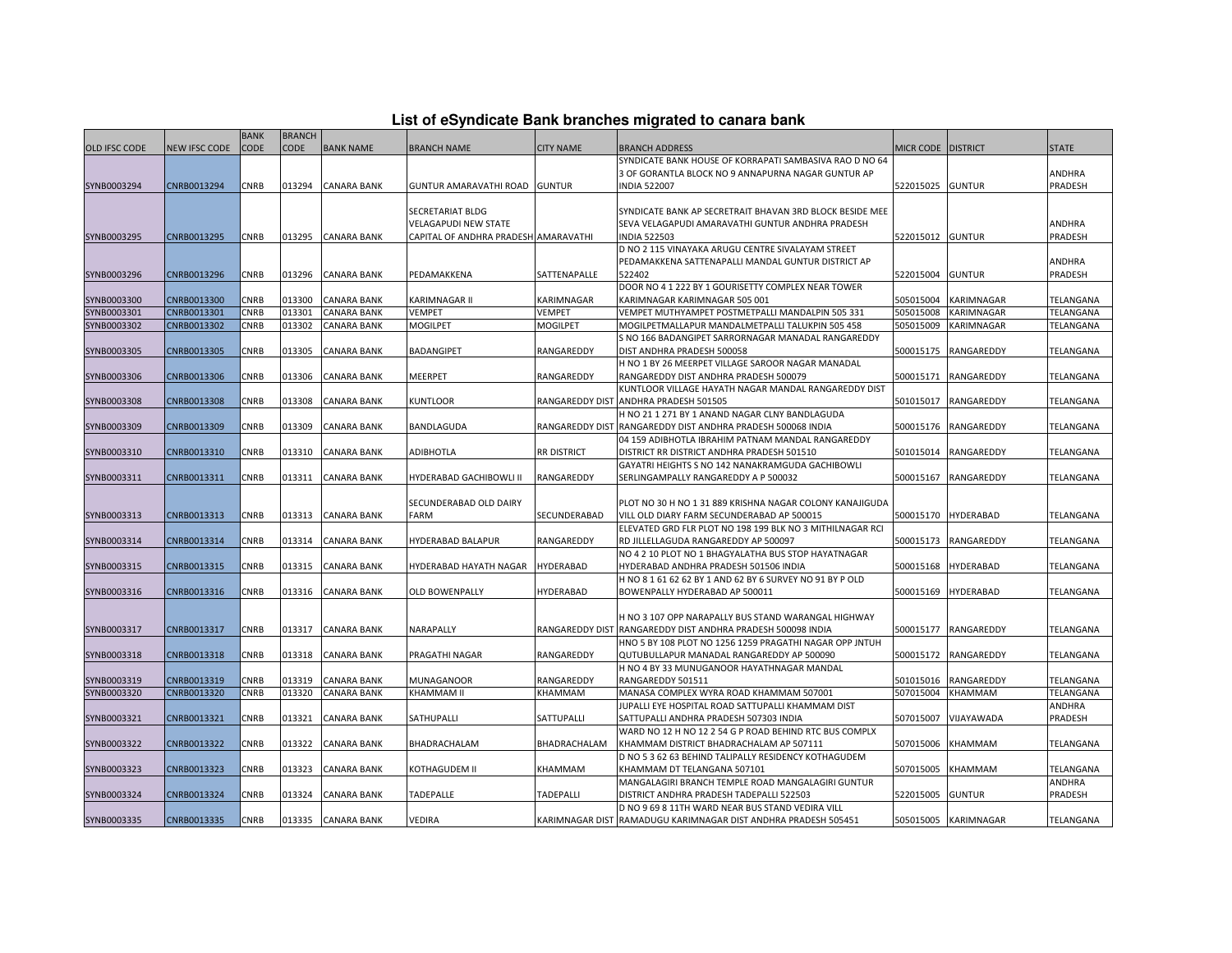# List of eSyndicate Bank branches migrated to canara bank

| OLD IFSC CODE | NEW IFSC CODE | BANK CODE | BRANCH CODE | BANK NAME | BRANCH NAME | CITY NAME | BRANCH ADDRESS | MICR CODE | DISTRICT | STATE |
|---|---|---|---|---|---|---|---|---|---|---|
| SYNB0003294 | CNRB0013294 | CNRB | 013294 | CANARA BANK | GUNTUR AMARAVATHI ROAD | GUNTUR | SYNDICATE BANK HOUSE OF KORRAPATI SAMBASIVA RAO D NO 64 3 OF GORANTLA BLOCK NO 9 ANNAPURNA NAGAR GUNTUR AP INDIA 522007 | 522015025 | GUNTUR | ANDHRA PRADESH |
| SYNB0003295 | CNRB0013295 | CNRB | 013295 | CANARA BANK | SECRETARIAT BLDG VELAGAPUDI NEW STATE CAPITAL OF ANDHRA PRADESH | AMARAVATHI | SYNDICATE BANK AP SECRETRAIT BHAVAN 3RD BLOCK BESIDE MEE SEVA VELAGAPUDI AMARAVATHI GUNTUR ANDHRA PRADESH INDIA 522503 | 522015012 | GUNTUR | ANDHRA PRADESH |
| SYNB0003296 | CNRB0013296 | CNRB | 013296 | CANARA BANK | PEDAMAKKENA | SATTENAPALLE | D NO 2 115 VINAYAKA ARUGU CENTRE SIVALAYAM STREET PEDAMAKKENA SATTENAPALLI MANDAL GUNTUR DISTRICT AP 522402 | 522015004 | GUNTUR | ANDHRA PRADESH |
| SYNB0003300 | CNRB0013300 | CNRB | 013300 | CANARA BANK | KARIMNAGAR II | KARIMNAGAR | DOOR NO 4 1 222 BY 1 GOURISETTY COMPLEX NEAR TOWER KARIMNAGAR KARIMNAGAR 505 001 | 505015004 | KARIMNAGAR | TELANGANA |
| SYNB0003301 | CNRB0013301 | CNRB | 013301 | CANARA BANK | VEMPET | VEMPET | VEMPET MUTHYAMPET POSTMETPALLI MANDALPIN 505 331 | 505015008 | KARIMNAGAR | TELANGANA |
| SYNB0003302 | CNRB0013302 | CNRB | 013302 | CANARA BANK | MOGILPET | MOGILPET | MOGILPETMALLAPUR MANDALMETPALLI TALUKPIN 505 458 | 505015009 | KARIMNAGAR | TELANGANA |
| SYNB0003305 | CNRB0013305 | CNRB | 013305 | CANARA BANK | BADANGIPET | RANGAREDDY | S NO 166 BADANGIPET SARRORNAGAR MANADAL RANGAREDDY DIST ANDHRA PRADESH 500058 | 500015175 | RANGAREDDY | TELANGANA |
| SYNB0003306 | CNRB0013306 | CNRB | 013306 | CANARA BANK | MEERPET | RANGAREDDY | H NO 1 BY 26 MEERPET VILLAGE SAROOR NAGAR MANADAL RANGAREDDY DIST ANDHRA PRADESH 500079 | 500015171 | RANGAREDDY | TELANGANA |
| SYNB0003308 | CNRB0013308 | CNRB | 013308 | CANARA BANK | KUNTLOOR | RANGAREDDY DIST | KUNTLOOR VILLAGE HAYATH NAGAR MANDAL RANGAREDDY DIST ANDHRA PRADESH 501505 | 501015017 | RANGAREDDY | TELANGANA |
| SYNB0003309 | CNRB0013309 | CNRB | 013309 | CANARA BANK | BANDLAGUDA | RANGAREDDY DIST | H NO 21 1 271 BY 1 ANAND NAGAR CLNY BANDLAGUDA RANGAREDDY DIST ANDHRA PRADESH 500068 INDIA | 500015176 | RANGAREDDY | TELANGANA |
| SYNB0003310 | CNRB0013310 | CNRB | 013310 | CANARA BANK | ADIBHOTLA | RR DISTRICT | 04 159 ADIBHOTLA IBRAHIM PATNAM MANDAL RANGAREDDY DISTRICT RR DISTRICT ANDHRA PRADESH 501510 | 501015014 | RANGAREDDY | TELANGANA |
| SYNB0003311 | CNRB0013311 | CNRB | 013311 | CANARA BANK | HYDERABAD GACHIBOWLI II | RANGAREDDY | GAYATRI HEIGHTS S NO 142 NANAKRAMGUDA GACHIBOWLI SERLINGAMPALLY RANGAREDDY A P 500032 | 500015167 | RANGAREDDY | TELANGANA |
| SYNB0003313 | CNRB0013313 | CNRB | 013313 | CANARA BANK | SECUNDERABAD OLD DAIRY FARM | SECUNDERABAD | PLOT NO 30 H NO 1 31 889 KRISHNA NAGAR COLONY KANAJIGUDA VILL OLD DIARY FARM SECUNDERABAD AP 500015 | 500015170 | HYDERABAD | TELANGANA |
| SYNB0003314 | CNRB0013314 | CNRB | 013314 | CANARA BANK | HYDERABAD BALAPUR | RANGAREDDY | ELEVATED GRD FLR PLOT NO 198 199 BLK NO 3 MITHILNAGAR RCI RD JILLELLAGUDA RANGAREDDY AP 500097 | 500015173 | RANGAREDDY | TELANGANA |
| SYNB0003315 | CNRB0013315 | CNRB | 013315 | CANARA BANK | HYDERABAD HAYATH NAGAR | HYDERABAD | NO 4 2 10 PLOT NO 1 BHAGYALATHA BUS STOP HAYATNAGAR HYDERABAD ANDHRA PRADESH 501506 INDIA | 500015168 | HYDERABAD | TELANGANA |
| SYNB0003316 | CNRB0013316 | CNRB | 013316 | CANARA BANK | OLD BOWENPALLY | HYDERABAD | H NO 8 1 61 62 62 BY 1 AND 62 BY 6 SURVEY NO 91 BY P OLD BOWENPALLY HYDERABAD AP 500011 | 500015169 | HYDERABAD | TELANGANA |
| SYNB0003317 | CNRB0013317 | CNRB | 013317 | CANARA BANK | NARAPALLY | RANGAREDDY DIST | H NO 3 107 OPP NARAPALLY BUS STAND WARANGAL HIGHWAY RANGAREDDY DIST ANDHRA PRADESH 500098 INDIA | 500015177 | RANGAREDDY | TELANGANA |
| SYNB0003318 | CNRB0013318 | CNRB | 013318 | CANARA BANK | PRAGATHI NAGAR | RANGAREDDY | HNO 5 BY 108 PLOT NO 1256 1259 PRAGATHI NAGAR OPP JNTUH QUTUBULLAPUR MANADAL RANGAREDDY AP 500090 | 500015172 | RANGAREDDY | TELANGANA |
| SYNB0003319 | CNRB0013319 | CNRB | 013319 | CANARA BANK | MUNAGANOOR | RANGAREDDY | H NO 4 BY 33 MUNUGANOOR HAYATHNAGAR MANDAL RANGAREDDY 501511 | 501015016 | RANGAREDDY | TELANGANA |
| SYNB0003320 | CNRB0013320 | CNRB | 013320 | CANARA BANK | KHAMMAM II | KHAMMAM | MANASA COMPLEX WYRA ROAD KHAMMAM 507001 | 507015004 | KHAMMAM | TELANGANA |
| SYNB0003321 | CNRB0013321 | CNRB | 013321 | CANARA BANK | SATHUPALLI | SATTUPALLI | JUPALLI EYE HOSPITAL ROAD SATTUPALLI KHAMMAM DIST SATTUPALLI ANDHRA PRADESH 507303 INDIA | 507015007 | VIJAYAWADA | ANDHRA PRADESH |
| SYNB0003322 | CNRB0013322 | CNRB | 013322 | CANARA BANK | BHADRACHALAM | BHADRACHALAM | WARD NO 12 H NO 12 2 54 G P ROAD BEHIND RTC BUS COMPLX KHAMMAM DISTRICT BHADRACHALAM AP 507111 | 507015006 | KHAMMAM | TELANGANA |
| SYNB0003323 | CNRB0013323 | CNRB | 013323 | CANARA BANK | KOTHAGUDEM II | KHAMMAM | D NO 5 3 62 63 BEHIND TALIPALLY RESIDENCY KOTHAGUDEM KHAMMAM DT TELANGANA 507101 | 507015005 | KHAMMAM | TELANGANA |
| SYNB0003324 | CNRB0013324 | CNRB | 013324 | CANARA BANK | TADEPALLE | TADEPALLI | MANGALAGIRI BRANCH TEMPLE ROAD MANGALAGIRI GUNTUR DISTRICT ANDHRA PRADESH TADEPALLI 522503 | 522015005 | GUNTUR | ANDHRA PRADESH |
| SYNB0003335 | CNRB0013335 | CNRB | 013335 | CANARA BANK | VEDIRA | KARIMNAGAR DIST | D NO 9 69 8 11TH WARD NEAR BUS STAND VEDIRA VILL RAMADUGU KARIMNAGAR DIST ANDHRA PRADESH 505451 | 505015005 | KARIMNAGAR | TELANGANA |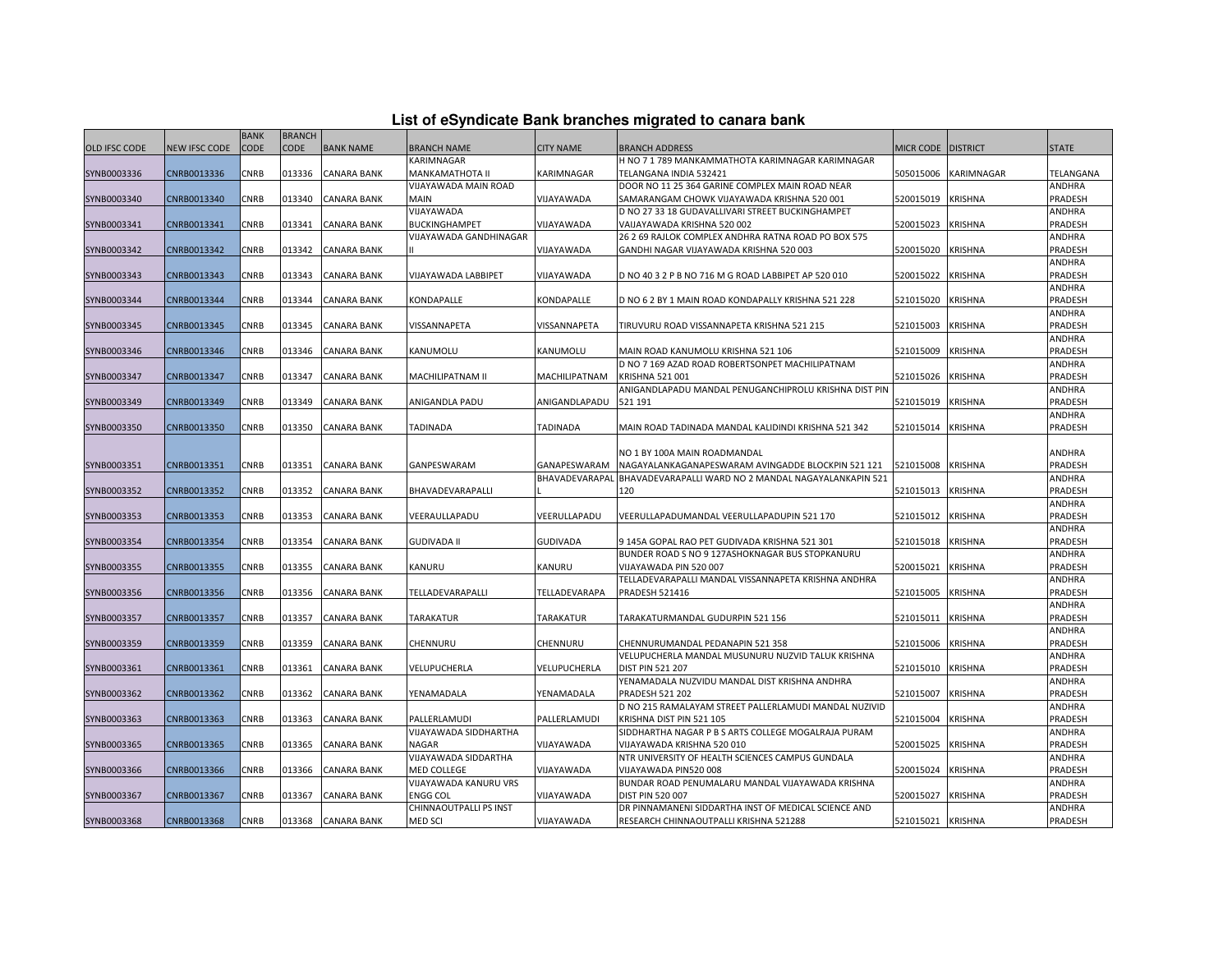## List of eSyndicate Bank branches migrated to canara bank

| OLD IFSC CODE | NEW IFSC CODE | BANK CODE | BRANCH CODE | BANK NAME | BRANCH NAME | CITY NAME | BRANCH ADDRESS | MICR CODE | DISTRICT | STATE |
|---|---|---|---|---|---|---|---|---|---|---|
| SYNB0003336 | CNRB0013336 | CNRB | 013336 | CANARA BANK | KARIMNAGAR MANKAMATHOTA II | KARIMNAGAR | H NO 7 1 789 MANKAMMATHOTA KARIMNAGAR KARIMNAGAR TELANGANA INDIA 532421 | 505015006 | KARIMNAGAR | TELANGANA |
| SYNB0003340 | CNRB0013340 | CNRB | 013340 | CANARA BANK | VIJAYAWADA MAIN ROAD MAIN | VIJAYAWADA | DOOR NO 11 25 364 GARINE COMPLEX MAIN ROAD NEAR SAMARANGAM CHOWK VIJAYAWADA KRISHNA 520 001 | 520015019 | KRISHNA | ANDHRA PRADESH |
| SYNB0003341 | CNRB0013341 | CNRB | 013341 | CANARA BANK | VIJAYAWADA BUCKINGHAMPET | VIJAYAWADA | D NO 27 33 18 GUDAVALLIVARI STREET BUCKINGHAMPET VAIJAYAWADA KRISHNA 520 002 | 520015023 | KRISHNA | ANDHRA PRADESH |
| SYNB0003342 | CNRB0013342 | CNRB | 013342 | CANARA BANK | VIJAYAWADA GANDHINAGAR II | VIJAYAWADA | 26 2 69 RAJLOK COMPLEX ANDHRA RATNA ROAD PO BOX 575 GANDHI NAGAR VIJAYAWADA KRISHNA 520 003 | 520015020 | KRISHNA | ANDHRA PRADESH |
| SYNB0003343 | CNRB0013343 | CNRB | 013343 | CANARA BANK | VIJAYAWADA LABBIPET | VIJAYAWADA | D NO 40 3 2 P B NO 716 M G ROAD LABBIPET AP 520 010 | 520015022 | KRISHNA | ANDHRA PRADESH |
| SYNB0003344 | CNRB0013344 | CNRB | 013344 | CANARA BANK | KONDAPALLE | KONDAPALLE | D NO 6 2 BY 1 MAIN ROAD KONDAPALLY KRISHNA 521 228 | 521015020 | KRISHNA | ANDHRA PRADESH |
| SYNB0003345 | CNRB0013345 | CNRB | 013345 | CANARA BANK | VISSANNAPETA | VISSANNAPETA | TIRUVURU ROAD VISSANNAPETA KRISHNA 521 215 | 521015003 | KRISHNA | ANDHRA PRADESH |
| SYNB0003346 | CNRB0013346 | CNRB | 013346 | CANARA BANK | KANUMOLU | KANUMOLU | MAIN ROAD KANUMOLU KRISHNA 521 106 | 521015009 | KRISHNA | ANDHRA PRADESH |
| SYNB0003347 | CNRB0013347 | CNRB | 013347 | CANARA BANK | MACHILIPATNAM II | MACHILIPATNAM | D NO 7 169 AZAD ROAD ROBERTSONPET MACHILIPATNAM KRISHNA 521 001 | 521015026 | KRISHNA | ANDHRA PRADESH |
| SYNB0003349 | CNRB0013349 | CNRB | 013349 | CANARA BANK | ANIGANDLA PADU | ANIGANDLAPADU | ANIGANDLAPADU MANDAL PENUGANCHIPROLU KRISHNA DIST PIN 521 191 | 521015019 | KRISHNA | ANDHRA PRADESH |
| SYNB0003350 | CNRB0013350 | CNRB | 013350 | CANARA BANK | TADINADA | TADINADA | MAIN ROAD TADINADA MANDAL KALIDINDI KRISHNA 521 342 | 521015014 | KRISHNA | ANDHRA PRADESH |
| SYNB0003351 | CNRB0013351 | CNRB | 013351 | CANARA BANK | GANPESWARAM | GANAPESWARAM | NO 1 BY 100A MAIN ROADMANDAL NAGAYALANKAGANAPESWARAM AVINGADDE BLOCKPIN 521 121 | 521015008 | KRISHNA | ANDHRA PRADESH |
| SYNB0003352 | CNRB0013352 | CNRB | 013352 | CANARA BANK | BHAVADEVARAPALLI | BHAVADEVARAPALL | BHAVADEVARAPALLI WARD NO 2 MANDAL NAGAYALANKAPIN 521 120 | 521015013 | KRISHNA | ANDHRA PRADESH |
| SYNB0003353 | CNRB0013353 | CNRB | 013353 | CANARA BANK | VEERAULLAPADU | VEERULLAPADU | VEERULLAPADUMANDAL VEERULLAPADUPIN 521 170 | 521015012 | KRISHNA | ANDHRA PRADESH |
| SYNB0003354 | CNRB0013354 | CNRB | 013354 | CANARA BANK | GUDIVADA II | GUDIVADA | 9 145A GOPAL RAO PET GUDIVADA KRISHNA 521 301 | 521015018 | KRISHNA | ANDHRA PRADESH |
| SYNB0003355 | CNRB0013355 | CNRB | 013355 | CANARA BANK | KANURU | KANURU | BUNDER ROAD S NO 9 127ASHOKNAGAR BUS STOPKANURU VIJAYAWADA PIN 520 007 | 520015021 | KRISHNA | ANDHRA PRADESH |
| SYNB0003356 | CNRB0013356 | CNRB | 013356 | CANARA BANK | TELLADEVARAPALLI | TELLADEVARAPA | TELLADEVARAPALLI MANDAL VISSANNAPETA KRISHNA ANDHRA PRADESH 521416 | 521015005 | KRISHNA | ANDHRA PRADESH |
| SYNB0003357 | CNRB0013357 | CNRB | 013357 | CANARA BANK | TARAKATUR | TARAKATUR | TARAKATURMANDAL GUDURPIN 521 156 | 521015011 | KRISHNA | ANDHRA PRADESH |
| SYNB0003359 | CNRB0013359 | CNRB | 013359 | CANARA BANK | CHENNURU | CHENNURU | CHENNURUMANDAL PEDANAPIN 521 358 | 521015006 | KRISHNA | ANDHRA PRADESH |
| SYNB0003361 | CNRB0013361 | CNRB | 013361 | CANARA BANK | VELUPUCHERLA | VELUPUCHERLA | VELUPUCHERLA MANDAL MUSUNURU NUZVID TALUK KRISHNA DIST PIN 521 207 | 521015010 | KRISHNA | ANDHRA PRADESH |
| SYNB0003362 | CNRB0013362 | CNRB | 013362 | CANARA BANK | YENAMADALA | YENAMADALA | YENAMADALA NUZVIDU MANDAL DIST KRISHNA ANDHRA PRADESH 521 202 | 521015007 | KRISHNA | ANDHRA PRADESH |
| SYNB0003363 | CNRB0013363 | CNRB | 013363 | CANARA BANK | PALLERLAMUDI | PALLERLAMUDI | D NO 215 RAMALAYAM STREET PALLERLAMUDI MANDAL NUZIVID KRISHNA DIST PIN 521 105 | 521015004 | KRISHNA | ANDHRA PRADESH |
| SYNB0003365 | CNRB0013365 | CNRB | 013365 | CANARA BANK | VIJAYAWADA SIDDHARTHA NAGAR | VIJAYAWADA | SIDDHARTHA NAGAR P B S ARTS COLLEGE MOGALRAJA PURAM VIJAYAWADA KRISHNA 520 010 | 520015025 | KRISHNA | ANDHRA PRADESH |
| SYNB0003366 | CNRB0013366 | CNRB | 013366 | CANARA BANK | VIJAYAWADA SIDDARTHA MED COLLEGE | VIJAYAWADA | NTR UNIVERSITY OF HEALTH SCIENCES CAMPUS GUNDALA VIJAYAWADA PIN520 008 | 520015024 | KRISHNA | ANDHRA PRADESH |
| SYNB0003367 | CNRB0013367 | CNRB | 013367 | CANARA BANK | VIJAYAWADA KANURU VRS ENGG COL | VIJAYAWADA | BUNDAR ROAD PENUMALARU MANDAL VIJAYAWADA KRISHNA DIST PIN 520 007 | 520015027 | KRISHNA | ANDHRA PRADESH |
| SYNB0003368 | CNRB0013368 | CNRB | 013368 | CANARA BANK | CHINNAOUTPALLI PS INST MED SCI | VIJAYAWADA | DR PINNAMANENI SIDDARTHA INST OF MEDICAL SCIENCE AND RESEARCH CHINNAOUTPALLI KRISHNA 521288 | 521015021 | KRISHNA | ANDHRA PRADESH |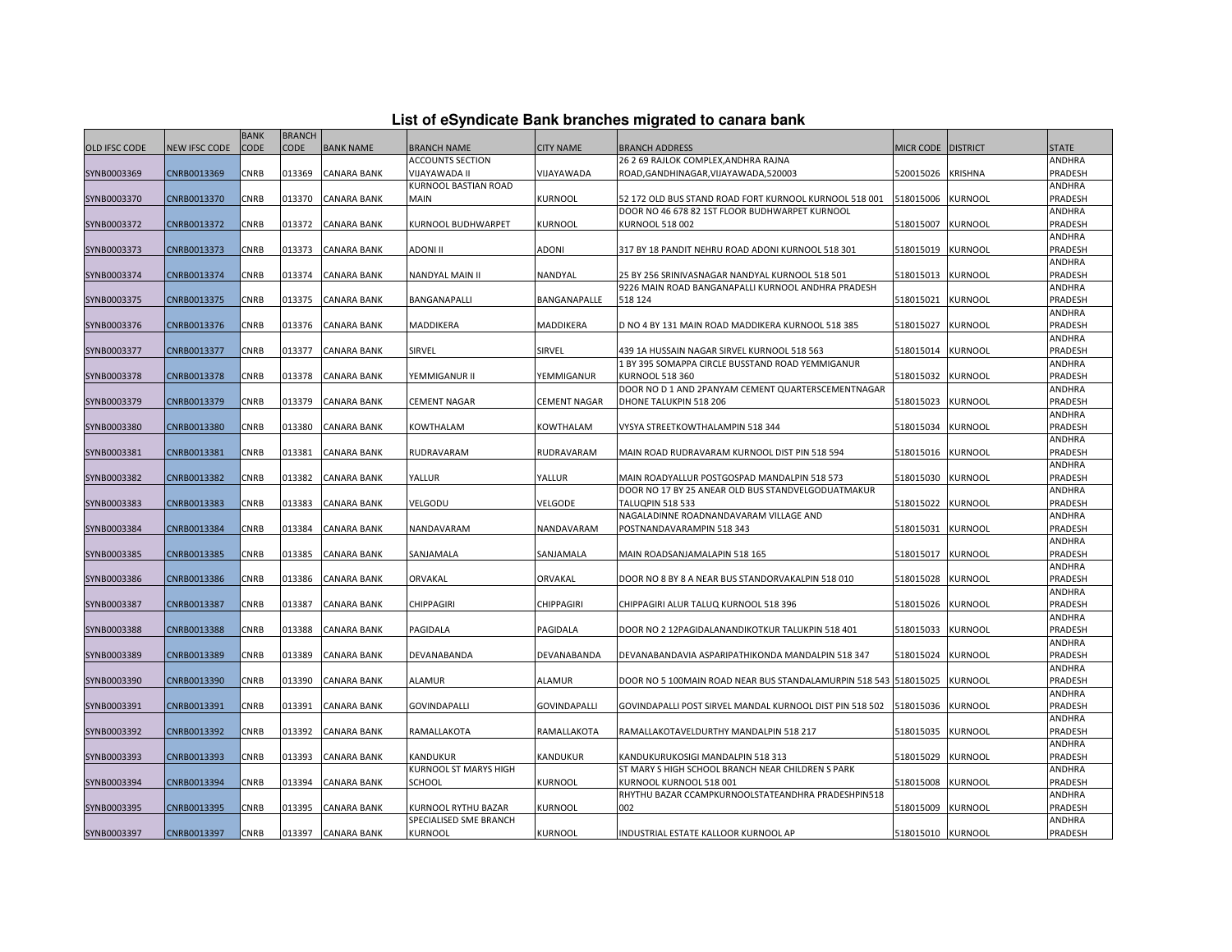## List of eSyndicate Bank branches migrated to canara bank

| OLD IFSC CODE | NEW IFSC CODE | BANK CODE | BRANCH CODE | BANK NAME | BRANCH NAME | CITY NAME | BRANCH ADDRESS | MICR CODE | DISTRICT | STATE |
|---|---|---|---|---|---|---|---|---|---|---|
| SYNB0003369 | CNRB0013369 | CNRB | 013369 | CANARA BANK | ACCOUNTS SECTION VIJAYAWADA II | VIJAYAWADA | 26 2 69 RAJLOK COMPLEX,ANDHRA RAJNA ROAD,GANDHINAGAR,VIJAYAWADA,520003 | 520015026 | KRISHNA | ANDHRA PRADESH |
| SYNB0003370 | CNRB0013370 | CNRB | 013370 | CANARA BANK | KURNOOL BASTIAN ROAD MAIN | KURNOOL | 52 172 OLD BUS STAND ROAD FORT KURNOOL KURNOOL 518 001 | 518015006 | KURNOOL | ANDHRA PRADESH |
| SYNB0003372 | CNRB0013372 | CNRB | 013372 | CANARA BANK | KURNOOL BUDHWARPET | KURNOOL | DOOR NO 46 678 82 1ST FLOOR BUDHWARPET KURNOOL KURNOOL 518 002 | 518015007 | KURNOOL | ANDHRA PRADESH |
| SYNB0003373 | CNRB0013373 | CNRB | 013373 | CANARA BANK | ADONI II | ADONI | 317 BY 18 PANDIT NEHRU ROAD ADONI KURNOOL 518 301 | 518015019 | KURNOOL | ANDHRA PRADESH |
| SYNB0003374 | CNRB0013374 | CNRB | 013374 | CANARA BANK | NANDYAL MAIN II | NANDYAL | 25 BY 256 SRINIVASNAGAR NANDYAL KURNOOL 518 501 | 518015013 | KURNOOL | ANDHRA PRADESH |
| SYNB0003375 | CNRB0013375 | CNRB | 013375 | CANARA BANK | BANGANAPALLI | BANGANAPALLE | 9226 MAIN ROAD BANGANAPALLI KURNOOL ANDHRA PRADESH 518 124 | 518015021 | KURNOOL | ANDHRA PRADESH |
| SYNB0003376 | CNRB0013376 | CNRB | 013376 | CANARA BANK | MADDIKERA | MADDIKERA | D NO 4 BY 131 MAIN ROAD MADDIKERA KURNOOL 518 385 | 518015027 | KURNOOL | ANDHRA PRADESH |
| SYNB0003377 | CNRB0013377 | CNRB | 013377 | CANARA BANK | SIRVEL | SIRVEL | 439 1A HUSSAIN NAGAR SIRVEL KURNOOL 518 563 | 518015014 | KURNOOL | ANDHRA PRADESH |
| SYNB0003378 | CNRB0013378 | CNRB | 013378 | CANARA BANK | YEMMIGANUR II | YEMMIGANUR | 1 BY 395 SOMAPPA CIRCLE BUSSTAND ROAD YEMMIGANUR KURNOOL 518 360 | 518015032 | KURNOOL | ANDHRA PRADESH |
| SYNB0003379 | CNRB0013379 | CNRB | 013379 | CANARA BANK | CEMENT NAGAR | CEMENT NAGAR | DOOR NO D 1 AND 2PANYAM CEMENT QUARTERSCEMENTNAGAR DHONE TALUKPIN 518 206 | 518015023 | KURNOOL | ANDHRA PRADESH |
| SYNB0003380 | CNRB0013380 | CNRB | 013380 | CANARA BANK | KOWTHALAM | KOWTHALAM | VYSYA STREETKOWTHALAMPIN 518 344 | 518015034 | KURNOOL | ANDHRA PRADESH |
| SYNB0003381 | CNRB0013381 | CNRB | 013381 | CANARA BANK | RUDRAVARAM | RUDRAVARAM | MAIN ROAD RUDRAVARAM KURNOOL DIST PIN 518 594 | 518015016 | KURNOOL | ANDHRA PRADESH |
| SYNB0003382 | CNRB0013382 | CNRB | 013382 | CANARA BANK | YALLUR | YALLUR | MAIN ROADYALLUR POSTGOSPAD MANDALPIN 518 573 | 518015030 | KURNOOL | ANDHRA PRADESH |
| SYNB0003383 | CNRB0013383 | CNRB | 013383 | CANARA BANK | VELGODU | VELGODE | DOOR NO 17 BY 25 ANEAR OLD BUS STANDVELGODUATMAKUR TALUQPIN 518 533 | 518015022 | KURNOOL | ANDHRA PRADESH |
| SYNB0003384 | CNRB0013384 | CNRB | 013384 | CANARA BANK | NANDAVARAM | NANDAVARAM | NAGALADINNE ROADNANDAVARAM VILLAGE AND POSTNANDAVARAMPIN 518 343 | 518015031 | KURNOOL | ANDHRA PRADESH |
| SYNB0003385 | CNRB0013385 | CNRB | 013385 | CANARA BANK | SANJAMALA | SANJAMALA | MAIN ROADSANJAMALAPIN 518 165 | 518015017 | KURNOOL | ANDHRA PRADESH |
| SYNB0003386 | CNRB0013386 | CNRB | 013386 | CANARA BANK | ORVAKAL | ORVAKAL | DOOR NO 8 BY 8 A NEAR BUS STANDORVAKALPIN 518 010 | 518015028 | KURNOOL | ANDHRA PRADESH |
| SYNB0003387 | CNRB0013387 | CNRB | 013387 | CANARA BANK | CHIPPAGIRI | CHIPPAGIRI | CHIPPAGIRI ALUR TALUQ KURNOOL 518 396 | 518015026 | KURNOOL | ANDHRA PRADESH |
| SYNB0003388 | CNRB0013388 | CNRB | 013388 | CANARA BANK | PAGIDALA | PAGIDALA | DOOR NO 2 12PAGIDALANANDIKOTKUR TALUKPIN 518 401 | 518015033 | KURNOOL | ANDHRA PRADESH |
| SYNB0003389 | CNRB0013389 | CNRB | 013389 | CANARA BANK | DEVANABANDA | DEVANABANDA | DEVANABANDAVIA ASPARIPATHIKONDA MANDALPIN 518 347 | 518015024 | KURNOOL | ANDHRA PRADESH |
| SYNB0003390 | CNRB0013390 | CNRB | 013390 | CANARA BANK | ALAMUR | ALAMUR | DOOR NO 5 100MAIN ROAD NEAR BUS STANDALAMURPIN 518 543 | 518015025 | KURNOOL | ANDHRA PRADESH |
| SYNB0003391 | CNRB0013391 | CNRB | 013391 | CANARA BANK | GOVINDAPALLI | GOVINDAPALLI | GOVINDAPALLI POST SIRVEL MANDAL KURNOOL DIST PIN 518 502 | 518015036 | KURNOOL | ANDHRA PRADESH |
| SYNB0003392 | CNRB0013392 | CNRB | 013392 | CANARA BANK | RAMALLAKOTA | RAMALLAKOTA | RAMALLAKOTAVELDURTHY MANDALPIN 518 217 | 518015035 | KURNOOL | ANDHRA PRADESH |
| SYNB0003393 | CNRB0013393 | CNRB | 013393 | CANARA BANK | KANDUKUR | KANDUKUR | KANDUKURUKOSIGI MANDALPIN 518 313 | 518015029 | KURNOOL | ANDHRA PRADESH |
| SYNB0003394 | CNRB0013394 | CNRB | 013394 | CANARA BANK | KURNOOL ST MARYS HIGH SCHOOL | KURNOOL | ST MARY S HIGH SCHOOL BRANCH NEAR CHILDREN S PARK KURNOOL KURNOOL 518 001 | 518015008 | KURNOOL | ANDHRA PRADESH |
| SYNB0003395 | CNRB0013395 | CNRB | 013395 | CANARA BANK | KURNOOL RYTHU BAZAR | KURNOOL | RHYTHU BAZAR CCAMPKURNOOLSTATEANDHRA PRADESHPIN518 002 | 518015009 | KURNOOL | ANDHRA PRADESH |
| SYNB0003397 | CNRB0013397 | CNRB | 013397 | CANARA BANK | SPECIALISED SME BRANCH KURNOOL | KURNOOL | INDUSTRIAL ESTATE KALLOOR KURNOOL AP | 518015010 | KURNOOL | ANDHRA PRADESH |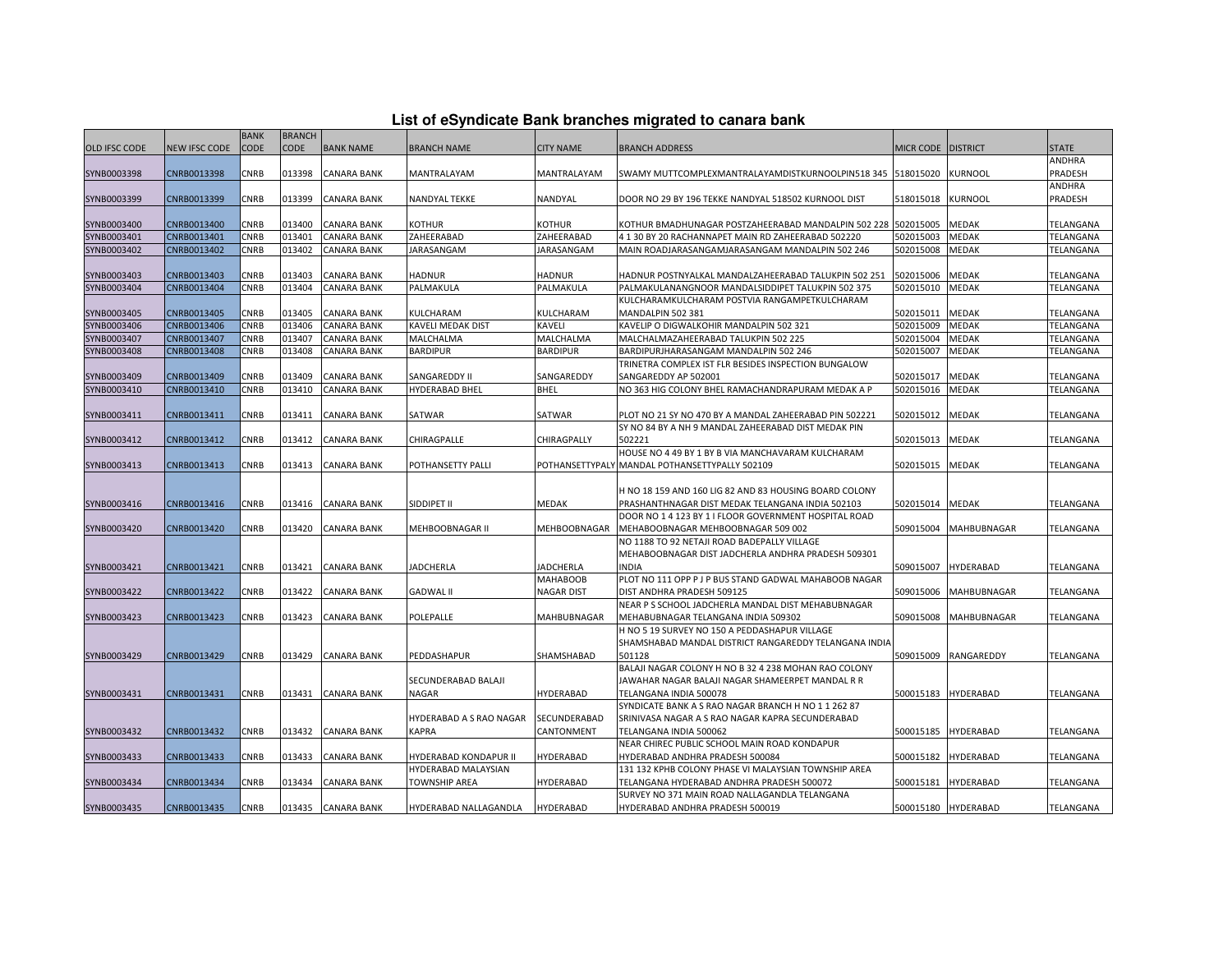# List of eSyndicate Bank branches migrated to canara bank

| OLD IFSC CODE | NEW IFSC CODE | BANK CODE | BRANCH CODE | BANK NAME | BRANCH NAME | CITY NAME | BRANCH ADDRESS | MICR CODE | DISTRICT | STATE |
|---|---|---|---|---|---|---|---|---|---|---|
| SYNB0003398 | CNRB0013398 | CNRB | 013398 | CANARA BANK | MANTRALAYAM | MANTRALAYAM | SWAMY MUTTCOMPLEXMANTRALAYAMDISTKURNOOLPIN518 345 | 518015020 | KURNOOL | ANDHRA PRADESH |
| SYNB0003399 | CNRB0013399 | CNRB | 013399 | CANARA BANK | NANDYAL TEKKE | NANDYAL | DOOR NO 29 BY 196 TEKKE NANDYAL 518502 KURNOOL DIST | 518015018 | KURNOOL | ANDHRA PRADESH |
| SYNB0003400 | CNRB0013400 | CNRB | 013400 | CANARA BANK | KOTHUR | KOTHUR | KOTHUR BMADHUNAGAR POSTZAHEERABAD MANDALPIN 502 228 | 502015005 | MEDAK | TELANGANA |
| SYNB0003401 | CNRB0013401 | CNRB | 013401 | CANARA BANK | ZAHEERABAD | ZAHEERABAD | 4 1 30 BY 20 RACHANNAPET MAIN RD ZAHEERABAD 502220 | 502015003 | MEDAK | TELANGANA |
| SYNB0003402 | CNRB0013402 | CNRB | 013402 | CANARA BANK | JARASANGAM | JARASANGAM | MAIN ROADJARASANGAMJARASANGAM MANDALPIN 502 246 | 502015008 | MEDAK | TELANGANA |
| SYNB0003403 | CNRB0013403 | CNRB | 013403 | CANARA BANK | HADNUR | HADNUR | HADNUR POSTNYALKAL MANDALZAHEERABAD TALUKPIN 502 251 | 502015006 | MEDAK | TELANGANA |
| SYNB0003404 | CNRB0013404 | CNRB | 013404 | CANARA BANK | PALMAKULA | PALMAKULA | PALMAKULANANGNOOR MANDALSIDDIPET TALUKPIN 502 375 | 502015010 | MEDAK | TELANGANA |
| SYNB0003405 | CNRB0013405 | CNRB | 013405 | CANARA BANK | KULCHARAM | KULCHARAM | KULCHARAMKULCHARAM POSTVIA RANGAMPETKULCHARAM MANDALPIN 502 381 | 502015011 | MEDAK | TELANGANA |
| SYNB0003406 | CNRB0013406 | CNRB | 013406 | CANARA BANK | KAVELI MEDAK DIST | KAVELI | KAVELIP O DIGWALKOHIR MANDALPIN 502 321 | 502015009 | MEDAK | TELANGANA |
| SYNB0003407 | CNRB0013407 | CNRB | 013407 | CANARA BANK | MALCHALMA | MALCHALMA | MALCHALMAZAHEERABAD TALUKPIN 502 225 | 502015004 | MEDAK | TELANGANA |
| SYNB0003408 | CNRB0013408 | CNRB | 013408 | CANARA BANK | BARDIPUR | BARDIPUR | BARDIPURJHARASANGAM MANDALPIN 502 246 | 502015007 | MEDAK | TELANGANA |
| SYNB0003409 | CNRB0013409 | CNRB | 013409 | CANARA BANK | SANGAREDDY II | SANGAREDDY | TRINETRA COMPLEX IST FLR BESIDES INSPECTION BUNGALOW SANGAREDDY AP 502001 | 502015017 | MEDAK | TELANGANA |
| SYNB0003410 | CNRB0013410 | CNRB | 013410 | CANARA BANK | HYDERABAD BHEL | BHEL | NO 363 HIG COLONY BHEL RAMACHANDRAPURAM MEDAK A P | 502015016 | MEDAK | TELANGANA |
| SYNB0003411 | CNRB0013411 | CNRB | 013411 | CANARA BANK | SATWAR | SATWAR | PLOT NO 21 SY NO 470 BY A MANDAL ZAHEERABAD PIN 502221 | 502015012 | MEDAK | TELANGANA |
| SYNB0003412 | CNRB0013412 | CNRB | 013412 | CANARA BANK | CHIRAGPALLE | CHIRAGPALLY | SY NO 84 BY A NH 9 MANDAL ZAHEERABAD DIST MEDAK PIN 502221 | 502015013 | MEDAK | TELANGANA |
| SYNB0003413 | CNRB0013413 | CNRB | 013413 | CANARA BANK | POTHANSETTY PALLI | POTHANSETTYPALY | HOUSE NO 4 49 BY 1 BY B VIA MANCHAVARAM KULCHARAM MANDAL POTHANSETTYPALLY 502109 | 502015015 | MEDAK | TELANGANA |
| SYNB0003416 | CNRB0013416 | CNRB | 013416 | CANARA BANK | SIDDIPET II | MEDAK | H NO 18 159 AND 160 LIG 82 AND 83 HOUSING BOARD COLONY PRASHANTHNAGAR DIST MEDAK TELANGANA INDIA 502103 | 502015014 | MEDAK | TELANGANA |
| SYNB0003420 | CNRB0013420 | CNRB | 013420 | CANARA BANK | MEHBOOBNAGAR II | MEHBOOBNAGAR | DOOR NO 1 4 123 BY 1 I FLOOR GOVERNMENT HOSPITAL ROAD MEHABOOBNAGAR MEHBOOBNAGAR 509 002 | 509015004 | MAHBUBNAGAR | TELANGANA |
| SYNB0003421 | CNRB0013421 | CNRB | 013421 | CANARA BANK | JADCHERLA | JADCHERLA | NO 1188 TO 92 NETAJI ROAD BADEPALLY VILLAGE MEHABOOBNAGAR DIST JADCHERLA ANDHRA PRADESH 509301 INDIA | 509015007 | HYDERABAD | TELANGANA |
| SYNB0003422 | CNRB0013422 | CNRB | 013422 | CANARA BANK | GADWAL II | MAHABOOB NAGAR DIST | PLOT NO 111 OPP P J P BUS STAND GADWAL MAHABOOB NAGAR DIST ANDHRA PRADESH 509125 | 509015006 | MAHBUBNAGAR | TELANGANA |
| SYNB0003423 | CNRB0013423 | CNRB | 013423 | CANARA BANK | POLEPALLE | MAHBUBNAGAR | NEAR P S SCHOOL JADCHERLA MANDAL DIST MEHABUBNAGAR MEHABUBNAGAR TELANGANA INDIA 509302 | 509015008 | MAHBUBNAGAR | TELANGANA |
| SYNB0003429 | CNRB0013429 | CNRB | 013429 | CANARA BANK | PEDDASHAPUR | SHAMSHABAD | H NO 5 19 SURVEY NO 150 A PEDDASHAPUR VILLAGE SHAMSHABAD MANDAL DISTRICT RANGAREDDY TELANGANA INDIA 501128 | 509015009 | RANGAREDDY | TELANGANA |
| SYNB0003431 | CNRB0013431 | CNRB | 013431 | CANARA BANK | SECUNDERABAD BALAJI NAGAR | HYDERABAD | BALAJI NAGAR COLONY H NO B 32 4 238 MOHAN RAO COLONY JAWAHAR NAGAR BALAJI NAGAR SHAMEERPET MANDAL R R TELANGANA INDIA 500078 | 500015183 | HYDERABAD | TELANGANA |
| SYNB0003432 | CNRB0013432 | CNRB | 013432 | CANARA BANK | HYDERABAD A S RAO NAGAR KAPRA | SECUNDERABAD CANTONMENT | SYNDICATE BANK A S RAO NAGAR BRANCH H NO 1 1 262 87 SRINIVASA NAGAR A S RAO NAGAR KAPRA SECUNDERABAD TELANGANA INDIA 500062 | 500015185 | HYDERABAD | TELANGANA |
| SYNB0003433 | CNRB0013433 | CNRB | 013433 | CANARA BANK | HYDERABAD KONDAPUR II | HYDERABAD | NEAR CHIREC PUBLIC SCHOOL MAIN ROAD KONDAPUR HYDERABAD ANDHRA PRADESH 500084 | 500015182 | HYDERABAD | TELANGANA |
| SYNB0003434 | CNRB0013434 | CNRB | 013434 | CANARA BANK | HYDERABAD MALAYSIAN TOWNSHIP AREA | HYDERABAD | 131 132 KPHB COLONY PHASE VI MALAYSIAN TOWNSHIP AREA TELANGANA HYDERABAD ANDHRA PRADESH 500072 | 500015181 | HYDERABAD | TELANGANA |
| SYNB0003435 | CNRB0013435 | CNRB | 013435 | CANARA BANK | HYDERABAD NALLAGANDLA | HYDERABAD | SURVEY NO 371 MAIN ROAD NALLAGANDLA TELANGANA HYDERABAD ANDHRA PRADESH 500019 | 500015180 | HYDERABAD | TELANGANA |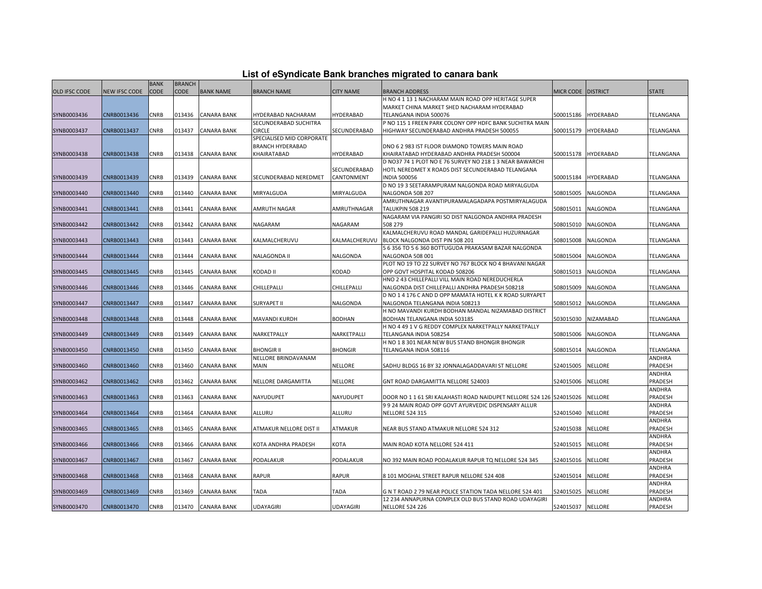# List of eSyndicate Bank branches migrated to canara bank

| OLD IFSC CODE | NEW IFSC CODE | BANK CODE | BRANCH CODE | BANK NAME | BRANCH NAME | CITY NAME | BRANCH ADDRESS | MICR CODE | DISTRICT | STATE |
|---|---|---|---|---|---|---|---|---|---|---|
| SYNB0003436 | CNRB0013436 | CNRB | 013436 | CANARA BANK | HYDERABAD NACHARAM | HYDERABAD | H NO 4 1 13 1 NACHARAM MAIN ROAD OPP HERITAGE SUPER MARKET CHINA MARKET SHED NACHARAM HYDERABAD TELANGANA INDIA 500076 | 500015186 | HYDERABAD | TELANGANA |
| SYNB0003437 | CNRB0013437 | CNRB | 013437 | CANARA BANK | SECUNDERABAD SUCHITRA CIRCLE | SECUNDERABAD | P NO 115 1 FREEN PARK COLONY OPP HDFC BANK SUCHITRA MAIN HIGHWAY SECUNDERABAD ANDHRA PRADESH 500055 | 500015179 | HYDERABAD | TELANGANA |
| SYNB0003438 | CNRB0013438 | CNRB | 013438 | CANARA BANK | SPECIALISED MID CORPORATE BRANCH HYDERABAD KHAIRATABAD | HYDERABAD | DNO 6 2 983 IST FLOOR DIAMOND TOWERS MAIN ROAD KHAIRATABAD HYDERABAD ANDHRA PRADESH 500004 | 500015178 | HYDERABAD | TELANGANA |
| SYNB0003439 | CNRB0013439 | CNRB | 013439 | CANARA BANK | SECUNDERABAD NEREDMET | SECUNDERABAD CANTONMENT | D NO37 74 1 PLOT NO E 76 SURVEY NO 218 1 3 NEAR BAWARCHI HOTL NEREDMET X ROADS DIST SECUNDERABAD TELANGANA INDIA 500056 | 500015184 | HYDERABAD | TELANGANA |
| SYNB0003440 | CNRB0013440 | CNRB | 013440 | CANARA BANK | MIRYALGUDA | MIRYALGUDA | D NO 19 3 SEETARAMPURAM NALGONDA ROAD MIRYALGUDA NALGONDA 508 207 | 508015005 | NALGONDA | TELANGANA |
| SYNB0003441 | CNRB0013441 | CNRB | 013441 | CANARA BANK | AMRUTH NAGAR | AMRUTHNAGAR | AMRUTHNAGAR AVANTIPURAMALAGADAPA POSTMIRYALAGUDA TALUKPIN 508 219 | 508015011 | NALGONDA | TELANGANA |
| SYNB0003442 | CNRB0013442 | CNRB | 013442 | CANARA BANK | NAGARAM | NAGARAM | NAGARAM VIA PANGIRI SO DIST NALGONDA ANDHRA PRADESH 508 279 | 508015010 | NALGONDA | TELANGANA |
| SYNB0003443 | CNRB0013443 | CNRB | 013443 | CANARA BANK | KALMALCHERUVU | KALMALCHERUVU | KALMALCHERUVU ROAD MANDAL GARIDEPALLI HUZURNAGAR BLOCK NALGONDA DIST PIN 508 201 | 508015008 | NALGONDA | TELANGANA |
| SYNB0003444 | CNRB0013444 | CNRB | 013444 | CANARA BANK | NALAGONDA II | NALGONDA | 5 6 356 TO 5 6 360 BOTTUGUDA PRAKASAM BAZAR NALGONDA NALGONDA 508 001 | 508015004 | NALGONDA | TELANGANA |
| SYNB0003445 | CNRB0013445 | CNRB | 013445 | CANARA BANK | KODAD II | KODAD | PLOT NO 19 TO 22 SURVEY NO 767 BLOCK NO 4 BHAVANI NAGAR OPP GOVT HOSPITAL KODAD 508206 | 508015013 | NALGONDA | TELANGANA |
| SYNB0003446 | CNRB0013446 | CNRB | 013446 | CANARA BANK | CHILLEPALLI | CHILLEPALLI | HNO 2 43 CHILLEPALLI VILL MAIN ROAD NEREDUCHERLA NALGONDA DIST CHILLEPALLI ANDHRA PRADESH 508218 | 508015009 | NALGONDA | TELANGANA |
| SYNB0003447 | CNRB0013447 | CNRB | 013447 | CANARA BANK | SURYAPET II | NALGONDA | D NO 1 4 176 C AND D OPP MAMATA HOTEL K K ROAD SURYAPET NALGONDA TELANGANA INDIA 508213 | 508015012 | NALGONDA | TELANGANA |
| SYNB0003448 | CNRB0013448 | CNRB | 013448 | CANARA BANK | MAVANDI KURDH | BODHAN | H NO MAVANDI KURDH BODHAN MANDAL NIZAMABAD DISTRICT BODHAN TELANGANA INDIA 503185 | 503015030 | NIZAMABAD | TELANGANA |
| SYNB0003449 | CNRB0013449 | CNRB | 013449 | CANARA BANK | NARKETPALLY | NARKETPALLI | H NO 4 49 1 V G REDDY COMPLEX NARKETPALLY NARKETPALLY TELANGANA INDIA 508254 | 508015006 | NALGONDA | TELANGANA |
| SYNB0003450 | CNRB0013450 | CNRB | 013450 | CANARA BANK | BHONGIR II | BHONGIR | H NO 1 8 301 NEAR NEW BUS STAND BHONGIR BHONGIR TELANGANA INDIA 508116 | 508015014 | NALGONDA | TELANGANA |
| SYNB0003460 | CNRB0013460 | CNRB | 013460 | CANARA BANK | NELLORE BRINDAVANAM MAIN | NELLORE | SADHU BLDGS 16 BY 32 JONNALAGADDAVARI ST NELLORE | 524015005 | NELLORE | ANDHRA PRADESH |
| SYNB0003462 | CNRB0013462 | CNRB | 013462 | CANARA BANK | NELLORE DARGAMITTA | NELLORE | GNT ROAD DARGAMITTA NELLORE 524003 | 524015006 | NELLORE | ANDHRA PRADESH |
| SYNB0003463 | CNRB0013463 | CNRB | 013463 | CANARA BANK | NAYUDUPET | NAYUDUPET | DOOR NO 1 1 61 SRI KALAHASTI ROAD NAIDUPET NELLORE 524 126 | 524015026 | NELLORE | ANDHRA PRADESH |
| SYNB0003464 | CNRB0013464 | CNRB | 013464 | CANARA BANK | ALLURU | ALLURU | 9 9 24 MAIN ROAD OPP GOVT AYURVEDIC DISPENSARY ALLUR NELLORE 524 315 | 524015040 | NELLORE | ANDHRA PRADESH |
| SYNB0003465 | CNRB0013465 | CNRB | 013465 | CANARA BANK | ATMAKUR NELLORE DIST II | ATMAKUR | NEAR BUS STAND ATMAKUR NELLORE 524 312 | 524015038 | NELLORE | ANDHRA PRADESH |
| SYNB0003466 | CNRB0013466 | CNRB | 013466 | CANARA BANK | KOTA ANDHRA PRADESH | KOTA | MAIN ROAD KOTA NELLORE 524 411 | 524015015 | NELLORE | ANDHRA PRADESH |
| SYNB0003467 | CNRB0013467 | CNRB | 013467 | CANARA BANK | PODALAKUR | PODALAKUR | NO 392 MAIN ROAD PODALAKUR RAPUR TQ NELLORE 524 345 | 524015016 | NELLORE | ANDHRA PRADESH |
| SYNB0003468 | CNRB0013468 | CNRB | 013468 | CANARA BANK | RAPUR | RAPUR | 8 101 MOGHAL STREET RAPUR NELLORE 524 408 | 524015014 | NELLORE | ANDHRA PRADESH |
| SYNB0003469 | CNRB0013469 | CNRB | 013469 | CANARA BANK | TADA | TADA | G N T ROAD 2 79 NEAR POLICE STATION TADA NELLORE 524 401 | 524015025 | NELLORE | ANDHRA PRADESH |
| SYNB0003470 | CNRB0013470 | CNRB | 013470 | CANARA BANK | UDAYAGIRI | UDAYAGIRI | 12 234 ANNAPURNA COMPLEX OLD BUS STAND ROAD UDAYAGIRI NELLORE 524 226 | 524015037 | NELLORE | ANDHRA PRADESH |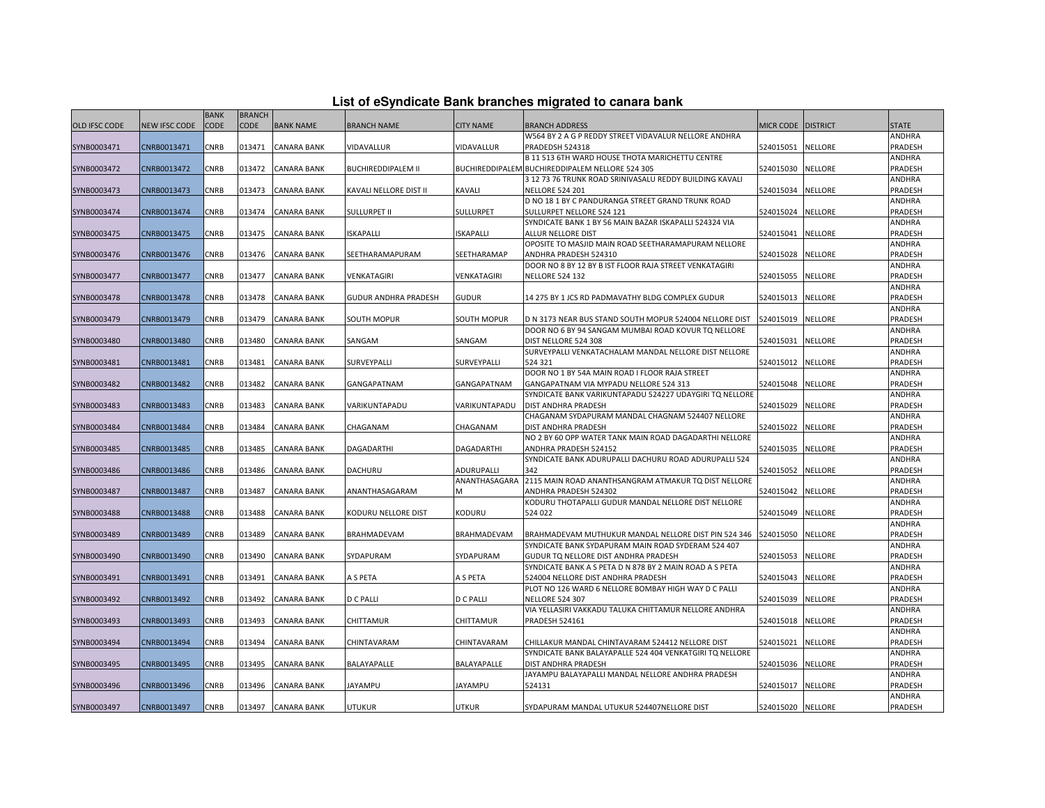# List of eSyndicate Bank branches migrated to canara bank

| OLD IFSC CODE | NEW IFSC CODE | BANK CODE | BRANCH CODE | BANK NAME | BRANCH NAME | CITY NAME | BRANCH ADDRESS | MICR CODE | DISTRICT | STATE |
|---|---|---|---|---|---|---|---|---|---|---|
| SYNB0003471 | CNRB0013471 | CNRB | 013471 | CANARA BANK | VIDAVALLUR | VIDAVALLUR | W564 BY 2 A G P REDDY STREET VIDAVALUR NELLORE ANDHRA PRADEDSH 524318 | 524015051 | NELLORE | ANDHRA PRADESH |
| SYNB0003472 | CNRB0013472 | CNRB | 013472 | CANARA BANK | BUCHIREDDIPALEM II | BUCHIREDDIPALEM | B 11 513 6TH WARD HOUSE THOTA MARICHETTU CENTRE BUCHIREDDIPALEM NELLORE 524 305 | 524015030 | NELLORE | ANDHRA PRADESH |
| SYNB0003473 | CNRB0013473 | CNRB | 013473 | CANARA BANK | KAVALI NELLORE DIST II | KAVALI | 3 12 73 76 TRUNK ROAD SRINIVASALU REDDY BUILDING KAVALI NELLORE 524 201 | 524015034 | NELLORE | ANDHRA PRADESH |
| SYNB0003474 | CNRB0013474 | CNRB | 013474 | CANARA BANK | SULLURPET II | SULLURPET | D NO 18 1 BY C PANDURANGA STREET GRAND TRUNK ROAD SULLURPET NELLORE 524 121 | 524015024 | NELLORE | ANDHRA PRADESH |
| SYNB0003475 | CNRB0013475 | CNRB | 013475 | CANARA BANK | ISKAPALLI | ISKAPALLI | SYNDICATE BANK 1 BY 56 MAIN BAZAR ISKAPALLI 524324 VIA ALLUR NELLORE DIST | 524015041 | NELLORE | ANDHRA PRADESH |
| SYNB0003476 | CNRB0013476 | CNRB | 013476 | CANARA BANK | SEETHARAMAPURAM | SEETHARAMAP | OPOSITE TO MASJID MAIN ROAD SEETHARAMAPURAM NELLORE ANDHRA PRADESH 524310 | 524015028 | NELLORE | ANDHRA PRADESH |
| SYNB0003477 | CNRB0013477 | CNRB | 013477 | CANARA BANK | VENKATAGIRI | VENKATAGIRI | DOOR NO 8 BY 12 BY B IST FLOOR RAJA STREET VENKATAGIRI NELLORE 524 132 | 524015055 | NELLORE | ANDHRA PRADESH |
| SYNB0003478 | CNRB0013478 | CNRB | 013478 | CANARA BANK | GUDUR ANDHRA PRADESH | GUDUR | 14 275 BY 1 JCS RD PADMAVATHY BLDG COMPLEX GUDUR | 524015013 | NELLORE | ANDHRA PRADESH |
| SYNB0003479 | CNRB0013479 | CNRB | 013479 | CANARA BANK | SOUTH MOPUR | SOUTH MOPUR | D N 3173 NEAR BUS STAND SOUTH MOPUR 524004 NELLORE DIST | 524015019 | NELLORE | ANDHRA PRADESH |
| SYNB0003480 | CNRB0013480 | CNRB | 013480 | CANARA BANK | SANGAM | SANGAM | DOOR NO 6 BY 94 SANGAM MUMBAI ROAD KOVUR TQ NELLORE DIST NELLORE 524 308 | 524015031 | NELLORE | ANDHRA PRADESH |
| SYNB0003481 | CNRB0013481 | CNRB | 013481 | CANARA BANK | SURVEYPALLI | SURVEYPALLI | SURVEYPALLI VENKATACHALAM MANDAL NELLORE DIST NELLORE 524 321 | 524015012 | NELLORE | ANDHRA PRADESH |
| SYNB0003482 | CNRB0013482 | CNRB | 013482 | CANARA BANK | GANGAPATNAM | GANGAPATNAM | DOOR NO 1 BY 54A MAIN ROAD I FLOOR RAJA STREET GANGAPATNAM VIA MYPADU NELLORE 524 313 | 524015048 | NELLORE | ANDHRA PRADESH |
| SYNB0003483 | CNRB0013483 | CNRB | 013483 | CANARA BANK | VARIKUNTAPADU | VARIKUNTAPADU | SYNDICATE BANK VARIKUNTAPADU 524227 UDAYGIRI TQ NELLORE DIST ANDHRA PRADESH | 524015029 | NELLORE | ANDHRA PRADESH |
| SYNB0003484 | CNRB0013484 | CNRB | 013484 | CANARA BANK | CHAGANAM | CHAGANAM | CHAGANAM SYDAPURAM MANDAL CHAGNAM 524407 NELLORE DIST ANDHRA PRADESH | 524015022 | NELLORE | ANDHRA PRADESH |
| SYNB0003485 | CNRB0013485 | CNRB | 013485 | CANARA BANK | DAGADARTHI | DAGADARTHI | NO 2 BY 60 OPP WATER TANK MAIN ROAD DAGADARTHI NELLORE ANDHRA PRADESH 524152 | 524015035 | NELLORE | ANDHRA PRADESH |
| SYNB0003486 | CNRB0013486 | CNRB | 013486 | CANARA BANK | DACHURU | ADURUPALLI | SYNDICATE BANK ADURUPALLI DACHURU ROAD ADURUPALLI 524 342 | 524015052 | NELLORE | ANDHRA PRADESH |
| SYNB0003487 | CNRB0013487 | CNRB | 013487 | CANARA BANK | ANANTHASAGARAM | ANANTHASAGARAM | 2115 MAIN ROAD ANANTHSANGRAM ATMAKUR TQ DIST NELLORE ANDHRA PRADESH 524302 | 524015042 | NELLORE | ANDHRA PRADESH |
| SYNB0003488 | CNRB0013488 | CNRB | 013488 | CANARA BANK | KODURU NELLORE DIST | KODURU | KODURU THOTAPALLI GUDUR MANDAL NELLORE DIST NELLORE 524 022 | 524015049 | NELLORE | ANDHRA PRADESH |
| SYNB0003489 | CNRB0013489 | CNRB | 013489 | CANARA BANK | BRAHMADEVAM | BRAHMADEVAM | BRAHMADEVAM MUTHUKUR MANDAL NELLORE DIST PIN 524 346 | 524015050 | NELLORE | ANDHRA PRADESH |
| SYNB0003490 | CNRB0013490 | CNRB | 013490 | CANARA BANK | SYDAPURAM | SYDAPURAM | SYNDICATE BANK SYDAPURAM MAIN ROAD SYDERAM 524 407 GUDUR TQ NELLORE DIST ANDHRA PRADESH | 524015053 | NELLORE | ANDHRA PRADESH |
| SYNB0003491 | CNRB0013491 | CNRB | 013491 | CANARA BANK | A S PETA | A S PETA | SYNDICATE BANK A S PETA D N 878 BY 2 MAIN ROAD A S PETA 524004 NELLORE DIST ANDHRA PRADESH | 524015043 | NELLORE | ANDHRA PRADESH |
| SYNB0003492 | CNRB0013492 | CNRB | 013492 | CANARA BANK | D C PALLI | D C PALLI | PLOT NO 126 WARD 6 NELLORE BOMBAY HIGH WAY D C PALLI NELLORE 524 307 | 524015039 | NELLORE | ANDHRA PRADESH |
| SYNB0003493 | CNRB0013493 | CNRB | 013493 | CANARA BANK | CHITTAMUR | CHITTAMUR | VIA YELLASIRI VAKKADU TALUKA CHITTAMUR NELLORE ANDHRA PRADESH 524161 | 524015018 | NELLORE | ANDHRA PRADESH |
| SYNB0003494 | CNRB0013494 | CNRB | 013494 | CANARA BANK | CHINTAVARAM | CHINTAVARAM | CHILLAKUR MANDAL CHINTAVARAM 524412 NELLORE DIST | 524015021 | NELLORE | ANDHRA PRADESH |
| SYNB0003495 | CNRB0013495 | CNRB | 013495 | CANARA BANK | BALAYAPALLE | BALAYAPALLE | SYNDICATE BANK BALAYAPALLE 524 404 VENKATGIRI TQ NELLORE DIST ANDHRA PRADESH | 524015036 | NELLORE | ANDHRA PRADESH |
| SYNB0003496 | CNRB0013496 | CNRB | 013496 | CANARA BANK | JAYAMPU | JAYAMPU | JAYAMPU BALAYAPALLI MANDAL NELLORE ANDHRA PRADESH 524131 | 524015017 | NELLORE | ANDHRA PRADESH |
| SYNB0003497 | CNRB0013497 | CNRB | 013497 | CANARA BANK | UTUKUR | UTKUR | SYDAPURAM MANDAL UTUKUR 524407NELLORE DIST | 524015020 | NELLORE | ANDHRA PRADESH |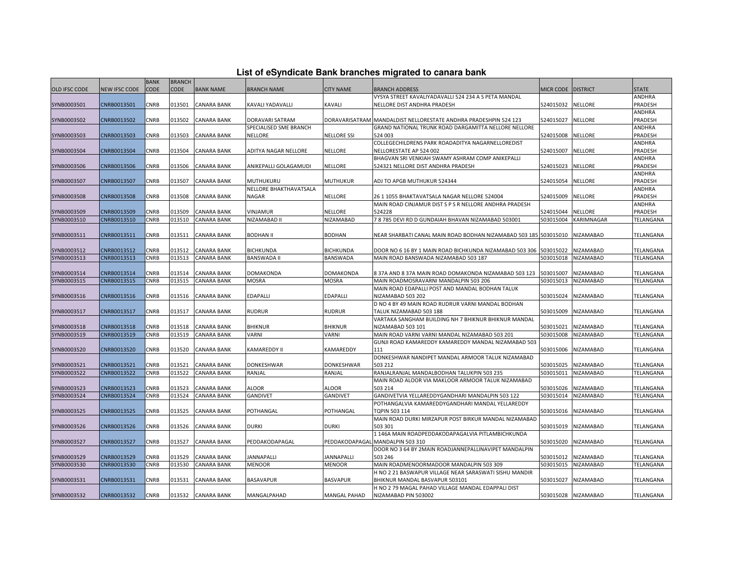# List of eSyndicate Bank branches migrated to canara bank

| OLD IFSC CODE | NEW IFSC CODE | BANK CODE | BRANCH CODE | BANK NAME | BRANCH NAME | CITY NAME | BRANCH ADDRESS | MICR CODE | DISTRICT | STATE |
|---|---|---|---|---|---|---|---|---|---|---|
| SYNB0003501 | CNRB0013501 | CNRB | 013501 | CANARA BANK | KAVALI YADAVALLI | KAVALI | VYSYA STREET KAVALIYADAVALLI 524 234 A S PETA MANDAL NELLORE DIST ANDHRA PRADESH | 524015032 | NELLORE | ANDHRA PRADESH |
| SYNB0003502 | CNRB0013502 | CNRB | 013502 | CANARA BANK | DORAVARI SATRAM | DORAVARISATRAM | MANDALDIST NELLORESTATE ANDHRA PRADESHPIN 524 123 | 524015027 | NELLORE | ANDHRA PRADESH |
| SYNB0003503 | CNRB0013503 | CNRB | 013503 | CANARA BANK | SPECIALISED SME BRANCH NELLORE | NELLORE SSI | GRAND NATIONAL TRUNK ROAD DARGAMITTA NELLORE NELLORE 524 003 | 524015008 | NELLORE | ANDHRA PRADESH |
| SYNB0003504 | CNRB0013504 | CNRB | 013504 | CANARA BANK | ADITYA NAGAR NELLORE | NELLORE | COLLEGECHILDRENS PARK ROADADITYA NAGARNELLOREDIST NELLORESTATE AP 524 002 | 524015007 | NELLORE | ANDHRA PRADESH |
| SYNB0003506 | CNRB0013506 | CNRB | 013506 | CANARA BANK | ANIKEPALLI GOLAGAMUDI | NELLORE | BHAGVAN SRI VENKIAH SWAMY ASHRAM COMP ANIKEPALLI 524321 NELLORE DIST ANDHRA PRADESH | 524015023 | NELLORE | ANDHRA PRADESH |
| SYNB0003507 | CNRB0013507 | CNRB | 013507 | CANARA BANK | MUTHUKURU | MUTHUKUR | ADJ TO APGB MUTHUKUR 524344 | 524015054 | NELLORE | ANDHRA PRADESH |
| SYNB0003508 | CNRB0013508 | CNRB | 013508 | CANARA BANK | NELLORE BHAKTHAVATSALA NAGAR | NELLORE | 26 1 1055 BHAKTAVATSALA NAGAR NELLORE 524004 | 524015009 | NELLORE | ANDHRA PRADESH |
| SYNB0003509 | CNRB0013509 | CNRB | 013509 | CANARA BANK | VINJAMUR | NELLORE | MAIN ROAD CINJAMUR DIST S P S R NELLORE ANDHRA PRADESH 524228 | 524015044 | NELLORE | ANDHRA PRADESH |
| SYNB0003510 | CNRB0013510 | CNRB | 013510 | CANARA BANK | NIZAMABAD II | NIZAMABAD | 7 8 785 DEVI RD D GUNDAIAH BHAVAN NIZAMABAD 503001 | 503015004 | KARIMNAGAR | TELANGANA |
| SYNB0003511 | CNRB0013511 | CNRB | 013511 | CANARA BANK | BODHAN II | BODHAN | NEAR SHARBATI CANAL MAIN ROAD BODHAN NIZAMABAD 503 185 | 503015010 | NIZAMABAD | TELANGANA |
| SYNB0003512 | CNRB0013512 | CNRB | 013512 | CANARA BANK | BICHKUNDA | BICHKUNDA | DOOR NO 6 16 BY 1 MAIN ROAD BICHKUNDA NIZAMABAD 503 306 | 503015022 | NIZAMABAD | TELANGANA |
| SYNB0003513 | CNRB0013513 | CNRB | 013513 | CANARA BANK | BANSWADA II | BANSWADA | MAIN ROAD BANSWADA NIZAMABAD 503 187 | 503015018 | NIZAMABAD | TELANGANA |
| SYNB0003514 | CNRB0013514 | CNRB | 013514 | CANARA BANK | DOMAKONDA | DOMAKONDA | 8 37A AND 8 37A MAIN ROAD DOMAKONDA NIZAMABAD 503 123 | 503015007 | NIZAMABAD | TELANGANA |
| SYNB0003515 | CNRB0013515 | CNRB | 013515 | CANARA BANK | MOSRA | MOSRA | MAIN ROADMOSRAVARNI MANDALPIN 503 206 | 503015013 | NIZAMABAD | TELANGANA |
| SYNB0003516 | CNRB0013516 | CNRB | 013516 | CANARA BANK | EDAPALLI | EDAPALLI | MAIN ROAD EDAPALLI POST AND MANDAL BODHAN TALUK NIZAMABAD 503 202 | 503015024 | NIZAMABAD | TELANGANA |
| SYNB0003517 | CNRB0013517 | CNRB | 013517 | CANARA BANK | RUDRUR | RUDRUR | D NO 4 BY 49 MAIN ROAD RUDRUR VARNI MANDAL BODHAN TALUK NIZAMABAD 503 188 | 503015009 | NIZAMABAD | TELANGANA |
| SYNB0003518 | CNRB0013518 | CNRB | 013518 | CANARA BANK | BHIKNUR | BHIKNUR | VARTAKA SANGHAM BUILDING NH 7 BHIKNUR BHIKNUR MANDAL NIZAMABAD 503 101 | 503015021 | NIZAMABAD | TELANGANA |
| SYNB0003519 | CNRB0013519 | CNRB | 013519 | CANARA BANK | VARNI | VARNI | MAIN ROAD VARNI VARNI MANDAL NIZAMABAD 503 201 | 503015008 | NIZAMABAD | TELANGANA |
| SYNB0003520 | CNRB0013520 | CNRB | 013520 | CANARA BANK | KAMAREDDY II | KAMAREDDY | GUNJI ROAD KAMAREDDY KAMAREDDY MANDAL NIZAMABAD 503 111 | 503015006 | NIZAMABAD | TELANGANA |
| SYNB0003521 | CNRB0013521 | CNRB | 013521 | CANARA BANK | DONKESHWAR | DONKESHWAR | DONKESHWAR NANDIPET MANDAL ARMOOR TALUK NIZAMABAD 503 212 | 503015025 | NIZAMABAD | TELANGANA |
| SYNB0003522 | CNRB0013522 | CNRB | 013522 | CANARA BANK | RANJAL | RANJAL | RANJALRANJAL MANDALBODHAN TALUKPIN 503 235 | 503015011 | NIZAMABAD | TELANGANA |
| SYNB0003523 | CNRB0013523 | CNRB | 013523 | CANARA BANK | ALOOR | ALOOR | MAIN ROAD ALOOR VIA MAKLOOR ARMOOR TALUK NIZAMABAD 503 214 | 503015026 | NIZAMABAD | TELANGANA |
| SYNB0003524 | CNRB0013524 | CNRB | 013524 | CANARA BANK | GANDIVET | GANDIVET | GANDIVETVIA YELLAREDDYGANDHARI MANDALPIN 503 122 | 503015014 | NIZAMABAD | TELANGANA |
| SYNB0003525 | CNRB0013525 | CNRB | 013525 | CANARA BANK | POTHANGAL | POTHANGAL | POTHANGALVIA KAMAREDDYGANDHARI MANDAL YELLAREDDY TQPIN 503 114 | 503015016 | NIZAMABAD | TELANGANA |
| SYNB0003526 | CNRB0013526 | CNRB | 013526 | CANARA BANK | DURKI | DURKI | MAIN ROAD DURKI MIRZAPUR POST BIRKUR MANDAL NIZAMABAD 503 301 | 503015019 | NIZAMABAD | TELANGANA |
| SYNB0003527 | CNRB0013527 | CNRB | 013527 | CANARA BANK | PEDDAKODAPAGAL | PEDDAKODAPAGAL | 1 146A MAIN ROADPEDDAKODAPAGALVIA PITLAMBICHKUNDA MANDALPIN 503 310 | 503015020 | NIZAMABAD | TELANGANA |
| SYNB0003529 | CNRB0013529 | CNRB | 013529 | CANARA BANK | JANNAPALLI | JANNAPALLI | DOOR NO 3 64 BY 2MAIN ROADJANNEPALLINAVIPET MANDALPIN 503 246 | 503015012 | NIZAMABAD | TELANGANA |
| SYNB0003530 | CNRB0013530 | CNRB | 013530 | CANARA BANK | MENOOR | MENOOR | MAIN ROADMENOORMADOOR MANDALPIN 503 309 | 503015015 | NIZAMABAD | TELANGANA |
| SYNB0003531 | CNRB0013531 | CNRB | 013531 | CANARA BANK | BASAVAPUR | BASVAPUR | H NO 2 21 BASWAPUR VILLAGE NEAR SARASWATI SISHU MANDIR BHIKNUR MANDAL BASVAPUR 503101 | 503015027 | NIZAMABAD | TELANGANA |
| SYNB0003532 | CNRB0013532 | CNRB | 013532 | CANARA BANK | MANGALPAHAD | MANGAL PAHAD | H NO 2 79 MAGAL PAHAD VILLAGE MANDAL EDAPPALI DIST NIZAMABAD PIN 503002 | 503015028 | NIZAMABAD | TELANGANA |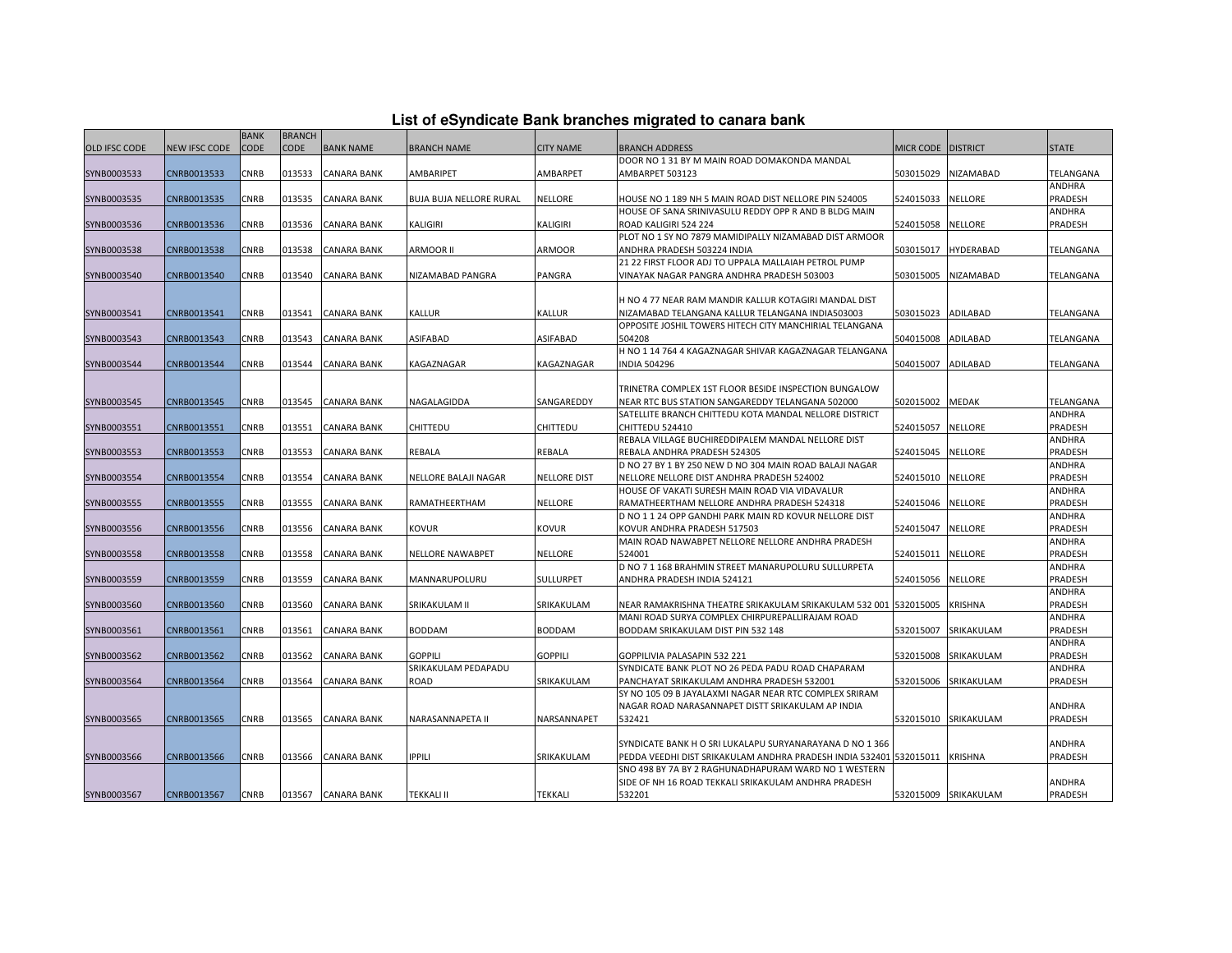# List of eSyndicate Bank branches migrated to canara bank

| OLD IFSC CODE | NEW IFSC CODE | BANK CODE | BRANCH CODE | BANK NAME | BRANCH NAME | CITY NAME | BRANCH ADDRESS | MICR CODE | DISTRICT | STATE |
|---|---|---|---|---|---|---|---|---|---|---|
| SYNB0003533 | CNRB0013533 | CNRB | 013533 | CANARA BANK | AMBARIPET | AMBARPET | DOOR NO 1 31 BY M MAIN ROAD DOMAKONDA MANDAL AMBARPET 503123 | 503015029 | NIZAMABAD | TELANGANA |
| SYNB0003535 | CNRB0013535 | CNRB | 013535 | CANARA BANK | BUJA BUJA NELLORE RURAL | NELLORE | HOUSE NO 1 189 NH 5 MAIN ROAD DIST NELLORE PIN 524005 | 524015033 | NELLORE | ANDHRA PRADESH |
| SYNB0003536 | CNRB0013536 | CNRB | 013536 | CANARA BANK | KALIGIRI | KALIGIRI | HOUSE OF SANA SRINIVASULU REDDY OPP R AND B BLDG MAIN ROAD KALIGIRI 524 224 | 524015058 | NELLORE | ANDHRA PRADESH |
| SYNB0003538 | CNRB0013538 | CNRB | 013538 | CANARA BANK | ARMOOR II | ARMOOR | PLOT NO 1 SY NO 7879 MAMIDIPALLY NIZAMABAD DIST ARMOOR ANDHRA PRADESH 503224 INDIA | 503015017 | HYDERABAD | TELANGANA |
| SYNB0003540 | CNRB0013540 | CNRB | 013540 | CANARA BANK | NIZAMABAD PANGRA | PANGRA | 21 22 FIRST FLOOR ADJ TO UPPALA MALLAIAH PETROL PUMP VINAYAK NAGAR PANGRA ANDHRA PRADESH 503003 | 503015005 | NIZAMABAD | TELANGANA |
| SYNB0003541 | CNRB0013541 | CNRB | 013541 | CANARA BANK | KALLUR | KALLUR | H NO 4 77 NEAR RAM MANDIR KALLUR KOTAGIRI MANDAL DIST NIZAMABAD TELANGANA KALLUR TELANGANA INDIA503003 | 503015023 | ADILABAD | TELANGANA |
| SYNB0003543 | CNRB0013543 | CNRB | 013543 | CANARA BANK | ASIFABAD | ASIFABAD | OPPOSITE JOSHIL TOWERS HITECH CITY MANCHIRIAL TELANGANA 504208 | 504015008 | ADILABAD | TELANGANA |
| SYNB0003544 | CNRB0013544 | CNRB | 013544 | CANARA BANK | KAGAZNAGAR | KAGAZNAGAR | H NO 1 14 764 4 KAGAZNAGAR SHIVAR KAGAZNAGAR TELANGANA INDIA 504296 | 504015007 | ADILABAD | TELANGANA |
| SYNB0003545 | CNRB0013545 | CNRB | 013545 | CANARA BANK | NAGALAGIDDA | SANGAREDDY | TRINETRA COMPLEX 1ST FLOOR BESIDE INSPECTION BUNGALOW NEAR RTC BUS STATION SANGAREDDY TELANGANA 502000 | 502015002 | MEDAK | TELANGANA |
| SYNB0003551 | CNRB0013551 | CNRB | 013551 | CANARA BANK | CHITTEDU | CHITTEDU | SATELLITE BRANCH CHITTEDU KOTA MANDAL NELLORE DISTRICT CHITTEDU 524410 | 524015057 | NELLORE | ANDHRA PRADESH |
| SYNB0003553 | CNRB0013553 | CNRB | 013553 | CANARA BANK | REBALA | REBALA | REBALA VILLAGE BUCHIREDDIPALEM MANDAL NELLORE DIST REBALA ANDHRA PRADESH 524305 | 524015045 | NELLORE | ANDHRA PRADESH |
| SYNB0003554 | CNRB0013554 | CNRB | 013554 | CANARA BANK | NELLORE BALAJI NAGAR | NELLORE DIST | D NO 27 BY 1 BY 250 NEW D NO 304 MAIN ROAD BALAJI NAGAR NELLORE NELLORE DIST ANDHRA PRADESH 524002 | 524015010 | NELLORE | ANDHRA PRADESH |
| SYNB0003555 | CNRB0013555 | CNRB | 013555 | CANARA BANK | RAMATHEERTHAM | NELLORE | HOUSE OF VAKATI SURESH MAIN ROAD VIA VIDAVALUR RAMATHEERTHAM NELLORE ANDHRA PRADESH 524318 | 524015046 | NELLORE | ANDHRA PRADESH |
| SYNB0003556 | CNRB0013556 | CNRB | 013556 | CANARA BANK | KOVUR | KOVUR | D NO 1 1 24 OPP GANDHI PARK MAIN RD KOVUR NELLORE DIST KOVUR ANDHRA PRADESH 517503 | 524015047 | NELLORE | ANDHRA PRADESH |
| SYNB0003558 | CNRB0013558 | CNRB | 013558 | CANARA BANK | NELLORE NAWABPET | NELLORE | MAIN ROAD NAWABPET NELLORE NELLORE ANDHRA PRADESH 524001 | 524015011 | NELLORE | ANDHRA PRADESH |
| SYNB0003559 | CNRB0013559 | CNRB | 013559 | CANARA BANK | MANNARUPOLURU | SULLURPET | D NO 7 1 168 BRAHMIN STREET MANARUPOLURU SULLURPETA ANDHRA PRADESH INDIA 524121 | 524015056 | NELLORE | ANDHRA PRADESH |
| SYNB0003560 | CNRB0013560 | CNRB | 013560 | CANARA BANK | SRIKAKULAM II | SRIKAKULAM | NEAR RAMAKRISHNA THEATRE SRIKAKULAM SRIKAKULAM 532 001 | 532015005 | KRISHNA | ANDHRA PRADESH |
| SYNB0003561 | CNRB0013561 | CNRB | 013561 | CANARA BANK | BODDAM | BODDAM | MANI ROAD SURYA COMPLEX CHIRPUREPALLIRAJAM ROAD BODDAM SRIKAKULAM DIST PIN 532 148 | 532015007 | SRIKAKULAM | ANDHRA PRADESH |
| SYNB0003562 | CNRB0013562 | CNRB | 013562 | CANARA BANK | GOPPILI | GOPPILI | GOPPILIVIA PALASAPIN 532 221 | 532015008 | SRIKAKULAM | ANDHRA PRADESH |
| SYNB0003564 | CNRB0013564 | CNRB | 013564 | CANARA BANK | SRIKAKULAM PEDAPADU ROAD | SRIKAKULAM | SYNDICATE BANK PLOT NO 26 PEDA PADU ROAD CHAPARAM PANCHAYAT SRIKAKULAM ANDHRA PRADESH 532001 | 532015006 | SRIKAKULAM | ANDHRA PRADESH |
| SYNB0003565 | CNRB0013565 | CNRB | 013565 | CANARA BANK | NARASANNAPETA II | NARSANNAPET | SY NO 105 09 B JAYALAXMI NAGAR NEAR RTC COMPLEX SRIRAM NAGAR ROAD NARASANNAPET DISTT SRIKAKULAM AP INDIA 532421 | 532015010 | SRIKAKULAM | ANDHRA PRADESH |
| SYNB0003566 | CNRB0013566 | CNRB | 013566 | CANARA BANK | IPPILI | SRIKAKULAM | SYNDICATE BANK H O SRI LUKALAPU SURYANARAYANA D NO 1 366 PEDDA VEEDHI DIST SRIKAKULAM ANDHRA PRADESH INDIA 532401 | 532015011 | KRISHNA | ANDHRA PRADESH |
| SYNB0003567 | CNRB0013567 | CNRB | 013567 | CANARA BANK | TEKKALI II | TEKKALI | SNO 498 BY 7A BY 2 RAGHUNADHAPURAM WARD NO 1 WESTERN SIDE OF NH 16 ROAD TEKKALI SRIKAKULAM ANDHRA PRADESH 532201 | 532015009 | SRIKAKULAM | ANDHRA PRADESH |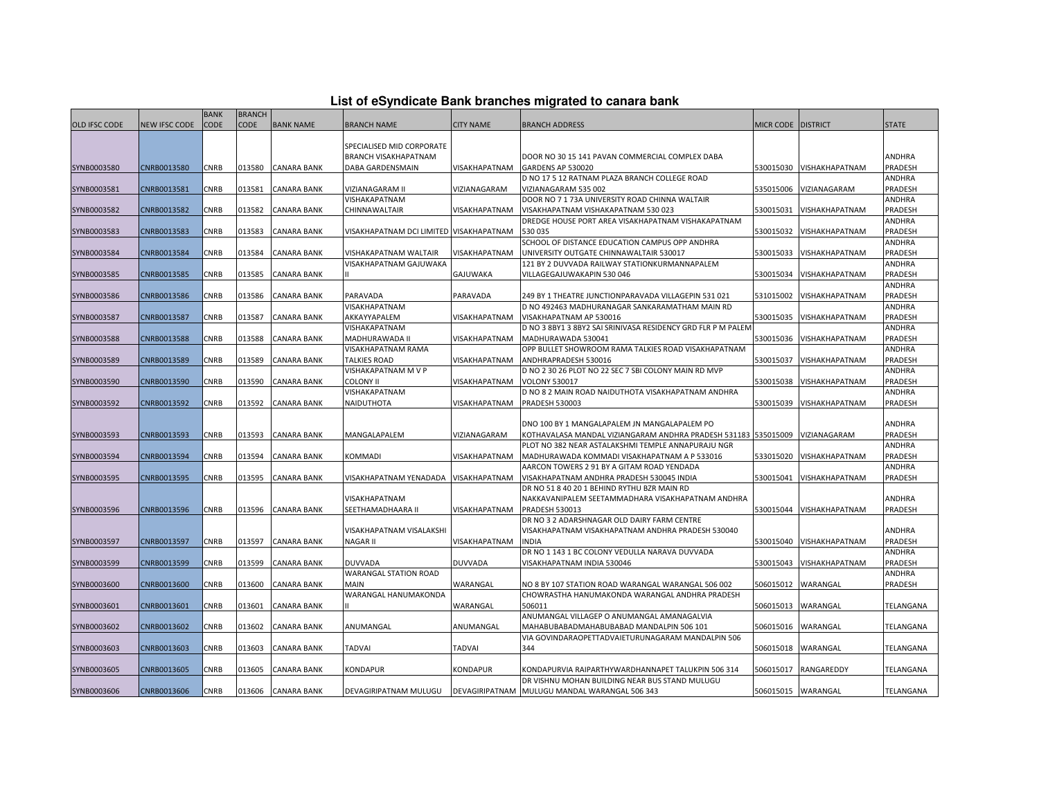# List of eSyndicate Bank branches migrated to canara bank

| OLD IFSC CODE | NEW IFSC CODE | BANK CODE | BRANCH CODE | BANK NAME | BRANCH NAME | CITY NAME | BRANCH ADDRESS | MICR CODE | DISTRICT | STATE |
|---|---|---|---|---|---|---|---|---|---|---|
| SYNB0003580 | CNRB0013580 | CNRB | 013580 | CANARA BANK | SPECIALISED MID CORPORATE BRANCH VISAKHAPATNAM DABA GARDENSMAIN | VISAKHAPATNAM | DOOR NO 30 15 141 PAVAN COMMERCIAL COMPLEX DABA GARDENS AP 530020 | 530015030 | VISHAKHAPATNAM | ANDHRA PRADESH |
| SYNB0003581 | CNRB0013581 | CNRB | 013581 | CANARA BANK | VIZIANAGARAM II | VIZIANAGARAM | D NO 17 5 12 RATNAM PLAZA BRANCH COLLEGE ROAD VIZIANAGARAM 535 002 | 535015006 | VIZIANAGARAM | ANDHRA PRADESH |
| SYNB0003582 | CNRB0013582 | CNRB | 013582 | CANARA BANK | VISHAKHAPATNAM CHINNAWALTAIR | VISAKHAPATNAM | DOOR NO 7 1 73A UNIVERSITY ROAD CHINNA WALTAIR VISAKHAPATNAM VISHAKAPATNAM 530 023 | 530015031 | VISHAKHAPATNAM | ANDHRA PRADESH |
| SYNB0003583 | CNRB0013583 | CNRB | 013583 | CANARA BANK | VISAKHAPATNAM DCI LIMITED | VISAKHAPATNAM | DREDGE HOUSE PORT AREA VISAKHAPATNAM VISHAKAPATNAM 530 035 | 530015032 | VISHAKHAPATNAM | ANDHRA PRADESH |
| SYNB0003584 | CNRB0013584 | CNRB | 013584 | CANARA BANK | VISHAKAPATNAM WALTAIR | VISAKHAPATNAM | SCHOOL OF DISTANCE EDUCATION CAMPUS OPP ANDHRA UNIVERSITY OUTGATE CHINNAWALTAIR 530017 | 530015033 | VISHAKHAPATNAM | ANDHRA PRADESH |
| SYNB0003585 | CNRB0013585 | CNRB | 013585 | CANARA BANK | VISAKHAPATNAM GAJUWAKA II | GAJUWAKA | 121 BY 2 DUVVADA RAILWAY STATIONKURMANNAPALEM VILLAGEGAJUWAKAPIN 530 046 | 530015034 | VISHAKHAPATNAM | ANDHRA PRADESH |
| SYNB0003586 | CNRB0013586 | CNRB | 013586 | CANARA BANK | PARAVADA | PARAVADA | 249 BY 1 THEATRE JUNCTIONPARAVADA VILLAGEPIN 531 021 | 531015002 | VISHAKHAPATNAM | ANDHRA PRADESH |
| SYNB0003587 | CNRB0013587 | CNRB | 013587 | CANARA BANK | VISAKHAPATNAM AKKAYYAPALEM | VISAKHAPATNAM | D NO 492463 MADHURANAGAR SANKARAMATHAM MAIN RD VISAKHAPATNAM AP 530016 | 530015035 | VISHAKHAPATNAM | ANDHRA PRADESH |
| SYNB0003588 | CNRB0013588 | CNRB | 013588 | CANARA BANK | VISHAKAPATNAM MADHURAWADA II | VISAKHAPATNAM | D NO 3 8BY1 3 8BY2 SAI SRINIVASA RESIDENCY GRD FLR P M PALEM MADHURAWADA 530041 | 530015036 | VISHAKHAPATNAM | ANDHRA PRADESH |
| SYNB0003589 | CNRB0013589 | CNRB | 013589 | CANARA BANK | VISAKHAPATNAM RAMA TALKIES ROAD | VISAKHAPATNAM | OPP BULLET SHOWROOM RAMA TALKIES ROAD VISAKHAPATNAM ANDHRAPRADESH 530016 | 530015037 | VISHAKHAPATNAM | ANDHRA PRADESH |
| SYNB0003590 | CNRB0013590 | CNRB | 013590 | CANARA BANK | VISHAKAPATNAM M V P COLONY II | VISAKHAPATNAM | D NO 2 30 26 PLOT NO 22 SEC 7 SBI COLONY MAIN RD MVP VOLONY 530017 | 530015038 | VISHAKHAPATNAM | ANDHRA PRADESH |
| SYNB0003592 | CNRB0013592 | CNRB | 013592 | CANARA BANK | VISHAKAPATNAM NAIDUTHOTA | VISAKHAPATNAM | D NO 8 2 MAIN ROAD NAIDUTHOTA VISAKHAPATNAM ANDHRA PRADESH 530003 | 530015039 | VISHAKHAPATNAM | ANDHRA PRADESH |
| SYNB0003593 | CNRB0013593 | CNRB | 013593 | CANARA BANK | MANGALAPALEM | VIZIANAGARAM | DNO 100 BY 1 MANGALAPALEM JN MANGALAPALEM PO KOTHAVALASA MANDAL VIZIANGARAM ANDHRA PRADESH 531183 | 535015009 | VIZIANAGARAM | ANDHRA PRADESH |
| SYNB0003594 | CNRB0013594 | CNRB | 013594 | CANARA BANK | KOMMADI | VISAKHAPATNAM | PLOT NO 382 NEAR ASTALAKSHMI TEMPLE ANNAPURAJU NGR MADHURAWADA KOMMADI VISAKHAPATNAM A P 533016 | 533015020 | VISHAKHAPATNAM | ANDHRA PRADESH |
| SYNB0003595 | CNRB0013595 | CNRB | 013595 | CANARA BANK | VISAKHAPATNAM YENADADA | VISAKHAPATNAM | AARCON TOWERS 2 91 BY A GITAM ROAD YENDADA VISAKHAPATNAM ANDHRA PRADESH 530045 INDIA | 530015041 | VISHAKHAPATNAM | ANDHRA PRADESH |
| SYNB0003596 | CNRB0013596 | CNRB | 013596 | CANARA BANK | VISAKHAPATNAM SEETHAMADHAARA II | VISAKHAPATNAM | DR NO 51 8 40 20 1 BEHIND RYTHU BZR MAIN RD NAKKAVANIPALEM SEETAMMADHARA VISAKHAPATNAM ANDHRA PRADESH 530013 | 530015044 | VISHAKHAPATNAM | ANDHRA PRADESH |
| SYNB0003597 | CNRB0013597 | CNRB | 013597 | CANARA BANK | VISAKHAPATNAM VISALAKSHI NAGAR II | VISAKHAPATNAM | DR NO 3 2 ADARSHNAGAR OLD DAIRY FARM CENTRE VISAKHAPATNAM VISAKHAPATNAM ANDHRA PRADESH 530040 INDIA | 530015040 | VISHAKHAPATNAM | ANDHRA PRADESH |
| SYNB0003599 | CNRB0013599 | CNRB | 013599 | CANARA BANK | DUVVADA | DUVVADA | DR NO 1 143 1 BC COLONY VEDULLA NARAVA DUVVADA VISAKHAPATNAM INDIA 530046 | 530015043 | VISHAKHAPATNAM | ANDHRA PRADESH |
| SYNB0003600 | CNRB0013600 | CNRB | 013600 | CANARA BANK | WARANGAL STATION ROAD MAIN | WARANGAL | NO 8 BY 107 STATION ROAD WARANGAL WARANGAL 506 002 | 506015012 | WARANGAL | ANDHRA PRADESH |
| SYNB0003601 | CNRB0013601 | CNRB | 013601 | CANARA BANK | WARANGAL HANUMAKONDA II | WARANGAL | CHOWRASTHA HANUMAKONDA WARANGAL ANDHRA PRADESH 506011 | 506015013 | WARANGAL | TELANGANA |
| SYNB0003602 | CNRB0013602 | CNRB | 013602 | CANARA BANK | ANUMANGAL | ANUMANGAL | ANUMANGAL VILLAGEP O ANUMANGAL AMANAGALVIA MAHABUBABADMAHABUBABAD MANDALPIN 506 101 | 506015016 | WARANGAL | TELANGANA |
| SYNB0003603 | CNRB0013603 | CNRB | 013603 | CANARA BANK | TADVAI | TADVAI | VIA GOVINDARAOPETTADVAIETURUNAGARAM MANDALPIN 506 344 | 506015018 | WARANGAL | TELANGANA |
| SYNB0003605 | CNRB0013605 | CNRB | 013605 | CANARA BANK | KONDAPUR | KONDAPUR | KONDAPURVIA RAIPARTHYWARDHANNAPET TALUKPIN 506 314 | 506015017 | RANGAREDDY | TELANGANA |
| SYNB0003606 | CNRB0013606 | CNRB | 013606 | CANARA BANK | DEVAGIRIPATNAM MULUGU | DEVAGIRIPATNAM | DR VISHNU MOHAN BUILDING NEAR BUS STAND MULUGU MULUGU MANDAL WARANGAL 506 343 | 506015015 | WARANGAL | TELANGANA |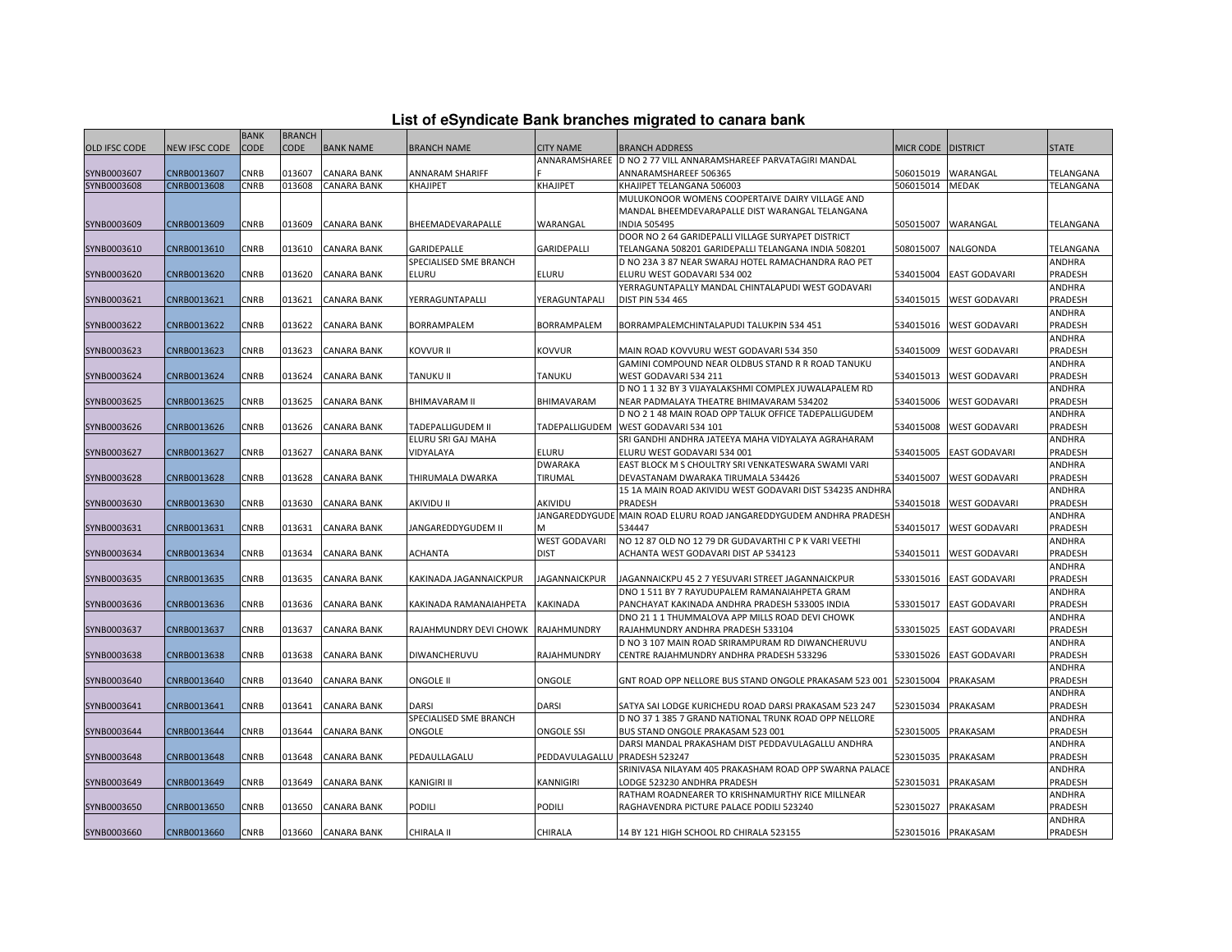# List of eSyndicate Bank branches migrated to canara bank

| OLD IFSC CODE | NEW IFSC CODE | BANK CODE | BRANCH CODE | BANK NAME | BRANCH NAME | CITY NAME | BRANCH ADDRESS | MICR CODE | DISTRICT | STATE |
|---|---|---|---|---|---|---|---|---|---|---|
| SYNB0003607 | CNRB0013607 | CNRB | 013607 | CANARA BANK | ANNARAM SHARIFF | ANNARAMSHAREEF | D NO 2 77 VILL ANNARAMSHAREEF PARVATAGIRI MANDAL ANNARAMSHAREEF 506365 | 506015019 | WARANGAL | TELANGANA |
| SYNB0003608 | CNRB0013608 | CNRB | 013608 | CANARA BANK | KHAJIPET | KHAJIPET | KHAJIPET TELANGANA 506003 | 506015014 | MEDAK | TELANGANA |
| SYNB0003609 | CNRB0013609 | CNRB | 013609 | CANARA BANK | BHEEMADEVARAPALLE | WARANGAL | MULUKONOOR WOMENS COOPERTAIVE DAIRY VILLAGE AND MANDAL BHEEMDEVARAPALLE DIST WARANGAL TELANGANA INDIA 505495 | 505015007 | WARANGAL | TELANGANA |
| SYNB0003610 | CNRB0013610 | CNRB | 013610 | CANARA BANK | GARIDEPALLE | GARIDEPALLI | DOOR NO 2 64 GARIDEPALLI VILLAGE SURYAPET DISTRICT TELANGANA 508201 GARIDEPALLI TELANGANA INDIA 508201 | 508015007 | NALGONDA | TELANGANA |
| SYNB0003620 | CNRB0013620 | CNRB | 013620 | CANARA BANK | SPECIALISED SME BRANCH ELURU | ELURU | D NO 23A 3 87 NEAR SWARAJ HOTEL RAMACHANDRA RAO PET ELURU WEST GODAVARI 534 002 | 534015004 | EAST GODAVARI | ANDHRA PRADESH |
| SYNB0003621 | CNRB0013621 | CNRB | 013621 | CANARA BANK | YERRAGUNTAPALLI | YERAGUNTAPALI | YERRAGUNTAPALLY MANDAL CHINTALAPUDI WEST GODAVARI DIST PIN 534 465 | 534015015 | WEST GODAVARI | ANDHRA PRADESH |
| SYNB0003622 | CNRB0013622 | CNRB | 013622 | CANARA BANK | BORRAMPALEM | BORRAMPALEM | BORRAMPALEMCHINTALAPUDI TALUKPIN 534 451 | 534015016 | WEST GODAVARI | ANDHRA PRADESH |
| SYNB0003623 | CNRB0013623 | CNRB | 013623 | CANARA BANK | KOVVUR II | KOVVUR | MAIN ROAD KOVVURU WEST GODAVARI 534 350 | 534015009 | WEST GODAVARI | ANDHRA PRADESH |
| SYNB0003624 | CNRB0013624 | CNRB | 013624 | CANARA BANK | TANUKU II | TANUKU | GAMINI COMPOUND NEAR OLDBUS STAND R R ROAD TANUKU WEST GODAVARI 534 211 | 534015013 | WEST GODAVARI | ANDHRA PRADESH |
| SYNB0003625 | CNRB0013625 | CNRB | 013625 | CANARA BANK | BHIMAVARAM II | BHIMAVARAM | D NO 1 1 32 BY 3 VIJAYALAKSHMI COMPLEX JUWALAPALEM RD NEAR PADMALAYA THEATRE BHIMAVARAM 534202 | 534015006 | WEST GODAVARI | ANDHRA PRADESH |
| SYNB0003626 | CNRB0013626 | CNRB | 013626 | CANARA BANK | TADEPALLIGUDEM II | TADEPALLIGUDEM | D NO 2 1 48 MAIN ROAD OPP TALUK OFFICE TADEPALLIGUDEM WEST GODAVARI 534 101 | 534015008 | WEST GODAVARI | ANDHRA PRADESH |
| SYNB0003627 | CNRB0013627 | CNRB | 013627 | CANARA BANK | ELURU SRI GAJ MAHA VIDYALAYA | ELURU | SRI GANDHI ANDHRA JATEEYA MAHA VIDYALAYA AGRAHARAM ELURU WEST GODAVARI 534 001 | 534015005 | EAST GODAVARI | ANDHRA PRADESH |
| SYNB0003628 | CNRB0013628 | CNRB | 013628 | CANARA BANK | THIRUMALA DWARKA | DWARAKA TIRUMAL | EAST BLOCK M S CHOULTRY SRI VENKATESWARA SWAMI VARI DEVASTANAM DWARAKA TIRUMALA 534426 | 534015007 | WEST GODAVARI | ANDHRA PRADESH |
| SYNB0003630 | CNRB0013630 | CNRB | 013630 | CANARA BANK | AKIVIDU II | AKIVIDU | 15 1A MAIN ROAD AKIVIDU WEST GODAVARI DIST 534235 ANDHRA PRADESH | 534015018 | WEST GODAVARI | ANDHRA PRADESH |
| SYNB0003631 | CNRB0013631 | CNRB | 013631 | CANARA BANK | JANGAREDDYGUDEM II | JANGAREDDYGUDEM | MAIN ROAD ELURU ROAD JANGAREDDYGUDEM ANDHRA PRADESH 534447 | 534015017 | WEST GODAVARI | ANDHRA PRADESH |
| SYNB0003634 | CNRB0013634 | CNRB | 013634 | CANARA BANK | ACHANTA | WEST GODAVARI DIST | NO 12 87 OLD NO 12 79 DR GUDAVARTHI C P K VARI VEETHI ACHANTA WEST GODAVARI DIST AP 534123 | 534015011 | WEST GODAVARI | ANDHRA PRADESH |
| SYNB0003635 | CNRB0013635 | CNRB | 013635 | CANARA BANK | KAKINADA JAGANNAICKPUR | JAGANNAICKPUR | JAGANNAICKPU 45 2 7 YESUVARI STREET JAGANNAICKPUR | 533015016 | EAST GODAVARI | ANDHRA PRADESH |
| SYNB0003636 | CNRB0013636 | CNRB | 013636 | CANARA BANK | KAKINADA RAMANAIAHPETA | KAKINADA | DNO 1 511 BY 7 RAYUDUPALEM RAMANAIAHPETA GRAM PANCHAYAT KAKINADA ANDHRA PRADESH 533005 INDIA | 533015017 | EAST GODAVARI | ANDHRA PRADESH |
| SYNB0003637 | CNRB0013637 | CNRB | 013637 | CANARA BANK | RAJAHMUNDRY DEVI CHOWK | RAJAHMUNDRY | DNO 21 1 1 THUMMALOVA APP MILLS ROAD DEVI CHOWK RAJAHMUNDRY ANDHRA PRADESH 533104 | 533015025 | EAST GODAVARI | ANDHRA PRADESH |
| SYNB0003638 | CNRB0013638 | CNRB | 013638 | CANARA BANK | DIWANCHERUVU | RAJAHMUNDRY | D NO 3 107 MAIN ROAD SRIRAMPURAM RD DIWANCHERUVU CENTRE RAJAHMUNDRY ANDHRA PRADESH 533296 | 533015026 | EAST GODAVARI | ANDHRA PRADESH |
| SYNB0003640 | CNRB0013640 | CNRB | 013640 | CANARA BANK | ONGOLE II | ONGOLE | GNT ROAD OPP NELLORE BUS STAND ONGOLE PRAKASAM 523 001 | 523015004 | PRAKASAM | ANDHRA PRADESH |
| SYNB0003641 | CNRB0013641 | CNRB | 013641 | CANARA BANK | DARSI | DARSI | SATYA SAI LODGE KURICHEDU ROAD DARSI PRAKASAM 523 247 | 523015034 | PRAKASAM | ANDHRA PRADESH |
| SYNB0003644 | CNRB0013644 | CNRB | 013644 | CANARA BANK | SPECIALISED SME BRANCH ONGOLE | ONGOLE SSI | D NO 37 1 385 7 GRAND NATIONAL TRUNK ROAD OPP NELLORE BUS STAND ONGOLE PRAKASAM 523 001 | 523015005 | PRAKASAM | ANDHRA PRADESH |
| SYNB0003648 | CNRB0013648 | CNRB | 013648 | CANARA BANK | PEDAULLAGALU | PEDDAVULAGALLU | DARSI MANDAL PRAKASHAM DIST PEDDAVULAGALLU ANDHRA PRADESH 523247 | 523015035 | PRAKASAM | ANDHRA PRADESH |
| SYNB0003649 | CNRB0013649 | CNRB | 013649 | CANARA BANK | KANIGIRI II | KANNIGIRI | SRINIVASA NILAYAM 405 PRAKASHAM ROAD OPP SWARNA PALACE LODGE 523230 ANDHRA PRADESH | 523015031 | PRAKASAM | ANDHRA PRADESH |
| SYNB0003650 | CNRB0013650 | CNRB | 013650 | CANARA BANK | PODILI | PODILI | RATHAM ROADNEARER TO KRISHNAMURTHY RICE MILLNEAR RAGHAVENDRA PICTURE PALACE PODILI 523240 | 523015027 | PRAKASAM | ANDHRA PRADESH |
| SYNB0003660 | CNRB0013660 | CNRB | 013660 | CANARA BANK | CHIRALA II | CHIRALA | 14 BY 121 HIGH SCHOOL RD CHIRALA 523155 | 523015016 | PRAKASAM | ANDHRA PRADESH |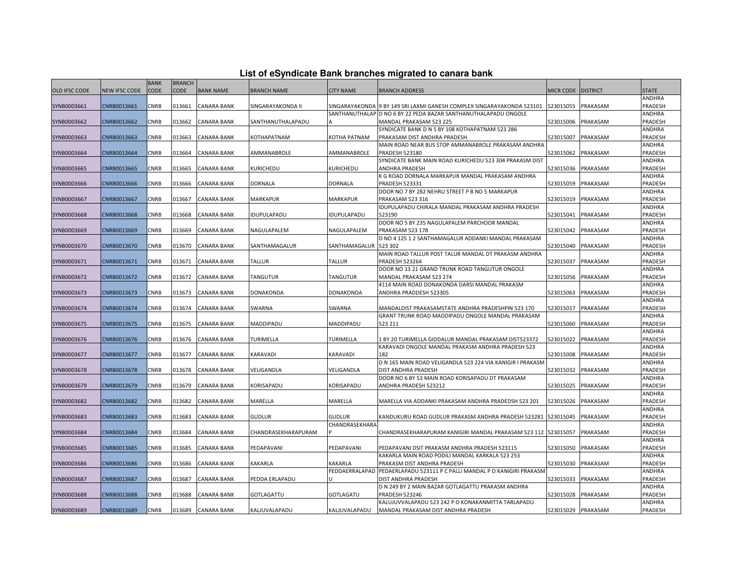# List of eSyndicate Bank branches migrated to canara bank

| OLD IFSC CODE | NEW IFSC CODE | BANK CODE | BRANCH CODE | BANK NAME | BRANCH NAME | CITY NAME | BRANCH ADDRESS | MICR CODE | DISTRICT | STATE |
|---|---|---|---|---|---|---|---|---|---|---|
| SYNB0003661 | CNRB0013661 | CNRB | 013661 | CANARA BANK | SINGARAYAKONDA II | SINGARAYAKONDA | 9 BY 149 SRI LAXMI GANESH COMPLEX SINGARAYAKONDA 523101 | 523015055 | PRAKASAM | ANDHRA PRADESH |
| SYNB0003662 | CNRB0013662 | CNRB | 013662 | CANARA BANK | SANTHANUTHALAPADU | SANTHANUTHALAPA | D NO 6 BY 22 PEDA BAZAR SANTHANUTHALAPADU ONGOLE MANDAL PRAKASAM 523 225 | 523015006 | PRAKASAM | ANDHRA PRADESH |
| SYNB0003663 | CNRB0013663 | CNRB | 013663 | CANARA BANK | KOTHAPATNAM | KOTHA PATNAM | SYNDICATE BANK D N 5 BY 108 KOTHAPATNAM 523 286 PRAKASAM DIST ANDHRA PRADESH | 523015007 | PRAKASAM | ANDHRA PRADESH |
| SYNB0003664 | CNRB0013664 | CNRB | 013664 | CANARA BANK | AMMANABROLE | AMMANABROLE | MAIN ROAD NEAR BUS STOP AMMANABROLE PRAKASAM ANDHRA PRADESH 523180 | 523015062 | PRAKASAM | ANDHRA PRADESH |
| SYNB0003665 | CNRB0013665 | CNRB | 013665 | CANARA BANK | KURICHEDU | KURICHEDU | SYNDICATE BANK MAIN ROAD KURICHEDU 523 304 PRAKASM DIST ANDHRA PRADESH | 523015036 | PRAKASAM | ANDHRA PRADESH |
| SYNB0003666 | CNRB0013666 | CNRB | 013666 | CANARA BANK | DORNALA | DORNALA | K G ROAD DORNALA MARKAPUR MANDAL PRAKASAM ANDHRA PRADESH 523331 | 523015059 | PRAKASAM | ANDHRA PRADESH |
| SYNB0003667 | CNRB0013667 | CNRB | 013667 | CANARA BANK | MARKAPUR | MARKAPUR | DOOR NO 7 BY 282 NEHRU STREET P B NO 5 MARKAPUR PRAKASAM 523 316 | 523015019 | PRAKASAM | ANDHRA PRADESH |
| SYNB0003668 | CNRB0013668 | CNRB | 013668 | CANARA BANK | IDUPULAPADU | IDUPULAPADU | IDUPULAPADU CHIRALA MANDAL PRAKASAM ANDHRA PRADESH 523190 | 523015041 | PRAKASAM | ANDHRA PRADESH |
| SYNB0003669 | CNRB0013669 | CNRB | 013669 | CANARA BANK | NAGULAPALEM | NAGULAPALEM | DOOR NO 5 BY 235 NAGULAPALEM PARCHOOR MANDAL PRAKASAM 523 178 | 523015042 | PRAKASAM | ANDHRA PRADESH |
| SYNB0003670 | CNRB0013670 | CNRB | 013670 | CANARA BANK | SANTHAMAGALUR | SANTHAMAGALUR | D NO 4 125 1 2 SANTHAMAGALUR ADDANKI MANDAL PRAKASAM 523 302 | 523015040 | PRAKASAM | ANDHRA PRADESH |
| SYNB0003671 | CNRB0013671 | CNRB | 013671 | CANARA BANK | TALLUR | TALLUR | MAIN ROAD TALLUR POST TALUR MANDAL DT PRAKASM ANDHRA PRADESH 523264 | 523015037 | PRAKASAM | ANDHRA PRADESH |
| SYNB0003672 | CNRB0013672 | CNRB | 013672 | CANARA BANK | TANGUTUR | TANGUTUR | DOOR NO 13 21 GRAND TRUNK ROAD TANGUTUR ONGOLE MANDAL PRAKASAM 523 274 | 523015056 | PRAKASAM | ANDHRA PRADESH |
| SYNB0003673 | CNRB0013673 | CNRB | 013673 | CANARA BANK | DONAKONDA | DONAKONDA | 4114 MAIN ROAD DONAKONDA DARSI MANDAL PRAKASM ANDHRA PRADDESH 523305 | 523015063 | PRAKASAM | ANDHRA PRADESH |
| SYNB0003674 | CNRB0013674 | CNRB | 013674 | CANARA BANK | SWARNA | SWARNA | MANDALDIST PRAKASAMSTATE ANDHRA PRADESHPIN 523 170 | 523015017 | PRAKASAM | ANDHRA PRADESH |
| SYNB0003675 | CNRB0013675 | CNRB | 013675 | CANARA BANK | MADDIPADU | MADDIPADU | GRANT TRUNK ROAD MADDIPADU ONGOLE MANDAL PRAKASAM 523 211 | 523015060 | PRAKASAM | ANDHRA PRADESH |
| SYNB0003676 | CNRB0013676 | CNRB | 013676 | CANARA BANK | TURIMELLA | TURIMELLA | 1 BY 20 TURIMELLA GIDDALUR MANDAL PRAKASAM DIST523372 | 523015022 | PRAKASAM | ANDHRA PRADESH |
| SYNB0003677 | CNRB0013677 | CNRB | 013677 | CANARA BANK | KARAVADI | KARAVADI | KARAVADI ONGOLE MANDAL PRAKASM ANDHRA PRADESH 523 182 | 523015008 | PRAKASAM | ANDHRA PRADESH |
| SYNB0003678 | CNRB0013678 | CNRB | 013678 | CANARA BANK | VELIGANDLA | VELIGANDLA | D N 165 MAIN ROAD VELIGANDLA 523 224 VIA KANIGIR I PRAKASM DIST ANDHRA PRADESH | 523015032 | PRAKASAM | ANDHRA PRADESH |
| SYNB0003679 | CNRB0013679 | CNRB | 013679 | CANARA BANK | KORISAPADU | KORISAPADU | DOOR NO 6 BY 53 MAIN ROAD KORISAPADU DT PRAKASAM ANDHRA PRADESH 523212 | 523015025 | PRAKASAM | ANDHRA PRADESH |
| SYNB0003682 | CNRB0013682 | CNRB | 013682 | CANARA BANK | MARELLA | MARELLA | MARELLA VIA ADDANKI PRAKASAM ANDHRA PRADEDSH 523 201 | 523015026 | PRAKASAM | ANDHRA PRADESH |
| SYNB0003683 | CNRB0013683 | CNRB | 013683 | CANARA BANK | GUDLUR | GUDLUR | KANDUKURU ROAD GUDLUR PRAKASM ANDHRA PRADESH 523281 | 523015045 | PRAKASAM | ANDHRA PRADESH |
| SYNB0003684 | CNRB0013684 | CNRB | 013684 | CANARA BANK | CHANDRASEKHARAPURAM | CHANDRASEKHARAP | CHANDRASEKHARAPURAM KANIGIRI MANDAL PRAKASAM 523 112 | 523015057 | PRAKASAM | ANDHRA PRADESH |
| SYNB0003685 | CNRB0013685 | CNRB | 013685 | CANARA BANK | PEDAPAVANI | PEDAPAVANI | PEDAPAVANI DSIT PRAKASM ANDHRA PRADESH 523115 | 523015050 | PRAKASAM | ANDHRA PRADESH |
| SYNB0003686 | CNRB0013686 | CNRB | 013686 | CANARA BANK | KAKARLA | KAKARLA | KAKARLA MAIN ROAD PODILI MANDAL KARKALA 523 253 PRAKASM DIST ANDHRA PRADESH | 523015030 | PRAKASAM | ANDHRA PRADESH |
| SYNB0003687 | CNRB0013687 | CNRB | 013687 | CANARA BANK | PEDDA ERLAPADU | PEDDAERRALAPADU | PEDAERLAPADU 523111 P C PALLI MANDAL P O KANIGIRI PRAKASM DIST ANDHRA PRADESH | 523015033 | PRAKASAM | ANDHRA PRADESH |
| SYNB0003688 | CNRB0013688 | CNRB | 013688 | CANARA BANK | GOTLAGATTU | GOTLAGATU | D N 249 BY 2 MAIN BAZAR GOTLAGATTU PRAKASM ANDHRA PRADESH 523246 | 523015028 | PRAKASAM | ANDHRA PRADESH |
| SYNB0003689 | CNRB0013689 | CNRB | 013689 | CANARA BANK | KALJUVALAPADU | KALJUVALAPADU | KALUJUVVALAPADU 523 242 P O KONAKANMITTA TARLAPADU MANDAL PRAKASAM DIST ANDHRA PRADESH | 523015029 | PRAKASAM | ANDHRA PRADESH |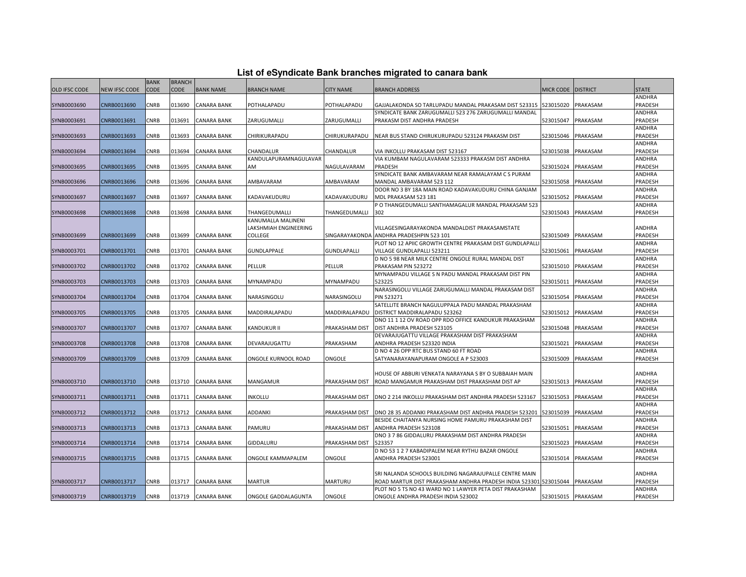# List of eSyndicate Bank branches migrated to canara bank

| OLD IFSC CODE | NEW IFSC CODE | BANK CODE | BRANCH CODE | BANK NAME | BRANCH NAME | CITY NAME | BRANCH ADDRESS | MICR CODE | DISTRICT | STATE |
|---|---|---|---|---|---|---|---|---|---|---|
| SYNB0003690 | CNRB0013690 | CNRB | 013690 | CANARA BANK | POTHALAPADU | POTHALAPADU | GAJJALAKONDA SO TARLUPADU MANDAL PRAKASAM DIST 523315 | 523015020 | PRAKASAM | ANDHRA PRADESH |
| SYNB0003691 | CNRB0013691 | CNRB | 013691 | CANARA BANK | ZARUGUMALLI | ZARUGUMALLI | SYNDICATE BANK ZARUGUMALLI 523 276 ZARUGUMALLI MANDAL PRAKASM DIST ANDHRA PRADESH | 523015047 | PRAKASAM | ANDHRA PRADESH |
| SYNB0003693 | CNRB0013693 | CNRB | 013693 | CANARA BANK | CHIRIKURAPADU | CHIRUKURAPADU | NEAR BUS STAND CHIRUKURUPADU 523124 PRAKASM DIST | 523015046 | PRAKASAM | ANDHRA PRADESH |
| SYNB0003694 | CNRB0013694 | CNRB | 013694 | CANARA BANK | CHANDALUR | CHANDALUR | VIA INKOLLU PRAKASAM DIST 523167 | 523015038 | PRAKASAM | ANDHRA PRADESH |
| SYNB0003695 | CNRB0013695 | CNRB | 013695 | CANARA BANK | KANDULAPURAMNAGULAVARAM | NAGULAVARAM | VIA KUMBAM NAGULAVARAM 523333 PRAKASM DIST ANDHRA PRADESH | 523015024 | PRAKASAM | ANDHRA PRADESH |
| SYNB0003696 | CNRB0013696 | CNRB | 013696 | CANARA BANK | AMBAVARAM | AMBAVARAM | SYNDICATE BANK AMBAVARAM NEAR RAMALAYAM C S PURAM MANDAL AMBAVARAM 523 112 | 523015058 | PRAKASAM | ANDHRA PRADESH |
| SYNB0003697 | CNRB0013697 | CNRB | 013697 | CANARA BANK | KADAVAKUDURU | KADAVAKUDURU | DOOR NO 3 BY 18A MAIN ROAD KADAVAKUDURU CHINA GANJAM MDL PRAKASAM 523 181 | 523015052 | PRAKASAM | ANDHRA PRADESH |
| SYNB0003698 | CNRB0013698 | CNRB | 013698 | CANARA BANK | THANGEDUMALLI | THANGEDUMALLI | P O THANGEDUMALLI SANTHAMAGALUR MANDAL PRAKASAM 523 302 | 523015043 | PRAKASAM | ANDHRA PRADESH |
| SYNB0003699 | CNRB0013699 | CNRB | 013699 | CANARA BANK | KANUMALLA MALINENI LAKSHMIAH ENGINEERING COLLEGE | SINGARAYAKONDA | VILLAGESINGARAYAKONDA MANDALDIST PRAKASAMSTATE ANDHRA PRADESHPIN 523 101 | 523015049 | PRAKASAM | ANDHRA PRADESH |
| SYNB0003701 | CNRB0013701 | CNRB | 013701 | CANARA BANK | GUNDLAPPALE | GUNDLAPALLI | PLOT NO 12 APIIC GROWTH CENTRE PRAKASAM DIST GUNDLAPALLI VILLAGE GUNDLAPALLI 523211 | 523015061 | PRAKASAM | ANDHRA PRADESH |
| SYNB0003702 | CNRB0013702 | CNRB | 013702 | CANARA BANK | PELLUR | PELLUR | D NO 5 98 NEAR MILK CENTRE ONGOLE RURAL MANDAL DIST PRAKASAM PIN 523272 | 523015010 | PRAKASAM | ANDHRA PRADESH |
| SYNB0003703 | CNRB0013703 | CNRB | 013703 | CANARA BANK | MYNAMPADU | MYNAMPADU | MYNAMPADU VILLAGE S N PADU MANDAL PRAKASAM DIST PIN 523225 | 523015011 | PRAKASAM | ANDHRA PRADESH |
| SYNB0003704 | CNRB0013704 | CNRB | 013704 | CANARA BANK | NARASINGOLU | NARASINGOLU | NARASINGOLU VILLAGE ZARUGUMALLI MANDAL PRAKASAM DIST PIN 523271 | 523015054 | PRAKASAM | ANDHRA PRADESH |
| SYNB0003705 | CNRB0013705 | CNRB | 013705 | CANARA BANK | MADDIRALAPADU | MADDIRALAPADU | SATELLITE BRANCH NAGULUPPALA PADU MANDAL PRAKASHAM DISTRICT MADDIRALAPADU 523262 | 523015012 | PRAKASAM | ANDHRA PRADESH |
| SYNB0003707 | CNRB0013707 | CNRB | 013707 | CANARA BANK | KANDUKUR II | PRAKASHAM DIST | DNO 11 1 12 OV ROAD OPP RDO OFFICE KANDUKUR PRAKASHAM DIST ANDHRA PRADESH 523105 | 523015048 | PRAKASAM | ANDHRA PRADESH |
| SYNB0003708 | CNRB0013708 | CNRB | 013708 | CANARA BANK | DEVARAJUGATTU | PRAKASHAM | DEVARAJUGATTU VILLAGE PRAKASHAM DIST PRAKASHAM ANDHRA PRADESH 523320 INDIA | 523015021 | PRAKASAM | ANDHRA PRADESH |
| SYNB0003709 | CNRB0013709 | CNRB | 013709 | CANARA BANK | ONGOLE KURNOOL ROAD | ONGOLE | D NO 4 26 OPP RTC BUS STAND 60 FT ROAD SATYANARAYANAPURAM ONGOLE A P 523003 | 523015009 | PRAKASAM | ANDHRA PRADESH |
| SYNB0003710 | CNRB0013710 | CNRB | 013710 | CANARA BANK | MANGAMUR | PRAKASHAM DIST | HOUSE OF ABBURI VENKATA NARAYANA S BY O SUBBAIAH MAIN ROAD MANGAMUR PRAKASHAM DIST PRAKASHAM DIST AP | 523015013 | PRAKASAM | ANDHRA PRADESH |
| SYNB0003711 | CNRB0013711 | CNRB | 013711 | CANARA BANK | INKOLLU | PRAKASHAM DIST | DNO 2 214 INKOLLU PRAKASHAM DIST ANDHRA PRADESH 523167 | 523015053 | PRAKASAM | ANDHRA PRADESH |
| SYNB0003712 | CNRB0013712 | CNRB | 013712 | CANARA BANK | ADDANKI | PRAKASHAM DIST | DNO 28 35 ADDANKI PRAKASHAM DIST ANDHRA PRADESH 523201 | 523015039 | PRAKASAM | ANDHRA PRADESH |
| SYNB0003713 | CNRB0013713 | CNRB | 013713 | CANARA BANK | PAMURU | PRAKASHAM DIST | BESIDE CHAITANYA NURSING HOME PAMURU PRAKASHAM DIST ANDHRA PRADESH 523108 | 523015051 | PRAKASAM | ANDHRA PRADESH |
| SYNB0003714 | CNRB0013714 | CNRB | 013714 | CANARA BANK | GIDDALURU | PRAKASHAM DIST | DNO 3 7 86 GIDDALURU PRAKASHAM DIST ANDHRA PRADESH 523357 | 523015023 | PRAKASAM | ANDHRA PRADESH |
| SYNB0003715 | CNRB0013715 | CNRB | 013715 | CANARA BANK | ONGOLE KAMMAPALEM | ONGOLE | D NO 53 1 2 7 KABADIPALEM NEAR RYTHU BAZAR ONGOLE ANDHRA PRADESH 523001 | 523015014 | PRAKASAM | ANDHRA PRADESH |
| SYNB0003717 | CNRB0013717 | CNRB | 013717 | CANARA BANK | MARTUR | MARTURU | SRI NALANDA SCHOOLS BUILDING NAGARAJUPALLE CENTRE MAIN ROAD MARTUR DIST PRAKASHAM ANDHRA PRADESH INDIA 523301 | 523015044 | PRAKASAM | ANDHRA PRADESH |
| SYNB0003719 | CNRB0013719 | CNRB | 013719 | CANARA BANK | ONGOLE GADDALAGUNTA | ONGOLE | PLOT NO 5 TS NO 43 WARD NO 1 LAWYER PETA DIST PRAKASHAM ONGOLE ANDHRA PRADESH INDIA 523002 | 523015015 | PRAKASAM | ANDHRA PRADESH |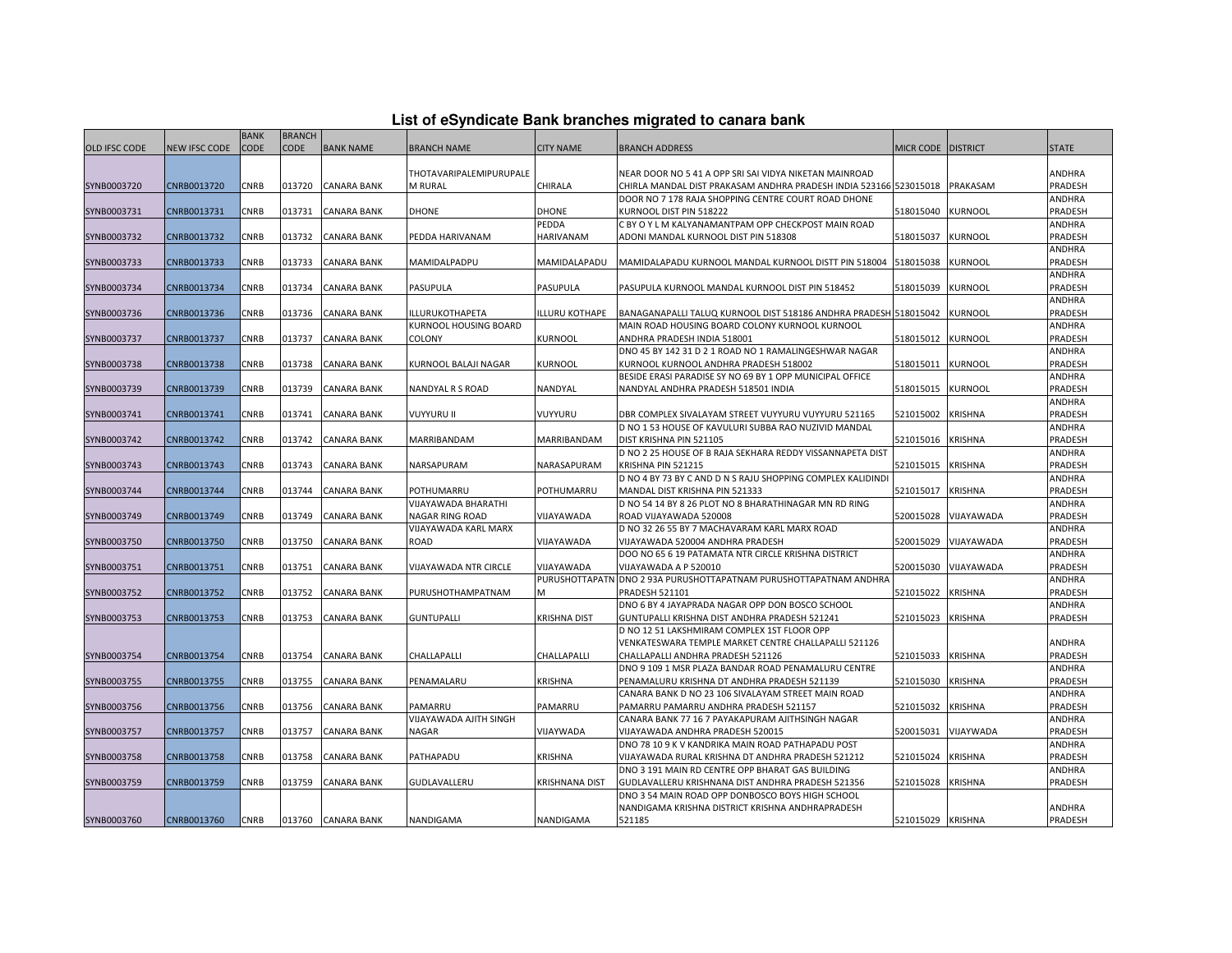# List of eSyndicate Bank branches migrated to canara bank

| OLD IFSC CODE | NEW IFSC CODE | BANK CODE | BRANCH CODE | BANK NAME | BRANCH NAME | CITY NAME | BRANCH ADDRESS | MICR CODE | DISTRICT | STATE |
|---|---|---|---|---|---|---|---|---|---|---|
| SYNB0003720 | CNRB0013720 | CNRB | 013720 | CANARA BANK | THOTAVARIPALEMIPURUPALE M RURAL | CHIRALA | NEAR DOOR NO 5 41 A OPP SRI SAI VIDYA NIKETAN MAINROAD CHIRLA MANDAL DIST PRAKASAM ANDHRA PRADESH INDIA 523166 | 523015018 | PRAKASAM | ANDHRA PRADESH |
| SYNB0003731 | CNRB0013731 | CNRB | 013731 | CANARA BANK | DHONE | DHONE | DOOR NO 7 178 RAJA SHOPPING CENTRE COURT ROAD DHONE KURNOOL DIST PIN 518222 | 518015040 | KURNOOL | ANDHRA PRADESH |
| SYNB0003732 | CNRB0013732 | CNRB | 013732 | CANARA BANK | PEDDA HARIVANAM | PEDDA HARIVANAM | C BY O Y L M KALYANAMANTPAM OPP CHECKPOST MAIN ROAD ADONI MANDAL KURNOOL DIST PIN 518308 | 518015037 | KURNOOL | ANDHRA PRADESH |
| SYNB0003733 | CNRB0013733 | CNRB | 013733 | CANARA BANK | MAMIDALPADPU | MAMIDALAPADU | MAMIDALAPADU KURNOOL MANDAL KURNOOL DISTT PIN 518004 | 518015038 | KURNOOL | ANDHRA PRADESH |
| SYNB0003734 | CNRB0013734 | CNRB | 013734 | CANARA BANK | PASUPULA | PASUPULA | PASUPULA KURNOOL MANDAL KURNOOL DIST PIN 518452 | 518015039 | KURNOOL | ANDHRA PRADESH |
| SYNB0003736 | CNRB0013736 | CNRB | 013736 | CANARA BANK | ILLURUKOTHAPETA | ILLURU KOTHAPE | BANAGANAPALLI TALUQ KURNOOL DIST 518186 ANDHRA PRADESH | 518015042 | KURNOOL | ANDHRA PRADESH |
| SYNB0003737 | CNRB0013737 | CNRB | 013737 | CANARA BANK | KURNOOL HOUSING BOARD COLONY | KURNOOL | MAIN ROAD HOUSING BOARD COLONY KURNOOL KURNOOL ANDHRA PRADESH INDIA 518001 | 518015012 | KURNOOL | ANDHRA PRADESH |
| SYNB0003738 | CNRB0013738 | CNRB | 013738 | CANARA BANK | KURNOOL BALAJI NAGAR | KURNOOL | DNO 45 BY 142 31 D 2 1 ROAD NO 1 RAMALINGESHWAR NAGAR KURNOOL KURNOOL ANDHRA PRADESH 518002 | 518015011 | KURNOOL | ANDHRA PRADESH |
| SYNB0003739 | CNRB0013739 | CNRB | 013739 | CANARA BANK | NANDYAL R S ROAD | NANDYAL | BESIDE ERASI PARADISE SY NO 69 BY 1 OPP MUNICIPAL OFFICE NANDYAL ANDHRA PRADESH 518501 INDIA | 518015015 | KURNOOL | ANDHRA PRADESH |
| SYNB0003741 | CNRB0013741 | CNRB | 013741 | CANARA BANK | VUYYURU II | VUYYURU | DBR COMPLEX SIVALAYAM STREET VUYYURU VUYYURU 521165 | 521015002 | KRISHNA | ANDHRA PRADESH |
| SYNB0003742 | CNRB0013742 | CNRB | 013742 | CANARA BANK | MARRIBANDAM | MARRIBANDAM | D NO 1 53 HOUSE OF KAVULURI SUBBA RAO NUZIVID MANDAL DIST KRISHNA PIN 521105 | 521015016 | KRISHNA | ANDHRA PRADESH |
| SYNB0003743 | CNRB0013743 | CNRB | 013743 | CANARA BANK | NARSAPURAM | NARASAPURAM | D NO 2 25 HOUSE OF B RAJA SEKHARA REDDY VISSANNAPETA DIST KRISHNA PIN 521215 | 521015015 | KRISHNA | ANDHRA PRADESH |
| SYNB0003744 | CNRB0013744 | CNRB | 013744 | CANARA BANK | POTHUMARRU | POTHUMARRU | D NO 4 BY 73 BY C AND D N S RAJU SHOPPING COMPLEX KALIDINDI MANDAL DIST KRISHNA PIN 521333 | 521015017 | KRISHNA | ANDHRA PRADESH |
| SYNB0003749 | CNRB0013749 | CNRB | 013749 | CANARA BANK | VIJAYAWADA BHARATHI NAGAR RING ROAD | VIJAYAWADA | D NO 54 14 BY 8 26 PLOT NO 8 BHARATHINAGAR MN RD RING ROAD VIJAYAWADA 520008 | 520015028 | VIJAYAWADA | ANDHRA PRADESH |
| SYNB0003750 | CNRB0013750 | CNRB | 013750 | CANARA BANK | VIJAYAWADA KARL MARX ROAD | VIJAYAWADA | D NO 32 26 55 BY 7 MACHAVARAM KARL MARX ROAD VIJAYAWADA 520004 ANDHRA PRADESH | 520015029 | VIJAYAWADA | ANDHRA PRADESH |
| SYNB0003751 | CNRB0013751 | CNRB | 013751 | CANARA BANK | VIJAYAWADA NTR CIRCLE | VIJAYAWADA | DOO NO 65 6 19 PATAMATA NTR CIRCLE KRISHNA DISTRICT VIJAYAWADA A P 520010 | 520015030 | VIJAYAWADA | ANDHRA PRADESH |
| SYNB0003752 | CNRB0013752 | CNRB | 013752 | CANARA BANK | PURUSHOTHAMPATNAM | PURUSHOTTAPATN M | DNO 2 93A PURUSHOTTAPATNAM PURUSHOTTAPATNAM ANDHRA PRADESH 521101 | 521015022 | KRISHNA | ANDHRA PRADESH |
| SYNB0003753 | CNRB0013753 | CNRB | 013753 | CANARA BANK | GUNTUPALLI | KRISHNA DIST | DNO 6 BY 4 JAYAPRADA NAGAR OPP DON BOSCO SCHOOL GUNTUPALLI KRISHNA DIST ANDHRA PRADESH 521241 | 521015023 | KRISHNA | ANDHRA PRADESH |
| SYNB0003754 | CNRB0013754 | CNRB | 013754 | CANARA BANK | CHALLAPALLI | CHALLAPALLI | D NO 12 51 LAKSHMIRAM COMPLEX 1ST FLOOR OPP VENKATESWARA TEMPLE MARKET CENTRE CHALLAPALLI 521126 CHALLAPALLI ANDHRA PRADESH 521126 | 521015033 | KRISHNA | ANDHRA PRADESH |
| SYNB0003755 | CNRB0013755 | CNRB | 013755 | CANARA BANK | PENAMALARU | KRISHNA | DNO 9 109 1 MSR PLAZA BANDAR ROAD PENAMALURU CENTRE PENAMALURU KRISHNA DT ANDHRA PRADESH 521139 | 521015030 | KRISHNA | ANDHRA PRADESH |
| SYNB0003756 | CNRB0013756 | CNRB | 013756 | CANARA BANK | PAMARRU | PAMARRU | CANARA BANK D NO 23 106 SIVALAYAM STREET MAIN ROAD PAMARRU PAMARRU ANDHRA PRADESH 521157 | 521015032 | KRISHNA | ANDHRA PRADESH |
| SYNB0003757 | CNRB0013757 | CNRB | 013757 | CANARA BANK | VIJAYAWADA AJITH SINGH NAGAR | VIJAYWADA | CANARA BANK 77 16 7 PAYAKAPURAM AJITHSINGH NAGAR VIJAYAWADA ANDHRA PRADESH 520015 | 520015031 | VIJAYWADA | ANDHRA PRADESH |
| SYNB0003758 | CNRB0013758 | CNRB | 013758 | CANARA BANK | PATHAPADU | KRISHNA | DNO 78 10 9 K V KANDRIKA MAIN ROAD PATHAPADU POST VIJAYAWADA RURAL KRISHNA DT ANDHRA PRADESH 521212 | 521015024 | KRISHNA | ANDHRA PRADESH |
| SYNB0003759 | CNRB0013759 | CNRB | 013759 | CANARA BANK | GUDLAVALLERU | KRISHNANA DIST | DNO 3 191 MAIN RD CENTRE OPP BHARAT GAS BUILDING GUDLAVALLERU KRISHNANA DIST ANDHRA PRADESH 521356 | 521015028 | KRISHNA | ANDHRA PRADESH |
| SYNB0003760 | CNRB0013760 | CNRB | 013760 | CANARA BANK | NANDIGAMA | NANDIGAMA | DNO 3 54 MAIN ROAD OPP DONBOSCO BOYS HIGH SCHOOL NANDIGAMA KRISHNA DISTRICT KRISHNA ANDHRAPRADESH 521185 | 521015029 | KRISHNA | ANDHRA PRADESH |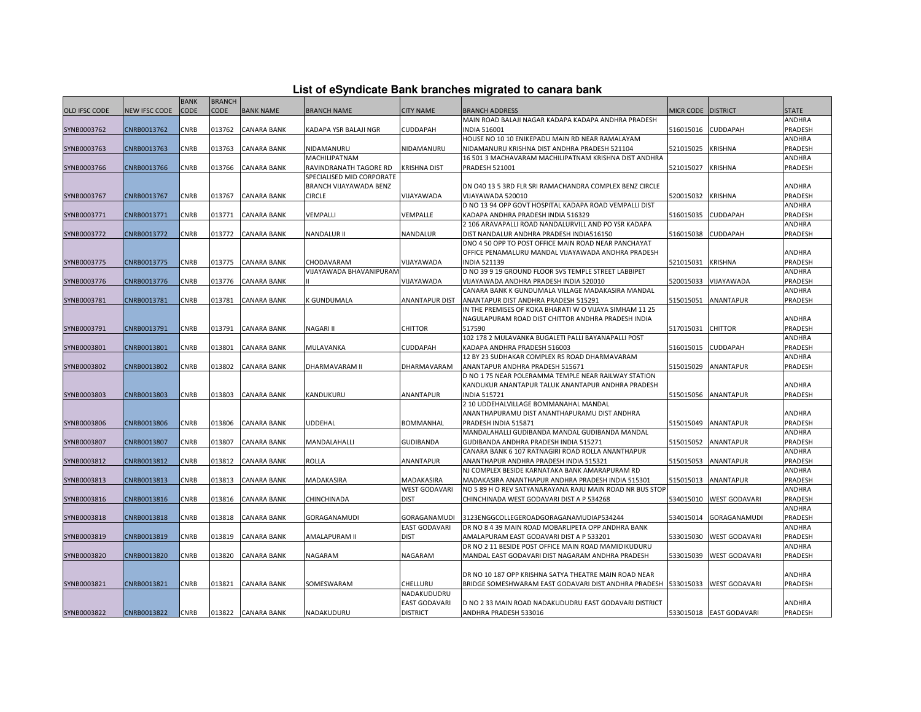## List of eSyndicate Bank branches migrated to canara bank

| OLD IFSC CODE | NEW IFSC CODE | BANK CODE | BRANCH CODE | BANK NAME | BRANCH NAME | CITY NAME | BRANCH ADDRESS | MICR CODE | DISTRICT | STATE |
|---|---|---|---|---|---|---|---|---|---|---|
| SYNB0003762 | CNRB0013762 | CNRB | 013762 | CANARA BANK | KADAPA YSR BALAJI NGR | CUDDAPAH | MAIN ROAD BALAJI NAGAR KADAPA KADAPA ANDHRA PRADESH INDIA 516001 | 516015016 | CUDDAPAH | ANDHRA PRADESH |
| SYNB0003763 | CNRB0013763 | CNRB | 013763 | CANARA BANK | NIDAMANURU | NIDAMANURU | HOUSE NO 10 10 ENIKEPADU MAIN RD NEAR RAMALAYAM NIDAMANURU KRISHNA DIST ANDHRA PRADESH 521104 | 521015025 | KRISHNA | ANDHRA PRADESH |
| SYNB0003766 | CNRB0013766 | CNRB | 013766 | CANARA BANK | MACHILIPATNAM RAVINDRANATH TAGORE RD | KRISHNA DIST | 16 501 3 MACHAVARAM MACHILIPATNAM KRISHNA DIST ANDHRA PRADESH 521001 | 521015027 | KRISHNA | ANDHRA PRADESH |
| SYNB0003767 | CNRB0013767 | CNRB | 013767 | CANARA BANK | SPECIALISED MID CORPORATE BRANCH VIJAYAWADA BENZ CIRCLE | VIJAYAWADA | DN O40 13 5 3RD FLR SRI RAMACHANDRA COMPLEX BENZ CIRCLE VIJAYAWADA 520010 | 520015032 | KRISHNA | ANDHRA PRADESH |
| SYNB0003771 | CNRB0013771 | CNRB | 013771 | CANARA BANK | VEMPALLI | VEMPALLE | D NO 13 94 OPP GOVT HOSPITAL KADAPA ROAD VEMPALLI DIST KADAPA ANDHRA PRADESH INDIA 516329 | 516015035 | CUDDAPAH | ANDHRA PRADESH |
| SYNB0003772 | CNRB0013772 | CNRB | 013772 | CANARA BANK | NANDALUR II | NANDALUR | 2 106 ARAVAPALLI ROAD NANDALURVILL AND PO YSR KADAPA DIST NANDALUR ANDHRA PRADESH INDIA516150 | 516015038 | CUDDAPAH | ANDHRA PRADESH |
| SYNB0003775 | CNRB0013775 | CNRB | 013775 | CANARA BANK | CHODAVARAM | VIJAYAWADA | DNO 4 50 OPP TO POST OFFICE MAIN ROAD NEAR PANCHAYAT OFFICE PENAMALURU MANDAL VIJAYAWADA ANDHRA PRADESH INDIA 521139 | 521015031 | KRISHNA | ANDHRA PRADESH |
| SYNB0003776 | CNRB0013776 | CNRB | 013776 | CANARA BANK | VIJAYAWADA BHAVANIPURAM II | VIJAYAWADA | D NO 39 9 19 GROUND FLOOR SVS TEMPLE STREET LABBIPET VIJAYAWADA ANDHRA PRADESH INDIA 520010 | 520015033 | VIJAYAWADA | ANDHRA PRADESH |
| SYNB0003781 | CNRB0013781 | CNRB | 013781 | CANARA BANK | K GUNDUMALA | ANANTAPUR DIST | CANARA BANK K GUNDUMALA VILLAGE MADAKASIRA MANDAL ANANTAPUR DIST ANDHRA PRADESH 515291 | 515015051 | ANANTAPUR | ANDHRA PRADESH |
| SYNB0003791 | CNRB0013791 | CNRB | 013791 | CANARA BANK | NAGARI II | CHITTOR | IN THE PREMISES OF KOKA BHARATI W O VIJAYA SIMHAM 11 25 NAGULAPURAM ROAD DIST CHITTOR ANDHRA PRADESH INDIA 517590 | 517015031 | CHITTOR | ANDHRA PRADESH |
| SYNB0003801 | CNRB0013801 | CNRB | 013801 | CANARA BANK | MULAVANKA | CUDDAPAH | 102 178 2 MULAVANKA BUGALETI PALLI BAYANAPALLI POST KADAPA ANDHRA PRADESH 516003 | 516015015 | CUDDAPAH | ANDHRA PRADESH |
| SYNB0003802 | CNRB0013802 | CNRB | 013802 | CANARA BANK | DHARMAVARAM II | DHARMAVARAM | 12 BY 23 SUDHAKAR COMPLEX RS ROAD DHARMAVARAM ANANTAPUR ANDHRA PRADESH 515671 | 515015029 | ANANTAPUR | ANDHRA PRADESH |
| SYNB0003803 | CNRB0013803 | CNRB | 013803 | CANARA BANK | KANDUKURU | ANANTAPUR | D NO 1 75 NEAR POLERAMMA TEMPLE NEAR RAILWAY STATION KANDUKUR ANANTAPUR TALUK ANANTAPUR ANDHRA PRADESH INDIA 515721 | 515015056 | ANANTAPUR | ANDHRA PRADESH |
| SYNB0003806 | CNRB0013806 | CNRB | 013806 | CANARA BANK | UDDEHAL | BOMMANHAL | 2 10 UDDEHALVILLAGE BOMMANAHAL MANDAL ANANTHAPURAMU DIST ANANTHAPURAMU DIST ANDHRA PRADESH INDIA 515871 | 515015049 | ANANTAPUR | ANDHRA PRADESH |
| SYNB0003807 | CNRB0013807 | CNRB | 013807 | CANARA BANK | MANDALAHALLI | GUDIBANDA | MANDALAHALLI GUDIBANDA MANDAL GUDIBANDA MANDAL GUDIBANDA ANDHRA PRADESH INDIA 515271 | 515015052 | ANANTAPUR | ANDHRA PRADESH |
| SYNB0003812 | CNRB0013812 | CNRB | 013812 | CANARA BANK | ROLLA | ANANTAPUR | CANARA BANK 6 107 RATNAGIRI ROAD ROLLA ANANTHAPUR ANANTHAPUR ANDHRA PRADESH INDIA 515321 | 515015053 | ANANTAPUR | ANDHRA PRADESH |
| SYNB0003813 | CNRB0013813 | CNRB | 013813 | CANARA BANK | MADAKASIRA | MADAKASIRA | NJ COMPLEX BESIDE KARNATAKA BANK AMARAPURAM RD MADAKASIRA ANANTHAPUR ANDHRA PRADESH INDIA 515301 | 515015013 | ANANTAPUR | ANDHRA PRADESH |
| SYNB0003816 | CNRB0013816 | CNRB | 013816 | CANARA BANK | CHINCHINADA | WEST GODAVARI DIST | NO 5 89 H O REV SATYANARAYANA RAJU MAIN ROAD NR BUS STOP CHINCHINADA WEST GODAVARI DIST A P 534268 | 534015010 | WEST GODAVARI | ANDHRA PRADESH |
| SYNB0003818 | CNRB0013818 | CNRB | 013818 | CANARA BANK | GORAGANAMUDI | GORAGANAMUDI | 3123ENGGCOLLEGEROADGORAGANAMUDIAP534244 | 534015014 | GORAGANAMUDI | ANDHRA PRADESH |
| SYNB0003819 | CNRB0013819 | CNRB | 013819 | CANARA BANK | AMALAPURAM II | EAST GODAVARI DIST | DR NO 8 4 39 MAIN ROAD MOBARLIPETA OPP ANDHRA BANK AMALAPURAM EAST GODAVARI DIST A P 533201 | 533015030 | WEST GODAVARI | ANDHRA PRADESH |
| SYNB0003820 | CNRB0013820 | CNRB | 013820 | CANARA BANK | NAGARAM | NAGARAM | DR NO 2 11 BESIDE POST OFFICE MAIN ROAD MAMIDIKUDURU MANDAL EAST GODAVARI DIST NAGARAM ANDHRA PRADESH | 533015039 | WEST GODAVARI | ANDHRA PRADESH |
| SYNB0003821 | CNRB0013821 | CNRB | 013821 | CANARA BANK | SOMESWARAM | CHELLURU | DR NO 10 187 OPP KRISHNA SATYA THEATRE MAIN ROAD NEAR BRIDGE SOMESHWARAM EAST GODAVARI DIST ANDHRA PRADESH | 533015033 | WEST GODAVARI | ANDHRA PRADESH |
| SYNB0003822 | CNRB0013822 | CNRB | 013822 | CANARA BANK | NADAKUDURU | NADAKUDUDRU EAST GODAVARI DISTRICT | D NO 2 33 MAIN ROAD NADAKUDUDRU EAST GODAVARI DISTRICT ANDHRA PRADESH 533016 | 533015018 | EAST GODAVARI | ANDHRA PRADESH |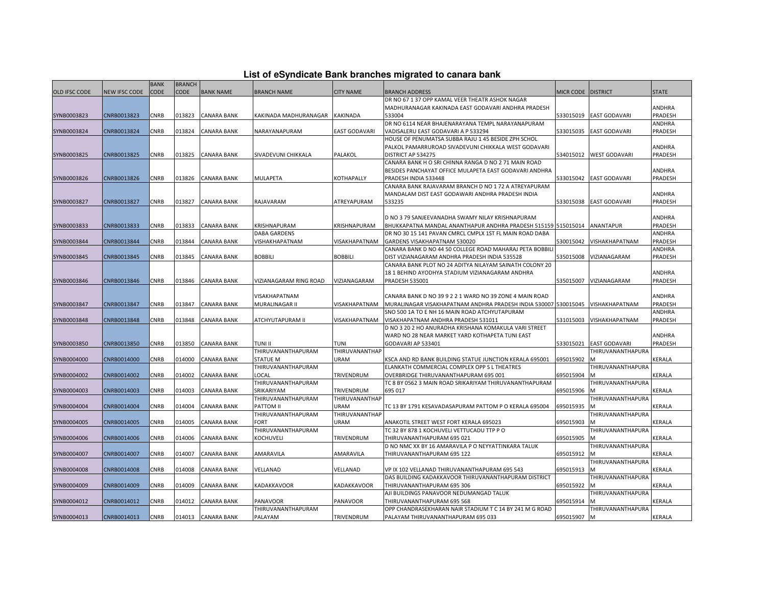# List of eSyndicate Bank branches migrated to canara bank

| OLD IFSC CODE | NEW IFSC CODE | BANK CODE | BRANCH CODE | BANK NAME | BRANCH NAME | CITY NAME | BRANCH ADDRESS | MICR CODE | DISTRICT | STATE |
|---|---|---|---|---|---|---|---|---|---|---|
| SYNB0003823 | CNRB0013823 | CNRB | 013823 | CANARA BANK | KAKINADA MADHURANAGAR | KAKINADA | DR NO 67 1 37 OPP KAMAL VEER THEATR ASHOK NAGAR MADHURANAGAR KAKINADA EAST GODAVARI ANDHRA PRADESH 533004 | 533015019 | EAST GODAVARI | ANDHRA PRADESH |
| SYNB0003824 | CNRB0013824 | CNRB | 013824 | CANARA BANK | NARAYANAPURAM | EAST GODAVARI | DR NO 6114 NEAR BHAJENARAYANA TEMPL NARAYANAPURAM VADISALERU EAST GODAVARI A P 533294 | 533015035 | EAST GODAVARI | ANDHRA PRADESH |
| SYNB0003825 | CNRB0013825 | CNRB | 013825 | CANARA BANK | SIVADEVUNI CHIKKALA | PALAKOL | HOUSE OF PENUMATSA SUBBA RAJU 1 45 BESIDE ZPH SCHOL PALKOL PAMARRUROAD SIVADEVUNI CHIKKALA WEST GODAVARI DISTRICT AP 534275 | 534015012 | WEST GODAVARI | ANDHRA PRADESH |
| SYNB0003826 | CNRB0013826 | CNRB | 013826 | CANARA BANK | MULAPETA | KOTHAPALLY | CANARA BANK H O SRI CHINNA RANGA D NO 2 71 MAIN ROAD BESIDES PANCHAYAT OFFICE MULAPETA EAST GODAVARI ANDHRA PRADESH INDIA 533448 | 533015042 | EAST GODAVARI | ANDHRA PRADESH |
| SYNB0003827 | CNRB0013827 | CNRB | 013827 | CANARA BANK | RAJAVARAM | ATREYAPURAM | CANARA BANK RAJAVARAM BRANCH D NO 1 72 A ATREYAPURAM MANDALAM DIST EAST GODAWARI ANDHRA PRADESH INDIA 533235 | 533015038 | EAST GODAVARI | ANDHRA PRADESH |
| SYNB0003833 | CNRB0013833 | CNRB | 013833 | CANARA BANK | KRISHNAPURAM | KRISHNAPURAM | D NO 3 79 SANJEEVANADHA SWAMY NILAY KRISHNAPURAM BHUKKAPATNA MANDAL ANANTHAPUR ANDHRA PRADESH 515159 | 515015014 | ANANTAPUR | ANDHRA PRADESH |
| SYNB0003844 | CNRB0013844 | CNRB | 013844 | CANARA BANK | DABA GARDENS VISHAKHAPATNAM | VISAKHAPATNAM | DR NO 30 15 141 PAVAN CMRCL CMPLX 1ST FL MAIN ROAD DABA GARDENS VISAKHAPATNAM 530020 | 530015042 | VISHAKHAPATNAM | ANDHRA PRADESH |
| SYNB0003845 | CNRB0013845 | CNRB | 013845 | CANARA BANK | BOBBILI | BOBBILI | CANARA BANK D NO 44 50 COLLEGE ROAD MAHARAJ PETA BOBBILI DIST VIZIANAGARAM ANDHRA PRADESH INDIA 535528 | 535015008 | VIZIANAGARAM | ANDHRA PRADESH |
| SYNB0003846 | CNRB0013846 | CNRB | 013846 | CANARA BANK | VIZIANAGARAM RING ROAD | VIZIANAGARAM | CANARA BANK PLOT NO 24 ADITYA NILAYAM SAINATH COLONY 20 18 1 BEHIND AYODHYA STADIUM VIZIANAGARAM ANDHRA PRADESH 535001 | 535015007 | VIZIANAGARAM | ANDHRA PRADESH |
| SYNB0003847 | CNRB0013847 | CNRB | 013847 | CANARA BANK | VISAKHAPATNAM MURALINAGAR II | VISAKHAPATNAM | CANARA BANK D NO 39 9 2 2 1 WARD NO 39 ZONE 4 MAIN ROAD MURALINAGAR VISAKHAPATNAM ANDHRA PRADESH INDIA 530007 | 530015045 | VISHAKHAPATNAM | ANDHRA PRADESH |
| SYNB0003848 | CNRB0013848 | CNRB | 013848 | CANARA BANK | ATCHYUTAPURAM II | VISAKHAPATNAM | SNO 500 1A TO E NH 16 MAIN ROAD ATCHYUTAPURAM VISAKHAPATNAM ANDHRA PRADESH 531011 | 531015003 | VISHAKHAPATNAM | ANDHRA PRADESH |
| SYNB0003850 | CNRB0013850 | CNRB | 013850 | CANARA BANK | TUNI II | TUNI | D NO 3 20 2 HO ANURADHA KRISHANA KOMAKULA VARI STREET WARD NO 28 NEAR MARKET YARD KOTHAPETA TUNI EAST GODAVARI AP 533401 | 533015021 | EAST GODAVARI | ANDHRA PRADESH |
| SYNB0004000 | CNRB0014000 | CNRB | 014000 | CANARA BANK | THIRUVANANTHAPURAM STATUE M | THIRUVANANTHAPURAM | KSCA AND RD BANK BUILDING STATUE JUNCTION KERALA 695001 | 695015902 | THIRUVANANTHAPURAM | KERALA |
| SYNB0004002 | CNRB0014002 | CNRB | 014002 | CANARA BANK | THIRUVANANTHAPURAM LOCAL | TRIVENDRUM | ELANKATH COMMERCIAL COMPLEX OPP S L THEATRES OVERBRIDGE THIRUVANANTHAPURAM 695 001 | 695015904 | THIRUVANANTHAPURAM | KERALA |
| SYNB0004003 | CNRB0014003 | CNRB | 014003 | CANARA BANK | THIRUVANANTHAPURAM SRIKARIYAM | TRIVENDRUM | TC 8 BY 0562 3 MAIN ROAD SRIKARIYAM THIRUVANANTHAPURAM 695 017 | 695015906 | THIRUVANANTHAPURAM | KERALA |
| SYNB0004004 | CNRB0014004 | CNRB | 014004 | CANARA BANK | THIRUVANANTHAPURAM PATTOM II | THIRUVANANTHAPURAM | TC 13 BY 1791 KESAVADASAPURAM PATTOM P O KERALA 695004 | 695015935 | THIRUVANANTHAPURAM | KERALA |
| SYNB0004005 | CNRB0014005 | CNRB | 014005 | CANARA BANK | THIRUVANANTHAPURAM FORT | THIRUVANANTHAPURAM | ANAKOTIL STREET WEST FORT KERALA 695023 | 695015903 | THIRUVANANTHAPURAM | KERALA |
| SYNB0004006 | CNRB0014006 | CNRB | 014006 | CANARA BANK | THIRUVANANTHAPURAM KOCHUVELI | TRIVENDRUM | TC 32 BY 878 1 KOCHUVELI VETTUCADU TTP P O THIRUVANANTHAPURAM 695 021 | 695015905 | THIRUVANANTHAPURAM | KERALA |
| SYNB0004007 | CNRB0014007 | CNRB | 014007 | CANARA BANK | AMARAVILA | AMARAVILA | D NO NMC XX BY 16 AMARAVILA P O NEYYATTINKARA TALUK THIRUVANANTHAPURAM 695 122 | 695015912 | THIRUVANANTHAPURAM | KERALA |
| SYNB0004008 | CNRB0014008 | CNRB | 014008 | CANARA BANK | VELLANAD | VELLANAD | VP IX 102 VELLANAD THIRUVANANTHAPURAM 695 543 | 695015913 | THIRUVANANTHAPURAM | KERALA |
| SYNB0004009 | CNRB0014009 | CNRB | 014009 | CANARA BANK | KADAKKAVOOR | KADAKKAVOOR | DAS BUILDING KADAKKAVOOR THIRUVANANTHAPURAM DISTRICT THIRUVANANTHAPURAM 695 306 | 695015922 | THIRUVANANTHAPURAM | KERALA |
| SYNB0004012 | CNRB0014012 | CNRB | 014012 | CANARA BANK | PANAVOOR | PANAVOOR | AJI BUILDINGS PANAVOOR NEDUMANGAD TALUK THIRUVANANTHAPURAM 695 568 | 695015914 | THIRUVANANTHAPURAM | KERALA |
| SYNB0004013 | CNRB0014013 | CNRB | 014013 | CANARA BANK | THIRUVANANTHAPURAM PALAYAM | TRIVENDRUM | OPP CHANDRASEKHARAN NAIR STADIUM T C 14 BY 241 M G ROAD PALAYAM THIRUVANANTHAPURAM 695 033 | 695015907 | THIRUVANANTHAPURAM | KERALA |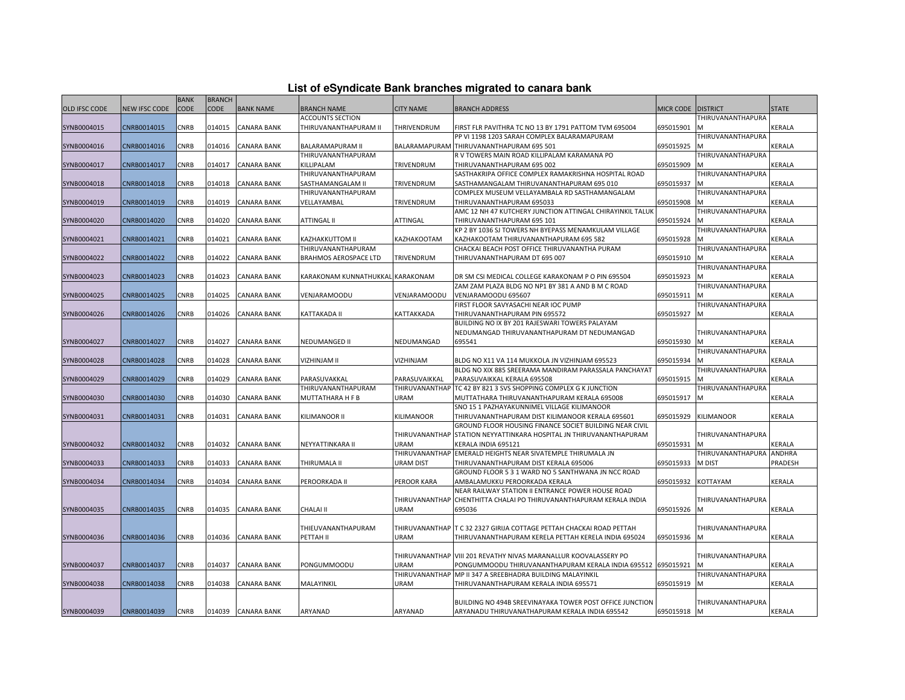# List of eSyndicate Bank branches migrated to canara bank

| OLD IFSC CODE | NEW IFSC CODE | BANK CODE | BRANCH CODE | BANK NAME | BRANCH NAME | CITY NAME | BRANCH ADDRESS | MICR CODE | DISTRICT | STATE |
|---|---|---|---|---|---|---|---|---|---|---|
| SYNB0004015 | CNRB0014015 | CNRB | 014015 | CANARA BANK | ACCOUNTS SECTION THIRUVANANTHAPURAM II | THRIVENDRUM | FIRST FLR PAVITHRA TC NO 13 BY 1791 PATTOM TVM 695004 | 695015901 | THIRUVANANTHAPURAM | KERALA |
| SYNB0004016 | CNRB0014016 | CNRB | 014016 | CANARA BANK | BALARAMAPURAM II | BALARAMAPURAM | PP VI 1198 1203 SARAH COMPLEX BALARAMAPURAM THIRUVANANTHAPURAM 695 501 | 695015925 | THIRUVANANTHAPURAM | KERALA |
| SYNB0004017 | CNRB0014017 | CNRB | 014017 | CANARA BANK | THIRUVANANTHAPURAM KILLIPALAM | TRIVENDRUM | R V TOWERS MAIN ROAD KILLIPALAM KARAMANA PO THIRUVANANTHAPURAM 695 002 | 695015909 | THIRUVANANTHAPURAM | KERALA |
| SYNB0004018 | CNRB0014018 | CNRB | 014018 | CANARA BANK | THIRUVANANTHAPURAM SASTHAMANGALAM II | TRIVENDRUM | SASTHAKRIPA OFFICE COMPLEX RAMAKRISHNA HOSPITAL ROAD SASTHAMANGALAM THIRUVANANTHAPURAM 695 010 | 695015937 | THIRUVANANTHAPURAM | KERALA |
| SYNB0004019 | CNRB0014019 | CNRB | 014019 | CANARA BANK | THIRUVANANTHAPURAM VELLAYAMBAL | TRIVENDRUM | COMPLEX MUSEUM VELLAYAMBALA RD SASTHAMANGALAM THIRUVANANTHAPURAM 695033 | 695015908 | THIRUVANANTHAPURAM | KERALA |
| SYNB0004020 | CNRB0014020 | CNRB | 014020 | CANARA BANK | ATTINGAL II | ATTINGAL | AMC 12 NH 47 KUTCHERY JUNCTION ATTINGAL CHIRAYINKIL TALUK THIRUVANANTHAPURAM 695 101 | 695015924 | THIRUVANANTHAPURAM | KERALA |
| SYNB0004021 | CNRB0014021 | CNRB | 014021 | CANARA BANK | KAZHAKKUTTOM II | KAZHAKOOTAM | KP 2 BY 1036 SJ TOWERS NH BYEPASS MENAMKULAM VILLAGE KAZHAKOOTAM THIRUVANANTHAPURAM 695 582 | 695015928 | THIRUVANANTHAPURAM | KERALA |
| SYNB0004022 | CNRB0014022 | CNRB | 014022 | CANARA BANK | THIRUVANANTHAPURAM BRAHMOS AEROSPACE LTD | TRIVENDRUM | CHACKAI BEACH POST OFFICE THIRUVANANTHA PURAM THIRUVANANTHAPURAM DT 695 007 | 695015910 | THIRUVANANTHAPURAM | KERALA |
| SYNB0004023 | CNRB0014023 | CNRB | 014023 | CANARA BANK | KARAKONAM KUNNATHUKKAL | KARAKONAM | DR SM CSI MEDICAL COLLEGE KARAKONAM P O PIN 695504 | 695015923 | THIRUVANANTHAPURAM | KERALA |
| SYNB0004025 | CNRB0014025 | CNRB | 014025 | CANARA BANK | VENJARAMOODU | VENJARAMOODU | ZAM ZAM PLAZA BLDG NO NP1 BY 381 A AND B M C ROAD VENJARAMOODU 695607 | 695015911 | THIRUVANANTHAPURAM | KERALA |
| SYNB0004026 | CNRB0014026 | CNRB | 014026 | CANARA BANK | KATTAKADA II | KATTAKKADA | FIRST FLOOR SAVYASACHI NEAR IOC PUMP THIRUVANANTHAPURAM PIN 695572 | 695015927 | THIRUVANANTHAPURAM | KERALA |
| SYNB0004027 | CNRB0014027 | CNRB | 014027 | CANARA BANK | NEDUMANGED II | NEDUMANGAD | BUILDING NO IX BY 201 RAJESWARI TOWERS PALAYAM NEDUMANGAD THIRUVANANTHAPURAM DT NEDUMANGAD 695541 | 695015930 | THIRUVANANTHAPURAM | KERALA |
| SYNB0004028 | CNRB0014028 | CNRB | 014028 | CANARA BANK | VIZHINJAM II | VIZHINJAM | BLDG NO X11 VA 114 MUKKOLA JN VIZHINJAM 695523 | 695015934 | THIRUVANANTHAPURAM | KERALA |
| SYNB0004029 | CNRB0014029 | CNRB | 014029 | CANARA BANK | PARASUVAKKAL | PARASUVAIKKAL | BLDG NO XIX 885 SREERAMA MANDIRAM PARASSALA PANCHAYAT PARASUVAIKKAL KERALA 695508 | 695015915 | THIRUVANANTHAPURAM | KERALA |
| SYNB0004030 | CNRB0014030 | CNRB | 014030 | CANARA BANK | THIRUVANANTHAPURAM MUTTATHARA H F B | THIRUVANANTHAPURAM | TC 42 BY 821 3 SVS SHOPPING COMPLEX G K JUNCTION MUTTATHARA THIRUVANANTHAPURAM KERALA 695008 | 695015917 | THIRUVANANTHAPURAM | KERALA |
| SYNB0004031 | CNRB0014031 | CNRB | 014031 | CANARA BANK | KILIMANOOR II | KILIMANOOR | SNO 15 1 PAZHAYAKUNNIMEL VILLAGE KILIMANOOR THIRUVANANTHAPURAM DIST KILIMANOOR KERALA 695601 | 695015929 | KILIMANOOR | KERALA |
| SYNB0004032 | CNRB0014032 | CNRB | 014032 | CANARA BANK | NEYYATTINKARA II | THIRUVANANTHAPURAM | GROUND FLOOR HOUSING FINANCE SOCIET BUILDING NEAR CIVIL STATION NEYYATTINKARA HOSPITAL JN THIRUVANANTHAPURAM KERALA INDIA 695121 | 695015931 | THIRUVANANTHAPURAM | KERALA |
| SYNB0004033 | CNRB0014033 | CNRB | 014033 | CANARA BANK | THIRUMALA II | THIRUVANANTHAPURAM DIST | EMERALD HEIGHTS NEAR SIVATEMPLE THIRUMALA JN THIRUVANANTHAPURAM DIST KERALA 695006 | 695015933 | THIRUVANANTHAPURAM DIST | ANDHRA PRADESH |
| SYNB0004034 | CNRB0014034 | CNRB | 014034 | CANARA BANK | PEROORKADA II | PEROOR KARA | GROUND FLOOR 5 3 1 WARD NO 5 SANTHWANA JN NCC ROAD AMBALAMUKKU PEROORKADA KERALA | 695015932 | KOTTAYAM | KERALA |
| SYNB0004035 | CNRB0014035 | CNRB | 014035 | CANARA BANK | CHALAI II | THIRUVANANTHAPURAM | NEAR RAILWAY STATION II ENTRANCE POWER HOUSE ROAD CHENTHITTA CHALAI PO THIRUVANANTHAPURAM KERALA INDIA 695036 | 695015926 | THIRUVANANTHAPURAM | KERALA |
| SYNB0004036 | CNRB0014036 | CNRB | 014036 | CANARA BANK | THIEUVANANTHAPURAM PETTAH II | THIRUVANANTHAPURAM | T C 32 2327 GIRIJA COTTAGE PETTAH CHACKAI ROAD PETTAH THIRUVANANTHAPURAM KERELA PETTAH KERELA INDIA 695024 | 695015936 | THIRUVANANTHAPURAM | KERALA |
| SYNB0004037 | CNRB0014037 | CNRB | 014037 | CANARA BANK | PONGUMMOODU | THIRUVANANTHAPURAM | VIII 201 REVATHY NIVAS MARANALLUR KOOVALASSERY PO PONGUMMOODU THIRUVANANTHAPURAM KERALA INDIA 695512 | 695015921 | THIRUVANANTHAPURAM | KERALA |
| SYNB0004038 | CNRB0014038 | CNRB | 014038 | CANARA BANK | MALAYINKIL | THIRUVANANTHAPURAM | MP II 347 A SREEBHADRA BUILDING MALAYINKIL THIRUVANANTHAPURAM KERALA INDIA 695571 | 695015919 | THIRUVANANTHAPURAM | KERALA |
| SYNB0004039 | CNRB0014039 | CNRB | 014039 | CANARA BANK | ARYANAD | ARYANAD | BUILDING NO 494B SREEVINAYAKA TOWER POST OFFICE JUNCTION ARYANADU THIRUVANATHAPURAM KERALA INDIA 695542 | 695015918 | THIRUVANANTHAPURAM | KERALA |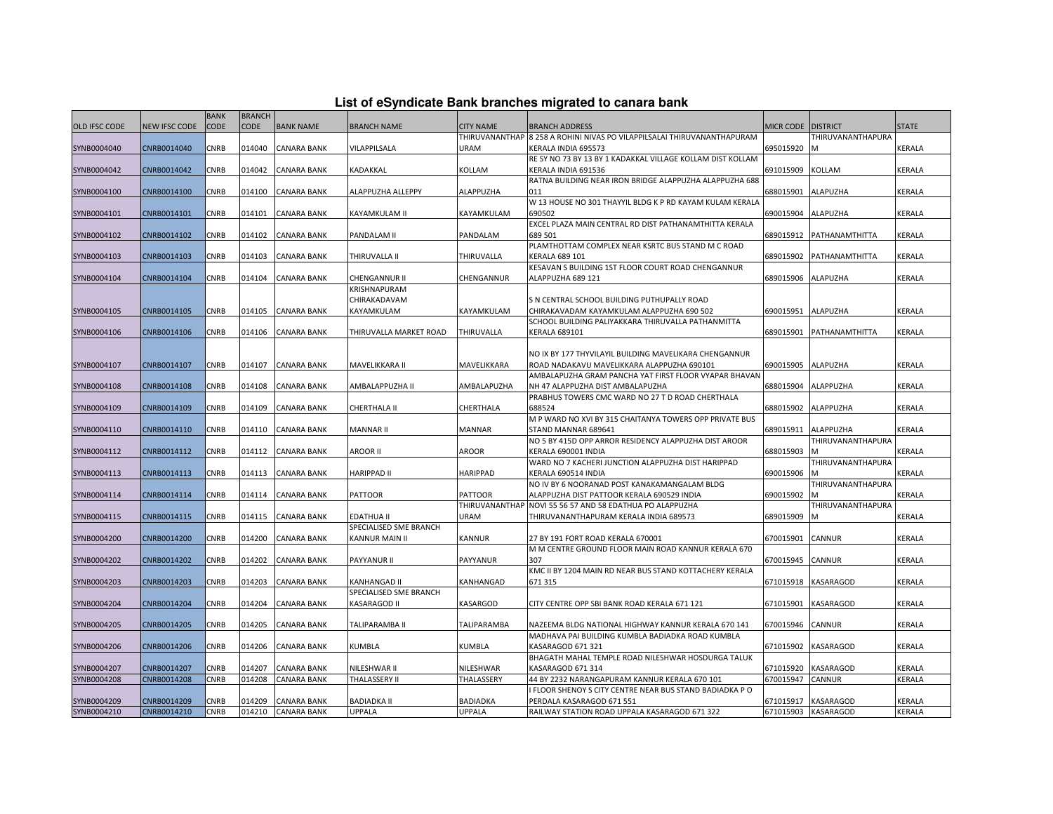# List of eSyndicate Bank branches migrated to canara bank

| OLD IFSC CODE | NEW IFSC CODE | BANK CODE | BRANCH CODE | BANK NAME | BRANCH NAME | CITY NAME | BRANCH ADDRESS | MICR CODE | DISTRICT | STATE |
|---|---|---|---|---|---|---|---|---|---|---|
| SYNB0004040 | CNRB0014040 | CNRB | 014040 | CANARA BANK | VILAPPILSALA | THIRUVANANTHAPURAM | 8 258 A ROHINI NIVAS PO VILAPPILSALAI THIRUVANANTHAPURAM KERALA INDIA 695573 | 695015920 | THIRUVANANTHAPURAM | KERALA |
| SYNB0004042 | CNRB0014042 | CNRB | 014042 | CANARA BANK | KADAKKAL | KOLLAM | RE SY NO 73 BY 13 BY 1 KADAKKAL VILLAGE KOLLAM DIST KOLLAM KERALA INDIA 691536 | 691015909 | KOLLAM | KERALA |
| SYNB0004100 | CNRB0014100 | CNRB | 014100 | CANARA BANK | ALAPPUZHA ALLEPPY | ALAPPUZHA | RATNA BUILDING NEAR IRON BRIDGE ALAPPUZHA ALAPPUZHA 688 011 | 688015901 | ALAPUZHA | KERALA |
| SYNB0004101 | CNRB0014101 | CNRB | 014101 | CANARA BANK | KAYAMKULAM II | KAYAMKULAM | W 13 HOUSE NO 301 THAYYIL BLDG K P RD KAYAM KULAM KERALA 690502 | 690015904 | ALAPUZHA | KERALA |
| SYNB0004102 | CNRB0014102 | CNRB | 014102 | CANARA BANK | PANDALAM II | PANDALAM | EXCEL PLAZA MAIN CENTRAL RD DIST PATHANAMTHITTA KERALA 689 501 | 689015912 | PATHANAMTHITTA | KERALA |
| SYNB0004103 | CNRB0014103 | CNRB | 014103 | CANARA BANK | THIRUVALLA II | THIRUVALLA | PLAMTHOTTAM COMPLEX NEAR KSRTC BUS STAND M C ROAD KERALA 689 101 | 689015902 | PATHANAMTHITTA | KERALA |
| SYNB0004104 | CNRB0014104 | CNRB | 014104 | CANARA BANK | CHENGANNUR II | CHENGANNUR | KESAVAN S BUILDING 1ST FLOOR COURT ROAD CHENGANNUR ALAPPUZHA 689 121 | 689015906 | ALAPUZHA | KERALA |
| SYNB0004105 | CNRB0014105 | CNRB | 014105 | CANARA BANK | KRISHNAPURAM CHIRAKADAVAM KAYAMKULAM | KAYAMKULAM | S N CENTRAL SCHOOL BUILDING PUTHUPALLY ROAD CHIRAKADAVAM KAYAMKULAM ALAPPUZHA 690 502 | 690015951 | ALAPUZHA | KERALA |
| SYNB0004106 | CNRB0014106 | CNRB | 014106 | CANARA BANK | THIRUVALLA MARKET ROAD | THIRUVALLA | SCHOOL BUILDING PALIYAKKARA THIRUVALLA PATHANMITTA KERALA 689101 | 689015901 | PATHANAMTHITTA | KERALA |
| SYNB0004107 | CNRB0014107 | CNRB | 014107 | CANARA BANK | MAVELIKKARA II | MAVELIKKARA | NO IX BY 177 THYVILAYIL BUILDING MAVELIKARA CHENGANNUR ROAD NADAKAVU MAVELIKKARA ALAPPUZHA 690101 | 690015905 | ALAPUZHA | KERALA |
| SYNB0004108 | CNRB0014108 | CNRB | 014108 | CANARA BANK | AMBALAPPUZHA II | AMBALAPUZHA | AMBALAPUZHA GRAM PANCHA YAT FIRST FLOOR VYAPAR BHAVAN NH 47 ALAPPUZHA DIST AMBALAPUZHA | 688015904 | ALAPPUZHA | KERALA |
| SYNB0004109 | CNRB0014109 | CNRB | 014109 | CANARA BANK | CHERTHALA II | CHERTHALA | PRABHUS TOWERS CMC WARD NO 27 T D ROAD CHERTHALA 688524 | 688015902 | ALAPPUZHA | KERALA |
| SYNB0004110 | CNRB0014110 | CNRB | 014110 | CANARA BANK | MANNAR II | MANNAR | M P WARD NO XVI BY 315 CHAITANYA TOWERS OPP PRIVATE BUS STAND MANNAR 689641 | 689015911 | ALAPPUZHA | KERALA |
| SYNB0004112 | CNRB0014112 | CNRB | 014112 | CANARA BANK | AROOR II | AROOR | NO 5 BY 415D OPP ARROR RESIDENCY ALAPPUZHA DIST AROOR KERALA 690001 INDIA | 688015903 | THIRUVANANTHAPURAM | KERALA |
| SYNB0004113 | CNRB0014113 | CNRB | 014113 | CANARA BANK | HARIPPAD II | HARIPPAD | WARD NO 7 KACHERI JUNCTION ALAPPUZHA DIST HARIPPAD KERALA 690514 INDIA | 690015906 | THIRUVANANTHAPURAM | KERALA |
| SYNB0004114 | CNRB0014114 | CNRB | 014114 | CANARA BANK | PATTOOR | PATTOOR | NO IV BY 6 NOORANAD POST KANAKAMANGALAM BLDG ALAPPUZHA DIST PATTOOR KERALA 690529 INDIA | 690015902 | THIRUVANANTHAPURAM | KERALA |
| SYNB0004115 | CNRB0014115 | CNRB | 014115 | CANARA BANK | EDATHUA II | THIRUVANANTHAPURAM | NOVI 55 56 57 AND 58 EDATHUA PO ALAPPUZHA THIRUVANANTHAPURAM KERALA INDIA 689573 | 689015909 | THIRUVANANTHAPURAM | KERALA |
| SYNB0004200 | CNRB0014200 | CNRB | 014200 | CANARA BANK | SPECIALISED SME BRANCH KANNUR MAIN II | KANNUR | 27 BY 191 FORT ROAD KERALA 670001 | 670015901 | CANNUR | KERALA |
| SYNB0004202 | CNRB0014202 | CNRB | 014202 | CANARA BANK | PAYYANUR II | PAYYANUR | M M CENTRE GROUND FLOOR MAIN ROAD KANNUR KERALA 670 307 | 670015945 | CANNUR | KERALA |
| SYNB0004203 | CNRB0014203 | CNRB | 014203 | CANARA BANK | KANHANGAD II | KANHANGAD | KMC II BY 1204 MAIN RD NEAR BUS STAND KOTTACHERY KERALA 671 315 | 671015918 | KASARAGOD | KERALA |
| SYNB0004204 | CNRB0014204 | CNRB | 014204 | CANARA BANK | SPECIALISED SME BRANCH KASARAGOD II | KASARGOD | CITY CENTRE OPP SBI BANK ROAD KERALA 671 121 | 671015901 | KASARAGOD | KERALA |
| SYNB0004205 | CNRB0014205 | CNRB | 014205 | CANARA BANK | TALIPARAMBA II | TALIPARAMBA | NAZEEMA BLDG NATIONAL HIGHWAY KANNUR KERALA 670 141 | 670015946 | CANNUR | KERALA |
| SYNB0004206 | CNRB0014206 | CNRB | 014206 | CANARA BANK | KUMBLA | KUMBLA | MADHAVA PAI BUILDING KUMBLA BADIADKA ROAD KUMBLA KASARAGOD 671 321 | 671015902 | KASARAGOD | KERALA |
| SYNB0004207 | CNRB0014207 | CNRB | 014207 | CANARA BANK | NILESHWAR II | NILESHWAR | BHAGATH MAHAL TEMPLE ROAD NILESHWAR HOSDURGA TALUK KASARAGOD 671 314 | 671015920 | KASARAGOD | KERALA |
| SYNB0004208 | CNRB0014208 | CNRB | 014208 | CANARA BANK | THALASSERY II | THALASSERY | 44 BY 2232 NARANGAPURAM KANNUR KERALA 670 101 | 670015947 | CANNUR | KERALA |
| SYNB0004209 | CNRB0014209 | CNRB | 014209 | CANARA BANK | BADIADKA II | BADIADKA | I FLOOR SHENOY S CITY CENTRE NEAR BUS STAND BADIADKA P O PERDALA KASARAGOD 671 551 | 671015917 | KASARAGOD | KERALA |
| SYNB0004210 | CNRB0014210 | CNRB | 014210 | CANARA BANK | UPPALA | UPPALA | RAILWAY STATION ROAD UPPALA KASARAGOD 671 322 | 671015903 | KASARAGOD | KERALA |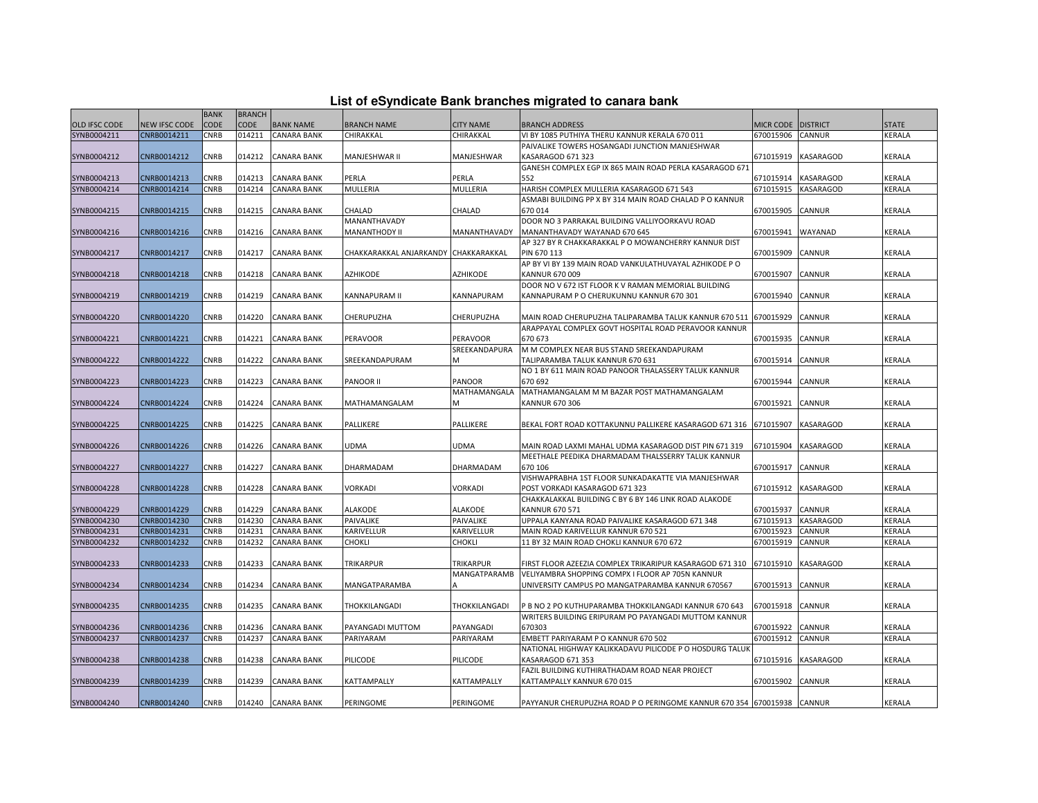# List of eSyndicate Bank branches migrated to canara bank

| OLD IFSC CODE | NEW IFSC CODE | BANK CODE | BRANCH CODE | BANK NAME | BRANCH NAME | CITY NAME | BRANCH ADDRESS | MICR CODE | DISTRICT | STATE |
|---|---|---|---|---|---|---|---|---|---|---|
| SYNB0004211 | CNRB0014211 | CNRB | 014211 | CANARA BANK | CHIRAKKAL | CHIRAKKAL | VI BY 1085 PUTHIYA THERU KANNUR KERALA 670 011 | 670015906 | CANNUR | KERALA |
| SYNB0004212 | CNRB0014212 | CNRB | 014212 | CANARA BANK | MANJESHWAR II | MANJESHWAR | PAIVALIKE TOWERS HOSANGADI JUNCTION MANJESHWAR KASARAGOD 671 323 | 671015919 | KASARAGOD | KERALA |
| SYNB0004213 | CNRB0014213 | CNRB | 014213 | CANARA BANK | PERLA | PERLA | GANESH COMPLEX EGP IX 865 MAIN ROAD PERLA KASARAGOD 671 552 | 671015914 | KASARAGOD | KERALA |
| SYNB0004214 | CNRB0014214 | CNRB | 014214 | CANARA BANK | MULLERIA | MULLERIA | HARISH COMPLEX MULLERIA KASARAGOD 671 543 | 671015915 | KASARAGOD | KERALA |
| SYNB0004215 | CNRB0014215 | CNRB | 014215 | CANARA BANK | CHALAD | CHALAD | ASMABI BUILDING PP X BY 314 MAIN ROAD CHALAD P O KANNUR 670 014 | 670015905 | CANNUR | KERALA |
| SYNB0004216 | CNRB0014216 | CNRB | 014216 | CANARA BANK | MANANTHAVADY MANANTHODY II | MANANTHAVADY | DOOR NO 3 PARRAKAL BUILDING VALLIYOORKAVU ROAD MANANTHAVADY WAYANAD 670 645 | 670015941 | WAYANAD | KERALA |
| SYNB0004217 | CNRB0014217 | CNRB | 014217 | CANARA BANK | CHAKKARAKKAL ANJARKANDY | CHAKKARAKKAL | AP 327 BY R CHAKKARAKKAL P O MOWANCHERRY KANNUR DIST PIN 670 113 | 670015909 | CANNUR | KERALA |
| SYNB0004218 | CNRB0014218 | CNRB | 014218 | CANARA BANK | AZHIKODE | AZHIKODE | AP BY VI BY 139 MAIN ROAD VANKULATHUVAYAL AZHIKODE P O KANNUR 670 009 | 670015907 | CANNUR | KERALA |
| SYNB0004219 | CNRB0014219 | CNRB | 014219 | CANARA BANK | KANNAPURAM II | KANNAPURAM | DOOR NO V 672 IST FLOOR K V RAMAN MEMORIAL BUILDING KANNAPURAM P O CHERUKUNNU KANNUR 670 301 | 670015940 | CANNUR | KERALA |
| SYNB0004220 | CNRB0014220 | CNRB | 014220 | CANARA BANK | CHERUPUZHA | CHERUPUZHA | MAIN ROAD CHERUPUZHA TALIPARAMBA TALUK KANNUR 670 511 | 670015929 | CANNUR | KERALA |
| SYNB0004221 | CNRB0014221 | CNRB | 014221 | CANARA BANK | PERAVOOR | PERAVOOR | ARAPPAYAL COMPLEX GOVT HOSPITAL ROAD PERAVOOR KANNUR 670 673 | 670015935 | CANNUR | KERALA |
| SYNB0004222 | CNRB0014222 | CNRB | 014222 | CANARA BANK | SREEKANDAPURAM | SREEKANDAPURAM | M M COMPLEX NEAR BUS STAND SREEKANDAPURAM TALIPARAMBA TALUK KANNUR 670 631 | 670015914 | CANNUR | KERALA |
| SYNB0004223 | CNRB0014223 | CNRB | 014223 | CANARA BANK | PANOOR II | PANOOR | NO 1 BY 611 MAIN ROAD PANOOR THALASSERY TALUK KANNUR 670 692 | 670015944 | CANNUR | KERALA |
| SYNB0004224 | CNRB0014224 | CNRB | 014224 | CANARA BANK | MATHAMANGALAM | MATHAMANGALAM | MATHAMANGALAM M M BAZAR POST MATHAMANGALAM KANNUR 670 306 | 670015921 | CANNUR | KERALA |
| SYNB0004225 | CNRB0014225 | CNRB | 014225 | CANARA BANK | PALLIKERE | PALLIKERE | BEKAL FORT ROAD KOTTAKUNNU PALLIKERE KASARAGOD 671 316 | 671015907 | KASARAGOD | KERALA |
| SYNB0004226 | CNRB0014226 | CNRB | 014226 | CANARA BANK | UDMA | UDMA | MAIN ROAD LAXMI MAHAL UDMA KASARAGOD DIST PIN 671 319 | 671015904 | KASARAGOD | KERALA |
| SYNB0004227 | CNRB0014227 | CNRB | 014227 | CANARA BANK | DHARMADAM | DHARMADAM | MEETHALE PEEDIKA DHARMADAM THALSSERRY TALUK KANNUR 670 106 | 670015917 | CANNUR | KERALA |
| SYNB0004228 | CNRB0014228 | CNRB | 014228 | CANARA BANK | VORKADI | VORKADI | VISHWAPRABHA 1ST FLOOR SUNKADAKATTE VIA MANJESHWAR POST VORKADI KASARAGOD 671 323 | 671015912 | KASARAGOD | KERALA |
| SYNB0004229 | CNRB0014229 | CNRB | 014229 | CANARA BANK | ALAKODE | ALAKODE | CHAKKALAKKAL BUILDING C BY 6 BY 146 LINK ROAD ALAKODE KANNUR 670 571 | 670015937 | CANNUR | KERALA |
| SYNB0004230 | CNRB0014230 | CNRB | 014230 | CANARA BANK | PAIVALIKE | PAIVALIKE | UPPALA KANYANA ROAD PAIVALIKE KASARAGOD 671 348 | 671015913 | KASARAGOD | KERALA |
| SYNB0004231 | CNRB0014231 | CNRB | 014231 | CANARA BANK | KARIVELLUR | KARIVELLUR | MAIN ROAD KARIVELLUR KANNUR 670 521 | 670015923 | CANNUR | KERALA |
| SYNB0004232 | CNRB0014232 | CNRB | 014232 | CANARA BANK | CHOKLI | CHOKLI | 11 BY 32 MAIN ROAD CHOKLI KANNUR 670 672 | 670015919 | CANNUR | KERALA |
| SYNB0004233 | CNRB0014233 | CNRB | 014233 | CANARA BANK | TRIKARPUR | TRIKARPUR | FIRST FLOOR AZEEZIA COMPLEX TRIKARIPUR KASARAGOD 671 310 | 671015910 | KASARAGOD | KERALA |
| SYNB0004234 | CNRB0014234 | CNRB | 014234 | CANARA BANK | MANGATPARAMBA | MANGATPARAMBA | VELIYAMBRA SHOPPING COMPX I FLOOR AP 705N KANNUR UNIVERSITY CAMPUS PO MANGATPARAMBA KANNUR 670567 | 670015913 | CANNUR | KERALA |
| SYNB0004235 | CNRB0014235 | CNRB | 014235 | CANARA BANK | THOKKILANGADI | THOKKILANGADI | P B NO 2 PO KUTHUPARAMBA THOKKILANGADI KANNUR 670 643 | 670015918 | CANNUR | KERALA |
| SYNB0004236 | CNRB0014236 | CNRB | 014236 | CANARA BANK | PAYANGADI MUTTOM | PAYANGADI | WRITERS BUILDING ERIPURAM PO PAYANGADI MUTTOM KANNUR 670303 | 670015922 | CANNUR | KERALA |
| SYNB0004237 | CNRB0014237 | CNRB | 014237 | CANARA BANK | PARIYARAM | PARIYARAM | EMBETT PARIYARAM P O KANNUR 670 502 | 670015912 | CANNUR | KERALA |
| SYNB0004238 | CNRB0014238 | CNRB | 014238 | CANARA BANK | PILICODE | PILICODE | NATIONAL HIGHWAY KALIKKADAVU PILICODE P O HOSDURG TALUK KASARAGOD 671 353 | 671015916 | KASARAGOD | KERALA |
| SYNB0004239 | CNRB0014239 | CNRB | 014239 | CANARA BANK | KATTAMPALLY | KATTAMPALLY | FAZIL BUILDING KUTHIRATHADAM ROAD NEAR PROJECT KATTAMPALLY KANNUR 670 015 | 670015902 | CANNUR | KERALA |
| SYNB0004240 | CNRB0014240 | CNRB | 014240 | CANARA BANK | PERINGOME | PERINGOME | PAYYANUR CHERUPUZHA ROAD P O PERINGOME KANNUR 670 354 | 670015938 | CANNUR | KERALA |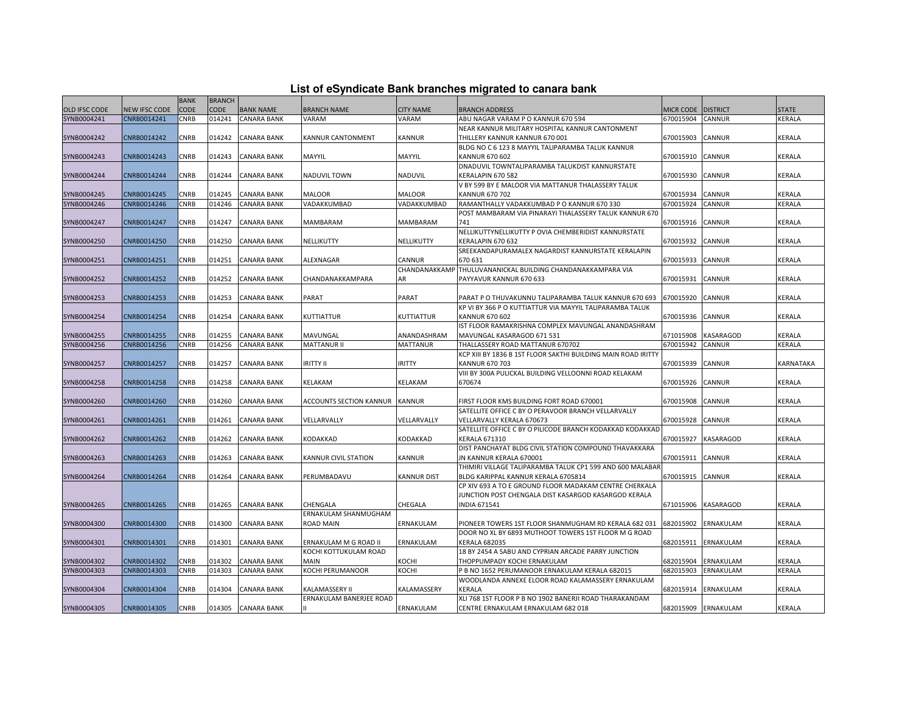# List of eSyndicate Bank branches migrated to canara bank

| OLD IFSC CODE | NEW IFSC CODE | BANK CODE | BRANCH CODE | BANK NAME | BRANCH NAME | CITY NAME | BRANCH ADDRESS | MICR CODE | DISTRICT | STATE |
|---|---|---|---|---|---|---|---|---|---|---|
| SYNB0004241 | CNRB0014241 | CNRB | 014241 | CANARA BANK | VARAM | VARAM | ABU NAGAR VARAM P O KANNUR 670 594 | 670015904 | CANNUR | KERALA |
| SYNB0004242 | CNRB0014242 | CNRB | 014242 | CANARA BANK | KANNUR CANTONMENT | KANNUR | NEAR KANNUR MILITARY HOSPITAL KANNUR CANTONMENT THILLERY KANNUR KANNUR 670 001 | 670015903 | CANNUR | KERALA |
| SYNB0004243 | CNRB0014243 | CNRB | 014243 | CANARA BANK | MAYYIL | MAYYIL | BLDG NO C 6 123 8 MAYYIL TALIPARAMBA TALUK KANNUR KANNUR 670 602 | 670015910 | CANNUR | KERALA |
| SYNB0004244 | CNRB0014244 | CNRB | 014244 | CANARA BANK | NADUVIL TOWN | NADUVIL | DNADUVIL TOWNTALIPARAMBA TALUKDIST KANNURSTATE KERALAPIN 670 582 | 670015930 | CANNUR | KERALA |
| SYNB0004245 | CNRB0014245 | CNRB | 014245 | CANARA BANK | MALOOR | MALOOR | V BY 599 BY E MALOOR VIA MATTANUR THALASSERY TALUK KANNUR 670 702 | 670015934 | CANNUR | KERALA |
| SYNB0004246 | CNRB0014246 | CNRB | 014246 | CANARA BANK | VADAKKUMBAD | VADAKKUMBAD | RAMANTHALLY VADAKKUMBAD P O KANNUR 670 330 | 670015924 | CANNUR | KERALA |
| SYNB0004247 | CNRB0014247 | CNRB | 014247 | CANARA BANK | MAMBARAM | MAMBARAM | POST MAMBARAM VIA PINARAYI THALASSERY TALUK KANNUR 670 741 | 670015916 | CANNUR | KERALA |
| SYNB0004250 | CNRB0014250 | CNRB | 014250 | CANARA BANK | NELLIKUTTY | NELLIKUTTY | NELLIKUTTYNELLIKUTTY P OVIA CHEMBERIDIST KANNURSTATE KERALAPIN 670 632 | 670015932 | CANNUR | KERALA |
| SYNB0004251 | CNRB0014251 | CNRB | 014251 | CANARA BANK | ALEXNAGAR | CANNUR | SREEKANDAPURAMALEX NAGARDIST KANNURSTATE KERALAPIN 670 631 | 670015933 | CANNUR | KERALA |
| SYNB0004252 | CNRB0014252 | CNRB | 014252 | CANARA BANK | CHANDANAKKAMPARA | CHANDANAKKAMPAR | THULUVANANICKAL BUILDING CHANDANAKKAMPARA VIA PAYYAVUR KANNUR 670 633 | 670015931 | CANNUR | KERALA |
| SYNB0004253 | CNRB0014253 | CNRB | 014253 | CANARA BANK | PARAT | PARAT | PARAT P O THUVAKUNNU TALIPARAMBA TALUK KANNUR 670 693 | 670015920 | CANNUR | KERALA |
| SYNB0004254 | CNRB0014254 | CNRB | 014254 | CANARA BANK | KUTTIATTUR | KUTTIATTUR | KP VI BY 366 P O KUTTIATTUR VIA MAYYIL TALIPARAMBA TALUK KANNUR 670 602 | 670015936 | CANNUR | KERALA |
| SYNB0004255 | CNRB0014255 | CNRB | 014255 | CANARA BANK | MAVUNGAL | ANANDASHRAM | IST FLOOR RAMAKRISHNA COMPLEX MAVUNGAL ANANDASHRAM MAVUNGAL KASARAGOD 671 531 | 671015908 | KASARAGOD | KERALA |
| SYNB0004256 | CNRB0014256 | CNRB | 014256 | CANARA BANK | MATTANUR II | MATTANUR | THALLASSERY ROAD MATTANUR 670702 | 670015942 | CANNUR | KERALA |
| SYNB0004257 | CNRB0014257 | CNRB | 014257 | CANARA BANK | IRITTY II | IRITTY | KCP XIII BY 1836 B 1ST FLOOR SAKTHI BUILDING MAIN ROAD IRITTY KANNUR 670 703 | 670015939 | CANNUR | KARNATAKA |
| SYNB0004258 | CNRB0014258 | CNRB | 014258 | CANARA BANK | KELAKAM | KELAKAM | VIII BY 300A PULICKAL BUILDING VELLOONNI ROAD KELAKAM 670674 | 670015926 | CANNUR | KERALA |
| SYNB0004260 | CNRB0014260 | CNRB | 014260 | CANARA BANK | ACCOUNTS SECTION KANNUR | KANNUR | FIRST FLOOR KMS BUILDING FORT ROAD 670001 | 670015908 | CANNUR | KERALA |
| SYNB0004261 | CNRB0014261 | CNRB | 014261 | CANARA BANK | VELLARVALLY | VELLARVALLY | SATELLITE OFFICE C BY O PERAVOOR BRANCH VELLARVALLY VELLARVALLY KERALA 670673 | 670015928 | CANNUR | KERALA |
| SYNB0004262 | CNRB0014262 | CNRB | 014262 | CANARA BANK | KODAKKAD | KODAKKAD | SATELLITE OFFICE C BY O PILICODE BRANCH KODAKKAD KODAKKAD KERALA 671310 | 670015927 | KASARAGOD | KERALA |
| SYNB0004263 | CNRB0014263 | CNRB | 014263 | CANARA BANK | KANNUR CIVIL STATION | KANNUR | DIST PANCHAYAT BLDG CIVIL STATION COMPOUND THAVAKKARA JN KANNUR KERALA 670001 | 670015911 | CANNUR | KERALA |
| SYNB0004264 | CNRB0014264 | CNRB | 014264 | CANARA BANK | PERUMBADAVU | KANNUR DIST | THIMIRI VILLAGE TALIPARAMBA TALUK CP1 599 AND 600 MALABAR BLDG KARIPPAL KANNUR KERALA 6705814 | 670015915 | CANNUR | KERALA |
| SYNB0004265 | CNRB0014265 | CNRB | 014265 | CANARA BANK | CHENGALA | CHEGALA | CP XIV 693 A TO E GROUND FLOOR MADAKAM CENTRE CHERKALA JUNCTION POST CHENGALA DIST KASARGOD KASARGOD KERALA INDIA 671541 | 671015906 | KASARAGOD | KERALA |
| SYNB0004300 | CNRB0014300 | CNRB | 014300 | CANARA BANK | ERNAKULAM SHANMUGHAM ROAD MAIN | ERNAKULAM | PIONEER TOWERS 1ST FLOOR SHANMUGHAM RD KERALA 682 031 | 682015902 | ERNAKULAM | KERALA |
| SYNB0004301 | CNRB0014301 | CNRB | 014301 | CANARA BANK | ERNAKULAM M G ROAD II | ERNAKULAM | DOOR NO XL BY 6893 MUTHOOT TOWERS 1ST FLOOR M G ROAD KERALA 682035 | 682015911 | ERNAKULAM | KERALA |
| SYNB0004302 | CNRB0014302 | CNRB | 014302 | CANARA BANK | KOCHI KOTTUKULAM ROAD MAIN | KOCHI | 18 BY 2454 A SABU AND CYPRIAN ARCADE PARRY JUNCTION THOPPUMPADY KOCHI ERNAKULAM | 682015904 | ERNAKULAM | KERALA |
| SYNB0004303 | CNRB0014303 | CNRB | 014303 | CANARA BANK | KOCHI PERUMANOOR | KOCHI | P B NO 1652 PERUMANOOR ERNAKULAM KERALA 682015 | 682015903 | ERNAKULAM | KERALA |
| SYNB0004304 | CNRB0014304 | CNRB | 014304 | CANARA BANK | KALAMASSERY II | KALAMASSERY | WOODLANDA ANNEXE ELOOR ROAD KALAMASSERY ERNAKULAM KERALA | 682015914 | ERNAKULAM | KERALA |
| SYNB0004305 | CNRB0014305 | CNRB | 014305 | CANARA BANK | ERNAKULAM BANERJEE ROAD II | ERNAKULAM | XLI 768 1ST FLOOR P B NO 1902 BANERJI ROAD THARAKANDAM CENTRE ERNAKULAM ERNAKULAM 682 018 | 682015909 | ERNAKULAM | KERALA |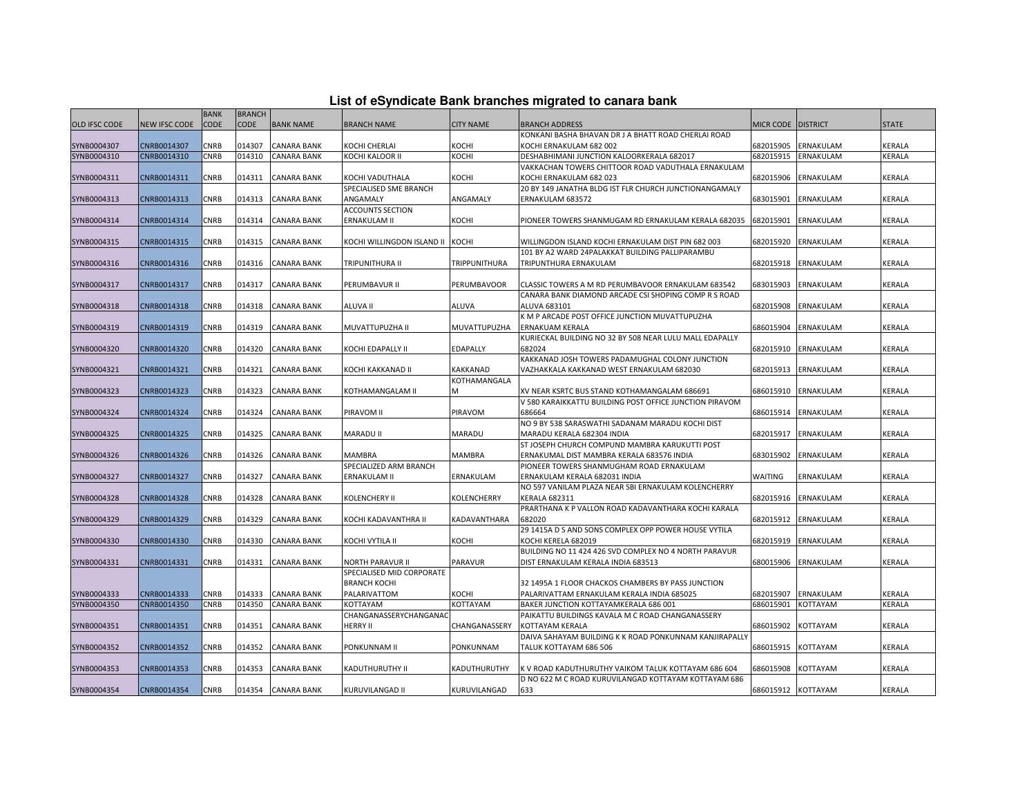# List of eSyndicate Bank branches migrated to canara bank

| OLD IFSC CODE | NEW IFSC CODE | BANK CODE | BRANCH CODE | BANK NAME | BRANCH NAME | CITY NAME | BRANCH ADDRESS | MICR CODE | DISTRICT | STATE |
|---|---|---|---|---|---|---|---|---|---|---|
| SYNB0004307 | CNRB0014307 | CNRB | 014307 | CANARA BANK | KOCHI CHERLAI | KOCHI | KONKANI BASHA BHAVAN DR J A BHATT ROAD CHERLAI ROAD KOCHI ERNAKULAM 682 002 | 682015905 | ERNAKULAM | KERALA |
| SYNB0004310 | CNRB0014310 | CNRB | 014310 | CANARA BANK | KOCHI KALOOR II | KOCHI | DESHABHIMANI JUNCTION KALOORKERALA 682017 | 682015915 | ERNAKULAM | KERALA |
| SYNB0004311 | CNRB0014311 | CNRB | 014311 | CANARA BANK | KOCHI VADUTHALA | KOCHI | VAKKACHAN TOWERS CHITTOOR ROAD VADUTHALA ERNAKULAM KOCHI ERNAKULAM 682 023 | 682015906 | ERNAKULAM | KERALA |
| SYNB0004313 | CNRB0014313 | CNRB | 014313 | CANARA BANK | SPECIALISED SME BRANCH ANGAMALY | ANGAMALY | 20 BY 149 JANATHA BLDG IST FLR CHURCH JUNCTIONANGAMALY ERNAKULAM 683572 | 683015901 | ERNAKULAM | KERALA |
| SYNB0004314 | CNRB0014314 | CNRB | 014314 | CANARA BANK | ACCOUNTS SECTION ERNAKULAM II | KOCHI | PIONEER TOWERS SHANMUGAM RD ERNAKULAM KERALA 682035 | 682015901 | ERNAKULAM | KERALA |
| SYNB0004315 | CNRB0014315 | CNRB | 014315 | CANARA BANK | KOCHI WILLINGDON ISLAND II | KOCHI | WILLINGDON ISLAND KOCHI ERNAKULAM DIST PIN 682 003 | 682015920 | ERNAKULAM | KERALA |
| SYNB0004316 | CNRB0014316 | CNRB | 014316 | CANARA BANK | TRIPUNITHURA II | TRIPPUNITHURA | 101 BY A2 WARD 24PALAKKAT BUILDING PALLIPARAMBU TRIPUNTHURA ERNAKULAM | 682015918 | ERNAKULAM | KERALA |
| SYNB0004317 | CNRB0014317 | CNRB | 014317 | CANARA BANK | PERUMBAVUR II | PERUMBAVOOR | CLASSIC TOWERS A M RD PERUMBAVOOR ERNAKULAM 683542 | 683015903 | ERNAKULAM | KERALA |
| SYNB0004318 | CNRB0014318 | CNRB | 014318 | CANARA BANK | ALUVA II | ALUVA | CANARA BANK DIAMOND ARCADE CSI SHOPING COMP R S ROAD ALUVA 683101 | 682015908 | ERNAKULAM | KERALA |
| SYNB0004319 | CNRB0014319 | CNRB | 014319 | CANARA BANK | MUVATTUPUZHA II | MUVATTUPUZHA | K M P ARCADE POST OFFICE JUNCTION MUVATTUPUZHA ERNAKUAM KERALA | 686015904 | ERNAKULAM | KERALA |
| SYNB0004320 | CNRB0014320 | CNRB | 014320 | CANARA BANK | KOCHI EDAPALLY II | EDAPALLY | KURIECKAL BUILDING NO 32 BY 508 NEAR LULU MALL EDAPALLY 682024 | 682015910 | ERNAKULAM | KERALA |
| SYNB0004321 | CNRB0014321 | CNRB | 014321 | CANARA BANK | KOCHI KAKKANAD II | KAKKANAD | KAKKANAD JOSH TOWERS PADAMUGHAL COLONY JUNCTION VAZHAKKALA KAKKANAD WEST ERNAKULAM 682030 | 682015913 | ERNAKULAM | KERALA |
| SYNB0004323 | CNRB0014323 | CNRB | 014323 | CANARA BANK | KOTHAMANGALAM II | KOTHAMANGALAM | XV NEAR KSRTC BUS STAND KOTHAMANGALAM 686691 | 686015910 | ERNAKULAM | KERALA |
| SYNB0004324 | CNRB0014324 | CNRB | 014324 | CANARA BANK | PIRAVOM II | PIRAVOM | V 580 KARAIKKATTU BUILDING POST OFFICE JUNCTION PIRAVOM 686664 | 686015914 | ERNAKULAM | KERALA |
| SYNB0004325 | CNRB0014325 | CNRB | 014325 | CANARA BANK | MARADU II | MARADU | NO 9 BY 538 SARASWATHI SADANAM MARADU KOCHI DIST MARADU KERALA 682304 INDIA | 682015917 | ERNAKULAM | KERALA |
| SYNB0004326 | CNRB0014326 | CNRB | 014326 | CANARA BANK | MAMBRA | MAMBRA | ST JOSEPH CHURCH COMPUND MAMBRA KARUKUTTI POST ERNAKUMAL DIST MAMBRA KERALA 683576 INDIA | 683015902 | ERNAKULAM | KERALA |
| SYNB0004327 | CNRB0014327 | CNRB | 014327 | CANARA BANK | SPECIALIZED ARM BRANCH ERNAKULAM II | ERNAKULAM | PIONEER TOWERS SHANMUGHAM ROAD ERNAKULAM ERNAKULAM KERALA 682031 INDIA | WAITING | ERNAKULAM | KERALA |
| SYNB0004328 | CNRB0014328 | CNRB | 014328 | CANARA BANK | KOLENCHERY II | KOLENCHERRY | NO 597 VANILAM PLAZA NEAR SBI ERNAKULAM KOLENCHERRY KERALA 682311 | 682015916 | ERNAKULAM | KERALA |
| SYNB0004329 | CNRB0014329 | CNRB | 014329 | CANARA BANK | KOCHI KADAVANTHRA II | KADAVANTHARA | PRARTHANA K P VALLON ROAD KADAVANTHARA KOCHI KARALA 682020 | 682015912 | ERNAKULAM | KERALA |
| SYNB0004330 | CNRB0014330 | CNRB | 014330 | CANARA BANK | KOCHI VYTILA II | KOCHI | 29 1415A D S AND SONS COMPLEX OPP POWER HOUSE VYTILA KOCHI KERELA 682019 | 682015919 | ERNAKULAM | KERALA |
| SYNB0004331 | CNRB0014331 | CNRB | 014331 | CANARA BANK | NORTH PARAVUR II | PARAVUR | BUILDING NO 11 424 426 SVD COMPLEX NO 4 NORTH PARAVUR DIST ERNAKULAM KERALA INDIA 683513 | 680015906 | ERNAKULAM | KERALA |
| SYNB0004333 | CNRB0014333 | CNRB | 014333 | CANARA BANK | SPECIALISED MID CORPORATE BRANCH KOCHI PALARIVATTOM | KOCHI | 32 1495A 1 FLOOR CHACKOS CHAMBERS BY PASS JUNCTION PALARIVATTAM ERNAKULAM KERALA INDIA 685025 | 682015907 | ERNAKULAM | KERALA |
| SYNB0004350 | CNRB0014350 | CNRB | 014350 | CANARA BANK | KOTTAYAM | KOTTAYAM | BAKER JUNCTION KOTTAYAMKERALA 686 001 | 686015901 | KOTTAYAM | KERALA |
| SYNB0004351 | CNRB0014351 | CNRB | 014351 | CANARA BANK | CHANGANASSERYCHANGANACHERRY II | CHANGANASSERY | PAIKATTU BUILDINGS KAVALA M C ROAD CHANGANASSERY KOTTAYAM KERALA | 686015902 | KOTTAYAM | KERALA |
| SYNB0004352 | CNRB0014352 | CNRB | 014352 | CANARA BANK | PONKUNNAM II | PONKUNNAM | DAIVA SAHAYAM BUILDING K K ROAD PONKUNNAM KANJIRAPALLY TALUK KOTTAYAM 686 506 | 686015915 | KOTTAYAM | KERALA |
| SYNB0004353 | CNRB0014353 | CNRB | 014353 | CANARA BANK | KADUTHURUTHY II | KADUTHURUTHY | K V ROAD KADUTHURUTHY VAIKOM TALUK KOTTAYAM 686 604 | 686015908 | KOTTAYAM | KERALA |
| SYNB0004354 | CNRB0014354 | CNRB | 014354 | CANARA BANK | KURUVILANGAD II | KURUVILANGAD | D NO 622 M C ROAD KURUVILANGAD KOTTAYAM KOTTAYAM 686 633 | 686015912 | KOTTAYAM | KERALA |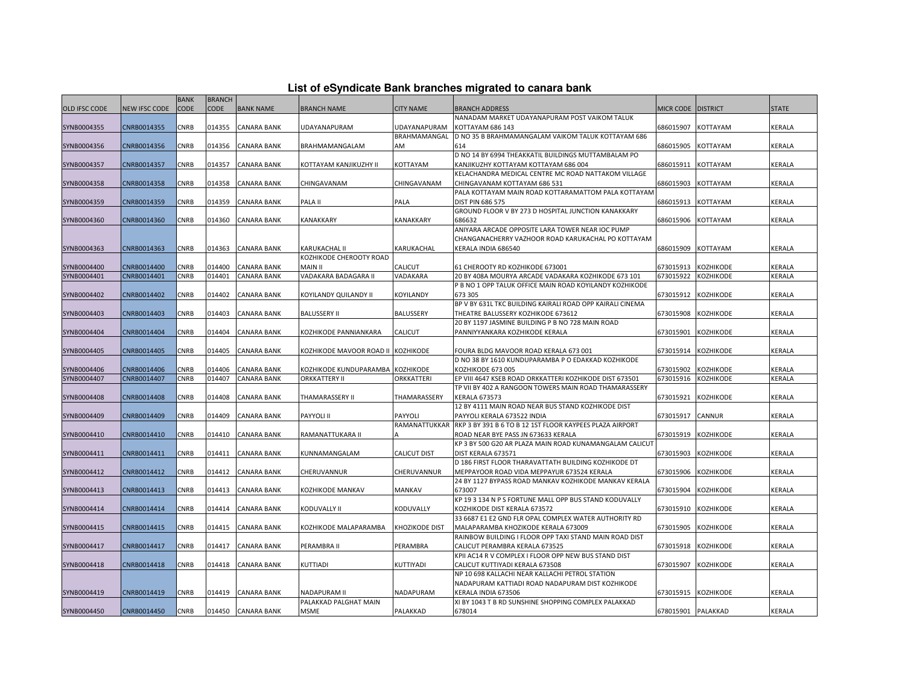# List of eSyndicate Bank branches migrated to canara bank

| OLD IFSC CODE | NEW IFSC CODE | BANK CODE | BRANCH CODE | BANK NAME | BRANCH NAME | CITY NAME | BRANCH ADDRESS | MICR CODE | DISTRICT | STATE |
|---|---|---|---|---|---|---|---|---|---|---|
| SYNB0004355 | CNRB0014355 | CNRB | 014355 | CANARA BANK | UDAYANAPURAM | UDAYANAPURAM | NANADAM MARKET UDAYANAPURAM POST VAIKOM TALUK KOTTAYAM 686 143 | 686015907 | KOTTAYAM | KERALA |
| SYNB0004356 | CNRB0014356 | CNRB | 014356 | CANARA BANK | BRAHMAMANGALAM | BRAHMAMANGALAM | D NO 35 B BRAHMAMANGALAM VAIKOM TALUK KOTTAYAM 686 614 | 686015905 | KOTTAYAM | KERALA |
| SYNB0004357 | CNRB0014357 | CNRB | 014357 | CANARA BANK | KOTTAYAM KANJIKUZHY II | KOTTAYAM | D NO 14 BY 6994 THEAKKATIL BUILDINGS MUTTAMBALAM PO KANJIKUZHY KOTTAYAM KOTTAYAM 686 004 | 686015911 | KOTTAYAM | KERALA |
| SYNB0004358 | CNRB0014358 | CNRB | 014358 | CANARA BANK | CHINGAVANAM | CHINGAVANAM | KELACHANDRA MEDICAL CENTRE MC ROAD NATTAKOM VILLAGE CHINGAVANAM KOTTAYAM 686 531 | 686015903 | KOTTAYAM | KERALA |
| SYNB0004359 | CNRB0014359 | CNRB | 014359 | CANARA BANK | PALA II | PALA | PALA KOTTAYAM MAIN ROAD KOTTARAMATTOM PALA KOTTAYAM DIST PIN 686 575 | 686015913 | KOTTAYAM | KERALA |
| SYNB0004360 | CNRB0014360 | CNRB | 014360 | CANARA BANK | KANAKKARY | KANAKKARY | GROUND FLOOR V BY 273 D HOSPITAL JUNCTION KANAKKARY 686632 | 686015906 | KOTTAYAM | KERALA |
| SYNB0004363 | CNRB0014363 | CNRB | 014363 | CANARA BANK | KARUKACHAL II | KARUKACHAL | ANIYARA ARCADE OPPOSITE LARA TOWER NEAR IOC PUMP CHANGANACHERRY VAZHOOR ROAD KARUKACHAL PO KOTTAYAM KERALA INDIA 686540 | 686015909 | KOTTAYAM | KERALA |
| SYNB0004400 | CNRB0014400 | CNRB | 014400 | CANARA BANK | KOZHIKODE CHEROOTY ROAD MAIN II | CALICUT | 61 CHEROOTY RD KOZHIKODE 673001 | 673015913 | KOZHIKODE | KERALA |
| SYNB0004401 | CNRB0014401 | CNRB | 014401 | CANARA BANK | VADAKARA BADAGARA II | VADAKARA | 20 BY 408A MOURYA ARCADE VADAKARA KOZHIKODE 673 101 | 673015922 | KOZHIKODE | KERALA |
| SYNB0004402 | CNRB0014402 | CNRB | 014402 | CANARA BANK | KOYILANDY QUILANDY II | KOYILANDY | P B NO 1 OPP TALUK OFFICE MAIN ROAD KOYILANDY KOZHIKODE 673 305 | 673015912 | KOZHIKODE | KERALA |
| SYNB0004403 | CNRB0014403 | CNRB | 014403 | CANARA BANK | BALUSSERY II | BALUSSERY | BP V BY 631L TKC BUILDING KAIRALI ROAD OPP KAIRALI CINEMA THEATRE BALUSSERY KOZHIKODE 673612 | 673015908 | KOZHIKODE | KERALA |
| SYNB0004404 | CNRB0014404 | CNRB | 014404 | CANARA BANK | KOZHIKODE PANNIANKARA | CALICUT | 20 BY 1197 JASMINE BUILDING P B NO 728 MAIN ROAD PANNIYANKARA KOZHIKODE KERALA | 673015901 | KOZHIKODE | KERALA |
| SYNB0004405 | CNRB0014405 | CNRB | 014405 | CANARA BANK | KOZHIKODE MAVOOR ROAD II | KOZHIKODE | FOURA BLDG MAVOOR ROAD KERALA 673 001 | 673015914 | KOZHIKODE | KERALA |
| SYNB0004406 | CNRB0014406 | CNRB | 014406 | CANARA BANK | KOZHIKODE KUNDUPARAMBA | KOZHIKODE | D NO 38 BY 1610 KUNDUPARAMBA P O EDAKKAD KOZHIKODE KOZHIKODE 673 005 | 673015902 | KOZHIKODE | KERALA |
| SYNB0004407 | CNRB0014407 | CNRB | 014407 | CANARA BANK | ORKKATTERY II | ORKKATTERI | EP VIII 4647 KSEB ROAD ORKKATTERI KOZHIKODE DIST 673501 | 673015916 | KOZHIKODE | KERALA |
| SYNB0004408 | CNRB0014408 | CNRB | 014408 | CANARA BANK | THAMARASSERY II | THAMARASSERY | TP VII BY 402 A RANGOON TOWERS MAIN ROAD THAMARASSERY KERALA 673573 | 673015921 | KOZHIKODE | KERALA |
| SYNB0004409 | CNRB0014409 | CNRB | 014409 | CANARA BANK | PAYYOLI II | PAYYOLI | 12 BY 4111 MAIN ROAD NEAR BUS STAND KOZHIKODE DIST PAYYOLI KERALA 673522 INDIA | 673015917 | CANNUR | KERALA |
| SYNB0004410 | CNRB0014410 | CNRB | 014410 | CANARA BANK | RAMANATTUKARA II | RAMANATTUKKARA | RKP 3 BY 391 B 6 TO B 12 1ST FLOOR KAYPEES PLAZA AIRPORT ROAD NEAR BYE PASS JN 673633 KERALA | 673015919 | KOZHIKODE | KERALA |
| SYNB0004411 | CNRB0014411 | CNRB | 014411 | CANARA BANK | KUNNAMANGALAM | CALICUT DIST | KP 3 BY 500 G20 AR PLAZA MAIN ROAD KUNAMANGALAM CALICUT DIST KERALA 673571 | 673015903 | KOZHIKODE | KERALA |
| SYNB0004412 | CNRB0014412 | CNRB | 014412 | CANARA BANK | CHERUVANNUR | CHERUVANNUR | D 186 FIRST FLOOR THARAVATTATH BUILDING KOZHIKODE DT MEPPAYOOR ROAD VIDA MEPPAYUR 673524 KERALA | 673015906 | KOZHIKODE | KERALA |
| SYNB0004413 | CNRB0014413 | CNRB | 014413 | CANARA BANK | KOZHIKODE MANKAV | MANKAV | 24 BY 1127 BYPASS ROAD MANKAV KOZHIKODE MANKAV KERALA 673007 | 673015904 | KOZHIKODE | KERALA |
| SYNB0004414 | CNRB0014414 | CNRB | 014414 | CANARA BANK | KODUVALLY II | KODUVALLY | KP 19 3 134 N P S FORTUNE MALL OPP BUS STAND KODUVALLY KOZHIKODE DIST KERALA 673572 | 673015910 | KOZHIKODE | KERALA |
| SYNB0004415 | CNRB0014415 | CNRB | 014415 | CANARA BANK | KOZHIKODE MALAPARAMBA | KHOZIKODE DIST | 33 6687 E1 E2 GND FLR OPAL COMPLEX WATER AUTHORITY RD MALAPARAMBA KHOZIKODE KERALA 673009 | 673015905 | KOZHIKODE | KERALA |
| SYNB0004417 | CNRB0014417 | CNRB | 014417 | CANARA BANK | PERAMBRA II | PERAMBRA | RAINBOW BUILDING I FLOOR OPP TAXI STAND MAIN ROAD DIST CALICUT PERAMBRA KERALA 673525 | 673015918 | KOZHIKODE | KERALA |
| SYNB0004418 | CNRB0014418 | CNRB | 014418 | CANARA BANK | KUTTIADI | KUTTIYADI | KPII AC14 R V COMPLEX I FLOOR OPP NEW BUS STAND DIST CALICUT KUTTIYADI KERALA 673508 | 673015907 | KOZHIKODE | KERALA |
| SYNB0004419 | CNRB0014419 | CNRB | 014419 | CANARA BANK | NADAPURAM II | NADAPURAM | NP 10 698 KALLACHI NEAR KALLACHI PETROL STATION NADAPURAM KATTIADI ROAD NADAPURAM DIST KOZHIKODE KERALA INDIA 673506 | 673015915 | KOZHIKODE | KERALA |
| SYNB0004450 | CNRB0014450 | CNRB | 014450 | CANARA BANK | PALAKKAD PALGHAT MAIN MSME | PALAKKAD | XI BY 1043 T B RD SUNSHINE SHOPPING COMPLEX PALAKKAD 678014 | 678015901 | PALAKKAD | KERALA |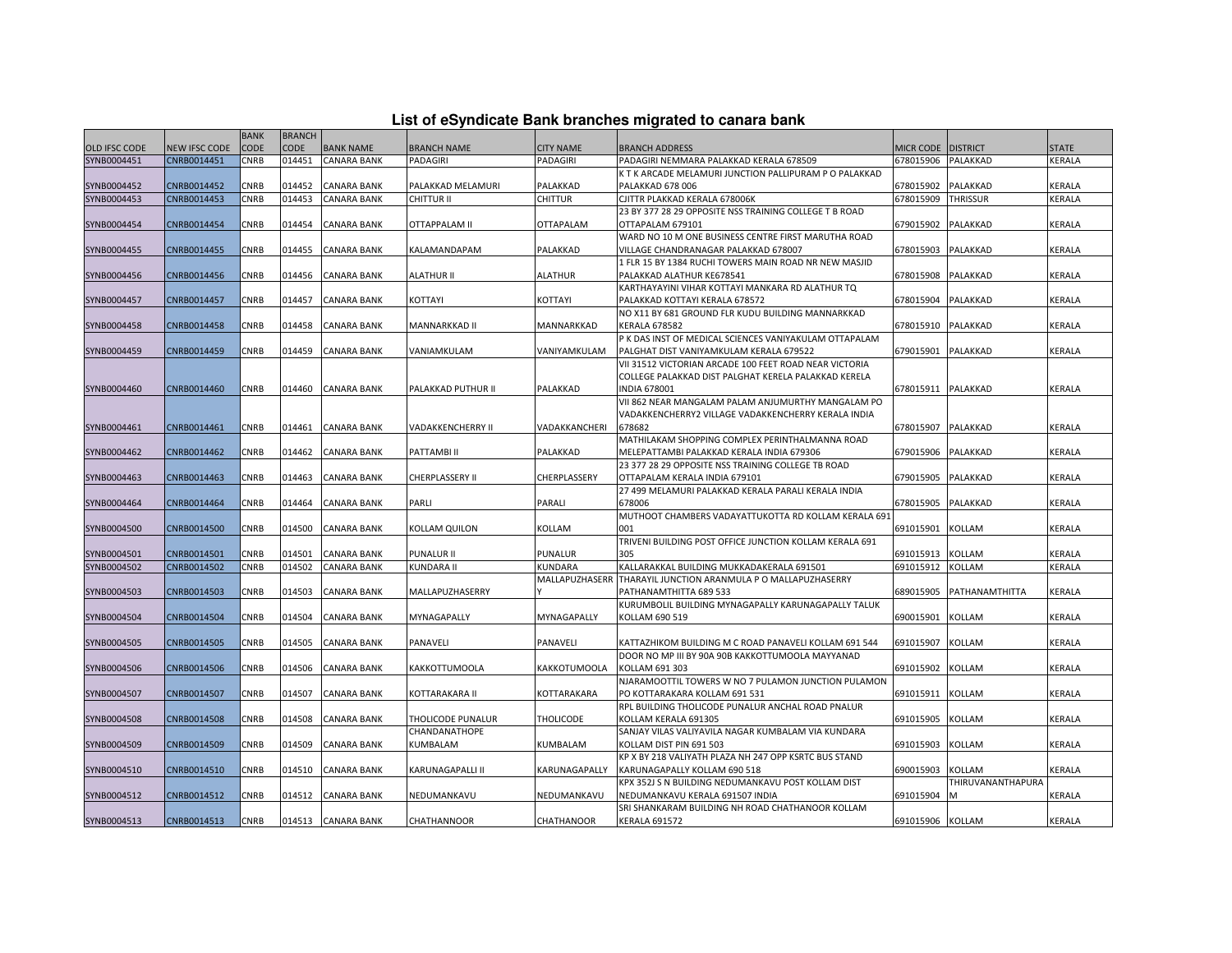# List of eSyndicate Bank branches migrated to canara bank

| OLD IFSC CODE | NEW IFSC CODE | BANK CODE | BRANCH CODE | BANK NAME | BRANCH NAME | CITY NAME | BRANCH ADDRESS | MICR CODE | DISTRICT | STATE |
|---|---|---|---|---|---|---|---|---|---|---|
| SYNB0004451 | CNRB0014451 | CNRB | 014451 | CANARA BANK | PADAGIRI | PADAGIRI | PADAGIRI NEMMARA PALAKKAD KERALA 678509 | 678015906 | PALAKKAD | KERALA |
| SYNB0004452 | CNRB0014452 | CNRB | 014452 | CANARA BANK | PALAKKAD MELAMURI | PALAKKAD | K T K ARCADE MELAMURI JUNCTION PALLIPURAM P O PALAKKAD PALAKKAD 678 006 | 678015902 | PALAKKAD | KERALA |
| SYNB0004453 | CNRB0014453 | CNRB | 014453 | CANARA BANK | CHITTUR II | CHITTUR | CJITTR PLAKKAD KERALA 678006K | 678015909 | THRISSUR | KERALA |
| SYNB0004454 | CNRB0014454 | CNRB | 014454 | CANARA BANK | OTTAPPALAM II | OTTAPALAM | 23 BY 377 28 29 OPPOSITE NSS TRAINING COLLEGE T B ROAD OTTAPALAM 679101 | 679015902 | PALAKKAD | KERALA |
| SYNB0004455 | CNRB0014455 | CNRB | 014455 | CANARA BANK | KALAMANDAPAM | PALAKKAD | WARD NO 10 M ONE BUSINESS CENTRE FIRST MARUTHA ROAD VILLAGE CHANDRANAGAR PALAKKAD 678007 | 678015903 | PALAKKAD | KERALA |
| SYNB0004456 | CNRB0014456 | CNRB | 014456 | CANARA BANK | ALATHUR II | ALATHUR | 1 FLR 15 BY 1384 RUCHI TOWERS MAIN ROAD NR NEW MASJID PALAKKAD ALATHUR KE678541 | 678015908 | PALAKKAD | KERALA |
| SYNB0004457 | CNRB0014457 | CNRB | 014457 | CANARA BANK | KOTTAYI | KOTTAYI | KARTHAYAYINI VIHAR KOTTAYI MANKARA RD ALATHUR TQ PALAKKAD KOTTAYI KERALA 678572 | 678015904 | PALAKKAD | KERALA |
| SYNB0004458 | CNRB0014458 | CNRB | 014458 | CANARA BANK | MANNARKKAD II | MANNARKKAD | NO X11 BY 681 GROUND FLR KUDU BUILDING MANNARKKAD KERALA 678582 | 678015910 | PALAKKAD | KERALA |
| SYNB0004459 | CNRB0014459 | CNRB | 014459 | CANARA BANK | VANIAMKULAM | VANIYAMKULAM | P K DAS INST OF MEDICAL SCIENCES VANIYAKULAM OTTAPALAM PALGHAT DIST VANIYAMKULAM KERALA 679522 | 679015901 | PALAKKAD | KERALA |
| SYNB0004460 | CNRB0014460 | CNRB | 014460 | CANARA BANK | PALAKKAD PUTHUR II | PALAKKAD | VII 31512 VICTORIAN ARCADE 100 FEET ROAD NEAR VICTORIA COLLEGE PALAKKAD DIST PALGHAT KERELA PALAKKAD KERELA INDIA 678001 | 678015911 | PALAKKAD | KERALA |
| SYNB0004461 | CNRB0014461 | CNRB | 014461 | CANARA BANK | VADAKKENCHERRY II | VADAKKANCHERI | VII 862 NEAR MANGALAM PALAM ANJUMURTHY MANGALAM PO VADAKKENCHERRY2 VILLAGE VADAKKENCHERRY KERALA INDIA 678682 | 678015907 | PALAKKAD | KERALA |
| SYNB0004462 | CNRB0014462 | CNRB | 014462 | CANARA BANK | PATTAMBI II | PALAKKAD | MATHILAKAM SHOPPING COMPLEX PERINTHALMANNA ROAD MELEPATTAMBI PALAKKAD KERALA INDIA 679306 | 679015906 | PALAKKAD | KERALA |
| SYNB0004463 | CNRB0014463 | CNRB | 014463 | CANARA BANK | CHERPLASSERY II | CHERPLASSERY | 23 377 28 29 OPPOSITE NSS TRAINING COLLEGE TB ROAD OTTAPALAM KERALA INDIA 679101 | 679015905 | PALAKKAD | KERALA |
| SYNB0004464 | CNRB0014464 | CNRB | 014464 | CANARA BANK | PARLI | PARALI | 27 499 MELAMURI PALAKKAD KERALA PARALI KERALA INDIA 678006 | 678015905 | PALAKKAD | KERALA |
| SYNB0004500 | CNRB0014500 | CNRB | 014500 | CANARA BANK | KOLLAM QUILON | KOLLAM | MUTHOOT CHAMBERS VADAYATTUKOTTA RD KOLLAM KERALA 691 001 | 691015901 | KOLLAM | KERALA |
| SYNB0004501 | CNRB0014501 | CNRB | 014501 | CANARA BANK | PUNALUR II | PUNALUR | TRIVENI BUILDING POST OFFICE JUNCTION KOLLAM KERALA 691 305 | 691015913 | KOLLAM | KERALA |
| SYNB0004502 | CNRB0014502 | CNRB | 014502 | CANARA BANK | KUNDARA II | KUNDARA | KALLARAKKAL BUILDING MUKKADAKERALA 691501 | 691015912 | KOLLAM | KERALA |
| SYNB0004503 | CNRB0014503 | CNRB | 014503 | CANARA BANK | MALLAPUZHASERRY | MALLAPUZHASERRY | THARAYIL JUNCTION ARANMULA P O MALLAPUZHASERRY PATHANAMTHITTA 689 533 | 689015905 | PATHANAMTHITTA | KERALA |
| SYNB0004504 | CNRB0014504 | CNRB | 014504 | CANARA BANK | MYNAGAPALLY | MYNAGAPALLY | KURUMBOLIL BUILDING MYNAGAPALLY KARUNAGAPALLY TALUK KOLLAM 690 519 | 690015901 | KOLLAM | KERALA |
| SYNB0004505 | CNRB0014505 | CNRB | 014505 | CANARA BANK | PANAVELI | PANAVELI | KATTAZHIKOM BUILDING M C ROAD PANAVELI KOLLAM 691 544 | 691015907 | KOLLAM | KERALA |
| SYNB0004506 | CNRB0014506 | CNRB | 014506 | CANARA BANK | KAKKOTTUMOOLA | KAKKOTUMOOLA | DOOR NO MP III BY 90A 90B KAKKOTTUMOOLA MAYYANAD KOLLAM 691 303 | 691015902 | KOLLAM | KERALA |
| SYNB0004507 | CNRB0014507 | CNRB | 014507 | CANARA BANK | KOTTARAKARA II | KOTTARAKARA | NJARAMOOTTIL TOWERS W NO 7 PULAMON JUNCTION PULAMON PO KOTTARAKARA KOLLAM 691 531 | 691015911 | KOLLAM | KERALA |
| SYNB0004508 | CNRB0014508 | CNRB | 014508 | CANARA BANK | THOLICODE PUNALUR | THOLICODE | RPL BUILDING THOLICODE PUNALUR ANCHAL ROAD PNALUR KOLLAM KERALA 691305 | 691015905 | KOLLAM | KERALA |
| SYNB0004509 | CNRB0014509 | CNRB | 014509 | CANARA BANK | CHANDANATHOPE KUMBALAM | KUMBALAM | SANJAY VILAS VALIYAVILA NAGAR KUMBALAM VIA KUNDARA KOLLAM DIST PIN 691 503 | 691015903 | KOLLAM | KERALA |
| SYNB0004510 | CNRB0014510 | CNRB | 014510 | CANARA BANK | KARUNAGAPALLI II | KARUNAGAPALLY | KP X BY 218 VALIYATH PLAZA NH 247 OPP KSRTC BUS STAND KARUNAGAPALLY KOLLAM 690 518 | 690015903 | KOLLAM | KERALA |
| SYNB0004512 | CNRB0014512 | CNRB | 014512 | CANARA BANK | NEDUMANKAVU | NEDUMANKAVU | KPX 352J S N BUILDING NEDUMANKAVU POST KOLLAM DIST NEDUMANKAVU KERALA 691507 INDIA | 691015904 | THIRUVANANTHAPURAM | KERALA |
| SYNB0004513 | CNRB0014513 | CNRB | 014513 | CANARA BANK | CHATHANNOOR | CHATHANOOR | SRI SHANKARAM BUILDING NH ROAD CHATHANOOR KOLLAM KERALA 691572 | 691015906 | KOLLAM | KERALA |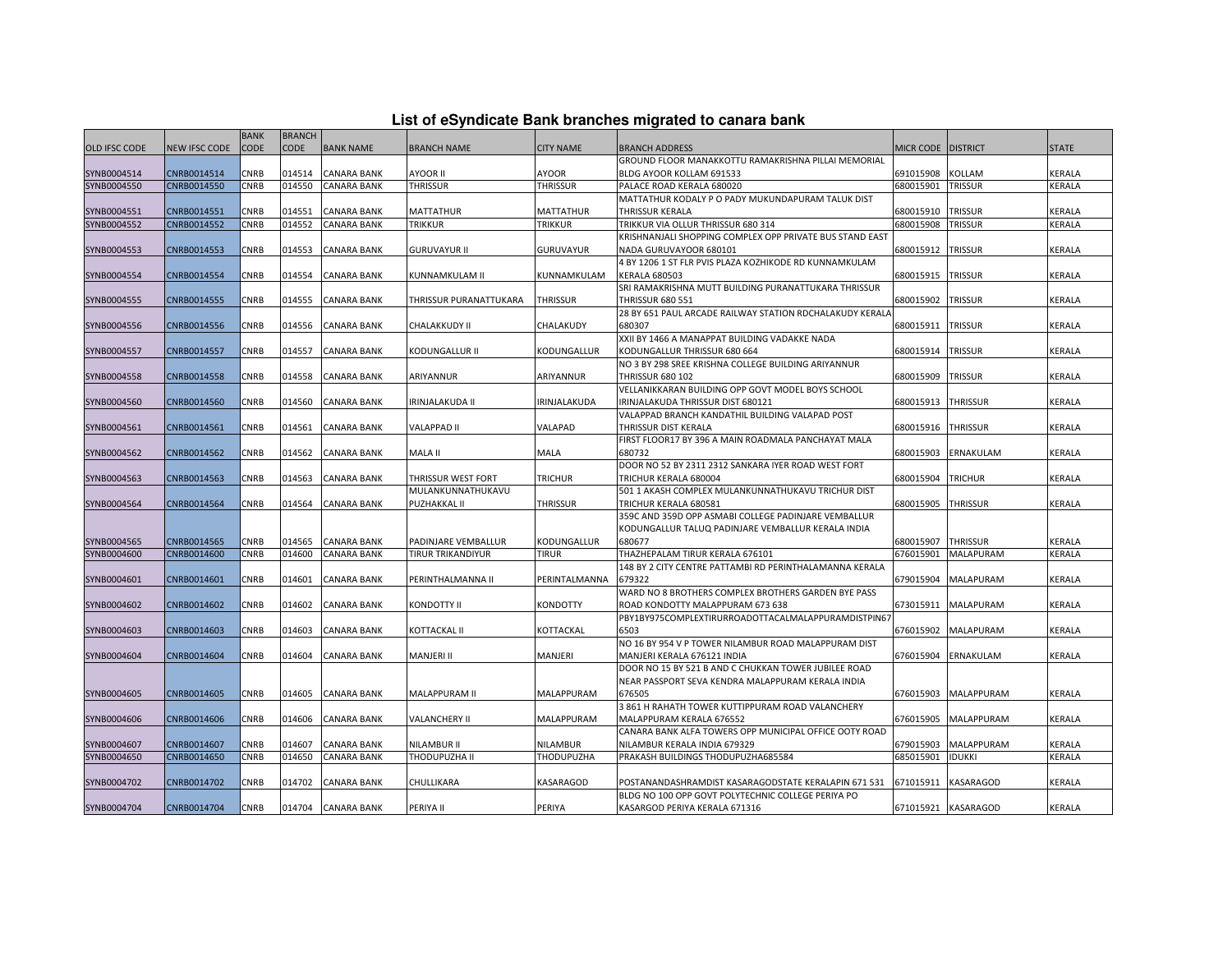# List of eSyndicate Bank branches migrated to canara bank

| OLD IFSC CODE | NEW IFSC CODE | BANK CODE | BRANCH CODE | BANK NAME | BRANCH NAME | CITY NAME | BRANCH ADDRESS | MICR CODE | DISTRICT | STATE |
|---|---|---|---|---|---|---|---|---|---|---|
| SYNB0004514 | CNRB0014514 | CNRB | 014514 | CANARA BANK | AYOOR II | AYOOR | GROUND FLOOR MANAKKOTTU RAMAKRISHNA PILLAI MEMORIAL BLDG AYOOR KOLLAM 691533 | 691015908 | KOLLAM | KERALA |
| SYNB0004550 | CNRB0014550 | CNRB | 014550 | CANARA BANK | THRISSUR | THRISSUR | PALACE ROAD KERALA 680020 | 680015901 | TRISSUR | KERALA |
| SYNB0004551 | CNRB0014551 | CNRB | 014551 | CANARA BANK | MATTATHUR | MATTATHUR | MATTATHUR KODALY P O PADY MUKUNDAPURAM TALUK DIST THRISSUR KERALA | 680015910 | TRISSUR | KERALA |
| SYNB0004552 | CNRB0014552 | CNRB | 014552 | CANARA BANK | TRIKKUR | TRIKKUR | TRIKKUR VIA OLLUR THRISSUR 680 314 | 680015908 | TRISSUR | KERALA |
| SYNB0004553 | CNRB0014553 | CNRB | 014553 | CANARA BANK | GURUVAYUR II | GURUVAYUR | KRISHNANJALI SHOPPING COMPLEX OPP PRIVATE BUS STAND EAST NADA GURUVAYOOR 680101 | 680015912 | TRISSUR | KERALA |
| SYNB0004554 | CNRB0014554 | CNRB | 014554 | CANARA BANK | KUNNAMKULAM II | KUNNAMKULAM | 4 BY 1206 1 ST FLR PVIS PLAZA KOZHIKODE RD KUNNAMKULAM KERALA 680503 | 680015915 | TRISSUR | KERALA |
| SYNB0004555 | CNRB0014555 | CNRB | 014555 | CANARA BANK | THRISSUR PURANATTUKARA | THRISSUR | SRI RAMAKRISHNA MUTT BUILDING PURANATTUKARA THRISSUR THRISSUR 680 551 | 680015902 | TRISSUR | KERALA |
| SYNB0004556 | CNRB0014556 | CNRB | 014556 | CANARA BANK | CHALAKKUDY II | CHALAKUDY | 28 BY 651 PAUL ARCADE RAILWAY STATION RDCHALAKUDY KERALA 680307 | 680015911 | TRISSUR | KERALA |
| SYNB0004557 | CNRB0014557 | CNRB | 014557 | CANARA BANK | KODUNGALLUR II | KODUNGALLUR | XXII BY 1466 A MANAPPAT BUILDING VADAKKE NADA KODUNGALLUR THRISSUR 680 664 | 680015914 | TRISSUR | KERALA |
| SYNB0004558 | CNRB0014558 | CNRB | 014558 | CANARA BANK | ARIYANNUR | ARIYANNUR | NO 3 BY 298 SREE KRISHNA COLLEGE BUILDING ARIYANNUR THRISSUR 680 102 | 680015909 | TRISSUR | KERALA |
| SYNB0004560 | CNRB0014560 | CNRB | 014560 | CANARA BANK | IRINJALAKUDA II | IRINJALAKUDA | VELLANIKKARAN BUILDING OPP GOVT MODEL BOYS SCHOOL IRINJALAKUDA THRISSUR DIST 680121 | 680015913 | THRISSUR | KERALA |
| SYNB0004561 | CNRB0014561 | CNRB | 014561 | CANARA BANK | VALAPPAD II | VALAPAD | VALAPPAD BRANCH KANDATHIL BUILDING VALAPAD POST THRISSUR DIST KERALA | 680015916 | THRISSUR | KERALA |
| SYNB0004562 | CNRB0014562 | CNRB | 014562 | CANARA BANK | MALA II | MALA | FIRST FLOOR17 BY 396 A MAIN ROADMALA PANCHAYAT MALA 680732 | 680015903 | ERNAKULAM | KERALA |
| SYNB0004563 | CNRB0014563 | CNRB | 014563 | CANARA BANK | THRISSUR WEST FORT | TRICHUR | DOOR NO 52 BY 2311 2312 SANKARA IYER ROAD WEST FORT TRICHUR KERALA 680004 | 680015904 | TRICHUR | KERALA |
| SYNB0004564 | CNRB0014564 | CNRB | 014564 | CANARA BANK | MULANKUNNATHUKAVU PUZHAKKAL II | THRISSUR | 501 1 AKASH COMPLEX MULANKUNNATHUKAVU TRICHUR DIST TRICHUR KERALA 680581 | 680015905 | THRISSUR | KERALA |
| SYNB0004565 | CNRB0014565 | CNRB | 014565 | CANARA BANK | PADINJARE VEMBALLUR | KODUNGALLUR | 359C AND 359D OPP ASMABI COLLEGE PADINJARE VEMBALLUR KODUNGALLUR TALUQ PADINJARE VEMBALLUR KERALA INDIA 680677 | 680015907 | THRISSUR | KERALA |
| SYNB0004600 | CNRB0014600 | CNRB | 014600 | CANARA BANK | TIRUR TRIKANDIYUR | TIRUR | THAZHEPALAM TIRUR KERALA 676101 | 676015901 | MALAPURAM | KERALA |
| SYNB0004601 | CNRB0014601 | CNRB | 014601 | CANARA BANK | PERINTHALMANNA II | PERINTALMANNA | 148 BY 2 CITY CENTRE PATTAMBI RD PERINTHALAMANNA KERALA 679322 | 679015904 | MALAPURAM | KERALA |
| SYNB0004602 | CNRB0014602 | CNRB | 014602 | CANARA BANK | KONDOTTY II | KONDOTTY | WARD NO 8 BROTHERS COMPLEX BROTHERS GARDEN BYE PASS ROAD KONDOTTY MALAPPURAM 673 638 | 673015911 | MALAPURAM | KERALA |
| SYNB0004603 | CNRB0014603 | CNRB | 014603 | CANARA BANK | KOTTACKAL II | KOTTACKAL | PBY1BY975COMPLEXTIRURROADOTTACALMALAPPURAMDISTPIN676503 | 676015902 | MALAPURAM | KERALA |
| SYNB0004604 | CNRB0014604 | CNRB | 014604 | CANARA BANK | MANJERI II | MANJERI | NO 16 BY 954 V P TOWER NILAMBUR ROAD MALAPPURAM DIST MANJERI KERALA 676121 INDIA | 676015904 | ERNAKULAM | KERALA |
| SYNB0004605 | CNRB0014605 | CNRB | 014605 | CANARA BANK | MALAPPURAM II | MALAPPURAM | DOOR NO 15 BY 521 B AND C CHUKKAN TOWER JUBILEE ROAD NEAR PASSPORT SEVA KENDRA MALAPPURAM KERALA INDIA 676505 | 676015903 | MALAPPURAM | KERALA |
| SYNB0004606 | CNRB0014606 | CNRB | 014606 | CANARA BANK | VALANCHERY II | MALAPPURAM | 3 861 H RAHATH TOWER KUTTIPPURAM ROAD VALANCHERY MALAPPURAM KERALA 676552 | 676015905 | MALAPPURAM | KERALA |
| SYNB0004607 | CNRB0014607 | CNRB | 014607 | CANARA BANK | NILAMBUR II | NILAMBUR | CANARA BANK ALFA TOWERS OPP MUNICIPAL OFFICE OOTY ROAD NILAMBUR KERALA INDIA 679329 | 679015903 | MALAPPURAM | KERALA |
| SYNB0004650 | CNRB0014650 | CNRB | 014650 | CANARA BANK | THODUPUZHA II | THODUPUZHA | PRAKASH BUILDINGS THODUPUZHA685584 | 685015901 | IDUKKI | KERALA |
| SYNB0004702 | CNRB0014702 | CNRB | 014702 | CANARA BANK | CHULLIKARA | KASARAGOD | POSTANANDASHRAMDIST KASARAGODSTATE KERALAPIN 671 531 | 671015911 | KASARAGOD | KERALA |
| SYNB0004704 | CNRB0014704 | CNRB | 014704 | CANARA BANK | PERIYA II | PERIYA | BLDG NO 100 OPP GOVT POLYTECHNIC COLLEGE PERIYA PO KASARGOD PERIYA KERALA 671316 | 671015921 | KASARAGOD | KERALA |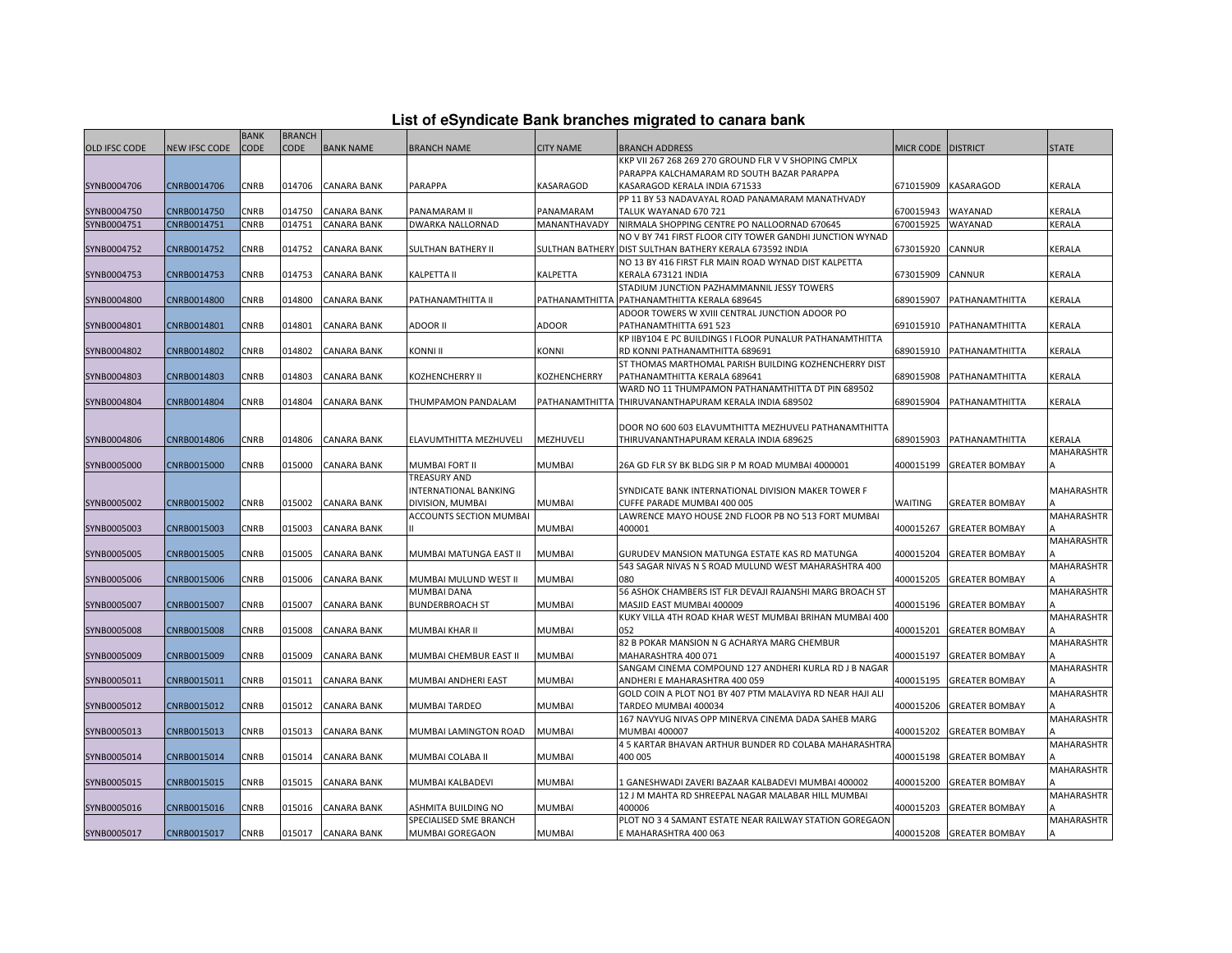# List of eSyndicate Bank branches migrated to canara bank

| OLD IFSC CODE | NEW IFSC CODE | BANK CODE | BRANCH CODE | BANK NAME | BRANCH NAME | CITY NAME | BRANCH ADDRESS | MICR CODE | DISTRICT | STATE |
|---|---|---|---|---|---|---|---|---|---|---|
| SYNB0004706 | CNRB0014706 | CNRB | 014706 | CANARA BANK | PARAPPA | KASARAGOD | KKP VII 267 268 269 270 GROUND FLR V V SHOPING CMPLX PARAPPA KALCHAMARAM RD SOUTH BAZAR PARAPPA KASARAGOD KERALA INDIA 671533 | 671015909 | KASARAGOD | KERALA |
| SYNB0004750 | CNRB0014750 | CNRB | 014750 | CANARA BANK | PANAMARAM II | PANAMARAM | PP 11 BY 53 NADAVAYAL ROAD PANAMARAM MANATHVADY TALUK WAYANAD 670 721 | 670015943 | WAYANAD | KERALA |
| SYNB0004751 | CNRB0014751 | CNRB | 014751 | CANARA BANK | DWARKA NALLORNAD | MANANTHAVADY | NIRMALA SHOPPING CENTRE PO NALLOORNAD 670645 | 670015925 | WAYANAD | KERALA |
| SYNB0004752 | CNRB0014752 | CNRB | 014752 | CANARA BANK | SULTHAN BATHERY II | SULTHAN BATHERY | NO V BY 741 FIRST FLOOR CITY TOWER GANDHI JUNCTION WYNAD DIST SULTHAN BATHERY KERALA 673592 INDIA | 673015920 | CANNUR | KERALA |
| SYNB0004753 | CNRB0014753 | CNRB | 014753 | CANARA BANK | KALPETTA II | KALPETTA | NO 13 BY 416 FIRST FLR MAIN ROAD WYNAD DIST KALPETTA KERALA 673121 INDIA | 673015909 | CANNUR | KERALA |
| SYNB0004800 | CNRB0014800 | CNRB | 014800 | CANARA BANK | PATHANAMTHITTA II | PATHANAMTHITTA | STADIUM JUNCTION PAZHAMMANNIL JESSY TOWERS PATHANAMTHITTA KERALA 689645 | 689015907 | PATHANAMTHITTA | KERALA |
| SYNB0004801 | CNRB0014801 | CNRB | 014801 | CANARA BANK | ADOOR II | ADOOR | ADOOR TOWERS W XVIII CENTRAL JUNCTION ADOOR PO PATHANAMTHITTA 691 523 | 691015910 | PATHANAMTHITTA | KERALA |
| SYNB0004802 | CNRB0014802 | CNRB | 014802 | CANARA BANK | KONNI II | KONNI | KP IIBY104 E PC BUILDINGS I FLOOR PUNALUR PATHANAMTHITTA RD KONNI PATHANAMTHITTA 689691 | 689015910 | PATHANAMTHITTA | KERALA |
| SYNB0004803 | CNRB0014803 | CNRB | 014803 | CANARA BANK | KOZHENCHERRY II | KOZHENCHERRY | ST THOMAS MARTHOMAL PARISH BUILDING KOZHENCHERRY DIST PATHANAMTHITTA KERALA 689641 | 689015908 | PATHANAMTHITTA | KERALA |
| SYNB0004804 | CNRB0014804 | CNRB | 014804 | CANARA BANK | THUMPAMON PANDALAM | PATHANAMTHITTA | WARD NO 11 THUMPAMON PATHANAMTHITTA DT PIN 689502 THIRUVANANTHAPURAM KERALA INDIA 689502 | 689015904 | PATHANAMTHITTA | KERALA |
| SYNB0004806 | CNRB0014806 | CNRB | 014806 | CANARA BANK | ELAVUMTHITTA MEZHUVELI | MEZHUVELI | DOOR NO 600 603 ELAVUMTHITTA MEZHUVELI PATHANAMTHITTA THIRUVANANTHAPURAM KERALA INDIA 689625 | 689015903 | PATHANAMTHITTA | KERALA |
| SYNB0005000 | CNRB0015000 | CNRB | 015000 | CANARA BANK | MUMBAI FORT II | MUMBAI | 26A GD FLR SY BK BLDG SIR P M ROAD MUMBAI 4000001 | 400015199 | GREATER BOMBAY | MAHARASHTRA |
| SYNB0005002 | CNRB0015002 | CNRB | 015002 | CANARA BANK | TREASURY AND INTERNATIONAL BANKING DIVISION, MUMBAI | MUMBAI | SYNDICATE BANK INTERNATIONAL DIVISION MAKER TOWER F CUFFE PARADE MUMBAI 400 005 | WAITING | GREATER BOMBAY | MAHARASHTRA |
| SYNB0005003 | CNRB0015003 | CNRB | 015003 | CANARA BANK | ACCOUNTS SECTION MUMBAI II | MUMBAI | LAWRENCE MAYO HOUSE 2ND FLOOR PB NO 513 FORT MUMBAI 400001 | 400015267 | GREATER BOMBAY | MAHARASHTRA |
| SYNB0005005 | CNRB0015005 | CNRB | 015005 | CANARA BANK | MUMBAI MATUNGA EAST II | MUMBAI | GURUDEV MANSION MATUNGA ESTATE KAS RD MATUNGA | 400015204 | GREATER BOMBAY | MAHARASHTRA |
| SYNB0005006 | CNRB0015006 | CNRB | 015006 | CANARA BANK | MUMBAI MULUND WEST II | MUMBAI | 543 SAGAR NIVAS N S ROAD MULUND WEST MAHARASHTRA 400 080 | 400015205 | GREATER BOMBAY | MAHARASHTRA |
| SYNB0005007 | CNRB0015007 | CNRB | 015007 | CANARA BANK | MUMBAI DANA BUNDERBROACH ST | MUMBAI | 56 ASHOK CHAMBERS IST FLR DEVAJI RAJANSHI MARG BROACH ST MASJID EAST MUMBAI 400009 | 400015196 | GREATER BOMBAY | MAHARASHTRA |
| SYNB0005008 | CNRB0015008 | CNRB | 015008 | CANARA BANK | MUMBAI KHAR II | MUMBAI | KUKY VILLA 4TH ROAD KHAR WEST MUMBAI BRIHAN MUMBAI 400 052 | 400015201 | GREATER BOMBAY | MAHARASHTRA |
| SYNB0005009 | CNRB0015009 | CNRB | 015009 | CANARA BANK | MUMBAI CHEMBUR EAST II | MUMBAI | 82 B POKAR MANSION N G ACHARYA MARG CHEMBUR MAHARASHTRA 400 071 | 400015197 | GREATER BOMBAY | MAHARASHTRA |
| SYNB0005011 | CNRB0015011 | CNRB | 015011 | CANARA BANK | MUMBAI ANDHERI EAST | MUMBAI | SANGAM CINEMA COMPOUND 127 ANDHERI KURLA RD J B NAGAR ANDHERI E MAHARASHTRA 400 059 | 400015195 | GREATER BOMBAY | MAHARASHTRA |
| SYNB0005012 | CNRB0015012 | CNRB | 015012 | CANARA BANK | MUMBAI TARDEO | MUMBAI | GOLD COIN A PLOT NO1 BY 407 PTM MALAVIYA RD NEAR HAJI ALI TARDEO MUMBAI 400034 | 400015206 | GREATER BOMBAY | MAHARASHTRA |
| SYNB0005013 | CNRB0015013 | CNRB | 015013 | CANARA BANK | MUMBAI LAMINGTON ROAD | MUMBAI | 167 NAVYUG NIVAS OPP MINERVA CINEMA DADA SAHEB MARG MUMBAI 400007 | 400015202 | GREATER BOMBAY | MAHARASHTRA |
| SYNB0005014 | CNRB0015014 | CNRB | 015014 | CANARA BANK | MUMBAI COLABA II | MUMBAI | 4 5 KARTAR BHAVAN ARTHUR BUNDER RD COLABA MAHARASHTRA 400 005 | 400015198 | GREATER BOMBAY | MAHARASHTRA |
| SYNB0005015 | CNRB0015015 | CNRB | 015015 | CANARA BANK | MUMBAI KALBADEVI | MUMBAI | 1 GANESHWADI ZAVERI BAZAAR KALBADEVI MUMBAI 400002 | 400015200 | GREATER BOMBAY | MAHARASHTRA |
| SYNB0005016 | CNRB0015016 | CNRB | 015016 | CANARA BANK | ASHMITA BUILDING NO | MUMBAI | 12 J M MAHTA RD SHREEPAL NAGAR MALABAR HILL MUMBAI 400006 | 400015203 | GREATER BOMBAY | MAHARASHTRA |
| SYNB0005017 | CNRB0015017 | CNRB | 015017 | CANARA BANK | SPECIALISED SME BRANCH MUMBAI GOREGAON | MUMBAI | PLOT NO 3 4 SAMANT ESTATE NEAR RAILWAY STATION GOREGAON E MAHARASHTRA 400 063 | 400015208 | GREATER BOMBAY | MAHARASHTRA |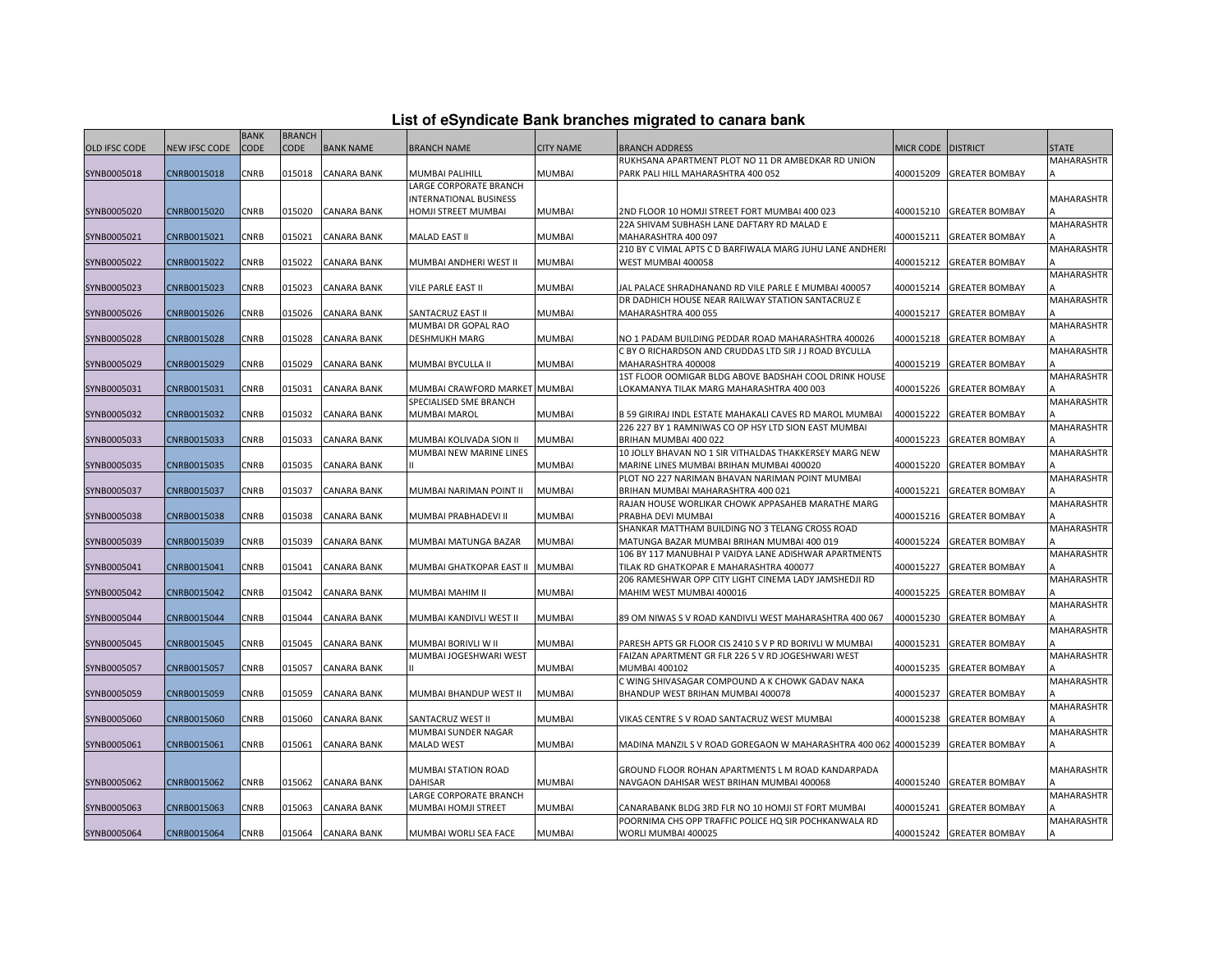# List of eSyndicate Bank branches migrated to canara bank

| OLD IFSC CODE | NEW IFSC CODE | BANK CODE | BRANCH CODE | BANK NAME | BRANCH NAME | CITY NAME | BRANCH ADDRESS | MICR CODE | DISTRICT | STATE |
|---|---|---|---|---|---|---|---|---|---|---|
| SYNB0005018 | CNRB0015018 | CNRB | 015018 | CANARA BANK | MUMBAI PALIHILL | MUMBAI | RUKHSANA APARTMENT PLOT NO 11 DR AMBEDKAR RD UNION PARK PALI HILL MAHARASHTRA 400 052 | 400015209 | GREATER BOMBAY | MAHARASHTRA |
| SYNB0005020 | CNRB0015020 | CNRB | 015020 | CANARA BANK | LARGE CORPORATE BRANCH INTERNATIONAL BUSINESS HOMJI STREET MUMBAI | MUMBAI | 2ND FLOOR 10 HOMJI STREET FORT MUMBAI 400 023 | 400015210 | GREATER BOMBAY | MAHARASHTRA |
| SYNB0005021 | CNRB0015021 | CNRB | 015021 | CANARA BANK | MALAD EAST II | MUMBAI | 22A SHIVAM SUBHASH LANE DAFTARY RD MALAD E MAHARASHTRA 400 097 | 400015211 | GREATER BOMBAY | MAHARASHTRA |
| SYNB0005022 | CNRB0015022 | CNRB | 015022 | CANARA BANK | MUMBAI ANDHERI WEST II | MUMBAI | 210 BY C VIMAL APTS C D BARFIWALA MARG JUHU LANE ANDHERI WEST MUMBAI 400058 | 400015212 | GREATER BOMBAY | MAHARASHTRA |
| SYNB0005023 | CNRB0015023 | CNRB | 015023 | CANARA BANK | VILE PARLE EAST II | MUMBAI | JAL PALACE SHRADHANAND RD VILE PARLE E MUMBAI 400057 | 400015214 | GREATER BOMBAY | MAHARASHTRA |
| SYNB0005026 | CNRB0015026 | CNRB | 015026 | CANARA BANK | SANTACRUZ EAST II | MUMBAI | DR DADHICH HOUSE NEAR RAILWAY STATION SANTACRUZ E MAHARASHTRA 400 055 | 400015217 | GREATER BOMBAY | MAHARASHTRA |
| SYNB0005028 | CNRB0015028 | CNRB | 015028 | CANARA BANK | MUMBAI DR GOPAL RAO DESHMUKH MARG | MUMBAI | NO 1 PADAM BUILDING PEDDAR ROAD MAHARASHTRA 400026 | 400015218 | GREATER BOMBAY | MAHARASHTRA |
| SYNB0005029 | CNRB0015029 | CNRB | 015029 | CANARA BANK | MUMBAI BYCULLA II | MUMBAI | C BY O RICHARDSON AND CRUDDAS LTD SIR J J ROAD BYCULLA MAHARASHTRA 400008 | 400015219 | GREATER BOMBAY | MAHARASHTRA |
| SYNB0005031 | CNRB0015031 | CNRB | 015031 | CANARA BANK | MUMBAI CRAWFORD MARKET | MUMBAI | 1ST FLOOR OOMIGAR BLDG ABOVE BADSHAH COOL DRINK HOUSE LOKAMANYA TILAK MARG MAHARASHTRA 400 003 | 400015226 | GREATER BOMBAY | MAHARASHTRA |
| SYNB0005032 | CNRB0015032 | CNRB | 015032 | CANARA BANK | SPECIALISED SME BRANCH MUMBAI MAROL | MUMBAI | B 59 GIRIRAJ INDL ESTATE MAHAKALI CAVES RD MAROL MUMBAI | 400015222 | GREATER BOMBAY | MAHARASHTRA |
| SYNB0005033 | CNRB0015033 | CNRB | 015033 | CANARA BANK | MUMBAI KOLIVADA SION II | MUMBAI | 226 227 BY 1 RAMNIWAS CO OP HSY LTD SION EAST MUMBAI BRIHAN MUMBAI 400 022 | 400015223 | GREATER BOMBAY | MAHARASHTRA |
| SYNB0005035 | CNRB0015035 | CNRB | 015035 | CANARA BANK | MUMBAI NEW MARINE LINES II | MUMBAI | 10 JOLLY BHAVAN NO 1 SIR VITHALDAS THAKKERSEY MARG NEW MARINE LINES MUMBAI BRIHAN MUMBAI 400020 | 400015220 | GREATER BOMBAY | MAHARASHTRA |
| SYNB0005037 | CNRB0015037 | CNRB | 015037 | CANARA BANK | MUMBAI NARIMAN POINT II | MUMBAI | PLOT NO 227 NARIMAN BHAVAN NARIMAN POINT MUMBAI BRIHAN MUMBAI MAHARASHTRA 400 021 | 400015221 | GREATER BOMBAY | MAHARASHTRA |
| SYNB0005038 | CNRB0015038 | CNRB | 015038 | CANARA BANK | MUMBAI PRABHADEVI II | MUMBAI | RAJAN HOUSE WORLIKAR CHOWK APPASAHEB MARATHE MARG PRABHA DEVI MUMBAI | 400015216 | GREATER BOMBAY | MAHARASHTRA |
| SYNB0005039 | CNRB0015039 | CNRB | 015039 | CANARA BANK | MUMBAI MATUNGA BAZAR | MUMBAI | SHANKAR MATTHAM BUILDING NO 3 TELANG CROSS ROAD MATUNGA BAZAR MUMBAI BRIHAN MUMBAI 400 019 | 400015224 | GREATER BOMBAY | MAHARASHTRA |
| SYNB0005041 | CNRB0015041 | CNRB | 015041 | CANARA BANK | MUMBAI GHATKOPAR EAST II | MUMBAI | 106 BY 117 MANUBHAI P VAIDYA LANE ADISHWAR APARTMENTS TILAK RD GHATKOPAR E MAHARASHTRA 400077 | 400015227 | GREATER BOMBAY | MAHARASHTRA |
| SYNB0005042 | CNRB0015042 | CNRB | 015042 | CANARA BANK | MUMBAI MAHIM II | MUMBAI | 206 RAMESHWAR OPP CITY LIGHT CINEMA LADY JAMSHEDJI RD MAHIM WEST MUMBAI 400016 | 400015225 | GREATER BOMBAY | MAHARASHTRA |
| SYNB0005044 | CNRB0015044 | CNRB | 015044 | CANARA BANK | MUMBAI KANDIVLI WEST II | MUMBAI | 89 OM NIWAS S V ROAD KANDIVLI WEST MAHARASHTRA 400 067 | 400015230 | GREATER BOMBAY | MAHARASHTRA |
| SYNB0005045 | CNRB0015045 | CNRB | 015045 | CANARA BANK | MUMBAI BORIVLI W II | MUMBAI | PARESH APTS GR FLOOR CIS 2410 S V P RD BORIVLI W MUMBAI | 400015231 | GREATER BOMBAY | MAHARASHTRA |
| SYNB0005057 | CNRB0015057 | CNRB | 015057 | CANARA BANK | MUMBAI JOGESHWARI WEST II | MUMBAI | FAIZAN APARTMENT GR FLR 226 S V RD JOGESHWARI WEST MUMBAI 400102 | 400015235 | GREATER BOMBAY | MAHARASHTRA |
| SYNB0005059 | CNRB0015059 | CNRB | 015059 | CANARA BANK | MUMBAI BHANDUP WEST II | MUMBAI | C WING SHIVASAGAR COMPOUND A K CHOWK GADAV NAKA BHANDUP WEST BRIHAN MUMBAI 400078 | 400015237 | GREATER BOMBAY | MAHARASHTRA |
| SYNB0005060 | CNRB0015060 | CNRB | 015060 | CANARA BANK | SANTACRUZ WEST II | MUMBAI | VIKAS CENTRE S V ROAD SANTACRUZ WEST MUMBAI | 400015238 | GREATER BOMBAY | MAHARASHTRA |
| SYNB0005061 | CNRB0015061 | CNRB | 015061 | CANARA BANK | MUMBAI SUNDER NAGAR MALAD WEST | MUMBAI | MADINA MANZIL S V ROAD GOREGAON W MAHARASHTRA 400 062 | 400015239 | GREATER BOMBAY | MAHARASHTRA |
| SYNB0005062 | CNRB0015062 | CNRB | 015062 | CANARA BANK | MUMBAI STATION ROAD DAHISAR | MUMBAI | GROUND FLOOR ROHAN APARTMENTS L M ROAD KANDARPADA NAVGAON DAHISAR WEST BRIHAN MUMBAI 400068 | 400015240 | GREATER BOMBAY | MAHARASHTRA |
| SYNB0005063 | CNRB0015063 | CNRB | 015063 | CANARA BANK | LARGE CORPORATE BRANCH MUMBAI HOMJI STREET | MUMBAI | CANARABANK BLDG 3RD FLR NO 10 HOMJI ST FORT MUMBAI | 400015241 | GREATER BOMBAY | MAHARASHTRA |
| SYNB0005064 | CNRB0015064 | CNRB | 015064 | CANARA BANK | MUMBAI WORLI SEA FACE | MUMBAI | POORNIMA CHS OPP TRAFFIC POLICE HQ SIR POCHKANWALA RD WORLI MUMBAI 400025 | 400015242 | GREATER BOMBAY | MAHARASHTRA |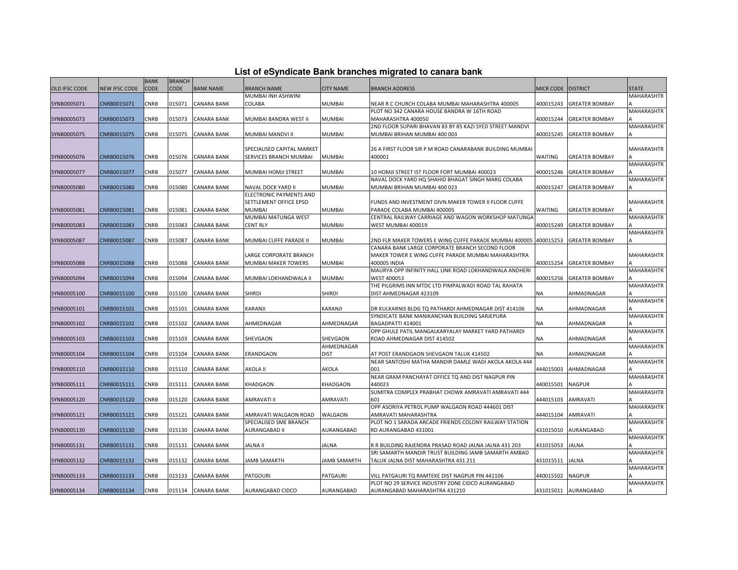# List of eSyndicate Bank branches migrated to canara bank

| OLD IFSC CODE | NEW IFSC CODE | BANK CODE | BRANCH CODE | BANK NAME | BRANCH NAME | CITY NAME | BRANCH ADDRESS | MICR CODE | DISTRICT | STATE |
|---|---|---|---|---|---|---|---|---|---|---|
| SYNB0005071 | CNRB0015071 | CNRB | 015071 | CANARA BANK | MUMBAI INH ASHWINI COLABA | MUMBAI | NEAR R C CHURCH COLABA MUMBAI MAHARASHTRA 400005 | 400015243 | GREATER BOMBAY | MAHARASHTRA |
| SYNB0005073 | CNRB0015073 | CNRB | 015073 | CANARA BANK | MUMBAI BANDRA WEST II | MUMBAI | PLOT NO 342 CANARA HOUSE BANDRA W 16TH ROAD MAHARASHTRA 400050 | 400015244 | GREATER BOMBAY | MAHARASHTRA |
| SYNB0005075 | CNRB0015075 | CNRB | 015075 | CANARA BANK | MUMBAI MANDVI II | MUMBAI | 2ND FLOOR SUPARI BHAVAN 83 BY 85 KAZI SYED STREET MANDVI MUMBAI BRIHAN MUMBAI 400 003 | 400015245 | GREATER BOMBAY | MAHARASHTRA |
| SYNB0005076 | CNRB0015076 | CNRB | 015076 | CANARA BANK | SPECIALISED CAPITAL MARKET SERVICES BRANCH MUMBAI | MUMBAI | 26 A FIRST FLOOR SIR P M ROAD CANARABANK BUILDING MUMBAI 400001 | WAITING | GREATER BOMBAY | MAHARASHTRA |
| SYNB0005077 | CNRB0015077 | CNRB | 015077 | CANARA BANK | MUMBAI HOMJI STREET | MUMBAI | 10 HOMJI STREET IST FLOOR FORT MUMBAI 400023 | 400015246 | GREATER BOMBAY | MAHARASHTRA |
| SYNB0005080 | CNRB0015080 | CNRB | 015080 | CANARA BANK | NAVAL DOCK YARD II | MUMBAI | NAVAL DOCK YARD HQ SHAHID BHAGAT SINGH MARG COLABA MUMBAI BRIHAN MUMBAI 400 023 | 400015247 | GREATER BOMBAY | MAHARASHTRA |
| SYNB0005081 | CNRB0015081 | CNRB | 015081 | CANARA BANK | ELECTRONIC PAYMENTS AND SETTLEMENT OFFICE EPSO MUMBAI | MUMBAI | FUNDS AND INVESTMENT DIVN.MAKER TOWER II FLOOR CUFFE PARADE COLABA MUMBAI 400005 | WAITING | GREATER BOMBAY | MAHARASHTRA |
| SYNB0005083 | CNRB0015083 | CNRB | 015083 | CANARA BANK | MUMBAI MATUNGA WEST CENT RLY | MUMBAI | CENTRAL RAILWAY CARRIAGE AND WAGON WORKSHOP MATUNGA WEST MUMBAI 400019 | 400015249 | GREATER BOMBAY | MAHARASHTRA |
| SYNB0005087 | CNRB0015087 | CNRB | 015087 | CANARA BANK | MUMBAI CUFFE PARADE II | MUMBAI | 2ND FLR MAKER TOWERS E WING CUFFE PARADE MUMBAI 400005 | 400015253 | GREATER BOMBAY | MAHARASHTRA |
| SYNB0005088 | CNRB0015088 | CNRB | 015088 | CANARA BANK | LARGE CORPORATE BRANCH MUMBAI MAKER TOWERS | MUMBAI | CANARA BANK LARGE CORPORATE BRANCH SECOND FLOOR MAKER TOWER E WING CUFFE PARADE MUMBAI MAHARASHTRA 400005 INDIA | 400015254 | GREATER BOMBAY | MAHARASHTRA |
| SYNB0005094 | CNRB0015094 | CNRB | 015094 | CANARA BANK | MUMBAI LOKHANDWALA II | MUMBAI | MAURYA OPP INFINITY HALL LINK ROAD LOKHANDWALA ANDHERI WEST 400053 | 400015256 | GREATER BOMBAY | MAHARASHTRA |
| SYNB0005100 | CNRB0015100 | CNRB | 015100 | CANARA BANK | SHIRDI | SHIRDI | THE PILGRIMS INN MTDC LTD PIMPALWADI ROAD TAL RAHATA DIST AHMEDNAGAR 423109 | NA | AHMADNAGAR | MAHARASHTRA |
| SYNB0005101 | CNRB0015101 | CNRB | 015101 | CANARA BANK | KARANJI | KARANJI | DR KULKARNIS BLDG TQ PATHARDI AHMEDNAGAR DIST 414106 | NA | AHMADNAGAR | MAHARASHTRA |
| SYNB0005102 | CNRB0015102 | CNRB | 015102 | CANARA BANK | AHMEDNAGAR | AHMEDNAGAR | SYNDICATE BANK MANIKANCHAN BUILDING SARJEPURA BAGADPATTI 414001 | NA | AHMADNAGAR | MAHARASHTRA |
| SYNB0005103 | CNRB0015103 | CNRB | 015103 | CANARA BANK | SHEVGAON | SHEVGAON | OPP GHULE PATIL MANGALKARYALAY MARKET YARD PATHARDI ROAD AHMEDNAGAR DIST 414502 | NA | AHMADNAGAR | MAHARASHTRA |
| SYNB0005104 | CNRB0015104 | CNRB | 015104 | CANARA BANK | ERANDGAON | AHMEDNAGAR DIST | AT POST ERANDGAON SHEVGAON TALUK 414502 | NA | AHMADNAGAR | MAHARASHTRA |
| SYNB0005110 | CNRB0015110 | CNRB | 015110 | CANARA BANK | AKOLA II | AKOLA | NEAR SANTOSHI MATHA MANDIR DAMLE WADI AKOLA AKOLA 444 001 | 444015003 | AHMADNAGAR | MAHARASHTRA |
| SYNB0005111 | CNRB0015111 | CNRB | 015111 | CANARA BANK | KHADGAON | KHADGAON | NEAR GRAM PANCHAYAT OFFICE TQ AND DIST NAGPUR PIN 440023 | 440015501 | NAGPUR | MAHARASHTRA |
| SYNB0005120 | CNRB0015120 | CNRB | 015120 | CANARA BANK | AMRAVATI II | AMRAVATI | SUMITRA COMPLEX PRABHAT CHOWK AMRAVATI AMRAVATI 444 601 | 444015103 | AMRAVATI | MAHARASHTRA |
| SYNB0005121 | CNRB0015121 | CNRB | 015121 | CANARA BANK | AMRAVATI WALGAON ROAD | WALGAON | OPP ASORIYA PETROL PUMP WALGAON ROAD 444601 DIST AMRAVATI MAHARASHTRA | 444015104 | AMRAVATI | MAHARASHTRA |
| SYNB0005130 | CNRB0015130 | CNRB | 015130 | CANARA BANK | SPECIALISED SME BRANCH AURANGABAD II | AURANGABAD | PLOT NO 1 SARADA ARCADE FRIENDS COLONY RAILWAY STATION RD AURANGABAD 431001 | 431015010 | AURANGABAD | MAHARASHTRA |
| SYNB0005131 | CNRB0015131 | CNRB | 015131 | CANARA BANK | JALNA II | JALNA | R R BUILDING RAJENDRA PRASAD ROAD JALNA JALNA 431 203 | 431015053 | JALNA | MAHARASHTRA |
| SYNB0005132 | CNRB0015132 | CNRB | 015132 | CANARA BANK | JAMB SAMARTH | JAMB SAMARTH | SRI SAMARTH MANDIR TRUST BUILDING JAMB SAMARTH AMBAD TALUK JALNA DIST MAHARASHTRA 431 211 | 431015511 | JALNA | MAHARASHTRA |
| SYNB0005133 | CNRB0015133 | CNRB | 015133 | CANARA BANK | PATGOURI | PATGAURI | VILL PATGAURI TQ RAMTEKE DIST NAGPUR PIN 441106 | 440015502 | NAGPUR | MAHARASHTRA |
| SYNB0005134 | CNRB0015134 | CNRB | 015134 | CANARA BANK | AURANGABAD CIDCO | AURANGABAD | PLOT NO 29 SERVICE INDUSTRY ZONE CIDCO AURANGABAD AURANGABAD MAHARASHTRA 431210 | 431015011 | AURANGABAD | MAHARASHTRA |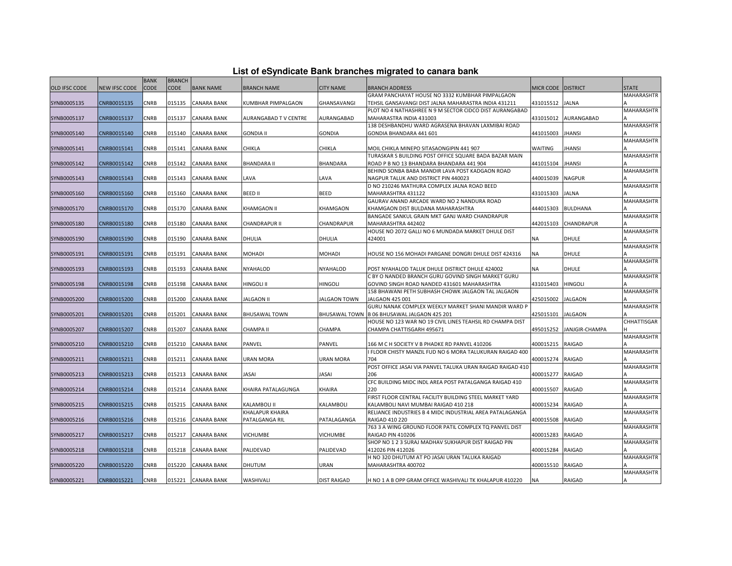## List of eSyndicate Bank branches migrated to canara bank

| OLD IFSC CODE | NEW IFSC CODE | BANK CODE | BRANCH CODE | BANK NAME | BRANCH NAME | CITY NAME | BRANCH ADDRESS | MICR CODE | DISTRICT | STATE |
|---|---|---|---|---|---|---|---|---|---|---|
| SYNB0005135 | CNRB0015135 | CNRB | 015135 | CANARA BANK | KUMBHAR PIMPALGAON | GHANSAVANGI | GRAM PANCHAYAT HOUSE NO 3332 KUMBHAR PIMPALGAON TEHSIL GANSAVANGI DIST JALNA MAHARASTRA INDIA 431211 | 431015512 | JALNA | MAHARASHTRA |
| SYNB0005137 | CNRB0015137 | CNRB | 015137 | CANARA BANK | AURANGABAD T V CENTRE | AURANGABAD | PLOT NO 4 NATHASHREE N 9 M SECTOR CIDCO DIST AURANGABAD MAHARASTRA INDIA 431003 | 431015012 | AURANGABAD | MAHARASHTRA |
| SYNB0005140 | CNRB0015140 | CNRB | 015140 | CANARA BANK | GONDIA II | GONDIA | 138 DESHBANDHU WARD AGRASENA BHAVAN LAXMIBAI ROAD GONDIA BHANDARA 441 601 | 441015003 | JHANSI | MAHARASHTRA |
| SYNB0005141 | CNRB0015141 | CNRB | 015141 | CANARA BANK | CHIKLA | CHIKLA | MOIL CHIKLA MINEPO SITASAONGIPIN 441 907 | WAITING | JHANSI | MAHARASHTRA |
| SYNB0005142 | CNRB0015142 | CNRB | 015142 | CANARA BANK | BHANDARA II | BHANDARA | TURASKAR S BUILDING POST OFFICE SQUARE BADA BAZAR MAIN ROAD P B NO 13 BHANDARA BHANDARA 441 904 | 441015104 | JHANSI | MAHARASHTRA |
| SYNB0005143 | CNRB0015143 | CNRB | 015143 | CANARA BANK | LAVA | LAVA | BEHIND SONBA BABA MANDIR LAVA POST KADGAON ROAD NAGPUR TALUK AND DISTRICT PIN 440023 | 440015039 | NAGPUR | MAHARASHTRA |
| SYNB0005160 | CNRB0015160 | CNRB | 015160 | CANARA BANK | BEED II | BEED | D NO 210246 MATHURA COMPLEX JALNA ROAD BEED MAHARASHTRA 431122 | 431015303 | JALNA | MAHARASHTRA |
| SYNB0005170 | CNRB0015170 | CNRB | 015170 | CANARA BANK | KHAMGAON II | KHAMGAON | GAURAV ANAND ARCADE WARD NO 2 NANDURA ROAD KHAMGAON DIST BULDANA MAHARASHTRA | 444015303 | BULDHANA | MAHARASHTRA |
| SYNB0005180 | CNRB0015180 | CNRB | 015180 | CANARA BANK | CHANDRAPUR II | CHANDRAPUR | BANGADE SANKUL GRAIN MKT GANJ WARD CHANDRAPUR MAHARASHTRA 442402 | 442015103 | CHANDRAPUR | MAHARASHTRA |
| SYNB0005190 | CNRB0015190 | CNRB | 015190 | CANARA BANK | DHULIA | DHULIA | HOUSE NO 2072 GALLI NO 6 MUNDADA MARKET DHULE DIST 424001 | NA | DHULE | MAHARASHTRA |
| SYNB0005191 | CNRB0015191 | CNRB | 015191 | CANARA BANK | MOHADI | MOHADI | HOUSE NO 156 MOHADI PARGANE DONGRI DHULE DIST 424316 | NA | DHULE | MAHARASHTRA |
| SYNB0005193 | CNRB0015193 | CNRB | 015193 | CANARA BANK | NYAHALOD | NYAHALOD | POST NYAHALOD TALUK DHULE DISTRICT DHULE 424002 | NA | DHULE | MAHARASHTRA |
| SYNB0005198 | CNRB0015198 | CNRB | 015198 | CANARA BANK | HINGOLI II | HINGOLI | C BY O NANDED BRANCH GURU GOVIND SINGH MARKET GURU GOVIND SINGH ROAD NANDED 431601 MAHARASHTRA | 431015403 | HINGOLI | MAHARASHTRA |
| SYNB0005200 | CNRB0015200 | CNRB | 015200 | CANARA BANK | JALGAON II | JALGAON TOWN | 158 BHAWANI PETH SUBHASH CHOWK JALGAON TAL JALGAON JALGAON 425 001 | 425015002 | JALGAON | MAHARASHTRA |
| SYNB0005201 | CNRB0015201 | CNRB | 015201 | CANARA BANK | BHUSAWAL TOWN | BHUSAWAL TOWN | GURU NANAK COMPLEX WEEKLY MARKET SHANI MANDIR WARD P B 06 BHUSAWAL JALGAON 425 201 | 425015101 | JALGAON | MAHARASHTRA |
| SYNB0005207 | CNRB0015207 | CNRB | 015207 | CANARA BANK | CHAMPA II | CHAMPA | HOUSE NO 123 WAR NO 19 CIVIL LINES TEAHSIL RD CHAMPA DIST CHAMPA CHATTISGARH 495671 | 495015252 | JANJGIR-CHAMPA | CHHATTISGARH |
| SYNB0005210 | CNRB0015210 | CNRB | 015210 | CANARA BANK | PANVEL | PANVEL | 166 M C H SOCIETY V B PHADKE RD PANVEL 410206 | 400015215 | RAIGAD | MAHARASHTRA |
| SYNB0005211 | CNRB0015211 | CNRB | 015211 | CANARA BANK | URAN MORA | URAN MORA | I FLOOR CHISTY MANZIL FUD NO 6 MORA TALUKURAN RAIGAD 400 704 | 400015274 | RAIGAD | MAHARASHTRA |
| SYNB0005213 | CNRB0015213 | CNRB | 015213 | CANARA BANK | JASAI | JASAI | POST OFFICE JASAI VIA PANVEL TALUKA URAN RAIGAD RAIGAD 410 206 | 400015277 | RAIGAD | MAHARASHTRA |
| SYNB0005214 | CNRB0015214 | CNRB | 015214 | CANARA BANK | KHAIRA PATALAGUNGA | KHAIRA | CFC BUILDING MIDC INDL AREA POST PATALGANGA RAIGAD 410 220 | 400015507 | RAIGAD | MAHARASHTRA |
| SYNB0005215 | CNRB0015215 | CNRB | 015215 | CANARA BANK | KALAMBOLI II | KALAMBOLI | FIRST FLOOR CENTRAL FACILITY BUILDING STEEL MARKET YARD KALAMBOLI NAVI MUMBAI RAIGAD 410 218 | 400015234 | RAIGAD | MAHARASHTRA |
| SYNB0005216 | CNRB0015216 | CNRB | 015216 | CANARA BANK | KHALAPUR KHAIRA PATALGANGA RIL | PATALAGANGA | RELIANCE INDUSTRIES B 4 MIDC INDUSTRIAL AREA PATALAGANGA RAIGAD 410 220 | 400015508 | RAIGAD | MAHARASHTRA |
| SYNB0005217 | CNRB0015217 | CNRB | 015217 | CANARA BANK | VICHUMBE | VICHUMBE | 763 3 A WING GROUND FLOOR PATIL COMPLEX TQ PANVEL DIST RAIGAD PIN 410206 | 400015283 | RAIGAD | MAHARASHTRA |
| SYNB0005218 | CNRB0015218 | CNRB | 015218 | CANARA BANK | PALIDEVAD | PALIDEVAD | SHOP NO 1 2 3 SURAJ MADHAV SUKHAPUR DIST RAIGAD PIN 412026 PIN 412026 | 400015284 | RAIGAD | MAHARASHTRA |
| SYNB0005220 | CNRB0015220 | CNRB | 015220 | CANARA BANK | DHUTUM | URAN | H NO 320 DHUTUM AT PO JASAI URAN TALUKA RAIGAD MAHARASHTRA 400702 | 400015510 | RAIGAD | MAHARASHTRA |
| SYNB0005221 | CNRB0015221 | CNRB | 015221 | CANARA BANK | WASHIVALI | DIST RAIGAD | H NO 1 A B OPP GRAM OFFICE WASHIVALI TK KHALAPUR 410220 | NA | RAIGAD | MAHARASHTRA |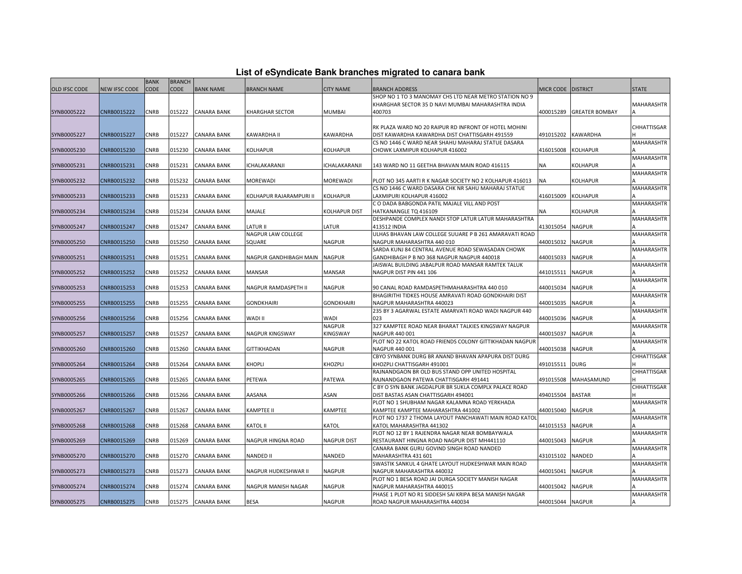# List of eSyndicate Bank branches migrated to canara bank

| OLD IFSC CODE | NEW IFSC CODE | BANK CODE | BRANCH CODE | BANK NAME | BRANCH NAME | CITY NAME | BRANCH ADDRESS | MICR CODE | DISTRICT | STATE |
|---|---|---|---|---|---|---|---|---|---|---|
| SYNB0005222 | CNRB0015222 | CNRB | 015222 | CANARA BANK | KHARGHAR SECTOR | MUMBAI | SHOP NO 1 TO 3 MANOMAY CHS LTD NEAR METRO STATION NO 9 KHARGHAR SECTOR 35 D NAVI MUMBAI MAHARASHTRA INDIA 400703 | 400015289 | GREATER BOMBAY | MAHARASHTRA |
| SYNB0005227 | CNRB0015227 | CNRB | 015227 | CANARA BANK | KAWARDHA II | KAWARDHA | RK PLAZA WARD NO 20 RAIPUR RD INFRONT OF HOTEL MOHINI DIST KAWARDHA KAWARDHA DIST CHATTISGARH 491559 | 491015202 | KAWARDHA | CHHATTISGARH |
| SYNB0005230 | CNRB0015230 | CNRB | 015230 | CANARA BANK | KOLHAPUR | KOLHAPUR | CS NO 1446 C WARD NEAR SHAHU MAHARAJ STATUE DASARA CHOWK LAXMIPUR KOLHAPUR 416002 | 416015008 | KOLHAPUR | MAHARASHTRA |
| SYNB0005231 | CNRB0015231 | CNRB | 015231 | CANARA BANK | ICHALAKARANJI | ICHALAKARANJI | 143 WARD NO 11 GEETHA BHAVAN MAIN ROAD 416115 | NA | KOLHAPUR | MAHARASHTRA |
| SYNB0005232 | CNRB0015232 | CNRB | 015232 | CANARA BANK | MOREWADI | MOREWADI | PLOT NO 345 AARTI R K NAGAR SOCIETY NO 2 KOLHAPUR 416013 | NA | KOLHAPUR | MAHARASHTRA |
| SYNB0005233 | CNRB0015233 | CNRB | 015233 | CANARA BANK | KOLHAPUR RAJARAMPURI II | KOLHAPUR | CS NO 1446 C WARD DASARA CHK NR SAHU MAHARAJ STATUE LAXMIPURI KOLHAPUR 416002 | 416015009 | KOLHAPUR | MAHARASHTRA |
| SYNB0005234 | CNRB0015234 | CNRB | 015234 | CANARA BANK | MAJALE | KOLHAPUR DIST | C O DADA BABGONDA PATIL MAJALE VILL AND POST HATKANANGLE TQ 416109 | NA | KOLHAPUR | MAHARASHTRA |
| SYNB0005247 | CNRB0015247 | CNRB | 015247 | CANARA BANK | LATUR II | LATUR | DESHPANDE COMPLEX NANDI STOP LATUR LATUR MAHARASHTRA 413512 INDIA | 413015054 | NAGPUR | MAHARASHTRA |
| SYNB0005250 | CNRB0015250 | CNRB | 015250 | CANARA BANK | NAGPUR LAW COLLEGE SQUARE | NAGPUR | ULHAS BHAVAN LAW COLLEGE SUUARE P B 261 AMARAVATI ROAD NAGPUR MAHARASHTRA 440 010 | 440015032 | NAGPUR | MAHARASHTRA |
| SYNB0005251 | CNRB0015251 | CNRB | 015251 | CANARA BANK | NAGPUR GANDHIBAGH MAIN | NAGPUR | SARDA KUNJ 84 CENTRAL AVENUE ROAD SEWASADAN CHOWK GANDHIBAGH P B NO 368 NAGPUR NAGPUR 440018 | 440015033 | NAGPUR | MAHARASHTRA |
| SYNB0005252 | CNRB0015252 | CNRB | 015252 | CANARA BANK | MANSAR | MANSAR | JAISWAL BUILDING JABALPUR ROAD MANSAR RAMTEK TALUK NAGPUR DIST PIN 441 106 | 441015511 | NAGPUR | MAHARASHTRA |
| SYNB0005253 | CNRB0015253 | CNRB | 015253 | CANARA BANK | NAGPUR RAMDASPETH II | NAGPUR | 90 CANAL ROAD RAMDASPETHMAHARASHTRA 440 010 | 440015034 | NAGPUR | MAHARASHTRA |
| SYNB0005255 | CNRB0015255 | CNRB | 015255 | CANARA BANK | GONDKHAIRI | GONDKHAIRI | BHAGIRITHI TIDKES HOUSE AMRAVATI ROAD GONDKHAIRI DIST NAGPUR MAHARASHTRA 440023 | 440015035 | NAGPUR | MAHARASHTRA |
| SYNB0005256 | CNRB0015256 | CNRB | 015256 | CANARA BANK | WADI II | WADI | 235 BY 3 AGARWAL ESTATE AMARVATI ROAD WADI NAGPUR 440 023 | 440015036 | NAGPUR | MAHARASHTRA |
| SYNB0005257 | CNRB0015257 | CNRB | 015257 | CANARA BANK | NAGPUR KINGSWAY | NAGPUR KINGSWAY | 327 KAMPTEE ROAD NEAR BHARAT TALKIES KINGSWAY NAGPUR NAGPUR 440 001 | 440015037 | NAGPUR | MAHARASHTRA |
| SYNB0005260 | CNRB0015260 | CNRB | 015260 | CANARA BANK | GITTIKHADAN | NAGPUR | PLOT NO 22 KATOL ROAD FRIENDS COLONY GITTIKHADAN NAGPUR NAGPUR 440 001 | 440015038 | NAGPUR | MAHARASHTRA |
| SYNB0005264 | CNRB0015264 | CNRB | 015264 | CANARA BANK | KHOPLI | KHOZPLI | CBYO SYNBANK DURG BR ANAND BHAVAN APAPURA DIST DURG KHOZPLI CHATTISGARH 491001 | 491015511 | DURG | CHHATTISGARH |
| SYNB0005265 | CNRB0015265 | CNRB | 015265 | CANARA BANK | PETEWA | PATEWA | RAJNANDGAON BR OLD BUS STAND OPP UNITED HOSPITAL RAJNANDGAON PATEWA CHATTISGARH 491441 | 491015508 | MAHASAMUND | CHHATTISGARH |
| SYNB0005266 | CNRB0015266 | CNRB | 015266 | CANARA BANK | AASANA | ASAN | C BY O SYN BANK JAGDALPUR BR SUKLA COMPLX PALACE ROAD DIST BASTAS ASAN CHATTISGARH 494001 | 494015504 | BASTAR | CHHATTISGARH |
| SYNB0005267 | CNRB0015267 | CNRB | 015267 | CANARA BANK | KAMPTEE II | KAMPTEE | PLOT NO 1 SHUBHAM NAGAR KALAMNA ROAD YERKHADA KAMPTEE KAMPTEE MAHARASHTRA 441002 | 440015040 | NAGPUR | MAHARASHTRA |
| SYNB0005268 | CNRB0015268 | CNRB | 015268 | CANARA BANK | KATOL II | KATOL | PLOT NO 1737 2 THOMA LAYOUT PANCHAWATI MAIN ROAD KATOL KATOL MAHARASHTRA 441302 | 441015153 | NAGPUR | MAHARASHTRA |
| SYNB0005269 | CNRB0015269 | CNRB | 015269 | CANARA BANK | NAGPUR HINGNA ROAD | NAGPUR DIST | PLOT NO 12 BY 1 RAJENDRA NAGAR NEAR BOMBAYWALA RESTAURANT HINGNA ROAD NAGPUR DIST MH441110 | 440015043 | NAGPUR | MAHARASHTRA |
| SYNB0005270 | CNRB0015270 | CNRB | 015270 | CANARA BANK | NANDED II | NANDED | CANARA BANK GURU GOVIND SINGH ROAD NANDED MAHARASHTRA 431 601 | 431015102 | NANDED | MAHARASHTRA |
| SYNB0005273 | CNRB0015273 | CNRB | 015273 | CANARA BANK | NAGPUR HUDKESHWAR II | NAGPUR | SWASTIK SANKUL 4 GHATE LAYOUT HUDKESHWAR MAIN ROAD NAGPUR MAHARASHTRA 440032 | 440015041 | NAGPUR | MAHARASHTRA |
| SYNB0005274 | CNRB0015274 | CNRB | 015274 | CANARA BANK | NAGPUR MANISH NAGAR | NAGPUR | PLOT NO 1 BESA ROAD JAI DURGA SOCIETY MANISH NAGAR NAGPUR MAHARASHTRA 440015 | 440015042 | NAGPUR | MAHARASHTRA |
| SYNB0005275 | CNRB0015275 | CNRB | 015275 | CANARA BANK | BESA | NAGPUR | PHASE 1 PLOT NO R1 SIDDESH SAI KRIPA BESA MANISH NAGAR ROAD NAGPUR MAHARASHTRA 440034 | 440015044 | NAGPUR | MAHARASHTRA |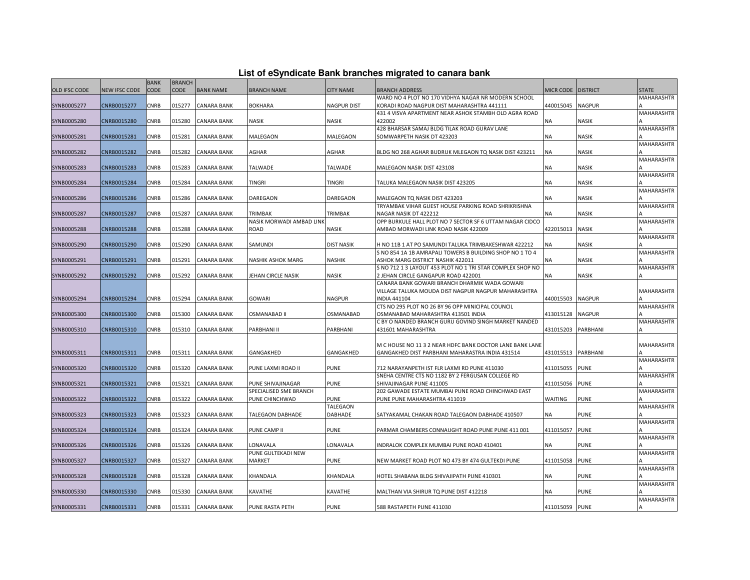## List of eSyndicate Bank branches migrated to canara bank

| OLD IFSC CODE | NEW IFSC CODE | BANK CODE | BRANCH CODE | BANK NAME | BRANCH NAME | CITY NAME | BRANCH ADDRESS | MICR CODE | DISTRICT | STATE |
|---|---|---|---|---|---|---|---|---|---|---|
| SYNB0005277 | CNRB0015277 | CNRB | 015277 | CANARA BANK | BOKHARA | NAGPUR DIST | WARD NO 4 PLOT NO 170 VIDHYA NAGAR NR MODERN SCHOOL KORADI ROAD NAGPUR DIST MAHARASHTRA 441111 | 440015045 | NAGPUR | MAHARASHTRA |
| SYNB0005280 | CNRB0015280 | CNRB | 015280 | CANARA BANK | NASIK | NASIK | 431 4 VISVA APARTMENT NEAR ASHOK STAMBH OLD AGRA ROAD 422002 | NA | NASIK | MAHARASHTRA |
| SYNB0005281 | CNRB0015281 | CNRB | 015281 | CANARA BANK | MALEGAON | MALEGAON | 428 BHARSAR SAMAJ BLDG TILAK ROAD GURAV LANE SOMWARPETH NASIK DT 423203 | NA | NASIK | MAHARASHTRA |
| SYNB0005282 | CNRB0015282 | CNRB | 015282 | CANARA BANK | AGHAR | AGHAR | BLDG NO 268 AGHAR BUDRUK MLEGAON TQ NASIK DIST 423211 | NA | NASIK | MAHARASHTRA |
| SYNB0005283 | CNRB0015283 | CNRB | 015283 | CANARA BANK | TALWADE | TALWADE | MALEGAON NASIK DIST 423108 | NA | NASIK | MAHARASHTRA |
| SYNB0005284 | CNRB0015284 | CNRB | 015284 | CANARA BANK | TINGRI | TINGRI | TALUKA MALEGAON NASIK DIST 423205 | NA | NASIK | MAHARASHTRA |
| SYNB0005286 | CNRB0015286 | CNRB | 015286 | CANARA BANK | DAREGAON | DAREGAON | MALEGAON TQ NASIK DIST 423203 | NA | NASIK | MAHARASHTRA |
| SYNB0005287 | CNRB0015287 | CNRB | 015287 | CANARA BANK | TRIMBAK | TRIMBAK | TRYAMBAK VIHAR GUEST HOUSE PARKING ROAD SHRIKRISHNA NAGAR NASIK DT 422212 | NA | NASIK | MAHARASHTRA |
| SYNB0005288 | CNRB0015288 | CNRB | 015288 | CANARA BANK | NASIK MORWADI AMBAD LINK ROAD | NASIK | OPP BURKULE HALL PLOT NO 7 SECTOR SF 6 UTTAM NAGAR CIDCO AMBAD MORWADI LINK ROAD NASIK 422009 | 422015013 | NASIK | MAHARASHTRA |
| SYNB0005290 | CNRB0015290 | CNRB | 015290 | CANARA BANK | SAMUNDI | DIST NASIK | H NO 11B 1 AT PO SAMUNDI TALUKA TRIMBAKESHWAR 422212 | NA | NASIK | MAHARASHTRA |
| SYNB0005291 | CNRB0015291 | CNRB | 015291 | CANARA BANK | NASHIK ASHOK MARG | NASHIK | S NO 854 1A 1B AMRAPALI TOWERS B BUILDING SHOP NO 1 TO 4 ASHOK MARG DISTRICT NASHIK 422011 | NA | NASIK | MAHARASHTRA |
| SYNB0005292 | CNRB0015292 | CNRB | 015292 | CANARA BANK | JEHAN CIRCLE NASIK | NASIK | S NO 712 1 3 LAYOUT 453 PLOT NO 1 TRI STAR COMPLEX SHOP NO 2 JEHAN CIRCLE GANGAPUR ROAD 422001 | NA | NASIK | MAHARASHTRA |
| SYNB0005294 | CNRB0015294 | CNRB | 015294 | CANARA BANK | GOWARI | NAGPUR | CANARA BANK GOWARI BRANCH DHARMIK WADA GOWARI VILLAGE TALUKA MOUDA DIST NAGPUR NAGPUR MAHARASHTRA INDIA 441104 | 440015503 | NAGPUR | MAHARASHTRA |
| SYNB0005300 | CNRB0015300 | CNRB | 015300 | CANARA BANK | OSMANABAD II | OSMANABAD | CTS NO 295 PLOT NO 26 BY 96 OPP MINICIPAL COUNCIL OSMANABAD MAHARASHTRA 413501 INDIA | 413015128 | NAGPUR | MAHARASHTRA |
| SYNB0005310 | CNRB0015310 | CNRB | 015310 | CANARA BANK | PARBHANI II | PARBHANI | C BY O NANDED BRANCH GURU GOVIND SINGH MARKET NANDED 431601 MAHARASHTRA | 431015203 | PARBHANI | MAHARASHTRA |
| SYNB0005311 | CNRB0015311 | CNRB | 015311 | CANARA BANK | GANGAKHED | GANGAKHED | M C HOUSE NO 11 3 2 NEAR HDFC BANK DOCTOR LANE BANK LANE GANGAKHED DIST PARBHANI MAHARASTRA INDIA 431514 | 431015513 | PARBHANI | MAHARASHTRA |
| SYNB0005320 | CNRB0015320 | CNRB | 015320 | CANARA BANK | PUNE LAXMI ROAD II | PUNE | 712 NARAYANPETH IST FLR LAXMI RD PUNE 411030 | 411015055 | PUNE | MAHARASHTRA |
| SYNB0005321 | CNRB0015321 | CNRB | 015321 | CANARA BANK | PUNE SHIVAJINAGAR | PUNE | SNEHA CENTRE CTS NO 1182 BY 2 FERGUSAN COLLEGE RD SHIVAJINAGAR PUNE 411005 | 411015056 | PUNE | MAHARASHTRA |
| SYNB0005322 | CNRB0015322 | CNRB | 015322 | CANARA BANK | SPECIALISED SME BRANCH PUNE CHINCHWAD | PUNE | 202 GAWADE ESTATE MUMBAI PUNE ROAD CHINCHWAD EAST PUNE PUNE MAHARASHTRA 411019 | WAITING | PUNE | MAHARASHTRA |
| SYNB0005323 | CNRB0015323 | CNRB | 015323 | CANARA BANK | TALEGAON DABHADE | TALEGAON DABHADE | SATYAKAMAL CHAKAN ROAD TALEGAON DABHADE 410507 | NA | PUNE | MAHARASHTRA |
| SYNB0005324 | CNRB0015324 | CNRB | 015324 | CANARA BANK | PUNE CAMP II | PUNE | PARMAR CHAMBERS CONNAUGHT ROAD PUNE PUNE 411 001 | 411015057 | PUNE | MAHARASHTRA |
| SYNB0005326 | CNRB0015326 | CNRB | 015326 | CANARA BANK | LONAVALA | LONAVALA | INDRALOK COMPLEX MUMBAI PUNE ROAD 410401 | NA | PUNE | MAHARASHTRA |
| SYNB0005327 | CNRB0015327 | CNRB | 015327 | CANARA BANK | PUNE GULTEKADI NEW MARKET | PUNE | NEW MARKET ROAD PLOT NO 473 BY 474 GULTEKDI PUNE | 411015058 | PUNE | MAHARASHTRA |
| SYNB0005328 | CNRB0015328 | CNRB | 015328 | CANARA BANK | KHANDALA | KHANDALA | HOTEL SHABANA BLDG SHIVAJIPATH PUNE 410301 | NA | PUNE | MAHARASHTRA |
| SYNB0005330 | CNRB0015330 | CNRB | 015330 | CANARA BANK | KAVATHE | KAVATHE | MALTHAN VIA SHIRUR TQ PUNE DIST 412218 | NA | PUNE | MAHARASHTRA |
| SYNB0005331 | CNRB0015331 | CNRB | 015331 | CANARA BANK | PUNE RASTA PETH | PUNE | 588 RASTAPETH PUNE 411030 | 411015059 | PUNE | MAHARASHTRA |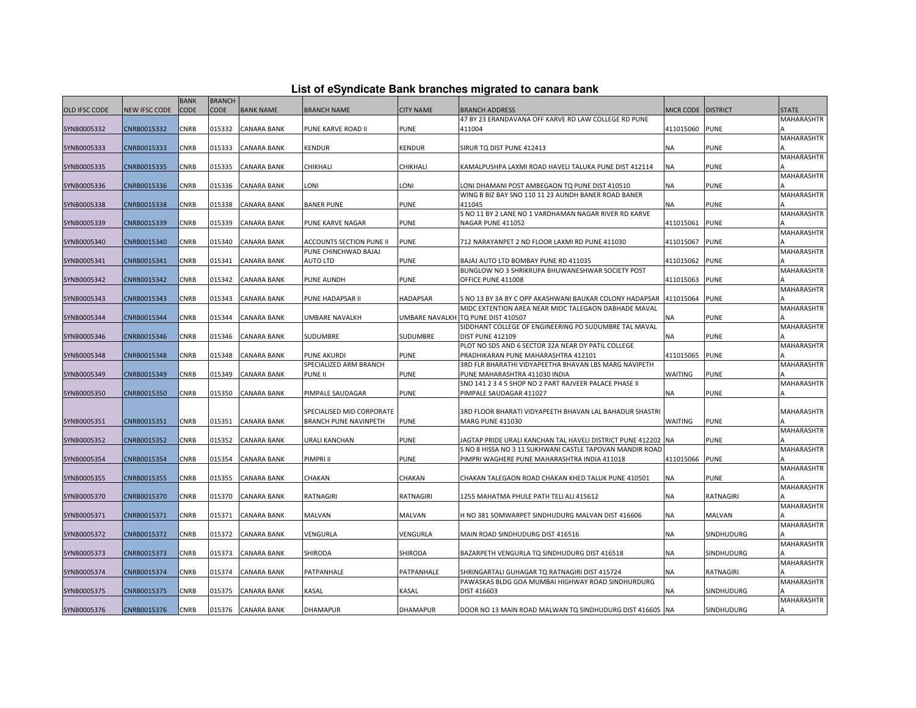# List of eSyndicate Bank branches migrated to canara bank

| OLD IFSC CODE | NEW IFSC CODE | BANK CODE | BRANCH CODE | BANK NAME | BRANCH NAME | CITY NAME | BRANCH ADDRESS | MICR CODE | DISTRICT | STATE |
|---|---|---|---|---|---|---|---|---|---|---|
| SYNB0005332 | CNRB0015332 | CNRB | 015332 | CANARA BANK | PUNE KARVE ROAD II | PUNE | 47 BY 23 ERANDAVANA OFF KARVE RD LAW COLLEGE RD PUNE 411004 | 411015060 | PUNE | MAHARASHTRA |
| SYNB0005333 | CNRB0015333 | CNRB | 015333 | CANARA BANK | KENDUR | KENDUR | SIRUR TQ DIST PUNE 412413 | NA | PUNE | MAHARASHTRA |
| SYNB0005335 | CNRB0015335 | CNRB | 015335 | CANARA BANK | CHIKHALI | CHIKHALI | KAMALPUSHPA LAXMI ROAD HAVELI TALUKA PUNE DIST 412114 | NA | PUNE | MAHARASHTRA |
| SYNB0005336 | CNRB0015336 | CNRB | 015336 | CANARA BANK | LONI | LONI | LONI DHAMANI POST AMBEGAON TQ PUNE DIST 410510 | NA | PUNE | MAHARASHTRA |
| SYNB0005338 | CNRB0015338 | CNRB | 015338 | CANARA BANK | BANER PUNE | PUNE | WING B BIZ BAY SNO 110 11 23 AUNDH BANER ROAD BANER 411045 | NA | PUNE | MAHARASHTRA |
| SYNB0005339 | CNRB0015339 | CNRB | 015339 | CANARA BANK | PUNE KARVE NAGAR | PUNE | S NO 11 BY 2 LANE NO 1 VARDHAMAN NAGAR RIVER RD KARVE NAGAR PUNE 411052 | 411015061 | PUNE | MAHARASHTRA |
| SYNB0005340 | CNRB0015340 | CNRB | 015340 | CANARA BANK | ACCOUNTS SECTION PUNE II | PUNE | 712 NARAYANPET 2 ND FLOOR LAXMI RD PUNE 411030 | 411015067 | PUNE | MAHARASHTRA |
| SYNB0005341 | CNRB0015341 | CNRB | 015341 | CANARA BANK | PUNE CHINCHWAD BAJAJ AUTO LTD | PUNE | BAJAJ AUTO LTD BOMBAY PUNE RD 411035 | 411015062 | PUNE | MAHARASHTRA |
| SYNB0005342 | CNRB0015342 | CNRB | 015342 | CANARA BANK | PUNE AUNDH | PUNE | BUNGLOW NO 3 SHRIKRUPA BHUWANESHWAR SOCIETY POST OFFICE PUNE 411008 | 411015063 | PUNE | MAHARASHTRA |
| SYNB0005343 | CNRB0015343 | CNRB | 015343 | CANARA BANK | PUNE HADAPSAR II | HADAPSAR | S NO 13 BY 3A BY C OPP AKASHWANI BAUKAR COLONY HADAPSAR | 411015064 | PUNE | MAHARASHTRA |
| SYNB0005344 | CNRB0015344 | CNRB | 015344 | CANARA BANK | UMBARE NAVALKH | UMBARE NAVALKH | MIDC EXTENTION AREA NEAR MIDC TALEGAON DABHADE MAVAL TQ PUNE DIST 410507 | NA | PUNE | MAHARASHTRA |
| SYNB0005346 | CNRB0015346 | CNRB | 015346 | CANARA BANK | SUDUMBRE | SUDUMBRE | SIDDHANT COLLEGE OF ENGINEERING PO SUDUMBRE TAL MAVAL DIST PUNE 412109 | NA | PUNE | MAHARASHTRA |
| SYNB0005348 | CNRB0015348 | CNRB | 015348 | CANARA BANK | PUNE AKURDI | PUNE | PLOT NO SD5 AND 6 SECTOR 32A NEAR DY PATIL COLLEGE PRADHIKARAN PUNE MAHARASHTRA 412101 | 411015065 | PUNE | MAHARASHTRA |
| SYNB0005349 | CNRB0015349 | CNRB | 015349 | CANARA BANK | SPECIALIZED ARM BRANCH PUNE II | PUNE | 3RD FLR BHARATHI VIDYAPEETHA BHAVAN LBS MARG NAVIPETH PUNE MAHARASHTRA 411030 INDIA | WAITING | PUNE | MAHARASHTRA |
| SYNB0005350 | CNRB0015350 | CNRB | 015350 | CANARA BANK | PIMPALE SAUDAGAR | PUNE | SNO 141 2 3 4 5 SHOP NO 2 PART RAJVEER PALACE PHASE II PIMPALE SAUDAGAR 411027 | NA | PUNE | MAHARASHTRA |
| SYNB0005351 | CNRB0015351 | CNRB | 015351 | CANARA BANK | SPECIALISED MID CORPORATE BRANCH PUNE NAVINPETH | PUNE | 3RD FLOOR BHARATI VIDYAPEETH BHAVAN LAL BAHADUR SHASTRI MARG PUNE 411030 | WAITING | PUNE | MAHARASHTRA |
| SYNB0005352 | CNRB0015352 | CNRB | 015352 | CANARA BANK | URALI KANCHAN | PUNE | JAGTAP PRIDE URALI KANCHAN TAL HAVELI DISTRICT PUNE 412202 | NA | PUNE | MAHARASHTRA |
| SYNB0005354 | CNRB0015354 | CNRB | 015354 | CANARA BANK | PIMPRI II | PUNE | S NO 8 HISSA NO 3 11 SUKHWANI CASTLE TAPOVAN MANDIR ROAD PIMPRI WAGHERE PUNE MAHARASHTRA INDIA 411018 | 411015066 | PUNE | MAHARASHTRA |
| SYNB0005355 | CNRB0015355 | CNRB | 015355 | CANARA BANK | CHAKAN | CHAKAN | CHAKAN TALEGAON ROAD CHAKAN KHED TALUK PUNE 410501 | NA | PUNE | MAHARASHTRA |
| SYNB0005370 | CNRB0015370 | CNRB | 015370 | CANARA BANK | RATNAGIRI | RATNAGIRI | 1255 MAHATMA PHULE PATH TELI ALI 415612 | NA | RATNAGIRI | MAHARASHTRA |
| SYNB0005371 | CNRB0015371 | CNRB | 015371 | CANARA BANK | MALVAN | MALVAN | H NO 381 SOMWARPET SINDHUDURG MALVAN DIST 416606 | NA | MALVAN | MAHARASHTRA |
| SYNB0005372 | CNRB0015372 | CNRB | 015372 | CANARA BANK | VENGURLA | VENGURLA | MAIN ROAD SINDHUDURG DIST 416516 | NA | SINDHUDURG | MAHARASHTRA |
| SYNB0005373 | CNRB0015373 | CNRB | 015373 | CANARA BANK | SHIRODA | SHIRODA | BAZARPETH VENGURLA TQ SINDHUDURG DIST 416518 | NA | SINDHUDURG | MAHARASHTRA |
| SYNB0005374 | CNRB0015374 | CNRB | 015374 | CANARA BANK | PATPANHALE | PATPANHALE | SHRINGARTALI GUHAGAR TQ RATNAGIRI DIST 415724 | NA | RATNAGIRI | MAHARASHTRA |
| SYNB0005375 | CNRB0015375 | CNRB | 015375 | CANARA BANK | KASAL | KASAL | PAWASKAS BLDG GOA MUMBAI HIGHWAY ROAD SINDHURDURG DIST 416603 | NA | SINDHUDURG | MAHARASHTRA |
| SYNB0005376 | CNRB0015376 | CNRB | 015376 | CANARA BANK | DHAMAPUR | DHAMAPUR | DOOR NO 13 MAIN ROAD MALWAN TQ SINDHUDURG DIST 416605 | NA | SINDHUDURG | MAHARASHTRA |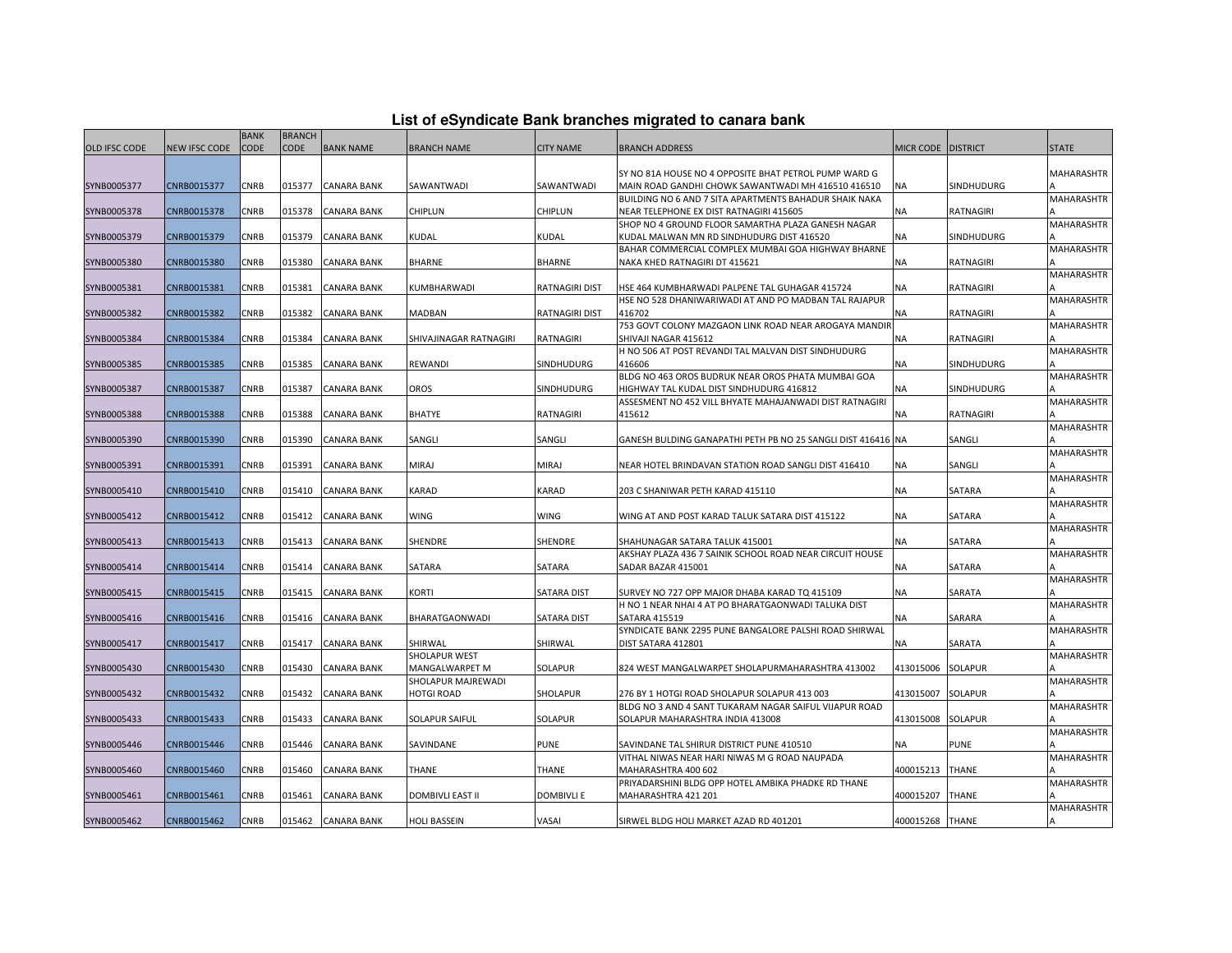# List of eSyndicate Bank branches migrated to canara bank

| OLD IFSC CODE | NEW IFSC CODE | BANK CODE | BRANCH CODE | BANK NAME | BRANCH NAME | CITY NAME | BRANCH ADDRESS | MICR CODE | DISTRICT | STATE |
|---|---|---|---|---|---|---|---|---|---|---|
| SYNB0005377 | CNRB0015377 | CNRB | 015377 | CANARA BANK | SAWANTWADI | SAWANTWADI | SY NO 81A HOUSE NO 4 OPPOSITE BHAT PETROL PUMP WARD G MAIN ROAD GANDHI CHOWK SAWANTWADI MH 416510 416510 | NA | SINDHUDURG | MAHARASHTRA |
| SYNB0005378 | CNRB0015378 | CNRB | 015378 | CANARA BANK | CHIPLUN | CHIPLUN | BUILDING NO 6 AND 7 SITA APARTMENTS BAHADUR SHAIK NAKA NEAR TELEPHONE EX DIST RATNAGIRI 415605 | NA | RATNAGIRI | MAHARASHTRA |
| SYNB0005379 | CNRB0015379 | CNRB | 015379 | CANARA BANK | KUDAL | KUDAL | SHOP NO 4 GROUND FLOOR SAMARTHA PLAZA GANESH NAGAR KUDAL MALWAN MN RD SINDHUDURG DIST 416520 | NA | SINDHUDURG | MAHARASHTRA |
| SYNB0005380 | CNRB0015380 | CNRB | 015380 | CANARA BANK | BHARNE | BHARNE | BAHAR COMMERCIAL COMPLEX MUMBAI GOA HIGHWAY BHARNE NAKA KHED RATNAGIRI DT 415621 | NA | RATNAGIRI | MAHARASHTRA |
| SYNB0005381 | CNRB0015381 | CNRB | 015381 | CANARA BANK | KUMBHARWADI | RATNAGIRI DIST | HSE 464 KUMBHARWADI PALPENE TAL GUHAGAR 415724 | NA | RATNAGIRI | MAHARASHTRA |
| SYNB0005382 | CNRB0015382 | CNRB | 015382 | CANARA BANK | MADBAN | RATNAGIRI DIST | HSE NO 528 DHANIWARIWADI AT AND PO MADBAN TAL RAJAPUR 416702 | NA | RATNAGIRI | MAHARASHTRA |
| SYNB0005384 | CNRB0015384 | CNRB | 015384 | CANARA BANK | SHIVAJINAGAR RATNAGIRI | RATNAGIRI | 753 GOVT COLONY MAZGAON LINK ROAD NEAR AROGAYA MANDIR SHIVAJI NAGAR 415612 | NA | RATNAGIRI | MAHARASHTRA |
| SYNB0005385 | CNRB0015385 | CNRB | 015385 | CANARA BANK | REWANDI | SINDHUDURG | H NO 506 AT POST REVANDI TAL MALVAN DIST SINDHUDURG 416606 | NA | SINDHUDURG | MAHARASHTRA |
| SYNB0005387 | CNRB0015387 | CNRB | 015387 | CANARA BANK | OROS | SINDHUDURG | BLDG NO 463 OROS BUDRUK NEAR OROS PHATA MUMBAI GOA HIGHWAY TAL KUDAL DIST SINDHUDURG 416812 | NA | SINDHUDURG | MAHARASHTRA |
| SYNB0005388 | CNRB0015388 | CNRB | 015388 | CANARA BANK | BHATYE | RATNAGIRI | ASSESMENT NO 452 VILL BHYATE MAHAJANWADI DIST RATNAGIRI 415612 | NA | RATNAGIRI | MAHARASHTRA |
| SYNB0005390 | CNRB0015390 | CNRB | 015390 | CANARA BANK | SANGLI | SANGLI | GANESH BULDING GANAPATHI PETH PB NO 25 SANGLI DIST 416416 | NA | SANGLI | MAHARASHTRA |
| SYNB0005391 | CNRB0015391 | CNRB | 015391 | CANARA BANK | MIRAJ | MIRAJ | NEAR HOTEL BRINDAVAN STATION ROAD SANGLI DIST 416410 | NA | SANGLI | MAHARASHTRA |
| SYNB0005410 | CNRB0015410 | CNRB | 015410 | CANARA BANK | KARAD | KARAD | 203 C SHANIWAR PETH KARAD 415110 | NA | SATARA | MAHARASHTRA |
| SYNB0005412 | CNRB0015412 | CNRB | 015412 | CANARA BANK | WING | WING | WING AT AND POST KARAD TALUK SATARA DIST 415122 | NA | SATARA | MAHARASHTRA |
| SYNB0005413 | CNRB0015413 | CNRB | 015413 | CANARA BANK | SHENDRE | SHENDRE | SHAHUNAGAR SATARA TALUK 415001 | NA | SATARA | MAHARASHTRA |
| SYNB0005414 | CNRB0015414 | CNRB | 015414 | CANARA BANK | SATARA | SATARA | AKSHAY PLAZA 436 7 SAINIK SCHOOL ROAD NEAR CIRCUIT HOUSE SADAR BAZAR 415001 | NA | SATARA | MAHARASHTRA |
| SYNB0005415 | CNRB0015415 | CNRB | 015415 | CANARA BANK | KORTI | SATARA DIST | SURVEY NO 727 OPP MAJOR DHABA KARAD TQ 415109 | NA | SARATA | MAHARASHTRA |
| SYNB0005416 | CNRB0015416 | CNRB | 015416 | CANARA BANK | BHARATGAONWADI | SATARA DIST | H NO 1 NEAR NHAI 4 AT PO BHARATGAONWADI TALUKA DIST SATARA 415519 | NA | SARARA | MAHARASHTRA |
| SYNB0005417 | CNRB0015417 | CNRB | 015417 | CANARA BANK | SHIRWAL | SHIRWAL | SYNDICATE BANK 2295 PUNE BANGALORE PALSHI ROAD SHIRWAL DIST SATARA 412801 | NA | SARATA | MAHARASHTRA |
| SYNB0005430 | CNRB0015430 | CNRB | 015430 | CANARA BANK | SHOLAPUR WEST MANGALWARPET M | SOLAPUR | 824 WEST MANGALWARPET SHOLAPURMAHARASHTRA 413002 | 413015006 | SOLAPUR | MAHARASHTRA |
| SYNB0005432 | CNRB0015432 | CNRB | 015432 | CANARA BANK | SHOLAPUR MAJREWADI HOTGI ROAD | SHOLAPUR | 276 BY 1 HOTGI ROAD SHOLAPUR SOLAPUR 413 003 | 413015007 | SOLAPUR | MAHARASHTRA |
| SYNB0005433 | CNRB0015433 | CNRB | 015433 | CANARA BANK | SOLAPUR SAIFUL | SOLAPUR | BLDG NO 3 AND 4 SANT TUKARAM NAGAR SAIFUL VIJAPUR ROAD SOLAPUR MAHARASHTRA INDIA 413008 | 413015008 | SOLAPUR | MAHARASHTRA |
| SYNB0005446 | CNRB0015446 | CNRB | 015446 | CANARA BANK | SAVINDANE | PUNE | SAVINDANE TAL SHIRUR DISTRICT PUNE 410510 | NA | PUNE | MAHARASHTRA |
| SYNB0005460 | CNRB0015460 | CNRB | 015460 | CANARA BANK | THANE | THANE | VITHAL NIWAS NEAR HARI NIWAS M G ROAD NAUPADA MAHARASHTRA 400 602 | 400015213 | THANE | MAHARASHTRA |
| SYNB0005461 | CNRB0015461 | CNRB | 015461 | CANARA BANK | DOMBIVLI EAST II | DOMBIVLI E | PRIYADARSHINI BLDG OPP HOTEL AMBIKA PHADKE RD THANE MAHARASHTRA 421 201 | 400015207 | THANE | MAHARASHTRA |
| SYNB0005462 | CNRB0015462 | CNRB | 015462 | CANARA BANK | HOLI BASSEIN | VASAI | SIRWEL BLDG HOLI MARKET AZAD RD 401201 | 400015268 | THANE | MAHARASHTRA |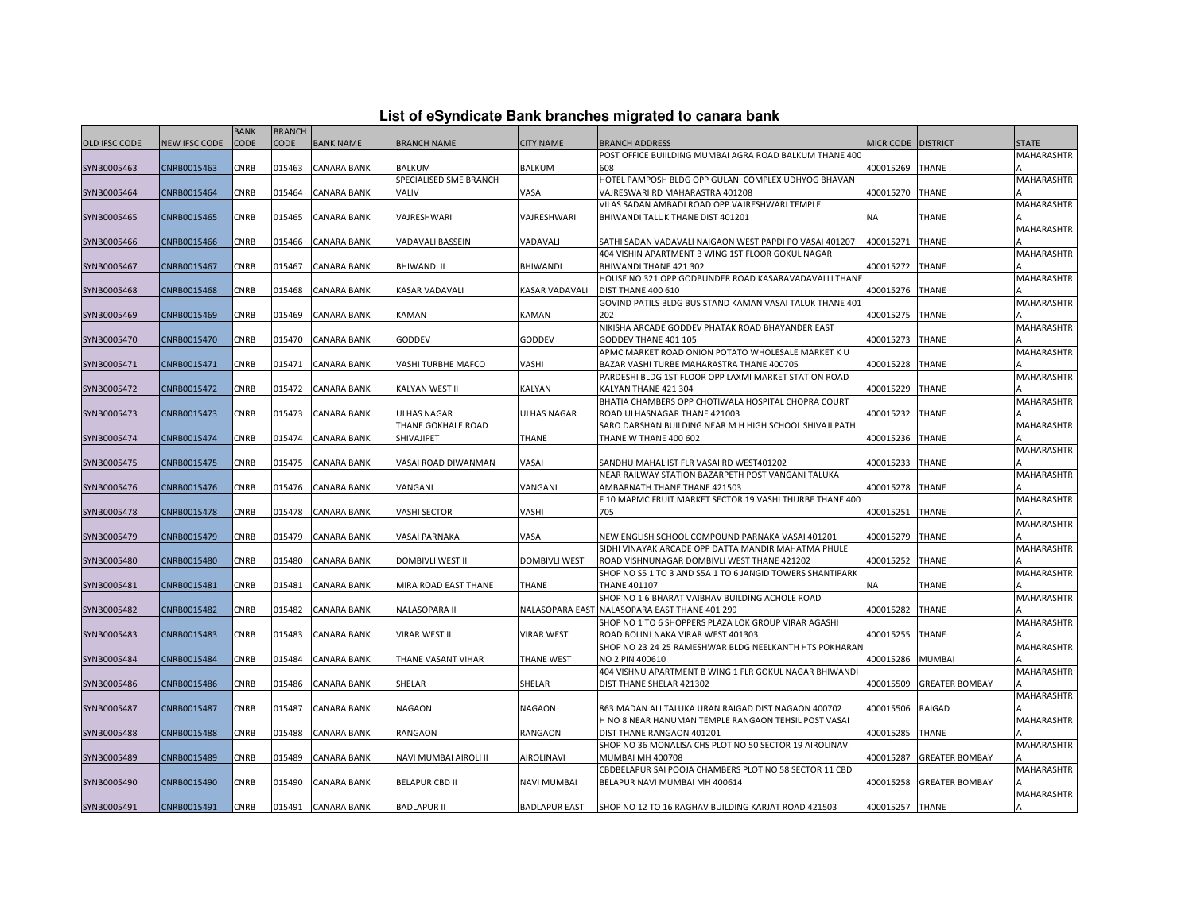# List of eSyndicate Bank branches migrated to canara bank

| OLD IFSC CODE | NEW IFSC CODE | BANK CODE | BRANCH CODE | BANK NAME | BRANCH NAME | CITY NAME | BRANCH ADDRESS | MICR CODE | DISTRICT | STATE |
|---|---|---|---|---|---|---|---|---|---|---|
| SYNB0005463 | CNRB0015463 | CNRB | 015463 | CANARA BANK | BALKUM | BALKUM | POST OFFICE BUIILDING MUMBAI AGRA ROAD BALKUM THANE 400 608 | 400015269 | THANE | MAHARASHTRA |
| SYNB0005464 | CNRB0015464 | CNRB | 015464 | CANARA BANK | SPECIALISED SME BRANCH VALIV | VASAI | HOTEL PAMPOSH BLDG OPP GULANI COMPLEX UDHYOG BHAVAN VAJRESWARI RD MAHARASTRA 401208 | 400015270 | THANE | MAHARASHTRA |
| SYNB0005465 | CNRB0015465 | CNRB | 015465 | CANARA BANK | VAJRESHWARI | VAJRESHWARI | VILAS SADAN AMBADI ROAD OPP VAJRESHWARI TEMPLE BHIWANDI TALUK THANE DIST 401201 | NA | THANE | MAHARASHTRA |
| SYNB0005466 | CNRB0015466 | CNRB | 015466 | CANARA BANK | VADAVALI BASSEIN | VADAVALI | SATHI SADAN VADAVALI NAIGAON WEST PAPDI PO VASAI 401207 | 400015271 | THANE | MAHARASHTRA |
| SYNB0005467 | CNRB0015467 | CNRB | 015467 | CANARA BANK | BHIWANDI II | BHIWANDI | 404 VISHIN APARTMENT B WING 1ST FLOOR GOKUL NAGAR BHIWANDI THANE 421 302 | 400015272 | THANE | MAHARASHTRA |
| SYNB0005468 | CNRB0015468 | CNRB | 015468 | CANARA BANK | KASAR VADAVALI | KASAR VADAVALI | HOUSE NO 321 OPP GODBUNDER ROAD KASARAVADAVALLI THANE DIST THANE 400 610 | 400015276 | THANE | MAHARASHTRA |
| SYNB0005469 | CNRB0015469 | CNRB | 015469 | CANARA BANK | KAMAN | KAMAN | GOVIND PATILS BLDG BUS STAND KAMAN VASAI TALUK THANE 401 202 | 400015275 | THANE | MAHARASHTRA |
| SYNB0005470 | CNRB0015470 | CNRB | 015470 | CANARA BANK | GODDEV | GODDEV | NIKISHA ARCADE GODDEV PHATAK ROAD BHAYANDER EAST GODDEV THANE 401 105 | 400015273 | THANE | MAHARASHTRA |
| SYNB0005471 | CNRB0015471 | CNRB | 015471 | CANARA BANK | VASHI TURBHE MAFCO | VASHI | APMC MARKET ROAD ONION POTATO WHOLESALE MARKET K U BAZAR VASHI TURBE MAHARASTRA THANE 400705 | 400015228 | THANE | MAHARASHTRA |
| SYNB0005472 | CNRB0015472 | CNRB | 015472 | CANARA BANK | KALYAN WEST II | KALYAN | PARDESHI BLDG 1ST FLOOR OPP LAXMI MARKET STATION ROAD KALYAN THANE 421 304 | 400015229 | THANE | MAHARASHTRA |
| SYNB0005473 | CNRB0015473 | CNRB | 015473 | CANARA BANK | ULHAS NAGAR | ULHAS NAGAR | BHATIA CHAMBERS OPP CHOTIWALA HOSPITAL CHOPRA COURT ROAD ULHASNAGAR THANE 421003 | 400015232 | THANE | MAHARASHTRA |
| SYNB0005474 | CNRB0015474 | CNRB | 015474 | CANARA BANK | THANE GOKHALE ROAD SHIVAJIPET | THANE | SARO DARSHAN BUILDING NEAR M H HIGH SCHOOL SHIVAJI PATH THANE W THANE 400 602 | 400015236 | THANE | MAHARASHTRA |
| SYNB0005475 | CNRB0015475 | CNRB | 015475 | CANARA BANK | VASAI ROAD DIWANMAN | VASAI | SANDHU MAHAL IST FLR VASAI RD WEST401202 | 400015233 | THANE | MAHARASHTRA |
| SYNB0005476 | CNRB0015476 | CNRB | 015476 | CANARA BANK | VANGANI | VANGANI | NEAR RAILWAY STATION BAZARPETH POST VANGANI TALUKA AMBARNATH THANE THANE 421503 | 400015278 | THANE | MAHARASHTRA |
| SYNB0005478 | CNRB0015478 | CNRB | 015478 | CANARA BANK | VASHI SECTOR | VASHI | F 10 MAPMC FRUIT MARKET SECTOR 19 VASHI THURBE THANE 400 705 | 400015251 | THANE | MAHARASHTRA |
| SYNB0005479 | CNRB0015479 | CNRB | 015479 | CANARA BANK | VASAI PARNAKA | VASAI | NEW ENGLISH SCHOOL COMPOUND PARNAKA VASAI 401201 | 400015279 | THANE | MAHARASHTRA |
| SYNB0005480 | CNRB0015480 | CNRB | 015480 | CANARA BANK | DOMBIVLI WEST II | DOMBIVLI WEST | SIDHI VINAYAK ARCADE OPP DATTA MANDIR MAHATMA PHULE ROAD VISHNUNAGAR DOMBIVLI WEST THANE 421202 | 400015252 | THANE | MAHARASHTRA |
| SYNB0005481 | CNRB0015481 | CNRB | 015481 | CANARA BANK | MIRA ROAD EAST THANE | THANE | SHOP NO S5 1 TO 3 AND S5A 1 TO 6 JANGID TOWERS SHANTIPARK THANE 401107 | NA | THANE | MAHARASHTRA |
| SYNB0005482 | CNRB0015482 | CNRB | 015482 | CANARA BANK | NALASOPARA II | NALASOPARA EAST | SHOP NO 1 6 BHARAT VAIBHAV BUILDING ACHOLE ROAD NALASOPARA EAST THANE 401 299 | 400015282 | THANE | MAHARASHTRA |
| SYNB0005483 | CNRB0015483 | CNRB | 015483 | CANARA BANK | VIRAR WEST II | VIRAR WEST | SHOP NO 1 TO 6 SHOPPERS PLAZA LOK GROUP VIRAR AGASHI ROAD BOLINJ NAKA VIRAR WEST 401303 | 400015255 | THANE | MAHARASHTRA |
| SYNB0005484 | CNRB0015484 | CNRB | 015484 | CANARA BANK | THANE VASANT VIHAR | THANE WEST | SHOP NO 23 24 25 RAMESHWAR BLDG NEELKANTH HTS POKHARAN NO 2 PIN 400610 | 400015286 | MUMBAI | MAHARASHTRA |
| SYNB0005486 | CNRB0015486 | CNRB | 015486 | CANARA BANK | SHELAR | SHELAR | 404 VISHNU APARTMENT B WING 1 FLR GOKUL NAGAR BHIWANDI DIST THANE SHELAR 421302 | 400015509 | GREATER BOMBAY | MAHARASHTRA |
| SYNB0005487 | CNRB0015487 | CNRB | 015487 | CANARA BANK | NAGAON | NAGAON | 863 MADAN ALI TALUKA URAN RAIGAD DIST NAGAON 400702 | 400015506 | RAIGAD | MAHARASHTRA |
| SYNB0005488 | CNRB0015488 | CNRB | 015488 | CANARA BANK | RANGAON | RANGAON | H NO 8 NEAR HANUMAN TEMPLE RANGAON TEHSIL POST VASAI DIST THANE RANGAON 401201 | 400015285 | THANE | MAHARASHTRA |
| SYNB0005489 | CNRB0015489 | CNRB | 015489 | CANARA BANK | NAVI MUMBAI AIROLI II | AIROLINAVI | SHOP NO 36 MONALISA CHS PLOT NO 50 SECTOR 19 AIROLINAVI MUMBAI MH 400708 | 400015287 | GREATER BOMBAY | MAHARASHTRA |
| SYNB0005490 | CNRB0015490 | CNRB | 015490 | CANARA BANK | BELAPUR CBD II | NAVI MUMBAI | CBDBELAPUR SAI POOJA CHAMBERS PLOT NO 58 SECTOR 11 CBD BELAPUR NAVI MUMBAI MH 400614 | 400015258 | GREATER BOMBAY | MAHARASHTRA |
| SYNB0005491 | CNRB0015491 | CNRB | 015491 | CANARA BANK | BADLAPUR II | BADLAPUR EAST | SHOP NO 12 TO 16 RAGHAV BUILDING KARJAT ROAD 421503 | 400015257 | THANE | MAHARASHTRA |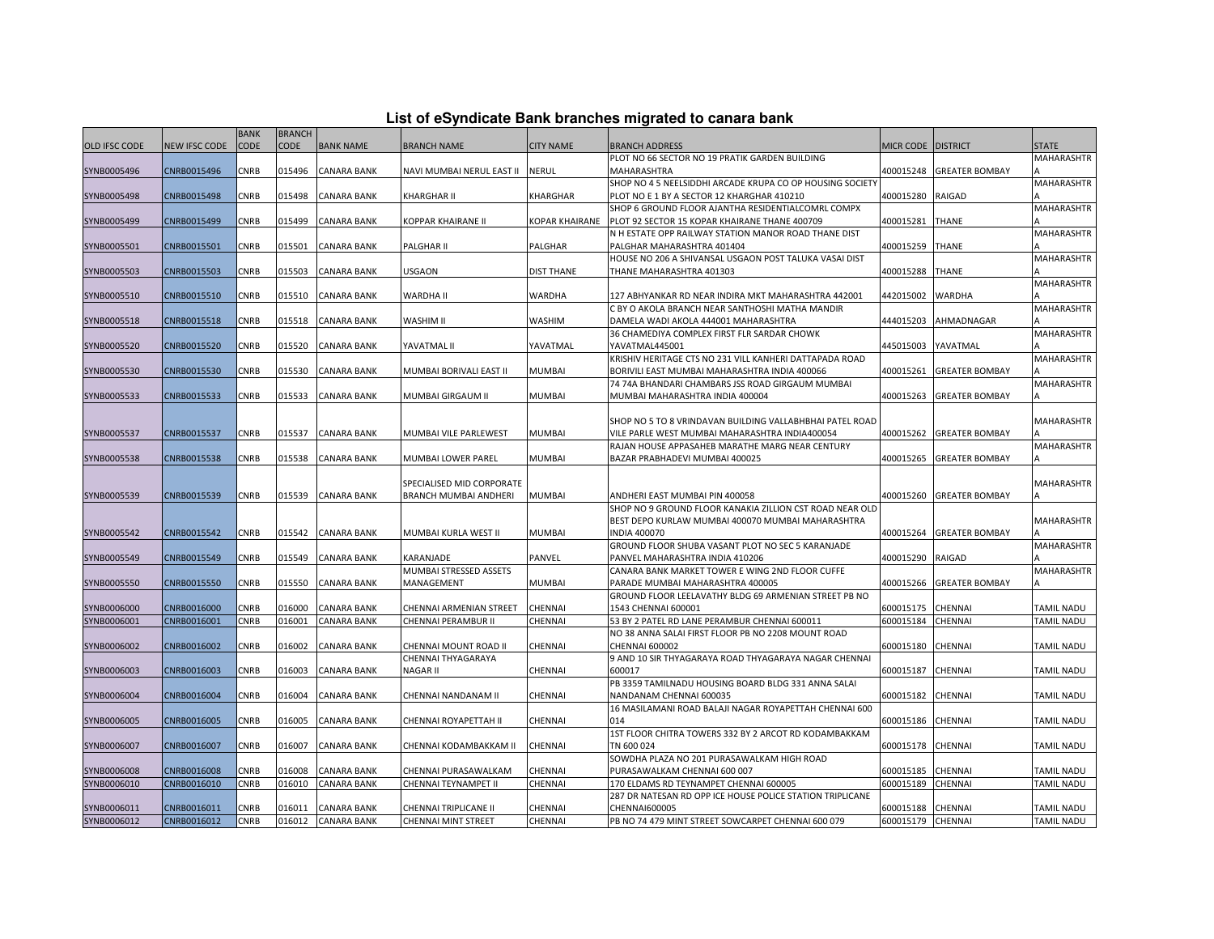# List of eSyndicate Bank branches migrated to canara bank

| OLD IFSC CODE | NEW IFSC CODE | BANK CODE | BRANCH CODE | BANK NAME | BRANCH NAME | CITY NAME | BRANCH ADDRESS | MICR CODE | DISTRICT | STATE |
|---|---|---|---|---|---|---|---|---|---|---|
| SYNB0005496 | CNRB0015496 | CNRB | 015496 | CANARA BANK | NAVI MUMBAI NERUL EAST II | NERUL | PLOT NO 66 SECTOR NO 19 PRATIK GARDEN BUILDING MAHARASHTRA | 400015248 | GREATER BOMBAY | MAHARASHTRA |
| SYNB0005498 | CNRB0015498 | CNRB | 015498 | CANARA BANK | KHARGHAR II | KHARGHAR | SHOP NO 4 5 NEELSIDDHI ARCADE KRUPA CO OP HOUSING SOCIETY PLOT NO E 1 BY A SECTOR 12 KHARGHAR 410210 | 400015280 | RAIGAD | MAHARASHTRA |
| SYNB0005499 | CNRB0015499 | CNRB | 015499 | CANARA BANK | KOPPAR KHAIRANE II | KOPAR KHAIRANE | SHOP 6 GROUND FLOOR AJANTHA RESIDENTIALCOMRL COMPX PLOT 92 SECTOR 15 KOPAR KHAIRANE THANE 400709 | 400015281 | THANE | MAHARASHTRA |
| SYNB0005501 | CNRB0015501 | CNRB | 015501 | CANARA BANK | PALGHAR II | PALGHAR | N H ESTATE OPP RAILWAY STATION MANOR ROAD THANE DIST PALGHAR MAHARASHTRA 401404 | 400015259 | THANE | MAHARASHTRA |
| SYNB0005503 | CNRB0015503 | CNRB | 015503 | CANARA BANK | USGAON | DIST THANE | HOUSE NO 206 A SHIVANSAL USGAON POST TALUKA VASAI DIST THANE MAHARASHTRA 401303 | 400015288 | THANE | MAHARASHTRA |
| SYNB0005510 | CNRB0015510 | CNRB | 015510 | CANARA BANK | WARDHA II | WARDHA | 127 ABHYANKAR RD NEAR INDIRA MKT MAHARASHTRA 442001 | 442015002 | WARDHA | MAHARASHTRA |
| SYNB0005518 | CNRB0015518 | CNRB | 015518 | CANARA BANK | WASHIM II | WASHIM | C BY O AKOLA BRANCH NEAR SANTHOSHI MATHA MANDIR DAMELA WADI AKOLA 444001 MAHARASHTRA | 444015203 | AHMADNAGAR | MAHARASHTRA |
| SYNB0005520 | CNRB0015520 | CNRB | 015520 | CANARA BANK | YAVATMAL II | YAVATMAL | 36 CHAMEDIYA COMPLEX FIRST FLR SARDAR CHOWK YAVATMAL445001 | 445015003 | YAVATMAL | MAHARASHTRA |
| SYNB0005530 | CNRB0015530 | CNRB | 015530 | CANARA BANK | MUMBAI BORIVALI EAST II | MUMBAI | KRISHIV HERITAGE CTS NO 231 VILL KANHERI DATTAPADA ROAD BORIVILI EAST MUMBAI MAHARASHTRA INDIA 400066 | 400015261 | GREATER BOMBAY | MAHARASHTRA |
| SYNB0005533 | CNRB0015533 | CNRB | 015533 | CANARA BANK | MUMBAI GIRGAUM II | MUMBAI | 74 74A BHANDARI CHAMBARS JSS ROAD GIRGAUM MUMBAI MUMBAI MAHARASHTRA INDIA 400004 | 400015263 | GREATER BOMBAY | MAHARASHTRA |
| SYNB0005537 | CNRB0015537 | CNRB | 015537 | CANARA BANK | MUMBAI VILE PARLEWEST | MUMBAI | SHOP NO 5 TO 8 VRINDAVAN BUILDING VALLABHBHAI PATEL ROAD VILE PARLE WEST MUMBAI MAHARASHTRA INDIA400054 | 400015262 | GREATER BOMBAY | MAHARASHTRA |
| SYNB0005538 | CNRB0015538 | CNRB | 015538 | CANARA BANK | MUMBAI LOWER PAREL | MUMBAI | RAJAN HOUSE APPASAHEB MARATHE MARG NEAR CENTURY BAZAR PRABHADEVI MUMBAI 400025 | 400015265 | GREATER BOMBAY | MAHARASHTRA |
| SYNB0005539 | CNRB0015539 | CNRB | 015539 | CANARA BANK | SPECIALISED MID CORPORATE BRANCH MUMBAI ANDHERI | MUMBAI | ANDHERI EAST MUMBAI PIN 400058 | 400015260 | GREATER BOMBAY | MAHARASHTRA |
| SYNB0005542 | CNRB0015542 | CNRB | 015542 | CANARA BANK | MUMBAI KURLA WEST II | MUMBAI | SHOP NO 9 GROUND FLOOR KANAKIA ZILLION CST ROAD NEAR OLD BEST DEPO KURLAW MUMBAI 400070 MUMBAI MAHARASHTRA INDIA 400070 | 400015264 | GREATER BOMBAY | MAHARASHTRA |
| SYNB0005549 | CNRB0015549 | CNRB | 015549 | CANARA BANK | KARANJADE | PANVEL | GROUND FLOOR SHUBA VASANT PLOT NO SEC 5 KARANJADE PANVEL MAHARASHTRA INDIA 410206 | 400015290 | RAIGAD | MAHARASHTRA |
| SYNB0005550 | CNRB0015550 | CNRB | 015550 | CANARA BANK | MUMBAI STRESSED ASSETS MANAGEMENT | MUMBAI | CANARA BANK MARKET TOWER E WING 2ND FLOOR CUFFE PARADE MUMBAI MAHARASHTRA 400005 | 400015266 | GREATER BOMBAY | MAHARASHTRA |
| SYNB0006000 | CNRB0016000 | CNRB | 016000 | CANARA BANK | CHENNAI ARMENIAN STREET | CHENNAI | GROUND FLOOR LEELAVATHY BLDG 69 ARMENIAN STREET PB NO 1543 CHENNAI 600001 | 600015175 | CHENNAI | TAMIL NADU |
| SYNB0006001 | CNRB0016001 | CNRB | 016001 | CANARA BANK | CHENNAI PERAMBUR II | CHENNAI | 53 BY 2 PATEL RD LANE PERAMBUR CHENNAI 600011 | 600015184 | CHENNAI | TAMIL NADU |
| SYNB0006002 | CNRB0016002 | CNRB | 016002 | CANARA BANK | CHENNAI MOUNT ROAD II | CHENNAI | NO 38 ANNA SALAI FIRST FLOOR PB NO 2208 MOUNT ROAD CHENNAI 600002 | 600015180 | CHENNAI | TAMIL NADU |
| SYNB0006003 | CNRB0016003 | CNRB | 016003 | CANARA BANK | CHENNAI THYAGARAYA NAGAR II | CHENNAI | 9 AND 10 SIR THYAGARAYA ROAD THYAGARAYA NAGAR CHENNAI 600017 | 600015187 | CHENNAI | TAMIL NADU |
| SYNB0006004 | CNRB0016004 | CNRB | 016004 | CANARA BANK | CHENNAI NANDANAM II | CHENNAI | PB 3359 TAMILNADU HOUSING BOARD BLDG 331 ANNA SALAI NANDANAM CHENNAI 600035 | 600015182 | CHENNAI | TAMIL NADU |
| SYNB0006005 | CNRB0016005 | CNRB | 016005 | CANARA BANK | CHENNAI ROYAPETTAH II | CHENNAI | 16 MASILAMANI ROAD BALAJI NAGAR ROYAPETTAH CHENNAI 600 014 | 600015186 | CHENNAI | TAMIL NADU |
| SYNB0006007 | CNRB0016007 | CNRB | 016007 | CANARA BANK | CHENNAI KODAMBAKKAM II | CHENNAI | 1ST FLOOR CHITRA TOWERS 332 BY 2 ARCOT RD KODAMBAKKAM TN 600 024 | 600015178 | CHENNAI | TAMIL NADU |
| SYNB0006008 | CNRB0016008 | CNRB | 016008 | CANARA BANK | CHENNAI PURASAWALKAM | CHENNAI | SOWDHA PLAZA NO 201 PURASAWALKAM HIGH ROAD PURASAWALKAM CHENNAI 600 007 | 600015185 | CHENNAI | TAMIL NADU |
| SYNB0006010 | CNRB0016010 | CNRB | 016010 | CANARA BANK | CHENNAI TEYNAMPET II | CHENNAI | 170 ELDAMS RD TEYNAMPET CHENNAI 600005 | 600015189 | CHENNAI | TAMIL NADU |
| SYNB0006011 | CNRB0016011 | CNRB | 016011 | CANARA BANK | CHENNAI TRIPLICANE II | CHENNAI | 287 DR NATESAN RD OPP ICE HOUSE POLICE STATION TRIPLICANE CHENNAI600005 | 600015188 | CHENNAI | TAMIL NADU |
| SYNB0006012 | CNRB0016012 | CNRB | 016012 | CANARA BANK | CHENNAI MINT STREET | CHENNAI | PB NO 74 479 MINT STREET SOWCARPET CHENNAI 600 079 | 600015179 | CHENNAI | TAMIL NADU |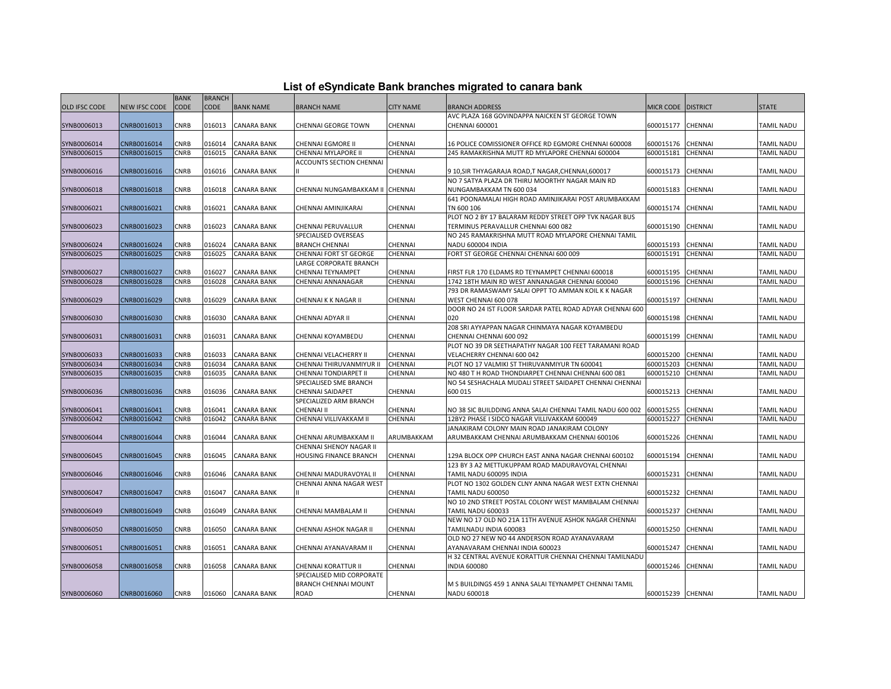# List of eSyndicate Bank branches migrated to canara bank

| OLD IFSC CODE | NEW IFSC CODE | BANK CODE | BRANCH CODE | BANK NAME | BRANCH NAME | CITY NAME | BRANCH ADDRESS | MICR CODE | DISTRICT | STATE |
|---|---|---|---|---|---|---|---|---|---|---|
| SYNB0006013 | CNRB0016013 | CNRB | 016013 | CANARA BANK | CHENNAI GEORGE TOWN | CHENNAI | AVC PLAZA 168 GOVINDAPPA NAICKEN ST GEORGE TOWN CHENNAI 600001 | 600015177 | CHENNAI | TAMIL NADU |
| SYNB0006014 | CNRB0016014 | CNRB | 016014 | CANARA BANK | CHENNAI EGMORE II | CHENNAI | 16 POLICE COMISSIONER OFFICE RD EGMORE CHENNAI 600008 | 600015176 | CHENNAI | TAMIL NADU |
| SYNB0006015 | CNRB0016015 | CNRB | 016015 | CANARA BANK | CHENNAI MYLAPORE II | CHENNAI | 245 RAMAKRISHNA MUTT RD MYLAPORE CHENNAI 600004 | 600015181 | CHENNAI | TAMIL NADU |
| SYNB0006016 | CNRB0016016 | CNRB | 016016 | CANARA BANK | ACCOUNTS SECTION CHENNAI II | CHENNAI | 9 10,SIR THYAGARAJA ROAD,T NAGAR,CHENNAI,600017 | 600015173 | CHENNAI | TAMIL NADU |
| SYNB0006018 | CNRB0016018 | CNRB | 016018 | CANARA BANK | CHENNAI NUNGAMBAKKAM II | CHENNAI | NO 7 SATYA PLAZA DR THIRU MOORTHY NAGAR MAIN RD NUNGAMBAKKAM TN 600 034 | 600015183 | CHENNAI | TAMIL NADU |
| SYNB0006021 | CNRB0016021 | CNRB | 016021 | CANARA BANK | CHENNAI AMINJIKARAI | CHENNAI | 641 POONAMALAI HIGH ROAD AMINJIKARAI POST ARUMBAKKAM TN 600 106 | 600015174 | CHENNAI | TAMIL NADU |
| SYNB0006023 | CNRB0016023 | CNRB | 016023 | CANARA BANK | CHENNAI PERUVALLUR | CHENNAI | PLOT NO 2 BY 17 BALARAM REDDY STREET OPP TVK NAGAR BUS TERMINUS PERAVALLUR CHENNAI 600 082 | 600015190 | CHENNAI | TAMIL NADU |
| SYNB0006024 | CNRB0016024 | CNRB | 016024 | CANARA BANK | SPECIALISED OVERSEAS BRANCH CHENNAI | CHENNAI | NO 245 RAMAKRISHNA MUTT ROAD MYLAPORE CHENNAI TAMIL NADU 600004 INDIA | 600015193 | CHENNAI | TAMIL NADU |
| SYNB0006025 | CNRB0016025 | CNRB | 016025 | CANARA BANK | CHENNAI FORT ST GEORGE | CHENNAI | FORT ST GEORGE CHENNAI CHENNAI 600 009 | 600015191 | CHENNAI | TAMIL NADU |
| SYNB0006027 | CNRB0016027 | CNRB | 016027 | CANARA BANK | LARGE CORPORATE BRANCH CHENNAI TEYNAMPET | CHENNAI | FIRST FLR 170 ELDAMS RD TEYNAMPET CHENNAI 600018 | 600015195 | CHENNAI | TAMIL NADU |
| SYNB0006028 | CNRB0016028 | CNRB | 016028 | CANARA BANK | CHENNAI ANNANAGAR | CHENNAI | 1742 18TH MAIN RD WEST ANNANAGAR CHENNAI 600040 | 600015196 | CHENNAI | TAMIL NADU |
| SYNB0006029 | CNRB0016029 | CNRB | 016029 | CANARA BANK | CHENNAI K K NAGAR II | CHENNAI | 793 DR RAMASWAMY SALAI OPPT TO AMMAN KOIL K K NAGAR WEST CHENNAI 600 078 | 600015197 | CHENNAI | TAMIL NADU |
| SYNB0006030 | CNRB0016030 | CNRB | 016030 | CANARA BANK | CHENNAI ADYAR II | CHENNAI | DOOR NO 24 IST FLOOR SARDAR PATEL ROAD ADYAR CHENNAI 600 020 | 600015198 | CHENNAI | TAMIL NADU |
| SYNB0006031 | CNRB0016031 | CNRB | 016031 | CANARA BANK | CHENNAI KOYAMBEDU | CHENNAI | 208 SRI AYYAPPAN NAGAR CHINMAYA NAGAR KOYAMBEDU CHENNAI CHENNAI 600 092 | 600015199 | CHENNAI | TAMIL NADU |
| SYNB0006033 | CNRB0016033 | CNRB | 016033 | CANARA BANK | CHENNAI VELACHERRY II | CHENNAI | PLOT NO 39 DR SEETHAPATHY NAGAR 100 FEET TARAMANI ROAD VELACHERRY CHENNAI 600 042 | 600015200 | CHENNAI | TAMIL NADU |
| SYNB0006034 | CNRB0016034 | CNRB | 016034 | CANARA BANK | CHENNAI THIRUVANMIYUR II | CHENNAI | PLOT NO 17 VALMIKI ST THIRUVANMIYUR TN 600041 | 600015203 | CHENNAI | TAMIL NADU |
| SYNB0006035 | CNRB0016035 | CNRB | 016035 | CANARA BANK | CHENNAI TONDIARPET II | CHENNAI | NO 480 T H ROAD THONDIARPET CHENNAI CHENNAI 600 081 | 600015210 | CHENNAI | TAMIL NADU |
| SYNB0006036 | CNRB0016036 | CNRB | 016036 | CANARA BANK | SPECIALISED SME BRANCH CHENNAI SAIDAPET | CHENNAI | NO 54 SESHACHALA MUDALI STREET SAIDAPET CHENNAI CHENNAI 600 015 | 600015213 | CHENNAI | TAMIL NADU |
| SYNB0006041 | CNRB0016041 | CNRB | 016041 | CANARA BANK | SPECIALIZED ARM BRANCH CHENNAI II | CHENNAI | NO 38 SIC BUILDDING ANNA SALAI CHENNAI TAMIL NADU 600 002 | 600015255 | CHENNAI | TAMIL NADU |
| SYNB0006042 | CNRB0016042 | CNRB | 016042 | CANARA BANK | CHENNAI VILLIVAKKAM II | CHENNAI | 12BY2 PHASE I SIDCO NAGAR VILLIVAKKAM 600049 | 600015227 | CHENNAI | TAMIL NADU |
| SYNB0006044 | CNRB0016044 | CNRB | 016044 | CANARA BANK | CHENNAI ARUMBAKKAM II | ARUMBAKKAM | JANAKIRAM COLONY MAIN ROAD JANAKIRAM COLONY ARUMBAKKAM CHENNAI ARUMBAKKAM CHENNAI 600106 | 600015226 | CHENNAI | TAMIL NADU |
| SYNB0006045 | CNRB0016045 | CNRB | 016045 | CANARA BANK | CHENNAI SHENOY NAGAR II HOUSING FINANCE BRANCH | CHENNAI | 129A BLOCK OPP CHURCH EAST ANNA NAGAR CHENNAI 600102 | 600015194 | CHENNAI | TAMIL NADU |
| SYNB0006046 | CNRB0016046 | CNRB | 016046 | CANARA BANK | CHENNAI MADURAVOYAL II | CHENNAI | 123 BY 3 A2 METTUKUPPAM ROAD MADURAVOYAL CHENNAI TAMIL NADU 600095 INDIA | 600015231 | CHENNAI | TAMIL NADU |
| SYNB0006047 | CNRB0016047 | CNRB | 016047 | CANARA BANK | CHENNAI ANNA NAGAR WEST II | CHENNAI | PLOT NO 1302 GOLDEN CLNY ANNA NAGAR WEST EXTN CHENNAI TAMIL NADU 600050 | 600015232 | CHENNAI | TAMIL NADU |
| SYNB0006049 | CNRB0016049 | CNRB | 016049 | CANARA BANK | CHENNAI MAMBALAM II | CHENNAI | NO 10 2ND STREET POSTAL COLONY WEST MAMBALAM CHENNAI TAMIL NADU 600033 | 600015237 | CHENNAI | TAMIL NADU |
| SYNB0006050 | CNRB0016050 | CNRB | 016050 | CANARA BANK | CHENNAI ASHOK NAGAR II | CHENNAI | NEW NO 17 OLD NO 21A 11TH AVENUE ASHOK NAGAR CHENNAI TAMILNADU INDIA 600083 | 600015250 | CHENNAI | TAMIL NADU |
| SYNB0006051 | CNRB0016051 | CNRB | 016051 | CANARA BANK | CHENNAI AYANAVARAM II | CHENNAI | OLD NO 27 NEW NO 44 ANDERSON ROAD AYANAVARAM AYANAVARAM CHENNAI INDIA 600023 | 600015247 | CHENNAI | TAMIL NADU |
| SYNB0006058 | CNRB0016058 | CNRB | 016058 | CANARA BANK | CHENNAI KORATTUR II | CHENNAI | H 32 CENTRAL AVENUE KORATTUR CHENNAI CHENNAI TAMILNADU INDIA 600080 | 600015246 | CHENNAI | TAMIL NADU |
| SYNB0006060 | CNRB0016060 | CNRB | 016060 | CANARA BANK | SPECIALISED MID CORPORATE BRANCH CHENNAI MOUNT ROAD | CHENNAI | M S BUILDINGS 459 1 ANNA SALAI TEYNAMPET CHENNAI TAMIL NADU 600018 | 600015239 | CHENNAI | TAMIL NADU |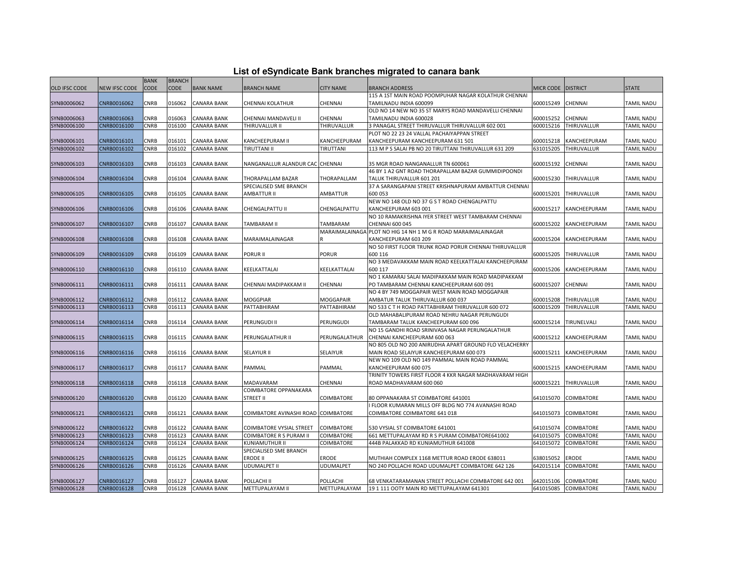## List of eSyndicate Bank branches migrated to canara bank

| OLD IFSC CODE | NEW IFSC CODE | BANK CODE | BRANCH CODE | BANK NAME | BRANCH NAME | CITY NAME | BRANCH ADDRESS | MICR CODE | DISTRICT | STATE |
|---|---|---|---|---|---|---|---|---|---|---|
| SYNB0006062 | CNRB0016062 | CNRB | 016062 | CANARA BANK | CHENNAI KOLATHUR | CHENNAI | 115 A 1ST MAIN ROAD POOMPUHAR NAGAR KOLATHUR CHENNAI TAMILNADU INDIA 600099 | 600015249 | CHENNAI | TAMIL NADU |
| SYNB0006063 | CNRB0016063 | CNRB | 016063 | CANARA BANK | CHENNAI MANDAVELI II | CHENNAI | OLD NO 14 NEW NO 35 ST MARYS ROAD MANDAVELLI CHENNAI TAMILNADU INDIA 600028 | 600015252 | CHENNAI | TAMIL NADU |
| SYNB0006100 | CNRB0016100 | CNRB | 016100 | CANARA BANK | THIRUVALLUR II | THIRUVALLUR | 3 PANAGAL STREET THIRUVALLUR THIRUVALLUR 602 001 | 600015216 | THIRUVALLUR | TAMIL NADU |
| SYNB0006101 | CNRB0016101 | CNRB | 016101 | CANARA BANK | KANCHEEPURAM II | KANCHEEPURAM | PLOT NO 22 23 24 VALLAL PACHAIYAPPAN STREET KANCHEEPURAM KANCHEEPURAM 631 501 | 600015218 | KANCHEEPURAM | TAMIL NADU |
| SYNB0006102 | CNRB0016102 | CNRB | 016102 | CANARA BANK | TIRUTTANI II | TIRUTTANI | 113 M P S SALAI PB NO 20 TIRUTTANI THIRUVALLUR 631 209 | 631015205 | THIRUVALLUR | TAMIL NADU |
| SYNB0006103 | CNRB0016103 | CNRB | 016103 | CANARA BANK | NANGANALLUR ALANDUR CAC | CHENNAI | 35 MGR ROAD NANGANALLUR TN 600061 | 600015192 | CHENNAI | TAMIL NADU |
| SYNB0006104 | CNRB0016104 | CNRB | 016104 | CANARA BANK | THORAPALLAM BAZAR | THORAPALLAM | 46 BY 1 A2 GNT ROAD THORAPALLAM BAZAR GUMMIDIPOONDI TALUK THIRUVALLUR 601 201 | 600015230 | THIRUVALLUR | TAMIL NADU |
| SYNB0006105 | CNRB0016105 | CNRB | 016105 | CANARA BANK | SPECIALISED SME BRANCH AMBATTUR II | AMBATTUR | 37 A SARANGAPANI STREET KRISHNAPURAM AMBATTUR CHENNAI 600 053 | 600015201 | THIRUVALLUR | TAMIL NADU |
| SYNB0006106 | CNRB0016106 | CNRB | 016106 | CANARA BANK | CHENGALPATTU II | CHENGALPATTU | NEW NO 148 OLD NO 37 G S T ROAD CHENGALPATTU KANCHEEPURAM 603 001 | 600015217 | KANCHEEPURAM | TAMIL NADU |
| SYNB0006107 | CNRB0016107 | CNRB | 016107 | CANARA BANK | TAMBARAM II | TAMBARAM | NO 10 RAMAKRISHNA IYER STREET WEST TAMBARAM CHENNAI CHENNAI 600 045 | 600015202 | KANCHEEPURAM | TAMIL NADU |
| SYNB0006108 | CNRB0016108 | CNRB | 016108 | CANARA BANK | MARAIMALAINAGAR | MARAIMALAINAGAR | PLOT NO HIG 14 NH 1 M G R ROAD MARAIMALAINAGAR KANCHEEPURAM 603 209 | 600015204 | KANCHEEPURAM | TAMIL NADU |
| SYNB0006109 | CNRB0016109 | CNRB | 016109 | CANARA BANK | PORUR II | PORUR | NO 50 FIRST FLOOR TRUNK ROAD PORUR CHENNAI THIRUVALLUR 600 116 | 600015205 | THIRUVALLUR | TAMIL NADU |
| SYNB0006110 | CNRB0016110 | CNRB | 016110 | CANARA BANK | KEELKATTALAI | KEELKATTALAI | NO 3 MEDAVAKKAM MAIN ROAD KEELKATTALAI KANCHEEPURAM 600 117 | 600015206 | KANCHEEPURAM | TAMIL NADU |
| SYNB0006111 | CNRB0016111 | CNRB | 016111 | CANARA BANK | CHENNAI MADIPAKKAM II | CHENNAI | NO 1 KAMARAJ SALAI MADIPAKKAM MAIN ROAD MADIPAKKAM PO TAMBARAM CHENNAI KANCHEEPURAM 600 091 | 600015207 | CHENNAI | TAMIL NADU |
| SYNB0006112 | CNRB0016112 | CNRB | 016112 | CANARA BANK | MOGGPIAR | MOGGAPAIR | NO 4 BY 749 MOGGAPAIR WEST MAIN ROAD MOGGAPAIR AMBATUR TALUK THIRUVALLUR 600 037 | 600015208 | THIRUVALLUR | TAMIL NADU |
| SYNB0006113 | CNRB0016113 | CNRB | 016113 | CANARA BANK | PATTABHIRAM | PATTABHIRAM | NO 533 C T H ROAD PATTABHIRAM THIRUVALLUR 600 072 | 600015209 | THIRUVALLUR | TAMIL NADU |
| SYNB0006114 | CNRB0016114 | CNRB | 016114 | CANARA BANK | PERUNGUDI II | PERUNGUDI | OLD MAHABALIPURAM ROAD NEHRU NAGAR PERUNGUDI TAMBARAM TALUK KANCHEEPURAM 600 096 | 600015214 | TIRUNELVALI | TAMIL NADU |
| SYNB0006115 | CNRB0016115 | CNRB | 016115 | CANARA BANK | PERUNGALATHUR II | PERUNGALATHUR | NO 15 GANDHI ROAD SRINIVASA NAGAR PERUNGALATHUR CHENNAI KANCHEEPURAM 600 063 | 600015212 | KANCHEEPURAM | TAMIL NADU |
| SYNB0006116 | CNRB0016116 | CNRB | 016116 | CANARA BANK | SELAYIUR II | SELAIYUR | NO 805 OLD NO 200 ANIRUDHA APART GROUND FLO VELACHERRY MAIN ROAD SELAIYUR KANCHEEPURAM 600 073 | 600015211 | KANCHEEPURAM | TAMIL NADU |
| SYNB0006117 | CNRB0016117 | CNRB | 016117 | CANARA BANK | PAMMAL | PAMMAL | NEW NO 109 OLD NO 149 PAMMAL MAIN ROAD PAMMAL KANCHEEPURAM 600 075 | 600015215 | KANCHEEPURAM | TAMIL NADU |
| SYNB0006118 | CNRB0016118 | CNRB | 016118 | CANARA BANK | MADAVARAM | CHENNAI | TRINITY TOWERS FIRST FLOOR 4 KKR NAGAR MADHAVARAM HIGH ROAD MADHAVARAM 600 060 | 600015221 | THIRUVALLUR | TAMIL NADU |
| SYNB0006120 | CNRB0016120 | CNRB | 016120 | CANARA BANK | COIMBATORE OPPANAKARA STREET II | COIMBATORE | 80 OPPANAKARA ST COIMBATORE 641001 | 641015070 | COIMBATORE | TAMIL NADU |
| SYNB0006121 | CNRB0016121 | CNRB | 016121 | CANARA BANK | COIMBATORE AVINASHI ROAD | COIMBATORE | I FLOOR KUMARAN MILLS OFF BLDG NO 774 AVANASHI ROAD COIMBATORE COIMBATORE 641 018 | 641015073 | COIMBATORE | TAMIL NADU |
| SYNB0006122 | CNRB0016122 | CNRB | 016122 | CANARA BANK | COIMBATORE VYSIAL STREET | COIMBATORE | 530 VYSIAL ST COIMBATORE 641001 | 641015074 | COIMBATORE | TAMIL NADU |
| SYNB0006123 | CNRB0016123 | CNRB | 016123 | CANARA BANK | COIMBATORE R S PURAM II | COIMBATORE | 661 METTUPALAYAM RD R S PURAM COIMBATORE641002 | 641015075 | COIMBATORE | TAMIL NADU |
| SYNB0006124 | CNRB0016124 | CNRB | 016124 | CANARA BANK | KUNIAMUTHUR II | COIMBATORE | 444B PALAKKAD RD KUNIAMUTHUR 641008 | 641015072 | COIMBATORE | TAMIL NADU |
| SYNB0006125 | CNRB0016125 | CNRB | 016125 | CANARA BANK | SPECIALISED SME BRANCH ERODE II | ERODE | MUTHIAH COMPLEX 1168 METTUR ROAD ERODE 638011 | 638015052 | ERODE | TAMIL NADU |
| SYNB0006126 | CNRB0016126 | CNRB | 016126 | CANARA BANK | UDUMALPET II | UDUMALPET | NO 240 POLLACHI ROAD UDUMALPET COIMBATORE 642 126 | 642015114 | COIMBATORE | TAMIL NADU |
| SYNB0006127 | CNRB0016127 | CNRB | 016127 | CANARA BANK | POLLACHI II | POLLACHI | 68 VENKATARAMANAN STREET POLLACHI COIMBATORE 642 001 | 642015106 | COIMBATORE | TAMIL NADU |
| SYNB0006128 | CNRB0016128 | CNRB | 016128 | CANARA BANK | METTUPALAYAM II | METTUPALAYAM | 19 1 111 OOTY MAIN RD METTUPALAYAM 641301 | 641015085 | COIMBATORE | TAMIL NADU |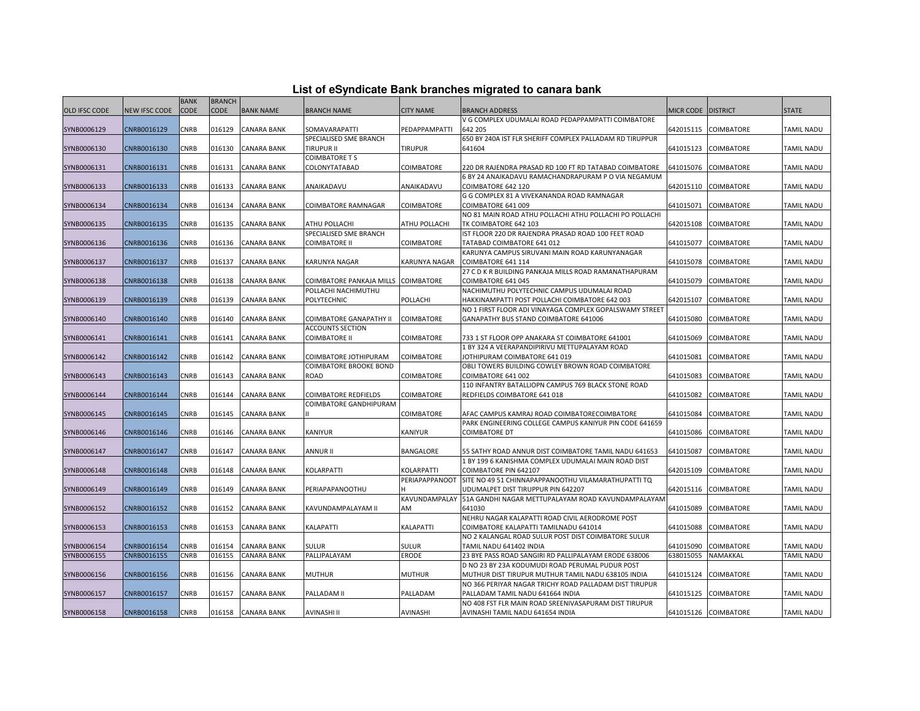# List of eSyndicate Bank branches migrated to canara bank

| OLD IFSC CODE | NEW IFSC CODE | BANK CODE | BRANCH CODE | BANK NAME | BRANCH NAME | CITY NAME | BRANCH ADDRESS | MICR CODE | DISTRICT | STATE |
|---|---|---|---|---|---|---|---|---|---|---|
| SYNB0006129 | CNRB0016129 | CNRB | 016129 | CANARA BANK | SOMAVARAPATTI | PEDAPPAMPATTI | V G COMPLEX UDUMALAI ROAD PEDAPPAMPATTI COIMBATORE 642 205 | 642015115 | COIMBATORE | TAMIL NADU |
| SYNB0006130 | CNRB0016130 | CNRB | 016130 | CANARA BANK | SPECIALISED SME BRANCH TIRUPUR II | TIRUPUR | 650 BY 240A IST FLR SHERIFF COMPLEX PALLADAM RD TIRUPPUR 641604 | 641015123 | COIMBATORE | TAMIL NADU |
| SYNB0006131 | CNRB0016131 | CNRB | 016131 | CANARA BANK | COIMBATORE T S COLONYTATABAD | COIMBATORE | 220 DR RAJENDRA PRASAD RD 100 FT RD TATABAD COIMBATORE | 641015076 | COIMBATORE | TAMIL NADU |
| SYNB0006133 | CNRB0016133 | CNRB | 016133 | CANARA BANK | ANAIKADAVU | ANAIKADAVU | 6 BY 24 ANAIKADAVU RAMACHANDRAPURAM P O VIA NEGAMUM COIMBATORE 642 120 | 642015110 | COIMBATORE | TAMIL NADU |
| SYNB0006134 | CNRB0016134 | CNRB | 016134 | CANARA BANK | COIMBATORE RAMNAGAR | COIMBATORE | G G COMPLEX 81 A VIVEKANANDA ROAD RAMNAGAR COIMBATORE 641 009 | 641015071 | COIMBATORE | TAMIL NADU |
| SYNB0006135 | CNRB0016135 | CNRB | 016135 | CANARA BANK | ATHU POLLACHI | ATHU POLLACHI | NO 81 MAIN ROAD ATHU POLLACHI ATHU POLLACHI PO POLLACHI TK COIMBATORE 642 103 | 642015108 | COIMBATORE | TAMIL NADU |
| SYNB0006136 | CNRB0016136 | CNRB | 016136 | CANARA BANK | SPECIALISED SME BRANCH COIMBATORE II | COIMBATORE | IST FLOOR 220 DR RAJENDRA PRASAD ROAD 100 FEET ROAD TATABAD COIMBATORE 641 012 | 641015077 | COIMBATORE | TAMIL NADU |
| SYNB0006137 | CNRB0016137 | CNRB | 016137 | CANARA BANK | KARUNYA NAGAR | KARUNYA NAGAR | KARUNYA CAMPUS SIRUVANI MAIN ROAD KARUNYANAGAR COIMBATORE 641 114 | 641015078 | COIMBATORE | TAMIL NADU |
| SYNB0006138 | CNRB0016138 | CNRB | 016138 | CANARA BANK | COIMBATORE PANKAJA MILLS | COIMBATORE | 27 C D K R BUILDING PANKAJA MILLS ROAD RAMANATHAPURAM COIMBATORE 641 045 | 641015079 | COIMBATORE | TAMIL NADU |
| SYNB0006139 | CNRB0016139 | CNRB | 016139 | CANARA BANK | POLLACHI NACHIMUTHU POLYTECHNIC | POLLACHI | NACHIMUTHU POLYTECHNIC CAMPUS UDUMALAI ROAD HAKKINAMPATTI POST POLLACHI COIMBATORE 642 003 | 642015107 | COIMBATORE | TAMIL NADU |
| SYNB0006140 | CNRB0016140 | CNRB | 016140 | CANARA BANK | COIMBATORE GANAPATHY II | COIMBATORE | NO 1 FIRST FLOOR ADI VINAYAGA COMPLEX GOPALSWAMY STREET GANAPATHY BUS STAND COIMBATORE 641006 | 641015080 | COIMBATORE | TAMIL NADU |
| SYNB0006141 | CNRB0016141 | CNRB | 016141 | CANARA BANK | ACCOUNTS SECTION COIMBATORE II | COIMBATORE | 733 1 ST FLOOR OPP ANAKARA ST COIMBATORE 641001 | 641015069 | COIMBATORE | TAMIL NADU |
| SYNB0006142 | CNRB0016142 | CNRB | 016142 | CANARA BANK | COIMBATORE JOTHIPURAM | COIMBATORE | 1 BY 324 A VEERAPANDIPIRIVU METTUPALAYAM ROAD JOTHIPURAM COIMBATORE 641 019 | 641015081 | COIMBATORE | TAMIL NADU |
| SYNB0006143 | CNRB0016143 | CNRB | 016143 | CANARA BANK | COIMBATORE BROOKE BOND ROAD | COIMBATORE | OBLI TOWERS BUILDING COWLEY BROWN ROAD COIMBATORE COIMBATORE 641 002 | 641015083 | COIMBATORE | TAMIL NADU |
| SYNB0006144 | CNRB0016144 | CNRB | 016144 | CANARA BANK | COIMBATORE REDFIELDS | COIMBATORE | 110 INFANTRY BATALLIOPN CAMPUS 769 BLACK STONE ROAD REDFIELDS COIMBATORE 641 018 | 641015082 | COIMBATORE | TAMIL NADU |
| SYNB0006145 | CNRB0016145 | CNRB | 016145 | CANARA BANK | COIMBATORE GANDHIPURAM II | COIMBATORE | AFAC CAMPUS KAMRAJ ROAD COIMBATORECOIMBATORE | 641015084 | COIMBATORE | TAMIL NADU |
| SYNB0006146 | CNRB0016146 | CNRB | 016146 | CANARA BANK | KANIYUR | KANIYUR | PARK ENGINEERING COLLEGE CAMPUS KANIYUR PIN CODE 641659 COIMBATORE DT | 641015086 | COIMBATORE | TAMIL NADU |
| SYNB0006147 | CNRB0016147 | CNRB | 016147 | CANARA BANK | ANNUR II | BANGALORE | 55 SATHY ROAD ANNUR DIST COIMBATORE TAMIL NADU 641653 | 641015087 | COIMBATORE | TAMIL NADU |
| SYNB0006148 | CNRB0016148 | CNRB | 016148 | CANARA BANK | KOLARPATTI | KOLARPATTI | 1 BY 199 6 KANISHMA COMPLEX UDUMALAI MAIN ROAD DIST COIMBATORE PIN 642107 | 642015109 | COIMBATORE | TAMIL NADU |
| SYNB0006149 | CNRB0016149 | CNRB | 016149 | CANARA BANK | PERIAPAPANOOTHU | PERIAPAPPANOOTH | SITE NO 49 51 CHINNAPAPPANOOTHU VILAMARATHUPATTI TQ UDUMALPET DIST TIRUPPUR PIN 642207 | 642015116 | COIMBATORE | TAMIL NADU |
| SYNB0006152 | CNRB0016152 | CNRB | 016152 | CANARA BANK | KAVUNDAMPALAYAM II | KAVUNDAMPALAYAM | 51A GANDHI NAGAR METTUPALAYAM ROAD KAVUNDAMPALAYAM 641030 | 641015089 | COIMBATORE | TAMIL NADU |
| SYNB0006153 | CNRB0016153 | CNRB | 016153 | CANARA BANK | KALAPATTI | KALAPATTI | NEHRU NAGAR KALAPATTI ROAD CIVIL AERODROME POST COIMBATORE KALAPATTI TAMILNADU 641014 | 641015088 | COIMBATORE | TAMIL NADU |
| SYNB0006154 | CNRB0016154 | CNRB | 016154 | CANARA BANK | SULUR | SULUR | NO 2 KALANGAL ROAD SULUR POST DIST COIMBATORE SULUR TAMIL NADU 641402 INDIA | 641015090 | COIMBATORE | TAMIL NADU |
| SYNB0006155 | CNRB0016155 | CNRB | 016155 | CANARA BANK | PALLIPALAYAM | ERODE | 23 BYE PASS ROAD SANGIRI RD PALLIPALAYAM ERODE 638006 | 638015055 | NAMAKKAL | TAMIL NADU |
| SYNB0006156 | CNRB0016156 | CNRB | 016156 | CANARA BANK | MUTHUR | MUTHUR | D NO 23 BY 23A KODUMUDI ROAD PERUMAL PUDUR POST MUTHUR DIST TIRUPUR MUTHUR TAMIL NADU 638105 INDIA | 641015124 | COIMBATORE | TAMIL NADU |
| SYNB0006157 | CNRB0016157 | CNRB | 016157 | CANARA BANK | PALLADAM II | PALLADAM | NO 366 PERIYAR NAGAR TRICHY ROAD PALLADAM DIST TIRUPUR PALLADAM TAMIL NADU 641664 INDIA | 641015125 | COIMBATORE | TAMIL NADU |
| SYNB0006158 | CNRB0016158 | CNRB | 016158 | CANARA BANK | AVINASHI II | AVINASHI | NO 408 FST FLR MAIN ROAD SREENIVASAPURAM DIST TIRUPUR AVINASHI TAMIL NADU 641654 INDIA | 641015126 | COIMBATORE | TAMIL NADU |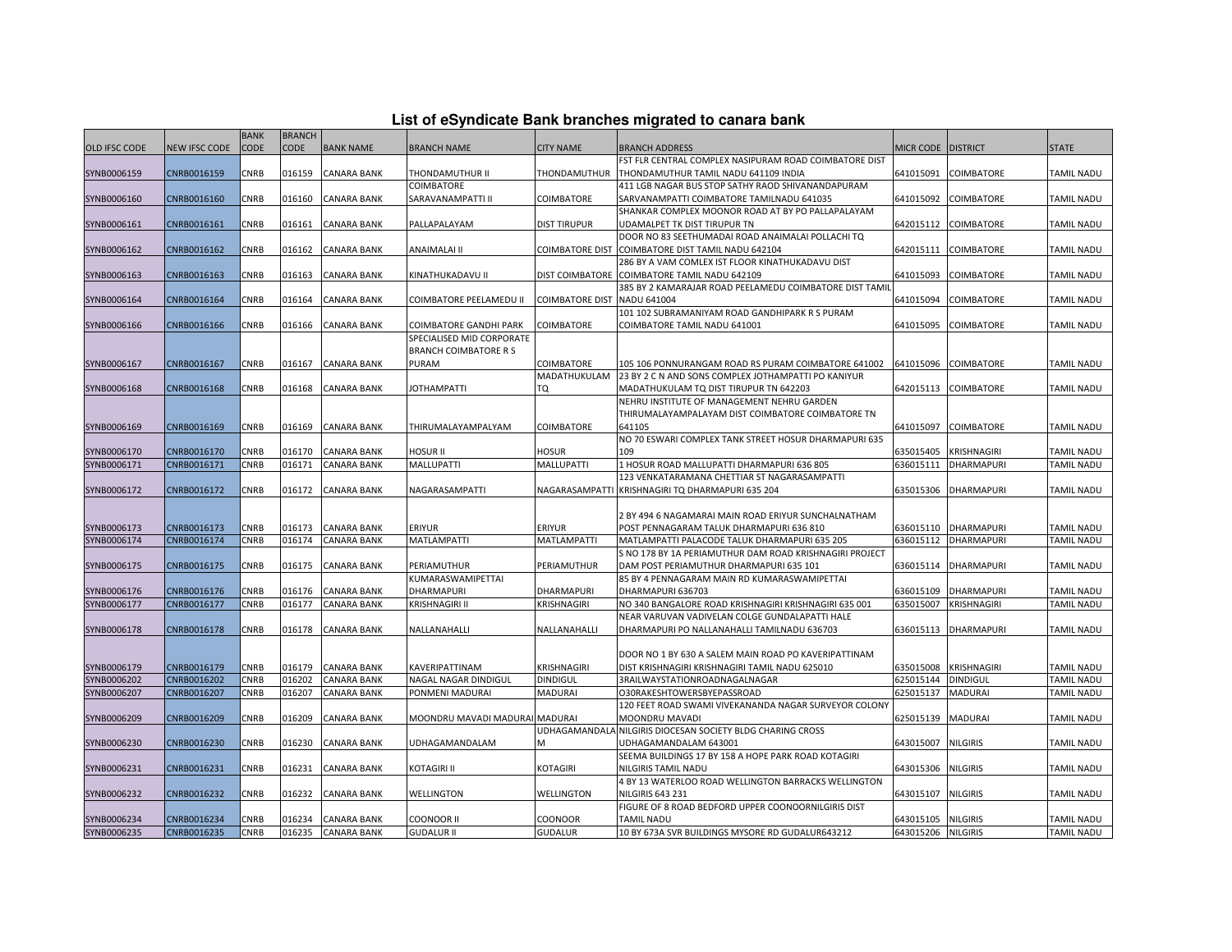# List of eSyndicate Bank branches migrated to canara bank

| OLD IFSC CODE | NEW IFSC CODE | BANK CODE | BRANCH CODE | BANK NAME | BRANCH NAME | CITY NAME | BRANCH ADDRESS | MICR CODE | DISTRICT | STATE |
|---|---|---|---|---|---|---|---|---|---|---|
| SYNB0006159 | CNRB0016159 | CNRB | 016159 | CANARA BANK | THONDAMUTHUR II | THONDAMUTHUR | FST FLR CENTRAL COMPLEX NASIPURAM ROAD COIMBATORE DIST THONDAMUTHUR TAMIL NADU 641109 INDIA | 641015091 | COIMBATORE | TAMIL NADU |
| SYNB0006160 | CNRB0016160 | CNRB | 016160 | CANARA BANK | COIMBATORE SARAVANAMPATTI II | COIMBATORE | 411 LGB NAGAR BUS STOP SATHY RAOD SHIVANANDAPURAM SARAVANAMPATTI COIMBATORE TAMILNADU 641035 | 641015092 | COIMBATORE | TAMIL NADU |
| SYNB0006161 | CNRB0016161 | CNRB | 016161 | CANARA BANK | PALLAPALAYAM | DIST TIRUPUR | SHANKAR COMPLEX MOONOR ROAD AT BY PO PALLAPALAYAM UDAMALPET TK DIST TIRUPUR TN | 642015112 | COIMBATORE | TAMIL NADU |
| SYNB0006162 | CNRB0016162 | CNRB | 016162 | CANARA BANK | ANAIMALAI II | COIMBATORE DIST | DOOR NO 83 SEETHUMADAI ROAD ANAIMALAI POLLACHI TQ COIMBATORE DIST TAMIL NADU 642104 | 642015111 | COIMBATORE | TAMIL NADU |
| SYNB0006163 | CNRB0016163 | CNRB | 016163 | CANARA BANK | KINATHUKADAVU II | DIST COIMBATORE | 286 BY A VAM COMLEX IST FLOOR KINATHUKADAVU DIST COIMBATORE TAMIL NADU 642109 | 641015093 | COIMBATORE | TAMIL NADU |
| SYNB0006164 | CNRB0016164 | CNRB | 016164 | CANARA BANK | COIMBATORE PEELAMEDU II | COIMBATORE DIST | 385 BY 2 KAMARAJAR ROAD PEELAMEDU COIMBATORE DIST TAMIL NADU 641004 | 641015094 | COIMBATORE | TAMIL NADU |
| SYNB0006166 | CNRB0016166 | CNRB | 016166 | CANARA BANK | COIMBATORE GANDHI PARK | COIMBATORE | 101 102 SUBRAMANIYAM ROAD GANDHIPARK R S PURAM COIMBATORE TAMIL NADU 641001 | 641015095 | COIMBATORE | TAMIL NADU |
| SYNB0006167 | CNRB0016167 | CNRB | 016167 | CANARA BANK | SPECIALISED MID CORPORATE BRANCH COIMBATORE R S PURAM | COIMBATORE | 105 106 PONNURANGAM ROAD RS PURAM COIMBATORE 641002 | 641015096 | COIMBATORE | TAMIL NADU |
| SYNB0006168 | CNRB0016168 | CNRB | 016168 | CANARA BANK | JOTHAMPATTI | MADATHUKULAM TQ | 23 BY 2 C N AND SONS COMPLEX JOTHAMPATTI PO KANIYUR MADATHUKULAM TQ DIST TIRUPUR TN 642203 | 642015113 | COIMBATORE | TAMIL NADU |
| SYNB0006169 | CNRB0016169 | CNRB | 016169 | CANARA BANK | THIRUMALAYAMPALYAM | COIMBATORE | NEHRU INSTITUTE OF MANAGEMENT NEHRU GARDEN THIRUMALAYAMPALAYAM DIST COIMBATORE COIMBATORE TN 641105 | 641015097 | COIMBATORE | TAMIL NADU |
| SYNB0006170 | CNRB0016170 | CNRB | 016170 | CANARA BANK | HOSUR II | HOSUR | NO 70 ESWARI COMPLEX TANK STREET HOSUR DHARMAPURI 635 109 | 635015405 | KRISHNAGIRI | TAMIL NADU |
| SYNB0006171 | CNRB0016171 | CNRB | 016171 | CANARA BANK | MALLUPATTI | MALLUPATTI | 1 HOSUR ROAD MALLUPATTI DHARMAPURI 636 805 | 636015111 | DHARMAPURI | TAMIL NADU |
| SYNB0006172 | CNRB0016172 | CNRB | 016172 | CANARA BANK | NAGARASAMPATTI | NAGARASAMPATTI | 123 VENKATARAMANA CHETTIAR ST NAGARASAMPATTI KRISHNAGIRI TQ DHARMAPURI 635 204 | 635015306 | DHARMAPURI | TAMIL NADU |
| SYNB0006173 | CNRB0016173 | CNRB | 016173 | CANARA BANK | ERIYUR | ERIYUR | 2 BY 494 6 NAGAMARAI MAIN ROAD ERIYUR SUNCHALNATHAM POST PENNAGARAM TALUK DHARMAPURI 636 810 | 636015110 | DHARMAPURI | TAMIL NADU |
| SYNB0006174 | CNRB0016174 | CNRB | 016174 | CANARA BANK | MATLAMPATTI | MATLAMPATTI | MATLAMPATTI PALACODE TALUK DHARMAPURI 635 205 | 636015112 | DHARMAPURI | TAMIL NADU |
| SYNB0006175 | CNRB0016175 | CNRB | 016175 | CANARA BANK | PERIAMUTHUR | PERIAMUTHUR | S NO 178 BY 1A PERIAMUTHUR DAM ROAD KRISHNAGIRI PROJECT DAM POST PERIAMUTHUR DHARMAPURI 635 101 | 636015114 | DHARMAPURI | TAMIL NADU |
| SYNB0006176 | CNRB0016176 | CNRB | 016176 | CANARA BANK | KUMARASWAMIPETTAI DHARMAPURI | DHARMAPURI | 85 BY 4 PENNAGARAM MAIN RD KUMARASWAMIPETTAI DHARMAPURI 636703 | 636015109 | DHARMAPURI | TAMIL NADU |
| SYNB0006177 | CNRB0016177 | CNRB | 016177 | CANARA BANK | KRISHNAGIRI II | KRISHNAGIRI | NO 340 BANGALORE ROAD KRISHNAGIRI KRISHNAGIRI 635 001 | 635015007 | KRISHNAGIRI | TAMIL NADU |
| SYNB0006178 | CNRB0016178 | CNRB | 016178 | CANARA BANK | NALLANAHALLI | NALLANAHALLI | NEAR VARUVAN VADIVELAN COLGE GUNDALAPATTI HALE DHARMAPURI PO NALLANAHALLI TAMILNADU 636703 | 636015113 | DHARMAPURI | TAMIL NADU |
| SYNB0006179 | CNRB0016179 | CNRB | 016179 | CANARA BANK | KAVERIPATTINAM | KRISHNAGIRI | DOOR NO 1 BY 630 A SALEM MAIN ROAD PO KAVERIPATTINAM DIST KRISHNAGIRI KRISHNAGIRI TAMIL NADU 625010 | 635015008 | KRISHNAGIRI | TAMIL NADU |
| SYNB0006202 | CNRB0016202 | CNRB | 016202 | CANARA BANK | NAGAL NAGAR DINDIGUL | DINDIGUL | 3RAILWAYSTATIONROADNAGALNAGAR | 625015144 | DINDIGUL | TAMIL NADU |
| SYNB0006207 | CNRB0016207 | CNRB | 016207 | CANARA BANK | PONMENI MADURAI | MADURAI | O30RAKESHTOWERSBYEPASSROAD | 625015137 | MADURAI | TAMIL NADU |
| SYNB0006209 | CNRB0016209 | CNRB | 016209 | CANARA BANK | MOONDRU MAVADI MADURAI | MADURAI | 120 FEET ROAD SWAMI VIVEKANANDA NAGAR SURVEYOR COLONY MOONDRU MAVADI | 625015139 | MADURAI | TAMIL NADU |
| SYNB0006230 | CNRB0016230 | CNRB | 016230 | CANARA BANK | UDHAGAMANDALAM | UDHAGAMANDALAM | NILGIRIS DIOCESAN SOCIETY BLDG CHARING CROSS UDHAGAMANDALAM 643001 | 643015007 | NILGIRIS | TAMIL NADU |
| SYNB0006231 | CNRB0016231 | CNRB | 016231 | CANARA BANK | KOTAGIRI II | KOTAGIRI | SEEMA BUILDINGS 17 BY 158 A HOPE PARK ROAD KOTAGIRI NILGIRIS TAMIL NADU | 643015306 | NILGIRIS | TAMIL NADU |
| SYNB0006232 | CNRB0016232 | CNRB | 016232 | CANARA BANK | WELLINGTON | WELLINGTON | 4 BY 13 WATERLOO ROAD WELLINGTON BARRACKS WELLINGTON NILGIRIS 643 231 | 643015107 | NILGIRIS | TAMIL NADU |
| SYNB0006234 | CNRB0016234 | CNRB | 016234 | CANARA BANK | COONOOR II | COONOOR | FIGURE OF 8 ROAD BEDFORD UPPER COONOORNILGIRIS DIST TAMIL NADU | 643015105 | NILGIRIS | TAMIL NADU |
| SYNB0006235 | CNRB0016235 | CNRB | 016235 | CANARA BANK | GUDALUR II | GUDALUR | 10 BY 673A SVR BUILDINGS MYSORE RD GUDALUR643212 | 643015206 | NILGIRIS | TAMIL NADU |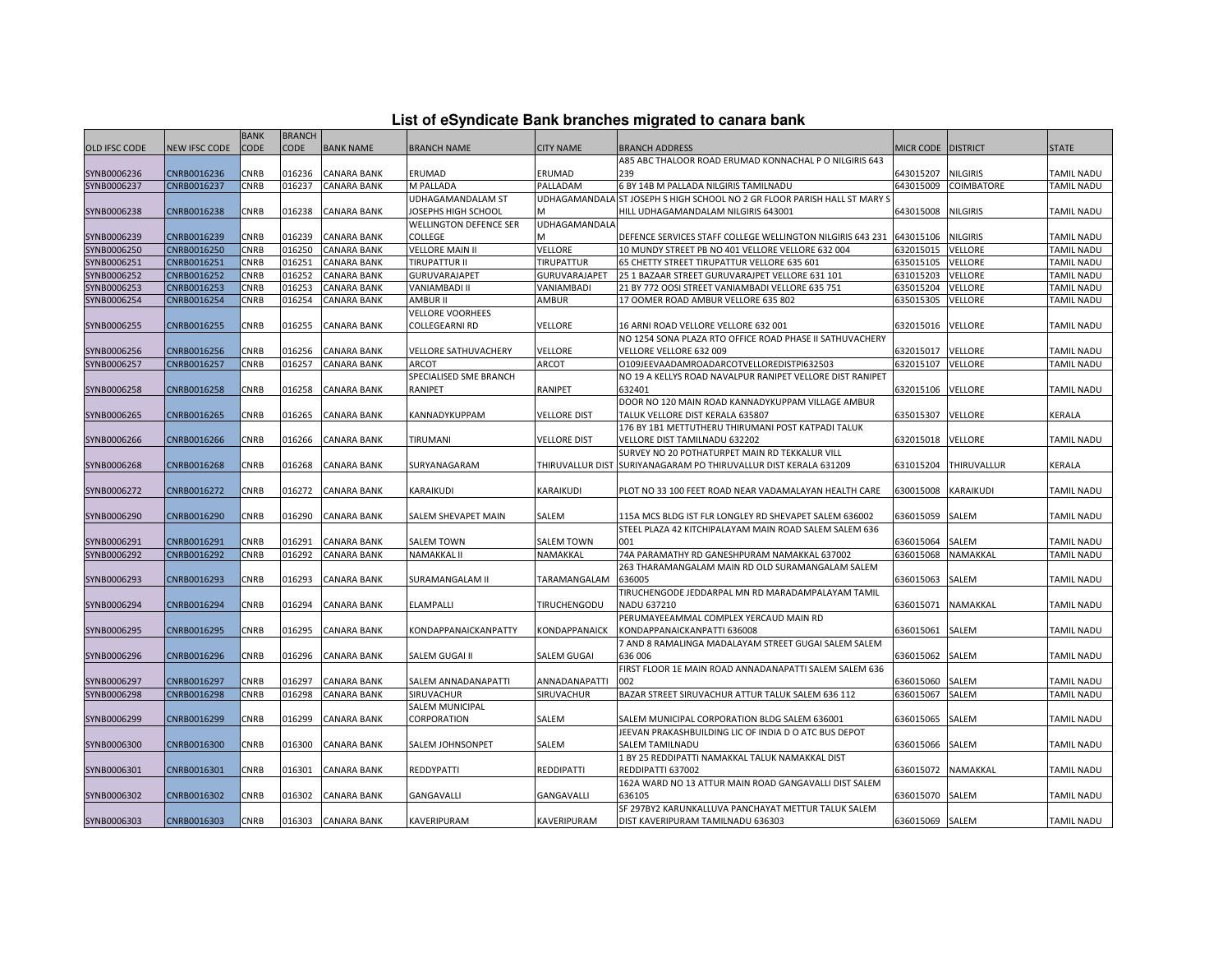# List of eSyndicate Bank branches migrated to canara bank

| OLD IFSC CODE | NEW IFSC CODE | BANK CODE | BRANCH CODE | BANK NAME | BRANCH NAME | CITY NAME | BRANCH ADDRESS | MICR CODE | DISTRICT | STATE |
|---|---|---|---|---|---|---|---|---|---|---|
| SYNB0006236 | CNRB0016236 | CNRB | 016236 | CANARA BANK | ERUMAD | ERUMAD | A85 ABC THALOOR ROAD ERUMAD KONNACHAL P O NILGIRIS 643 239 | 643015207 | NILGIRIS | TAMIL NADU |
| SYNB0006237 | CNRB0016237 | CNRB | 016237 | CANARA BANK | M PALLADA | PALLADAM | 6 BY 14B M PALLADA NILGIRIS TAMILNADU | 643015009 | COIMBATORE | TAMIL NADU |
| SYNB0006238 | CNRB0016238 | CNRB | 016238 | CANARA BANK | UDHAGAMANDALAM ST JOSEPHS HIGH SCHOOL | UDHAGAMANDALAM | ST JOSEPH S HIGH SCHOOL NO 2 GR FLOOR PARISH HALL ST MARY S HILL UDHAGAMANDALAM NILGIRIS 643001 | 643015008 | NILGIRIS | TAMIL NADU |
| SYNB0006239 | CNRB0016239 | CNRB | 016239 | CANARA BANK | WELLINGTON DEFENCE SER COLLEGE | UDHAGAMANDALAM | DEFENCE SERVICES STAFF COLLEGE WELLINGTON NILGIRIS 643 231 | 643015106 | NILGIRIS | TAMIL NADU |
| SYNB0006250 | CNRB0016250 | CNRB | 016250 | CANARA BANK | VELLORE MAIN II | VELLORE | 10 MUNDY STREET PB NO 401 VELLORE VELLORE 632 004 | 632015015 | VELLORE | TAMIL NADU |
| SYNB0006251 | CNRB0016251 | CNRB | 016251 | CANARA BANK | TIRUPATTUR II | TIRUPATTUR | 65 CHETTY STREET TIRUPATTUR VELLORE 635 601 | 635015105 | VELLORE | TAMIL NADU |
| SYNB0006252 | CNRB0016252 | CNRB | 016252 | CANARA BANK | GURUVARAJAPET | GURUVARAJAPET | 25 1 BAZAAR STREET GURUVARAJPET VELLORE 631 101 | 631015203 | VELLORE | TAMIL NADU |
| SYNB0006253 | CNRB0016253 | CNRB | 016253 | CANARA BANK | VANIAMBADI II | VANIAMBADI | 21 BY 772 OOSI STREET VANIAMBADI VELLORE 635 751 | 635015204 | VELLORE | TAMIL NADU |
| SYNB0006254 | CNRB0016254 | CNRB | 016254 | CANARA BANK | AMBUR II | AMBUR | 17 OOMER ROAD AMBUR VELLORE 635 802 | 635015305 | VELLORE | TAMIL NADU |
| SYNB0006255 | CNRB0016255 | CNRB | 016255 | CANARA BANK | VELLORE VOORHEES COLLEGEARNI RD | VELLORE | 16 ARNI ROAD VELLORE VELLORE 632 001 | 632015016 | VELLORE | TAMIL NADU |
| SYNB0006256 | CNRB0016256 | CNRB | 016256 | CANARA BANK | VELLORE SATHUVACHERY | VELLORE | NO 1254 SONA PLAZA RTO OFFICE ROAD PHASE II SATHUVACHERY VELLORE VELLORE 632 009 | 632015017 | VELLORE | TAMIL NADU |
| SYNB0006257 | CNRB0016257 | CNRB | 016257 | CANARA BANK | ARCOT | ARCOT | O109JEEVAADAMROADARCOTVELLOREDISTPI632503 | 632015107 | VELLORE | TAMIL NADU |
| SYNB0006258 | CNRB0016258 | CNRB | 016258 | CANARA BANK | SPECIALISED SME BRANCH RANIPET | RANIPET | NO 19 A KELLYS ROAD NAVALPUR RANIPET VELLORE DIST RANIPET 632401 | 632015106 | VELLORE | TAMIL NADU |
| SYNB0006265 | CNRB0016265 | CNRB | 016265 | CANARA BANK | KANNADYKUPPAM | VELLORE DIST | DOOR NO 120 MAIN ROAD KANNADYKUPPAM VILLAGE AMBUR TALUK VELLORE DIST KERALA 635807 | 635015307 | VELLORE | KERALA |
| SYNB0006266 | CNRB0016266 | CNRB | 016266 | CANARA BANK | TIRUMANI | VELLORE DIST | 176 BY 1B1 METTUTHERU THIRUMANI POST KATPADI TALUK VELLORE DIST TAMILNADU 632202 | 632015018 | VELLORE | TAMIL NADU |
| SYNB0006268 | CNRB0016268 | CNRB | 016268 | CANARA BANK | SURYANAGARAM | THIRUVALLUR DIST | SURVEY NO 20 POTHATURPET MAIN RD TEKKALUR VILL SURIYANAGARAM PO THIRUVALLUR DIST KERALA 631209 | 631015204 | THIRUVALLUR | KERALA |
| SYNB0006272 | CNRB0016272 | CNRB | 016272 | CANARA BANK | KARAIKUDI | KARAIKUDI | PLOT NO 33 100 FEET ROAD NEAR VADAMALAYAN HEALTH CARE | 630015008 | KARAIKUDI | TAMIL NADU |
| SYNB0006290 | CNRB0016290 | CNRB | 016290 | CANARA BANK | SALEM SHEVAPET MAIN | SALEM | 115A MCS BLDG IST FLR LONGLEY RD SHEVAPET SALEM 636002 | 636015059 | SALEM | TAMIL NADU |
| SYNB0006291 | CNRB0016291 | CNRB | 016291 | CANARA BANK | SALEM TOWN | SALEM TOWN | STEEL PLAZA 42 KITCHIPALAYAM MAIN ROAD SALEM SALEM 636 001 | 636015064 | SALEM | TAMIL NADU |
| SYNB0006292 | CNRB0016292 | CNRB | 016292 | CANARA BANK | NAMAKKAL II | NAMAKKAL | 74A PARAMATHY RD GANESHPURAM NAMAKKAL 637002 | 636015068 | NAMAKKAL | TAMIL NADU |
| SYNB0006293 | CNRB0016293 | CNRB | 016293 | CANARA BANK | SURAMANGALAM II | TARAMANGALAM | 263 THARAMANGALAM MAIN RD OLD SURAMANGALAM SALEM 636005 | 636015063 | SALEM | TAMIL NADU |
| SYNB0006294 | CNRB0016294 | CNRB | 016294 | CANARA BANK | ELAMPALLI | TIRUCHENGODU | TIRUCHENGODE JEDDARPAL MN RD MARADAMPALAYAM TAMIL NADU 637210 | 636015071 | NAMAKKAL | TAMIL NADU |
| SYNB0006295 | CNRB0016295 | CNRB | 016295 | CANARA BANK | KONDAPPANAICKANPATTY | KONDAPPANAICK | PERUMAYEEAMMAL COMPLEX YERCAUD MAIN RD KONDAPPANAICKANPATTI 636008 | 636015061 | SALEM | TAMIL NADU |
| SYNB0006296 | CNRB0016296 | CNRB | 016296 | CANARA BANK | SALEM GUGAI II | SALEM GUGAI | 7 AND 8 RAMALINGA MADALAYAM STREET GUGAI SALEM SALEM 636 006 | 636015062 | SALEM | TAMIL NADU |
| SYNB0006297 | CNRB0016297 | CNRB | 016297 | CANARA BANK | SALEM ANNADANAPATTI | ANNADANAPATTI | FIRST FLOOR 1E MAIN ROAD ANNADANAPATTI SALEM SALEM 636 002 | 636015060 | SALEM | TAMIL NADU |
| SYNB0006298 | CNRB0016298 | CNRB | 016298 | CANARA BANK | SIRUVACHUR | SIRUVACHUR | BAZAR STREET SIRUVACHUR ATTUR TALUK SALEM 636 112 | 636015067 | SALEM | TAMIL NADU |
| SYNB0006299 | CNRB0016299 | CNRB | 016299 | CANARA BANK | SALEM MUNICIPAL CORPORATION | SALEM | SALEM MUNICIPAL CORPORATION BLDG SALEM 636001 | 636015065 | SALEM | TAMIL NADU |
| SYNB0006300 | CNRB0016300 | CNRB | 016300 | CANARA BANK | SALEM JOHNSONPET | SALEM | JEEVAN PRAKASHBUILDING LIC OF INDIA D O ATC BUS DEPOT SALEM TAMILNADU | 636015066 | SALEM | TAMIL NADU |
| SYNB0006301 | CNRB0016301 | CNRB | 016301 | CANARA BANK | REDDYPATTI | REDDIPATTI | 1 BY 25 REDDIPATTI NAMAKKAL TALUK NAMAKKAL DIST REDDIPATTI 637002 | 636015072 | NAMAKKAL | TAMIL NADU |
| SYNB0006302 | CNRB0016302 | CNRB | 016302 | CANARA BANK | GANGAVALLI | GANGAVALLI | 162A WARD NO 13 ATTUR MAIN ROAD GANGAVALLI DIST SALEM 636105 | 636015070 | SALEM | TAMIL NADU |
| SYNB0006303 | CNRB0016303 | CNRB | 016303 | CANARA BANK | KAVERIPURAM | KAVERIPURAM | SF 297BY2 KARUNKALLUVA PANCHAYAT METTUR TALUK SALEM DIST KAVERIPURAM TAMILNADU 636303 | 636015069 | SALEM | TAMIL NADU |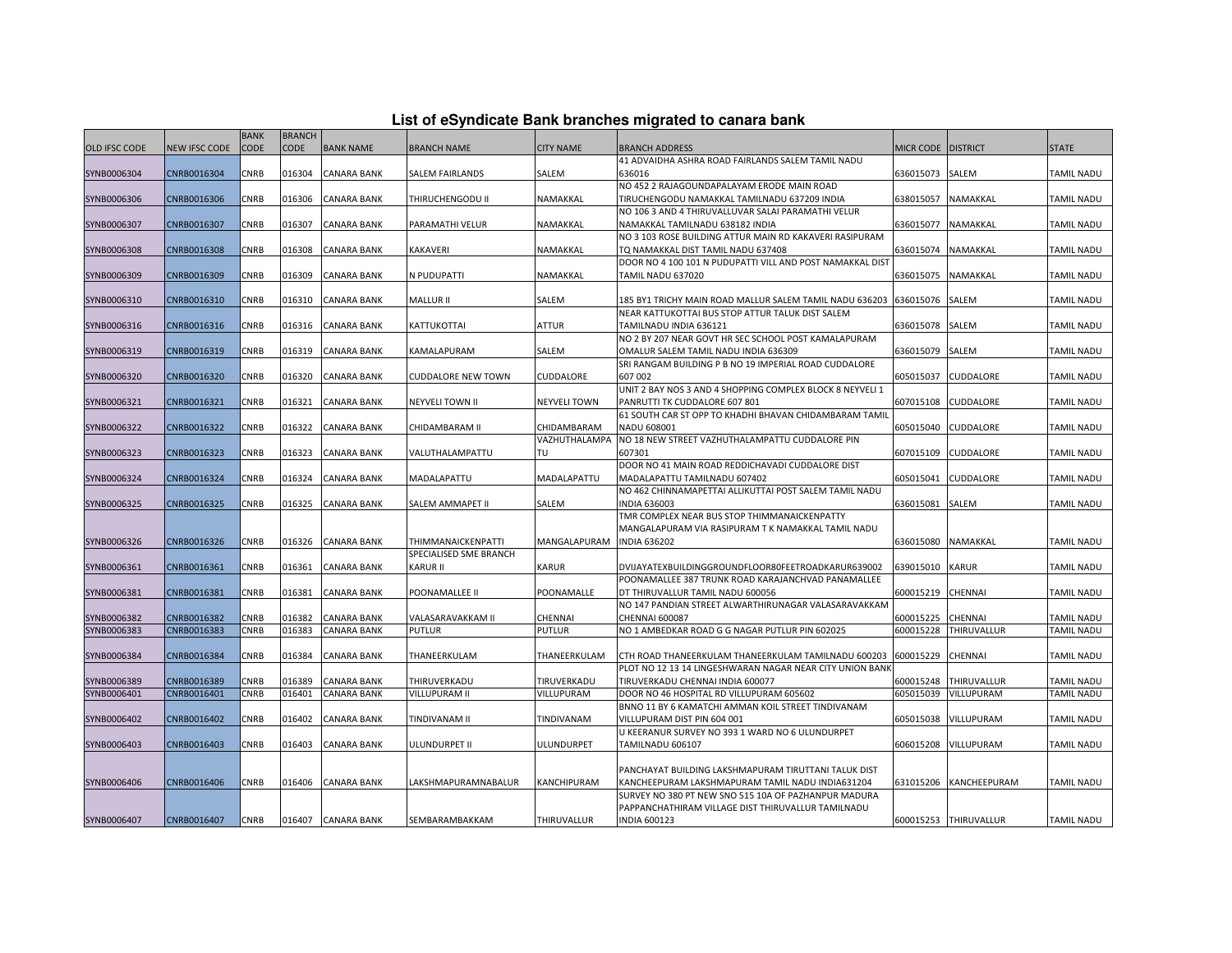# List of eSyndicate Bank branches migrated to canara bank

| OLD IFSC CODE | NEW IFSC CODE | BANK CODE | BRANCH CODE | BANK NAME | BRANCH NAME | CITY NAME | BRANCH ADDRESS | MICR CODE | DISTRICT | STATE |
|---|---|---|---|---|---|---|---|---|---|---|
| SYNB0006304 | CNRB0016304 | CNRB | 016304 | CANARA BANK | SALEM FAIRLANDS | SALEM | 41 ADVAIDHA ASHRA ROAD FAIRLANDS SALEM TAMIL NADU 636016 | 636015073 | SALEM | TAMIL NADU |
| SYNB0006306 | CNRB0016306 | CNRB | 016306 | CANARA BANK | THIRUCHENGODU II | NAMAKKAL | NO 452 2 RAJAGOUNDAPALAYAM ERODE MAIN ROAD TIRUCHENGODU NAMAKKAL TAMILNADU 637209 INDIA | 638015057 | NAMAKKAL | TAMIL NADU |
| SYNB0006307 | CNRB0016307 | CNRB | 016307 | CANARA BANK | PARAMATHI VELUR | NAMAKKAL | NO 106 3 AND 4 THIRUVALLUVAR SALAI PARAMATHI VELUR NAMAKKAL TAMILNADU 638182 INDIA | 636015077 | NAMAKKAL | TAMIL NADU |
| SYNB0006308 | CNRB0016308 | CNRB | 016308 | CANARA BANK | KAKAVERI | NAMAKKAL | NO 3 103 ROSE BUILDING ATTUR MAIN RD KAKAVERI RASIPURAM TQ NAMAKKAL DIST TAMIL NADU 637408 | 636015074 | NAMAKKAL | TAMIL NADU |
| SYNB0006309 | CNRB0016309 | CNRB | 016309 | CANARA BANK | N PUDUPATTI | NAMAKKAL | DOOR NO 4 100 101 N PUDUPATTI VILL AND POST NAMAKKAL DIST TAMIL NADU 637020 | 636015075 | NAMAKKAL | TAMIL NADU |
| SYNB0006310 | CNRB0016310 | CNRB | 016310 | CANARA BANK | MALLUR II | SALEM | 185 BY1 TRICHY MAIN ROAD MALLUR SALEM TAMIL NADU 636203 | 636015076 | SALEM | TAMIL NADU |
| SYNB0006316 | CNRB0016316 | CNRB | 016316 | CANARA BANK | KATTUKOTTAI | ATTUR | NEAR KATTUKOTTAI BUS STOP ATTUR TALUK DIST SALEM TAMILNADU INDIA 636121 | 636015078 | SALEM | TAMIL NADU |
| SYNB0006319 | CNRB0016319 | CNRB | 016319 | CANARA BANK | KAMALAPURAM | SALEM | NO 2 BY 207 NEAR GOVT HR SEC SCHOOL POST KAMALAPURAM OMALUR SALEM TAMIL NADU INDIA 636309 | 636015079 | SALEM | TAMIL NADU |
| SYNB0006320 | CNRB0016320 | CNRB | 016320 | CANARA BANK | CUDDALORE NEW TOWN | CUDDALORE | SRI RANGAM BUILDING P B NO 19 IMPERIAL ROAD CUDDALORE 607 002 | 605015037 | CUDDALORE | TAMIL NADU |
| SYNB0006321 | CNRB0016321 | CNRB | 016321 | CANARA BANK | NEYVELI TOWN II | NEYVELI TOWN | UNIT 2 BAY NOS 3 AND 4 SHOPPING COMPLEX BLOCK 8 NEYVELI 1 PANRUTTI TK CUDDALORE 607 801 | 607015108 | CUDDALORE | TAMIL NADU |
| SYNB0006322 | CNRB0016322 | CNRB | 016322 | CANARA BANK | CHIDAMBARAM II | CHIDAMBARAM | 61 SOUTH CAR ST OPP TO KHADHI BHAVAN CHIDAMBARAM TAMIL NADU 608001 | 605015040 | CUDDALORE | TAMIL NADU |
| SYNB0006323 | CNRB0016323 | CNRB | 016323 | CANARA BANK | VALUTHALAMPATTU | VAZHUTHALAMPATTU | NO 18 NEW STREET VAZHUTHALAMPATTU CUDDALORE PIN 607301 | 607015109 | CUDDALORE | TAMIL NADU |
| SYNB0006324 | CNRB0016324 | CNRB | 016324 | CANARA BANK | MADALAPATTU | MADALAPATTU | DOOR NO 41 MAIN ROAD REDDICHAVADI CUDDALORE DIST MADALAPATTU TAMILNADU 607402 | 605015041 | CUDDALORE | TAMIL NADU |
| SYNB0006325 | CNRB0016325 | CNRB | 016325 | CANARA BANK | SALEM AMMAPET II | SALEM | NO 462 CHINNAMAPETTAI ALLIKUTTAI POST SALEM TAMIL NADU INDIA 636003 | 636015081 | SALEM | TAMIL NADU |
| SYNB0006326 | CNRB0016326 | CNRB | 016326 | CANARA BANK | THIMMANAICKENPATTI | MANGALAPURAM | TMR COMPLEX NEAR BUS STOP THIMMANAICKENPATTY MANGALAPURAM VIA RASIPURAM T K NAMAKKAL TAMIL NADU INDIA 636202 | 636015080 | NAMAKKAL | TAMIL NADU |
| SYNB0006361 | CNRB0016361 | CNRB | 016361 | CANARA BANK | SPECIALISED SME BRANCH KARUR II | KARUR | DVIJAYATEXBUILDINGGROUNDFLOOR80FEETROADKARUR639002 | 639015010 | KARUR | TAMIL NADU |
| SYNB0006381 | CNRB0016381 | CNRB | 016381 | CANARA BANK | POONAMALLEE II | POONAMALLE | POONAMALLEE 387 TRUNK ROAD KARAJANCHVAD PANAMALLEE DT THIRUVALLUR TAMIL NADU 600056 | 600015219 | CHENNAI | TAMIL NADU |
| SYNB0006382 | CNRB0016382 | CNRB | 016382 | CANARA BANK | VALASARAVAKKAM II | CHENNAI | NO 147 PANDIAN STREET ALWARTHIRUNAGAR VALASARAVAKKAM CHENNAI 600087 | 600015225 | CHENNAI | TAMIL NADU |
| SYNB0006383 | CNRB0016383 | CNRB | 016383 | CANARA BANK | PUTLUR | PUTLUR | NO 1 AMBEDKAR ROAD G G NAGAR PUTLUR PIN 602025 | 600015228 | THIRUVALLUR | TAMIL NADU |
| SYNB0006384 | CNRB0016384 | CNRB | 016384 | CANARA BANK | THANEERKULAM | THANEERKULAM | CTH ROAD THANEERKULAM THANEERKULAM TAMILNADU 600203 | 600015229 | CHENNAI | TAMIL NADU |
| SYNB0006389 | CNRB0016389 | CNRB | 016389 | CANARA BANK | THIRUVERKADU | TIRUVERKADU | PLOT NO 12 13 14 LINGESHWARAN NAGAR NEAR CITY UNION BANK TIRUVERKADU CHENNAI INDIA 600077 | 600015248 | THIRUVALLUR | TAMIL NADU |
| SYNB0006401 | CNRB0016401 | CNRB | 016401 | CANARA BANK | VILLUPURAM II | VILLUPURAM | DOOR NO 46 HOSPITAL RD VILLUPURAM 605602 | 605015039 | VILLUPURAM | TAMIL NADU |
| SYNB0006402 | CNRB0016402 | CNRB | 016402 | CANARA BANK | TINDIVANAM II | TINDIVANAM | BNNO 11 BY 6 KAMATCHI AMMAN KOIL STREET TINDIVANAM VILLUPURAM DIST PIN 604 001 | 605015038 | VILLUPURAM | TAMIL NADU |
| SYNB0006403 | CNRB0016403 | CNRB | 016403 | CANARA BANK | ULUNDURPET II | ULUNDURPET | U KEERANUR SURVEY NO 393 1 WARD NO 6 ULUNDURPET TAMILNADU 606107 | 606015208 | VILLUPURAM | TAMIL NADU |
| SYNB0006406 | CNRB0016406 | CNRB | 016406 | CANARA BANK | LAKSHMAPURAMNABALUR | KANCHIPURAM | PANCHAYAT BUILDING LAKSHMAPURAM TIRUTTANI TALUK DIST KANCHEEPURAM LAKSHMAPURAM TAMIL NADU INDIA631204 | 631015206 | KANCHEEPURAM | TAMIL NADU |
| SYNB0006407 | CNRB0016407 | CNRB | 016407 | CANARA BANK | SEMBARAMBAKKAM | THIRUVALLUR | SURVEY NO 380 PT NEW SNO 515 10A OF PAZHANPUR MADURA PAPPANCHATHIRAM VILLAGE DIST THIRUVALLUR TAMILNADU INDIA 600123 | 600015253 | THIRUVALLUR | TAMIL NADU |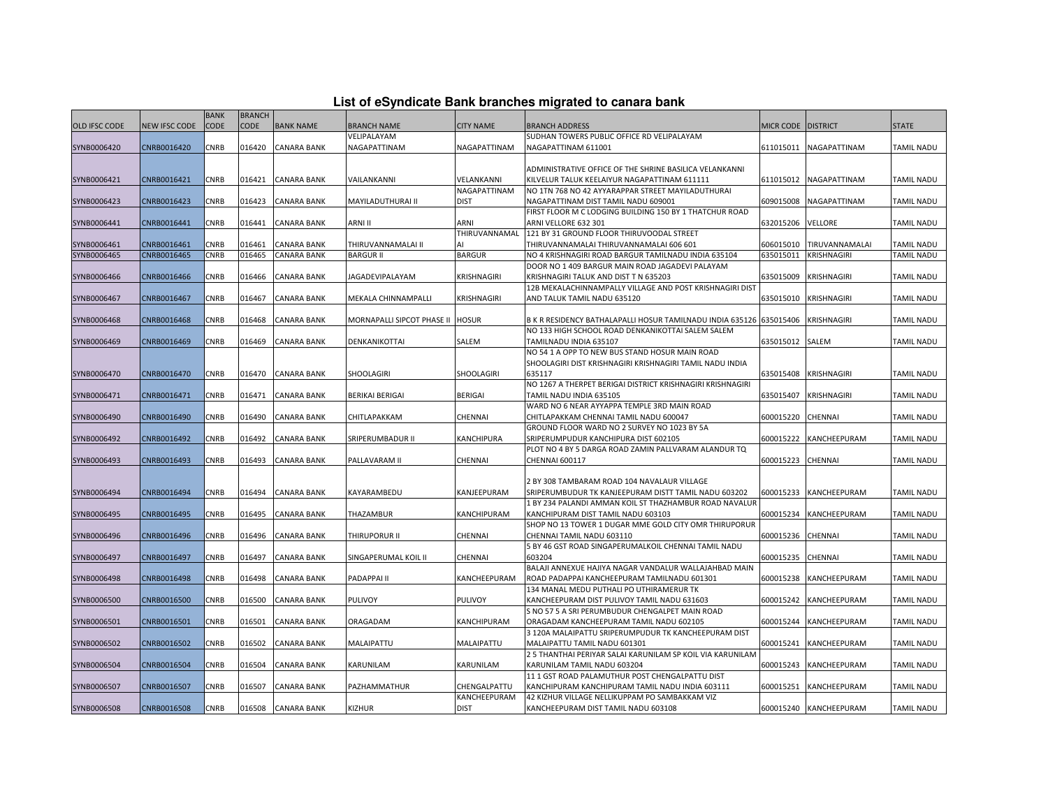## List of eSyndicate Bank branches migrated to canara bank

| OLD IFSC CODE | NEW IFSC CODE | BANK CODE | BRANCH CODE | BANK NAME | BRANCH NAME | CITY NAME | BRANCH ADDRESS | MICR CODE | DISTRICT | STATE |
|---|---|---|---|---|---|---|---|---|---|---|
| SYNB0006420 | CNRB0016420 | CNRB | 016420 | CANARA BANK | VELIPALAYAM NAGAPATTINAM | NAGAPATTINAM | SUDHAN TOWERS PUBLIC OFFICE RD VELIPALAYAM NAGAPATTINAM 611001 | 611015011 | NAGAPATTINAM | TAMIL NADU |
| SYNB0006421 | CNRB0016421 | CNRB | 016421 | CANARA BANK | VAILANKANNI | VELANKANNI | ADMINISTRATIVE OFFICE OF THE SHRINE BASILICA VELANKANNI KILVELUR TALUK KEELAIYUR NAGAPATTINAM 611111 | 611015012 | NAGAPATTINAM | TAMIL NADU |
| SYNB0006423 | CNRB0016423 | CNRB | 016423 | CANARA BANK | MAYILADUTHURAI II | NAGAPATTINAM DIST | NO 1TN 768 NO 42 AYYARAPPAR STREET MAYILADUTHURAI NAGAPATTINAM DIST TAMIL NADU 609001 | 609015008 | NAGAPATTINAM | TAMIL NADU |
| SYNB0006441 | CNRB0016441 | CNRB | 016441 | CANARA BANK | ARNI II | ARNI | FIRST FLOOR M C LODGING BUILDING 150 BY 1 THATCHUR ROAD ARNI VELLORE 632 301 | 632015206 | VELLORE | TAMIL NADU |
| SYNB0006461 | CNRB0016461 | CNRB | 016461 | CANARA BANK | THIRUVANNAMALAI II | THIRUVANNAMALAI | 121 BY 31 GROUND FLOOR THIRUVOODAL STREET THIRUVANNAMALAI THIRUVANNAMALAI 606 601 | 606015010 | TIRUVANNAMALAI | TAMIL NADU |
| SYNB0006465 | CNRB0016465 | CNRB | 016465 | CANARA BANK | BARGUR II | BARGUR | NO 4 KRISHNAGIRI ROAD BARGUR TAMILNADU INDIA 635104 | 635015011 | KRISHNAGIRI | TAMIL NADU |
| SYNB0006466 | CNRB0016466 | CNRB | 016466 | CANARA BANK | JAGADEVIPALAYAM | KRISHNAGIRI | DOOR NO 1 409 BARGUR MAIN ROAD JAGADEVI PALAYAM KRISHNAGIRI TALUK AND DIST T N 635203 | 635015009 | KRISHNAGIRI | TAMIL NADU |
| SYNB0006467 | CNRB0016467 | CNRB | 016467 | CANARA BANK | MEKALA CHINNAMPALLI | KRISHNAGIRI | 12B MEKALACHINNAMPALLY VILLAGE AND POST KRISHNAGIRI DIST AND TALUK TAMIL NADU 635120 | 635015010 | KRISHNAGIRI | TAMIL NADU |
| SYNB0006468 | CNRB0016468 | CNRB | 016468 | CANARA BANK | MORNAPALLI SIPCOT PHASE II | HOSUR | B K R RESIDENCY BATHALAPALLI HOSUR TAMILNADU INDIA 635126 | 635015406 | KRISHNAGIRI | TAMIL NADU |
| SYNB0006469 | CNRB0016469 | CNRB | 016469 | CANARA BANK | DENKANIKOTTAI | SALEM | NO 133 HIGH SCHOOL ROAD DENKANIKOTTAI SALEM SALEM TAMILNADU INDIA 635107 | 635015012 | SALEM | TAMIL NADU |
| SYNB0006470 | CNRB0016470 | CNRB | 016470 | CANARA BANK | SHOOLAGIRI | SHOOLAGIRI | NO 54 1 A OPP TO NEW BUS STAND HOSUR MAIN ROAD SHOOLAGIRI DIST KRISHNAGIRI KRISHNAGIRI TAMIL NADU INDIA 635117 | 635015408 | KRISHNAGIRI | TAMIL NADU |
| SYNB0006471 | CNRB0016471 | CNRB | 016471 | CANARA BANK | BERIKAI BERIGAI | BERIGAI | NO 1267 A THERPET BERIGAI DISTRICT KRISHNAGIRI KRISHNAGIRI TAMIL NADU INDIA 635105 | 635015407 | KRISHNAGIRI | TAMIL NADU |
| SYNB0006490 | CNRB0016490 | CNRB | 016490 | CANARA BANK | CHITLAPAKKAM | CHENNAI | WARD NO 6 NEAR AYYAPPA TEMPLE 3RD MAIN ROAD CHITLAPAKKAM CHENNAI TAMIL NADU 600047 | 600015220 | CHENNAI | TAMIL NADU |
| SYNB0006492 | CNRB0016492 | CNRB | 016492 | CANARA BANK | SRIPERUMBADUR II | KANCHIPURA | GROUND FLOOR WARD NO 2 SURVEY NO 1023 BY 5A SRIPERUMPUDUR KANCHIPURA DIST 602105 | 600015222 | KANCHEEPURAM | TAMIL NADU |
| SYNB0006493 | CNRB0016493 | CNRB | 016493 | CANARA BANK | PALLAVARAM II | CHENNAI | PLOT NO 4 BY 5 DARGA ROAD ZAMIN PALLVARAM ALANDUR TQ CHENNAI 600117 | 600015223 | CHENNAI | TAMIL NADU |
| SYNB0006494 | CNRB0016494 | CNRB | 016494 | CANARA BANK | KAYARAMBEDU | KANJEEPURAM | 2 BY 308 TAMBARAM ROAD 104 NAVALAUR VILLAGE SRIPERUMBUDUR TK KANJEEPURAM DISTT TAMIL NADU 603202 | 600015233 | KANCHEEPURAM | TAMIL NADU |
| SYNB0006495 | CNRB0016495 | CNRB | 016495 | CANARA BANK | THAZAMBUR | KANCHIPURAM | 1 BY 234 PALANDI AMMAN KOIL ST THAZHAMBUR ROAD NAVALUR KANCHIPURAM DIST TAMIL NADU 603103 | 600015234 | KANCHEEPURAM | TAMIL NADU |
| SYNB0006496 | CNRB0016496 | CNRB | 016496 | CANARA BANK | THIRUPORUR II | CHENNAI | SHOP NO 13 TOWER 1 DUGAR MME GOLD CITY OMR THIRUPORUR CHENNAI TAMIL NADU 603110 | 600015236 | CHENNAI | TAMIL NADU |
| SYNB0006497 | CNRB0016497 | CNRB | 016497 | CANARA BANK | SINGAPERUMAL KOIL II | CHENNAI | 5 BY 46 GST ROAD SINGAPERUMALKOIL CHENNAI TAMIL NADU 603204 | 600015235 | CHENNAI | TAMIL NADU |
| SYNB0006498 | CNRB0016498 | CNRB | 016498 | CANARA BANK | PADAPPAI II | KANCHEEPURAM | BALAJI ANNEXUE HAJIYA NAGAR VANDALUR WALLAJAHBAD MAIN ROAD PADAPPAI KANCHEEPURAM TAMILNADU 601301 | 600015238 | KANCHEEPURAM | TAMIL NADU |
| SYNB0006500 | CNRB0016500 | CNRB | 016500 | CANARA BANK | PULIVOY | PULIVOY | 134 MANAL MEDU PUTHALI PO UTHIRAMERUR TK KANCHEEPURAM DIST PULIVOY TAMIL NADU 631603 | 600015242 | KANCHEEPURAM | TAMIL NADU |
| SYNB0006501 | CNRB0016501 | CNRB | 016501 | CANARA BANK | ORAGADAM | KANCHIPURAM | S NO 57 5 A SRI PERUMBUDUR CHENGALPET MAIN ROAD ORAGADAM KANCHEEPURAM TAMIL NADU 602105 | 600015244 | KANCHEEPURAM | TAMIL NADU |
| SYNB0006502 | CNRB0016502 | CNRB | 016502 | CANARA BANK | MALAIPATTU | MALAIPATTU | 3 120A MALAIPATTU SRIPERUMPUDUR TK KANCHEEPURAM DIST MALAIPATTU TAMIL NADU 601301 | 600015241 | KANCHEEPURAM | TAMIL NADU |
| SYNB0006504 | CNRB0016504 | CNRB | 016504 | CANARA BANK | KARUNILAM | KARUNILAM | 2 5 THANTHAI PERIYAR SALAI KARUNILAM SP KOIL VIA KARUNILAM KARUNILAM TAMIL NADU 603204 | 600015243 | KANCHEEPURAM | TAMIL NADU |
| SYNB0006507 | CNRB0016507 | CNRB | 016507 | CANARA BANK | PAZHAMMATHUR | CHENGALPATTU | 11 1 GST ROAD PALAMUTHUR POST CHENGALPATTU DIST KANCHIPURAM KANCHIPURAM TAMIL NADU INDIA 603111 | 600015251 | KANCHEEPURAM | TAMIL NADU |
| SYNB0006508 | CNRB0016508 | CNRB | 016508 | CANARA BANK | KIZHUR | KANCHEEPURAM DIST | 42 KIZHUR VILLAGE NELLIKUPPAM PO SAMBAKKAM VIZ KANCHEEPURAM DIST TAMIL NADU 603108 | 600015240 | KANCHEEPURAM | TAMIL NADU |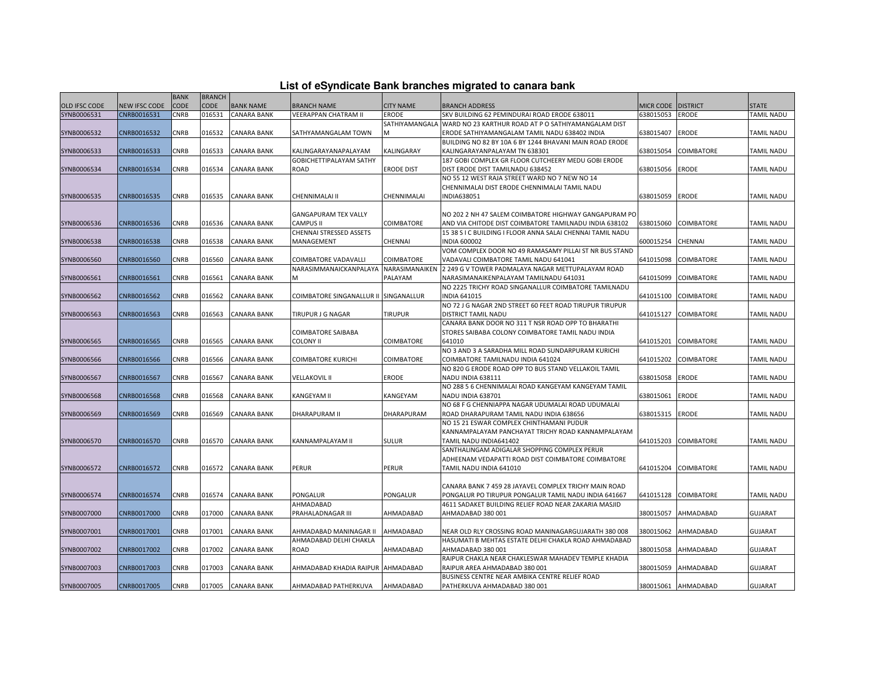# List of eSyndicate Bank branches migrated to canara bank

| OLD IFSC CODE | NEW IFSC CODE | BANK CODE | BRANCH CODE | BANK NAME | BRANCH NAME | CITY NAME | BRANCH ADDRESS | MICR CODE | DISTRICT | STATE |
|---|---|---|---|---|---|---|---|---|---|---|
| SYNB0006531 | CNRB0016531 | CNRB | 016531 | CANARA BANK | VEERAPPAN CHATRAM II | ERODE | SKV BUILDING 62 PEMINDURAI ROAD ERODE 638011 | 638015053 | ERODE | TAMIL NADU |
| SYNB0006532 | CNRB0016532 | CNRB | 016532 | CANARA BANK | SATHYAMANGALAM TOWN | SATHIYAMANGALAM | WARD NO 23 KARTHUR ROAD AT P O SATHIYAMANGALAM DIST ERODE SATHIYAMANGALAM TAMIL NADU 638402 INDIA | 638015407 | ERODE | TAMIL NADU |
| SYNB0006533 | CNRB0016533 | CNRB | 016533 | CANARA BANK | KALINGARAYANAPALAYAM | KALINGARAY | BUILDING NO 82 BY 10A 6 BY 1244 BHAVANI MAIN ROAD ERODE KALINGARAYANPALAYAM TN 638301 | 638015054 | COIMBATORE | TAMIL NADU |
| SYNB0006534 | CNRB0016534 | CNRB | 016534 | CANARA BANK | GOBICHETTIPALAYAM SATHY ROAD | ERODE DIST | 187 GOBI COMPLEX GR FLOOR CUTCHEERY MEDU GOBI ERODE DIST ERODE DIST TAMILNADU 638452 | 638015056 | ERODE | TAMIL NADU |
| SYNB0006535 | CNRB0016535 | CNRB | 016535 | CANARA BANK | CHENNIMALAI II | CHENNIMALAI | NO 55 12 WEST RAJA STREET WARD NO 7 NEW NO 14 CHENNIMALAI DIST ERODE CHENNIMALAI TAMIL NADU INDIA638051 | 638015059 | ERODE | TAMIL NADU |
| SYNB0006536 | CNRB0016536 | CNRB | 016536 | CANARA BANK | GANGAPURAM TEX VALLY CAMPUS II | COIMBATORE | NO 202 2 NH 47 SALEM COIMBATORE HIGHWAY GANGAPURAM PO AND VIA CHITODE DIST COIMBATORE TAMILNADU INDIA 638102 | 638015060 | COIMBATORE | TAMIL NADU |
| SYNB0006538 | CNRB0016538 | CNRB | 016538 | CANARA BANK | CHENNAI STRESSED ASSETS MANAGEMENT | CHENNAI | 15 38 S I C BUILDING I FLOOR ANNA SALAI CHENNAI TAMIL NADU INDIA 600002 | 600015254 | CHENNAI | TAMIL NADU |
| SYNB0006560 | CNRB0016560 | CNRB | 016560 | CANARA BANK | COIMBATORE VADAVALLI | COIMBATORE | VOM COMPLEX DOOR NO 49 RAMASAMY PILLAI ST NR BUS STAND VADAVALI COIMBATORE TAMIL NADU 641041 | 641015098 | COIMBATORE | TAMIL NADU |
| SYNB0006561 | CNRB0016561 | CNRB | 016561 | CANARA BANK | NARASIMMANAICKANPALAYAM | NARASIMANAIKEN PALAYAM | 2 249 G V TOWER PADMALAYA NAGAR METTUPALAYAM ROAD NARASIMANAIKENPALAYAM TAMILNADU 641031 | 641015099 | COIMBATORE | TAMIL NADU |
| SYNB0006562 | CNRB0016562 | CNRB | 016562 | CANARA BANK | COIMBATORE SINGANALLUR II | SINGANALLUR | NO 2225 TRICHY ROAD SINGANALLUR COIMBATORE TAMILNADU INDIA 641015 | 641015100 | COIMBATORE | TAMIL NADU |
| SYNB0006563 | CNRB0016563 | CNRB | 016563 | CANARA BANK | TIRUPUR J G NAGAR | TIRUPUR | NO 72 J G NAGAR 2ND STREET 60 FEET ROAD TIRUPUR TIRUPUR DISTRICT TAMIL NADU | 641015127 | COIMBATORE | TAMIL NADU |
| SYNB0006565 | CNRB0016565 | CNRB | 016565 | CANARA BANK | COIMBATORE SAIBABA COLONY II | COIMBATORE | CANARA BANK DOOR NO 311 T NSR ROAD OPP TO BHARATHI STORES SAIBABA COLONY COIMBATORE TAMIL NADU INDIA 641010 | 641015201 | COIMBATORE | TAMIL NADU |
| SYNB0006566 | CNRB0016566 | CNRB | 016566 | CANARA BANK | COIMBATORE KURICHI | COIMBATORE | NO 3 AND 3 A SARADHA MILL ROAD SUNDARPURAM KURICHI COIMBATORE TAMILNADU INDIA 641024 | 641015202 | COIMBATORE | TAMIL NADU |
| SYNB0006567 | CNRB0016567 | CNRB | 016567 | CANARA BANK | VELLAKOVIL II | ERODE | NO 820 G ERODE ROAD OPP TO BUS STAND VELLAKOIL TAMIL NADU INDIA 638111 | 638015058 | ERODE | TAMIL NADU |
| SYNB0006568 | CNRB0016568 | CNRB | 016568 | CANARA BANK | KANGEYAM II | KANGEYAM | NO 288 5 6 CHENNIMALAI ROAD KANGEYAM KANGEYAM TAMIL NADU INDIA 638701 | 638015061 | ERODE | TAMIL NADU |
| SYNB0006569 | CNRB0016569 | CNRB | 016569 | CANARA BANK | DHARAPURAM II | DHARAPURAM | NO 68 F G CHENNIAPPA NAGAR UDUMALAI ROAD UDUMALAI ROAD DHARAPURAM TAMIL NADU INDIA 638656 | 638015315 | ERODE | TAMIL NADU |
| SYNB0006570 | CNRB0016570 | CNRB | 016570 | CANARA BANK | KANNAMPALAYAM II | SULUR | NO 15 21 ESWAR COMPLEX CHINTHAMANI PUDUR KANNAMPALAYAM PANCHAYAT TRICHY ROAD KANNAMPALAYAM TAMIL NADU INDIA641402 | 641015203 | COIMBATORE | TAMIL NADU |
| SYNB0006572 | CNRB0016572 | CNRB | 016572 | CANARA BANK | PERUR | PERUR | SANTHALINGAM ADIGALAR SHOPPING COMPLEX PERUR ADHEENAM VEDAPATTI ROAD DIST COIMBATORE COIMBATORE TAMIL NADU INDIA 641010 | 641015204 | COIMBATORE | TAMIL NADU |
| SYNB0006574 | CNRB0016574 | CNRB | 016574 | CANARA BANK | PONGALUR | PONGALUR | CANARA BANK 7 459 28 JAYAVEL COMPLEX TRICHY MAIN ROAD PONGALUR PO TIRUPUR PONGALUR TAMIL NADU INDIA 641667 | 641015128 | COIMBATORE | TAMIL NADU |
| SYNB0007000 | CNRB0017000 | CNRB | 017000 | CANARA BANK | AHMADABAD PRAHALADNAGAR III | AHMADABAD | 4611 SADAKET BUILDING RELIEF ROAD NEAR ZAKARIA MASJID AHMADABAD 380 001 | 380015057 | AHMADABAD | GUJARAT |
| SYNB0007001 | CNRB0017001 | CNRB | 017001 | CANARA BANK | AHMADABAD MANINAGAR II | AHMADABAD | NEAR OLD RLY CROSSING ROAD MANINAGARGUJARATH 380 008 | 380015062 | AHMADABAD | GUJARAT |
| SYNB0007002 | CNRB0017002 | CNRB | 017002 | CANARA BANK | AHMADABAD DELHI CHAKLA ROAD | AHMADABAD | HASUMATI B MEHTAS ESTATE DELHI CHAKLA ROAD AHMADABAD AHMADABAD 380 001 | 380015058 | AHMADABAD | GUJARAT |
| SYNB0007003 | CNRB0017003 | CNRB | 017003 | CANARA BANK | AHMADABAD KHADIA RAIPUR | AHMADABAD | RAIPUR CHAKLA NEAR CHAKLESWAR MAHADEV TEMPLE KHADIA RAIPUR AREA AHMADABAD 380 001 | 380015059 | AHMADABAD | GUJARAT |
| SYNB0007005 | CNRB0017005 | CNRB | 017005 | CANARA BANK | AHMADABAD PATHERKUVA | AHMADABAD | BUSINESS CENTRE NEAR AMBIKA CENTRE RELIEF ROAD PATHERKUVA AHMADABAD 380 001 | 380015061 | AHMADABAD | GUJARAT |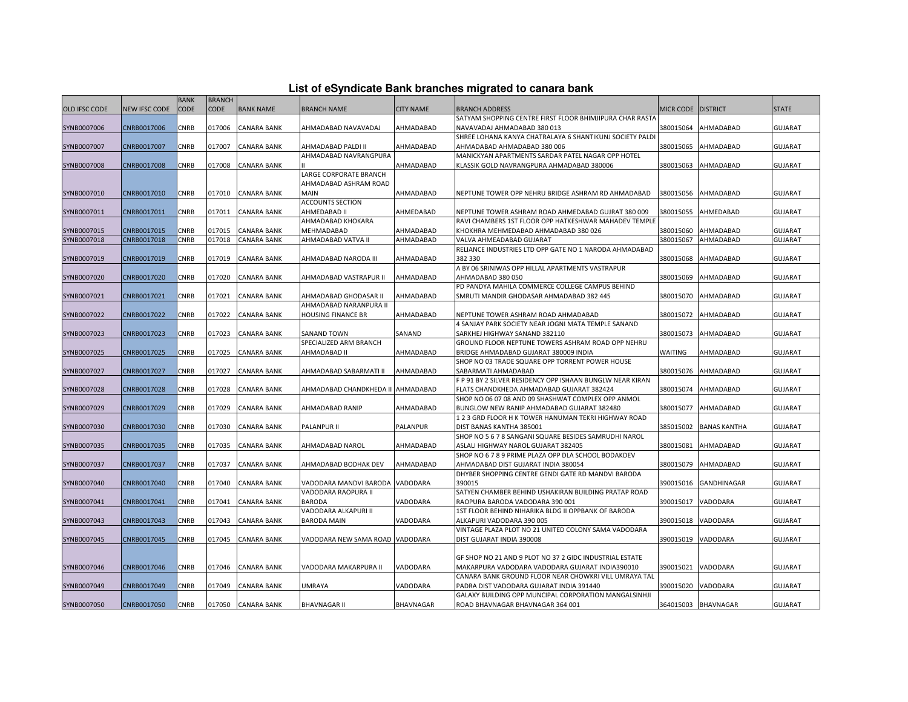# List of eSyndicate Bank branches migrated to canara bank

| OLD IFSC CODE | NEW IFSC CODE | BANK CODE | BRANCH CODE | BANK NAME | BRANCH NAME | CITY NAME | BRANCH ADDRESS | MICR CODE | DISTRICT | STATE |
|---|---|---|---|---|---|---|---|---|---|---|
| SYNB0007006 | CNRB0017006 | CNRB | 017006 | CANARA BANK | AHMADABAD NAVAVADAJ | AHMADABAD | SATYAM SHOPPING CENTRE FIRST FLOOR BHIMJIPURA CHAR RASTA NAVAVADAJ AHMADABAD 380 013 | 380015064 | AHMADABAD | GUJARAT |
| SYNB0007007 | CNRB0017007 | CNRB | 017007 | CANARA BANK | AHMADABAD PALDI II | AHMADABAD | SHREE LOHANA KANYA CHATRALAYA 6 SHANTIKUNJ SOCIETY PALDI AHMADABAD AHMADABAD 380 006 | 380015065 | AHMADABAD | GUJARAT |
| SYNB0007008 | CNRB0017008 | CNRB | 017008 | CANARA BANK | AHMADABAD NAVRANGPURA II | AHMADABAD | MANICKYAN APARTMENTS SARDAR PATEL NAGAR OPP HOTEL KLASSIK GOLD NAVRANGPURA AHMADABAD 380006 | 380015063 | AHMADABAD | GUJARAT |
| SYNB0007010 | CNRB0017010 | CNRB | 017010 | CANARA BANK | LARGE CORPORATE BRANCH AHMADABAD ASHRAM ROAD MAIN | AHMADABAD | NEPTUNE TOWER OPP NEHRU BRIDGE ASHRAM RD AHMADABAD | 380015056 | AHMADABAD | GUJARAT |
| SYNB0007011 | CNRB0017011 | CNRB | 017011 | CANARA BANK | ACCOUNTS SECTION AHMEDABAD II | AHMEDABAD | NEPTUNE TOWER ASHRAM ROAD AHMEDABAD GUJRAT 380 009 | 380015055 | AHMEDABAD | GUJARAT |
| SYNB0007015 | CNRB0017015 | CNRB | 017015 | CANARA BANK | AHMADABAD KHOKARA MEHMADABAD | AHMADABAD | RAVI CHAMBERS 1ST FLOOR OPP HATKESHWAR MAHADEV TEMPLE KHOKHRA MEHMEDABAD AHMADABAD 380 026 | 380015060 | AHMADABAD | GUJARAT |
| SYNB0007018 | CNRB0017018 | CNRB | 017018 | CANARA BANK | AHMADABAD VATVA II | AHMADABAD | VALVA AHMEADABAD GUJARAT | 380015067 | AHMADABAD | GUJARAT |
| SYNB0007019 | CNRB0017019 | CNRB | 017019 | CANARA BANK | AHMADABAD NARODA III | AHMADABAD | RELIANCE INDUSTRIES LTD OPP GATE NO 1 NARODA AHMADABAD 382 330 | 380015068 | AHMADABAD | GUJARAT |
| SYNB0007020 | CNRB0017020 | CNRB | 017020 | CANARA BANK | AHMADABAD VASTRAPUR II | AHMADABAD | A BY 06 SRINIWAS OPP HILLAL APARTMENTS VASTRAPUR AHMADABAD 380 050 | 380015069 | AHMADABAD | GUJARAT |
| SYNB0007021 | CNRB0017021 | CNRB | 017021 | CANARA BANK | AHMADABAD GHODASAR II | AHMADABAD | PD PANDYA MAHILA COMMERCE COLLEGE CAMPUS BEHIND SMRUTI MANDIR GHODASAR AHMADABAD 382 445 | 380015070 | AHMADABAD | GUJARAT |
| SYNB0007022 | CNRB0017022 | CNRB | 017022 | CANARA BANK | AHMADABAD NARANPURA II HOUSING FINANCE BR | AHMADABAD | NEPTUNE TOWER ASHRAM ROAD AHMADABAD | 380015072 | AHMADABAD | GUJARAT |
| SYNB0007023 | CNRB0017023 | CNRB | 017023 | CANARA BANK | SANAND TOWN | SANAND | 4 SANJAY PARK SOCIETY NEAR JOGNI MATA TEMPLE SANAND SARKHEJ HIGHWAY SANAND 382110 | 380015073 | AHMADABAD | GUJARAT |
| SYNB0007025 | CNRB0017025 | CNRB | 017025 | CANARA BANK | SPECIALIZED ARM BRANCH AHMADABAD II | AHMADABAD | GROUND FLOOR NEPTUNE TOWERS ASHRAM ROAD OPP NEHRU BRIDGE AHMADABAD GUJARAT 380009 INDIA | WAITING | AHMADABAD | GUJARAT |
| SYNB0007027 | CNRB0017027 | CNRB | 017027 | CANARA BANK | AHMADABAD SABARMATI II | AHMADABAD | SHOP NO 03 TRADE SQUARE OPP TORRENT POWER HOUSE SABARMATI AHMADABAD | 380015076 | AHMADABAD | GUJARAT |
| SYNB0007028 | CNRB0017028 | CNRB | 017028 | CANARA BANK | AHMADABAD CHANDKHEDA II | AHMADABAD | F P 91 BY 2 SILVER RESIDENCY OPP ISHAAN BUNGLW NEAR KIRAN FLATS CHANDKHEDA AHMADABAD GUJARAT 382424 | 380015074 | AHMADABAD | GUJARAT |
| SYNB0007029 | CNRB0017029 | CNRB | 017029 | CANARA BANK | AHMADABAD RANIP | AHMADABAD | SHOP NO 06 07 08 AND 09 SHASHWAT COMPLEX OPP ANMOL BUNGLOW NEW RANIP AHMADABAD GUJARAT 382480 | 380015077 | AHMADABAD | GUJARAT |
| SYNB0007030 | CNRB0017030 | CNRB | 017030 | CANARA BANK | PALANPUR II | PALANPUR | 1 2 3 GRD FLOOR H K TOWER HANUMAN TEKRI HIGHWAY ROAD DIST BANAS KANTHA 385001 | 385015002 | BANAS KANTHA | GUJARAT |
| SYNB0007035 | CNRB0017035 | CNRB | 017035 | CANARA BANK | AHMADABAD NAROL | AHMADABAD | SHOP NO 5 6 7 8 SANGANI SQUARE BESIDES SAMRUDHI NAROL ASLALI HIGHWAY NAROL GUJARAT 382405 | 380015081 | AHMADABAD | GUJARAT |
| SYNB0007037 | CNRB0017037 | CNRB | 017037 | CANARA BANK | AHMADABAD BODHAK DEV | AHMADABAD | SHOP NO 6 7 8 9 PRIME PLAZA OPP DLA SCHOOL BODAKDEV AHMADABAD DIST GUJARAT INDIA 380054 | 380015079 | AHMADABAD | GUJARAT |
| SYNB0007040 | CNRB0017040 | CNRB | 017040 | CANARA BANK | VADODARA MANDVI BARODA | VADODARA | DHYBER SHOPPING CENTRE GENDI GATE RD MANDVI BARODA 390015 | 390015016 | GANDHINAGAR | GUJARAT |
| SYNB0007041 | CNRB0017041 | CNRB | 017041 | CANARA BANK | VADODARA RAOPURA II BARODA | VADODARA | SATYEN CHAMBER BEHIND USHAKIRAN BUILDING PRATAP ROAD RAOPURA BARODA VADODARA 390 001 | 390015017 | VADODARA | GUJARAT |
| SYNB0007043 | CNRB0017043 | CNRB | 017043 | CANARA BANK | VADODARA ALKAPURI II BARODA MAIN | VADODARA | 1ST FLOOR BEHIND NIHARIKA BLDG II OPPBANK OF BARODA ALKAPURI VADODARA 390 005 | 390015018 | VADODARA | GUJARAT |
| SYNB0007045 | CNRB0017045 | CNRB | 017045 | CANARA BANK | VADODARA NEW SAMA ROAD | VADODARA | VINTAGE PLAZA PLOT NO 21 UNITED COLONY SAMA VADODARA DIST GUJARAT INDIA 390008 | 390015019 | VADODARA | GUJARAT |
| SYNB0007046 | CNRB0017046 | CNRB | 017046 | CANARA BANK | VADODARA MAKARPURA II | VADODARA | GF SHOP NO 21 AND 9 PLOT NO 37 2 GIDC INDUSTRIAL ESTATE MAKARPURA VADODARA VADODARA GUJARAT INDIA390010 | 390015021 | VADODARA | GUJARAT |
| SYNB0007049 | CNRB0017049 | CNRB | 017049 | CANARA BANK | UMRAYA | VADODARA | CANARA BANK GROUND FLOOR NEAR CHOWKRI VILL UMRAYA TAL PADRA DIST VADODARA GUJARAT INDIA 391440 | 390015020 | VADODARA | GUJARAT |
| SYNB0007050 | CNRB0017050 | CNRB | 017050 | CANARA BANK | BHAVNAGAR II | BHAVNAGAR | GALAXY BUILDING OPP MUNCIPAL CORPORATION MANGALSINHJI ROAD BHAVNAGAR BHAVNAGAR 364 001 | 364015003 | BHAVNAGAR | GUJARAT |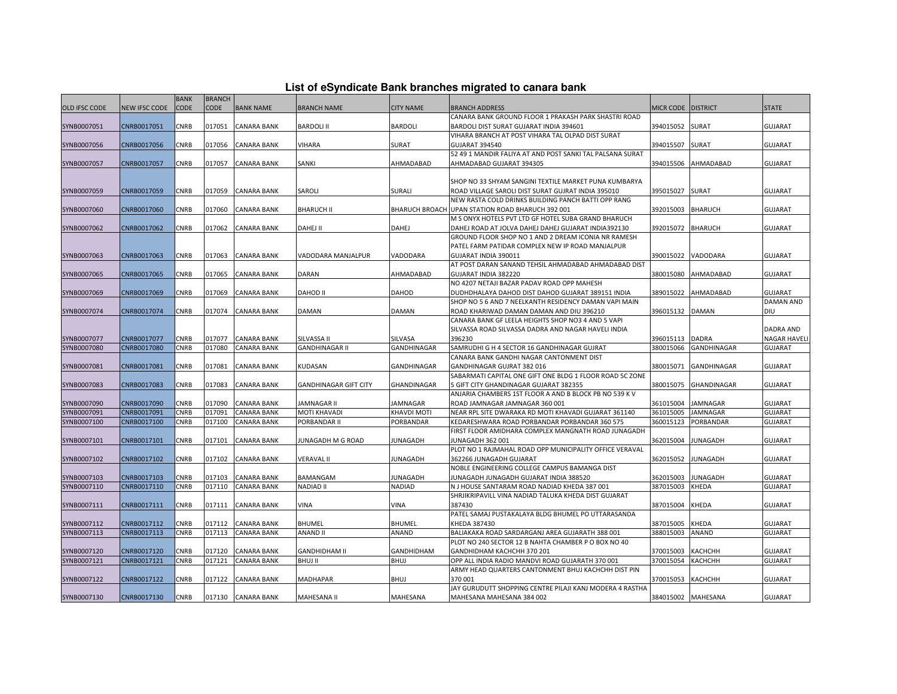## List of eSyndicate Bank branches migrated to canara bank

| OLD IFSC CODE | NEW IFSC CODE | BANK CODE | BRANCH CODE | BANK NAME | BRANCH NAME | CITY NAME | BRANCH ADDRESS | MICR CODE | DISTRICT | STATE |
|---|---|---|---|---|---|---|---|---|---|---|
| SYNB0007051 | CNRB0017051 | CNRB | 017051 | CANARA BANK | BARDOLI II | BARDOLI | CANARA BANK GROUND FLOOR 1 PRAKASH PARK SHASTRI ROAD BARDOLI DIST SURAT GUJARAT INDIA 394601 | 394015052 | SURAT | GUJARAT |
| SYNB0007056 | CNRB0017056 | CNRB | 017056 | CANARA BANK | VIHARA | SURAT | VIHARA BRANCH AT POST VIHARA TAL OLPAD DIST SURAT GUJARAT 394540 | 394015507 | SURAT | GUJARAT |
| SYNB0007057 | CNRB0017057 | CNRB | 017057 | CANARA BANK | SANKI | AHMADABAD | 52 49 1 MANDIR FALIYA AT AND POST SANKI TAL PALSANA SURAT AHMADABAD GUJARAT 394305 | 394015506 | AHMADABAD | GUJARAT |
| SYNB0007059 | CNRB0017059 | CNRB | 017059 | CANARA BANK | SAROLI | SURALI | SHOP NO 33 SHYAM SANGINI TEXTILE MARKET PUNA KUMBARYA ROAD VILLAGE SAROLI DIST SURAT GUJRAT INDIA 395010 | 395015027 | SURAT | GUJARAT |
| SYNB0007060 | CNRB0017060 | CNRB | 017060 | CANARA BANK | BHARUCH II | BHARUCH BROACH | NEW RASTA COLD DRINKS BUILDING PANCH BATTI OPP RANG UPAN STATION ROAD BHARUCH 392 001 | 392015003 | BHARUCH | GUJARAT |
| SYNB0007062 | CNRB0017062 | CNRB | 017062 | CANARA BANK | DAHEJ II | DAHEJ | M S ONYX HOTELS PVT LTD GF HOTEL SUBA GRAND BHARUCH DAHEJ ROAD AT JOLVA DAHEJ DAHEJ GUJARAT INDIA392130 | 392015072 | BHARUCH | GUJARAT |
| SYNB0007063 | CNRB0017063 | CNRB | 017063 | CANARA BANK | VADODARA MANJALPUR | VADODARA | GROUND FLOOR SHOP NO 1 AND 2 DREAM ICONIA NR RAMESH PATEL FARM PATIDAR COMPLEX NEW IP ROAD MANJALPUR GUJARAT INDIA 390011 | 390015022 | VADODARA | GUJARAT |
| SYNB0007065 | CNRB0017065 | CNRB | 017065 | CANARA BANK | DARAN | AHMADABAD | AT POST DARAN SANAND TEHSIL AHMADABAD AHMADABAD DIST GUJARAT INDIA 382220 | 380015080 | AHMADABAD | GUJARAT |
| SYNB0007069 | CNRB0017069 | CNRB | 017069 | CANARA BANK | DAHOD II | DAHOD | NO 4207 NETAJI BAZAR PADAV ROAD OPP MAHESH DUDHDHALAYA DAHOD DIST DAHOD GUJARAT 389151 INDIA | 389015022 | AHMADABAD | GUJARAT |
| SYNB0007074 | CNRB0017074 | CNRB | 017074 | CANARA BANK | DAMAN | DAMAN | SHOP NO 5 6 AND 7 NEELKANTH RESIDENCY DAMAN VAPI MAIN ROAD KHARIWAD DAMAN DAMAN AND DIU 396210 | 396015132 | DAMAN | DAMAN AND DIU |
| SYNB0007077 | CNRB0017077 | CNRB | 017077 | CANARA BANK | SILVASSA II | SILVASA | CANARA BANK GF LEELA HEIGHTS SHOP NO3 4 AND 5 VAPI SILVASSA ROAD SILVASSA DADRA AND NAGAR HAVELI INDIA 396230 | 396015113 | DADRA | DADRA AND NAGAR HAVELI |
| SYNB0007080 | CNRB0017080 | CNRB | 017080 | CANARA BANK | GANDHINAGAR II | GANDHINAGAR | SAMRUDHI G H 4 SECTOR 16 GANDHINAGAR GUJRAT | 380015066 | GANDHINAGAR | GUJARAT |
| SYNB0007081 | CNRB0017081 | CNRB | 017081 | CANARA BANK | KUDASAN | GANDHINAGAR | CANARA BANK GANDHI NAGAR CANTONMENT DIST GANDHINAGAR GUJRAT 382 016 | 380015071 | GANDHINAGAR | GUJARAT |
| SYNB0007083 | CNRB0017083 | CNRB | 017083 | CANARA BANK | GANDHINAGAR GIFT CITY | GHANDINAGAR | SABARMATI CAPITAL ONE GIFT ONE BLDG 1 FLOOR ROAD 5C ZONE 5 GIFT CITY GHANDINAGAR GUJARAT 382355 | 380015075 | GHANDINAGAR | GUJARAT |
| SYNB0007090 | CNRB0017090 | CNRB | 017090 | CANARA BANK | JAMNAGAR II | JAMNAGAR | ANJARIA CHAMBERS 1ST FLOOR A AND B BLOCK PB NO 539 K V ROAD JAMNAGAR JAMNAGAR 360 001 | 361015004 | JAMNAGAR | GUJARAT |
| SYNB0007091 | CNRB0017091 | CNRB | 017091 | CANARA BANK | MOTI KHAVADI | KHAVDI MOTI | NEAR RPL SITE DWARAKA RD MOTI KHAVADI GUJARAT 361140 | 361015005 | JAMNAGAR | GUJARAT |
| SYNB0007100 | CNRB0017100 | CNRB | 017100 | CANARA BANK | PORBANDAR II | PORBANDAR | KEDARESHWARA ROAD PORBANDAR PORBANDAR 360 575 | 360015123 | PORBANDAR | GUJARAT |
| SYNB0007101 | CNRB0017101 | CNRB | 017101 | CANARA BANK | JUNAGADH M G ROAD | JUNAGADH | FIRST FLOOR AMIDHARA COMPLEX MANGNATH ROAD JUNAGADH JUNAGADH 362 001 | 362015004 | JUNAGADH | GUJARAT |
| SYNB0007102 | CNRB0017102 | CNRB | 017102 | CANARA BANK | VERAVAL II | JUNAGADH | PLOT NO 1 RAJMAHAL ROAD OPP MUNICIPALITY OFFICE VERAVAL 362266 JUNAGADH GUJARAT | 362015052 | JUNAGADH | GUJARAT |
| SYNB0007103 | CNRB0017103 | CNRB | 017103 | CANARA BANK | BAMANGAM | JUNAGADH | NOBLE ENGINEERING COLLEGE CAMPUS BAMANGA DIST JUNAGADH JUNAGADH GUJARAT INDIA 388520 | 362015003 | JUNAGADH | GUJARAT |
| SYNB0007110 | CNRB0017110 | CNRB | 017110 | CANARA BANK | NADIAD II | NADIAD | N J HOUSE SANTARAM ROAD NADIAD KHEDA 387 001 | 387015003 | KHEDA | GUJARAT |
| SYNB0007111 | CNRB0017111 | CNRB | 017111 | CANARA BANK | VINA | VINA | SHRJIKRIPAVILL VINA NADIAD TALUKA KHEDA DIST GUJARAT 387430 | 387015004 | KHEDA | GUJARAT |
| SYNB0007112 | CNRB0017112 | CNRB | 017112 | CANARA BANK | BHUMEL | BHUMEL | PATEL SAMAJ PUSTAKALAYA BLDG BHUMEL PO UTTARASANDA KHEDA 387430 | 387015005 | KHEDA | GUJARAT |
| SYNB0007113 | CNRB0017113 | CNRB | 017113 | CANARA BANK | ANAND II | ANAND | BALIAKAKA ROAD SARDARGANJ AREA GUJARATH 388 001 | 388015003 | ANAND | GUJARAT |
| SYNB0007120 | CNRB0017120 | CNRB | 017120 | CANARA BANK | GANDHIDHAM II | GANDHIDHAM | PLOT NO 240 SECTOR 12 B NAHTA CHAMBER P O BOX NO 40 GANDHIDHAM KACHCHH 370 201 | 370015003 | KACHCHH | GUJARAT |
| SYNB0007121 | CNRB0017121 | CNRB | 017121 | CANARA BANK | BHUJ II | BHUJ | OPP ALL INDIA RADIO MANDVI ROAD GUJARATH 370 001 | 370015054 | KACHCHH | GUJARAT |
| SYNB0007122 | CNRB0017122 | CNRB | 017122 | CANARA BANK | MADHAPAR | BHUJ | ARMY HEAD QUARTERS CANTONMENT BHUJ KACHCHH DIST PIN 370 001 | 370015053 | KACHCHH | GUJARAT |
| SYNB0007130 | CNRB0017130 | CNRB | 017130 | CANARA BANK | MAHESANA II | MAHESANA | JAY GURUDUTT SHOPPING CENTRE PILAJI KANJ MODERA 4 RASTHA MAHESANA MAHESANA 384 002 | 384015002 | MAHESANA | GUJARAT |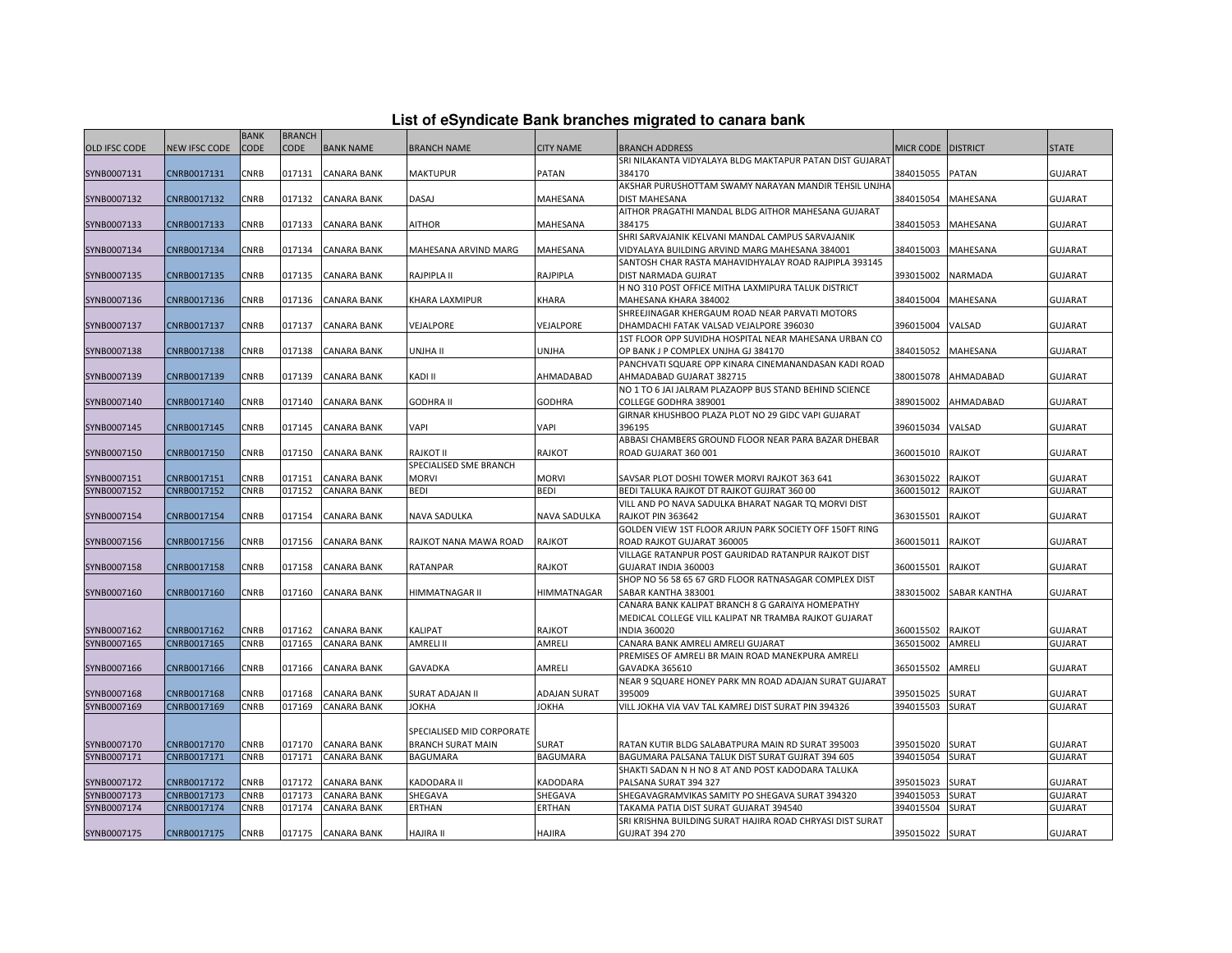# List of eSyndicate Bank branches migrated to canara bank

| OLD IFSC CODE | NEW IFSC CODE | BANK CODE | BRANCH CODE | BANK NAME | BRANCH NAME | CITY NAME | BRANCH ADDRESS | MICR CODE | DISTRICT | STATE |
|---|---|---|---|---|---|---|---|---|---|---|
| SYNB0007131 | CNRB0017131 | CNRB | 017131 | CANARA BANK | MAKTUPUR | PATAN | SRI NILAKANTA VIDYALAYA BLDG MAKTAPUR PATAN DIST GUJARAT 384170 | 384015055 | PATAN | GUJARAT |
| SYNB0007132 | CNRB0017132 | CNRB | 017132 | CANARA BANK | DASAJ | MAHESANA | AKSHAR PURUSHOTTAM SWAMY NARAYAN MANDIR TEHSIL UNJHA DIST MAHESANA | 384015054 | MAHESANA | GUJARAT |
| SYNB0007133 | CNRB0017133 | CNRB | 017133 | CANARA BANK | AITHOR | MAHESANA | AITHOR PRAGATHI MANDAL BLDG AITHOR MAHESANA GUJARAT 384175 | 384015053 | MAHESANA | GUJARAT |
| SYNB0007134 | CNRB0017134 | CNRB | 017134 | CANARA BANK | MAHESANA ARVIND MARG | MAHESANA | SHRI SARVAJANIK KELVANI MANDAL CAMPUS SARVAJANIK VIDYALAYA BUILDING ARVIND MARG MAHESANA 384001 | 384015003 | MAHESANA | GUJARAT |
| SYNB0007135 | CNRB0017135 | CNRB | 017135 | CANARA BANK | RAJPIPLA II | RAJPIPLA | SANTOSH CHAR RASTA MAHAVIDHYALAY ROAD RAJPIPLA 393145 DIST NARMADA GUJRAT | 393015002 | NARMADA | GUJARAT |
| SYNB0007136 | CNRB0017136 | CNRB | 017136 | CANARA BANK | KHARA LAXMIPUR | KHARA | H NO 310 POST OFFICE MITHA LAXMIPURA TALUK DISTRICT MAHESANA KHARA 384002 | 384015004 | MAHESANA | GUJARAT |
| SYNB0007137 | CNRB0017137 | CNRB | 017137 | CANARA BANK | VEJALPORE | VEJALPORE | SHREEJINAGAR KHERGAUM ROAD NEAR PARVATI MOTORS DHAMDACHI FATAK VALSAD VEJALPORE 396030 | 396015004 | VALSAD | GUJARAT |
| SYNB0007138 | CNRB0017138 | CNRB | 017138 | CANARA BANK | UNJHA II | UNJHA | 1ST FLOOR OPP SUVIDHA HOSPITAL NEAR MAHESANA URBAN CO OP BANK J P COMPLEX UNJHA GJ 384170 | 384015052 | MAHESANA | GUJARAT |
| SYNB0007139 | CNRB0017139 | CNRB | 017139 | CANARA BANK | KADI II | AHMADABAD | PANCHVATI SQUARE OPP KINARA CINEMANANDASAN KADI ROAD AHMADABAD GUJARAT 382715 | 380015078 | AHMADABAD | GUJARAT |
| SYNB0007140 | CNRB0017140 | CNRB | 017140 | CANARA BANK | GODHRA II | GODHRA | NO 1 TO 6 JAI JALRAM PLAZAOPP BUS STAND BEHIND SCIENCE COLLEGE GODHRA 389001 | 389015002 | AHMADABAD | GUJARAT |
| SYNB0007145 | CNRB0017145 | CNRB | 017145 | CANARA BANK | VAPI | VAPI | GIRNAR KHUSHBOO PLAZA PLOT NO 29 GIDC VAPI GUJARAT 396195 | 396015034 | VALSAD | GUJARAT |
| SYNB0007150 | CNRB0017150 | CNRB | 017150 | CANARA BANK | RAJKOT II | RAJKOT | ABBASI CHAMBERS GROUND FLOOR NEAR PARA BAZAR DHEBAR ROAD GUJARAT 360 001 | 360015010 | RAJKOT | GUJARAT |
| SYNB0007151 | CNRB0017151 | CNRB | 017151 | CANARA BANK | SPECIALISED SME BRANCH MORVI | MORVI | SAVSAR PLOT DOSHI TOWER MORVI RAJKOT 363 641 | 363015022 | RAJKOT | GUJARAT |
| SYNB0007152 | CNRB0017152 | CNRB | 017152 | CANARA BANK | BEDI | BEDI | BEDI TALUKA RAJKOT DT RAJKOT GUJRAT 360 00 | 360015012 | RAJKOT | GUJARAT |
| SYNB0007154 | CNRB0017154 | CNRB | 017154 | CANARA BANK | NAVA SADULKA | NAVA SADULKA | VILL AND PO NAVA SADULKA BHARAT NAGAR TQ MORVI DIST RAJKOT PIN 363642 | 363015501 | RAJKOT | GUJARAT |
| SYNB0007156 | CNRB0017156 | CNRB | 017156 | CANARA BANK | RAJKOT NANA MAWA ROAD | RAJKOT | GOLDEN VIEW 1ST FLOOR ARJUN PARK SOCIETY OFF 150FT RING ROAD RAJKOT GUJARAT 360005 | 360015011 | RAJKOT | GUJARAT |
| SYNB0007158 | CNRB0017158 | CNRB | 017158 | CANARA BANK | RATANPAR | RAJKOT | VILLAGE RATANPUR POST GAURIDAD RATANPUR RAJKOT DIST GUJARAT INDIA 360003 | 360015501 | RAJKOT | GUJARAT |
| SYNB0007160 | CNRB0017160 | CNRB | 017160 | CANARA BANK | HIMMATNAGAR II | HIMMATNAGAR | SHOP NO 56 58 65 67 GRD FLOOR RATNASAGAR COMPLEX DIST SABAR KANTHA 383001 | 383015002 | SABAR KANTHA | GUJARAT |
| SYNB0007162 | CNRB0017162 | CNRB | 017162 | CANARA BANK | KALIPAT | RAJKOT | CANARA BANK KALIPAT BRANCH 8 G GARAIYA HOMEPATHY MEDICAL COLLEGE VILL KALIPAT NR TRAMBA RAJKOT GUJARAT INDIA 360020 | 360015502 | RAJKOT | GUJARAT |
| SYNB0007165 | CNRB0017165 | CNRB | 017165 | CANARA BANK | AMRELI II | AMRELI | CANARA BANK AMRELI AMRELI GUJARAT | 365015002 | AMRELI | GUJARAT |
| SYNB0007166 | CNRB0017166 | CNRB | 017166 | CANARA BANK | GAVADKA | AMRELI | PREMISES OF AMRELI BR MAIN ROAD MANEKPURA AMRELI GAVADKA 365610 | 365015502 | AMRELI | GUJARAT |
| SYNB0007168 | CNRB0017168 | CNRB | 017168 | CANARA BANK | SURAT ADAJAN II | ADAJAN SURAT | NEAR 9 SQUARE HONEY PARK MN ROAD ADAJAN SURAT GUJARAT 395009 | 395015025 | SURAT | GUJARAT |
| SYNB0007169 | CNRB0017169 | CNRB | 017169 | CANARA BANK | JOKHA | JOKHA | VILL JOKHA VIA VAV TAL KAMREJ DIST SURAT PIN 394326 | 394015503 | SURAT | GUJARAT |
| SYNB0007170 | CNRB0017170 | CNRB | 017170 | CANARA BANK | SPECIALISED MID CORPORATE BRANCH SURAT MAIN | SURAT | RATAN KUTIR BLDG SALABATPURA MAIN RD SURAT 395003 | 395015020 | SURAT | GUJARAT |
| SYNB0007171 | CNRB0017171 | CNRB | 017171 | CANARA BANK | BAGUMARA | BAGUMARA | BAGUMARA PALSANA TALUK DIST SURAT GUJRAT 394 605 | 394015054 | SURAT | GUJARAT |
| SYNB0007172 | CNRB0017172 | CNRB | 017172 | CANARA BANK | KADODARA II | KADODARA | SHAKTI SADAN N H NO 8 AT AND POST KADODARA TALUKA PALSANA SURAT 394 327 | 395015023 | SURAT | GUJARAT |
| SYNB0007173 | CNRB0017173 | CNRB | 017173 | CANARA BANK | SHEGAVA | SHEGAVA | SHEGAVAGRAMVIKAS SAMITY PO SHEGAVA SURAT 394320 | 394015053 | SURAT | GUJARAT |
| SYNB0007174 | CNRB0017174 | CNRB | 017174 | CANARA BANK | ERTHAN | ERTHAN | TAKAMA PATIA DIST SURAT GUJARAT 394540 | 394015504 | SURAT | GUJARAT |
| SYNB0007175 | CNRB0017175 | CNRB | 017175 | CANARA BANK | HAJIRA II | HAJIRA | SRI KRISHNA BUILDING SURAT HAJIRA ROAD CHRYASI DIST SURAT GUJRAT 394 270 | 395015022 | SURAT | GUJARAT |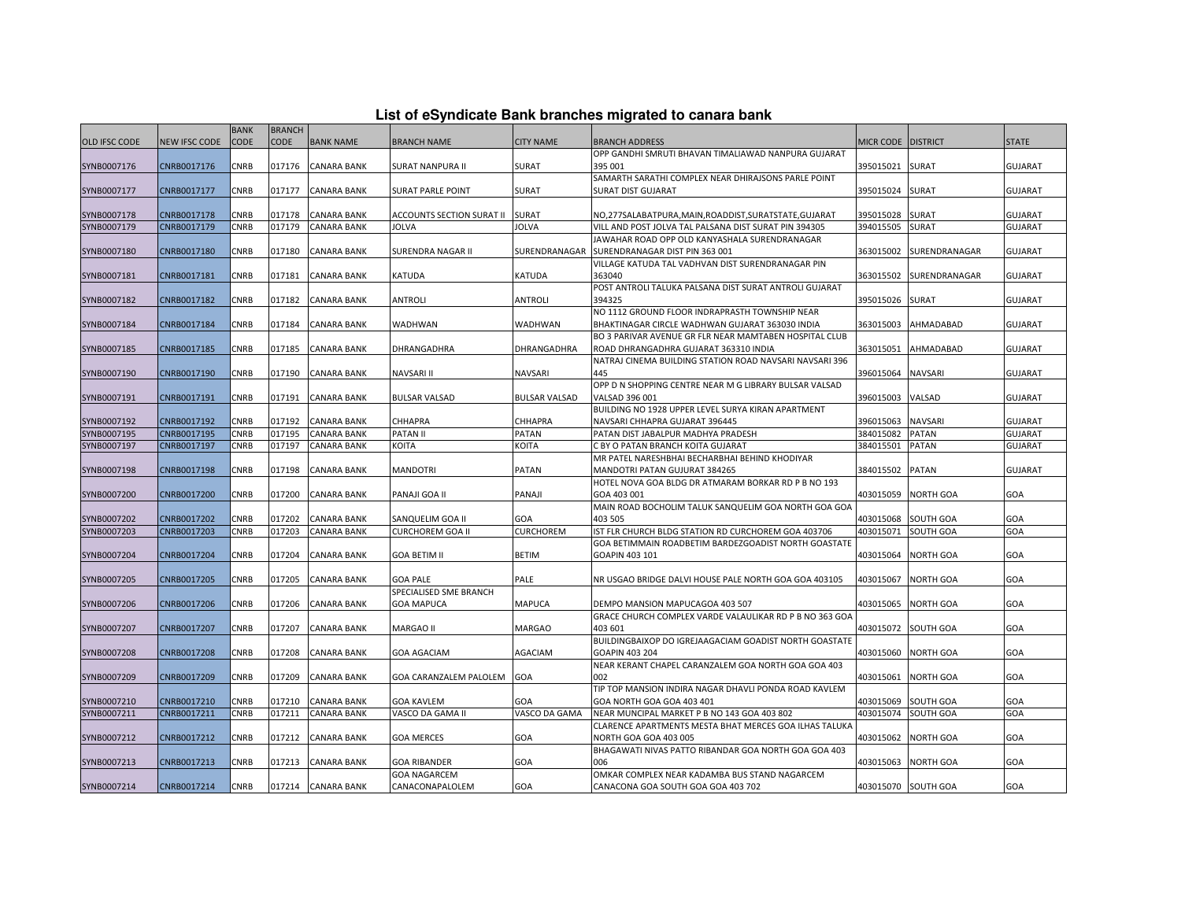# List of eSyndicate Bank branches migrated to canara bank

| OLD IFSC CODE | NEW IFSC CODE | BANK CODE | BRANCH CODE | BANK NAME | BRANCH NAME | CITY NAME | BRANCH ADDRESS | MICR CODE | DISTRICT | STATE |
|---|---|---|---|---|---|---|---|---|---|---|
| SYNB0007176 | CNRB0017176 | CNRB | 017176 | CANARA BANK | SURAT NANPURA II | SURAT | OPP GANDHI SMRUTI BHAVAN TIMALIAWAD NANPURA GUJARAT 395 001 | 395015021 | SURAT | GUJARAT |
| SYNB0007177 | CNRB0017177 | CNRB | 017177 | CANARA BANK | SURAT PARLE POINT | SURAT | SAMARTH SARATHI COMPLEX NEAR DHIRAJSONS PARLE POINT SURAT DIST GUJARAT | 395015024 | SURAT | GUJARAT |
| SYNB0007178 | CNRB0017178 | CNRB | 017178 | CANARA BANK | ACCOUNTS SECTION SURAT II | SURAT | NO,277SALABATPURA,MAIN,ROADDIST,SURATSTATE,GUJARAT | 395015028 | SURAT | GUJARAT |
| SYNB0007179 | CNRB0017179 | CNRB | 017179 | CANARA BANK | JOLVA | JOLVA | VILL AND POST JOLVA TAL PALSANA DIST SURAT PIN 394305 | 394015505 | SURAT | GUJARAT |
| SYNB0007180 | CNRB0017180 | CNRB | 017180 | CANARA BANK | SURENDRA NAGAR II | SURENDRANAGAR | JAWAHAR ROAD OPP OLD KANYASHALA SURENDRANAGAR SURENDRANAGAR DIST PIN 363 001 | 363015002 | SURENDRANAGAR | GUJARAT |
| SYNB0007181 | CNRB0017181 | CNRB | 017181 | CANARA BANK | KATUDA | KATUDA | VILLAGE KATUDA TAL VADHVAN DIST SURENDRANAGAR PIN 363040 | 363015502 | SURENDRANAGAR | GUJARAT |
| SYNB0007182 | CNRB0017182 | CNRB | 017182 | CANARA BANK | ANTROLI | ANTROLI | POST ANTROLI TALUKA PALSANA DIST SURAT ANTROLI GUJARAT 394325 | 395015026 | SURAT | GUJARAT |
| SYNB0007184 | CNRB0017184 | CNRB | 017184 | CANARA BANK | WADHWAN | WADHWAN | NO 1112 GROUND FLOOR INDRAPRASTH TOWNSHIP NEAR BHAKTINAGAR CIRCLE WADHWAN GUJARAT 363030 INDIA | 363015003 | AHMADABAD | GUJARAT |
| SYNB0007185 | CNRB0017185 | CNRB | 017185 | CANARA BANK | DHRANGADHRA | DHRANGADHRA | BO 3 PARIVAR AVENUE GR FLR NEAR MAMTABEN HOSPITAL CLUB ROAD DHRANGADHRA GUJARAT 363310 INDIA | 363015051 | AHMADABAD | GUJARAT |
| SYNB0007190 | CNRB0017190 | CNRB | 017190 | CANARA BANK | NAVSARI II | NAVSARI | NATRAJ CINEMA BUILDING STATION ROAD NAVSARI NAVSARI 396 445 | 396015064 | NAVSARI | GUJARAT |
| SYNB0007191 | CNRB0017191 | CNRB | 017191 | CANARA BANK | BULSAR VALSAD | BULSAR VALSAD | OPP D N SHOPPING CENTRE NEAR M G LIBRARY BULSAR VALSAD VALSAD 396 001 | 396015003 | VALSAD | GUJARAT |
| SYNB0007192 | CNRB0017192 | CNRB | 017192 | CANARA BANK | CHHAPRA | CHHAPRA | BUILDING NO 1928 UPPER LEVEL SURYA KIRAN APARTMENT NAVSARI CHHAPRA GUJARAT 396445 | 396015063 | NAVSARI | GUJARAT |
| SYNB0007195 | CNRB0017195 | CNRB | 017195 | CANARA BANK | PATAN II | PATAN | PATAN DIST JABALPUR MADHYA PRADESH | 384015082 | PATAN | GUJARAT |
| SYNB0007197 | CNRB0017197 | CNRB | 017197 | CANARA BANK | KOITA | KOITA | C BY O PATAN BRANCH KOITA GUJARAT | 384015501 | PATAN | GUJARAT |
| SYNB0007198 | CNRB0017198 | CNRB | 017198 | CANARA BANK | MANDOTRI | PATAN | MR PATEL NARESHBHAI BECHARBHAI BEHIND KHODIYAR MANDOTRI PATAN GUJURAT 384265 | 384015502 | PATAN | GUJARAT |
| SYNB0007200 | CNRB0017200 | CNRB | 017200 | CANARA BANK | PANAJI GOA II | PANAJI | HOTEL NOVA GOA BLDG DR ATMARAM BORKAR RD P B NO 193 GOA 403 001 | 403015059 | NORTH GOA | GOA |
| SYNB0007202 | CNRB0017202 | CNRB | 017202 | CANARA BANK | SANQUELIM GOA II | GOA | MAIN ROAD BOCHOLIM TALUK SANQUELIM GOA NORTH GOA GOA 403 505 | 403015068 | SOUTH GOA | GOA |
| SYNB0007203 | CNRB0017203 | CNRB | 017203 | CANARA BANK | CURCHOREM GOA II | CURCHOREM | IST FLR CHURCH BLDG STATION RD CURCHOREM GOA 403706 | 403015071 | SOUTH GOA | GOA |
| SYNB0007204 | CNRB0017204 | CNRB | 017204 | CANARA BANK | GOA BETIM II | BETIM | GOA BETIMMAIN ROADBETIM BARDEZGOADIST NORTH GOASTATE GOAPIN 403 101 | 403015064 | NORTH GOA | GOA |
| SYNB0007205 | CNRB0017205 | CNRB | 017205 | CANARA BANK | GOA PALE | PALE | NR USGAO BRIDGE DALVI HOUSE PALE NORTH GOA GOA 403105 | 403015067 | NORTH GOA | GOA |
| SYNB0007206 | CNRB0017206 | CNRB | 017206 | CANARA BANK | SPECIALISED SME BRANCH GOA MAPUCA | MAPUCA | DEMPO MANSION MAPUCAGOA 403 507 | 403015065 | NORTH GOA | GOA |
| SYNB0007207 | CNRB0017207 | CNRB | 017207 | CANARA BANK | MARGAO II | MARGAO | GRACE CHURCH COMPLEX VARDE VALAULIKAR RD P B NO 363 GOA 403 601 | 403015072 | SOUTH GOA | GOA |
| SYNB0007208 | CNRB0017208 | CNRB | 017208 | CANARA BANK | GOA AGACIAM | AGACIAM | BUILDINGBAIXOP DO IGREJAAGACIAM GOADIST NORTH GOASTATE GOAPIN 403 204 | 403015060 | NORTH GOA | GOA |
| SYNB0007209 | CNRB0017209 | CNRB | 017209 | CANARA BANK | GOA CARANZALEM PALOLEM | GOA | NEAR KERANT CHAPEL CARANZALEM GOA NORTH GOA GOA 403 002 | 403015061 | NORTH GOA | GOA |
| SYNB0007210 | CNRB0017210 | CNRB | 017210 | CANARA BANK | GOA KAVLEM | GOA | TIP TOP MANSION INDIRA NAGAR DHAVLI PONDA ROAD KAVLEM GOA NORTH GOA GOA 403 401 | 403015069 | SOUTH GOA | GOA |
| SYNB0007211 | CNRB0017211 | CNRB | 017211 | CANARA BANK | VASCO DA GAMA II | VASCO DA GAMA | NEAR MUNCIPAL MARKET P B NO 143 GOA 403 802 | 403015074 | SOUTH GOA | GOA |
| SYNB0007212 | CNRB0017212 | CNRB | 017212 | CANARA BANK | GOA MERCES | GOA | CLARENCE APARTMENTS MESTA BHAT MERCES GOA ILHAS TALUKA NORTH GOA GOA 403 005 | 403015062 | NORTH GOA | GOA |
| SYNB0007213 | CNRB0017213 | CNRB | 017213 | CANARA BANK | GOA RIBANDER | GOA | BHAGAWATI NIVAS PATTO RIBANDAR GOA NORTH GOA GOA 403 006 | 403015063 | NORTH GOA | GOA |
| SYNB0007214 | CNRB0017214 | CNRB | 017214 | CANARA BANK | GOA NAGARCEM CANACONAPALOLEM | GOA | OMKAR COMPLEX NEAR KADAMBA BUS STAND NAGARCEM CANACONA GOA SOUTH GOA GOA 403 702 | 403015070 | SOUTH GOA | GOA |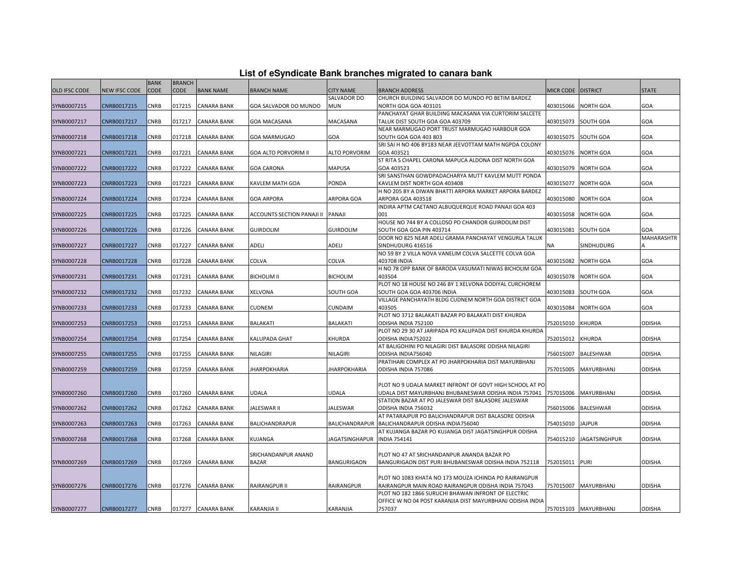# List of eSyndicate Bank branches migrated to canara bank

| OLD IFSC CODE | NEW IFSC CODE | BANK CODE | BRANCH CODE | BANK NAME | BRANCH NAME | CITY NAME | BRANCH ADDRESS | MICR CODE | DISTRICT | STATE |
|---|---|---|---|---|---|---|---|---|---|---|
| SYNB0007215 | CNRB0017215 | CNRB | 017215 | CANARA BANK | GOA SALVADOR DO MUNDO | SALVADOR DO MUN | CHURCH BUILDING SALVADOR DO MUNDO PO BETIM BARDEZ NORTH GOA GOA 403101 | 403015066 | NORTH GOA | GOA |
| SYNB0007217 | CNRB0017217 | CNRB | 017217 | CANARA BANK | GOA MACASANA | MACASANA | PANCHAYAT GHAR BUILDING MACASANA VIA CURTORIM SALCETE TALUK DIST SOUTH GOA GOA 403709 | 403015073 | SOUTH GOA | GOA |
| SYNB0007218 | CNRB0017218 | CNRB | 017218 | CANARA BANK | GOA MARMUGAO | GOA | NEAR MARMUGAO PORT TRUST MARMUGAO HARBOUR GOA SOUTH GOA GOA 403 803 | 403015075 | SOUTH GOA | GOA |
| SYNB0007221 | CNRB0017221 | CNRB | 017221 | CANARA BANK | GOA ALTO PORVORIM II | ALTO PORVORIM | SRI SAI H NO 406 BY183 NEAR JEEVOTTAM MATH NGPDA COLONY GOA 403521 | 403015076 | NORTH GOA | GOA |
| SYNB0007222 | CNRB0017222 | CNRB | 017222 | CANARA BANK | GOA CARONA | MAPUSA | ST RITA S CHAPEL CARONA MAPUCA ALDONA DIST NORTH GOA GOA 403523 | 403015079 | NORTH GOA | GOA |
| SYNB0007223 | CNRB0017223 | CNRB | 017223 | CANARA BANK | KAVLEM MATH GOA | PONDA | SRI SANSTHAN GOWDPADACHARYA MUTT KAVLEM MUTT PONDA KAVLEM DIST NORTH GOA 403408 | 403015077 | NORTH GOA | GOA |
| SYNB0007224 | CNRB0017224 | CNRB | 017224 | CANARA BANK | GOA ARPORA | ARPORA GOA | H NO 205 BY A DIWAN BHATTI ARPORA MARKET ARPORA BARDEZ ARPORA GOA 403518 | 403015080 | NORTH GOA | GOA |
| SYNB0007225 | CNRB0017225 | CNRB | 017225 | CANARA BANK | ACCOUNTS SECTION PANAJI II | PANAJI | INDIRA APTM CAETANO ALBUQUERQUE ROAD PANAJI GOA 403 001 | 403015058 | NORTH GOA | GOA |
| SYNB0007226 | CNRB0017226 | CNRB | 017226 | CANARA BANK | GUIRDOLIM | GUIRDOLIM | HOUSE NO 744 BY A COLLOSO PO CHANDOR GUIRDOLIM DIST SOUTH GOA GOA PIN 403714 | 403015081 | SOUTH GOA | GOA |
| SYNB0007227 | CNRB0017227 | CNRB | 017227 | CANARA BANK | ADELI | ADELI | DOOR NO 825 NEAR ADELI GRAMA PANCHAYAT VENGURLA TALUK SINDHUDURG 416516 | NA | SINDHUDURG | MAHARASHTRA |
| SYNB0007228 | CNRB0017228 | CNRB | 017228 | CANARA BANK | COLVA | COLVA | NO 59 BY 2 VILLA NOVA VANELIM COLVA SALCETTE COLVA GOA 403708 INDIA | 403015082 | NORTH GOA | GOA |
| SYNB0007231 | CNRB0017231 | CNRB | 017231 | CANARA BANK | BICHOLIM II | BICHOLIM | H NO 78 OPP BANK OF BARODA VASUMATI NIWAS BICHOLIM GOA 403504 | 403015078 | NORTH GOA | GOA |
| SYNB0007232 | CNRB0017232 | CNRB | 017232 | CANARA BANK | XELVONA | SOUTH GOA | PLOT NO 18 HOUSE NO 246 BY 1 XELVONA DODIYAL CURCHOREM SOUTH GOA GOA 403706 INDIA | 403015083 | SOUTH GOA | GOA |
| SYNB0007233 | CNRB0017233 | CNRB | 017233 | CANARA BANK | CUDNEM | CUNDAIM | VILLAGE PANCHAYATH BLDG CUDNEM NORTH GOA DISTRICT GOA 403505 | 403015084 | NORTH GOA | GOA |
| SYNB0007253 | CNRB0017253 | CNRB | 017253 | CANARA BANK | BALAKATI | BALAKATI | PLOT NO 3712 BALAKATI BAZAR PO BALAKATI DIST KHURDA ODISHA INDIA 752100 | 752015010 | KHURDA | ODISHA |
| SYNB0007254 | CNRB0017254 | CNRB | 017254 | CANARA BANK | KALUPADA GHAT | KHURDA | PLOT NO 29 30 AT JARIPADA PO KALUPADA DIST KHURDA KHURDA ODISHA INDIA752022 | 752015012 | KHURDA | ODISHA |
| SYNB0007255 | CNRB0017255 | CNRB | 017255 | CANARA BANK | NILAGIRI | NILAGIRI | AT BALIGOHINI PO NILAGIRI DIST BALASORE ODISHA NILAGIRI ODISHA INDIA756040 | 756015007 | BALESHWAR | ODISHA |
| SYNB0007259 | CNRB0017259 | CNRB | 017259 | CANARA BANK | JHARPOKHARIA | JHARPOKHARIA | PRATIHARI COMPLEX AT PO JHARPOKHARIA DIST MAYURBHANJ ODISHA INDIA 757086 | 757015005 | MAYURBHANJ | ODISHA |
| SYNB0007260 | CNRB0017260 | CNRB | 017260 | CANARA BANK | UDALA | UDALA | PLOT NO 9 UDALA MARKET INFRONT OF GOVT HIGH SCHOOL AT PO UDALA DIST MAYURBHANJ BHUBANESWAR ODISHA INDIA 757041 | 757015006 | MAYURBHANJ | ODISHA |
| SYNB0007262 | CNRB0017262 | CNRB | 017262 | CANARA BANK | JALESWAR II | JALESWAR | STATION BAZAR AT PO JALESWAR DIST BALASORE JALESWAR ODISHA INDIA 756032 | 756015006 | BALESHWAR | ODISHA |
| SYNB0007263 | CNRB0017263 | CNRB | 017263 | CANARA BANK | BALICHANDRAPUR | BALICHANDRAPUR | AT PATARAJPUR PO BALICHANDRAPUR DIST BALASORE ODISHA BALICHANDRAPUR ODISHA INDIA756040 | 754015010 | JAJPUR | ODISHA |
| SYNB0007268 | CNRB0017268 | CNRB | 017268 | CANARA BANK | KUJANGA | JAGATSINGHAPUR | AT KUJANGA BAZAR PO KUJANGA DIST JAGATSINGHPUR ODISHA INDIA 754141 | 754015210 | JAGATSINGHPUR | ODISHA |
| SYNB0007269 | CNRB0017269 | CNRB | 017269 | CANARA BANK | SRICHANDANPUR ANAND BAZAR | BANGURIGAON | PLOT NO 47 AT SRICHANDANPUR ANANDA BAZAR PO BANGURIGAON DIST PURI BHUBANESWAR ODISHA INDIA 752118 | 752015011 | PURI | ODISHA |
| SYNB0007276 | CNRB0017276 | CNRB | 017276 | CANARA BANK | RAIRANGPUR II | RAIRANGPUR | PLOT NO 1083 KHATA NO 173 MOUZA ICHINDA PO RAIRANGPUR RAIRANGPUR MAIN ROAD RAIRANGPUR ODISHA INDIA 757043 | 757015007 | MAYURBHANJ | ODISHA |
| SYNB0007277 | CNRB0017277 | CNRB | 017277 | CANARA BANK | KARANJIA II | KARANJIA | PLOT NO 182 1866 SURUCHI BHAWAN INFRONT OF ELECTRIC OFFICE W NO 04 POST KARANJIA DIST MAYURBHANJ ODISHA INDIA 757037 | 757015103 | MAYURBHANJ | ODISHA |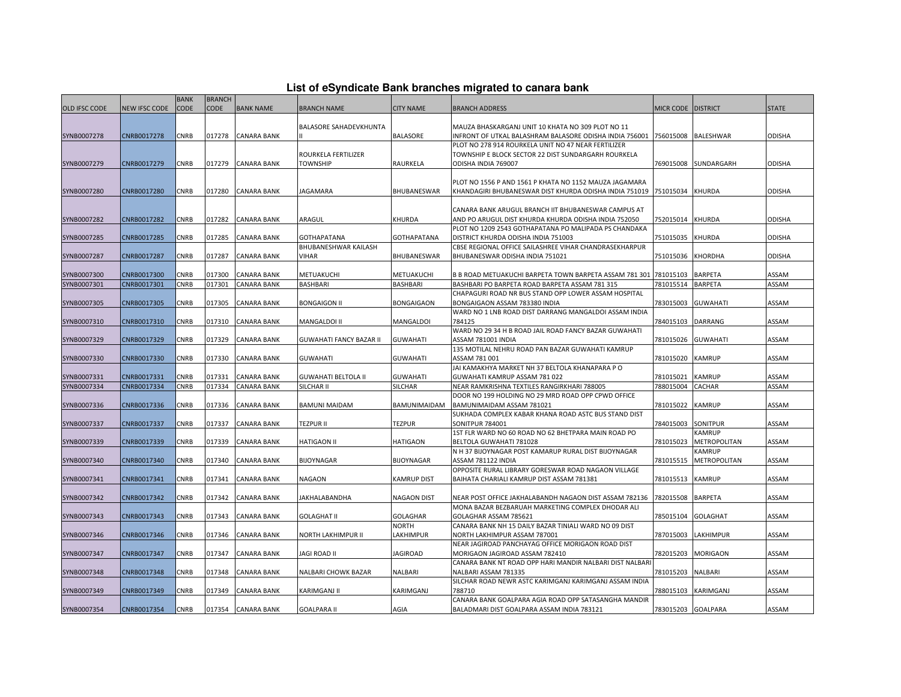# List of eSyndicate Bank branches migrated to canara bank

| OLD IFSC CODE | NEW IFSC CODE | BANK CODE | BRANCH CODE | BANK NAME | BRANCH NAME | CITY NAME | BRANCH ADDRESS | MICR CODE | DISTRICT | STATE |
|---|---|---|---|---|---|---|---|---|---|---|
| SYNB0007278 | CNRB0017278 | CNRB | 017278 | CANARA BANK | BALASORE SAHADEVKHUNTA II | BALASORE | MAUZA BHASKARGANJ UNIT 10 KHATA NO 309 PLOT NO 11 INFRONT OF UTKAL BALASHRAM BALASORE ODISHA INDIA 756001 | 756015008 | BALESHWAR | ODISHA |
| SYNB0007279 | CNRB0017279 | CNRB | 017279 | CANARA BANK | ROURKELA FERTILIZER TOWNSHIP | RAURKELA | PLOT NO 278 914 ROURKELA UNIT NO 47 NEAR FERTILIZER TOWNSHIP E BLOCK SECTOR 22 DIST SUNDARGARH ROURKELA ODISHA INDIA 769007 | 769015008 | SUNDARGARH | ODISHA |
| SYNB0007280 | CNRB0017280 | CNRB | 017280 | CANARA BANK | JAGAMARA | BHUBANESWAR | PLOT NO 1556 P AND 1561 P KHATA NO 1152 MAUZA JAGAMARA KHANDAGIRI BHUBANESWAR DIST KHURDA ODISHA INDIA 751019 | 751015034 | KHURDA | ODISHA |
| SYNB0007282 | CNRB0017282 | CNRB | 017282 | CANARA BANK | ARAGUL | KHURDA | CANARA BANK ARUGUL BRANCH IIT BHUBANESWAR CAMPUS AT AND PO ARUGUL DIST KHURDA KHURDA ODISHA INDIA 752050 | 752015014 | KHURDA | ODISHA |
| SYNB0007285 | CNRB0017285 | CNRB | 017285 | CANARA BANK | GOTHAPATANA | GOTHAPATANA | PLOT NO 1209 2543 GOTHAPATANA PO MALIPADA PS CHANDAKA DISTRICT KHURDA ODISHA INDIA 751003 | 751015035 | KHURDA | ODISHA |
| SYNB0007287 | CNRB0017287 | CNRB | 017287 | CANARA BANK | BHUBANESHWAR KAILASH VIHAR | BHUBANESWAR | CBSE REGIONAL OFFICE SAILASHREE VIHAR CHANDRASEKHARPUR BHUBANESWAR ODISHA INDIA 751021 | 751015036 | KHORDHA | ODISHA |
| SYNB0007300 | CNRB0017300 | CNRB | 017300 | CANARA BANK | METUAKUCHI | METUAKUCHI | B B ROAD METUAKUCHI BARPETA TOWN BARPETA ASSAM 781 301 | 781015103 | BARPETA | ASSAM |
| SYNB0007301 | CNRB0017301 | CNRB | 017301 | CANARA BANK | BASHBARI | BASHBARI | BASHBARI PO BARPETA ROAD BARPETA ASSAM 781 315 | 781015514 | BARPETA | ASSAM |
| SYNB0007305 | CNRB0017305 | CNRB | 017305 | CANARA BANK | BONGAIGON II | BONGAIGAON | CHAPAGURI ROAD NR BUS STAND OPP LOWER ASSAM HOSPITAL BONGAIGAON ASSAM 783380 INDIA | 783015003 | GUWAHATI | ASSAM |
| SYNB0007310 | CNRB0017310 | CNRB | 017310 | CANARA BANK | MANGALDOI II | MANGALDOI | WARD NO 1 LNB ROAD DIST DARRANG MANGALDOI ASSAM INDIA 784125 | 784015103 | DARRANG | ASSAM |
| SYNB0007329 | CNRB0017329 | CNRB | 017329 | CANARA BANK | GUWAHATI FANCY BAZAR II | GUWAHATI | WARD NO 29 34 H B ROAD JAIL ROAD FANCY BAZAR GUWAHATI ASSAM 781001 INDIA | 781015026 | GUWAHATI | ASSAM |
| SYNB0007330 | CNRB0017330 | CNRB | 017330 | CANARA BANK | GUWAHATI | GUWAHATI | 135 MOTILAL NEHRU ROAD PAN BAZAR GUWAHATI KAMRUP ASSAM 781 001 | 781015020 | KAMRUP | ASSAM |
| SYNB0007331 | CNRB0017331 | CNRB | 017331 | CANARA BANK | GUWAHATI BELTOLA II | GUWAHATI | JAI KAMAKHYA MARKET NH 37 BELTOLA KHANAPARA P O GUWAHATI KAMRUP ASSAM 781 022 | 781015021 | KAMRUP | ASSAM |
| SYNB0007334 | CNRB0017334 | CNRB | 017334 | CANARA BANK | SILCHAR II | SILCHAR | NEAR RAMKRISHNA TEXTILES RANGIRKHARI 788005 | 788015004 | CACHAR | ASSAM |
| SYNB0007336 | CNRB0017336 | CNRB | 017336 | CANARA BANK | BAMUNI MAIDAM | BAMUNIMAIDAM | DOOR NO 199 HOLDING NO 29 MRD ROAD OPP CPWD OFFICE BAMUNIMAIDAM ASSAM 781021 | 781015022 | KAMRUP | ASSAM |
| SYNB0007337 | CNRB0017337 | CNRB | 017337 | CANARA BANK | TEZPUR II | TEZPUR | SUKHADA COMPLEX KABAR KHANA ROAD ASTC BUS STAND DIST SONITPUR 784001 | 784015003 | SONITPUR | ASSAM |
| SYNB0007339 | CNRB0017339 | CNRB | 017339 | CANARA BANK | HATIGAON II | HATIGAON | 1ST FLR WARD NO 60 ROAD NO 62 BHETPARA MAIN ROAD PO BELTOLA GUWAHATI 781028 | 781015023 | KAMRUP METROPOLITAN | ASSAM |
| SYNB0007340 | CNRB0017340 | CNRB | 017340 | CANARA BANK | BIJOYNAGAR | BIJOYNAGAR | N H 37 BIJOYNAGAR POST KAMARUP RURAL DIST BIJOYNAGAR ASSAM 781122 INDIA | 781015515 | KAMRUP METROPOLITAN | ASSAM |
| SYNB0007341 | CNRB0017341 | CNRB | 017341 | CANARA BANK | NAGAON | KAMRUP DIST | OPPOSITE RURAL LIBRARY GORESWAR ROAD NAGAON VILLAGE BAIHATA CHARIALI KAMRUP DIST ASSAM 781381 | 781015513 | KAMRUP | ASSAM |
| SYNB0007342 | CNRB0017342 | CNRB | 017342 | CANARA BANK | JAKHALABANDHA | NAGAON DIST | NEAR POST OFFICE JAKHALABANDH NAGAON DIST ASSAM 782136 | 782015508 | BARPETA | ASSAM |
| SYNB0007343 | CNRB0017343 | CNRB | 017343 | CANARA BANK | GOLAGHAT II | GOLAGHAR | MONA BAZAR BEZBARUAH MARKETING COMPLEX DHODAR ALI GOLAGHAR ASSAM 785621 | 785015104 | GOLAGHAT | ASSAM |
| SYNB0007346 | CNRB0017346 | CNRB | 017346 | CANARA BANK | NORTH LAKHIMPUR II | NORTH LAKHIMPUR | CANARA BANK NH 15 DAILY BAZAR TINIALI WARD NO 09 DIST NORTH LAKHIMPUR ASSAM 787001 | 787015003 | LAKHIMPUR | ASSAM |
| SYNB0007347 | CNRB0017347 | CNRB | 017347 | CANARA BANK | JAGI ROAD II | JAGIROAD | NEAR JAGIROAD PANCHAYAG OFFICE MORIGAON ROAD DIST MORIGAON JAGIROAD ASSAM 782410 | 782015203 | MORIGAON | ASSAM |
| SYNB0007348 | CNRB0017348 | CNRB | 017348 | CANARA BANK | NALBARI CHOWK BAZAR | NALBARI | CANARA BANK NT ROAD OPP HARI MANDIR NALBARI DIST NALBARI NALBARI ASSAM 781335 | 781015203 | NALBARI | ASSAM |
| SYNB0007349 | CNRB0017349 | CNRB | 017349 | CANARA BANK | KARIMGANJ II | KARIMGANJ | SILCHAR ROAD NEWR ASTC KARIMGANJ KARIMGANJ ASSAM INDIA 788710 | 788015103 | KARIMGANJ | ASSAM |
| SYNB0007354 | CNRB0017354 | CNRB | 017354 | CANARA BANK | GOALPARA II | AGIA | CANARA BANK GOALPARA AGIA ROAD OPP SATASANGHA MANDIR BALADMARI DIST GOALPARA ASSAM INDIA 783121 | 783015203 | GOALPARA | ASSAM |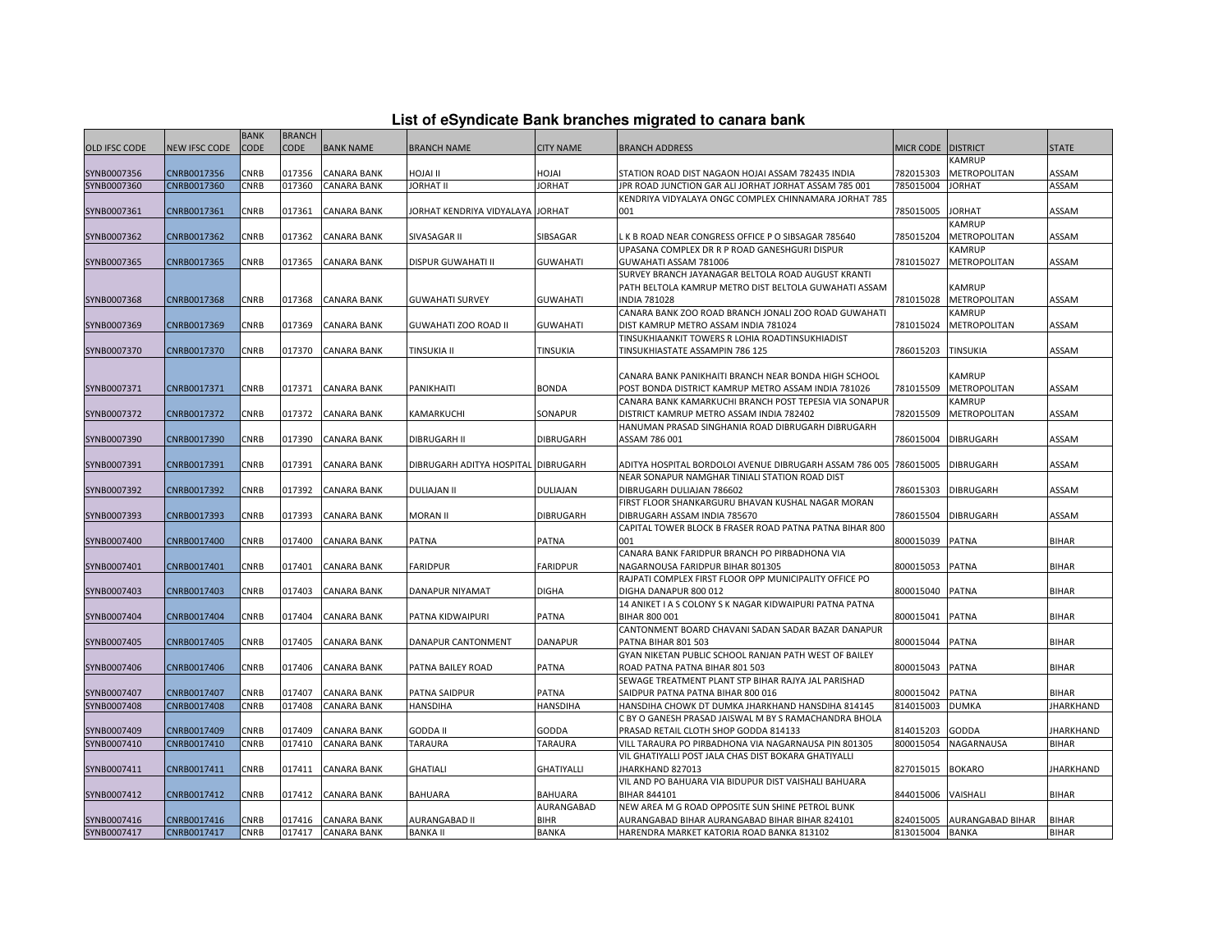# List of eSyndicate Bank branches migrated to canara bank

| OLD IFSC CODE | NEW IFSC CODE | BANK CODE | BRANCH CODE | BANK NAME | BRANCH NAME | CITY NAME | BRANCH ADDRESS | MICR CODE | DISTRICT | STATE |
|---|---|---|---|---|---|---|---|---|---|---|
| SYNB0007356 | CNRB0017356 | CNRB | 017356 | CANARA BANK | HOJAI II | HOJAI | STATION ROAD DIST NAGAON HOJAI ASSAM 782435 INDIA | 782015303 | KAMRUP METROPOLITAN | ASSAM |
| SYNB0007360 | CNRB0017360 | CNRB | 017360 | CANARA BANK | JORHAT II | JORHAT | JPR ROAD JUNCTION GAR ALI JORHAT JORHAT ASSAM 785 001 | 785015004 | JORHAT | ASSAM |
| SYNB0007361 | CNRB0017361 | CNRB | 017361 | CANARA BANK | JORHAT KENDRIYA VIDYALAYA | JORHAT | KENDRIYA VIDYALAYA ONGC COMPLEX CHINNAMARA JORHAT 785 001 | 785015005 | JORHAT | ASSAM |
| SYNB0007362 | CNRB0017362 | CNRB | 017362 | CANARA BANK | SIVASAGAR II | SIBSAGAR | L K B ROAD NEAR CONGRESS OFFICE P O SIBSAGAR 785640 | 785015204 | KAMRUP METROPOLITAN | ASSAM |
| SYNB0007365 | CNRB0017365 | CNRB | 017365 | CANARA BANK | DISPUR GUWAHATI II | GUWAHATI | UPASANA COMPLEX DR R P ROAD GANESHGURI DISPUR GUWAHATI ASSAM 781006 | 781015027 | KAMRUP METROPOLITAN | ASSAM |
| SYNB0007368 | CNRB0017368 | CNRB | 017368 | CANARA BANK | GUWAHATI SURVEY | GUWAHATI | SURVEY BRANCH JAYANAGAR BELTOLA ROAD AUGUST KRANTI PATH BELTOLA KAMRUP METRO DIST BELTOLA GUWAHATI ASSAM INDIA 781028 | 781015028 | KAMRUP METROPOLITAN | ASSAM |
| SYNB0007369 | CNRB0017369 | CNRB | 017369 | CANARA BANK | GUWAHATI ZOO ROAD II | GUWAHATI | CANARA BANK ZOO ROAD BRANCH JONALI ZOO ROAD GUWAHATI DIST KAMRUP METRO ASSAM INDIA 781024 | 781015024 | KAMRUP METROPOLITAN | ASSAM |
| SYNB0007370 | CNRB0017370 | CNRB | 017370 | CANARA BANK | TINSUKIA II | TINSUKIA | TINSUKHIAANKIT TOWERS R LOHIA ROADTINSUKHIADIST TINSUKHIASTATE ASSAMPIN 786 125 | 786015203 | TINSUKIA | ASSAM |
| SYNB0007371 | CNRB0017371 | CNRB | 017371 | CANARA BANK | PANIKHAITI | BONDA | CANARA BANK PANIKHAITI BRANCH NEAR BONDA HIGH SCHOOL POST BONDA DISTRICT KAMRUP METRO ASSAM INDIA 781026 | 781015509 | KAMRUP METROPOLITAN | ASSAM |
| SYNB0007372 | CNRB0017372 | CNRB | 017372 | CANARA BANK | KAMARKUCHI | SONAPUR | CANARA BANK KAMARKUCHI BRANCH POST TEPESIA VIA SONAPUR DISTRICT KAMRUP METRO ASSAM INDIA 782402 | 782015509 | KAMRUP METROPOLITAN | ASSAM |
| SYNB0007390 | CNRB0017390 | CNRB | 017390 | CANARA BANK | DIBRUGARH II | DIBRUGARH | HANUMAN PRASAD SINGHANIA ROAD DIBRUGARH DIBRUGARH ASSAM 786 001 | 786015004 | DIBRUGARH | ASSAM |
| SYNB0007391 | CNRB0017391 | CNRB | 017391 | CANARA BANK | DIBRUGARH ADITYA HOSPITAL | DIBRUGARH | ADITYA HOSPITAL BORDOLOI AVENUE DIBRUGARH ASSAM 786 005 | 786015005 | DIBRUGARH | ASSAM |
| SYNB0007392 | CNRB0017392 | CNRB | 017392 | CANARA BANK | DULIAJAN II | DULIAJAN | NEAR SONAPUR NAMGHAR TINIALI STATION ROAD DIST DIBRUGARH DULIAJAN 786602 | 786015303 | DIBRUGARH | ASSAM |
| SYNB0007393 | CNRB0017393 | CNRB | 017393 | CANARA BANK | MORAN II | DIBRUGARH | FIRST FLOOR SHANKARGURU BHAVAN KUSHAL NAGAR MORAN DIBRUGARH ASSAM INDIA 785670 | 786015504 | DIBRUGARH | ASSAM |
| SYNB0007400 | CNRB0017400 | CNRB | 017400 | CANARA BANK | PATNA | PATNA | CAPITAL TOWER BLOCK B FRASER ROAD PATNA PATNA BIHAR 800 001 | 800015039 | PATNA | BIHAR |
| SYNB0007401 | CNRB0017401 | CNRB | 017401 | CANARA BANK | FARIDPUR | FARIDPUR | CANARA BANK FARIDPUR BRANCH PO PIRBADHONA VIA NAGARNOUSA FARIDPUR BIHAR 801305 | 800015053 | PATNA | BIHAR |
| SYNB0007403 | CNRB0017403 | CNRB | 017403 | CANARA BANK | DANAPUR NIYAMAT | DIGHA | RAJPATI COMPLEX FIRST FLOOR OPP MUNICIPALITY OFFICE PO DIGHA DANAPUR 800 012 | 800015040 | PATNA | BIHAR |
| SYNB0007404 | CNRB0017404 | CNRB | 017404 | CANARA BANK | PATNA KIDWAIPURI | PATNA | 14 ANIKET I A S COLONY S K NAGAR KIDWAIPURI PATNA PATNA BIHAR 800 001 | 800015041 | PATNA | BIHAR |
| SYNB0007405 | CNRB0017405 | CNRB | 017405 | CANARA BANK | DANAPUR CANTONMENT | DANAPUR | CANTONMENT BOARD CHAVANI SADAN SADAR BAZAR DANAPUR PATNA BIHAR 801 503 | 800015044 | PATNA | BIHAR |
| SYNB0007406 | CNRB0017406 | CNRB | 017406 | CANARA BANK | PATNA BAILEY ROAD | PATNA | GYAN NIKETAN PUBLIC SCHOOL RANJAN PATH WEST OF BAILEY ROAD PATNA PATNA BIHAR 801 503 | 800015043 | PATNA | BIHAR |
| SYNB0007407 | CNRB0017407 | CNRB | 017407 | CANARA BANK | PATNA SAIDPUR | PATNA | SEWAGE TREATMENT PLANT STP BIHAR RAJYA JAL PARISHAD SAIDPUR PATNA PATNA BIHAR 800 016 | 800015042 | PATNA | BIHAR |
| SYNB0007408 | CNRB0017408 | CNRB | 017408 | CANARA BANK | HANSDIHA | HANSDIHA | HANSDIHA CHOWK DT DUMKA JHARKHAND HANSDIHA 814145 | 814015003 | DUMKA | JHARKHAND |
| SYNB0007409 | CNRB0017409 | CNRB | 017409 | CANARA BANK | GODDA II | GODDA | C BY O GANESH PRASAD JAISWAL M BY S RAMACHANDRA BHOLA PRASAD RETAIL CLOTH SHOP GODDA 814133 | 814015203 | GODDA | JHARKHAND |
| SYNB0007410 | CNRB0017410 | CNRB | 017410 | CANARA BANK | TARAURA | TARAURA | VILL TARAURA PO PIRBADHONA VIA NAGARNAUSA PIN 801305 | 800015054 | NAGARNAUSA | BIHAR |
| SYNB0007411 | CNRB0017411 | CNRB | 017411 | CANARA BANK | GHATIALI | GHATIYALLI | VIL GHATIYALLI POST JALA CHAS DIST BOKARA GHATIYALLI JHARKHAND 827013 | 827015015 | BOKARO | JHARKHAND |
| SYNB0007412 | CNRB0017412 | CNRB | 017412 | CANARA BANK | BAHUARA | BAHUARA | VIL AND PO BAHUARA VIA BIDUPUR DIST VAISHALI BAHUARA BIHAR 844101 | 844015006 | VAISHALI | BIHAR |
| SYNB0007416 | CNRB0017416 | CNRB | 017416 | CANARA BANK | AURANGABAD II | AURANGABAD BIHR | NEW AREA M G ROAD OPPOSITE SUN SHINE PETROL BUNK AURANGABAD BIHAR AURANGABAD BIHAR BIHAR 824101 | 824015005 | AURANGABAD BIHAR | BIHAR |
| SYNB0007417 | CNRB0017417 | CNRB | 017417 | CANARA BANK | BANKA II | BANKA | HARENDRA MARKET KATORIA ROAD BANKA 813102 | 813015004 | BANKA | BIHAR |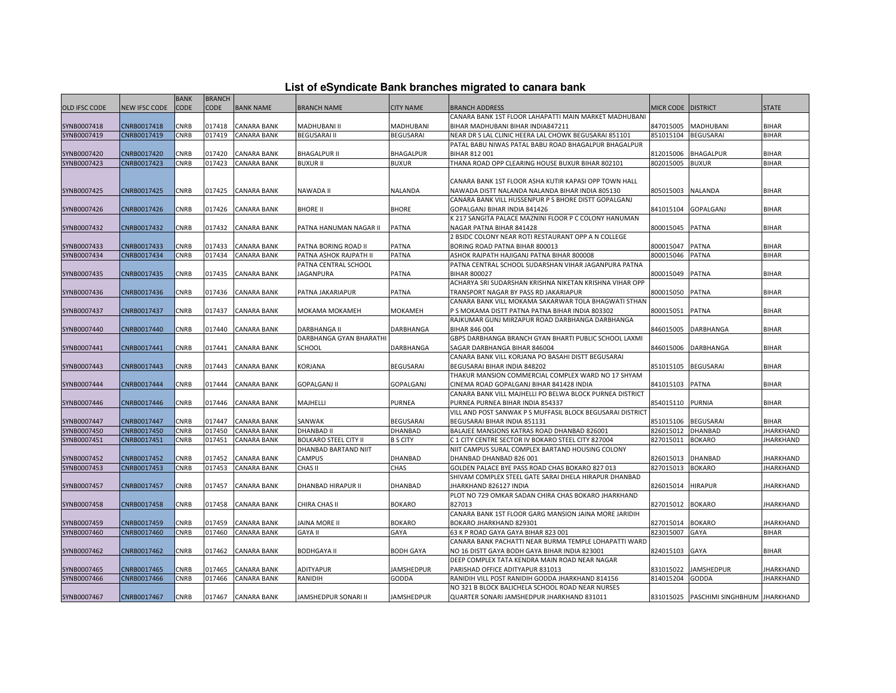# List of eSyndicate Bank branches migrated to canara bank

| OLD IFSC CODE | NEW IFSC CODE | BANK CODE | BRANCH CODE | BANK NAME | BRANCH NAME | CITY NAME | BRANCH ADDRESS | MICR CODE | DISTRICT | STATE |
|---|---|---|---|---|---|---|---|---|---|---|
| SYNB0007418 | CNRB0017418 | CNRB | 017418 | CANARA BANK | MADHUBANI II | MADHUBANI | CANARA BANK 1ST FLOOR LAHAPATTI MAIN MARKET MADHUBANI BIHAR MADHUBANI BIHAR INDIA847211 | 847015005 | MADHUBANI | BIHAR |
| SYNB0007419 | CNRB0017419 | CNRB | 017419 | CANARA BANK | BEGUSARAI II | BEGUSARAI | NEAR DR S LAL CLINIC HEERA LAL CHOWK BEGUSARAI 851101 | 851015104 | BEGUSARAI | BIHAR |
| SYNB0007420 | CNRB0017420 | CNRB | 017420 | CANARA BANK | BHAGALPUR II | BHAGALPUR | PATAL BABU NIWAS PATAL BABU ROAD BHAGALPUR BHAGALPUR BIHAR 812 001 | 812015006 | BHAGALPUR | BIHAR |
| SYNB0007423 | CNRB0017423 | CNRB | 017423 | CANARA BANK | BUXUR II | BUXUR | THANA ROAD OPP CLEARING HOUSE BUXUR BIHAR 802101 | 802015005 | BUXUR | BIHAR |
| SYNB0007425 | CNRB0017425 | CNRB | 017425 | CANARA BANK | NAWADA II | NALANDA | CANARA BANK 1ST FLOOR ASHA KUTIR KAPASI OPP TOWN HALL NAWADA DISTT NALANDA NALANDA BIHAR INDIA 805130 | 805015003 | NALANDA | BIHAR |
| SYNB0007426 | CNRB0017426 | CNRB | 017426 | CANARA BANK | BHORE II | BHORE | CANARA BANK VILL HUSSENPUR P S BHORE DISTT GOPALGANJ GOPALGANJ BIHAR INDIA 841426 | 841015104 | GOPALGANJ | BIHAR |
| SYNB0007432 | CNRB0017432 | CNRB | 017432 | CANARA BANK | PATNA HANUMAN NAGAR II | PATNA | K 217 SANGITA PALACE MAZNINI FLOOR P C COLONY HANUMAN NAGAR PATNA BIHAR 841428 | 800015045 | PATNA | BIHAR |
| SYNB0007433 | CNRB0017433 | CNRB | 017433 | CANARA BANK | PATNA BORING ROAD II | PATNA | 2 BSIDC COLONY NEAR ROTI RESTAURANT OPP A N COLLEGE BORING ROAD PATNA BIHAR 800013 | 800015047 | PATNA | BIHAR |
| SYNB0007434 | CNRB0017434 | CNRB | 017434 | CANARA BANK | PATNA ASHOK RAJPATH II | PATNA | ASHOK RAJPATH HAJIGANJ PATNA BIHAR 800008 | 800015046 | PATNA | BIHAR |
| SYNB0007435 | CNRB0017435 | CNRB | 017435 | CANARA BANK | PATNA CENTRAL SCHOOL JAGANPURA | PATNA | PATNA CENTRAL SCHOOL SUDARSHAN VIHAR JAGANPURA PATNA BIHAR 800027 | 800015049 | PATNA | BIHAR |
| SYNB0007436 | CNRB0017436 | CNRB | 017436 | CANARA BANK | PATNA JAKARIAPUR | PATNA | ACHARYA SRI SUDARSHAN KRISHNA NIKETAN KRISHNA VIHAR OPP TRANSPORT NAGAR BY PASS RD JAKARIAPUR | 800015050 | PATNA | BIHAR |
| SYNB0007437 | CNRB0017437 | CNRB | 017437 | CANARA BANK | MOKAMA MOKAMEH | MOKAMEH | CANARA BANK VILL MOKAMA SAKARWAR TOLA BHAGWATI STHAN P S MOKAMA DISTT PATNA PATNA BIHAR INDIA 803302 | 800015051 | PATNA | BIHAR |
| SYNB0007440 | CNRB0017440 | CNRB | 017440 | CANARA BANK | DARBHANGA II | DARBHANGA | RAJKUMAR GUNJ MIRZAPUR ROAD DARBHANGA DARBHANGA BIHAR 846 004 | 846015005 | DARBHANGA | BIHAR |
| SYNB0007441 | CNRB0017441 | CNRB | 017441 | CANARA BANK | DARBHANGA GYAN BHARATHI SCHOOL | DARBHANGA | GBPS DARBHANGA BRANCH GYAN BHARTI PUBLIC SCHOOL LAXMI SAGAR DARBHANGA BIHAR 846004 | 846015006 | DARBHANGA | BIHAR |
| SYNB0007443 | CNRB0017443 | CNRB | 017443 | CANARA BANK | KORJANA | BEGUSARAI | CANARA BANK VILL KORJANA PO BASAHI DISTT BEGUSARAI BEGUSARAI BIHAR INDIA 848202 | 851015105 | BEGUSARAI | BIHAR |
| SYNB0007444 | CNRB0017444 | CNRB | 017444 | CANARA BANK | GOPALGANJ II | GOPALGANJ | THAKUR MANSION COMMERCIAL COMPLEX WARD NO 17 SHYAM CINEMA ROAD GOPALGANJ BIHAR 841428 INDIA | 841015103 | PATNA | BIHAR |
| SYNB0007446 | CNRB0017446 | CNRB | 017446 | CANARA BANK | MAJHELLI | PURNEA | CANARA BANK VILL MAJHELLI PO BELWA BLOCK PURNEA DISTRICT PURNEA PURNEA BIHAR INDIA 854337 | 854015110 | PURNIA | BIHAR |
| SYNB0007447 | CNRB0017447 | CNRB | 017447 | CANARA BANK | SANWAK | BEGUSARAI | VILL AND POST SANWAK P S MUFFASIL BLOCK BEGUSARAI DISTRICT BEGUSARAI BIHAR INDIA 851131 | 851015106 | BEGUSARAI | BIHAR |
| SYNB0007450 | CNRB0017450 | CNRB | 017450 | CANARA BANK | DHANBAD II | DHANBAD | BALAJEE MANSIONS KATRAS ROAD DHANBAD 826001 | 826015012 | DHANBAD | JHARKHAND |
| SYNB0007451 | CNRB0017451 | CNRB | 017451 | CANARA BANK | BOLKARO STEEL CITY II | B S CITY | C 1 CITY CENTRE SECTOR IV BOKARO STEEL CITY 827004 | 827015011 | BOKARO | JHARKHAND |
| SYNB0007452 | CNRB0017452 | CNRB | 017452 | CANARA BANK | DHANBAD BARTAND NIIT CAMPUS | DHANBAD | NIIT CAMPUS SURAL COMPLEX BARTAND HOUSING COLONY DHANBAD DHANBAD 826 001 | 826015013 | DHANBAD | JHARKHAND |
| SYNB0007453 | CNRB0017453 | CNRB | 017453 | CANARA BANK | CHAS II | CHAS | GOLDEN PALACE BYE PASS ROAD CHAS BOKARO 827 013 | 827015013 | BOKARO | JHARKHAND |
| SYNB0007457 | CNRB0017457 | CNRB | 017457 | CANARA BANK | DHANBAD HIRAPUR II | DHANBAD | SHIVAM COMPLEX STEEL GATE SARAI DHELA HIRAPUR DHANBAD JHARKHAND 826127 INDIA | 826015014 | HIRAPUR | JHARKHAND |
| SYNB0007458 | CNRB0017458 | CNRB | 017458 | CANARA BANK | CHIRA CHAS II | BOKARO | PLOT NO 729 OMKAR SADAN CHIRA CHAS BOKARO JHARKHAND 827013 | 827015012 | BOKARO | JHARKHAND |
| SYNB0007459 | CNRB0017459 | CNRB | 017459 | CANARA BANK | JAINA MORE II | BOKARO | CANARA BANK 1ST FLOOR GARG MANSION JAINA MORE JARIDIH BOKARO JHARKHAND 829301 | 827015014 | BOKARO | JHARKHAND |
| SYNB0007460 | CNRB0017460 | CNRB | 017460 | CANARA BANK | GAYA II | GAYA | 63 K P ROAD GAYA GAYA BIHAR 823 001 | 823015007 | GAYA | BIHAR |
| SYNB0007462 | CNRB0017462 | CNRB | 017462 | CANARA BANK | BODHGAYA II | BODH GAYA | CANARA BANK PACHATTI NEAR BURMA TEMPLE LOHAPATTI WARD NO 16 DISTT GAYA BODH GAYA BIHAR INDIA 823001 | 824015103 | GAYA | BIHAR |
| SYNB0007465 | CNRB0017465 | CNRB | 017465 | CANARA BANK | ADITYAPUR | JAMSHEDPUR | DEEP COMPLEX TATA KENDRA MAIN ROAD NEAR NAGAR PARISHAD OFFICE ADITYAPUR 831013 | 831015022 | JAMSHEDPUR | JHARKHAND |
| SYNB0007466 | CNRB0017466 | CNRB | 017466 | CANARA BANK | RANIDIH | GODDA | RANIDIH VILL POST RANIDIH GODDA JHARKHAND 814156 | 814015204 | GODDA | JHARKHAND |
| SYNB0007467 | CNRB0017467 | CNRB | 017467 | CANARA BANK | JAMSHEDPUR SONARI II | JAMSHEDPUR | NO 321 B BLOCK BALICHELA SCHOOL ROAD NEAR NURSES QUARTER SONARI JAMSHEDPUR JHARKHAND 831011 | 831015025 | PASCHIMI SINGHBHUM | JHARKHAND |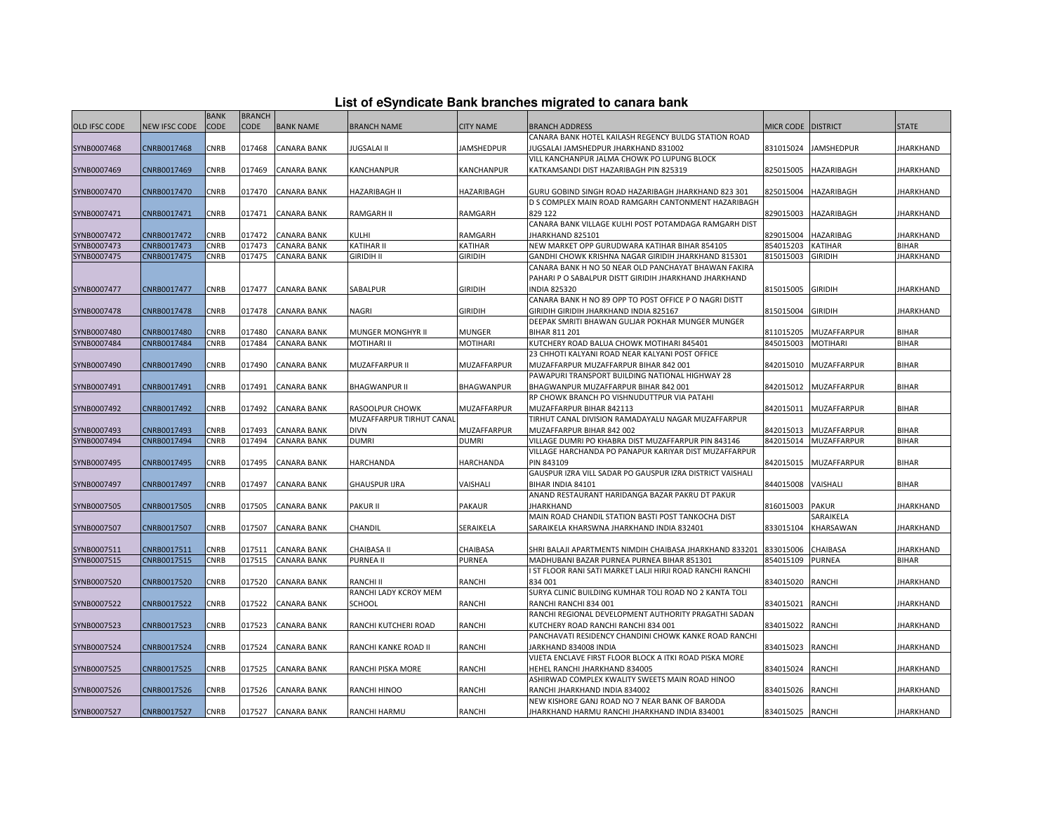# List of eSyndicate Bank branches migrated to canara bank

| OLD IFSC CODE | NEW IFSC CODE | BANK CODE | BRANCH CODE | BANK NAME | BRANCH NAME | CITY NAME | BRANCH ADDRESS | MICR CODE | DISTRICT | STATE |
|---|---|---|---|---|---|---|---|---|---|---|
| SYNB0007468 | CNRB0017468 | CNRB | 017468 | CANARA BANK | JUGSALAI II | JAMSHEDPUR | CANARA BANK HOTEL KAILASH REGENCY BULDG STATION ROAD JUGSALAI JAMSHEDPUR JHARKHAND 831002 | 831015024 | JAMSHEDPUR | JHARKHAND |
| SYNB0007469 | CNRB0017469 | CNRB | 017469 | CANARA BANK | KANCHANPUR | KANCHANPUR | VILL KANCHANPUR JALMA CHOWK PO LUPUNG BLOCK KATKAMSANDI DIST HAZARIBAGH PIN 825319 | 825015005 | HAZARIBAGH | JHARKHAND |
| SYNB0007470 | CNRB0017470 | CNRB | 017470 | CANARA BANK | HAZARIBAGH II | HAZARIBAGH | GURU GOBIND SINGH ROAD HAZARIBAGH JHARKHAND 823 301 | 825015004 | HAZARIBAGH | JHARKHAND |
| SYNB0007471 | CNRB0017471 | CNRB | 017471 | CANARA BANK | RAMGARH II | RAMGARH | D S COMPLEX MAIN ROAD RAMGARH CANTONMENT HAZARIBAGH 829 122 | 829015003 | HAZARIBAGH | JHARKHAND |
| SYNB0007472 | CNRB0017472 | CNRB | 017472 | CANARA BANK | KULHI | RAMGARH | CANARA BANK VILLAGE KULHI POST POTAMDAGA RAMGARH DIST JHARKHAND 825101 | 829015004 | HAZARIBAG | JHARKHAND |
| SYNB0007473 | CNRB0017473 | CNRB | 017473 | CANARA BANK | KATIHAR II | KATIHAR | NEW MARKET OPP GURUDWARA KATIHAR BIHAR 854105 | 854015203 | KATIHAR | BIHAR |
| SYNB0007475 | CNRB0017475 | CNRB | 017475 | CANARA BANK | GIRIDIH II | GIRIDIH | GANDHI CHOWK KRISHNA NAGAR GIRIDIH JHARKHAND 815301 | 815015003 | GIRIDIH | JHARKHAND |
| SYNB0007477 | CNRB0017477 | CNRB | 017477 | CANARA BANK | SABALPUR | GIRIDIH | CANARA BANK H NO 50 NEAR OLD PANCHAYAT BHAWAN FAKIRA PAHARI P O SABALPUR DISTT GIRIDIH JHARKHAND JHARKHAND INDIA 825320 | 815015005 | GIRIDIH | JHARKHAND |
| SYNB0007478 | CNRB0017478 | CNRB | 017478 | CANARA BANK | NAGRI | GIRIDIH | CANARA BANK H NO 89 OPP TO POST OFFICE P O NAGRI DISTT GIRIDIH GIRIDIH JHARKHAND INDIA 825167 | 815015004 | GIRIDIH | JHARKHAND |
| SYNB0007480 | CNRB0017480 | CNRB | 017480 | CANARA BANK | MUNGER MONGHYR II | MUNGER | DEEPAK SMRITI BHAWAN GULJAR POKHAR MUNGER MUNGER BIHAR 811 201 | 811015205 | MUZAFFARPUR | BIHAR |
| SYNB0007484 | CNRB0017484 | CNRB | 017484 | CANARA BANK | MOTIHARI II | MOTIHARI | KUTCHERY ROAD BALUA CHOWK MOTIHARI 845401 | 845015003 | MOTIHARI | BIHAR |
| SYNB0007490 | CNRB0017490 | CNRB | 017490 | CANARA BANK | MUZAFFARPUR II | MUZAFFARPUR | 23 CHHOTI KALYANI ROAD NEAR KALYANI POST OFFICE MUZAFFARPUR MUZAFFARPUR BIHAR 842 001 | 842015010 | MUZAFFARPUR | BIHAR |
| SYNB0007491 | CNRB0017491 | CNRB | 017491 | CANARA BANK | BHAGWANPUR II | BHAGWANPUR | PAWAPURI TRANSPORT BUILDING NATIONAL HIGHWAY 28 BHAGWANPUR MUZAFFARPUR BIHAR 842 001 | 842015012 | MUZAFFARPUR | BIHAR |
| SYNB0007492 | CNRB0017492 | CNRB | 017492 | CANARA BANK | RASOOLPUR CHOWK | MUZAFFARPUR | RP CHOWK BRANCH PO VISHNUDUTTPUR VIA PATAHI MUZAFFARPUR BIHAR 842113 | 842015011 | MUZAFFARPUR | BIHAR |
| SYNB0007493 | CNRB0017493 | CNRB | 017493 | CANARA BANK | MUZAFFARPUR TIRHUT CANAL DIVN | MUZAFFARPUR | TIRHUT CANAL DIVISION RAMADAYALU NAGAR MUZAFFARPUR MUZAFFARPUR BIHAR 842 002 | 842015013 | MUZAFFARPUR | BIHAR |
| SYNB0007494 | CNRB0017494 | CNRB | 017494 | CANARA BANK | DUMRI | DUMRI | VILLAGE DUMRI PO KHABRA DIST MUZAFFARPUR PIN 843146 | 842015014 | MUZAFFARPUR | BIHAR |
| SYNB0007495 | CNRB0017495 | CNRB | 017495 | CANARA BANK | HARCHANDA | HARCHANDA | VILLAGE HARCHANDA PO PANAPUR KARIYAR DIST MUZAFFARPUR PIN 843109 | 842015015 | MUZAFFARPUR | BIHAR |
| SYNB0007497 | CNRB0017497 | CNRB | 017497 | CANARA BANK | GHAUSPUR IJRA | VAISHALI | GAUSPUR IZRA VILL SADAR PO GAUSPUR IZRA DISTRICT VAISHALI BIHAR INDIA 84101 | 844015008 | VAISHALI | BIHAR |
| SYNB0007505 | CNRB0017505 | CNRB | 017505 | CANARA BANK | PAKUR II | PAKAUR | ANAND RESTAURANT HARIDANGA BAZAR PAKRU DT PAKUR JHARKHAND | 816015003 | PAKUR | JHARKHAND |
| SYNB0007507 | CNRB0017507 | CNRB | 017507 | CANARA BANK | CHANDIL | SERAIKELA | MAIN ROAD CHANDIL STATION BASTI POST TANKOCHA DIST SARAIKELA KHARSWNA JHARKHAND INDIA 832401 | 833015104 | SARAIKELA KHARSAWAN | JHARKHAND |
| SYNB0007511 | CNRB0017511 | CNRB | 017511 | CANARA BANK | CHAIBASA II | CHAIBASA | SHRI BALAJI APARTMENTS NIMDIH CHAIBASA JHARKHAND 833201 | 833015006 | CHAIBASA | JHARKHAND |
| SYNB0007515 | CNRB0017515 | CNRB | 017515 | CANARA BANK | PURNEA II | PURNEA | MADHUBANI BAZAR PURNEA PURNEA BIHAR 851301 | 854015109 | PURNEA | BIHAR |
| SYNB0007520 | CNRB0017520 | CNRB | 017520 | CANARA BANK | RANCHI II | RANCHI | I ST FLOOR RANI SATI MARKET LALJI HIRJI ROAD RANCHI RANCHI 834 001 | 834015020 | RANCHI | JHARKHAND |
| SYNB0007522 | CNRB0017522 | CNRB | 017522 | CANARA BANK | RANCHI LADY KCROY MEM SCHOOL | RANCHI | SURYA CLINIC BUILDING KUMHAR TOLI ROAD NO 2 KANTA TOLI RANCHI RANCHI 834 001 | 834015021 | RANCHI | JHARKHAND |
| SYNB0007523 | CNRB0017523 | CNRB | 017523 | CANARA BANK | RANCHI KUTCHERI ROAD | RANCHI | RANCHI REGIONAL DEVELOPMENT AUTHORITY PRAGATHI SADAN KUTCHERY ROAD RANCHI RANCHI 834 001 | 834015022 | RANCHI | JHARKHAND |
| SYNB0007524 | CNRB0017524 | CNRB | 017524 | CANARA BANK | RANCHI KANKE ROAD II | RANCHI | PANCHAVATI RESIDENCY CHANDINI CHOWK KANKE ROAD RANCHI JARKHAND 834008 INDIA | 834015023 | RANCHI | JHARKHAND |
| SYNB0007525 | CNRB0017525 | CNRB | 017525 | CANARA BANK | RANCHI PISKA MORE | RANCHI | VIJETA ENCLAVE FIRST FLOOR BLOCK A ITKI ROAD PISKA MORE HEHEL RANCHI JHARKHAND 834005 | 834015024 | RANCHI | JHARKHAND |
| SYNB0007526 | CNRB0017526 | CNRB | 017526 | CANARA BANK | RANCHI HINOO | RANCHI | ASHIRWAD COMPLEX KWALITY SWEETS MAIN ROAD HINOO RANCHI JHARKHAND INDIA 834002 | 834015026 | RANCHI | JHARKHAND |
| SYNB0007527 | CNRB0017527 | CNRB | 017527 | CANARA BANK | RANCHI HARMU | RANCHI | NEW KISHORE GANJ ROAD NO 7 NEAR BANK OF BARODA JHARKHAND HARMU RANCHI JHARKHAND INDIA 834001 | 834015025 | RANCHI | JHARKHAND |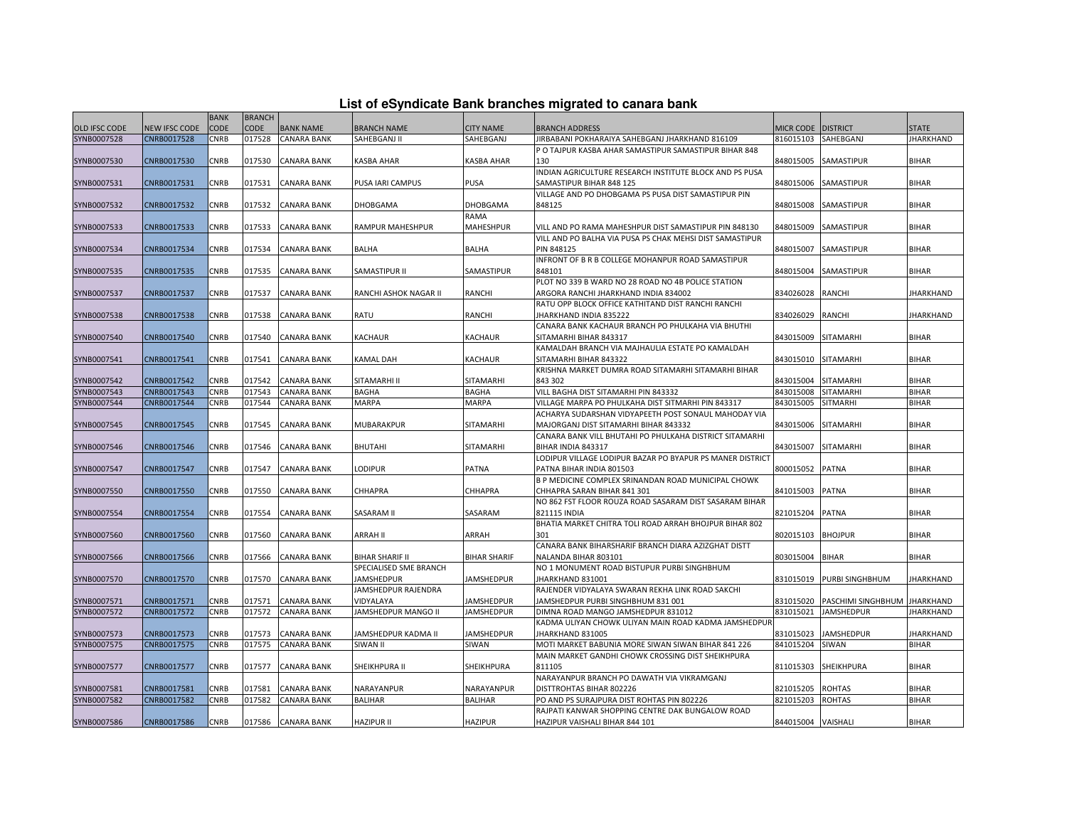# List of eSyndicate Bank branches migrated to canara bank

| OLD IFSC CODE | NEW IFSC CODE | BANK CODE | BRANCH CODE | BANK NAME | BRANCH NAME | CITY NAME | BRANCH ADDRESS | MICR CODE | DISTRICT | STATE |
|---|---|---|---|---|---|---|---|---|---|---|
| SYNB0007528 | CNRB0017528 | CNRB | 017528 | CANARA BANK | SAHEBGANJ II | SAHEBGANJ | JIRBABANI POKHARAIYA SAHEBGANJ JHARKHAND 816109 | 816015103 | SAHEBGANJ | JHARKHAND |
| SYNB0007530 | CNRB0017530 | CNRB | 017530 | CANARA BANK | KASBA AHAR | KASBA AHAR | P O TAJPUR KASBA AHAR SAMASTIPUR SAMASTIPUR BIHAR 848 130 | 848015005 | SAMASTIPUR | BIHAR |
| SYNB0007531 | CNRB0017531 | CNRB | 017531 | CANARA BANK | PUSA IARI CAMPUS | PUSA | INDIAN AGRICULTURE RESEARCH INSTITUTE BLOCK AND PS PUSA SAMASTIPUR BIHAR 848 125 | 848015006 | SAMASTIPUR | BIHAR |
| SYNB0007532 | CNRB0017532 | CNRB | 017532 | CANARA BANK | DHOBGAMA | DHOBGAMA | VILLAGE AND PO DHOBGAMA PS PUSA DIST SAMASTIPUR PIN 848125 | 848015008 | SAMASTIPUR | BIHAR |
| SYNB0007533 | CNRB0017533 | CNRB | 017533 | CANARA BANK | RAMPUR MAHESHPUR | RAMA MAHESHPUR | VILL AND PO RAMA MAHESHPUR DIST SAMASTIPUR PIN 848130 | 848015009 | SAMASTIPUR | BIHAR |
| SYNB0007534 | CNRB0017534 | CNRB | 017534 | CANARA BANK | BALHA | BALHA | VILL AND PO BALHA VIA PUSA PS CHAK MEHSI DIST SAMASTIPUR PIN 848125 | 848015007 | SAMASTIPUR | BIHAR |
| SYNB0007535 | CNRB0017535 | CNRB | 017535 | CANARA BANK | SAMASTIPUR II | SAMASTIPUR | INFRONT OF B R B COLLEGE MOHANPUR ROAD SAMASTIPUR 848101 | 848015004 | SAMASTIPUR | BIHAR |
| SYNB0007537 | CNRB0017537 | CNRB | 017537 | CANARA BANK | RANCHI ASHOK NAGAR II | RANCHI | PLOT NO 339 B WARD NO 28 ROAD NO 4B POLICE STATION ARGORA RANCHI JHARKHAND INDIA 834002 | 834026028 | RANCHI | JHARKHAND |
| SYNB0007538 | CNRB0017538 | CNRB | 017538 | CANARA BANK | RATU | RANCHI | RATU OPP BLOCK OFFICE KATHITAND DIST RANCHI RANCHI JHARKHAND INDIA 835222 | 834026029 | RANCHI | JHARKHAND |
| SYNB0007540 | CNRB0017540 | CNRB | 017540 | CANARA BANK | KACHAUR | KACHAUR | CANARA BANK KACHAUR BRANCH PO PHULKAHA VIA BHUTHI SITAMARHI BIHAR 843317 | 843015009 | SITAMARHI | BIHAR |
| SYNB0007541 | CNRB0017541 | CNRB | 017541 | CANARA BANK | KAMAL DAH | KACHAUR | KAMALDAH BRANCH VIA MAJHAULIA ESTATE PO KAMALDAH SITAMARHI BIHAR 843322 | 843015010 | SITAMARHI | BIHAR |
| SYNB0007542 | CNRB0017542 | CNRB | 017542 | CANARA BANK | SITAMARHI II | SITAMARHI | KRISHNA MARKET DUMRA ROAD SITAMARHI SITAMARHI BIHAR 843 302 | 843015004 | SITAMARHI | BIHAR |
| SYNB0007543 | CNRB0017543 | CNRB | 017543 | CANARA BANK | BAGHA | BAGHA | VILL BAGHA DIST SITAMARHI PIN 843332 | 843015008 | SITAMARHI | BIHAR |
| SYNB0007544 | CNRB0017544 | CNRB | 017544 | CANARA BANK | MARPA | MARPA | VILLAGE MARPA PO PHULKAHA DIST SITMARHI PIN 843317 | 843015005 | SITMARHI | BIHAR |
| SYNB0007545 | CNRB0017545 | CNRB | 017545 | CANARA BANK | MUBARAKPUR | SITAMARHI | ACHARYA SUDARSHAN VIDYAPEETH POST SONAUL MAHODAY VIA MAJORGANJ DIST SITAMARHI BIHAR 843332 | 843015006 | SITAMARHI | BIHAR |
| SYNB0007546 | CNRB0017546 | CNRB | 017546 | CANARA BANK | BHUTAHI | SITAMARHI | CANARA BANK VILL BHUTAHI PO PHULKAHA DISTRICT SITAMARHI BIHAR INDIA 843317 | 843015007 | SITAMARHI | BIHAR |
| SYNB0007547 | CNRB0017547 | CNRB | 017547 | CANARA BANK | LODIPUR | PATNA | LODIPUR VILLAGE LODIPUR BAZAR PO BYAPUR PS MANER DISTRICT PATNA BIHAR INDIA 801503 | 800015052 | PATNA | BIHAR |
| SYNB0007550 | CNRB0017550 | CNRB | 017550 | CANARA BANK | CHHAPRA | CHHAPRA | B P MEDICINE COMPLEX SRINANDAN ROAD MUNICIPAL CHOWK CHHAPRA SARAN BIHAR 841 301 | 841015003 | PATNA | BIHAR |
| SYNB0007554 | CNRB0017554 | CNRB | 017554 | CANARA BANK | SASARAM II | SASARAM | NO 862 FST FLOOR ROUZA ROAD SASARAM DIST SASARAM BIHAR 821115 INDIA | 821015204 | PATNA | BIHAR |
| SYNB0007560 | CNRB0017560 | CNRB | 017560 | CANARA BANK | ARRAH II | ARRAH | BHATIA MARKET CHITRA TOLI ROAD ARRAH BHOJPUR BIHAR 802 301 | 802015103 | BHOJPUR | BIHAR |
| SYNB0007566 | CNRB0017566 | CNRB | 017566 | CANARA BANK | BIHAR SHARIF II | BIHAR SHARIF | CANARA BANK BIHARSHARIF BRANCH DIARA AZIZGHAT DISTT NALANDA BIHAR 803101 | 803015004 | BIHAR | BIHAR |
| SYNB0007570 | CNRB0017570 | CNRB | 017570 | CANARA BANK | SPECIALISED SME BRANCH JAMSHEDPUR | JAMSHEDPUR | NO 1 MONUMENT ROAD BISTUPUR PURBI SINGHBHUM JHARKHAND 831001 | 831015019 | PURBI SINGHBHUM | JHARKHAND |
| SYNB0007571 | CNRB0017571 | CNRB | 017571 | CANARA BANK | JAMSHEDPUR RAJENDRA VIDYALAYA | JAMSHEDPUR | RAJENDER VIDYALAYA SWARAN REKHA LINK ROAD SAKCHI JAMSHEDPUR PURBI SINGHBHUM 831 001 | 831015020 | PASCHIMI SINGHBHUM | JHARKHAND |
| SYNB0007572 | CNRB0017572 | CNRB | 017572 | CANARA BANK | JAMSHEDPUR MANGO II | JAMSHEDPUR | DIMNA ROAD MANGO JAMSHEDPUR 831012 | 831015021 | JAMSHEDPUR | JHARKHAND |
| SYNB0007573 | CNRB0017573 | CNRB | 017573 | CANARA BANK | JAMSHEDPUR KADMA II | JAMSHEDPUR | KADMA ULIYAN CHOWK ULIYAN MAIN ROAD KADMA JAMSHEDPUR JHARKHAND 831005 | 831015023 | JAMSHEDPUR | JHARKHAND |
| SYNB0007575 | CNRB0017575 | CNRB | 017575 | CANARA BANK | SIWAN II | SIWAN | MOTI MARKET BABUNIA MORE SIWAN SIWAN BIHAR 841 226 | 841015204 | SIWAN | BIHAR |
| SYNB0007577 | CNRB0017577 | CNRB | 017577 | CANARA BANK | SHEIKHPURA II | SHEIKHPURA | MAIN MARKET GANDHI CHOWK CROSSING DIST SHEIKHPURA 811105 | 811015303 | SHEIKHPURA | BIHAR |
| SYNB0007581 | CNRB0017581 | CNRB | 017581 | CANARA BANK | NARAYANPUR | NARAYANPUR | NARAYANPUR BRANCH PO DAWATH VIA VIKRAMGANJ DISTTROHTAS BIHAR 802226 | 821015205 | ROHTAS | BIHAR |
| SYNB0007582 | CNRB0017582 | CNRB | 017582 | CANARA BANK | BALIHAR | BALIHAR | PO AND PS SURAJPURA DIST ROHTAS PIN 802226 | 821015203 | ROHTAS | BIHAR |
| SYNB0007586 | CNRB0017586 | CNRB | 017586 | CANARA BANK | HAZIPUR II | HAZIPUR | RAJPATI KANWAR SHOPPING CENTRE DAK BUNGALOW ROAD HAZIPUR VAISHALI BIHAR 844 101 | 844015004 | VAISHALI | BIHAR |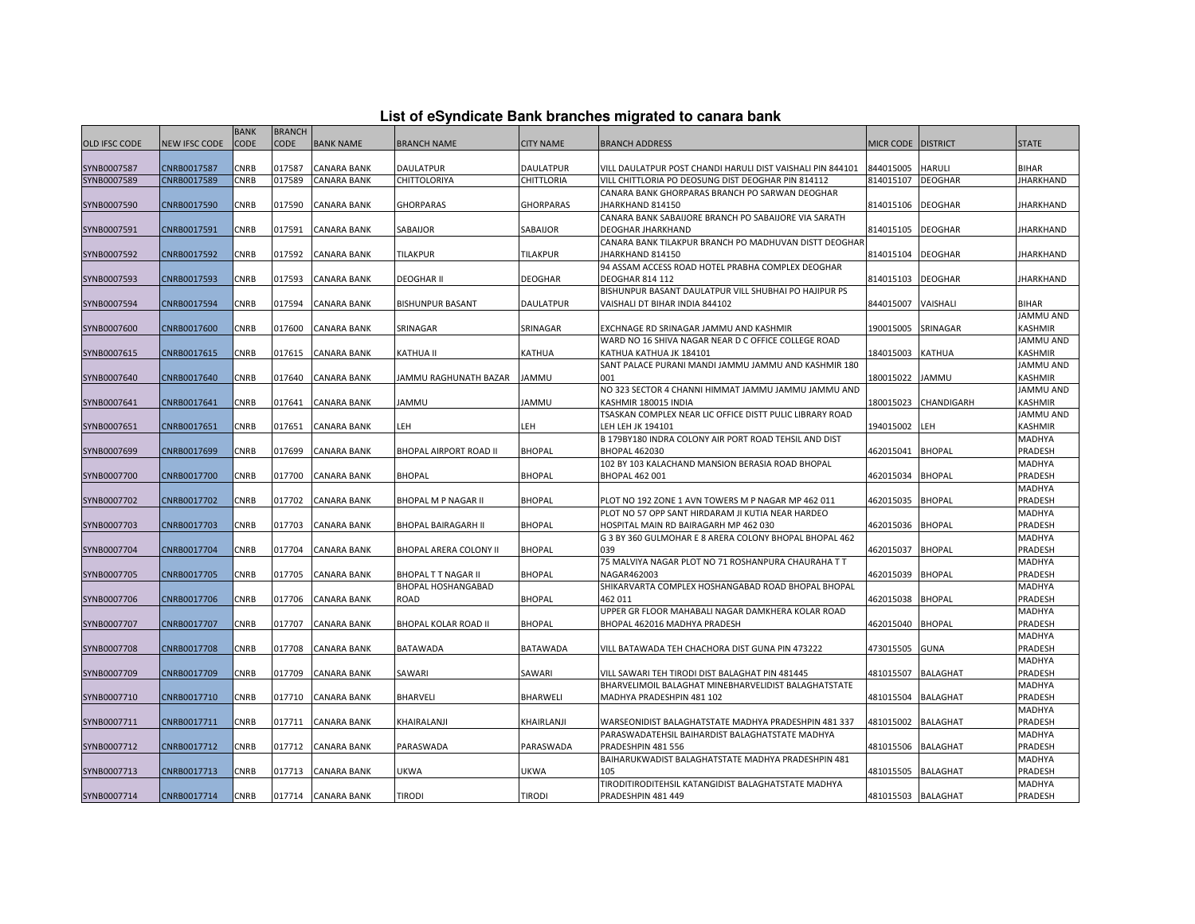# List of eSyndicate Bank branches migrated to canara bank

| OLD IFSC CODE | NEW IFSC CODE | BANK CODE | BRANCH CODE | BANK NAME | BRANCH NAME | CITY NAME | BRANCH ADDRESS | MICR CODE | DISTRICT | STATE |
|---|---|---|---|---|---|---|---|---|---|---|
| SYNB0007587 | CNRB0017587 | CNRB | 017587 | CANARA BANK | DAULATPUR | DAULATPUR | VILL DAULATPUR POST CHANDI HARULI DIST VAISHALI PIN 844101 | 844015005 | HARULI | BIHAR |
| SYNB0007589 | CNRB0017589 | CNRB | 017589 | CANARA BANK | CHITTOLORIYA | CHITTLORIA | VILL CHITTLORIA PO DEOSUNG DIST DEOGHAR PIN 814112 | 814015107 | DEOGHAR | JHARKHAND |
| SYNB0007590 | CNRB0017590 | CNRB | 017590 | CANARA BANK | GHORPARAS | GHORPARAS | CANARA BANK GHORPARAS BRANCH PO SARWAN DEOGHAR JHARKHAND 814150 | 814015106 | DEOGHAR | JHARKHAND |
| SYNB0007591 | CNRB0017591 | CNRB | 017591 | CANARA BANK | SABAIJOR | SABAIJOR | CANARA BANK SABAIJORE BRANCH PO SABAIJORE VIA SARATH DEOGHAR JHARKHAND | 814015105 | DEOGHAR | JHARKHAND |
| SYNB0007592 | CNRB0017592 | CNRB | 017592 | CANARA BANK | TILAKPUR | TILAKPUR | CANARA BANK TILAKPUR BRANCH PO MADHUVAN DISTT DEOGHAR JHARKHAND 814150 | 814015104 | DEOGHAR | JHARKHAND |
| SYNB0007593 | CNRB0017593 | CNRB | 017593 | CANARA BANK | DEOGHAR II | DEOGHAR | 94 ASSAM ACCESS ROAD HOTEL PRABHA COMPLEX DEOGHAR DEOGHAR 814 112 | 814015103 | DEOGHAR | JHARKHAND |
| SYNB0007594 | CNRB0017594 | CNRB | 017594 | CANARA BANK | BISHUNPUR BASANT | DAULATPUR | BISHUNPUR BASANT DAULATPUR VILL SHUBHAI PO HAJIPUR PS VAISHALI DT BIHAR INDIA 844102 | 844015007 | VAISHALI | BIHAR |
| SYNB0007600 | CNRB0017600 | CNRB | 017600 | CANARA BANK | SRINAGAR | SRINAGAR | EXCHNAGE RD SRINAGAR JAMMU AND KASHMIR | 190015005 | SRINAGAR | JAMMU AND KASHMIR |
| SYNB0007615 | CNRB0017615 | CNRB | 017615 | CANARA BANK | KATHUA II | KATHUA | WARD NO 16 SHIVA NAGAR NEAR D C OFFICE COLLEGE ROAD KATHUA KATHUA JK 184101 | 184015003 | KATHUA | JAMMU AND KASHMIR |
| SYNB0007640 | CNRB0017640 | CNRB | 017640 | CANARA BANK | JAMMU RAGHUNATH BAZAR | JAMMU | SANT PALACE PURANI MANDI JAMMU JAMMU AND KASHMIR 180 001 | 180015022 | JAMMU | JAMMU AND KASHMIR |
| SYNB0007641 | CNRB0017641 | CNRB | 017641 | CANARA BANK | JAMMU | JAMMU | NO 323 SECTOR 4 CHANNI HIMMAT JAMMU JAMMU JAMMU AND KASHMIR 180015 INDIA | 180015023 | CHANDIGARH | JAMMU AND KASHMIR |
| SYNB0007651 | CNRB0017651 | CNRB | 017651 | CANARA BANK | LEH | LEH | TSASKAN COMPLEX NEAR LIC OFFICE DISTT PULIC LIBRARY ROAD LEH LEH JK 194101 | 194015002 | LEH | JAMMU AND KASHMIR |
| SYNB0007699 | CNRB0017699 | CNRB | 017699 | CANARA BANK | BHOPAL AIRPORT ROAD II | BHOPAL | B 179BY180 INDRA COLONY AIR PORT ROAD TEHSIL AND DIST BHOPAL 462030 | 462015041 | BHOPAL | MADHYA PRADESH |
| SYNB0007700 | CNRB0017700 | CNRB | 017700 | CANARA BANK | BHOPAL | BHOPAL | 102 BY 103 KALACHAND MANSION BERASIA ROAD BHOPAL BHOPAL 462 001 | 462015034 | BHOPAL | MADHYA PRADESH |
| SYNB0007702 | CNRB0017702 | CNRB | 017702 | CANARA BANK | BHOPAL M P NAGAR II | BHOPAL | PLOT NO 192 ZONE 1 AVN TOWERS M P NAGAR MP 462 011 | 462015035 | BHOPAL | MADHYA PRADESH |
| SYNB0007703 | CNRB0017703 | CNRB | 017703 | CANARA BANK | BHOPAL BAIRAGARH II | BHOPAL | PLOT NO 57 OPP SANT HIRDARAM JI KUTIA NEAR HARDEO HOSPITAL MAIN RD BAIRAGARH MP 462 030 | 462015036 | BHOPAL | MADHYA PRADESH |
| SYNB0007704 | CNRB0017704 | CNRB | 017704 | CANARA BANK | BHOPAL ARERA COLONY II | BHOPAL | G 3 BY 360 GULMOHAR E 8 ARERA COLONY BHOPAL BHOPAL 462 039 | 462015037 | BHOPAL | MADHYA PRADESH |
| SYNB0007705 | CNRB0017705 | CNRB | 017705 | CANARA BANK | BHOPAL T T NAGAR II | BHOPAL | 75 MALVIYA NAGAR PLOT NO 71 ROSHANPURA CHAURAHA T T NAGAR462003 | 462015039 | BHOPAL | MADHYA PRADESH |
| SYNB0007706 | CNRB0017706 | CNRB | 017706 | CANARA BANK | BHOPAL HOSHANGABAD ROAD | BHOPAL | SHIKARVARTA COMPLEX HOSHANGABAD ROAD BHOPAL BHOPAL 462 011 | 462015038 | BHOPAL | MADHYA PRADESH |
| SYNB0007707 | CNRB0017707 | CNRB | 017707 | CANARA BANK | BHOPAL KOLAR ROAD II | BHOPAL | UPPER GR FLOOR MAHABALI NAGAR DAMKHERA KOLAR ROAD BHOPAL 462016 MADHYA PRADESH | 462015040 | BHOPAL | MADHYA PRADESH |
| SYNB0007708 | CNRB0017708 | CNRB | 017708 | CANARA BANK | BATAWADA | BATAWADA | VILL BATAWADA TEH CHACHORA DIST GUNA PIN 473222 | 473015505 | GUNA | MADHYA PRADESH |
| SYNB0007709 | CNRB0017709 | CNRB | 017709 | CANARA BANK | SAWARI | SAWARI | VILL SAWARI TEH TIRODI DIST BALAGHAT PIN 481445 | 481015507 | BALAGHAT | MADHYA PRADESH |
| SYNB0007710 | CNRB0017710 | CNRB | 017710 | CANARA BANK | BHARVELI | BHARWELI | BHARVELIMOIL BALAGHAT MINEBHARVELIDIST BALAGHATSTATE MADHYA PRADESHPIN 481 102 | 481015504 | BALAGHAT | MADHYA PRADESH |
| SYNB0007711 | CNRB0017711 | CNRB | 017711 | CANARA BANK | KHAIRALANJI | KHAIRLANJI | WARSEONIDIST BALAGHATSTATE MADHYA PRADESHPIN 481 337 | 481015002 | BALAGHAT | MADHYA PRADESH |
| SYNB0007712 | CNRB0017712 | CNRB | 017712 | CANARA BANK | PARASWADA | PARASWADA | PARASWADATEHSIL BAIHARDIST BALAGHATSTATE MADHYA PRADESHPIN 481 556 | 481015506 | BALAGHAT | MADHYA PRADESH |
| SYNB0007713 | CNRB0017713 | CNRB | 017713 | CANARA BANK | UKWA | UKWA | BAIHARUKWADIST BALAGHATSTATE MADHYA PRADESHPIN 481 105 | 481015505 | BALAGHAT | MADHYA PRADESH |
| SYNB0007714 | CNRB0017714 | CNRB | 017714 | CANARA BANK | TIRODI | TIRODI | TIRODITIRODITEHSIL KATANGIDIST BALAGHATSTATE MADHYA PRADESHPIN 481 449 | 481015503 | BALAGHAT | MADHYA PRADESH |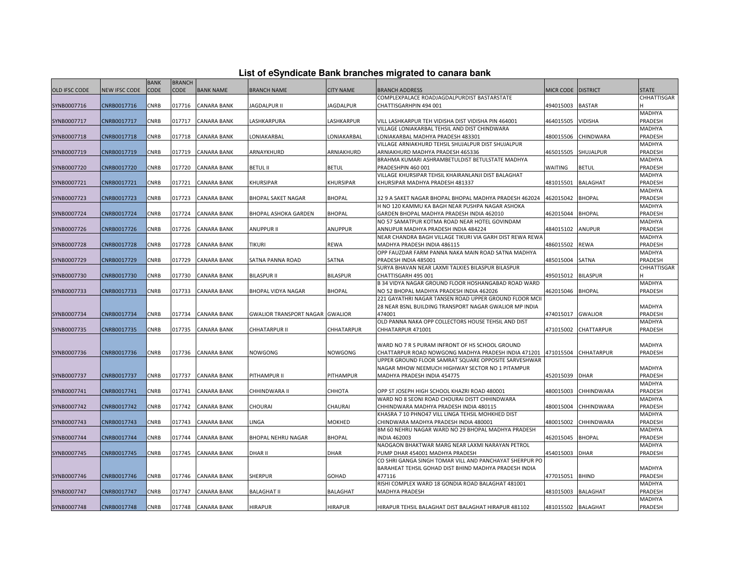## List of eSyndicate Bank branches migrated to canara bank

| OLD IFSC CODE | NEW IFSC CODE | BANK CODE | BRANCH CODE | BANK NAME | BRANCH NAME | CITY NAME | BRANCH ADDRESS | MICR CODE | DISTRICT | STATE |
|---|---|---|---|---|---|---|---|---|---|---|
| SYNB0007716 | CNRB0017716 | CNRB | 017716 | CANARA BANK | JAGDALPUR II | JAGDALPUR | COMPLEXPALACE ROADJAGDALPURDIST BASTARSTATE CHATTISGARHPIN 494 001 | 494015003 | BASTAR | CHHATTISGARH |
| SYNB0007717 | CNRB0017717 | CNRB | 017717 | CANARA BANK | LASHKARPURA | LASHKARPUR | VILL LASHKARPUR TEH VIDISHA DIST VIDISHA PIN 464001 | 464015505 | VIDISHA | MADHYA PRADESH |
| SYNB0007718 | CNRB0017718 | CNRB | 017718 | CANARA BANK | LONIAKARBAL | LONIAKARBAL | VILLAGE LONIAKARBAL TEHSIL AND DIST CHINDWARA LONIAKARBAL MADHYA PRADESH 483301 | 480015506 | CHINDWARA | MADHYA PRADESH |
| SYNB0007719 | CNRB0017719 | CNRB | 017719 | CANARA BANK | ARNAYKHURD | ARNIAKHURD | VILLAGE ARNIAKHURD TEHSIL SHUJALPUR DIST SHUJALPUR ARNIAKHURD MADHYA PRADESH 465336 | 465015505 | SHUJALPUR | MADHYA PRADESH |
| SYNB0007720 | CNRB0017720 | CNRB | 017720 | CANARA BANK | BETUL II | BETUL | BRAHMA KUMARI ASHRAMBETULDIST BETULSTATE MADHYA PRADESHPIN 460 001 | WAITING | BETUL | MADHYA PRADESH |
| SYNB0007721 | CNRB0017721 | CNRB | 017721 | CANARA BANK | KHURSIPAR | KHURSIPAR | VILLAGE KHURSIPAR TEHSIL KHAIRANLANJI DIST BALAGHAT KHURSIPAR MADHYA PRADESH 481337 | 481015501 | BALAGHAT | MADHYA PRADESH |
| SYNB0007723 | CNRB0017723 | CNRB | 017723 | CANARA BANK | BHOPAL SAKET NAGAR | BHOPAL | 32 9 A SAKET NAGAR BHOPAL BHOPAL MADHYA PRADESH 462024 | 462015042 | BHOPAL | MADHYA PRADESH |
| SYNB0007724 | CNRB0017724 | CNRB | 017724 | CANARA BANK | BHOPAL ASHOKA GARDEN | BHOPAL | H NO 120 KAMMU KA BAGH NEAR PUSHPA NAGAR ASHOKA GARDEN BHOPAL MADHYA PRADESH INDIA 462010 | 462015044 | BHOPAL | MADHYA PRADESH |
| SYNB0007726 | CNRB0017726 | CNRB | 017726 | CANARA BANK | ANUPPUR II | ANUPPUR | NO 57 SAMATPUR KOTMA ROAD NEAR HOTEL GOVINDAM ANNUPUR MADHYA PRADESH INDIA 484224 | 484015102 | ANUPUR | MADHYA PRADESH |
| SYNB0007728 | CNRB0017728 | CNRB | 017728 | CANARA BANK | TIKURI | REWA | NEAR CHANDRA BAGH VILLAGE TIKURI VIA GARH DIST REWA REWA MADHYA PRADESH INDIA 486115 | 486015502 | REWA | MADHYA PRADESH |
| SYNB0007729 | CNRB0017729 | CNRB | 017729 | CANARA BANK | SATNA PANNA ROAD | SATNA | OPP FAUZDAR FARM PANNA NAKA MAIN ROAD SATNA MADHYA PRADESH INDIA 485001 | 485015004 | SATNA | MADHYA PRADESH |
| SYNB0007730 | CNRB0017730 | CNRB | 017730 | CANARA BANK | BILASPUR II | BILASPUR | SURYA BHAVAN NEAR LAXMI TALKIES BILASPUR BILASPUR CHATTISGARH 495 001 | 495015012 | BILASPUR | CHHATTISGARH |
| SYNB0007733 | CNRB0017733 | CNRB | 017733 | CANARA BANK | BHOPAL VIDYA NAGAR | BHOPAL | B 34 VIDYA NAGAR GROUND FLOOR HOSHANGABAD ROAD WARD NO 52 BHOPAL MADHYA PRADESH INDIA 462026 | 462015046 | BHOPAL | MADHYA PRADESH |
| SYNB0007734 | CNRB0017734 | CNRB | 017734 | CANARA BANK | GWALIOR TRANSPORT NAGAR | GWALIOR | 221 GAYATHRI NAGAR TANSEN ROAD UPPER GROUND FLOOR MCII 28 NEAR BSNL BUILDING TRANSPORT NAGAR GWALIOR MP INDIA 474001 | 474015017 | GWALIOR | MADHYA PRADESH |
| SYNB0007735 | CNRB0017735 | CNRB | 017735 | CANARA BANK | CHHATARPUR II | CHHATARPUR | OLD PANNA NAKA OPP COLLECTORS HOUSE TEHSIL AND DIST CHHATARPUR 471001 | 471015002 | CHATTARPUR | MADHYA PRADESH |
| SYNB0007736 | CNRB0017736 | CNRB | 017736 | CANARA BANK | NOWGONG | NOWGONG | WARD NO 7 R S PURAM INFRONT OF HS SCHOOL GROUND CHATTARPUR ROAD NOWGONG MADHYA PRADESH INDIA 471201 | 471015504 | CHHATARPUR | MADHYA PRADESH |
| SYNB0007737 | CNRB0017737 | CNRB | 017737 | CANARA BANK | PITHAMPUR II | PITHAMPUR | UPPER GROUND FLOOR SAMRAT SQUARE OPPOSITE SARVESHWAR NAGAR MHOW NEEMUCH HIGHWAY SECTOR NO 1 PITAMPUR MADHYA PRADESH INDIA 454775 | 452015039 | DHAR | MADHYA PRADESH |
| SYNB0007741 | CNRB0017741 | CNRB | 017741 | CANARA BANK | CHHINDWARA II | CHHOTA | OPP ST JOSEPH HIGH SCHOOL KHAZRI ROAD 480001 | 480015003 | CHHINDWARA | MADHYA PRADESH |
| SYNB0007742 | CNRB0017742 | CNRB | 017742 | CANARA BANK | CHOURAI | CHAURAI | WARD NO 8 SEONI ROAD CHOURAI DISTT CHHINDWARA CHHINDWARA MADHYA PRADESH INDIA 480115 | 480015004 | CHHINDWARA | MADHYA PRADESH |
| SYNB0007743 | CNRB0017743 | CNRB | 017743 | CANARA BANK | LINGA | MOKHED | KHASRA 7 10 PHNO47 VILL LINGA TEHSIL MOHKHED DIST CHINDWARA MADHYA PRADESH INDIA 480001 | 480015002 | CHHINDWARA | MADHYA PRADESH |
| SYNB0007744 | CNRB0017744 | CNRB | 017744 | CANARA BANK | BHOPAL NEHRU NAGAR | BHOPAL | BM 60 NEHRU NAGAR WARD NO 29 BHOPAL MADHYA PRADESH INDIA 462003 | 462015045 | BHOPAL | MADHYA PRADESH |
| SYNB0007745 | CNRB0017745 | CNRB | 017745 | CANARA BANK | DHAR II | DHAR | NAOGAON BHAKTWAR MARG NEAR LAXMI NARAYAN PETROL PUMP DHAR 454001 MADHYA PRADESH | 454015003 | DHAR | MADHYA PRADESH |
| SYNB0007746 | CNRB0017746 | CNRB | 017746 | CANARA BANK | SHERPUR | GOHAD | CO SHRI GANGA SINGH TOMAR VILL AND PANCHAYAT SHERPUR PO BARAHEAT TEHSIL GOHAD DIST BHIND MADHYA PRADESH INDIA 477116 | 477015051 | BHIND | MADHYA PRADESH |
| SYNB0007747 | CNRB0017747 | CNRB | 017747 | CANARA BANK | BALAGHAT II | BALAGHAT | RISHI COMPLEX WARD 18 GONDIA ROAD BALAGHAT 481001 MADHYA PRADESH | 481015003 | BALAGHAT | MADHYA PRADESH |
| SYNB0007748 | CNRB0017748 | CNRB | 017748 | CANARA BANK | HIRAPUR | HIRAPUR | HIRAPUR TEHSIL BALAGHAT DIST BALAGHAT HIRAPUR 481102 | 481015502 | BALAGHAT | MADHYA PRADESH |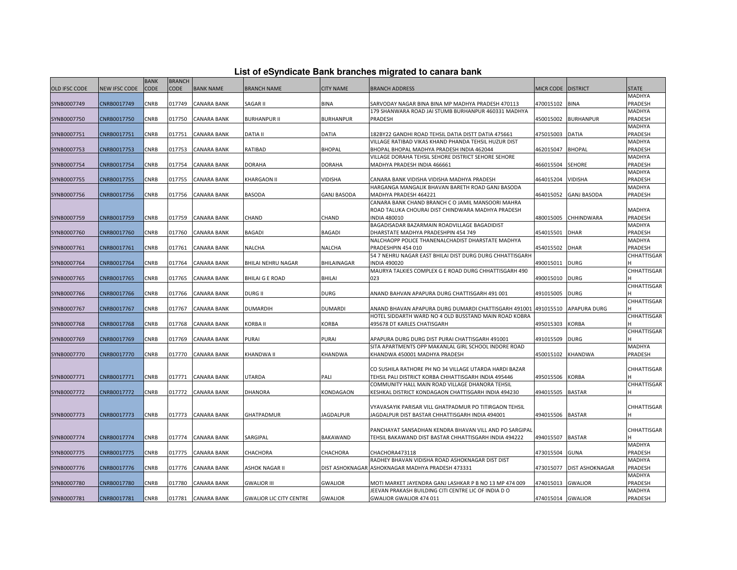## List of eSyndicate Bank branches migrated to canara bank

| OLD IFSC CODE | NEW IFSC CODE | BANK CODE | BRANCH CODE | BANK NAME | BRANCH NAME | CITY NAME | BRANCH ADDRESS | MICR CODE | DISTRICT | STATE |
|---|---|---|---|---|---|---|---|---|---|---|
| SYNB0007749 | CNRB0017749 | CNRB | 017749 | CANARA BANK | SAGAR II | BINA | SARVODAY NAGAR BINA BINA MP MADHYA PRADESH 470113 | 470015102 | BINA | MADHYA PRADESH |
| SYNB0007750 | CNRB0017750 | CNRB | 017750 | CANARA BANK | BURHANPUR II | BURHANPUR | 179 SHANWARA ROAD JAI STUMB BURHANPUR 460331 MADHYA PRADESH | 450015002 | BURHANPUR | MADHYA PRADESH |
| SYNB0007751 | CNRB0017751 | CNRB | 017751 | CANARA BANK | DATIA II | DATIA | 182BY22 GANDHI ROAD TEHSIL DATIA DISTT DATIA 475661 | 475015003 | DATIA | MADHYA PRADESH |
| SYNB0007753 | CNRB0017753 | CNRB | 017753 | CANARA BANK | RATIBAD | BHOPAL | VILLAGE RATIBAD VIKAS KHAND PHANDA TEHSIL HUZUR DIST BHOPAL BHOPAL MADHYA PRADESH INDIA 462044 | 462015047 | BHOPAL | MADHYA PRADESH |
| SYNB0007754 | CNRB0017754 | CNRB | 017754 | CANARA BANK | DORAHA | DORAHA | VILLAGE DORAHA TEHSIL SEHORE DISTRICT SEHORE SEHORE MADHYA PRADESH INDIA 466661 | 466015504 | SEHORE | MADHYA PRADESH |
| SYNB0007755 | CNRB0017755 | CNRB | 017755 | CANARA BANK | KHARGAON II | VIDISHA | CANARA BANK VIDISHA VIDISHA MADHYA PRADESH | 464015204 | VIDISHA | MADHYA PRADESH |
| SYNB0007756 | CNRB0017756 | CNRB | 017756 | CANARA BANK | BASODA | GANJ BASODA | HARGANGA MANGALIK BHAVAN BARETH ROAD GANJ BASODA MADHYA PRADESH 464221 | 464015052 | GANJ BASODA | MADHYA PRADESH |
| SYNB0007759 | CNRB0017759 | CNRB | 017759 | CANARA BANK | CHAND | CHAND | CANARA BANK CHAND BRANCH C O JAMIL MANSOORI MAHRA ROAD TALUKA CHOURAI DIST CHINDWARA MADHYA PRADESH INDIA 480010 | 480015005 | CHHINDWARA | MADHYA PRADESH |
| SYNB0007760 | CNRB0017760 | CNRB | 017760 | CANARA BANK | BAGADI | BAGADI | BAGADISADAR BAZARMAIN ROADVILLAGE BAGADIDIST DHARSTATE MADHYA PRADESHPIN 454 749 | 454015501 | DHAR | MADHYA PRADESH |
| SYNB0007761 | CNRB0017761 | CNRB | 017761 | CANARA BANK | NALCHA | NALCHA | NALCHAOPP POLICE THANENALCHADIST DHARSTATE MADHYA PRADESHPIN 454 010 | 454015502 | DHAR | MADHYA PRADESH |
| SYNB0007764 | CNRB0017764 | CNRB | 017764 | CANARA BANK | BHILAI NEHRU NAGAR | BHILAINAGAR | 54 7 NEHRU NAGAR EAST BHILAI DIST DURG DURG CHHATTISGARH INDIA 490020 | 490015011 | DURG | CHHATTISGARH |
| SYNB0007765 | CNRB0017765 | CNRB | 017765 | CANARA BANK | BHILAI G E ROAD | BHILAI | MAURYA TALKIES COMPLEX G E ROAD DURG CHHATTISGARH 490 023 | 490015010 | DURG | CHHATTISGARH |
| SYNB0007766 | CNRB0017766 | CNRB | 017766 | CANARA BANK | DURG II | DURG | ANAND BAHVAN APAPURA DURG CHATTISGARH 491 001 | 491015005 | DURG | CHHATTISGARH |
| SYNB0007767 | CNRB0017767 | CNRB | 017767 | CANARA BANK | DUMARDIH | DUMARDI | ANAND BHAVAN APAPURA DURG DUMARDI CHATTISGARH 491001 | 491015510 | APAPURA DURG | CHHATTISGARH |
| SYNB0007768 | CNRB0017768 | CNRB | 017768 | CANARA BANK | KORBA II | KORBA | HOTEL SIDDARTH WARD NO 4 OLD BUSSTAND MAIN ROAD KOBRA 495678 DT KARLES CHATISGARH | 495015303 | KORBA | CHHATTISGARH |
| SYNB0007769 | CNRB0017769 | CNRB | 017769 | CANARA BANK | PURAI | PURAI | APAPURA DURG DURG DIST PURAI CHATTISGARH 491001 | 491015509 | DURG | CHHATTISGARH |
| SYNB0007770 | CNRB0017770 | CNRB | 017770 | CANARA BANK | KHANDWA II | KHANDWA | SITA APARTMENTS OPP MAKANLAL GIRL SCHOOL INDORE ROAD KHANDWA 450001 MADHYA PRADESH | 450015102 | KHANDWA | MADHYA PRADESH |
| SYNB0007771 | CNRB0017771 | CNRB | 017771 | CANARA BANK | UTARDA | PALI | CO SUSHILA RATHORE PH NO 34 VILLAGE UTARDA HARDI BAZAR TEHSIL PALI DISTRICT KORBA CHHATTISGARH INDIA 495446 | 495015506 | KORBA | CHHATTISGARH |
| SYNB0007772 | CNRB0017772 | CNRB | 017772 | CANARA BANK | DHANORA | KONDAGAON | COMMUNITY HALL MAIN ROAD VILLAGE DHANORA TEHSIL KESHKAL DISTRICT KONDAGAON CHATTISGARH INDIA 494230 | 494015505 | BASTAR | CHHATTISGARH |
| SYNB0007773 | CNRB0017773 | CNRB | 017773 | CANARA BANK | GHATPADMUR | JAGDALPUR | VYAVASAYIK PARISAR VILL GHATPADMUR PO TITIRGAON TEHSIL JAGDALPUR DIST BASTAR CHHATTISGARH INDIA 494001 | 494015506 | BASTAR | CHHATTISGARH |
| SYNB0007774 | CNRB0017774 | CNRB | 017774 | CANARA BANK | SARGIPAL | BAKAWAND | PANCHAYAT SANSADHAN KENDRA BHAVAN VILL AND PO SARGIPAL TEHSIL BAKAWAND DIST BASTAR CHHATTISGARH INDIA 494222 | 494015507 | BASTAR | CHHATTISGARH |
| SYNB0007775 | CNRB0017775 | CNRB | 017775 | CANARA BANK | CHACHORA | CHACHORA | CHACHORA473118 | 473015504 | GUNA | MADHYA PRADESH |
| SYNB0007776 | CNRB0017776 | CNRB | 017776 | CANARA BANK | ASHOK NAGAR II | DIST ASHOKNAGAR | RADHEY BHAVAN VIDISHA ROAD ASHOKNAGAR DIST DIST ASHOKNAGAR MADHYA PRADESH 473331 | 473015077 | DIST ASHOKNAGAR | MADHYA PRADESH |
| SYNB0007780 | CNRB0017780 | CNRB | 017780 | CANARA BANK | GWALIOR III | GWALIOR | MOTI MARKET JAYENDRA GANJ LASHKAR P B NO 13 MP 474 009 | 474015013 | GWALIOR | MADHYA PRADESH |
| SYNB0007781 | CNRB0017781 | CNRB | 017781 | CANARA BANK | GWALIOR LIC CITY CENTRE | GWALIOR | JEEVAN PRAKASH BUILDING CITI CENTRE LIC OF INDIA D O GWALIOR GWALIOR 474 011 | 474015014 | GWALIOR | MADHYA PRADESH |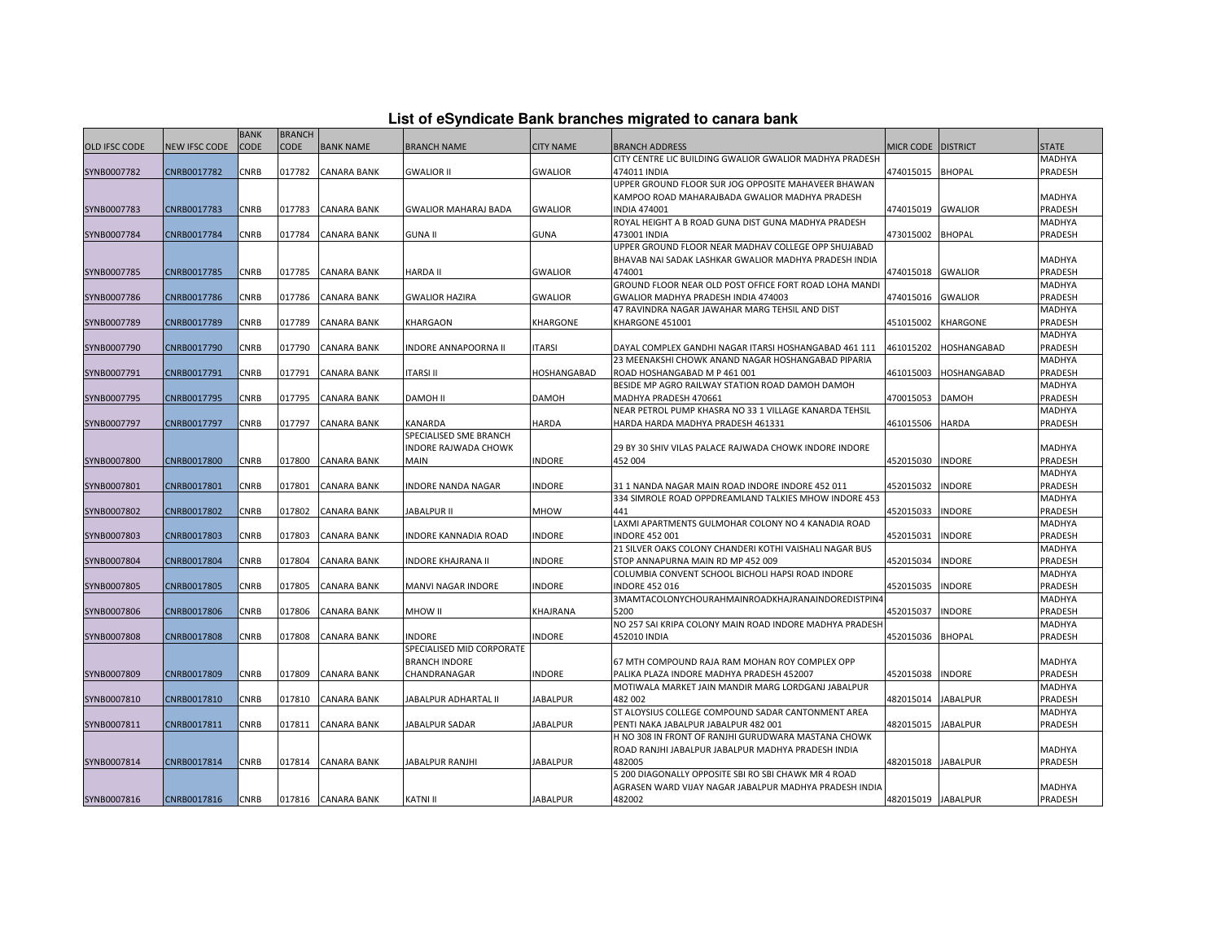# List of eSyndicate Bank branches migrated to canara bank

| OLD IFSC CODE | NEW IFSC CODE | BANK CODE | BRANCH CODE | BANK NAME | BRANCH NAME | CITY NAME | BRANCH ADDRESS | MICR CODE | DISTRICT | STATE |
|---|---|---|---|---|---|---|---|---|---|---|
| SYNB0007782 | CNRB0017782 | CNRB | 017782 | CANARA BANK | GWALIOR II | GWALIOR | CITY CENTRE LIC BUILDING GWALIOR GWALIOR MADHYA PRADESH 474011 INDIA | 474015015 | BHOPAL | MADHYA PRADESH |
| SYNB0007783 | CNRB0017783 | CNRB | 017783 | CANARA BANK | GWALIOR MAHARAJ BADA | GWALIOR | UPPER GROUND FLOOR SUR JOG OPPOSITE MAHAVEER BHAWAN KAMPOO ROAD MAHARAJBADA GWALIOR MADHYA PRADESH INDIA 474001 | 474015019 | GWALIOR | MADHYA PRADESH |
| SYNB0007784 | CNRB0017784 | CNRB | 017784 | CANARA BANK | GUNA II | GUNA | ROYAL HEIGHT A B ROAD GUNA DIST GUNA MADHYA PRADESH 473001 INDIA | 473015002 | BHOPAL | MADHYA PRADESH |
| SYNB0007785 | CNRB0017785 | CNRB | 017785 | CANARA BANK | HARDA II | GWALIOR | UPPER GROUND FLOOR NEAR MADHAV COLLEGE OPP SHUJABAD BHAVAB NAI SADAK LASHKAR GWALIOR MADHYA PRADESH INDIA 474001 | 474015018 | GWALIOR | MADHYA PRADESH |
| SYNB0007786 | CNRB0017786 | CNRB | 017786 | CANARA BANK | GWALIOR HAZIRA | GWALIOR | GROUND FLOOR NEAR OLD POST OFFICE FORT ROAD LOHA MANDI GWALIOR MADHYA PRADESH INDIA 474003 | 474015016 | GWALIOR | MADHYA PRADESH |
| SYNB0007789 | CNRB0017789 | CNRB | 017789 | CANARA BANK | KHARGAON | KHARGONE | 47 RAVINDRA NAGAR JAWAHAR MARG TEHSIL AND DIST KHARGONE 451001 | 451015002 | KHARGONE | MADHYA PRADESH |
| SYNB0007790 | CNRB0017790 | CNRB | 017790 | CANARA BANK | INDORE ANNAPOORNA II | ITARSI | DAYAL COMPLEX GANDHI NAGAR ITARSI HOSHANGABAD 461 111 | 461015202 | HOSHANGABAD | MADHYA PRADESH |
| SYNB0007791 | CNRB0017791 | CNRB | 017791 | CANARA BANK | ITARSI II | HOSHANGABAD | 23 MEENAKSHI CHOWK ANAND NAGAR HOSHANGABAD PIPARIA ROAD HOSHANGABAD M P 461 001 | 461015003 | HOSHANGABAD | MADHYA PRADESH |
| SYNB0007795 | CNRB0017795 | CNRB | 017795 | CANARA BANK | DAMOH II | DAMOH | BESIDE MP AGRO RAILWAY STATION ROAD DAMOH DAMOH MADHYA PRADESH 470661 | 470015053 | DAMOH | MADHYA PRADESH |
| SYNB0007797 | CNRB0017797 | CNRB | 017797 | CANARA BANK | KANARDA | HARDA | NEAR PETROL PUMP KHASRA NO 33 1 VILLAGE KANARDA TEHSIL HARDA HARDA MADHYA PRADESH 461331 | 461015506 | HARDA | MADHYA PRADESH |
| SYNB0007800 | CNRB0017800 | CNRB | 017800 | CANARA BANK | SPECIALISED SME BRANCH INDORE RAJWADA CHOWK MAIN | INDORE | 29 BY 30 SHIV VILAS PALACE RAJWADA CHOWK INDORE INDORE 452 004 | 452015030 | INDORE | MADHYA PRADESH |
| SYNB0007801 | CNRB0017801 | CNRB | 017801 | CANARA BANK | INDORE NANDA NAGAR | INDORE | 31 1 NANDA NAGAR MAIN ROAD INDORE INDORE 452 011 | 452015032 | INDORE | MADHYA PRADESH |
| SYNB0007802 | CNRB0017802 | CNRB | 017802 | CANARA BANK | JABALPUR II | MHOW | 334 SIMROLE ROAD OPPDREAMLAND TALKIES MHOW INDORE 453 441 | 452015033 | INDORE | MADHYA PRADESH |
| SYNB0007803 | CNRB0017803 | CNRB | 017803 | CANARA BANK | INDORE KANNADIA ROAD | INDORE | LAXMI APARTMENTS GULMOHAR COLONY NO 4 KANADIA ROAD INDORE 452 001 | 452015031 | INDORE | MADHYA PRADESH |
| SYNB0007804 | CNRB0017804 | CNRB | 017804 | CANARA BANK | INDORE KHAJRANA II | INDORE | 21 SILVER OAKS COLONY CHANDERI KOTHI VAISHALI NAGAR BUS STOP ANNAPURNA MAIN RD MP 452 009 | 452015034 | INDORE | MADHYA PRADESH |
| SYNB0007805 | CNRB0017805 | CNRB | 017805 | CANARA BANK | MANVI NAGAR INDORE | INDORE | COLUMBIA CONVENT SCHOOL BICHOLI HAPSI ROAD INDORE INDORE 452 016 | 452015035 | INDORE | MADHYA PRADESH |
| SYNB0007806 | CNRB0017806 | CNRB | 017806 | CANARA BANK | MHOW II | KHAJRANA | 3MAMTACOLONYCHOURAHMAINROADKHAJRANAINDOREDISTPIN45200 | 452015037 | INDORE | MADHYA PRADESH |
| SYNB0007808 | CNRB0017808 | CNRB | 017808 | CANARA BANK | INDORE | INDORE | NO 257 SAI KRIPA COLONY MAIN ROAD INDORE MADHYA PRADESH 452010 INDIA | 452015036 | BHOPAL | MADHYA PRADESH |
| SYNB0007809 | CNRB0017809 | CNRB | 017809 | CANARA BANK | SPECIALISED MID CORPORATE BRANCH INDORE CHANDRANAGAR | INDORE | 67 MTH COMPOUND RAJA RAM MOHAN ROY COMPLEX OPP PALIKA PLAZA INDORE MADHYA PRADESH 452007 | 452015038 | INDORE | MADHYA PRADESH |
| SYNB0007810 | CNRB0017810 | CNRB | 017810 | CANARA BANK | JABALPUR ADHARTAL II | JABALPUR | MOTIWALA MARKET JAIN MANDIR MARG LORDGANJ JABALPUR 482 002 | 482015014 | JABALPUR | MADHYA PRADESH |
| SYNB0007811 | CNRB0017811 | CNRB | 017811 | CANARA BANK | JABALPUR SADAR | JABALPUR | ST ALOYSIUS COLLEGE COMPOUND SADAR CANTONMENT AREA PENTI NAKA JABALPUR JABALPUR 482 001 | 482015015 | JABALPUR | MADHYA PRADESH |
| SYNB0007814 | CNRB0017814 | CNRB | 017814 | CANARA BANK | JABALPUR RANJHI | JABALPUR | H NO 308 IN FRONT OF RANJHI GURUDWARA MASTANA CHOWK ROAD RANJHI JABALPUR JABALPUR MADHYA PRADESH INDIA 482005 | 482015018 | JABALPUR | MADHYA PRADESH |
| SYNB0007816 | CNRB0017816 | CNRB | 017816 | CANARA BANK | KATNI II | JABALPUR | 5 200 DIAGONALLY OPPOSITE SBI RO SBI CHAWK MR 4 ROAD AGRASEN WARD VIJAY NAGAR JABALPUR MADHYA PRADESH INDIA 482002 | 482015019 | JABALPUR | MADHYA PRADESH |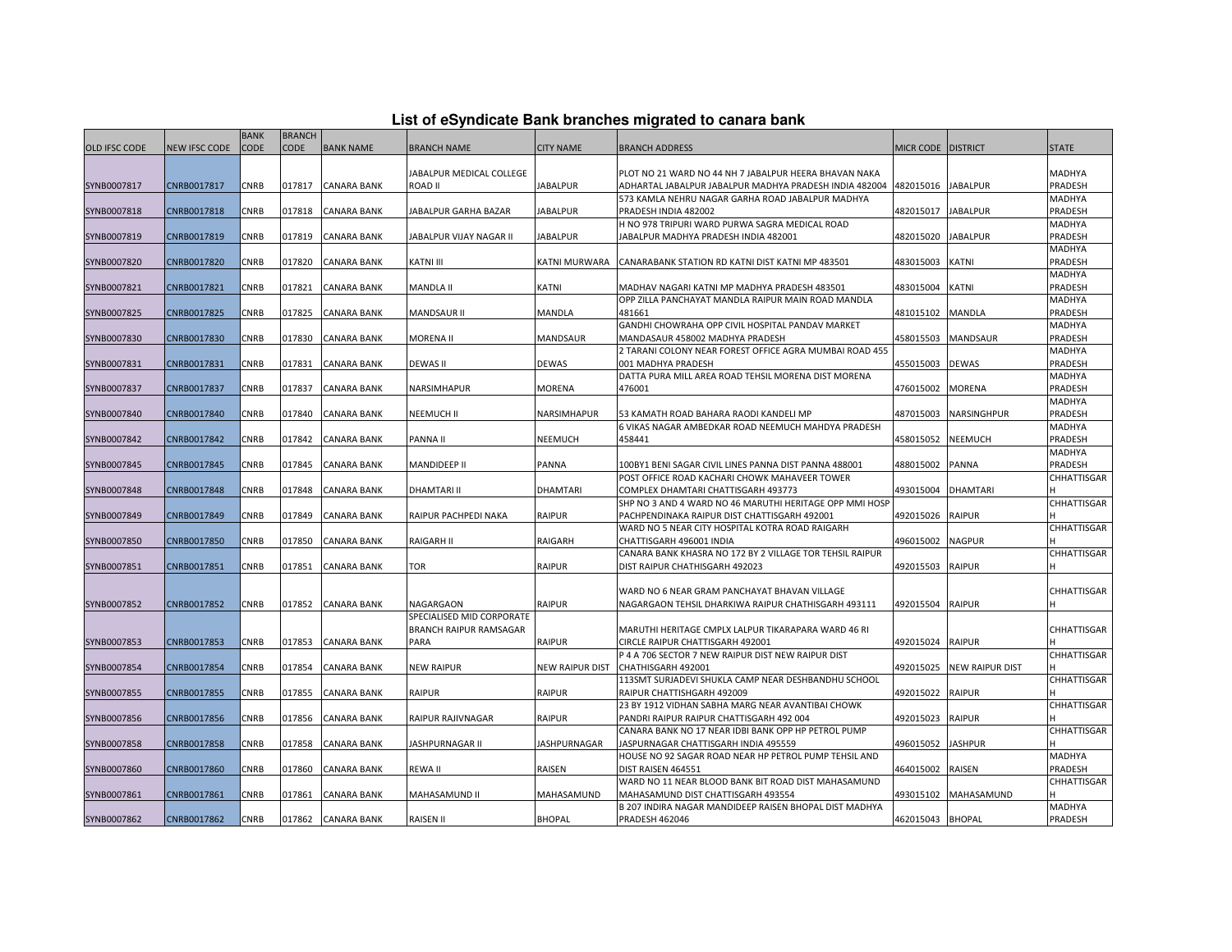# List of eSyndicate Bank branches migrated to canara bank

| OLD IFSC CODE | NEW IFSC CODE | BANK CODE | BRANCH CODE | BANK NAME | BRANCH NAME | CITY NAME | BRANCH ADDRESS | MICR CODE | DISTRICT | STATE |
|---|---|---|---|---|---|---|---|---|---|---|
| SYNB0007817 | CNRB0017817 | CNRB | 017817 | CANARA BANK | JABALPUR MEDICAL COLLEGE ROAD II | JABALPUR | PLOT NO 21 WARD NO 44 NH 7 JABALPUR HEERA BHAVAN NAKA ADHARTAL JABALPUR JABALPUR MADHYA PRADESH INDIA 482004 | 482015016 | JABALPUR | MADHYA PRADESH |
| SYNB0007818 | CNRB0017818 | CNRB | 017818 | CANARA BANK | JABALPUR GARHA BAZAR | JABALPUR | 573 KAMLA NEHRU NAGAR GARHA ROAD JABALPUR MADHYA PRADESH INDIA 482002 | 482015017 | JABALPUR | MADHYA PRADESH |
| SYNB0007819 | CNRB0017819 | CNRB | 017819 | CANARA BANK | JABALPUR VIJAY NAGAR II | JABALPUR | H NO 978 TRIPURI WARD PURWA SAGRA MEDICAL ROAD JABALPUR MADHYA PRADESH INDIA 482001 | 482015020 | JABALPUR | MADHYA PRADESH |
| SYNB0007820 | CNRB0017820 | CNRB | 017820 | CANARA BANK | KATNI III | KATNI MURWARA | CANARABANK STATION RD KATNI DIST KATNI MP 483501 | 483015003 | KATNI | MADHYA PRADESH |
| SYNB0007821 | CNRB0017821 | CNRB | 017821 | CANARA BANK | MANDLA II | KATNI | MADHAV NAGARI KATNI MP MADHYA PRADESH 483501 | 483015004 | KATNI | MADHYA PRADESH |
| SYNB0007825 | CNRB0017825 | CNRB | 017825 | CANARA BANK | MANDSAUR II | MANDLA | OPP ZILLA PANCHAYAT MANDLA RAIPUR MAIN ROAD MANDLA 481661 | 481015102 | MANDLA | MADHYA PRADESH |
| SYNB0007830 | CNRB0017830 | CNRB | 017830 | CANARA BANK | MORENA II | MANDSAUR | GANDHI CHOWRAHA OPP CIVIL HOSPITAL PANDAV MARKET MANDASAUR 458002 MADHYA PRADESH | 458015503 | MANDSAUR | MADHYA PRADESH |
| SYNB0007831 | CNRB0017831 | CNRB | 017831 | CANARA BANK | DEWAS II | DEWAS | 2 TARANI COLONY NEAR FOREST OFFICE AGRA MUMBAI ROAD 455 001 MADHYA PRADESH | 455015003 | DEWAS | MADHYA PRADESH |
| SYNB0007837 | CNRB0017837 | CNRB | 017837 | CANARA BANK | NARSIMHAPUR | MORENA | DATTA PURA MILL AREA ROAD TEHSIL MORENA DIST MORENA 476001 | 476015002 | MORENA | MADHYA PRADESH |
| SYNB0007840 | CNRB0017840 | CNRB | 017840 | CANARA BANK | NEEMUCH II | NARSIMHAPUR | 53 KAMATH ROAD BAHARA RAODI KANDELI MP | 487015003 | NARSINGHPUR | MADHYA PRADESH |
| SYNB0007842 | CNRB0017842 | CNRB | 017842 | CANARA BANK | PANNA II | NEEMUCH | 6 VIKAS NAGAR AMBEDKAR ROAD NEEMUCH MAHDYA PRADESH 458441 | 458015052 | NEEMUCH | MADHYA PRADESH |
| SYNB0007845 | CNRB0017845 | CNRB | 017845 | CANARA BANK | MANDIDEEP II | PANNA | 100BY1 BENI SAGAR CIVIL LINES PANNA DIST PANNA 488001 | 488015002 | PANNA | MADHYA PRADESH |
| SYNB0007848 | CNRB0017848 | CNRB | 017848 | CANARA BANK | DHAMTARI II | DHAMTARI | POST OFFICE ROAD KACHARI CHOWK MAHAVEER TOWER COMPLEX DHAMTARI CHATTISGARH 493773 | 493015004 | DHAMTARI | CHHATTISGARH |
| SYNB0007849 | CNRB0017849 | CNRB | 017849 | CANARA BANK | RAIPUR PACHPEDI NAKA | RAIPUR | SHP NO 3 AND 4 WARD NO 46 MARUTHI HERITAGE OPP MMI HOSP PACHPENDINAKA RAIPUR DIST CHATTISGARH 492001 | 492015026 | RAIPUR | CHHATTISGARH |
| SYNB0007850 | CNRB0017850 | CNRB | 017850 | CANARA BANK | RAIGARH II | RAIGARH | WARD NO 5 NEAR CITY HOSPITAL KOTRA ROAD RAIGARH CHATTISGARH 496001 INDIA | 496015002 | NAGPUR | CHHATTISGARH |
| SYNB0007851 | CNRB0017851 | CNRB | 017851 | CANARA BANK | TOR | RAIPUR | CANARA BANK KHASRA NO 172 BY 2 VILLAGE TOR TEHSIL RAIPUR DIST RAIPUR CHATHISGARH 492023 | 492015503 | RAIPUR | CHHATTISGARH |
| SYNB0007852 | CNRB0017852 | CNRB | 017852 | CANARA BANK | NAGARGAON | RAIPUR | WARD NO 6 NEAR GRAM PANCHAYAT BHAVAN VILLAGE NAGARGAON TEHSIL DHARKIWA RAIPUR CHATHISGARH 493111 | 492015504 | RAIPUR | CHHATTISGARH |
| SYNB0007853 | CNRB0017853 | CNRB | 017853 | CANARA BANK | SPECIALISED MID CORPORATE BRANCH RAIPUR RAMSAGAR PARA | RAIPUR | MARUTHI HERITAGE CMPLX LALPUR TIKARAPARA WARD 46 RI CIRCLE RAIPUR CHATTISGARH 492001 | 492015024 | RAIPUR | CHHATTISGARH |
| SYNB0007854 | CNRB0017854 | CNRB | 017854 | CANARA BANK | NEW RAIPUR | NEW RAIPUR DIST | P 4 A 706 SECTOR 7 NEW RAIPUR DIST NEW RAIPUR DIST CHATHISGARH 492001 | 492015025 | NEW RAIPUR DIST | CHHATTISGARH |
| SYNB0007855 | CNRB0017855 | CNRB | 017855 | CANARA BANK | RAIPUR | RAIPUR | 113SMT SURJADEVI SHUKLA CAMP NEAR DESHBANDHU SCHOOL RAIPUR CHATTISHGARH 492009 | 492015022 | RAIPUR | CHHATTISGARH |
| SYNB0007856 | CNRB0017856 | CNRB | 017856 | CANARA BANK | RAIPUR RAJIVNAGAR | RAIPUR | 23 BY 1912 VIDHAN SABHA MARG NEAR AVANTIBAI CHOWK PANDRI RAIPUR RAIPUR CHATTISGARH 492 004 | 492015023 | RAIPUR | CHHATTISGARH |
| SYNB0007858 | CNRB0017858 | CNRB | 017858 | CANARA BANK | JASHPURNAGAR II | JASHPURNAGAR | CANARA BANK NO 17 NEAR IDBI BANK OPP HP PETROL PUMP JASPURNAGAR CHATTISGARH INDIA 495559 | 496015052 | JASHPUR | CHHATTISGARH |
| SYNB0007860 | CNRB0017860 | CNRB | 017860 | CANARA BANK | REWA II | RAISEN | HOUSE NO 92 SAGAR ROAD NEAR HP PETROL PUMP TEHSIL AND DIST RAISEN 464551 | 464015002 | RAISEN | MADHYA PRADESH |
| SYNB0007861 | CNRB0017861 | CNRB | 017861 | CANARA BANK | MAHASAMUND II | MAHASAMUND | WARD NO 11 NEAR BLOOD BANK BIT ROAD DIST MAHASAMUND MAHASAMUND DIST CHATTISGARH 493554 | 493015102 | MAHASAMUND | CHHATTISGARH |
| SYNB0007862 | CNRB0017862 | CNRB | 017862 | CANARA BANK | RAISEN II | BHOPAL | B 207 INDIRA NAGAR MANDIDEEP RAISEN BHOPAL DIST MADHYA PRADESH 462046 | 462015043 | BHOPAL | MADHYA PRADESH |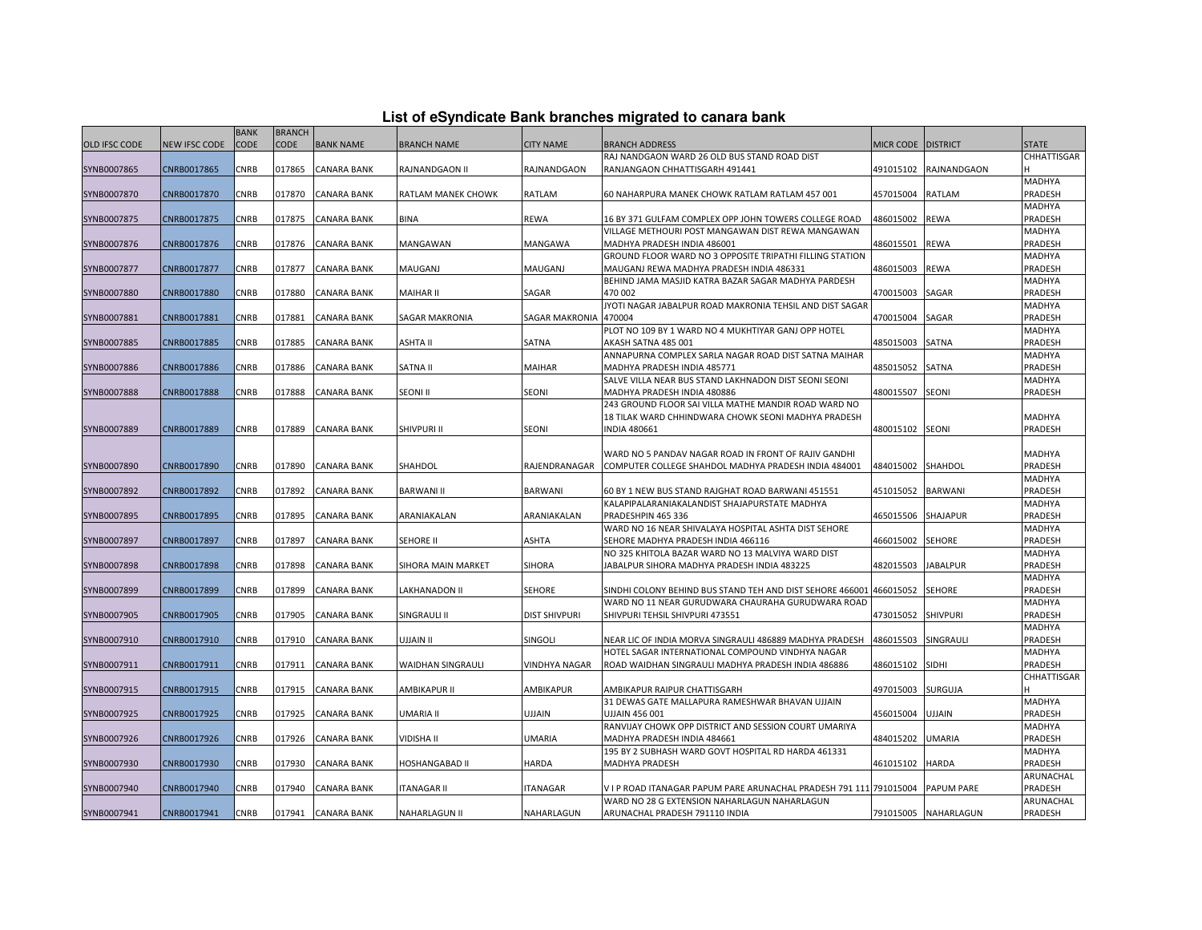# List of eSyndicate Bank branches migrated to canara bank

| OLD IFSC CODE | NEW IFSC CODE | BANK CODE | BRANCH CODE | BANK NAME | BRANCH NAME | CITY NAME | BRANCH ADDRESS | MICR CODE | DISTRICT | STATE |
|---|---|---|---|---|---|---|---|---|---|---|
| SYNB0007865 | CNRB0017865 | CNRB | 017865 | CANARA BANK | RAJNANDGAON II | RAJNANDGAON | RAJ NANDGAON WARD 26 OLD BUS STAND ROAD DIST RANJANGAON CHHATTISGARH 491441 | 491015102 | RAJNANDGAON | CHHATTISGARH |
| SYNB0007870 | CNRB0017870 | CNRB | 017870 | CANARA BANK | RATLAM MANEK CHOWK | RATLAM | 60 NAHARPURA MANEK CHOWK RATLAM RATLAM 457 001 | 457015004 | RATLAM | MADHYA PRADESH |
| SYNB0007875 | CNRB0017875 | CNRB | 017875 | CANARA BANK | BINA | REWA | 16 BY 371 GULFAM COMPLEX OPP JOHN TOWERS COLLEGE ROAD | 486015002 | REWA | MADHYA PRADESH |
| SYNB0007876 | CNRB0017876 | CNRB | 017876 | CANARA BANK | MANGAWAN | MANGAWA | VILLAGE METHOURI POST MANGAWAN DIST REWA MANGAWAN MADHYA PRADESH INDIA 486001 | 486015501 | REWA | MADHYA PRADESH |
| SYNB0007877 | CNRB0017877 | CNRB | 017877 | CANARA BANK | MAUGANJ | MAUGANJ | GROUND FLOOR WARD NO 3 OPPOSITE TRIPATHI FILLING STATION MAUGANJ REWA MADHYA PRADESH INDIA 486331 | 486015003 | REWA | MADHYA PRADESH |
| SYNB0007880 | CNRB0017880 | CNRB | 017880 | CANARA BANK | MAIHAR II | SAGAR | BEHIND JAMA MASJID KATRA BAZAR SAGAR MADHYA PARDESH 470 002 | 470015003 | SAGAR | MADHYA PRADESH |
| SYNB0007881 | CNRB0017881 | CNRB | 017881 | CANARA BANK | SAGAR MAKRONIA | SAGAR MAKRONIA | JYOTI NAGAR JABALPUR ROAD MAKRONIA TEHSIL AND DIST SAGAR 470004 | 470015004 | SAGAR | MADHYA PRADESH |
| SYNB0007885 | CNRB0017885 | CNRB | 017885 | CANARA BANK | ASHTA II | SATNA | PLOT NO 109 BY 1 WARD NO 4 MUKHTIYAR GANJ OPP HOTEL AKASH SATNA 485 001 | 485015003 | SATNA | MADHYA PRADESH |
| SYNB0007886 | CNRB0017886 | CNRB | 017886 | CANARA BANK | SATNA II | MAIHAR | ANNAPURNA COMPLEX SARLA NAGAR ROAD DIST SATNA MAIHAR MADHYA PRADESH INDIA 485771 | 485015052 | SATNA | MADHYA PRADESH |
| SYNB0007888 | CNRB0017888 | CNRB | 017888 | CANARA BANK | SEONI II | SEONI | SALVE VILLA NEAR BUS STAND LAKHNADON DIST SEONI SEONI MADHYA PRADESH INDIA 480886 | 480015507 | SEONI | MADHYA PRADESH |
| SYNB0007889 | CNRB0017889 | CNRB | 017889 | CANARA BANK | SHIVPURI II | SEONI | 243 GROUND FLOOR SAI VILLA MATHE MANDIR ROAD WARD NO 18 TILAK WARD CHHINDWARA CHOWK SEONI MADHYA PRADESH INDIA 480661 | 480015102 | SEONI | MADHYA PRADESH |
| SYNB0007890 | CNRB0017890 | CNRB | 017890 | CANARA BANK | SHAHDOL | RAJENDRANAGAR | WARD NO 5 PANDAV NAGAR ROAD IN FRONT OF RAJIV GANDHI COMPUTER COLLEGE SHAHDOL MADHYA PRADESH INDIA 484001 | 484015002 | SHAHDOL | MADHYA PRADESH |
| SYNB0007892 | CNRB0017892 | CNRB | 017892 | CANARA BANK | BARWANI II | BARWANI | 60 BY 1 NEW BUS STAND RAJGHAT ROAD BARWANI 451551 | 451015052 | BARWANI | MADHYA PRADESH |
| SYNB0007895 | CNRB0017895 | CNRB | 017895 | CANARA BANK | ARANIAKALAN | ARANIAKALAN | KALAPIPALARANIAKALANDIST SHAJAPURSTATE MADHYA PRADESHPIN 465 336 | 465015506 | SHAJAPUR | MADHYA PRADESH |
| SYNB0007897 | CNRB0017897 | CNRB | 017897 | CANARA BANK | SEHORE II | ASHTA | WARD NO 16 NEAR SHIVALAYA HOSPITAL ASHTA DIST SEHORE SEHORE MADHYA PRADESH INDIA 466116 | 466015002 | SEHORE | MADHYA PRADESH |
| SYNB0007898 | CNRB0017898 | CNRB | 017898 | CANARA BANK | SIHORA MAIN MARKET | SIHORA | NO 325 KHITOLA BAZAR WARD NO 13 MALVIYA WARD DIST JABALPUR SIHORA MADHYA PRADESH INDIA 483225 | 482015503 | JABALPUR | MADHYA PRADESH |
| SYNB0007899 | CNRB0017899 | CNRB | 017899 | CANARA BANK | LAKHANADON II | SEHORE | SINDHI COLONY BEHIND BUS STAND TEH AND DIST SEHORE 466001 | 466015052 | SEHORE | MADHYA PRADESH |
| SYNB0007905 | CNRB0017905 | CNRB | 017905 | CANARA BANK | SINGRAULI II | DIST SHIVPURI | WARD NO 11 NEAR GURUDWARA CHAURAHA GURUDWARA ROAD SHIVPURI TEHSIL SHIVPURI 473551 | 473015052 | SHIVPURI | MADHYA PRADESH |
| SYNB0007910 | CNRB0017910 | CNRB | 017910 | CANARA BANK | UJJAIN II | SINGOLI | NEAR LIC OF INDIA MORVA SINGRAULI 486889 MADHYA PRADESH | 486015503 | SINGRAULI | MADHYA PRADESH |
| SYNB0007911 | CNRB0017911 | CNRB | 017911 | CANARA BANK | WAIDHAN SINGRAULI | VINDHYA NAGAR | HOTEL SAGAR INTERNATIONAL COMPOUND VINDHYA NAGAR ROAD WAIDHAN SINGRAULI MADHYA PRADESH INDIA 486886 | 486015102 | SIDHI | MADHYA PRADESH |
| SYNB0007915 | CNRB0017915 | CNRB | 017915 | CANARA BANK | AMBIKAPUR II | AMBIKAPUR | AMBIKAPUR RAIPUR CHATTISGARH | 497015003 | SURGUJA | CHHATTISGARH |
| SYNB0007925 | CNRB0017925 | CNRB | 017925 | CANARA BANK | UMARIA II | UJJAIN | 31 DEWAS GATE MALLAPURA RAMESHWAR BHAVAN UJJAIN UJJAIN 456 001 | 456015004 | UJJAIN | MADHYA PRADESH |
| SYNB0007926 | CNRB0017926 | CNRB | 017926 | CANARA BANK | VIDISHA II | UMARIA | RANVIJAY CHOWK OPP DISTRICT AND SESSION COURT UMARIYA MADHYA PRADESH INDIA 484661 | 484015202 | UMARIA | MADHYA PRADESH |
| SYNB0007930 | CNRB0017930 | CNRB | 017930 | CANARA BANK | HOSHANGABAD II | HARDA | 195 BY 2 SUBHASH WARD GOVT HOSPITAL RD HARDA 461331 MADHYA PRADESH | 461015102 | HARDA | MADHYA PRADESH |
| SYNB0007940 | CNRB0017940 | CNRB | 017940 | CANARA BANK | ITANAGAR II | ITANAGAR | V I P ROAD ITANAGAR PAPUM PARE ARUNACHAL PRADESH 791 111 | 791015004 | PAPUM PARE | ARUNACHAL PRADESH |
| SYNB0007941 | CNRB0017941 | CNRB | 017941 | CANARA BANK | NAHARLAGUN II | NAHARLAGUN | WARD NO 28 G EXTENSION NAHARLAGUN NAHARLAGUN ARUNACHAL PRADESH 791110 INDIA | 791015005 | NAHARLAGUN | ARUNACHAL PRADESH |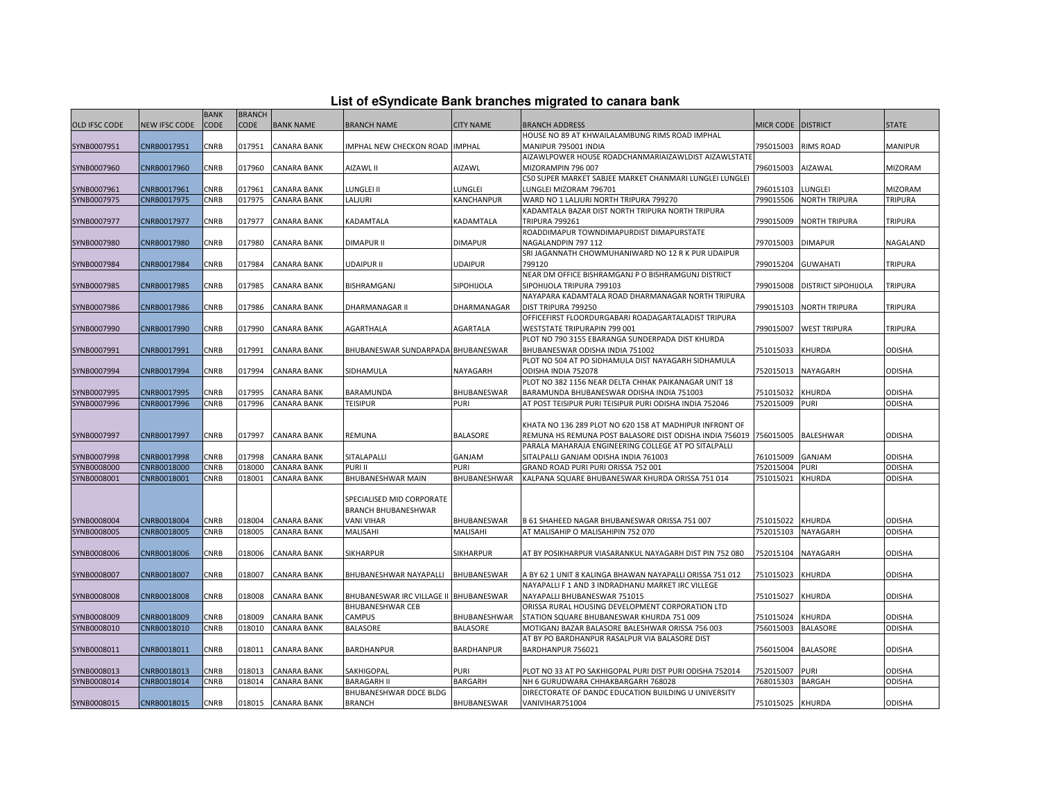## List of eSyndicate Bank branches migrated to canara bank

| OLD IFSC CODE | NEW IFSC CODE | BANK CODE | BRANCH CODE | BANK NAME | BRANCH NAME | CITY NAME | BRANCH ADDRESS | MICR CODE | DISTRICT | STATE |
|---|---|---|---|---|---|---|---|---|---|---|
| SYNB0007951 | CNRB0017951 | CNRB | 017951 | CANARA BANK | IMPHAL NEW CHECKON ROAD | IMPHAL | HOUSE NO 89 AT KHWAILALAMBUNG RIMS ROAD IMPHAL MANIPUR 795001 INDIA | 795015003 | RIMS ROAD | MANIPUR |
| SYNB0007960 | CNRB0017960 | CNRB | 017960 | CANARA BANK | AIZAWL II | AIZAWL | AIZAWLPOWER HOUSE ROADCHANMARIAIZAWLDIST AIZAWLSTATE MIZORAMPIN 796 007 | 796015003 | AIZAWAL | MIZORAM |
| SYNB0007961 | CNRB0017961 | CNRB | 017961 | CANARA BANK | LUNGLEI II | LUNGLEI | C50 SUPER MARKET SABJEE MARKET CHANMARI LUNGLEI LUNGLEI LUNGLEI MIZORAM 796701 | 796015103 | LUNGLEI | MIZORAM |
| SYNB0007975 | CNRB0017975 | CNRB | 017975 | CANARA BANK | LALJURI | KANCHANPUR | WARD NO 1 LALJURI NORTH TRIPURA 799270 | 799015506 | NORTH TRIPURA | TRIPURA |
| SYNB0007977 | CNRB0017977 | CNRB | 017977 | CANARA BANK | KADAMTALA | KADAMTALA | KADAMTALA BAZAR DIST NORTH TRIPURA NORTH TRIPURA TRIPURA 799261 | 799015009 | NORTH TRIPURA | TRIPURA |
| SYNB0007980 | CNRB0017980 | CNRB | 017980 | CANARA BANK | DIMAPUR II | DIMAPUR | ROADDIMAPUR TOWNDIMAPURDIST DIMAPURSTATE NAGALANDPIN 797 112 | 797015003 | DIMAPUR | NAGALAND |
| SYNB0007984 | CNRB0017984 | CNRB | 017984 | CANARA BANK | UDAIPUR II | UDAIPUR | SRI JAGANNATH CHOWMUHANIWARD NO 12 R K PUR UDAIPUR 799120 | 799015204 | GUWAHATI | TRIPURA |
| SYNB0007985 | CNRB0017985 | CNRB | 017985 | CANARA BANK | BISHRAMGANJ | SIPOHIJOLA | NEAR DM OFFICE BISHRAMGANJ P O BISHRAMGUNJ DISTRICT SIPOHIJOLA TRIPURA 799103 | 799015008 | DISTRICT SIPOHIJOLA | TRIPURA |
| SYNB0007986 | CNRB0017986 | CNRB | 017986 | CANARA BANK | DHARMANAGAR II | DHARMANAGAR | NAYAPARA KADAMTALA ROAD DHARMANAGAR NORTH TRIPURA DIST TRIPURA 799250 | 799015103 | NORTH TRIPURA | TRIPURA |
| SYNB0007990 | CNRB0017990 | CNRB | 017990 | CANARA BANK | AGARTHALA | AGARTALA | OFFICEFIRST FLOORDURGABARI ROADAGARTALADIST TRIPURA WESTSTATE TRIPURAPIN 799 001 | 799015007 | WEST TRIPURA | TRIPURA |
| SYNB0007991 | CNRB0017991 | CNRB | 017991 | CANARA BANK | BHUBANESWAR SUNDARPADA | BHUBANESWAR | PLOT NO 790 3155 EBARANGA SUNDERPADA DIST KHURDA BHUBANESWAR ODISHA INDIA 751002 | 751015033 | KHURDA | ODISHA |
| SYNB0007994 | CNRB0017994 | CNRB | 017994 | CANARA BANK | SIDHAMULA | NAYAGARH | PLOT NO 504 AT PO SIDHAMULA DIST NAYAGARH SIDHAMULA ODISHA INDIA 752078 | 752015013 | NAYAGARH | ODISHA |
| SYNB0007995 | CNRB0017995 | CNRB | 017995 | CANARA BANK | BARAMUNDA | BHUBANESWAR | PLOT NO 382 1156 NEAR DELTA CHHAK PAIKANAGAR UNIT 18 BARAMUNDA BHUBANESWAR ODISHA INDIA 751003 | 751015032 | KHURDA | ODISHA |
| SYNB0007996 | CNRB0017996 | CNRB | 017996 | CANARA BANK | TEISIPUR | PURI | AT POST TEISIPUR PURI TEISIPUR PURI ODISHA INDIA 752046 | 752015009 | PURI | ODISHA |
| SYNB0007997 | CNRB0017997 | CNRB | 017997 | CANARA BANK | REMUNA | BALASORE | KHATA NO 136 289 PLOT NO 620 158 AT MADHIPUR INFRONT OF REMUNA HS REMUNA POST BALASORE DIST ODISHA INDIA 756019 | 756015005 | BALESHWAR | ODISHA |
| SYNB0007998 | CNRB0017998 | CNRB | 017998 | CANARA BANK | SITALAPALLI | GANJAM | PARALA MAHARAJA ENGINEERING COLLEGE AT PO SITALPALLI SITALPALLI GANJAM ODISHA INDIA 761003 | 761015009 | GANJAM | ODISHA |
| SYNB0008000 | CNRB0018000 | CNRB | 018000 | CANARA BANK | PURI II | PURI | GRAND ROAD PURI PURI ORISSA 752 001 | 752015004 | PURI | ODISHA |
| SYNB0008001 | CNRB0018001 | CNRB | 018001 | CANARA BANK | BHUBANESHWAR MAIN | BHUBANESHWAR | KALPANA SQUARE BHUBANESWAR KHURDA ORISSA 751 014 | 751015021 | KHURDA | ODISHA |
| SYNB0008004 | CNRB0018004 | CNRB | 018004 | CANARA BANK | SPECIALISED MID CORPORATE BRANCH BHUBANESHWAR VANI VIHAR | BHUBANESWAR | B 61 SHAHEED NAGAR BHUBANESWAR ORISSA 751 007 | 751015022 | KHURDA | ODISHA |
| SYNB0008005 | CNRB0018005 | CNRB | 018005 | CANARA BANK | MALISAHI | MALISAHI | AT MALISAHIP O MALISAHIPIN 752 070 | 752015103 | NAYAGARH | ODISHA |
| SYNB0008006 | CNRB0018006 | CNRB | 018006 | CANARA BANK | SIKHARPUR | SIKHARPUR | AT BY POSIKHARPUR VIASARANKUL NAYAGARH DIST PIN 752 080 | 752015104 | NAYAGARH | ODISHA |
| SYNB0008007 | CNRB0018007 | CNRB | 018007 | CANARA BANK | BHUBANESHWAR NAYAPALLI | BHUBANESWAR | A BY 62 1 UNIT 8 KALINGA BHAWAN NAYAPALLI ORISSA 751 012 | 751015023 | KHURDA | ODISHA |
| SYNB0008008 | CNRB0018008 | CNRB | 018008 | CANARA BANK | BHUBANESWAR IRC VILLAGE II | BHUBANESWAR | NAYAPALLI F 1 AND 3 INDRADHANU MARKET IRC VILLEGE NAYAPALLI BHUBANESWAR 751015 | 751015027 | KHURDA | ODISHA |
| SYNB0008009 | CNRB0018009 | CNRB | 018009 | CANARA BANK | BHUBANESHWAR CEB CAMPUS | BHUBANESHWAR | ORISSA RURAL HOUSING DEVELOPMENT CORPORATION LTD STATION SQUARE BHUBANESWAR KHURDA 751 009 | 751015024 | KHURDA | ODISHA |
| SYNB0008010 | CNRB0018010 | CNRB | 018010 | CANARA BANK | BALASORE | BALASORE | MOTIGANJ BAZAR BALASORE BALESHWAR ORISSA 756 003 | 756015003 | BALASORE | ODISHA |
| SYNB0008011 | CNRB0018011 | CNRB | 018011 | CANARA BANK | BARDHANPUR | BARDHANPUR | AT BY PO BARDHANPUR RASALPUR VIA BALASORE DIST BARDHANPUR 756021 | 756015004 | BALASORE | ODISHA |
| SYNB0008013 | CNRB0018013 | CNRB | 018013 | CANARA BANK | SAKHIGOPAL | PURI | PLOT NO 33 AT PO SAKHIGOPAL PURI DIST PURI ODISHA 752014 | 752015007 | PURI | ODISHA |
| SYNB0008014 | CNRB0018014 | CNRB | 018014 | CANARA BANK | BARAGARH II | BARGARH | NH 6 GURUDWARA CHHAKBARGARH 768028 | 768015303 | BARGAH | ODISHA |
| SYNB0008015 | CNRB0018015 | CNRB | 018015 | CANARA BANK | BHUBANESHWAR DDCE BLDG BRANCH | BHUBANESWAR | DIRECTORATE OF DANDC EDUCATION BUILDING U UNIVERSITY VANIVIHAR751004 | 751015025 | KHURDA | ODISHA |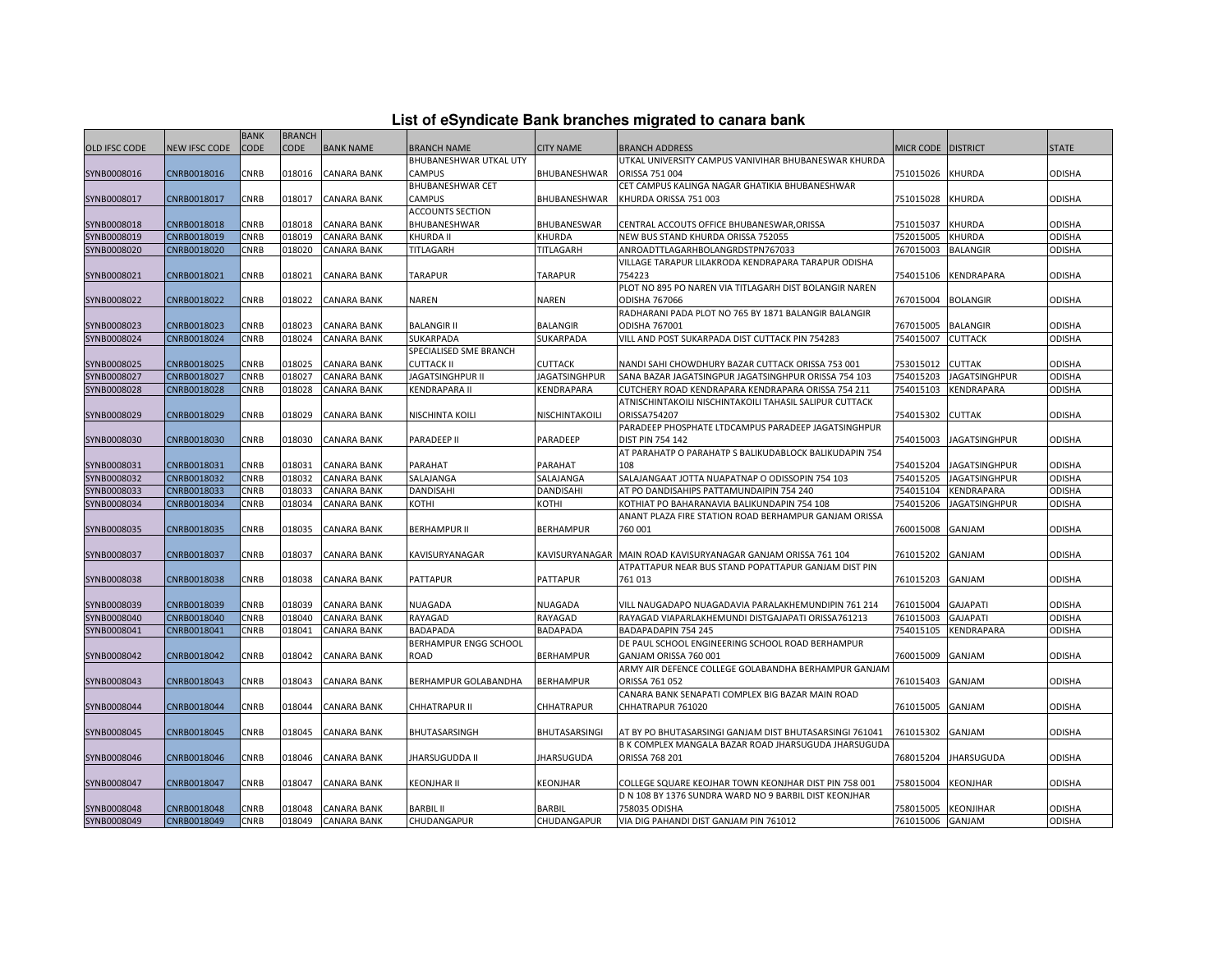# List of eSyndicate Bank branches migrated to canara bank

| OLD IFSC CODE | NEW IFSC CODE | BANK CODE | BRANCH CODE | BANK NAME | BRANCH NAME | CITY NAME | BRANCH ADDRESS | MICR CODE | DISTRICT | STATE |
|---|---|---|---|---|---|---|---|---|---|---|
| SYNB0008016 | CNRB0018016 | CNRB | 018016 | CANARA BANK | BHUBANESHWAR UTKAL UTY CAMPUS | BHUBANESHWAR | UTKAL UNIVERSITY CAMPUS VANIVIHAR BHUBANESWAR KHURDA ORISSA 751 004 | 751015026 | KHURDA | ODISHA |
| SYNB0008017 | CNRB0018017 | CNRB | 018017 | CANARA BANK | BHUBANESHWAR CET CAMPUS | BHUBANESHWAR | CET CAMPUS KALINGA NAGAR GHATIKIA BHUBANESHWAR KHURDA ORISSA 751 003 | 751015028 | KHURDA | ODISHA |
| SYNB0008018 | CNRB0018018 | CNRB | 018018 | CANARA BANK | ACCOUNTS SECTION BHUBANESHWAR | BHUBANESWAR | CENTRAL ACCOUTS OFFICE BHUBANESWAR,ORISSA | 751015037 | KHURDA | ODISHA |
| SYNB0008019 | CNRB0018019 | CNRB | 018019 | CANARA BANK | KHURDA II | KHURDA | NEW BUS STAND KHURDA ORISSA 752055 | 752015005 | KHURDA | ODISHA |
| SYNB0008020 | CNRB0018020 | CNRB | 018020 | CANARA BANK | TITLAGARH | TITLAGARH | ANROADTTLAGARHBOLANGRDSTPN767033 | 767015003 | BALANGIR | ODISHA |
| SYNB0008021 | CNRB0018021 | CNRB | 018021 | CANARA BANK | TARAPUR | TARAPUR | VILLAGE TARAPUR LILAKRODA KENDRAPARA TARAPUR ODISHA 754223 | 754015106 | KENDRAPARA | ODISHA |
| SYNB0008022 | CNRB0018022 | CNRB | 018022 | CANARA BANK | NAREN | NAREN | PLOT NO 895 PO NAREN VIA TITLAGARH DIST BOLANGIR NAREN ODISHA 767066 | 767015004 | BOLANGIR | ODISHA |
| SYNB0008023 | CNRB0018023 | CNRB | 018023 | CANARA BANK | BALANGIR II | BALANGIR | RADHARANI PADA PLOT NO 765 BY 1871 BALANGIR BALANGIR ODISHA 767001 | 767015005 | BALANGIR | ODISHA |
| SYNB0008024 | CNRB0018024 | CNRB | 018024 | CANARA BANK | SUKARPADA | SUKARPADA | VILL AND POST SUKARPADA DIST CUTTACK PIN 754283 | 754015007 | CUTTACK | ODISHA |
| SYNB0008025 | CNRB0018025 | CNRB | 018025 | CANARA BANK | SPECIALISED SME BRANCH CUTTACK II | CUTTACK | NANDI SAHI CHOWDHURY BAZAR CUTTACK ORISSA 753 001 | 753015012 | CUTTAK | ODISHA |
| SYNB0008027 | CNRB0018027 | CNRB | 018027 | CANARA BANK | JAGATSINGHPUR II | JAGATSINGHPUR | SANA BAZAR JAGATSINGPUR JAGATSINGHPUR ORISSA 754 103 | 754015203 | JAGATSINGHPUR | ODISHA |
| SYNB0008028 | CNRB0018028 | CNRB | 018028 | CANARA BANK | KENDRAPARA II | KENDRAPARA | CUTCHERY ROAD KENDRAPARA KENDRAPARA ORISSA 754 211 | 754015103 | KENDRAPARA | ODISHA |
| SYNB0008029 | CNRB0018029 | CNRB | 018029 | CANARA BANK | NISCHINTA KOILI | NISCHINTAKOILI | ATNISCHINTAKOILI NISCHINTAKOILI TAHASIL SALIPUR CUTTACK ORISSA754207 | 754015302 | CUTTAK | ODISHA |
| SYNB0008030 | CNRB0018030 | CNRB | 018030 | CANARA BANK | PARADEEP II | PARADEEP | PARADEEP PHOSPHATE LTDCAMPUS PARADEEP JAGATSINGHPUR DIST PIN 754 142 | 754015003 | JAGATSINGHPUR | ODISHA |
| SYNB0008031 | CNRB0018031 | CNRB | 018031 | CANARA BANK | PARAHAT | PARAHAT | AT PARAHATP O PARAHATP S BALIKUDABLOCK BALIKUDAPIN 754 108 | 754015204 | JAGATSINGHPUR | ODISHA |
| SYNB0008032 | CNRB0018032 | CNRB | 018032 | CANARA BANK | SALAJANGA | SALAJANGA | SALAJANGAAT JOTTA NUAPATNAP O ODISSOPIN 754 103 | 754015205 | JAGATSINGHPUR | ODISHA |
| SYNB0008033 | CNRB0018033 | CNRB | 018033 | CANARA BANK | DANDISAHI | DANDISAHI | AT PO DANDISAHIPS PATTAMUNDAIPIN 754 240 | 754015104 | KENDRAPARA | ODISHA |
| SYNB0008034 | CNRB0018034 | CNRB | 018034 | CANARA BANK | KOTHI | KOTHI | KOTHIAT PO BAHARANAVIA BALIKUNDAPIN 754 108 | 754015206 | JAGATSINGHPUR | ODISHA |
| SYNB0008035 | CNRB0018035 | CNRB | 018035 | CANARA BANK | BERHAMPUR II | BERHAMPUR | ANANT PLAZA FIRE STATION ROAD BERHAMPUR GANJAM ORISSA 760 001 | 760015008 | GANJAM | ODISHA |
| SYNB0008037 | CNRB0018037 | CNRB | 018037 | CANARA BANK | KAVISURYANAGAR | KAVISURYANAGAR | MAIN ROAD KAVISURYANAGAR GANJAM ORISSA 761 104 | 761015202 | GANJAM | ODISHA |
| SYNB0008038 | CNRB0018038 | CNRB | 018038 | CANARA BANK | PATTAPUR | PATTAPUR | ATPATTAPUR NEAR BUS STAND POPATTAPUR GANJAM DIST PIN 761 013 | 761015203 | GANJAM | ODISHA |
| SYNB0008039 | CNRB0018039 | CNRB | 018039 | CANARA BANK | NUAGADA | NUAGADA | VILL NAUGADAPO NUAGADAVIA PARALAKHEMUNDIPIN 761 214 | 761015004 | GAJAPATI | ODISHA |
| SYNB0008040 | CNRB0018040 | CNRB | 018040 | CANARA BANK | RAYAGAD | RAYAGAD | RAYAGAD VIAPARLAKHEMUNDI DISTGAJAPATI ORISSA761213 | 761015003 | GAJAPATI | ODISHA |
| SYNB0008041 | CNRB0018041 | CNRB | 018041 | CANARA BANK | BADAPADA | BADAPADA | BADAPADAPIN 754 245 | 754015105 | KENDRAPARA | ODISHA |
| SYNB0008042 | CNRB0018042 | CNRB | 018042 | CANARA BANK | BERHAMPUR ENGG SCHOOL ROAD | BERHAMPUR | DE PAUL SCHOOL ENGINEERING SCHOOL ROAD BERHAMPUR GANJAM ORISSA 760 001 | 760015009 | GANJAM | ODISHA |
| SYNB0008043 | CNRB0018043 | CNRB | 018043 | CANARA BANK | BERHAMPUR GOLABANDHA | BERHAMPUR | ARMY AIR DEFENCE COLLEGE GOLABANDHA BERHAMPUR GANJAM ORISSA 761 052 | 761015403 | GANJAM | ODISHA |
| SYNB0008044 | CNRB0018044 | CNRB | 018044 | CANARA BANK | CHHATRAPUR II | CHHATRAPUR | CANARA BANK SENAPATI COMPLEX BIG BAZAR MAIN ROAD CHHATRAPUR 761020 | 761015005 | GANJAM | ODISHA |
| SYNB0008045 | CNRB0018045 | CNRB | 018045 | CANARA BANK | BHUTASARSINGH | BHUTASARSINGI | AT BY PO BHUTASARSINGI GANJAM DIST BHUTASARSINGI 761041 | 761015302 | GANJAM | ODISHA |
| SYNB0008046 | CNRB0018046 | CNRB | 018046 | CANARA BANK | JHARSUGUDDA II | JHARSUGUDA | B K COMPLEX MANGALA BAZAR ROAD JHARSUGUDA JHARSUGUDA ORISSA 768 201 | 768015204 | JHARSUGUDA | ODISHA |
| SYNB0008047 | CNRB0018047 | CNRB | 018047 | CANARA BANK | KEONJHAR II | KEONJHAR | COLLEGE SQUARE KEOJHAR TOWN KEONJHAR DIST PIN 758 001 | 758015004 | KEONJHAR | ODISHA |
| SYNB0008048 | CNRB0018048 | CNRB | 018048 | CANARA BANK | BARBIL II | BARBIL | D N 108 BY 1376 SUNDRA WARD NO 9 BARBIL DIST KEONJHAR 758035 ODISHA | 758015005 | KEONJIHAR | ODISHA |
| SYNB0008049 | CNRB0018049 | CNRB | 018049 | CANARA BANK | CHUDANGAPUR | CHUDANGAPUR | VIA DIG PAHANDI DIST GANJAM PIN 761012 | 761015006 | GANJAM | ODISHA |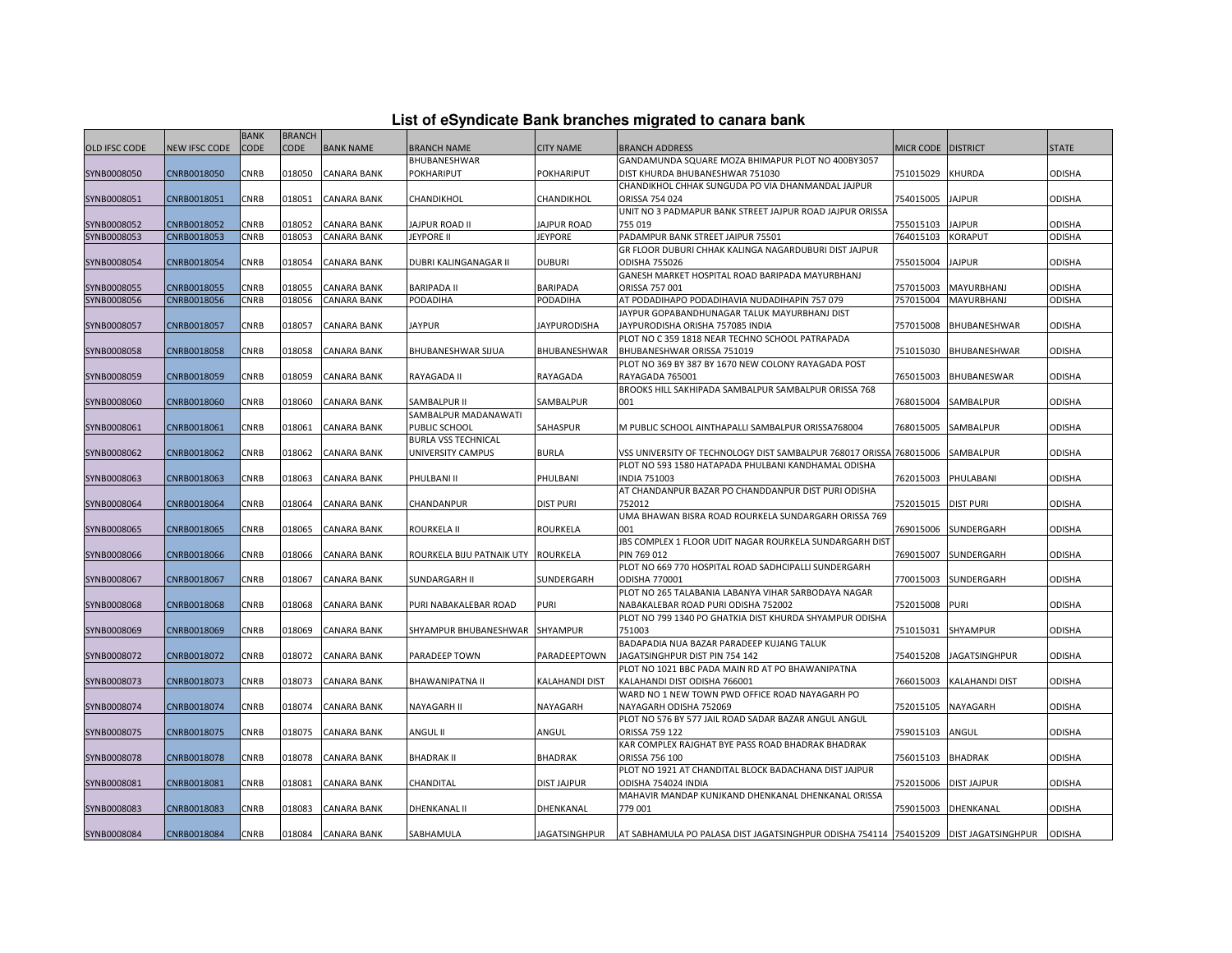# List of eSyndicate Bank branches migrated to canara bank

| OLD IFSC CODE | NEW IFSC CODE | BANK CODE | BRANCH CODE | BANK NAME | BRANCH NAME | CITY NAME | BRANCH ADDRESS | MICR CODE | DISTRICT | STATE |
|---|---|---|---|---|---|---|---|---|---|---|
| SYNB0008050 | CNRB0018050 | CNRB | 018050 | CANARA BANK | BHUBANESHWAR POKHARIPUT | POKHARIPUT | GANDAMUNDA SQUARE MOZA BHIMAPUR PLOT NO 400BY3057 DIST KHURDA BHUBANESHWAR 751030 | 751015029 | KHURDA | ODISHA |
| SYNB0008051 | CNRB0018051 | CNRB | 018051 | CANARA BANK | CHANDIKHOL | CHANDIKHOL | CHANDIKHOL CHHAK SUNGUDA PO VIA DHANMANDAL JAJPUR ORISSA 754 024 | 754015005 | JAJPUR | ODISHA |
| SYNB0008052 | CNRB0018052 | CNRB | 018052 | CANARA BANK | JAJPUR ROAD II | JAJPUR ROAD | UNIT NO 3 PADMAPUR BANK STREET JAJPUR ROAD JAJPUR ORISSA 755 019 | 755015103 | JAJPUR | ODISHA |
| SYNB0008053 | CNRB0018053 | CNRB | 018053 | CANARA BANK | JEYPORE II | JEYPORE | PADAMPUR BANK STREET JAIPUR 75501 | 764015103 | KORAPUT | ODISHA |
| SYNB0008054 | CNRB0018054 | CNRB | 018054 | CANARA BANK | DUBRI KALINGANAGAR II | DUBURI | GR FLOOR DUBURI CHHAK KALINGA NAGARDUBURI DIST JAJPUR ODISHA 755026 | 755015004 | JAJPUR | ODISHA |
| SYNB0008055 | CNRB0018055 | CNRB | 018055 | CANARA BANK | BARIPADA II | BARIPADA | GANESH MARKET HOSPITAL ROAD BARIPADA MAYURBHANJ ORISSA 757 001 | 757015003 | MAYURBHANJ | ODISHA |
| SYNB0008056 | CNRB0018056 | CNRB | 018056 | CANARA BANK | PODADIHA | PODADIHA | AT PODADIHAPO PODADIHAVIA NUDADIHAPIN 757 079 | 757015004 | MAYURBHANJ | ODISHA |
| SYNB0008057 | CNRB0018057 | CNRB | 018057 | CANARA BANK | JAYPUR | JAYPURODISHA | JAYPUR GOPABANDHUNAGAR TALUK MAYURBHANJ DIST JAYPURODISHA ORISHA 757085 INDIA | 757015008 | BHUBANESHWAR | ODISHA |
| SYNB0008058 | CNRB0018058 | CNRB | 018058 | CANARA BANK | BHUBANESHWAR SIJUA | BHUBANESHWAR | PLOT NO C 359 1818 NEAR TECHNO SCHOOL PATRAPADA BHUBANESHWAR ORISSA 751019 | 751015030 | BHUBANESHWAR | ODISHA |
| SYNB0008059 | CNRB0018059 | CNRB | 018059 | CANARA BANK | RAYAGADA II | RAYAGADA | PLOT NO 369 BY 387 BY 1670 NEW COLONY RAYAGADA POST RAYAGADA 765001 | 765015003 | BHUBANESWAR | ODISHA |
| SYNB0008060 | CNRB0018060 | CNRB | 018060 | CANARA BANK | SAMBALPUR II | SAMBALPUR | BROOKS HILL SAKHIPADA SAMBALPUR SAMBALPUR ORISSA 768 001 | 768015004 | SAMBALPUR | ODISHA |
| SYNB0008061 | CNRB0018061 | CNRB | 018061 | CANARA BANK | SAMBALPUR MADANAWATI PUBLIC SCHOOL | SAHASPUR | M PUBLIC SCHOOL AINTHAPALLI SAMBALPUR ORISSA768004 | 768015005 | SAMBALPUR | ODISHA |
| SYNB0008062 | CNRB0018062 | CNRB | 018062 | CANARA BANK | BURLA VSS TECHNICAL UNIVERSITY CAMPUS | BURLA | VSS UNIVERSITY OF TECHNOLOGY DIST SAMBALPUR 768017 ORISSA | 768015006 | SAMBALPUR | ODISHA |
| SYNB0008063 | CNRB0018063 | CNRB | 018063 | CANARA BANK | PHULBANI II | PHULBANI | PLOT NO 593 1580 HATAPADA PHULBANI KANDHAMAL ODISHA INDIA 751003 | 762015003 | PHULABANI | ODISHA |
| SYNB0008064 | CNRB0018064 | CNRB | 018064 | CANARA BANK | CHANDANPUR | DIST PURI | AT CHANDANPUR BAZAR PO CHANDDANPUR DIST PURI ODISHA 752012 | 752015015 | DIST PURI | ODISHA |
| SYNB0008065 | CNRB0018065 | CNRB | 018065 | CANARA BANK | ROURKELA II | ROURKELA | UMA BHAWAN BISRA ROAD ROURKELA SUNDARGARH ORISSA 769 001 | 769015006 | SUNDERGARH | ODISHA |
| SYNB0008066 | CNRB0018066 | CNRB | 018066 | CANARA BANK | ROURKELA BIJU PATNAIK UTY | ROURKELA | JBS COMPLEX 1 FLOOR UDIT NAGAR ROURKELA SUNDARGARH DIST PIN 769 012 | 769015007 | SUNDERGARH | ODISHA |
| SYNB0008067 | CNRB0018067 | CNRB | 018067 | CANARA BANK | SUNDARGARH II | SUNDERGARH | PLOT NO 669 770 HOSPITAL ROAD SADHCIPALLI SUNDERGARH ODISHA 770001 | 770015003 | SUNDERGARH | ODISHA |
| SYNB0008068 | CNRB0018068 | CNRB | 018068 | CANARA BANK | PURI NABAKALEBAR ROAD | PURI | PLOT NO 265 TALABANIA LABANYA VIHAR SARBODAYA NAGAR NABAKALEBAR ROAD PURI ODISHA 752002 | 752015008 | PURI | ODISHA |
| SYNB0008069 | CNRB0018069 | CNRB | 018069 | CANARA BANK | SHYAMPUR BHUBANESHWAR | SHYAMPUR | PLOT NO 799 1340 PO GHATKIA DIST KHURDA SHYAMPUR ODISHA 751003 | 751015031 | SHYAMPUR | ODISHA |
| SYNB0008072 | CNRB0018072 | CNRB | 018072 | CANARA BANK | PARADEEP TOWN | PARADEEPTOWN | BADAPADIA NUA BAZAR PARADEEP KUJANG TALUK JAGATSINGHPUR DIST PIN 754 142 | 754015208 | JAGATSINGHPUR | ODISHA |
| SYNB0008073 | CNRB0018073 | CNRB | 018073 | CANARA BANK | BHAWANIPATNA II | KALAHANDI DIST | PLOT NO 1021 BBC PADA MAIN RD AT PO BHAWANIPATNA KALAHANDI DIST ODISHA 766001 | 766015003 | KALAHANDI DIST | ODISHA |
| SYNB0008074 | CNRB0018074 | CNRB | 018074 | CANARA BANK | NAYAGARH II | NAYAGARH | WARD NO 1 NEW TOWN PWD OFFICE ROAD NAYAGARH PO NAYAGARH ODISHA 752069 | 752015105 | NAYAGARH | ODISHA |
| SYNB0008075 | CNRB0018075 | CNRB | 018075 | CANARA BANK | ANGUL II | ANGUL | PLOT NO 576 BY 577 JAIL ROAD SADAR BAZAR ANGUL ANGUL ORISSA 759 122 | 759015103 | ANGUL | ODISHA |
| SYNB0008078 | CNRB0018078 | CNRB | 018078 | CANARA BANK | BHADRAK II | BHADRAK | KAR COMPLEX RAJGHAT BYE PASS ROAD BHADRAK BHADRAK ORISSA 756 100 | 756015103 | BHADRAK | ODISHA |
| SYNB0008081 | CNRB0018081 | CNRB | 018081 | CANARA BANK | CHANDITAL | DIST JAJPUR | PLOT NO 1921 AT CHANDITAL BLOCK BADACHANA DIST JAJPUR ODISHA 754024 INDIA | 752015006 | DIST JAJPUR | ODISHA |
| SYNB0008083 | CNRB0018083 | CNRB | 018083 | CANARA BANK | DHENKANAL II | DHENKANAL | MAHAVIR MANDAP KUNJKAND DHENKANAL DHENKANAL ORISSA 779 001 | 759015003 | DHENKANAL | ODISHA |
| SYNB0008084 | CNRB0018084 | CNRB | 018084 | CANARA BANK | SABHAMULA | JAGATSINGHPUR | AT SABHAMULA PO PALASA DIST JAGATSINGHPUR ODISHA 754114 | 754015209 | DIST JAGATSINGHPUR | ODISHA |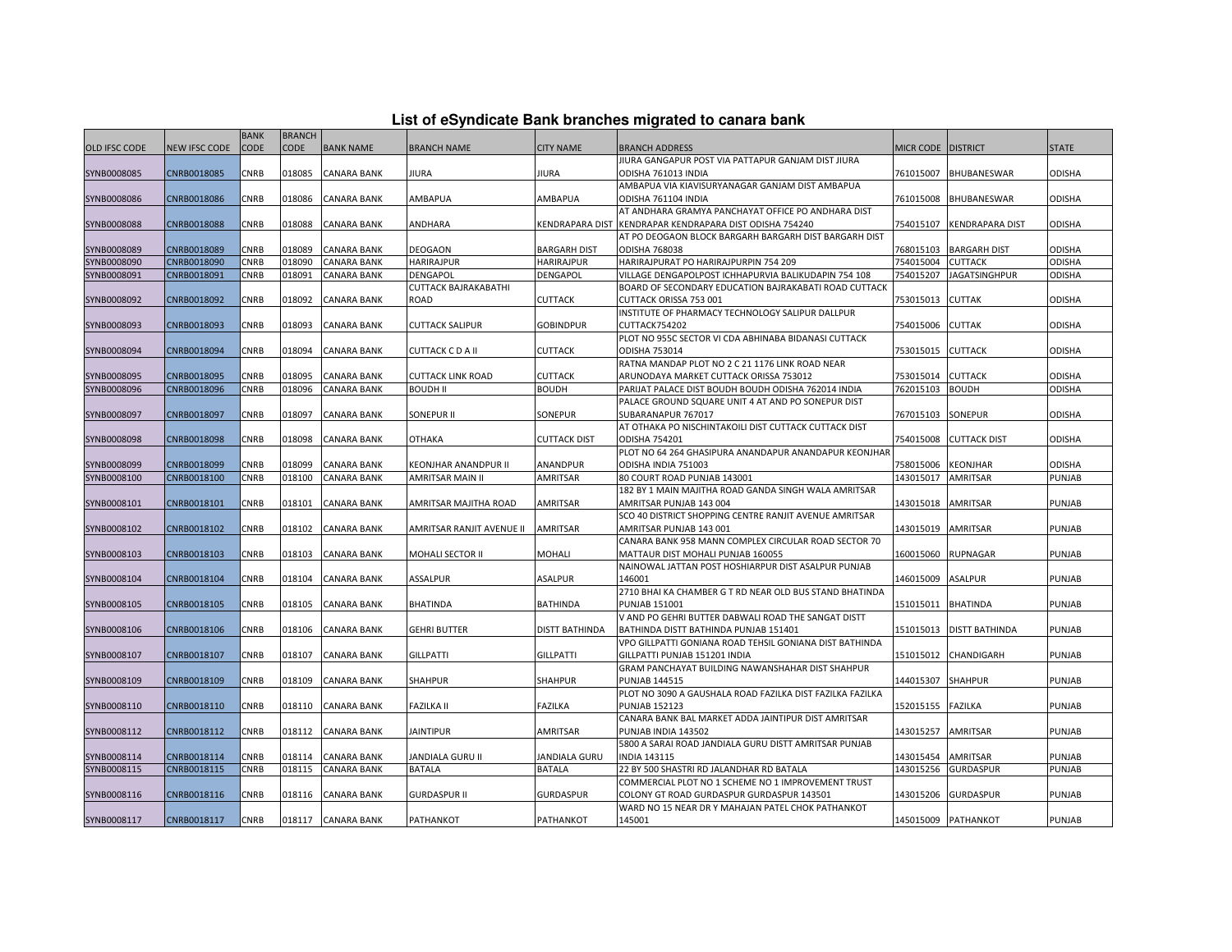# List of eSyndicate Bank branches migrated to canara bank

| OLD IFSC CODE | NEW IFSC CODE | BANK CODE | BRANCH CODE | BANK NAME | BRANCH NAME | CITY NAME | BRANCH ADDRESS | MICR CODE | DISTRICT | STATE |
|---|---|---|---|---|---|---|---|---|---|---|
| SYNB0008085 | CNRB0018085 | CNRB | 018085 | CANARA BANK | JIURA | JIURA | JIURA GANGAPUR POST VIA PATTAPUR GANJAM DIST JIURA ODISHA 761013 INDIA | 761015007 | BHUBANESWAR | ODISHA |
| SYNB0008086 | CNRB0018086 | CNRB | 018086 | CANARA BANK | AMBAPUA | AMBAPUA | AMBAPUA VIA KIAVISURYANAGAR GANJAM DIST AMBAPUA ODISHA 761104 INDIA | 761015008 | BHUBANESWAR | ODISHA |
| SYNB0008088 | CNRB0018088 | CNRB | 018088 | CANARA BANK | ANDHARA | KENDRAPARA DIST | AT ANDHARA GRAMYA PANCHAYAT OFFICE PO ANDHARA DIST KENDRAPAR KENDRAPARA DIST ODISHA 754240 | 754015107 | KENDRAPARA DIST | ODISHA |
| SYNB0008089 | CNRB0018089 | CNRB | 018089 | CANARA BANK | DEOGAON | BARGARH DIST | AT PO DEOGAON BLOCK BARGARH BARGARH DIST BARGARH DIST ODISHA 768038 | 768015103 | BARGARH DIST | ODISHA |
| SYNB0008090 | CNRB0018090 | CNRB | 018090 | CANARA BANK | HARIRAJPUR | HARIRAJPUR | HARIRAJPURAT PO HARIRAJPURPIN 754 209 | 754015004 | CUTTACK | ODISHA |
| SYNB0008091 | CNRB0018091 | CNRB | 018091 | CANARA BANK | DENGAPOL | DENGAPOL | VILLAGE DENGAPOLPOST ICHHAPURVIA BALIKUDAPIN 754 108 | 754015207 | JAGATSINGHPUR | ODISHA |
| SYNB0008092 | CNRB0018092 | CNRB | 018092 | CANARA BANK | CUTTACK BAJRAKABATHI ROAD | CUTTACK | BOARD OF SECONDARY EDUCATION BAJRAKABATI ROAD CUTTACK CUTTACK ORISSA 753 001 | 753015013 | CUTTAK | ODISHA |
| SYNB0008093 | CNRB0018093 | CNRB | 018093 | CANARA BANK | CUTTACK SALIPUR | GOBINDPUR | INSTITUTE OF PHARMACY TECHNOLOGY SALIPUR DALLPUR CUTTACK754202 | 754015006 | CUTTAK | ODISHA |
| SYNB0008094 | CNRB0018094 | CNRB | 018094 | CANARA BANK | CUTTACK C D A II | CUTTACK | PLOT NO 955C SECTOR VI CDA ABHINABA BIDANASI CUTTACK ODISHA 753014 | 753015015 | CUTTACK | ODISHA |
| SYNB0008095 | CNRB0018095 | CNRB | 018095 | CANARA BANK | CUTTACK LINK ROAD | CUTTACK | RATNA MANDAP PLOT NO 2 C 21 1176 LINK ROAD NEAR ARUNODAYA MARKET CUTTACK ORISSA 753012 | 753015014 | CUTTACK | ODISHA |
| SYNB0008096 | CNRB0018096 | CNRB | 018096 | CANARA BANK | BOUDH II | BOUDH | PARIJAT PALACE DIST BOUDH BOUDH ODISHA 762014 INDIA | 762015103 | BOUDH | ODISHA |
| SYNB0008097 | CNRB0018097 | CNRB | 018097 | CANARA BANK | SONEPUR II | SONEPUR | PALACE GROUND SQUARE UNIT 4 AT AND PO SONEPUR DIST SUBARANAPUR 767017 | 767015103 | SONEPUR | ODISHA |
| SYNB0008098 | CNRB0018098 | CNRB | 018098 | CANARA BANK | OTHAKA | CUTTACK DIST | AT OTHAKA PO NISCHINTAKOILI DIST CUTTACK CUTTACK DIST ODISHA 754201 | 754015008 | CUTTACK DIST | ODISHA |
| SYNB0008099 | CNRB0018099 | CNRB | 018099 | CANARA BANK | KEONJHAR ANANDPUR II | ANANDPUR | PLOT NO 64 264 GHASIPURA ANANDAPUR ANANDAPUR KEONJHAR ODISHA INDIA 751003 | 758015006 | KEONJHAR | ODISHA |
| SYNB0008100 | CNRB0018100 | CNRB | 018100 | CANARA BANK | AMRITSAR MAIN II | AMRITSAR | 80 COURT ROAD PUNJAB 143001 | 143015017 | AMRITSAR | PUNJAB |
| SYNB0008101 | CNRB0018101 | CNRB | 018101 | CANARA BANK | AMRITSAR MAJITHA ROAD | AMRITSAR | 182 BY 1 MAIN MAJITHA ROAD GANDA SINGH WALA AMRITSAR AMRITSAR PUNJAB 143 004 | 143015018 | AMRITSAR | PUNJAB |
| SYNB0008102 | CNRB0018102 | CNRB | 018102 | CANARA BANK | AMRITSAR RANJIT AVENUE II | AMRITSAR | SCO 40 DISTRICT SHOPPING CENTRE RANJIT AVENUE AMRITSAR AMRITSAR PUNJAB 143 001 | 143015019 | AMRITSAR | PUNJAB |
| SYNB0008103 | CNRB0018103 | CNRB | 018103 | CANARA BANK | MOHALI SECTOR II | MOHALI | CANARA BANK 958 MANN COMPLEX CIRCULAR ROAD SECTOR 70 MATTAUR DIST MOHALI PUNJAB 160055 | 160015060 | RUPNAGAR | PUNJAB |
| SYNB0008104 | CNRB0018104 | CNRB | 018104 | CANARA BANK | ASSALPUR | ASALPUR | NAINOWAL JATTAN POST HOSHIARPUR DIST ASALPUR PUNJAB 146001 | 146015009 | ASALPUR | PUNJAB |
| SYNB0008105 | CNRB0018105 | CNRB | 018105 | CANARA BANK | BHATINDA | BATHINDA | 2710 BHAI KA CHAMBER G T RD NEAR OLD BUS STAND BHATINDA PUNJAB 151001 | 151015011 | BHATINDA | PUNJAB |
| SYNB0008106 | CNRB0018106 | CNRB | 018106 | CANARA BANK | GEHRI BUTTER | DISTT BATHINDA | V AND PO GEHRI BUTTER DABWALI ROAD THE SANGAT DISTT BATHINDA DISTT BATHINDA PUNJAB 151401 | 151015013 | DISTT BATHINDA | PUNJAB |
| SYNB0008107 | CNRB0018107 | CNRB | 018107 | CANARA BANK | GILLPATTI | GILLPATTI | VPO GILLPATTI GONIANA ROAD TEHSIL GONIANA DIST BATHINDA GILLPATTI PUNJAB 151201 INDIA | 151015012 | CHANDIGARH | PUNJAB |
| SYNB0008109 | CNRB0018109 | CNRB | 018109 | CANARA BANK | SHAHPUR | SHAHPUR | GRAM PANCHAYAT BUILDING NAWANSHAHAR DIST SHAHPUR PUNJAB 144515 | 144015307 | SHAHPUR | PUNJAB |
| SYNB0008110 | CNRB0018110 | CNRB | 018110 | CANARA BANK | FAZILKA II | FAZILKA | PLOT NO 3090 A GAUSHALA ROAD FAZILKA DIST FAZILKA FAZILKA PUNJAB 152123 | 152015155 | FAZILKA | PUNJAB |
| SYNB0008112 | CNRB0018112 | CNRB | 018112 | CANARA BANK | JAINTIPUR | AMRITSAR | CANARA BANK BAL MARKET ADDA JAINTIPUR DIST AMRITSAR PUNJAB INDIA 143502 | 143015257 | AMRITSAR | PUNJAB |
| SYNB0008114 | CNRB0018114 | CNRB | 018114 | CANARA BANK | JANDIALA GURU II | JANDIALA GURU | 5800 A SARAI ROAD JANDIALA GURU DISTT AMRITSAR PUNJAB INDIA 143115 | 143015454 | AMRITSAR | PUNJAB |
| SYNB0008115 | CNRB0018115 | CNRB | 018115 | CANARA BANK | BATALA | BATALA | 22 BY 500 SHASTRI RD JALANDHAR RD BATALA | 143015256 | GURDASPUR | PUNJAB |
| SYNB0008116 | CNRB0018116 | CNRB | 018116 | CANARA BANK | GURDASPUR II | GURDASPUR | COMMERCIAL PLOT NO 1 SCHEME NO 1 IMPROVEMENT TRUST COLONY GT ROAD GURDASPUR GURDASPUR 143501 | 143015206 | GURDASPUR | PUNJAB |
| SYNB0008117 | CNRB0018117 | CNRB | 018117 | CANARA BANK | PATHANKOT | PATHANKOT | WARD NO 15 NEAR DR Y MAHAJAN PATEL CHOK PATHANKOT 145001 | 145015009 | PATHANKOT | PUNJAB |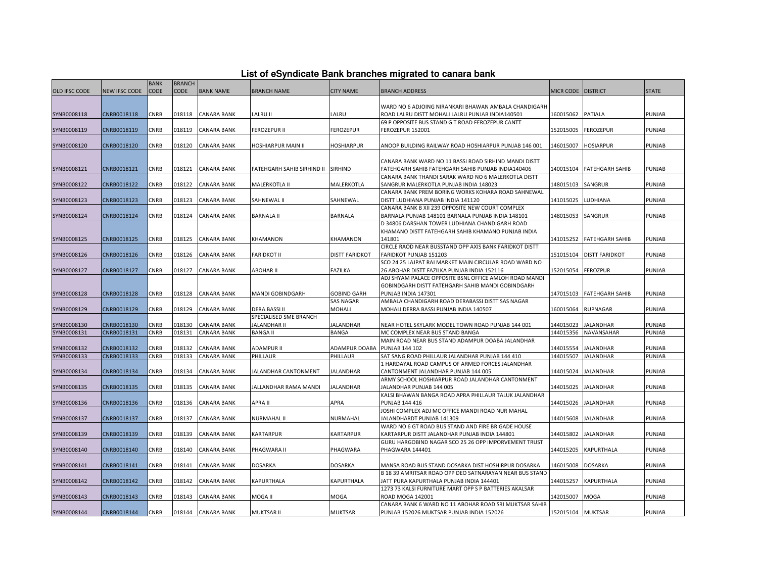# List of eSyndicate Bank branches migrated to canara bank

| OLD IFSC CODE | NEW IFSC CODE | BANK CODE | BRANCH CODE | BANK NAME | BRANCH NAME | CITY NAME | BRANCH ADDRESS | MICR CODE | DISTRICT | STATE |
|---|---|---|---|---|---|---|---|---|---|---|
| SYNB0008118 | CNRB0018118 | CNRB | 018118 | CANARA BANK | LALRU II | LALRU | WARD NO 6 ADJOING NIRANKARI BHAWAN AMBALA CHANDIGARH ROAD LALRU DISTT MOHALI LALRU PUNJAB INDIA140501 | 160015062 | PATIALA | PUNJAB |
| SYNB0008119 | CNRB0018119 | CNRB | 018119 | CANARA BANK | FEROZEPUR II | FEROZEPUR | 69 P OPPOSITE BUS STAND G T ROAD FEROZEPUR CANTT FEROZEPUR 152001 | 152015005 | FEROZEPUR | PUNJAB |
| SYNB0008120 | CNRB0018120 | CNRB | 018120 | CANARA BANK | HOSHIARPUR MAIN II | HOSHIARPUR | ANOOP BUILDING RAILWAY ROAD HOSHIARPUR PUNJAB 146 001 | 146015007 | HOSIARPUR | PUNJAB |
| SYNB0008121 | CNRB0018121 | CNRB | 018121 | CANARA BANK | FATEHGARH SAHIB SIRHIND II | SIRHIND | CANARA BANK WARD NO 11 BASSI ROAD SIRHIND MANDI DISTT FATEHGARH SAHIB FATEHGARH SAHIB PUNJAB INDIA140406 | 140015104 | FATEHGARH SAHIB | PUNJAB |
| SYNB0008122 | CNRB0018122 | CNRB | 018122 | CANARA BANK | MALERKOTLA II | MALERKOTLA | CANARA BANK THANDI SARAK WARD NO 6 MALERKOTLA DISTT SANGRUR MALERKOTLA PUNJAB INDIA 148023 | 148015103 | SANGRUR | PUNJAB |
| SYNB0008123 | CNRB0018123 | CNRB | 018123 | CANARA BANK | SAHNEWAL II | SAHNEWAL | CANARA BANK PREM BORING WORKS KOHARA ROAD SAHNEWAL DISTT LUDHIANA PUNJAB INDIA 141120 | 141015025 | LUDHIANA | PUNJAB |
| SYNB0008124 | CNRB0018124 | CNRB | 018124 | CANARA BANK | BARNALA II | BARNALA | CANARA BANK B XII 239 OPPOSITE NEW COURT COMPLEX BARNALA PUNJAB 148101 BARNALA PUNJAB INDIA 148101 | 148015053 | SANGRUR | PUNJAB |
| SYNB0008125 | CNRB0018125 | CNRB | 018125 | CANARA BANK | KHAMANON | KHAMANON | D 34806 DARSHAN TOWER LUDHIANA CHANDIGARH ROAD KHAMANO DISTT FATEHGARH SAHIB KHAMANO PUNJAB INDIA 141801 | 141015252 | FATEHGARH SAHIB | PUNJAB |
| SYNB0008126 | CNRB0018126 | CNRB | 018126 | CANARA BANK | FARIDKOT II | DISTT FARIDKOT | CIRCLE RAOD NEAR BUSSTAND OPP AXIS BANK FARIDKOT DISTT FARIDKOT PUNJAB 151203 | 151015104 | DISTT FARIDKOT | PUNJAB |
| SYNB0008127 | CNRB0018127 | CNRB | 018127 | CANARA BANK | ABOHAR II | FAZILKA | SCO 24 25 LAJPAT RAI MARKET MAIN CIRCULAR ROAD WARD NO 26 ABOHAR DISTT FAZILKA PUNJAB INDIA 152116 | 152015054 | FEROZPUR | PUNJAB |
| SYNB0008128 | CNRB0018128 | CNRB | 018128 | CANARA BANK | MANDI GOBINDGARH | GOBIND GARH | ADJ SHYAM PALACE OPPOSITE BSNL OFFICE AMLOH ROAD MANDI GOBINDGARH DISTT FATEHGARH SAHIB MANDI GOBINDGARH PUNJAB INDIA 147301 | 147015103 | FATEHGARH SAHIB | PUNJAB |
| SYNB0008129 | CNRB0018129 | CNRB | 018129 | CANARA BANK | DERA BASSI II | SAS NAGAR MOHALI | AMBALA CHANDIGARH ROAD DERABASSI DISTT SAS NAGAR MOHALI DERRA BASSI PUNJAB INDIA 140507 | 160015064 | RUPNAGAR | PUNJAB |
| SYNB0008130 | CNRB0018130 | CNRB | 018130 | CANARA BANK | SPECIALISED SME BRANCH JALANDHAR II | JALANDHAR | NEAR HOTEL SKYLARK MODEL TOWN ROAD PUNJAB 144 001 | 144015023 | JALANDHAR | PUNJAB |
| SYNB0008131 | CNRB0018131 | CNRB | 018131 | CANARA BANK | BANGA II | BANGA | MC COMPLEX NEAR BUS STAND BANGA | 144015356 | NAVANSAHAR | PUNJAB |
| SYNB0008132 | CNRB0018132 | CNRB | 018132 | CANARA BANK | ADAMPUR II | ADAMPUR DOABA | MAIN ROAD NEAR BUS STAND ADAMPUR DOABA JALANDHAR PUNJAB 144 102 | 144015554 | JALANDHAR | PUNJAB |
| SYNB0008133 | CNRB0018133 | CNRB | 018133 | CANARA BANK | PHILLAUR | PHILLAUR | SAT SANG ROAD PHILLAUR JALANDHAR PUNJAB 144 410 | 144015507 | JALANDHAR | PUNJAB |
| SYNB0008134 | CNRB0018134 | CNRB | 018134 | CANARA BANK | JALANDHAR CANTONMENT | JALANDHAR | 1 HARDAYAL ROAD CAMPUS OF ARMED FORCES JALANDHAR CANTONMENT JALANDHAR PUNJAB 144 005 | 144015024 | JALANDHAR | PUNJAB |
| SYNB0008135 | CNRB0018135 | CNRB | 018135 | CANARA BANK | JALLANDHAR RAMA MANDI | JALANDHAR | ARMY SCHOOL HOSHIARPUR ROAD JALANDHAR CANTONMENT JALANDHAR PUNJAB 144 005 | 144015025 | JALANDHAR | PUNJAB |
| SYNB0008136 | CNRB0018136 | CNRB | 018136 | CANARA BANK | APRA II | APRA | KALSI BHAWAN BANGA ROAD APRA PHILLAUR TALUK JALANDHAR PUNJAB 144 416 | 144015026 | JALANDHAR | PUNJAB |
| SYNB0008137 | CNRB0018137 | CNRB | 018137 | CANARA BANK | NURMAHAL II | NURMAHAL | JOSHI COMPLEX ADJ MC OFFICE MANDI ROAD NUR MAHAL JALANDHARDT PUNJAB 141309 | 144015608 | JALANDHAR | PUNJAB |
| SYNB0008139 | CNRB0018139 | CNRB | 018139 | CANARA BANK | KARTARPUR | KARTARPUR | WARD NO 6 GT ROAD BUS STAND AND FIRE BRIGADE HOUSE KARTARPUR DISTT JALANDHAR PUNJAB INDIA 144801 | 144015802 | JALANDHAR | PUNJAB |
| SYNB0008140 | CNRB0018140 | CNRB | 018140 | CANARA BANK | PHAGWARA II | PHAGWARA | GURU HARGOBIND NAGAR SCO 25 26 OPP IMPORVEMENT TRUST PHAGWARA 144401 | 144015205 | KAPURTHALA | PUNJAB |
| SYNB0008141 | CNRB0018141 | CNRB | 018141 | CANARA BANK | DOSARKA | DOSARKA | MANSA ROAD BUS STAND DOSARKA DIST HOSHIRPUR DOSARKA | 146015008 | DOSARKA | PUNJAB |
| SYNB0008142 | CNRB0018142 | CNRB | 018142 | CANARA BANK | KAPURTHALA | KAPURTHALA | B 18 39 AMRITSAR ROAD OPP DEO SATNARAYAN NEAR BUS STAND JATT PURA KAPURTHALA PUNJAB INDIA 144401 | 144015257 | KAPURTHALA | PUNJAB |
| SYNB0008143 | CNRB0018143 | CNRB | 018143 | CANARA BANK | MOGA II | MOGA | 1273 73 KALSI FURNITURE MART OPP S P BATTERIES AKALSAR ROAD MOGA 142001 | 142015007 | MOGA | PUNJAB |
| SYNB0008144 | CNRB0018144 | CNRB | 018144 | CANARA BANK | MUKTSAR II | MUKTSAR | CANARA BANK 6 WARD NO 11 ABOHAR ROAD SRI MUKTSAR SAHIB PUNJAB 152026 MUKTSAR PUNJAB INDIA 152026 | 152015104 | MUKTSAR | PUNJAB |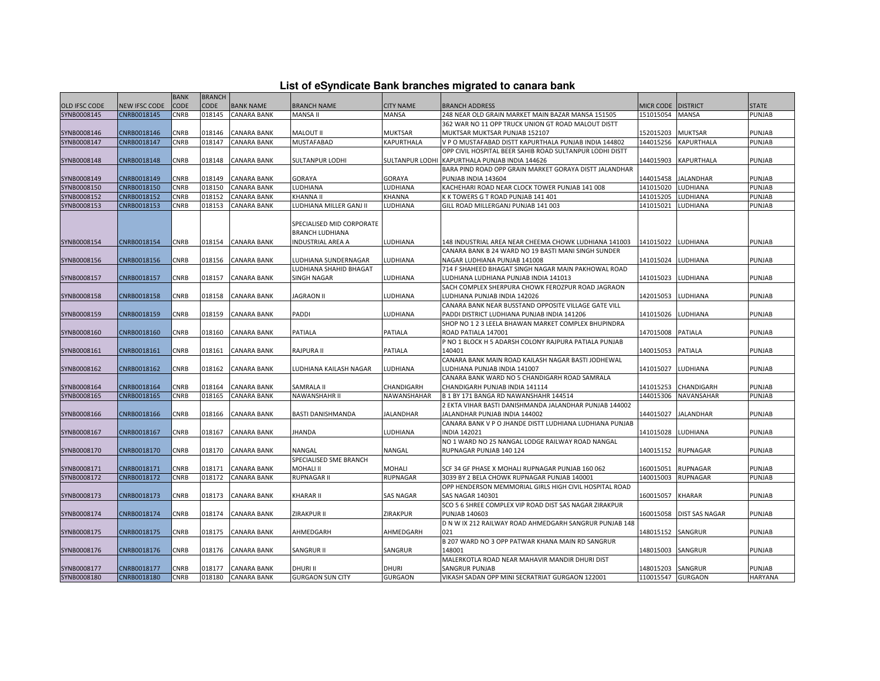# List of eSyndicate Bank branches migrated to canara bank

| OLD IFSC CODE | NEW IFSC CODE | BANK CODE | BRANCH CODE | BANK NAME | BRANCH NAME | CITY NAME | BRANCH ADDRESS | MICR CODE | DISTRICT | STATE |
|---|---|---|---|---|---|---|---|---|---|---|
| SYNB0008145 | CNRB0018145 | CNRB | 018145 | CANARA BANK | MANSA II | MANSA | 248 NEAR OLD GRAIN MARKET MAIN BAZAR MANSA 151505 | 151015054 | MANSA | PUNJAB |
| SYNB0008146 | CNRB0018146 | CNRB | 018146 | CANARA BANK | MALOUT II | MUKTSAR | 362 WAR NO 11 OPP TRUCK UNION GT ROAD MALOUT DISTT MUKTSAR MUKTSAR PUNJAB 152107 | 152015203 | MUKTSAR | PUNJAB |
| SYNB0008147 | CNRB0018147 | CNRB | 018147 | CANARA BANK | MUSTAFABAD | KAPURTHALA | V P O MUSTAFABAD DISTT KAPURTHALA PUNJAB INDIA 144802 | 144015256 | KAPURTHALA | PUNJAB |
| SYNB0008148 | CNRB0018148 | CNRB | 018148 | CANARA BANK | SULTANPUR LODHI | SULTANPUR LODHI | OPP CIVIL HOSPITAL BEER SAHIB ROAD SULTANPUR LODHI DISTT KAPURTHALA PUNJAB INDIA 144626 | 144015903 | KAPURTHALA | PUNJAB |
| SYNB0008149 | CNRB0018149 | CNRB | 018149 | CANARA BANK | GORAYA | GORAYA | BARA PIND ROAD OPP GRAIN MARKET GORAYA DISTT JALANDHAR PUNJAB INDIA 143604 | 144015458 | JALANDHAR | PUNJAB |
| SYNB0008150 | CNRB0018150 | CNRB | 018150 | CANARA BANK | LUDHIANA | LUDHIANA | KACHEHARI ROAD NEAR CLOCK TOWER PUNJAB 141 008 | 141015020 | LUDHIANA | PUNJAB |
| SYNB0008152 | CNRB0018152 | CNRB | 018152 | CANARA BANK | KHANNA II | KHANNA | K K TOWERS G T ROAD PUNJAB 141 401 | 141015205 | LUDHIANA | PUNJAB |
| SYNB0008153 | CNRB0018153 | CNRB | 018153 | CANARA BANK | LUDHIANA MILLER GANJ II | LUDHIANA | GILL ROAD MILLERGANJ PUNJAB 141 003 | 141015021 | LUDHIANA | PUNJAB |
| SYNB0008154 | CNRB0018154 | CNRB | 018154 | CANARA BANK | SPECIALISED MID CORPORATE BRANCH LUDHIANA INDUSTRIAL AREA A | LUDHIANA | 148 INDUSTRIAL AREA NEAR CHEEMA CHOWK LUDHIANA 141003 | 141015022 | LUDHIANA | PUNJAB |
| SYNB0008156 | CNRB0018156 | CNRB | 018156 | CANARA BANK | LUDHIANA SUNDERNAGAR | LUDHIANA | CANARA BANK B 24 WARD NO 19 BASTI MANI SINGH SUNDER NAGAR LUDHIANA PUNJAB 141008 | 141015024 | LUDHIANA | PUNJAB |
| SYNB0008157 | CNRB0018157 | CNRB | 018157 | CANARA BANK | LUDHIANA SHAHID BHAGAT SINGH NAGAR | LUDHIANA | 714 F SHAHEED BHAGAT SINGH NAGAR MAIN PAKHOWAL ROAD LUDHIANA LUDHIANA PUNJAB INDIA 141013 | 141015023 | LUDHIANA | PUNJAB |
| SYNB0008158 | CNRB0018158 | CNRB | 018158 | CANARA BANK | JAGRAON II | LUDHIANA | SACH COMPLEX SHERPURA CHOWK FEROZPUR ROAD JAGRAON LUDHIANA PUNJAB INDIA 142026 | 142015053 | LUDHIANA | PUNJAB |
| SYNB0008159 | CNRB0018159 | CNRB | 018159 | CANARA BANK | PADDI | LUDHIANA | CANARA BANK NEAR BUSSTAND OPPOSITE VILLAGE GATE VILL PADDI DISTRICT LUDHIANA PUNJAB INDIA 141206 | 141015026 | LUDHIANA | PUNJAB |
| SYNB0008160 | CNRB0018160 | CNRB | 018160 | CANARA BANK | PATIALA | PATIALA | SHOP NO 1 2 3 LEELA BHAWAN MARKET COMPLEX BHUPINDRA ROAD PATIALA 147001 | 147015008 | PATIALA | PUNJAB |
| SYNB0008161 | CNRB0018161 | CNRB | 018161 | CANARA BANK | RAJPURA II | PATIALA | P NO 1 BLOCK H 5 ADARSH COLONY RAJPURA PATIALA PUNJAB 140401 | 140015053 | PATIALA | PUNJAB |
| SYNB0008162 | CNRB0018162 | CNRB | 018162 | CANARA BANK | LUDHIANA KAILASH NAGAR | LUDHIANA | CANARA BANK MAIN ROAD KAILASH NAGAR BASTI JODHEWAL LUDHIANA PUNJAB INDIA 141007 | 141015027 | LUDHIANA | PUNJAB |
| SYNB0008164 | CNRB0018164 | CNRB | 018164 | CANARA BANK | SAMRALA II | CHANDIGARH | CANARA BANK WARD NO 5 CHANDIGARH ROAD SAMRALA CHANDIGARH PUNJAB INDIA 141114 | 141015253 | CHANDIGARH | PUNJAB |
| SYNB0008165 | CNRB0018165 | CNRB | 018165 | CANARA BANK | NAWANSHAHR II | NAWANSHAHAR | B 1 BY 171 BANGA RD NAWANSHAHR 144514 | 144015306 | NAVANSAHAR | PUNJAB |
| SYNB0008166 | CNRB0018166 | CNRB | 018166 | CANARA BANK | BASTI DANISHMANDA | JALANDHAR | 2 EKTA VIHAR BASTI DANISHMANDA JALANDHAR PUNJAB 144002 JALANDHAR PUNJAB INDIA 144002 | 144015027 | JALANDHAR | PUNJAB |
| SYNB0008167 | CNRB0018167 | CNRB | 018167 | CANARA BANK | JHANDA | LUDHIANA | CANARA BANK V P O JHANDE DISTT LUDHIANA LUDHIANA PUNJAB INDIA 142021 | 141015028 | LUDHIANA | PUNJAB |
| SYNB0008170 | CNRB0018170 | CNRB | 018170 | CANARA BANK | NANGAL | NANGAL | NO 1 WARD NO 25 NANGAL LODGE RAILWAY ROAD NANGAL RUPNAGAR PUNJAB 140 124 | 140015152 | RUPNAGAR | PUNJAB |
| SYNB0008171 | CNRB0018171 | CNRB | 018171 | CANARA BANK | SPECIALISED SME BRANCH MOHALI II | MOHALI | SCF 34 GF PHASE X MOHALI RUPNAGAR PUNJAB 160 062 | 160015051 | RUPNAGAR | PUNJAB |
| SYNB0008172 | CNRB0018172 | CNRB | 018172 | CANARA BANK | RUPNAGAR II | RUPNAGAR | 3039 BY 2 BELA CHOWK RUPNAGAR PUNJAB 140001 | 140015003 | RUPNAGAR | PUNJAB |
| SYNB0008173 | CNRB0018173 | CNRB | 018173 | CANARA BANK | KHARAR II | SAS NAGAR | OPP HENDERSON MEMMORIAL GIRLS HIGH CIVIL HOSPITAL ROAD SAS NAGAR 140301 | 160015057 | KHARAR | PUNJAB |
| SYNB0008174 | CNRB0018174 | CNRB | 018174 | CANARA BANK | ZIRAKPUR II | ZIRAKPUR | SCO 5 6 SHREE COMPLEX VIP ROAD DIST SAS NAGAR ZIRAKPUR PUNJAB 140603 | 160015058 | DIST SAS NAGAR | PUNJAB |
| SYNB0008175 | CNRB0018175 | CNRB | 018175 | CANARA BANK | AHMEDGARH | AHMEDGARH | D N W IX 212 RAILWAY ROAD AHMEDGARH SANGRUR PUNJAB 148 021 | 148015152 | SANGRUR | PUNJAB |
| SYNB0008176 | CNRB0018176 | CNRB | 018176 | CANARA BANK | SANGRUR II | SANGRUR | B 207 WARD NO 3 OPP PATWAR KHANA MAIN RD SANGRUR 148001 | 148015003 | SANGRUR | PUNJAB |
| SYNB0008177 | CNRB0018177 | CNRB | 018177 | CANARA BANK | DHURI II | DHURI | MALERKOTLA ROAD NEAR MAHAVIR MANDIR DHURI DIST SANGRUR PUNJAB | 148015203 | SANGRUR | PUNJAB |
| SYNB0008180 | CNRB0018180 | CNRB | 018180 | CANARA BANK | GURGAON SUN CITY | GURGAON | VIKASH SADAN OPP MINI SECRATRIAT GURGAON 122001 | 110015547 | GURGAON | HARYANA |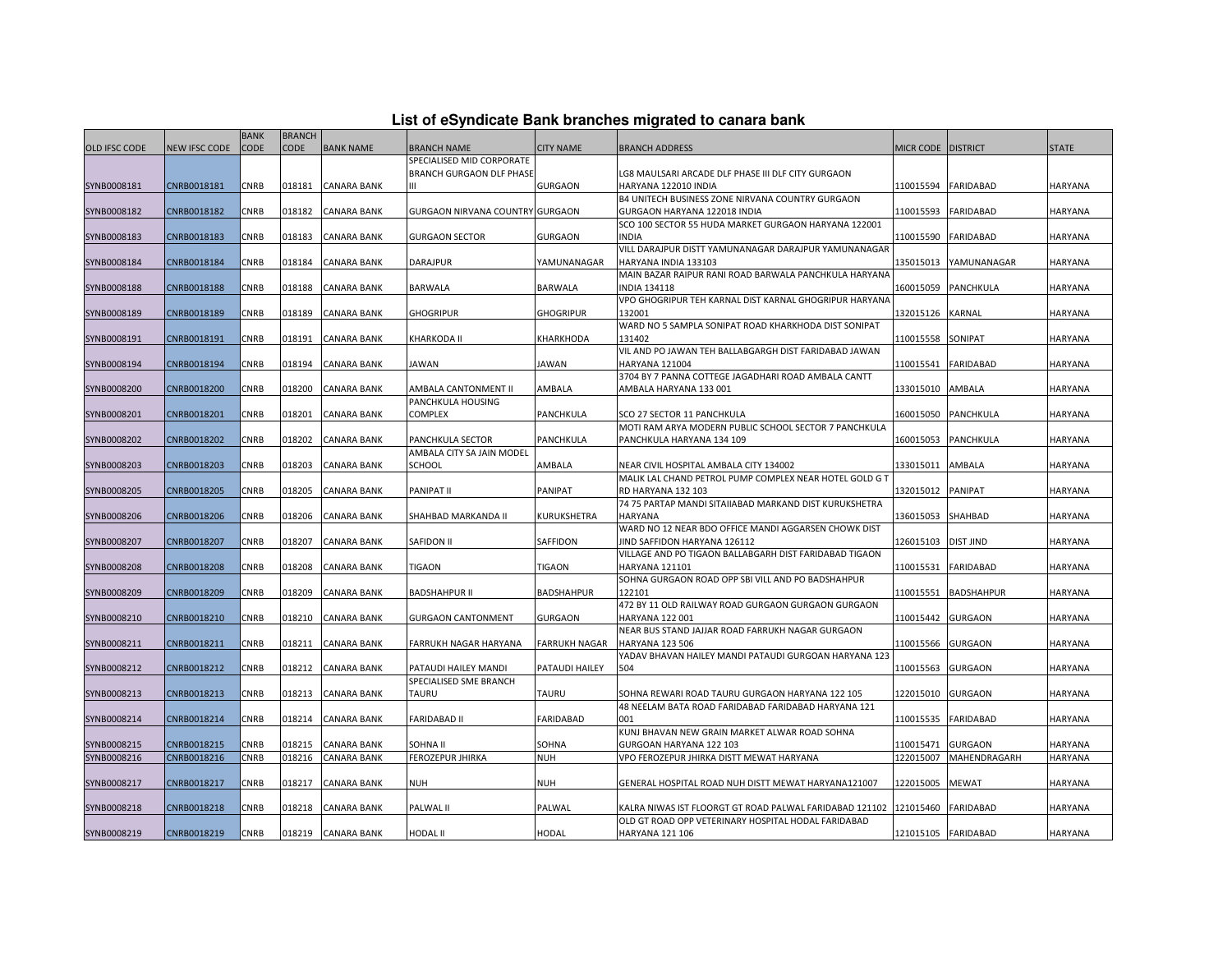# List of eSyndicate Bank branches migrated to canara bank

| OLD IFSC CODE | NEW IFSC CODE | BANK CODE | BRANCH CODE | BANK NAME | BRANCH NAME | CITY NAME | BRANCH ADDRESS | MICR CODE | DISTRICT | STATE |
|---|---|---|---|---|---|---|---|---|---|---|
| SYNB0008181 | CNRB0018181 | CNRB | 018181 | CANARA BANK | SPECIALISED MID CORPORATE BRANCH GURGAON DLF PHASE III | GURGAON | LG8 MAULSARI ARCADE DLF PHASE III DLF CITY GURGAON HARYANA 122010 INDIA | 110015594 | FARIDABAD | HARYANA |
| SYNB0008182 | CNRB0018182 | CNRB | 018182 | CANARA BANK | GURGAON NIRVANA COUNTRY | GURGAON | B4 UNITECH BUSINESS ZONE NIRVANA COUNTRY GURGAON GURGAON HARYANA 122018 INDIA | 110015593 | FARIDABAD | HARYANA |
| SYNB0008183 | CNRB0018183 | CNRB | 018183 | CANARA BANK | GURGAON SECTOR | GURGAON | SCO 100 SECTOR 55 HUDA MARKET GURGAON HARYANA 122001 INDIA | 110015590 | FARIDABAD | HARYANA |
| SYNB0008184 | CNRB0018184 | CNRB | 018184 | CANARA BANK | DARAJPUR | YAMUNANAGAR | VILL DARAJPUR DISTT YAMUNANAGAR DARAJPUR YAMUNANAGAR HARYANA INDIA 133103 | 135015013 | YAMUNANAGAR | HARYANA |
| SYNB0008188 | CNRB0018188 | CNRB | 018188 | CANARA BANK | BARWALA | BARWALA | MAIN BAZAR RAIPUR RANI ROAD BARWALA PANCHKULA HARYANA INDIA 134118 | 160015059 | PANCHKULA | HARYANA |
| SYNB0008189 | CNRB0018189 | CNRB | 018189 | CANARA BANK | GHOGRIPUR | GHOGRIPUR | VPO GHOGRIPUR TEH KARNAL DIST KARNAL GHOGRIPUR HARYANA 132001 | 132015126 | KARNAL | HARYANA |
| SYNB0008191 | CNRB0018191 | CNRB | 018191 | CANARA BANK | KHARKODA II | KHARKHODA | WARD NO 5 SAMPLA SONIPAT ROAD KHARKHODA DIST SONIPAT 131402 | 110015558 | SONIPAT | HARYANA |
| SYNB0008194 | CNRB0018194 | CNRB | 018194 | CANARA BANK | JAWAN | JAWAN | VIL AND PO JAWAN TEH BALLABGARGH DIST FARIDABAD JAWAN HARYANA 121004 | 110015541 | FARIDABAD | HARYANA |
| SYNB0008200 | CNRB0018200 | CNRB | 018200 | CANARA BANK | AMBALA CANTONMENT II | AMBALA | 3704 BY 7 PANNA COTTEGE JAGADHARI ROAD AMBALA CANTT AMBALA HARYANA 133 001 | 133015010 | AMBALA | HARYANA |
| SYNB0008201 | CNRB0018201 | CNRB | 018201 | CANARA BANK | PANCHKULA HOUSING COMPLEX | PANCHKULA | SCO 27 SECTOR 11 PANCHKULA | 160015050 | PANCHKULA | HARYANA |
| SYNB0008202 | CNRB0018202 | CNRB | 018202 | CANARA BANK | PANCHKULA SECTOR | PANCHKULA | MOTI RAM ARYA MODERN PUBLIC SCHOOL SECTOR 7 PANCHKULA PANCHKULA HARYANA 134 109 | 160015053 | PANCHKULA | HARYANA |
| SYNB0008203 | CNRB0018203 | CNRB | 018203 | CANARA BANK | AMBALA CITY SA JAIN MODEL SCHOOL | AMBALA | NEAR CIVIL HOSPITAL AMBALA CITY 134002 | 133015011 | AMBALA | HARYANA |
| SYNB0008205 | CNRB0018205 | CNRB | 018205 | CANARA BANK | PANIPAT II | PANIPAT | MALIK LAL CHAND PETROL PUMP COMPLEX NEAR HOTEL GOLD G T RD HARYANA 132 103 | 132015012 | PANIPAT | HARYANA |
| SYNB0008206 | CNRB0018206 | CNRB | 018206 | CANARA BANK | SHAHBAD MARKANDA II | KURUKSHETRA | 74 75 PARTAP MANDI SITAIIABAD MARKAND DIST KURUKSHETRA HARYANA | 136015053 | SHAHBAD | HARYANA |
| SYNB0008207 | CNRB0018207 | CNRB | 018207 | CANARA BANK | SAFIDON II | SAFFIDON | WARD NO 12 NEAR BDO OFFICE MANDI AGGARSEN CHOWK DIST JIND SAFFIDON HARYANA 126112 | 126015103 | DIST JIND | HARYANA |
| SYNB0008208 | CNRB0018208 | CNRB | 018208 | CANARA BANK | TIGAON | TIGAON | VILLAGE AND PO TIGAON BALLABGARH DIST FARIDABAD TIGAON HARYANA 121101 | 110015531 | FARIDABAD | HARYANA |
| SYNB0008209 | CNRB0018209 | CNRB | 018209 | CANARA BANK | BADSHAHPUR II | BADSHAHPUR | SOHNA GURGAON ROAD OPP SBI VILL AND PO BADSHAHPUR 122101 | 110015551 | BADSHAHPUR | HARYANA |
| SYNB0008210 | CNRB0018210 | CNRB | 018210 | CANARA BANK | GURGAON CANTONMENT | GURGAON | 472 BY 11 OLD RAILWAY ROAD GURGAON GURGAON GURGAON HARYANA 122 001 | 110015442 | GURGAON | HARYANA |
| SYNB0008211 | CNRB0018211 | CNRB | 018211 | CANARA BANK | FARRUKH NAGAR HARYANA | FARRUKH NAGAR | NEAR BUS STAND JAJJAR ROAD FARRUKH NAGAR GURGAON HARYANA 123 506 | 110015566 | GURGAON | HARYANA |
| SYNB0008212 | CNRB0018212 | CNRB | 018212 | CANARA BANK | PATAUDI HAILEY MANDI | PATAUDI HAILEY | YADAV BHAVAN HAILEY MANDI PATAUDI GURGOAN HARYANA 123 504 | 110015563 | GURGAON | HARYANA |
| SYNB0008213 | CNRB0018213 | CNRB | 018213 | CANARA BANK | SPECIALISED SME BRANCH TAURU | TAURU | SOHNA REWARI ROAD TAURU GURGAON HARYANA 122 105 | 122015010 | GURGAON | HARYANA |
| SYNB0008214 | CNRB0018214 | CNRB | 018214 | CANARA BANK | FARIDABAD II | FARIDABAD | 48 NEELAM BATA ROAD FARIDABAD FARIDABAD HARYANA 121 001 | 110015535 | FARIDABAD | HARYANA |
| SYNB0008215 | CNRB0018215 | CNRB | 018215 | CANARA BANK | SOHNA II | SOHNA | KUNJ BHAVAN NEW GRAIN MARKET ALWAR ROAD SOHNA GURGOAN HARYANA 122 103 | 110015471 | GURGAON | HARYANA |
| SYNB0008216 | CNRB0018216 | CNRB | 018216 | CANARA BANK | FEROZEPUR JHIRKA | NUH | VPO FEROZEPUR JHIRKA DISTT MEWAT HARYANA | 122015007 | MAHENDRAGARH | HARYANA |
| SYNB0008217 | CNRB0018217 | CNRB | 018217 | CANARA BANK | NUH | NUH | GENERAL HOSPITAL ROAD NUH DISTT MEWAT HARYANA121007 | 122015005 | MEWAT | HARYANA |
| SYNB0008218 | CNRB0018218 | CNRB | 018218 | CANARA BANK | PALWAL II | PALWAL | KALRA NIWAS IST FLOORGT GT ROAD PALWAL FARIDABAD 121102 | 121015460 | FARIDABAD | HARYANA |
| SYNB0008219 | CNRB0018219 | CNRB | 018219 | CANARA BANK | HODAL II | HODAL | OLD GT ROAD OPP VETERINARY HOSPITAL HODAL FARIDABAD HARYANA 121 106 | 121015105 | FARIDABAD | HARYANA |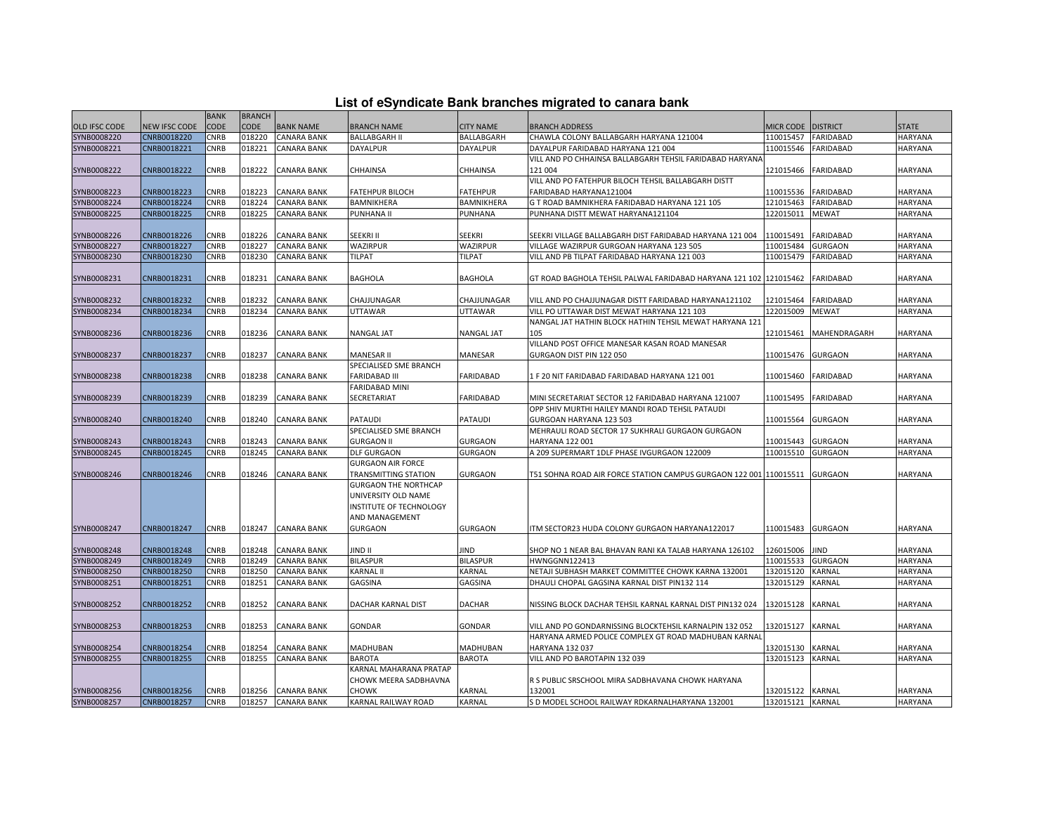# List of eSyndicate Bank branches migrated to canara bank

| OLD IFSC CODE | NEW IFSC CODE | BANK CODE | BRANCH CODE | BANK NAME | BRANCH NAME | CITY NAME | BRANCH ADDRESS | MICR CODE | DISTRICT | STATE |
|---|---|---|---|---|---|---|---|---|---|---|
| SYNB0008220 | CNRB0018220 | CNRB | 018220 | CANARA BANK | BALLABGARH II | BALLABGARH | CHAWLA COLONY BALLABGARH HARYANA 121004 | 110015457 | FARIDABAD | HARYANA |
| SYNB0008221 | CNRB0018221 | CNRB | 018221 | CANARA BANK | DAYALPUR | DAYALPUR | DAYALPUR FARIDABAD HARYANA 121 004 | 110015546 | FARIDABAD | HARYANA |
| SYNB0008222 | CNRB0018222 | CNRB | 018222 | CANARA BANK | CHHAINSA | CHHAINSA | VILL AND PO CHHAINSA BALLABGARH TEHSIL FARIDABAD HARYANA 121 004 | 121015466 | FARIDABAD | HARYANA |
| SYNB0008223 | CNRB0018223 | CNRB | 018223 | CANARA BANK | FATEHPUR BILOCH | FATEHPUR | VILL AND PO FATEHPUR BILOCH TEHSIL BALLABGARH DISTT FARIDABAD HARYANA121004 | 110015536 | FARIDABAD | HARYANA |
| SYNB0008224 | CNRB0018224 | CNRB | 018224 | CANARA BANK | BAMNIKHERA | BAMNIKHERA | G T ROAD BAMNIKHERA FARIDABAD HARYANA 121 105 | 121015463 | FARIDABAD | HARYANA |
| SYNB0008225 | CNRB0018225 | CNRB | 018225 | CANARA BANK | PUNHANA II | PUNHANA | PUNHANA DISTT MEWAT HARYANA121104 | 122015011 | MEWAT | HARYANA |
| SYNB0008226 | CNRB0018226 | CNRB | 018226 | CANARA BANK | SEEKRI II | SEEKRI | SEEKRI VILLAGE BALLABGARH DIST FARIDABAD HARYANA 121 004 | 110015491 | FARIDABAD | HARYANA |
| SYNB0008227 | CNRB0018227 | CNRB | 018227 | CANARA BANK | WAZIRPUR | WAZIRPUR | VILLAGE WAZIRPUR GURGOAN HARYANA 123 505 | 110015484 | GURGAON | HARYANA |
| SYNB0008230 | CNRB0018230 | CNRB | 018230 | CANARA BANK | TILPAT | TILPAT | VILL AND PB TILPAT FARIDABAD HARYANA 121 003 | 110015479 | FARIDABAD | HARYANA |
| SYNB0008231 | CNRB0018231 | CNRB | 018231 | CANARA BANK | BAGHOLA | BAGHOLA | GT ROAD BAGHOLA TEHSIL PALWAL FARIDABAD HARYANA 121 102 | 121015462 | FARIDABAD | HARYANA |
| SYNB0008232 | CNRB0018232 | CNRB | 018232 | CANARA BANK | CHAJJUNAGAR | CHAJJUNAGAR | VILL AND PO CHAJJUNAGAR DISTT FARIDABAD HARYANA121102 | 121015464 | FARIDABAD | HARYANA |
| SYNB0008234 | CNRB0018234 | CNRB | 018234 | CANARA BANK | UTTAWAR | UTTAWAR | VILL PO UTTAWAR DIST MEWAT HARYANA 121 103 | 122015009 | MEWAT | HARYANA |
| SYNB0008236 | CNRB0018236 | CNRB | 018236 | CANARA BANK | NANGAL JAT | NANGAL JAT | NANGAL JAT HATHIN BLOCK HATHIN TEHSIL MEWAT HARYANA 121 105 | 121015461 | MAHENDRAGARH | HARYANA |
| SYNB0008237 | CNRB0018237 | CNRB | 018237 | CANARA BANK | MANESAR II | MANESAR | VILLAND POST OFFICE MANESAR KASAN ROAD MANESAR GURGAON DIST PIN 122 050 | 110015476 | GURGAON | HARYANA |
| SYNB0008238 | CNRB0018238 | CNRB | 018238 | CANARA BANK | SPECIALISED SME BRANCH FARIDABAD III | FARIDABAD | 1 F 20 NIT FARIDABAD FARIDABAD HARYANA 121 001 | 110015460 | FARIDABAD | HARYANA |
| SYNB0008239 | CNRB0018239 | CNRB | 018239 | CANARA BANK | FARIDABAD MINI SECRETARIAT | FARIDABAD | MINI SECRETARIAT SECTOR 12 FARIDABAD HARYANA 121007 | 110015495 | FARIDABAD | HARYANA |
| SYNB0008240 | CNRB0018240 | CNRB | 018240 | CANARA BANK | PATAUDI | PATAUDI | OPP SHIV MURTHI HAILEY MANDI ROAD TEHSIL PATAUDI GURGOAN HARYANA 123 503 | 110015564 | GURGAON | HARYANA |
| SYNB0008243 | CNRB0018243 | CNRB | 018243 | CANARA BANK | SPECIALISED SME BRANCH GURGAON II | GURGAON | MEHRAULI ROAD SECTOR 17 SUKHRALI GURGAON GURGAON HARYANA 122 001 | 110015443 | GURGAON | HARYANA |
| SYNB0008245 | CNRB0018245 | CNRB | 018245 | CANARA BANK | DLF GURGAON | GURGAON | A 209 SUPERMART 1DLF PHASE IVGURGAON 122009 | 110015510 | GURGAON | HARYANA |
| SYNB0008246 | CNRB0018246 | CNRB | 018246 | CANARA BANK | GURGAON AIR FORCE TRANSMITTING STATION | GURGAON | T51 SOHNA ROAD AIR FORCE STATION CAMPUS GURGAON 122 001 | 110015511 | GURGAON | HARYANA |
| SYNB0008247 | CNRB0018247 | CNRB | 018247 | CANARA BANK | GURGAON THE NORTHCAP UNIVERSITY OLD NAME INSTITUTE OF TECHNOLOGY AND MANAGEMENT GURGAON | GURGAON | ITM SECTOR23 HUDA COLONY GURGAON HARYANA122017 | 110015483 | GURGAON | HARYANA |
| SYNB0008248 | CNRB0018248 | CNRB | 018248 | CANARA BANK | JIND II | JIND | SHOP NO 1 NEAR BAL BHAVAN RANI KA TALAB HARYANA 126102 | 126015006 | JIND | HARYANA |
| SYNB0008249 | CNRB0018249 | CNRB | 018249 | CANARA BANK | BILASPUR | BILASPUR | HWNGGNN122413 | 110015533 | GURGAON | HARYANA |
| SYNB0008250 | CNRB0018250 | CNRB | 018250 | CANARA BANK | KARNAL II | KARNAL | NETAJI SUBHASH MARKET COMMITTEE CHOWK KARNA 132001 | 132015120 | KARNAL | HARYANA |
| SYNB0008251 | CNRB0018251 | CNRB | 018251 | CANARA BANK | GAGSINA | GAGSINA | DHAULI CHOPAL GAGSINA KARNAL DIST PIN132 114 | 132015129 | KARNAL | HARYANA |
| SYNB0008252 | CNRB0018252 | CNRB | 018252 | CANARA BANK | DACHAR KARNAL DIST | DACHAR | NISSING BLOCK DACHAR TEHSIL KARNAL KARNAL DIST PIN132 024 | 132015128 | KARNAL | HARYANA |
| SYNB0008253 | CNRB0018253 | CNRB | 018253 | CANARA BANK | GONDAR | GONDAR | VILL AND PO GONDARNISSING BLOCKTEHSIL KARNALPIN 132 052 | 132015127 | KARNAL | HARYANA |
| SYNB0008254 | CNRB0018254 | CNRB | 018254 | CANARA BANK | MADHUBAN | MADHUBAN | HARYANA ARMED POLICE COMPLEX GT ROAD MADHUBAN KARNAL HARYANA 132 037 | 132015130 | KARNAL | HARYANA |
| SYNB0008255 | CNRB0018255 | CNRB | 018255 | CANARA BANK | BAROTA | BAROTA | VILL AND PO BAROTAPIN 132 039 | 132015123 | KARNAL | HARYANA |
| SYNB0008256 | CNRB0018256 | CNRB | 018256 | CANARA BANK | KARNAL MAHARANA PRATAP CHOWK MEERA SADBHAVNA CHOWK | KARNAL | R S PUBLIC SRSCHOOL MIRA SADBHAVANA CHOWK HARYANA 132001 | 132015122 | KARNAL | HARYANA |
| SYNB0008257 | CNRB0018257 | CNRB | 018257 | CANARA BANK | KARNAL RAILWAY ROAD | KARNAL | S D MODEL SCHOOL RAILWAY RDKARNALHARYANA 132001 | 132015121 | KARNAL | HARYANA |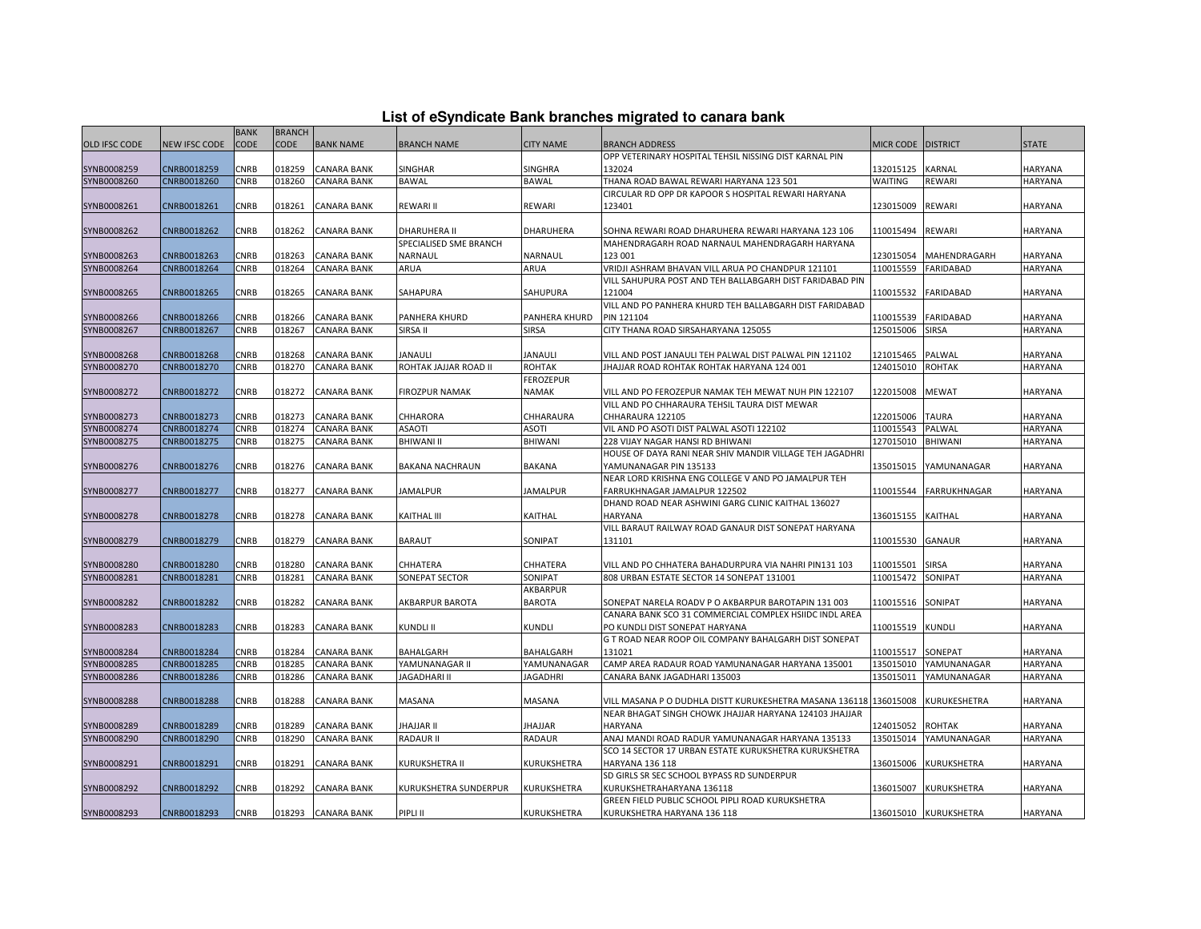# List of eSyndicate Bank branches migrated to canara bank

| OLD IFSC CODE | NEW IFSC CODE | BANK CODE | BRANCH CODE | BANK NAME | BRANCH NAME | CITY NAME | BRANCH ADDRESS | MICR CODE | DISTRICT | STATE |
|---|---|---|---|---|---|---|---|---|---|---|
| SYNB0008259 | CNRB0018259 | CNRB | 018259 | CANARA BANK | SINGHAR | SINGHRA | OPP VETERINARY HOSPITAL TEHSIL NISSING DIST KARNAL PIN 132024 | 132015125 | KARNAL | HARYANA |
| SYNB0008260 | CNRB0018260 | CNRB | 018260 | CANARA BANK | BAWAL | BAWAL | THANA ROAD BAWAL REWARI HARYANA 123 501 | WAITING | REWARI | HARYANA |
| SYNB0008261 | CNRB0018261 | CNRB | 018261 | CANARA BANK | REWARI II | REWARI | CIRCULAR RD OPP DR KAPOOR S HOSPITAL REWARI HARYANA 123401 | 123015009 | REWARI | HARYANA |
| SYNB0008262 | CNRB0018262 | CNRB | 018262 | CANARA BANK | DHARUHERA II | DHARUHERA | SOHNA REWARI ROAD DHARUHERA REWARI HARYANA 123 106 | 110015494 | REWARI | HARYANA |
| SYNB0008263 | CNRB0018263 | CNRB | 018263 | CANARA BANK | SPECIALISED SME BRANCH NARNAUL | NARNAUL | MAHENDRAGARH ROAD NARNAUL MAHENDRAGARH HARYANA 123 001 | 123015054 | MAHENDRAGARH | HARYANA |
| SYNB0008264 | CNRB0018264 | CNRB | 018264 | CANARA BANK | ARUA | ARUA | VRIDJI ASHRAM BHAVAN VILL ARUA PO CHANDPUR 121101 | 110015559 | FARIDABAD | HARYANA |
| SYNB0008265 | CNRB0018265 | CNRB | 018265 | CANARA BANK | SAHAPURA | SAHUPURA | VILL SAHUPURA POST AND TEH BALLABGARH DIST FARIDABAD PIN 121004 | 110015532 | FARIDABAD | HARYANA |
| SYNB0008266 | CNRB0018266 | CNRB | 018266 | CANARA BANK | PANHERA KHURD | PANHERA KHURD | VILL AND PO PANHERA KHURD TEH BALLABGARH DIST FARIDABAD PIN 121104 | 110015539 | FARIDABAD | HARYANA |
| SYNB0008267 | CNRB0018267 | CNRB | 018267 | CANARA BANK | SIRSA II | SIRSA | CITY THANA ROAD SIRSAHARYANA 125055 | 125015006 | SIRSA | HARYANA |
| SYNB0008268 | CNRB0018268 | CNRB | 018268 | CANARA BANK | JANAULI | JANAULI | VILL AND POST JANAULI TEH PALWAL DIST PALWAL PIN 121102 | 121015465 | PALWAL | HARYANA |
| SYNB0008270 | CNRB0018270 | CNRB | 018270 | CANARA BANK | ROHTAK JAJJAR ROAD II | ROHTAK | JHAJJAR ROAD ROHTAK ROHTAK HARYANA 124 001 | 124015010 | ROHTAK | HARYANA |
| SYNB0008272 | CNRB0018272 | CNRB | 018272 | CANARA BANK | FIROZPUR NAMAK | FEROZEPUR NAMAK | VILL AND PO FEROZEPUR NAMAK TEH MEWAT NUH PIN 122107 | 122015008 | MEWAT | HARYANA |
| SYNB0008273 | CNRB0018273 | CNRB | 018273 | CANARA BANK | CHHARORA | CHHARAURA | VILL AND PO CHHARAURA TEHSIL TAURA DIST MEWAR CHHARAURA 122105 | 122015006 | TAURA | HARYANA |
| SYNB0008274 | CNRB0018274 | CNRB | 018274 | CANARA BANK | ASAOTI | ASOTI | VIL AND PO ASOTI DIST PALWAL ASOTI 122102 | 110015543 | PALWAL | HARYANA |
| SYNB0008275 | CNRB0018275 | CNRB | 018275 | CANARA BANK | BHIWANI II | BHIWANI | 228 VIJAY NAGAR HANSI RD BHIWANI | 127015010 | BHIWANI | HARYANA |
| SYNB0008276 | CNRB0018276 | CNRB | 018276 | CANARA BANK | BAKANA NACHRAUN | BAKANA | HOUSE OF DAYA RANI NEAR SHIV MANDIR VILLAGE TEH JAGADHRI YAMUNANAGAR PIN 135133 | 135015015 | YAMUNANAGAR | HARYANA |
| SYNB0008277 | CNRB0018277 | CNRB | 018277 | CANARA BANK | JAMALPUR | JAMALPUR | NEAR LORD KRISHNA ENG COLLEGE V AND PO JAMALPUR TEH FARRUKHNAGAR JAMALPUR 122502 | 110015544 | FARRUKHNAGAR | HARYANA |
| SYNB0008278 | CNRB0018278 | CNRB | 018278 | CANARA BANK | KAITHAL III | KAITHAL | DHAND ROAD NEAR ASHWINI GARG CLINIC KAITHAL 136027 HARYANA | 136015155 | KAITHAL | HARYANA |
| SYNB0008279 | CNRB0018279 | CNRB | 018279 | CANARA BANK | BARAUT | SONIPAT | VILL BARAUT RAILWAY ROAD GANAUR DIST SONEPAT HARYANA 131101 | 110015530 | GANAUR | HARYANA |
| SYNB0008280 | CNRB0018280 | CNRB | 018280 | CANARA BANK | CHHATERA | CHHATERA | VILL AND PO CHHATERA BAHADURPURA VIA NAHRI PIN131 103 | 110015501 | SIRSA | HARYANA |
| SYNB0008281 | CNRB0018281 | CNRB | 018281 | CANARA BANK | SONEPAT SECTOR | SONIPAT | 808 URBAN ESTATE SECTOR 14 SONEPAT 131001 | 110015472 | SONIPAT | HARYANA |
| SYNB0008282 | CNRB0018282 | CNRB | 018282 | CANARA BANK | AKBARPUR BAROTA | AKBARPUR BAROTA | SONEPAT NARELA ROADV P O AKBARPUR BAROTAPIN 131 003 | 110015516 | SONIPAT | HARYANA |
| SYNB0008283 | CNRB0018283 | CNRB | 018283 | CANARA BANK | KUNDLI II | KUNDLI | CANARA BANK SCO 31 COMMERCIAL COMPLEX HSIIDC INDL AREA PO KUNDLI DIST SONEPAT HARYANA | 110015519 | KUNDLI | HARYANA |
| SYNB0008284 | CNRB0018284 | CNRB | 018284 | CANARA BANK | BAHALGARH | BAHALGARH | G T ROAD NEAR ROOP OIL COMPANY BAHALGARH DIST SONEPAT 131021 | 110015517 | SONEPAT | HARYANA |
| SYNB0008285 | CNRB0018285 | CNRB | 018285 | CANARA BANK | YAMUNANAGAR II | YAMUNANAGAR | CAMP AREA RADAUR ROAD YAMUNANAGAR HARYANA 135001 | 135015010 | YAMUNANAGAR | HARYANA |
| SYNB0008286 | CNRB0018286 | CNRB | 018286 | CANARA BANK | JAGADHARI II | JAGADHRI | CANARA BANK JAGADHARI 135003 | 135015011 | YAMUNANAGAR | HARYANA |
| SYNB0008288 | CNRB0018288 | CNRB | 018288 | CANARA BANK | MASANA | MASANA | VILL MASANA P O DUDHLA DISTT KURUKESHETRA MASANA 136118 | 136015008 | KURUKESHETRA | HARYANA |
| SYNB0008289 | CNRB0018289 | CNRB | 018289 | CANARA BANK | JHAJJAR II | JHAJJAR | NEAR BHAGAT SINGH CHOWK JHAJJAR HARYANA 124103 JHAJJAR HARYANA | 124015052 | ROHTAK | HARYANA |
| SYNB0008290 | CNRB0018290 | CNRB | 018290 | CANARA BANK | RADAUR II | RADAUR | ANAJ MANDI ROAD RADUR YAMUNANAGAR HARYANA 135133 | 135015014 | YAMUNANAGAR | HARYANA |
| SYNB0008291 | CNRB0018291 | CNRB | 018291 | CANARA BANK | KURUKSHETRA II | KURUKSHETRA | SCO 14 SECTOR 17 URBAN ESTATE KURUKSHETRA KURUKSHETRA HARYANA 136 118 | 136015006 | KURUKSHETRA | HARYANA |
| SYNB0008292 | CNRB0018292 | CNRB | 018292 | CANARA BANK | KURUKSHETRA SUNDERPUR | KURUKSHETRA | SD GIRLS SR SEC SCHOOL BYPASS RD SUNDERPUR KURUKSHETRAHARYANA 136118 | 136015007 | KURUKSHETRA | HARYANA |
| SYNB0008293 | CNRB0018293 | CNRB | 018293 | CANARA BANK | PIPLI II | KURUKSHETRA | GREEN FIELD PUBLIC SCHOOL PIPLI ROAD KURUKSHETRA KURUKSHETRA HARYANA 136 118 | 136015010 | KURUKSHETRA | HARYANA |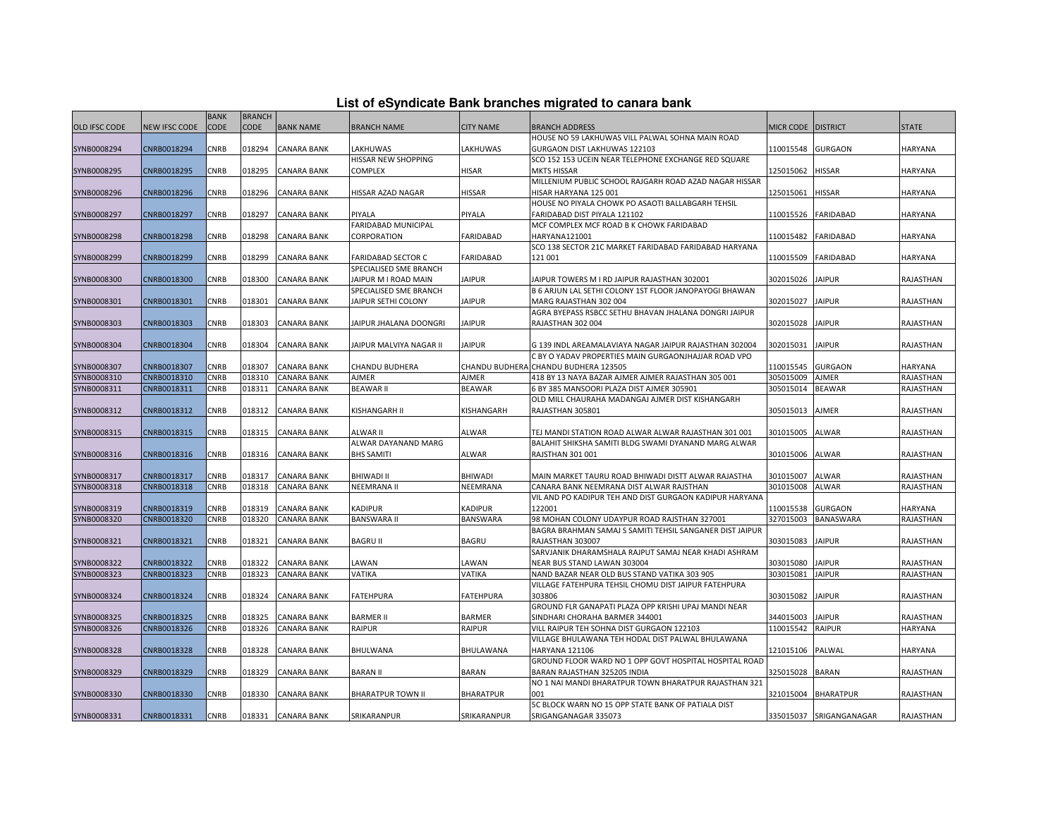# List of eSyndicate Bank branches migrated to canara bank

| OLD IFSC CODE | NEW IFSC CODE | BANK CODE | BRANCH CODE | BANK NAME | BRANCH NAME | CITY NAME | BRANCH ADDRESS | MICR CODE | DISTRICT | STATE |
|---|---|---|---|---|---|---|---|---|---|---|
| SYNB0008294 | CNRB0018294 | CNRB | 018294 | CANARA BANK | LAKHUWAS | LAKHUWAS | HOUSE NO 59 LAKHUWAS VILL PALWAL SOHNA MAIN ROAD GURGAON DIST LAKHUWAS 122103 | 110015548 | GURGAON | HARYANA |
| SYNB0008295 | CNRB0018295 | CNRB | 018295 | CANARA BANK | HISSAR NEW SHOPPING COMPLEX | HISAR | SCO 152 153 UCEIN NEAR TELEPHONE EXCHANGE RED SQUARE MKTS HISSAR | 125015062 | HISSAR | HARYANA |
| SYNB0008296 | CNRB0018296 | CNRB | 018296 | CANARA BANK | HISSAR AZAD NAGAR | HISSAR | MILLENIUM PUBLIC SCHOOL RAJGARH ROAD AZAD NAGAR HISSAR HISAR HARYANA 125 001 | 125015061 | HISSAR | HARYANA |
| SYNB0008297 | CNRB0018297 | CNRB | 018297 | CANARA BANK | PIYALA | PIYALA | HOUSE NO PIYALA CHOWK PO ASAOTI BALLABGARH TEHSIL FARIDABAD DIST PIYALA 121102 | 110015526 | FARIDABAD | HARYANA |
| SYNB0008298 | CNRB0018298 | CNRB | 018298 | CANARA BANK | FARIDABAD MUNICIPAL CORPORATION | FARIDABAD | MCF COMPLEX MCF ROAD B K CHOWK FARIDABAD HARYANA121001 | 110015482 | FARIDABAD | HARYANA |
| SYNB0008299 | CNRB0018299 | CNRB | 018299 | CANARA BANK | FARIDABAD SECTOR C | FARIDABAD | SCO 138 SECTOR 21C MARKET FARIDABAD FARIDABAD HARYANA 121 001 | 110015509 | FARIDABAD | HARYANA |
| SYNB0008300 | CNRB0018300 | CNRB | 018300 | CANARA BANK | SPECIALISED SME BRANCH JAIPUR M I ROAD MAIN | JAIPUR | JAIPUR TOWERS M I RD JAIPUR RAJASTHAN 302001 | 302015026 | JAIPUR | RAJASTHAN |
| SYNB0008301 | CNRB0018301 | CNRB | 018301 | CANARA BANK | SPECIALISED SME BRANCH JAIPUR SETHI COLONY | JAIPUR | B 6 ARJUN LAL SETHI COLONY 1ST FLOOR JANOPAYOGI BHAWAN MARG RAJASTHAN 302 004 | 302015027 | JAIPUR | RAJASTHAN |
| SYNB0008303 | CNRB0018303 | CNRB | 018303 | CANARA BANK | JAIPUR JHALANA DOONGRI | JAIPUR | AGRA BYEPASS RSBCC SETHU BHAVAN JHALANA DONGRI JAIPUR RAJASTHAN 302 004 | 302015028 | JAIPUR | RAJASTHAN |
| SYNB0008304 | CNRB0018304 | CNRB | 018304 | CANARA BANK | JAIPUR MALVIYA NAGAR II | JAIPUR | G 139 INDL AREAMALAVIAYA NAGAR JAIPUR RAJASTHAN 302004 | 302015031 | JAIPUR | RAJASTHAN |
| SYNB0008307 | CNRB0018307 | CNRB | 018307 | CANARA BANK | CHANDU BUDHERA | CHANDU BUDHERA | C BY O YADAV PROPERTIES MAIN GURGAONJHAJJAR ROAD VPO CHANDU BUDHERA 123505 | 110015545 | GURGAON | HARYANA |
| SYNB0008310 | CNRB0018310 | CNRB | 018310 | CANARA BANK | AJMER | AJMER | 418 BY 13 NAYA BAZAR AJMER AJMER RAJASTHAN 305 001 | 305015009 | AJMER | RAJASTHAN |
| SYNB0008311 | CNRB0018311 | CNRB | 018311 | CANARA BANK | BEAWAR II | BEAWAR | 6 BY 385 MANSOORI PLAZA DIST AJMER 305901 | 305015014 | BEAWAR | RAJASTHAN |
| SYNB0008312 | CNRB0018312 | CNRB | 018312 | CANARA BANK | KISHANGARH II | KISHANGARH | OLD MILL CHAURAHA MADANGAJ AJMER DIST KISHANGARH RAJASTHAN 305801 | 305015013 | AJMER | RAJASTHAN |
| SYNB0008315 | CNRB0018315 | CNRB | 018315 | CANARA BANK | ALWAR II | ALWAR | TEJ MANDI STATION ROAD ALWAR ALWAR RAJASTHAN 301 001 | 301015005 | ALWAR | RAJASTHAN |
| SYNB0008316 | CNRB0018316 | CNRB | 018316 | CANARA BANK | ALWAR DAYANAND MARG BHS SAMITI | ALWAR | BALAHIT SHIKSHA SAMITI BLDG SWAMI DYANAND MARG ALWAR RAJSTHAN 301 001 | 301015006 | ALWAR | RAJASTHAN |
| SYNB0008317 | CNRB0018317 | CNRB | 018317 | CANARA BANK | BHIWADI II | BHIWADI | MAIN MARKET TAURU ROAD BHIWADI DISTT ALWAR RAJASTHA | 301015007 | ALWAR | RAJASTHAN |
| SYNB0008318 | CNRB0018318 | CNRB | 018318 | CANARA BANK | NEEMRANA II | NEEMRANA | CANARA BANK NEEMRANA DIST ALWAR RAJSTHAN | 301015008 | ALWAR | RAJASTHAN |
| SYNB0008319 | CNRB0018319 | CNRB | 018319 | CANARA BANK | KADIPUR | KADIPUR | VIL AND PO KADIPUR TEH AND DIST GURGAON KADIPUR HARYANA 122001 | 110015538 | GURGAON | HARYANA |
| SYNB0008320 | CNRB0018320 | CNRB | 018320 | CANARA BANK | BANSWARA II | BANSWARA | 98 MOHAN COLONY UDAYPUR ROAD RAJSTHAN 327001 | 327015003 | BANASWARA | RAJASTHAN |
| SYNB0008321 | CNRB0018321 | CNRB | 018321 | CANARA BANK | BAGRU II | BAGRU | BAGRA BRAHMAN SAMAJ S SAMITI TEHSIL SANGANER DIST JAIPUR RAJASTHAN 303007 | 303015083 | JAIPUR | RAJASTHAN |
| SYNB0008322 | CNRB0018322 | CNRB | 018322 | CANARA BANK | LAWAN | LAWAN | SARVJANIK DHARAMSHALA RAJPUT SAMAJ NEAR KHADI ASHRAM NEAR BUS STAND LAWAN 303004 | 303015080 | JAIPUR | RAJASTHAN |
| SYNB0008323 | CNRB0018323 | CNRB | 018323 | CANARA BANK | VATIKA | VATIKA | NAND BAZAR NEAR OLD BUS STAND VATIKA 303 905 | 303015081 | JAIPUR | RAJASTHAN |
| SYNB0008324 | CNRB0018324 | CNRB | 018324 | CANARA BANK | FATEHPURA | FATEHPURA | VILLAGE FATEHPURA TEHSIL CHOMU DIST JAIPUR FATEHPURA 303806 | 303015082 | JAIPUR | RAJASTHAN |
| SYNB0008325 | CNRB0018325 | CNRB | 018325 | CANARA BANK | BARMER II | BARMER | GROUND FLR GANAPATI PLAZA OPP KRISHI UPAJ MANDI NEAR SINDHARI CHORAHA BARMER 344001 | 344015003 | JAIPUR | RAJASTHAN |
| SYNB0008326 | CNRB0018326 | CNRB | 018326 | CANARA BANK | RAIPUR | RAIPUR | VILL RAIPUR TEH SOHNA DIST GURGAON 122103 | 110015542 | RAIPUR | HARYANA |
| SYNB0008328 | CNRB0018328 | CNRB | 018328 | CANARA BANK | BHULWANA | BHULAWANA | VILLAGE BHULAWANA TEH HODAL DIST PALWAL BHULAWANA HARYANA 121106 | 121015106 | PALWAL | HARYANA |
| SYNB0008329 | CNRB0018329 | CNRB | 018329 | CANARA BANK | BARAN II | BARAN | GROUND FLOOR WARD NO 1 OPP GOVT HOSPITAL HOSPITAL ROAD BARAN RAJASTHAN 325205 INDIA | 325015028 | BARAN | RAJASTHAN |
| SYNB0008330 | CNRB0018330 | CNRB | 018330 | CANARA BANK | BHARATPUR TOWN II | BHARATPUR | NO 1 NAI MANDI BHARATPUR TOWN BHARATPUR RAJASTHAN 321 001 | 321015004 | BHARATPUR | RAJASTHAN |
| SYNB0008331 | CNRB0018331 | CNRB | 018331 | CANARA BANK | SRIKARANPUR | SRIKARANPUR | 5C BLOCK WARN NO 15 OPP STATE BANK OF PATIALA DIST SRIGANGANAGAR 335073 | 335015037 | SRIGANGANAGAR | RAJASTHAN |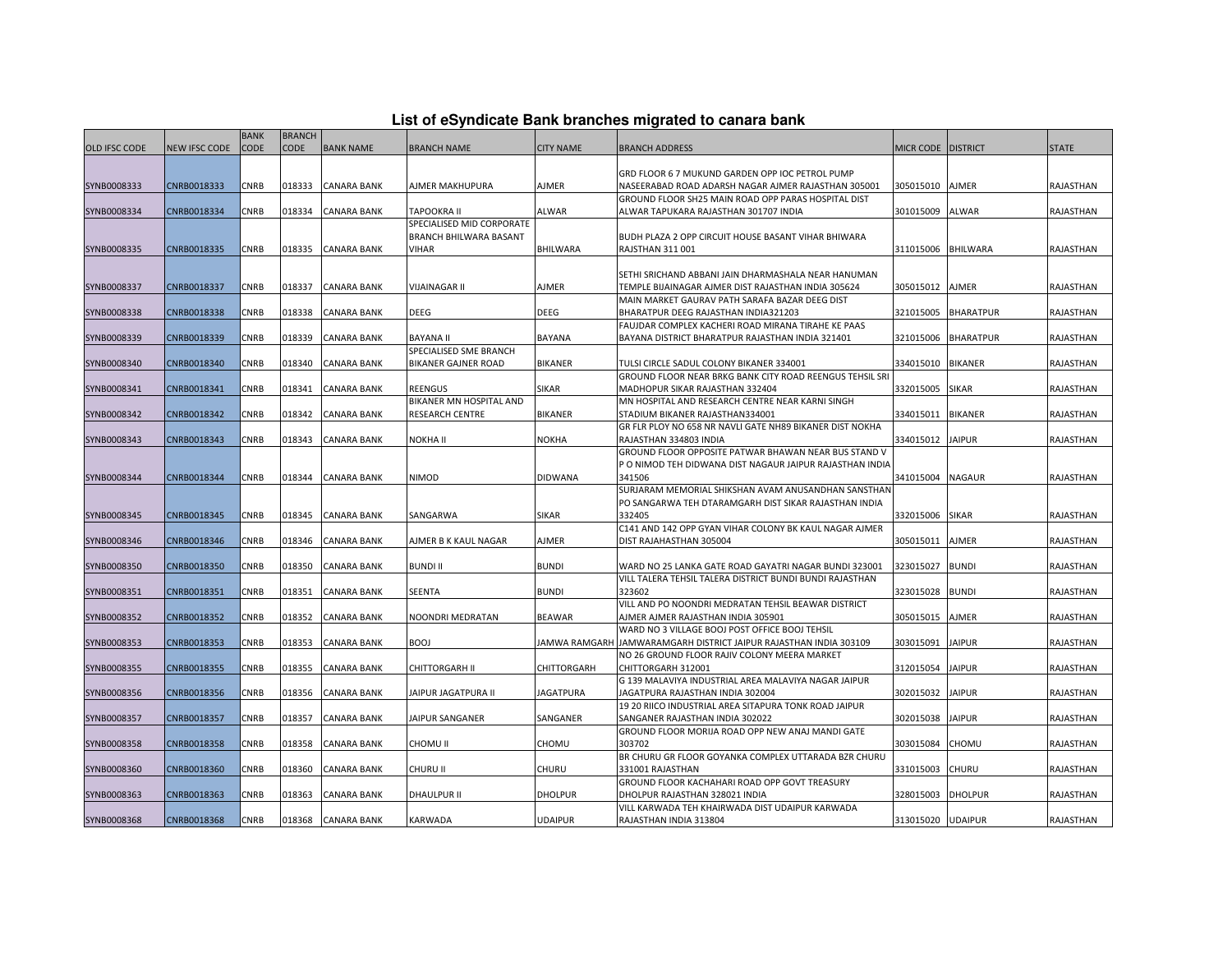# List of eSyndicate Bank branches migrated to canara bank

| OLD IFSC CODE | NEW IFSC CODE | BANK CODE | BRANCH CODE | BANK NAME | BRANCH NAME | CITY NAME | BRANCH ADDRESS | MICR CODE | DISTRICT | STATE |
|---|---|---|---|---|---|---|---|---|---|---|
| SYNB0008333 | CNRB0018333 | CNRB | 018333 | CANARA BANK | AJMER MAKHUPURA | AJMER | GRD FLOOR 6 7 MUKUND GARDEN OPP IOC PETROL PUMP NASEERABAD ROAD ADARSH NAGAR AJMER RAJASTHAN 305001 | 305015010 | AJMER | RAJASTHAN |
| SYNB0008334 | CNRB0018334 | CNRB | 018334 | CANARA BANK | TAPOOKRA II | ALWAR | GROUND FLOOR SH25 MAIN ROAD OPP PARAS HOSPITAL DIST ALWAR TAPUKARA RAJASTHAN 301707 INDIA | 301015009 | ALWAR | RAJASTHAN |
| SYNB0008335 | CNRB0018335 | CNRB | 018335 | CANARA BANK | SPECIALISED MID CORPORATE BRANCH BHILWARA BASANT VIHAR | BHILWARA | BUDH PLAZA 2 OPP CIRCUIT HOUSE BASANT VIHAR BHIWARA RAJSTHAN 311 001 | 311015006 | BHILWARA | RAJASTHAN |
| SYNB0008337 | CNRB0018337 | CNRB | 018337 | CANARA BANK | VIJAINAGAR II | AJMER | SETHI SRICHAND ABBANI JAIN DHARMASHALA NEAR HANUMAN TEMPLE BIJAINAGAR AJMER DIST RAJASTHAN INDIA 305624 | 305015012 | AJMER | RAJASTHAN |
| SYNB0008338 | CNRB0018338 | CNRB | 018338 | CANARA BANK | DEEG | DEEG | MAIN MARKET GAURAV PATH SARAFA BAZAR DEEG DIST BHARATPUR DEEG RAJASTHAN INDIA321203 | 321015005 | BHARATPUR | RAJASTHAN |
| SYNB0008339 | CNRB0018339 | CNRB | 018339 | CANARA BANK | BAYANA II | BAYANA | FAUJDAR COMPLEX KACHERI ROAD MIRANA TIRAHE KE PAAS BAYANA DISTRICT BHARATPUR RAJASTHAN INDIA 321401 | 321015006 | BHARATPUR | RAJASTHAN |
| SYNB0008340 | CNRB0018340 | CNRB | 018340 | CANARA BANK | SPECIALISED SME BRANCH BIKANER GAJNER ROAD | BIKANER | TULSI CIRCLE SADUL COLONY BIKANER 334001 | 334015010 | BIKANER | RAJASTHAN |
| SYNB0008341 | CNRB0018341 | CNRB | 018341 | CANARA BANK | REENGUS | SIKAR | GROUND FLOOR NEAR BRKG BANK CITY ROAD REENGUS TEHSIL SRI MADHOPUR SIKAR RAJASTHAN 332404 | 332015005 | SIKAR | RAJASTHAN |
| SYNB0008342 | CNRB0018342 | CNRB | 018342 | CANARA BANK | BIKANER MN HOSPITAL AND RESEARCH CENTRE | BIKANER | MN HOSPITAL AND RESEARCH CENTRE NEAR KARNI SINGH STADIUM BIKANER RAJASTHAN334001 | 334015011 | BIKANER | RAJASTHAN |
| SYNB0008343 | CNRB0018343 | CNRB | 018343 | CANARA BANK | NOKHA II | NOKHA | GR FLR PLOY NO 658 NR NAVLI GATE NH89 BIKANER DIST NOKHA RAJASTHAN 334803 INDIA | 334015012 | JAIPUR | RAJASTHAN |
| SYNB0008344 | CNRB0018344 | CNRB | 018344 | CANARA BANK | NIMOD | DIDWANA | GROUND FLOOR OPPOSITE PATWAR BHAWAN NEAR BUS STAND V P O NIMOD TEH DIDWANA DIST NAGAUR JAIPUR RAJASTHAN INDIA 341506 | 341015004 | NAGAUR | RAJASTHAN |
| SYNB0008345 | CNRB0018345 | CNRB | 018345 | CANARA BANK | SANGARWA | SIKAR | SURJARAM MEMORIAL SHIKSHAN AVAM ANUSANDHAN SANSTHAN PO SANGARWA TEH DTARAMGARH DIST SIKAR RAJASTHAN INDIA 332405 | 332015006 | SIKAR | RAJASTHAN |
| SYNB0008346 | CNRB0018346 | CNRB | 018346 | CANARA BANK | AJMER B K KAUL NAGAR | AJMER | C141 AND 142 OPP GYAN VIHAR COLONY BK KAUL NAGAR AJMER DIST RAJAHASTHAN 305004 | 305015011 | AJMER | RAJASTHAN |
| SYNB0008350 | CNRB0018350 | CNRB | 018350 | CANARA BANK | BUNDI II | BUNDI | WARD NO 25 LANKA GATE ROAD GAYATRI NAGAR BUNDI 323001 | 323015027 | BUNDI | RAJASTHAN |
| SYNB0008351 | CNRB0018351 | CNRB | 018351 | CANARA BANK | SEENTA | BUNDI | VILL TALERA TEHSIL TALERA DISTRICT BUNDI BUNDI RAJASTHAN 323602 | 323015028 | BUNDI | RAJASTHAN |
| SYNB0008352 | CNRB0018352 | CNRB | 018352 | CANARA BANK | NOONDRI MEDRATAN | BEAWAR | VILL AND PO NOONDRI MEDRATAN TEHSIL BEAWAR DISTRICT AJMER AJMER RAJASTHAN INDIA 305901 | 305015015 | AJMER | RAJASTHAN |
| SYNB0008353 | CNRB0018353 | CNRB | 018353 | CANARA BANK | BOOJ | JAMWA RAMGARH | WARD NO 3 VILLAGE BOOJ POST OFFICE BOOJ TEHSIL JAMWARAMGARH DISTRICT JAIPUR RAJASTHAN INDIA 303109 | 303015091 | JAIPUR | RAJASTHAN |
| SYNB0008355 | CNRB0018355 | CNRB | 018355 | CANARA BANK | CHITTORGARH II | CHITTORGARH | NO 26 GROUND FLOOR RAJIV COLONY MEERA MARKET CHITTORGARH 312001 | 312015054 | JAIPUR | RAJASTHAN |
| SYNB0008356 | CNRB0018356 | CNRB | 018356 | CANARA BANK | JAIPUR JAGATPURA II | JAGATPURA | G 139 MALAVIYA INDUSTRIAL AREA MALAVIYA NAGAR JAIPUR JAGATPURA RAJASTHAN INDIA 302004 | 302015032 | JAIPUR | RAJASTHAN |
| SYNB0008357 | CNRB0018357 | CNRB | 018357 | CANARA BANK | JAIPUR SANGANER | SANGANER | 19 20 RIICO INDUSTRIAL AREA SITAPURA TONK ROAD JAIPUR SANGANER RAJASTHAN INDIA 302022 | 302015038 | JAIPUR | RAJASTHAN |
| SYNB0008358 | CNRB0018358 | CNRB | 018358 | CANARA BANK | CHOMU II | CHOMU | GROUND FLOOR MORIJA ROAD OPP NEW ANAJ MANDI GATE 303702 | 303015084 | CHOMU | RAJASTHAN |
| SYNB0008360 | CNRB0018360 | CNRB | 018360 | CANARA BANK | CHURU II | CHURU | BR CHURU GR FLOOR GOYANKA COMPLEX UTTARADA BZR CHURU 331001 RAJASTHAN | 331015003 | CHURU | RAJASTHAN |
| SYNB0008363 | CNRB0018363 | CNRB | 018363 | CANARA BANK | DHAULPUR II | DHOLPUR | GROUND FLOOR KACHAHARI ROAD OPP GOVT TREASURY DHOLPUR RAJASTHAN 328021 INDIA | 328015003 | DHOLPUR | RAJASTHAN |
| SYNB0008368 | CNRB0018368 | CNRB | 018368 | CANARA BANK | KARWADA | UDAIPUR | VILL KARWADA TEH KHAIRWADA DIST UDAIPUR KARWADA RAJASTHAN INDIA 313804 | 313015020 | UDAIPUR | RAJASTHAN |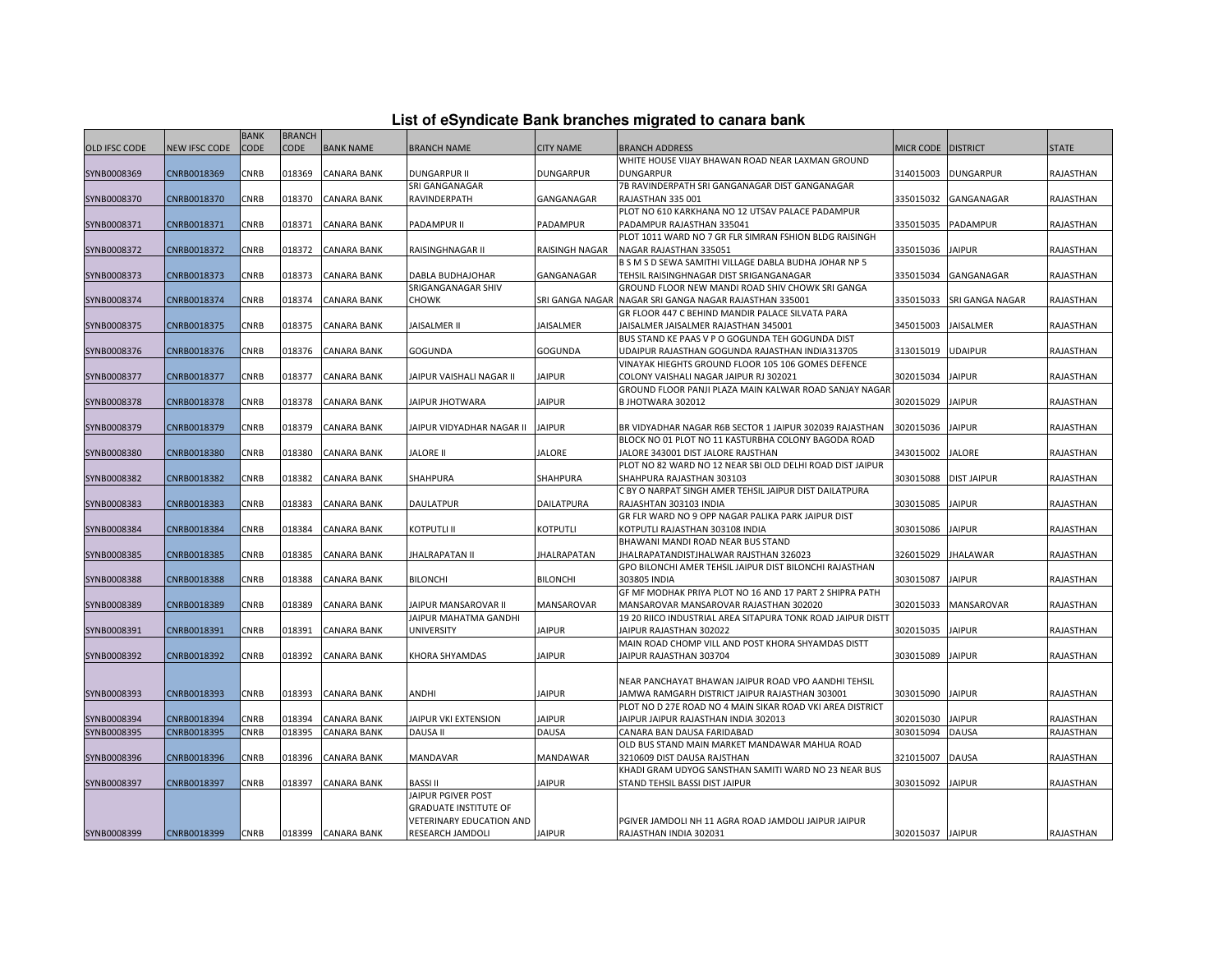# List of eSyndicate Bank branches migrated to canara bank

| OLD IFSC CODE | NEW IFSC CODE | BANK CODE | BRANCH CODE | BANK NAME | BRANCH NAME | CITY NAME | BRANCH ADDRESS | MICR CODE | DISTRICT | STATE |
|---|---|---|---|---|---|---|---|---|---|---|
| SYNB0008369 | CNRB0018369 | CNRB | 018369 | CANARA BANK | DUNGARPUR II | DUNGARPUR | WHITE HOUSE VIJAY BHAWAN ROAD NEAR LAXMAN GROUND DUNGARPUR | 314015003 | DUNGARPUR | RAJASTHAN |
| SYNB0008370 | CNRB0018370 | CNRB | 018370 | CANARA BANK | SRI GANGANAGAR RAVINDERPATH | GANGANAGAR | 7B RAVINDERPATH SRI GANGANAGAR DIST GANGANAGAR RAJASTHAN 335 001 | 335015032 | GANGANAGAR | RAJASTHAN |
| SYNB0008371 | CNRB0018371 | CNRB | 018371 | CANARA BANK | PADAMPUR II | PADAMPUR | PLOT NO 610 KARKHANA NO 12 UTSAV PALACE PADAMPUR PADAMPUR RAJASTHAN 335041 | 335015035 | PADAMPUR | RAJASTHAN |
| SYNB0008372 | CNRB0018372 | CNRB | 018372 | CANARA BANK | RAISINGHNAGAR II | RAISINGH NAGAR | PLOT 1011 WARD NO 7 GR FLR SIMRAN FSHION BLDG RAISINGH NAGAR RAJASTHAN 335051 | 335015036 | JAIPUR | RAJASTHAN |
| SYNB0008373 | CNRB0018373 | CNRB | 018373 | CANARA BANK | DABLA BUDHAJOHAR | GANGANAGAR | B S M S D SEWA SAMITHI VILLAGE DABLA BUDHA JOHAR NP 5 TEHSIL RAISINGHNAGAR DIST SRIGANGANAGAR | 335015034 | GANGANAGAR | RAJASTHAN |
| SYNB0008374 | CNRB0018374 | CNRB | 018374 | CANARA BANK | SRIGANGANAGAR SHIV CHOWK | SRI GANGA NAGAR | GROUND FLOOR NEW MANDI ROAD SHIV CHOWK SRI GANGA NAGAR SRI GANGA NAGAR RAJASTHAN 335001 | 335015033 | SRI GANGA NAGAR | RAJASTHAN |
| SYNB0008375 | CNRB0018375 | CNRB | 018375 | CANARA BANK | JAISALMER II | JAISALMER | GR FLOOR 447 C BEHIND MANDIR PALACE SILVATA PARA JAISALMER JAISALMER RAJASTHAN 345001 | 345015003 | JAISALMER | RAJASTHAN |
| SYNB0008376 | CNRB0018376 | CNRB | 018376 | CANARA BANK | GOGUNDA | GOGUNDA | BUS STAND KE PAAS V P O GOGUNDA TEH GOGUNDA DIST UDAIPUR RAJASTHAN GOGUNDA RAJASTHAN INDIA313705 | 313015019 | UDAIPUR | RAJASTHAN |
| SYNB0008377 | CNRB0018377 | CNRB | 018377 | CANARA BANK | JAIPUR VAISHALI NAGAR II | JAIPUR | VINAYAK HIEGHTS GROUND FLOOR 105 106 GOMES DEFENCE COLONY VAISHALI NAGAR JAIPUR RJ 302021 | 302015034 | JAIPUR | RAJASTHAN |
| SYNB0008378 | CNRB0018378 | CNRB | 018378 | CANARA BANK | JAIPUR JHOTWARA | JAIPUR | GROUND FLOOR PANJI PLAZA MAIN KALWAR ROAD SANJAY NAGAR B JHOTWARA 302012 | 302015029 | JAIPUR | RAJASTHAN |
| SYNB0008379 | CNRB0018379 | CNRB | 018379 | CANARA BANK | JAIPUR VIDYADHAR NAGAR II | JAIPUR | BR VIDYADHAR NAGAR R6B SECTOR 1 JAIPUR 302039 RAJASTHAN | 302015036 | JAIPUR | RAJASTHAN |
| SYNB0008380 | CNRB0018380 | CNRB | 018380 | CANARA BANK | JALORE II | JALORE | BLOCK NO 01 PLOT NO 11 KASTURBHA COLONY BAGODA ROAD JALORE 343001 DIST JALORE RAJSTHAN | 343015002 | JALORE | RAJASTHAN |
| SYNB0008382 | CNRB0018382 | CNRB | 018382 | CANARA BANK | SHAHPURA | SHAHPURA | PLOT NO 82 WARD NO 12 NEAR SBI OLD DELHI ROAD DIST JAIPUR SHAHPURA RAJASTHAN 303103 | 303015088 | DIST JAIPUR | RAJASTHAN |
| SYNB0008383 | CNRB0018383 | CNRB | 018383 | CANARA BANK | DAULATPUR | DAILATPURA | C BY O NARPAT SINGH AMER TEHSIL JAIPUR DIST DAILATPURA RAJASHTAN 303103 INDIA | 303015085 | JAIPUR | RAJASTHAN |
| SYNB0008384 | CNRB0018384 | CNRB | 018384 | CANARA BANK | KOTPUTLI II | KOTPUTLI | GR FLR WARD NO 9 OPP NAGAR PALIKA PARK JAIPUR DIST KOTPUTLI RAJASTHAN 303108 INDIA | 303015086 | JAIPUR | RAJASTHAN |
| SYNB0008385 | CNRB0018385 | CNRB | 018385 | CANARA BANK | JHALRAPATAN II | JHALRAPATAN | BHAWANI MANDI ROAD NEAR BUS STAND JHALRAPATANDISTJHALWAR RAJSTHAN 326023 | 326015029 | JHALAWAR | RAJASTHAN |
| SYNB0008388 | CNRB0018388 | CNRB | 018388 | CANARA BANK | BILONCHI | BILONCHI | GPO BILONCHI AMER TEHSIL JAIPUR DIST BILONCHI RAJASTHAN 303805 INDIA | 303015087 | JAIPUR | RAJASTHAN |
| SYNB0008389 | CNRB0018389 | CNRB | 018389 | CANARA BANK | JAIPUR MANSAROVAR II | MANSAROVAR | GF MF MODHAK PRIYA PLOT NO 16 AND 17 PART 2 SHIPRA PATH MANSAROVAR MANSAROVAR RAJASTHAN 302020 | 302015033 | MANSAROVAR | RAJASTHAN |
| SYNB0008391 | CNRB0018391 | CNRB | 018391 | CANARA BANK | JAIPUR MAHATMA GANDHI UNIVERSITY | JAIPUR | 19 20 RIICO INDUSTRIAL AREA SITAPURA TONK ROAD JAIPUR DISTT JAIPUR RAJASTHAN 302022 | 302015035 | JAIPUR | RAJASTHAN |
| SYNB0008392 | CNRB0018392 | CNRB | 018392 | CANARA BANK | KHORA SHYAMDAS | JAIPUR | MAIN ROAD CHOMP VILL AND POST KHORA SHYAMDAS DISTT JAIPUR RAJASTHAN 303704 | 303015089 | JAIPUR | RAJASTHAN |
| SYNB0008393 | CNRB0018393 | CNRB | 018393 | CANARA BANK | ANDHI | JAIPUR | NEAR PANCHAYAT BHAWAN JAIPUR ROAD VPO AANDHI TEHSIL JAMWA RAMGARH DISTRICT JAIPUR RAJASTHAN 303001 | 303015090 | JAIPUR | RAJASTHAN |
| SYNB0008394 | CNRB0018394 | CNRB | 018394 | CANARA BANK | JAIPUR VKI EXTENSION | JAIPUR | PLOT NO D 27E ROAD NO 4 MAIN SIKAR ROAD VKI AREA DISTRICT JAIPUR JAIPUR RAJASTHAN INDIA 302013 | 302015030 | JAIPUR | RAJASTHAN |
| SYNB0008395 | CNRB0018395 | CNRB | 018395 | CANARA BANK | DAUSA II | DAUSA | CANARA BAN DAUSA FARIDABAD | 303015094 | DAUSA | RAJASTHAN |
| SYNB0008396 | CNRB0018396 | CNRB | 018396 | CANARA BANK | MANDAVAR | MANDAWAR | OLD BUS STAND MAIN MARKET MANDAWAR MAHUA ROAD 3210609 DIST DAUSA RAJSTHAN | 321015007 | DAUSA | RAJASTHAN |
| SYNB0008397 | CNRB0018397 | CNRB | 018397 | CANARA BANK | BASSI II | JAIPUR | KHADI GRAM UDYOG SANSTHAN SAMITI WARD NO 23 NEAR BUS STAND TEHSIL BASSI DIST JAIPUR | 303015092 | JAIPUR | RAJASTHAN |
| SYNB0008399 | CNRB0018399 | CNRB | 018399 | CANARA BANK | JAIPUR PGIVER POST GRADUATE INSTITUTE OF VETERINARY EDUCATION AND RESEARCH JAMDOLI | JAIPUR | PGIVER JAMDOLI NH 11 AGRA ROAD JAMDOLI JAIPUR JAIPUR RAJASTHAN INDIA 302031 | 302015037 | JAIPUR | RAJASTHAN |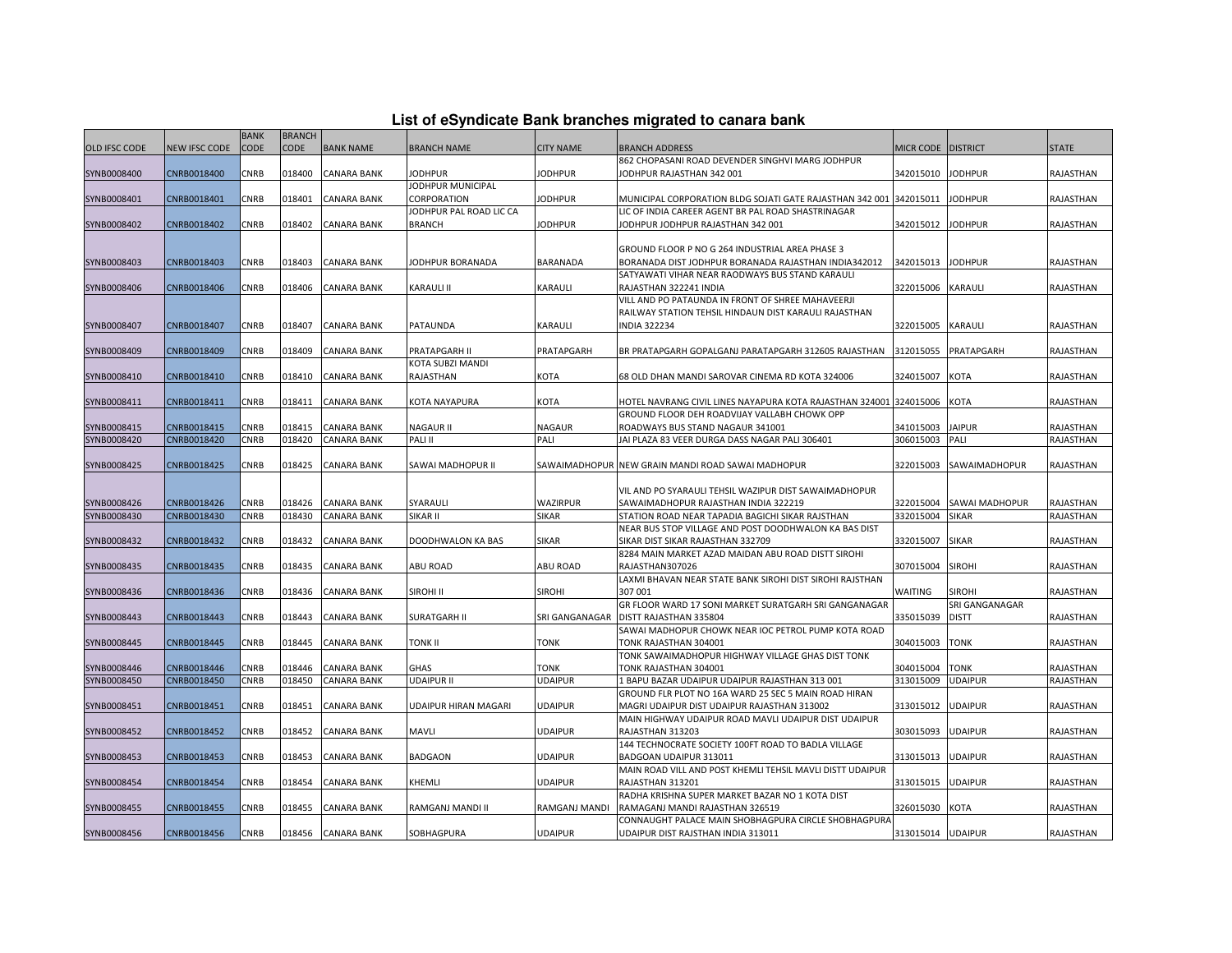# List of eSyndicate Bank branches migrated to canara bank

| OLD IFSC CODE | NEW IFSC CODE | BANK CODE | BRANCH CODE | BANK NAME | BRANCH NAME | CITY NAME | BRANCH ADDRESS | MICR CODE | DISTRICT | STATE |
|---|---|---|---|---|---|---|---|---|---|---|
| SYNB0008400 | CNRB0018400 | CNRB | 018400 | CANARA BANK | JODHPUR | JODHPUR | 862 CHOPASANI ROAD DEVENDER SINGHVI MARG JODHPUR JODHPUR RAJASTHAN 342 001 | 342015010 | JODHPUR | RAJASTHAN |
| SYNB0008401 | CNRB0018401 | CNRB | 018401 | CANARA BANK | JODHPUR MUNICIPAL CORPORATION | JODHPUR | MUNICIPAL CORPORATION BLDG SOJATI GATE RAJASTHAN 342 001 | 342015011 | JODHPUR | RAJASTHAN |
| SYNB0008402 | CNRB0018402 | CNRB | 018402 | CANARA BANK | JODHPUR PAL ROAD LIC CA BRANCH | JODHPUR | LIC OF INDIA CAREER AGENT BR PAL ROAD SHASTRINAGAR JODHPUR JODHPUR RAJASTHAN 342 001 | 342015012 | JODHPUR | RAJASTHAN |
| SYNB0008403 | CNRB0018403 | CNRB | 018403 | CANARA BANK | JODHPUR BORANADA | BARANADA | GROUND FLOOR P NO G 264 INDUSTRIAL AREA PHASE 3 BORANADA DIST JODHPUR BORANADA RAJASTHAN INDIA342012 | 342015013 | JODHPUR | RAJASTHAN |
| SYNB0008406 | CNRB0018406 | CNRB | 018406 | CANARA BANK | KARAULI II | KARAULI | SATYAWATI VIHAR NEAR RAODWAYS BUS STAND KARAULI RAJASTHAN 322241 INDIA | 322015006 | KARAULI | RAJASTHAN |
| SYNB0008407 | CNRB0018407 | CNRB | 018407 | CANARA BANK | PATAUNDA | KARAULI | VILL AND PO PATAUNDA IN FRONT OF SHREE MAHAVEERJI RAILWAY STATION TEHSIL HINDAUN DIST KARAULI RAJASTHAN INDIA 322234 | 322015005 | KARAULI | RAJASTHAN |
| SYNB0008409 | CNRB0018409 | CNRB | 018409 | CANARA BANK | PRATAPGARH II | PRATAPGARH | BR PRATAPGARH GOPALGANJ PARATAPGARH 312605 RAJASTHAN | 312015055 | PRATAPGARH | RAJASTHAN |
| SYNB0008410 | CNRB0018410 | CNRB | 018410 | CANARA BANK | KOTA SUBZI MANDI RAJASTHAN | KOTA | 68 OLD DHAN MANDI SAROVAR CINEMA RD KOTA 324006 | 324015007 | KOTA | RAJASTHAN |
| SYNB0008411 | CNRB0018411 | CNRB | 018411 | CANARA BANK | KOTA NAYAPURA | KOTA | HOTEL NAVRANG CIVIL LINES NAYAPURA KOTA RAJASTHAN 324001 | 324015006 | KOTA | RAJASTHAN |
| SYNB0008415 | CNRB0018415 | CNRB | 018415 | CANARA BANK | NAGAUR II | NAGAUR | GROUND FLOOR DEH ROADVIJAY VALLABH CHOWK OPP ROADWAYS BUS STAND NAGAUR 341001 | 341015003 | JAIPUR | RAJASTHAN |
| SYNB0008420 | CNRB0018420 | CNRB | 018420 | CANARA BANK | PALI II | PALI | JAI PLAZA 83 VEER DURGA DASS NAGAR PALI 306401 | 306015003 | PALI | RAJASTHAN |
| SYNB0008425 | CNRB0018425 | CNRB | 018425 | CANARA BANK | SAWAI MADHOPUR II | SAWAIMADHOPUR | NEW GRAIN MANDI ROAD SAWAI MADHOPUR | 322015003 | SAWAIMADHOPUR | RAJASTHAN |
| SYNB0008426 | CNRB0018426 | CNRB | 018426 | CANARA BANK | SYARAULI | WAZIRPUR | VIL AND PO SYARAULI TEHSIL WAZIPUR DIST SAWAIMADHOPUR SAWAIMADHOPUR RAJASTHAN INDIA 322219 | 322015004 | SAWAI MADHOPUR | RAJASTHAN |
| SYNB0008430 | CNRB0018430 | CNRB | 018430 | CANARA BANK | SIKAR II | SIKAR | STATION ROAD NEAR TAPADIA BAGICHI SIKAR RAJSTHAN | 332015004 | SIKAR | RAJASTHAN |
| SYNB0008432 | CNRB0018432 | CNRB | 018432 | CANARA BANK | DOODHWALON KA BAS | SIKAR | NEAR BUS STOP VILLAGE AND POST DOODHWALON KA BAS DIST SIKAR DIST SIKAR RAJASTHAN 332709 | 332015007 | SIKAR | RAJASTHAN |
| SYNB0008435 | CNRB0018435 | CNRB | 018435 | CANARA BANK | ABU ROAD | ABU ROAD | 8284 MAIN MARKET AZAD MAIDAN ABU ROAD DISTT SIROHI RAJASTHAN307026 | 307015004 | SIROHI | RAJASTHAN |
| SYNB0008436 | CNRB0018436 | CNRB | 018436 | CANARA BANK | SIROHI II | SIROHI | LAXMI BHAVAN NEAR STATE BANK SIROHI DIST SIROHI RAJSTHAN 307 001 | WAITING | SIROHI | RAJASTHAN |
| SYNB0008443 | CNRB0018443 | CNRB | 018443 | CANARA BANK | SURATGARH II | SRI GANGANAGAR | GR FLOOR WARD 17 SONI MARKET SURATGARH SRI GANGANAGAR DISTT RAJASTHAN 335804 | 335015039 | SRI GANGANAGAR DISTT | RAJASTHAN |
| SYNB0008445 | CNRB0018445 | CNRB | 018445 | CANARA BANK | TONK II | TONK | SAWAI MADHOPUR CHOWK NEAR IOC PETROL PUMP KOTA ROAD TONK RAJASTHAN 304001 | 304015003 | TONK | RAJASTHAN |
| SYNB0008446 | CNRB0018446 | CNRB | 018446 | CANARA BANK | GHAS | TONK | TONK SAWAIMADHOPUR HIGHWAY VILLAGE GHAS DIST TONK TONK RAJASTHAN 304001 | 304015004 | TONK | RAJASTHAN |
| SYNB0008450 | CNRB0018450 | CNRB | 018450 | CANARA BANK | UDAIPUR II | UDAIPUR | 1 BAPU BAZAR UDAIPUR UDAIPUR RAJASTHAN 313 001 | 313015009 | UDAIPUR | RAJASTHAN |
| SYNB0008451 | CNRB0018451 | CNRB | 018451 | CANARA BANK | UDAIPUR HIRAN MAGARI | UDAIPUR | GROUND FLR PLOT NO 16A WARD 25 SEC 5 MAIN ROAD HIRAN MAGRI UDAIPUR DIST UDAIPUR RAJASTHAN 313002 | 313015012 | UDAIPUR | RAJASTHAN |
| SYNB0008452 | CNRB0018452 | CNRB | 018452 | CANARA BANK | MAVLI | UDAIPUR | MAIN HIGHWAY UDAIPUR ROAD MAVLI UDAIPUR DIST UDAIPUR RAJASTHAN 313203 | 303015093 | UDAIPUR | RAJASTHAN |
| SYNB0008453 | CNRB0018453 | CNRB | 018453 | CANARA BANK | BADGAON | UDAIPUR | 144 TECHNOCRATE SOCIETY 100FT ROAD TO BADLA VILLAGE BADGOAN UDAIPUR 313011 | 313015013 | UDAIPUR | RAJASTHAN |
| SYNB0008454 | CNRB0018454 | CNRB | 018454 | CANARA BANK | KHEMLI | UDAIPUR | MAIN ROAD VILL AND POST KHEMLI TEHSIL MAVLI DISTT UDAIPUR RAJASTHAN 313201 | 313015015 | UDAIPUR | RAJASTHAN |
| SYNB0008455 | CNRB0018455 | CNRB | 018455 | CANARA BANK | RAMGANJ MANDI II | RAMGANJ MANDI | RADHA KRISHNA SUPER MARKET BAZAR NO 1 KOTA DIST RAMAGANJ MANDI RAJASTHAN 326519 | 326015030 | KOTA | RAJASTHAN |
| SYNB0008456 | CNRB0018456 | CNRB | 018456 | CANARA BANK | SOBHAGPURA | UDAIPUR | CONNAUGHT PALACE MAIN SHOBHAGPURA CIRCLE SHOBHAGPURA UDAIPUR DIST RAJSTHAN INDIA 313011 | 313015014 | UDAIPUR | RAJASTHAN |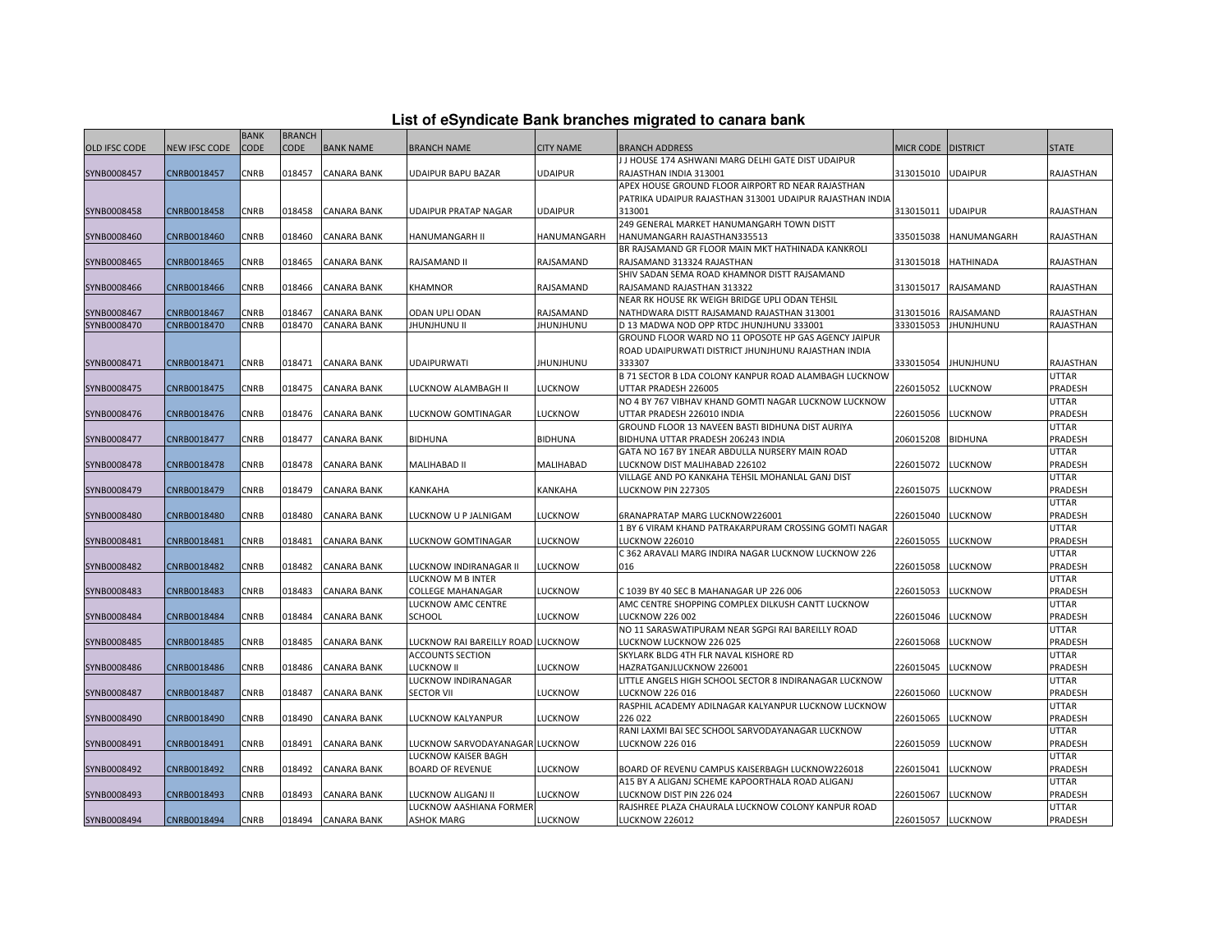# List of eSyndicate Bank branches migrated to canara bank

| OLD IFSC CODE | NEW IFSC CODE | BANK CODE | BRANCH CODE | BANK NAME | BRANCH NAME | CITY NAME | BRANCH ADDRESS | MICR CODE | DISTRICT | STATE |
|---|---|---|---|---|---|---|---|---|---|---|
| SYNB0008457 | CNRB0018457 | CNRB | 018457 | CANARA BANK | UDAIPUR BAPU BAZAR | UDAIPUR | J J HOUSE 174 ASHWANI MARG DELHI GATE DIST UDAIPUR RAJASTHAN INDIA 313001 | 313015010 | UDAIPUR | RAJASTHAN |
| SYNB0008458 | CNRB0018458 | CNRB | 018458 | CANARA BANK | UDAIPUR PRATAP NAGAR | UDAIPUR | APEX HOUSE GROUND FLOOR AIRPORT RD NEAR RAJASTHAN PATRIKA UDAIPUR RAJASTHAN 313001 UDAIPUR RAJASTHAN INDIA 313001 | 313015011 | UDAIPUR | RAJASTHAN |
| SYNB0008460 | CNRB0018460 | CNRB | 018460 | CANARA BANK | HANUMANGARH II | HANUMANGARH | 249 GENERAL MARKET HANUMANGARH TOWN DISTT HANUMANGARH RAJASTHAN335513 | 335015038 | HANUMANGARH | RAJASTHAN |
| SYNB0008465 | CNRB0018465 | CNRB | 018465 | CANARA BANK | RAJSAMAND II | RAJSAMAND | BR RAJSAMAND GR FLOOR MAIN MKT HATHINADA KANKROLI RAJSAMAND 313324 RAJASTHAN | 313015018 | HATHINADA | RAJASTHAN |
| SYNB0008466 | CNRB0018466 | CNRB | 018466 | CANARA BANK | KHAMNOR | RAJSAMAND | SHIV SADAN SEMA ROAD KHAMNOR DISTT RAJSAMAND RAJSAMAND RAJASTHAN 313322 | 313015017 | RAJSAMAND | RAJASTHAN |
| SYNB0008467 | CNRB0018467 | CNRB | 018467 | CANARA BANK | ODAN UPLI ODAN | RAJSAMAND | NEAR RK HOUSE RK WEIGH BRIDGE UPLI ODAN TEHSIL NATHDWARA DISTT RAJSAMAND RAJASTHAN 313001 | 313015016 | RAJSAMAND | RAJASTHAN |
| SYNB0008470 | CNRB0018470 | CNRB | 018470 | CANARA BANK | JHUNJHUNU II | JHUNJHUNU | D 13 MADWA NOD OPP RTDC JHUNJHUNU 333001 | 333015053 | JHUNJHUNU | RAJASTHAN |
| SYNB0008471 | CNRB0018471 | CNRB | 018471 | CANARA BANK | UDAIPURWATI | JHUNJHUNU | GROUND FLOOR WARD NO 11 OPOSOTE HP GAS AGENCY JAIPUR ROAD UDAIPURWATI DISTRICT JHUNJHUNU RAJASTHAN INDIA 333307 | 333015054 | JHUNJHUNU | RAJASTHAN |
| SYNB0008475 | CNRB0018475 | CNRB | 018475 | CANARA BANK | LUCKNOW ALAMBAGH II | LUCKNOW | B 71 SECTOR B LDA COLONY KANPUR ROAD ALAMBAGH LUCKNOW UTTAR PRADESH 226005 | 226015052 | LUCKNOW | UTTAR PRADESH |
| SYNB0008476 | CNRB0018476 | CNRB | 018476 | CANARA BANK | LUCKNOW GOMTINAGAR | LUCKNOW | NO 4 BY 767 VIBHAV KHAND GOMTI NAGAR LUCKNOW LUCKNOW UTTAR PRADESH 226010 INDIA | 226015056 | LUCKNOW | UTTAR PRADESH |
| SYNB0008477 | CNRB0018477 | CNRB | 018477 | CANARA BANK | BIDHUNA | BIDHUNA | GROUND FLOOR 13 NAVEEN BASTI BIDHUNA DIST AURIYA BIDHUNA UTTAR PRADESH 206243 INDIA | 206015208 | BIDHUNA | UTTAR PRADESH |
| SYNB0008478 | CNRB0018478 | CNRB | 018478 | CANARA BANK | MALIHABAD II | MALIHABAD | GATA NO 167 BY 1NEAR ABDULLA NURSERY MAIN ROAD LUCKNOW DIST MALIHABAD 226102 | 226015072 | LUCKNOW | UTTAR PRADESH |
| SYNB0008479 | CNRB0018479 | CNRB | 018479 | CANARA BANK | KANKAHA | KANKAHA | VILLAGE AND PO KANKAHA TEHSIL MOHANLAL GANJ DIST LUCKNOW PIN 227305 | 226015075 | LUCKNOW | UTTAR PRADESH |
| SYNB0008480 | CNRB0018480 | CNRB | 018480 | CANARA BANK | LUCKNOW U P JALNIGAM | LUCKNOW | 6RANAPRATAP MARG LUCKNOW226001 | 226015040 | LUCKNOW | UTTAR PRADESH |
| SYNB0008481 | CNRB0018481 | CNRB | 018481 | CANARA BANK | LUCKNOW GOMTINAGAR | LUCKNOW | 1 BY 6 VIRAM KHAND PATRAKARPURAM CROSSING GOMTI NAGAR LUCKNOW 226010 | 226015055 | LUCKNOW | UTTAR PRADESH |
| SYNB0008482 | CNRB0018482 | CNRB | 018482 | CANARA BANK | LUCKNOW INDIRANAGAR II | LUCKNOW | C 362 ARAVALI MARG INDIRA NAGAR LUCKNOW LUCKNOW 226 016 | 226015058 | LUCKNOW | UTTAR PRADESH |
| SYNB0008483 | CNRB0018483 | CNRB | 018483 | CANARA BANK | LUCKNOW M B INTER COLLEGE MAHANAGAR | LUCKNOW | C 1039 BY 40 SEC B MAHANAGAR UP 226 006 | 226015053 | LUCKNOW | UTTAR PRADESH |
| SYNB0008484 | CNRB0018484 | CNRB | 018484 | CANARA BANK | LUCKNOW AMC CENTRE SCHOOL | LUCKNOW | AMC CENTRE SHOPPING COMPLEX DILKUSH CANTT LUCKNOW LUCKNOW 226 002 | 226015046 | LUCKNOW | UTTAR PRADESH |
| SYNB0008485 | CNRB0018485 | CNRB | 018485 | CANARA BANK | LUCKNOW RAI BAREILLY ROAD | LUCKNOW | NO 11 SARASWATIPURAM NEAR SGPGI RAI BAREILLY ROAD LUCKNOW LUCKNOW 226 025 | 226015068 | LUCKNOW | UTTAR PRADESH |
| SYNB0008486 | CNRB0018486 | CNRB | 018486 | CANARA BANK | ACCOUNTS SECTION LUCKNOW II | LUCKNOW | SKYLARK BLDG 4TH FLR NAVAL KISHORE RD HAZRATGANJLUCKNOW 226001 | 226015045 | LUCKNOW | UTTAR PRADESH |
| SYNB0008487 | CNRB0018487 | CNRB | 018487 | CANARA BANK | LUCKNOW INDIRANAGAR SECTOR VII | LUCKNOW | LITTLE ANGELS HIGH SCHOOL SECTOR 8 INDIRANAGAR LUCKNOW LUCKNOW 226 016 | 226015060 | LUCKNOW | UTTAR PRADESH |
| SYNB0008490 | CNRB0018490 | CNRB | 018490 | CANARA BANK | LUCKNOW KALYANPUR | LUCKNOW | RASPHIL ACADEMY ADILNAGAR KALYANPUR LUCKNOW LUCKNOW 226 022 | 226015065 | LUCKNOW | UTTAR PRADESH |
| SYNB0008491 | CNRB0018491 | CNRB | 018491 | CANARA BANK | LUCKNOW SARVODAYANAGAR | LUCKNOW | RANI LAXMI BAI SEC SCHOOL SARVODAYANAGAR LUCKNOW LUCKNOW 226 016 | 226015059 | LUCKNOW | UTTAR PRADESH |
| SYNB0008492 | CNRB0018492 | CNRB | 018492 | CANARA BANK | LUCKNOW KAISER BAGH BOARD OF REVENUE | LUCKNOW | BOARD OF REVENU CAMPUS KAISERBAGH LUCKNOW226018 | 226015041 | LUCKNOW | UTTAR PRADESH |
| SYNB0008493 | CNRB0018493 | CNRB | 018493 | CANARA BANK | LUCKNOW ALIGANJ II | LUCKNOW | A15 BY A ALIGANJ SCHEME KAPOORTHALA ROAD ALIGANJ LUCKNOW DIST PIN 226 024 | 226015067 | LUCKNOW | UTTAR PRADESH |
| SYNB0008494 | CNRB0018494 | CNRB | 018494 | CANARA BANK | LUCKNOW AASHIANA FORMER ASHOK MARG | LUCKNOW | RAJSHREE PLAZA CHAURALA LUCKNOW COLONY KANPUR ROAD LUCKNOW 226012 | 226015057 | LUCKNOW | UTTAR PRADESH |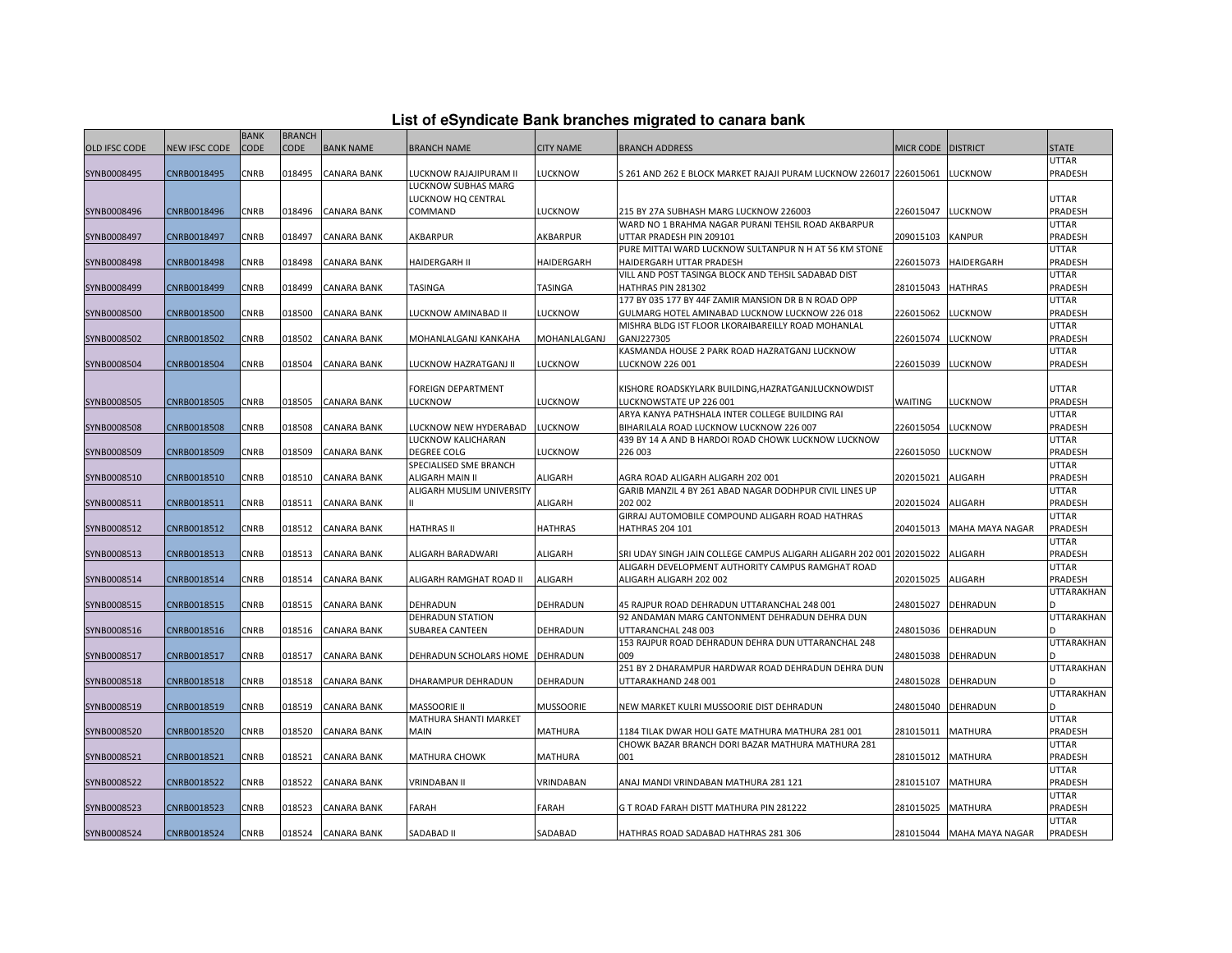# List of eSyndicate Bank branches migrated to canara bank

| OLD IFSC CODE | NEW IFSC CODE | BANK CODE | BRANCH CODE | BANK NAME | BRANCH NAME | CITY NAME | BRANCH ADDRESS | MICR CODE | DISTRICT | STATE |
|---|---|---|---|---|---|---|---|---|---|---|
| SYNB0008495 | CNRB0018495 | CNRB | 018495 | CANARA BANK | LUCKNOW RAJAJIPURAM II | LUCKNOW | S 261 AND 262 E BLOCK MARKET RAJAJI PURAM LUCKNOW 226017 | 226015061 | LUCKNOW | UTTAR PRADESH |
| SYNB0008496 | CNRB0018496 | CNRB | 018496 | CANARA BANK | LUCKNOW SUBHAS MARG LUCKNOW HQ CENTRAL COMMAND | LUCKNOW | 215 BY 27A SUBHASH MARG LUCKNOW 226003 | 226015047 | LUCKNOW | UTTAR PRADESH |
| SYNB0008497 | CNRB0018497 | CNRB | 018497 | CANARA BANK | AKBARPUR | AKBARPUR | WARD NO 1 BRAHMA NAGAR PURANI TEHSIL ROAD AKBARPUR UTTAR PRADESH PIN 209101 | 209015103 | KANPUR | UTTAR PRADESH |
| SYNB0008498 | CNRB0018498 | CNRB | 018498 | CANARA BANK | HAIDERGARH II | HAIDERGARH | PURE MITTAI WARD LUCKNOW SULTANPUR N H AT 56 KM STONE HAIDERGARH UTTAR PRADESH | 226015073 | HAIDERGARH | UTTAR PRADESH |
| SYNB0008499 | CNRB0018499 | CNRB | 018499 | CANARA BANK | TASINGA | TASINGA | VILL AND POST TASINGA BLOCK AND TEHSIL SADABAD DIST HATHRAS PIN 281302 | 281015043 | HATHRAS | UTTAR PRADESH |
| SYNB0008500 | CNRB0018500 | CNRB | 018500 | CANARA BANK | LUCKNOW AMINABAD II | LUCKNOW | 177 BY 035 177 BY 44F ZAMIR MANSION DR B N ROAD OPP GULMARG HOTEL AMINABAD LUCKNOW LUCKNOW 226 018 | 226015062 | LUCKNOW | UTTAR PRADESH |
| SYNB0008502 | CNRB0018502 | CNRB | 018502 | CANARA BANK | MOHANLALGANJ KANKAHA | MOHANLALGANJ | MISHRA BLDG IST FLOOR LKORAIBAREILLY ROAD MOHANLAL GANJ227305 | 226015074 | LUCKNOW | UTTAR PRADESH |
| SYNB0008504 | CNRB0018504 | CNRB | 018504 | CANARA BANK | LUCKNOW HAZRATGANJ II | LUCKNOW | KASMANDA HOUSE 2 PARK ROAD HAZRATGANJ LUCKNOW LUCKNOW 226 001 | 226015039 | LUCKNOW | UTTAR PRADESH |
| SYNB0008505 | CNRB0018505 | CNRB | 018505 | CANARA BANK | FOREIGN DEPARTMENT LUCKNOW | LUCKNOW | KISHORE ROADSKYLARK BUILDING,HAZRATGANJLUCKNOWDIST LUCKNOWSTATE UP 226 001 | WAITING | LUCKNOW | UTTAR PRADESH |
| SYNB0008508 | CNRB0018508 | CNRB | 018508 | CANARA BANK | LUCKNOW NEW HYDERABAD | LUCKNOW | ARYA KANYA PATHSHALA INTER COLLEGE BUILDING RAI BIHARILALA ROAD LUCKNOW LUCKNOW 226 007 | 226015054 | LUCKNOW | UTTAR PRADESH |
| SYNB0008509 | CNRB0018509 | CNRB | 018509 | CANARA BANK | LUCKNOW KALICHARAN DEGREE COLG | LUCKNOW | 439 BY 14 A AND B HARDOI ROAD CHOWK LUCKNOW LUCKNOW 226 003 | 226015050 | LUCKNOW | UTTAR PRADESH |
| SYNB0008510 | CNRB0018510 | CNRB | 018510 | CANARA BANK | SPECIALISED SME BRANCH ALIGARH MAIN II | ALIGARH | AGRA ROAD ALIGARH ALIGARH 202 001 | 202015021 | ALIGARH | UTTAR PRADESH |
| SYNB0008511 | CNRB0018511 | CNRB | 018511 | CANARA BANK | ALIGARH MUSLIM UNIVERSITY II | ALIGARH | GARIB MANZIL 4 BY 261 ABAD NAGAR DODHPUR CIVIL LINES UP 202 002 | 202015024 | ALIGARH | UTTAR PRADESH |
| SYNB0008512 | CNRB0018512 | CNRB | 018512 | CANARA BANK | HATHRAS II | HATHRAS | GIRRAJ AUTOMOBILE COMPOUND ALIGARH ROAD HATHRAS HATHRAS 204 101 | 204015013 | MAHA MAYA NAGAR | UTTAR PRADESH |
| SYNB0008513 | CNRB0018513 | CNRB | 018513 | CANARA BANK | ALIGARH BARADWARI | ALIGARH | SRI UDAY SINGH JAIN COLLEGE CAMPUS ALIGARH ALIGARH 202 001 | 202015022 | ALIGARH | UTTAR PRADESH |
| SYNB0008514 | CNRB0018514 | CNRB | 018514 | CANARA BANK | ALIGARH RAMGHAT ROAD II | ALIGARH | ALIGARH DEVELOPMENT AUTHORITY CAMPUS RAMGHAT ROAD ALIGARH ALIGARH 202 002 | 202015025 | ALIGARH | UTTAR PRADESH |
| SYNB0008515 | CNRB0018515 | CNRB | 018515 | CANARA BANK | DEHRADUN | DEHRADUN | 45 RAJPUR ROAD DEHRADUN UTTARANCHAL 248 001 | 248015027 | DEHRADUN | UTTARAKHAND |
| SYNB0008516 | CNRB0018516 | CNRB | 018516 | CANARA BANK | DEHRADUN STATION SUBAREA CANTEEN | DEHRADUN | 92 ANDAMAN MARG CANTONMENT DEHRADUN DEHRA DUN UTTARANCHAL 248 003 | 248015036 | DEHRADUN | UTTARAKHAND |
| SYNB0008517 | CNRB0018517 | CNRB | 018517 | CANARA BANK | DEHRADUN SCHOLARS HOME | DEHRADUN | 153 RAJPUR ROAD DEHRADUN DEHRA DUN UTTARANCHAL 248 009 | 248015038 | DEHRADUN | UTTARAKHAND |
| SYNB0008518 | CNRB0018518 | CNRB | 018518 | CANARA BANK | DHARAMPUR DEHRADUN | DEHRADUN | 251 BY 2 DHARAMPUR HARDWAR ROAD DEHRADUN DEHRA DUN UTTARAKHAND 248 001 | 248015028 | DEHRADUN | UTTARAKHAND |
| SYNB0008519 | CNRB0018519 | CNRB | 018519 | CANARA BANK | MASSOORIE II | MUSSOORIE | NEW MARKET KULRI MUSSOORIE DIST DEHRADUN | 248015040 | DEHRADUN | UTTARAKHAND |
| SYNB0008520 | CNRB0018520 | CNRB | 018520 | CANARA BANK | MATHURA SHANTI MARKET MAIN | MATHURA | 1184 TILAK DWAR HOLI GATE MATHURA MATHURA 281 001 | 281015011 | MATHURA | UTTAR PRADESH |
| SYNB0008521 | CNRB0018521 | CNRB | 018521 | CANARA BANK | MATHURA CHOWK | MATHURA | CHOWK BAZAR BRANCH DORI BAZAR MATHURA MATHURA 281 001 | 281015012 | MATHURA | UTTAR PRADESH |
| SYNB0008522 | CNRB0018522 | CNRB | 018522 | CANARA BANK | VRINDABAN II | VRINDABAN | ANAJ MANDI VRINDABAN MATHURA 281 121 | 281015107 | MATHURA | UTTAR PRADESH |
| SYNB0008523 | CNRB0018523 | CNRB | 018523 | CANARA BANK | FARAH | FARAH | G T ROAD FARAH DISTT MATHURA PIN 281222 | 281015025 | MATHURA | UTTAR PRADESH |
| SYNB0008524 | CNRB0018524 | CNRB | 018524 | CANARA BANK | SADABAD II | SADABAD | HATHRAS ROAD SADABAD HATHRAS 281 306 | 281015044 | MAHA MAYA NAGAR | UTTAR PRADESH |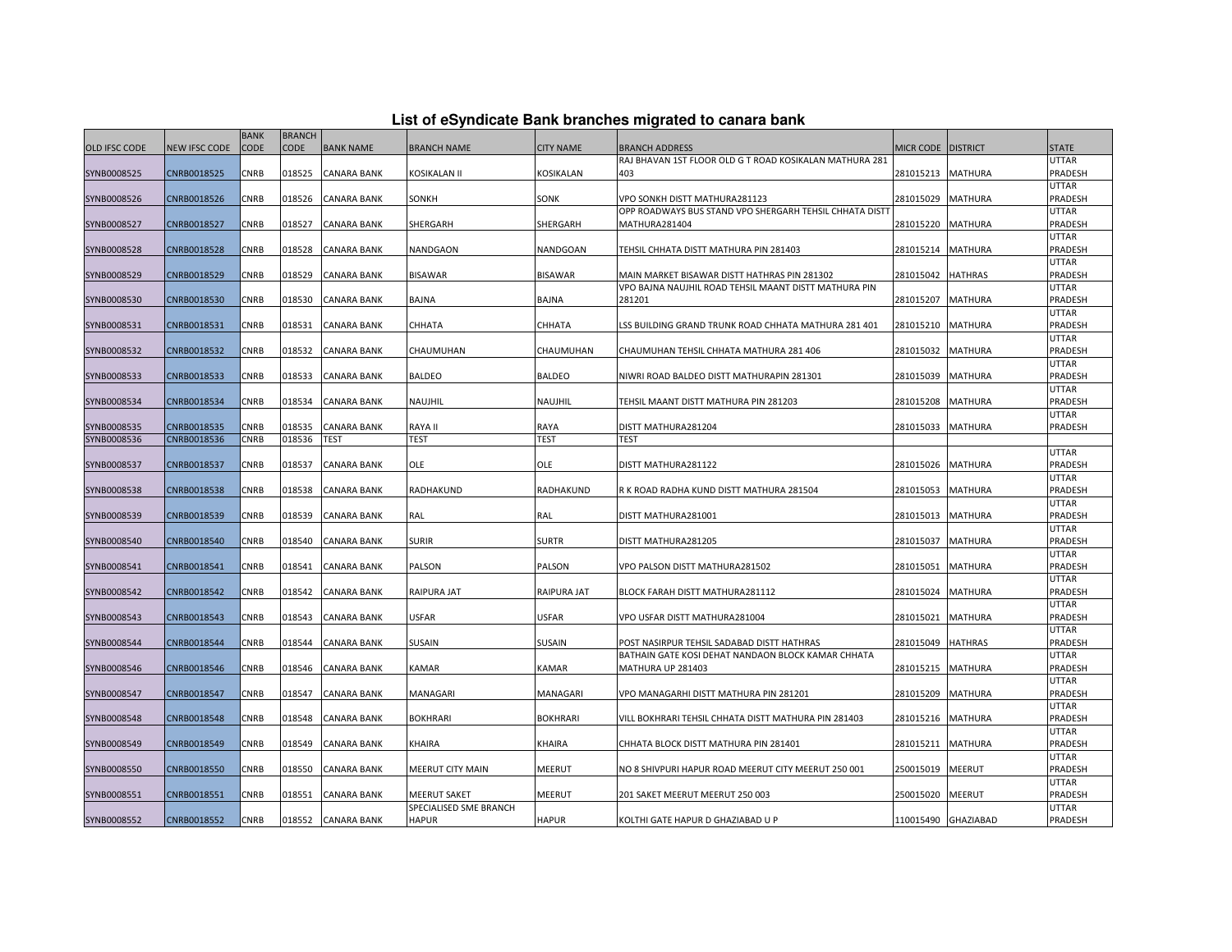# List of eSyndicate Bank branches migrated to canara bank

| OLD IFSC CODE | NEW IFSC CODE | BANK CODE | BRANCH CODE | BANK NAME | BRANCH NAME | CITY NAME | BRANCH ADDRESS | MICR CODE | DISTRICT | STATE |
|---|---|---|---|---|---|---|---|---|---|---|
| SYNB0008525 | CNRB0018525 | CNRB | 018525 | CANARA BANK | KOSIKALAN II | KOSIKALAN | RAJ BHAVAN 1ST FLOOR OLD G T ROAD KOSIKALAN MATHURA 281 403 | 281015213 | MATHURA | UTTAR PRADESH |
| SYNB0008526 | CNRB0018526 | CNRB | 018526 | CANARA BANK | SONKH | SONK | VPO SONKH DISTT MATHURA281123 | 281015029 | MATHURA | UTTAR PRADESH |
| SYNB0008527 | CNRB0018527 | CNRB | 018527 | CANARA BANK | SHERGARH | SHERGARH | OPP ROADWAYS BUS STAND VPO SHERGARH TEHSIL CHHATA DISTT MATHURA281404 | 281015220 | MATHURA | UTTAR PRADESH |
| SYNB0008528 | CNRB0018528 | CNRB | 018528 | CANARA BANK | NANDGAON | NANDGOAN | TEHSIL CHHATA DISTT MATHURA PIN 281403 | 281015214 | MATHURA | UTTAR PRADESH |
| SYNB0008529 | CNRB0018529 | CNRB | 018529 | CANARA BANK | BISAWAR | BISAWAR | MAIN MARKET BISAWAR DISTT HATHRAS PIN 281302 | 281015042 | HATHRAS | UTTAR PRADESH |
| SYNB0008530 | CNRB0018530 | CNRB | 018530 | CANARA BANK | BAJNA | BAJNA | VPO BAJNA NAUJHIL ROAD TEHSIL MAANT DISTT MATHURA PIN 281201 | 281015207 | MATHURA | UTTAR PRADESH |
| SYNB0008531 | CNRB0018531 | CNRB | 018531 | CANARA BANK | CHHATA | CHHATA | LSS BUILDING GRAND TRUNK ROAD CHHATA MATHURA 281 401 | 281015210 | MATHURA | UTTAR PRADESH |
| SYNB0008532 | CNRB0018532 | CNRB | 018532 | CANARA BANK | CHAUMUHAN | CHAUMUHAN | CHAUMUHAN TEHSIL CHHATA MATHURA 281 406 | 281015032 | MATHURA | UTTAR PRADESH |
| SYNB0008533 | CNRB0018533 | CNRB | 018533 | CANARA BANK | BALDEO | BALDEO | NIWRI ROAD BALDEO DISTT MATHURAPIN 281301 | 281015039 | MATHURA | UTTAR PRADESH |
| SYNB0008534 | CNRB0018534 | CNRB | 018534 | CANARA BANK | NAUJHIL | NAUJHIL | TEHSIL MAANT DISTT MATHURA PIN 281203 | 281015208 | MATHURA | UTTAR PRADESH |
| SYNB0008535 | CNRB0018535 | CNRB | 018535 | CANARA BANK | RAYA II | RAYA | DISTT MATHURA281204 | 281015033 | MATHURA | UTTAR PRADESH |
| SYNB0008536 | CNRB0018536 | CNRB | 018536 | TEST | TEST | TEST | TEST | | | |
| SYNB0008537 | CNRB0018537 | CNRB | 018537 | CANARA BANK | OLE | OLE | DISTT MATHURA281122 | 281015026 | MATHURA | UTTAR PRADESH |
| SYNB0008538 | CNRB0018538 | CNRB | 018538 | CANARA BANK | RADHAKUND | RADHAKUND | R K ROAD RADHA KUND DISTT MATHURA 281504 | 281015053 | MATHURA | UTTAR PRADESH |
| SYNB0008539 | CNRB0018539 | CNRB | 018539 | CANARA BANK | RAL | RAL | DISTT MATHURA281001 | 281015013 | MATHURA | UTTAR PRADESH |
| SYNB0008540 | CNRB0018540 | CNRB | 018540 | CANARA BANK | SURIR | SURTR | DISTT MATHURA281205 | 281015037 | MATHURA | UTTAR PRADESH |
| SYNB0008541 | CNRB0018541 | CNRB | 018541 | CANARA BANK | PALSON | PALSON | VPO PALSON DISTT MATHURA281502 | 281015051 | MATHURA | UTTAR PRADESH |
| SYNB0008542 | CNRB0018542 | CNRB | 018542 | CANARA BANK | RAIPURA JAT | RAIPURA JAT | BLOCK FARAH DISTT MATHURA281112 | 281015024 | MATHURA | UTTAR PRADESH |
| SYNB0008543 | CNRB0018543 | CNRB | 018543 | CANARA BANK | USFAR | USFAR | VPO USFAR DISTT MATHURA281004 | 281015021 | MATHURA | UTTAR PRADESH |
| SYNB0008544 | CNRB0018544 | CNRB | 018544 | CANARA BANK | SUSAIN | SUSAIN | POST NASIRPUR TEHSIL SADABAD DISTT HATHRAS | 281015049 | HATHRAS | UTTAR PRADESH |
| SYNB0008546 | CNRB0018546 | CNRB | 018546 | CANARA BANK | KAMAR | KAMAR | BATHAIN GATE KOSI DEHAT NANDAON BLOCK KAMAR CHHATA MATHURA UP 281403 | 281015215 | MATHURA | UTTAR PRADESH |
| SYNB0008547 | CNRB0018547 | CNRB | 018547 | CANARA BANK | MANAGARI | MANAGARI | VPO MANAGARHI DISTT MATHURA PIN 281201 | 281015209 | MATHURA | UTTAR PRADESH |
| SYNB0008548 | CNRB0018548 | CNRB | 018548 | CANARA BANK | BOKHRARI | BOKHRARI | VILL BOKHRARI TEHSIL CHHATA DISTT MATHURA PIN 281403 | 281015216 | MATHURA | UTTAR PRADESH |
| SYNB0008549 | CNRB0018549 | CNRB | 018549 | CANARA BANK | KHAIRA | KHAIRA | CHHATA BLOCK DISTT MATHURA PIN 281401 | 281015211 | MATHURA | UTTAR PRADESH |
| SYNB0008550 | CNRB0018550 | CNRB | 018550 | CANARA BANK | MEERUT CITY MAIN | MEERUT | NO 8 SHIVPURI HAPUR ROAD MEERUT CITY MEERUT 250 001 | 250015019 | MEERUT | UTTAR PRADESH |
| SYNB0008551 | CNRB0018551 | CNRB | 018551 | CANARA BANK | MEERUT SAKET | MEERUT | 201 SAKET MEERUT MEERUT 250 003 | 250015020 | MEERUT | UTTAR PRADESH |
| SYNB0008552 | CNRB0018552 | CNRB | 018552 | CANARA BANK | SPECIALISED SME BRANCH HAPUR | HAPUR | KOLTHI GATE HAPUR D GHAZIABAD U P | 110015490 | GHAZIABAD | UTTAR PRADESH |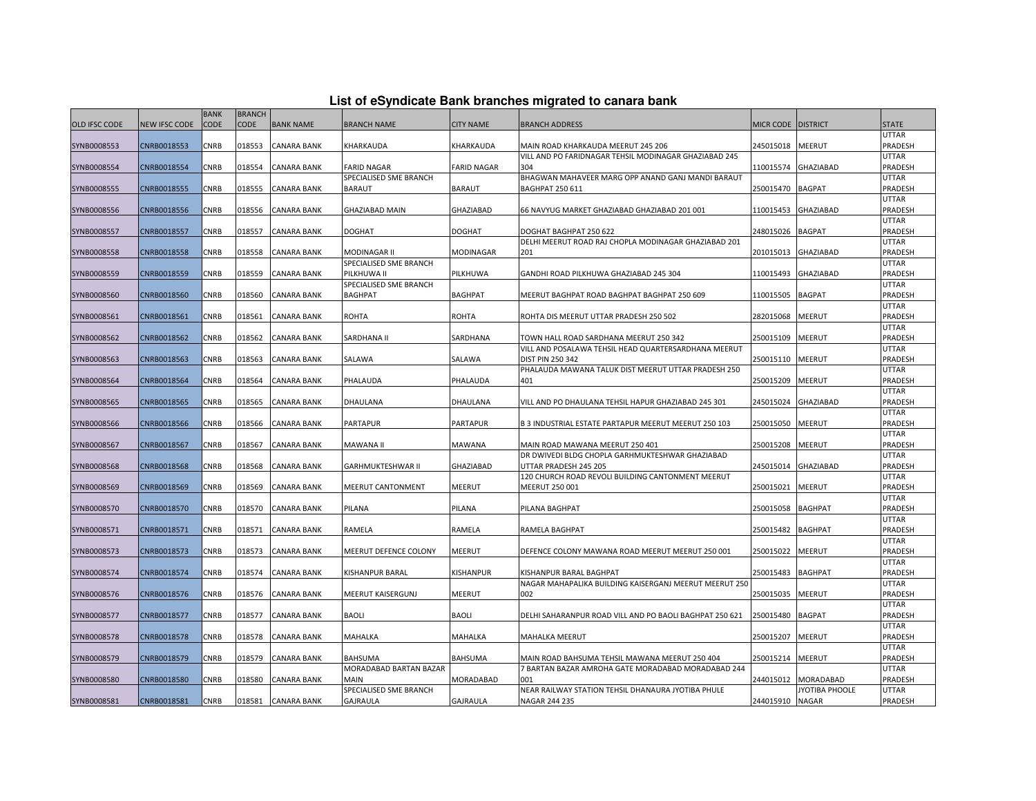# List of eSyndicate Bank branches migrated to canara bank

| OLD IFSC CODE | NEW IFSC CODE | BANK CODE | BRANCH CODE | BANK NAME | BRANCH NAME | CITY NAME | BRANCH ADDRESS | MICR CODE | DISTRICT | STATE |
|---|---|---|---|---|---|---|---|---|---|---|
| SYNB0008553 | CNRB0018553 | CNRB | 018553 | CANARA BANK | KHARKAUDA | KHARKAUDA | MAIN ROAD KHARKAUDA MEERUT 245 206 | 245015018 | MEERUT | UTTAR PRADESH |
| SYNB0008554 | CNRB0018554 | CNRB | 018554 | CANARA BANK | FARID NAGAR | FARID NAGAR | VILL AND PO FARIDNAGAR TEHSIL MODINAGAR GHAZIABAD 245 304 | 110015574 | GHAZIABAD | UTTAR PRADESH |
| SYNB0008555 | CNRB0018555 | CNRB | 018555 | CANARA BANK | SPECIALISED SME BRANCH BARAUT | BARAUT | BHAGWAN MAHAVEER MARG OPP ANAND GANJ MANDI BARAUT BAGHPAT 250 611 | 250015470 | BAGPAT | UTTAR PRADESH |
| SYNB0008556 | CNRB0018556 | CNRB | 018556 | CANARA BANK | GHAZIABAD MAIN | GHAZIABAD | 66 NAVYUG MARKET GHAZIABAD GHAZIABAD 201 001 | 110015453 | GHAZIABAD | UTTAR PRADESH |
| SYNB0008557 | CNRB0018557 | CNRB | 018557 | CANARA BANK | DOGHAT | DOGHAT | DOGHAT BAGHPAT 250 622 | 248015026 | BAGPAT | UTTAR PRADESH |
| SYNB0008558 | CNRB0018558 | CNRB | 018558 | CANARA BANK | MODINAGAR II | MODINAGAR | DELHI MEERUT ROAD RAJ CHOPLA MODINAGAR GHAZIABAD 201 201 | 201015013 | GHAZIABAD | UTTAR PRADESH |
| SYNB0008559 | CNRB0018559 | CNRB | 018559 | CANARA BANK | SPECIALISED SME BRANCH PILKHUWA II | PILKHUWA | GANDHI ROAD PILKHUWA GHAZIABAD 245 304 | 110015493 | GHAZIABAD | UTTAR PRADESH |
| SYNB0008560 | CNRB0018560 | CNRB | 018560 | CANARA BANK | SPECIALISED SME BRANCH BAGHPAT | BAGHPAT | MEERUT BAGHPAT ROAD BAGHPAT BAGHPAT 250 609 | 110015505 | BAGPAT | UTTAR PRADESH |
| SYNB0008561 | CNRB0018561 | CNRB | 018561 | CANARA BANK | ROHTA | ROHTA | ROHTA DIS MEERUT UTTAR PRADESH 250 502 | 282015068 | MEERUT | UTTAR PRADESH |
| SYNB0008562 | CNRB0018562 | CNRB | 018562 | CANARA BANK | SARDHANA II | SARDHANA | TOWN HALL ROAD SARDHANA MEERUT 250 342 | 250015109 | MEERUT | UTTAR PRADESH |
| SYNB0008563 | CNRB0018563 | CNRB | 018563 | CANARA BANK | SALAWA | SALAWA | VILL AND POSALAWA TEHSIL HEAD QUARTERSARDHANA MEERUT DIST PIN 250 342 | 250015110 | MEERUT | UTTAR PRADESH |
| SYNB0008564 | CNRB0018564 | CNRB | 018564 | CANARA BANK | PHALAUDA | PHALAUDA | PHALAUDA MAWANA TALUK DIST MEERUT UTTAR PRADESH 250 401 | 250015209 | MEERUT | UTTAR PRADESH |
| SYNB0008565 | CNRB0018565 | CNRB | 018565 | CANARA BANK | DHAULANA | DHAULANA | VILL AND PO DHAULANA TEHSIL HAPUR GHAZIABAD 245 301 | 245015024 | GHAZIABAD | UTTAR PRADESH |
| SYNB0008566 | CNRB0018566 | CNRB | 018566 | CANARA BANK | PARTAPUR | PARTAPUR | B 3 INDUSTRIAL ESTATE PARTAPUR MEERUT MEERUT 250 103 | 250015050 | MEERUT | UTTAR PRADESH |
| SYNB0008567 | CNRB0018567 | CNRB | 018567 | CANARA BANK | MAWANA II | MAWANA | MAIN ROAD MAWANA MEERUT 250 401 | 250015208 | MEERUT | UTTAR PRADESH |
| SYNB0008568 | CNRB0018568 | CNRB | 018568 | CANARA BANK | GARHMUKTESHWAR II | GHAZIABAD | DR DWIVEDI BLDG CHOPLA GARHMUKTESHWAR GHAZIABAD UTTAR PRADESH 245 205 | 245015014 | GHAZIABAD | UTTAR PRADESH |
| SYNB0008569 | CNRB0018569 | CNRB | 018569 | CANARA BANK | MEERUT CANTONMENT | MEERUT | 120 CHURCH ROAD REVOLI BUILDING CANTONMENT MEERUT MEERUT 250 001 | 250015021 | MEERUT | UTTAR PRADESH |
| SYNB0008570 | CNRB0018570 | CNRB | 018570 | CANARA BANK | PILANA | PILANA | PILANA BAGHPAT | 250015058 | BAGHPAT | UTTAR PRADESH |
| SYNB0008571 | CNRB0018571 | CNRB | 018571 | CANARA BANK | RAMELA | RAMELA | RAMELA BAGHPAT | 250015482 | BAGHPAT | UTTAR PRADESH |
| SYNB0008573 | CNRB0018573 | CNRB | 018573 | CANARA BANK | MEERUT DEFENCE COLONY | MEERUT | DEFENCE COLONY MAWANA ROAD MEERUT MEERUT 250 001 | 250015022 | MEERUT | UTTAR PRADESH |
| SYNB0008574 | CNRB0018574 | CNRB | 018574 | CANARA BANK | KISHANPUR BARAL | KISHANPUR | KISHANPUR BARAL BAGHPAT | 250015483 | BAGHPAT | UTTAR PRADESH |
| SYNB0008576 | CNRB0018576 | CNRB | 018576 | CANARA BANK | MEERUT KAISERGUNJ | MEERUT | NAGAR MAHAPALIKA BUILDING KAISERGANJ MEERUT MEERUT 250 002 | 250015035 | MEERUT | UTTAR PRADESH |
| SYNB0008577 | CNRB0018577 | CNRB | 018577 | CANARA BANK | BAOLI | BAOLI | DELHI SAHARANPUR ROAD VILL AND PO BAOLI BAGHPAT 250 621 | 250015480 | BAGPAT | UTTAR PRADESH |
| SYNB0008578 | CNRB0018578 | CNRB | 018578 | CANARA BANK | MAHALKA | MAHALKA | MAHALKA MEERUT | 250015207 | MEERUT | UTTAR PRADESH |
| SYNB0008579 | CNRB0018579 | CNRB | 018579 | CANARA BANK | BAHSUMA | BAHSUMA | MAIN ROAD BAHSUMA TEHSIL MAWANA MEERUT 250 404 | 250015214 | MEERUT | UTTAR PRADESH |
| SYNB0008580 | CNRB0018580 | CNRB | 018580 | CANARA BANK | MORADABAD BARTAN BAZAR MAIN | MORADABAD | 7 BARTAN BAZAR AMROHA GATE MORADABAD MORADABAD 244 001 | 244015012 | MORADABAD | UTTAR PRADESH |
| SYNB0008581 | CNRB0018581 | CNRB | 018581 | CANARA BANK | SPECIALISED SME BRANCH GAJRAULA | GAJRAULA | NEAR RAILWAY STATION TEHSIL DHANAURA JYOTIBA PHULE NAGAR 244 235 | 244015910 | JYOTIBA PHOOLE NAGAR | UTTAR PRADESH |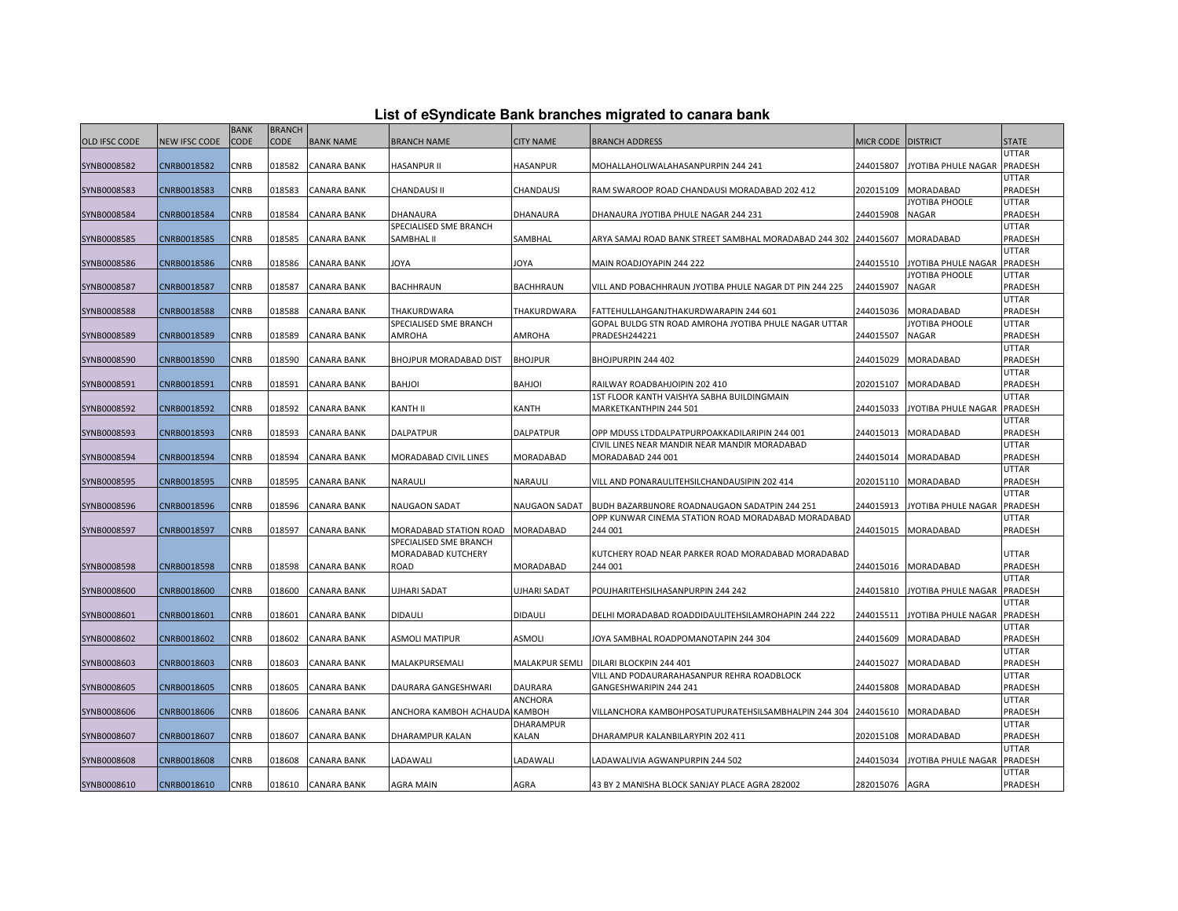# List of eSyndicate Bank branches migrated to canara bank

| OLD IFSC CODE | NEW IFSC CODE | BANK CODE | BRANCH CODE | BANK NAME | BRANCH NAME | CITY NAME | BRANCH ADDRESS | MICR CODE | DISTRICT | STATE |
|---|---|---|---|---|---|---|---|---|---|---|
| SYNB0008582 | CNRB0018582 | CNRB | 018582 | CANARA BANK | HASANPUR II | HASANPUR | MOHALLAHOLIWALAHASANPURPIN 244 241 | 244015807 | JYOTIBA PHULE NAGAR | UTTAR PRADESH |
| SYNB0008583 | CNRB0018583 | CNRB | 018583 | CANARA BANK | CHANDAUSI II | CHANDAUSI | RAM SWAROOP ROAD CHANDAUSI MORADABAD 202 412 | 202015109 | MORADABAD | UTTAR PRADESH |
| SYNB0008584 | CNRB0018584 | CNRB | 018584 | CANARA BANK | DHANAURA | DHANAURA | DHANAURA JYOTIBA PHULE NAGAR 244 231 | 244015908 | JYOTIBA PHOOLE NAGAR | UTTAR PRADESH |
| SYNB0008585 | CNRB0018585 | CNRB | 018585 | CANARA BANK | SPECIALISED SME BRANCH SAMBHAL II | SAMBHAL | ARYA SAMAJ ROAD BANK STREET SAMBHAL MORADABAD 244 302 | 244015607 | MORADABAD | UTTAR PRADESH |
| SYNB0008586 | CNRB0018586 | CNRB | 018586 | CANARA BANK | JOYA | JOYA | MAIN ROADJOYAPIN 244 222 | 244015510 | JYOTIBA PHULE NAGAR | UTTAR PRADESH |
| SYNB0008587 | CNRB0018587 | CNRB | 018587 | CANARA BANK | BACHHRAUN | BACHHRAUN | VILL AND POBACHHRAUN JYOTIBA PHULE NAGAR DT PIN 244 225 | 244015907 | JYOTIBA PHOOLE NAGAR | UTTAR PRADESH |
| SYNB0008588 | CNRB0018588 | CNRB | 018588 | CANARA BANK | THAKURDWARA | THAKURDWARA | FATTEHULLAHGANJTHAKURDWARAPIN 244 601 | 244015036 | MORADABAD | UTTAR PRADESH |
| SYNB0008589 | CNRB0018589 | CNRB | 018589 | CANARA BANK | SPECIALISED SME BRANCH AMROHA | AMROHA | GOPAL BULDG STN ROAD AMROHA JYOTIBA PHULE NAGAR UTTAR PRADESH244221 | 244015507 | JYOTIBA PHOOLE NAGAR | UTTAR PRADESH |
| SYNB0008590 | CNRB0018590 | CNRB | 018590 | CANARA BANK | BHOJPUR MORADABAD DIST | BHOJPUR | BHOJPURPIN 244 402 | 244015029 | MORADABAD | UTTAR PRADESH |
| SYNB0008591 | CNRB0018591 | CNRB | 018591 | CANARA BANK | BAHJOI | BAHJOI | RAILWAY ROADBAHJOIPIN 202 410 | 202015107 | MORADABAD | UTTAR PRADESH |
| SYNB0008592 | CNRB0018592 | CNRB | 018592 | CANARA BANK | KANTH II | KANTH | 1ST FLOOR KANTH VAISHYA SABHA BUILDINGMAIN MARKETKANTHPIN 244 501 | 244015033 | JYOTIBA PHULE NAGAR | UTTAR PRADESH |
| SYNB0008593 | CNRB0018593 | CNRB | 018593 | CANARA BANK | DALPATPUR | DALPATPUR | OPP MDUSS LTDDALPATPURPOAKKADILARIPIN 244 001 | 244015013 | MORADABAD | UTTAR PRADESH |
| SYNB0008594 | CNRB0018594 | CNRB | 018594 | CANARA BANK | MORADABAD CIVIL LINES | MORADABAD | CIVIL LINES NEAR MANDIR NEAR MANDIR MORADABAD MORADABAD 244 001 | 244015014 | MORADABAD | UTTAR PRADESH |
| SYNB0008595 | CNRB0018595 | CNRB | 018595 | CANARA BANK | NARAULI | NARAULI | VILL AND PONARAULITEHSILCHANDAUSIPIN 202 414 | 202015110 | MORADABAD | UTTAR PRADESH |
| SYNB0008596 | CNRB0018596 | CNRB | 018596 | CANARA BANK | NAUGAON SADAT | NAUGAON SADAT | BUDH BAZARBIJNORE ROADNAUGAON SADATPIN 244 251 | 244015913 | JYOTIBA PHULE NAGAR | UTTAR PRADESH |
| SYNB0008597 | CNRB0018597 | CNRB | 018597 | CANARA BANK | MORADABAD STATION ROAD | MORADABAD | OPP KUNWAR CINEMA STATION ROAD MORADABAD MORADABAD 244 001 | 244015015 | MORADABAD | UTTAR PRADESH |
| SYNB0008598 | CNRB0018598 | CNRB | 018598 | CANARA BANK | SPECIALISED SME BRANCH MORADABAD KUTCHERY ROAD | MORADABAD | KUTCHERY ROAD NEAR PARKER ROAD MORADABAD MORADABAD 244 001 | 244015016 | MORADABAD | UTTAR PRADESH |
| SYNB0008600 | CNRB0018600 | CNRB | 018600 | CANARA BANK | UJHARI SADAT | UJHARI SADAT | POUJHARITEHSILHASANPURPIN 244 242 | 244015810 | JYOTIBA PHULE NAGAR | UTTAR PRADESH |
| SYNB0008601 | CNRB0018601 | CNRB | 018601 | CANARA BANK | DIDAULI | DIDAULI | DELHI MORADABAD ROADDIDAULITEHSILAMROHAPIN 244 222 | 244015511 | JYOTIBA PHULE NAGAR | UTTAR PRADESH |
| SYNB0008602 | CNRB0018602 | CNRB | 018602 | CANARA BANK | ASMOLI MATIPUR | ASMOLI | JOYA SAMBHAL ROADPOMANOTAPIN 244 304 | 244015609 | MORADABAD | UTTAR PRADESH |
| SYNB0008603 | CNRB0018603 | CNRB | 018603 | CANARA BANK | MALAKPURSEMALI | MALAKPUR SEMLI | DILARI BLOCKPIN 244 401 | 244015027 | MORADABAD | UTTAR PRADESH |
| SYNB0008605 | CNRB0018605 | CNRB | 018605 | CANARA BANK | DAURARA GANGESHWARI | DAURARA | VILL AND PODAURARAHASANPUR REHRA ROADBLOCK GANGESHWARIPIN 244 241 | 244015808 | MORADABAD | UTTAR PRADESH |
| SYNB0008606 | CNRB0018606 | CNRB | 018606 | CANARA BANK | ANCHORA KAMBOH ACHAUDA | ANCHORA KAMBOH | VILLANCHORA KAMBOHPOSATUPURATEHSILSAMBHALPIN 244 304 | 244015610 | MORADABAD | UTTAR PRADESH |
| SYNB0008607 | CNRB0018607 | CNRB | 018607 | CANARA BANK | DHARAMPUR KALAN | DHARAMPUR KALAN | DHARAMPUR KALANBILARYPIN 202 411 | 202015108 | MORADABAD | UTTAR PRADESH |
| SYNB0008608 | CNRB0018608 | CNRB | 018608 | CANARA BANK | LADAWALI | LADAWALI | LADAWALIVIA AGWANPURPIN 244 502 | 244015034 | JYOTIBA PHULE NAGAR | UTTAR PRADESH |
| SYNB0008610 | CNRB0018610 | CNRB | 018610 | CANARA BANK | AGRA MAIN | AGRA | 43 BY 2 MANISHA BLOCK SANJAY PLACE AGRA 282002 | 282015076 | AGRA | UTTAR PRADESH |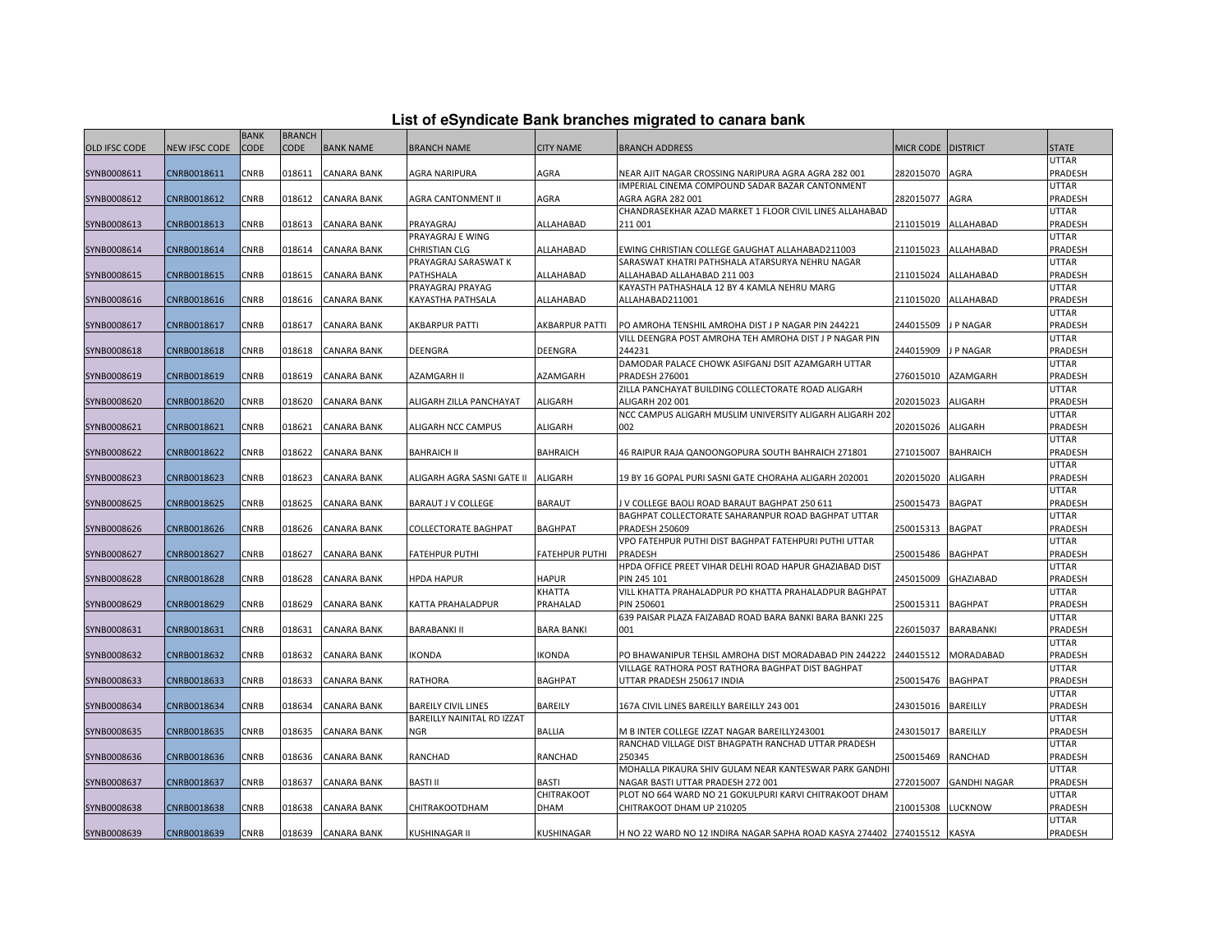# List of eSyndicate Bank branches migrated to canara bank

| OLD IFSC CODE | NEW IFSC CODE | BANK CODE | BRANCH CODE | BANK NAME | BRANCH NAME | CITY NAME | BRANCH ADDRESS | MICR CODE | DISTRICT | STATE |
|---|---|---|---|---|---|---|---|---|---|---|
| SYNB0008611 | CNRB0018611 | CNRB | 018611 | CANARA BANK | AGRA NARIPURA | AGRA | NEAR AJIT NAGAR CROSSING NARIPURA AGRA AGRA 282 001 | 282015070 | AGRA | UTTAR PRADESH |
| SYNB0008612 | CNRB0018612 | CNRB | 018612 | CANARA BANK | AGRA CANTONMENT II | AGRA | IMPERIAL CINEMA COMPOUND SADAR BAZAR CANTONMENT AGRA AGRA 282 001 | 282015077 | AGRA | UTTAR PRADESH |
| SYNB0008613 | CNRB0018613 | CNRB | 018613 | CANARA BANK | PRAYAGRAJ | ALLAHABAD | CHANDRASEKHAR AZAD MARKET 1 FLOOR CIVIL LINES ALLAHABAD 211 001 | 211015019 | ALLAHABAD | UTTAR PRADESH |
| SYNB0008614 | CNRB0018614 | CNRB | 018614 | CANARA BANK | PRAYAGRAJ E WING CHRISTIAN CLG | ALLAHABAD | EWING CHRISTIAN COLLEGE GAUGHAT ALLAHABAD211003 | 211015023 | ALLAHABAD | UTTAR PRADESH |
| SYNB0008615 | CNRB0018615 | CNRB | 018615 | CANARA BANK | PRAYAGRAJ SARASWAT K PATHSHALA | ALLAHABAD | SARASWAT KHATRI PATHSHALA ATARSURYA NEHRU NAGAR ALLAHABAD ALLAHABAD 211 003 | 211015024 | ALLAHABAD | UTTAR PRADESH |
| SYNB0008616 | CNRB0018616 | CNRB | 018616 | CANARA BANK | PRAYAGRAJ PRAYAG KAYASTHA PATHSALA | ALLAHABAD | KAYASTH PATHASHALA 12 BY 4 KAMLA NEHRU MARG ALLAHABAD211001 | 211015020 | ALLAHABAD | UTTAR PRADESH |
| SYNB0008617 | CNRB0018617 | CNRB | 018617 | CANARA BANK | AKBARPUR PATTI | AKBARPUR PATTI | PO AMROHA TENSHIL AMROHA DIST J P NAGAR PIN 244221 | 244015509 | J P NAGAR | UTTAR PRADESH |
| SYNB0008618 | CNRB0018618 | CNRB | 018618 | CANARA BANK | DEENGRA | DEENGRA | VILL DEENGRA POST AMROHA TEH AMROHA DIST J P NAGAR PIN 244231 | 244015909 | J P NAGAR | UTTAR PRADESH |
| SYNB0008619 | CNRB0018619 | CNRB | 018619 | CANARA BANK | AZAMGARH II | AZAMGARH | DAMODAR PALACE CHOWK ASIFGANJ DSIT AZAMGARH UTTAR PRADESH 276001 | 276015010 | AZAMGARH | UTTAR PRADESH |
| SYNB0008620 | CNRB0018620 | CNRB | 018620 | CANARA BANK | ALIGARH ZILLA PANCHAYAT | ALIGARH | ZILLA PANCHAYAT BUILDING COLLECTORATE ROAD ALIGARH ALIGARH 202 001 | 202015023 | ALIGARH | UTTAR PRADESH |
| SYNB0008621 | CNRB0018621 | CNRB | 018621 | CANARA BANK | ALIGARH NCC CAMPUS | ALIGARH | NCC CAMPUS ALIGARH MUSLIM UNIVERSITY ALIGARH ALIGARH 202 002 | 202015026 | ALIGARH | UTTAR PRADESH |
| SYNB0008622 | CNRB0018622 | CNRB | 018622 | CANARA BANK | BAHRAICH II | BAHRAICH | 46 RAIPUR RAJA QANOONGOPURA SOUTH BAHRAICH 271801 | 271015007 | BAHRAICH | UTTAR PRADESH |
| SYNB0008623 | CNRB0018623 | CNRB | 018623 | CANARA BANK | ALIGARH AGRA SASNI GATE II | ALIGARH | 19 BY 16 GOPAL PURI SASNI GATE CHORAHA ALIGARH 202001 | 202015020 | ALIGARH | UTTAR PRADESH |
| SYNB0008625 | CNRB0018625 | CNRB | 018625 | CANARA BANK | BARAUT J V COLLEGE | BARAUT | J V COLLEGE BAOLI ROAD BARAUT BAGHPAT 250 611 | 250015473 | BAGPAT | UTTAR PRADESH |
| SYNB0008626 | CNRB0018626 | CNRB | 018626 | CANARA BANK | COLLECTORATE BAGHPAT | BAGHPAT | BAGHPAT COLLECTORATE SAHARANPUR ROAD BAGHPAT UTTAR PRADESH 250609 | 250015313 | BAGPAT | UTTAR PRADESH |
| SYNB0008627 | CNRB0018627 | CNRB | 018627 | CANARA BANK | FATEHPUR PUTHI | FATEHPUR PUTHI | VPO FATEHPUR PUTHI DIST BAGHPAT FATEHPURI PUTHI UTTAR PRADESH | 250015486 | BAGHPAT | UTTAR PRADESH |
| SYNB0008628 | CNRB0018628 | CNRB | 018628 | CANARA BANK | HPDA HAPUR | HAPUR | HPDA OFFICE PREET VIHAR DELHI ROAD HAPUR GHAZIABAD DIST PIN 245 101 | 245015009 | GHAZIABAD | UTTAR PRADESH |
| SYNB0008629 | CNRB0018629 | CNRB | 018629 | CANARA BANK | KATTA PRAHALADPUR | KHATTA PRAHALAD | VILL KHATTA PRAHALADPUR PO KHATTA PRAHALADPUR BAGHPAT PIN 250601 | 250015311 | BAGHPAT | UTTAR PRADESH |
| SYNB0008631 | CNRB0018631 | CNRB | 018631 | CANARA BANK | BARABANKI II | BARA BANKI | 639 PAISAR PLAZA FAIZABAD ROAD BARA BANKI BARA BANKI 225 001 | 226015037 | BARABANKI | UTTAR PRADESH |
| SYNB0008632 | CNRB0018632 | CNRB | 018632 | CANARA BANK | IKONDA | IKONDA | PO BHAWANIPUR TEHSIL AMROHA DIST MORADABAD PIN 244222 | 244015512 | MORADABAD | UTTAR PRADESH |
| SYNB0008633 | CNRB0018633 | CNRB | 018633 | CANARA BANK | RATHORA | BAGHPAT | VILLAGE RATHORA POST RATHORA BAGHPAT DIST BAGHPAT UTTAR PRADESH 250617 INDIA | 250015476 | BAGHPAT | UTTAR PRADESH |
| SYNB0008634 | CNRB0018634 | CNRB | 018634 | CANARA BANK | BAREILY CIVIL LINES | BAREILY | 167A CIVIL LINES BAREILLY BAREILLY 243 001 | 243015016 | BAREILLY | UTTAR PRADESH |
| SYNB0008635 | CNRB0018635 | CNRB | 018635 | CANARA BANK | BAREILLY NAINITAL RD IZZAT NGR | BALLIA | M B INTER COLLEGE IZZAT NAGAR BAREILLY243001 | 243015017 | BAREILLY | UTTAR PRADESH |
| SYNB0008636 | CNRB0018636 | CNRB | 018636 | CANARA BANK | RANCHAD | RANCHAD | RANCHAD VILLAGE DIST BHAGPATH RANCHAD UTTAR PRADESH 250345 | 250015469 | RANCHAD | UTTAR PRADESH |
| SYNB0008637 | CNRB0018637 | CNRB | 018637 | CANARA BANK | BASTI II | BASTI | MOHALLA PIKAURA SHIV GULAM NEAR KANTESWAR PARK GANDHI NAGAR BASTI UTTAR PRADESH 272 001 | 272015007 | GANDHI NAGAR | UTTAR PRADESH |
| SYNB0008638 | CNRB0018638 | CNRB | 018638 | CANARA BANK | CHITRAKOOTDHAM | CHITRAKOOT DHAM | PLOT NO 664 WARD NO 21 GOKULPURI KARVI CHITRAKOOT DHAM CHITRAKOOT DHAM UP 210205 | 210015308 | LUCKNOW | UTTAR PRADESH |
| SYNB0008639 | CNRB0018639 | CNRB | 018639 | CANARA BANK | KUSHINAGAR II | KUSHINAGAR | H NO 22 WARD NO 12 INDIRA NAGAR SAPHA ROAD KASYA 274402 | 274015512 | KASYA | UTTAR PRADESH |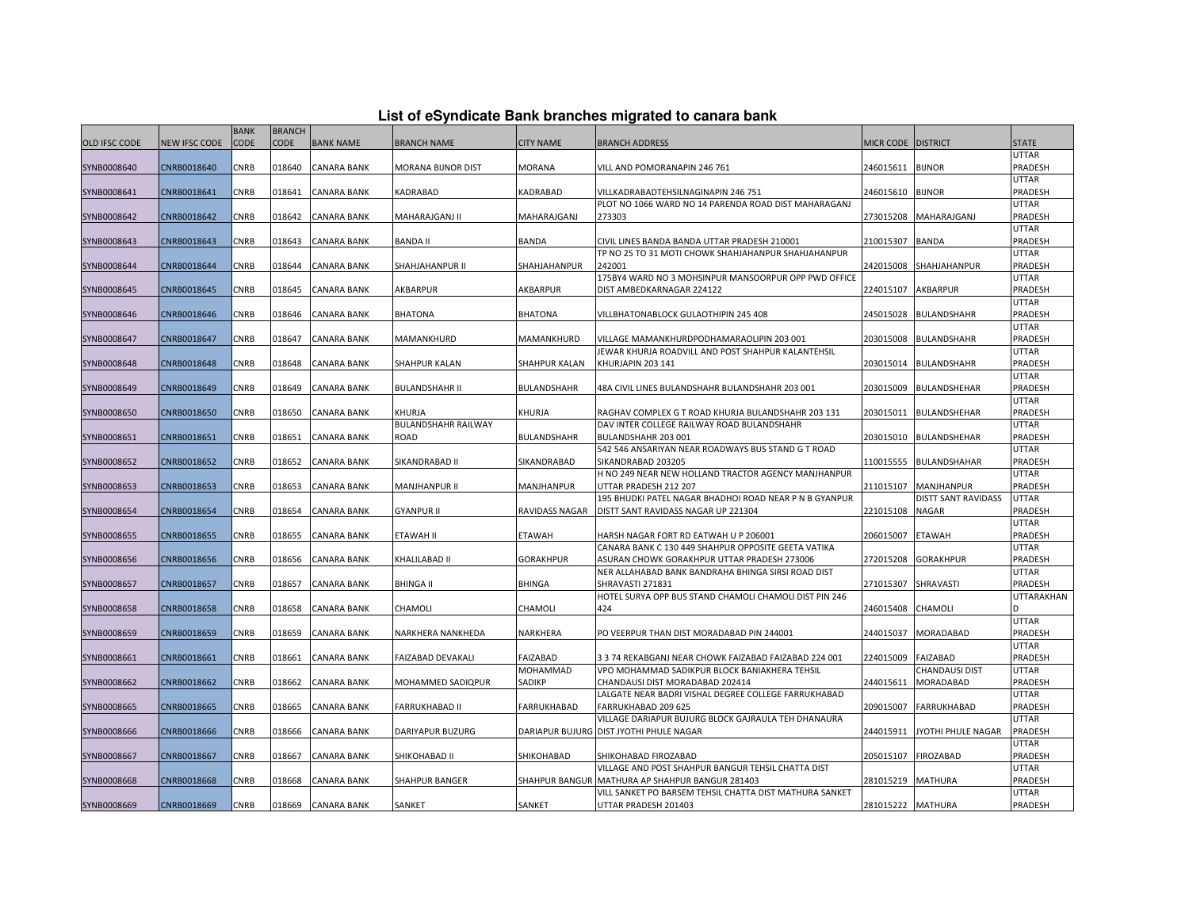## List of eSyndicate Bank branches migrated to canara bank

| OLD IFSC CODE | NEW IFSC CODE | BANK CODE | BRANCH CODE | BANK NAME | BRANCH NAME | CITY NAME | BRANCH ADDRESS | MICR CODE | DISTRICT | STATE |
|---|---|---|---|---|---|---|---|---|---|---|
| SYNB0008640 | CNRB0018640 | CNRB | 018640 | CANARA BANK | MORANA BIJNOR DIST | MORANA | VILL AND POMORANAPIN 246 761 | 246015611 | BIJNOR | UTTAR PRADESH |
| SYNB0008641 | CNRB0018641 | CNRB | 018641 | CANARA BANK | KADRABAD | KADRABAD | VILLKADRABADTEHSILNAGINAPIN 246 751 | 246015610 | BIJNOR | UTTAR PRADESH |
| SYNB0008642 | CNRB0018642 | CNRB | 018642 | CANARA BANK | MAHARAJGANJ II | MAHARAJGANJ | PLOT NO 1066 WARD NO 14 PARENDA ROAD DIST MAHARAGANJ 273303 | 273015208 | MAHARAJGANJ | UTTAR PRADESH |
| SYNB0008643 | CNRB0018643 | CNRB | 018643 | CANARA BANK | BANDA II | BANDA | CIVIL LINES BANDA BANDA UTTAR PRADESH 210001 | 210015307 | BANDA | UTTAR PRADESH |
| SYNB0008644 | CNRB0018644 | CNRB | 018644 | CANARA BANK | SHAHJAHANPUR II | SHAHJAHANPUR | TP NO 25 TO 31 MOTI CHOWK SHAHJAHANPUR SHAHJAHANPUR 242001 | 242015008 | SHAHJAHANPUR | UTTAR PRADESH |
| SYNB0008645 | CNRB0018645 | CNRB | 018645 | CANARA BANK | AKBARPUR | AKBARPUR | 175BY4 WARD NO 3 MOHSINPUR MANSOORPUR OPP PWD OFFICE DIST AMBEDKARNAGAR 224122 | 224015107 | AKBARPUR | UTTAR PRADESH |
| SYNB0008646 | CNRB0018646 | CNRB | 018646 | CANARA BANK | BHATONA | BHATONA | VILLBHATONABLOCK GULAOTHIPIN 245 408 | 245015028 | BULANDSHAHR | UTTAR PRADESH |
| SYNB0008647 | CNRB0018647 | CNRB | 018647 | CANARA BANK | MAMANKHURD | MAMANKHURD | VILLAGE MAMANKHURDPODHAMARAOLIPIN 203 001 | 203015008 | BULANDSHAHR | UTTAR PRADESH |
| SYNB0008648 | CNRB0018648 | CNRB | 018648 | CANARA BANK | SHAHPUR KALAN | SHAHPUR KALAN | JEWAR KHURJA ROADVILL AND POST SHAHPUR KALANTEHSIL KHURJAPIN 203 141 | 203015014 | BULANDSHAHR | UTTAR PRADESH |
| SYNB0008649 | CNRB0018649 | CNRB | 018649 | CANARA BANK | BULANDSHAHR II | BULANDSHAHR | 48A CIVIL LINES BULANDSHAHR BULANDSHAHR 203 001 | 203015009 | BULANDSHEHAR | UTTAR PRADESH |
| SYNB0008650 | CNRB0018650 | CNRB | 018650 | CANARA BANK | KHURJA | KHURJA | RAGHAV COMPLEX G T ROAD KHURJA BULANDSHAHR 203 131 | 203015011 | BULANDSHEHAR | UTTAR PRADESH |
| SYNB0008651 | CNRB0018651 | CNRB | 018651 | CANARA BANK | BULANDSHAHR RAILWAY ROAD | BULANDSHAHR | DAV INTER COLLEGE RAILWAY ROAD BULANDSHAHR BULANDSHAHR 203 001 | 203015010 | BULANDSHEHAR | UTTAR PRADESH |
| SYNB0008652 | CNRB0018652 | CNRB | 018652 | CANARA BANK | SIKANDRABAD II | SIKANDRABAD | 542 546 ANSARIYAN NEAR ROADWAYS BUS STAND G T ROAD SIKANDRABAD 203205 | 110015555 | BULANDSHAHAR | UTTAR PRADESH |
| SYNB0008653 | CNRB0018653 | CNRB | 018653 | CANARA BANK | MANJHANPUR II | MANJHANPUR | H NO 249 NEAR NEW HOLLAND TRACTOR AGENCY MANJHANPUR UTTAR PRADESH 212 207 | 211015107 | MANJHANPUR | UTTAR PRADESH |
| SYNB0008654 | CNRB0018654 | CNRB | 018654 | CANARA BANK | GYANPUR II | RAVIDASS NAGAR | 195 BHUDKI PATEL NAGAR BHADHOI ROAD NEAR P N B GYANPUR DISTT SANT RAVIDASS NAGAR UP 221304 | 221015108 | DISTT SANT RAVIDASS NAGAR | UTTAR PRADESH |
| SYNB0008655 | CNRB0018655 | CNRB | 018655 | CANARA BANK | ETAWAH II | ETAWAH | HARSH NAGAR FORT RD EATWAH U P 206001 | 206015007 | ETAWAH | UTTAR PRADESH |
| SYNB0008656 | CNRB0018656 | CNRB | 018656 | CANARA BANK | KHALILABAD II | GORAKHPUR | CANARA BANK C 130 449 SHAHPUR OPPOSITE GEETA VATIKA ASURAN CHOWK GORAKHPUR UTTAR PRADESH 273006 | 272015208 | GORAKHPUR | UTTAR PRADESH |
| SYNB0008657 | CNRB0018657 | CNRB | 018657 | CANARA BANK | BHINGA II | BHINGA | NER ALLAHABAD BANK BANDRAHA BHINGA SIRSI ROAD DIST SHRAVASTI 271831 | 271015307 | SHRAVASTI | UTTAR PRADESH |
| SYNB0008658 | CNRB0018658 | CNRB | 018658 | CANARA BANK | CHAMOLI | CHAMOLI | HOTEL SURYA OPP BUS STAND CHAMOLI CHAMOLI DIST PIN 246 424 | 246015408 | CHAMOLI | UTTARAKHAND |
| SYNB0008659 | CNRB0018659 | CNRB | 018659 | CANARA BANK | NARKHERA NANKHEDA | NARKHERA | PO VEERPUR THAN DIST MORADABAD PIN 244001 | 244015037 | MORADABAD | UTTAR PRADESH |
| SYNB0008661 | CNRB0018661 | CNRB | 018661 | CANARA BANK | FAIZABAD DEVAKALI | FAIZABAD | 3 3 74 REKABGANJ NEAR CHOWK FAIZABAD FAIZABAD 224 001 | 224015009 | FAIZABAD | UTTAR PRADESH |
| SYNB0008662 | CNRB0018662 | CNRB | 018662 | CANARA BANK | MOHAMMED SADIQPUR | MOHAMMAD SADIKP | VPO MOHAMMAD SADIKPUR BLOCK BANIAKHERA TEHSIL CHANDAUSI DIST MORADABAD 202414 | 244015611 | CHANDAUSI DIST MORADABAD | UTTAR PRADESH |
| SYNB0008665 | CNRB0018665 | CNRB | 018665 | CANARA BANK | FARRUKHABAD II | FARRUKHABAD | LALGATE NEAR BADRI VISHAL DEGREE COLLEGE FARRUKHABAD FARRUKHABAD 209 625 | 209015007 | FARRUKHABAD | UTTAR PRADESH |
| SYNB0008666 | CNRB0018666 | CNRB | 018666 | CANARA BANK | DARIYAPUR BUZURG | DARIAPUR BUJURG | VILLAGE DARIAPUR BUJURG BLOCK GAJRAULA TEH DHANAURA DIST JYOTHI PHULE NAGAR | 244015911 | JYOTHI PHULE NAGAR | UTTAR PRADESH |
| SYNB0008667 | CNRB0018667 | CNRB | 018667 | CANARA BANK | SHIKOHABAD II | SHIKOHABAD | SHIKOHABAD FIROZABAD | 205015107 | FIROZABAD | UTTAR PRADESH |
| SYNB0008668 | CNRB0018668 | CNRB | 018668 | CANARA BANK | SHAHPUR BANGER | SHAHPUR BANGUR | VILLAGE AND POST SHAHPUR BANGUR TEHSIL CHATTA DIST MATHURA AP SHAHPUR BANGUR 281403 | 281015219 | MATHURA | UTTAR PRADESH |
| SYNB0008669 | CNRB0018669 | CNRB | 018669 | CANARA BANK | SANKET | SANKET | VILL SANKET PO BARSEM TEHSIL CHATTA DIST MATHURA SANKET UTTAR PRADESH 201403 | 281015222 | MATHURA | UTTAR PRADESH |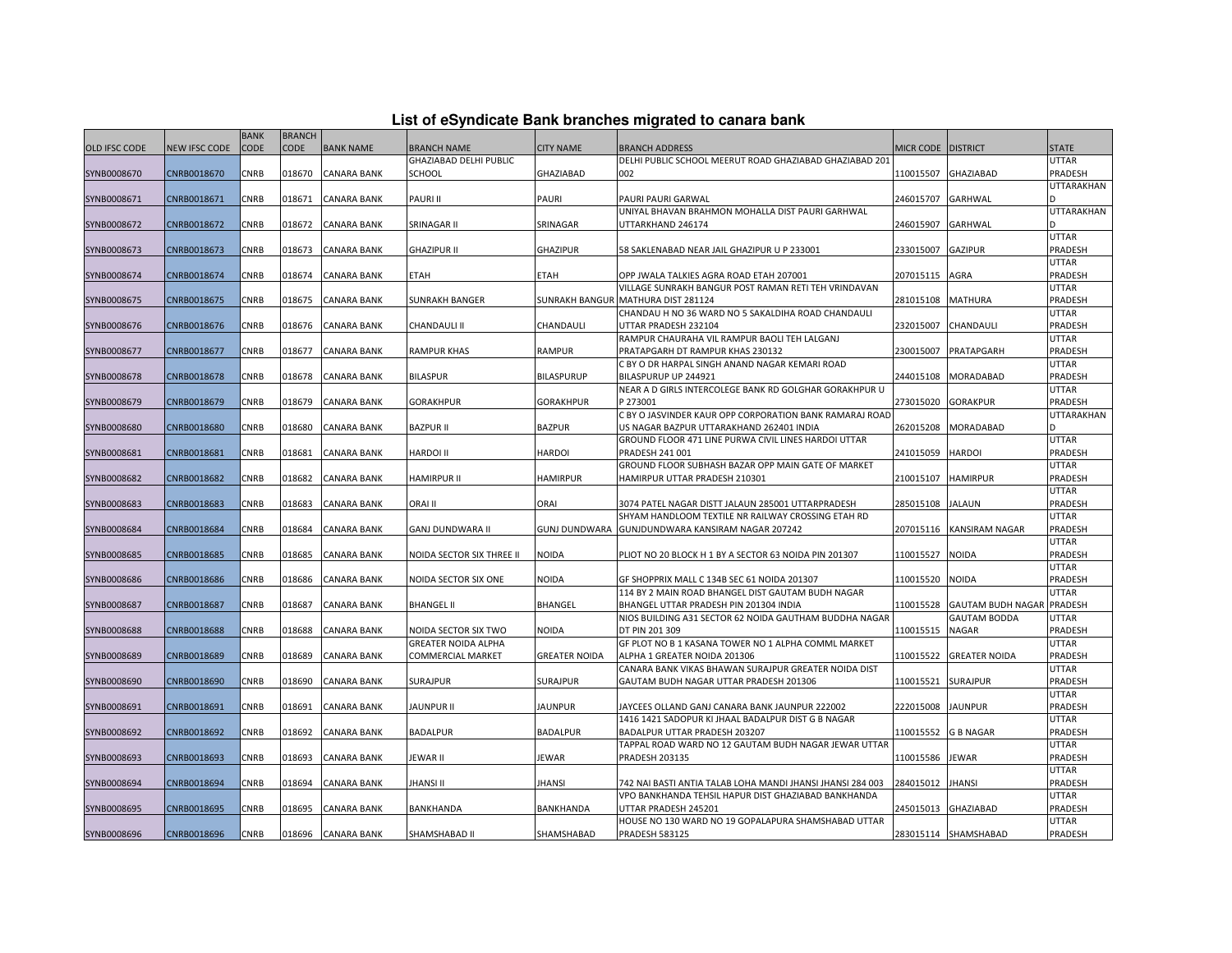# List of eSyndicate Bank branches migrated to canara bank

| OLD IFSC CODE | NEW IFSC CODE | BANK CODE | BRANCH CODE | BANK NAME | BRANCH NAME | CITY NAME | BRANCH ADDRESS | MICR CODE | DISTRICT | STATE |
|---|---|---|---|---|---|---|---|---|---|---|
| SYNB0008670 | CNRB0018670 | CNRB | 018670 | CANARA BANK | GHAZIABAD DELHI PUBLIC SCHOOL | GHAZIABAD | DELHI PUBLIC SCHOOL MEERUT ROAD GHAZIABAD GHAZIABAD 201 002 | 110015507 | GHAZIABAD | UTTAR PRADESH |
| SYNB0008671 | CNRB0018671 | CNRB | 018671 | CANARA BANK | PAURI II | PAURI | PAURI PAURI GARWAL | 246015707 | GARHWAL | UTTARAKHAND |
| SYNB0008672 | CNRB0018672 | CNRB | 018672 | CANARA BANK | SRINAGAR II | SRINAGAR | UNIYAL BHAVAN BRAHMON MOHALLA DIST PAURI GARHWAL UTTARKHAND 246174 | 246015907 | GARHWAL | UTTARAKHAND |
| SYNB0008673 | CNRB0018673 | CNRB | 018673 | CANARA BANK | GHAZIPUR II | GHAZIPUR | 58 SAKLENABAD NEAR JAIL GHAZIPUR U P 233001 | 233015007 | GAZIPUR | UTTAR PRADESH |
| SYNB0008674 | CNRB0018674 | CNRB | 018674 | CANARA BANK | ETAH | ETAH | OPP JWALA TALKIES AGRA ROAD ETAH 207001 | 207015115 | AGRA | UTTAR PRADESH |
| SYNB0008675 | CNRB0018675 | CNRB | 018675 | CANARA BANK | SUNRAKH BANGER | SUNRAKH BANGUR | VILLAGE SUNRAKH BANGUR POST RAMAN RETI TEH VRINDAVAN MATHURA DIST 281124 | 281015108 | MATHURA | UTTAR PRADESH |
| SYNB0008676 | CNRB0018676 | CNRB | 018676 | CANARA BANK | CHANDAULI II | CHANDAULI | CHANDAU H NO 36 WARD NO 5 SAKALDIHA ROAD CHANDAULI UTTAR PRADESH 232104 | 232015007 | CHANDAULI | UTTAR PRADESH |
| SYNB0008677 | CNRB0018677 | CNRB | 018677 | CANARA BANK | RAMPUR KHAS | RAMPUR | RAMPUR CHAURAHA VIL RAMPUR BAOLI TEH LALGANJ PRATAPGARH DT RAMPUR KHAS 230132 | 230015007 | PRATAPGARH | UTTAR PRADESH |
| SYNB0008678 | CNRB0018678 | CNRB | 018678 | CANARA BANK | BILASPUR | BILASPURUP | C BY O DR HARPAL SINGH ANAND NAGAR KEMARI ROAD BILASPURUP UP 244921 | 244015108 | MORADABAD | UTTAR PRADESH |
| SYNB0008679 | CNRB0018679 | CNRB | 018679 | CANARA BANK | GORAKHPUR | GORAKHPUR | NEAR A D GIRLS INTERCOLEGE BANK RD GOLGHAR GORAKHPUR U P 273001 | 273015020 | GORAKPUR | UTTAR PRADESH |
| SYNB0008680 | CNRB0018680 | CNRB | 018680 | CANARA BANK | BAZPUR II | BAZPUR | C BY O JASVINDER KAUR OPP CORPORATION BANK RAMARAJ ROAD US NAGAR BAZPUR UTTARAKHAND 262401 INDIA | 262015208 | MORADABAD | UTTARAKHAND |
| SYNB0008681 | CNRB0018681 | CNRB | 018681 | CANARA BANK | HARDOI II | HARDOI | GROUND FLOOR 471 LINE PURWA CIVIL LINES HARDOI UTTAR PRADESH 241 001 | 241015059 | HARDOI | UTTAR PRADESH |
| SYNB0008682 | CNRB0018682 | CNRB | 018682 | CANARA BANK | HAMIRPUR II | HAMIRPUR | GROUND FLOOR SUBHASH BAZAR OPP MAIN GATE OF MARKET HAMIRPUR UTTAR PRADESH 210301 | 210015107 | HAMIRPUR | UTTAR PRADESH |
| SYNB0008683 | CNRB0018683 | CNRB | 018683 | CANARA BANK | ORAI II | ORAI | 3074 PATEL NAGAR DISTT JALAUN 285001 UTTARPRADESH | 285015108 | JALAUN | UTTAR PRADESH |
| SYNB0008684 | CNRB0018684 | CNRB | 018684 | CANARA BANK | GANJ DUNDWARA II | GUNJ DUNDWARA | SHYAM HANDLOOM TEXTILE NR RAILWAY CROSSING ETAH RD GUNJDUNDWARA KANSIRAM NAGAR 207242 | 207015116 | KANSIRAM NAGAR | UTTAR PRADESH |
| SYNB0008685 | CNRB0018685 | CNRB | 018685 | CANARA BANK | NOIDA SECTOR SIX THREE II | NOIDA | PLIOT NO 20 BLOCK H 1 BY A SECTOR 63 NOIDA PIN 201307 | 110015527 | NOIDA | UTTAR PRADESH |
| SYNB0008686 | CNRB0018686 | CNRB | 018686 | CANARA BANK | NOIDA SECTOR SIX ONE | NOIDA | GF SHOPPRIX MALL C 134B SEC 61 NOIDA 201307 | 110015520 | NOIDA | UTTAR PRADESH |
| SYNB0008687 | CNRB0018687 | CNRB | 018687 | CANARA BANK | BHANGEL II | BHANGEL | 114 BY 2 MAIN ROAD BHANGEL DIST GAUTAM BUDH NAGAR BHANGEL UTTAR PRADESH PIN 201304 INDIA | 110015528 | GAUTAM BUDH NAGAR | PRADESH |
| SYNB0008688 | CNRB0018688 | CNRB | 018688 | CANARA BANK | NOIDA SECTOR SIX TWO | NOIDA | NIOS BUILDING A31 SECTOR 62 NOIDA GAUTHAM BUDDHA NAGAR DT PIN 201 309 | 110015515 | GAUTAM BODDA NAGAR | UTTAR PRADESH |
| SYNB0008689 | CNRB0018689 | CNRB | 018689 | CANARA BANK | GREATER NOIDA ALPHA COMMERCIAL MARKET | GREATER NOIDA | GF PLOT NO B 1 KASANA TOWER NO 1 ALPHA COMML MARKET ALPHA 1 GREATER NOIDA 201306 | 110015522 | GREATER NOIDA | UTTAR PRADESH |
| SYNB0008690 | CNRB0018690 | CNRB | 018690 | CANARA BANK | SURAJPUR | SURAJPUR | CANARA BANK VIKAS BHAWAN SURAJPUR GREATER NOIDA DIST GAUTAM BUDH NAGAR UTTAR PRADESH 201306 | 110015521 | SURAJPUR | UTTAR PRADESH |
| SYNB0008691 | CNRB0018691 | CNRB | 018691 | CANARA BANK | JAUNPUR II | JAUNPUR | JAYCEES OLLAND GANJ CANARA BANK JAUNPUR 222002 | 222015008 | JAUNPUR | UTTAR PRADESH |
| SYNB0008692 | CNRB0018692 | CNRB | 018692 | CANARA BANK | BADALPUR | BADALPUR | 1416 1421 SADOPUR KI JHAAL BADALPUR DIST G B NAGAR BADALPUR UTTAR PRADESH 203207 | 110015552 | G B NAGAR | UTTAR PRADESH |
| SYNB0008693 | CNRB0018693 | CNRB | 018693 | CANARA BANK | JEWAR II | JEWAR | TAPPAL ROAD WARD NO 12 GAUTAM BUDH NAGAR JEWAR UTTAR PRADESH 203135 | 110015586 | JEWAR | UTTAR PRADESH |
| SYNB0008694 | CNRB0018694 | CNRB | 018694 | CANARA BANK | JHANSI II | JHANSI | 742 NAI BASTI ANTIA TALAB LOHA MANDI JHANSI JHANSI 284 003 | 284015012 | JHANSI | UTTAR PRADESH |
| SYNB0008695 | CNRB0018695 | CNRB | 018695 | CANARA BANK | BANKHANDA | BANKHANDA | VPO BANKHANDA TEHSIL HAPUR DIST GHAZIABAD BANKHANDA UTTAR PRADESH 245201 | 245015013 | GHAZIABAD | UTTAR PRADESH |
| SYNB0008696 | CNRB0018696 | CNRB | 018696 | CANARA BANK | SHAMSHABAD II | SHAMSHABAD | HOUSE NO 130 WARD NO 19 GOPALAPURA SHAMSHABAD UTTAR PRADESH 583125 | 283015114 | SHAMSHABAD | UTTAR PRADESH |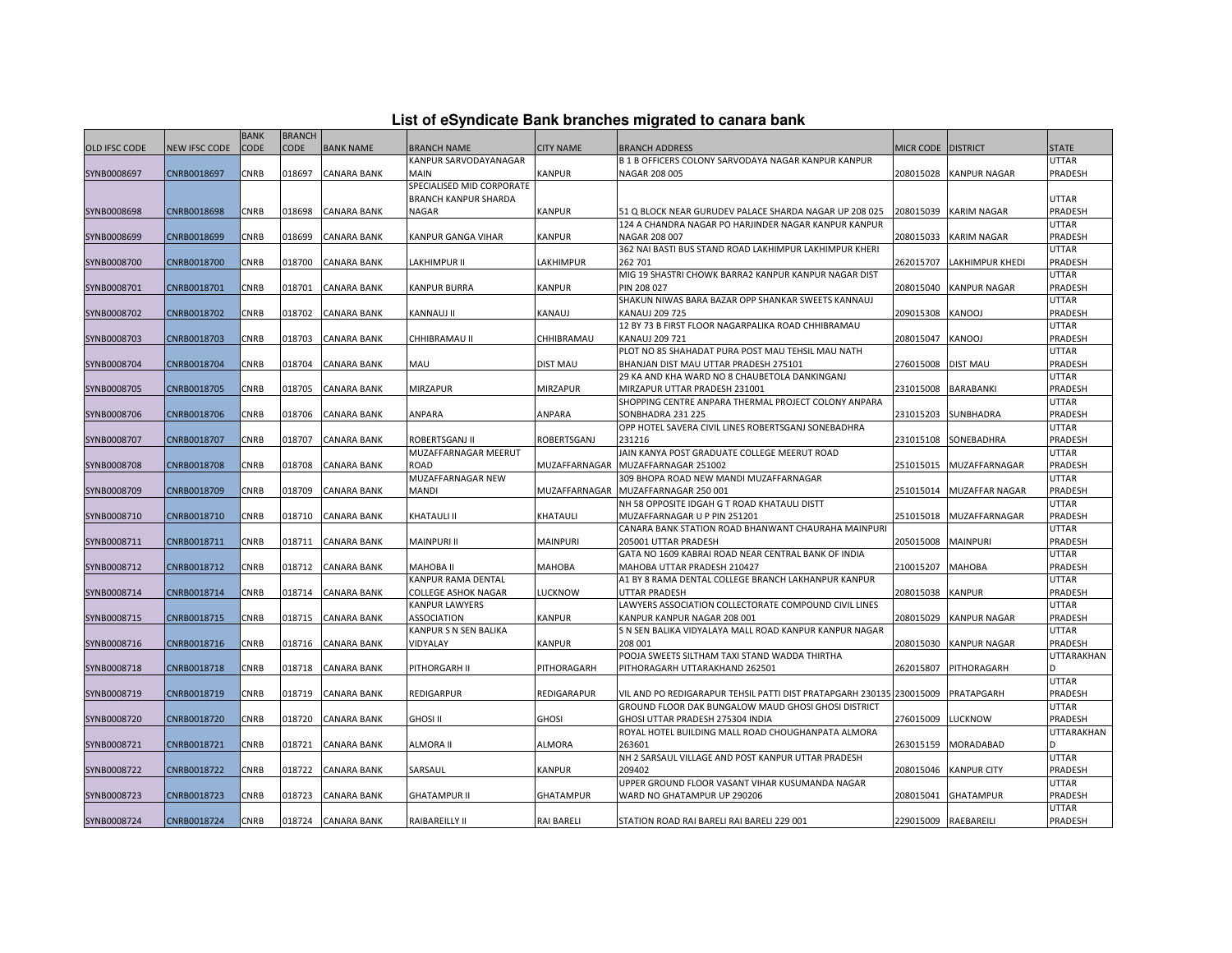# List of eSyndicate Bank branches migrated to canara bank

| OLD IFSC CODE | NEW IFSC CODE | BANK CODE | BRANCH CODE | BANK NAME | BRANCH NAME | CITY NAME | BRANCH ADDRESS | MICR CODE | DISTRICT | STATE |
|---|---|---|---|---|---|---|---|---|---|---|
| SYNB0008697 | CNRB0018697 | CNRB | 018697 | CANARA BANK | KANPUR SARVODAYANAGAR MAIN | KANPUR | B 1 B OFFICERS COLONY SARVODAYA NAGAR KANPUR KANPUR NAGAR 208 005 | 208015028 | KANPUR NAGAR | UTTAR PRADESH |
| SYNB0008698 | CNRB0018698 | CNRB | 018698 | CANARA BANK | SPECIALISED MID CORPORATE BRANCH KANPUR SHARDA NAGAR | KANPUR | 51 Q BLOCK NEAR GURUDEV PALACE SHARDA NAGAR UP 208 025 | 208015039 | KARIM NAGAR | UTTAR PRADESH |
| SYNB0008699 | CNRB0018699 | CNRB | 018699 | CANARA BANK | KANPUR GANGA VIHAR | KANPUR | 124 A CHANDRA NAGAR PO HARJINDER NAGAR KANPUR KANPUR NAGAR 208 007 | 208015033 | KARIM NAGAR | UTTAR PRADESH |
| SYNB0008700 | CNRB0018700 | CNRB | 018700 | CANARA BANK | LAKHIMPUR II | LAKHIMPUR | 362 NAI BASTI BUS STAND ROAD LAKHIMPUR LAKHIMPUR KHERI 262 701 | 262015707 | LAKHIMPUR KHEDI | UTTAR PRADESH |
| SYNB0008701 | CNRB0018701 | CNRB | 018701 | CANARA BANK | KANPUR BURRA | KANPUR | MIG 19 SHASTRI CHOWK BARRA2 KANPUR KANPUR NAGAR DIST PIN 208 027 | 208015040 | KANPUR NAGAR | UTTAR PRADESH |
| SYNB0008702 | CNRB0018702 | CNRB | 018702 | CANARA BANK | KANNAUJ II | KANAUJ | SHAKUN NIWAS BARA BAZAR OPP SHANKAR SWEETS KANNAUJ KANAUJ 209 725 | 209015308 | KANOOJ | UTTAR PRADESH |
| SYNB0008703 | CNRB0018703 | CNRB | 018703 | CANARA BANK | CHHIBRAMAU II | CHHIBRAMAU | 12 BY 73 B FIRST FLOOR NAGARPALIKA ROAD CHHIBRAMAU KANAUJ 209 721 | 208015047 | KANOOJ | UTTAR PRADESH |
| SYNB0008704 | CNRB0018704 | CNRB | 018704 | CANARA BANK | MAU | DIST MAU | PLOT NO 85 SHAHADAT PURA POST MAU TEHSIL MAU NATH BHANJAN DIST MAU UTTAR PRADESH 275101 | 276015008 | DIST MAU | UTTAR PRADESH |
| SYNB0008705 | CNRB0018705 | CNRB | 018705 | CANARA BANK | MIRZAPUR | MIRZAPUR | 29 KA AND KHA WARD NO 8 CHAUBETOLA DANKINGANJ MIRZAPUR UTTAR PRADESH 231001 | 231015008 | BARABANKI | UTTAR PRADESH |
| SYNB0008706 | CNRB0018706 | CNRB | 018706 | CANARA BANK | ANPARA | ANPARA | SHOPPING CENTRE ANPARA THERMAL PROJECT COLONY ANPARA SONBHADRA 231 225 | 231015203 | SUNBHADRA | UTTAR PRADESH |
| SYNB0008707 | CNRB0018707 | CNRB | 018707 | CANARA BANK | ROBERTSGANJ II | ROBERTSGANJ | OPP HOTEL SAVERA CIVIL LINES ROBERTSGANJ SONEBADHRA 231216 | 231015108 | SONEBADHRA | UTTAR PRADESH |
| SYNB0008708 | CNRB0018708 | CNRB | 018708 | CANARA BANK | MUZAFFARNAGAR MEERUT ROAD | MUZAFFARNAGAR | JAIN KANYA POST GRADUATE COLLEGE MEERUT ROAD MUZAFFARNAGAR 251002 | 251015015 | MUZAFFARNAGAR | UTTAR PRADESH |
| SYNB0008709 | CNRB0018709 | CNRB | 018709 | CANARA BANK | MUZAFFARNAGAR NEW MANDI | MUZAFFARNAGAR | 309 BHOPA ROAD NEW MANDI MUZAFFARNAGAR MUZAFFARNAGAR 250 001 | 251015014 | MUZAFFAR NAGAR | UTTAR PRADESH |
| SYNB0008710 | CNRB0018710 | CNRB | 018710 | CANARA BANK | KHATAULI II | KHATAULI | NH 58 OPPOSITE IDGAH G T ROAD KHATAULI DISTT MUZAFFARNAGAR U P PIN 251201 | 251015018 | MUZAFFARNAGAR | UTTAR PRADESH |
| SYNB0008711 | CNRB0018711 | CNRB | 018711 | CANARA BANK | MAINPURI II | MAINPURI | CANARA BANK STATION ROAD BHANWANT CHAURAHA MAINPURI 205001 UTTAR PRADESH | 205015008 | MAINPURI | UTTAR PRADESH |
| SYNB0008712 | CNRB0018712 | CNRB | 018712 | CANARA BANK | MAHOBA II | MAHOBA | GATA NO 1609 KABRAI ROAD NEAR CENTRAL BANK OF INDIA MAHOBA UTTAR PRADESH 210427 | 210015207 | MAHOBA | UTTAR PRADESH |
| SYNB0008714 | CNRB0018714 | CNRB | 018714 | CANARA BANK | KANPUR RAMA DENTAL COLLEGE ASHOK NAGAR | LUCKNOW | A1 BY 8 RAMA DENTAL COLLEGE BRANCH LAKHANPUR KANPUR UTTAR PRADESH | 208015038 | KANPUR | UTTAR PRADESH |
| SYNB0008715 | CNRB0018715 | CNRB | 018715 | CANARA BANK | KANPUR LAWYERS ASSOCIATION | KANPUR | LAWYERS ASSOCIATION COLLECTORATE COMPOUND CIVIL LINES KANPUR KANPUR NAGAR 208 001 | 208015029 | KANPUR NAGAR | UTTAR PRADESH |
| SYNB0008716 | CNRB0018716 | CNRB | 018716 | CANARA BANK | KANPUR S N SEN BALIKA VIDYALAY | KANPUR | S N SEN BALIKA VIDYALAYA MALL ROAD KANPUR KANPUR NAGAR 208 001 | 208015030 | KANPUR NAGAR | UTTAR PRADESH |
| SYNB0008718 | CNRB0018718 | CNRB | 018718 | CANARA BANK | PITHORGARH II | PITHORAGARH | POOJA SWEETS SILTHAM TAXI STAND WADDA THIRTHA PITHORAGARH UTTARAKHAND 262501 | 262015807 | PITHORAGARH | UTTARAKHAND |
| SYNB0008719 | CNRB0018719 | CNRB | 018719 | CANARA BANK | REDIGARPUR | REDIGARAPUR | VIL AND PO REDIGARAPUR TEHSIL PATTI DIST PRATAPGARH 230135 | 230015009 | PRATAPGARH | UTTAR PRADESH |
| SYNB0008720 | CNRB0018720 | CNRB | 018720 | CANARA BANK | GHOSI II | GHOSI | GROUND FLOOR DAK BUNGALOW MAUD GHOSI GHOSI DISTRICT GHOSI UTTAR PRADESH 275304 INDIA | 276015009 | LUCKNOW | UTTAR PRADESH |
| SYNB0008721 | CNRB0018721 | CNRB | 018721 | CANARA BANK | ALMORA II | ALMORA | ROYAL HOTEL BUILDING MALL ROAD CHOUGHANPATA ALMORA 263601 | 263015159 | MORADABAD | UTTARAKHAND |
| SYNB0008722 | CNRB0018722 | CNRB | 018722 | CANARA BANK | SARSAUL | KANPUR | NH 2 SARSAUL VILLAGE AND POST KANPUR UTTAR PRADESH 209402 | 208015046 | KANPUR CITY | UTTAR PRADESH |
| SYNB0008723 | CNRB0018723 | CNRB | 018723 | CANARA BANK | GHATAMPUR II | GHATAMPUR | UPPER GROUND FLOOR VASANT VIHAR KUSUMANDA NAGAR WARD NO GHATAMPUR UP 290206 | 208015041 | GHATAMPUR | UTTAR PRADESH |
| SYNB0008724 | CNRB0018724 | CNRB | 018724 | CANARA BANK | RAIBAREILLY II | RAI BARELI | STATION ROAD RAI BARELI RAI BARELI 229 001 | 229015009 | RAEBAREILI | UTTAR PRADESH |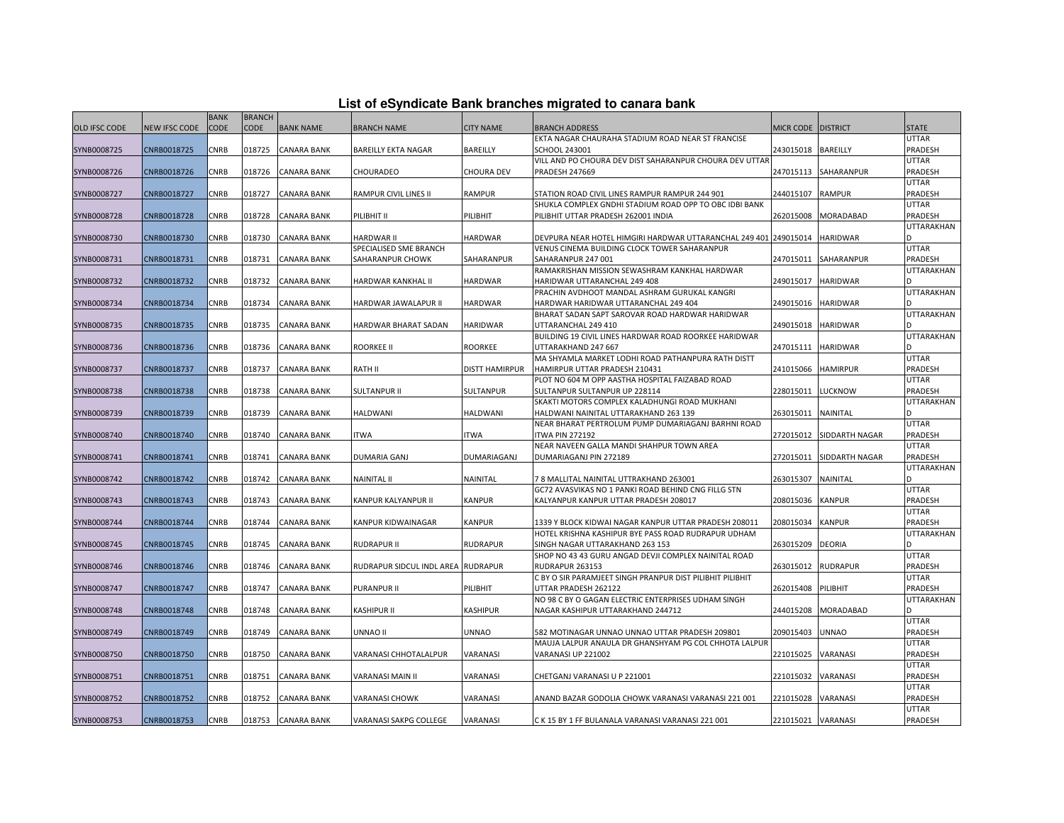## List of eSyndicate Bank branches migrated to canara bank

| OLD IFSC CODE | NEW IFSC CODE | BANK CODE | BRANCH CODE | BANK NAME | BRANCH NAME | CITY NAME | BRANCH ADDRESS | MICR CODE | DISTRICT | STATE |
|---|---|---|---|---|---|---|---|---|---|---|
| SYNB0008725 | CNRB0018725 | CNRB | 018725 | CANARA BANK | BAREILLY EKTA NAGAR | BAREILLY | EKTA NAGAR CHAURAHA STADIUM ROAD NEAR ST FRANCISE SCHOOL 243001 | 243015018 | BAREILLY | UTTAR PRADESH |
| SYNB0008726 | CNRB0018726 | CNRB | 018726 | CANARA BANK | CHOURADEO | CHOURA DEV | VILL AND PO CHOURA DEV DIST SAHARANPUR CHOURA DEV UTTAR PRADESH 247669 | 247015113 | SAHARANPUR | UTTAR PRADESH |
| SYNB0008727 | CNRB0018727 | CNRB | 018727 | CANARA BANK | RAMPUR CIVIL LINES II | RAMPUR | STATION ROAD CIVIL LINES RAMPUR RAMPUR 244 901 | 244015107 | RAMPUR | UTTAR PRADESH |
| SYNB0008728 | CNRB0018728 | CNRB | 018728 | CANARA BANK | PILIBHIT II | PILIBHIT | SHUKLA COMPLEX GNDHI STADIUM ROAD OPP TO OBC IDBI BANK PILIBHIT UTTAR PRADESH 262001 INDIA | 262015008 | MORADABAD | UTTAR PRADESH |
| SYNB0008730 | CNRB0018730 | CNRB | 018730 | CANARA BANK | HARDWAR II | HARDWAR | DEVPURA NEAR HOTEL HIMGIRI HARDWAR UTTARANCHAL 249 401 | 249015014 | HARIDWAR | UTTARAKHAND |
| SYNB0008731 | CNRB0018731 | CNRB | 018731 | CANARA BANK | SPECIALISED SME BRANCH SAHARANPUR CHOWK | SAHARANPUR | VENUS CINEMA BUILDING CLOCK TOWER SAHARANPUR SAHARANPUR 247 001 | 247015011 | SAHARANPUR | UTTAR PRADESH |
| SYNB0008732 | CNRB0018732 | CNRB | 018732 | CANARA BANK | HARDWAR KANKHAL II | HARDWAR | RAMAKRISHAN MISSION SEWASHRAM KANKHAL HARDWAR HARIDWAR UTTARANCHAL 249 408 | 249015017 | HARIDWAR | UTTARAKHAND |
| SYNB0008734 | CNRB0018734 | CNRB | 018734 | CANARA BANK | HARDWAR JAWALAPUR II | HARDWAR | PRACHIN AVDHOOT MANDAL ASHRAM GURUKAL KANGRI HARDWAR HARIDWAR UTTARANCHAL 249 404 | 249015016 | HARIDWAR | UTTARAKHAND |
| SYNB0008735 | CNRB0018735 | CNRB | 018735 | CANARA BANK | HARDWAR BHARAT SADAN | HARIDWAR | BHARAT SADAN SAPT SAROVAR ROAD HARDWAR HARIDWAR UTTARANCHAL 249 410 | 249015018 | HARIDWAR | UTTARAKHAND |
| SYNB0008736 | CNRB0018736 | CNRB | 018736 | CANARA BANK | ROORKEE II | ROORKEE | BUILDING 19 CIVIL LINES HARDWAR ROAD ROORKEE HARIDWAR UTTARAKHAND 247 667 | 247015111 | HARIDWAR | UTTARAKHAND |
| SYNB0008737 | CNRB0018737 | CNRB | 018737 | CANARA BANK | RATH II | DISTT HAMIRPUR | MA SHYAMLA MARKET LODHI ROAD PATHANPURA RATH DISTT HAMIRPUR UTTAR PRADESH 210431 | 241015066 | HAMIRPUR | UTTAR PRADESH |
| SYNB0008738 | CNRB0018738 | CNRB | 018738 | CANARA BANK | SULTANPUR II | SULTANPUR | PLOT NO 604 M OPP AASTHA HOSPITAL FAIZABAD ROAD SULTANPUR SULTANPUR UP 228114 | 228015011 | LUCKNOW | UTTAR PRADESH |
| SYNB0008739 | CNRB0018739 | CNRB | 018739 | CANARA BANK | HALDWANI | HALDWANI | SKAKTI MOTORS COMPLEX KALADHUNGI ROAD MUKHANI HALDWANI NAINITAL UTTARAKHAND 263 139 | 263015011 | NAINITAL | UTTARAKHAND |
| SYNB0008740 | CNRB0018740 | CNRB | 018740 | CANARA BANK | ITWA | ITWA | NEAR BHARAT PERTROLUM PUMP DUMARIAGANJ BARHNI ROAD ITWA PIN 272192 | 272015012 | SIDDARTH NAGAR | UTTAR PRADESH |
| SYNB0008741 | CNRB0018741 | CNRB | 018741 | CANARA BANK | DUMARIA GANJ | DUMARIAGANJ | NEAR NAVEEN GALLA MANDI SHAHPUR TOWN AREA DUMARIAGANJ PIN 272189 | 272015011 | SIDDARTH NAGAR | UTTAR PRADESH |
| SYNB0008742 | CNRB0018742 | CNRB | 018742 | CANARA BANK | NAINITAL II | NAINITAL | 7 8 MALLITAL NAINITAL UTTRAKHAND 263001 | 263015307 | NAINITAL | UTTARAKHAND |
| SYNB0008743 | CNRB0018743 | CNRB | 018743 | CANARA BANK | KANPUR KALYANPUR II | KANPUR | GC72 AVASVIKAS NO 1 PANKI ROAD BEHIND CNG FILLG STN KALYANPUR KANPUR UTTAR PRADESH 208017 | 208015036 | KANPUR | UTTAR PRADESH |
| SYNB0008744 | CNRB0018744 | CNRB | 018744 | CANARA BANK | KANPUR KIDWAINAGAR | KANPUR | 1339 Y BLOCK KIDWAI NAGAR KANPUR UTTAR PRADESH 208011 | 208015034 | KANPUR | UTTAR PRADESH |
| SYNB0008745 | CNRB0018745 | CNRB | 018745 | CANARA BANK | RUDRAPUR II | RUDRAPUR | HOTEL KRISHNA KASHIPUR BYE PASS ROAD RUDRAPUR UDHAM SINGH NAGAR UTTARAKHAND 263 153 | 263015209 | DEORIA | UTTARAKHAND |
| SYNB0008746 | CNRB0018746 | CNRB | 018746 | CANARA BANK | RUDRAPUR SIDCUL INDL AREA | RUDRAPUR | SHOP NO 43 43 GURU ANGAD DEVJI COMPLEX NAINITAL ROAD RUDRAPUR 263153 | 263015012 | RUDRAPUR | UTTAR PRADESH |
| SYNB0008747 | CNRB0018747 | CNRB | 018747 | CANARA BANK | PURANPUR II | PILIBHIT | C BY O SIR PARAMJEET SINGH PRANPUR DIST PILIBHIT PILIBHIT UTTAR PRADESH 262122 | 262015408 | PILIBHIT | UTTAR PRADESH |
| SYNB0008748 | CNRB0018748 | CNRB | 018748 | CANARA BANK | KASHIPUR II | KASHIPUR | NO 98 C BY O GAGAN ELECTRIC ENTERPRISES UDHAM SINGH NAGAR KASHIPUR UTTARAKHAND 244712 | 244015208 | MORADABAD | UTTARAKHAND |
| SYNB0008749 | CNRB0018749 | CNRB | 018749 | CANARA BANK | UNNAO II | UNNAO | 582 MOTINAGAR UNNAO UNNAO UTTAR PRADESH 209801 | 209015403 | UNNAO | UTTAR PRADESH |
| SYNB0008750 | CNRB0018750 | CNRB | 018750 | CANARA BANK | VARANASI CHHOTALALPUR | VARANASI | MAUJA LALPUR ANAULA DR GHANSHYAM PG COL CHHOTA LALPUR VARANASI UP 221002 | 221015025 | VARANASI | UTTAR PRADESH |
| SYNB0008751 | CNRB0018751 | CNRB | 018751 | CANARA BANK | VARANASI MAIN II | VARANASI | CHETGANJ VARANASI U P 221001 | 221015032 | VARANASI | UTTAR PRADESH |
| SYNB0008752 | CNRB0018752 | CNRB | 018752 | CANARA BANK | VARANASI CHOWK | VARANASI | ANAND BAZAR GODOLIA CHOWK VARANASI VARANASI 221 001 | 221015028 | VARANASI | UTTAR PRADESH |
| SYNB0008753 | CNRB0018753 | CNRB | 018753 | CANARA BANK | VARANASI SAKPG COLLEGE | VARANASI | C K 15 BY 1 FF BULANALA VARANASI VARANASI 221 001 | 221015021 | VARANASI | UTTAR PRADESH |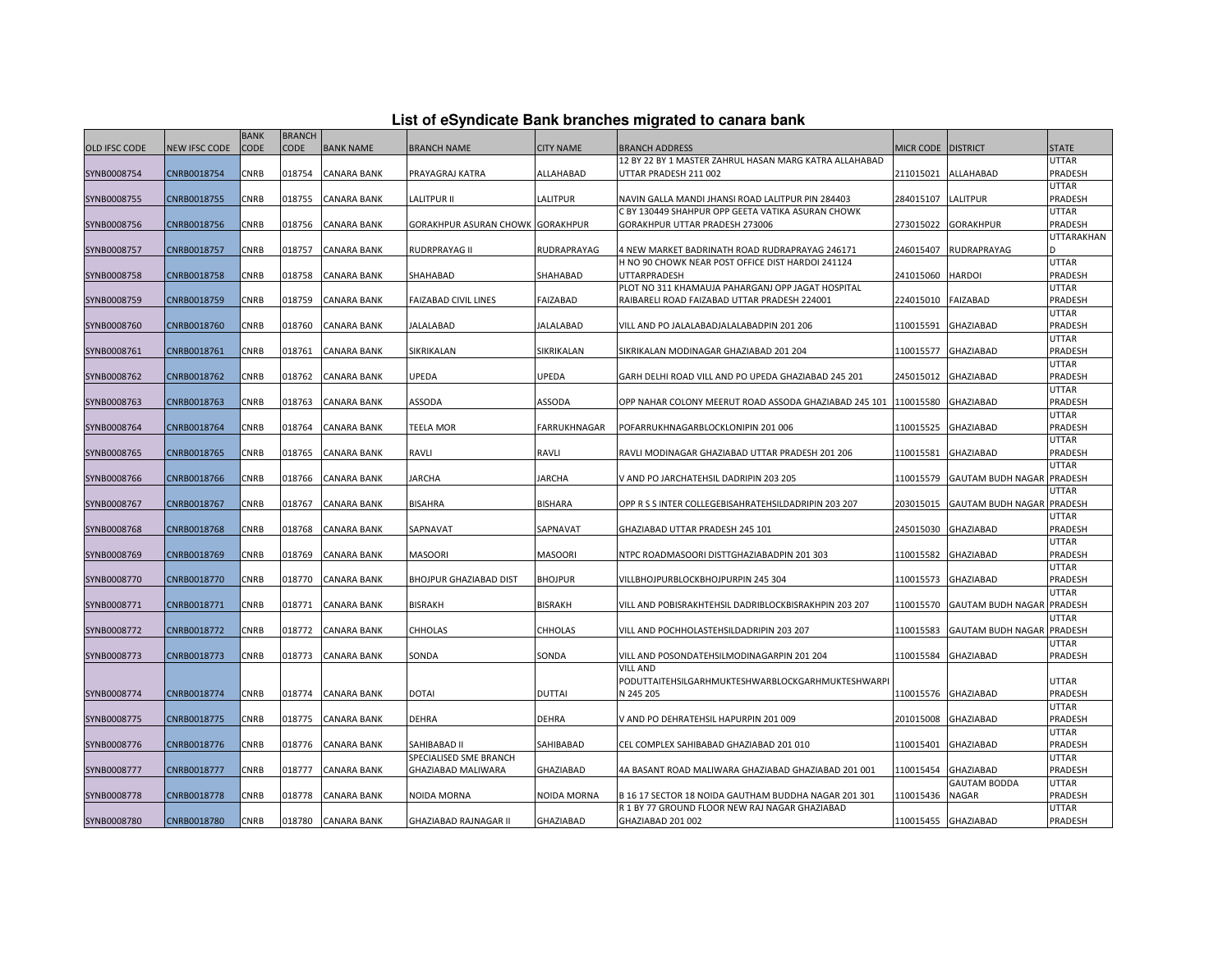# List of eSyndicate Bank branches migrated to canara bank

| OLD IFSC CODE | NEW IFSC CODE | BANK CODE | BRANCH CODE | BANK NAME | BRANCH NAME | CITY NAME | BRANCH ADDRESS | MICR CODE | DISTRICT | STATE |
|---|---|---|---|---|---|---|---|---|---|---|
| SYNB0008754 | CNRB0018754 | CNRB | 018754 | CANARA BANK | PRAYAGRAJ KATRA | ALLAHABAD | 12 BY 22 BY 1 MASTER ZAHRUL HASAN MARG KATRA ALLAHABAD UTTAR PRADESH 211 002 | 211015021 | ALLAHABAD | UTTAR PRADESH |
| SYNB0008755 | CNRB0018755 | CNRB | 018755 | CANARA BANK | LALITPUR II | LALITPUR | NAVIN GALLA MANDI JHANSI ROAD LALITPUR PIN 284403 | 284015107 | LALITPUR | UTTAR PRADESH |
| SYNB0008756 | CNRB0018756 | CNRB | 018756 | CANARA BANK | GORAKHPUR ASURAN CHOWK | GORAKHPUR | C BY 130449 SHAHPUR OPP GEETA VATIKA ASURAN CHOWK GORAKHPUR UTTAR PRADESH 273006 | 273015022 | GORAKHPUR | UTTAR PRADESH |
| SYNB0008757 | CNRB0018757 | CNRB | 018757 | CANARA BANK | RUDRPRAYAG II | RUDRAPRAYAG | 4 NEW MARKET BADRINATH ROAD RUDRAPRAYAG 246171 | 246015407 | RUDRAPRAYAG | UTTARAKHAND |
| SYNB0008758 | CNRB0018758 | CNRB | 018758 | CANARA BANK | SHAHABAD | SHAHABAD | H NO 90 CHOWK NEAR POST OFFICE DIST HARDOI 241124 UTTARPRADESH | 241015060 | HARDOI | UTTAR PRADESH |
| SYNB0008759 | CNRB0018759 | CNRB | 018759 | CANARA BANK | FAIZABAD CIVIL LINES | FAIZABAD | PLOT NO 311 KHAMAUJA PAHARGANJ OPP JAGAT HOSPITAL RAIBARELI ROAD FAIZABAD UTTAR PRADESH 224001 | 224015010 | FAIZABAD | UTTAR PRADESH |
| SYNB0008760 | CNRB0018760 | CNRB | 018760 | CANARA BANK | JALALABAD | JALALABAD | VILL AND PO JALALABADJALALABADPIN 201 206 | 110015591 | GHAZIABAD | UTTAR PRADESH |
| SYNB0008761 | CNRB0018761 | CNRB | 018761 | CANARA BANK | SIKRIKALAN | SIKRIKALAN | SIKRIKALAN MODINAGAR GHAZIABAD 201 204 | 110015577 | GHAZIABAD | UTTAR PRADESH |
| SYNB0008762 | CNRB0018762 | CNRB | 018762 | CANARA BANK | UPEDA | UPEDA | GARH DELHI ROAD VILL AND PO UPEDA GHAZIABAD 245 201 | 245015012 | GHAZIABAD | UTTAR PRADESH |
| SYNB0008763 | CNRB0018763 | CNRB | 018763 | CANARA BANK | ASSODA | ASSODA | OPP NAHAR COLONY MEERUT ROAD ASSODA GHAZIABAD 245 101 | 110015580 | GHAZIABAD | UTTAR PRADESH |
| SYNB0008764 | CNRB0018764 | CNRB | 018764 | CANARA BANK | TEELA MOR | FARRUKHNAGAR | POFARRUKHNAGARBLOCKLONIPIN 201 006 | 110015525 | GHAZIABAD | UTTAR PRADESH |
| SYNB0008765 | CNRB0018765 | CNRB | 018765 | CANARA BANK | RAVLI | RAVLI | RAVLI MODINAGAR GHAZIABAD UTTAR PRADESH 201 206 | 110015581 | GHAZIABAD | UTTAR PRADESH |
| SYNB0008766 | CNRB0018766 | CNRB | 018766 | CANARA BANK | JARCHA | JARCHA | V AND PO JARCHATEHSIL DADRIPIN 203 205 | 110015579 | GAUTAM BUDH NAGAR | UTTAR PRADESH |
| SYNB0008767 | CNRB0018767 | CNRB | 018767 | CANARA BANK | BISAHRA | BISHARA | OPP R S S INTER COLLEGEBISAHRATEHSILDADRIPIN 203 207 | 203015015 | GAUTAM BUDH NAGAR | UTTAR PRADESH |
| SYNB0008768 | CNRB0018768 | CNRB | 018768 | CANARA BANK | SAPNAVAT | SAPNAVAT | GHAZIABAD UTTAR PRADESH 245 101 | 245015030 | GHAZIABAD | UTTAR PRADESH |
| SYNB0008769 | CNRB0018769 | CNRB | 018769 | CANARA BANK | MASOORI | MASOORI | NTPC ROADMASOORI DISTTGHAZIABADPIN 201 303 | 110015582 | GHAZIABAD | UTTAR PRADESH |
| SYNB0008770 | CNRB0018770 | CNRB | 018770 | CANARA BANK | BHOJPUR GHAZIABAD DIST | BHOJPUR | VILLBHOJPURBLOCKBHOJPURPIN 245 304 | 110015573 | GHAZIABAD | UTTAR PRADESH |
| SYNB0008771 | CNRB0018771 | CNRB | 018771 | CANARA BANK | BISRAKH | BISRAKH | VILL AND POBISRAKHTEHSIL DADRIBLOCKBISRAKHPIN 203 207 | 110015570 | GAUTAM BUDH NAGAR | UTTAR PRADESH |
| SYNB0008772 | CNRB0018772 | CNRB | 018772 | CANARA BANK | CHHOLAS | CHHOLAS | VILL AND POCHHOLASTEHSILDADRIPIN 203 207 | 110015583 | GAUTAM BUDH NAGAR | UTTAR PRADESH |
| SYNB0008773 | CNRB0018773 | CNRB | 018773 | CANARA BANK | SONDA | SONDA | VILL AND POSONDATEHSILMODINAGARPIN 201 204 | 110015584 | GHAZIABAD | UTTAR PRADESH |
| SYNB0008774 | CNRB0018774 | CNRB | 018774 | CANARA BANK | DOTAI | DUTTAI | VILL AND PODUTTAITEHSILGARHMUKTESHWARBLOCKGARHMUKTESHWARPIN 245 205 | 110015576 | GHAZIABAD | UTTAR PRADESH |
| SYNB0008775 | CNRB0018775 | CNRB | 018775 | CANARA BANK | DEHRA | DEHRA | V AND PO DEHRATEHSIL HAPURPIN 201 009 | 201015008 | GHAZIABAD | UTTAR PRADESH |
| SYNB0008776 | CNRB0018776 | CNRB | 018776 | CANARA BANK | SAHIBABAD II | SAHIBABAD | CEL COMPLEX SAHIBABAD GHAZIABAD 201 010 | 110015401 | GHAZIABAD | UTTAR PRADESH |
| SYNB0008777 | CNRB0018777 | CNRB | 018777 | CANARA BANK | SPECIALISED SME BRANCH GHAZIABAD MALIWARA | GHAZIABAD | 4A BASANT ROAD MALIWARA GHAZIABAD GHAZIABAD 201 001 | 110015454 | GHAZIABAD | UTTAR PRADESH |
| SYNB0008778 | CNRB0018778 | CNRB | 018778 | CANARA BANK | NOIDA MORNA | NOIDA MORNA | B 16 17 SECTOR 18 NOIDA GAUTHAM BUDDHA NAGAR 201 301 | 110015436 | GAUTAM BODDA NAGAR | UTTAR PRADESH |
| SYNB0008780 | CNRB0018780 | CNRB | 018780 | CANARA BANK | GHAZIABAD RAJNAGAR II | GHAZIABAD | R 1 BY 77 GROUND FLOOR NEW RAJ NAGAR GHAZIABAD GHAZIABAD 201 002 | 110015455 | GHAZIABAD | UTTAR PRADESH |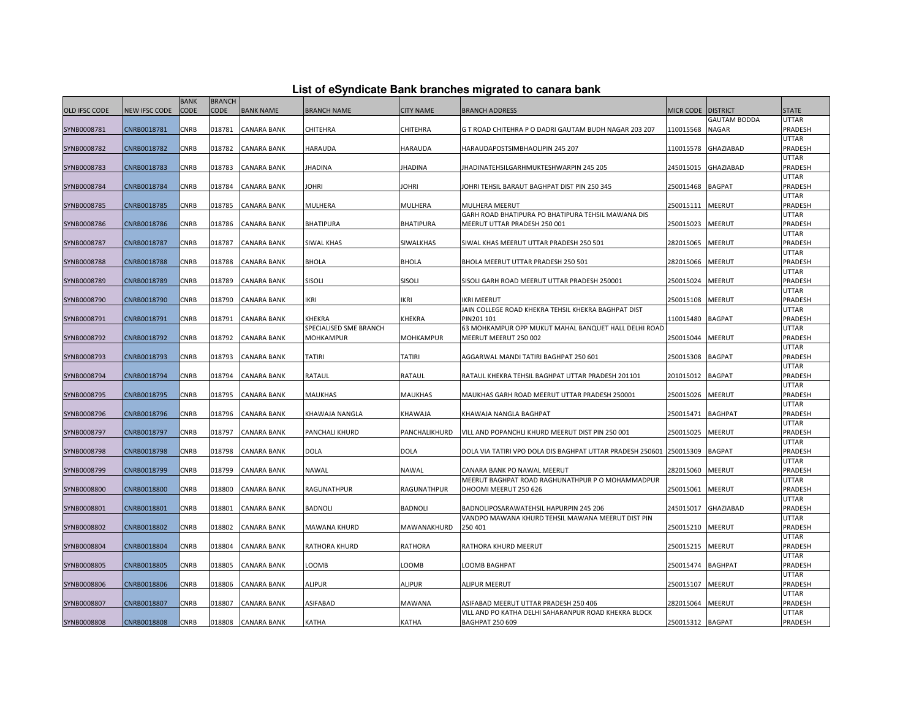# List of eSyndicate Bank branches migrated to canara bank

| OLD IFSC CODE | NEW IFSC CODE | BANK CODE | BRANCH CODE | BANK NAME | BRANCH NAME | CITY NAME | BRANCH ADDRESS | MICR CODE | DISTRICT | STATE |
|---|---|---|---|---|---|---|---|---|---|---|
| SYNB0008781 | CNRB0018781 | CNRB | 018781 | CANARA BANK | CHITEHRA | CHITEHRA | G T ROAD CHITEHRA P O DADRI GAUTAM BUDH NAGAR 203 207 | 110015568 | GAUTAM BODDA NAGAR | UTTAR PRADESH |
| SYNB0008782 | CNRB0018782 | CNRB | 018782 | CANARA BANK | HARAUDA | HARAUDA | HARAUDAPOSTSIMBHAOLIPIN 245 207 | 110015578 | GHAZIABAD | UTTAR PRADESH |
| SYNB0008783 | CNRB0018783 | CNRB | 018783 | CANARA BANK | JHADINA | JHADINA | JHADINATEHSILGARHMUKTESHWARPIN 245 205 | 245015015 | GHAZIABAD | UTTAR PRADESH |
| SYNB0008784 | CNRB0018784 | CNRB | 018784 | CANARA BANK | JOHRI | JOHRI | JOHRI TEHSIL BARAUT BAGHPAT DIST PIN 250 345 | 250015468 | BAGPAT | UTTAR PRADESH |
| SYNB0008785 | CNRB0018785 | CNRB | 018785 | CANARA BANK | MULHERA | MULHERA | MULHERA MEERUT | 250015111 | MEERUT | UTTAR PRADESH |
| SYNB0008786 | CNRB0018786 | CNRB | 018786 | CANARA BANK | BHATIPURA | BHATIPURA | GARH ROAD BHATIPURA PO BHATIPURA TEHSIL MAWANA DIS MEERUT UTTAR PRADESH 250 001 | 250015023 | MEERUT | UTTAR PRADESH |
| SYNB0008787 | CNRB0018787 | CNRB | 018787 | CANARA BANK | SIWAL KHAS | SIWALKHAS | SIWAL KHAS MEERUT UTTAR PRADESH 250 501 | 282015065 | MEERUT | UTTAR PRADESH |
| SYNB0008788 | CNRB0018788 | CNRB | 018788 | CANARA BANK | BHOLA | BHOLA | BHOLA MEERUT UTTAR PRADESH 250 501 | 282015066 | MEERUT | UTTAR PRADESH |
| SYNB0008789 | CNRB0018789 | CNRB | 018789 | CANARA BANK | SISOLI | SISOLI | SISOLI GARH ROAD MEERUT UTTAR PRADESH 250001 | 250015024 | MEERUT | UTTAR PRADESH |
| SYNB0008790 | CNRB0018790 | CNRB | 018790 | CANARA BANK | IKRI | IKRI | IKRI MEERUT | 250015108 | MEERUT | UTTAR PRADESH |
| SYNB0008791 | CNRB0018791 | CNRB | 018791 | CANARA BANK | KHEKRA | KHEKRA | JAIN COLLEGE ROAD KHEKRA TEHSIL KHEKRA BAGHPAT DIST PIN201 101 | 110015480 | BAGPAT | UTTAR PRADESH |
| SYNB0008792 | CNRB0018792 | CNRB | 018792 | CANARA BANK | SPECIALISED SME BRANCH MOHKAMPUR | MOHKAMPUR | 63 MOHKAMPUR OPP MUKUT MAHAL BANQUET HALL DELHI ROAD MEERUT MEERUT 250 002 | 250015044 | MEERUT | UTTAR PRADESH |
| SYNB0008793 | CNRB0018793 | CNRB | 018793 | CANARA BANK | TATIRI | TATIRI | AGGARWAL MANDI TATIRI BAGHPAT 250 601 | 250015308 | BAGPAT | UTTAR PRADESH |
| SYNB0008794 | CNRB0018794 | CNRB | 018794 | CANARA BANK | RATAUL | RATAUL | RATAUL KHEKRA TEHSIL BAGHPAT UTTAR PRADESH 201101 | 201015012 | BAGPAT | UTTAR PRADESH |
| SYNB0008795 | CNRB0018795 | CNRB | 018795 | CANARA BANK | MAUKHAS | MAUKHAS | MAUKHAS GARH ROAD MEERUT UTTAR PRADESH 250001 | 250015026 | MEERUT | UTTAR PRADESH |
| SYNB0008796 | CNRB0018796 | CNRB | 018796 | CANARA BANK | KHAWAJA NANGLA | KHAWAJA | KHAWAJA NANGLA BAGHPAT | 250015471 | BAGHPAT | UTTAR PRADESH |
| SYNB0008797 | CNRB0018797 | CNRB | 018797 | CANARA BANK | PANCHALI KHURD | PANCHALIKHURD | VILL AND POPANCHLI KHURD MEERUT DIST PIN 250 001 | 250015025 | MEERUT | UTTAR PRADESH |
| SYNB0008798 | CNRB0018798 | CNRB | 018798 | CANARA BANK | DOLA | DOLA | DOLA VIA TATIRI VPO DOLA DIS BAGHPAT UTTAR PRADESH 250601 | 250015309 | BAGPAT | UTTAR PRADESH |
| SYNB0008799 | CNRB0018799 | CNRB | 018799 | CANARA BANK | NAWAL | NAWAL | CANARA BANK PO NAWAL MEERUT | 282015060 | MEERUT | UTTAR PRADESH |
| SYNB0008800 | CNRB0018800 | CNRB | 018800 | CANARA BANK | RAGUNATHPUR | RAGUNATHPUR | MEERUT BAGHPAT ROAD RAGHUNATHPUR P O MOHAMMADPUR DHOOMI MEERUT 250 626 | 250015061 | MEERUT | UTTAR PRADESH |
| SYNB0008801 | CNRB0018801 | CNRB | 018801 | CANARA BANK | BADNOLI | BADNOLI | BADNOLIPOSARAWATEHSIL HAPURPIN 245 206 | 245015017 | GHAZIABAD | UTTAR PRADESH |
| SYNB0008802 | CNRB0018802 | CNRB | 018802 | CANARA BANK | MAWANA KHURD | MAWANAKHURD | VANDPO MAWANA KHURD TEHSIL MAWANA MEERUT DIST PIN 250 401 | 250015210 | MEERUT | UTTAR PRADESH |
| SYNB0008804 | CNRB0018804 | CNRB | 018804 | CANARA BANK | RATHORA KHURD | RATHORA | RATHORA KHURD MEERUT | 250015215 | MEERUT | UTTAR PRADESH |
| SYNB0008805 | CNRB0018805 | CNRB | 018805 | CANARA BANK | LOOMB | LOOMB | LOOMB BAGHPAT | 250015474 | BAGHPAT | UTTAR PRADESH |
| SYNB0008806 | CNRB0018806 | CNRB | 018806 | CANARA BANK | ALIPUR | ALIPUR | ALIPUR MEERUT | 250015107 | MEERUT | UTTAR PRADESH |
| SYNB0008807 | CNRB0018807 | CNRB | 018807 | CANARA BANK | ASIFABAD | MAWANA | ASIFABAD MEERUT UTTAR PRADESH 250 406 | 282015064 | MEERUT | UTTAR PRADESH |
| SYNB0008808 | CNRB0018808 | CNRB | 018808 | CANARA BANK | KATHA | KATHA | VILL AND PO KATHA DELHI SAHARANPUR ROAD KHEKRA BLOCK BAGHPAT 250 609 | 250015312 | BAGPAT | UTTAR PRADESH |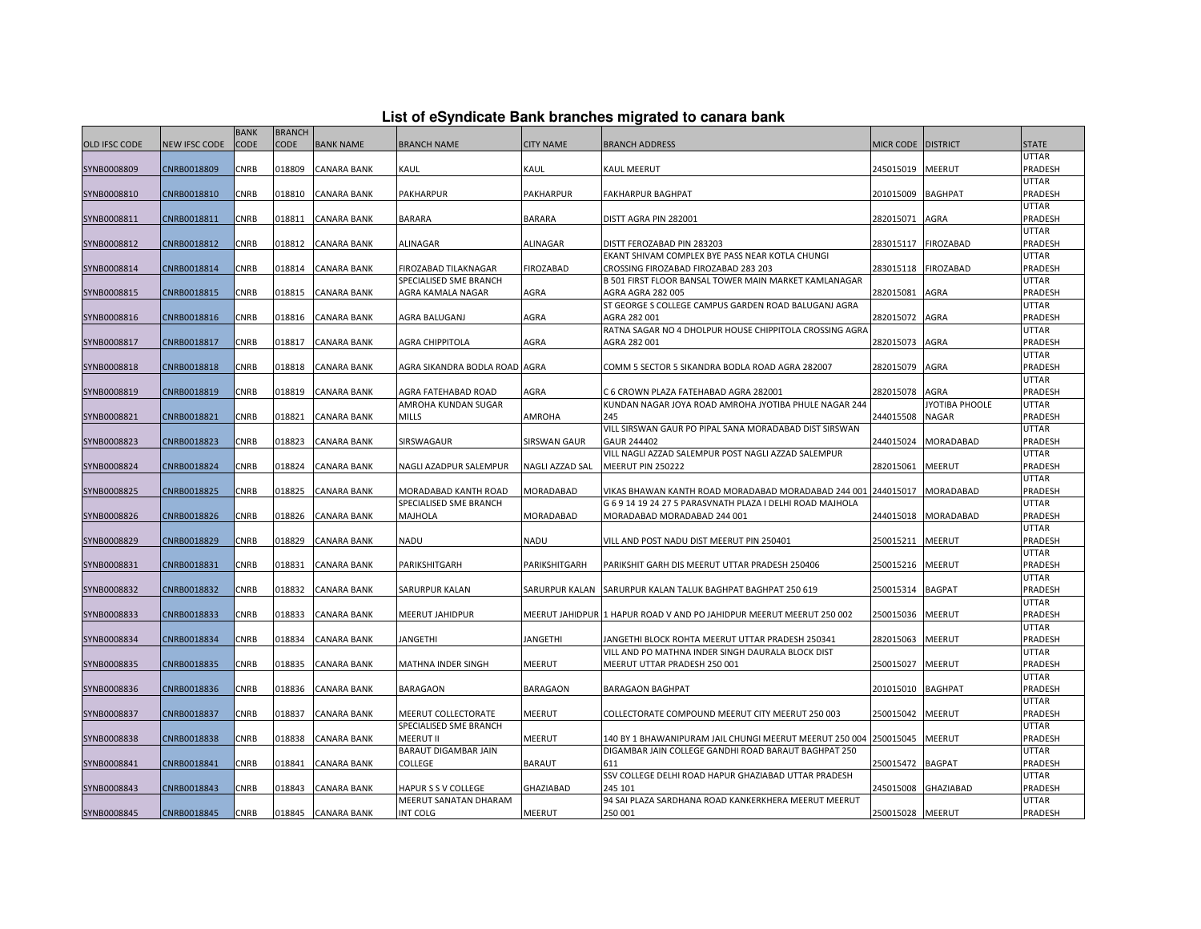# List of eSyndicate Bank branches migrated to canara bank

| OLD IFSC CODE | NEW IFSC CODE | BANK CODE | BRANCH CODE | BANK NAME | BRANCH NAME | CITY NAME | BRANCH ADDRESS | MICR CODE | DISTRICT | STATE |
|---|---|---|---|---|---|---|---|---|---|---|
| SYNB0008809 | CNRB0018809 | CNRB | 018809 | CANARA BANK | KAUL | KAUL | KAUL MEERUT | 245015019 | MEERUT | UTTAR PRADESH |
| SYNB0008810 | CNRB0018810 | CNRB | 018810 | CANARA BANK | PAKHARPUR | PAKHARPUR | FAKHARPUR BAGHPAT | 201015009 | BAGHPAT | UTTAR PRADESH |
| SYNB0008811 | CNRB0018811 | CNRB | 018811 | CANARA BANK | BARARA | BARARA | DISTT AGRA PIN 282001 | 282015071 | AGRA | UTTAR PRADESH |
| SYNB0008812 | CNRB0018812 | CNRB | 018812 | CANARA BANK | ALINAGAR | ALINAGAR | DISTT FEROZABAD PIN 283203 | 283015117 | FIROZABAD | UTTAR PRADESH |
| SYNB0008814 | CNRB0018814 | CNRB | 018814 | CANARA BANK | FIROZABAD TILAKNAGAR | FIROZABAD | EKANT SHIVAM COMPLEX BYE PASS NEAR KOTLA CHUNGI CROSSING FIROZABAD FIROZABAD 283 203 | 283015118 | FIROZABAD | UTTAR PRADESH |
| SYNB0008815 | CNRB0018815 | CNRB | 018815 | CANARA BANK | SPECIALISED SME BRANCH AGRA KAMALA NAGAR | AGRA | B 501 FIRST FLOOR BANSAL TOWER MAIN MARKET KAMLANAGAR AGRA AGRA 282 005 | 282015081 | AGRA | UTTAR PRADESH |
| SYNB0008816 | CNRB0018816 | CNRB | 018816 | CANARA BANK | AGRA BALUGANJ | AGRA | ST GEORGE S COLLEGE CAMPUS GARDEN ROAD BALUGANJ AGRA AGRA 282 001 | 282015072 | AGRA | UTTAR PRADESH |
| SYNB0008817 | CNRB0018817 | CNRB | 018817 | CANARA BANK | AGRA CHIPPITOLA | AGRA | RATNA SAGAR NO 4 DHOLPUR HOUSE CHIPPITOLA CROSSING AGRA AGRA 282 001 | 282015073 | AGRA | UTTAR PRADESH |
| SYNB0008818 | CNRB0018818 | CNRB | 018818 | CANARA BANK | AGRA SIKANDRA BODLA ROAD | AGRA | COMM 5 SECTOR 5 SIKANDRA BODLA ROAD AGRA 282007 | 282015079 | AGRA | UTTAR PRADESH |
| SYNB0008819 | CNRB0018819 | CNRB | 018819 | CANARA BANK | AGRA FATEHABAD ROAD | AGRA | C 6 CROWN PLAZA FATEHABAD AGRA 282001 | 282015078 | AGRA | UTTAR PRADESH |
| SYNB0008821 | CNRB0018821 | CNRB | 018821 | CANARA BANK | AMROHA KUNDAN SUGAR MILLS | AMROHA | KUNDAN NAGAR JOYA ROAD AMROHA JYOTIBA PHULE NAGAR 244 245 | 244015508 | JYOTIBA PHOOLE NAGAR | UTTAR PRADESH |
| SYNB0008823 | CNRB0018823 | CNRB | 018823 | CANARA BANK | SIRSWAGAUR | SIRSWAN GAUR | VILL SIRSWAN GAUR PO PIPAL SANA MORADABAD DIST SIRSWAN GAUR 244402 | 244015024 | MORADABAD | UTTAR PRADESH |
| SYNB0008824 | CNRB0018824 | CNRB | 018824 | CANARA BANK | NAGLI AZADPUR SALEMPUR | NAGLI AZZAD SAL | VILL NAGLI AZZAD SALEMPUR POST NAGLI AZZAD SALEMPUR MEERUT PIN 250222 | 282015061 | MEERUT | UTTAR PRADESH |
| SYNB0008825 | CNRB0018825 | CNRB | 018825 | CANARA BANK | MORADABAD KANTH ROAD | MORADABAD | VIKAS BHAWAN KANTH ROAD MORADABAD MORADABAD 244 001 | 244015017 | MORADABAD | UTTAR PRADESH |
| SYNB0008826 | CNRB0018826 | CNRB | 018826 | CANARA BANK | SPECIALISED SME BRANCH MAJHOLA | MORADABAD | G 6 9 14 19 24 27 5 PARASVNATH PLAZA I DELHI ROAD MAJHOLA MORADABAD MORADABAD 244 001 | 244015018 | MORADABAD | UTTAR PRADESH |
| SYNB0008829 | CNRB0018829 | CNRB | 018829 | CANARA BANK | NADU | NADU | VILL AND POST NADU DIST MEERUT PIN 250401 | 250015211 | MEERUT | UTTAR PRADESH |
| SYNB0008831 | CNRB0018831 | CNRB | 018831 | CANARA BANK | PARIKSHITGARH | PARIKSHITGARH | PARIKSHIT GARH DIS MEERUT UTTAR PRADESH 250406 | 250015216 | MEERUT | UTTAR PRADESH |
| SYNB0008832 | CNRB0018832 | CNRB | 018832 | CANARA BANK | SARURPUR KALAN | SARURPUR KALAN | SARURPUR KALAN TALUK BAGHPAT BAGHPAT 250 619 | 250015314 | BAGPAT | UTTAR PRADESH |
| SYNB0008833 | CNRB0018833 | CNRB | 018833 | CANARA BANK | MEERUT JAHIDPUR | MEERUT JAHIDPUR | 1 HAPUR ROAD V AND PO JAHIDPUR MEERUT MEERUT 250 002 | 250015036 | MEERUT | UTTAR PRADESH |
| SYNB0008834 | CNRB0018834 | CNRB | 018834 | CANARA BANK | JANGETHI | JANGETHI | JANGETHI BLOCK ROHTA MEERUT UTTAR PRADESH 250341 | 282015063 | MEERUT | UTTAR PRADESH |
| SYNB0008835 | CNRB0018835 | CNRB | 018835 | CANARA BANK | MATHNA INDER SINGH | MEERUT | VILL AND PO MATHNA INDER SINGH DAURALA BLOCK DIST MEERUT UTTAR PRADESH 250 001 | 250015027 | MEERUT | UTTAR PRADESH |
| SYNB0008836 | CNRB0018836 | CNRB | 018836 | CANARA BANK | BARAGAON | BARAGAON | BARAGAON BAGHPAT | 201015010 | BAGHPAT | UTTAR PRADESH |
| SYNB0008837 | CNRB0018837 | CNRB | 018837 | CANARA BANK | MEERUT COLLECTORATE | MEERUT | COLLECTORATE COMPOUND MEERUT CITY MEERUT 250 003 | 250015042 | MEERUT | UTTAR PRADESH |
| SYNB0008838 | CNRB0018838 | CNRB | 018838 | CANARA BANK | SPECIALISED SME BRANCH MEERUT II | MEERUT | 140 BY 1 BHAWANIPURAM JAIL CHUNGI MEERUT MEERUT 250 004 | 250015045 | MEERUT | UTTAR PRADESH |
| SYNB0008841 | CNRB0018841 | CNRB | 018841 | CANARA BANK | BARAUT DIGAMBAR JAIN COLLEGE | BARAUT | DIGAMBAR JAIN COLLEGE GANDHI ROAD BARAUT BAGHPAT 250 611 | 250015472 | BAGPAT | UTTAR PRADESH |
| SYNB0008843 | CNRB0018843 | CNRB | 018843 | CANARA BANK | HAPUR S S V COLLEGE | GHAZIABAD | SSV COLLEGE DELHI ROAD HAPUR GHAZIABAD UTTAR PRADESH 245 101 | 245015008 | GHAZIABAD | UTTAR PRADESH |
| SYNB0008845 | CNRB0018845 | CNRB | 018845 | CANARA BANK | MEERUT SANATAN DHARAM INT COLG | MEERUT | 94 SAI PLAZA SARDHANA ROAD KANKERKHERA MEERUT MEERUT 250 001 | 250015028 | MEERUT | UTTAR PRADESH |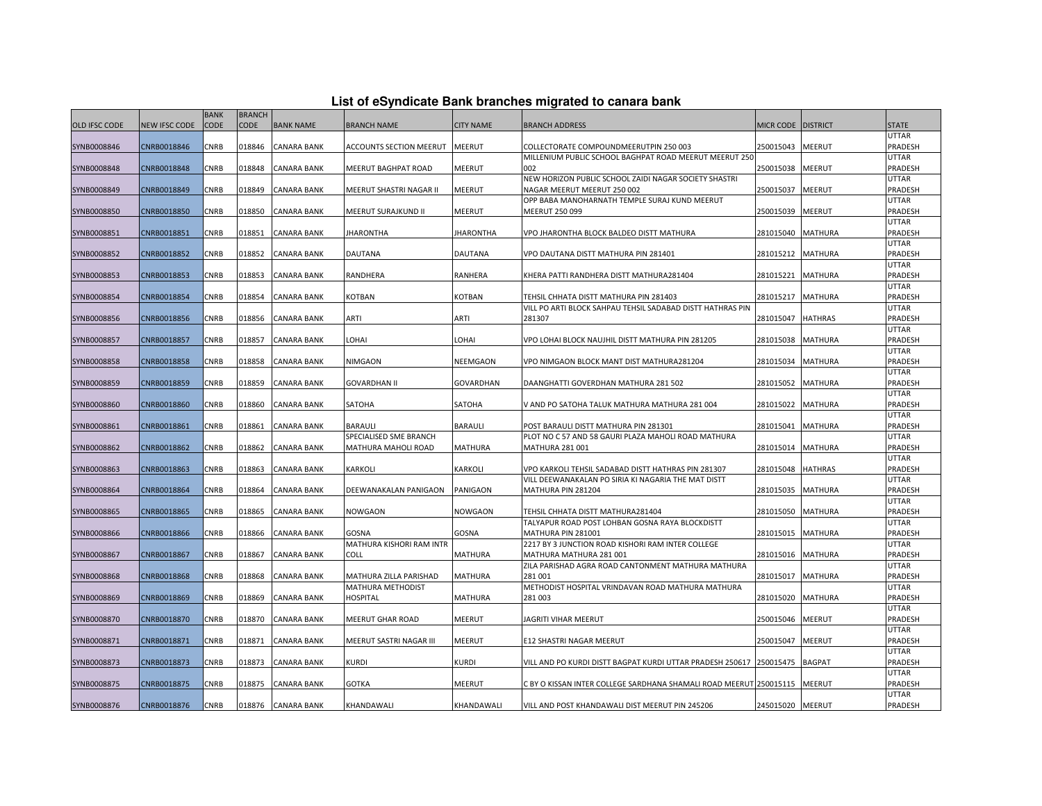# List of eSyndicate Bank branches migrated to canara bank

| OLD IFSC CODE | NEW IFSC CODE | BANK CODE | BRANCH CODE | BANK NAME | BRANCH NAME | CITY NAME | BRANCH ADDRESS | MICR CODE | DISTRICT | STATE |
|---|---|---|---|---|---|---|---|---|---|---|
| SYNB0008846 | CNRB0018846 | CNRB | 018846 | CANARA BANK | ACCOUNTS SECTION MEERUT | MEERUT | COLLECTORATE COMPOUNDMEERUTPIN 250 003 | 250015043 | MEERUT | UTTAR PRADESH |
| SYNB0008848 | CNRB0018848 | CNRB | 018848 | CANARA BANK | MEERUT BAGHPAT ROAD | MEERUT | MILLENIUM PUBLIC SCHOOL BAGHPAT ROAD MEERUT MEERUT 250 002 | 250015038 | MEERUT | UTTAR PRADESH |
| SYNB0008849 | CNRB0018849 | CNRB | 018849 | CANARA BANK | MEERUT SHASTRI NAGAR II | MEERUT | NEW HORIZON PUBLIC SCHOOL ZAIDI NAGAR SOCIETY SHASTRI NAGAR MEERUT MEERUT 250 002 | 250015037 | MEERUT | UTTAR PRADESH |
| SYNB0008850 | CNRB0018850 | CNRB | 018850 | CANARA BANK | MEERUT SURAJKUND II | MEERUT | OPP BABA MANOHARNATH TEMPLE SURAJ KUND MEERUT MEERUT 250 099 | 250015039 | MEERUT | UTTAR PRADESH |
| SYNB0008851 | CNRB0018851 | CNRB | 018851 | CANARA BANK | JHARONTHA | JHARONTHA | VPO JHARONTHA BLOCK BALDEO DISTT MATHURA | 281015040 | MATHURA | UTTAR PRADESH |
| SYNB0008852 | CNRB0018852 | CNRB | 018852 | CANARA BANK | DAUTANA | DAUTANA | VPO DAUTANA DISTT MATHURA PIN 281401 | 281015212 | MATHURA | UTTAR PRADESH |
| SYNB0008853 | CNRB0018853 | CNRB | 018853 | CANARA BANK | RANDHERA | RANHERA | KHERA PATTI RANDHERA DISTT MATHURA281404 | 281015221 | MATHURA | UTTAR PRADESH |
| SYNB0008854 | CNRB0018854 | CNRB | 018854 | CANARA BANK | KOTBAN | KOTBAN | TEHSIL CHHATA DISTT MATHURA PIN 281403 | 281015217 | MATHURA | UTTAR PRADESH |
| SYNB0008856 | CNRB0018856 | CNRB | 018856 | CANARA BANK | ARTI | ARTI | VILL PO ARTI BLOCK SAHPAU TEHSIL SADABAD DISTT HATHRAS PIN 281307 | 281015047 | HATHRAS | UTTAR PRADESH |
| SYNB0008857 | CNRB0018857 | CNRB | 018857 | CANARA BANK | LOHAI | LOHAI | VPO LOHAI BLOCK NAUJHIL DISTT MATHURA PIN 281205 | 281015038 | MATHURA | UTTAR PRADESH |
| SYNB0008858 | CNRB0018858 | CNRB | 018858 | CANARA BANK | NIMGAON | NEEMGAON | VPO NIMGAON BLOCK MANT DIST MATHURA281204 | 281015034 | MATHURA | UTTAR PRADESH |
| SYNB0008859 | CNRB0018859 | CNRB | 018859 | CANARA BANK | GOVARDHAN II | GOVARDHAN | DAANGHATTI GOVERDHAN MATHURA 281 502 | 281015052 | MATHURA | UTTAR PRADESH |
| SYNB0008860 | CNRB0018860 | CNRB | 018860 | CANARA BANK | SATOHA | SATOHA | V AND PO SATOHA TALUK MATHURA MATHURA 281 004 | 281015022 | MATHURA | UTTAR PRADESH |
| SYNB0008861 | CNRB0018861 | CNRB | 018861 | CANARA BANK | BARAULI | BARAULI | POST BARAULI DISTT MATHURA PIN 281301 | 281015041 | MATHURA | UTTAR PRADESH |
| SYNB0008862 | CNRB0018862 | CNRB | 018862 | CANARA BANK | SPECIALISED SME BRANCH MATHURA MAHOLI ROAD | MATHURA | PLOT NO C 57 AND 58 GAURI PLAZA MAHOLI ROAD MATHURA MATHURA 281 001 | 281015014 | MATHURA | UTTAR PRADESH |
| SYNB0008863 | CNRB0018863 | CNRB | 018863 | CANARA BANK | KARKOLI | KARKOLI | VPO KARKOLI TEHSIL SADABAD DISTT HATHRAS PIN 281307 | 281015048 | HATHRAS | UTTAR PRADESH |
| SYNB0008864 | CNRB0018864 | CNRB | 018864 | CANARA BANK | DEEWANAKALAN PANIGAON | PANIGAON | VILL DEEWANAKALAN PO SIRIA KI NAGARIA THE MAT DISTT MATHURA PIN 281204 | 281015035 | MATHURA | UTTAR PRADESH |
| SYNB0008865 | CNRB0018865 | CNRB | 018865 | CANARA BANK | NOWGAON | NOWGAON | TEHSIL CHHATA DISTT MATHURA281404 | 281015050 | MATHURA | UTTAR PRADESH |
| SYNB0008866 | CNRB0018866 | CNRB | 018866 | CANARA BANK | GOSNA | GOSNA | TALYAPUR ROAD POST LOHBAN GOSNA RAYA BLOCKDISTT MATHURA PIN 281001 | 281015015 | MATHURA | UTTAR PRADESH |
| SYNB0008867 | CNRB0018867 | CNRB | 018867 | CANARA BANK | MATHURA KISHORI RAM INTR COLL | MATHURA | 2217 BY 3 JUNCTION ROAD KISHORI RAM INTER COLLEGE MATHURA MATHURA 281 001 | 281015016 | MATHURA | UTTAR PRADESH |
| SYNB0008868 | CNRB0018868 | CNRB | 018868 | CANARA BANK | MATHURA ZILLA PARISHAD | MATHURA | ZILA PARISHAD AGRA ROAD CANTONMENT MATHURA MATHURA 281 001 | 281015017 | MATHURA | UTTAR PRADESH |
| SYNB0008869 | CNRB0018869 | CNRB | 018869 | CANARA BANK | MATHURA METHODIST HOSPITAL | MATHURA | METHODIST HOSPITAL VRINDAVAN ROAD MATHURA MATHURA 281 003 | 281015020 | MATHURA | UTTAR PRADESH |
| SYNB0008870 | CNRB0018870 | CNRB | 018870 | CANARA BANK | MEERUT GHAR ROAD | MEERUT | JAGRITI VIHAR MEERUT | 250015046 | MEERUT | UTTAR PRADESH |
| SYNB0008871 | CNRB0018871 | CNRB | 018871 | CANARA BANK | MEERUT SASTRI NAGAR III | MEERUT | E12 SHASTRI NAGAR MEERUT | 250015047 | MEERUT | UTTAR PRADESH |
| SYNB0008873 | CNRB0018873 | CNRB | 018873 | CANARA BANK | KURDI | KURDI | VILL AND PO KURDI DISTT BAGPAT KURDI UTTAR PRADESH 250617 | 250015475 | BAGPAT | UTTAR PRADESH |
| SYNB0008875 | CNRB0018875 | CNRB | 018875 | CANARA BANK | GOTKA | MEERUT | C BY O KISSAN INTER COLLEGE SARDHANA SHAMALI ROAD MEERUT | 250015115 | MEERUT | UTTAR PRADESH |
| SYNB0008876 | CNRB0018876 | CNRB | 018876 | CANARA BANK | KHANDAWALI | KHANDAWALI | VILL AND POST KHANDAWALI DIST MEERUT PIN 245206 | 245015020 | MEERUT | UTTAR PRADESH |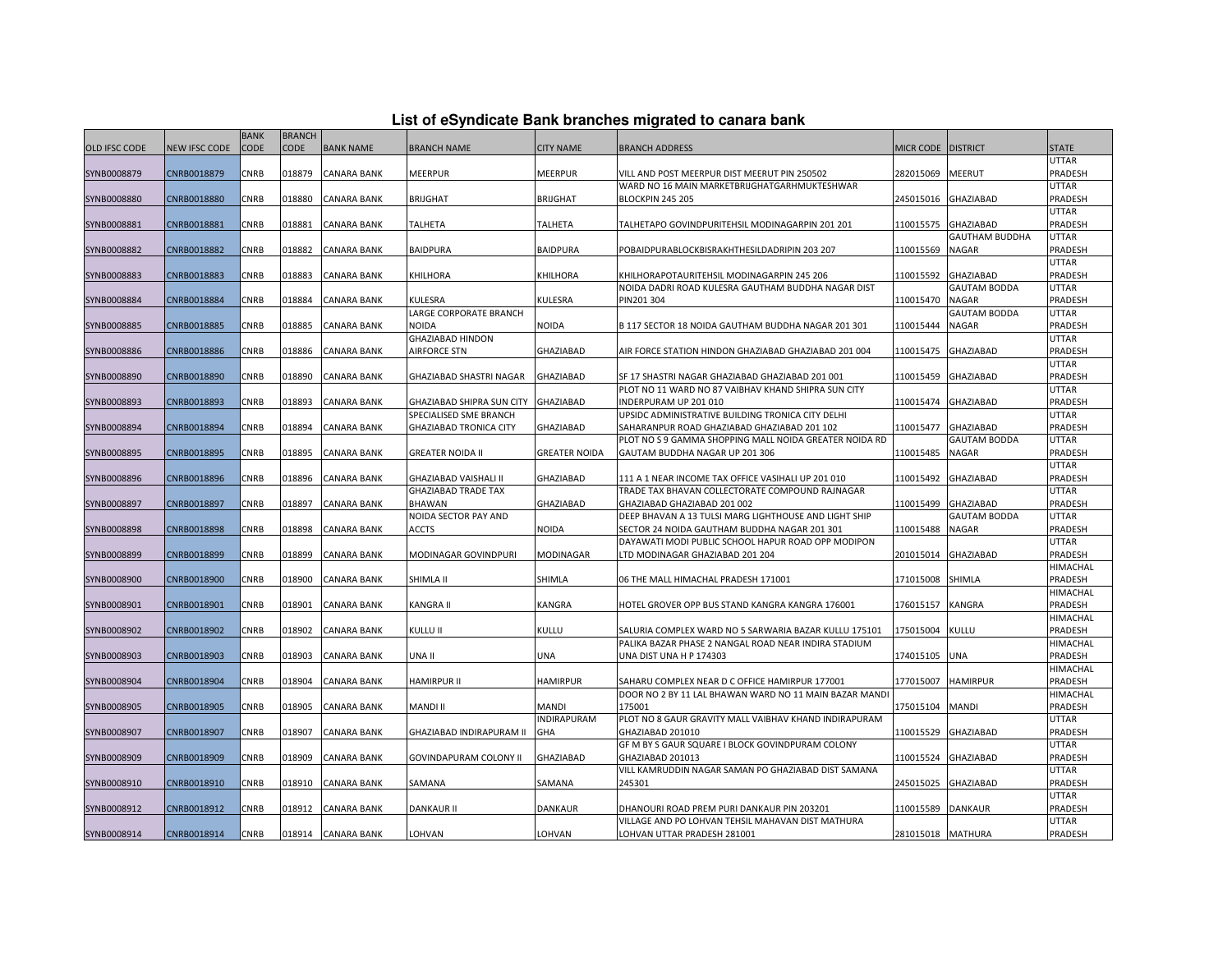# List of eSyndicate Bank branches migrated to canara bank

| OLD IFSC CODE | NEW IFSC CODE | BANK CODE | BRANCH CODE | BANK NAME | BRANCH NAME | CITY NAME | BRANCH ADDRESS | MICR CODE | DISTRICT | STATE |
|---|---|---|---|---|---|---|---|---|---|---|
| SYNB0008879 | CNRB0018879 | CNRB | 018879 | CANARA BANK | MEERPUR | MEERPUR | VILL AND POST MEERPUR DIST MEERUT PIN 250502 | 282015069 | MEERUT | UTTAR PRADESH |
| SYNB0008880 | CNRB0018880 | CNRB | 018880 | CANARA BANK | BRIJGHAT | BRIJGHAT | WARD NO 16 MAIN MARKETBRIJGHATGARHMUKTESHWAR BLOCKPIN 245 205 | 245015016 | GHAZIABAD | UTTAR PRADESH |
| SYNB0008881 | CNRB0018881 | CNRB | 018881 | CANARA BANK | TALHETA | TALHETA | TALHETAPO GOVINDPURITEHSIL MODINAGARPIN 201 201 | 110015575 | GHAZIABAD | UTTAR PRADESH |
| SYNB0008882 | CNRB0018882 | CNRB | 018882 | CANARA BANK | BAIDPURA | BAIDPURA | POBAIDPURABLOCKBISRAKHTHESILDADRIPIN 203 207 | 110015569 | GAUTHAM BUDDHA NAGAR | UTTAR PRADESH |
| SYNB0008883 | CNRB0018883 | CNRB | 018883 | CANARA BANK | KHILHORA | KHILHORA | KHILHORAPOTAURITEHSIL MODINAGARPIN 245 206 | 110015592 | GHAZIABAD | UTTAR PRADESH |
| SYNB0008884 | CNRB0018884 | CNRB | 018884 | CANARA BANK | KULESRA | KULESRA | NOIDA DADRI ROAD KULESRA GAUTHAM BUDDHA NAGAR DIST PIN201 304 | 110015470 | GAUTAM BODDA NAGAR | UTTAR PRADESH |
| SYNB0008885 | CNRB0018885 | CNRB | 018885 | CANARA BANK | LARGE CORPORATE BRANCH NOIDA | NOIDA | B 117 SECTOR 18 NOIDA GAUTHAM BUDDHA NAGAR 201 301 | 110015444 | GAUTAM BODDA NAGAR | UTTAR PRADESH |
| SYNB0008886 | CNRB0018886 | CNRB | 018886 | CANARA BANK | GHAZIABAD HINDON AIRFORCE STN | GHAZIABAD | AIR FORCE STATION HINDON GHAZIABAD GHAZIABAD 201 004 | 110015475 | GHAZIABAD | UTTAR PRADESH |
| SYNB0008890 | CNRB0018890 | CNRB | 018890 | CANARA BANK | GHAZIABAD SHASTRI NAGAR | GHAZIABAD | SF 17 SHASTRI NAGAR GHAZIABAD GHAZIABAD 201 001 | 110015459 | GHAZIABAD | UTTAR PRADESH |
| SYNB0008893 | CNRB0018893 | CNRB | 018893 | CANARA BANK | GHAZIABAD SHIPRA SUN CITY | GHAZIABAD | PLOT NO 11 WARD NO 87 VAIBHAV KHAND SHIPRA SUN CITY INDERPURAM UP 201 010 | 110015474 | GHAZIABAD | UTTAR PRADESH |
| SYNB0008894 | CNRB0018894 | CNRB | 018894 | CANARA BANK | SPECIALISED SME BRANCH GHAZIABAD TRONICA CITY | GHAZIABAD | UPSIDC ADMINISTRATIVE BUILDING TRONICA CITY DELHI SAHARANPUR ROAD GHAZIABAD GHAZIABAD 201 102 | 110015477 | GHAZIABAD | UTTAR PRADESH |
| SYNB0008895 | CNRB0018895 | CNRB | 018895 | CANARA BANK | GREATER NOIDA II | GREATER NOIDA | PLOT NO S 9 GAMMA SHOPPING MALL NOIDA GREATER NOIDA RD GAUTAM BUDDHA NAGAR UP 201 306 | 110015485 | GAUTAM BODDA NAGAR | UTTAR PRADESH |
| SYNB0008896 | CNRB0018896 | CNRB | 018896 | CANARA BANK | GHAZIABAD VAISHALI II | GHAZIABAD | 111 A 1 NEAR INCOME TAX OFFICE VASIHALI UP 201 010 | 110015492 | GHAZIABAD | UTTAR PRADESH |
| SYNB0008897 | CNRB0018897 | CNRB | 018897 | CANARA BANK | GHAZIABAD TRADE TAX BHAWAN | GHAZIABAD | TRADE TAX BHAVAN COLLECTORATE COMPOUND RAJNAGAR GHAZIABAD GHAZIABAD 201 002 | 110015499 | GHAZIABAD | UTTAR PRADESH |
| SYNB0008898 | CNRB0018898 | CNRB | 018898 | CANARA BANK | NOIDA SECTOR PAY AND ACCTS | NOIDA | DEEP BHAVAN A 13 TULSI MARG LIGHTHOUSE AND LIGHT SHIP SECTOR 24 NOIDA GAUTHAM BUDDHA NAGAR 201 301 | 110015488 | GAUTAM BODDA NAGAR | UTTAR PRADESH |
| SYNB0008899 | CNRB0018899 | CNRB | 018899 | CANARA BANK | MODINAGAR GOVINDPURI | MODINAGAR | DAYAWATI MODI PUBLIC SCHOOL HAPUR ROAD OPP MODIPON LTD MODINAGAR GHAZIABAD 201 204 | 201015014 | GHAZIABAD | UTTAR PRADESH |
| SYNB0008900 | CNRB0018900 | CNRB | 018900 | CANARA BANK | SHIMLA II | SHIMLA | 06 THE MALL HIMACHAL PRADESH 171001 | 171015008 | SHIMLA | HIMACHAL PRADESH |
| SYNB0008901 | CNRB0018901 | CNRB | 018901 | CANARA BANK | KANGRA II | KANGRA | HOTEL GROVER OPP BUS STAND KANGRA KANGRA 176001 | 176015157 | KANGRA | HIMACHAL PRADESH |
| SYNB0008902 | CNRB0018902 | CNRB | 018902 | CANARA BANK | KULLU II | KULLU | SALURIA COMPLEX WARD NO 5 SARWARIA BAZAR KULLU 175101 | 175015004 | KULLU | HIMACHAL PRADESH |
| SYNB0008903 | CNRB0018903 | CNRB | 018903 | CANARA BANK | UNA II | UNA | PALIKA BAZAR PHASE 2 NANGAL ROAD NEAR INDIRA STADIUM UNA DIST UNA H P 174303 | 174015105 | UNA | HIMACHAL PRADESH |
| SYNB0008904 | CNRB0018904 | CNRB | 018904 | CANARA BANK | HAMIRPUR II | HAMIRPUR | SAHARU COMPLEX NEAR D C OFFICE HAMIRPUR 177001 | 177015007 | HAMIRPUR | HIMACHAL PRADESH |
| SYNB0008905 | CNRB0018905 | CNRB | 018905 | CANARA BANK | MANDI II | MANDI | DOOR NO 2 BY 11 LAL BHAWAN WARD NO 11 MAIN BAZAR MANDI 175001 | 175015104 | MANDI | HIMACHAL PRADESH |
| SYNB0008907 | CNRB0018907 | CNRB | 018907 | CANARA BANK | GHAZIABAD INDIRAPURAM II | INDIRAPURAM GHA | PLOT NO 8 GAUR GRAVITY MALL VAIBHAV KHAND INDIRAPURAM GHAZIABAD 201010 | 110015529 | GHAZIABAD | UTTAR PRADESH |
| SYNB0008909 | CNRB0018909 | CNRB | 018909 | CANARA BANK | GOVINDPURAM COLONY II | GHAZIABAD | GF M BY S GAUR SQUARE I BLOCK GOVINDPURAM COLONY GHAZIABAD 201013 | 110015524 | GHAZIABAD | UTTAR PRADESH |
| SYNB0008910 | CNRB0018910 | CNRB | 018910 | CANARA BANK | SAMANA | SAMANA | VILL KAMRUDDIN NAGAR SAMAN PO GHAZIABAD DIST SAMANA 245301 | 245015025 | GHAZIABAD | UTTAR PRADESH |
| SYNB0008912 | CNRB0018912 | CNRB | 018912 | CANARA BANK | DANKAUR II | DANKAUR | DHANOURI ROAD PREM PURI DANKAUR PIN 203201 | 110015589 | DANKAUR | UTTAR PRADESH |
| SYNB0008914 | CNRB0018914 | CNRB | 018914 | CANARA BANK | LOHVAN | LOHVAN | VILLAGE AND PO LOHVAN TEHSIL MAHAVAN DIST MATHURA LOHVAN UTTAR PRADESH 281001 | 281015018 | MATHURA | UTTAR PRADESH |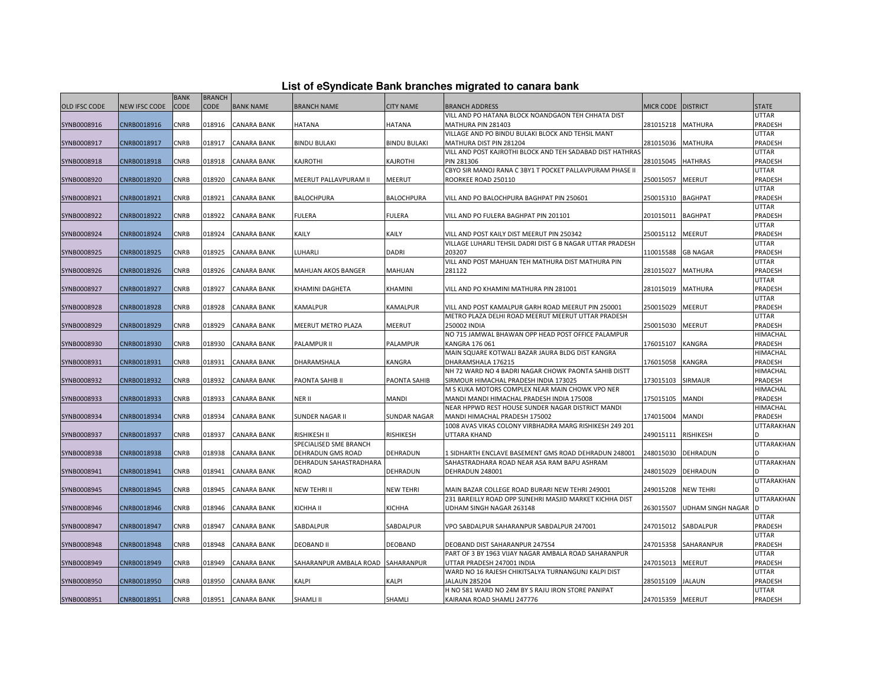# List of eSyndicate Bank branches migrated to canara bank

| OLD IFSC CODE | NEW IFSC CODE | BANK CODE | BRANCH CODE | BANK NAME | BRANCH NAME | CITY NAME | BRANCH ADDRESS | MICR CODE | DISTRICT | STATE |
|---|---|---|---|---|---|---|---|---|---|---|
| SYNB0008916 | CNRB0018916 | CNRB | 018916 | CANARA BANK | HATANA | HATANA | VILL AND PO HATANA BLOCK NOANDGAON TEH CHHATA DIST MATHURA PIN 281403 | 281015218 | MATHURA | UTTAR PRADESH |
| SYNB0008917 | CNRB0018917 | CNRB | 018917 | CANARA BANK | BINDU BULAKI | BINDU BULAKI | VILLAGE AND PO BINDU BULAKI BLOCK AND TEHSIL MANT MATHURA DIST PIN 281204 | 281015036 | MATHURA | UTTAR PRADESH |
| SYNB0008918 | CNRB0018918 | CNRB | 018918 | CANARA BANK | KAJROTHI | KAJROTHI | VILL AND POST KAJROTHI BLOCK AND TEH SADABAD DIST HATHRAS PIN 281306 | 281015045 | HATHRAS | UTTAR PRADESH |
| SYNB0008920 | CNRB0018920 | CNRB | 018920 | CANARA BANK | MEERUT PALLAVPURAM II | MEERUT | CBYO SIR MANOJ RANA C 3BY1 T POCKET PALLAVPURAM PHASE II ROORKEE ROAD 250110 | 250015057 | MEERUT | UTTAR PRADESH |
| SYNB0008921 | CNRB0018921 | CNRB | 018921 | CANARA BANK | BALOCHPURA | BALOCHPURA | VILL AND PO BALOCHPURA BAGHPAT PIN 250601 | 250015310 | BAGHPAT | UTTAR PRADESH |
| SYNB0008922 | CNRB0018922 | CNRB | 018922 | CANARA BANK | FULERA | FULERA | VILL AND PO FULERA BAGHPAT PIN 201101 | 201015011 | BAGHPAT | UTTAR PRADESH |
| SYNB0008924 | CNRB0018924 | CNRB | 018924 | CANARA BANK | KAILY | KAILY | VILL AND POST KAILY DIST MEERUT PIN 250342 | 250015112 | MEERUT | UTTAR PRADESH |
| SYNB0008925 | CNRB0018925 | CNRB | 018925 | CANARA BANK | LUHARLI | DADRI | VILLAGE LUHARLI TEHSIL DADRI DIST G B NAGAR UTTAR PRADESH 203207 | 110015588 | GB NAGAR | UTTAR PRADESH |
| SYNB0008926 | CNRB0018926 | CNRB | 018926 | CANARA BANK | MAHUAN AKOS BANGER | MAHUAN | VILL AND POST MAHUAN TEH MATHURA DIST MATHURA PIN 281122 | 281015027 | MATHURA | UTTAR PRADESH |
| SYNB0008927 | CNRB0018927 | CNRB | 018927 | CANARA BANK | KHAMINI DAGHETA | KHAMINI | VILL AND PO KHAMINI MATHURA PIN 281001 | 281015019 | MATHURA | UTTAR PRADESH |
| SYNB0008928 | CNRB0018928 | CNRB | 018928 | CANARA BANK | KAMALPUR | KAMALPUR | VILL AND POST KAMALPUR GARH ROAD MEERUT PIN 250001 | 250015029 | MEERUT | UTTAR PRADESH |
| SYNB0008929 | CNRB0018929 | CNRB | 018929 | CANARA BANK | MEERUT METRO PLAZA | MEERUT | METRO PLAZA DELHI ROAD MEERUT MEERUT UTTAR PRADESH 250002 INDIA | 250015030 | MEERUT | UTTAR PRADESH |
| SYNB0008930 | CNRB0018930 | CNRB | 018930 | CANARA BANK | PALAMPUR II | PALAMPUR | NO 715 JAMWAL BHAWAN OPP HEAD POST OFFICE PALAMPUR KANGRA 176 061 | 176015107 | KANGRA | HIMACHAL PRADESH |
| SYNB0008931 | CNRB0018931 | CNRB | 018931 | CANARA BANK | DHARAMSHALA | KANGRA | MAIN SQUARE KOTWALI BAZAR JAURA BLDG DIST KANGRA DHARAMSHALA 176215 | 176015058 | KANGRA | HIMACHAL PRADESH |
| SYNB0008932 | CNRB0018932 | CNRB | 018932 | CANARA BANK | PAONTA SAHIB II | PAONTA SAHIB | NH 72 WARD NO 4 BADRI NAGAR CHOWK PAONTA SAHIB DISTT SIRMOUR HIMACHAL PRADESH INDIA 173025 | 173015103 | SIRMAUR | HIMACHAL PRADESH |
| SYNB0008933 | CNRB0018933 | CNRB | 018933 | CANARA BANK | NER II | MANDI | M S KUKA MOTORS COMPLEX NEAR MAIN CHOWK VPO NER MANDI MANDI HIMACHAL PRADESH INDIA 175008 | 175015105 | MANDI | HIMACHAL PRADESH |
| SYNB0008934 | CNRB0018934 | CNRB | 018934 | CANARA BANK | SUNDER NAGAR II | SUNDAR NAGAR | NEAR HPPWD REST HOUSE SUNDER NAGAR DISTRICT MANDI MANDI HIMACHAL PRADESH 175002 | 174015004 | MANDI | HIMACHAL PRADESH |
| SYNB0008937 | CNRB0018937 | CNRB | 018937 | CANARA BANK | RISHIKESH II | RISHIKESH | 1008 AVAS VIKAS COLONY VIRBHADRA MARG RISHIKESH 249 201 UTTARA KHAND | 249015111 | RISHIKESH | UTTARAKHAND |
| SYNB0008938 | CNRB0018938 | CNRB | 018938 | CANARA BANK | SPECIALISED SME BRANCH DEHRADUN GMS ROAD | DEHRADUN | 1 SIDHARTH ENCLAVE BASEMENT GMS ROAD DEHRADUN 248001 | 248015030 | DEHRADUN | UTTARAKHAND |
| SYNB0008941 | CNRB0018941 | CNRB | 018941 | CANARA BANK | DEHRADUN SAHASTRADHARA ROAD | DEHRADUN | SAHASTRADHARA ROAD NEAR ASA RAM BAPU ASHRAM DEHRADUN 248001 | 248015029 | DEHRADUN | UTTARAKHAND |
| SYNB0008945 | CNRB0018945 | CNRB | 018945 | CANARA BANK | NEW TEHRI II | NEW TEHRI | MAIN BAZAR COLLEGE ROAD BURARI NEW TEHRI 249001 | 249015208 | NEW TEHRI | UTTARAKHAND |
| SYNB0008946 | CNRB0018946 | CNRB | 018946 | CANARA BANK | KICHHA II | KICHHA | 231 BAREILLY ROAD OPP SUNEHRI MASJID MARKET KICHHA DIST UDHAM SINGH NAGAR 263148 | 263015507 | UDHAM SINGH NAGAR | UTTARAKHAND |
| SYNB0008947 | CNRB0018947 | CNRB | 018947 | CANARA BANK | SABDALPUR | SABDALPUR | VPO SABDALPUR SAHARANPUR SABDALPUR 247001 | 247015012 | SABDALPUR | UTTAR PRADESH |
| SYNB0008948 | CNRB0018948 | CNRB | 018948 | CANARA BANK | DEOBAND II | DEOBAND | DEOBAND DIST SAHARANPUR 247554 | 247015358 | SAHARANPUR | UTTAR PRADESH |
| SYNB0008949 | CNRB0018949 | CNRB | 018949 | CANARA BANK | SAHARANPUR AMBALA ROAD | SAHARANPUR | PART OF 3 BY 1963 VIJAY NAGAR AMBALA ROAD SAHARANPUR UTTAR PRADESH 247001 INDIA | 247015013 | MEERUT | UTTAR PRADESH |
| SYNB0008950 | CNRB0018950 | CNRB | 018950 | CANARA BANK | KALPI | KALPI | WARD NO 16 RAJESH CHIKITSALYA TURNANGUNJ KALPI DIST JALAUN 285204 | 285015109 | JALAUN | UTTAR PRADESH |
| SYNB0008951 | CNRB0018951 | CNRB | 018951 | CANARA BANK | SHAMLI II | SHAMLI | H NO 581 WARD NO 24M BY S RAJU IRON STORE PANIPAT KAIRANA ROAD SHAMLI 247776 | 247015359 | MEERUT | UTTAR PRADESH |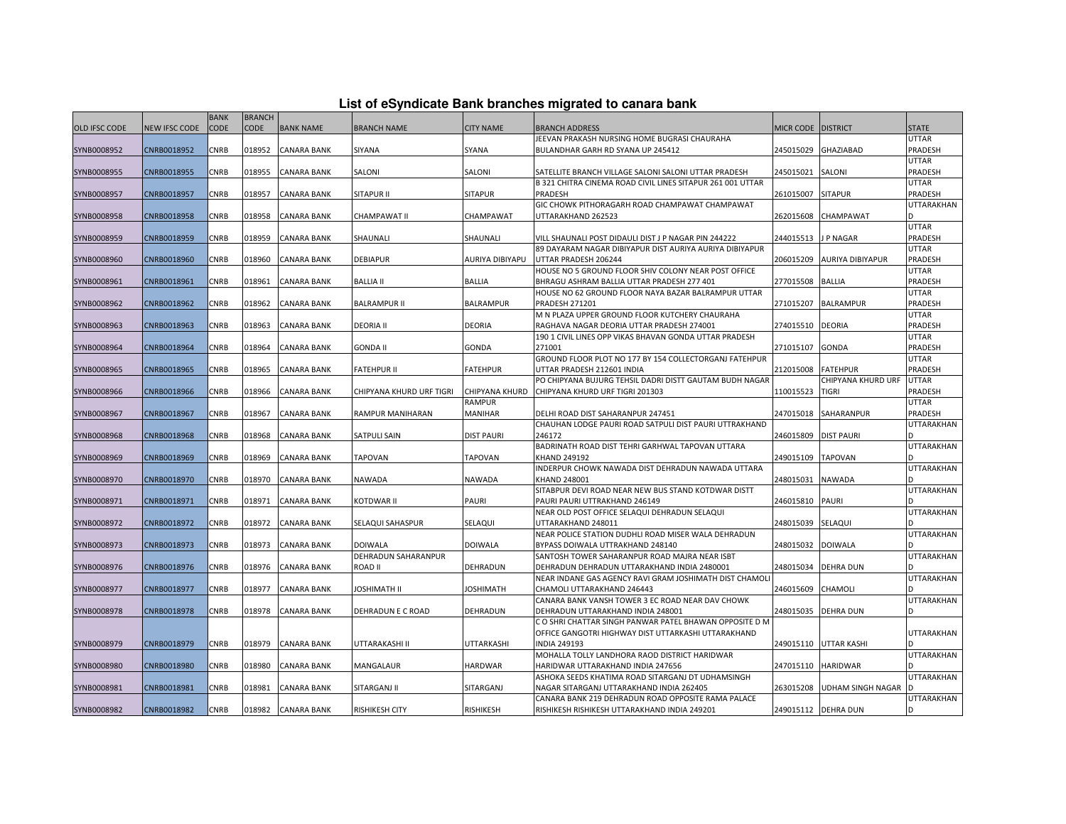# List of eSyndicate Bank branches migrated to canara bank

| OLD IFSC CODE | NEW IFSC CODE | BANK CODE | BRANCH CODE | BANK NAME | BRANCH NAME | CITY NAME | BRANCH ADDRESS | MICR CODE | DISTRICT | STATE |
|---|---|---|---|---|---|---|---|---|---|---|
| SYNB0008952 | CNRB0018952 | CNRB | 018952 | CANARA BANK | SIYANA | SYANA | JEEVAN PRAKASH NURSING HOME BUGRASI CHAURAHA BULANDHAR GARH RD SYANA UP 245412 | 245015029 | GHAZIABAD | UTTAR PRADESH |
| SYNB0008955 | CNRB0018955 | CNRB | 018955 | CANARA BANK | SALONI | SALONI | SATELLITE BRANCH VILLAGE SALONI SALONI UTTAR PRADESH | 245015021 | SALONI | UTTAR PRADESH |
| SYNB0008957 | CNRB0018957 | CNRB | 018957 | CANARA BANK | SITAPUR II | SITAPUR | B 321 CHITRA CINEMA ROAD CIVIL LINES SITAPUR 261 001 UTTAR PRADESH | 261015007 | SITAPUR | UTTAR PRADESH |
| SYNB0008958 | CNRB0018958 | CNRB | 018958 | CANARA BANK | CHAMPAWAT II | CHAMPAWAT | GIC CHOWK PITHORAGARH ROAD CHAMPAWAT CHAMPAWAT UTTARAKHAND 262523 | 262015608 | CHAMPAWAT | UTTARAKHAND |
| SYNB0008959 | CNRB0018959 | CNRB | 018959 | CANARA BANK | SHAUNALI | SHAUNALI | VILL SHAUNALI POST DIDAULI DIST J P NAGAR PIN 244222 | 244015513 | J P NAGAR | UTTAR PRADESH |
| SYNB0008960 | CNRB0018960 | CNRB | 018960 | CANARA BANK | DEBIAPUR | AURIYA DIBIYAPU | 89 DAYARAM NAGAR DIBIYAPUR DIST AURIYA AURIYA DIBIYAPUR UTTAR PRADESH 206244 | 206015209 | AURIYA DIBIYAPUR | UTTAR PRADESH |
| SYNB0008961 | CNRB0018961 | CNRB | 018961 | CANARA BANK | BALLIA II | BALLIA | HOUSE NO 5 GROUND FLOOR SHIV COLONY NEAR POST OFFICE BHRAGU ASHRAM BALLIA UTTAR PRADESH 277 401 | 277015508 | BALLIA | UTTAR PRADESH |
| SYNB0008962 | CNRB0018962 | CNRB | 018962 | CANARA BANK | BALRAMPUR II | BALRAMPUR | HOUSE NO 62 GROUND FLOOR NAYA BAZAR BALRAMPUR UTTAR PRADESH 271201 | 271015207 | BALRAMPUR | UTTAR PRADESH |
| SYNB0008963 | CNRB0018963 | CNRB | 018963 | CANARA BANK | DEORIA II | DEORIA | M N PLAZA UPPER GROUND FLOOR KUTCHERY CHAURAHA RAGHAVA NAGAR DEORIA UTTAR PRADESH 274001 | 274015510 | DEORIA | UTTAR PRADESH |
| SYNB0008964 | CNRB0018964 | CNRB | 018964 | CANARA BANK | GONDA II | GONDA | 190 1 CIVIL LINES OPP VIKAS BHAVAN GONDA UTTAR PRADESH 271001 | 271015107 | GONDA | UTTAR PRADESH |
| SYNB0008965 | CNRB0018965 | CNRB | 018965 | CANARA BANK | FATEHPUR II | FATEHPUR | GROUND FLOOR PLOT NO 177 BY 154 COLLECTORGANJ FATEHPUR UTTAR PRADESH 212601 INDIA | 212015008 | FATEHPUR | UTTAR PRADESH |
| SYNB0008966 | CNRB0018966 | CNRB | 018966 | CANARA BANK | CHIPYANA KHURD URF TIGRI | CHIPYANA KHURD | PO CHIPYANA BUJURG TEHSIL DADRI DISTT GAUTAM BUDH NAGAR CHIPYANA KHURD URF TIGRI 201303 | 110015523 | CHIPYANA KHURD URF TIGRI | UTTAR PRADESH |
| SYNB0008967 | CNRB0018967 | CNRB | 018967 | CANARA BANK | RAMPUR MANIHARAN | RAMPUR MANIHAR | DELHI ROAD DIST SAHARANPUR 247451 | 247015018 | SAHARANPUR | UTTAR PRADESH |
| SYNB0008968 | CNRB0018968 | CNRB | 018968 | CANARA BANK | SATPULI SAIN | DIST PAURI | CHAUHAN LODGE PAURI ROAD SATPULI DIST PAURI UTTRAKHAND 246172 | 246015809 | DIST PAURI | UTTARAKHAND |
| SYNB0008969 | CNRB0018969 | CNRB | 018969 | CANARA BANK | TAPOVAN | TAPOVAN | BADRINATH ROAD DIST TEHRI GARHWAL TAPOVAN UTTARA KHAND 249192 | 249015109 | TAPOVAN | UTTARAKHAND |
| SYNB0008970 | CNRB0018970 | CNRB | 018970 | CANARA BANK | NAWADA | NAWADA | INDERPUR CHOWK NAWADA DIST DEHRADUN NAWADA UTTARA KHAND 248001 | 248015031 | NAWADA | UTTARAKHAND |
| SYNB0008971 | CNRB0018971 | CNRB | 018971 | CANARA BANK | KOTDWAR II | PAURI | SITABPUR DEVI ROAD NEAR NEW BUS STAND KOTDWAR DISTT PAURI PAURI UTTRAKHAND 246149 | 246015810 | PAURI | UTTARAKHAND |
| SYNB0008972 | CNRB0018972 | CNRB | 018972 | CANARA BANK | SELAQUI SAHASPUR | SELAQUI | NEAR OLD POST OFFICE SELAQUI DEHRADUN SELAQUI UTTARAKHAND 248011 | 248015039 | SELAQUI | UTTARAKHAND |
| SYNB0008973 | CNRB0018973 | CNRB | 018973 | CANARA BANK | DOIWALA | DOIWALA | NEAR POLICE STATION DUDHLI ROAD MISER WALA DEHRADUN BYPASS DOIWALA UTTRAKHAND 248140 | 248015032 | DOIWALA | UTTARAKHAND |
| SYNB0008976 | CNRB0018976 | CNRB | 018976 | CANARA BANK | DEHRADUN SAHARANPUR ROAD II | DEHRADUN | SANTOSH TOWER SAHARANPUR ROAD MAJRA NEAR ISBT DEHRADUN DEHRADUN UTTARAKHAND INDIA 2480001 | 248015034 | DEHRA DUN | UTTARAKHAND |
| SYNB0008977 | CNRB0018977 | CNRB | 018977 | CANARA BANK | JOSHIMATH II | JOSHIMATH | NEAR INDANE GAS AGENCY RAVI GRAM JOSHIMATH DIST CHAMOLI CHAMOLI UTTARAKHAND 246443 | 246015609 | CHAMOLI | UTTARAKHAND |
| SYNB0008978 | CNRB0018978 | CNRB | 018978 | CANARA BANK | DEHRADUN E C ROAD | DEHRADUN | CANARA BANK VANSH TOWER 3 EC ROAD NEAR DAV CHOWK DEHRADUN UTTARAKHAND INDIA 248001 | 248015035 | DEHRA DUN | UTTARAKHAND |
| SYNB0008979 | CNRB0018979 | CNRB | 018979 | CANARA BANK | UTTARAKASHI II | UTTARKASHI | C O SHRI CHATTAR SINGH PANWAR PATEL BHAWAN OPPOSITE D M OFFICE GANGOTRI HIGHWAY DIST UTTARKASHI UTTARAKHAND INDIA 249193 | 249015110 | UTTAR KASHI | UTTARAKHAND |
| SYNB0008980 | CNRB0018980 | CNRB | 018980 | CANARA BANK | MANGALAUR | HARDWAR | MOHALLA TOLLY LANDHORA RAOD DISTRICT HARIDWAR HARIDWAR UTTARAKHAND INDIA 247656 | 247015110 | HARIDWAR | UTTARAKHAND |
| SYNB0008981 | CNRB0018981 | CNRB | 018981 | CANARA BANK | SITARGANJ II | SITARGANJ | ASHOKA SEEDS KHATIMA ROAD SITARGANJ DT UDHAMSINGH NAGAR SITARGANJ UTTARAKHAND INDIA 262405 | 263015208 | UDHAM SINGH NAGAR | UTTARAKHAND |
| SYNB0008982 | CNRB0018982 | CNRB | 018982 | CANARA BANK | RISHIKESH CITY | RISHIKESH | CANARA BANK 219 DEHRADUN ROAD OPPOSITE RAMA PALACE RISHIKESH RISHIKESH UTTARAKHAND INDIA 249201 | 249015112 | DEHRA DUN | UTTARAKHAND |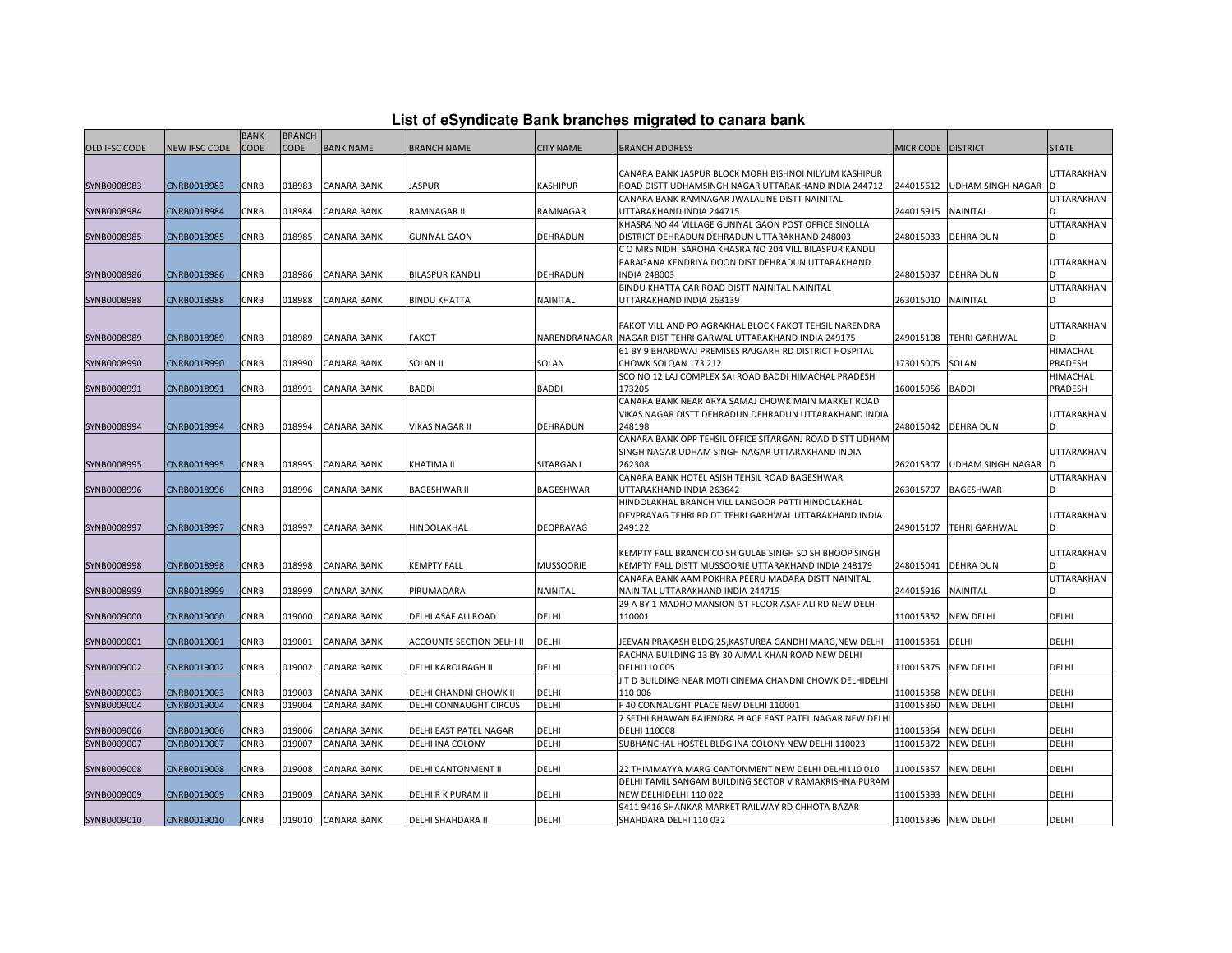# List of eSyndicate Bank branches migrated to canara bank

| OLD IFSC CODE | NEW IFSC CODE | BANK CODE | BRANCH CODE | BANK NAME | BRANCH NAME | CITY NAME | BRANCH ADDRESS | MICR CODE | DISTRICT | STATE |
|---|---|---|---|---|---|---|---|---|---|---|
| SYNB0008983 | CNRB0018983 | CNRB | 018983 | CANARA BANK | JASPUR | KASHIPUR | CANARA BANK JASPUR BLOCK MORH BISHNOI NILYUM KASHIPUR ROAD DISTT UDHAMSINGH NAGAR UTTARAKHAND INDIA 244712 | 244015612 | UDHAM SINGH NAGAR | UTTARAKHAND |
| SYNB0008984 | CNRB0018984 | CNRB | 018984 | CANARA BANK | RAMNAGAR II | RAMNAGAR | CANARA BANK RAMNAGAR JWALALINE DISTT NAINITAL UTTARAKHAND INDIA 244715 | 244015915 | NAINITAL | UTTARAKHAND |
| SYNB0008985 | CNRB0018985 | CNRB | 018985 | CANARA BANK | GUNIYAL GAON | DEHRADUN | KHASRA NO 44 VILLAGE GUNIYAL GAON POST OFFICE SINOLLA DISTRICT DEHRADUN DEHRADUN UTTARAKHAND 248003 | 248015033 | DEHRA DUN | UTTARAKHAND |
| SYNB0008986 | CNRB0018986 | CNRB | 018986 | CANARA BANK | BILASPUR KANDLI | DEHRADUN | C O MRS NIDHI SAROHA KHASRA NO 204 VILL BILASPUR KANDLI PARAGANA KENDRIYA DOON DIST DEHRADUN UTTARAKHAND INDIA 248003 | 248015037 | DEHRA DUN | UTTARAKHAND |
| SYNB0008988 | CNRB0018988 | CNRB | 018988 | CANARA BANK | BINDU KHATTA | NAINITAL | BINDU KHATTA CAR ROAD DISTT NAINITAL NAINITAL UTTARAKHAND INDIA 263139 | 263015010 | NAINITAL | UTTARAKHAND |
| SYNB0008989 | CNRB0018989 | CNRB | 018989 | CANARA BANK | FAKOT | NARENDRANAGAR | FAKOT VILL AND PO AGRAKHAL BLOCK FAKOT TEHSIL NARENDRA NAGAR DIST TEHRI GARWAL UTTARAKHAND INDIA 249175 | 249015108 | TEHRI GARHWAL | UTTARAKHAND |
| SYNB0008990 | CNRB0018990 | CNRB | 018990 | CANARA BANK | SOLAN II | SOLAN | 61 BY 9 BHARDWAJ PREMISES RAJGARH RD DISTRICT HOSPITAL CHOWK SOLQAN 173 212 | 173015005 | SOLAN | HIMACHAL PRADESH |
| SYNB0008991 | CNRB0018991 | CNRB | 018991 | CANARA BANK | BADDI | BADDI | SCO NO 12 LAJ COMPLEX SAI ROAD BADDI HIMACHAL PRADESH 173205 | 160015056 | BADDI | HIMACHAL PRADESH |
| SYNB0008994 | CNRB0018994 | CNRB | 018994 | CANARA BANK | VIKAS NAGAR II | DEHRADUN | CANARA BANK NEAR ARYA SAMAJ CHOWK MAIN MARKET ROAD VIKAS NAGAR DISTT DEHRADUN DEHRADUN UTTARAKHAND INDIA 248198 | 248015042 | DEHRA DUN | UTTARAKHAND |
| SYNB0008995 | CNRB0018995 | CNRB | 018995 | CANARA BANK | KHATIMA II | SITARGANJ | CANARA BANK OPP TEHSIL OFFICE SITARGANJ ROAD DISTT UDHAM SINGH NAGAR UDHAM SINGH NAGAR UTTARAKHAND INDIA 262308 | 262015307 | UDHAM SINGH NAGAR | UTTARAKHAND |
| SYNB0008996 | CNRB0018996 | CNRB | 018996 | CANARA BANK | BAGESHWAR II | BAGESHWAR | CANARA BANK HOTEL ASISH TEHSIL ROAD BAGESHWAR UTTARAKHAND INDIA 263642 | 263015707 | BAGESHWAR | UTTARAKHAND |
| SYNB0008997 | CNRB0018997 | CNRB | 018997 | CANARA BANK | HINDOLAKHAL | DEOPRAYAG | HINDOLAKHAL BRANCH VILL LANGOOR PATTI HINDOLAKHAL DEVPRAYAG TEHRI RD DT TEHRI GARHWAL UTTARAKHAND INDIA 249122 | 249015107 | TEHRI GARHWAL | UTTARAKHAND |
| SYNB0008998 | CNRB0018998 | CNRB | 018998 | CANARA BANK | KEMPTY FALL | MUSSOORIE | KEMPTY FALL BRANCH CO SH GULAB SINGH SO SH BHOOP SINGH KEMPTY FALL DISTT MUSSOORIE UTTARAKHAND INDIA 248179 | 248015041 | DEHRA DUN | UTTARAKHAND |
| SYNB0008999 | CNRB0018999 | CNRB | 018999 | CANARA BANK | PIRUMADARA | NAINITAL | CANARA BANK AAM POKHRA PEERU MADARA DISTT NAINITAL NAINITAL UTTARAKHAND INDIA 244715 | 244015916 | NAINITAL | UTTARAKHAND |
| SYNB0009000 | CNRB0019000 | CNRB | 019000 | CANARA BANK | DELHI ASAF ALI ROAD | DELHI | 29 A BY 1 MADHO MANSION IST FLOOR ASAF ALI RD NEW DELHI 110001 | 110015352 | NEW DELHI | DELHI |
| SYNB0009001 | CNRB0019001 | CNRB | 019001 | CANARA BANK | ACCOUNTS SECTION DELHI II | DELHI | JEEVAN PRAKASH BLDG,25,KASTURBA GANDHI MARG,NEW DELHI | 110015351 | DELHI | DELHI |
| SYNB0009002 | CNRB0019002 | CNRB | 019002 | CANARA BANK | DELHI KAROLBAGH II | DELHI | RACHNA BUILDING 13 BY 30 AJMAL KHAN ROAD NEW DELHI DELHI110 005 | 110015375 | NEW DELHI | DELHI |
| SYNB0009003 | CNRB0019003 | CNRB | 019003 | CANARA BANK | DELHI CHANDNI CHOWK II | DELHI | J T D BUILDING NEAR MOTI CINEMA CHANDNI CHOWK DELHIDELHI 110 006 | 110015358 | NEW DELHI | DELHI |
| SYNB0009004 | CNRB0019004 | CNRB | 019004 | CANARA BANK | DELHI CONNAUGHT CIRCUS | DELHI | F 40 CONNAUGHT PLACE NEW DELHI 110001 | 110015360 | NEW DELHI | DELHI |
| SYNB0009006 | CNRB0019006 | CNRB | 019006 | CANARA BANK | DELHI EAST PATEL NAGAR | DELHI | 7 SETHI BHAWAN RAJENDRA PLACE EAST PATEL NAGAR NEW DELHI DELHI 110008 | 110015364 | NEW DELHI | DELHI |
| SYNB0009007 | CNRB0019007 | CNRB | 019007 | CANARA BANK | DELHI INA COLONY | DELHI | SUBHANCHAL HOSTEL BLDG INA COLONY NEW DELHI 110023 | 110015372 | NEW DELHI | DELHI |
| SYNB0009008 | CNRB0019008 | CNRB | 019008 | CANARA BANK | DELHI CANTONMENT II | DELHI | 22 THIMMAYYA MARG CANTONMENT NEW DELHI DELHI110 010 | 110015357 | NEW DELHI | DELHI |
| SYNB0009009 | CNRB0019009 | CNRB | 019009 | CANARA BANK | DELHI R K PURAM II | DELHI | DELHI TAMIL SANGAM BUILDING SECTOR V RAMAKRISHNA PURAM NEW DELHIDELHI 110 022 | 110015393 | NEW DELHI | DELHI |
| SYNB0009010 | CNRB0019010 | CNRB | 019010 | CANARA BANK | DELHI SHAHDARA II | DELHI | 9411 9416 SHANKAR MARKET RAILWAY RD CHHOTA BAZAR SHAHDARA DELHI 110 032 | 110015396 | NEW DELHI | DELHI |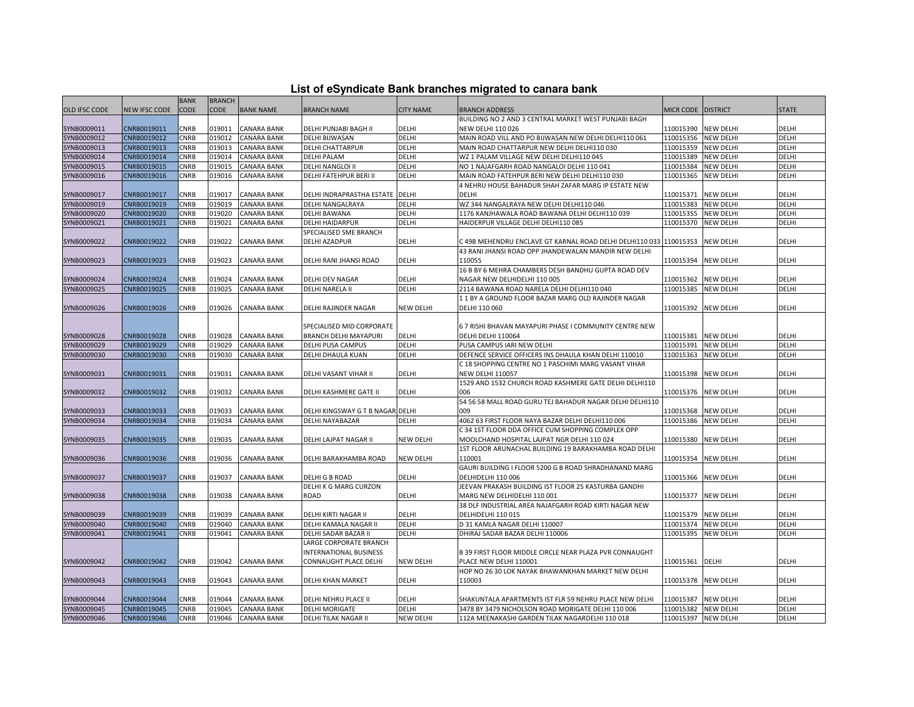# List of eSyndicate Bank branches migrated to canara bank

| OLD IFSC CODE | NEW IFSC CODE | BANK CODE | BRANCH CODE | BANK NAME | BRANCH NAME | CITY NAME | BRANCH ADDRESS | MICR CODE | DISTRICT | STATE |
|---|---|---|---|---|---|---|---|---|---|---|
| SYNB0009011 | CNRB0019011 | CNRB | 019011 | CANARA BANK | DELHI PUNJABI BAGH II | DELHI | BUILDING NO 2 AND 3 CENTRAL MARKET WEST PUNJABI BAGH NEW DELHI 110 026 | 110015390 | NEW DELHI | DELHI |
| SYNB0009012 | CNRB0019012 | CNRB | 019012 | CANARA BANK | DELHI BIJWASAN | DELHI | MAIN ROAD VILL AND PO BIJWASAN NEW DELHI DELHI110 061 | 110015356 | NEW DELHI | DELHI |
| SYNB0009013 | CNRB0019013 | CNRB | 019013 | CANARA BANK | DELHI CHATTARPUR | DELHI | MAIN ROAD CHATTARPUR NEW DELHI DELHI110 030 | 110015359 | NEW DELHI | DELHI |
| SYNB0009014 | CNRB0019014 | CNRB | 019014 | CANARA BANK | DELHI PALAM | DELHI | WZ 1 PALAM VILLAGE NEW DELHI DELHI110 045 | 110015389 | NEW DELHI | DELHI |
| SYNB0009015 | CNRB0019015 | CNRB | 019015 | CANARA BANK | DELHI NANGLOI II | DELHI | NO 1 NAJAFGARH ROAD NANGALOI DELHI 110 041 | 110015384 | NEW DELHI | DELHI |
| SYNB0009016 | CNRB0019016 | CNRB | 019016 | CANARA BANK | DELHI FATEHPUR BERI II | DELHI | MAIN ROAD FATEHPUR BERI NEW DELHI DELHI110 030 | 110015365 | NEW DELHI | DELHI |
| SYNB0009017 | CNRB0019017 | CNRB | 019017 | CANARA BANK | DELHI INDRAPRASTHA ESTATE | DELHI | 4 NEHRU HOUSE BAHADUR SHAH ZAFAR MARG IP ESTATE NEW DELHI | 110015371 | NEW DELHI | DELHI |
| SYNB0009019 | CNRB0019019 | CNRB | 019019 | CANARA BANK | DELHI NANGALRAYA | DELHI | WZ 344 NANGALRAYA NEW DELHI DELHI110 046 | 110015383 | NEW DELHI | DELHI |
| SYNB0009020 | CNRB0019020 | CNRB | 019020 | CANARA BANK | DELHI BAWANA | DELHI | 1176 KANJHAWALA ROAD BAWANA DELHI DELHI110 039 | 110015355 | NEW DELHI | DELHI |
| SYNB0009021 | CNRB0019021 | CNRB | 019021 | CANARA BANK | DELHI HAIDARPUR | DELHI | HAIDERPUR VILLAGE DELHI DELHI110 085 | 110015370 | NEW DELHI | DELHI |
| SYNB0009022 | CNRB0019022 | CNRB | 019022 | CANARA BANK | SPECIALISED SME BRANCH DELHI AZADPUR | DELHI | C 49B MEHENDRU ENCLAVE GT KARNAL ROAD DELHI DELHI110 033 | 110015353 | NEW DELHI | DELHI |
| SYNB0009023 | CNRB0019023 | CNRB | 019023 | CANARA BANK | DELHI RANI JHANSI ROAD | DELHI | 43 RANI JHANSI ROAD OPP JHANDEWALAN MANDIR NEW DELHI 110055 | 110015394 | NEW DELHI | DELHI |
| SYNB0009024 | CNRB0019024 | CNRB | 019024 | CANARA BANK | DELHI DEV NAGAR | DELHI | 16 B BY 6 MEHRA CHAMBERS DESH BANDHU GUPTA ROAD DEV NAGAR NEW DELHIDELHI 110 005 | 110015362 | NEW DELHI | DELHI |
| SYNB0009025 | CNRB0019025 | CNRB | 019025 | CANARA BANK | DELHI NARELA II | DELHI | 2114 BAWANA ROAD NARELA DELHI DELHI110 040 | 110015385 | NEW DELHI | DELHI |
| SYNB0009026 | CNRB0019026 | CNRB | 019026 | CANARA BANK | DELHI RAJINDER NAGAR | NEW DELHI | 1 1 BY A GROUND FLOOR BAZAR MARG OLD RAJINDER NAGAR DELHI 110 060 | 110015392 | NEW DELHI | DELHI |
| SYNB0009028 | CNRB0019028 | CNRB | 019028 | CANARA BANK | SPECIALISED MID CORPORATE BRANCH DELHI MAYAPURI | DELHI | 6 7 RISHI BHAVAN MAYAPURI PHASE I COMMUNITY CENTRE NEW DELHI DELHI 110064 | 110015381 | NEW DELHI | DELHI |
| SYNB0009029 | CNRB0019029 | CNRB | 019029 | CANARA BANK | DELHI PUSA CAMPUS | DELHI | PUSA CAMPUS IARI NEW DELHI | 110015391 | NEW DELHI | DELHI |
| SYNB0009030 | CNRB0019030 | CNRB | 019030 | CANARA BANK | DELHI DHAULA KUAN | DELHI | DEFENCE SERVICE OFFICERS INS DHAULA KHAN DELHI 110010 | 110015363 | NEW DELHI | DELHI |
| SYNB0009031 | CNRB0019031 | CNRB | 019031 | CANARA BANK | DELHI VASANT VIHAR II | DELHI | C 18 SHOPPING CENTRE NO 1 PASCHIMI MARG VASANT VIHAR NEW DELHI 110057 | 110015398 | NEW DELHI | DELHI |
| SYNB0009032 | CNRB0019032 | CNRB | 019032 | CANARA BANK | DELHI KASHMERE GATE II | DELHI | 1529 AND 1532 CHURCH ROAD KASHMERE GATE DELHI DELHI110 006 | 110015376 | NEW DELHI | DELHI |
| SYNB0009033 | CNRB0019033 | CNRB | 019033 | CANARA BANK | DELHI KINGSWAY G T B NAGAR | DELHI | 54 56 58 MALL ROAD GURU TEJ BAHADUR NAGAR DELHI DELHI110 009 | 110015368 | NEW DELHI | DELHI |
| SYNB0009034 | CNRB0019034 | CNRB | 019034 | CANARA BANK | DELHI NAYABAZAR | DELHI | 4062 63 FIRST FLOOR NAYA BAZAR DELHI DELHI110 006 | 110015386 | NEW DELHI | DELHI |
| SYNB0009035 | CNRB0019035 | CNRB | 019035 | CANARA BANK | DELHI LAJPAT NAGAR II | NEW DELHI | C 34 1ST FLOOR DDA OFFICE CUM SHOPPING COMPLEX OPP MOOLCHAND HOSPITAL LAJPAT NGR DELHI 110 024 | 110015380 | NEW DELHI | DELHI |
| SYNB0009036 | CNRB0019036 | CNRB | 019036 | CANARA BANK | DELHI BARAKHAMBA ROAD | NEW DELHI | 1ST FLOOR ARUNACHAL BUILDING 19 BARAKHAMBA ROAD DELHI 110001 | 110015354 | NEW DELHI | DELHI |
| SYNB0009037 | CNRB0019037 | CNRB | 019037 | CANARA BANK | DELHI G B ROAD | DELHI | GAURI BUILDING I FLOOR 5200 G B ROAD SHRADHANAND MARG DELHIDELHI 110 006 | 110015366 | NEW DELHI | DELHI |
| SYNB0009038 | CNRB0019038 | CNRB | 019038 | CANARA BANK | DELHI K G MARG CURZON ROAD | DELHI | JEEVAN PRAKASH BUILDING IST FLOOR 25 KASTURBA GANDHI MARG NEW DELHIDELHI 110 001 | 110015377 | NEW DELHI | DELHI |
| SYNB0009039 | CNRB0019039 | CNRB | 019039 | CANARA BANK | DELHI KIRTI NAGAR II | DELHI | 38 DLF INDUSTRIAL AREA NAJAFGARH ROAD KIRTI NAGAR NEW DELHIDELHI 110 015 | 110015379 | NEW DELHI | DELHI |
| SYNB0009040 | CNRB0019040 | CNRB | 019040 | CANARA BANK | DELHI KAMALA NAGAR II | DELHI | D 31 KAMLA NAGAR DELHI 110007 | 110015374 | NEW DELHI | DELHI |
| SYNB0009041 | CNRB0019041 | CNRB | 019041 | CANARA BANK | DELHI SADAR BAZAR II | DELHI | DHIRAJ SADAR BAZAR DELHI 110006 | 110015395 | NEW DELHI | DELHI |
| SYNB0009042 | CNRB0019042 | CNRB | 019042 | CANARA BANK | LARGE CORPORATE BRANCH INTERNATIONAL BUSINESS CONNAUGHT PLACE DELHI | NEW DELHI | B 39 FIRST FLOOR MIDDLE CIRCLE NEAR PLAZA PVR CONNAUGHT PLACE NEW DELHI 110001 | 110015361 | DELHI | DELHI |
| SYNB0009043 | CNRB0019043 | CNRB | 019043 | CANARA BANK | DELHI KHAN MARKET | DELHI | HOP NO 26 30 LOK NAYAK BHAWANKHAN MARKET NEW DELHI 110003 | 110015378 | NEW DELHI | DELHI |
| SYNB0009044 | CNRB0019044 | CNRB | 019044 | CANARA BANK | DELHI NEHRU PLACE II | DELHI | SHAKUNTALA APARTMENTS IST FLR 59 NEHRU PLACE NEW DELHI | 110015387 | NEW DELHI | DELHI |
| SYNB0009045 | CNRB0019045 | CNRB | 019045 | CANARA BANK | DELHI MORIGATE | DELHI | 3478 BY 3479 NICHOLSON ROAD MORIGATE DELHI 110 006 | 110015382 | NEW DELHI | DELHI |
| SYNB0009046 | CNRB0019046 | CNRB | 019046 | CANARA BANK | DELHI TILAK NAGAR II | NEW DELHI | 112A MEENAKASHI GARDEN TILAK NAGARDELHI 110 018 | 110015397 | NEW DELHI | DELHI |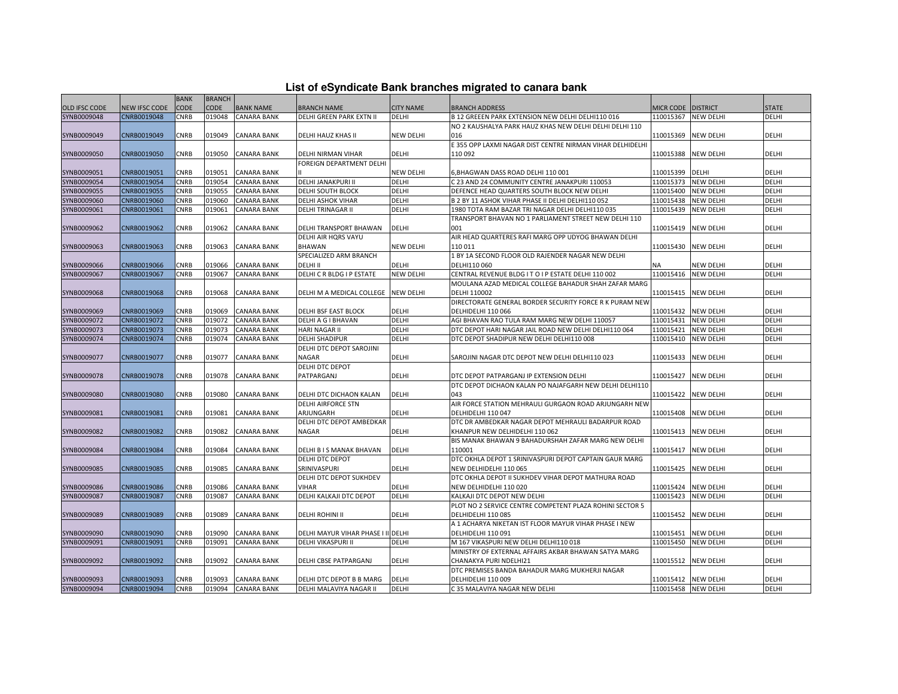# List of eSyndicate Bank branches migrated to canara bank

| OLD IFSC CODE | NEW IFSC CODE | BANK CODE | BRANCH CODE | BANK NAME | BRANCH NAME | CITY NAME | BRANCH ADDRESS | MICR CODE | DISTRICT | STATE |
|---|---|---|---|---|---|---|---|---|---|---|
| SYNB0009048 | CNRB0019048 | CNRB | 019048 | CANARA BANK | DELHI GREEN PARK EXTN II | DELHI | B 12 GREEEN PARK EXTENSION NEW DELHI DELHI110 016 | 110015367 | NEW DELHI | DELHI |
| SYNB0009049 | CNRB0019049 | CNRB | 019049 | CANARA BANK | DELHI HAUZ KHAS II | NEW DELHI | NO 2 KAUSHALYA PARK HAUZ KHAS NEW DELHI DELHI 110 016 | 110015369 | NEW DELHI | DELHI |
| SYNB0009050 | CNRB0019050 | CNRB | 019050 | CANARA BANK | DELHI NIRMAN VIHAR | DELHI | E 355 OPP LAXMI NAGAR DIST CENTRE NIRMAN VIHAR DELHIDELHI 110 092 | 110015388 | NEW DELHI | DELHI |
| SYNB0009051 | CNRB0019051 | CNRB | 019051 | CANARA BANK | FOREIGN DEPARTMENT DELHI II | NEW DELHI | 6,BHAGWAN DASS ROAD DELHI 110 001 | 110015399 | DELHI | DELHI |
| SYNB0009054 | CNRB0019054 | CNRB | 019054 | CANARA BANK | DELHI JANAKPURI II | DELHI | C 23 AND 24 COMMUNITY CENTRE JANAKPURI 110053 | 110015373 | NEW DELHI | DELHI |
| SYNB0009055 | CNRB0019055 | CNRB | 019055 | CANARA BANK | DELHI SOUTH BLOCK | DELHI | DEFENCE HEAD QUARTERS SOUTH BLOCK NEW DELHI | 110015400 | NEW DELHI | DELHI |
| SYNB0009060 | CNRB0019060 | CNRB | 019060 | CANARA BANK | DELHI ASHOK VIHAR | DELHI | B 2 BY 11 ASHOK VIHAR PHASE II DELHI DELHI110 052 | 110015438 | NEW DELHI | DELHI |
| SYNB0009061 | CNRB0019061 | CNRB | 019061 | CANARA BANK | DELHI TRINAGAR II | DELHI | 1980 TOTA RAM BAZAR TRI NAGAR DELHI DELHI110 035 | 110015439 | NEW DELHI | DELHI |
| SYNB0009062 | CNRB0019062 | CNRB | 019062 | CANARA BANK | DELHI TRANSPORT BHAWAN | DELHI | TRANSPORT BHAVAN NO 1 PARLIAMENT STREET NEW DELHI 110 001 | 110015419 | NEW DELHI | DELHI |
| SYNB0009063 | CNRB0019063 | CNRB | 019063 | CANARA BANK | DELHI AIR HQRS VAYU BHAWAN | NEW DELHI | AIR HEAD QUARTERES RAFI MARG OPP UDYOG BHAWAN DELHI 110 011 | 110015430 | NEW DELHI | DELHI |
| SYNB0009066 | CNRB0019066 | CNRB | 019066 | CANARA BANK | SPECIALIZED ARM BRANCH DELHI II | DELHI | 1 BY 1A SECOND FLOOR OLD RAJENDER NAGAR NEW DELHI DELHI110 060 | NA | NEW DELHI | DELHI |
| SYNB0009067 | CNRB0019067 | CNRB | 019067 | CANARA BANK | DELHI C R BLDG I P ESTATE | NEW DELHI | CENTRAL REVENUE BLDG I T O I P ESTATE DELHI 110 002 | 110015416 | NEW DELHI | DELHI |
| SYNB0009068 | CNRB0019068 | CNRB | 019068 | CANARA BANK | DELHI M A MEDICAL COLLEGE | NEW DELHI | MOULANA AZAD MEDICAL COLLEGE BAHADUR SHAH ZAFAR MARG DELHI 110002 | 110015415 | NEW DELHI | DELHI |
| SYNB0009069 | CNRB0019069 | CNRB | 019069 | CANARA BANK | DELHI BSF EAST BLOCK | DELHI | DIRECTORATE GENERAL BORDER SECURITY FORCE R K PURAM NEW DELHIDELHI 110 066 | 110015432 | NEW DELHI | DELHI |
| SYNB0009072 | CNRB0019072 | CNRB | 019072 | CANARA BANK | DELHI A G I BHAVAN | DELHI | AGI BHAVAN RAO TULA RAM MARG NEW DELHI 110057 | 110015431 | NEW DELHI | DELHI |
| SYNB0009073 | CNRB0019073 | CNRB | 019073 | CANARA BANK | HARI NAGAR II | DELHI | DTC DEPOT HARI NAGAR JAIL ROAD NEW DELHI DELHI110 064 | 110015421 | NEW DELHI | DELHI |
| SYNB0009074 | CNRB0019074 | CNRB | 019074 | CANARA BANK | DELHI SHADIPUR | DELHI | DTC DEPOT SHADIPUR NEW DELHI DELHI110 008 | 110015410 | NEW DELHI | DELHI |
| SYNB0009077 | CNRB0019077 | CNRB | 019077 | CANARA BANK | DELHI DTC DEPOT SAROJINI NAGAR | DELHI | SAROJINI NAGAR DTC DEPOT NEW DELHI DELHI110 023 | 110015433 | NEW DELHI | DELHI |
| SYNB0009078 | CNRB0019078 | CNRB | 019078 | CANARA BANK | DELHI DTC DEPOT PATPARGANJ | DELHI | DTC DEPOT PATPARGANJ IP EXTENSION DELHI | 110015427 | NEW DELHI | DELHI |
| SYNB0009080 | CNRB0019080 | CNRB | 019080 | CANARA BANK | DELHI DTC DICHAON KALAN | DELHI | DTC DEPOT DICHAON KALAN PO NAJAFGARH NEW DELHI DELHI110 043 | 110015422 | NEW DELHI | DELHI |
| SYNB0009081 | CNRB0019081 | CNRB | 019081 | CANARA BANK | DELHI AIRFORCE STN ARJUNGARH | DELHI | AIR FORCE STATION MEHRAULI GURGAON ROAD ARJUNGARH NEW DELHIDELHI 110 047 | 110015408 | NEW DELHI | DELHI |
| SYNB0009082 | CNRB0019082 | CNRB | 019082 | CANARA BANK | DELHI DTC DEPOT AMBEDKAR NAGAR | DELHI | DTC DR AMBEDKAR NAGAR DEPOT MEHRAULI BADARPUR ROAD KHANPUR NEW DELHIDELHI 110 062 | 110015413 | NEW DELHI | DELHI |
| SYNB0009084 | CNRB0019084 | CNRB | 019084 | CANARA BANK | DELHI B I S MANAK BHAVAN | DELHI | BIS MANAK BHAWAN 9 BAHADURSHAH ZAFAR MARG NEW DELHI 110001 | 110015417 | NEW DELHI | DELHI |
| SYNB0009085 | CNRB0019085 | CNRB | 019085 | CANARA BANK | DELHI DTC DEPOT SRINIVASPURI | DELHI | DTC OKHLA DEPOT 1 SRINIVASPURI DEPOT CAPTAIN GAUR MARG NEW DELHIDELHI 110 065 | 110015425 | NEW DELHI | DELHI |
| SYNB0009086 | CNRB0019086 | CNRB | 019086 | CANARA BANK | DELHI DTC DEPOT SUKHDEV VIHAR | DELHI | DTC OKHLA DEPOT II SUKHDEV VIHAR DEPOT MATHURA ROAD NEW DELHIDELHI 110 020 | 110015424 | NEW DELHI | DELHI |
| SYNB0009087 | CNRB0019087 | CNRB | 019087 | CANARA BANK | DELHI KALKAJI DTC DEPOT | DELHI | KALKAJI DTC DEPOT NEW DELHI | 110015423 | NEW DELHI | DELHI |
| SYNB0009089 | CNRB0019089 | CNRB | 019089 | CANARA BANK | DELHI ROHINI II | DELHI | PLOT NO 2 SERVICE CENTRE COMPETENT PLAZA ROHINI SECTOR 5 DELHIDELHI 110 085 | 110015452 | NEW DELHI | DELHI |
| SYNB0009090 | CNRB0019090 | CNRB | 019090 | CANARA BANK | DELHI MAYUR VIHAR PHASE I II | DELHI | A 1 ACHARYA NIKETAN IST FLOOR MAYUR VIHAR PHASE I NEW DELHIDELHI 110 091 | 110015451 | NEW DELHI | DELHI |
| SYNB0009091 | CNRB0019091 | CNRB | 019091 | CANARA BANK | DELHI VIKASPURI II | DELHI | M 167 VIKASPURI NEW DELHI DELHI110 018 | 110015450 | NEW DELHI | DELHI |
| SYNB0009092 | CNRB0019092 | CNRB | 019092 | CANARA BANK | DELHI CBSE PATPARGANJ | DELHI | MINISTRY OF EXTERNAL AFFAIRS AKBAR BHAWAN SATYA MARG CHANAKYA PURI NDELHI21 | 110015512 | NEW DELHI | DELHI |
| SYNB0009093 | CNRB0019093 | CNRB | 019093 | CANARA BANK | DELHI DTC DEPOT B B MARG | DELHI | DTC PREMISES BANDA BAHADUR MARG MUKHERJI NAGAR DELHIDELHI 110 009 | 110015412 | NEW DELHI | DELHI |
| SYNB0009094 | CNRB0019094 | CNRB | 019094 | CANARA BANK | DELHI MALAVIYA NAGAR II | DELHI | C 35 MALAVIYA NAGAR NEW DELHI | 110015458 | NEW DELHI | DELHI |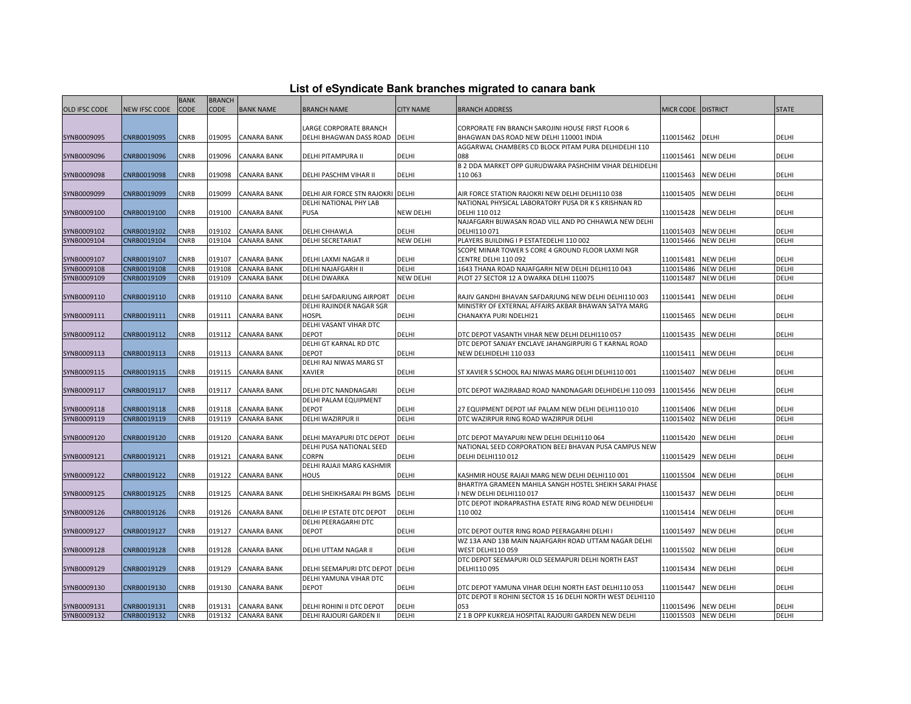# List of eSyndicate Bank branches migrated to canara bank

| OLD IFSC CODE | NEW IFSC CODE | BANK CODE | BRANCH CODE | BANK NAME | BRANCH NAME | CITY NAME | BRANCH ADDRESS | MICR CODE | DISTRICT | STATE |
|---|---|---|---|---|---|---|---|---|---|---|
| SYNB0009095 | CNRB0019095 | CNRB | 019095 | CANARA BANK | LARGE CORPORATE BRANCH DELHI BHAGWAN DASS ROAD | DELHI | CORPORATE FIN BRANCH SAROJINI HOUSE FIRST FLOOR 6 BHAGWAN DAS ROAD NEW DELHI 110001 INDIA | 110015462 | DELHI | DELHI |
| SYNB0009096 | CNRB0019096 | CNRB | 019096 | CANARA BANK | DELHI PITAMPURA II | DELHI | AGGARWAL CHAMBERS CD BLOCK PITAM PURA DELHIDELHI 110 088 | 110015461 | NEW DELHI | DELHI |
| SYNB0009098 | CNRB0019098 | CNRB | 019098 | CANARA BANK | DELHI PASCHIM VIHAR II | DELHI | B 2 DDA MARKET OPP GURUDWARA PASHCHIM VIHAR DELHIDELHI 110 063 | 110015463 | NEW DELHI | DELHI |
| SYNB0009099 | CNRB0019099 | CNRB | 019099 | CANARA BANK | DELHI AIR FORCE STN RAJOKRI | DELHI | AIR FORCE STATION RAJOKRI NEW DELHI DELHI110 038 | 110015405 | NEW DELHI | DELHI |
| SYNB0009100 | CNRB0019100 | CNRB | 019100 | CANARA BANK | DELHI NATIONAL PHY LAB PUSA | NEW DELHI | NATIONAL PHYSICAL LABORATORY PUSA DR K S KRISHNAN RD DELHI 110 012 | 110015428 | NEW DELHI | DELHI |
| SYNB0009102 | CNRB0019102 | CNRB | 019102 | CANARA BANK | DELHI CHHAWLA | DELHI | NAJAFGARH BIJWASAN ROAD VILL AND PO CHHAWLA NEW DELHI DELHI110 071 | 110015403 | NEW DELHI | DELHI |
| SYNB0009104 | CNRB0019104 | CNRB | 019104 | CANARA BANK | DELHI SECRETARIAT | NEW DELHI | PLAYERS BUILDING I P ESTATEDELHI 110 002 | 110015466 | NEW DELHI | DELHI |
| SYNB0009107 | CNRB0019107 | CNRB | 019107 | CANARA BANK | DELHI LAXMI NAGAR II | DELHI | SCOPE MINAR TOWER S CORE 4 GROUND FLOOR LAXMI NGR CENTRE DELHI 110 092 | 110015481 | NEW DELHI | DELHI |
| SYNB0009108 | CNRB0019108 | CNRB | 019108 | CANARA BANK | DELHI NAJAFGARH II | DELHI | 1643 THANA ROAD NAJAFGARH NEW DELHI DELHI110 043 | 110015486 | NEW DELHI | DELHI |
| SYNB0009109 | CNRB0019109 | CNRB | 019109 | CANARA BANK | DELHI DWARKA | NEW DELHI | PLOT 27 SECTOR 12 A DWARKA DELHI 110075 | 110015487 | NEW DELHI | DELHI |
| SYNB0009110 | CNRB0019110 | CNRB | 019110 | CANARA BANK | DELHI SAFDARJUNG AIRPORT | DELHI | RAJIV GANDHI BHAVAN SAFDARJUNG NEW DELHI DELHI110 003 | 110015441 | NEW DELHI | DELHI |
| SYNB0009111 | CNRB0019111 | CNRB | 019111 | CANARA BANK | DELHI RAJINDER NAGAR SGR HOSPL | DELHI | MINISTRY OF EXTERNAL AFFAIRS AKBAR BHAWAN SATYA MARG CHANAKYA PURI NDELHI21 | 110015465 | NEW DELHI | DELHI |
| SYNB0009112 | CNRB0019112 | CNRB | 019112 | CANARA BANK | DELHI VASANT VIHAR DTC DEPOT | DELHI | DTC DEPOT VASANTH VIHAR NEW DELHI DELHI110 057 | 110015435 | NEW DELHI | DELHI |
| SYNB0009113 | CNRB0019113 | CNRB | 019113 | CANARA BANK | DELHI GT KARNAL RD DTC DEPOT | DELHI | DTC DEPOT SANJAY ENCLAVE JAHANGIRPURI G T KARNAL ROAD NEW DELHIDELHI 110 033 | 110015411 | NEW DELHI | DELHI |
| SYNB0009115 | CNRB0019115 | CNRB | 019115 | CANARA BANK | DELHI RAJ NIWAS MARG ST XAVIER | DELHI | ST XAVIER S SCHOOL RAJ NIWAS MARG DELHI DELHI110 001 | 110015407 | NEW DELHI | DELHI |
| SYNB0009117 | CNRB0019117 | CNRB | 019117 | CANARA BANK | DELHI DTC NANDNAGARI | DELHI | DTC DEPOT WAZIRABAD ROAD NANDNAGARI DELHIDELHI 110 093 | 110015456 | NEW DELHI | DELHI |
| SYNB0009118 | CNRB0019118 | CNRB | 019118 | CANARA BANK | DELHI PALAM EQUIPMENT DEPOT | DELHI | 27 EQUIPMENT DEPOT IAF PALAM NEW DELHI DELHI110 010 | 110015406 | NEW DELHI | DELHI |
| SYNB0009119 | CNRB0019119 | CNRB | 019119 | CANARA BANK | DELHI WAZIRPUR II | DELHI | DTC WAZIRPUR RING ROAD WAZIRPUR DELHI | 110015402 | NEW DELHI | DELHI |
| SYNB0009120 | CNRB0019120 | CNRB | 019120 | CANARA BANK | DELHI MAYAPURI DTC DEPOT | DELHI | DTC DEPOT MAYAPURI NEW DELHI DELHI110 064 | 110015420 | NEW DELHI | DELHI |
| SYNB0009121 | CNRB0019121 | CNRB | 019121 | CANARA BANK | DELHI PUSA NATIONAL SEED CORPN | DELHI | NATIONAL SEED CORPORATION BEEJ BHAVAN PUSA CAMPUS NEW DELHI DELHI110 012 | 110015429 | NEW DELHI | DELHI |
| SYNB0009122 | CNRB0019122 | CNRB | 019122 | CANARA BANK | DELHI RAJAJI MARG KASHMIR HOUS | DELHI | KASHMIR HOUSE RAJAJI MARG NEW DELHI DELHI110 001 | 110015504 | NEW DELHI | DELHI |
| SYNB0009125 | CNRB0019125 | CNRB | 019125 | CANARA BANK | DELHI SHEIKHSARAI PH BGMS | DELHI | BHARTIYA GRAMEEN MAHILA SANGH HOSTEL SHEIKH SARAI PHASE I NEW DELHI DELHI110 017 | 110015437 | NEW DELHI | DELHI |
| SYNB0009126 | CNRB0019126 | CNRB | 019126 | CANARA BANK | DELHI IP ESTATE DTC DEPOT | DELHI | DTC DEPOT INDRAPRASTHA ESTATE RING ROAD NEW DELHIDELHI 110 002 | 110015414 | NEW DELHI | DELHI |
| SYNB0009127 | CNRB0019127 | CNRB | 019127 | CANARA BANK | DELHI PEERAGARHI DTC DEPOT | DELHI | DTC DEPOT OUTER RING ROAD PEERAGARHI DELHI I | 110015497 | NEW DELHI | DELHI |
| SYNB0009128 | CNRB0019128 | CNRB | 019128 | CANARA BANK | DELHI UTTAM NAGAR II | DELHI | WZ 13A AND 13B MAIN NAJAFGARH ROAD UTTAM NAGAR DELHI WEST DELHI110 059 | 110015502 | NEW DELHI | DELHI |
| SYNB0009129 | CNRB0019129 | CNRB | 019129 | CANARA BANK | DELHI SEEMAPURI DTC DEPOT | DELHI | DTC DEPOT SEEMAPURI OLD SEEMAPURI DELHI NORTH EAST DELHI110 095 | 110015434 | NEW DELHI | DELHI |
| SYNB0009130 | CNRB0019130 | CNRB | 019130 | CANARA BANK | DELHI YAMUNA VIHAR DTC DEPOT | DELHI | DTC DEPOT YAMUNA VIHAR DELHI NORTH EAST DELHI110 053 | 110015447 | NEW DELHI | DELHI |
| SYNB0009131 | CNRB0019131 | CNRB | 019131 | CANARA BANK | DELHI ROHINI II DTC DEPOT | DELHI | DTC DEPOT II ROHINI SECTOR 15 16 DELHI NORTH WEST DELHI110 053 | 110015496 | NEW DELHI | DELHI |
| SYNB0009132 | CNRB0019132 | CNRB | 019132 | CANARA BANK | DELHI RAJOURI GARDEN II | DELHI | Z 1 B OPP KUKREJA HOSPITAL RAJOURI GARDEN NEW DELHI | 110015503 | NEW DELHI | DELHI |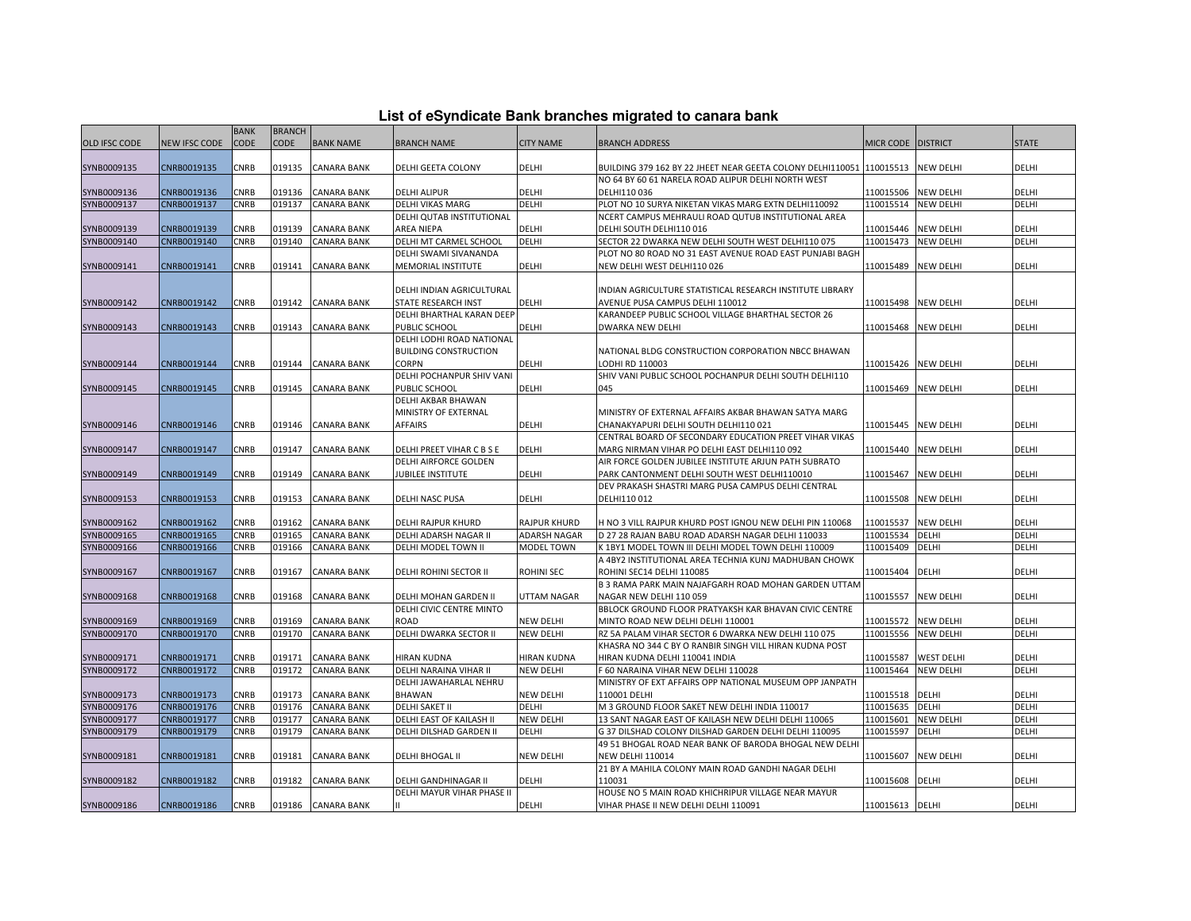# List of eSyndicate Bank branches migrated to canara bank

| OLD IFSC CODE | NEW IFSC CODE | BANK CODE | BRANCH CODE | BANK NAME | BRANCH NAME | CITY NAME | BRANCH ADDRESS | MICR CODE | DISTRICT | STATE |
|---|---|---|---|---|---|---|---|---|---|---|
| SYNB0009135 | CNRB0019135 | CNRB | 019135 | CANARA BANK | DELHI GEETA COLONY | DELHI | BUILDING 379 162 BY 22 JHEET NEAR GEETA COLONY DELHI110051 | 110015513 | NEW DELHI | DELHI |
| SYNB0009136 | CNRB0019136 | CNRB | 019136 | CANARA BANK | DELHI ALIPUR | DELHI | NO 64 BY 60 61 NARELA ROAD ALIPUR DELHI NORTH WEST DELHI110 036 | 110015506 | NEW DELHI | DELHI |
| SYNB0009137 | CNRB0019137 | CNRB | 019137 | CANARA BANK | DELHI VIKAS MARG | DELHI | PLOT NO 10 SURYA NIKETAN VIKAS MARG EXTN DELHI110092 | 110015514 | NEW DELHI | DELHI |
| SYNB0009139 | CNRB0019139 | CNRB | 019139 | CANARA BANK | DELHI QUTAB INSTITUTIONAL AREA NIEPA | DELHI | NCERT CAMPUS MEHRAULI ROAD QUTUB INSTITUTIONAL AREA DELHI SOUTH DELHI110 016 | 110015446 | NEW DELHI | DELHI |
| SYNB0009140 | CNRB0019140 | CNRB | 019140 | CANARA BANK | DELHI MT CARMEL SCHOOL | DELHI | SECTOR 22 DWARKA NEW DELHI SOUTH WEST DELHI110 075 | 110015473 | NEW DELHI | DELHI |
| SYNB0009141 | CNRB0019141 | CNRB | 019141 | CANARA BANK | DELHI SWAMI SIVANANDA MEMORIAL INSTITUTE | DELHI | PLOT NO 80 ROAD NO 31 EAST AVENUE ROAD EAST PUNJABI BAGH NEW DELHI WEST DELHI110 026 | 110015489 | NEW DELHI | DELHI |
| SYNB0009142 | CNRB0019142 | CNRB | 019142 | CANARA BANK | DELHI INDIAN AGRICULTURAL STATE RESEARCH INST | DELHI | INDIAN AGRICULTURE STATISTICAL RESEARCH INSTITUTE LIBRARY AVENUE PUSA CAMPUS DELHI 110012 | 110015498 | NEW DELHI | DELHI |
| SYNB0009143 | CNRB0019143 | CNRB | 019143 | CANARA BANK | DELHI BHARTHAL KARAN DEEP PUBLIC SCHOOL | DELHI | KARANDEEP PUBLIC SCHOOL VILLAGE BHARTHAL SECTOR 26 DWARKA NEW DELHI | 110015468 | NEW DELHI | DELHI |
| SYNB0009144 | CNRB0019144 | CNRB | 019144 | CANARA BANK | DELHI LODHI ROAD NATIONAL BUILDING CONSTRUCTION CORPN | DELHI | NATIONAL BLDG CONSTRUCTION CORPORATION NBCC BHAWAN LODHI RD 110003 | 110015426 | NEW DELHI | DELHI |
| SYNB0009145 | CNRB0019145 | CNRB | 019145 | CANARA BANK | DELHI POCHANPUR SHIV VANI PUBLIC SCHOOL | DELHI | SHIV VANI PUBLIC SCHOOL POCHANPUR DELHI SOUTH DELHI110 045 | 110015469 | NEW DELHI | DELHI |
| SYNB0009146 | CNRB0019146 | CNRB | 019146 | CANARA BANK | DELHI AKBAR BHAWAN MINISTRY OF EXTERNAL AFFAIRS | DELHI | MINISTRY OF EXTERNAL AFFAIRS AKBAR BHAWAN SATYA MARG CHANAKYAPURI DELHI SOUTH DELHI110 021 | 110015445 | NEW DELHI | DELHI |
| SYNB0009147 | CNRB0019147 | CNRB | 019147 | CANARA BANK | DELHI PREET VIHAR C B S E | DELHI | CENTRAL BOARD OF SECONDARY EDUCATION PREET VIHAR VIKAS MARG NIRMAN VIHAR PO DELHI EAST DELHI110 092 | 110015440 | NEW DELHI | DELHI |
| SYNB0009149 | CNRB0019149 | CNRB | 019149 | CANARA BANK | DELHI AIRFORCE GOLDEN JUBILEE INSTITUTE | DELHI | AIR FORCE GOLDEN JUBILEE INSTITUTE ARJUN PATH SUBRATO PARK CANTONMENT DELHI SOUTH WEST DELHI110010 | 110015467 | NEW DELHI | DELHI |
| SYNB0009153 | CNRB0019153 | CNRB | 019153 | CANARA BANK | DELHI NASC PUSA | DELHI | DEV PRAKASH SHASTRI MARG PUSA CAMPUS DELHI CENTRAL DELHI110 012 | 110015508 | NEW DELHI | DELHI |
| SYNB0009162 | CNRB0019162 | CNRB | 019162 | CANARA BANK | DELHI RAJPUR KHURD | RAJPUR KHURD | H NO 3 VILL RAJPUR KHURD POST IGNOU NEW DELHI PIN 110068 | 110015537 | NEW DELHI | DELHI |
| SYNB0009165 | CNRB0019165 | CNRB | 019165 | CANARA BANK | DELHI ADARSH NAGAR II | ADARSH NAGAR | D 27 28 RAJAN BABU ROAD ADARSH NAGAR DELHI 110033 | 110015534 | DELHI | DELHI |
| SYNB0009166 | CNRB0019166 | CNRB | 019166 | CANARA BANK | DELHI MODEL TOWN II | MODEL TOWN | K 1BY1 MODEL TOWN III DELHI MODEL TOWN DELHI 110009 | 110015409 | DELHI | DELHI |
| SYNB0009167 | CNRB0019167 | CNRB | 019167 | CANARA BANK | DELHI ROHINI SECTOR II | ROHINI SEC | A 4BY2 INSTITUTIONAL AREA TECHNIA KUNJ MADHUBAN CHOWK ROHINI SEC14 DELHI 110085 | 110015404 | DELHI | DELHI |
| SYNB0009168 | CNRB0019168 | CNRB | 019168 | CANARA BANK | DELHI MOHAN GARDEN II | UTTAM NAGAR | B 3 RAMA PARK MAIN NAJAFGARH ROAD MOHAN GARDEN UTTAM NAGAR NEW DELHI 110 059 | 110015557 | NEW DELHI | DELHI |
| SYNB0009169 | CNRB0019169 | CNRB | 019169 | CANARA BANK | DELHI CIVIC CENTRE MINTO ROAD | NEW DELHI | BBLOCK GROUND FLOOR PRATYAKSH KAR BHAVAN CIVIC CENTRE MINTO ROAD NEW DELHI DELHI 110001 | 110015572 | NEW DELHI | DELHI |
| SYNB0009170 | CNRB0019170 | CNRB | 019170 | CANARA BANK | DELHI DWARKA SECTOR II | NEW DELHI | RZ 5A PALAM VIHAR SECTOR 6 DWARKA NEW DELHI 110 075 | 110015556 | NEW DELHI | DELHI |
| SYNB0009171 | CNRB0019171 | CNRB | 019171 | CANARA BANK | HIRAN KUDNA | HIRAN KUDNA | KHASRA NO 344 C BY O RANBIR SINGH VILL HIRAN KUDNA POST HIRAN KUDNA DELHI 110041 INDIA | 110015587 | WEST DELHI | DELHI |
| SYNB0009172 | CNRB0019172 | CNRB | 019172 | CANARA BANK | DELHI NARAINA VIHAR II | NEW DELHI | F 60 NARAINA VIHAR NEW DELHI 110028 | 110015464 | NEW DELHI | DELHI |
| SYNB0009173 | CNRB0019173 | CNRB | 019173 | CANARA BANK | DELHI JAWAHARLAL NEHRU BHAWAN | NEW DELHI | MINISTRY OF EXT AFFAIRS OPP NATIONAL MUSEUM OPP JANPATH 110001 DELHI | 110015518 | DELHI | DELHI |
| SYNB0009176 | CNRB0019176 | CNRB | 019176 | CANARA BANK | DELHI SAKET II | DELHI | M 3 GROUND FLOOR SAKET NEW DELHI INDIA 110017 | 110015635 | DELHI | DELHI |
| SYNB0009177 | CNRB0019177 | CNRB | 019177 | CANARA BANK | DELHI EAST OF KAILASH II | NEW DELHI | 13 SANT NAGAR EAST OF KAILASH NEW DELHI DELHI 110065 | 110015601 | NEW DELHI | DELHI |
| SYNB0009179 | CNRB0019179 | CNRB | 019179 | CANARA BANK | DELHI DILSHAD GARDEN II | DELHI | G 37 DILSHAD COLONY DILSHAD GARDEN DELHI DELHI 110095 | 110015597 | DELHI | DELHI |
| SYNB0009181 | CNRB0019181 | CNRB | 019181 | CANARA BANK | DELHI BHOGAL II | NEW DELHI | 49 51 BHOGAL ROAD NEAR BANK OF BARODA BHOGAL NEW DELHI NEW DELHI 110014 | 110015607 | NEW DELHI | DELHI |
| SYNB0009182 | CNRB0019182 | CNRB | 019182 | CANARA BANK | DELHI GANDHINAGAR II | DELHI | 21 BY A MAHILA COLONY MAIN ROAD GANDHI NAGAR DELHI 110031 | 110015608 | DELHI | DELHI |
| SYNB0009186 | CNRB0019186 | CNRB | 019186 | CANARA BANK | DELHI MAYUR VIHAR PHASE II II | DELHI | HOUSE NO 5 MAIN ROAD KHICHRIPUR VILLAGE NEAR MAYUR VIHAR PHASE II NEW DELHI DELHI 110091 | 110015613 | DELHI | DELHI |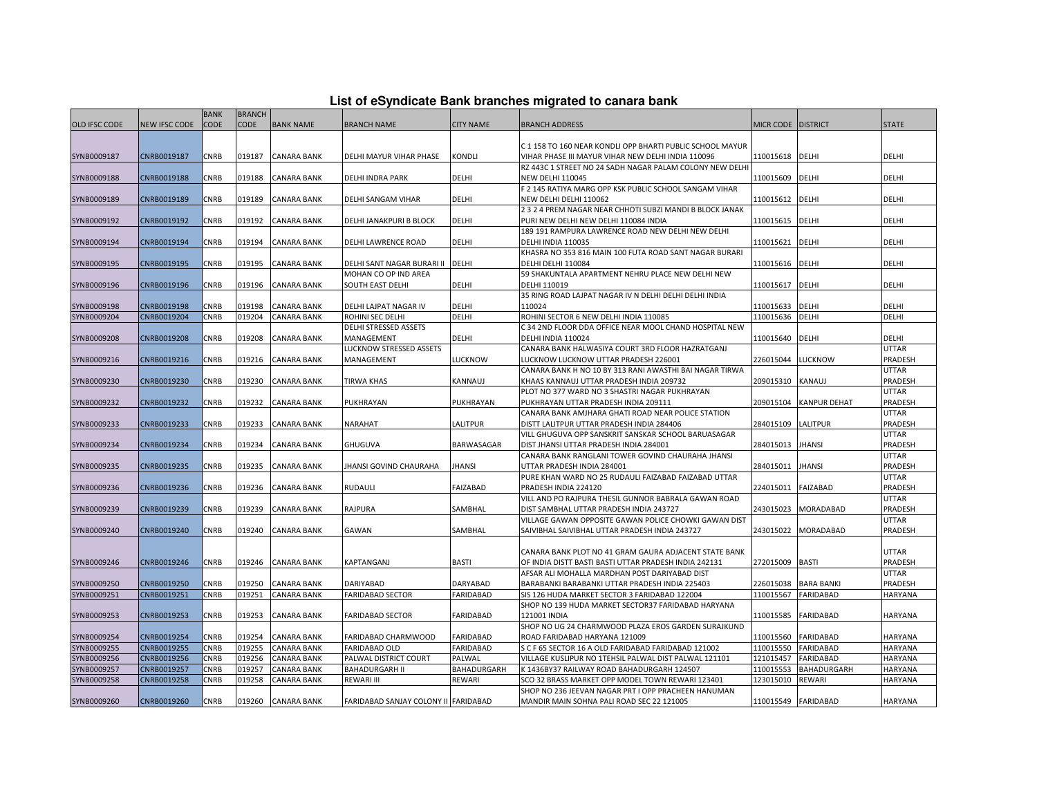# List of eSyndicate Bank branches migrated to canara bank

| OLD IFSC CODE | NEW IFSC CODE | BANK CODE | BRANCH CODE | BANK NAME | BRANCH NAME | CITY NAME | BRANCH ADDRESS | MICR CODE | DISTRICT | STATE |
|---|---|---|---|---|---|---|---|---|---|---|
| SYNB0009187 | CNRB0019187 | CNRB | 019187 | CANARA BANK | DELHI MAYUR VIHAR PHASE | KONDLI | C 1 158 TO 160 NEAR KONDLI OPP BHARTI PUBLIC SCHOOL MAYUR VIHAR PHASE III MAYUR VIHAR NEW DELHI INDIA 110096 | 110015618 | DELHI | DELHI |
| SYNB0009188 | CNRB0019188 | CNRB | 019188 | CANARA BANK | DELHI INDRA PARK | DELHI | RZ 443C 1 STREET NO 24 SADH NAGAR PALAM COLONY NEW DELHI NEW DELHI 110045 | 110015609 | DELHI | DELHI |
| SYNB0009189 | CNRB0019189 | CNRB | 019189 | CANARA BANK | DELHI SANGAM VIHAR | DELHI | F 2 145 RATIYA MARG OPP KSK PUBLIC SCHOOL SANGAM VIHAR NEW DELHI DELHI 110062 | 110015612 | DELHI | DELHI |
| SYNB0009192 | CNRB0019192 | CNRB | 019192 | CANARA BANK | DELHI JANAKPURI B BLOCK | DELHI | 2 3 2 4 PREM NAGAR NEAR CHHOTI SUBZI MANDI B BLOCK JANAK PURI NEW DELHI NEW DELHI 110084 INDIA | 110015615 | DELHI | DELHI |
| SYNB0009194 | CNRB0019194 | CNRB | 019194 | CANARA BANK | DELHI LAWRENCE ROAD | DELHI | 189 191 RAMPURA LAWRENCE ROAD NEW DELHI NEW DELHI DELHI INDIA 110035 | 110015621 | DELHI | DELHI |
| SYNB0009195 | CNRB0019195 | CNRB | 019195 | CANARA BANK | DELHI SANT NAGAR BURARI II | DELHI | KHASRA NO 353 816 MAIN 100 FUTA ROAD SANT NAGAR BURARI DELHI DELHI 110084 | 110015616 | DELHI | DELHI |
| SYNB0009196 | CNRB0019196 | CNRB | 019196 | CANARA BANK | MOHAN CO OP IND AREA SOUTH EAST DELHI | DELHI | 59 SHAKUNTALA APARTMENT NEHRU PLACE NEW DELHI NEW DELHI 110019 | 110015617 | DELHI | DELHI |
| SYNB0009198 | CNRB0019198 | CNRB | 019198 | CANARA BANK | DELHI LAJPAT NAGAR IV | DELHI | 35 RING ROAD LAJPAT NAGAR IV N DELHI DELHI DELHI INDIA 110024 | 110015633 | DELHI | DELHI |
| SYNB0009204 | CNRB0019204 | CNRB | 019204 | CANARA BANK | ROHINI SEC DELHI | DELHI | ROHINI SECTOR 6 NEW DELHI INDIA 110085 | 110015636 | DELHI | DELHI |
| SYNB0009208 | CNRB0019208 | CNRB | 019208 | CANARA BANK | DELHI STRESSED ASSETS MANAGEMENT | DELHI | C 34 2ND FLOOR DDA OFFICE NEAR MOOL CHAND HOSPITAL NEW DELHI INDIA 110024 | 110015640 | DELHI | DELHI |
| SYNB0009216 | CNRB0019216 | CNRB | 019216 | CANARA BANK | LUCKNOW STRESSED ASSETS MANAGEMENT | LUCKNOW | CANARA BANK HALWASIYA COURT 3RD FLOOR HAZRATGANJ LUCKNOW LUCKNOW UTTAR PRADESH 226001 | 226015044 | LUCKNOW | UTTAR PRADESH |
| SYNB0009230 | CNRB0019230 | CNRB | 019230 | CANARA BANK | TIRWA KHAS | KANNAUJ | CANARA BANK H NO 10 BY 313 RANI AWASTHI BAI NAGAR TIRWA KHAAS KANNAUJ UTTAR PRADESH INDIA 209732 | 209015310 | KANAUJ | UTTAR PRADESH |
| SYNB0009232 | CNRB0019232 | CNRB | 019232 | CANARA BANK | PUKHRAYAN | PUKHRAYAN | PLOT NO 377 WARD NO 3 SHASTRI NAGAR PUKHRAYAN PUKHRAYAN UTTAR PRADESH INDIA 209111 | 209015104 | KANPUR DEHAT | UTTAR PRADESH |
| SYNB0009233 | CNRB0019233 | CNRB | 019233 | CANARA BANK | NARAHAT | LALITPUR | CANARA BANK AMJHARA GHATI ROAD NEAR POLICE STATION DISTT LALITPUR UTTAR PRADESH INDIA 284406 | 284015109 | LALITPUR | UTTAR PRADESH |
| SYNB0009234 | CNRB0019234 | CNRB | 019234 | CANARA BANK | GHUGUVA | BARWASAGAR | VILL GHUGUVA OPP SANSKRIT SANSKAR SCHOOL BARUASAGAR DIST JHANSI UTTAR PRADESH INDIA 284001 | 284015013 | JHANSI | UTTAR PRADESH |
| SYNB0009235 | CNRB0019235 | CNRB | 019235 | CANARA BANK | JHANSI GOVIND CHAURAHA | JHANSI | CANARA BANK RANGLANI TOWER GOVIND CHAURAHA JHANSI UTTAR PRADESH INDIA 284001 | 284015011 | JHANSI | UTTAR PRADESH |
| SYNB0009236 | CNRB0019236 | CNRB | 019236 | CANARA BANK | RUDAULI | FAIZABAD | PURE KHAN WARD NO 25 RUDAULI FAIZABAD FAIZABAD UTTAR PRADESH INDIA 224120 | 224015011 | FAIZABAD | UTTAR PRADESH |
| SYNB0009239 | CNRB0019239 | CNRB | 019239 | CANARA BANK | RAJPURA | SAMBHAL | VILL AND PO RAJPURA THESIL GUNNOR BABRALA GAWAN ROAD DIST SAMBHAL UTTAR PRADESH INDIA 243727 | 243015023 | MORADABAD | UTTAR PRADESH |
| SYNB0009240 | CNRB0019240 | CNRB | 019240 | CANARA BANK | GAWAN | SAMBHAL | VILLAGE GAWAN OPPOSITE GAWAN POLICE CHOWKI GAWAN DIST SAIVIBHAL SAIVIBHAL UTTAR PRADESH INDIA 243727 | 243015022 | MORADABAD | UTTAR PRADESH |
| SYNB0009246 | CNRB0019246 | CNRB | 019246 | CANARA BANK | KAPTANGANJ | BASTI | CANARA BANK PLOT NO 41 GRAM GAURA ADJACENT STATE BANK OF INDIA DISTT BASTI BASTI UTTAR PRADESH INDIA 242131 | 272015009 | BASTI | UTTAR PRADESH |
| SYNB0009250 | CNRB0019250 | CNRB | 019250 | CANARA BANK | DARIYABAD | DARYABAD | AFSAR ALI MOHALLA MARDHAN POST DARIYABAD DIST BARABANKI BARABANKI UTTAR PRADESH INDIA 225403 | 226015038 | BARA BANKI | UTTAR PRADESH |
| SYNB0009251 | CNRB0019251 | CNRB | 019251 | CANARA BANK | FARIDABAD SECTOR | FARIDABAD | SIS 126 HUDA MARKET SECTOR 3 FARIDABAD 122004 | 110015567 | FARIDABAD | HARYANA |
| SYNB0009253 | CNRB0019253 | CNRB | 019253 | CANARA BANK | FARIDABAD SECTOR | FARIDABAD | SHOP NO 139 HUDA MARKET SECTOR37 FARIDABAD HARYANA 121001 INDIA | 110015585 | FARIDABAD | HARYANA |
| SYNB0009254 | CNRB0019254 | CNRB | 019254 | CANARA BANK | FARIDABAD CHARMWOOD | FARIDABAD | SHOP NO UG 24 CHARMWOOD PLAZA EROS GARDEN SURAJKUND ROAD FARIDABAD HARYANA 121009 | 110015560 | FARIDABAD | HARYANA |
| SYNB0009255 | CNRB0019255 | CNRB | 019255 | CANARA BANK | FARIDABAD OLD | FARIDABAD | S C F 65 SECTOR 16 A OLD FARIDABAD FARIDABAD 121002 | 110015550 | FARIDABAD | HARYANA |
| SYNB0009256 | CNRB0019256 | CNRB | 019256 | CANARA BANK | PALWAL DISTRICT COURT | PALWAL | VILLAGE KUSLIPUR NO 1TEHSIL PALWAL DIST PALWAL 121101 | 121015457 | FARIDABAD | HARYANA |
| SYNB0009257 | CNRB0019257 | CNRB | 019257 | CANARA BANK | BAHADURGARH II | BAHADURGARH | K 1436BY37 RAILWAY ROAD BAHADURGARH 124507 | 110015553 | BAHADURGARH | HARYANA |
| SYNB0009258 | CNRB0019258 | CNRB | 019258 | CANARA BANK | REWARI III | REWARI | SCO 32 BRASS MARKET OPP MODEL TOWN REWARI 123401 | 123015010 | REWARI | HARYANA |
| SYNB0009260 | CNRB0019260 | CNRB | 019260 | CANARA BANK | FARIDABAD SANJAY COLONY II | FARIDABAD | SHOP NO 236 JEEVAN NAGAR PRT I OPP PRACHEEN HANUMAN MANDIR MAIN SOHNA PALI ROAD SEC 22 121005 | 110015549 | FARIDABAD | HARYANA |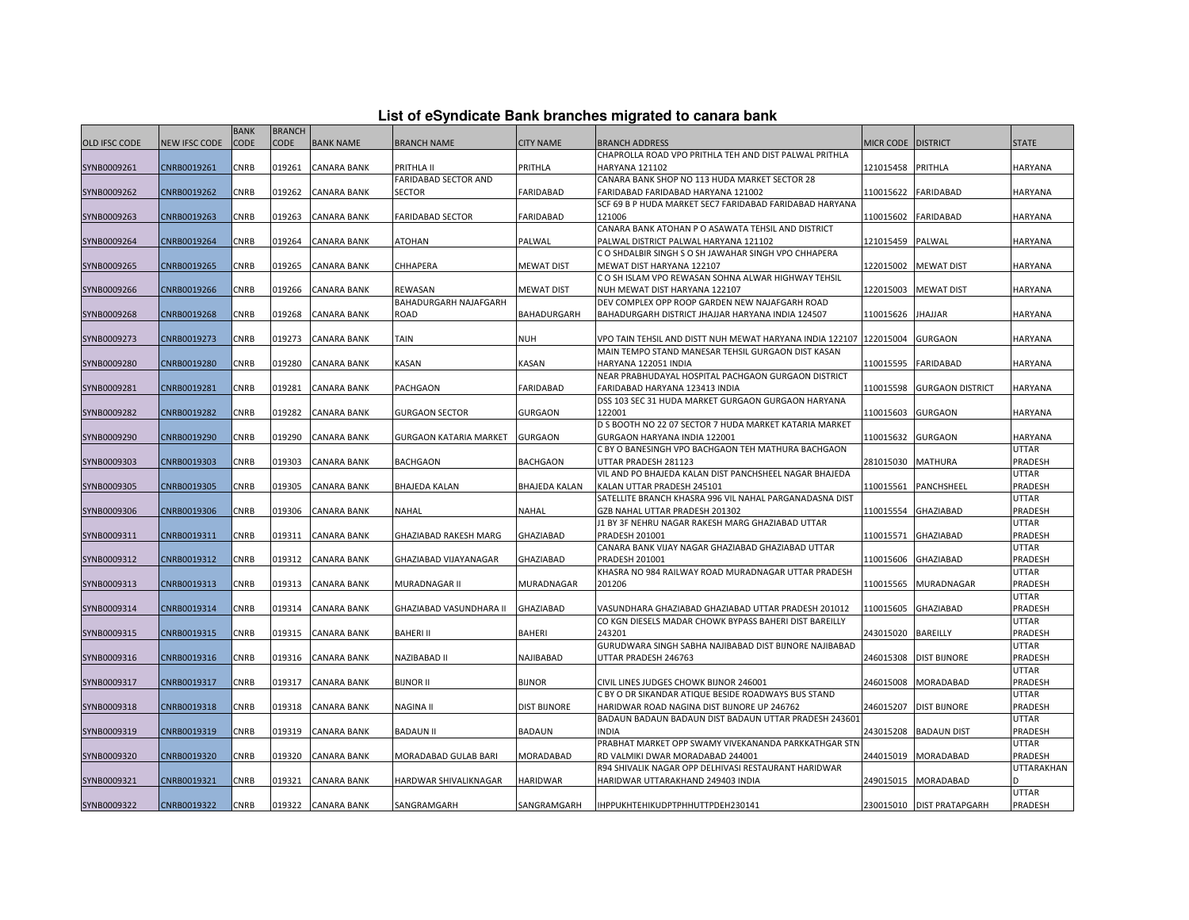## List of eSyndicate Bank branches migrated to canara bank

| OLD IFSC CODE | NEW IFSC CODE | BANK CODE | BRANCH CODE | BANK NAME | BRANCH NAME | CITY NAME | BRANCH ADDRESS | MICR CODE | DISTRICT | STATE |
|---|---|---|---|---|---|---|---|---|---|---|
| SYNB0009261 | CNRB0019261 | CNRB | 019261 | CANARA BANK | PRITHLA II | PRITHLA | CHAPROLLA ROAD VPO PRITHLA TEH AND DIST PALWAL PRITHLA HARYANA 121102 | 121015458 | PRITHLA | HARYANA |
| SYNB0009262 | CNRB0019262 | CNRB | 019262 | CANARA BANK | FARIDABAD SECTOR AND SECTOR | FARIDABAD | CANARA BANK SHOP NO 113 HUDA MARKET SECTOR 28 FARIDABAD FARIDABAD HARYANA 121002 | 110015622 | FARIDABAD | HARYANA |
| SYNB0009263 | CNRB0019263 | CNRB | 019263 | CANARA BANK | FARIDABAD SECTOR | FARIDABAD | SCF 69 B P HUDA MARKET SEC7 FARIDABAD FARIDABAD HARYANA 121006 | 110015602 | FARIDABAD | HARYANA |
| SYNB0009264 | CNRB0019264 | CNRB | 019264 | CANARA BANK | ATOHAN | PALWAL | CANARA BANK ATOHAN P O ASAWATA TEHSIL AND DISTRICT PALWAL DISTRICT PALWAL HARYANA 121102 | 121015459 | PALWAL | HARYANA |
| SYNB0009265 | CNRB0019265 | CNRB | 019265 | CANARA BANK | CHHAPERA | MEWAT DIST | C O SHDALBIR SINGH S O SH JAWAHAR SINGH VPO CHHAPERA MEWAT DIST HARYANA 122107 | 122015002 | MEWAT DIST | HARYANA |
| SYNB0009266 | CNRB0019266 | CNRB | 019266 | CANARA BANK | REWASAN | MEWAT DIST | C O SH ISLAM VPO REWASAN SOHNA ALWAR HIGHWAY TEHSIL NUH MEWAT DIST HARYANA 122107 | 122015003 | MEWAT DIST | HARYANA |
| SYNB0009268 | CNRB0019268 | CNRB | 019268 | CANARA BANK | BAHADURGARH NAJAFGARH ROAD | BAHADURGARH | DEV COMPLEX OPP ROOP GARDEN NEW NAJAFGARH ROAD BAHADURGARH DISTRICT JHAJJAR HARYANA INDIA 124507 | 110015626 | JHAJJAR | HARYANA |
| SYNB0009273 | CNRB0019273 | CNRB | 019273 | CANARA BANK | TAIN | NUH | VPO TAIN TEHSIL AND DISTT NUH MEWAT HARYANA INDIA 122107 | 122015004 | GURGAON | HARYANA |
| SYNB0009280 | CNRB0019280 | CNRB | 019280 | CANARA BANK | KASAN | KASAN | MAIN TEMPO STAND MANESAR TEHSIL GURGAON DIST KASAN HARYANA 122051 INDIA | 110015595 | FARIDABAD | HARYANA |
| SYNB0009281 | CNRB0019281 | CNRB | 019281 | CANARA BANK | PACHGAON | FARIDABAD | NEAR PRABHUDAYAL HOSPITAL PACHGAON GURGAON DISTRICT FARIDABAD HARYANA 123413 INDIA | 110015598 | GURGAON DISTRICT | HARYANA |
| SYNB0009282 | CNRB0019282 | CNRB | 019282 | CANARA BANK | GURGAON SECTOR | GURGAON | DSS 103 SEC 31 HUDA MARKET GURGAON GURGAON HARYANA 122001 | 110015603 | GURGAON | HARYANA |
| SYNB0009290 | CNRB0019290 | CNRB | 019290 | CANARA BANK | GURGAON KATARIA MARKET | GURGAON | D S BOOTH NO 22 07 SECTOR 7 HUDA MARKET KATARIA MARKET GURGAON HARYANA INDIA 122001 | 110015632 | GURGAON | HARYANA |
| SYNB0009303 | CNRB0019303 | CNRB | 019303 | CANARA BANK | BACHGAON | BACHGAON | C BY O BANESINGH VPO BACHGAON TEH MATHURA BACHGAON UTTAR PRADESH 281123 | 281015030 | MATHURA | UTTAR PRADESH |
| SYNB0009305 | CNRB0019305 | CNRB | 019305 | CANARA BANK | BHAJEDA KALAN | BHAJEDA KALAN | VIL AND PO BHAJEDA KALAN DIST PANCHSHEEL NAGAR BHAJEDA KALAN UTTAR PRADESH 245101 | 110015561 | PANCHSHEEL | UTTAR PRADESH |
| SYNB0009306 | CNRB0019306 | CNRB | 019306 | CANARA BANK | NAHAL | NAHAL | SATELLITE BRANCH KHASRA 996 VIL NAHAL PARGANADASNA DIST GZB NAHAL UTTAR PRADESH 201302 | 110015554 | GHAZIABAD | UTTAR PRADESH |
| SYNB0009311 | CNRB0019311 | CNRB | 019311 | CANARA BANK | GHAZIABAD RAKESH MARG | GHAZIABAD | J1 BY 3F NEHRU NAGAR RAKESH MARG GHAZIABAD UTTAR PRADESH 201001 | 110015571 | GHAZIABAD | UTTAR PRADESH |
| SYNB0009312 | CNRB0019312 | CNRB | 019312 | CANARA BANK | GHAZIABAD VIJAYANAGAR | GHAZIABAD | CANARA BANK VIJAY NAGAR GHAZIABAD GHAZIABAD UTTAR PRADESH 201001 | 110015606 | GHAZIABAD | UTTAR PRADESH |
| SYNB0009313 | CNRB0019313 | CNRB | 019313 | CANARA BANK | MURADNAGAR II | MURADNAGAR | KHASRA NO 984 RAILWAY ROAD MURADNAGAR UTTAR PRADESH 201206 | 110015565 | MURADNAGAR | UTTAR PRADESH |
| SYNB0009314 | CNRB0019314 | CNRB | 019314 | CANARA BANK | GHAZIABAD VASUNDHARA II | GHAZIABAD | VASUNDHARA GHAZIABAD GHAZIABAD UTTAR PRADESH 201012 | 110015605 | GHAZIABAD | UTTAR PRADESH |
| SYNB0009315 | CNRB0019315 | CNRB | 019315 | CANARA BANK | BAHERI II | BAHERI | CO KGN DIESELS MADAR CHOWK BYPASS BAHERI DIST BAREILLY 243201 | 243015020 | BAREILLY | UTTAR PRADESH |
| SYNB0009316 | CNRB0019316 | CNRB | 019316 | CANARA BANK | NAZIBABAD II | NAJIBABAD | GURUDWARA SINGH SABHA NAJIBABAD DIST BIJNORE NAJIBABAD UTTAR PRADESH 246763 | 246015308 | DIST BIJNORE | UTTAR PRADESH |
| SYNB0009317 | CNRB0019317 | CNRB | 019317 | CANARA BANK | BIJNOR II | BIJNOR | CIVIL LINES JUDGES CHOWK BIJNOR 246001 | 246015008 | MORADABAD | UTTAR PRADESH |
| SYNB0009318 | CNRB0019318 | CNRB | 019318 | CANARA BANK | NAGINA II | DIST BIJNORE | C BY O DR SIKANDAR ATIQUE BESIDE ROADWAYS BUS STAND HARIDWAR ROAD NAGINA DIST BIJNORE UP 246762 | 246015207 | DIST BIJNORE | UTTAR PRADESH |
| SYNB0009319 | CNRB0019319 | CNRB | 019319 | CANARA BANK | BADAUN II | BADAUN | BADAUN BADAUN BADAUN DIST BADAUN UTTAR PRADESH 243601 INDIA | 243015208 | BADAUN DIST | UTTAR PRADESH |
| SYNB0009320 | CNRB0019320 | CNRB | 019320 | CANARA BANK | MORADABAD GULAB BARI | MORADABAD | PRABHAT MARKET OPP SWAMY VIVEKANANDA PARKKATHGAR STN RD VALMIKI DWAR MORADABAD 244001 | 244015019 | MORADABAD | UTTAR PRADESH |
| SYNB0009321 | CNRB0019321 | CNRB | 019321 | CANARA BANK | HARDWAR SHIVALIKNAGAR | HARIDWAR | R94 SHIVALIK NAGAR OPP DELHIVASI RESTAURANT HARIDWAR HARIDWAR UTTARAKHAND 249403 INDIA | 249015015 | MORADABAD | UTTARAKHAND |
| SYNB0009322 | CNRB0019322 | CNRB | 019322 | CANARA BANK | SANGRAMGARH | SANGRAMGARH | IHPPUKHTEHIKUDPTPHHUTTPDEH230141 | 230015010 | DIST PRATAPGARH | UTTAR PRADESH |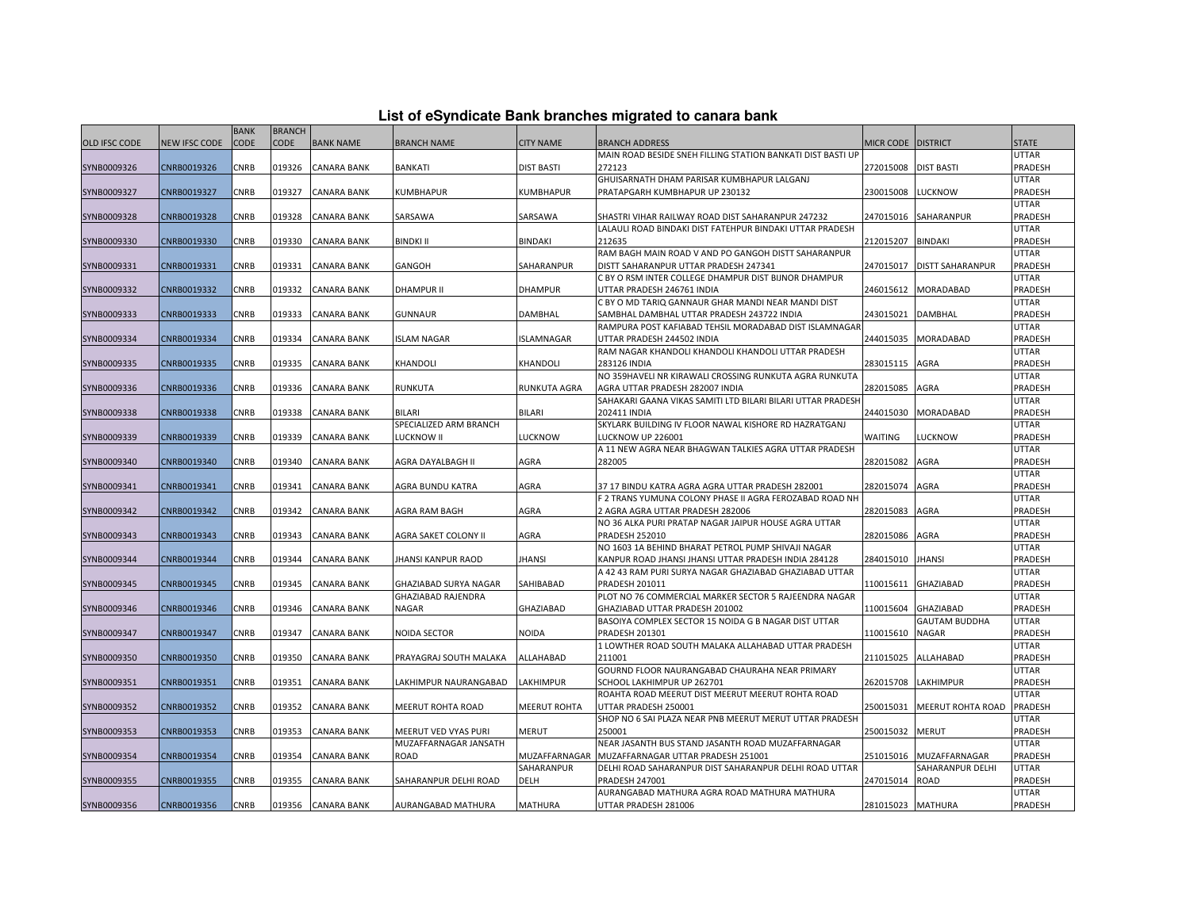# List of eSyndicate Bank branches migrated to canara bank

| OLD IFSC CODE | NEW IFSC CODE | BANK CODE | BRANCH CODE | BANK NAME | BRANCH NAME | CITY NAME | BRANCH ADDRESS | MICR CODE | DISTRICT | STATE |
|---|---|---|---|---|---|---|---|---|---|---|
| SYNB0009326 | CNRB0019326 | CNRB | 019326 | CANARA BANK | BANKATI | DIST BASTI | MAIN ROAD BESIDE SNEH FILLING STATION BANKATI DIST BASTI UP 272123 | 272015008 | DIST BASTI | UTTAR PRADESH |
| SYNB0009327 | CNRB0019327 | CNRB | 019327 | CANARA BANK | KUMBHAPUR | KUMBHAPUR | GHUISARNATH DHAM PARISAR KUMBHAPUR LALGANJ PRATAPGARH KUMBHAPUR UP 230132 | 230015008 | LUCKNOW | UTTAR PRADESH |
| SYNB0009328 | CNRB0019328 | CNRB | 019328 | CANARA BANK | SARSAWA | SARSAWA | SHASTRI VIHAR RAILWAY ROAD DIST SAHARANPUR 247232 | 247015016 | SAHARANPUR | UTTAR PRADESH |
| SYNB0009330 | CNRB0019330 | CNRB | 019330 | CANARA BANK | BINDKI II | BINDAKI | LALAULI ROAD BINDAKI DIST FATEHPUR BINDAKI UTTAR PRADESH 212635 | 212015207 | BINDAKI | UTTAR PRADESH |
| SYNB0009331 | CNRB0019331 | CNRB | 019331 | CANARA BANK | GANGOH | SAHARANPUR | RAM BAGH MAIN ROAD V AND PO GANGOH DISTT SAHARANPUR DISTT SAHARANPUR UTTAR PRADESH 247341 | 247015017 | DISTT SAHARANPUR | UTTAR PRADESH |
| SYNB0009332 | CNRB0019332 | CNRB | 019332 | CANARA BANK | DHAMPUR II | DHAMPUR | C BY O RSM INTER COLLEGE DHAMPUR DIST BIJNOR DHAMPUR UTTAR PRADESH 246761 INDIA | 246015612 | MORADABAD | UTTAR PRADESH |
| SYNB0009333 | CNRB0019333 | CNRB | 019333 | CANARA BANK | GUNNAUR | DAMBHAL | C BY O MD TARIQ GANNAUR GHAR MANDI NEAR MANDI DIST SAMBHAL DAMBHAL UTTAR PRADESH 243722 INDIA | 243015021 | DAMBHAL | UTTAR PRADESH |
| SYNB0009334 | CNRB0019334 | CNRB | 019334 | CANARA BANK | ISLAM NAGAR | ISLAMNAGAR | RAMPURA POST KAFIABAD TEHSIL MORADABAD DIST ISLAMNAGAR UTTAR PRADESH 244502 INDIA | 244015035 | MORADABAD | UTTAR PRADESH |
| SYNB0009335 | CNRB0019335 | CNRB | 019335 | CANARA BANK | KHANDOLI | KHANDOLI | RAM NAGAR KHANDOLI KHANDOLI KHANDOLI UTTAR PRADESH 283126 INDIA | 283015115 | AGRA | UTTAR PRADESH |
| SYNB0009336 | CNRB0019336 | CNRB | 019336 | CANARA BANK | RUNKUTA | RUNKUTA AGRA | NO 359HAVELI NR KIRAWALI CROSSING RUNKUTA AGRA RUNKUTA AGRA UTTAR PRADESH 282007 INDIA | 282015085 | AGRA | UTTAR PRADESH |
| SYNB0009338 | CNRB0019338 | CNRB | 019338 | CANARA BANK | BILARI | BILARI | SAHAKARI GAANA VIKAS SAMITI LTD BILARI BILARI UTTAR PRADESH 202411 INDIA | 244015030 | MORADABAD | UTTAR PRADESH |
| SYNB0009339 | CNRB0019339 | CNRB | 019339 | CANARA BANK | SPECIALIZED ARM BRANCH LUCKNOW II | LUCKNOW | SKYLARK BUILDING IV FLOOR NAWAL KISHORE RD HAZRATGANJ LUCKNOW UP 226001 | WAITING | LUCKNOW | UTTAR PRADESH |
| SYNB0009340 | CNRB0019340 | CNRB | 019340 | CANARA BANK | AGRA DAYALBAGH II | AGRA | A 11 NEW AGRA NEAR BHAGWAN TALKIES AGRA UTTAR PRADESH 282005 | 282015082 | AGRA | UTTAR PRADESH |
| SYNB0009341 | CNRB0019341 | CNRB | 019341 | CANARA BANK | AGRA BUNDU KATRA | AGRA | 37 17 BINDU KATRA AGRA AGRA UTTAR PRADESH 282001 | 282015074 | AGRA | UTTAR PRADESH |
| SYNB0009342 | CNRB0019342 | CNRB | 019342 | CANARA BANK | AGRA RAM BAGH | AGRA | F 2 TRANS YUMUNA COLONY PHASE II AGRA FEROZABAD ROAD NH 2 AGRA AGRA UTTAR PRADESH 282006 | 282015083 | AGRA | UTTAR PRADESH |
| SYNB0009343 | CNRB0019343 | CNRB | 019343 | CANARA BANK | AGRA SAKET COLONY II | AGRA | NO 36 ALKA PURI PRATAP NAGAR JAIPUR HOUSE AGRA UTTAR PRADESH 252010 | 282015086 | AGRA | UTTAR PRADESH |
| SYNB0009344 | CNRB0019344 | CNRB | 019344 | CANARA BANK | JHANSI KANPUR RAOD | JHANSI | NO 1603 1A BEHIND BHARAT PETROL PUMP SHIVAJI NAGAR KANPUR ROAD JHANSI JHANSI UTTAR PRADESH INDIA 284128 | 284015010 | JHANSI | UTTAR PRADESH |
| SYNB0009345 | CNRB0019345 | CNRB | 019345 | CANARA BANK | GHAZIABAD SURYA NAGAR | SAHIBABAD | A 42 43 RAM PURI SURYA NAGAR GHAZIABAD GHAZIABAD UTTAR PRADESH 201011 | 110015611 | GHAZIABAD | UTTAR PRADESH |
| SYNB0009346 | CNRB0019346 | CNRB | 019346 | CANARA BANK | GHAZIABAD RAJENDRA NAGAR | GHAZIABAD | PLOT NO 76 COMMERCIAL MARKER SECTOR 5 RAJEENDRA NAGAR GHAZIABAD UTTAR PRADESH 201002 | 110015604 | GHAZIABAD | UTTAR PRADESH |
| SYNB0009347 | CNRB0019347 | CNRB | 019347 | CANARA BANK | NOIDA SECTOR | NOIDA | BASOIYA COMPLEX SECTOR 15 NOIDA G B NAGAR DIST UTTAR PRADESH 201301 | 110015610 | GAUTAM BUDDHA NAGAR | UTTAR PRADESH |
| SYNB0009350 | CNRB0019350 | CNRB | 019350 | CANARA BANK | PRAYAGRAJ SOUTH MALAKA | ALLAHABAD | 1 LOWTHER ROAD SOUTH MALAKA ALLAHABAD UTTAR PRADESH 211001 | 211015025 | ALLAHABAD | UTTAR PRADESH |
| SYNB0009351 | CNRB0019351 | CNRB | 019351 | CANARA BANK | LAKHIMPUR NAURANGABAD | LAKHIMPUR | GOURND FLOOR NAURANGABAD CHAURAHA NEAR PRIMARY SCHOOL LAKHIMPUR UP 262701 | 262015708 | LAKHIMPUR | UTTAR PRADESH |
| SYNB0009352 | CNRB0019352 | CNRB | 019352 | CANARA BANK | MEERUT ROHTA ROAD | MEERUT ROHTA | ROAHTA ROAD MEERUT DIST MEERUT MEERUT ROHTA ROAD UTTAR PRADESH 250001 | 250015031 | MEERUT ROHTA ROAD | UTTAR PRADESH |
| SYNB0009353 | CNRB0019353 | CNRB | 019353 | CANARA BANK | MEERUT VED VYAS PURI | MERUT | SHOP NO 6 SAI PLAZA NEAR PNB MEERUT MERUT UTTAR PRADESH 250001 | 250015032 | MERUT | UTTAR PRADESH |
| SYNB0009354 | CNRB0019354 | CNRB | 019354 | CANARA BANK | MUZAFFARNAGAR JANSATH ROAD | MUZAFFARNAGAR | NEAR JASANTH BUS STAND JASANTH ROAD MUZAFFARNAGAR MUZAFFARNAGAR UTTAR PRADESH 251001 | 251015016 | MUZAFFARNAGAR | UTTAR PRADESH |
| SYNB0009355 | CNRB0019355 | CNRB | 019355 | CANARA BANK | SAHARANPUR DELHI ROAD | SAHARANPUR DELH | DELHI ROAD SAHARANPUR DIST SAHARANPUR DELHI ROAD UTTAR PRADESH 247001 | 247015014 | SAHARANPUR DELHI ROAD | UTTAR PRADESH |
| SYNB0009356 | CNRB0019356 | CNRB | 019356 | CANARA BANK | AURANGABAD MATHURA | MATHURA | AURANGABAD MATHURA AGRA ROAD MATHURA MATHURA UTTAR PRADESH 281006 | 281015023 | MATHURA | UTTAR PRADESH |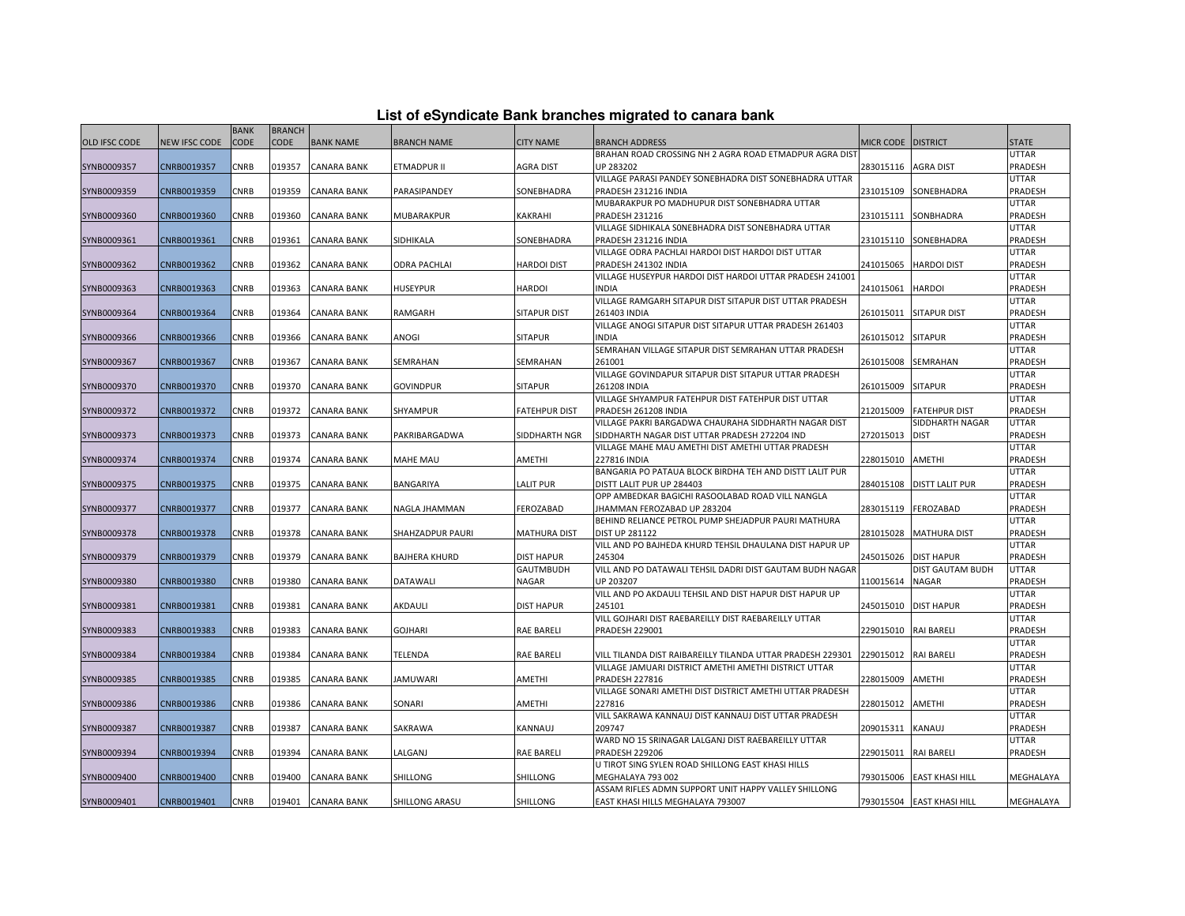# List of eSyndicate Bank branches migrated to canara bank

| OLD IFSC CODE | NEW IFSC CODE | BANK CODE | BRANCH CODE | BANK NAME | BRANCH NAME | CITY NAME | BRANCH ADDRESS | MICR CODE | DISTRICT | STATE |
|---|---|---|---|---|---|---|---|---|---|---|
| SYNB0009357 | CNRB0019357 | CNRB | 019357 | CANARA BANK | ETMADPUR II | AGRA DIST | BRAHAN ROAD CROSSING NH 2 AGRA ROAD ETMADPUR AGRA DIST UP 283202 | 283015116 | AGRA DIST | UTTAR PRADESH |
| SYNB0009359 | CNRB0019359 | CNRB | 019359 | CANARA BANK | PARASIPANDEY | SONEBHADRA | VILLAGE PARASI PANDEY SONEBHADRA DIST SONEBHADRA UTTAR PRADESH 231216 INDIA | 231015109 | SONEBHADRA | UTTAR PRADESH |
| SYNB0009360 | CNRB0019360 | CNRB | 019360 | CANARA BANK | MUBARAKPUR | KAKRAHI | MUBARAKPUR PO MADHUPUR DIST SONEBHADRA UTTAR PRADESH 231216 | 231015111 | SONBHADRA | UTTAR PRADESH |
| SYNB0009361 | CNRB0019361 | CNRB | 019361 | CANARA BANK | SIDHIKALA | SONEBHADRA | VILLAGE SIDHIKALA S0NEBHADRA DIST SONEBHADRA UTTAR PRADESH 231216 INDIA | 231015110 | SONEBHADRA | UTTAR PRADESH |
| SYNB0009362 | CNRB0019362 | CNRB | 019362 | CANARA BANK | ODRA PACHLAI | HARDOI DIST | VILLAGE ODRA PACHLAI HARDOI DIST HARDOI DIST UTTAR PRADESH 241302 INDIA | 241015065 | HARDOI DIST | UTTAR PRADESH |
| SYNB0009363 | CNRB0019363 | CNRB | 019363 | CANARA BANK | HUSEYPUR | HARDOI | VILLAGE HUSEYPUR HARDOI DIST HARDOI UTTAR PRADESH 241001 INDIA | 241015061 | HARDOI | UTTAR PRADESH |
| SYNB0009364 | CNRB0019364 | CNRB | 019364 | CANARA BANK | RAMGARH | SITAPUR DIST | VILLAGE RAMGARH SITAPUR DIST SITAPUR DIST UTTAR PRADESH 261403 INDIA | 261015011 | SITAPUR DIST | UTTAR PRADESH |
| SYNB0009366 | CNRB0019366 | CNRB | 019366 | CANARA BANK | ANOGI | SITAPUR | VILLAGE ANOGI SITAPUR DIST SITAPUR UTTAR PRADESH 261403 INDIA | 261015012 | SITAPUR | UTTAR PRADESH |
| SYNB0009367 | CNRB0019367 | CNRB | 019367 | CANARA BANK | SEMRAHAN | SEMRAHAN | SEMRAHAN VILLAGE SITAPUR DIST SEMRAHAN UTTAR PRADESH 261001 | 261015008 | SEMRAHAN | UTTAR PRADESH |
| SYNB0009370 | CNRB0019370 | CNRB | 019370 | CANARA BANK | GOVINDPUR | SITAPUR | VILLAGE GOVINDAPUR SITAPUR DIST SITAPUR UTTAR PRADESH 261208 INDIA | 261015009 | SITAPUR | UTTAR PRADESH |
| SYNB0009372 | CNRB0019372 | CNRB | 019372 | CANARA BANK | SHYAMPUR | FATEHPUR DIST | VILLAGE SHYAMPUR FATEHPUR DIST FATEHPUR DIST UTTAR PRADESH 261208 INDIA | 212015009 | FATEHPUR DIST | UTTAR PRADESH |
| SYNB0009373 | CNRB0019373 | CNRB | 019373 | CANARA BANK | PAKRIBARGADWA | SIDDHARTH NGR | VILLAGE PAKRI BARGADWA CHAURAHA SIDDHARTH NAGAR DIST SIDDHARTH NAGAR DIST UTTAR PRADESH 272204 IND | 272015013 | SIDDHARTH NAGAR DIST | UTTAR PRADESH |
| SYNB0009374 | CNRB0019374 | CNRB | 019374 | CANARA BANK | MAHE MAU | AMETHI | VILLAGE MAHE MAU AMETHI DIST AMETHI UTTAR PRADESH 227816 INDIA | 228015010 | AMETHI | UTTAR PRADESH |
| SYNB0009375 | CNRB0019375 | CNRB | 019375 | CANARA BANK | BANGARIYA | LALIT PUR | BANGARIA PO PATAUA BLOCK BIRDHA TEH AND DISTT LALIT PUR DISTT LALIT PUR UP 284403 | 284015108 | DISTT LALIT PUR | UTTAR PRADESH |
| SYNB0009377 | CNRB0019377 | CNRB | 019377 | CANARA BANK | NAGLA JHAMMAN | FEROZABAD | OPP AMBEDKAR BAGICHI RASOOLABAD ROAD VILL NANGLA JHAMMAN FEROZABAD UP 283204 | 283015119 | FEROZABAD | UTTAR PRADESH |
| SYNB0009378 | CNRB0019378 | CNRB | 019378 | CANARA BANK | SHAHZADPUR PAURI | MATHURA DIST | BEHIND RELIANCE PETROL PUMP SHEJADPUR PAURI MATHURA DIST UP 281122 | 281015028 | MATHURA DIST | UTTAR PRADESH |
| SYNB0009379 | CNRB0019379 | CNRB | 019379 | CANARA BANK | BAJHERA KHURD | DIST HAPUR | VILL AND PO BAJHEDA KHURD TEHSIL DHAULANA DIST HAPUR UP 245304 | 245015026 | DIST HAPUR | UTTAR PRADESH |
| SYNB0009380 | CNRB0019380 | CNRB | 019380 | CANARA BANK | DATAWALI | GAUTMBUDH NAGAR | VILL AND PO DATAWALI TEHSIL DADRI DIST GAUTAM BUDH NAGAR UP 203207 | 110015614 | DIST GAUTAM BUDH NAGAR | UTTAR PRADESH |
| SYNB0009381 | CNRB0019381 | CNRB | 019381 | CANARA BANK | AKDAULI | DIST HAPUR | VILL AND PO AKDAULI TEHSIL AND DIST HAPUR DIST HAPUR UP 245101 | 245015010 | DIST HAPUR | UTTAR PRADESH |
| SYNB0009383 | CNRB0019383 | CNRB | 019383 | CANARA BANK | GOJHARI | RAE BARELI | VILL GOJHARI DIST RAEBAREILLY DIST RAEBAREILLY UTTAR PRADESH 229001 | 229015010 | RAI BARELI | UTTAR PRADESH |
| SYNB0009384 | CNRB0019384 | CNRB | 019384 | CANARA BANK | TELENDA | RAE BARELI | VILL TILANDA DIST RAIBAREILLY TILANDA UTTAR PRADESH 229301 | 229015012 | RAI BARELI | UTTAR PRADESH |
| SYNB0009385 | CNRB0019385 | CNRB | 019385 | CANARA BANK | JAMUWARI | AMETHI | VILLAGE JAMUARI DISTRICT AMETHI AMETHI DISTRICT UTTAR PRADESH 227816 | 228015009 | AMETHI | UTTAR PRADESH |
| SYNB0009386 | CNRB0019386 | CNRB | 019386 | CANARA BANK | SONARI | AMETHI | VILLAGE SONARI AMETHI DIST DISTRICT AMETHI UTTAR PRADESH 227816 | 228015012 | AMETHI | UTTAR PRADESH |
| SYNB0009387 | CNRB0019387 | CNRB | 019387 | CANARA BANK | SAKRAWA | KANNAUJ | VILL SAKRAWA KANNAUJ DIST KANNAUJ DIST UTTAR PRADESH 209747 | 209015311 | KANAUJ | UTTAR PRADESH |
| SYNB0009394 | CNRB0019394 | CNRB | 019394 | CANARA BANK | LALGANJ | RAE BARELI | WARD NO 15 SRINAGAR LALGANJ DIST RAEBAREILLY UTTAR PRADESH 229206 | 229015011 | RAI BARELI | UTTAR PRADESH |
| SYNB0009400 | CNRB0019400 | CNRB | 019400 | CANARA BANK | SHILLONG | SHILLONG | U TIROT SING SYLEN ROAD SHILLONG EAST KHASI HILLS MEGHALAYA 793 002 | 793015006 | EAST KHASI HILL | MEGHALAYA |
| SYNB0009401 | CNRB0019401 | CNRB | 019401 | CANARA BANK | SHILLONG ARASU | SHILLONG | ASSAM RIFLES ADMN SUPPORT UNIT HAPPY VALLEY SHILLONG EAST KHASI HILLS MEGHALAYA 793007 | 793015504 | EAST KHASI HILL | MEGHALAYA |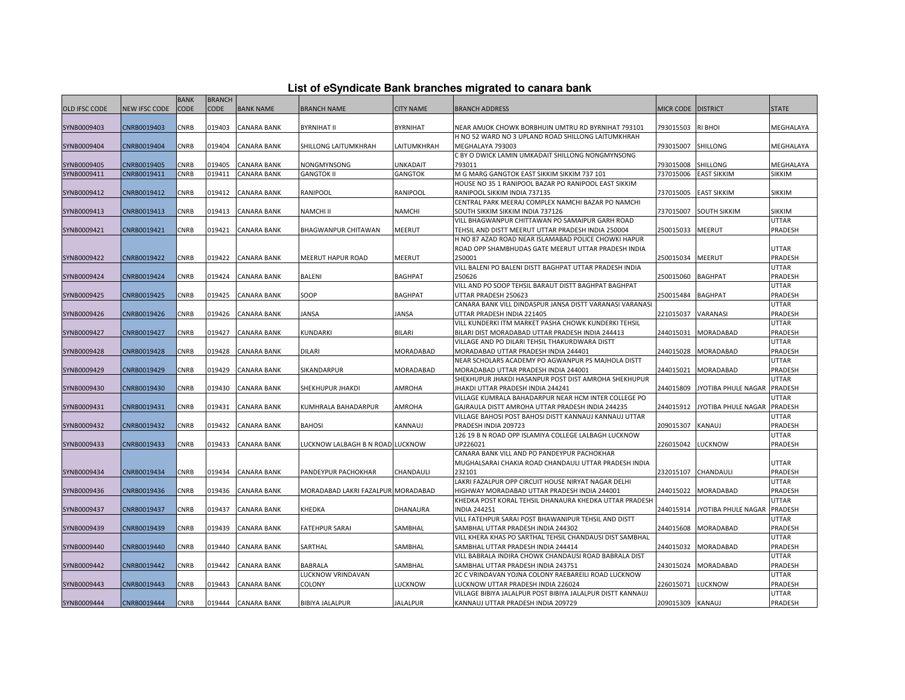# List of eSyndicate Bank branches migrated to canara bank

| OLD IFSC CODE | NEW IFSC CODE | BANK CODE | BRANCH CODE | BANK NAME | BRANCH NAME | CITY NAME | BRANCH ADDRESS | MICR CODE | DISTRICT | STATE |
|---|---|---|---|---|---|---|---|---|---|---|
| SYNB0009403 | CNRB0019403 | CNRB | 019403 | CANARA BANK | BYRNIHAT II | BYRNIHAT | NEAR AMJOK CHOWK BORBHUIN UMTRU RD BYRNIHAT 793101 | 793015503 | RI BHOI | MEGHALAYA |
| SYNB0009404 | CNRB0019404 | CNRB | 019404 | CANARA BANK | SHILLONG LAITUMKHRAH | LAITUMKHRAH | H NO 52 WARD NO 3 UPLAND ROAD SHILLONG LAITUMKHRAH MEGHALAYA 793003 | 793015007 | SHILLONG | MEGHALAYA |
| SYNB0009405 | CNRB0019405 | CNRB | 019405 | CANARA BANK | NONGMYNSONG | UNKADAIT | C BY O DWICK LAMIN UMKADAIT SHILLONG NONGMYNSONG 793011 | 793015008 | SHILLONG | MEGHALAYA |
| SYNB0009411 | CNRB0019411 | CNRB | 019411 | CANARA BANK | GANGTOK II | GANGTOK | M G MARG GANGTOK EAST SIKKIM SIKKIM 737 101 | 737015006 | EAST SIKKIM | SIKKIM |
| SYNB0009412 | CNRB0019412 | CNRB | 019412 | CANARA BANK | RANIPOOL | RANIPOOL | HOUSE NO 35 1 RANIPOOL BAZAR PO RANIPOOL EAST SIKKIM RANIPOOL SIKKIM INDIA 737135 | 737015005 | EAST SIKKIM | SIKKIM |
| SYNB0009413 | CNRB0019413 | CNRB | 019413 | CANARA BANK | NAMCHI II | NAMCHI | CENTRAL PARK MEERAJ COMPLEX NAMCHI BAZAR PO NAMCHI SOUTH SIKKIM SIKKIM INDIA 737126 | 737015007 | SOUTH SIKKIM | SIKKIM |
| SYNB0009421 | CNRB0019421 | CNRB | 019421 | CANARA BANK | BHAGWANPUR CHITAWAN | MEERUT | VILL BHAGWANPUR CHITTAWAN PO SAMAIPUR GARH ROAD TEHSIL AND DISTT MEERUT UTTAR PRADESH INDIA 250004 | 250015033 | MEERUT | UTTAR PRADESH |
| SYNB0009422 | CNRB0019422 | CNRB | 019422 | CANARA BANK | MEERUT HAPUR ROAD | MEERUT | H NO 87 AZAD ROAD NEAR ISLAMABAD POLICE CHOWKI HAPUR ROAD OPP SHAMBHUDAS GATE MEERUT UTTAR PRADESH INDIA 250001 | 250015034 | MEERUT | UTTAR PRADESH |
| SYNB0009424 | CNRB0019424 | CNRB | 019424 | CANARA BANK | BALENI | BAGHPAT | VILL BALENI PO BALENI DISTT BAGHPAT UTTAR PRADESH INDIA 250626 | 250015060 | BAGHPAT | UTTAR PRADESH |
| SYNB0009425 | CNRB0019425 | CNRB | 019425 | CANARA BANK | SOOP | BAGHPAT | VILL AND PO SOOP TEHSIL BARAUT DISTT BAGHPAT BAGHPAT UTTAR PRADESH 250623 | 250015484 | BAGHPAT | UTTAR PRADESH |
| SYNB0009426 | CNRB0019426 | CNRB | 019426 | CANARA BANK | JANSA | JANSA | CANARA BANK VILL DINDASPUR JANSA DISTT VARANASI VARANASI UTTAR PRADESH INDIA 221405 | 221015037 | VARANASI | UTTAR PRADESH |
| SYNB0009427 | CNRB0019427 | CNRB | 019427 | CANARA BANK | KUNDARKI | BILARI | VILL KUNDERKI ITM MARKET PASHA CHOWK KUNDERKI TEHSIL BILARI DIST MORADABAD UTTAR PRADESH INDIA 244413 | 244015031 | MORADABAD | UTTAR PRADESH |
| SYNB0009428 | CNRB0019428 | CNRB | 019428 | CANARA BANK | DILARI | MORADABAD | VILLAGE AND PO DILARI TEHSIL THAKURDWARA DISTT MORADABAD UTTAR PRADESH INDIA 244401 | 244015028 | MORADABAD | UTTAR PRADESH |
| SYNB0009429 | CNRB0019429 | CNRB | 019429 | CANARA BANK | SIKANDARPUR | MORADABAD | NEAR SCHOLARS ACADEMY PO AGWANPUR PS MAJHOLA DISTT MORADABAD UTTAR PRADESH INDIA 244001 | 244015021 | MORADABAD | UTTAR PRADESH |
| SYNB0009430 | CNRB0019430 | CNRB | 019430 | CANARA BANK | SHEKHUPUR JHAKDI | AMROHA | SHEKHUPUR JHAKDI HASANPUR POST DIST AMROHA SHEKHUPUR JHAKDI UTTAR PRADESH INDIA 244241 | 244015809 | JYOTIBA PHULE NAGAR | UTTAR PRADESH |
| SYNB0009431 | CNRB0019431 | CNRB | 019431 | CANARA BANK | KUMHRALA BAHADARPUR | AMROHA | VILLAGE KUMRALA BAHADARPUR NEAR HCM INTER COLLEGE PO GAJRAULA DISTT AMROHA UTTAR PRADESH INDIA 244235 | 244015912 | JYOTIBA PHULE NAGAR | UTTAR PRADESH |
| SYNB0009432 | CNRB0019432 | CNRB | 019432 | CANARA BANK | BAHOSI | KANNAUJ | VILLAGE BAHOSI POST BAHOSI DISTT KANNAUJ KANNAUJ UTTAR PRADESH INDIA 209723 | 209015307 | KANAUJ | UTTAR PRADESH |
| SYNB0009433 | CNRB0019433 | CNRB | 019433 | CANARA BANK | LUCKNOW LALBAGH B N ROAD | LUCKNOW | 126 19 B N ROAD OPP ISLAMIYA COLLEGE LALBAGH LUCKNOW UP226021 | 226015042 | LUCKNOW | UTTAR PRADESH |
| SYNB0009434 | CNRB0019434 | CNRB | 019434 | CANARA BANK | PANDEYPUR PACHOKHAR | CHANDAULI | CANARA BANK VILL AND PO PANDEYPUR PACHOKHAR MUGHALSARAI CHAKIA ROAD CHANDAULI UTTAR PRADESH INDIA 232101 | 232015107 | CHANDAULI | UTTAR PRADESH |
| SYNB0009436 | CNRB0019436 | CNRB | 019436 | CANARA BANK | MORADABAD LAKRI FAZALPUR | MORADABAD | LAKRI FAZALPUR OPP CIRCUIT HOUSE NIRYAT NAGAR DELHI HIGHWAY MORADABAD UTTAR PRADESH INDIA 244001 | 244015022 | MORADABAD | UTTAR PRADESH |
| SYNB0009437 | CNRB0019437 | CNRB | 019437 | CANARA BANK | KHEDKA | DHANAURA | KHEDKA POST KORAL TEHSIL DHANAURA KHEDKA UTTAR PRADESH INDIA 244251 | 244015914 | JYOTIBA PHULE NAGAR | UTTAR PRADESH |
| SYNB0009439 | CNRB0019439 | CNRB | 019439 | CANARA BANK | FATEHPUR SARAI | SAMBHAL | VILL FATEHPUR SARAI POST BHAWANIPUR TEHSIL AND DISTT SAMBHAL UTTAR PRADESH INDIA 244302 | 244015608 | MORADABAD | UTTAR PRADESH |
| SYNB0009440 | CNRB0019440 | CNRB | 019440 | CANARA BANK | SARTHAL | SAMBHAL | VILL KHERA KHAS PO SARTHAL TEHSIL CHANDAUSI DIST SAMBHAL SAMBHAL UTTAR PRADESH INDIA 244414 | 244015032 | MORADABAD | UTTAR PRADESH |
| SYNB0009442 | CNRB0019442 | CNRB | 019442 | CANARA BANK | BABRALA | SAMBHAL | VILL BABRALA INDIRA CHOWK CHANDAUSI ROAD BABRALA DIST SAMBHAL UTTAR PRADESH INDIA 243751 | 243015024 | MORADABAD | UTTAR PRADESH |
| SYNB0009443 | CNRB0019443 | CNRB | 019443 | CANARA BANK | LUCKNOW VRINDAVAN COLONY | LUCKNOW | 2C C VRINDAVAN YOJNA COLONY RAEBAREILI ROAD LUCKNOW LUCKNOW UTTAR PRADESH INDIA 226024 | 226015071 | LUCKNOW | UTTAR PRADESH |
| SYNB0009444 | CNRB0019444 | CNRB | 019444 | CANARA BANK | BIBIYA JALALPUR | JALALPUR | VILLAGE BIBIYA JALALPUR POST BIBIYA JALALPUR DISTT KANNAUJ KANNAUJ UTTAR PRADESH INDIA 209729 | 209015309 | KANAUJ | UTTAR PRADESH |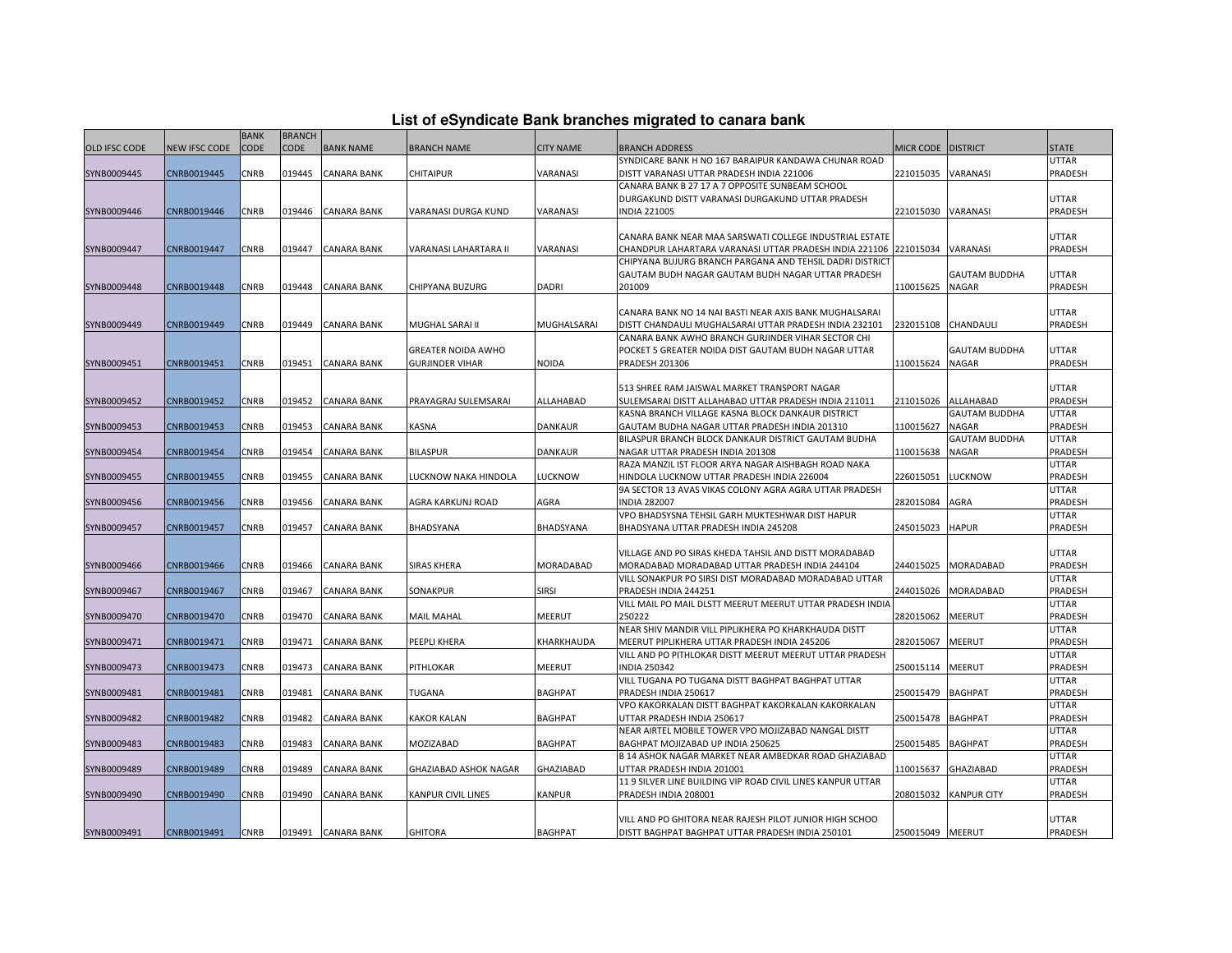## List of eSyndicate Bank branches migrated to canara bank

| OLD IFSC CODE | NEW IFSC CODE | BANK CODE | BRANCH CODE | BANK NAME | BRANCH NAME | CITY NAME | BRANCH ADDRESS | MICR CODE | DISTRICT | STATE |
|---|---|---|---|---|---|---|---|---|---|---|
| SYNB0009445 | CNRB0019445 | CNRB | 019445 | CANARA BANK | CHITAIPUR | VARANASI | SYNDICARE BANK H NO 167 BARAIPUR KANDAWA CHUNAR ROAD DISTT VARANASI UTTAR PRADESH INDIA 221006 | 221015035 | VARANASI | UTTAR PRADESH |
| SYNB0009446 | CNRB0019446 | CNRB | 019446 | CANARA BANK | VARANASI DURGA KUND | VARANASI | CANARA BANK B 27 17 A 7 OPPOSITE SUNBEAM SCHOOL DURGAKUND DISTT VARANASI DURGAKUND UTTAR PRADESH INDIA 221005 | 221015030 | VARANASI | UTTAR PRADESH |
| SYNB0009447 | CNRB0019447 | CNRB | 019447 | CANARA BANK | VARANASI LAHARTARA II | VARANASI | CANARA BANK NEAR MAA SARSWATI COLLEGE INDUSTRIAL ESTATE CHANDPUR LAHARTARA VARANASI UTTAR PRADESH INDIA 221106 | 221015034 | VARANASI | UTTAR PRADESH |
| SYNB0009448 | CNRB0019448 | CNRB | 019448 | CANARA BANK | CHIPYANA BUZURG | DADRI | CHIPYANA BUJURG BRANCH PARGANA AND TEHSIL DADRI DISTRICT GAUTAM BUDH NAGAR GAUTAM BUDH NAGAR UTTAR PRADESH 201009 | 110015625 | GAUTAM BUDDHA NAGAR | UTTAR PRADESH |
| SYNB0009449 | CNRB0019449 | CNRB | 019449 | CANARA BANK | MUGHAL SARAI II | MUGHALSARAI | CANARA BANK NO 14 NAI BASTI NEAR AXIS BANK MUGHALSARAI DISTT CHANDAULI MUGHALSARAI UTTAR PRADESH INDIA 232101 | 232015108 | CHANDAULI | UTTAR PRADESH |
| SYNB0009451 | CNRB0019451 | CNRB | 019451 | CANARA BANK | GREATER NOIDA AWHO GURJINDER VIHAR | NOIDA | CANARA BANK AWHO BRANCH GURJINDER VIHAR SECTOR CHI POCKET 5 GREATER NOIDA DIST GAUTAM BUDH NAGAR UTTAR PRADESH 201306 | 110015624 | GAUTAM BUDDHA NAGAR | UTTAR PRADESH |
| SYNB0009452 | CNRB0019452 | CNRB | 019452 | CANARA BANK | PRAYAGRAJ SULEMSARAI | ALLAHABAD | 513 SHREE RAM JAISWAL MARKET TRANSPORT NAGAR SULEMSARAI DISTT ALLAHABAD UTTAR PRADESH INDIA 211011 | 211015026 | ALLAHABAD | UTTAR PRADESH |
| SYNB0009453 | CNRB0019453 | CNRB | 019453 | CANARA BANK | KASNA | DANKAUR | KASNA BRANCH VILLAGE KASNA BLOCK DANKAUR DISTRICT GAUTAM BUDHA NAGAR UTTAR PRADESH INDIA 201310 | 110015627 | GAUTAM BUDDHA NAGAR | UTTAR PRADESH |
| SYNB0009454 | CNRB0019454 | CNRB | 019454 | CANARA BANK | BILASPUR | DANKAUR | BILASPUR BRANCH BLOCK DANKAUR DISTRICT GAUTAM BUDHA NAGAR UTTAR PRADESH INDIA 201308 | 110015638 | GAUTAM BUDDHA NAGAR | UTTAR PRADESH |
| SYNB0009455 | CNRB0019455 | CNRB | 019455 | CANARA BANK | LUCKNOW NAKA HINDOLA | LUCKNOW | RAZA MANZIL IST FLOOR ARYA NAGAR AISHBAGH ROAD NAKA HINDOLA LUCKNOW UTTAR PRADESH INDIA 226004 | 226015051 | LUCKNOW | UTTAR PRADESH |
| SYNB0009456 | CNRB0019456 | CNRB | 019456 | CANARA BANK | AGRA KARKUNJ ROAD | AGRA | 9A SECTOR 13 AVAS VIKAS COLONY AGRA AGRA UTTAR PRADESH INDIA 282007 | 282015084 | AGRA | UTTAR PRADESH |
| SYNB0009457 | CNRB0019457 | CNRB | 019457 | CANARA BANK | BHADSYANA | BHADSYANA | VPO BHADSYSNA TEHSIL GARH MUKTESHWAR DIST HAPUR BHADSYANA UTTAR PRADESH INDIA 245208 | 245015023 | HAPUR | UTTAR PRADESH |
| SYNB0009466 | CNRB0019466 | CNRB | 019466 | CANARA BANK | SIRAS KHERA | MORADABAD | VILLAGE AND PO SIRAS KHEDA TAHSIL AND DISTT MORADABAD MORADABAD MORADABAD UTTAR PRADESH INDIA 244104 | 244015025 | MORADABAD | UTTAR PRADESH |
| SYNB0009467 | CNRB0019467 | CNRB | 019467 | CANARA BANK | SONAKPUR | SIRSI | VILL SONAKPUR PO SIRSI DIST MORADABAD MORADABAD UTTAR PRADESH INDIA 244251 | 244015026 | MORADABAD | UTTAR PRADESH |
| SYNB0009470 | CNRB0019470 | CNRB | 019470 | CANARA BANK | MAIL MAHAL | MEERUT | VILL MAIL PO MAIL DLSTT MEERUT MEERUT UTTAR PRADESH INDIA 250222 | 282015062 | MEERUT | UTTAR PRADESH |
| SYNB0009471 | CNRB0019471 | CNRB | 019471 | CANARA BANK | PEEPLI KHERA | KHARKHAUDA | NEAR SHIV MANDIR VILL PIPLIKHERA PO KHARKHAUDA DISTT MEERUT PIPLIKHERA UTTAR PRADESH INDIA 245206 | 282015067 | MEERUT | UTTAR PRADESH |
| SYNB0009473 | CNRB0019473 | CNRB | 019473 | CANARA BANK | PITHLOKAR | MEERUT | VILL AND PO PITHLOKAR DISTT MEERUT MEERUT UTTAR PRADESH INDIA 250342 | 250015114 | MEERUT | UTTAR PRADESH |
| SYNB0009481 | CNRB0019481 | CNRB | 019481 | CANARA BANK | TUGANA | BAGHPAT | VILL TUGANA PO TUGANA DISTT BAGHPAT BAGHPAT UTTAR PRADESH INDIA 250617 | 250015479 | BAGHPAT | UTTAR PRADESH |
| SYNB0009482 | CNRB0019482 | CNRB | 019482 | CANARA BANK | KAKOR KALAN | BAGHPAT | VPO KAKORKALAN DISTT BAGHPAT KAKORKALAN KAKORKALAN UTTAR PRADESH INDIA 250617 | 250015478 | BAGHPAT | UTTAR PRADESH |
| SYNB0009483 | CNRB0019483 | CNRB | 019483 | CANARA BANK | MOZIZABAD | BAGHPAT | NEAR AIRTEL MOBILE TOWER VPO MOJIZABAD NANGAL DISTT BAGHPAT MOJIZABAD UP INDIA 250625 | 250015485 | BAGHPAT | UTTAR PRADESH |
| SYNB0009489 | CNRB0019489 | CNRB | 019489 | CANARA BANK | GHAZIABAD ASHOK NAGAR | GHAZIABAD | B 14 ASHOK NAGAR MARKET NEAR AMBEDKAR ROAD GHAZIABAD UTTAR PRADESH INDIA 201001 | 110015637 | GHAZIABAD | UTTAR PRADESH |
| SYNB0009490 | CNRB0019490 | CNRB | 019490 | CANARA BANK | KANPUR CIVIL LINES | KANPUR | 11 9 SILVER LINE BUILDING VIP ROAD CIVIL LINES KANPUR UTTAR PRADESH INDIA 208001 | 208015032 | KANPUR CITY | UTTAR PRADESH |
| SYNB0009491 | CNRB0019491 | CNRB | 019491 | CANARA BANK | GHITORA | BAGHPAT | VILL AND PO GHITORA NEAR RAJESH PILOT JUNIOR HIGH SCHOO DISTT BAGHPAT BAGHPAT UTTAR PRADESH INDIA 250101 | 250015049 | MEERUT | UTTAR PRADESH |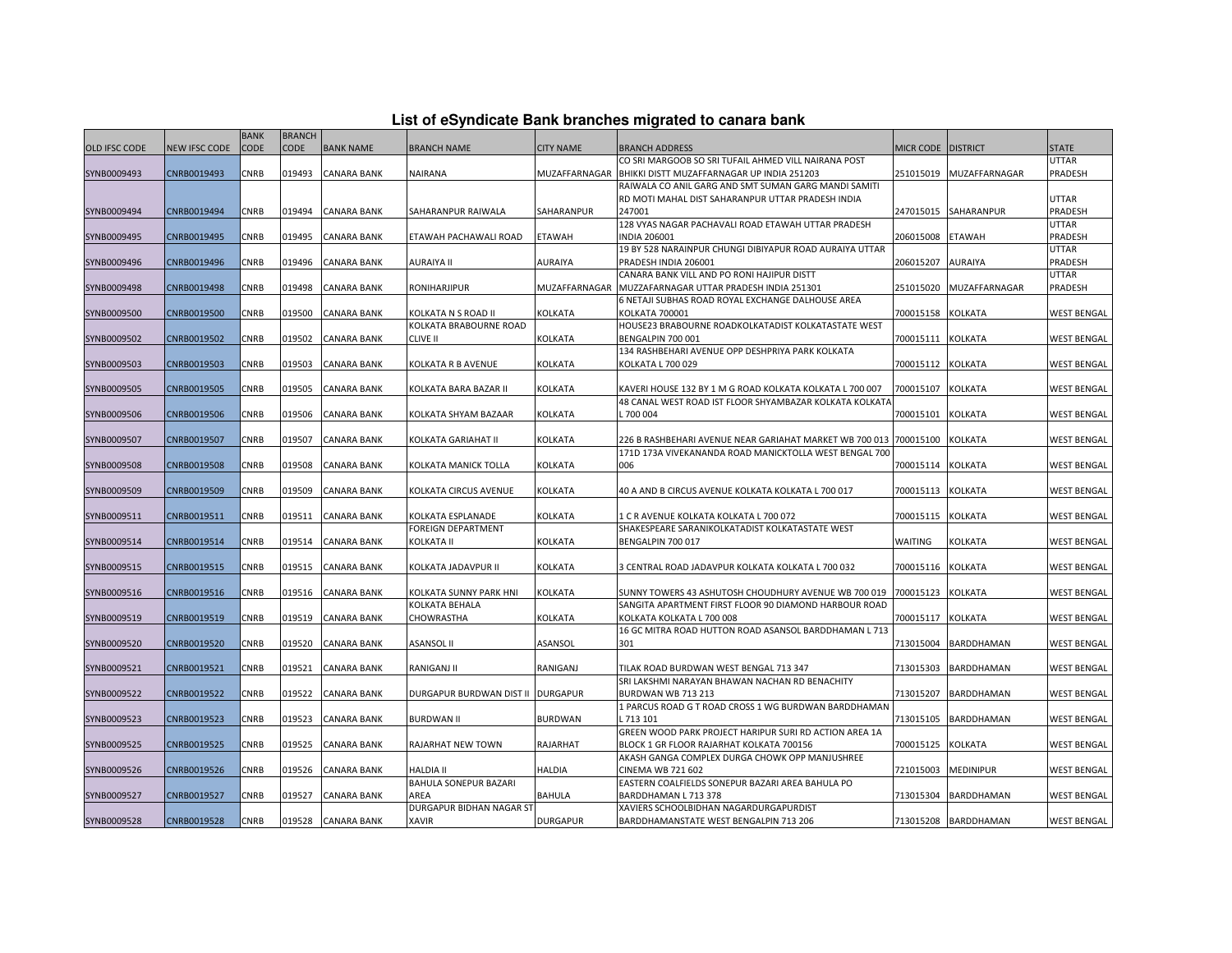# List of eSyndicate Bank branches migrated to canara bank

| OLD IFSC CODE | NEW IFSC CODE | BANK CODE | BRANCH CODE | BANK NAME | BRANCH NAME | CITY NAME | BRANCH ADDRESS | MICR CODE | DISTRICT | STATE |
|---|---|---|---|---|---|---|---|---|---|---|
| SYNB0009493 | CNRB0019493 | CNRB | 019493 | CANARA BANK | NAIRANA | MUZAFFARNAGAR | CO SRI MARGOOB SO SRI TUFAIL AHMED VILL NAIRANA POST BHIKKI DISTT MUZAFFARNAGAR UP INDIA 251203 | 251015019 | MUZAFFARNAGAR | UTTAR PRADESH |
| SYNB0009494 | CNRB0019494 | CNRB | 019494 | CANARA BANK | SAHARANPUR RAIWALA | SAHARANPUR | RAIWALA CO ANIL GARG AND SMT SUMAN GARG MANDI SAMITI RD MOTI MAHAL DIST SAHARANPUR UTTAR PRADESH INDIA 247001 | 247015015 | SAHARANPUR | UTTAR PRADESH |
| SYNB0009495 | CNRB0019495 | CNRB | 019495 | CANARA BANK | ETAWAH PACHAWALI ROAD | ETAWAH | 128 VYAS NAGAR PACHAVALI ROAD ETAWAH UTTAR PRADESH INDIA 206001 | 206015008 | ETAWAH | UTTAR PRADESH |
| SYNB0009496 | CNRB0019496 | CNRB | 019496 | CANARA BANK | AURAIYA II | AURAIYA | 19 BY 528 NARAINPUR CHUNGI DIBIYAPUR ROAD AURAIYA UTTAR PRADESH INDIA 206001 | 206015207 | AURAIYA | UTTAR PRADESH |
| SYNB0009498 | CNRB0019498 | CNRB | 019498 | CANARA BANK | RONIHARJIPUR | MUZAFFARNAGAR | CANARA BANK VILL AND PO RONI HAJIPUR DISTT MUZZAFARNAGAR UTTAR PRADESH INDIA 251301 | 251015020 | MUZAFFARNAGAR | UTTAR PRADESH |
| SYNB0009500 | CNRB0019500 | CNRB | 019500 | CANARA BANK | KOLKATA N S ROAD II | KOLKATA | 6 NETAJI SUBHAS ROAD ROYAL EXCHANGE DALHOUSE AREA KOLKATA 700001 | 700015158 | KOLKATA | WEST BENGAL |
| SYNB0009502 | CNRB0019502 | CNRB | 019502 | CANARA BANK | KOLKATA BRABOURNE ROAD CLIVE II | KOLKATA | HOUSE23 BRABOURNE ROADKOLKATADIST KOLKATASTATE WEST BENGALPIN 700 001 | 700015111 | KOLKATA | WEST BENGAL |
| SYNB0009503 | CNRB0019503 | CNRB | 019503 | CANARA BANK | KOLKATA R B AVENUE | KOLKATA | 134 RASHBEHARI AVENUE OPP DESHPRIYA PARK KOLKATA KOLKATA L 700 029 | 700015112 | KOLKATA | WEST BENGAL |
| SYNB0009505 | CNRB0019505 | CNRB | 019505 | CANARA BANK | KOLKATA BARA BAZAR II | KOLKATA | KAVERI HOUSE 132 BY 1 M G ROAD KOLKATA KOLKATA L 700 007 | 700015107 | KOLKATA | WEST BENGAL |
| SYNB0009506 | CNRB0019506 | CNRB | 019506 | CANARA BANK | KOLKATA SHYAM BAZAAR | KOLKATA | 48 CANAL WEST ROAD IST FLOOR SHYAMBAZAR KOLKATA KOLKATA L 700 004 | 700015101 | KOLKATA | WEST BENGAL |
| SYNB0009507 | CNRB0019507 | CNRB | 019507 | CANARA BANK | KOLKATA GARIAHAT II | KOLKATA | 226 B RASHBEHARI AVENUE NEAR GARIAHAT MARKET WB 700 013 | 700015100 | KOLKATA | WEST BENGAL |
| SYNB0009508 | CNRB0019508 | CNRB | 019508 | CANARA BANK | KOLKATA MANICK TOLLA | KOLKATA | 171D 173A VIVEKANANDA ROAD MANICKTOLLA WEST BENGAL 700 006 | 700015114 | KOLKATA | WEST BENGAL |
| SYNB0009509 | CNRB0019509 | CNRB | 019509 | CANARA BANK | KOLKATA CIRCUS AVENUE | KOLKATA | 40 A AND B CIRCUS AVENUE KOLKATA KOLKATA L 700 017 | 700015113 | KOLKATA | WEST BENGAL |
| SYNB0009511 | CNRB0019511 | CNRB | 019511 | CANARA BANK | KOLKATA ESPLANADE | KOLKATA | 1 C R AVENUE KOLKATA KOLKATA L 700 072 | 700015115 | KOLKATA | WEST BENGAL |
| SYNB0009514 | CNRB0019514 | CNRB | 019514 | CANARA BANK | FOREIGN DEPARTMENT KOLKATA II | KOLKATA | SHAKESPEARE SARANIKOLKATADIST KOLKATASTATE WEST BENGALPIN 700 017 | WAITING | KOLKATA | WEST BENGAL |
| SYNB0009515 | CNRB0019515 | CNRB | 019515 | CANARA BANK | KOLKATA JADAVPUR II | KOLKATA | 3 CENTRAL ROAD JADAVPUR KOLKATA KOLKATA L 700 032 | 700015116 | KOLKATA | WEST BENGAL |
| SYNB0009516 | CNRB0019516 | CNRB | 019516 | CANARA BANK | KOLKATA SUNNY PARK HNI | KOLKATA | SUNNY TOWERS 43 ASHUTOSH CHOUDHURY AVENUE WB 700 019 | 700015123 | KOLKATA | WEST BENGAL |
| SYNB0009519 | CNRB0019519 | CNRB | 019519 | CANARA BANK | KOLKATA BEHALA CHOWRASTHA | KOLKATA | SANGITA APARTMENT FIRST FLOOR 90 DIAMOND HARBOUR ROAD KOLKATA KOLKATA L 700 008 | 700015117 | KOLKATA | WEST BENGAL |
| SYNB0009520 | CNRB0019520 | CNRB | 019520 | CANARA BANK | ASANSOL II | ASANSOL | 16 GC MITRA ROAD HUTTON ROAD ASANSOL BARDDHAMAN L 713 301 | 713015004 | BARDDHAMAN | WEST BENGAL |
| SYNB0009521 | CNRB0019521 | CNRB | 019521 | CANARA BANK | RANIGANJ II | RANIGANJ | TILAK ROAD BURDWAN WEST BENGAL 713 347 | 713015303 | BARDDHAMAN | WEST BENGAL |
| SYNB0009522 | CNRB0019522 | CNRB | 019522 | CANARA BANK | DURGAPUR BURDWAN DIST II | DURGAPUR | SRI LAKSHMI NARAYAN BHAWAN NACHAN RD BENACHITY BURDWAN WB 713 213 | 713015207 | BARDDHAMAN | WEST BENGAL |
| SYNB0009523 | CNRB0019523 | CNRB | 019523 | CANARA BANK | BURDWAN II | BURDWAN | 1 PARCUS ROAD G T ROAD CROSS 1 WG BURDWAN BARDDHAMAN L 713 101 | 713015105 | BARDDHAMAN | WEST BENGAL |
| SYNB0009525 | CNRB0019525 | CNRB | 019525 | CANARA BANK | RAJARHAT NEW TOWN | RAJARHAT | GREEN WOOD PARK PROJECT HARIPUR SURI RD ACTION AREA 1A BLOCK 1 GR FLOOR RAJARHAT KOLKATA 700156 | 700015125 | KOLKATA | WEST BENGAL |
| SYNB0009526 | CNRB0019526 | CNRB | 019526 | CANARA BANK | HALDIA II | HALDIA | AKASH GANGA COMPLEX DURGA CHOWK OPP MANJUSHREE CINEMA WB 721 602 | 721015003 | MEDINIPUR | WEST BENGAL |
| SYNB0009527 | CNRB0019527 | CNRB | 019527 | CANARA BANK | BAHULA SONEPUR BAZARI AREA | BAHULA | EASTERN COALFIELDS SONEPUR BAZARI AREA BAHULA PO BARDDHAMAN L 713 378 | 713015304 | BARDDHAMAN | WEST BENGAL |
| SYNB0009528 | CNRB0019528 | CNRB | 019528 | CANARA BANK | DURGAPUR BIDHAN NAGAR ST XAVIR | DURGAPUR | XAVIERS SCHOOLBIDHAN NAGARDURGAPURDIST BARDDHAMANSTATE WEST BENGALPIN 713 206 | 713015208 | BARDDHAMAN | WEST BENGAL |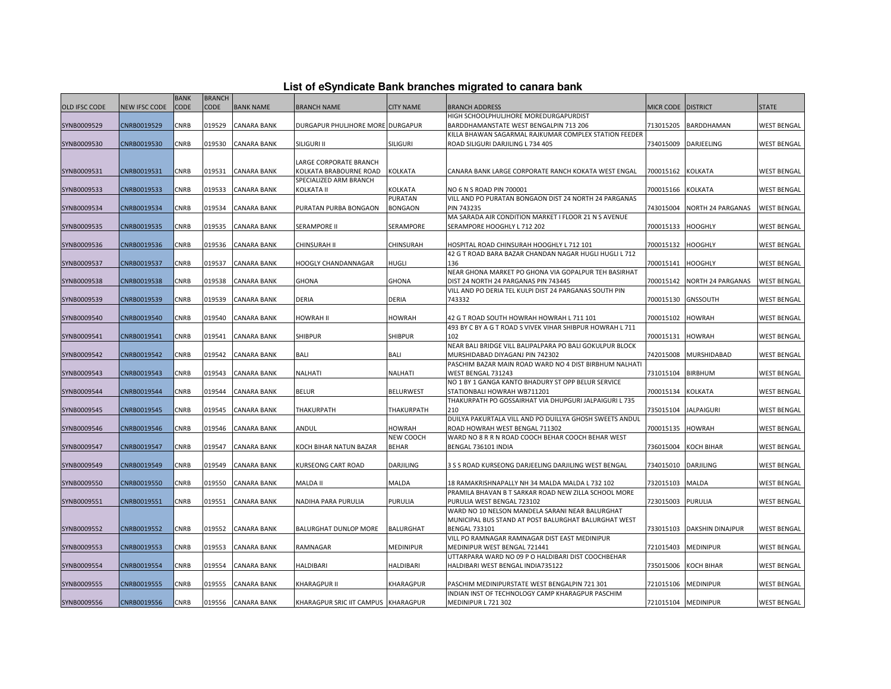## List of eSyndicate Bank branches migrated to canara bank

| OLD IFSC CODE | NEW IFSC CODE | BANK CODE | BRANCH CODE | BANK NAME | BRANCH NAME | CITY NAME | BRANCH ADDRESS | MICR CODE | DISTRICT | STATE |
|---|---|---|---|---|---|---|---|---|---|---|
| SYNB0009529 | CNRB0019529 | CNRB | 019529 | CANARA BANK | DURGAPUR PHULJHORE MORE | DURGAPUR | HIGH SCHOOLPHULJHORE MOREDURGAPURDIST BARDDHAMANSTATE WEST BENGALPIN 713 206 | 713015205 | BARDDHAMAN | WEST BENGAL |
| SYNB0009530 | CNRB0019530 | CNRB | 019530 | CANARA BANK | SILIGURI II | SILIGURI | KILLA BHAWAN SAGARMAL RAJKUMAR COMPLEX STATION FEEDER ROAD SILIGURI DARJILING L 734 405 | 734015009 | DARJEELING | WEST BENGAL |
| SYNB0009531 | CNRB0019531 | CNRB | 019531 | CANARA BANK | LARGE CORPORATE BRANCH KOLKATA BRABOURNE ROAD | KOLKATA | CANARA BANK LARGE CORPORATE RANCH KOKATA WEST ENGAL | 700015162 | KOLKATA | WEST BENGAL |
| SYNB0009533 | CNRB0019533 | CNRB | 019533 | CANARA BANK | SPECIALIZED ARM BRANCH KOLKATA II | KOLKATA | NO 6 N S ROAD PIN 700001 | 700015166 | KOLKATA | WEST BENGAL |
| SYNB0009534 | CNRB0019534 | CNRB | 019534 | CANARA BANK | PURATAN PURBA BONGAON | PURATAN BONGAON | VILL AND PO PURATAN BONGAON DIST 24 NORTH 24 PARGANAS PIN 743235 | 743015004 | NORTH 24 PARGANAS | WEST BENGAL |
| SYNB0009535 | CNRB0019535 | CNRB | 019535 | CANARA BANK | SERAMPORE II | SERAMPORE | MA SARADA AIR CONDITION MARKET I FLOOR 21 N S AVENUE SERAMPORE HOOGHLY L 712 202 | 700015133 | HOOGHLY | WEST BENGAL |
| SYNB0009536 | CNRB0019536 | CNRB | 019536 | CANARA BANK | CHINSURAH II | CHINSURAH | HOSPITAL ROAD CHINSURAH HOOGHLY L 712 101 | 700015132 | HOOGHLY | WEST BENGAL |
| SYNB0009537 | CNRB0019537 | CNRB | 019537 | CANARA BANK | HOOGLY CHANDANNAGAR | HUGLI | 42 G T ROAD BARA BAZAR CHANDAN NAGAR HUGLI HUGLI L 712 136 | 700015141 | HOOGHLY | WEST BENGAL |
| SYNB0009538 | CNRB0019538 | CNRB | 019538 | CANARA BANK | GHONA | GHONA | NEAR GHONA MARKET PO GHONA VIA GOPALPUR TEH BASIRHAT DIST 24 NORTH 24 PARGANAS PIN 743445 | 700015142 | NORTH 24 PARGANAS | WEST BENGAL |
| SYNB0009539 | CNRB0019539 | CNRB | 019539 | CANARA BANK | DERIA | DERIA | VILL AND PO DERIA TEL KULPI DIST 24 PARGANAS SOUTH PIN 743332 | 700015130 | GNSSOUTH | WEST BENGAL |
| SYNB0009540 | CNRB0019540 | CNRB | 019540 | CANARA BANK | HOWRAH II | HOWRAH | 42 G T ROAD SOUTH HOWRAH HOWRAH L 711 101 | 700015102 | HOWRAH | WEST BENGAL |
| SYNB0009541 | CNRB0019541 | CNRB | 019541 | CANARA BANK | SHIBPUR | SHIBPUR | 493 BY C BY A G T ROAD S VIVEK VIHAR SHIBPUR HOWRAH L 711 102 | 700015131 | HOWRAH | WEST BENGAL |
| SYNB0009542 | CNRB0019542 | CNRB | 019542 | CANARA BANK | BALI | BALI | NEAR BALI BRIDGE VILL BALIPALPARA PO BALI GOKULPUR BLOCK MURSHIDABAD DIYAGANJ PIN 742302 | 742015008 | MURSHIDABAD | WEST BENGAL |
| SYNB0009543 | CNRB0019543 | CNRB | 019543 | CANARA BANK | NALHATI | NALHATI | PASCHIM BAZAR MAIN ROAD WARD NO 4 DIST BIRBHUM NALHATI WEST BENGAL 731243 | 731015104 | BIRBHUM | WEST BENGAL |
| SYNB0009544 | CNRB0019544 | CNRB | 019544 | CANARA BANK | BELUR | BELURWEST | NO 1 BY 1 GANGA KANTO BHADURY ST OPP BELUR SERVICE STATIONBALI HOWRAH WB711201 | 700015134 | KOLKATA | WEST BENGAL |
| SYNB0009545 | CNRB0019545 | CNRB | 019545 | CANARA BANK | THAKURPATH | THAKURPATH | THAKURPATH PO GOSSAIRHAT VIA DHUPGURI JALPAIGURI L 735 210 | 735015104 | JALPAIGURI | WEST BENGAL |
| SYNB0009546 | CNRB0019546 | CNRB | 019546 | CANARA BANK | ANDUL | HOWRAH | DUILYA PAKURTALA VILL AND PO DUILLYA GHOSH SWEETS ANDUL ROAD HOWRAH WEST BENGAL 711302 | 700015135 | HOWRAH | WEST BENGAL |
| SYNB0009547 | CNRB0019547 | CNRB | 019547 | CANARA BANK | KOCH BIHAR NATUN BAZAR | NEW COOCH BEHAR | WARD NO 8 R R N ROAD COOCH BEHAR COOCH BEHAR WEST BENGAL 736101 INDIA | 736015004 | KOCH BIHAR | WEST BENGAL |
| SYNB0009549 | CNRB0019549 | CNRB | 019549 | CANARA BANK | KURSEONG CART ROAD | DARJILING | 3 S S ROAD KURSEONG DARJEELING DARJILING WEST BENGAL | 734015010 | DARJILING | WEST BENGAL |
| SYNB0009550 | CNRB0019550 | CNRB | 019550 | CANARA BANK | MALDA II | MALDA | 18 RAMAKRISHNAPALLY NH 34 MALDA MALDA L 732 102 | 732015103 | MALDA | WEST BENGAL |
| SYNB0009551 | CNRB0019551 | CNRB | 019551 | CANARA BANK | NADIHA PARA PURULIA | PURULIA | PRAMILA BHAVAN B T SARKAR ROAD NEW ZILLA SCHOOL MORE PURULIA WEST BENGAL 723102 | 723015003 | PURULIA | WEST BENGAL |
| SYNB0009552 | CNRB0019552 | CNRB | 019552 | CANARA BANK | BALURGHAT DUNLOP MORE | BALURGHAT | WARD NO 10 NELSON MANDELA SARANI NEAR BALURGHAT MUNICIPAL BUS STAND AT POST BALURGHAT BALURGHAT WEST BENGAL 733101 | 733015103 | DAKSHIN DINAJPUR | WEST BENGAL |
| SYNB0009553 | CNRB0019553 | CNRB | 019553 | CANARA BANK | RAMNAGAR | MEDINIPUR | VILL PO RAMNAGAR RAMNAGAR DIST EAST MEDINIPUR MEDINIPUR WEST BENGAL 721441 | 721015403 | MEDINIPUR | WEST BENGAL |
| SYNB0009554 | CNRB0019554 | CNRB | 019554 | CANARA BANK | HALDIBARI | HALDIBARI | UTTARPARA WARD NO 09 P O HALDIBARI DIST COOCHBEHAR HALDIBARI WEST BENGAL INDIA735122 | 735015006 | KOCH BIHAR | WEST BENGAL |
| SYNB0009555 | CNRB0019555 | CNRB | 019555 | CANARA BANK | KHARAGPUR II | KHARAGPUR | PASCHIM MEDINIPURSTATE WEST BENGALPIN 721 301 | 721015106 | MEDINIPUR | WEST BENGAL |
| SYNB0009556 | CNRB0019556 | CNRB | 019556 | CANARA BANK | KHARAGPUR SRIC IIT CAMPUS | KHARAGPUR | INDIAN INST OF TECHNOLOGY CAMP KHARAGPUR PASCHIM MEDINIPUR L 721 302 | 721015104 | MEDINIPUR | WEST BENGAL |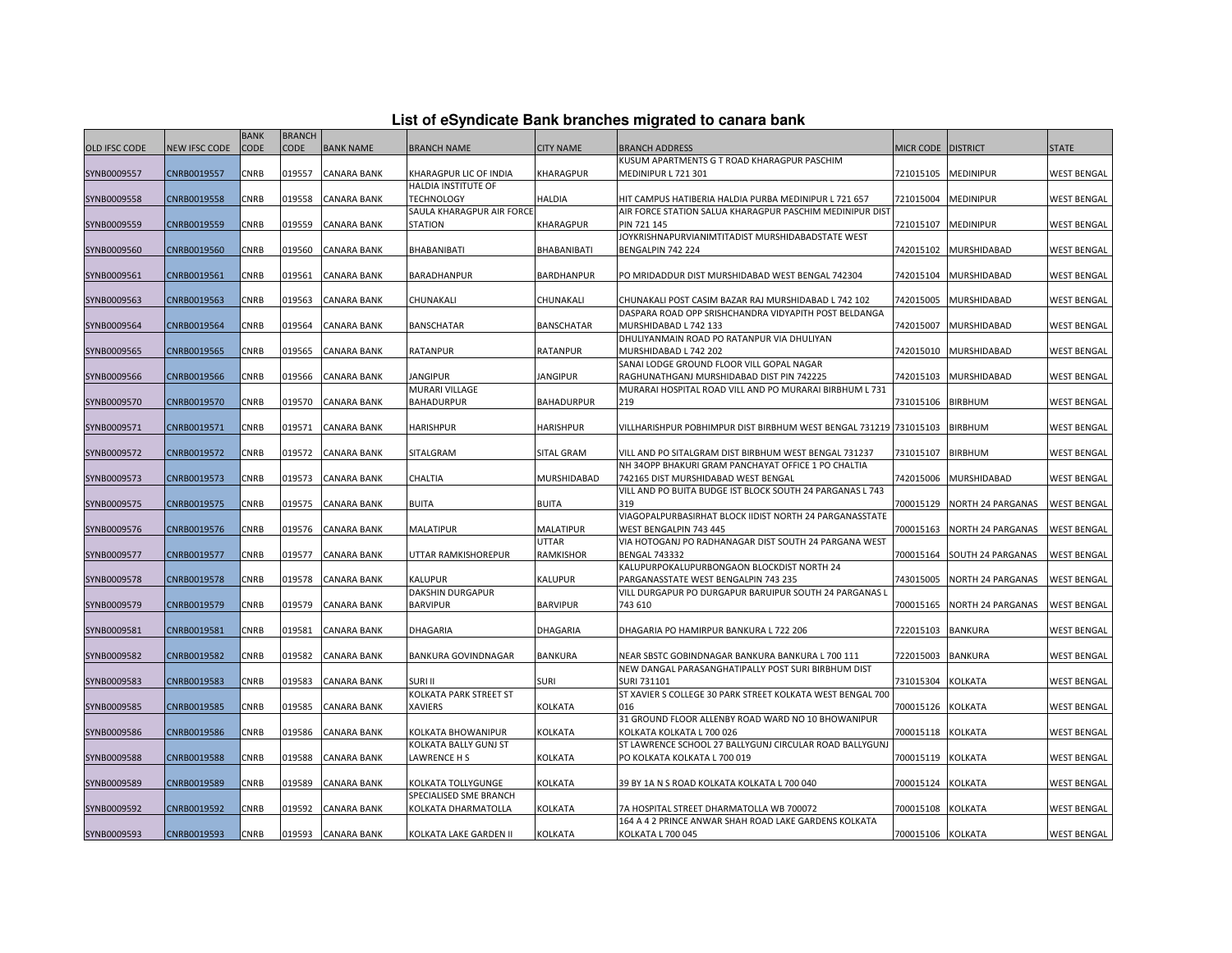# List of eSyndicate Bank branches migrated to canara bank

| OLD IFSC CODE | NEW IFSC CODE | BANK CODE | BRANCH CODE | BANK NAME | BRANCH NAME | CITY NAME | BRANCH ADDRESS | MICR CODE | DISTRICT | STATE |
|---|---|---|---|---|---|---|---|---|---|---|
| SYNB0009557 | CNRB0019557 | CNRB | 019557 | CANARA BANK | KHARAGPUR LIC OF INDIA | KHARAGPUR | KUSUM APARTMENTS G T ROAD KHARAGPUR PASCHIM MEDINIPUR L 721 301 | 721015105 | MEDINIPUR | WEST BENGAL |
| SYNB0009558 | CNRB0019558 | CNRB | 019558 | CANARA BANK | HALDIA INSTITUTE OF TECHNOLOGY | HALDIA | HIT CAMPUS HATIBERIA HALDIA PURBA MEDINIPUR L 721 657 | 721015004 | MEDINIPUR | WEST BENGAL |
| SYNB0009559 | CNRB0019559 | CNRB | 019559 | CANARA BANK | SAULA KHARAGPUR AIR FORCE STATION | KHARAGPUR | AIR FORCE STATION SALUA KHARAGPUR PASCHIM MEDINIPUR DIST PIN 721 145 | 721015107 | MEDINIPUR | WEST BENGAL |
| SYNB0009560 | CNRB0019560 | CNRB | 019560 | CANARA BANK | BHABANIBATI | BHABANIBATI | JOYKRISHNAPURVIANIMTITADIST MURSHIDABADSTATE WEST BENGALPIN 742 224 | 742015102 | MURSHIDABAD | WEST BENGAL |
| SYNB0009561 | CNRB0019561 | CNRB | 019561 | CANARA BANK | BARADHANPUR | BARDHANPUR | PO MRIDADDUR DIST MURSHIDABAD WEST BENGAL 742304 | 742015104 | MURSHIDABAD | WEST BENGAL |
| SYNB0009563 | CNRB0019563 | CNRB | 019563 | CANARA BANK | CHUNAKALI | CHUNAKALI | CHUNAKALI POST CASIM BAZAR RAJ MURSHIDABAD L 742 102 | 742015005 | MURSHIDABAD | WEST BENGAL |
| SYNB0009564 | CNRB0019564 | CNRB | 019564 | CANARA BANK | BANSCHATAR | BANSCHATAR | DASPARA ROAD OPP SRISHCHANDRA VIDYAPITH POST BELDANGA MURSHIDABAD L 742 133 | 742015007 | MURSHIDABAD | WEST BENGAL |
| SYNB0009565 | CNRB0019565 | CNRB | 019565 | CANARA BANK | RATANPUR | RATANPUR | DHULIYANMAIN ROAD PO RATANPUR VIA DHULIYAN MURSHIDABAD L 742 202 | 742015010 | MURSHIDABAD | WEST BENGAL |
| SYNB0009566 | CNRB0019566 | CNRB | 019566 | CANARA BANK | JANGIPUR | JANGIPUR | SANAI LODGE GROUND FLOOR VILL GOPAL NAGAR RAGHUNATHGANJ MURSHIDABAD DIST PIN 742225 | 742015103 | MURSHIDABAD | WEST BENGAL |
| SYNB0009570 | CNRB0019570 | CNRB | 019570 | CANARA BANK | MURARI VILLAGE BAHADURPUR | BAHADURPUR | MURARAI HOSPITAL ROAD VILL AND PO MURARAI BIRBHUM L 731 219 | 731015106 | BIRBHUM | WEST BENGAL |
| SYNB0009571 | CNRB0019571 | CNRB | 019571 | CANARA BANK | HARISHPUR | HARISHPUR | VILLHARISHPUR POBHIMPUR DIST BIRBHUM WEST BENGAL 731219 | 731015103 | BIRBHUM | WEST BENGAL |
| SYNB0009572 | CNRB0019572 | CNRB | 019572 | CANARA BANK | SITALGRAM | SITAL GRAM | VILL AND PO SITALGRAM DIST BIRBHUM WEST BENGAL 731237 | 731015107 | BIRBHUM | WEST BENGAL |
| SYNB0009573 | CNRB0019573 | CNRB | 019573 | CANARA BANK | CHALTIA | MURSHIDABAD | NH 34OPP BHAKURI GRAM PANCHAYAT OFFICE 1 PO CHALTIA 742165 DIST MURSHIDABAD WEST BENGAL | 742015006 | MURSHIDABAD | WEST BENGAL |
| SYNB0009575 | CNRB0019575 | CNRB | 019575 | CANARA BANK | BUITA | BUITA | VILL AND PO BUITA BUDGE IST BLOCK SOUTH 24 PARGANAS L 743 319 | 700015129 | NORTH 24 PARGANAS | WEST BENGAL |
| SYNB0009576 | CNRB0019576 | CNRB | 019576 | CANARA BANK | MALATIPUR | MALATIPUR | VIAGOPALPURBASIRHAT BLOCK IIDIST NORTH 24 PARGANASSTATE WEST BENGALPIN 743 445 | 700015163 | NORTH 24 PARGANAS | WEST BENGAL |
| SYNB0009577 | CNRB0019577 | CNRB | 019577 | CANARA BANK | UTTAR RAMKISHOREPUR | UTTAR RAMKISHOR | VIA HOTOGANJ PO RADHANAGAR DIST SOUTH 24 PARGANA WEST BENGAL 743332 | 700015164 | SOUTH 24 PARGANAS | WEST BENGAL |
| SYNB0009578 | CNRB0019578 | CNRB | 019578 | CANARA BANK | KALUPUR | KALUPUR | KALUPURPOKALUPURBONGAON BLOCKDIST NORTH 24 PARGANASSTATE WEST BENGALPIN 743 235 | 743015005 | NORTH 24 PARGANAS | WEST BENGAL |
| SYNB0009579 | CNRB0019579 | CNRB | 019579 | CANARA BANK | DAKSHIN DURGAPUR BARVIPUR | BARVIPUR | VILL DURGAPUR PO DURGAPUR BARUIPUR SOUTH 24 PARGANAS L 743 610 | 700015165 | NORTH 24 PARGANAS | WEST BENGAL |
| SYNB0009581 | CNRB0019581 | CNRB | 019581 | CANARA BANK | DHAGARIA | DHAGARIA | DHAGARIA PO HAMIRPUR BANKURA L 722 206 | 722015103 | BANKURA | WEST BENGAL |
| SYNB0009582 | CNRB0019582 | CNRB | 019582 | CANARA BANK | BANKURA GOVINDNAGAR | BANKURA | NEAR SBSTC GOBINDNAGAR BANKURA BANKURA L 700 111 | 722015003 | BANKURA | WEST BENGAL |
| SYNB0009583 | CNRB0019583 | CNRB | 019583 | CANARA BANK | SURI II | SURI | NEW DANGAL PARASANGHATIPALLY POST SURI BIRBHUM DIST SURI 731101 | 731015304 | KOLKATA | WEST BENGAL |
| SYNB0009585 | CNRB0019585 | CNRB | 019585 | CANARA BANK | KOLKATA PARK STREET ST XAVIERS | KOLKATA | ST XAVIER S COLLEGE 30 PARK STREET KOLKATA WEST BENGAL 700 016 | 700015126 | KOLKATA | WEST BENGAL |
| SYNB0009586 | CNRB0019586 | CNRB | 019586 | CANARA BANK | KOLKATA BHOWANIPUR | KOLKATA | 31 GROUND FLOOR ALLENBY ROAD WARD NO 10 BHOWANIPUR KOLKATA KOLKATA L 700 026 | 700015118 | KOLKATA | WEST BENGAL |
| SYNB0009588 | CNRB0019588 | CNRB | 019588 | CANARA BANK | KOLKATA BALLY GUNJ ST LAWRENCE H S | KOLKATA | ST LAWRENCE SCHOOL 27 BALLYGUNJ CIRCULAR ROAD BALLYGUNJ PO KOLKATA KOLKATA L 700 019 | 700015119 | KOLKATA | WEST BENGAL |
| SYNB0009589 | CNRB0019589 | CNRB | 019589 | CANARA BANK | KOLKATA TOLLYGUNGE | KOLKATA | 39 BY 1A N S ROAD KOLKATA KOLKATA L 700 040 | 700015124 | KOLKATA | WEST BENGAL |
| SYNB0009592 | CNRB0019592 | CNRB | 019592 | CANARA BANK | SPECIALISED SME BRANCH KOLKATA DHARMATOLLA | KOLKATA | 7A HOSPITAL STREET DHARMATOLLA WB 700072 | 700015108 | KOLKATA | WEST BENGAL |
| SYNB0009593 | CNRB0019593 | CNRB | 019593 | CANARA BANK | KOLKATA LAKE GARDEN II | KOLKATA | 164 A 4 2 PRINCE ANWAR SHAH ROAD LAKE GARDENS KOLKATA KOLKATA L 700 045 | 700015106 | KOLKATA | WEST BENGAL |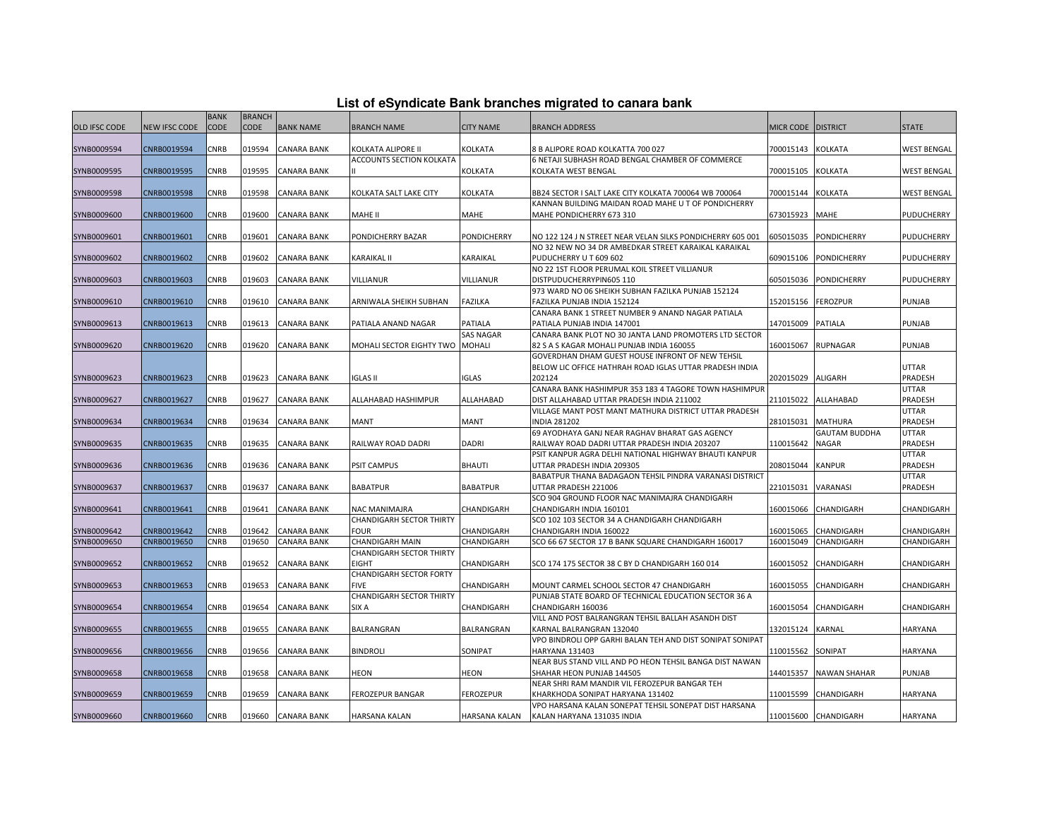# List of eSyndicate Bank branches migrated to canara bank

| OLD IFSC CODE | NEW IFSC CODE | BANK CODE | BRANCH CODE | BANK NAME | BRANCH NAME | CITY NAME | BRANCH ADDRESS | MICR CODE | DISTRICT | STATE |
|---|---|---|---|---|---|---|---|---|---|---|
| SYNB0009594 | CNRB0019594 | CNRB | 019594 | CANARA BANK | KOLKATA ALIPORE II | KOLKATA | 8 B ALIPORE ROAD KOLKATTA 700 027 | 700015143 | KOLKATA | WEST BENGAL |
| SYNB0009595 | CNRB0019595 | CNRB | 019595 | CANARA BANK | ACCOUNTS SECTION KOLKATA II | KOLKATA | 6 NETAJI SUBHASH ROAD BENGAL CHAMBER OF COMMERCE KOLKATA WEST BENGAL | 700015105 | KOLKATA | WEST BENGAL |
| SYNB0009598 | CNRB0019598 | CNRB | 019598 | CANARA BANK | KOLKATA SALT LAKE CITY | KOLKATA | BB24 SECTOR I SALT LAKE CITY KOLKATA 700064 WB 700064 | 700015144 | KOLKATA | WEST BENGAL |
| SYNB0009600 | CNRB0019600 | CNRB | 019600 | CANARA BANK | MAHE II | MAHE | KANNAN BUILDING MAIDAN ROAD MAHE U T OF PONDICHERRY MAHE PONDICHERRY 673 310 | 673015923 | MAHE | PUDUCHERRY |
| SYNB0009601 | CNRB0019601 | CNRB | 019601 | CANARA BANK | PONDICHERRY BAZAR | PONDICHERRY | NO 122 124 J N STREET NEAR VELAN SILKS PONDICHERRY 605 001 | 605015035 | PONDICHERRY | PUDUCHERRY |
| SYNB0009602 | CNRB0019602 | CNRB | 019602 | CANARA BANK | KARAIKAL II | KARAIKAL | NO 32 NEW NO 34 DR AMBEDKAR STREET KARAIKAL KARAIKAL PUDUCHERRY U T 609 602 | 609015106 | PONDICHERRY | PUDUCHERRY |
| SYNB0009603 | CNRB0019603 | CNRB | 019603 | CANARA BANK | VILLIANUR | VILLIANUR | NO 22 1ST FLOOR PERUMAL KOIL STREET VILLIANUR DISTPUDUCHERRYPIN605 110 | 605015036 | PONDICHERRY | PUDUCHERRY |
| SYNB0009610 | CNRB0019610 | CNRB | 019610 | CANARA BANK | ARNIWALA SHEIKH SUBHAN | FAZILKA | 973 WARD NO 06 SHEIKH SUBHAN FAZILKA PUNJAB 152124 FAZILKA PUNJAB INDIA 152124 | 152015156 | FEROZPUR | PUNJAB |
| SYNB0009613 | CNRB0019613 | CNRB | 019613 | CANARA BANK | PATIALA ANAND NAGAR | PATIALA | CANARA BANK 1 STREET NUMBER 9 ANAND NAGAR PATIALA PATIALA PUNJAB INDIA 147001 | 147015009 | PATIALA | PUNJAB |
| SYNB0009620 | CNRB0019620 | CNRB | 019620 | CANARA BANK | MOHALI SECTOR EIGHTY TWO | SAS NAGAR MOHALI | CANARA BANK PLOT NO 30 JANTA LAND PROMOTERS LTD SECTOR 82 S A S KAGAR MOHALI PUNJAB INDIA 160055 | 160015067 | RUPNAGAR | PUNJAB |
| SYNB0009623 | CNRB0019623 | CNRB | 019623 | CANARA BANK | IGLAS II | IGLAS | GOVERDHAN DHAM GUEST HOUSE INFRONT OF NEW TEHSIL BELOW LIC OFFICE HATHRAH ROAD IGLAS UTTAR PRADESH INDIA 202124 | 202015029 | ALIGARH | UTTAR PRADESH |
| SYNB0009627 | CNRB0019627 | CNRB | 019627 | CANARA BANK | ALLAHABAD HASHIMPUR | ALLAHABAD | CANARA BANK HASHIMPUR 353 183 4 TAGORE TOWN HASHIMPUR DIST ALLAHABAD UTTAR PRADESH INDIA 211002 | 211015022 | ALLAHABAD | UTTAR PRADESH |
| SYNB0009634 | CNRB0019634 | CNRB | 019634 | CANARA BANK | MANT | MANT | VILLAGE MANT POST MANT MATHURA DISTRICT UTTAR PRADESH INDIA 281202 | 281015031 | MATHURA | UTTAR PRADESH |
| SYNB0009635 | CNRB0019635 | CNRB | 019635 | CANARA BANK | RAILWAY ROAD DADRI | DADRI | 69 AYODHAYA GANJ NEAR RAGHAV BHARAT GAS AGENCY RAILWAY ROAD DADRI UTTAR PRADESH INDIA 203207 | 110015642 | GAUTAM BUDDHA NAGAR | UTTAR PRADESH |
| SYNB0009636 | CNRB0019636 | CNRB | 019636 | CANARA BANK | PSIT CAMPUS | BHAUTI | PSIT KANPUR AGRA DELHI NATIONAL HIGHWAY BHAUTI KANPUR UTTAR PRADESH INDIA 209305 | 208015044 | KANPUR | UTTAR PRADESH |
| SYNB0009637 | CNRB0019637 | CNRB | 019637 | CANARA BANK | BABATPUR | BABATPUR | BABATPUR THANA BADAGAON TEHSIL PINDRA VARANASI DISTRICT UTTAR PRADESH 221006 | 221015031 | VARANASI | UTTAR PRADESH |
| SYNB0009641 | CNRB0019641 | CNRB | 019641 | CANARA BANK | NAC MANIMAJRA | CHANDIGARH | SCO 904 GROUND FLOOR NAC MANIMAJRA CHANDIGARH CHANDIGARH INDIA 160101 | 160015066 | CHANDIGARH | CHANDIGARH |
| SYNB0009642 | CNRB0019642 | CNRB | 019642 | CANARA BANK | CHANDIGARH SECTOR THIRTY FOUR | CHANDIGARH | SCO 102 103 SECTOR 34 A CHANDIGARH CHANDIGARH CHANDIGARH INDIA 160022 | 160015065 | CHANDIGARH | CHANDIGARH |
| SYNB0009650 | CNRB0019650 | CNRB | 019650 | CANARA BANK | CHANDIGARH MAIN | CHANDIGARH | SCO 66 67 SECTOR 17 B BANK SQUARE CHANDIGARH 160017 | 160015049 | CHANDIGARH | CHANDIGARH |
| SYNB0009652 | CNRB0019652 | CNRB | 019652 | CANARA BANK | CHANDIGARH SECTOR THIRTY EIGHT | CHANDIGARH | SCO 174 175 SECTOR 38 C BY D CHANDIGARH 160 014 | 160015052 | CHANDIGARH | CHANDIGARH |
| SYNB0009653 | CNRB0019653 | CNRB | 019653 | CANARA BANK | CHANDIGARH SECTOR FORTY FIVE | CHANDIGARH | MOUNT CARMEL SCHOOL SECTOR 47 CHANDIGARH | 160015055 | CHANDIGARH | CHANDIGARH |
| SYNB0009654 | CNRB0019654 | CNRB | 019654 | CANARA BANK | CHANDIGARH SECTOR THIRTY SIX A | CHANDIGARH | PUNJAB STATE BOARD OF TECHNICAL EDUCATION SECTOR 36 A CHANDIGARH 160036 | 160015054 | CHANDIGARH | CHANDIGARH |
| SYNB0009655 | CNRB0019655 | CNRB | 019655 | CANARA BANK | BALRANGRAN | BALRANGRAN | VILL AND POST BALRANGRAN TEHSIL BALLAH ASANDH DIST KARNAL BALRANGRAN 132040 | 132015124 | KARNAL | HARYANA |
| SYNB0009656 | CNRB0019656 | CNRB | 019656 | CANARA BANK | BINDROLI | SONIPAT | VPO BINDROLI OPP GARHI BALAN TEH AND DIST SONIPAT SONIPAT HARYANA 131403 | 110015562 | SONIPAT | HARYANA |
| SYNB0009658 | CNRB0019658 | CNRB | 019658 | CANARA BANK | HEON | HEON | NEAR BUS STAND VILL AND PO HEON TEHSIL BANGA DIST NAWAN SHAHAR HEON PUNJAB 144505 | 144015357 | NAWAN SHAHAR | PUNJAB |
| SYNB0009659 | CNRB0019659 | CNRB | 019659 | CANARA BANK | FEROZEPUR BANGAR | FEROZEPUR | NEAR SHRI RAM MANDIR VIL FEROZEPUR BANGAR TEH KHARKHODA SONIPAT HARYANA 131402 | 110015599 | CHANDIGARH | HARYANA |
| SYNB0009660 | CNRB0019660 | CNRB | 019660 | CANARA BANK | HARSANA KALAN | HARSANA KALAN | VPO HARSANA KALAN SONEPAT TEHSIL SONEPAT DIST HARSANA KALAN HARYANA 131035 INDIA | 110015600 | CHANDIGARH | HARYANA |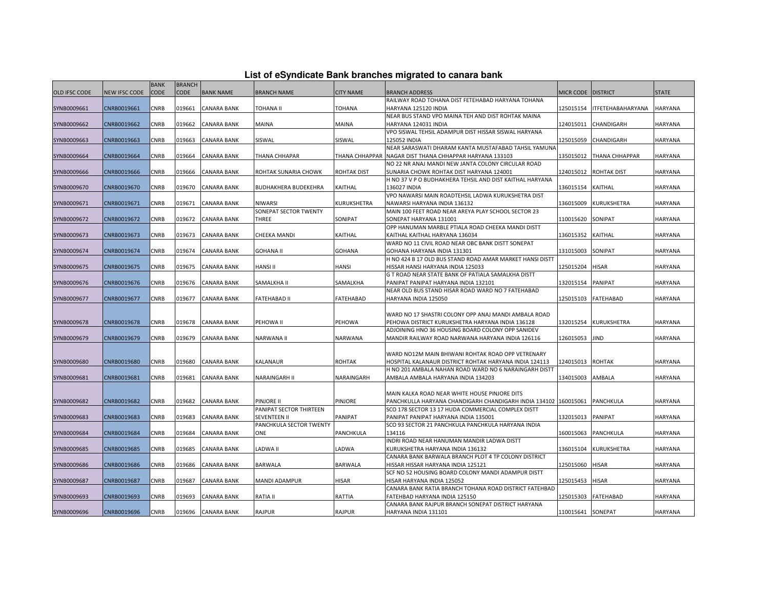# List of eSyndicate Bank branches migrated to canara bank

| OLD IFSC CODE | NEW IFSC CODE | BANK CODE | BRANCH CODE | BANK NAME | BRANCH NAME | CITY NAME | BRANCH ADDRESS | MICR CODE | DISTRICT | STATE |
|---|---|---|---|---|---|---|---|---|---|---|
| SYNB0009661 | CNRB0019661 | CNRB | 019661 | CANARA BANK | TOHANA II | TOHANA | RAILWAY ROAD TOHANA DIST FETEHABAD HARYANA TOHANA HARYANA 125120 INDIA | 125015154 | ITFETEHABAHARYANA | HARYANA |
| SYNB0009662 | CNRB0019662 | CNRB | 019662 | CANARA BANK | MAINA | MAINA | NEAR BUS STAND VPO MAINA TEH AND DIST ROHTAK MAINA HARYANA 124031 INDIA | 124015011 | CHANDIGARH | HARYANA |
| SYNB0009663 | CNRB0019663 | CNRB | 019663 | CANARA BANK | SISWAL | SISWAL | VPO SISWAL TEHSIL ADAMPUR DIST HISSAR SISWAL HARYANA 125052 INDIA | 125015059 | CHANDIGARH | HARYANA |
| SYNB0009664 | CNRB0019664 | CNRB | 019664 | CANARA BANK | THANA CHHAPAR | THANA CHHAPPAR | NEAR SARASWATI DHARAM KANTA MUSTAFABAD TAHSIL YAMUNA NAGAR DIST THANA CHHAPPAR HARYANA 133103 | 135015012 | THANA CHHAPPAR | HARYANA |
| SYNB0009666 | CNRB0019666 | CNRB | 019666 | CANARA BANK | ROHTAK SUNARIA CHOWK | ROHTAK DIST | NO 22 NR ANAJ MANDI NEW JANTA COLONY CIRCULAR ROAD SUNARIA CHOWK ROHTAK DIST HARYANA 124001 | 124015012 | ROHTAK DIST | HARYANA |
| SYNB0009670 | CNRB0019670 | CNRB | 019670 | CANARA BANK | BUDHAKHERA BUDEKEHRA | KAITHAL | H NO 37 V P O BUDHAKHERA TEHSIL AND DIST KAITHAL HARYANA 136027 INDIA | 136015154 | KAITHAL | HARYANA |
| SYNB0009671 | CNRB0019671 | CNRB | 019671 | CANARA BANK | NIWARSI | KURUKSHETRA | VPO NAWARSI MAIN ROADTEHSIL LADWA KURUKSHETRA DIST NAWARSI HARYANA INDIA 136132 | 136015009 | KURUKSHETRA | HARYANA |
| SYNB0009672 | CNRB0019672 | CNRB | 019672 | CANARA BANK | SONEPAT SECTOR TWENTY THREE | SONIPAT | MAIN 100 FEET ROAD NEAR AREYA PLAY SCHOOL SECTOR 23 SONEPAT HARYANA 131001 | 110015620 | SONIPAT | HARYANA |
| SYNB0009673 | CNRB0019673 | CNRB | 019673 | CANARA BANK | CHEEKA MANDI | KAITHAL | OPP HANUMAN MARBLE PTIALA ROAD CHEEKA MANDI DISTT KAITHAL KAITHAL HARYANA 136034 | 136015352 | KAITHAL | HARYANA |
| SYNB0009674 | CNRB0019674 | CNRB | 019674 | CANARA BANK | GOHANA II | GOHANA | WARD NO 11 CIVIL ROAD NEAR OBC BANK DISTT SONEPAT GOHANA HARYANA INDIA 131301 | 131015003 | SONIPAT | HARYANA |
| SYNB0009675 | CNRB0019675 | CNRB | 019675 | CANARA BANK | HANSI II | HANSI | H NO 424 B 17 OLD BUS STAND ROAD AMAR MARKET HANSI DISTT HISSAR HANSI HARYANA INDIA 125033 | 125015204 | HISAR | HARYANA |
| SYNB0009676 | CNRB0019676 | CNRB | 019676 | CANARA BANK | SAMALKHA II | SAMALKHA | G T ROAD NEAR STATE BANK OF PATIALA SAMALKHA DISTT PANIPAT PANIPAT HARYANA INDIA 132101 | 132015154 | PANIPAT | HARYANA |
| SYNB0009677 | CNRB0019677 | CNRB | 019677 | CANARA BANK | FATEHABAD II | FATEHABAD | NEAR OLD BUS STAND HISAR ROAD WARD NO 7 FATEHABAD HARYANA INDIA 125050 | 125015103 | FATEHABAD | HARYANA |
| SYNB0009678 | CNRB0019678 | CNRB | 019678 | CANARA BANK | PEHOWA II | PEHOWA | WARD NO 17 SHASTRI COLONY OPP ANAJ MANDI AMBALA ROAD PEHOWA DISTRICT KURUKSHETRA HARYANA INDIA 136128 | 132015254 | KURUKSHETRA | HARYANA |
| SYNB0009679 | CNRB0019679 | CNRB | 019679 | CANARA BANK | NARWANA II | NARWANA | ADJOINING HNO 36 HOUSING BOARD COLONY OPP SANIDEV MANDIR RAILWAY ROAD NARWANA HARYANA INDIA 126116 | 126015053 | JIND | HARYANA |
| SYNB0009680 | CNRB0019680 | CNRB | 019680 | CANARA BANK | KALANAUR | ROHTAK | WARD NO12M MAIN BHIWANI ROHTAK ROAD OPP VETRENARY HOSPITAL KALANAUR DISTRICT ROHTAK HARYANA INDIA 124113 | 124015013 | ROHTAK | HARYANA |
| SYNB0009681 | CNRB0019681 | CNRB | 019681 | CANARA BANK | NARAINGARH II | NARAINGARH | H NO 201 AMBALA NAHAN ROAD WARD NO 6 NARAINGARH DISTT AMBALA AMBALA HARYANA INDIA 134203 | 134015003 | AMBALA | HARYANA |
| SYNB0009682 | CNRB0019682 | CNRB | 019682 | CANARA BANK | PINJORE II | PINJORE | MAIN KALKA ROAD NEAR WHITE HOUSE PINJORE DITS PANCHKULLA HARYANA CHANDIGARH CHANDIGARH INDIA 134102 | 160015061 | PANCHKULA | HARYANA |
| SYNB0009683 | CNRB0019683 | CNRB | 019683 | CANARA BANK | PANIPAT SECTOR THIRTEEN SEVENTEEN II | PANIPAT | SCO 178 SECTOR 13 17 HUDA COMMERCIAL COMPLEX DISTT PANIPAT PANIPAT HARYANA INDIA 135001 | 132015013 | PANIPAT | HARYANA |
| SYNB0009684 | CNRB0019684 | CNRB | 019684 | CANARA BANK | PANCHKULA SECTOR TWENTY ONE | PANCHKULA | SCO 93 SECTOR 21 PANCHKULA PANCHKULA HARYANA INDIA 134116 | 160015063 | PANCHKULA | HARYANA |
| SYNB0009685 | CNRB0019685 | CNRB | 019685 | CANARA BANK | LADWA II | LADWA | INDRI ROAD NEAR HANUMAN MANDIR LADWA DISTT KURUKSHETRA HARYANA INDIA 136132 | 136015104 | KURUKSHETRA | HARYANA |
| SYNB0009686 | CNRB0019686 | CNRB | 019686 | CANARA BANK | BARWALA | BARWALA | CANARA BANK BARWALA BRANCH PLOT 4 TP COLONY DISTRICT HISSAR HISSAR HARYANA INDIA 125121 | 125015060 | HISAR | HARYANA |
| SYNB0009687 | CNRB0019687 | CNRB | 019687 | CANARA BANK | MANDI ADAMPUR | HISAR | SCF NO 52 HOUSING BOARD COLONY MANDI ADAMPUR DISTT HISAR HARYANA INDIA 125052 | 125015453 | HISAR | HARYANA |
| SYNB0009693 | CNRB0019693 | CNRB | 019693 | CANARA BANK | RATIA II | RATTIA | CANARA BANK RATIA BRANCH TOHANA ROAD DISTRICT FATEHBAD FATEHBAD HARYANA INDIA 125150 | 125015303 | FATEHABAD | HARYANA |
| SYNB0009696 | CNRB0019696 | CNRB | 019696 | CANARA BANK | RAJPUR | RAJPUR | CANARA BANK RAJPUR BRANCH SONEPAT DISTRICT HARYANA HARYANA INDIA 131101 | 110015641 | SONEPAT | HARYANA |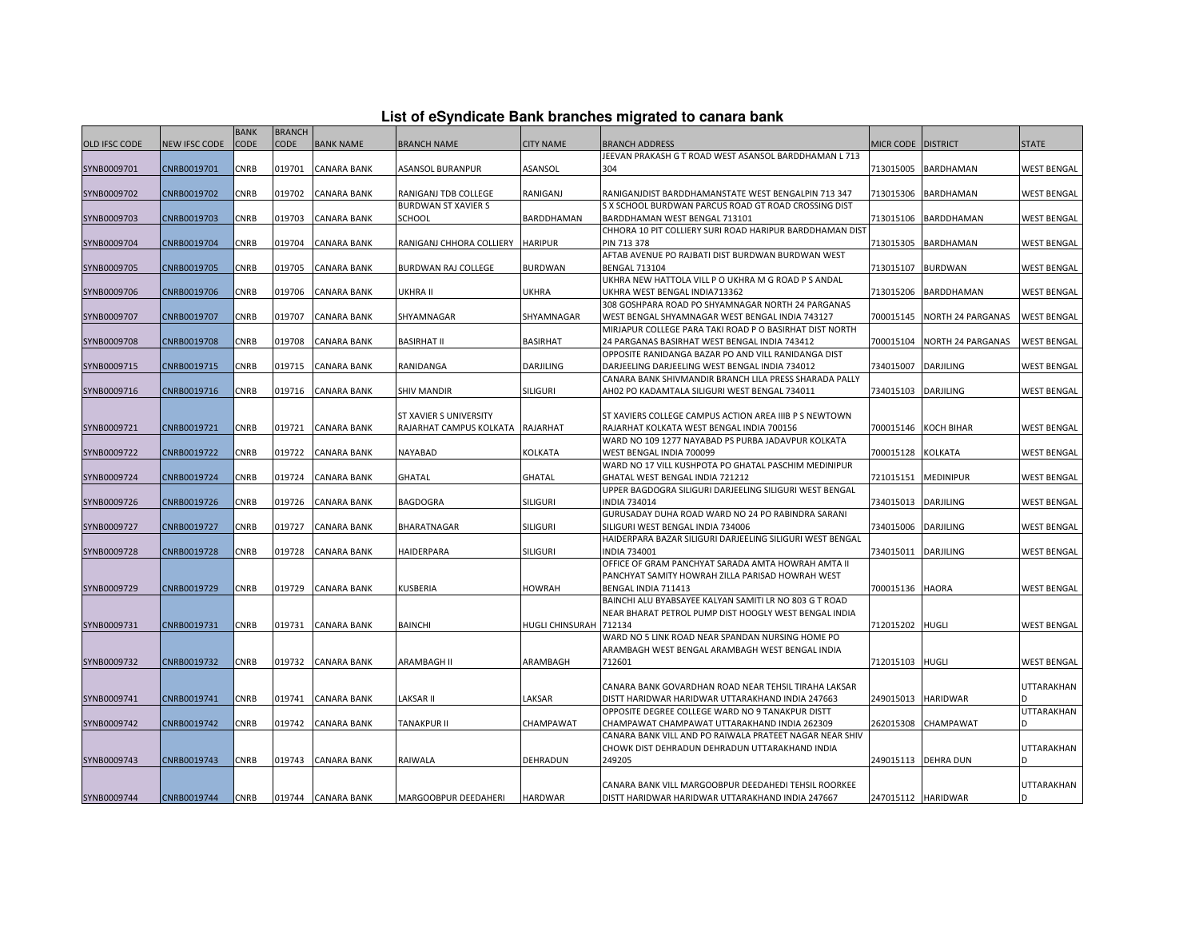## List of eSyndicate Bank branches migrated to canara bank

| OLD IFSC CODE | NEW IFSC CODE | BANK CODE | BRANCH CODE | BANK NAME | BRANCH NAME | CITY NAME | BRANCH ADDRESS | MICR CODE | DISTRICT | STATE |
|---|---|---|---|---|---|---|---|---|---|---|
| SYNB0009701 | CNRB0019701 | CNRB | 019701 | CANARA BANK | ASANSOL BURANPUR | ASANSOL | JEEVAN PRAKASH G T ROAD WEST ASANSOL BARDDHAMAN L 713 304 | 713015005 | BARDHAMAN | WEST BENGAL |
| SYNB0009702 | CNRB0019702 | CNRB | 019702 | CANARA BANK | RANIGANJ TDB COLLEGE | RANIGANJ | RANIGANJDIST BARDDHAMANSTATE WEST BENGALPIN 713 347 | 713015306 | BARDHAMAN | WEST BENGAL |
| SYNB0009703 | CNRB0019703 | CNRB | 019703 | CANARA BANK | BURDWAN ST XAVIER S SCHOOL | BARDDHAMAN | S X SCHOOL BURDWAN PARCUS ROAD GT ROAD CROSSING DIST BARDDHAMAN WEST BENGAL 713101 | 713015106 | BARDDHAMAN | WEST BENGAL |
| SYNB0009704 | CNRB0019704 | CNRB | 019704 | CANARA BANK | RANIGANJ CHHORA COLLIERY | HARIPUR | CHHORA 10 PIT COLLIERY SURI ROAD HARIPUR BARDDHAMAN DIST PIN 713 378 | 713015305 | BARDHAMAN | WEST BENGAL |
| SYNB0009705 | CNRB0019705 | CNRB | 019705 | CANARA BANK | BURDWAN RAJ COLLEGE | BURDWAN | AFTAB AVENUE PO RAJBATI DIST BURDWAN BURDWAN WEST BENGAL 713104 | 713015107 | BURDWAN | WEST BENGAL |
| SYNB0009706 | CNRB0019706 | CNRB | 019706 | CANARA BANK | UKHRA II | UKHRA | UKHRA NEW HATTOLA VILL P O UKHRA M G ROAD P S ANDAL UKHRA WEST BENGAL INDIA713362 | 713015206 | BARDDHAMAN | WEST BENGAL |
| SYNB0009707 | CNRB0019707 | CNRB | 019707 | CANARA BANK | SHYAMNAGAR | SHYAMNAGAR | 308 GOSHPARA ROAD PO SHYAMNAGAR NORTH 24 PARGANAS WEST BENGAL SHYAMNAGAR WEST BENGAL INDIA 743127 | 700015145 | NORTH 24 PARGANAS | WEST BENGAL |
| SYNB0009708 | CNRB0019708 | CNRB | 019708 | CANARA BANK | BASIRHAT II | BASIRHAT | MIRJAPUR COLLEGE PARA TAKI ROAD P O BASIRHAT DIST NORTH 24 PARGANAS BASIRHAT WEST BENGAL INDIA 743412 | 700015104 | NORTH 24 PARGANAS | WEST BENGAL |
| SYNB0009715 | CNRB0019715 | CNRB | 019715 | CANARA BANK | RANIDANGA | DARJILING | OPPOSITE RANIDANGA BAZAR PO AND VILL RANIDANGA DIST DARJEELING DARJEELING WEST BENGAL INDIA 734012 | 734015007 | DARJILING | WEST BENGAL |
| SYNB0009716 | CNRB0019716 | CNRB | 019716 | CANARA BANK | SHIV MANDIR | SILIGURI | CANARA BANK SHIVMANDIR BRANCH LILA PRESS SHARADA PALLY AH02 PO KADAMTALA SILIGURI WEST BENGAL 734011 | 734015103 | DARJILING | WEST BENGAL |
| SYNB0009721 | CNRB0019721 | CNRB | 019721 | CANARA BANK | ST XAVIER S UNIVERSITY RAJARHAT CAMPUS KOLKATA | RAJARHAT | ST XAVIERS COLLEGE CAMPUS ACTION AREA IIIB P S NEWTOWN RAJARHAT KOLKATA WEST BENGAL INDIA 700156 | 700015146 | KOCH BIHAR | WEST BENGAL |
| SYNB0009722 | CNRB0019722 | CNRB | 019722 | CANARA BANK | NAYABAD | KOLKATA | WARD NO 109 1277 NAYABAD PS PURBA JADAVPUR KOLKATA WEST BENGAL INDIA 700099 | 700015128 | KOLKATA | WEST BENGAL |
| SYNB0009724 | CNRB0019724 | CNRB | 019724 | CANARA BANK | GHATAL | GHATAL | WARD NO 17 VILL KUSHPOTA PO GHATAL PASCHIM MEDINIPUR GHATAL WEST BENGAL INDIA 721212 | 721015151 | MEDINIPUR | WEST BENGAL |
| SYNB0009726 | CNRB0019726 | CNRB | 019726 | CANARA BANK | BAGDOGRA | SILIGURI | UPPER BAGDOGRA SILIGURI DARJEELING SILIGURI WEST BENGAL INDIA 734014 | 734015013 | DARJILING | WEST BENGAL |
| SYNB0009727 | CNRB0019727 | CNRB | 019727 | CANARA BANK | BHARATNAGAR | SILIGURI | GURUSADAY DUHA ROAD WARD NO 24 PO RABINDRA SARANI SILIGURI WEST BENGAL INDIA 734006 | 734015006 | DARJILING | WEST BENGAL |
| SYNB0009728 | CNRB0019728 | CNRB | 019728 | CANARA BANK | HAIDERPARA | SILIGURI | HAIDERPARA BAZAR SILIGURI DARJEELING SILIGURI WEST BENGAL INDIA 734001 | 734015011 | DARJILING | WEST BENGAL |
| SYNB0009729 | CNRB0019729 | CNRB | 019729 | CANARA BANK | KUSBERIA | HOWRAH | OFFICE OF GRAM PANCHYAT SARADA AMTA HOWRAH AMTA II PANCHYAT SAMITY HOWRAH ZILLA PARISAD HOWRAH WEST BENGAL INDIA 711413 | 700015136 | HAORA | WEST BENGAL |
| SYNB0009731 | CNRB0019731 | CNRB | 019731 | CANARA BANK | BAINCHI | HUGLI CHINSURAH | BAINCHI ALU BYABSAYEE KALYAN SAMITI LR NO 803 G T ROAD NEAR BHARAT PETROL PUMP DIST HOOGLY WEST BENGAL INDIA 712134 | 712015202 | HUGLI | WEST BENGAL |
| SYNB0009732 | CNRB0019732 | CNRB | 019732 | CANARA BANK | ARAMBAGH II | ARAMBAGH | WARD NO 5 LINK ROAD NEAR SPANDAN NURSING HOME PO ARAMBAGH WEST BENGAL ARAMBAGH WEST BENGAL INDIA 712601 | 712015103 | HUGLI | WEST BENGAL |
| SYNB0009741 | CNRB0019741 | CNRB | 019741 | CANARA BANK | LAKSAR II | LAKSAR | CANARA BANK GOVARDHAN ROAD NEAR TEHSIL TIRAHA LAKSAR DISTT HARIDWAR HARIDWAR UTTARAKHAND INDIA 247663 | 249015013 | HARIDWAR | UTTARAKHAND |
| SYNB0009742 | CNRB0019742 | CNRB | 019742 | CANARA BANK | TANAKPUR II | CHAMPAWAT | OPPOSITE DEGREE COLLEGE WARD NO 9 TANAKPUR DISTT CHAMPAWAT CHAMPAWAT UTTARAKHAND INDIA 262309 | 262015308 | CHAMPAWAT | UTTARAKHAND |
| SYNB0009743 | CNRB0019743 | CNRB | 019743 | CANARA BANK | RAIWALA | DEHRADUN | CANARA BANK VILL AND PO RAIWALA PRATEET NAGAR NEAR SHIV CHOWK DIST DEHRADUN DEHRADUN UTTARAKHAND INDIA 249205 | 249015113 | DEHRA DUN | UTTARAKHAND |
| SYNB0009744 | CNRB0019744 | CNRB | 019744 | CANARA BANK | MARGOOBPUR DEEDAHERI | HARDWAR | CANARA BANK VILL MARGOOBPUR DEEDAHEDI TEHSIL ROORKEE DISTT HARIDWAR HARIDWAR UTTARAKHAND INDIA 247667 | 247015112 | HARIDWAR | UTTARAKHAND |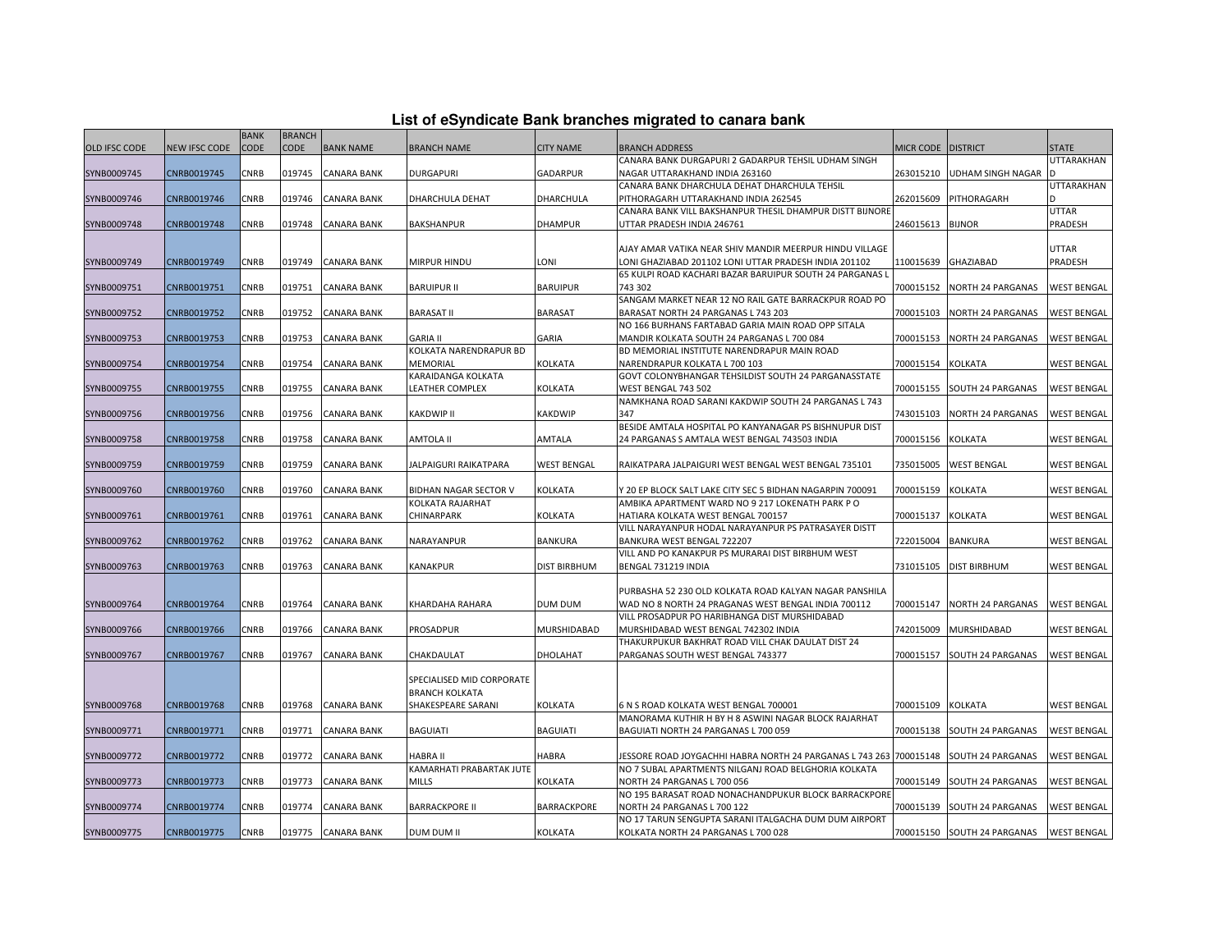# List of eSyndicate Bank branches migrated to canara bank

| OLD IFSC CODE | NEW IFSC CODE | BANK CODE | BRANCH CODE | BANK NAME | BRANCH NAME | CITY NAME | BRANCH ADDRESS | MICR CODE | DISTRICT | STATE |
|---|---|---|---|---|---|---|---|---|---|---|
| SYNB0009745 | CNRB0019745 | CNRB | 019745 | CANARA BANK | DURGAPURI | GADARPUR | CANARA BANK DURGAPURI 2 GADARPUR TEHSIL UDHAM SINGH NAGAR UTTARAKHAND INDIA 263160 | 263015210 | UDHAM SINGH NAGAR | UTTARAKHAND |
| SYNB0009746 | CNRB0019746 | CNRB | 019746 | CANARA BANK | DHARCHULA DEHAT | DHARCHULA | CANARA BANK DHARCHULA DEHAT DHARCHULA TEHSIL PITHORAGARH UTTARAKHAND INDIA 262545 | 262015609 | PITHORAGARH | UTTARAKHAND |
| SYNB0009748 | CNRB0019748 | CNRB | 019748 | CANARA BANK | BAKSHANPUR | DHAMPUR | CANARA BANK VILL BAKSHANPUR THESIL DHAMPUR DISTT BIJNORE UTTAR PRADESH INDIA 246761 | 246015613 | BIJNOR | UTTAR PRADESH |
| SYNB0009749 | CNRB0019749 | CNRB | 019749 | CANARA BANK | MIRPUR HINDU | LONI | AJAY AMAR VATIKA NEAR SHIV MANDIR MEERPUR HINDU VILLAGE LONI GHAZIABAD 201102 LONI UTTAR PRADESH INDIA 201102 | 110015639 | GHAZIABAD | UTTAR PRADESH |
| SYNB0009751 | CNRB0019751 | CNRB | 019751 | CANARA BANK | BARUIPUR II | BARUIPUR | 65 KULPI ROAD KACHARI BAZAR BARUIPUR SOUTH 24 PARGANAS L 743 302 | 700015152 | NORTH 24 PARGANAS | WEST BENGAL |
| SYNB0009752 | CNRB0019752 | CNRB | 019752 | CANARA BANK | BARASAT II | BARASAT | SANGAM MARKET NEAR 12 NO RAIL GATE BARRACKPUR ROAD PO BARASAT NORTH 24 PARGANAS L 743 203 | 700015103 | NORTH 24 PARGANAS | WEST BENGAL |
| SYNB0009753 | CNRB0019753 | CNRB | 019753 | CANARA BANK | GARIA II | GARIA | NO 166 BURHANS FARTABAD GARIA MAIN ROAD OPP SITALA MANDIR KOLKATA SOUTH 24 PARGANAS L 700 084 | 700015153 | NORTH 24 PARGANAS | WEST BENGAL |
| SYNB0009754 | CNRB0019754 | CNRB | 019754 | CANARA BANK | KOLKATA NARENDRAPUR BD MEMORIAL | KOLKATA | BD MEMORIAL INSTITUTE NARENDRAPUR MAIN ROAD NARENDRAPUR KOLKATA L 700 103 | 700015154 | KOLKATA | WEST BENGAL |
| SYNB0009755 | CNRB0019755 | CNRB | 019755 | CANARA BANK | KARAIDANGA KOLKATA LEATHER COMPLEX | KOLKATA | GOVT COLONYBHANGAR TEHSILDIST SOUTH 24 PARGANASSTATE WEST BENGAL 743 502 | 700015155 | SOUTH 24 PARGANAS | WEST BENGAL |
| SYNB0009756 | CNRB0019756 | CNRB | 019756 | CANARA BANK | KAKDWIP II | KAKDWIP | NAMKHANA ROAD SARANI KAKDWIP SOUTH 24 PARGANAS L 743 347 | 743015103 | NORTH 24 PARGANAS | WEST BENGAL |
| SYNB0009758 | CNRB0019758 | CNRB | 019758 | CANARA BANK | AMTOLA II | AMTALA | BESIDE AMTALA HOSPITAL PO KANYANAGAR PS BISHNUPUR DIST 24 PARGANAS S AMTALA WEST BENGAL 743503 INDIA | 700015156 | KOLKATA | WEST BENGAL |
| SYNB0009759 | CNRB0019759 | CNRB | 019759 | CANARA BANK | JALPAIGURI RAIKATPARA | WEST BENGAL | RAIKATPARA JALPAIGURI WEST BENGAL WEST BENGAL 735101 | 735015005 | WEST BENGAL | WEST BENGAL |
| SYNB0009760 | CNRB0019760 | CNRB | 019760 | CANARA BANK | BIDHAN NAGAR SECTOR V | KOLKATA | Y 20 EP BLOCK SALT LAKE CITY SEC 5 BIDHAN NAGARPIN 700091 | 700015159 | KOLKATA | WEST BENGAL |
| SYNB0009761 | CNRB0019761 | CNRB | 019761 | CANARA BANK | KOLKATA RAJARHAT CHINARPARK | KOLKATA | AMBIKA APARTMENT WARD NO 9 217 LOKENATH PARK P O HATIARA KOLKATA WEST BENGAL 700157 | 700015137 | KOLKATA | WEST BENGAL |
| SYNB0009762 | CNRB0019762 | CNRB | 019762 | CANARA BANK | NARAYANPUR | BANKURA | VILL NARAYANPUR HODAL NARAYANPUR PS PATRASAYER DISTT BANKURA WEST BENGAL 722207 | 722015004 | BANKURA | WEST BENGAL |
| SYNB0009763 | CNRB0019763 | CNRB | 019763 | CANARA BANK | KANAKPUR | DIST BIRBHUM | VILL AND PO KANAKPUR PS MURARAI DIST BIRBHUM WEST BENGAL 731219 INDIA | 731015105 | DIST BIRBHUM | WEST BENGAL |
| SYNB0009764 | CNRB0019764 | CNRB | 019764 | CANARA BANK | KHARDAHA RAHARA | DUM DUM | PURBASHA 52 230 OLD KOLKATA ROAD KALYAN NAGAR PANSHILA WAD NO 8 NORTH 24 PRAGANAS WEST BENGAL INDIA 700112 | 700015147 | NORTH 24 PARGANAS | WEST BENGAL |
| SYNB0009766 | CNRB0019766 | CNRB | 019766 | CANARA BANK | PROSADPUR | MURSHIDABAD | VILL PROSADPUR PO HARIBHANGA DIST MURSHIDABAD MURSHIDABAD WEST BENGAL 742302 INDIA | 742015009 | MURSHIDABAD | WEST BENGAL |
| SYNB0009767 | CNRB0019767 | CNRB | 019767 | CANARA BANK | CHAKDAULAT | DHOLAHAT | THAKURPUKUR BAKHRAT ROAD VILL CHAK DAULAT DIST 24 PARGANAS SOUTH WEST BENGAL 743377 | 700015157 | SOUTH 24 PARGANAS | WEST BENGAL |
| SYNB0009768 | CNRB0019768 | CNRB | 019768 | CANARA BANK | SPECIALISED MID CORPORATE BRANCH KOLKATA SHAKESPEARE SARANI | KOLKATA | 6 N S ROAD KOLKATA WEST BENGAL 700001 | 700015109 | KOLKATA | WEST BENGAL |
| SYNB0009771 | CNRB0019771 | CNRB | 019771 | CANARA BANK | BAGUIATI | BAGUIATI | MANORAMA KUTHIR H BY H 8 ASWINI NAGAR BLOCK RAJARHAT BAGUIATI NORTH 24 PARGANAS L 700 059 | 700015138 | SOUTH 24 PARGANAS | WEST BENGAL |
| SYNB0009772 | CNRB0019772 | CNRB | 019772 | CANARA BANK | HABRA II | HABRA | JESSORE ROAD JOYGACHHI HABRA NORTH 24 PARGANAS L 743 263 | 700015148 | SOUTH 24 PARGANAS | WEST BENGAL |
| SYNB0009773 | CNRB0019773 | CNRB | 019773 | CANARA BANK | KAMARHATI PRABARTAK JUTE MILLS | KOLKATA | NO 7 SUBAL APARTMENTS NILGANJ ROAD BELGHORIA KOLKATA NORTH 24 PARGANAS L 700 056 | 700015149 | SOUTH 24 PARGANAS | WEST BENGAL |
| SYNB0009774 | CNRB0019774 | CNRB | 019774 | CANARA BANK | BARRACKPORE II | BARRACKPORE | NO 195 BARASAT ROAD NONACHANDPUKUR BLOCK BARRACKPORE NORTH 24 PARGANAS L 700 122 | 700015139 | SOUTH 24 PARGANAS | WEST BENGAL |
| SYNB0009775 | CNRB0019775 | CNRB | 019775 | CANARA BANK | DUM DUM II | KOLKATA | NO 17 TARUN SENGUPTA SARANI ITALGACHA DUM DUM AIRPORT KOLKATA NORTH 24 PARGANAS L 700 028 | 700015150 | SOUTH 24 PARGANAS | WEST BENGAL |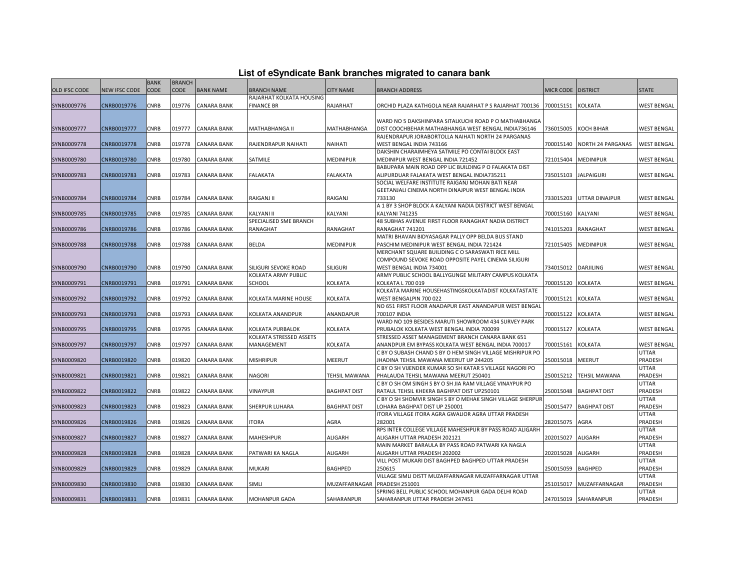# List of eSyndicate Bank branches migrated to canara bank

| OLD IFSC CODE | NEW IFSC CODE | BANK CODE | BRANCH CODE | BANK NAME | BRANCH NAME | CITY NAME | BRANCH ADDRESS | MICR CODE | DISTRICT | STATE |
|---|---|---|---|---|---|---|---|---|---|---|
| SYNB0009776 | CNRB0019776 | CNRB | 019776 | CANARA BANK | RAJARHAT KOLKATA HOUSING FINANCE BR | RAJARHAT | ORCHID PLAZA KATHGOLA NEAR RAJARHAT P S RAJARHAT 700136 | 700015151 | KOLKATA | WEST BENGAL |
| SYNB0009777 | CNRB0019777 | CNRB | 019777 | CANARA BANK | MATHABHANGA II | MATHABHANGA | WARD NO 5 DAKSHINPARA SITALKUCHI ROAD P O MATHABHANGA DIST COOCHBEHAR MATHABHANGA WEST BENGAL INDIA736146 | 736015005 | KOCH BIHAR | WEST BENGAL |
| SYNB0009778 | CNRB0019778 | CNRB | 019778 | CANARA BANK | RAJENDRAPUR NAIHATI | NAIHATI | RAJENDRAPUR JORABORTOLLA NAIHATI NORTH 24 PARGANAS WEST BENGAL INDIA 743166 | 700015140 | NORTH 24 PARGANAS | WEST BENGAL |
| SYNB0009780 | CNRB0019780 | CNRB | 019780 | CANARA BANK | SATMILE | MEDINIPUR | DAKSHIN CHARAIMHEYA SATMILE PO CONTAI BLOCK EAST MEDINIPUR WEST BENGAL INDIA 721452 | 721015404 | MEDINIPUR | WEST BENGAL |
| SYNB0009783 | CNRB0019783 | CNRB | 019783 | CANARA BANK | FALAKATA | FALAKATA | BABUPARA MAIN ROAD OPP LIC BUILDING P O FALAKATA DIST ALIPURDUAR FALAKATA WEST BENGAL INDIA735211 | 735015103 | JALPAIGURI | WEST BENGAL |
| SYNB0009784 | CNRB0019784 | CNRB | 019784 | CANARA BANK | RAIGANJ II | RAIGANJ | SOCIAL WELFARE INSTITUTE RAIGANJ MOHAN BATI NEAR GEETANJALI CINEMA NORTH DINAJPUR WEST BENGAL INDIA 733130 | 733015203 | UTTAR DINAJPUR | WEST BENGAL |
| SYNB0009785 | CNRB0019785 | CNRB | 019785 | CANARA BANK | KALYANI II | KALYANI | A 1 BY 3 SHOP BLOCK A KALYANI NADIA DISTRICT WEST BENGAL KALYANI 741235 | 700015160 | KALYANI | WEST BENGAL |
| SYNB0009786 | CNRB0019786 | CNRB | 019786 | CANARA BANK | SPECIALISED SME BRANCH RANAGHAT | RANAGHAT | 48 SUBHAS AVENUE FIRST FLOOR RANAGHAT NADIA DISTRICT RANAGHAT 741201 | 741015203 | RANAGHAT | WEST BENGAL |
| SYNB0009788 | CNRB0019788 | CNRB | 019788 | CANARA BANK | BELDA | MEDINIPUR | MATRI BHAVAN BIDYASAGAR PALLY OPP BELDA BUS STAND PASCHIM MEDINIPUR WEST BENGAL INDIA 721424 | 721015405 | MEDINIPUR | WEST BENGAL |
| SYNB0009790 | CNRB0019790 | CNRB | 019790 | CANARA BANK | SILIGURI SEVOKE ROAD | SILIGURI | MERCHANT SQUARE BUILIDING C O SARASWATI RICE MILL COMPOUND SEVOKE ROAD OPPOSITE PAYEL CINEMA SILIGURI WEST BENGAL INDIA 734001 | 734015012 | DARJILING | WEST BENGAL |
| SYNB0009791 | CNRB0019791 | CNRB | 019791 | CANARA BANK | KOLKATA ARMY PUBLIC SCHOOL | KOLKATA | ARMY PUBLIC SCHOOL BALLYGUNGE MILITARY CAMPUS KOLKATA KOLKATA L 700 019 | 700015120 | KOLKATA | WEST BENGAL |
| SYNB0009792 | CNRB0019792 | CNRB | 019792 | CANARA BANK | KOLKATA MARINE HOUSE | KOLKATA | KOLKATA MARINE HOUSEHASTINGSKOLKATADIST KOLKATASTATE WEST BENGALPIN 700 022 | 700015121 | KOLKATA | WEST BENGAL |
| SYNB0009793 | CNRB0019793 | CNRB | 019793 | CANARA BANK | KOLKATA ANANDPUR | ANANDAPUR | NO 651 FIRST FLOOR ANADAPUR EAST ANANDAPUR WEST BENGAL 700107 INDIA | 700015122 | KOLKATA | WEST BENGAL |
| SYNB0009795 | CNRB0019795 | CNRB | 019795 | CANARA BANK | KOLKATA PURBALOK | KOLKATA | WARD NO 109 BESIDES MARUTI SHOWROOM 434 SURVEY PARK PRUBALOK KOLKATA WEST BENGAL INDIA 700099 | 700015127 | KOLKATA | WEST BENGAL |
| SYNB0009797 | CNRB0019797 | CNRB | 019797 | CANARA BANK | KOLKATA STRESSED ASSETS MANAGEMENT | KOLKATA | STRESSED ASSET MANAGEMENT BRANCH CANARA BANK 651 ANANDPUR EM BYPASS KOLKATA WEST BENGAL INDIA 700017 | 700015161 | KOLKATA | WEST BENGAL |
| SYNB0009820 | CNRB0019820 | CNRB | 019820 | CANARA BANK | MISHRIPUR | MEERUT | C BY O SUBASH CHAND S BY O HEM SINGH VILLAGE MISHRIPUR PO JHADINA TEHSIL MAWANA MEERUT UP 244205 | 250015018 | MEERUT | UTTAR PRADESH |
| SYNB0009821 | CNRB0019821 | CNRB | 019821 | CANARA BANK | NAGORI | TEHSIL MAWANA | C BY O SH VIJENDER KUMAR SO SH KATAR S VILLAGE NAGORI PO PHALAUDA TEHSIL MAWANA MEERUT 250401 | 250015212 | TEHSIL MAWANA | UTTAR PRADESH |
| SYNB0009822 | CNRB0019822 | CNRB | 019822 | CANARA BANK | VINAYPUR | BAGHPAT DIST | C BY O SH OM SINGH S BY O SH JIA RAM VILLAGE VINAYPUR PO RATAUL TEHSIL KHEKRA BAGHPAT DIST UP250101 | 250015048 | BAGHPAT DIST | UTTAR PRADESH |
| SYNB0009823 | CNRB0019823 | CNRB | 019823 | CANARA BANK | SHERPUR LUHARA | BAGHPAT DIST | C BY O SH SHOMVIR SINGH S BY O MEHAK SINGH VILLAGE SHERPUR LOHARA BAGHPAT DIST UP 250001 | 250015477 | BAGHPAT DIST | UTTAR PRADESH |
| SYNB0009826 | CNRB0019826 | CNRB | 019826 | CANARA BANK | ITORA | AGRA | ITORA VILLAGE ITORA AGRA GWALIOR AGRA UTTAR PRADESH 282001 | 282015075 | AGRA | UTTAR PRADESH |
| SYNB0009827 | CNRB0019827 | CNRB | 019827 | CANARA BANK | MAHESHPUR | ALIGARH | RPS INTER COLLEGE VILLAGE MAHESHPUR BY PASS ROAD ALIGARH ALIGARH UTTAR PRADESH 202121 | 202015027 | ALIGARH | UTTAR PRADESH |
| SYNB0009828 | CNRB0019828 | CNRB | 019828 | CANARA BANK | PATWARI KA NAGLA | ALIGARH | MAIN MARKET BARAULA BY PASS ROAD PATWARI KA NAGLA ALIGARH UTTAR PRADESH 202002 | 202015028 | ALIGARH | UTTAR PRADESH |
| SYNB0009829 | CNRB0019829 | CNRB | 019829 | CANARA BANK | MUKARI | BAGHPED | VILL POST MUKARI DIST BAGHPED BAGHPED UTTAR PRADESH 250615 | 250015059 | BAGHPED | UTTAR PRADESH |
| SYNB0009830 | CNRB0019830 | CNRB | 019830 | CANARA BANK | SIMLI | MUZAFFARNAGAR | VILLAGE SIMLI DISTT MUZAFFARNAGAR MUZAFFARNAGAR UTTAR PRADESH 251001 | 251015017 | MUZAFFARNAGAR | UTTAR PRADESH |
| SYNB0009831 | CNRB0019831 | CNRB | 019831 | CANARA BANK | MOHANPUR GADA | SAHARANPUR | SPRING BELL PUBLIC SCHOOL MOHANPUR GADA DELHI ROAD SAHARANPUR UTTAR PRADESH 247451 | 247015019 | SAHARANPUR | UTTAR PRADESH |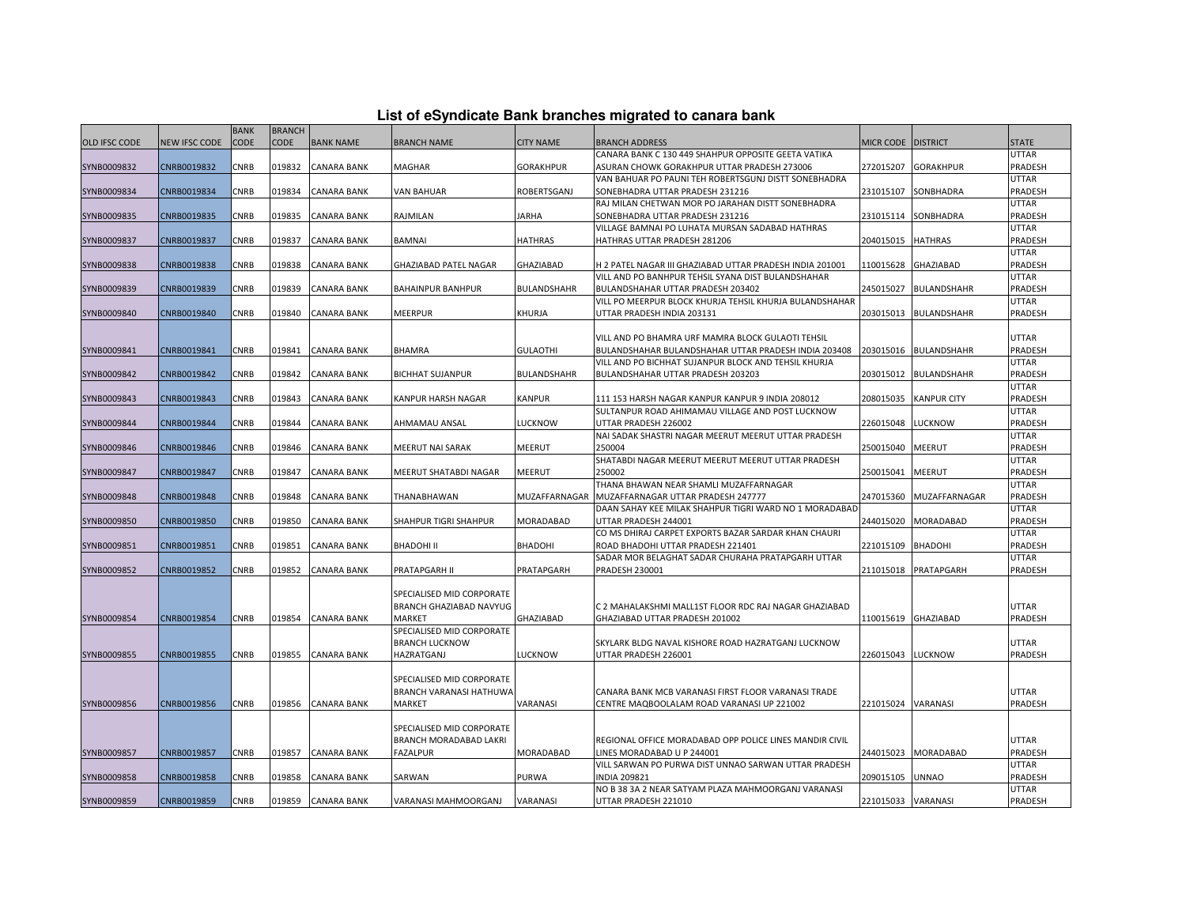# List of eSyndicate Bank branches migrated to canara bank

| OLD IFSC CODE | NEW IFSC CODE | BANK CODE | BRANCH CODE | BANK NAME | BRANCH NAME | CITY NAME | BRANCH ADDRESS | MICR CODE | DISTRICT | STATE |
|---|---|---|---|---|---|---|---|---|---|---|
| SYNB0009832 | CNRB0019832 | CNRB | 019832 | CANARA BANK | MAGHAR | GORAKHPUR | CANARA BANK C 130 449 SHAHPUR OPPOSITE GEETA VATIKA ASURAN CHOWK GORAKHPUR UTTAR PRADESH 273006 | 272015207 | GORAKHPUR | UTTAR PRADESH |
| SYNB0009834 | CNRB0019834 | CNRB | 019834 | CANARA BANK | VAN BAHUAR | ROBERTSGANJ | VAN BAHUAR PO PAUNI TEH ROBERTSGUNJ DISTT SONEBHADRA SONEBHADRA UTTAR PRADESH 231216 | 231015107 | SONBHADRA | UTTAR PRADESH |
| SYNB0009835 | CNRB0019835 | CNRB | 019835 | CANARA BANK | RAJMILAN | JARHA | RAJ MILAN CHETWAN MOR PO JARAHAN DISTT SONEBHADRA SONEBHADRA UTTAR PRADESH 231216 | 231015114 | SONBHADRA | UTTAR PRADESH |
| SYNB0009837 | CNRB0019837 | CNRB | 019837 | CANARA BANK | BAMNAI | HATHRAS | VILLAGE BAMNAI PO LUHATA MURSAN SADABAD HATHRAS HATHRAS UTTAR PRADESH 281206 | 204015015 | HATHRAS | UTTAR PRADESH |
| SYNB0009838 | CNRB0019838 | CNRB | 019838 | CANARA BANK | GHAZIABAD PATEL NAGAR | GHAZIABAD | H 2 PATEL NAGAR III GHAZIABAD UTTAR PRADESH INDIA 201001 | 110015628 | GHAZIABAD | UTTAR PRADESH |
| SYNB0009839 | CNRB0019839 | CNRB | 019839 | CANARA BANK | BAHAINPUR BANHPUR | BULANDSHAHR | VILL AND PO BANHPUR TEHSIL SYANA DIST BULANDSHAHAR BULANDSHAHAR UTTAR PRADESH 203402 | 245015027 | BULANDSHAHR | UTTAR PRADESH |
| SYNB0009840 | CNRB0019840 | CNRB | 019840 | CANARA BANK | MEERPUR | KHURJA | VILL PO MEERPUR BLOCK KHURJA TEHSIL KHURJA BULANDSHAHAR UTTAR PRADESH INDIA 203131 | 203015013 | BULANDSHAHR | UTTAR PRADESH |
| SYNB0009841 | CNRB0019841 | CNRB | 019841 | CANARA BANK | BHAMRA | GULAOTHI | VILL AND PO BHAMRA URF MAMRA BLOCK GULAOTI TEHSIL BULANDSHAHAR BULANDSHAHAR UTTAR PRADESH INDIA 203408 | 203015016 | BULANDSHAHR | UTTAR PRADESH |
| SYNB0009842 | CNRB0019842 | CNRB | 019842 | CANARA BANK | BICHHAT SUJANPUR | BULANDSHAHR | VILL AND PO BICHHAT SUJANPUR BLOCK AND TEHSIL KHURJA BULANDSHAHAR UTTAR PRADESH 203203 | 203015012 | BULANDSHAHR | UTTAR PRADESH |
| SYNB0009843 | CNRB0019843 | CNRB | 019843 | CANARA BANK | KANPUR HARSH NAGAR | KANPUR | 111 153 HARSH NAGAR KANPUR KANPUR 9 INDIA 208012 | 208015035 | KANPUR CITY | UTTAR PRADESH |
| SYNB0009844 | CNRB0019844 | CNRB | 019844 | CANARA BANK | AHMAMAU ANSAL | LUCKNOW | SULTANPUR ROAD AHIMAMAU VILLAGE AND POST LUCKNOW UTTAR PRADESH 226002 | 226015048 | LUCKNOW | UTTAR PRADESH |
| SYNB0009846 | CNRB0019846 | CNRB | 019846 | CANARA BANK | MEERUT NAI SARAK | MEERUT | NAI SADAK SHASTRI NAGAR MEERUT MEERUT UTTAR PRADESH 250004 | 250015040 | MEERUT | UTTAR PRADESH |
| SYNB0009847 | CNRB0019847 | CNRB | 019847 | CANARA BANK | MEERUT SHATABDI NAGAR | MEERUT | SHATABDI NAGAR MEERUT MEERUT MEERUT UTTAR PRADESH 250002 | 250015041 | MEERUT | UTTAR PRADESH |
| SYNB0009848 | CNRB0019848 | CNRB | 019848 | CANARA BANK | THANABHAWAN | MUZAFFARNAGAR | THANA BHAWAN NEAR SHAMLI MUZAFFARNAGAR MUZAFFARNAGAR UTTAR PRADESH 247777 | 247015360 | MUZAFFARNAGAR | UTTAR PRADESH |
| SYNB0009850 | CNRB0019850 | CNRB | 019850 | CANARA BANK | SHAHPUR TIGRI SHAHPUR | MORADABAD | DAAN SAHAY KEE MILAK SHAHPUR TIGRI WARD NO 1 MORADABAD UTTAR PRADESH 244001 | 244015020 | MORADABAD | UTTAR PRADESH |
| SYNB0009851 | CNRB0019851 | CNRB | 019851 | CANARA BANK | BHADOHI II | BHADOHI | CO MS DHIRAJ CARPET EXPORTS BAZAR SARDAR KHAN CHAURI ROAD BHADOHI UTTAR PRADESH 221401 | 221015109 | BHADOHI | UTTAR PRADESH |
| SYNB0009852 | CNRB0019852 | CNRB | 019852 | CANARA BANK | PRATAPGARH II | PRATAPGARH | SADAR MOR BELAGHAT SADAR CHURAHA PRATAPGARH UTTAR PRADESH 230001 | 211015018 | PRATAPGARH | UTTAR PRADESH |
| SYNB0009854 | CNRB0019854 | CNRB | 019854 | CANARA BANK | SPECIALISED MID CORPORATE BRANCH GHAZIABAD NAVYUG MARKET | GHAZIABAD | C 2 MAHALAKSHMI MALL1ST FLOOR RDC RAJ NAGAR GHAZIABAD GHAZIABAD UTTAR PRADESH 201002 | 110015619 | GHAZIABAD | UTTAR PRADESH |
| SYNB0009855 | CNRB0019855 | CNRB | 019855 | CANARA BANK | SPECIALISED MID CORPORATE BRANCH LUCKNOW HAZRATGANJ | LUCKNOW | SKYLARK BLDG NAVAL KISHORE ROAD HAZRATGANJ LUCKNOW UTTAR PRADESH 226001 | 226015043 | LUCKNOW | UTTAR PRADESH |
| SYNB0009856 | CNRB0019856 | CNRB | 019856 | CANARA BANK | SPECIALISED MID CORPORATE BRANCH VARANASI HATHUWA MARKET | VARANASI | CANARA BANK MCB VARANASI FIRST FLOOR VARANASI TRADE CENTRE MAQBOOLALAM ROAD VARANASI UP 221002 | 221015024 | VARANASI | UTTAR PRADESH |
| SYNB0009857 | CNRB0019857 | CNRB | 019857 | CANARA BANK | SPECIALISED MID CORPORATE BRANCH MORADABAD LAKRI FAZALPUR | MORADABAD | REGIONAL OFFICE MORADABAD OPP POLICE LINES MANDIR CIVIL LINES MORADABAD U P 244001 | 244015023 | MORADABAD | UTTAR PRADESH |
| SYNB0009858 | CNRB0019858 | CNRB | 019858 | CANARA BANK | SARWAN | PURWA | VILL SARWAN PO PURWA DIST UNNAO SARWAN UTTAR PRADESH INDIA 209821 | 209015105 | UNNAO | UTTAR PRADESH |
| SYNB0009859 | CNRB0019859 | CNRB | 019859 | CANARA BANK | VARANASI MAHMOORGANJ | VARANASI | NO B 38 3A 2 NEAR SATYAM PLAZA MAHMOORGANJ VARANASI UTTAR PRADESH 221010 | 221015033 | VARANASI | UTTAR PRADESH |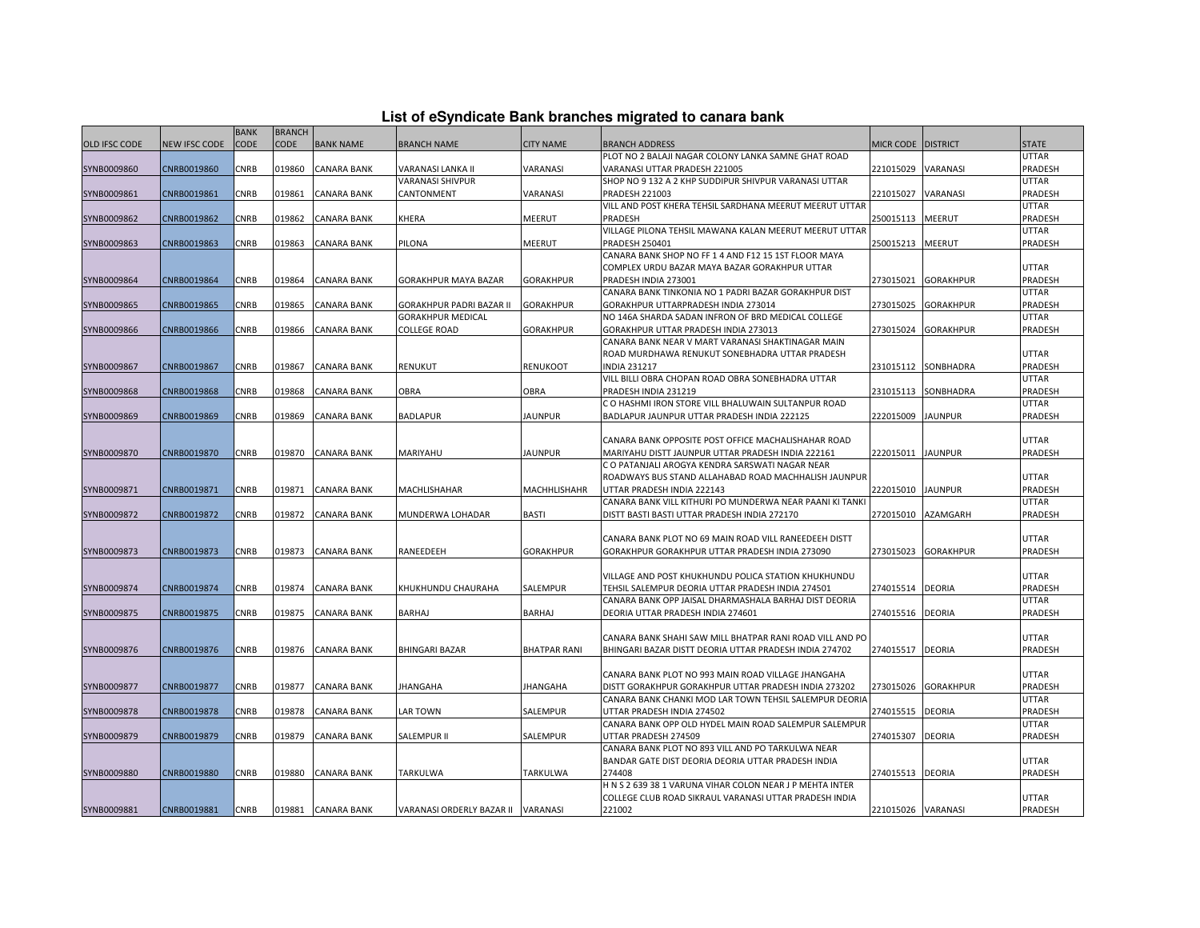# List of eSyndicate Bank branches migrated to canara bank

| OLD IFSC CODE | NEW IFSC CODE | BANK CODE | BRANCH CODE | BANK NAME | BRANCH NAME | CITY NAME | BRANCH ADDRESS | MICR CODE | DISTRICT | STATE |
|---|---|---|---|---|---|---|---|---|---|---|
| SYNB0009860 | CNRB0019860 | CNRB | 019860 | CANARA BANK | VARANASI LANKA II | VARANASI | PLOT NO 2 BALAJI NAGAR COLONY LANKA SAMNE GHAT ROAD VARANASI UTTAR PRADESH 221005 | 221015029 | VARANASI | UTTAR PRADESH |
| SYNB0009861 | CNRB0019861 | CNRB | 019861 | CANARA BANK | VARANASI SHIVPUR CANTONMENT | VARANASI | SHOP NO 9 132 A 2 KHP SUDDIPUR SHIVPUR VARANASI UTTAR PRADESH 221003 | 221015027 | VARANASI | UTTAR PRADESH |
| SYNB0009862 | CNRB0019862 | CNRB | 019862 | CANARA BANK | KHERA | MEERUT | VILL AND POST KHERA TEHSIL SARDHANA MEERUT MEERUT UTTAR PRADESH | 250015113 | MEERUT | UTTAR PRADESH |
| SYNB0009863 | CNRB0019863 | CNRB | 019863 | CANARA BANK | PILONA | MEERUT | VILLAGE PILONA TEHSIL MAWANA KALAN MEERUT MEERUT UTTAR PRADESH 250401 | 250015213 | MEERUT | UTTAR PRADESH |
| SYNB0009864 | CNRB0019864 | CNRB | 019864 | CANARA BANK | GORAKHPUR MAYA BAZAR | GORAKHPUR | CANARA BANK SHOP NO FF 1 4 AND F12 15 1ST FLOOR MAYA COMPLEX URDU BAZAR MAYA BAZAR GORAKHPUR UTTAR PRADESH INDIA 273001 | 273015021 | GORAKHPUR | UTTAR PRADESH |
| SYNB0009865 | CNRB0019865 | CNRB | 019865 | CANARA BANK | GORAKHPUR PADRI BAZAR II | GORAKHPUR | CANARA BANK TINKONIA NO 1 PADRI BAZAR GORAKHPUR DIST GORAKHPUR UTTARPRADESH INDIA 273014 | 273015025 | GORAKHPUR | UTTAR PRADESH |
| SYNB0009866 | CNRB0019866 | CNRB | 019866 | CANARA BANK | GORAKHPUR MEDICAL COLLEGE ROAD | GORAKHPUR | NO 146A SHARDA SADAN INFRON OF BRD MEDICAL COLLEGE GORAKHPUR UTTAR PRADESH INDIA 273013 | 273015024 | GORAKHPUR | UTTAR PRADESH |
| SYNB0009867 | CNRB0019867 | CNRB | 019867 | CANARA BANK | RENUKUT | RENUKOOT | CANARA BANK NEAR V MART VARANASI SHAKTINAGAR MAIN ROAD MURDHAWA RENUKUT SONEBHADRA UTTAR PRADESH INDIA 231217 | 231015112 | SONBHADRA | UTTAR PRADESH |
| SYNB0009868 | CNRB0019868 | CNRB | 019868 | CANARA BANK | OBRA | OBRA | VILL BILLI OBRA CHOPAN ROAD OBRA SONEBHADRA UTTAR PRADESH INDIA 231219 | 231015113 | SONBHADRA | UTTAR PRADESH |
| SYNB0009869 | CNRB0019869 | CNRB | 019869 | CANARA BANK | BADLAPUR | JAUNPUR | C O HASHMI IRON STORE VILL BHALUWAIN SULTANPUR ROAD BADLAPUR JAUNPUR UTTAR PRADESH INDIA 222125 | 222015009 | JAUNPUR | UTTAR PRADESH |
| SYNB0009870 | CNRB0019870 | CNRB | 019870 | CANARA BANK | MARIYAHU | JAUNPUR | CANARA BANK OPPOSITE POST OFFICE MACHALISHAHAR ROAD MARIYAHU DISTT JAUNPUR UTTAR PRADESH INDIA 222161 | 222015011 | JAUNPUR | UTTAR PRADESH |
| SYNB0009871 | CNRB0019871 | CNRB | 019871 | CANARA BANK | MACHLISHAHAR | MACHHLISHAHR | C O PATANJALI AROGYA KENDRA SARSWATI NAGAR NEAR ROADWAYS BUS STAND ALLAHABAD ROAD MACHHALISH JAUNPUR UTTAR PRADESH INDIA 222143 | 222015010 | JAUNPUR | UTTAR PRADESH |
| SYNB0009872 | CNRB0019872 | CNRB | 019872 | CANARA BANK | MUNDERWA LOHADAR | BASTI | CANARA BANK VILL KITHURI PO MUNDERWA NEAR PAANI KI TANKI DISTT BASTI BASTI UTTAR PRADESH INDIA 272170 | 272015010 | AZAMGARH | UTTAR PRADESH |
| SYNB0009873 | CNRB0019873 | CNRB | 019873 | CANARA BANK | RANEEDEEH | GORAKHPUR | CANARA BANK PLOT NO 69 MAIN ROAD VILL RANEEDEEH DISTT GORAKHPUR GORAKHPUR UTTAR PRADESH INDIA 273090 | 273015023 | GORAKHPUR | UTTAR PRADESH |
| SYNB0009874 | CNRB0019874 | CNRB | 019874 | CANARA BANK | KHUKHUNDU CHAURAHA | SALEMPUR | VILLAGE AND POST KHUKHUNDU POLICA STATION KHUKHUNDU TEHSIL SALEMPUR DEORIA UTTAR PRADESH INDIA 274501 | 274015514 | DEORIA | UTTAR PRADESH |
| SYNB0009875 | CNRB0019875 | CNRB | 019875 | CANARA BANK | BARHAJ | BARHAJ | CANARA BANK OPP JAISAL DHARMASHALA BARHAJ DIST DEORIA DEORIA UTTAR PRADESH INDIA 274601 | 274015516 | DEORIA | UTTAR PRADESH |
| SYNB0009876 | CNRB0019876 | CNRB | 019876 | CANARA BANK | BHINGARI BAZAR | BHATPAR RANI | CANARA BANK SHAHI SAW MILL BHATPAR RANI ROAD VILL AND PO BHINGARI BAZAR DISTT DEORIA UTTAR PRADESH INDIA 274702 | 274015517 | DEORIA | UTTAR PRADESH |
| SYNB0009877 | CNRB0019877 | CNRB | 019877 | CANARA BANK | JHANGAHA | JHANGAHA | CANARA BANK PLOT NO 993 MAIN ROAD VILLAGE JHANGAHA DISTT GORAKHPUR GORAKHPUR UTTAR PRADESH INDIA 273202 | 273015026 | GORAKHPUR | UTTAR PRADESH |
| SYNB0009878 | CNRB0019878 | CNRB | 019878 | CANARA BANK | LAR TOWN | SALEMPUR | CANARA BANK CHANKI MOD LAR TOWN TEHSIL SALEMPUR DEORIA UTTAR PRADESH INDIA 274502 | 274015515 | DEORIA | UTTAR PRADESH |
| SYNB0009879 | CNRB0019879 | CNRB | 019879 | CANARA BANK | SALEMPUR II | SALEMPUR | CANARA BANK OPP OLD HYDEL MAIN ROAD SALEMPUR SALEMPUR UTTAR PRADESH 274509 | 274015307 | DEORIA | UTTAR PRADESH |
| SYNB0009880 | CNRB0019880 | CNRB | 019880 | CANARA BANK | TARKULWA | TARKULWA | CANARA BANK PLOT NO 893 VILL AND PO TARKULWA NEAR BANDAR GATE DIST DEORIA DEORIA UTTAR PRADESH INDIA 274408 | 274015513 | DEORIA | UTTAR PRADESH |
| SYNB0009881 | CNRB0019881 | CNRB | 019881 | CANARA BANK | VARANASI ORDERLY BAZAR II | VARANASI | H N S 2 639 38 1 VARUNA VIHAR COLON NEAR J P MEHTA INTER COLLEGE CLUB ROAD SIKRAUL VARANASI UTTAR PRADESH INDIA 221002 | 221015026 | VARANASI | UTTAR PRADESH |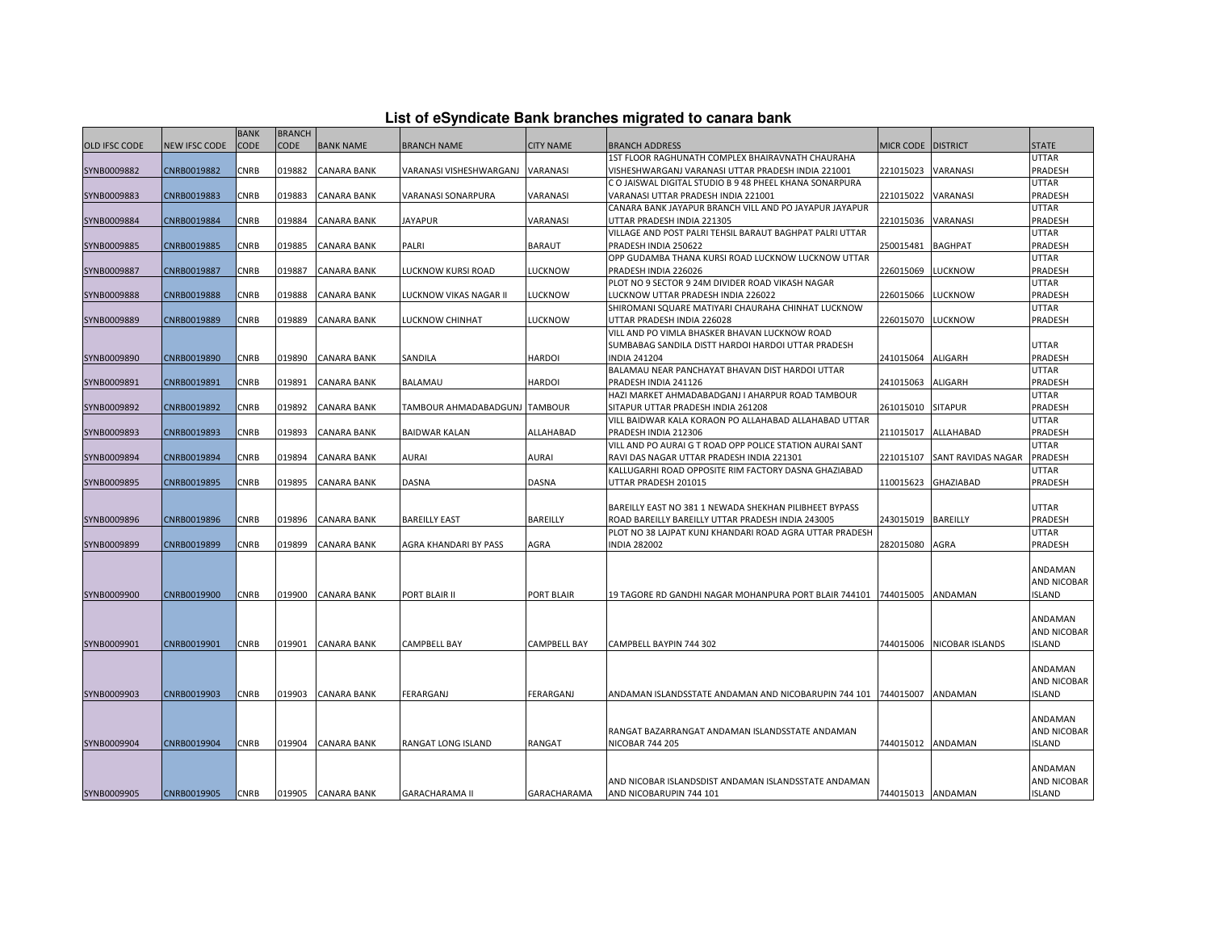# List of eSyndicate Bank branches migrated to canara bank

| OLD IFSC CODE | NEW IFSC CODE | BANK CODE | BRANCH CODE | BANK NAME | BRANCH NAME | CITY NAME | BRANCH ADDRESS | MICR CODE | DISTRICT | STATE |
|---|---|---|---|---|---|---|---|---|---|---|
| SYNB0009882 | CNRB0019882 | CNRB | 019882 | CANARA BANK | VARANASI VISHESHWARGANJ | VARANASI | 1ST FLOOR RAGHUNATH COMPLEX BHAIRAVNATH CHAURAHA VISHESHWARGANJ VARANASI UTTAR PRADESH INDIA 221001 | 221015023 | VARANASI | UTTAR PRADESH |
| SYNB0009883 | CNRB0019883 | CNRB | 019883 | CANARA BANK | VARANASI SONARPURA | VARANASI | C O JAISWAL DIGITAL STUDIO B 9 48 PHEEL KHANA SONARPURA VARANASI UTTAR PRADESH INDIA 221001 | 221015022 | VARANASI | UTTAR PRADESH |
| SYNB0009884 | CNRB0019884 | CNRB | 019884 | CANARA BANK | JAYAPUR | VARANASI | CANARA BANK JAYAPUR BRANCH VILL AND PO JAYAPUR JAYAPUR UTTAR PRADESH INDIA 221305 | 221015036 | VARANASI | UTTAR PRADESH |
| SYNB0009885 | CNRB0019885 | CNRB | 019885 | CANARA BANK | PALRI | BARAUT | VILLAGE AND POST PALRI TEHSIL BARAUT BAGHPAT PALRI UTTAR PRADESH INDIA 250622 | 250015481 | BAGHPAT | UTTAR PRADESH |
| SYNB0009887 | CNRB0019887 | CNRB | 019887 | CANARA BANK | LUCKNOW KURSI ROAD | LUCKNOW | OPP GUDAMBA THANA KURSI ROAD LUCKNOW LUCKNOW UTTAR PRADESH INDIA 226026 | 226015069 | LUCKNOW | UTTAR PRADESH |
| SYNB0009888 | CNRB0019888 | CNRB | 019888 | CANARA BANK | LUCKNOW VIKAS NAGAR II | LUCKNOW | PLOT NO 9 SECTOR 9 24M DIVIDER ROAD VIKASH NAGAR LUCKNOW UTTAR PRADESH INDIA 226022 | 226015066 | LUCKNOW | UTTAR PRADESH |
| SYNB0009889 | CNRB0019889 | CNRB | 019889 | CANARA BANK | LUCKNOW CHINHAT | LUCKNOW | SHIROMANI SQUARE MATIYARI CHAURAHA CHINHAT LUCKNOW UTTAR PRADESH INDIA 226028 | 226015070 | LUCKNOW | UTTAR PRADESH |
| SYNB0009890 | CNRB0019890 | CNRB | 019890 | CANARA BANK | SANDILA | HARDOI | VILL AND PO VIMLA BHASKER BHAVAN LUCKNOW ROAD SUMBABAG SANDILA DISTT HARDOI HARDOI UTTAR PRADESH INDIA 241204 | 241015064 | ALIGARH | UTTAR PRADESH |
| SYNB0009891 | CNRB0019891 | CNRB | 019891 | CANARA BANK | BALAMAU | HARDOI | BALAMAU NEAR PANCHAYAT BHAVAN DIST HARDOI UTTAR PRADESH INDIA 241126 | 241015063 | ALIGARH | UTTAR PRADESH |
| SYNB0009892 | CNRB0019892 | CNRB | 019892 | CANARA BANK | TAMBOUR AHMADABADGUNJ | TAMBOUR | HAZI MARKET AHMADABADGANJ I AHARPUR ROAD TAMBOUR SITAPUR UTTAR PRADESH INDIA 261208 | 261015010 | SITAPUR | UTTAR PRADESH |
| SYNB0009893 | CNRB0019893 | CNRB | 019893 | CANARA BANK | BAIDWAR KALAN | ALLAHABAD | VILL BAIDWAR KALA KORAON PO ALLAHABAD ALLAHABAD UTTAR PRADESH INDIA 212306 | 211015017 | ALLAHABAD | UTTAR PRADESH |
| SYNB0009894 | CNRB0019894 | CNRB | 019894 | CANARA BANK | AURAI | AURAI | VILL AND PO AURAI G T ROAD OPP POLICE STATION AURAI SANT RAVI DAS NAGAR UTTAR PRADESH INDIA 221301 | 221015107 | SANT RAVIDAS NAGAR | UTTAR PRADESH |
| SYNB0009895 | CNRB0019895 | CNRB | 019895 | CANARA BANK | DASNA | DASNA | KALLUGARHI ROAD OPPOSITE RIM FACTORY DASNA GHAZIABAD UTTAR PRADESH 201015 | 110015623 | GHAZIABAD | UTTAR PRADESH |
| SYNB0009896 | CNRB0019896 | CNRB | 019896 | CANARA BANK | BAREILLY EAST | BAREILLY | BAREILLY EAST NO 381 1 NEWADA SHEKHAN PILIBHEET BYPASS ROAD BAREILLY BAREILLY UTTAR PRADESH INDIA 243005 | 243015019 | BAREILLY | UTTAR PRADESH |
| SYNB0009899 | CNRB0019899 | CNRB | 019899 | CANARA BANK | AGRA KHANDARI BY PASS | AGRA | PLOT NO 38 LAJPAT KUNJ KHANDARI ROAD AGRA UTTAR PRADESH INDIA 282002 | 282015080 | AGRA | UTTAR PRADESH |
| SYNB0009900 | CNRB0019900 | CNRB | 019900 | CANARA BANK | PORT BLAIR II | PORT BLAIR | 19 TAGORE RD GANDHI NAGAR MOHANPURA PORT BLAIR 744101 | 744015005 | ANDAMAN | ANDAMAN AND NICOBAR ISLAND |
| SYNB0009901 | CNRB0019901 | CNRB | 019901 | CANARA BANK | CAMPBELL BAY | CAMPBELL BAY | CAMPBELL BAYPIN 744 302 | 744015006 | NICOBAR ISLANDS | ANDAMAN AND NICOBAR ISLAND |
| SYNB0009903 | CNRB0019903 | CNRB | 019903 | CANARA BANK | FERARGANJ | FERARGANJ | ANDAMAN ISLANDSSTATE ANDAMAN AND NICOBARUPIN 744 101 | 744015007 | ANDAMAN | ANDAMAN AND NICOBAR ISLAND |
| SYNB0009904 | CNRB0019904 | CNRB | 019904 | CANARA BANK | RANGAT LONG ISLAND | RANGAT | RANGAT BAZARRANGAT ANDAMAN ISLANDSSTATE ANDAMAN NICOBAR 744 205 | 744015012 | ANDAMAN | ANDAMAN AND NICOBAR ISLAND |
| SYNB0009905 | CNRB0019905 | CNRB | 019905 | CANARA BANK | GARACHARAMA II | GARACHARAMA | AND NICOBAR ISLANDSDIST ANDAMAN ISLANDSSTATE ANDAMAN AND NICOBARUPIN 744 101 | 744015013 | ANDAMAN | ANDAMAN AND NICOBAR ISLAND |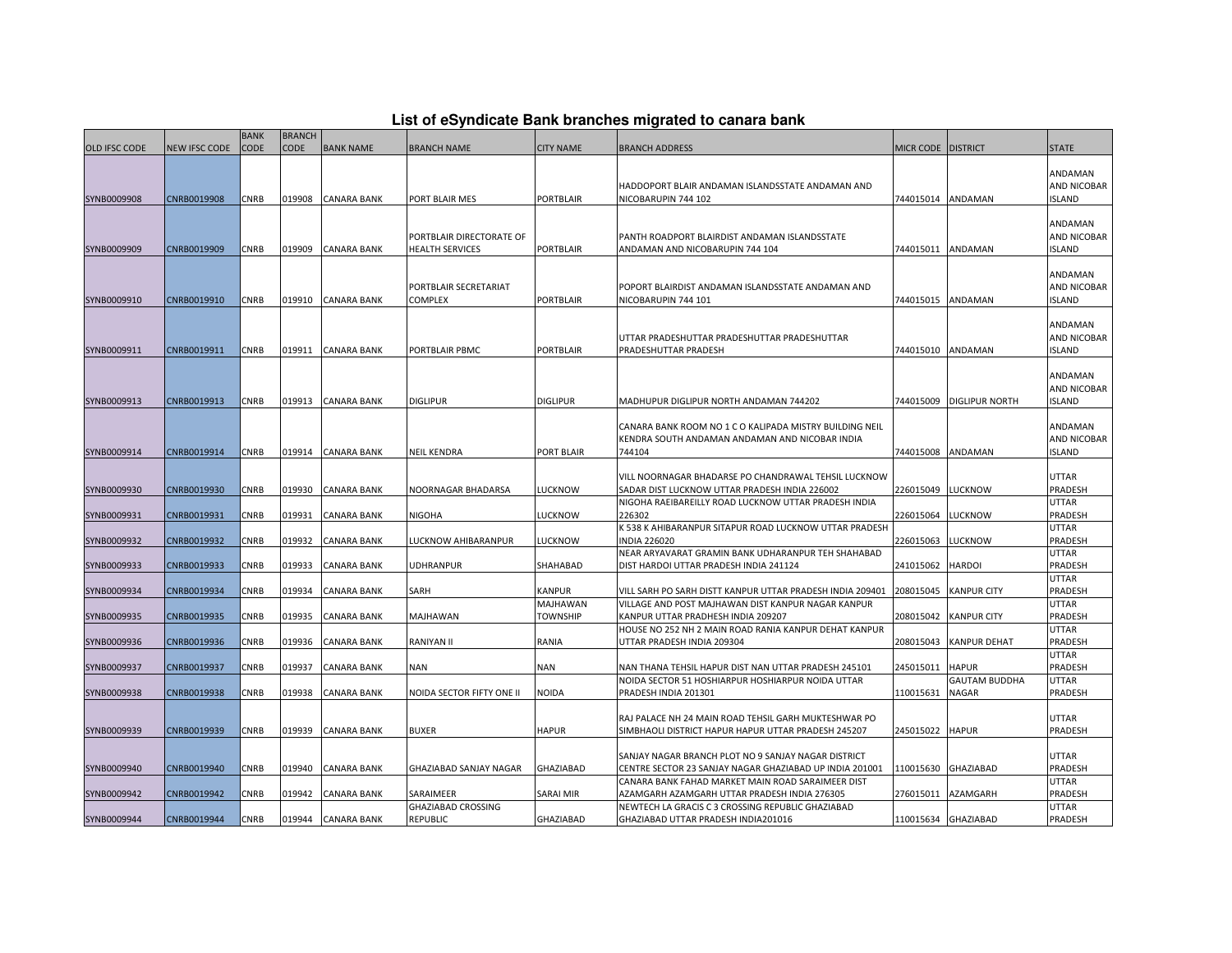# List of eSyndicate Bank branches migrated to canara bank

| OLD IFSC CODE | NEW IFSC CODE | BANK CODE | BRANCH CODE | BANK NAME | BRANCH NAME | CITY NAME | BRANCH ADDRESS | MICR CODE | DISTRICT | STATE |
|---|---|---|---|---|---|---|---|---|---|---|
| SYNB0009908 | CNRB0019908 | CNRB | 019908 | CANARA BANK | PORT BLAIR MES | PORTBLAIR | HADDOPORT BLAIR ANDAMAN ISLANDSSTATE ANDAMAN AND NICOBARUPIN 744 102 | 744015014 | ANDAMAN | ANDAMAN AND NICOBAR ISLAND |
| SYNB0009909 | CNRB0019909 | CNRB | 019909 | CANARA BANK | PORTBLAIR DIRECTORATE OF HEALTH SERVICES | PORTBLAIR | PANTH ROADPORT BLAIRDIST ANDAMAN ISLANDSSTATE ANDAMAN AND NICOBARUPIN 744 104 | 744015011 | ANDAMAN | ANDAMAN AND NICOBAR ISLAND |
| SYNB0009910 | CNRB0019910 | CNRB | 019910 | CANARA BANK | PORTBLAIR SECRETARIAT COMPLEX | PORTBLAIR | POPORT BLAIRDIST ANDAMAN ISLANDSSTATE ANDAMAN AND NICOBARUPIN 744 101 | 744015015 | ANDAMAN | ANDAMAN AND NICOBAR ISLAND |
| SYNB0009911 | CNRB0019911 | CNRB | 019911 | CANARA BANK | PORTBLAIR PBMC | PORTBLAIR | UTTAR PRADESHUTTAR PRADESHUTTAR PRADESHUTTAR PRADESHUTTAR PRADESH | 744015010 | ANDAMAN | ANDAMAN AND NICOBAR ISLAND |
| SYNB0009913 | CNRB0019913 | CNRB | 019913 | CANARA BANK | DIGLIPUR | DIGLIPUR | MADHUPUR DIGLIPUR NORTH ANDAMAN 744202 | 744015009 | DIGLIPUR NORTH | ANDAMAN AND NICOBAR ISLAND |
| SYNB0009914 | CNRB0019914 | CNRB | 019914 | CANARA BANK | NEIL KENDRA | PORT BLAIR | CANARA BANK ROOM NO 1 C O KALIPADA MISTRY BUILDING NEIL KENDRA SOUTH ANDAMAN ANDAMAN AND NICOBAR INDIA 744104 | 744015008 | ANDAMAN | ANDAMAN AND NICOBAR ISLAND |
| SYNB0009930 | CNRB0019930 | CNRB | 019930 | CANARA BANK | NOORNAGAR BHADARSA | LUCKNOW | VILL NOORNAGAR BHADARSE PO CHANDRAWAL TEHSIL LUCKNOW SADAR DIST LUCKNOW UTTAR PRADESH INDIA 226002 | 226015049 | LUCKNOW | UTTAR PRADESH |
| SYNB0009931 | CNRB0019931 | CNRB | 019931 | CANARA BANK | NIGOHA | LUCKNOW | NIGOHA RAEIBAREILLY ROAD LUCKNOW UTTAR PRADESH INDIA 226302 | 226015064 | LUCKNOW | UTTAR PRADESH |
| SYNB0009932 | CNRB0019932 | CNRB | 019932 | CANARA BANK | LUCKNOW AHIBARANPUR | LUCKNOW | K 538 K AHIBARANPUR SITAPUR ROAD LUCKNOW UTTAR PRADESH INDIA 226020 | 226015063 | LUCKNOW | UTTAR PRADESH |
| SYNB0009933 | CNRB0019933 | CNRB | 019933 | CANARA BANK | UDHRANPUR | SHAHABAD | NEAR ARYAVARAT GRAMIN BANK UDHARANPUR TEH SHAHABAD DIST HARDOI UTTAR PRADESH INDIA 241124 | 241015062 | HARDOI | UTTAR PRADESH |
| SYNB0009934 | CNRB0019934 | CNRB | 019934 | CANARA BANK | SARH | KANPUR | VILL SARH PO SARH DISTT KANPUR UTTAR PRADESH INDIA 209401 | 208015045 | KANPUR CITY | UTTAR PRADESH |
| SYNB0009935 | CNRB0019935 | CNRB | 019935 | CANARA BANK | MAJHAWAN | MAJHAWAN TOWNSHIP | VILLAGE AND POST MAJHAWAN DIST KANPUR NAGAR KANPUR KANPUR UTTAR PRADHESH INDIA 209207 | 208015042 | KANPUR CITY | UTTAR PRADESH |
| SYNB0009936 | CNRB0019936 | CNRB | 019936 | CANARA BANK | RANIYAN II | RANIA | HOUSE NO 252 NH 2 MAIN ROAD RANIA KANPUR DEHAT KANPUR UTTAR PRADESH INDIA 209304 | 208015043 | KANPUR DEHAT | UTTAR PRADESH |
| SYNB0009937 | CNRB0019937 | CNRB | 019937 | CANARA BANK | NAN | NAN | NAN THANA TEHSIL HAPUR DIST NAN UTTAR PRADESH 245101 | 245015011 | HAPUR | UTTAR PRADESH |
| SYNB0009938 | CNRB0019938 | CNRB | 019938 | CANARA BANK | NOIDA SECTOR FIFTY ONE II | NOIDA | NOIDA SECTOR 51 HOSHIARPUR HOSHIARPUR NOIDA UTTAR PRADESH INDIA 201301 | 110015631 | GAUTAM BUDDHA NAGAR | UTTAR PRADESH |
| SYNB0009939 | CNRB0019939 | CNRB | 019939 | CANARA BANK | BUXER | HAPUR | RAJ PALACE NH 24 MAIN ROAD TEHSIL GARH MUKTESHWAR PO SIMBHAOLI DISTRICT HAPUR HAPUR UTTAR PRADESH 245207 | 245015022 | HAPUR | UTTAR PRADESH |
| SYNB0009940 | CNRB0019940 | CNRB | 019940 | CANARA BANK | GHAZIABAD SANJAY NAGAR | GHAZIABAD | SANJAY NAGAR BRANCH PLOT NO 9 SANJAY NAGAR DISTRICT CENTRE SECTOR 23 SANJAY NAGAR GHAZIABAD UP INDIA 201001 | 110015630 | GHAZIABAD | UTTAR PRADESH |
| SYNB0009942 | CNRB0019942 | CNRB | 019942 | CANARA BANK | SARAIMEER | SARAI MIR | CANARA BANK FAHAD MARKET MAIN ROAD SARAIMEER DIST AZAMGARH AZAMGARH UTTAR PRADESH INDIA 276305 | 276015011 | AZAMGARH | UTTAR PRADESH |
| SYNB0009944 | CNRB0019944 | CNRB | 019944 | CANARA BANK | GHAZIABAD CROSSING REPUBLIC | GHAZIABAD | NEWTECH LA GRACIS C 3 CROSSING REPUBLIC GHAZIABAD GHAZIABAD UTTAR PRADESH INDIA201016 | 110015634 | GHAZIABAD | UTTAR PRADESH |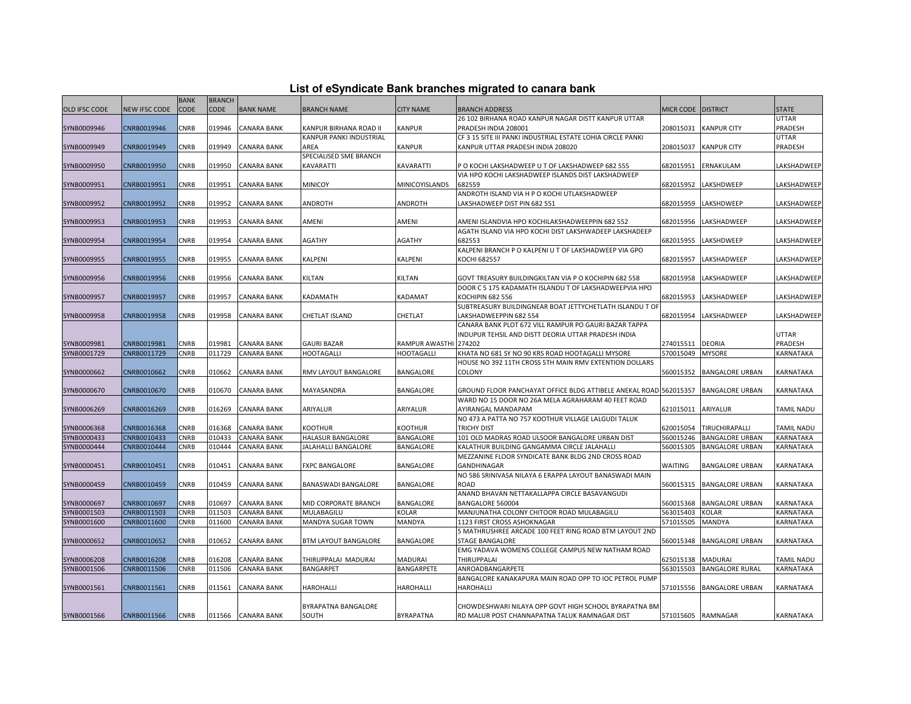## List of eSyndicate Bank branches migrated to canara bank

| OLD IFSC CODE | NEW IFSC CODE | BANK CODE | BRANCH CODE | BANK NAME | BRANCH NAME | CITY NAME | BRANCH ADDRESS | MICR CODE | DISTRICT | STATE |
|---|---|---|---|---|---|---|---|---|---|---|
| SYNB0009946 | CNRB0019946 | CNRB | 019946 | CANARA BANK | KANPUR BIRHANA ROAD II | KANPUR | 26 102 BIRHANA ROAD KANPUR NAGAR DISTT KANPUR UTTAR PRADESH INDIA 208001 | 208015031 | KANPUR CITY | UTTAR PRADESH |
| SYNB0009949 | CNRB0019949 | CNRB | 019949 | CANARA BANK | KANPUR PANKI INDUSTRIAL AREA | KANPUR | CF 3 15 SITE III PANKI INDUSTRIAL ESTATE LOHIA CIRCLE PANKI KANPUR UTTAR PRADESH INDIA 208020 | 208015037 | KANPUR CITY | UTTAR PRADESH |
| SYNB0009950 | CNRB0019950 | CNRB | 019950 | CANARA BANK | SPECIALISED SME BRANCH KAVARATTI | KAVARATTI | P O KOCHI LAKSHADWEEP U T OF LAKSHADWEEP 682 555 | 682015951 | ERNAKULAM | LAKSHADWEEP |
| SYNB0009951 | CNRB0019951 | CNRB | 019951 | CANARA BANK | MINICOY | MINICOYISLANDS | VIA HPO KOCHI LAKSHADWEEP ISLANDS DIST LAKSHADWEEP 682559 | 682015952 | LAKSHDWEEP | LAKSHADWEEP |
| SYNB0009952 | CNRB0019952 | CNRB | 019952 | CANARA BANK | ANDROTH | ANDROTH | ANDROTH ISLAND VIA H P O KOCHI UTLAKSHADWEEP LAKSHADWEEP DIST PIN 682 551 | 682015959 | LAKSHDWEEP | LAKSHADWEEP |
| SYNB0009953 | CNRB0019953 | CNRB | 019953 | CANARA BANK | AMENI | AMENI | AMENI ISLANDVIA HPO KOCHILAKSHADWEEPPIN 682 552 | 682015956 | LAKSHADWEEP | LAKSHADWEEP |
| SYNB0009954 | CNRB0019954 | CNRB | 019954 | CANARA BANK | AGATHY | AGATHY | AGATH ISLAND VIA HPO KOCHI DIST LAKSHWADEEP LAKSHADEEP 682553 | 682015955 | LAKSHDWEEP | LAKSHADWEEP |
| SYNB0009955 | CNRB0019955 | CNRB | 019955 | CANARA BANK | KALPENI | KALPENI | KALPENI BRANCH P O KALPENI U T OF LAKSHADWEEP VIA GPO KOCHI 682557 | 682015957 | LAKSHADWEEP | LAKSHADWEEP |
| SYNB0009956 | CNRB0019956 | CNRB | 019956 | CANARA BANK | KILTAN | KILTAN | GOVT TREASURY BUILDINGKILTAN VIA P O KOCHIPIN 682 558 | 682015958 | LAKSHADWEEP | LAKSHADWEEP |
| SYNB0009957 | CNRB0019957 | CNRB | 019957 | CANARA BANK | KADAMATH | KADAMAT | DOOR C 5 175 KADAMATH ISLANDU T OF LAKSHADWEEPVIA HPO KOCHIPIN 682 556 | 682015953 | LAKSHADWEEP | LAKSHADWEEP |
| SYNB0009958 | CNRB0019958 | CNRB | 019958 | CANARA BANK | CHETLAT ISLAND | CHETLAT | SUBTREASURY BUILDINGNEAR BOAT JETTYCHETLATH ISLANDU T OF LAKSHADWEEPPIN 682 554 | 682015954 | LAKSHADWEEP | LAKSHADWEEP |
| SYNB0009981 | CNRB0019981 | CNRB | 019981 | CANARA BANK | GAURI BAZAR | RAMPUR AWASTHI | CANARA BANK PLOT 672 VILL RAMPUR PO GAURI BAZAR TAPPA INDUPUR TEHSIL AND DISTT DEORIA UTTAR PRADESH INDIA 274202 | 274015511 | DEORIA | UTTAR PRADESH |
| SYNB0001729 | CNRB0011729 | CNRB | 011729 | CANARA BANK | HOOTAGALLI | HOOTAGALLI | KHATA NO 681 SY NO 90 KRS ROAD HOOTAGALLI MYSORE | 570015049 | MYSORE | KARNATAKA |
| SYNB0000662 | CNRB0010662 | CNRB | 010662 | CANARA BANK | RMV LAYOUT BANGALORE | BANGALORE | HOUSE NO 392 11TH CROSS 5TH MAIN RMV EXTENTION DOLLARS COLONY | 560015352 | BANGALORE URBAN | KARNATAKA |
| SYNB0000670 | CNRB0010670 | CNRB | 010670 | CANARA BANK | MAYASANDRA | BANGALORE | GROUND FLOOR PANCHAYAT OFFICE BLDG ATTIBELE ANEKAL ROAD | 562015357 | BANGALORE URBAN | KARNATAKA |
| SYNB0006269 | CNRB0016269 | CNRB | 016269 | CANARA BANK | ARIYALUR | ARIYALUR | WARD NO 15 DOOR NO 26A MELA AGRAHARAM 40 FEET ROAD AYIRANGAL MANDAPAM | 621015011 | ARIYALUR | TAMIL NADU |
| SYNB0006368 | CNRB0016368 | CNRB | 016368 | CANARA BANK | KOOTHUR | KOOTHUR | NO 473 A PATTA NO 757 KOOTHUR VILLAGE LALGUDI TALUK TRICHY DIST | 620015054 | TIRUCHIRAPALLI | TAMIL NADU |
| SYNB0000433 | CNRB0010433 | CNRB | 010433 | CANARA BANK | HALASUR BANGALORE | BANGALORE | 101 OLD MADRAS ROAD ULSOOR BANGALORE URBAN DIST | 560015246 | BANGALORE URBAN | KARNATAKA |
| SYNB0000444 | CNRB0010444 | CNRB | 010444 | CANARA BANK | JALAHALLI BANGALORE | BANGALORE | KALATHUR BUILDING GANGAMMA CIRCLE JALAHALLI | 560015305 | BANGALORE URBAN | KARNATAKA |
| SYNB0000451 | CNRB0010451 | CNRB | 010451 | CANARA BANK | FXPC BANGALORE | BANGALORE | MEZZANINE FLOOR SYNDICATE BANK BLDG 2ND CROSS ROAD GANDHINAGAR | WAITING | BANGALORE URBAN | KARNATAKA |
| SYNB0000459 | CNRB0010459 | CNRB | 010459 | CANARA BANK | BANASWADI BANGALORE | BANGALORE | NO 586 SRINIVASA NILAYA 6 ERAPPA LAYOUT BANASWADI MAIN ROAD | 560015315 | BANGALORE URBAN | KARNATAKA |
| SYNB0000697 | CNRB0010697 | CNRB | 010697 | CANARA BANK | MID CORPORATE BRANCH | BANGALORE | ANAND BHAVAN NETTAKALLAPPA CIRCLE BASAVANGUDI BANGALORE 560004 | 560015368 | BANGALORE URBAN | KARNATAKA |
| SYNB0001503 | CNRB0011503 | CNRB | 011503 | CANARA BANK | MULABAGILU | KOLAR | MANJUNATHA COLONY CHITOOR ROAD MULABAGILU | 563015403 | KOLAR | KARNATAKA |
| SYNB0001600 | CNRB0011600 | CNRB | 011600 | CANARA BANK | MANDYA SUGAR TOWN | MANDYA | 1123 FIRST CROSS ASHOKNAGAR | 571015505 | MANDYA | KARNATAKA |
| SYNB0000652 | CNRB0010652 | CNRB | 010652 | CANARA BANK | BTM LAYOUT BANGALORE | BANGALORE | 5 MATHRUSHREE ARCADE 100 FEET RING ROAD BTM LAYOUT 2ND STAGE BANGALORE | 560015348 | BANGALORE URBAN | KARNATAKA |
| SYNB0006208 | CNRB0016208 | CNRB | 016208 | CANARA BANK | THIRUPPALAI MADURAI | MADURAI | EMG YADAVA WOMENS COLLEGE CAMPUS NEW NATHAM ROAD THIRUPPALAI | 625015138 | MADURAI | TAMIL NADU |
| SYNB0001506 | CNRB0011506 | CNRB | 011506 | CANARA BANK | BANGARPET | BANGARPETE | ANROADBANGARPETE | 563015503 | BANGALORE RURAL | KARNATAKA |
| SYNB0001561 | CNRB0011561 | CNRB | 011561 | CANARA BANK | HAROHALLI | HAROHALLI | BANGALORE KANAKAPURA MAIN ROAD OPP TO IOC PETROL PUMP HAROHALLI | 571015556 | BANGALORE URBAN | KARNATAKA |
| SYNB0001566 | CNRB0011566 | CNRB | 011566 | CANARA BANK | BYRAPATNA BANGALORE SOUTH | BYRAPATNA | CHOWDESHWARI NILAYA OPP GOVT HIGH SCHOOL BYRAPATNA BM RD MALUR POST CHANNAPATNA TALUK RAMNAGAR DIST | 571015605 | RAMNAGAR | KARNATAKA |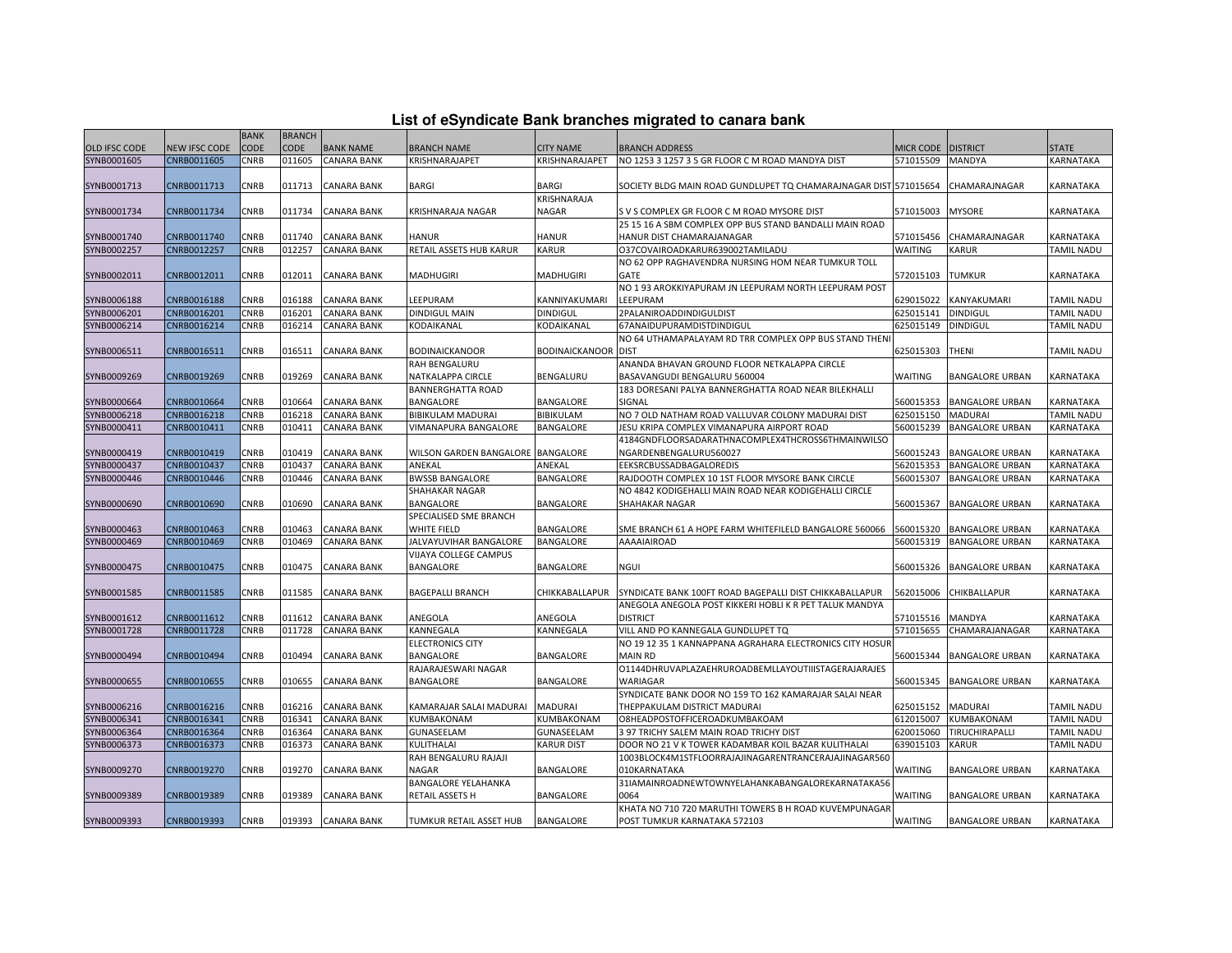# List of eSyndicate Bank branches migrated to canara bank

| OLD IFSC CODE | NEW IFSC CODE | BANK CODE | BRANCH CODE | BANK NAME | BRANCH NAME | CITY NAME | BRANCH ADDRESS | MICR CODE | DISTRICT | STATE |
|---|---|---|---|---|---|---|---|---|---|---|
| SYNB0001605 | CNRB0011605 | CNRB | 011605 | CANARA BANK | KRISHNARAJAPET | KRISHNARAJAPET | NO 1253 3 1257 3 5 GR FLOOR C M ROAD MANDYA DIST | 571015509 | MANDYA | KARNATAKA |
| SYNB0001713 | CNRB0011713 | CNRB | 011713 | CANARA BANK | BARGI | BARGI | SOCIETY BLDG MAIN ROAD GUNDLUPET TQ CHAMARAJNAGAR DIST | 571015654 | CHAMARAJNAGAR | KARNATAKA |
| SYNB0001734 | CNRB0011734 | CNRB | 011734 | CANARA BANK | KRISHNARAJA NAGAR | KRISHNARAJA NAGAR | S V S COMPLEX GR FLOOR C M ROAD MYSORE DIST | 571015003 | MYSORE | KARNATAKA |
| SYNB0001740 | CNRB0011740 | CNRB | 011740 | CANARA BANK | HANUR | HANUR | 25 15 16 A SBM COMPLEX OPP BUS STAND BANDALLI MAIN ROAD HANUR DIST CHAMARAJANAGAR | 571015456 | CHAMARAJNAGAR | KARNATAKA |
| SYNB0002257 | CNRB0012257 | CNRB | 012257 | CANARA BANK | RETAIL ASSETS HUB KARUR | KARUR | O37COVAIROADKARUR639002TAMILADU | WAITING | KARUR | TAMIL NADU |
| SYNB0002011 | CNRB0012011 | CNRB | 012011 | CANARA BANK | MADHUGIRI | MADHUGIRI | NO 62 OPP RAGHAVENDRA NURSING HOM NEAR TUMKUR TOLL GATE | 572015103 | TUMKUR | KARNATAKA |
| SYNB0006188 | CNRB0016188 | CNRB | 016188 | CANARA BANK | LEEPURAM | KANNIYAKUMARI | NO 1 93 AROKKIYAPURAM JN LEEPURAM NORTH LEEPURAM POST LEEPURAM | 629015022 | KANYAKUMARI | TAMIL NADU |
| SYNB0006201 | CNRB0016201 | CNRB | 016201 | CANARA BANK | DINDIGUL MAIN | DINDIGUL | 2PALANIROADDINDIGULDIST | 625015141 | DINDIGUL | TAMIL NADU |
| SYNB0006214 | CNRB0016214 | CNRB | 016214 | CANARA BANK | KODAIKANAL | KODAIKANAL | 67ANAIDUPURAMDISTDINDIGUL | 625015149 | DINDIGUL | TAMIL NADU |
| SYNB0006511 | CNRB0016511 | CNRB | 016511 | CANARA BANK | BODINAICKANOOR | BODINAICKANOOR | NO 64 UTHAMAPALAYAM RD TRR COMPLEX OPP BUS STAND THENI DIST | 625015303 | THENI | TAMIL NADU |
| SYNB0009269 | CNRB0019269 | CNRB | 019269 | CANARA BANK | RAH BENGALURU NATKALAPPA CIRCLE | BENGALURU | ANANDA BHAVAN GROUND FLOOR NETKALAPPA CIRCLE BASAVANGUDI BENGALURU 560004 | WAITING | BANGALORE URBAN | KARNATAKA |
| SYNB0000664 | CNRB0010664 | CNRB | 010664 | CANARA BANK | BANNERGHATTA ROAD BANGALORE | BANGALORE | 183 DORESANI PALYA BANNERGHATTA ROAD NEAR BILEKHALLI SIGNAL | 560015353 | BANGALORE URBAN | KARNATAKA |
| SYNB0006218 | CNRB0016218 | CNRB | 016218 | CANARA BANK | BIBIKULAM MADURAI | BIBIKULAM | NO 7 OLD NATHAM ROAD VALLUVAR COLONY MADURAI DIST | 625015150 | MADURAI | TAMIL NADU |
| SYNB0000411 | CNRB0010411 | CNRB | 010411 | CANARA BANK | VIMANAPURA BANGALORE | BANGALORE | JESU KRIPA COMPLEX VIMANAPURA AIRPORT ROAD | 560015239 | BANGALORE URBAN | KARNATAKA |
| SYNB0000419 | CNRB0010419 | CNRB | 010419 | CANARA BANK | WILSON GARDEN BANGALORE | BANGALORE | 4184GNDFLOORSADARATHNACOMPLEX4THCROSS6THMAINWILSO NGARDENBENGALURU560027 | 560015243 | BANGALORE URBAN | KARNATAKA |
| SYNB0000437 | CNRB0010437 | CNRB | 010437 | CANARA BANK | ANEKAL | ANEKAL | EEKSRCBUSSADBAGALOREDIS | 562015353 | BANGALORE URBAN | KARNATAKA |
| SYNB0000446 | CNRB0010446 | CNRB | 010446 | CANARA BANK | BWSSB BANGALORE | BANGALORE | RAJDOOTH COMPLEX 10 1ST FLOOR MYSORE BANK CIRCLE | 560015307 | BANGALORE URBAN | KARNATAKA |
| SYNB0000690 | CNRB0010690 | CNRB | 010690 | CANARA BANK | SHAHAKAR NAGAR BANGALORE | BANGALORE | NO 4842 KODIGEHALLI MAIN ROAD NEAR KODIGEHALLI CIRCLE SHAHAKAR NAGAR | 560015367 | BANGALORE URBAN | KARNATAKA |
| SYNB0000463 | CNRB0010463 | CNRB | 010463 | CANARA BANK | SPECIALISED SME BRANCH WHITE FIELD | BANGALORE | SME BRANCH 61 A HOPE FARM WHITEFILELD BANGALORE 560066 | 560015320 | BANGALORE URBAN | KARNATAKA |
| SYNB0000469 | CNRB0010469 | CNRB | 010469 | CANARA BANK | JALVAYUVIHAR BANGALORE | BANGALORE | AAAAIAIROAD | 560015319 | BANGALORE URBAN | KARNATAKA |
| SYNB0000475 | CNRB0010475 | CNRB | 010475 | CANARA BANK | VIJAYA COLLEGE CAMPUS BANGALORE | BANGALORE | NGUI | 560015326 | BANGALORE URBAN | KARNATAKA |
| SYNB0001585 | CNRB0011585 | CNRB | 011585 | CANARA BANK | BAGEPALLI BRANCH | CHIKKABALLAPUR | SYNDICATE BANK 100FT ROAD BAGEPALLI DIST CHIKKABALLAPUR | 562015006 | CHIKBALLAPUR | KARNATAKA |
| SYNB0001612 | CNRB0011612 | CNRB | 011612 | CANARA BANK | ANEGOLA | ANEGOLA | ANEGOLA ANEGOLA POST KIKKERI HOBLI K R PET TALUK MANDYA DISTRICT | 571015516 | MANDYA | KARNATAKA |
| SYNB0001728 | CNRB0011728 | CNRB | 011728 | CANARA BANK | KANNEGALA | KANNEGALA | VILL AND PO KANNEGALA GUNDLUPET TQ | 571015655 | CHAMARAJANAGAR | KARNATAKA |
| SYNB0000494 | CNRB0010494 | CNRB | 010494 | CANARA BANK | ELECTRONICS CITY BANGALORE | BANGALORE | NO 19 12 35 1 KANNAPPANA AGRAHARA ELECTRONICS CITY HOSUR MAIN RD | 560015344 | BANGALORE URBAN | KARNATAKA |
| SYNB0000655 | CNRB0010655 | CNRB | 010655 | CANARA BANK | RAJARAJESWARI NAGAR BANGALORE | BANGALORE | O1144DHRUVAPLAZAEHRUROADBEMLLAYOUTIIISTAGERAJARAJES WARIAGAR | 560015345 | BANGALORE URBAN | KARNATAKA |
| SYNB0006216 | CNRB0016216 | CNRB | 016216 | CANARA BANK | KAMARAJAR SALAI MADURAI | MADURAI | SYNDICATE BANK DOOR NO 159 TO 162 KAMARAJAR SALAI NEAR THEPPAKULAM DISTRICT MADURAI | 625015152 | MADURAI | TAMIL NADU |
| SYNB0006341 | CNRB0016341 | CNRB | 016341 | CANARA BANK | KUMBAKONAM | KUMBAKONAM | O8HEADPOSTOFFICEROADKUMBAKOAM | 612015007 | KUMBAKONAM | TAMIL NADU |
| SYNB0006364 | CNRB0016364 | CNRB | 016364 | CANARA BANK | GUNASEELAM | GUNASEELAM | 3 97 TRICHY SALEM MAIN ROAD TRICHY DIST | 620015060 | TIRUCHIRAPALLI | TAMIL NADU |
| SYNB0006373 | CNRB0016373 | CNRB | 016373 | CANARA BANK | KULITHALAI | KARUR DIST | DOOR NO 21 V K TOWER KADAMBAR KOIL BAZAR KULITHALAI | 639015103 | KARUR | TAMIL NADU |
| SYNB0009270 | CNRB0019270 | CNRB | 019270 | CANARA BANK | RAH BENGALURU RAJAJI NAGAR | BANGALORE | 1003BLOCK4M1STFLOORRAJAJINAGARENTRANCERAJAJINAGAR560 010KARNATAKA | WAITING | BANGALORE URBAN | KARNATAKA |
| SYNB0009389 | CNRB0019389 | CNRB | 019389 | CANARA BANK | BANGALORE YELAHANKA RETAIL ASSETS H | BANGALORE | 31IAMAINROADNEWTOWNYELAHANKABANGALOREKARNATAKA56 0064 | WAITING | BANGALORE URBAN | KARNATAKA |
| SYNB0009393 | CNRB0019393 | CNRB | 019393 | CANARA BANK | TUMKUR RETAIL ASSET HUB | BANGALORE | KHATA NO 710 720 MARUTHI TOWERS B H ROAD KUVEMPUNAGAR POST TUMKUR KARNATAKA 572103 | WAITING | BANGALORE URBAN | KARNATAKA |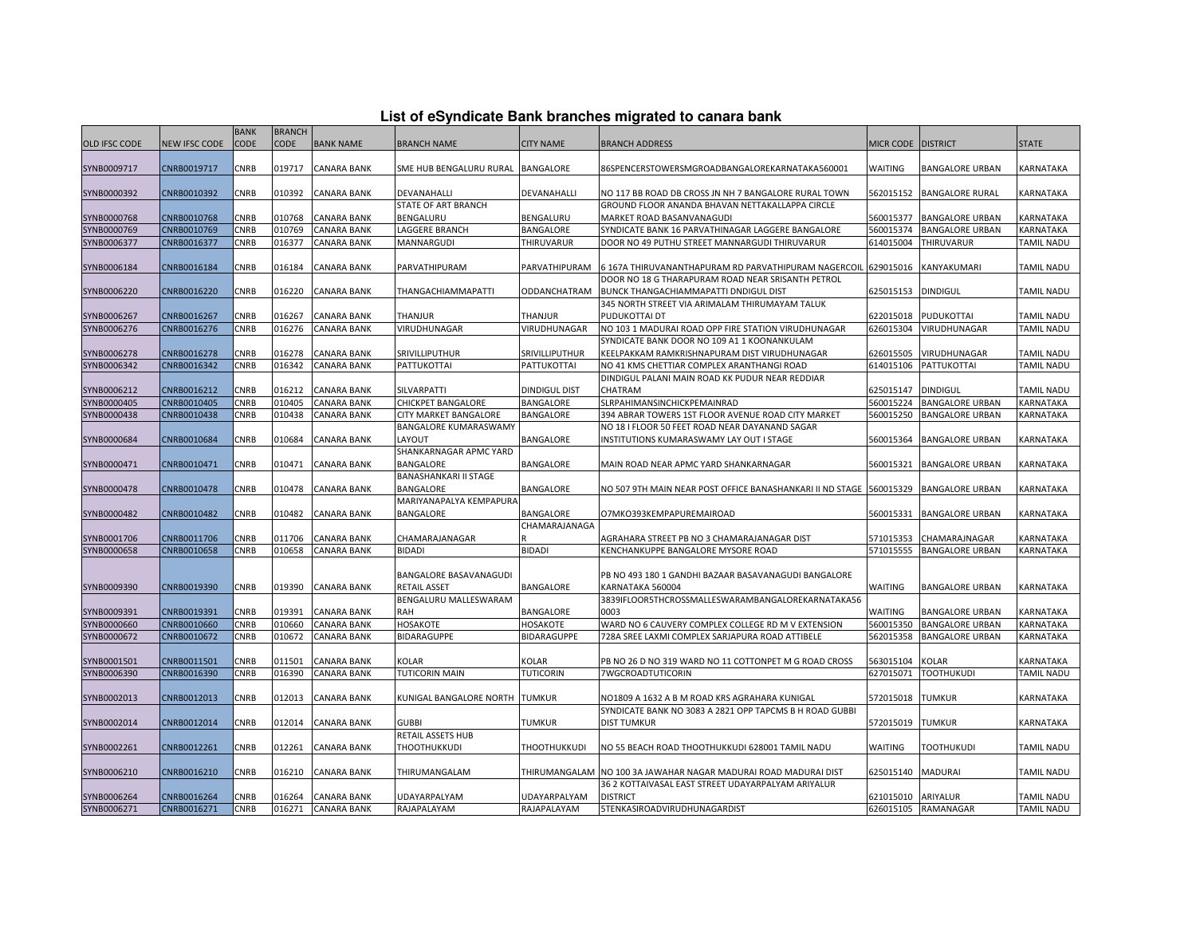# List of eSyndicate Bank branches migrated to canara bank

| OLD IFSC CODE | NEW IFSC CODE | BANK CODE | BRANCH CODE | BANK NAME | BRANCH NAME | CITY NAME | BRANCH ADDRESS | MICR CODE | DISTRICT | STATE |
|---|---|---|---|---|---|---|---|---|---|---|
| SYNB0009717 | CNRB0019717 | CNRB | 019717 | CANARA BANK | SME HUB BENGALURU RURAL | BANGALORE | 86SPENCERSTOWERSMGROADBANGALOREKARNATAKA560001 | WAITING | BANGALORE URBAN | KARNATAKA |
| SYNB0000392 | CNRB0010392 | CNRB | 010392 | CANARA BANK | DEVANAHALLI | DEVANAHALLI | NO 117 BB ROAD DB CROSS JN NH 7 BANGALORE RURAL TOWN | 562015152 | BANGALORE RURAL | KARNATAKA |
| SYNB0000768 | CNRB0010768 | CNRB | 010768 | CANARA BANK | STATE OF ART BRANCH BENGALURU | BENGALURU | GROUND FLOOR ANANDA BHAVAN NETTAKALLAPPA CIRCLE MARKET ROAD BASANVANAGUDI | 560015377 | BANGALORE URBAN | KARNATAKA |
| SYNB0000769 | CNRB0010769 | CNRB | 010769 | CANARA BANK | LAGGERE BRANCH | BANGALORE | SYNDICATE BANK 16 PARVATHINAGAR LAGGERE BANGALORE | 560015374 | BANGALORE URBAN | KARNATAKA |
| SYNB0006377 | CNRB0016377 | CNRB | 016377 | CANARA BANK | MANNARGUDI | THIRUVARUR | DOOR NO 49 PUTHU STREET MANNARGUDI THIRUVARUR | 614015004 | THIRUVARUR | TAMIL NADU |
| SYNB0006184 | CNRB0016184 | CNRB | 016184 | CANARA BANK | PARVATHIPURAM | PARVATHIPURAM | 6 167A THIRUVANANTHAPURAM RD PARVATHIPURAM NAGERCOIL | 629015016 | KANYAKUMARI | TAMIL NADU |
| SYNB0006220 | CNRB0016220 | CNRB | 016220 | CANARA BANK | THANGACHIAMMAPATTI | ODDANCHATRAM | DOOR NO 18 G THARAPURAM ROAD NEAR SRISANTH PETROL BUNCK THANGACHIAMMAPATTI DNDIGUL DIST | 625015153 | DINDIGUL | TAMIL NADU |
| SYNB0006267 | CNRB0016267 | CNRB | 016267 | CANARA BANK | THANJUR | THANJUR | 345 NORTH STREET VIA ARIMALAM THIRUMAYAM TALUK PUDUKOTTAI DT | 622015018 | PUDUKOTTAI | TAMIL NADU |
| SYNB0006276 | CNRB0016276 | CNRB | 016276 | CANARA BANK | VIRUDHUNAGAR | VIRUDHUNAGAR | NO 103 1 MADURAI ROAD OPP FIRE STATION VIRUDHUNAGAR | 626015304 | VIRUDHUNAGAR | TAMIL NADU |
| SYNB0006278 | CNRB0016278 | CNRB | 016278 | CANARA BANK | SRIVILLIPUTHUR | SRIVILLIPUTHUR | SYNDICATE BANK DOOR NO 109 A1 1 KOONANKULAM KEELPAKKAM RAMKRISHNAPURAM DIST VIRUDHUNAGAR | 626015505 | VIRUDHUNAGAR | TAMIL NADU |
| SYNB0006342 | CNRB0016342 | CNRB | 016342 | CANARA BANK | PATTUKOTTAI | PATTUKOTTAI | NO 41 KMS CHETTIAR COMPLEX ARANTHANGI ROAD | 614015106 | PATTUKOTTAI | TAMIL NADU |
| SYNB0006212 | CNRB0016212 | CNRB | 016212 | CANARA BANK | SILVARPATTI | DINDIGUL DIST | DINDIGUL PALANI MAIN ROAD KK PUDUR NEAR REDDIAR CHATRAM | 625015147 | DINDIGUL | TAMIL NADU |
| SYNB0000405 | CNRB0010405 | CNRB | 010405 | CANARA BANK | CHICKPET BANGALORE | BANGALORE | SLRPAHIMANSINCHICKPEMAINRAD | 560015224 | BANGALORE URBAN | KARNATAKA |
| SYNB0000438 | CNRB0010438 | CNRB | 010438 | CANARA BANK | CITY MARKET BANGALORE | BANGALORE | 394 ABRAR TOWERS 1ST FLOOR AVENUE ROAD CITY MARKET | 560015250 | BANGALORE URBAN | KARNATAKA |
| SYNB0000684 | CNRB0010684 | CNRB | 010684 | CANARA BANK | BANGALORE KUMARASWAMY LAYOUT | BANGALORE | NO 18 I FLOOR 50 FEET ROAD NEAR DAYANAND SAGAR INSTITUTIONS KUMARASWAMY LAY OUT I STAGE | 560015364 | BANGALORE URBAN | KARNATAKA |
| SYNB0000471 | CNRB0010471 | CNRB | 010471 | CANARA BANK | SHANKARNAGAR APMC YARD BANGALORE | BANGALORE | MAIN ROAD NEAR APMC YARD SHANKARNAGAR | 560015321 | BANGALORE URBAN | KARNATAKA |
| SYNB0000478 | CNRB0010478 | CNRB | 010478 | CANARA BANK | BANASHANKARI II STAGE BANGALORE | BANGALORE | NO 507 9TH MAIN NEAR POST OFFICE BANASHANKARI II ND STAGE | 560015329 | BANGALORE URBAN | KARNATAKA |
| SYNB0000482 | CNRB0010482 | CNRB | 010482 | CANARA BANK | MARIYANAPALYA KEMPAPURA BANGALORE | BANGALORE | O7MKO393KEMPAPUREMAIROAD | 560015331 | BANGALORE URBAN | KARNATAKA |
| SYNB0001706 | CNRB0011706 | CNRB | 011706 | CANARA BANK | CHAMARAJANAGAR | CHAMARAJANAGAR | AGRAHARA STREET PB NO 3 CHAMARAJANAGAR DIST | 571015353 | CHAMARAJNAGAR | KARNATAKA |
| SYNB0000658 | CNRB0010658 | CNRB | 010658 | CANARA BANK | BIDADI | BIDADI | KENCHANKUPPE BANGALORE MYSORE ROAD | 571015555 | BANGALORE URBAN | KARNATAKA |
| SYNB0009390 | CNRB0019390 | CNRB | 019390 | CANARA BANK | BANGALORE BASAVANAGUDI RETAIL ASSET | BANGALORE | PB NO 493 180 1 GANDHI BAZAAR BASAVANAGUDI BANGALORE KARNATAKA 560004 | WAITING | BANGALORE URBAN | KARNATAKA |
| SYNB0009391 | CNRB0019391 | CNRB | 019391 | CANARA BANK | BENGALURU MALLESWARAM RAH | BANGALORE | 3839IFLOOR5THCROSSMALLESWARAMBANGALOREKARNATAKA560003 | WAITING | BANGALORE URBAN | KARNATAKA |
| SYNB0000660 | CNRB0010660 | CNRB | 010660 | CANARA BANK | HOSAKOTE | HOSAKOTE | WARD NO 6 CAUVERY COMPLEX COLLEGE RD M V EXTENSION | 560015350 | BANGALORE URBAN | KARNATAKA |
| SYNB0000672 | CNRB0010672 | CNRB | 010672 | CANARA BANK | BIDARAGUPPE | BIDARAGUPPE | 728A SREE LAXMI COMPLEX SARJAPURA ROAD ATTIBELE | 562015358 | BANGALORE URBAN | KARNATAKA |
| SYNB0001501 | CNRB0011501 | CNRB | 011501 | CANARA BANK | KOLAR | KOLAR | PB NO 26 D NO 319 WARD NO 11 COTTONPET M G ROAD CROSS | 563015104 | KOLAR | KARNATAKA |
| SYNB0006390 | CNRB0016390 | CNRB | 016390 | CANARA BANK | TUTICORIN MAIN | TUTICORIN | 7WGCROADTUTICORIN | 627015071 | TOOTHUKUDI | TAMIL NADU |
| SYNB0002013 | CNRB0012013 | CNRB | 012013 | CANARA BANK | KUNIGAL BANGALORE NORTH | TUMKUR | NO1809 A 1632 A B M ROAD KRS AGRAHARA KUNIGAL | 572015018 | TUMKUR | KARNATAKA |
| SYNB0002014 | CNRB0012014 | CNRB | 012014 | CANARA BANK | GUBBI | TUMKUR | SYNDICATE BANK NO 3083 A 2821 OPP TAPCMS B H ROAD GUBBI DIST TUMKUR | 572015019 | TUMKUR | KARNATAKA |
| SYNB0002261 | CNRB0012261 | CNRB | 012261 | CANARA BANK | RETAIL ASSETS HUB THOOTHUKKUDI | THOOTHUKKUDI | NO 55 BEACH ROAD THOOTHUKKUDI 628001 TAMIL NADU | WAITING | TOOTHUKUDI | TAMIL NADU |
| SYNB0006210 | CNRB0016210 | CNRB | 016210 | CANARA BANK | THIRUMANGALAM | THIRUMANGALAM | NO 100 3A JAWAHAR NAGAR MADURAI ROAD MADURAI DIST | 625015140 | MADURAI | TAMIL NADU |
| SYNB0006264 | CNRB0016264 | CNRB | 016264 | CANARA BANK | UDAYARPALYAM | UDAYARPALYAM | 36 2 KOTTAIVASAL EAST STREET UDAYARPALYAM ARIYALUR DISTRICT | 621015010 | ARIYALUR | TAMIL NADU |
| SYNB0006271 | CNRB0016271 | CNRB | 016271 | CANARA BANK | RAJAPALAYAM | RAJAPALAYAM | 5TENKASIROADVIRUDHUNAGARDIST | 626015105 | RAMANAGAR | TAMIL NADU |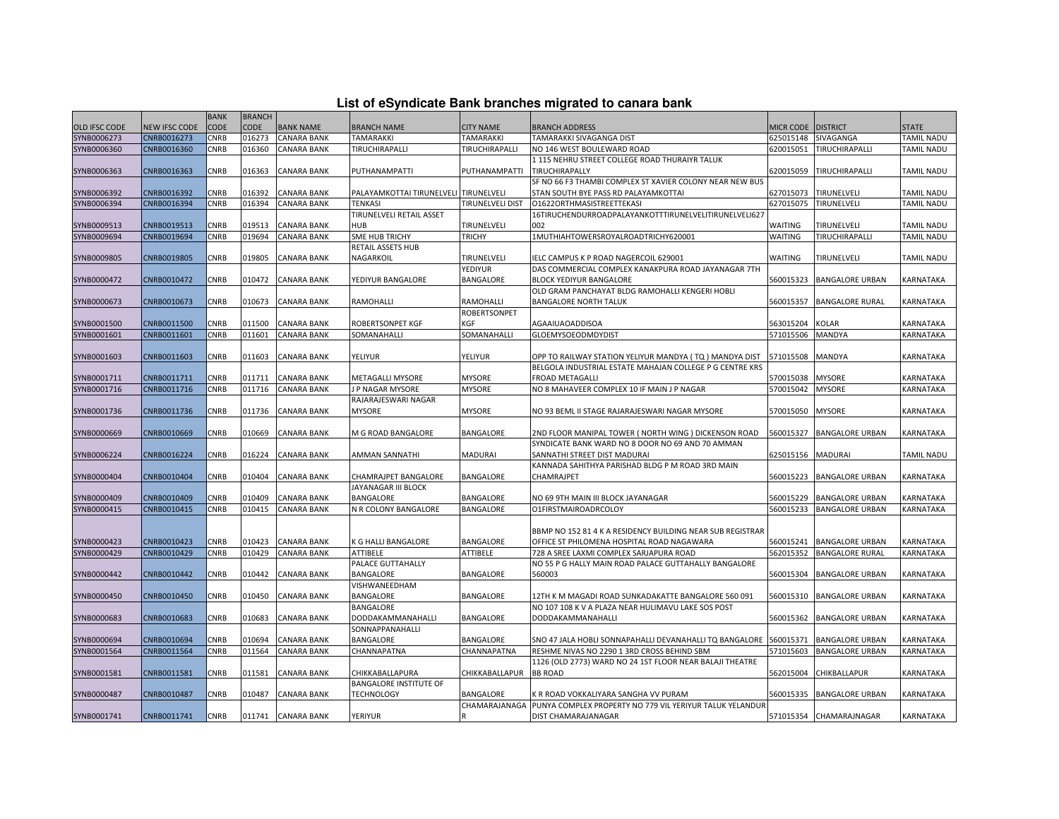# List of eSyndicate Bank branches migrated to canara bank

| OLD IFSC CODE | NEW IFSC CODE | BANK CODE | BRANCH CODE | BANK NAME | BRANCH NAME | CITY NAME | BRANCH ADDRESS | MICR CODE | DISTRICT | STATE |
|---|---|---|---|---|---|---|---|---|---|---|
| SYNB0006273 | CNRB0016273 | CNRB | 016273 | CANARA BANK | TAMARAKKI | TAMARAKKI | TAMARAKKI SIVAGANGA DIST | 625015148 | SIVAGANGA | TAMIL NADU |
| SYNB0006360 | CNRB0016360 | CNRB | 016360 | CANARA BANK | TIRUCHIRAPALLI | TIRUCHIRAPALLI | NO 146 WEST BOULEWARD ROAD | 620015051 | TIRUCHIRAPALLI | TAMIL NADU |
| SYNB0006363 | CNRB0016363 | CNRB | 016363 | CANARA BANK | PUTHANAMPATTI | PUTHANAMPATTI | 1 115 NEHRU STREET COLLEGE ROAD THURAIYR TALUK TIRUCHIRAPALLY | 620015059 | TIRUCHIRAPALLI | TAMIL NADU |
| SYNB0006392 | CNRB0016392 | CNRB | 016392 | CANARA BANK | PALAYAMKOTTAI TIRUNELVELI | TIRUNELVELI | SF NO 66 F3 THAMBI COMPLEX ST XAVIER COLONY NEAR NEW BUS STAN SOUTH BYE PASS RD PALAYAMKOTTAI | 627015073 | TIRUNELVELI | TAMIL NADU |
| SYNB0006394 | CNRB0016394 | CNRB | 016394 | CANARA BANK | TENKASI | TIRUNELVELI DIST | O1622ORTHMASISTREETTEKASI | 627015075 | TIRUNELVELI | TAMIL NADU |
| SYNB0009513 | CNRB0019513 | CNRB | 019513 | CANARA BANK | TIRUNELVELI RETAIL ASSET HUB | TIRUNELVELI | 16TIRUCHENDURROADPALAYANKOTTTIRUNELVELITIRUNELVELI627 002 | WAITING | TIRUNELVELI | TAMIL NADU |
| SYNB0009694 | CNRB0019694 | CNRB | 019694 | CANARA BANK | SME HUB TRICHY | TRICHY | 1MUTHIAHTOWERSROYALROADTRICHY620001 | WAITING | TIRUCHIRAPALLI | TAMIL NADU |
| SYNB0009805 | CNRB0019805 | CNRB | 019805 | CANARA BANK | RETAIL ASSETS HUB NAGARKOIL | TIRUNELVELI | IELC CAMPUS K P ROAD NAGERCOIL 629001 | WAITING | TIRUNELVELI | TAMIL NADU |
| SYNB0000472 | CNRB0010472 | CNRB | 010472 | CANARA BANK | YEDIYUR BANGALORE | YEDIYUR BANGALORE | DAS COMMERCIAL COMPLEX KANAKPURA ROAD JAYANAGAR 7TH BLOCK YEDIYUR BANGALORE | 560015323 | BANGALORE URBAN | KARNATAKA |
| SYNB0000673 | CNRB0010673 | CNRB | 010673 | CANARA BANK | RAMOHALLI | RAMOHALLI | OLD GRAM PANCHAYAT BLDG RAMOHALLI KENGERI HOBLI BANGALORE NORTH TALUK | 560015357 | BANGALORE RURAL | KARNATAKA |
| SYNB0001500 | CNRB0011500 | CNRB | 011500 | CANARA BANK | ROBERTSONPET KGF | ROBERTSONPET KGF | AGAAIUAOADDISOA | 563015204 | KOLAR | KARNATAKA |
| SYNB0001601 | CNRB0011601 | CNRB | 011601 | CANARA BANK | SOMANAHALLI | SOMANAHALLI | GLOEMYSOEODMDYDIST | 571015506 | MANDYA | KARNATAKA |
| SYNB0001603 | CNRB0011603 | CNRB | 011603 | CANARA BANK | YELIYUR | YELIYUR | OPP TO RAILWAY STATION YELIYUR MANDYA ( TQ ) MANDYA DIST | 571015508 | MANDYA | KARNATAKA |
| SYNB0001711 | CNRB0011711 | CNRB | 011711 | CANARA BANK | METAGALLI MYSORE | MYSORE | BELGOLA INDUSTRIAL ESTATE MAHAJAN COLLEGE P G CENTRE KRS FROAD METAGALLI | 570015038 | MYSORE | KARNATAKA |
| SYNB0001716 | CNRB0011716 | CNRB | 011716 | CANARA BANK | J P NAGAR MYSORE | MYSORE | NO 8 MAHAVEER COMPLEX 10 IF MAIN J P NAGAR | 570015042 | MYSORE | KARNATAKA |
| SYNB0001736 | CNRB0011736 | CNRB | 011736 | CANARA BANK | RAJARAJESWARI NAGAR MYSORE | MYSORE | NO 93 BEML II STAGE RAJARAJESWARI NAGAR MYSORE | 570015050 | MYSORE | KARNATAKA |
| SYNB0000669 | CNRB0010669 | CNRB | 010669 | CANARA BANK | M G ROAD BANGALORE | BANGALORE | 2ND FLOOR MANIPAL TOWER ( NORTH WING ) DICKENSON ROAD | 560015327 | BANGALORE URBAN | KARNATAKA |
| SYNB0006224 | CNRB0016224 | CNRB | 016224 | CANARA BANK | AMMAN SANNATHI | MADURAI | SYNDICATE BANK WARD NO 8 DOOR NO 69 AND 70 AMMAN SANNATHI STREET DIST MADURAI | 625015156 | MADURAI | TAMIL NADU |
| SYNB0000404 | CNRB0010404 | CNRB | 010404 | CANARA BANK | CHAMRAJPET BANGALORE | BANGALORE | KANNADA SAHITHYA PARISHAD BLDG P M ROAD 3RD MAIN CHAMRAJPET | 560015223 | BANGALORE URBAN | KARNATAKA |
| SYNB0000409 | CNRB0010409 | CNRB | 010409 | CANARA BANK | JAYANAGAR III BLOCK BANGALORE | BANGALORE | NO 69 9TH MAIN III BLOCK JAYANAGAR | 560015229 | BANGALORE URBAN | KARNATAKA |
| SYNB0000415 | CNRB0010415 | CNRB | 010415 | CANARA BANK | N R COLONY BANGALORE | BANGALORE | O1FIRSTMAIROADRCOLOY | 560015233 | BANGALORE URBAN | KARNATAKA |
| SYNB0000423 | CNRB0010423 | CNRB | 010423 | CANARA BANK | K G HALLI BANGALORE | BANGALORE | BBMP NO 152 81 4 K A RESIDENCY BUILDING NEAR SUB REGISTRAR OFFICE ST PHILOMENA HOSPITAL ROAD NAGAWARA | 560015241 | BANGALORE URBAN | KARNATAKA |
| SYNB0000429 | CNRB0010429 | CNRB | 010429 | CANARA BANK | ATTIBELE | ATTIBELE | 728 A SREE LAXMI COMPLEX SARJAPURA ROAD | 562015352 | BANGALORE RURAL | KARNATAKA |
| SYNB0000442 | CNRB0010442 | CNRB | 010442 | CANARA BANK | PALACE GUTTAHALLY BANGALORE | BANGALORE | NO 55 P G HALLY MAIN ROAD PALACE GUTTAHALLY BANGALORE 560003 | 560015304 | BANGALORE URBAN | KARNATAKA |
| SYNB0000450 | CNRB0010450 | CNRB | 010450 | CANARA BANK | VISHWANEEDHAM BANGALORE | BANGALORE | 12TH K M MAGADI ROAD SUNKADAKATTE BANGALORE 560 091 | 560015310 | BANGALORE URBAN | KARNATAKA |
| SYNB0000683 | CNRB0010683 | CNRB | 010683 | CANARA BANK | BANGALORE DODDAKAMMANAHALLI | BANGALORE | NO 107 108 K V A PLAZA NEAR HULIMAVU LAKE SOS POST DODDAKAMMANAHALLI | 560015362 | BANGALORE URBAN | KARNATAKA |
| SYNB0000694 | CNRB0010694 | CNRB | 010694 | CANARA BANK | SONNAPPANAHALLI BANGALORE | BANGALORE | SNO 47 JALA HOBLI SONNAPAHALLI DEVANAHALLI TQ BANGALORE | 560015371 | BANGALORE URBAN | KARNATAKA |
| SYNB0001564 | CNRB0011564 | CNRB | 011564 | CANARA BANK | CHANNAPATNA | CHANNAPATNA | RESHME NIVAS NO 2290 1 3RD CROSS BEHIND SBM | 571015603 | BANGALORE URBAN | KARNATAKA |
| SYNB0001581 | CNRB0011581 | CNRB | 011581 | CANARA BANK | CHIKKABALLAPURA | CHIKKABALLAPUR | 1126 (OLD 2773) WARD NO 24 1ST FLOOR NEAR BALAJI THEATRE BB ROAD | 562015004 | CHIKBALLAPUR | KARNATAKA |
| SYNB0000487 | CNRB0010487 | CNRB | 010487 | CANARA BANK | BANGALORE INSTITUTE OF TECHNOLOGY | BANGALORE | K R ROAD VOKKALIYARA SANGHA VV PURAM | 560015335 | BANGALORE URBAN | KARNATAKA |
| SYNB0001741 | CNRB0011741 | CNRB | 011741 | CANARA BANK | YERIYUR | CHAMARAJANAGAR | PUNYA COMPLEX PROPERTY NO 779 VIL YERIYUR TALUK YELANDUR DIST CHAMARAJANAGAR | 571015354 | CHAMARAJNAGAR | KARNATAKA |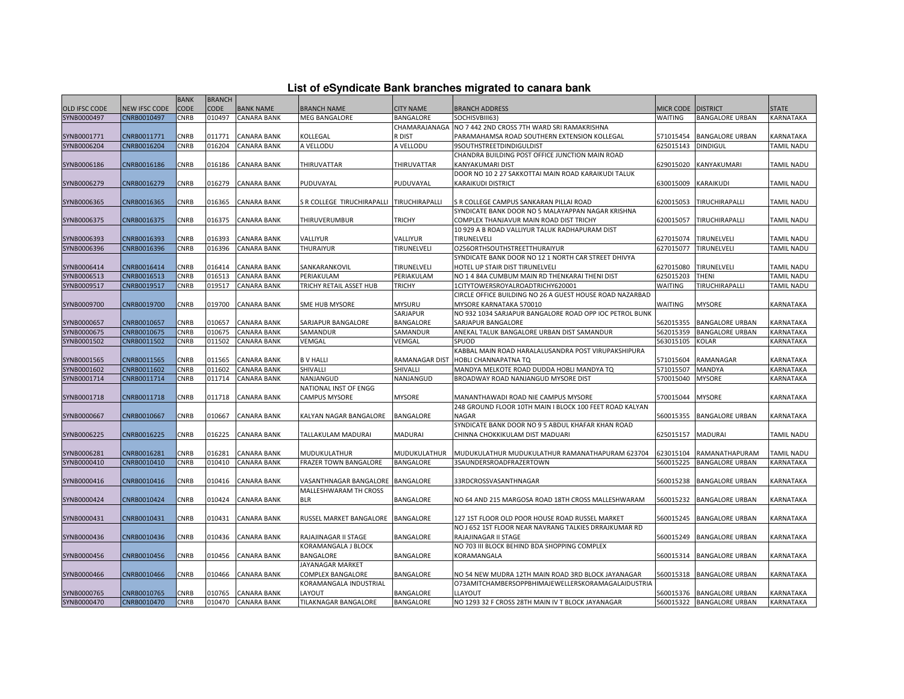# List of eSyndicate Bank branches migrated to canara bank

| OLD IFSC CODE | NEW IFSC CODE | BANK CODE | BRANCH CODE | BANK NAME | BRANCH NAME | CITY NAME | BRANCH ADDRESS | MICR CODE | DISTRICT | STATE |
|---|---|---|---|---|---|---|---|---|---|---|
| SYNB0000497 | CNRB0010497 | CNRB | 010497 | CANARA BANK | MEG BANGALORE | BANGALORE | SOCHISVBIII63) | WAITING | BANGALORE URBAN | KARNATAKA |
| SYNB0001771 | CNRB0011771 | CNRB | 011771 | CANARA BANK | KOLLEGAL | CHAMARAJANAGA R DIST | NO 7 442 2ND CROSS 7TH WARD SRI RAMAKRISHNA PARAMAHAMSA ROAD SOUTHERN EXTENSION KOLLEGAL | 571015454 | BANGALORE URBAN | KARNATAKA |
| SYNB0006204 | CNRB0016204 | CNRB | 016204 | CANARA BANK | A VELLODU | A VELLODU | 9SOUTHSTREETDINDIGULDIST | 625015143 | DINDIGUL | TAMIL NADU |
| SYNB0006186 | CNRB0016186 | CNRB | 016186 | CANARA BANK | THIRUVATTAR | THIRUVATTAR | CHANDRA BUILDING POST OFFICE JUNCTION MAIN ROAD KANYAKUMARI DIST | 629015020 | KANYAKUMARI | TAMIL NADU |
| SYNB0006279 | CNRB0016279 | CNRB | 016279 | CANARA BANK | PUDUVAYAL | PUDUVAYAL | DOOR NO 10 2 27 SAKKOTTAI MAIN ROAD KARAIKUDI TALUK KARAIKUDI DISTRICT | 630015009 | KARAIKUDI | TAMIL NADU |
| SYNB0006365 | CNRB0016365 | CNRB | 016365 | CANARA BANK | S R COLLEGE TIRUCHIRAPALLI | TIRUCHIRAPALLI | S R COLLEGE CAMPUS SANKARAN PILLAI ROAD | 620015053 | TIRUCHIRAPALLI | TAMIL NADU |
| SYNB0006375 | CNRB0016375 | CNRB | 016375 | CANARA BANK | THIRUVERUMBUR | TRICHY | SYNDICATE BANK DOOR NO 5 MALAYAPPAN NAGAR KRISHNA COMPLEX THANJAVUR MAIN ROAD DIST TRICHY | 620015057 | TIRUCHIRAPALLI | TAMIL NADU |
| SYNB0006393 | CNRB0016393 | CNRB | 016393 | CANARA BANK | VALLIYUR | VALLIYUR | 10 929 A B ROAD VALLIYUR TALUK RADHAPURAM DIST TIRUNELVELI | 627015074 | TIRUNELVELI | TAMIL NADU |
| SYNB0006396 | CNRB0016396 | CNRB | 016396 | CANARA BANK | THURAIYUR | TIRUNELVELI | O256ORTHSOUTHSTREETTHURAIYUR | 627015077 | TIRUNELVELI | TAMIL NADU |
| SYNB0006414 | CNRB0016414 | CNRB | 016414 | CANARA BANK | SANKARANKOVIL | TIRUNELVELI | SYNDICATE BANK DOOR NO 12 1 NORTH CAR STREET DHIVYA HOTEL UP STAIR DIST TIRUNELVELI | 627015080 | TIRUNELVELI | TAMIL NADU |
| SYNB0006513 | CNRB0016513 | CNRB | 016513 | CANARA BANK | PERIAKULAM | PERIAKULAM | NO 1 4 84A CUMBUM MAIN RD THENKARAI THENI DIST | 625015203 | THENI | TAMIL NADU |
| SYNB0009517 | CNRB0019517 | CNRB | 019517 | CANARA BANK | TRICHY RETAIL ASSET HUB | TRICHY | 1CITYTOWERSROYALROADTRICHY620001 | WAITING | TIRUCHIRAPALLI | TAMIL NADU |
| SYNB0009700 | CNRB0019700 | CNRB | 019700 | CANARA BANK | SME HUB MYSORE | MYSURU | CIRCLE OFFICE BUILDING NO 26 A GUEST HOUSE ROAD NAZARBAD MYSORE KARNATAKA 570010 | WAITING | MYSORE | KARNATAKA |
| SYNB0000657 | CNRB0010657 | CNRB | 010657 | CANARA BANK | SARJAPUR BANGALORE | SARJAPUR BANGALORE | NO 932 1034 SARJAPUR BANGALORE ROAD OPP IOC PETROL BUNK SARJAPUR BANGALORE | 562015355 | BANGALORE URBAN | KARNATAKA |
| SYNB0000675 | CNRB0010675 | CNRB | 010675 | CANARA BANK | SAMANDUR | SAMANDUR | ANEKAL TALUK BANGALORE URBAN DIST SAMANDUR | 562015359 | BANGALORE URBAN | KARNATAKA |
| SYNB0001502 | CNRB0011502 | CNRB | 011502 | CANARA BANK | VEMGAL | VEMGAL | SPUOD | 563015105 | KOLAR | KARNATAKA |
| SYNB0001565 | CNRB0011565 | CNRB | 011565 | CANARA BANK | B V HALLI | RAMANAGAR DIST | KABBAL MAIN ROAD HARALALUSANDRA POST VIRUPAKSHIPURA HOBLI CHANNAPATNA TQ | 571015604 | RAMANAGAR | KARNATAKA |
| SYNB0001602 | CNRB0011602 | CNRB | 011602 | CANARA BANK | SHIVALLI | SHIVALLI | MANDYA MELKOTE ROAD DUDDA HOBLI MANDYA TQ | 571015507 | MANDYA | KARNATAKA |
| SYNB0001714 | CNRB0011714 | CNRB | 011714 | CANARA BANK | NANJANGUD | NANJANGUD | BROADWAY ROAD NANJANGUD MYSORE DIST | 570015040 | MYSORE | KARNATAKA |
| SYNB0001718 | CNRB0011718 | CNRB | 011718 | CANARA BANK | NATIONAL INST OF ENGG CAMPUS MYSORE | MYSORE | MANANTHAWADI ROAD NIE CAMPUS MYSORE | 570015044 | MYSORE | KARNATAKA |
| SYNB0000667 | CNRB0010667 | CNRB | 010667 | CANARA BANK | KALYAN NAGAR BANGALORE | BANGALORE | 248 GROUND FLOOR 10TH MAIN I BLOCK 100 FEET ROAD KALYAN NAGAR | 560015355 | BANGALORE URBAN | KARNATAKA |
| SYNB0006225 | CNRB0016225 | CNRB | 016225 | CANARA BANK | TALLAKULAM MADURAI | MADURAI | SYNDICATE BANK DOOR NO 9 5 ABDUL KHAFAR KHAN ROAD CHINNA CHOKKIKULAM DIST MADUARI | 625015157 | MADURAI | TAMIL NADU |
| SYNB0006281 | CNRB0016281 | CNRB | 016281 | CANARA BANK | MUDUKULATHUR | MUDUKULATHUR | MUDUKULATHUR MUDUKULATHUR RAMANATHAPURAM 623704 | 623015104 | RAMANATHAPURAM | TAMIL NADU |
| SYNB0000410 | CNRB0010410 | CNRB | 010410 | CANARA BANK | FRAZER TOWN BANGALORE | BANGALORE | 3SAUNDERSROADFRAZERTOWN | 560015225 | BANGALORE URBAN | KARNATAKA |
| SYNB0000416 | CNRB0010416 | CNRB | 010416 | CANARA BANK | VASANTHNAGAR BANGALORE | BANGALORE | 33RDCROSSVASANTHNAGAR | 560015238 | BANGALORE URBAN | KARNATAKA |
| SYNB0000424 | CNRB0010424 | CNRB | 010424 | CANARA BANK | MALLESHWARAM TH CROSS BLR | BANGALORE | NO 64 AND 215 MARGOSA ROAD 18TH CROSS MALLESHWARAM | 560015232 | BANGALORE URBAN | KARNATAKA |
| SYNB0000431 | CNRB0010431 | CNRB | 010431 | CANARA BANK | RUSSEL MARKET BANGALORE | BANGALORE | 127 1ST FLOOR OLD POOR HOUSE ROAD RUSSEL MARKET | 560015245 | BANGALORE URBAN | KARNATAKA |
| SYNB0000436 | CNRB0010436 | CNRB | 010436 | CANARA BANK | RAJAJINAGAR II STAGE | BANGALORE | NO J 652 1ST FLOOR NEAR NAVRANG TALKIES DRRAJKUMAR RD RAJAJINAGAR II STAGE | 560015249 | BANGALORE URBAN | KARNATAKA |
| SYNB0000456 | CNRB0010456 | CNRB | 010456 | CANARA BANK | KORAMANGALA J BLOCK BANGALORE | BANGALORE | NO 703 III BLOCK BEHIND BDA SHOPPING COMPLEX KORAMANGALA | 560015314 | BANGALORE URBAN | KARNATAKA |
| SYNB0000466 | CNRB0010466 | CNRB | 010466 | CANARA BANK | JAYANAGAR MARKET COMPLEX BANGALORE | BANGALORE | NO 54 NEW MUDRA 12TH MAIN ROAD 3RD BLOCK JAYANAGAR | 560015318 | BANGALORE URBAN | KARNATAKA |
| SYNB0000765 | CNRB0010765 | CNRB | 010765 | CANARA BANK | KORAMANGALA INDUSTRIAL LAYOUT | BANGALORE | O73AMITCHAMBERSOPPBHIMAJEWELLERSKORAMAGALAIDUSTRIA LLAYOUT | 560015376 | BANGALORE URBAN | KARNATAKA |
| SYNB0000470 | CNRB0010470 | CNRB | 010470 | CANARA BANK | TILAKNAGAR BANGALORE | BANGALORE | NO 1293 32 F CROSS 28TH MAIN IV T BLOCK JAYANAGAR | 560015322 | BANGALORE URBAN | KARNATAKA |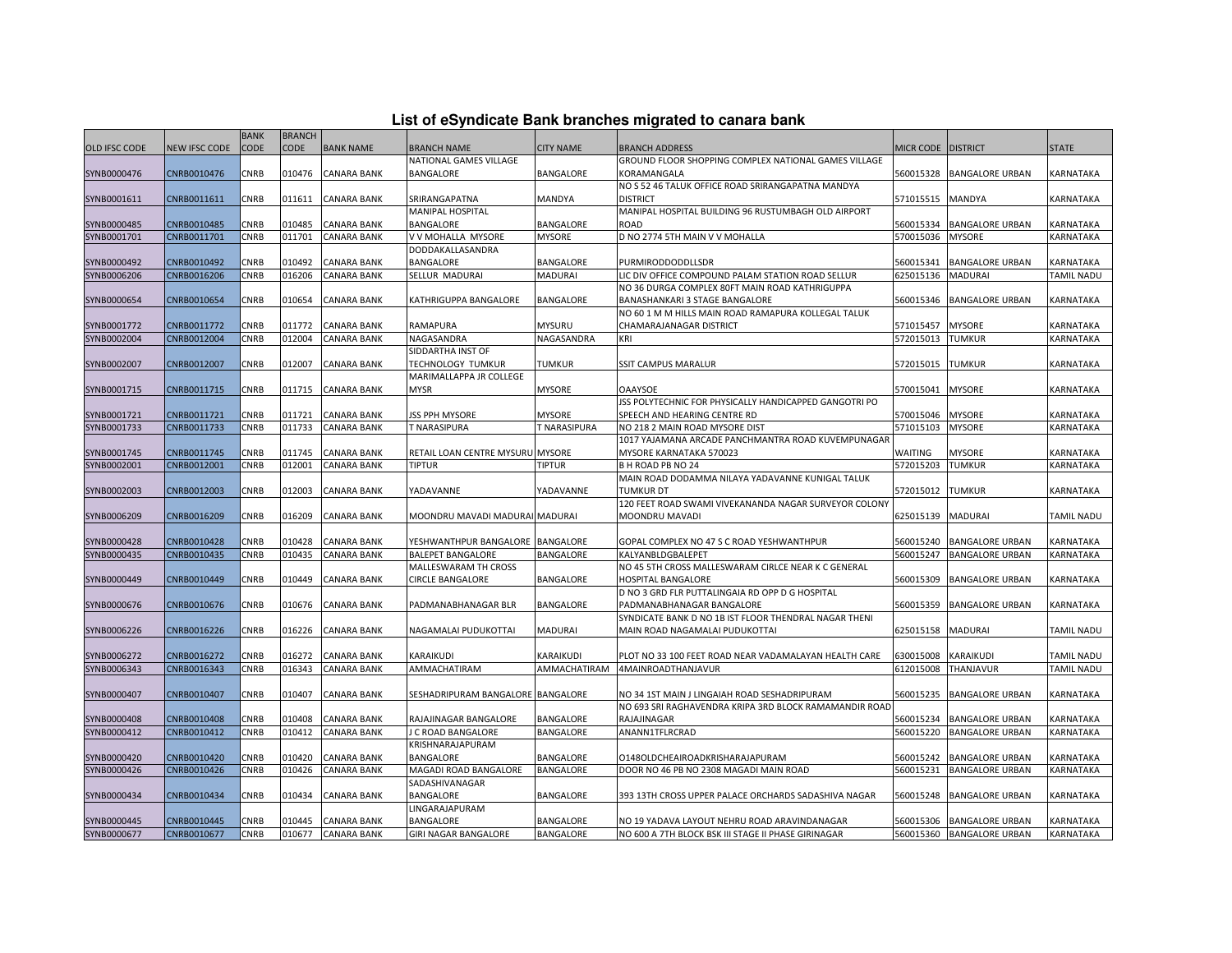# List of eSyndicate Bank branches migrated to canara bank

| OLD IFSC CODE | NEW IFSC CODE | BANK CODE | BRANCH CODE | BANK NAME | BRANCH NAME | CITY NAME | BRANCH ADDRESS | MICR CODE | DISTRICT | STATE |
|---|---|---|---|---|---|---|---|---|---|---|
| SYNB0000476 | CNRB0010476 | CNRB | 010476 | CANARA BANK | NATIONAL GAMES VILLAGE BANGALORE | BANGALORE | GROUND FLOOR SHOPPING COMPLEX NATIONAL GAMES VILLAGE KORAMANGALA | 560015328 | BANGALORE URBAN | KARNATAKA |
| SYNB0001611 | CNRB0011611 | CNRB | 011611 | CANARA BANK | SRIRANGAPATNA | MANDYA | NO S 52 46 TALUK OFFICE ROAD SRIRANGAPATNA MANDYA DISTRICT | 571015515 | MANDYA | KARNATAKA |
| SYNB0000485 | CNRB0010485 | CNRB | 010485 | CANARA BANK | MANIPAL HOSPITAL BANGALORE | BANGALORE | MANIPAL HOSPITAL BUILDING 96 RUSTUMBAGH OLD AIRPORT ROAD | 560015334 | BANGALORE URBAN | KARNATAKA |
| SYNB0001701 | CNRB0011701 | CNRB | 011701 | CANARA BANK | V V MOHALLA MYSORE | MYSORE | D NO 2774 5TH MAIN V V MOHALLA | 570015036 | MYSORE | KARNATAKA |
| SYNB0000492 | CNRB0010492 | CNRB | 010492 | CANARA BANK | DODDAKALLASANDRA BANGALORE | BANGALORE | PURMIRODDODDLLSDR | 560015341 | BANGALORE URBAN | KARNATAKA |
| SYNB0006206 | CNRB0016206 | CNRB | 016206 | CANARA BANK | SELLUR MADURAI | MADURAI | LIC DIV OFFICE COMPOUND PALAM STATION ROAD SELLUR | 625015136 | MADURAI | TAMIL NADU |
| SYNB0000654 | CNRB0010654 | CNRB | 010654 | CANARA BANK | KATHRIGUPPA BANGALORE | BANGALORE | NO 36 DURGA COMPLEX 80FT MAIN ROAD KATHRIGUPPA BANASHANKARI 3 STAGE BANGALORE | 560015346 | BANGALORE URBAN | KARNATAKA |
| SYNB0001772 | CNRB0011772 | CNRB | 011772 | CANARA BANK | RAMAPURA | MYSURU | NO 60 1 M M HILLS MAIN ROAD RAMAPURA KOLLEGAL TALUK CHAMARAJANAGAR DISTRICT | 571015457 | MYSORE | KARNATAKA |
| SYNB0002004 | CNRB0012004 | CNRB | 012004 | CANARA BANK | NAGASANDRA | NAGASANDRA | KRI | 572015013 | TUMKUR | KARNATAKA |
| SYNB0002007 | CNRB0012007 | CNRB | 012007 | CANARA BANK | SIDDARTHA INST OF TECHNOLOGY TUMKUR | TUMKUR | SSIT CAMPUS MARALUR | 572015015 | TUMKUR | KARNATAKA |
| SYNB0001715 | CNRB0011715 | CNRB | 011715 | CANARA BANK | MARIMALLAPPA JR COLLEGE MYSR | MYSORE | OAAYSOE | 570015041 | MYSORE | KARNATAKA |
| SYNB0001721 | CNRB0011721 | CNRB | 011721 | CANARA BANK | JSS PPH MYSORE | MYSORE | JSS POLYTECHNIC FOR PHYSICALLY HANDICAPPED GANGOTRI PO SPEECH AND HEARING CENTRE RD | 570015046 | MYSORE | KARNATAKA |
| SYNB0001733 | CNRB0011733 | CNRB | 011733 | CANARA BANK | T NARASIPURA | T NARASIPURA | NO 218 2 MAIN ROAD MYSORE DIST | 571015103 | MYSORE | KARNATAKA |
| SYNB0001745 | CNRB0011745 | CNRB | 011745 | CANARA BANK | RETAIL LOAN CENTRE MYSURU | MYSORE | 1017 YAJAMANA ARCADE PANCHMANTRA ROAD KUVEMPUNAGAR MYSORE KARNATAKA 570023 | WAITING | MYSORE | KARNATAKA |
| SYNB0002001 | CNRB0012001 | CNRB | 012001 | CANARA BANK | TIPTUR | TIPTUR | B H ROAD PB NO 24 | 572015203 | TUMKUR | KARNATAKA |
| SYNB0002003 | CNRB0012003 | CNRB | 012003 | CANARA BANK | YADAVANNE | YADAVANNE | MAIN ROAD DODAMMA NILAYA YADAVANNE KUNIGAL TALUK TUMKUR DT | 572015012 | TUMKUR | KARNATAKA |
| SYNB0006209 | CNRB0016209 | CNRB | 016209 | CANARA BANK | MOONDRU MAVADI MADURAI | MADURAI | 120 FEET ROAD SWAMI VIVEKANANDA NAGAR SURVEYOR COLONY MOONDRU MAVADI | 625015139 | MADURAI | TAMIL NADU |
| SYNB0000428 | CNRB0010428 | CNRB | 010428 | CANARA BANK | YESHWANTHPUR BANGALORE | BANGALORE | GOPAL COMPLEX NO 47 S C ROAD YESHWANTHPUR | 560015240 | BANGALORE URBAN | KARNATAKA |
| SYNB0000435 | CNRB0010435 | CNRB | 010435 | CANARA BANK | BALEPET BANGALORE | BANGALORE | KALYANBLDGBALEPET | 560015247 | BANGALORE URBAN | KARNATAKA |
| SYNB0000449 | CNRB0010449 | CNRB | 010449 | CANARA BANK | MALLESWARAM TH CROSS CIRCLE BANGALORE | BANGALORE | NO 45 5TH CROSS MALLESWARAM CIRLCE NEAR K C GENERAL HOSPITAL BANGALORE | 560015309 | BANGALORE URBAN | KARNATAKA |
| SYNB0000676 | CNRB0010676 | CNRB | 010676 | CANARA BANK | PADMANABHANAGAR BLR | BANGALORE | D NO 3 GRD FLR PUTTALINGAIA RD OPP D G HOSPITAL PADMANABHANAGAR BANGALORE | 560015359 | BANGALORE URBAN | KARNATAKA |
| SYNB0006226 | CNRB0016226 | CNRB | 016226 | CANARA BANK | NAGAMALAI PUDUKOTTAI | MADURAI | SYNDICATE BANK D NO 1B IST FLOOR THENDRAL NAGAR THENI MAIN ROAD NAGAMALAI PUDUKOTTAI | 625015158 | MADURAI | TAMIL NADU |
| SYNB0006272 | CNRB0016272 | CNRB | 016272 | CANARA BANK | KARAIKUDI | KARAIKUDI | PLOT NO 33 100 FEET ROAD NEAR VADAMALAYAN HEALTH CARE | 630015008 | KARAIKUDI | TAMIL NADU |
| SYNB0006343 | CNRB0016343 | CNRB | 016343 | CANARA BANK | AMMACHATIRAM | AMMACHATIRAM | 4MAINROADTHANJAVUR | 612015008 | THANJAVUR | TAMIL NADU |
| SYNB0000407 | CNRB0010407 | CNRB | 010407 | CANARA BANK | SESHADRIPURAM BANGALORE | BANGALORE | NO 34 1ST MAIN J LINGAIAH ROAD SESHADRIPURAM | 560015235 | BANGALORE URBAN | KARNATAKA |
| SYNB0000408 | CNRB0010408 | CNRB | 010408 | CANARA BANK | RAJAJINAGAR BANGALORE | BANGALORE | NO 693 SRI RAGHAVENDRA KRIPA 3RD BLOCK RAMAMANDIR ROAD RAJAJINAGAR | 560015234 | BANGALORE URBAN | KARNATAKA |
| SYNB0000412 | CNRB0010412 | CNRB | 010412 | CANARA BANK | J C ROAD BANGALORE | BANGALORE | ANANN1TFLRCRAD | 560015220 | BANGALORE URBAN | KARNATAKA |
| SYNB0000420 | CNRB0010420 | CNRB | 010420 | CANARA BANK | KRISHNARAJAPURAM BANGALORE | BANGALORE | O148OLDCHEAIROADKRISHARAJAPURAM | 560015242 | BANGALORE URBAN | KARNATAKA |
| SYNB0000426 | CNRB0010426 | CNRB | 010426 | CANARA BANK | MAGADI ROAD BANGALORE | BANGALORE | DOOR NO 46 PB NO 2308 MAGADI MAIN ROAD | 560015231 | BANGALORE URBAN | KARNATAKA |
| SYNB0000434 | CNRB0010434 | CNRB | 010434 | CANARA BANK | SADASHIVANAGAR BANGALORE | BANGALORE | 393 13TH CROSS UPPER PALACE ORCHARDS SADASHIVA NAGAR | 560015248 | BANGALORE URBAN | KARNATAKA |
| SYNB0000445 | CNRB0010445 | CNRB | 010445 | CANARA BANK | LINGARAJAPURAM BANGALORE | BANGALORE | NO 19 YADAVA LAYOUT NEHRU ROAD ARAVINDANAGAR | 560015306 | BANGALORE URBAN | KARNATAKA |
| SYNB0000677 | CNRB0010677 | CNRB | 010677 | CANARA BANK | GIRI NAGAR BANGALORE | BANGALORE | NO 600 A 7TH BLOCK BSK III STAGE II PHASE GIRINAGAR | 560015360 | BANGALORE URBAN | KARNATAKA |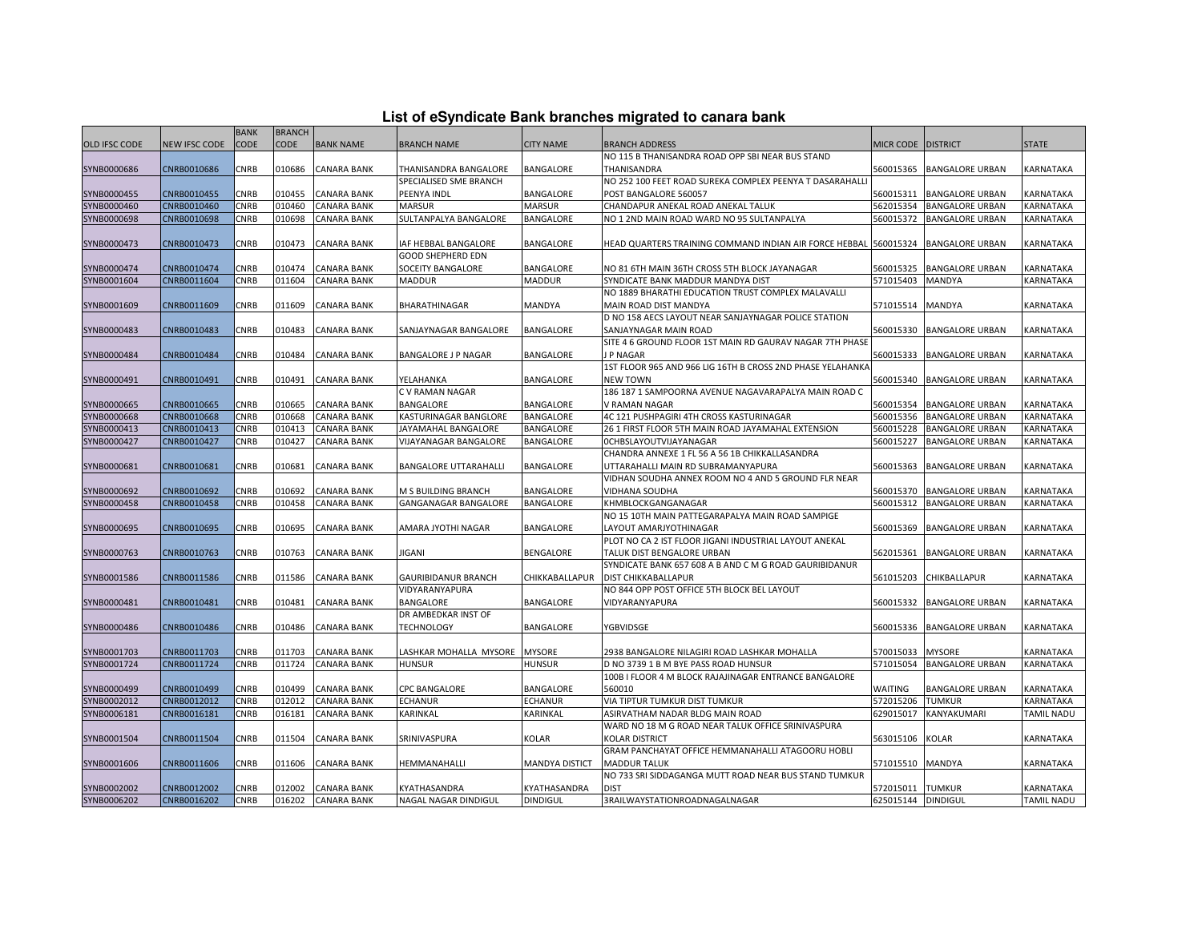## List of eSyndicate Bank branches migrated to canara bank

| OLD IFSC CODE | NEW IFSC CODE | BANK CODE | BRANCH CODE | BANK NAME | BRANCH NAME | CITY NAME | BRANCH ADDRESS | MICR CODE | DISTRICT | STATE |
|---|---|---|---|---|---|---|---|---|---|---|
| SYNB0000686 | CNRB0010686 | CNRB | 010686 | CANARA BANK | THANISANDRA BANGALORE | BANGALORE | NO 115 B THANISANDRA ROAD OPP SBI NEAR BUS STAND THANISANDRA | 560015365 | BANGALORE URBAN | KARNATAKA |
| SYNB0000455 | CNRB0010455 | CNRB | 010455 | CANARA BANK | SPECIALISED SME BRANCH PEENYA INDL | BANGALORE | NO 252 100 FEET ROAD SUREKA COMPLEX PEENYA T DASARAHALLI POST BANGALORE 560057 | 560015311 | BANGALORE URBAN | KARNATAKA |
| SYNB0000460 | CNRB0010460 | CNRB | 010460 | CANARA BANK | MARSUR | MARSUR | CHANDAPUR ANEKAL ROAD ANEKAL TALUK | 562015354 | BANGALORE URBAN | KARNATAKA |
| SYNB0000698 | CNRB0010698 | CNRB | 010698 | CANARA BANK | SULTANPALYA BANGALORE | BANGALORE | NO 1 2ND MAIN ROAD WARD NO 95 SULTANPALYA | 560015372 | BANGALORE URBAN | KARNATAKA |
| SYNB0000473 | CNRB0010473 | CNRB | 010473 | CANARA BANK | IAF HEBBAL BANGALORE | BANGALORE | HEAD QUARTERS TRAINING COMMAND INDIAN AIR FORCE HEBBAL | 560015324 | BANGALORE URBAN | KARNATAKA |
| SYNB0000474 | CNRB0010474 | CNRB | 010474 | CANARA BANK | GOOD SHEPHERD EDN SOCEITY BANGALORE | BANGALORE | NO 81 6TH MAIN 36TH CROSS 5TH BLOCK JAYANAGAR | 560015325 | BANGALORE URBAN | KARNATAKA |
| SYNB0001604 | CNRB0011604 | CNRB | 011604 | CANARA BANK | MADDUR | MADDUR | SYNDICATE BANK MADDUR MANDYA DIST | 571015403 | MANDYA | KARNATAKA |
| SYNB0001609 | CNRB0011609 | CNRB | 011609 | CANARA BANK | BHARATHINAGAR | MANDYA | NO 1889 BHARATHI EDUCATION TRUST COMPLEX MALAVALLI MAIN ROAD DIST MANDYA | 571015514 | MANDYA | KARNATAKA |
| SYNB0000483 | CNRB0010483 | CNRB | 010483 | CANARA BANK | SANJAYNAGAR BANGALORE | BANGALORE | D NO 158 AECS LAYOUT NEAR SANJAYNAGAR POLICE STATION SANJAYNAGAR MAIN ROAD | 560015330 | BANGALORE URBAN | KARNATAKA |
| SYNB0000484 | CNRB0010484 | CNRB | 010484 | CANARA BANK | BANGALORE J P NAGAR | BANGALORE | SITE 4 6 GROUND FLOOR 1ST MAIN RD GAURAV NAGAR 7TH PHASE J P NAGAR | 560015333 | BANGALORE URBAN | KARNATAKA |
| SYNB0000491 | CNRB0010491 | CNRB | 010491 | CANARA BANK | YELAHANKA | BANGALORE | 1ST FLOOR 965 AND 966 LIG 16TH B CROSS 2ND PHASE YELAHANKA NEW TOWN | 560015340 | BANGALORE URBAN | KARNATAKA |
| SYNB0000665 | CNRB0010665 | CNRB | 010665 | CANARA BANK | C V RAMAN NAGAR BANGALORE | BANGALORE | 186 187 1 SAMPOORNA AVENUE NAGAVARAPALYA MAIN ROAD C V RAMAN NAGAR | 560015354 | BANGALORE URBAN | KARNATAKA |
| SYNB0000668 | CNRB0010668 | CNRB | 010668 | CANARA BANK | KASTURINAGAR BANGLORE | BANGALORE | 4C 121 PUSHPAGIRI 4TH CROSS KASTURINAGAR | 560015356 | BANGALORE URBAN | KARNATAKA |
| SYNB0000413 | CNRB0010413 | CNRB | 010413 | CANARA BANK | JAYAMAHAL BANGALORE | BANGALORE | 26 1 FIRST FLOOR 5TH MAIN ROAD JAYAMAHAL EXTENSION | 560015228 | BANGALORE URBAN | KARNATAKA |
| SYNB0000427 | CNRB0010427 | CNRB | 010427 | CANARA BANK | VIJAYANAGAR BANGALORE | BANGALORE | 0CHBSLAYOUTVIJAYANAGAR | 560015227 | BANGALORE URBAN | KARNATAKA |
| SYNB0000681 | CNRB0010681 | CNRB | 010681 | CANARA BANK | BANGALORE UTTARAHALLI | BANGALORE | CHANDRA ANNEXE 1 FL 56 A 56 1B CHIKKALLASANDRA UTTARAHALLI MAIN RD SUBRAMANYAPURA | 560015363 | BANGALORE URBAN | KARNATAKA |
| SYNB0000692 | CNRB0010692 | CNRB | 010692 | CANARA BANK | M S BUILDING BRANCH | BANGALORE | VIDHAN SOUDHA ANNEX ROOM NO 4 AND 5 GROUND FLR NEAR VIDHANA SOUDHA | 560015370 | BANGALORE URBAN | KARNATAKA |
| SYNB0000458 | CNRB0010458 | CNRB | 010458 | CANARA BANK | GANGANAGAR BANGALORE | BANGALORE | KHMBLOCKGANGANAGAR | 560015312 | BANGALORE URBAN | KARNATAKA |
| SYNB0000695 | CNRB0010695 | CNRB | 010695 | CANARA BANK | AMARA JYOTHI NAGAR | BANGALORE | NO 15 10TH MAIN PATTEGARAPALYA MAIN ROAD SAMPIGE LAYOUT AMARJYOTHINAGAR | 560015369 | BANGALORE URBAN | KARNATAKA |
| SYNB0000763 | CNRB0010763 | CNRB | 010763 | CANARA BANK | JIGANI | BENGALORE | PLOT NO CA 2 IST FLOOR JIGANI INDUSTRIAL LAYOUT ANEKAL TALUK DIST BENGALORE URBAN | 562015361 | BANGALORE URBAN | KARNATAKA |
| SYNB0001586 | CNRB0011586 | CNRB | 011586 | CANARA BANK | GAURIBIDANUR BRANCH | CHIKKABALLAPUR | SYNDICATE BANK 657 608 A B AND C M G ROAD GAURIBIDANUR DIST CHIKKABALLAPUR | 561015203 | CHIKBALLAPUR | KARNATAKA |
| SYNB0000481 | CNRB0010481 | CNRB | 010481 | CANARA BANK | VIDYARANYAPURA BANGALORE | BANGALORE | NO 844 OPP POST OFFICE 5TH BLOCK BEL LAYOUT VIDYARANYAPURA | 560015332 | BANGALORE URBAN | KARNATAKA |
| SYNB0000486 | CNRB0010486 | CNRB | 010486 | CANARA BANK | DR AMBEDKAR INST OF TECHNOLOGY | BANGALORE | YGBVIDSGE | 560015336 | BANGALORE URBAN | KARNATAKA |
| SYNB0001703 | CNRB0011703 | CNRB | 011703 | CANARA BANK | LASHKAR MOHALLA MYSORE | MYSORE | 2938 BANGALORE NILAGIRI ROAD LASHKAR MOHALLA | 570015033 | MYSORE | KARNATAKA |
| SYNB0001724 | CNRB0011724 | CNRB | 011724 | CANARA BANK | HUNSUR | HUNSUR | D NO 3739 1 B M BYE PASS ROAD HUNSUR | 571015054 | BANGALORE URBAN | KARNATAKA |
| SYNB0000499 | CNRB0010499 | CNRB | 010499 | CANARA BANK | CPC BANGALORE | BANGALORE | 100B I FLOOR 4 M BLOCK RAJAJINAGAR ENTRANCE BANGALORE 560010 | WAITING | BANGALORE URBAN | KARNATAKA |
| SYNB0002012 | CNRB0012012 | CNRB | 012012 | CANARA BANK | ECHANUR | ECHANUR | VIA TIPTUR TUMKUR DIST TUMKUR | 572015206 | TUMKUR | KARNATAKA |
| SYNB0006181 | CNRB0016181 | CNRB | 016181 | CANARA BANK | KARINKAL | KARINKAL | ASIRVATHAM NADAR BLDG MAIN ROAD | 629015017 | KANYAKUMARI | TAMIL NADU |
| SYNB0001504 | CNRB0011504 | CNRB | 011504 | CANARA BANK | SRINIVASPURA | KOLAR | WARD NO 18 M G ROAD NEAR TALUK OFFICE SRINIVASPURA KOLAR DISTRICT | 563015106 | KOLAR | KARNATAKA |
| SYNB0001606 | CNRB0011606 | CNRB | 011606 | CANARA BANK | HEMMANAHALLI | MANDYA DISTICT | GRAM PANCHAYAT OFFICE HEMMANAHALLI ATAGOORU HOBLI MADDUR TALUK | 571015510 | MANDYA | KARNATAKA |
| SYNB0002002 | CNRB0012002 | CNRB | 012002 | CANARA BANK | KYATHASANDRA | KYATHASANDRA | NO 733 SRI SIDDAGANGA MUTT ROAD NEAR BUS STAND TUMKUR DIST | 572015011 | TUMKUR | KARNATAKA |
| SYNB0006202 | CNRB0016202 | CNRB | 016202 | CANARA BANK | NAGAL NAGAR DINDIGUL | DINDIGUL | 3RAILWAYSTATIONROADNAGALNAGAR | 625015144 | DINDIGUL | TAMIL NADU |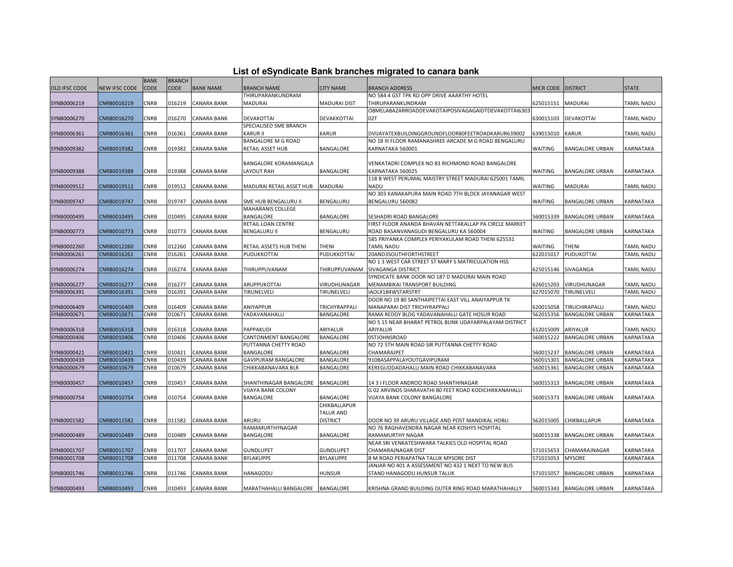## List of eSyndicate Bank branches migrated to canara bank

| OLD IFSC CODE | NEW IFSC CODE | BANK CODE | BRANCH CODE | BANK NAME | BRANCH NAME | CITY NAME | BRANCH ADDRESS | MICR CODE | DISTRICT | STATE |
|---|---|---|---|---|---|---|---|---|---|---|
| SYNB0006219 | CNRB0016219 | CNRB | 016219 | CANARA BANK | THIRUPARANKUNDRAM MADURAI | MADURAI DIST | NO 584 4 GST TPK RD OPP DRIVE AAARTHY HOTEL THIRUPARANKUNDRAM | 625015151 | MADURAI | TAMIL NADU |
| SYNB0006270 | CNRB0016270 | CNRB | 016270 | CANARA BANK | DEVAKOTTAI | DEVAKKOTTAI | O8MELABAZARROADDEVAKOTAIPOSIVAGAGAIDTDEVAKOTTAI630302T | 630015103 | DEVAKOTTAI | TAMIL NADU |
| SYNB0006361 | CNRB0016361 | CNRB | 016361 | CANARA BANK | SPECIALISED SME BRANCH KARUR II | KARUR | DVIJAYATEXBUILDINGGROUNDFLOOR80FEETROADKARUR639002 | 639015010 | KARUR | TAMIL NADU |
| SYNB0009382 | CNRB0019382 | CNRB | 019382 | CANARA BANK | BANGALORE M G ROAD RETAIL ASSET HUB | BANGALORE | NO 18 III FLOOR RAMANASHREE ARCADE M G ROAD BENGALURU KARNATAKA 560001 | WAITING | BANGALORE URBAN | KARNATAKA |
| SYNB0009388 | CNRB0019388 | CNRB | 019388 | CANARA BANK | BANGALORE KORAMANGALA LAYOUT RAH | BANGALORE | VENKATADRI COMPLEX NO 83 RICHMOND ROAD BANGALORE KARNATAKA 560025 | WAITING | BANGALORE URBAN | KARNATAKA |
| SYNB0009512 | CNRB0019512 | CNRB | 019512 | CANARA BANK | MADURAI RETAIL ASSET HUB | MADURAI | 118 B WEST PERUMAL MAISTRY STREET MADURAI 625001 TAMIL NADU | WAITING | MADURAI | TAMIL NADU |
| SYNB0009747 | CNRB0019747 | CNRB | 019747 | CANARA BANK | SME HUB BENGALURU II | BENGALURU | NO 303 KANAKAPURA MAIN ROAD 7TH BLOCK JAYANAGAR WEST BENGALURU 560082 | WAITING | BANGALORE URBAN | KARNATAKA |
| SYNB0000495 | CNRB0010495 | CNRB | 010495 | CANARA BANK | MAHARANIS COLLEGE BANGALORE | BANGALORE | SESHADRI ROAD BANGALORE | 560015339 | BANGALORE URBAN | KARNATAKA |
| SYNB0000773 | CNRB0010773 | CNRB | 010773 | CANARA BANK | RETAIL LOAN CENTRE BENGALURU II | BENGALURU | FIRST FLOOR ANANDA BHAVAN NETTAKALLAP PA CIRCLE MARKET ROAD BASANVANAGUDI BENGALURU KA 560004 | WAITING | BANGALORE URBAN | KARNATAKA |
| SYNB0002260 | CNRB0012260 | CNRB | 012260 | CANARA BANK | RETAIL ASSETS HUB THENI | THENI | 585 PRIYANKA COMPLEX PERIYAKULAM ROAD THENI 625531 TAMIL NADU | WAITING | THENI | TAMIL NADU |
| SYNB0006261 | CNRB0016261 | CNRB | 016261 | CANARA BANK | PUDUKKOTTAI | PUDUKKOTTAI | 20AND3SOUTHFORTHSTREET | 622015017 | PUDUKOTTAI | TAMIL NADU |
| SYNB0006274 | CNRB0016274 | CNRB | 016274 | CANARA BANK | THIRUPPUVANAM | THIRUPPUVANAM | NO 1 3 WEST CAR STREET ST MARY S MATRICULATION HSS SIVAGANGA DISTRICT | 625015146 | SIVAGANGA | TAMIL NADU |
| SYNB0006277 | CNRB0016277 | CNRB | 016277 | CANARA BANK | ARUPPUKOTTAI | VIRUDHUNAGAR | SYNDICATE BANK DOOR NO 187 D MADURAI MAIN ROAD MENAMBIKAI TRANSPORT BUILDING | 626015203 | VIRUDHUNAGAR | TAMIL NADU |
| SYNB0006391 | CNRB0016391 | CNRB | 016391 | CANARA BANK | TIRUNELVELI | TIRUNELVELI | IAOLX184WSTARSTRT | 627015070 | TIRUNELVELI | TAMIL NADU |
| SYNB0006409 | CNRB0016409 | CNRB | 016409 | CANARA BANK | ANIYAPPUR | TRICHYRAPPALI | DOOR NO 19 80 SANTHAIPETTAI EAST VILL ANAIYAPPUR TK MANAPARAI DIST TRICHYRAPPALI | 620015058 | TIRUCHIRAPALLI | TAMIL NADU |
| SYNB0000671 | CNRB0010671 | CNRB | 010671 | CANARA BANK | YADAVANAHALLI | BANGALORE | RAMA REDDY BLDG YADAVANAHALLI GATE HOSUR ROAD | 562015356 | BANGALORE URBAN | KARNATAKA |
| SYNB0006318 | CNRB0016318 | CNRB | 016318 | CANARA BANK | PAPPAKUDI | ARIYALUR | NO 5 15 NEAR BHARAT PETROL BUNK UDAYARPALAYAM DISTRICT ARIYALUR | 612015009 | ARIYALUR | TAMIL NADU |
| SYNB0000406 | CNRB0010406 | CNRB | 010406 | CANARA BANK | CANTONMENT BANGALORE | BANGALORE | 0STJOHNSROAD | 560015222 | BANGALORE URBAN | KARNATAKA |
| SYNB0000421 | CNRB0010421 | CNRB | 010421 | CANARA BANK | PUTTANNA CHETTY ROAD BANGALORE | BANGALORE | NO 72 5TH MAIN ROAD SIR PUTTANNA CHETTY ROAD CHAMARAJPET | 560015237 | BANGALORE URBAN | KARNATAKA |
| SYNB0000439 | CNRB0010439 | CNRB | 010439 | CANARA BANK | GAVIPURAM BANGALORE | BANGALORE | 910BASAPPALAYOUTGAVIPURAM | 560015301 | BANGALORE URBAN | KARNATAKA |
| SYNB0000679 | CNRB0010679 | CNRB | 010679 | CANARA BANK | CHIKKABANAVARA BLR | BANGALORE | KEREGUDDADAHALLI MAIN ROAD CHIKKABANAVARA | 560015361 | BANGALORE URBAN | KARNATAKA |
| SYNB0000457 | CNRB0010457 | CNRB | 010457 | CANARA BANK | SHANTHINAGAR BANGALORE | BANGALORE | 14 3 I FLOOR ANDROO ROAD SHANTHINAGAR | 560015313 | BANGALORE URBAN | KARNATAKA |
| SYNB0000754 | CNRB0010754 | CNRB | 010754 | CANARA BANK | VIJAYA BANK COLONY BANGALORE | BANGALORE | G 02 ARVINDS SHARAVATHI 80 FEET ROAD KODICHIKKANAHALLI VIJAYA BANK COLONY BANGALORE | 560015373 | BANGALORE URBAN | KARNATAKA |
| SYNB0001582 | CNRB0011582 | CNRB | 011582 | CANARA BANK | ARURU | CHIKBALLAPUR TALUK AND DISTRICT | DOOR NO 39 ARURU VILLAGE AND POST MANDIKAL HOBLI | 562015005 | CHIKBALLAPUR | KARNATAKA |
| SYNB0000489 | CNRB0010489 | CNRB | 010489 | CANARA BANK | RAMAMURTHYNAGAR BANGALORE | BANGALORE | NO 76 RAGHAVENDRA NAGAR NEAR KOSHYS HOSPITAL RAMAMURTHY NAGAR | 560015338 | BANGALORE URBAN | KARNATAKA |
| SYNB0001707 | CNRB0011707 | CNRB | 011707 | CANARA BANK | GUNDLUPET | GUNDLUPET | NEAR SRI VENKATESHWARA TALKIES OLD HOSPITAL ROAD CHAMARAJNAGAR DIST | 571015653 | CHAMARAJNAGAR | KARNATAKA |
| SYNB0001708 | CNRB0011708 | CNRB | 011708 | CANARA BANK | BYLAKUPPE | BYLAKUPPE | B M ROAD PERIAPATNA TALUK MYSORE DIST | 571015053 | MYSORE | KARNATAKA |
| SYNB0001746 | CNRB0011746 | CNRB | 011746 | CANARA BANK | HANAGODU | HUNSUR | JANJAR NO 401 A ASSESSMENT NO 432 1 NEXT TO NEW BUS STAND HANAGODU HUNSUR TALUK | 571015057 | BANGALORE URBAN | KARNATAKA |
| SYNB0000493 | CNRB0010493 | CNRB | 010493 | CANARA BANK | MARATHAHALLI BANGALORE | BANGALORE | KRISHNA GRAND BUILDING OUTER RING ROAD MARATHAHALLY | 560015343 | BANGALORE URBAN | KARNATAKA |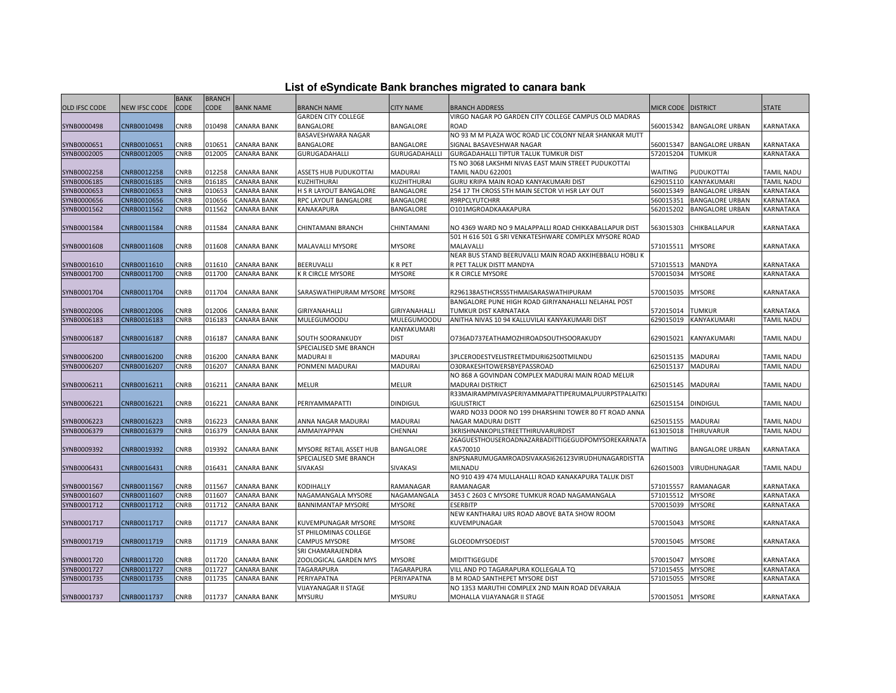# List of eSyndicate Bank branches migrated to canara bank

| OLD IFSC CODE | NEW IFSC CODE | BANK CODE | BRANCH CODE | BANK NAME | BRANCH NAME | CITY NAME | BRANCH ADDRESS | MICR CODE | DISTRICT | STATE |
|---|---|---|---|---|---|---|---|---|---|---|
| SYNB0000498 | CNRB0010498 | CNRB | 010498 | CANARA BANK | GARDEN CITY COLLEGE BANGALORE | BANGALORE | VIRGO NAGAR PO GARDEN CITY COLLEGE CAMPUS OLD MADRAS ROAD | 560015342 | BANGALORE URBAN | KARNATAKA |
| SYNB0000651 | CNRB0010651 | CNRB | 010651 | CANARA BANK | BASAVESHWARA NAGAR BANGALORE | BANGALORE | NO 93 M M PLAZA WOC ROAD LIC COLONY NEAR SHANKAR MUTT SIGNAL BASAVESHWAR NAGAR | 560015347 | BANGALORE URBAN | KARNATAKA |
| SYNB0002005 | CNRB0012005 | CNRB | 012005 | CANARA BANK | GURUGADAHALLI | GURUGADAHALLI | GURGADAHALLI TIPTUR TALUK TUMKUR DIST | 572015204 | TUMKUR | KARNATAKA |
| SYNB0002258 | CNRB0012258 | CNRB | 012258 | CANARA BANK | ASSETS HUB PUDUKOTTAI | MADURAI | TS NO 3068 LAKSHMI NIVAS EAST MAIN STREET PUDUKOTTAI TAMIL NADU 622001 | WAITING | PUDUKOTTAI | TAMIL NADU |
| SYNB0006185 | CNRB0016185 | CNRB | 016185 | CANARA BANK | KUZHITHURAI | KUZHITHURAI | GURU KRIPA MAIN ROAD KANYAKUMARI DIST | 629015110 | KANYAKUMARI | TAMIL NADU |
| SYNB0000653 | CNRB0010653 | CNRB | 010653 | CANARA BANK | H S R LAYOUT BANGALORE | BANGALORE | 254 17 TH CROSS 5TH MAIN SECTOR VI HSR LAY OUT | 560015349 | BANGALORE URBAN | KARNATAKA |
| SYNB0000656 | CNRB0010656 | CNRB | 010656 | CANARA BANK | RPC LAYOUT BANGALORE | BANGALORE | R9RPCLYUTCHRR | 560015351 | BANGALORE URBAN | KARNATAKA |
| SYNB0001562 | CNRB0011562 | CNRB | 011562 | CANARA BANK | KANAKAPURA | BANGALORE | O101MGROADKAAKAPURA | 562015202 | BANGALORE URBAN | KARNATAKA |
| SYNB0001584 | CNRB0011584 | CNRB | 011584 | CANARA BANK | CHINTAMANI BRANCH | CHINTAMANI | NO 4369 WARD NO 9 MALAPPALLI ROAD CHIKKABALLAPUR DIST | 563015303 | CHIKBALLAPUR | KARNATAKA |
| SYNB0001608 | CNRB0011608 | CNRB | 011608 | CANARA BANK | MALAVALLI MYSORE | MYSORE | 501 H 616 501 G SRI VENKATESHWARE COMPLEX MYSORE ROAD MALAVALLI | 571015511 | MYSORE | KARNATAKA |
| SYNB0001610 | CNRB0011610 | CNRB | 011610 | CANARA BANK | BEERUVALLI | K R PET | NEAR BUS STAND BEERUVALLI MAIN ROAD AKKIHEBBALU HOBLI K R PET TALUK DISTT MANDYA | 571015513 | MANDYA | KARNATAKA |
| SYNB0001700 | CNRB0011700 | CNRB | 011700 | CANARA BANK | K R CIRCLE MYSORE | MYSORE | K R CIRCLE MYSORE | 570015034 | MYSORE | KARNATAKA |
| SYNB0001704 | CNRB0011704 | CNRB | 011704 | CANARA BANK | SARASWATHIPURAM MYSORE | MYSORE | R296138A5THCRSS5THMAISARASWATHIPURAM | 570015035 | MYSORE | KARNATAKA |
| SYNB0002006 | CNRB0012006 | CNRB | 012006 | CANARA BANK | GIRIYANAHALLI | GIRIYANAHALLI | BANGALORE PUNE HIGH ROAD GIRIYANAHALLI NELAHAL POST TUMKUR DIST KARNATAKA | 572015014 | TUMKUR | KARNATAKA |
| SYNB0006183 | CNRB0016183 | CNRB | 016183 | CANARA BANK | MULEGUMOODU | MULEGUMOODU | ANITHA NIVAS 10 94 KALLUVILAI KANYAKUMARI DIST | 629015019 | KANYAKUMARI | TAMIL NADU |
| SYNB0006187 | CNRB0016187 | CNRB | 016187 | CANARA BANK | SOUTH SOORANKUDY | KANYAKUMARI DIST | O736AD737EATHAMOZHIROADSOUTHSOORAKUDY | 629015021 | KANYAKUMARI | TAMIL NADU |
| SYNB0006200 | CNRB0016200 | CNRB | 016200 | CANARA BANK | SPECIALISED SME BRANCH MADURAI II | MADURAI | 3PLCERODESTVELISTREETMDURI62500TMILNDU | 625015135 | MADURAI | TAMIL NADU |
| SYNB0006207 | CNRB0016207 | CNRB | 016207 | CANARA BANK | PONMENI MADURAI | MADURAI | O30RAKESHTOWERSBYEPASSROAD | 625015137 | MADURAI | TAMIL NADU |
| SYNB0006211 | CNRB0016211 | CNRB | 016211 | CANARA BANK | MELUR | MELUR | NO 868 A GOVINDAN COMPLEX MADURAI MAIN ROAD MELUR MADURAI DISTRICT | 625015145 | MADURAI | TAMIL NADU |
| SYNB0006221 | CNRB0016221 | CNRB | 016221 | CANARA BANK | PERIYAMMAPATTI | DINDIGUL | R33MAIRAMPMIVASPERIYAMMAPATTIPERUMALPUURPSTPALAITKIGULISTRICT | 625015154 | DINDIGUL | TAMIL NADU |
| SYNB0006223 | CNRB0016223 | CNRB | 016223 | CANARA BANK | ANNA NAGAR MADURAI | MADURAI | WARD NO33 DOOR NO 199 DHARSHINI TOWER 80 FT ROAD ANNA NAGAR MADURAI DISTT | 625015155 | MADURAI | TAMIL NADU |
| SYNB0006379 | CNRB0016379 | CNRB | 016379 | CANARA BANK | AMMAIYAPPAN | CHENNAI | 3KRISHNANKOPILSTREETTHIRUVARURDIST | 613015018 | THIRUVARUR | TAMIL NADU |
| SYNB0009392 | CNRB0019392 | CNRB | 019392 | CANARA BANK | MYSORE RETAIL ASSET HUB | BANGALORE | 26AGUESTHOUSEROADNAZARBADITTIGEGUDPOMYSOREKARNATAKA570010 | WAITING | BANGALORE URBAN | KARNATAKA |
| SYNB0006431 | CNRB0016431 | CNRB | 016431 | CANARA BANK | SPECIALISED SME BRANCH SIVAKASI | SIVAKASI | 8NPSNARUMUGAMROADSIVAKASI626123VIRUDHUNAGARDISTTAMILNADU | 626015003 | VIRUDHUNAGAR | TAMIL NADU |
| SYNB0001567 | CNRB0011567 | CNRB | 011567 | CANARA BANK | KODIHALLY | RAMANAGAR | NO 910 439 474 MULLAHALLI ROAD KANAKAPURA TALUK DIST RAMANAGAR | 571015557 | RAMANAGAR | KARNATAKA |
| SYNB0001607 | CNRB0011607 | CNRB | 011607 | CANARA BANK | NAGAMANGALA MYSORE | NAGAMANGALA | 3453 C 2603 C MYSORE TUMKUR ROAD NAGAMANGALA | 571015512 | MYSORE | KARNATAKA |
| SYNB0001712 | CNRB0011712 | CNRB | 011712 | CANARA BANK | BANNIMANTAP MYSORE | MYSORE | ESERBITP | 570015039 | MYSORE | KARNATAKA |
| SYNB0001717 | CNRB0011717 | CNRB | 011717 | CANARA BANK | KUVEMPUNAGAR MYSORE | MYSORE | NEW KANTHARAJ URS ROAD ABOVE BATA SHOW ROOM KUVEMPUNAGAR | 570015043 | MYSORE | KARNATAKA |
| SYNB0001719 | CNRB0011719 | CNRB | 011719 | CANARA BANK | ST PHILOMINAS COLLEGE CAMPUS MYSORE | MYSORE | GLOEODMYSOEDIST | 570015045 | MYSORE | KARNATAKA |
| SYNB0001720 | CNRB0011720 | CNRB | 011720 | CANARA BANK | SRI CHAMARAJENDRA ZOOLOGICAL GARDEN MYS | MYSORE | MIDITTIGEGUDE | 570015047 | MYSORE | KARNATAKA |
| SYNB0001727 | CNRB0011727 | CNRB | 011727 | CANARA BANK | TAGARAPURA | TAGARAPURA | VILL AND PO TAGARAPURA KOLLEGALA TQ | 571015455 | MYSORE | KARNATAKA |
| SYNB0001735 | CNRB0011735 | CNRB | 011735 | CANARA BANK | PERIYAPATNA | PERIYAPATNA | B M ROAD SANTHEPET MYSORE DIST | 571015055 | MYSORE | KARNATAKA |
| SYNB0001737 | CNRB0011737 | CNRB | 011737 | CANARA BANK | VIJAYANAGAR II STAGE MYSURU | MYSURU | NO 1353 MARUTHI COMPLEX 2ND MAIN ROAD DEVARAJA MOHALLA VIJAYANAGR II STAGE | 570015051 | MYSORE | KARNATAKA |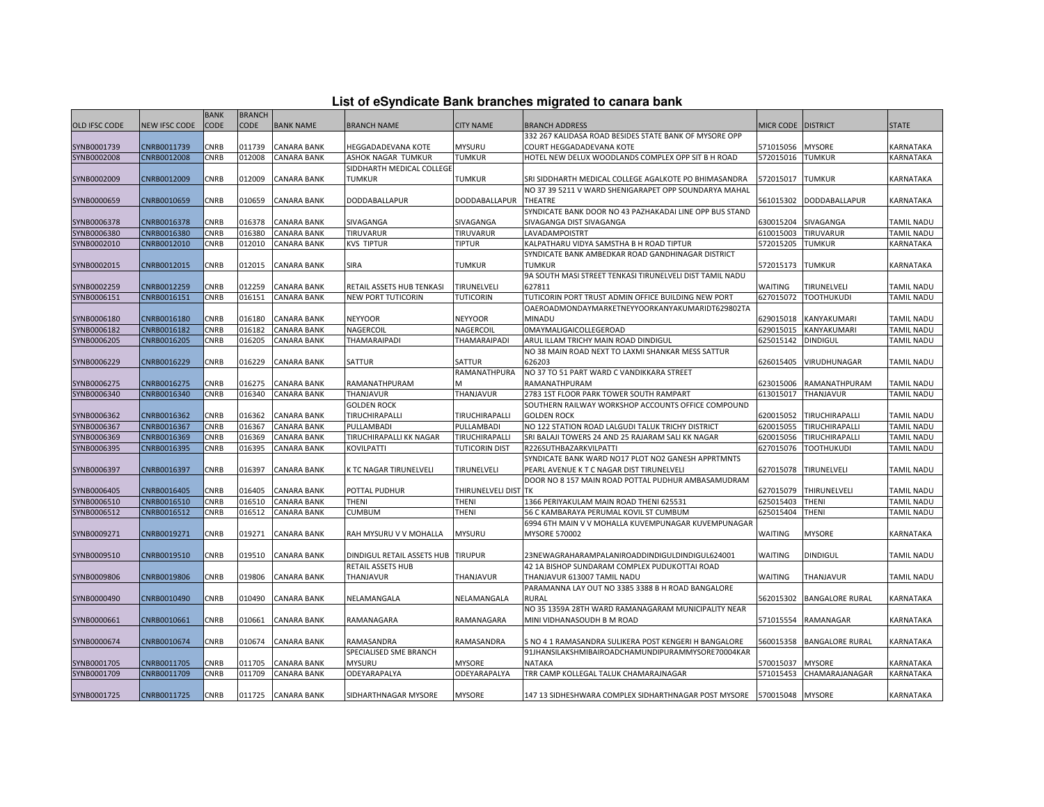# List of eSyndicate Bank branches migrated to canara bank

| OLD IFSC CODE | NEW IFSC CODE | BANK CODE | BRANCH CODE | BANK NAME | BRANCH NAME | CITY NAME | BRANCH ADDRESS | MICR CODE | DISTRICT | STATE |
|---|---|---|---|---|---|---|---|---|---|---|
| SYNB0001739 | CNRB0011739 | CNRB | 011739 | CANARA BANK | HEGGADADEVANA KOTE | MYSURU | 332 267 KALIDASA ROAD BESIDES STATE BANK OF MYSORE OPP COURT HEGGADADEVANA KOTE | 571015056 | MYSORE | KARNATAKA |
| SYNB0002008 | CNRB0012008 | CNRB | 012008 | CANARA BANK | ASHOK NAGAR TUMKUR | TUMKUR | HOTEL NEW DELUX WOODLANDS COMPLEX OPP SIT B H ROAD | 572015016 | TUMKUR | KARNATAKA |
| SYNB0002009 | CNRB0012009 | CNRB | 012009 | CANARA BANK | SIDDHARTH MEDICAL COLLEGE TUMKUR | TUMKUR | SRI SIDDHARTH MEDICAL COLLEGE AGALKOTE PO BHIMASANDRA | 572015017 | TUMKUR | KARNATAKA |
| SYNB0000659 | CNRB0010659 | CNRB | 010659 | CANARA BANK | DODDABALLAPUR | DODDABALLAPUR | NO 37 39 5211 V WARD SHENIGARAPET OPP SOUNDARYA MAHAL THEATRE | 561015302 | DODDABALLAPUR | KARNATAKA |
| SYNB0006378 | CNRB0016378 | CNRB | 016378 | CANARA BANK | SIVAGANGA | SIVAGANGA | SYNDICATE BANK DOOR NO 43 PAZHAKADAI LINE OPP BUS STAND SIVAGANGA DIST SIVAGANGA | 630015204 | SIVAGANGA | TAMIL NADU |
| SYNB0006380 | CNRB0016380 | CNRB | 016380 | CANARA BANK | TIRUVARUR | TIRUVARUR | LAVADAMPOISTRT | 610015003 | TIRUVARUR | TAMIL NADU |
| SYNB0002010 | CNRB0012010 | CNRB | 012010 | CANARA BANK | KVS TIPTUR | TIPTUR | KALPATHARU VIDYA SAMSTHA B H ROAD TIPTUR | 572015205 | TUMKUR | KARNATAKA |
| SYNB0002015 | CNRB0012015 | CNRB | 012015 | CANARA BANK | SIRA | TUMKUR | SYNDICATE BANK AMBEDKAR ROAD GANDHINAGAR DISTRICT TUMKUR | 572015173 | TUMKUR | KARNATAKA |
| SYNB0002259 | CNRB0012259 | CNRB | 012259 | CANARA BANK | RETAIL ASSETS HUB TENKASI | TIRUNELVELI | 9A SOUTH MASI STREET TENKASI TIRUNELVELI DIST TAMIL NADU 627811 | WAITING | TIRUNELVELI | TAMIL NADU |
| SYNB0006151 | CNRB0016151 | CNRB | 016151 | CANARA BANK | NEW PORT TUTICORIN | TUTICORIN | TUTICORIN PORT TRUST ADMIN OFFICE BUILDING NEW PORT | 627015072 | TOOTHUKUDI | TAMIL NADU |
| SYNB0006180 | CNRB0016180 | CNRB | 016180 | CANARA BANK | NEYYOOR | NEYYOOR | OAEROADMONDAYMARKETNEYYOORKANYAKUMARIDT629802TAMINADU | 629015018 | KANYAKUMARI | TAMIL NADU |
| SYNB0006182 | CNRB0016182 | CNRB | 016182 | CANARA BANK | NAGERCOIL | NAGERCOIL | 0MAYMALIGAICOLLEGEROAD | 629015015 | KANYAKUMARI | TAMIL NADU |
| SYNB0006205 | CNRB0016205 | CNRB | 016205 | CANARA BANK | THAMARAIPADI | THAMARAIPADI | ARUL ILLAM TRICHY MAIN ROAD DINDIGUL | 625015142 | DINDIGUL | TAMIL NADU |
| SYNB0006229 | CNRB0016229 | CNRB | 016229 | CANARA BANK | SATTUR | SATTUR | NO 38 MAIN ROAD NEXT TO LAXMI SHANKAR MESS SATTUR 626203 | 626015405 | VIRUDHUNAGAR | TAMIL NADU |
| SYNB0006275 | CNRB0016275 | CNRB | 016275 | CANARA BANK | RAMANATHPURAM | RAMANATHPURAM | NO 37 TO 51 PART WARD C VANDIKKARA STREET RAMANATHPURAM | 623015006 | RAMANATHPURAM | TAMIL NADU |
| SYNB0006340 | CNRB0016340 | CNRB | 016340 | CANARA BANK | THANJAVUR | THANJAVUR | 2783 1ST FLOOR PARK TOWER SOUTH RAMPART | 613015017 | THANJAVUR | TAMIL NADU |
| SYNB0006362 | CNRB0016362 | CNRB | 016362 | CANARA BANK | GOLDEN ROCK TIRUCHIRAPALLI | TIRUCHIRAPALLI | SOUTHERN RAILWAY WORKSHOP ACCOUNTS OFFICE COMPOUND GOLDEN ROCK | 620015052 | TIRUCHIRAPALLI | TAMIL NADU |
| SYNB0006367 | CNRB0016367 | CNRB | 016367 | CANARA BANK | PULLAMBADI | PULLAMBADI | NO 122 STATION ROAD LALGUDI TALUK TRICHY DISTRICT | 620015055 | TIRUCHIRAPALLI | TAMIL NADU |
| SYNB0006369 | CNRB0016369 | CNRB | 016369 | CANARA BANK | TIRUCHIRAPALLI KK NAGAR | TIRUCHIRAPALLI | SRI BALAJI TOWERS 24 AND 25 RAJARAM SALI KK NAGAR | 620015056 | TIRUCHIRAPALLI | TAMIL NADU |
| SYNB0006395 | CNRB0016395 | CNRB | 016395 | CANARA BANK | KOVILPATTI | TUTICORIN DIST | R226SUTHBAZARKVILPATTI | 627015076 | TOOTHUKUDI | TAMIL NADU |
| SYNB0006397 | CNRB0016397 | CNRB | 016397 | CANARA BANK | K TC NAGAR TIRUNELVELI | TIRUNELVELI | SYNDICATE BANK WARD NO17 PLOT NO2 GANESH APPRTMNTS PEARL AVENUE K T C NAGAR DIST TIRUNELVELI | 627015078 | TIRUNELVELI | TAMIL NADU |
| SYNB0006405 | CNRB0016405 | CNRB | 016405 | CANARA BANK | POTTAL PUDHUR | THIRUNELVELI DIST TK | DOOR NO 8 157 MAIN ROAD POTTAL PUDHUR AMBASAMUDRAM | 627015079 | THIRUNELVELI | TAMIL NADU |
| SYNB0006510 | CNRB0016510 | CNRB | 016510 | CANARA BANK | THENI | THENI | 1366 PERIYAKULAM MAIN ROAD THENI 625531 | 625015403 | THENI | TAMIL NADU |
| SYNB0006512 | CNRB0016512 | CNRB | 016512 | CANARA BANK | CUMBUM | THENI | 56 C KAMBARAYA PERUMAL KOVIL ST CUMBUM | 625015404 | THENI | TAMIL NADU |
| SYNB0009271 | CNRB0019271 | CNRB | 019271 | CANARA BANK | RAH MYSURU V V MOHALLA | MYSURU | 6994 6TH MAIN V V MOHALLA KUVEMPUNAGAR KUVEMPUNAGAR MYSORE 570002 | WAITING | MYSORE | KARNATAKA |
| SYNB0009510 | CNRB0019510 | CNRB | 019510 | CANARA BANK | DINDIGUL RETAIL ASSETS HUB | TIRUPUR | 23NEWAGRAHARAMPALANIROADDINDIGULDINDIGUL624001 | WAITING | DINDIGUL | TAMIL NADU |
| SYNB0009806 | CNRB0019806 | CNRB | 019806 | CANARA BANK | RETAIL ASSETS HUB THANJAVUR | THANJAVUR | 42 1A BISHOP SUNDARAM COMPLEX PUDUKOTTAI ROAD THANJAVUR 613007 TAMIL NADU | WAITING | THANJAVUR | TAMIL NADU |
| SYNB0000490 | CNRB0010490 | CNRB | 010490 | CANARA BANK | NELAMANGALA | NELAMANGALA | PARAMANNA LAY OUT NO 3385 3388 B H ROAD BANGALORE RURAL | 562015302 | BANGALORE RURAL | KARNATAKA |
| SYNB0000661 | CNRB0010661 | CNRB | 010661 | CANARA BANK | RAMANAGARA | RAMANAGARA | NO 35 1359A 28TH WARD RAMANAGARAM MUNICIPALITY NEAR MINI VIDHANASOUDH B M ROAD | 571015554 | RAMANAGAR | KARNATAKA |
| SYNB0000674 | CNRB0010674 | CNRB | 010674 | CANARA BANK | RAMASANDRA | RAMASANDRA | S NO 4 1 RAMASANDRA SULIKERA POST KENGERI H BANGALORE | 560015358 | BANGALORE RURAL | KARNATAKA |
| SYNB0001705 | CNRB0011705 | CNRB | 011705 | CANARA BANK | SPECIALISED SME BRANCH MYSURU | MYSORE | 91JHANSILAKSHMIBAIROADCHAMUNDIPURAMMYSORE70004KARNATAKA | 570015037 | MYSORE | KARNATAKA |
| SYNB0001709 | CNRB0011709 | CNRB | 011709 | CANARA BANK | ODEYARAPALYA | ODEYARAPALYA | TRR CAMP KOLLEGAL TALUK CHAMARAJNAGAR | 571015453 | CHAMARAJANAGAR | KARNATAKA |
| SYNB0001725 | CNRB0011725 | CNRB | 011725 | CANARA BANK | SIDHARTHNAGAR MYSORE | MYSORE | 147 13 SIDHESHWARA COMPLEX SIDHARTHNAGAR POST MYSORE | 570015048 | MYSORE | KARNATAKA |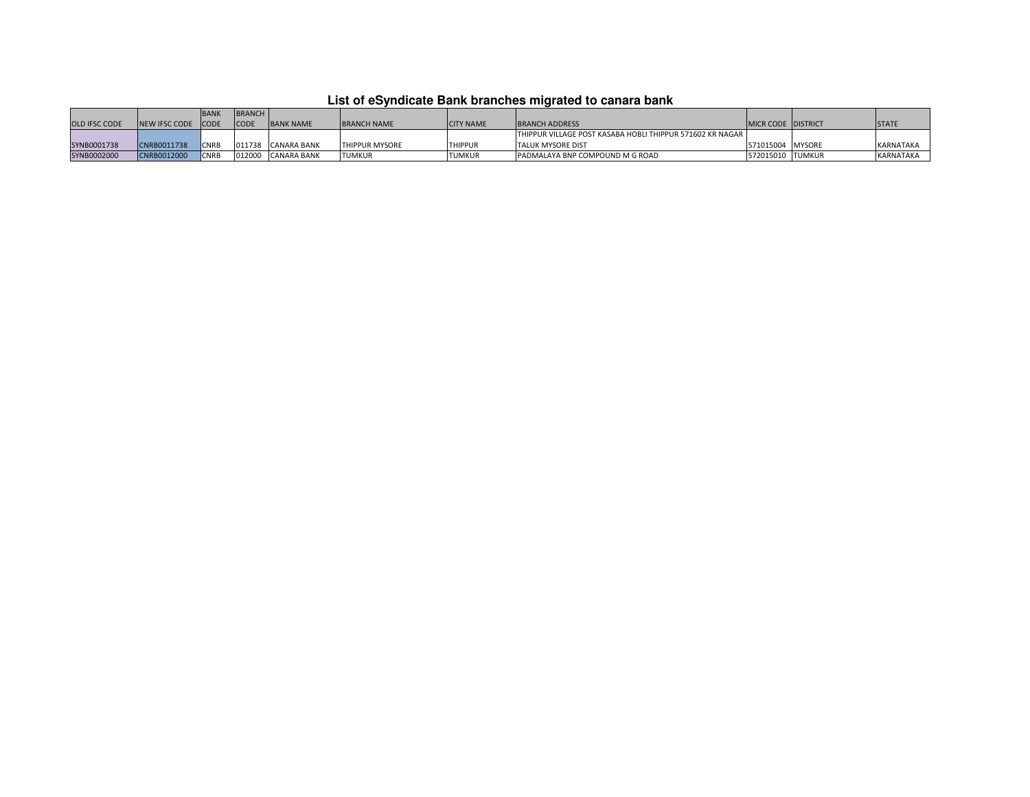## List of eSyndicate Bank branches migrated to canara bank

| OLD IFSC CODE | NEW IFSC CODE | BANK CODE | BRANCH CODE | BANK NAME | BRANCH NAME | CITY NAME | BRANCH ADDRESS | MICR CODE | DISTRICT | STATE |
|---|---|---|---|---|---|---|---|---|---|---|
| SYNB0001738 | CNRB0011738 | CNRB | 011738 | CANARA BANK | THIPPUR MYSORE | THIPPUR | THIPPUR VILLAGE POST KASABA HOBLI THIPPUR 571602 KR NAGAR TALUK MYSORE DIST | 571015004 | MYSORE | KARNATAKA |
| SYNB0002000 | CNRB0012000 | CNRB | 012000 | CANARA BANK | TUMKUR | TUMKUR | PADMALAYA BNP COMPOUND M G ROAD | 572015010 | TUMKUR | KARNATAKA |